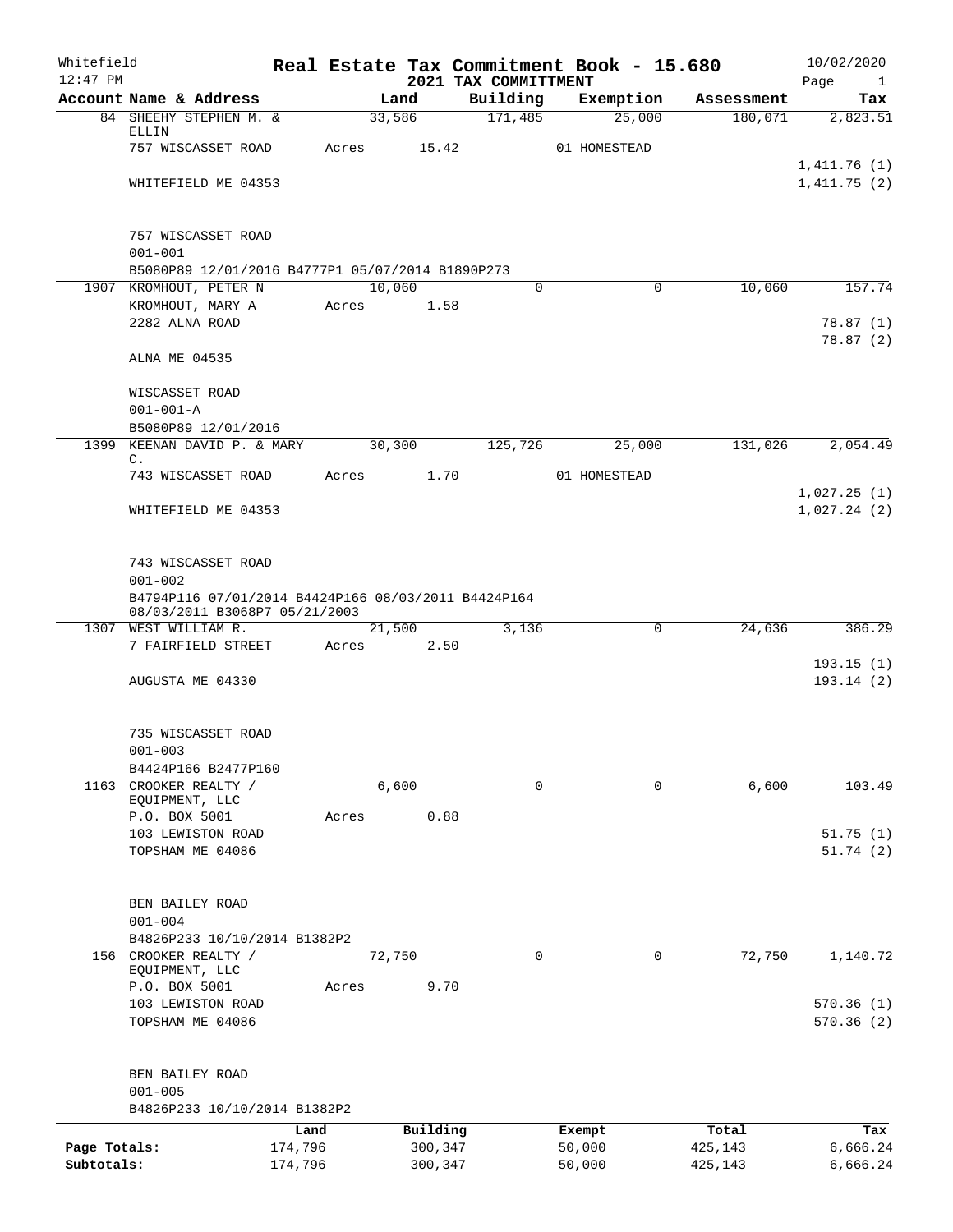Whitefield — Real Estate Tax Commitment Book - 15.680 — 10/02/2020
12:47 PM — 2021 TAX COMMITTMENT

| Account | Name & Address | Land | Building | Exemption | Assessment | Tax |
|---|---|---|---|---|---|---|
| 84 | SHEEHY STEPHEN M. & ELLIN | 33,586 | 171,485 | 25,000 | 180,071 | 2,823.51 |
| | 757 WISCASSET ROAD | Acres 15.42 | | 01 HOMESTEAD | | |
| | | | | | | 1,411.76 (1) |
| | WHITEFIELD ME 04353 | | | | | 1,411.75 (2) |
| | 757 WISCASSET ROAD | | | | | |
| | 001-001 | | | | | |
| | B5080P89 12/01/2016 B4777P1 05/07/2014 B1890P273 | | | | | |
| 1907 | KROMHOUT, PETER N | 10,060 | 0 | 0 | 10,060 | 157.74 |
| | KROMHOUT, MARY A | Acres 1.58 | | | | |
| | 2282 ALNA ROAD | | | | | 78.87 (1) |
| | | | | | | 78.87 (2) |
| | ALNA ME 04535 | | | | | |
| | WISCASSET ROAD | | | | | |
| | 001-001-A | | | | | |
| | B5080P89 12/01/2016 | | | | | |
| 1399 | KEENAN DAVID P. & MARY C. | 30,300 | 125,726 | 25,000 | 131,026 | 2,054.49 |
| | 743 WISCASSET ROAD | Acres 1.70 | | 01 HOMESTEAD | | |
| | | | | | | 1,027.25 (1) |
| | WHITEFIELD ME 04353 | | | | | 1,027.24 (2) |
| | 743 WISCASSET ROAD | | | | | |
| | 001-002 | | | | | |
| | B4794P116 07/01/2014 B4424P166 08/03/2011 B4424P164 08/03/2011 B3068P7 05/21/2003 | | | | | |
| 1307 | WEST WILLIAM R. | 21,500 | 3,136 | 0 | 24,636 | 386.29 |
| | 7 FAIRFIELD STREET | Acres 2.50 | | | | |
| | | | | | | 193.15 (1) |
| | AUGUSTA ME 04330 | | | | | 193.14 (2) |
| | 735 WISCASSET ROAD | | | | | |
| | 001-003 | | | | | |
| | B4424P166 B2477P160 | | | | | |
| 1163 | CROOKER REALTY / EQUIPMENT, LLC | 6,600 | 0 | 0 | 6,600 | 103.49 |
| | P.O. BOX 5001 | Acres 0.88 | | | | |
| | 103 LEWISTON ROAD | | | | | 51.75 (1) |
| | TOPSHAM ME 04086 | | | | | 51.74 (2) |
| | BEN BAILEY ROAD | | | | | |
| | 001-004 | | | | | |
| | B4826P233 10/10/2014 B1382P2 | | | | | |
| 156 | CROOKER REALTY / EQUIPMENT, LLC | 72,750 | 0 | 0 | 72,750 | 1,140.72 |
| | P.O. BOX 5001 | Acres 9.70 | | | | |
| | 103 LEWISTON ROAD | | | | | 570.36 (1) |
| | TOPSHAM ME 04086 | | | | | 570.36 (2) |
| | BEN BAILEY ROAD | | | | | |
| | 001-005 | | | | | |
| | B4826P233 10/10/2014 B1382P2 | | | | | |

| | Land | Building | Exempt | Total | Tax |
|---|---|---|---|---|---|
| Page Totals: | 174,796 | 300,347 | 50,000 | 425,143 | 6,666.24 |
| Subtotals: | 174,796 | 300,347 | 50,000 | 425,143 | 6,666.24 |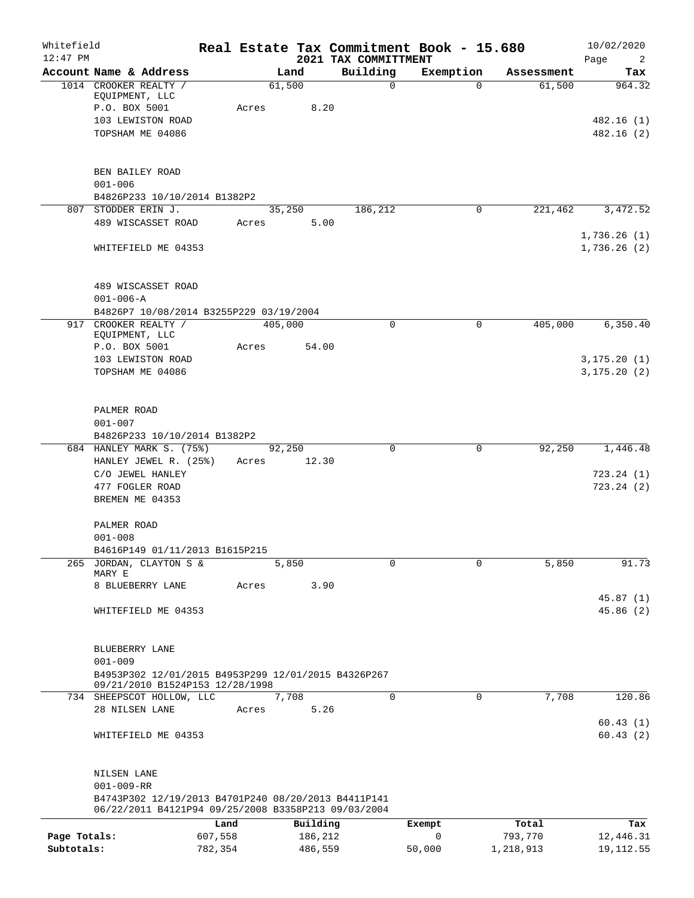Whitefield 12:47 PM

# Real Estate Tax Commitment Book - 15.680

## 2021 TAX COMMITTMENT

10/02/2020

| Account Name & Address | Land | Building | Exemption | Assessment | Tax |
|---|---|---|---|---|---|
| 1014 CROOKER REALTY / EQUIPMENT, LLC | 61,500 | 0 | 0 | 61,500 | 964.32 |
| P.O. BOX 5001 | Acres 8.20 | | | | |
| 103 LEWISTON ROAD | | | | | 482.16 (1) |
| TOPSHAM ME 04086 | | | | | 482.16 (2) |
| BEN BAILEY ROAD | | | | | |
| 001-006 | | | | | |
| B4826P233 10/10/2014 B1382P2 | | | | | |
| 807 STODDER ERIN J. | 35,250 | 186,212 | 0 | 221,462 | 3,472.52 |
| 489 WISCASSET ROAD | Acres 5.00 | | | | |
| | | | | | 1,736.26 (1) |
| WHITEFIELD ME 04353 | | | | | 1,736.26 (2) |
| 489 WISCASSET ROAD | | | | | |
| 001-006-A | | | | | |
| B4826P7 10/08/2014 B3255P229 03/19/2004 | | | | | |
| 917 CROOKER REALTY / EQUIPMENT, LLC | 405,000 | 0 | 0 | 405,000 | 6,350.40 |
| P.O. BOX 5001 | Acres 54.00 | | | | |
| 103 LEWISTON ROAD | | | | | 3,175.20 (1) |
| TOPSHAM ME 04086 | | | | | 3,175.20 (2) |
| PALMER ROAD | | | | | |
| 001-007 | | | | | |
| B4826P233 10/10/2014 B1382P2 | | | | | |
| 684 HANLEY MARK S. (75%) | 92,250 | 0 | 0 | 92,250 | 1,446.48 |
| HANLEY JEWEL R. (25%) | Acres 12.30 | | | | |
| C/O JEWEL HANLEY | | | | | 723.24 (1) |
| 477 FOGLER ROAD | | | | | 723.24 (2) |
| BREMEN ME 04353 | | | | | |
| PALMER ROAD | | | | | |
| 001-008 | | | | | |
| B4616P149 01/11/2013 B1615P215 | | | | | |
| 265 JORDAN, CLAYTON S & MARY E | 5,850 | 0 | 0 | 5,850 | 91.73 |
| 8 BLUEBERRY LANE | Acres 3.90 | | | | |
| | | | | | 45.87 (1) |
| WHITEFIELD ME 04353 | | | | | 45.86 (2) |
| BLUEBERRY LANE | | | | | |
| 001-009 | | | | | |
| B4953P302 12/01/2015 B4953P299 12/01/2015 B4326P267 09/21/2010 B1524P153 12/28/1998 | | | | | |
| 734 SHEEPSCOT HOLLOW, LLC | 7,708 | 0 | 0 | 7,708 | 120.86 |
| 28 NILSEN LANE | Acres 5.26 | | | | |
| | | | | | 60.43 (1) |
| WHITEFIELD ME 04353 | | | | | 60.43 (2) |
| NILSEN LANE | | | | | |
| 001-009-RR | | | | | |
| B4743P302 12/19/2013 B4701P240 08/20/2013 B4411P141 06/22/2011 B4121P94 09/25/2008 B3358P213 09/03/2004 | | | | | |

| | Land | Building | Exempt | Total | Tax |
|---|---|---|---|---|---|
| Page Totals: | 607,558 | 186,212 | 0 | 793,770 | 12,446.31 |
| Subtotals: | 782,354 | 486,559 | 50,000 | 1,218,913 | 19,112.55 |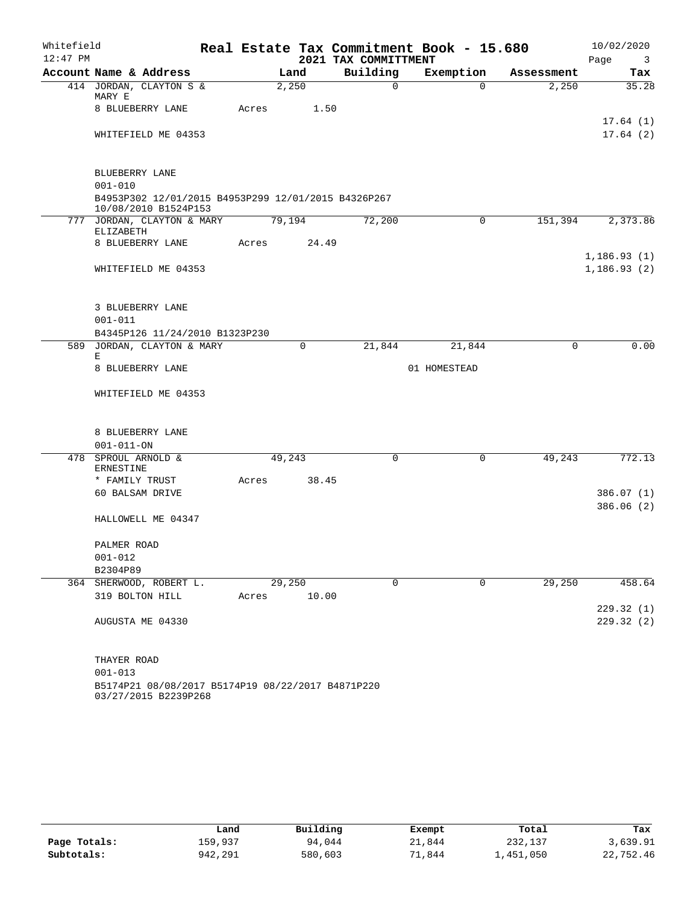Whitefield
12:47 PM

# Real Estate Tax Commitment Book - 15.680

## 2021 TAX COMMITTMENT

10/02/2020

| Account Name & Address | Land | Building | Exemption | Assessment | Tax |
|---|---|---|---|---|---|
| 414 JORDAN, CLAYTON S & MARY E | 2,250 | 0 | 0 | 2,250 | 35.28 |
| 8 BLUEBERRY LANE | Acres 1.50 | | | | |
| | | | | | 17.64 (1) |
| WHITEFIELD ME 04353 | | | | | 17.64 (2) |
| BLUEBERRY LANE | | | | | |
| 001-010 | | | | | |
| B4953P302 12/01/2015 B4953P299 12/01/2015 B4326P267 10/08/2010 B1524P153 | | | | | |
| 777 JORDAN, CLAYTON & MARY ELIZABETH | 79,194 | 72,200 | 0 | 151,394 | 2,373.86 |
| 8 BLUEBERRY LANE | Acres 24.49 | | | | |
| | | | | | 1,186.93 (1) |
| WHITEFIELD ME 04353 | | | | | 1,186.93 (2) |
| 3 BLUEBERRY LANE | | | | | |
| 001-011 | | | | | |
| B4345P126 11/24/2010 B1323P230 | | | | | |
| 589 JORDAN, CLAYTON & MARY E | 0 | 21,844 | 21,844 | 0 | 0.00 |
| 8 BLUEBERRY LANE | | | 01 HOMESTEAD | | |
| WHITEFIELD ME 04353 | | | | | |
| 8 BLUEBERRY LANE | | | | | |
| 001-011-ON | | | | | |
| 478 SPROUL ARNOLD & ERNESTINE | 49,243 | 0 | 0 | 49,243 | 772.13 |
| * FAMILY TRUST | Acres 38.45 | | | | |
| 60 BALSAM DRIVE | | | | | 386.07 (1) |
| | | | | | 386.06 (2) |
| HALLOWELL ME 04347 | | | | | |
| PALMER ROAD | | | | | |
| 001-012 | | | | | |
| B2304P89 | | | | | |
| 364 SHERWOOD, ROBERT L. | 29,250 | 0 | 0 | 29,250 | 458.64 |
| 319 BOLTON HILL | Acres 10.00 | | | | |
| | | | | | 229.32 (1) |
| AUGUSTA ME 04330 | | | | | 229.32 (2) |
| THAYER ROAD | | | | | |
| 001-013 | | | | | |
| B5174P21 08/08/2017 B5174P19 08/22/2017 B4871P220 03/27/2015 B2239P268 | | | | | |

| | Land | Building | Exempt | Total | Tax |
|---|---|---|---|---|---|
| Page Totals: | 159,937 | 94,044 | 21,844 | 232,137 | 3,639.91 |
| Subtotals: | 942,291 | 580,603 | 71,844 | 1,451,050 | 22,752.46 |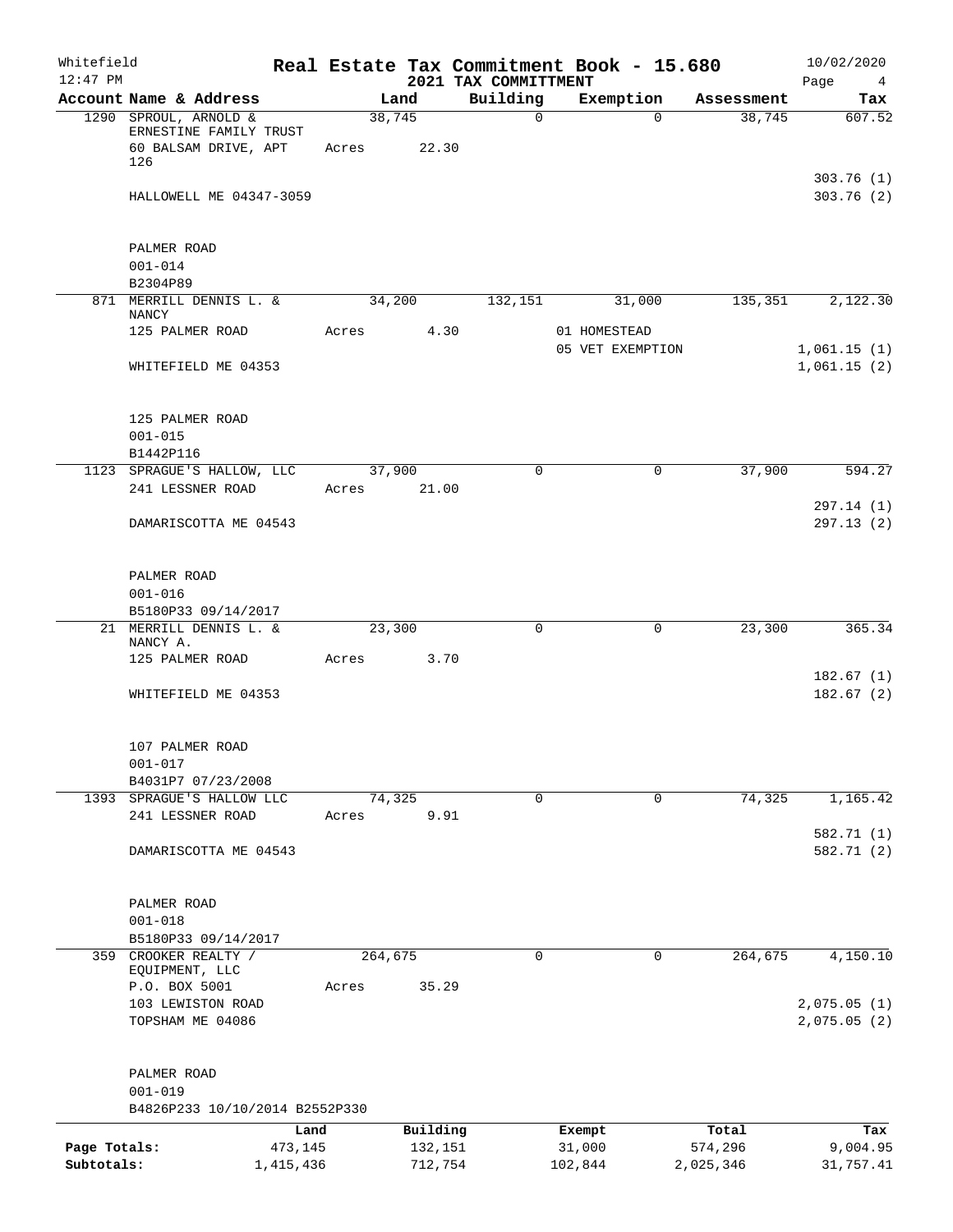Whitefield 12:47 PM

# Real Estate Tax Commitment Book - 15.680

## 2021 TAX COMMITTMENT

10/02/2020

| Account Name & Address | Land | Building | Exemption | Assessment | Tax |
|---|---|---|---|---|---|
| 1290 SPROUL, ARNOLD & ERNESTINE FAMILY TRUST | 38,745 | 0 | 0 | 38,745 | 607.52 |
| 60 BALSAM DRIVE, APT 126 | Acres 22.30 | | | | |
| | | | | | 303.76 (1) |
| HALLOWELL ME 04347-3059 | | | | | 303.76 (2) |
| PALMER ROAD | | | | | |
| 001-014 | | | | | |
| B2304P89 | | | | | |
| 871 MERRILL DENNIS L. & NANCY | 34,200 | 132,151 | 31,000 | 135,351 | 2,122.30 |
| 125 PALMER ROAD | Acres 4.30 | | 01 HOMESTEAD | | |
| | | | 05 VET EXEMPTION | | 1,061.15 (1) |
| WHITEFIELD ME 04353 | | | | | 1,061.15 (2) |
| 125 PALMER ROAD | | | | | |
| 001-015 | | | | | |
| B1442P116 | | | | | |
| 1123 SPRAGUE'S HALLOW, LLC | 37,900 | 0 | 0 | 37,900 | 594.27 |
| 241 LESSNER ROAD | Acres 21.00 | | | | |
| | | | | | 297.14 (1) |
| DAMARISCOTTA ME 04543 | | | | | 297.13 (2) |
| PALMER ROAD | | | | | |
| 001-016 | | | | | |
| B5180P33 09/14/2017 | | | | | |
| 21 MERRILL DENNIS L. & NANCY A. | 23,300 | 0 | 0 | 23,300 | 365.34 |
| 125 PALMER ROAD | Acres 3.70 | | | | |
| | | | | | 182.67 (1) |
| WHITEFIELD ME 04353 | | | | | 182.67 (2) |
| 107 PALMER ROAD | | | | | |
| 001-017 | | | | | |
| B4031P7 07/23/2008 | | | | | |
| 1393 SPRAGUE'S HALLOW LLC | 74,325 | 0 | 0 | 74,325 | 1,165.42 |
| 241 LESSNER ROAD | Acres 9.91 | | | | |
| | | | | | 582.71 (1) |
| DAMARISCOTTA ME 04543 | | | | | 582.71 (2) |
| PALMER ROAD | | | | | |
| 001-018 | | | | | |
| B5180P33 09/14/2017 | | | | | |
| 359 CROOKER REALTY / EQUIPMENT, LLC | 264,675 | 0 | 0 | 264,675 | 4,150.10 |
| P.O. BOX 5001 | Acres 35.29 | | | | |
| 103 LEWISTON ROAD | | | | | 2,075.05 (1) |
| TOPSHAM ME 04086 | | | | | 2,075.05 (2) |
| PALMER ROAD | | | | | |
| 001-019 | | | | | |
| B4826P233 10/10/2014 B2552P330 | | | | | |

| | Land | Building | Exempt | Total | Tax |
|---|---|---|---|---|---|
| Page Totals: | 473,145 | 132,151 | 31,000 | 574,296 | 9,004.95 |
| Subtotals: | 1,415,436 | 712,754 | 102,844 | 2,025,346 | 31,757.41 |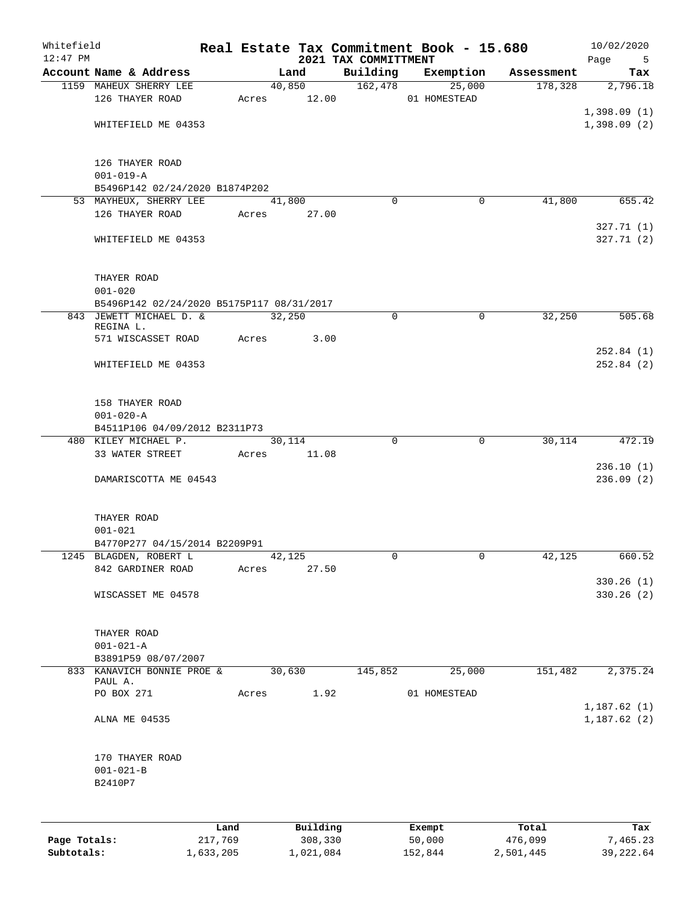Whitefield 12:47 PM

# Real Estate Tax Commitment Book - 15.680

## 2021 TAX COMMITTMENT

10/02/2020

| Account Name & Address | Land | Building | Exemption | Assessment | Tax |
|---|---|---|---|---|---|
| 1159 MAHEUX SHERRY LEE | 40,850 | 162,478 | 25,000 | 178,328 | 2,796.18 |
| 126 THAYER ROAD | Acres 12.00 | | 01 HOMESTEAD | | |
| | | | | | 1,398.09 (1) |
| WHITEFIELD ME 04353 | | | | | 1,398.09 (2) |
| 126 THAYER ROAD | | | | | |
| 001-019-A | | | | | |
| B5496P142 02/24/2020 B1874P202 | | | | | |
| 53 MAYHEUX, SHERRY LEE | 41,800 | 0 | 0 | 41,800 | 655.42 |
| 126 THAYER ROAD | Acres 27.00 | | | | |
| | | | | | 327.71 (1) |
| WHITEFIELD ME 04353 | | | | | 327.71 (2) |
| THAYER ROAD | | | | | |
| 001-020 | | | | | |
| B5496P142 02/24/2020 B5175P117 08/31/2017 | | | | | |
| 843 JEWETT MICHAEL D. & REGINA L. | 32,250 | 0 | 0 | 32,250 | 505.68 |
| 571 WISCASSET ROAD | Acres 3.00 | | | | |
| | | | | | 252.84 (1) |
| WHITEFIELD ME 04353 | | | | | 252.84 (2) |
| 158 THAYER ROAD | | | | | |
| 001-020-A | | | | | |
| B4511P106 04/09/2012 B2311P73 | | | | | |
| 480 KILEY MICHAEL P. | 30,114 | 0 | 0 | 30,114 | 472.19 |
| 33 WATER STREET | Acres 11.08 | | | | |
| | | | | | 236.10 (1) |
| DAMARISCOTTA ME 04543 | | | | | 236.09 (2) |
| THAYER ROAD | | | | | |
| 001-021 | | | | | |
| B4770P277 04/15/2014 B2209P91 | | | | | |
| 1245 BLAGDEN, ROBERT L | 42,125 | 0 | 0 | 42,125 | 660.52 |
| 842 GARDINER ROAD | Acres 27.50 | | | | |
| | | | | | 330.26 (1) |
| WISCASSET ME 04578 | | | | | 330.26 (2) |
| THAYER ROAD | | | | | |
| 001-021-A | | | | | |
| B3891P59 08/07/2007 | | | | | |
| 833 KANAVICH BONNIE PROE & PAUL A. | 30,630 | 145,852 | 25,000 | 151,482 | 2,375.24 |
| PO BOX 271 | Acres 1.92 | | 01 HOMESTEAD | | |
| | | | | | 1,187.62 (1) |
| ALNA ME 04535 | | | | | 1,187.62 (2) |
| 170 THAYER ROAD | | | | | |
| 001-021-B | | | | | |
| B2410P7 | | | | | |

| | Land | Building | Exempt | Total | Tax |
|---|---|---|---|---|---|
| Page Totals: | 217,769 | 308,330 | 50,000 | 476,099 | 7,465.23 |
| Subtotals: | 1,633,205 | 1,021,084 | 152,844 | 2,501,445 | 39,222.64 |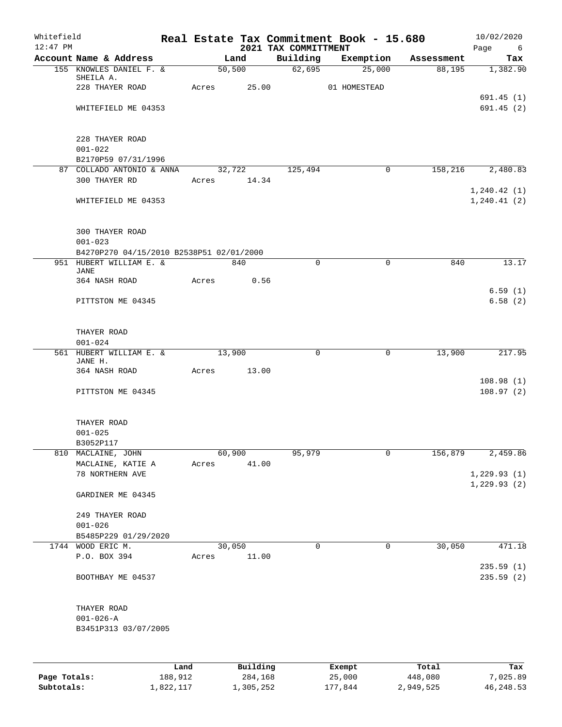Whitefield 12:47 PM

# Real Estate Tax Commitment Book - 15.680
## 2021 TAX COMMITTMENT

10/02/2020

| Account Name & Address | Land | Building | Exemption | Assessment | Tax |
|---|---|---|---|---|---|
| 155 KNOWLES DANIEL F. & SHEILA A. | 50,500 | 62,695 | 25,000 | 88,195 | 1,382.90 |
| 228 THAYER ROAD | Acres 25.00 | | 01 HOMESTEAD | | |
| | | | | | 691.45 (1) |
| WHITEFIELD ME 04353 | | | | | 691.45 (2) |
| 228 THAYER ROAD | | | | | |
| 001-022 | | | | | |
| B2170P59 07/31/1996 | | | | | |
| 87 COLLADO ANTONIO & ANNA | 32,722 | 125,494 | 0 | 158,216 | 2,480.83 |
| 300 THAYER RD | Acres 14.34 | | | | |
| | | | | | 1,240.42 (1) |
| WHITEFIELD ME 04353 | | | | | 1,240.41 (2) |
| 300 THAYER ROAD | | | | | |
| 001-023 | | | | | |
| B4270P270 04/15/2010 B2538P51 02/01/2000 | | | | | |
| 951 HUBERT WILLIAM E. & JANE | 840 | 0 | 0 | 840 | 13.17 |
| 364 NASH ROAD | Acres 0.56 | | | | |
| | | | | | 6.59 (1) |
| PITTSTON ME 04345 | | | | | 6.58 (2) |
| THAYER ROAD | | | | | |
| 001-024 | | | | | |
| 561 HUBERT WILLIAM E. & JANE H. | 13,900 | 0 | 0 | 13,900 | 217.95 |
| 364 NASH ROAD | Acres 13.00 | | | | |
| | | | | | 108.98 (1) |
| PITTSTON ME 04345 | | | | | 108.97 (2) |
| THAYER ROAD | | | | | |
| 001-025 | | | | | |
| B3052P117 | | | | | |
| 810 MACLAINE, JOHN | 60,900 | 95,979 | 0 | 156,879 | 2,459.86 |
| MACLAINE, KATIE A | Acres 41.00 | | | | |
| 78 NORTHERN AVE | | | | | 1,229.93 (1) |
| | | | | | 1,229.93 (2) |
| GARDINER ME 04345 | | | | | |
| 249 THAYER ROAD | | | | | |
| 001-026 | | | | | |
| B5485P229 01/29/2020 | | | | | |
| 1744 WOOD ERIC M. | 30,050 | 0 | 0 | 30,050 | 471.18 |
| P.O. BOX 394 | Acres 11.00 | | | | |
| | | | | | 235.59 (1) |
| BOOTHBAY ME 04537 | | | | | 235.59 (2) |
| THAYER ROAD | | | | | |
| 001-026-A | | | | | |
| B3451P313 03/07/2005 | | | | | |

| | Land | Building | Exempt | Total | Tax |
|---|---|---|---|---|---|
| Page Totals: | 188,912 | 284,168 | 25,000 | 448,080 | 7,025.89 |
| Subtotals: | 1,822,117 | 1,305,252 | 177,844 | 2,949,525 | 46,248.53 |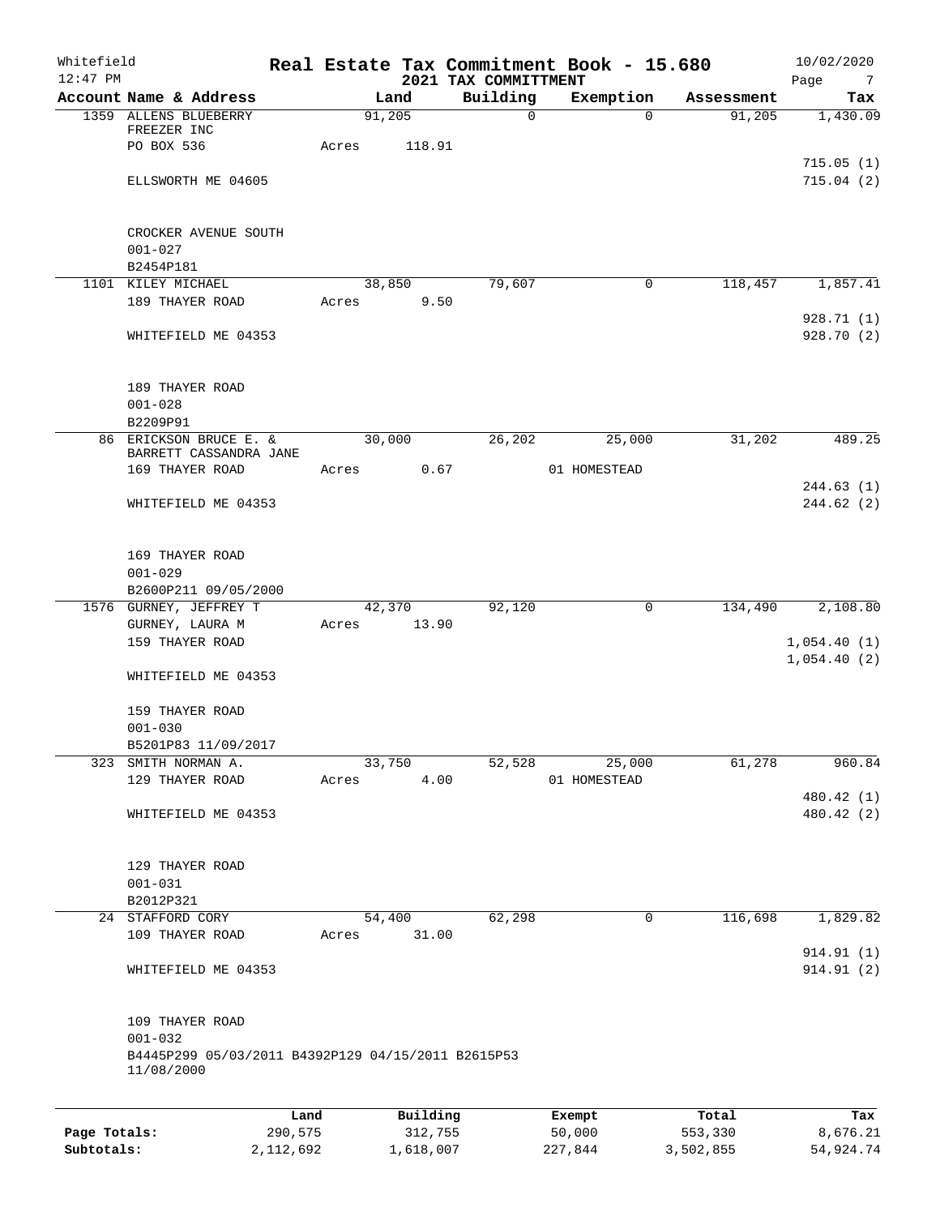Whitefield 12:47 PM

# Real Estate Tax Commitment Book - 15.680
## 2021 TAX COMMITTMENT

10/02/2020

| Account Name & Address | Land | Building | Exemption | Assessment | Tax |
|---|---|---|---|---|---|
| 1359 ALLENS BLUEBERRY FREEZER INC<br>PO BOX 536<br>ELLSWORTH ME 04605<br><br>CROCKER AVENUE SOUTH<br>001-027<br>B2454P181 | 91,205<br>Acres 118.91 | 0 | 0 | 91,205 | 1,430.09<br>715.05 (1)<br>715.04 (2) |
| 1101 KILEY MICHAEL<br>189 THAYER ROAD<br>WHITEFIELD ME 04353<br><br>189 THAYER ROAD<br>001-028<br>B2209P91 | 38,850<br>Acres 9.50 | 79,607 | 0 | 118,457 | 1,857.41<br>928.71 (1)<br>928.70 (2) |
| 86 ERICKSON BRUCE E. & BARRETT CASSANDRA JANE<br>169 THAYER ROAD<br>WHITEFIELD ME 04353<br><br>169 THAYER ROAD<br>001-029<br>B2600P211 09/05/2000 | 30,000<br>Acres 0.67 | 26,202 | 25,000<br>01 HOMESTEAD | 31,202 | 489.25<br>244.63 (1)<br>244.62 (2) |
| 1576 GURNEY, JEFFREY T<br>GURNEY, LAURA M<br>159 THAYER ROAD<br>WHITEFIELD ME 04353<br><br>159 THAYER ROAD<br>001-030<br>B5201P83 11/09/2017 | 42,370<br>Acres 13.90 | 92,120 | 0 | 134,490 | 2,108.80<br>1,054.40 (1)<br>1,054.40 (2) |
| 323 SMITH NORMAN A.<br>129 THAYER ROAD<br>WHITEFIELD ME 04353<br><br>129 THAYER ROAD<br>001-031<br>B2012P321 | 33,750<br>Acres 4.00 | 52,528 | 25,000<br>01 HOMESTEAD | 61,278 | 960.84<br>480.42 (1)<br>480.42 (2) |
| 24 STAFFORD CORY<br>109 THAYER ROAD<br>WHITEFIELD ME 04353<br><br>109 THAYER ROAD<br>001-032<br>B4445P299 05/03/2011 B4392P129 04/15/2011 B2615P53 11/08/2000 | 54,400<br>Acres 31.00 | 62,298 | 0 | 116,698 | 1,829.82<br>914.91 (1)<br>914.91 (2) |

| | Land | Building | Exempt | Total | Tax |
|---|---|---|---|---|---|
| Page Totals: | 290,575 | 312,755 | 50,000 | 553,330 | 8,676.21 |
| Subtotals: | 2,112,692 | 1,618,007 | 227,844 | 3,502,855 | 54,924.74 |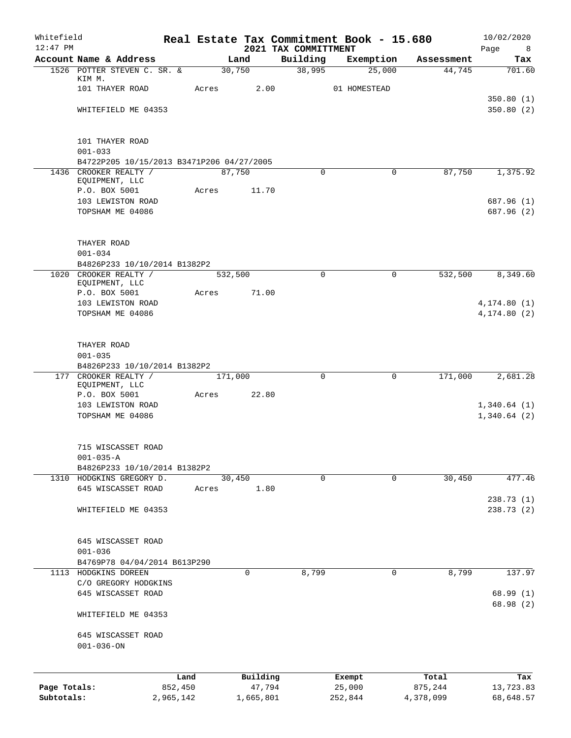Whitefield 12:47 PM

# Real Estate Tax Commitment Book - 15.680

## 2021 TAX COMMITTMENT

10/02/2020

| Account Name & Address | Land | Building | Exemption | Assessment | Tax |
|---|---|---|---|---|---|
| 1526 POTTER STEVEN C. SR. & KIM M. | 30,750 | 38,995 | 25,000 | 44,745 | 701.60 |
| 101 THAYER ROAD | Acres 2.00 | | 01 HOMESTEAD | | |
| | | | | | 350.80 (1) |
| WHITEFIELD ME 04353 | | | | | 350.80 (2) |
| 101 THAYER ROAD | | | | | |
| 001-033 | | | | | |
| B4722P205 10/15/2013 B3471P206 04/27/2005 | | | | | |
| 1436 CROOKER REALTY / EQUIPMENT, LLC | 87,750 | 0 | 0 | 87,750 | 1,375.92 |
| P.O. BOX 5001 | Acres 11.70 | | | | |
| 103 LEWISTON ROAD | | | | | 687.96 (1) |
| TOPSHAM ME 04086 | | | | | 687.96 (2) |
| THAYER ROAD | | | | | |
| 001-034 | | | | | |
| B4826P233 10/10/2014 B1382P2 | | | | | |
| 1020 CROOKER REALTY / EQUIPMENT, LLC | 532,500 | 0 | 0 | 532,500 | 8,349.60 |
| P.O. BOX 5001 | Acres 71.00 | | | | |
| 103 LEWISTON ROAD | | | | | 4,174.80 (1) |
| TOPSHAM ME 04086 | | | | | 4,174.80 (2) |
| THAYER ROAD | | | | | |
| 001-035 | | | | | |
| B4826P233 10/10/2014 B1382P2 | | | | | |
| 177 CROOKER REALTY / EQUIPMENT, LLC | 171,000 | 0 | 0 | 171,000 | 2,681.28 |
| P.O. BOX 5001 | Acres 22.80 | | | | |
| 103 LEWISTON ROAD | | | | | 1,340.64 (1) |
| TOPSHAM ME 04086 | | | | | 1,340.64 (2) |
| 715 WISCASSET ROAD | | | | | |
| 001-035-A | | | | | |
| B4826P233 10/10/2014 B1382P2 | | | | | |
| 1310 HODGKINS GREGORY D. | 30,450 | 0 | 0 | 30,450 | 477.46 |
| 645 WISCASSET ROAD | Acres 1.80 | | | | |
| | | | | | 238.73 (1) |
| WHITEFIELD ME 04353 | | | | | 238.73 (2) |
| 645 WISCASSET ROAD | | | | | |
| 001-036 | | | | | |
| B4769P78 04/04/2014 B613P290 | | | | | |
| 1113 HODGKINS DOREEN | 0 | 8,799 | 0 | 8,799 | 137.97 |
| C/O GREGORY HODGKINS | | | | | |
| 645 WISCASSET ROAD | | | | | 68.99 (1) |
| | | | | | 68.98 (2) |
| WHITEFIELD ME 04353 | | | | | |
| 645 WISCASSET ROAD | | | | | |
| 001-036-ON | | | | | |

| | Land | Building | Exempt | Total | Tax |
|---|---|---|---|---|---|
| Page Totals: | 852,450 | 47,794 | 25,000 | 875,244 | 13,723.83 |
| Subtotals: | 2,965,142 | 1,665,801 | 252,844 | 4,378,099 | 68,648.57 |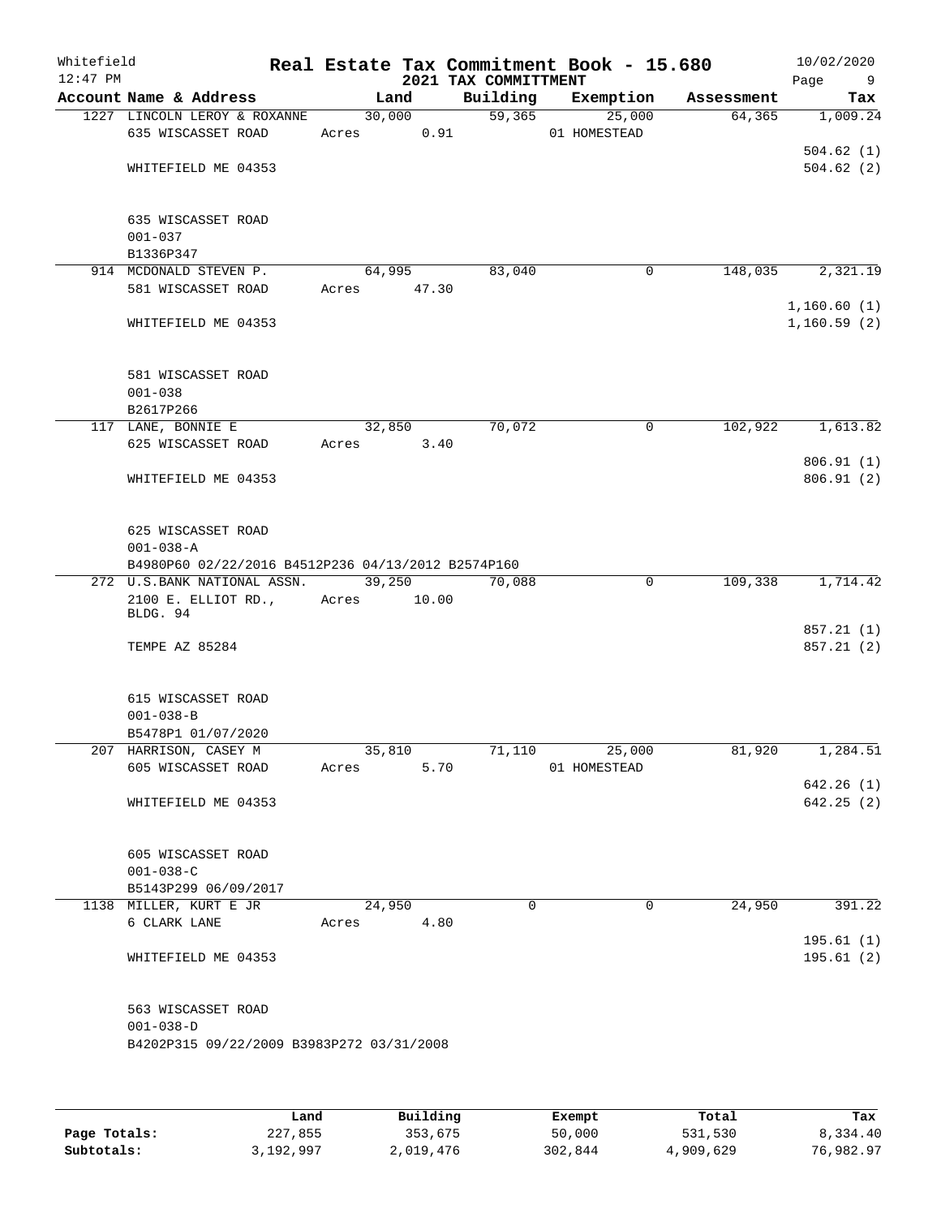Whitefield 12:47 PM

# Real Estate Tax Commitment Book - 15.680

## 2021 TAX COMMITTMENT

10/02/2020

| Account Name & Address | Land | Building | Exemption | Assessment | Tax |
|---|---|---|---|---|---|
| 1227 LINCOLN LEROY & ROXANNE | 30,000 | 59,365 | 25,000 | 64,365 | 1,009.24 |
| 635 WISCASSET ROAD | Acres 0.91 | | 01 HOMESTEAD | | |
| | | | | | 504.62 (1) |
| WHITEFIELD ME 04353 | | | | | 504.62 (2) |
| 635 WISCASSET ROAD | | | | | |
| 001-037 | | | | | |
| B1336P347 | | | | | |
| 914 MCDONALD STEVEN P. | 64,995 | 83,040 | 0 | 148,035 | 2,321.19 |
| 581 WISCASSET ROAD | Acres 47.30 | | | | |
| | | | | | 1,160.60 (1) |
| WHITEFIELD ME 04353 | | | | | 1,160.59 (2) |
| 581 WISCASSET ROAD | | | | | |
| 001-038 | | | | | |
| B2617P266 | | | | | |
| 117 LANE, BONNIE E | 32,850 | 70,072 | 0 | 102,922 | 1,613.82 |
| 625 WISCASSET ROAD | Acres 3.40 | | | | |
| | | | | | 806.91 (1) |
| WHITEFIELD ME 04353 | | | | | 806.91 (2) |
| 625 WISCASSET ROAD | | | | | |
| 001-038-A | | | | | |
| B4980P60 02/22/2016 B4512P236 04/13/2012 B2574P160 | | | | | |
| 272 U.S.BANK NATIONAL ASSN. | 39,250 | 70,088 | 0 | 109,338 | 1,714.42 |
| 2100 E. ELLIOT RD., BLDG. 94 | Acres 10.00 | | | | |
| | | | | | 857.21 (1) |
| TEMPE AZ 85284 | | | | | 857.21 (2) |
| 615 WISCASSET ROAD | | | | | |
| 001-038-B | | | | | |
| B5478P1 01/07/2020 | | | | | |
| 207 HARRISON, CASEY M | 35,810 | 71,110 | 25,000 | 81,920 | 1,284.51 |
| 605 WISCASSET ROAD | Acres 5.70 | | 01 HOMESTEAD | | |
| | | | | | 642.26 (1) |
| WHITEFIELD ME 04353 | | | | | 642.25 (2) |
| 605 WISCASSET ROAD | | | | | |
| 001-038-C | | | | | |
| B5143P299 06/09/2017 | | | | | |
| 1138 MILLER, KURT E JR | 24,950 | 0 | 0 | 24,950 | 391.22 |
| 6 CLARK LANE | Acres 4.80 | | | | |
| | | | | | 195.61 (1) |
| WHITEFIELD ME 04353 | | | | | 195.61 (2) |
| 563 WISCASSET ROAD | | | | | |
| 001-038-D | | | | | |
| B4202P315 09/22/2009 B3983P272 03/31/2008 | | | | | |

| | Land | Building | Exempt | Total | Tax |
|---|---|---|---|---|---|
| Page Totals: | 227,855 | 353,675 | 50,000 | 531,530 | 8,334.40 |
| Subtotals: | 3,192,997 | 2,019,476 | 302,844 | 4,909,629 | 76,982.97 |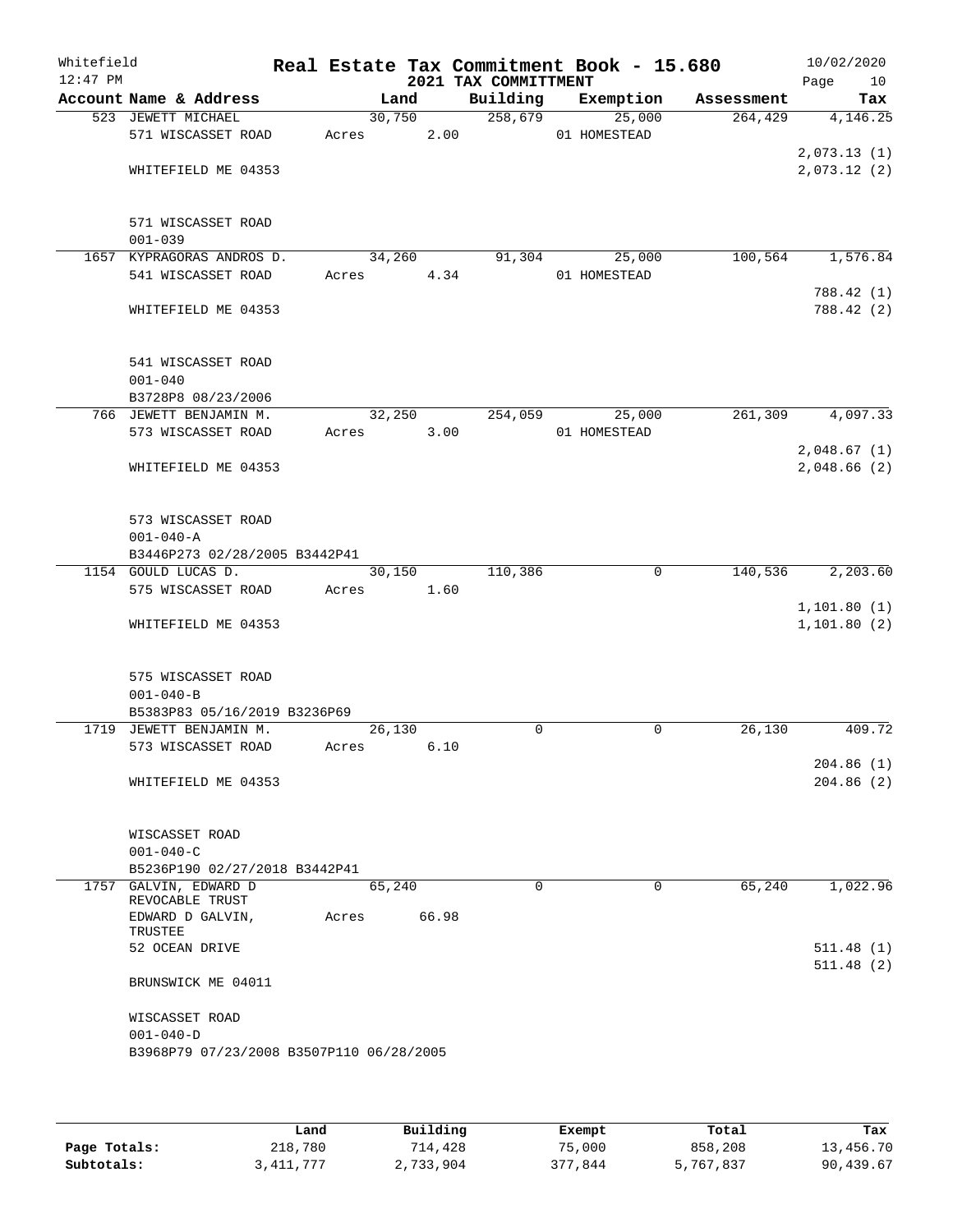Whitefield 12:47 PM

# Real Estate Tax Commitment Book - 15.680
## 2021 TAX COMMITTMENT

10/02/2020

| Account Name & Address | Land | Building | Exemption | Assessment | Tax |
|---|---|---|---|---|---|
| 523 JEWETT MICHAEL | 30,750 | 258,679 | 25,000 | 264,429 | 4,146.25 |
| 571 WISCASSET ROAD | Acres 2.00 | | 01 HOMESTEAD | | |
| | | | | | 2,073.13 (1) |
| WHITEFIELD ME 04353 | | | | | 2,073.12 (2) |
| 571 WISCASSET ROAD | | | | | |
| 001-039 | | | | | |
| 1657 KYPRAGORAS ANDROS D. | 34,260 | 91,304 | 25,000 | 100,564 | 1,576.84 |
| 541 WISCASSET ROAD | Acres 4.34 | | 01 HOMESTEAD | | |
| | | | | | 788.42 (1) |
| WHITEFIELD ME 04353 | | | | | 788.42 (2) |
| 541 WISCASSET ROAD | | | | | |
| 001-040 | | | | | |
| B3728P8 08/23/2006 | | | | | |
| 766 JEWETT BENJAMIN M. | 32,250 | 254,059 | 25,000 | 261,309 | 4,097.33 |
| 573 WISCASSET ROAD | Acres 3.00 | | 01 HOMESTEAD | | |
| | | | | | 2,048.67 (1) |
| WHITEFIELD ME 04353 | | | | | 2,048.66 (2) |
| 573 WISCASSET ROAD | | | | | |
| 001-040-A | | | | | |
| B3446P273 02/28/2005 B3442P41 | | | | | |
| 1154 GOULD LUCAS D. | 30,150 | 110,386 | 0 | 140,536 | 2,203.60 |
| 575 WISCASSET ROAD | Acres 1.60 | | | | |
| | | | | | 1,101.80 (1) |
| WHITEFIELD ME 04353 | | | | | 1,101.80 (2) |
| 575 WISCASSET ROAD | | | | | |
| 001-040-B | | | | | |
| B5383P83 05/16/2019 B3236P69 | | | | | |
| 1719 JEWETT BENJAMIN M. | 26,130 | 0 | 0 | 26,130 | 409.72 |
| 573 WISCASSET ROAD | Acres 6.10 | | | | |
| | | | | | 204.86 (1) |
| WHITEFIELD ME 04353 | | | | | 204.86 (2) |
| WISCASSET ROAD | | | | | |
| 001-040-C | | | | | |
| B5236P190 02/27/2018 B3442P41 | | | | | |
| 1757 GALVIN, EDWARD D REVOCABLE TRUST | 65,240 | 0 | 0 | 65,240 | 1,022.96 |
| EDWARD D GALVIN, TRUSTEE | Acres 66.98 | | | | |
| 52 OCEAN DRIVE | | | | | 511.48 (1) |
| | | | | | 511.48 (2) |
| BRUNSWICK ME 04011 | | | | | |
| WISCASSET ROAD | | | | | |
| 001-040-D | | | | | |
| B3968P79 07/23/2008 B3507P110 06/28/2005 | | | | | |

| | Land | Building | Exempt | Total | Tax |
|---|---|---|---|---|---|
| Page Totals: | 218,780 | 714,428 | 75,000 | 858,208 | 13,456.70 |
| Subtotals: | 3,411,777 | 2,733,904 | 377,844 | 5,767,837 | 90,439.67 |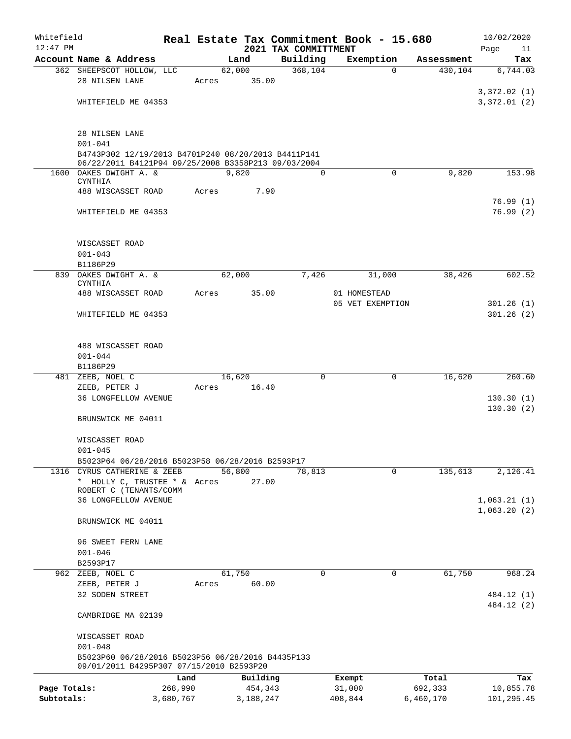# Real Estate Tax Commitment Book - 15.680

Whitefield
12:47 PM

## 2021 TAX COMMITTMENT

10/02/2020

| Account Name & Address | Land | Building | Exemption | Assessment | Tax |
|---|---|---|---|---|---|
| 362 SHEEPSCOT HOLLOW, LLC | 62,000 | 368,104 | 0 | 430,104 | 6,744.03 |
| 28 NILSEN LANE | Acres 35.00 | | | | |
| | | | | | 3,372.02 (1) |
| WHITEFIELD ME 04353 | | | | | 3,372.01 (2) |
| 28 NILSEN LANE | | | | | |
| 001-041 | | | | | |
| B4743P302 12/19/2013 B4701P240 08/20/2013 B4411P141 06/22/2011 B4121P94 09/25/2008 B3358P213 09/03/2004 | | | | | |
| 1600 OAKES DWIGHT A. & CYNTHIA | 9,820 | 0 | 0 | 9,820 | 153.98 |
| 488 WISCASSET ROAD | Acres 7.90 | | | | |
| | | | | | 76.99 (1) |
| WHITEFIELD ME 04353 | | | | | 76.99 (2) |
| WISCASSET ROAD | | | | | |
| 001-043 | | | | | |
| B1186P29 | | | | | |
| 839 OAKES DWIGHT A. & CYNTHIA | 62,000 | 7,426 | 31,000 | 38,426 | 602.52 |
| 488 WISCASSET ROAD | Acres 35.00 | | 01 HOMESTEAD | | |
| | | | 05 VET EXEMPTION | | 301.26 (1) |
| WHITEFIELD ME 04353 | | | | | 301.26 (2) |
| 488 WISCASSET ROAD | | | | | |
| 001-044 | | | | | |
| B1186P29 | | | | | |
| 481 ZEEB, NOEL C | 16,620 | 0 | 0 | 16,620 | 260.60 |
| ZEEB, PETER J | Acres 16.40 | | | | |
| 36 LONGFELLOW AVENUE | | | | | 130.30 (1) |
| | | | | | 130.30 (2) |
| BRUNSWICK ME 04011 | | | | | |
| WISCASSET ROAD | | | | | |
| 001-045 | | | | | |
| B5023P64 06/28/2016 B5023P58 06/28/2016 B2593P17 | | | | | |
| 1316 CYRUS CATHERINE & ZEEB | 56,800 | 78,813 | 0 | 135,613 | 2,126.41 |
| * HOLLY C, TRUSTEE * & ROBERT C (TENANTS/COMM | Acres 27.00 | | | | |
| 36 LONGFELLOW AVENUE | | | | | 1,063.21 (1) |
| | | | | | 1,063.20 (2) |
| BRUNSWICK ME 04011 | | | | | |
| 96 SWEET FERN LANE | | | | | |
| 001-046 | | | | | |
| B2593P17 | | | | | |
| 962 ZEEB, NOEL C | 61,750 | 0 | 0 | 61,750 | 968.24 |
| ZEEB, PETER J | Acres 60.00 | | | | |
| 32 SODEN STREET | | | | | 484.12 (1) |
| | | | | | 484.12 (2) |
| CAMBRIDGE MA 02139 | | | | | |
| WISCASSET ROAD | | | | | |
| 001-048 | | | | | |
| B5023P60 06/28/2016 B5023P56 06/28/2016 B4435P133 09/01/2011 B4295P307 07/15/2010 B2593P20 | | | | | |

| | Land | Building | Exempt | Total | Tax |
|---|---|---|---|---|---|
| Page Totals: | 268,990 | 454,343 | 31,000 | 692,333 | 10,855.78 |
| Subtotals: | 3,680,767 | 3,188,247 | 408,844 | 6,460,170 | 101,295.45 |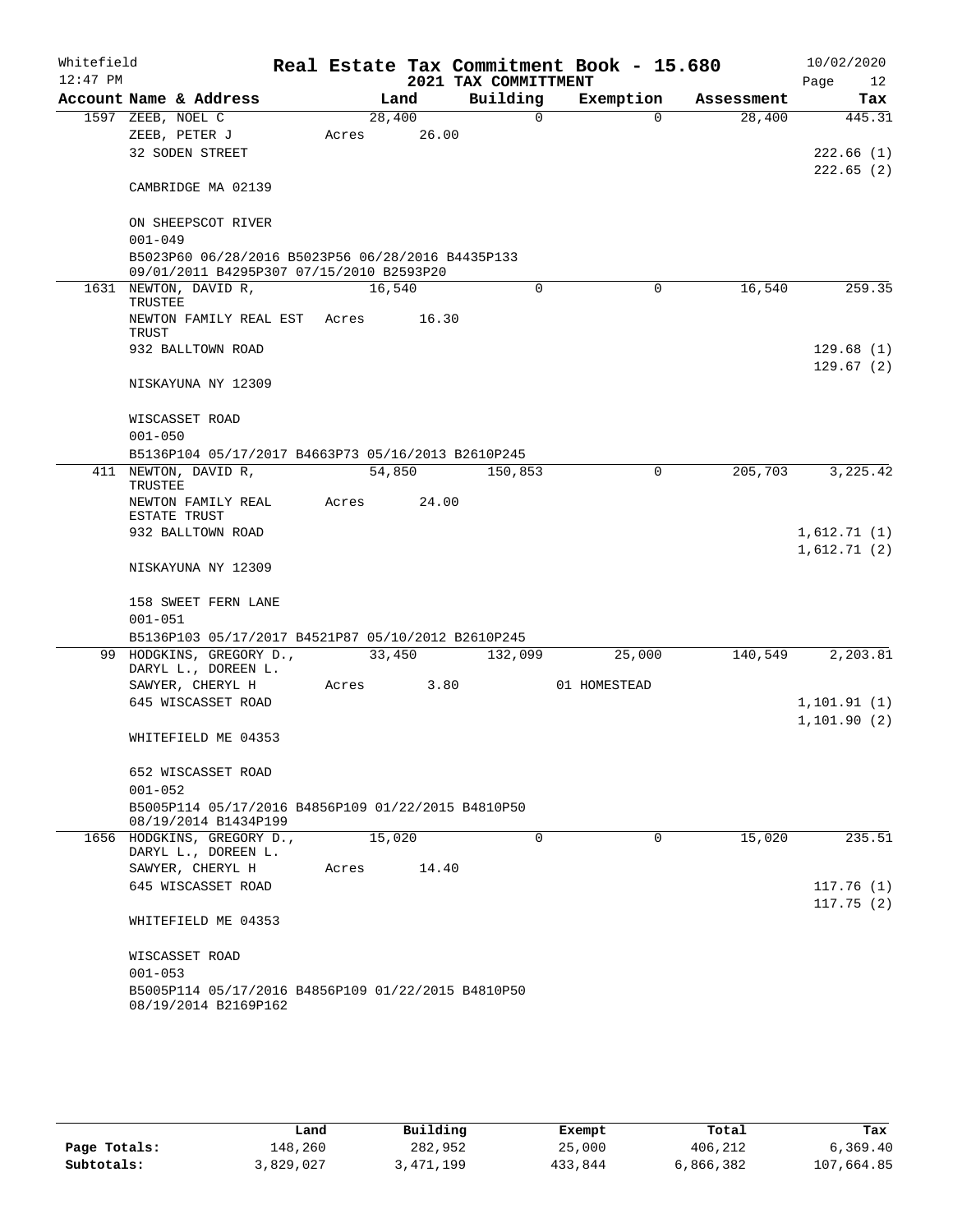Whitefield 12:47 PM

# Real Estate Tax Commitment Book - 15.680

## 2021 TAX COMMITTMENT

10/02/2020

| Account Name & Address | Land | Building | Exemption | Assessment | Tax |
|---|---|---|---|---|---|
| 1597 ZEEB, NOEL C | 28,400 | 0 | 0 | 28,400 | 445.31 |
| ZEEB, PETER J | Acres 26.00 | | | | |
| 32 SODEN STREET | | | | | 222.66 (1) |
| | | | | | 222.65 (2) |
| CAMBRIDGE MA 02139 | | | | | |
| ON SHEEPSCOT RIVER | | | | | |
| 001-049 | | | | | |
| B5023P60 06/28/2016 B5023P56 06/28/2016 B4435P133 09/01/2011 B4295P307 07/15/2010 B2593P20 | | | | | |
| 1631 NEWTON, DAVID R, TRUSTEE | 16,540 | 0 | 0 | 16,540 | 259.35 |
| NEWTON FAMILY REAL EST TRUST | Acres 16.30 | | | | |
| 932 BALLTOWN ROAD | | | | | 129.68 (1) |
| | | | | | 129.67 (2) |
| NISKAYUNA NY 12309 | | | | | |
| WISCASSET ROAD | | | | | |
| 001-050 | | | | | |
| B5136P104 05/17/2017 B4663P73 05/16/2013 B2610P245 | | | | | |
| 411 NEWTON, DAVID R, TRUSTEE | 54,850 | 150,853 | 0 | 205,703 | 3,225.42 |
| NEWTON FAMILY REAL ESTATE TRUST | Acres 24.00 | | | | |
| 932 BALLTOWN ROAD | | | | | 1,612.71 (1) |
| | | | | | 1,612.71 (2) |
| NISKAYUNA NY 12309 | | | | | |
| 158 SWEET FERN LANE | | | | | |
| 001-051 | | | | | |
| B5136P103 05/17/2017 B4521P87 05/10/2012 B2610P245 | | | | | |
| 99 HODGKINS, GREGORY D., DARYL L., DOREEN L. | 33,450 | 132,099 | 25,000 | 140,549 | 2,203.81 |
| SAWYER, CHERYL H | Acres 3.80 | | 01 HOMESTEAD | | |
| 645 WISCASSET ROAD | | | | | 1,101.91 (1) |
| | | | | | 1,101.90 (2) |
| WHITEFIELD ME 04353 | | | | | |
| 652 WISCASSET ROAD | | | | | |
| 001-052 | | | | | |
| B5005P114 05/17/2016 B4856P109 01/22/2015 B4810P50 08/19/2014 B1434P199 | | | | | |
| 1656 HODGKINS, GREGORY D., DARYL L., DOREEN L. | 15,020 | 0 | 0 | 15,020 | 235.51 |
| SAWYER, CHERYL H | Acres 14.40 | | | | |
| 645 WISCASSET ROAD | | | | | 117.76 (1) |
| | | | | | 117.75 (2) |
| WHITEFIELD ME 04353 | | | | | |
| WISCASSET ROAD | | | | | |
| 001-053 | | | | | |
| B5005P114 05/17/2016 B4856P109 01/22/2015 B4810P50 08/19/2014 B2169P162 | | | | | |

| | Land | Building | Exempt | Total | Tax |
|---|---|---|---|---|---|
| Page Totals: | 148,260 | 282,952 | 25,000 | 406,212 | 6,369.40 |
| Subtotals: | 3,829,027 | 3,471,199 | 433,844 | 6,866,382 | 107,664.85 |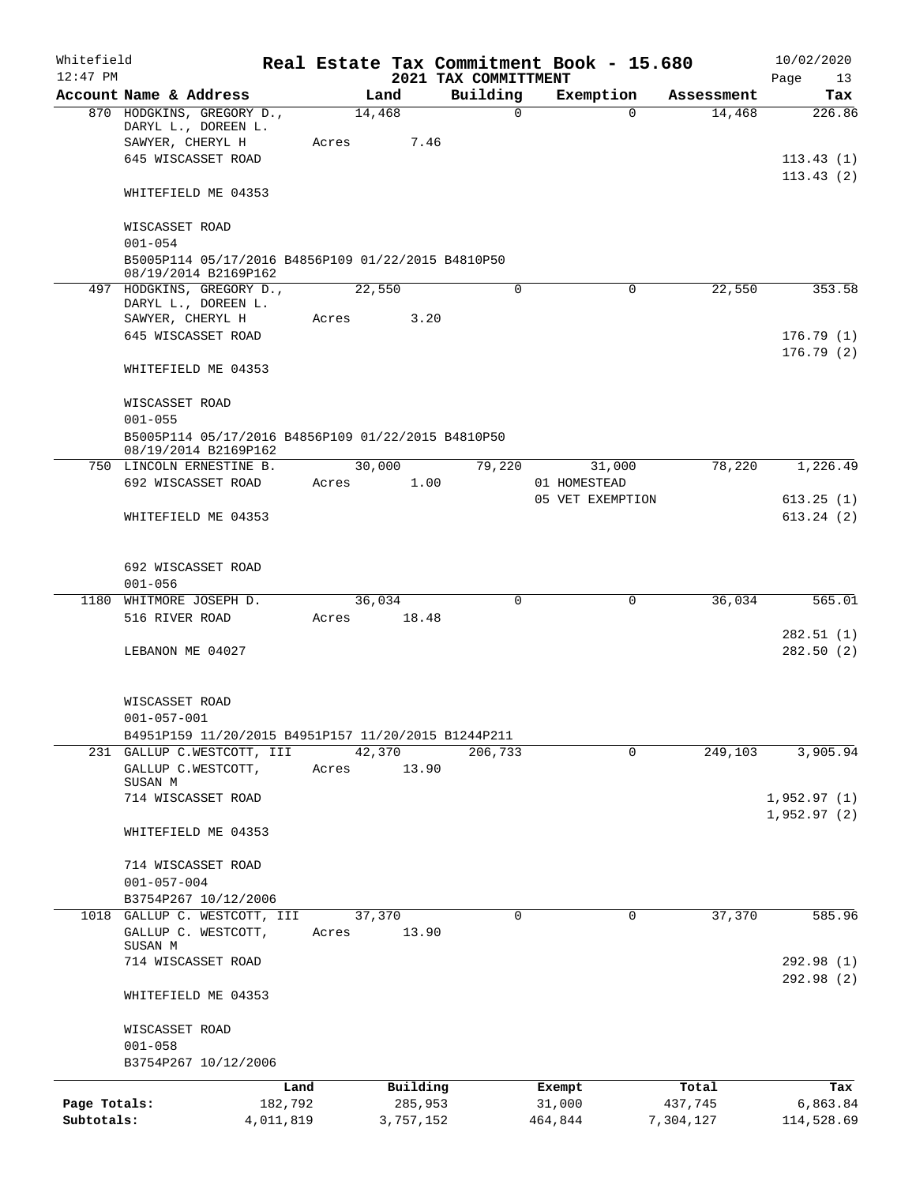Whitefield 12:47 PM

# Real Estate Tax Commitment Book - 15.680
## 2021 TAX COMMITTMENT

10/02/2020

| Account Name & Address | Land | Building | Exemption | Assessment | Tax |
|---|---|---|---|---|---|
| 870 HODGKINS, GREGORY D., DARYL L., DOREEN L. SAWYER, CHERYL H<br>645 WISCASSET ROAD<br>WHITEFIELD ME 04353<br>WISCASSET ROAD<br>001-054<br>B5005P114 05/17/2016 B4856P109 01/22/2015 B4810P50 08/19/2014 B2169P162 | 14,468<br>Acres 7.46 | 0 | 0 | 14,468 | 226.86<br>113.43 (1)<br>113.43 (2) |
| 497 HODGKINS, GREGORY D., DARYL L., DOREEN L. SAWYER, CHERYL H<br>645 WISCASSET ROAD<br>WHITEFIELD ME 04353<br>WISCASSET ROAD<br>001-055<br>B5005P114 05/17/2016 B4856P109 01/22/2015 B4810P50 08/19/2014 B2169P162 | 22,550<br>Acres 3.20 | 0 | 0 | 22,550 | 353.58<br>176.79 (1)<br>176.79 (2) |
| 750 LINCOLN ERNESTINE B.<br>692 WISCASSET ROAD<br>WHITEFIELD ME 04353<br>692 WISCASSET ROAD<br>001-056 | 30,000<br>Acres 1.00 | 79,220 | 31,000<br>01 HOMESTEAD<br>05 VET EXEMPTION | 78,220 | 1,226.49<br>613.25 (1)<br>613.24 (2) |
| 1180 WHITMORE JOSEPH D.<br>516 RIVER ROAD<br>LEBANON ME 04027<br>WISCASSET ROAD<br>001-057-001<br>B4951P159 11/20/2015 B4951P157 11/20/2015 B1244P211 | 36,034<br>Acres 18.48 | 0 | 0 | 36,034 | 565.01<br>282.51 (1)<br>282.50 (2) |
| 231 GALLUP C.WESTCOTT, III<br>GALLUP C.WESTCOTT, SUSAN M<br>714 WISCASSET ROAD<br>WHITEFIELD ME 04353<br>714 WISCASSET ROAD<br>001-057-004<br>B3754P267 10/12/2006 | 42,370<br>Acres 13.90 | 206,733 | 0 | 249,103 | 3,905.94<br>1,952.97 (1)<br>1,952.97 (2) |
| 1018 GALLUP C. WESTCOTT, III<br>GALLUP C. WESTCOTT, SUSAN M<br>714 WISCASSET ROAD<br>WHITEFIELD ME 04353<br>WISCASSET ROAD<br>001-058<br>B3754P267 10/12/2006 | 37,370<br>Acres 13.90 | 0 | 0 | 37,370 | 585.96<br>292.98 (1)<br>292.98 (2) |

| | Land | Building | Exempt | Total | Tax |
|---|---|---|---|---|---|
| Page Totals: | 182,792 | 285,953 | 31,000 | 437,745 | 6,863.84 |
| Subtotals: | 4,011,819 | 3,757,152 | 464,844 | 7,304,127 | 114,528.69 |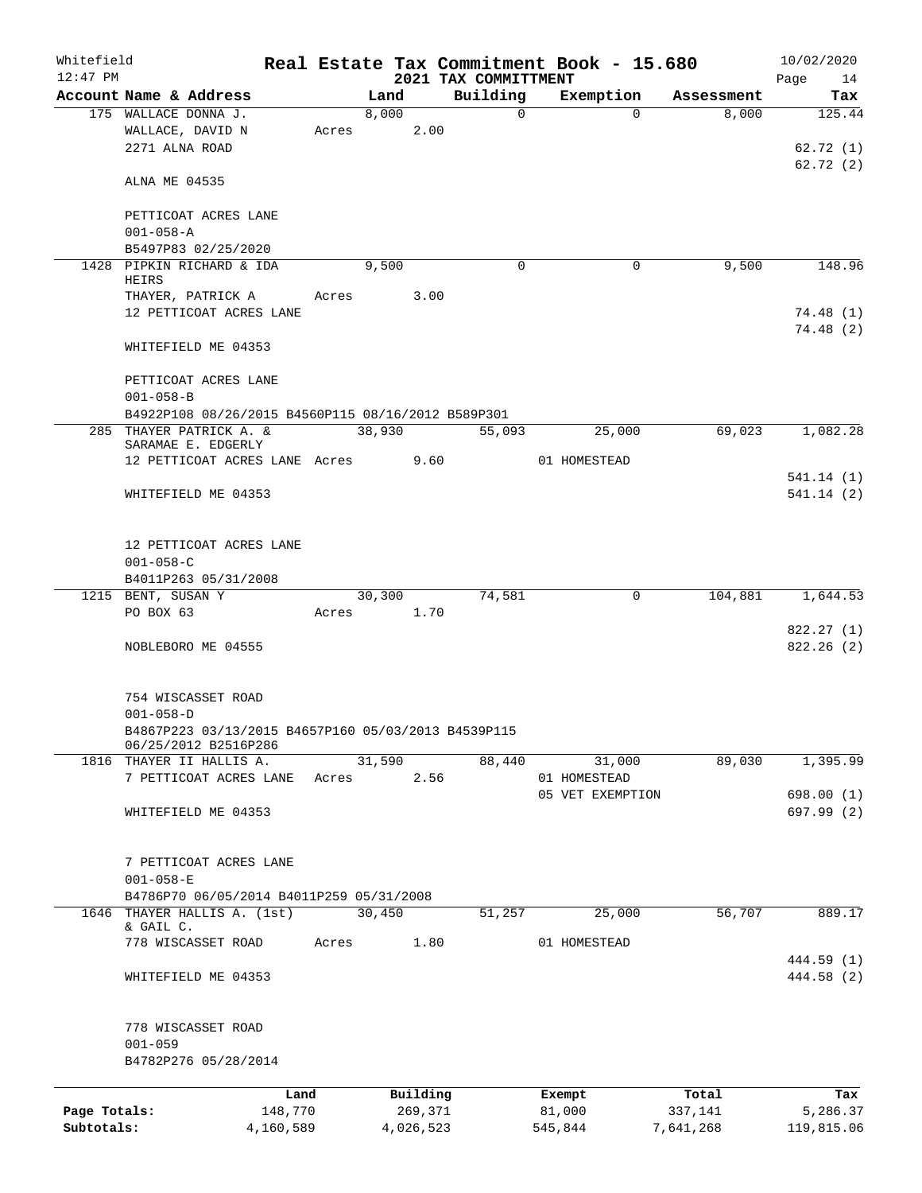Whitefield 12:47 PM

# Real Estate Tax Commitment Book - 15.680

## 2021 TAX COMMITTMENT

10/02/2020

| Account Name & Address | Land | Building | Exemption | Assessment | Tax |
|---|---|---|---|---|---|
| 175 WALLACE DONNA J. | 8,000 | 0 | 0 | 8,000 | 125.44 |
| WALLACE, DAVID N | Acres 2.00 | | | | |
| 2271 ALNA ROAD | | | | | 62.72 (1) |
| | | | | | 62.72 (2) |
| ALNA ME 04535 | | | | | |
| PETTICOAT ACRES LANE | | | | | |
| 001-058-A | | | | | |
| B5497P83 02/25/2020 | | | | | |
| 1428 PIPKIN RICHARD & IDA HEIRS | 9,500 | 0 | 0 | 9,500 | 148.96 |
| THAYER, PATRICK A | Acres 3.00 | | | | |
| 12 PETTICOAT ACRES LANE | | | | | 74.48 (1) |
| | | | | | 74.48 (2) |
| WHITEFIELD ME 04353 | | | | | |
| PETTICOAT ACRES LANE | | | | | |
| 001-058-B | | | | | |
| B4922P108 08/26/2015 B4560P115 08/16/2012 B589P301 | | | | | |
| 285 THAYER PATRICK A. & SARAMAE E. EDGERLY | 38,930 | 55,093 | 25,000 | 69,023 | 1,082.28 |
| 12 PETTICOAT ACRES LANE | Acres 9.60 | | 01 HOMESTEAD | | |
| | | | | | 541.14 (1) |
| WHITEFIELD ME 04353 | | | | | 541.14 (2) |
| 12 PETTICOAT ACRES LANE | | | | | |
| 001-058-C | | | | | |
| B4011P263 05/31/2008 | | | | | |
| 1215 BENT, SUSAN Y | 30,300 | 74,581 | 0 | 104,881 | 1,644.53 |
| PO BOX 63 | Acres 1.70 | | | | |
| | | | | | 822.27 (1) |
| NOBLEBORO ME 04555 | | | | | 822.26 (2) |
| 754 WISCASSET ROAD | | | | | |
| 001-058-D | | | | | |
| B4867P223 03/13/2015 B4657P160 05/03/2013 B4539P115 06/25/2012 B2516P286 | | | | | |
| 1816 THAYER II HALLIS A. | 31,590 | 88,440 | 31,000 | 89,030 | 1,395.99 |
| 7 PETTICOAT ACRES LANE | Acres 2.56 | | 01 HOMESTEAD | | |
| | | | 05 VET EXEMPTION | | 698.00 (1) |
| WHITEFIELD ME 04353 | | | | | 697.99 (2) |
| 7 PETTICOAT ACRES LANE | | | | | |
| 001-058-E | | | | | |
| B4786P70 06/05/2014 B4011P259 05/31/2008 | | | | | |
| 1646 THAYER HALLIS A. (1st) & GAIL C. | 30,450 | 51,257 | 25,000 | 56,707 | 889.17 |
| 778 WISCASSET ROAD | Acres 1.80 | | 01 HOMESTEAD | | |
| | | | | | 444.59 (1) |
| WHITEFIELD ME 04353 | | | | | 444.58 (2) |
| 778 WISCASSET ROAD | | | | | |
| 001-059 | | | | | |
| B4782P276 05/28/2014 | | | | | |

| | Land | Building | Exempt | Total | Tax |
|---|---|---|---|---|---|
| Page Totals: | 148,770 | 269,371 | 81,000 | 337,141 | 5,286.37 |
| Subtotals: | 4,160,589 | 4,026,523 | 545,844 | 7,641,268 | 119,815.06 |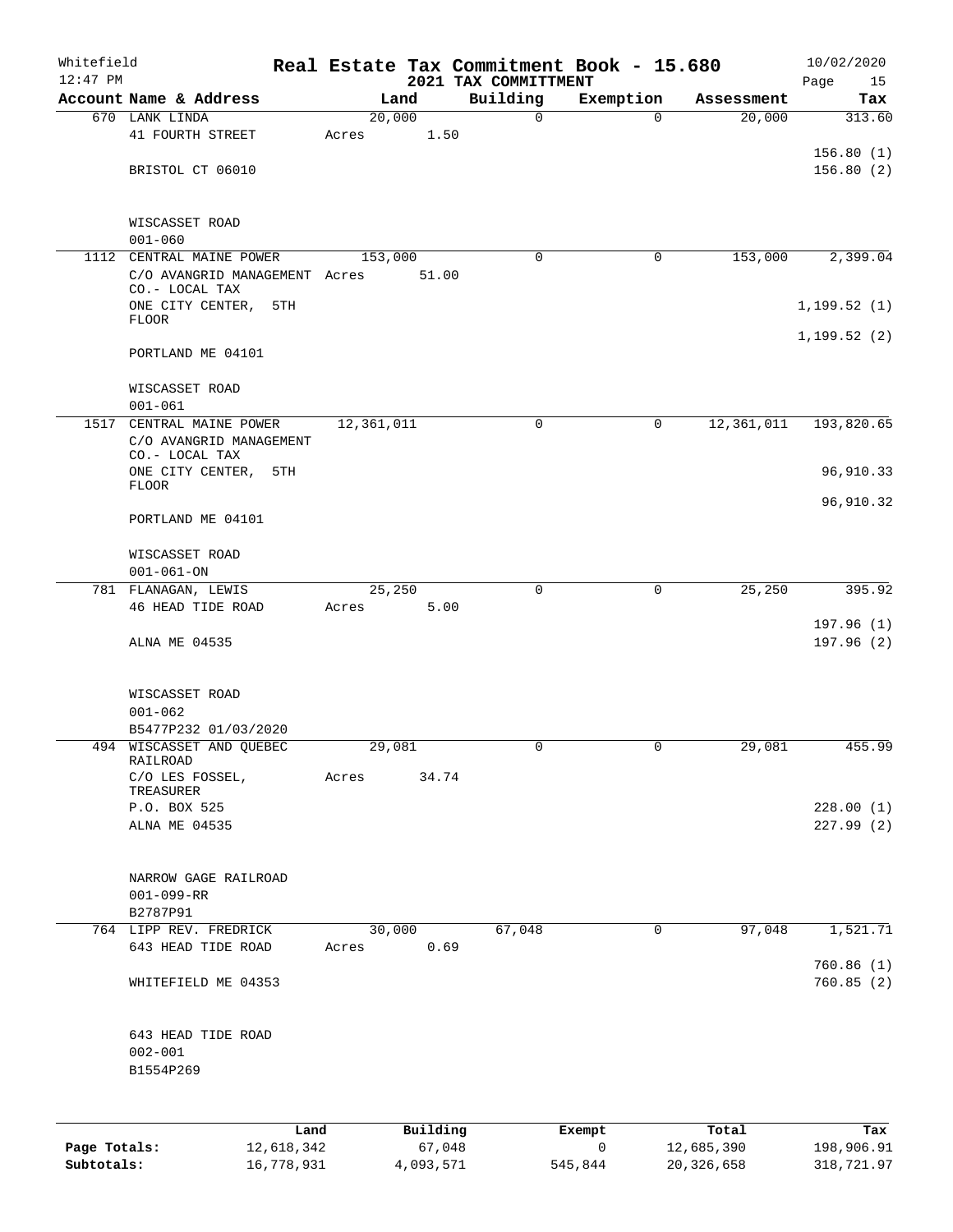Whitefield 12:47 PM

# Real Estate Tax Commitment Book - 15.680

## 2021 TAX COMMITTMENT

10/02/2020

| Account Name & Address | Land | Building | Exemption | Assessment | Tax |
|---|---|---|---|---|---|
| 670 LANK LINDA<br>41 FOURTH STREET<br><br>BRISTOL CT 06010<br><br>WISCASSET ROAD<br>001-060 | 20,000<br>Acres 1.50 | 0 | 0 | 20,000 | 313.60<br><br>156.80 (1)<br>156.80 (2) |
| 1112 CENTRAL MAINE POWER<br>C/O AVANGRID MANAGEMENT CO.- LOCAL TAX<br>ONE CITY CENTER, 5TH FLOOR<br>PORTLAND ME 04101<br><br>WISCASSET ROAD<br>001-061 | 153,000<br>Acres 51.00 | 0 | 0 | 153,000 | 2,399.04<br><br>1,199.52 (1)<br>1,199.52 (2) |
| 1517 CENTRAL MAINE POWER<br>C/O AVANGRID MANAGEMENT CO.- LOCAL TAX<br>ONE CITY CENTER, 5TH FLOOR<br>PORTLAND ME 04101<br><br>WISCASSET ROAD<br>001-061-ON | 12,361,011 | 0 | 0 | 12,361,011 | 193,820.65<br><br>96,910.33<br>96,910.32 |
| 781 FLANAGAN, LEWIS<br>46 HEAD TIDE ROAD<br><br>ALNA ME 04535<br><br>WISCASSET ROAD<br>001-062<br>B5477P232 01/03/2020 | 25,250<br>Acres 5.00 | 0 | 0 | 25,250 | 395.92<br><br>197.96 (1)<br>197.96 (2) |
| 494 WISCASSET AND QUEBEC RAILROAD<br>C/O LES FOSSEL, TREASURER<br>P.O. BOX 525<br>ALNA ME 04535<br><br>NARROW GAGE RAILROAD<br>001-099-RR<br>B2787P91 | 29,081<br>Acres 34.74 | 0 | 0 | 29,081 | 455.99<br><br>228.00 (1)<br>227.99 (2) |
| 764 LIPP REV. FREDRICK<br>643 HEAD TIDE ROAD<br><br>WHITEFIELD ME 04353<br><br>643 HEAD TIDE ROAD<br>002-001<br>B1554P269 | 30,000<br>Acres 0.69 | 67,048 | 0 | 97,048 | 1,521.71<br><br>760.86 (1)<br>760.85 (2) |

| | Land | Building | Exempt | Total | Tax |
|---|---|---|---|---|---|
| **Page Totals:** | 12,618,342 | 67,048 | 0 | 12,685,390 | 198,906.91 |
| **Subtotals:** | 16,778,931 | 4,093,571 | 545,844 | 20,326,658 | 318,721.97 |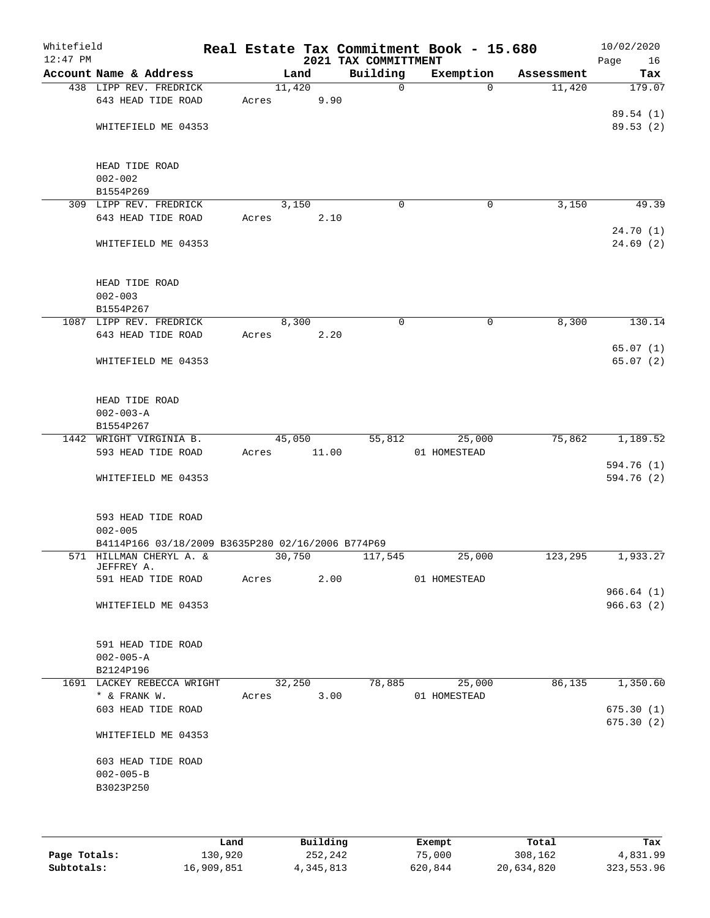Whitefield
12:47 PM

# Real Estate Tax Commitment Book - 15.680
## 2021 TAX COMMITTMENT

10/02/2020

| Account Name & Address | Land | Building | Exemption | Assessment | Tax |
|---|---|---|---|---|---|
| 438 LIPP REV. FREDRICK | 11,420 | 0 | 0 | 11,420 | 179.07 |
| 643 HEAD TIDE ROAD | Acres 9.90 | | | | |
| | | | | | 89.54 (1) |
| WHITEFIELD ME 04353 | | | | | 89.53 (2) |
| HEAD TIDE ROAD | | | | | |
| 002-002 | | | | | |
| B1554P269 | | | | | |
| 309 LIPP REV. FREDRICK | 3,150 | 0 | 0 | 3,150 | 49.39 |
| 643 HEAD TIDE ROAD | Acres 2.10 | | | | |
| | | | | | 24.70 (1) |
| WHITEFIELD ME 04353 | | | | | 24.69 (2) |
| HEAD TIDE ROAD | | | | | |
| 002-003 | | | | | |
| B1554P267 | | | | | |
| 1087 LIPP REV. FREDRICK | 8,300 | 0 | 0 | 8,300 | 130.14 |
| 643 HEAD TIDE ROAD | Acres 2.20 | | | | |
| | | | | | 65.07 (1) |
| WHITEFIELD ME 04353 | | | | | 65.07 (2) |
| HEAD TIDE ROAD | | | | | |
| 002-003-A | | | | | |
| B1554P267 | | | | | |
| 1442 WRIGHT VIRGINIA B. | 45,050 | 55,812 | 25,000 | 75,862 | 1,189.52 |
| 593 HEAD TIDE ROAD | Acres 11.00 | | 01 HOMESTEAD | | |
| | | | | | 594.76 (1) |
| WHITEFIELD ME 04353 | | | | | 594.76 (2) |
| 593 HEAD TIDE ROAD | | | | | |
| 002-005 | | | | | |
| B4114P166 03/18/2009 B3635P280 02/16/2006 B774P69 | | | | | |
| 571 HILLMAN CHERYL A. & JEFFREY A. | 30,750 | 117,545 | 25,000 | 123,295 | 1,933.27 |
| 591 HEAD TIDE ROAD | Acres 2.00 | | 01 HOMESTEAD | | |
| | | | | | 966.64 (1) |
| WHITEFIELD ME 04353 | | | | | 966.63 (2) |
| 591 HEAD TIDE ROAD | | | | | |
| 002-005-A | | | | | |
| B2124P196 | | | | | |
| 1691 LACKEY REBECCA WRIGHT | 32,250 | 78,885 | 25,000 | 86,135 | 1,350.60 |
| * & FRANK W. | Acres 3.00 | | 01 HOMESTEAD | | |
| 603 HEAD TIDE ROAD | | | | | 675.30 (1) |
| | | | | | 675.30 (2) |
| WHITEFIELD ME 04353 | | | | | |
| 603 HEAD TIDE ROAD | | | | | |
| 002-005-B | | | | | |
| B3023P250 | | | | | |

| | Land | Building | Exempt | Total | Tax |
|---|---|---|---|---|---|
| Page Totals: | 130,920 | 252,242 | 75,000 | 308,162 | 4,831.99 |
| Subtotals: | 16,909,851 | 4,345,813 | 620,844 | 20,634,820 | 323,553.96 |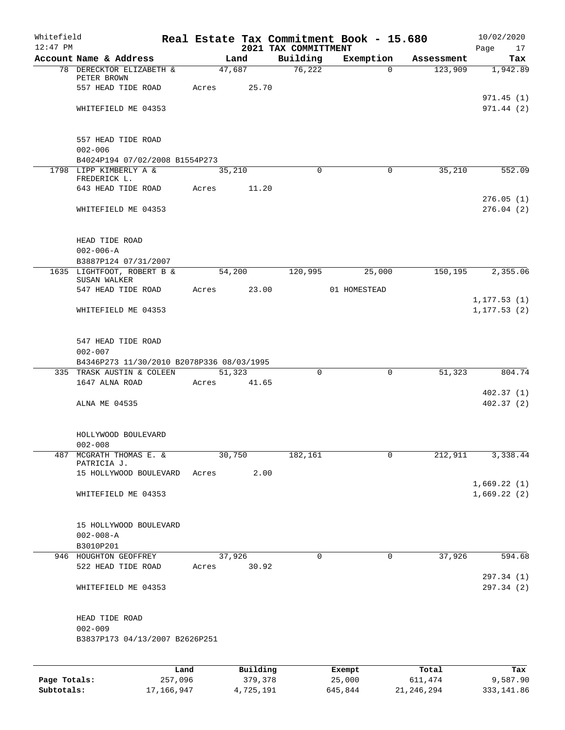Whitefield
12:47 PM

# Real Estate Tax Commitment Book - 15.680

## 2021 TAX COMMITTMENT

10/02/2020
Page 17

| Account Name & Address | Land | Building | Exemption | Assessment | Tax |
|---|---|---|---|---|---|
| 78 DERECKTOR ELIZABETH & PETER BROWN | 47,687 | 76,222 | 0 | 123,909 | 1,942.89 |
| 557 HEAD TIDE ROAD | Acres 25.70 | | | | |
| | | | | | 971.45 (1) |
| WHITEFIELD ME 04353 | | | | | 971.44 (2) |
| 557 HEAD TIDE ROAD | | | | | |
| 002-006 | | | | | |
| B4024P194 07/02/2008 B1554P273 | | | | | |
| 1798 LIPP KIMBERLY A & FREDERICK L. | 35,210 | 0 | 0 | 35,210 | 552.09 |
| 643 HEAD TIDE ROAD | Acres 11.20 | | | | |
| | | | | | 276.05 (1) |
| WHITEFIELD ME 04353 | | | | | 276.04 (2) |
| HEAD TIDE ROAD | | | | | |
| 002-006-A | | | | | |
| B3887P124 07/31/2007 | | | | | |
| 1635 LIGHTFOOT, ROBERT B & SUSAN WALKER | 54,200 | 120,995 | 25,000 | 150,195 | 2,355.06 |
| 547 HEAD TIDE ROAD | Acres 23.00 | | 01 HOMESTEAD | | |
| | | | | | 1,177.53 (1) |
| WHITEFIELD ME 04353 | | | | | 1,177.53 (2) |
| 547 HEAD TIDE ROAD | | | | | |
| 002-007 | | | | | |
| B4346P273 11/30/2010 B2078P336 08/03/1995 | | | | | |
| 335 TRASK AUSTIN & COLEEN | 51,323 | 0 | 0 | 51,323 | 804.74 |
| 1647 ALNA ROAD | Acres 41.65 | | | | |
| | | | | | 402.37 (1) |
| ALNA ME 04535 | | | | | 402.37 (2) |
| HOLLYWOOD BOULEVARD | | | | | |
| 002-008 | | | | | |
| 487 MCGRATH THOMAS E. & PATRICIA J. | 30,750 | 182,161 | 0 | 212,911 | 3,338.44 |
| 15 HOLLYWOOD BOULEVARD | Acres 2.00 | | | | |
| | | | | | 1,669.22 (1) |
| WHITEFIELD ME 04353 | | | | | 1,669.22 (2) |
| 15 HOLLYWOOD BOULEVARD | | | | | |
| 002-008-A | | | | | |
| B3010P201 | | | | | |
| 946 HOUGHTON GEOFFREY | 37,926 | 0 | 0 | 37,926 | 594.68 |
| 522 HEAD TIDE ROAD | Acres 30.92 | | | | |
| | | | | | 297.34 (1) |
| WHITEFIELD ME 04353 | | | | | 297.34 (2) |
| HEAD TIDE ROAD | | | | | |
| 002-009 | | | | | |
| B3837P173 04/13/2007 B2626P251 | | | | | |

| | Land | Building | Exempt | Total | Tax |
|---|---|---|---|---|---|
| Page Totals: | 257,096 | 379,378 | 25,000 | 611,474 | 9,587.90 |
| Subtotals: | 17,166,947 | 4,725,191 | 645,844 | 21,246,294 | 333,141.86 |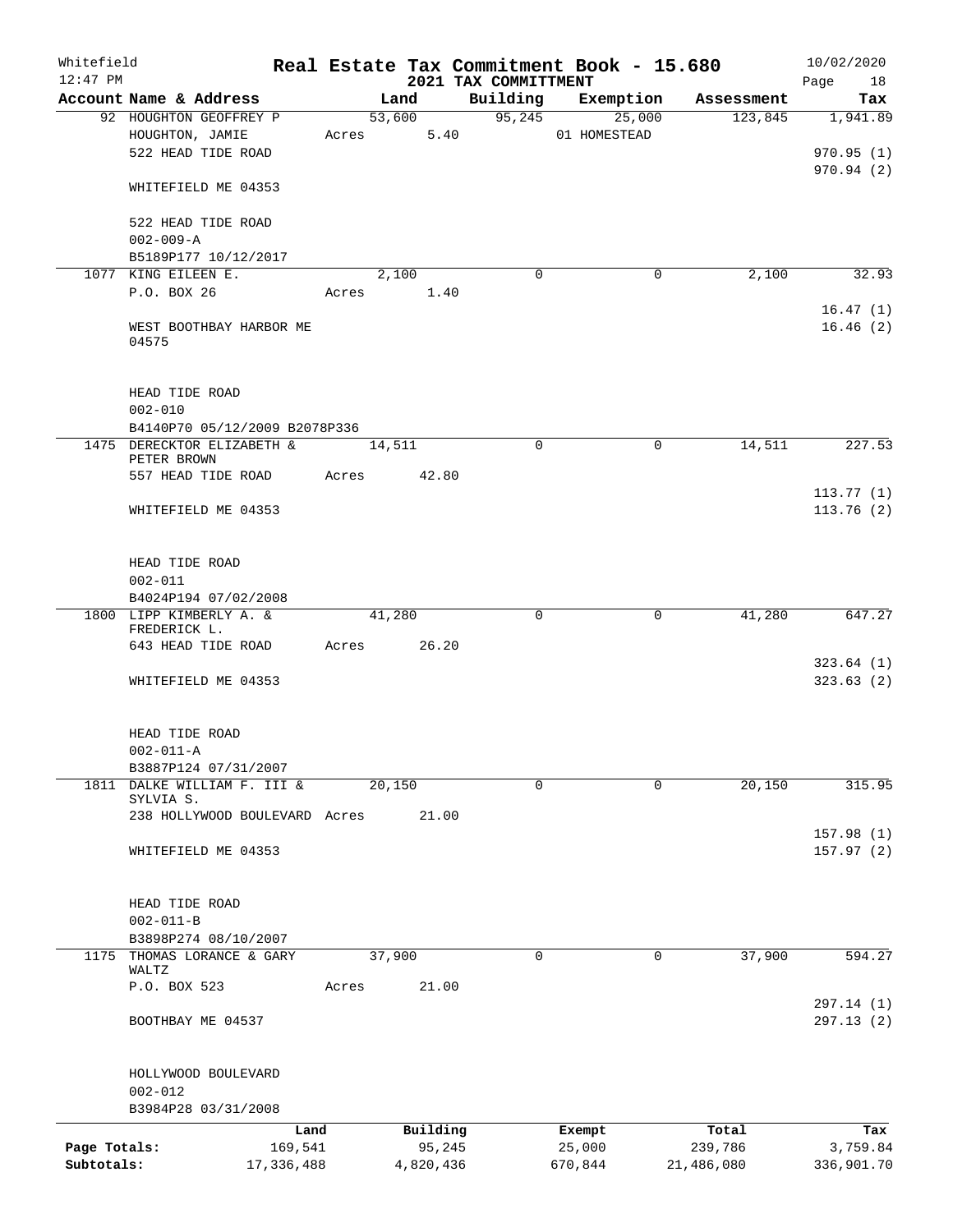Whitefield 12:47 PM

# Real Estate Tax Commitment Book - 15.680

## 2021 TAX COMMITTMENT

10/02/2020

| Account Name & Address | Land | Building | Exemption | Assessment | Tax |
|---|---|---|---|---|---|
| 92 HOUGHTON GEOFFREY P | 53,600 | 95,245 | 25,000 | 123,845 | 1,941.89 |
| HOUGHTON, JAMIE | Acres 5.40 | | 01 HOMESTEAD | | |
| 522 HEAD TIDE ROAD | | | | | 970.95 (1) |
| | | | | | 970.94 (2) |
| WHITEFIELD ME 04353 | | | | | |
| 522 HEAD TIDE ROAD | | | | | |
| 002-009-A | | | | | |
| B5189P177 10/12/2017 | | | | | |
| 1077 KING EILEEN E. | 2,100 | 0 | 0 | 2,100 | 32.93 |
| P.O. BOX 26 | Acres 1.40 | | | | |
| | | | | | 16.47 (1) |
| WEST BOOTHBAY HARBOR ME 04575 | | | | | 16.46 (2) |
| HEAD TIDE ROAD | | | | | |
| 002-010 | | | | | |
| B4140P70 05/12/2009 B2078P336 | | | | | |
| 1475 DERECKTOR ELIZABETH & PETER BROWN | 14,511 | 0 | 0 | 14,511 | 227.53 |
| 557 HEAD TIDE ROAD | Acres 42.80 | | | | |
| | | | | | 113.77 (1) |
| WHITEFIELD ME 04353 | | | | | 113.76 (2) |
| HEAD TIDE ROAD | | | | | |
| 002-011 | | | | | |
| B4024P194 07/02/2008 | | | | | |
| 1800 LIPP KIMBERLY A. & FREDERICK L. | 41,280 | 0 | 0 | 41,280 | 647.27 |
| 643 HEAD TIDE ROAD | Acres 26.20 | | | | |
| | | | | | 323.64 (1) |
| WHITEFIELD ME 04353 | | | | | 323.63 (2) |
| HEAD TIDE ROAD | | | | | |
| 002-011-A | | | | | |
| B3887P124 07/31/2007 | | | | | |
| 1811 DALKE WILLIAM F. III & SYLVIA S. | 20,150 | 0 | 0 | 20,150 | 315.95 |
| 238 HOLLYWOOD BOULEVARD | Acres 21.00 | | | | |
| | | | | | 157.98 (1) |
| WHITEFIELD ME 04353 | | | | | 157.97 (2) |
| HEAD TIDE ROAD | | | | | |
| 002-011-B | | | | | |
| B3898P274 08/10/2007 | | | | | |
| 1175 THOMAS LORANCE & GARY WALTZ | 37,900 | 0 | 0 | 37,900 | 594.27 |
| P.O. BOX 523 | Acres 21.00 | | | | |
| | | | | | 297.14 (1) |
| BOOTHBAY ME 04537 | | | | | 297.13 (2) |
| HOLLYWOOD BOULEVARD | | | | | |
| 002-012 | | | | | |
| B3984P28 03/31/2008 | | | | | |

| | Land | Building | Exempt | Total | Tax |
|---|---|---|---|---|---|
| Page Totals: | 169,541 | 95,245 | 25,000 | 239,786 | 3,759.84 |
| Subtotals: | 17,336,488 | 4,820,436 | 670,844 | 21,486,080 | 336,901.70 |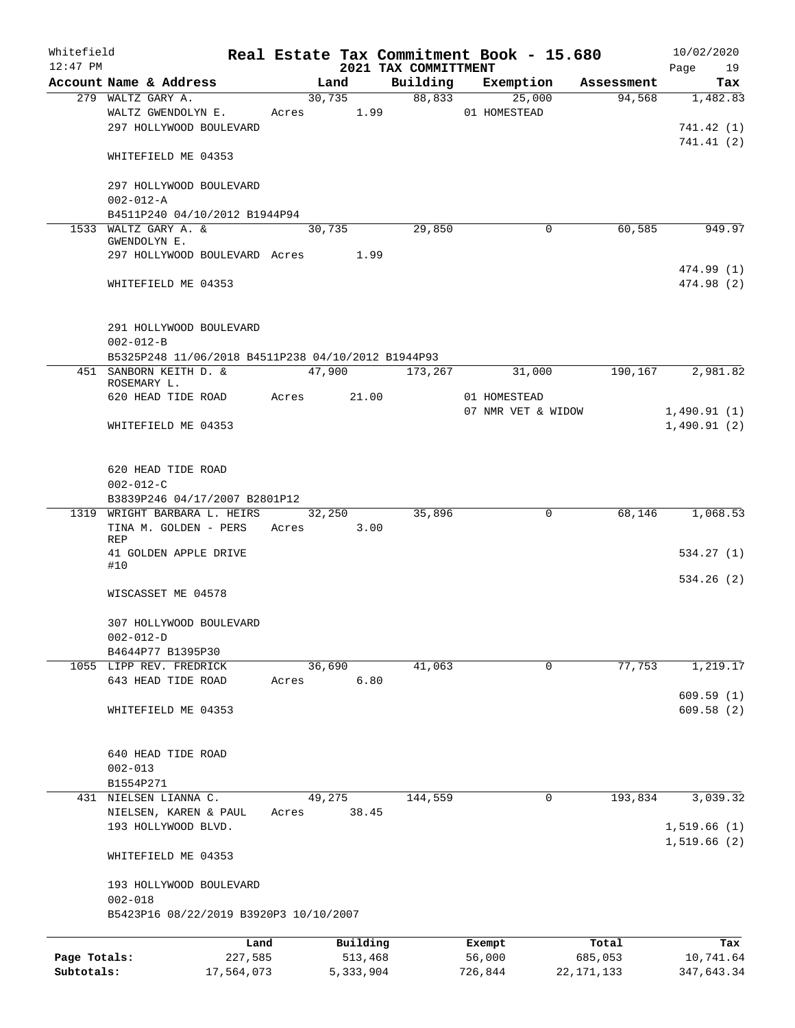Whitefield 12:47 PM

# Real Estate Tax Commitment Book - 15.680

## 2021 TAX COMMITTMENT

10/02/2020

| Account | Name & Address | Land | Building | Exemption | Assessment | Tax |
|---|---|---|---|---|---|---|
| 279 | WALTZ GARY A. | 30,735 | 88,833 | 25,000 | 94,568 | 1,482.83 |
| | WALTZ GWENDOLYN E. | Acres 1.99 | | 01 HOMESTEAD | | |
| | 297 HOLLYWOOD BOULEVARD | | | | | 741.42 (1) |
| | | | | | | 741.41 (2) |
| | WHITEFIELD ME 04353 | | | | | |
| | 297 HOLLYWOOD BOULEVARD | | | | | |
| | 002-012-A | | | | | |
| | B4511P240 04/10/2012 B1944P94 | | | | | |
| 1533 | WALTZ GARY A. & GWENDOLYN E. | 30,735 | 29,850 | 0 | 60,585 | 949.97 |
| | 297 HOLLYWOOD BOULEVARD | Acres 1.99 | | | | |
| | | | | | | 474.99 (1) |
| | WHITEFIELD ME 04353 | | | | | 474.98 (2) |
| | 291 HOLLYWOOD BOULEVARD | | | | | |
| | 002-012-B | | | | | |
| | B5325P248 11/06/2018 B4511P238 04/10/2012 B1944P93 | | | | | |
| 451 | SANBORN KEITH D. & ROSEMARY L. | 47,900 | 173,267 | 31,000 | 190,167 | 2,981.82 |
| | 620 HEAD TIDE ROAD | Acres 21.00 | | 01 HOMESTEAD | | |
| | | | | 07 NMR VET & WIDOW | | 1,490.91 (1) |
| | WHITEFIELD ME 04353 | | | | | 1,490.91 (2) |
| | 620 HEAD TIDE ROAD | | | | | |
| | 002-012-C | | | | | |
| | B3839P246 04/17/2007 B2801P12 | | | | | |
| 1319 | WRIGHT BARBARA L. HEIRS | 32,250 | 35,896 | 0 | 68,146 | 1,068.53 |
| | TINA M. GOLDEN - PERS REP | Acres 3.00 | | | | |
| | 41 GOLDEN APPLE DRIVE #10 | | | | | 534.27 (1) |
| | | | | | | 534.26 (2) |
| | WISCASSET ME 04578 | | | | | |
| | 307 HOLLYWOOD BOULEVARD | | | | | |
| | 002-012-D | | | | | |
| | B4644P77 B1395P30 | | | | | |
| 1055 | LIPP REV. FREDRICK | 36,690 | 41,063 | 0 | 77,753 | 1,219.17 |
| | 643 HEAD TIDE ROAD | Acres 6.80 | | | | |
| | | | | | | 609.59 (1) |
| | WHITEFIELD ME 04353 | | | | | 609.58 (2) |
| | 640 HEAD TIDE ROAD | | | | | |
| | 002-013 | | | | | |
| | B1554P271 | | | | | |
| 431 | NIELSEN LIANNA C. | 49,275 | 144,559 | 0 | 193,834 | 3,039.32 |
| | NIELSEN, KAREN & PAUL | Acres 38.45 | | | | |
| | 193 HOLLYWOOD BLVD. | | | | | 1,519.66 (1) |
| | | | | | | 1,519.66 (2) |
| | WHITEFIELD ME 04353 | | | | | |
| | 193 HOLLYWOOD BOULEVARD | | | | | |
| | 002-018 | | | | | |
| | B5423P16 08/22/2019 B3920P3 10/10/2007 | | | | | |

| | Land | Building | Exempt | Total | Tax |
|---|---|---|---|---|---|
| Page Totals: | 227,585 | 513,468 | 56,000 | 685,053 | 10,741.64 |
| Subtotals: | 17,564,073 | 5,333,904 | 726,844 | 22,171,133 | 347,643.34 |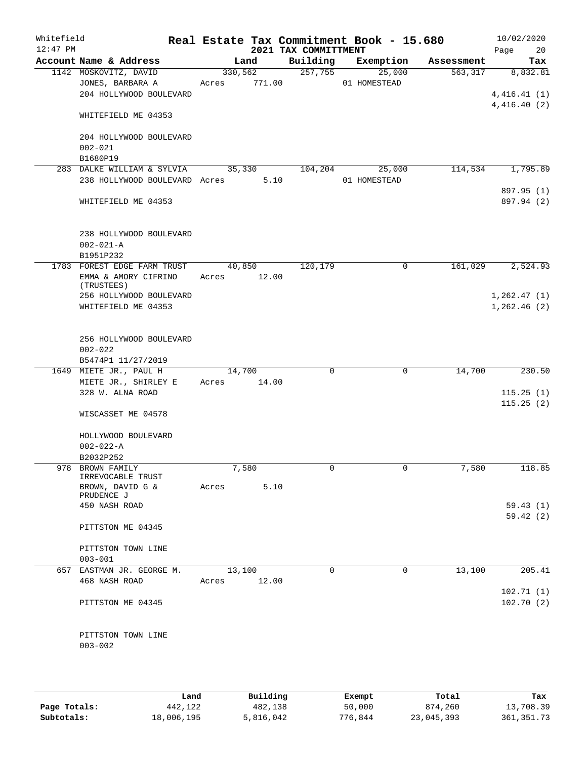Whitefield 12:47 PM

# Real Estate Tax Commitment Book - 15.680

## 2021 TAX COMMITTMENT

10/02/2020

| Account | Name & Address | Land | Building | Exemption | Assessment | Tax |
|---|---|---|---|---|---|---|
| 1142 | MOSKOVITZ, DAVID<br>JONES, BARBARA A<br>204 HOLLYWOOD BOULEVARD<br><br>WHITEFIELD ME 04353<br><br>204 HOLLYWOOD BOULEVARD<br>002-021<br>B1680P19 | 330,562<br>Acres 771.00 | 257,755 | 25,000<br>01 HOMESTEAD | 563,317 | 8,832.81<br><br>4,416.41 (1)<br>4,416.40 (2) |
| 283 | DALKE WILLIAM & SYLVIA<br>238 HOLLYWOOD BOULEVARD<br><br>WHITEFIELD ME 04353<br><br>238 HOLLYWOOD BOULEVARD<br>002-021-A<br>B1951P232 | 35,330<br>Acres 5.10 | 104,204 | 25,000<br>01 HOMESTEAD | 114,534 | 1,795.89<br><br>897.95 (1)<br>897.94 (2) |
| 1783 | FOREST EDGE FARM TRUST<br>EMMA & AMORY CIFRINO (TRUSTEES)<br>256 HOLLYWOOD BOULEVARD<br>WHITEFIELD ME 04353<br><br>256 HOLLYWOOD BOULEVARD<br>002-022<br>B5474P1 11/27/2019 | 40,850<br>Acres 12.00 | 120,179 | 0 | 161,029 | 2,524.93<br><br>1,262.47 (1)<br>1,262.46 (2) |
| 1649 | MIETE JR., PAUL H<br>MIETE JR., SHIRLEY E<br>328 W. ALNA ROAD<br><br>WISCASSET ME 04578<br><br>HOLLYWOOD BOULEVARD<br>002-022-A<br>B2032P252 | 14,700<br>Acres 14.00 | 0 | 0 | 14,700 | 230.50<br><br>115.25 (1)<br>115.25 (2) |
| 978 | BROWN FAMILY IRREVOCABLE TRUST<br>BROWN, DAVID G & PRUDENCE J<br>450 NASH ROAD<br><br>PITTSTON ME 04345<br><br>PITTSTON TOWN LINE<br>003-001 | 7,580<br>Acres 5.10 | 0 | 0 | 7,580 | 118.85<br><br>59.43 (1)<br>59.42 (2) |
| 657 | EASTMAN JR. GEORGE M.<br>468 NASH ROAD<br><br>PITTSTON ME 04345<br><br>PITTSTON TOWN LINE<br>003-002 | 13,100<br>Acres 12.00 | 0 | 0 | 13,100 | 205.41<br><br>102.71 (1)<br>102.70 (2) |

| | Land | Building | Exempt | Total | Tax |
|---|---|---|---|---|---|
| Page Totals: | 442,122 | 482,138 | 50,000 | 874,260 | 13,708.39 |
| Subtotals: | 18,006,195 | 5,816,042 | 776,844 | 23,045,393 | 361,351.73 |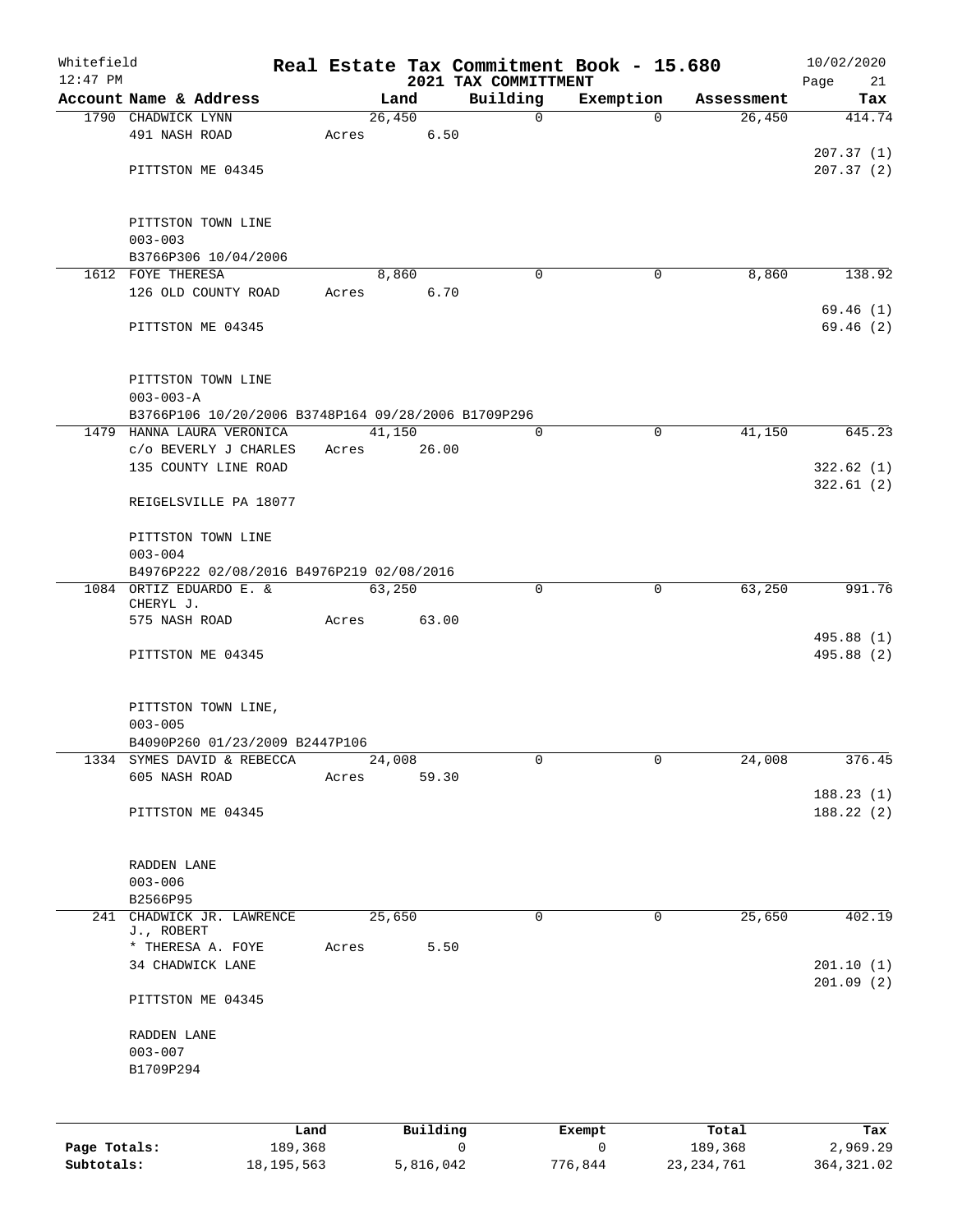Whitefield 12:47 PM

# Real Estate Tax Commitment Book - 15.680

## 2021 TAX COMMITTMENT

10/02/2020

| Account Name & Address | Land | Building | Exemption | Assessment | Tax |
|---|---|---|---|---|---|
| 1790 CHADWICK LYNN | 26,450 | 0 | 0 | 26,450 | 414.74 |
| 491 NASH ROAD | Acres 6.50 | | | | |
| | | | | | 207.37 (1) |
| PITTSTON ME 04345 | | | | | 207.37 (2) |
| PITTSTON TOWN LINE | | | | | |
| 003-003 | | | | | |
| B3766P306 10/04/2006 | | | | | |
| 1612 FOYE THERESA | 8,860 | 0 | 0 | 8,860 | 138.92 |
| 126 OLD COUNTY ROAD | Acres 6.70 | | | | |
| | | | | | 69.46 (1) |
| PITTSTON ME 04345 | | | | | 69.46 (2) |
| PITTSTON TOWN LINE | | | | | |
| 003-003-A | | | | | |
| B3766P106 10/20/2006 B3748P164 09/28/2006 B1709P296 | | | | | |
| 1479 HANNA LAURA VERONICA | 41,150 | 0 | 0 | 41,150 | 645.23 |
| c/o BEVERLY J CHARLES | Acres 26.00 | | | | |
| 135 COUNTY LINE ROAD | | | | | 322.62 (1) |
| | | | | | 322.61 (2) |
| REIGELSVILLE PA 18077 | | | | | |
| PITTSTON TOWN LINE | | | | | |
| 003-004 | | | | | |
| B4976P222 02/08/2016 B4976P219 02/08/2016 | | | | | |
| 1084 ORTIZ EDUARDO E. & CHERYL J. | 63,250 | 0 | 0 | 63,250 | 991.76 |
| 575 NASH ROAD | Acres 63.00 | | | | |
| | | | | | 495.88 (1) |
| PITTSTON ME 04345 | | | | | 495.88 (2) |
| PITTSTON TOWN LINE, | | | | | |
| 003-005 | | | | | |
| B4090P260 01/23/2009 B2447P106 | | | | | |
| 1334 SYMES DAVID & REBECCA | 24,008 | 0 | 0 | 24,008 | 376.45 |
| 605 NASH ROAD | Acres 59.30 | | | | |
| | | | | | 188.23 (1) |
| PITTSTON ME 04345 | | | | | 188.22 (2) |
| RADDEN LANE | | | | | |
| 003-006 | | | | | |
| B2566P95 | | | | | |
| 241 CHADWICK JR. LAWRENCE J., ROBERT | 25,650 | 0 | 0 | 25,650 | 402.19 |
| * THERESA A. FOYE | Acres 5.50 | | | | |
| 34 CHADWICK LANE | | | | | 201.10 (1) |
| | | | | | 201.09 (2) |
| PITTSTON ME 04345 | | | | | |
| RADDEN LANE | | | | | |
| 003-007 | | | | | |
| B1709P294 | | | | | |

| | Land | Building | Exempt | Total | Tax |
|---|---|---|---|---|---|
| Page Totals: | 189,368 | 0 | 0 | 189,368 | 2,969.29 |
| Subtotals: | 18,195,563 | 5,816,042 | 776,844 | 23,234,761 | 364,321.02 |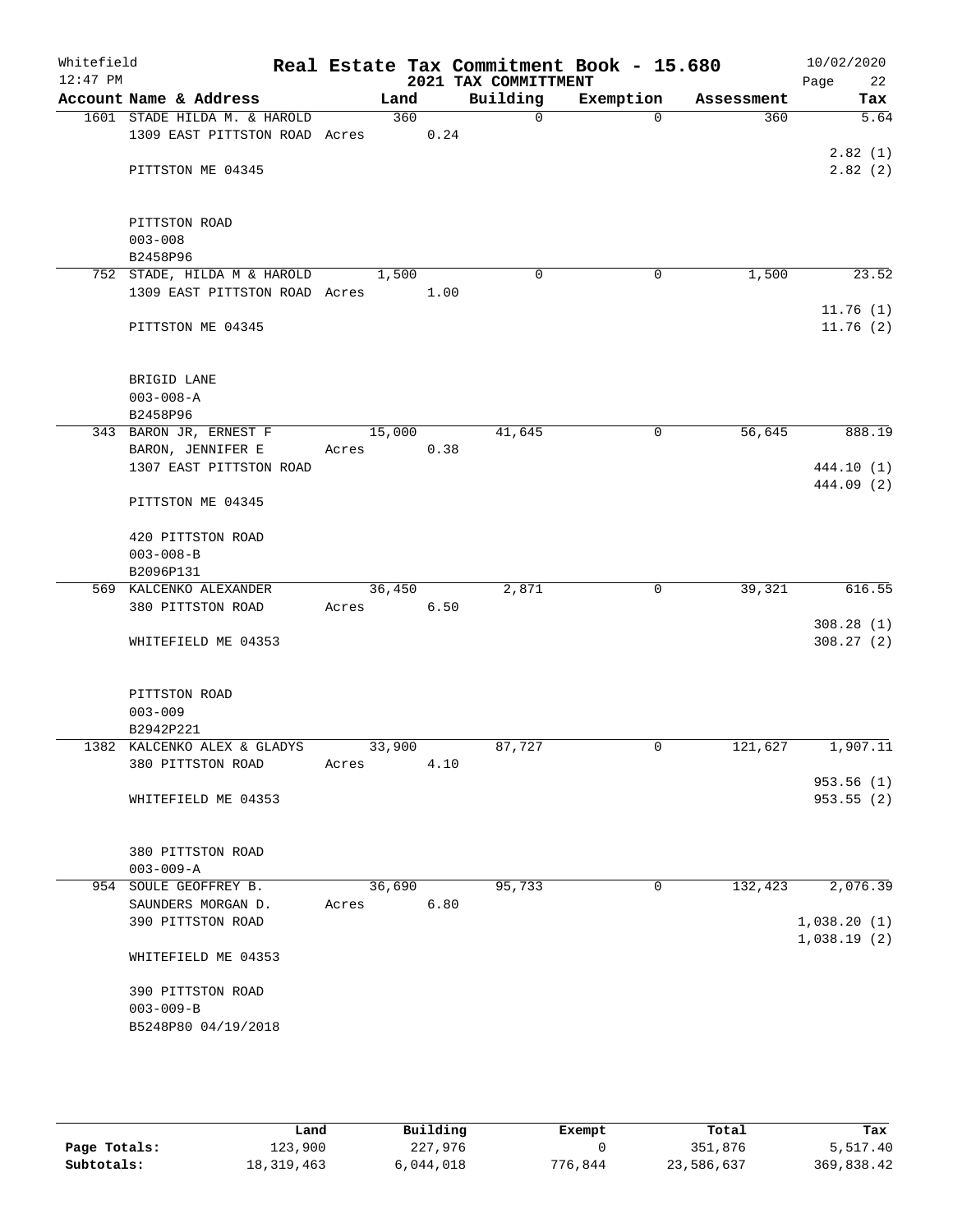Whitefield 12:47 PM

# Real Estate Tax Commitment Book - 15.680
## 2021 TAX COMMITTMENT

10/02/2020

| Account Name & Address | Land | Building | Exemption | Assessment | Tax |
|---|---|---|---|---|---|
| 1601 STADE HILDA M. & HAROLD<br>1309 EAST PITTSTON ROAD<br>PITTSTON ME 04345<br>PITTSTON ROAD<br>003-008<br>B2458P96 | 360<br>Acres 0.24 | 0 | 0 | 360 | 5.64<br>2.82 (1)<br>2.82 (2) |
| 752 STADE, HILDA M & HAROLD<br>1309 EAST PITTSTON ROAD<br>PITTSTON ME 04345<br>BRIGID LANE<br>003-008-A<br>B2458P96 | 1,500<br>Acres 1.00 | 0 | 0 | 1,500 | 23.52<br>11.76 (1)<br>11.76 (2) |
| 343 BARON JR, ERNEST F<br>BARON, JENNIFER E<br>1307 EAST PITTSTON ROAD<br>PITTSTON ME 04345<br>420 PITTSTON ROAD<br>003-008-B<br>B2096P131 | 15,000<br>Acres 0.38 | 41,645 | 0 | 56,645 | 888.19<br>444.10 (1)<br>444.09 (2) |
| 569 KALCENKO ALEXANDER<br>380 PITTSTON ROAD<br>WHITEFIELD ME 04353<br>PITTSTON ROAD<br>003-009<br>B2942P221 | 36,450<br>Acres 6.50 | 2,871 | 0 | 39,321 | 616.55<br>308.28 (1)<br>308.27 (2) |
| 1382 KALCENKO ALEX & GLADYS<br>380 PITTSTON ROAD<br>WHITEFIELD ME 04353<br>380 PITTSTON ROAD<br>003-009-A | 33,900<br>Acres 4.10 | 87,727 | 0 | 121,627 | 1,907.11<br>953.56 (1)<br>953.55 (2) |
| 954 SOULE GEOFFREY B.<br>SAUNDERS MORGAN D.<br>390 PITTSTON ROAD<br>WHITEFIELD ME 04353<br>390 PITTSTON ROAD<br>003-009-B<br>B5248P80 04/19/2018 | 36,690<br>Acres 6.80 | 95,733 | 0 | 132,423 | 2,076.39<br>1,038.20 (1)<br>1,038.19 (2) |

| | Land | Building | Exempt | Total | Tax |
|---|---|---|---|---|---|
| Page Totals: | 123,900 | 227,976 | 0 | 351,876 | 5,517.40 |
| Subtotals: | 18,319,463 | 6,044,018 | 776,844 | 23,586,637 | 369,838.42 |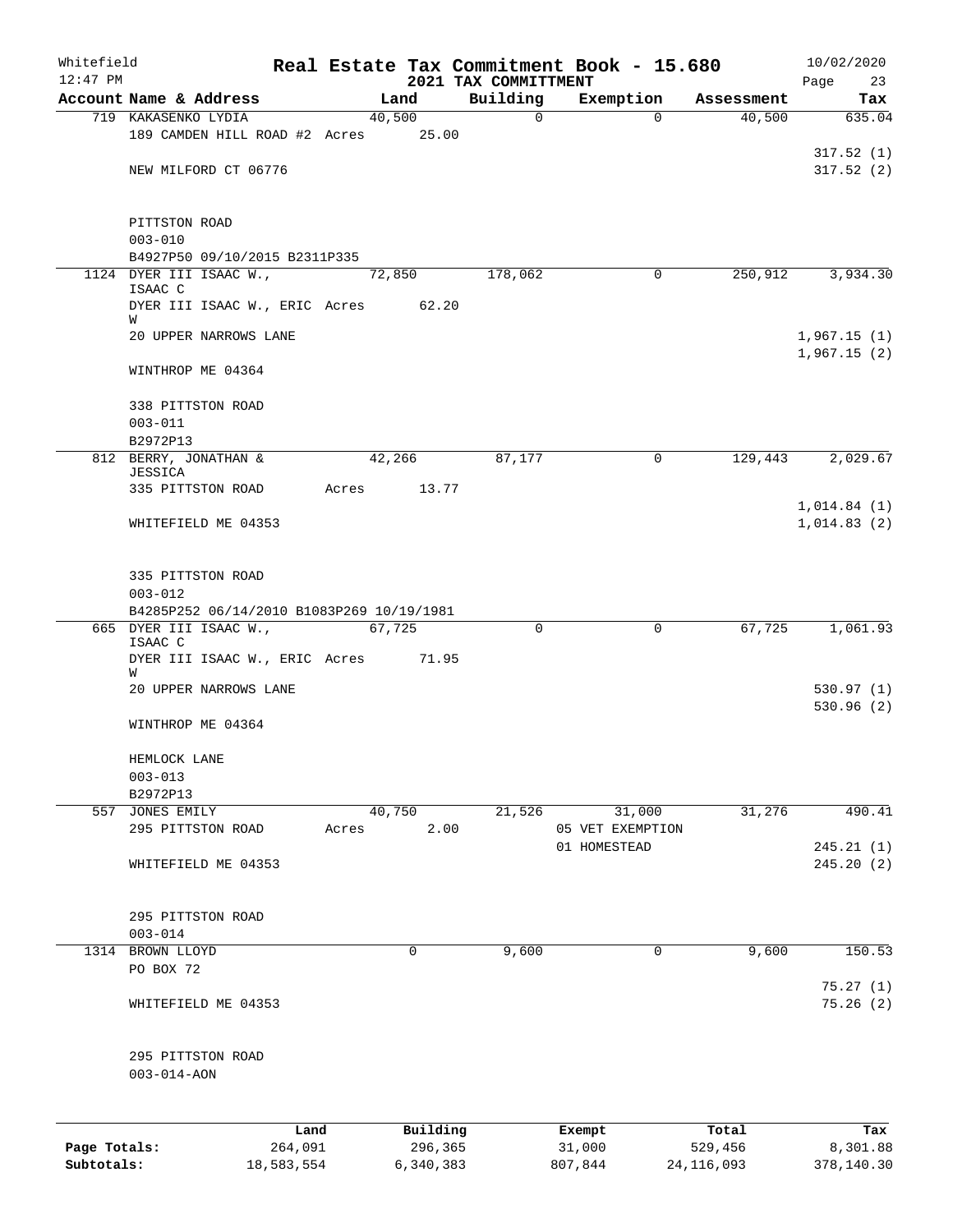Whitefield 12:47 PM

# Real Estate Tax Commitment Book - 15.680

## 2021 TAX COMMITTMENT

10/02/2020

| Account Name & Address | Land | Building | Exemption | Assessment | Tax |
|---|---|---|---|---|---|
| 719 KAKASENKO LYDIA | 40,500 | 0 | 0 | 40,500 | 635.04 |
| 189 CAMDEN HILL ROAD #2 | Acres 25.00 | | | | |
| | | | | | 317.52 (1) |
| NEW MILFORD CT 06776 | | | | | 317.52 (2) |
| PITTSTON ROAD | | | | | |
| 003-010 | | | | | |
| B4927P50 09/10/2015 B2311P335 | | | | | |
| 1124 DYER III ISAAC W., ISAAC C | 72,850 | 178,062 | 0 | 250,912 | 3,934.30 |
| DYER III ISAAC W., ERIC W | Acres 62.20 | | | | |
| 20 UPPER NARROWS LANE | | | | | 1,967.15 (1) |
| | | | | | 1,967.15 (2) |
| WINTHROP ME 04364 | | | | | |
| 338 PITTSTON ROAD | | | | | |
| 003-011 | | | | | |
| B2972P13 | | | | | |
| 812 BERRY, JONATHAN & JESSICA | 42,266 | 87,177 | 0 | 129,443 | 2,029.67 |
| 335 PITTSTON ROAD | Acres 13.77 | | | | |
| | | | | | 1,014.84 (1) |
| WHITEFIELD ME 04353 | | | | | 1,014.83 (2) |
| 335 PITTSTON ROAD | | | | | |
| 003-012 | | | | | |
| B4285P252 06/14/2010 B1083P269 10/19/1981 | | | | | |
| 665 DYER III ISAAC W., ISAAC C | 67,725 | 0 | 0 | 67,725 | 1,061.93 |
| DYER III ISAAC W., ERIC W | Acres 71.95 | | | | |
| 20 UPPER NARROWS LANE | | | | | 530.97 (1) |
| | | | | | 530.96 (2) |
| WINTHROP ME 04364 | | | | | |
| HEMLOCK LANE | | | | | |
| 003-013 | | | | | |
| B2972P13 | | | | | |
| 557 JONES EMILY | 40,750 | 21,526 | 31,000 | 31,276 | 490.41 |
| 295 PITTSTON ROAD | Acres 2.00 | | 05 VET EXEMPTION | | |
| | | | 01 HOMESTEAD | | 245.21 (1) |
| WHITEFIELD ME 04353 | | | | | 245.20 (2) |
| 295 PITTSTON ROAD | | | | | |
| 003-014 | | | | | |
| 1314 BROWN LLOYD | 0 | 9,600 | 0 | 9,600 | 150.53 |
| PO BOX 72 | | | | | |
| | | | | | 75.27 (1) |
| WHITEFIELD ME 04353 | | | | | 75.26 (2) |
| 295 PITTSTON ROAD | | | | | |
| 003-014-AON | | | | | |

| | Land | Building | Exempt | Total | Tax |
|---|---|---|---|---|---|
| Page Totals: | 264,091 | 296,365 | 31,000 | 529,456 | 8,301.88 |
| Subtotals: | 18,583,554 | 6,340,383 | 807,844 | 24,116,093 | 378,140.30 |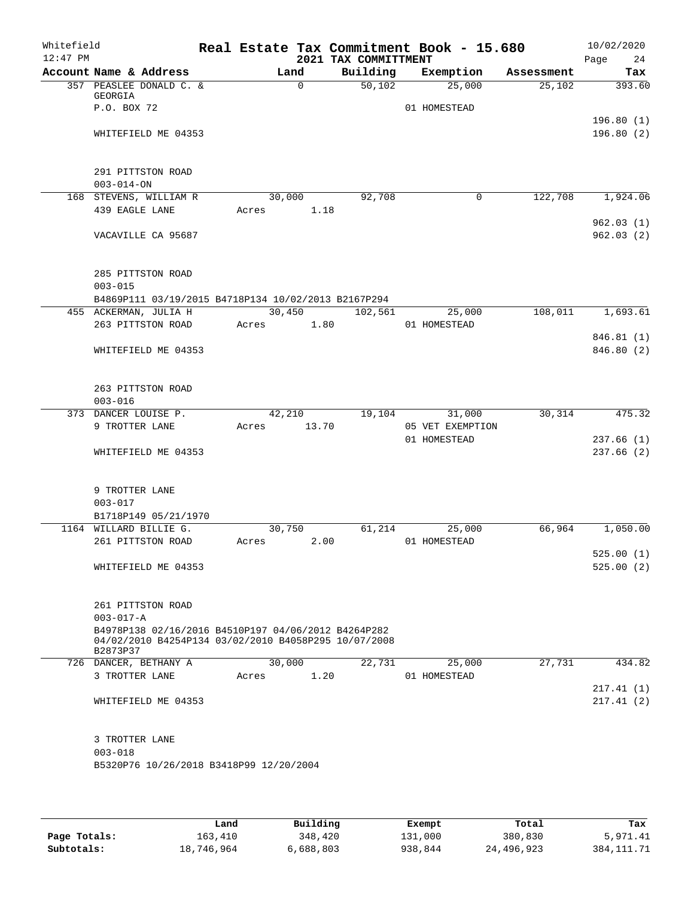Whitefield — Real Estate Tax Commitment Book - 15.680 — 10/02/2020
12:47 PM — 2021 TAX COMMITTMENT

| Account Name & Address | Land | Building | Exemption | Assessment | Tax |
|---|---|---|---|---|---|
| 357 PEASLEE DONALD C. & GEORGIA | 0 | 50,102 | 25,000 | 25,102 | 393.60 |
| P.O. BOX 72 | | | 01 HOMESTEAD | | |
| | | | | | 196.80 (1) |
| WHITEFIELD ME 04353 | | | | | 196.80 (2) |
| 291 PITTSTON ROAD | | | | | |
| 003-014-ON | | | | | |
| 168 STEVENS, WILLIAM R | 30,000 | 92,708 | 0 | 122,708 | 1,924.06 |
| 439 EAGLE LANE | Acres 1.18 | | | | |
| | | | | | 962.03 (1) |
| VACAVILLE CA 95687 | | | | | 962.03 (2) |
| 285 PITTSTON ROAD | | | | | |
| 003-015 | | | | | |
| B4869P111 03/19/2015 B4718P134 10/02/2013 B2167P294 | | | | | |
| 455 ACKERMAN, JULIA H | 30,450 | 102,561 | 25,000 | 108,011 | 1,693.61 |
| 263 PITTSTON ROAD | Acres 1.80 | | 01 HOMESTEAD | | |
| | | | | | 846.81 (1) |
| WHITEFIELD ME 04353 | | | | | 846.80 (2) |
| 263 PITTSTON ROAD | | | | | |
| 003-016 | | | | | |
| 373 DANCER LOUISE P. | 42,210 | 19,104 | 31,000 | 30,314 | 475.32 |
| 9 TROTTER LANE | Acres 13.70 | | 05 VET EXEMPTION | | |
| | | | 01 HOMESTEAD | | 237.66 (1) |
| WHITEFIELD ME 04353 | | | | | 237.66 (2) |
| 9 TROTTER LANE | | | | | |
| 003-017 | | | | | |
| B1718P149 05/21/1970 | | | | | |
| 1164 WILLARD BILLIE G. | 30,750 | 61,214 | 25,000 | 66,964 | 1,050.00 |
| 261 PITTSTON ROAD | Acres 2.00 | | 01 HOMESTEAD | | |
| | | | | | 525.00 (1) |
| WHITEFIELD ME 04353 | | | | | 525.00 (2) |
| 261 PITTSTON ROAD | | | | | |
| 003-017-A | | | | | |
| B4978P138 02/16/2016 B4510P197 04/06/2012 B4264P282 04/02/2010 B4254P134 03/02/2010 B4058P295 10/07/2008 B2873P37 | | | | | |
| 726 DANCER, BETHANY A | 30,000 | 22,731 | 25,000 | 27,731 | 434.82 |
| 3 TROTTER LANE | Acres 1.20 | | 01 HOMESTEAD | | |
| | | | | | 217.41 (1) |
| WHITEFIELD ME 04353 | | | | | 217.41 (2) |
| 3 TROTTER LANE | | | | | |
| 003-018 | | | | | |
| B5320P76 10/26/2018 B3418P99 12/20/2004 | | | | | |

| | Land | Building | Exempt | Total | Tax |
|---|---|---|---|---|---|
| Page Totals: | 163,410 | 348,420 | 131,000 | 380,830 | 5,971.41 |
| Subtotals: | 18,746,964 | 6,688,803 | 938,844 | 24,496,923 | 384,111.71 |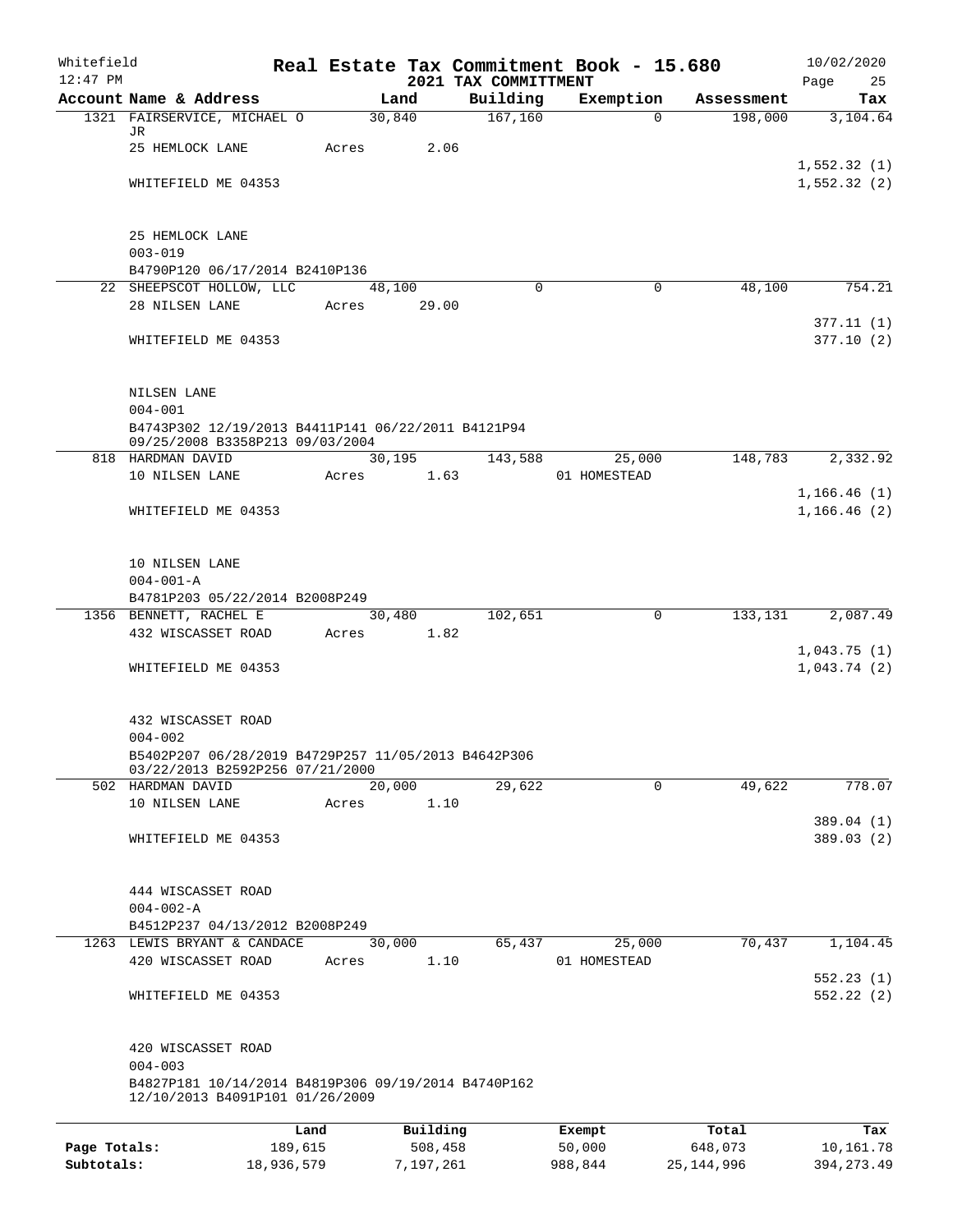Whitefield 12:47 PM

**Real Estate Tax Commitment Book - 15.680**

**2021 TAX COMMITTMENT**

10/02/2020

| Account Name & Address | Land | Building | Exemption | Assessment | Tax |
|---|---|---|---|---|---|
| 1321 FAIRSERVICE, MICHAEL O JR | 30,840 | 167,160 | 0 | 198,000 | 3,104.64 |
| 25 HEMLOCK LANE | Acres 2.06 | | | | |
| | | | | | 1,552.32 (1) |
| WHITEFIELD ME 04353 | | | | | 1,552.32 (2) |
| 25 HEMLOCK LANE | | | | | |
| 003-019 | | | | | |
| B4790P120 06/17/2014 B2410P136 | | | | | |
| 22 SHEEPSCOT HOLLOW, LLC | 48,100 | 0 | 0 | 48,100 | 754.21 |
| 28 NILSEN LANE | Acres 29.00 | | | | |
| | | | | | 377.11 (1) |
| WHITEFIELD ME 04353 | | | | | 377.10 (2) |
| NILSEN LANE | | | | | |
| 004-001 | | | | | |
| B4743P302 12/19/2013 B4411P141 06/22/2011 B4121P94 09/25/2008 B3358P213 09/03/2004 | | | | | |
| 818 HARDMAN DAVID | 30,195 | 143,588 | 25,000 | 148,783 | 2,332.92 |
| 10 NILSEN LANE | Acres 1.63 | | 01 HOMESTEAD | | |
| | | | | | 1,166.46 (1) |
| WHITEFIELD ME 04353 | | | | | 1,166.46 (2) |
| 10 NILSEN LANE | | | | | |
| 004-001-A | | | | | |
| B4781P203 05/22/2014 B2008P249 | | | | | |
| 1356 BENNETT, RACHEL E | 30,480 | 102,651 | 0 | 133,131 | 2,087.49 |
| 432 WISCASSET ROAD | Acres 1.82 | | | | |
| | | | | | 1,043.75 (1) |
| WHITEFIELD ME 04353 | | | | | 1,043.74 (2) |
| 432 WISCASSET ROAD | | | | | |
| 004-002 | | | | | |
| B5402P207 06/28/2019 B4729P257 11/05/2013 B4642P306 03/22/2013 B2592P256 07/21/2000 | | | | | |
| 502 HARDMAN DAVID | 20,000 | 29,622 | 0 | 49,622 | 778.07 |
| 10 NILSEN LANE | Acres 1.10 | | | | |
| | | | | | 389.04 (1) |
| WHITEFIELD ME 04353 | | | | | 389.03 (2) |
| 444 WISCASSET ROAD | | | | | |
| 004-002-A | | | | | |
| B4512P237 04/13/2012 B2008P249 | | | | | |
| 1263 LEWIS BRYANT & CANDACE | 30,000 | 65,437 | 25,000 | 70,437 | 1,104.45 |
| 420 WISCASSET ROAD | Acres 1.10 | | 01 HOMESTEAD | | |
| | | | | | 552.23 (1) |
| WHITEFIELD ME 04353 | | | | | 552.22 (2) |
| 420 WISCASSET ROAD | | | | | |
| 004-003 | | | | | |
| B4827P181 10/14/2014 B4819P306 09/19/2014 B4740P162 12/10/2013 B4091P101 01/26/2009 | | | | | |

| | Land | Building | Exempt | Total | Tax |
|---|---|---|---|---|---|
| Page Totals: | 189,615 | 508,458 | 50,000 | 648,073 | 10,161.78 |
| Subtotals: | 18,936,579 | 7,197,261 | 988,844 | 25,144,996 | 394,273.49 |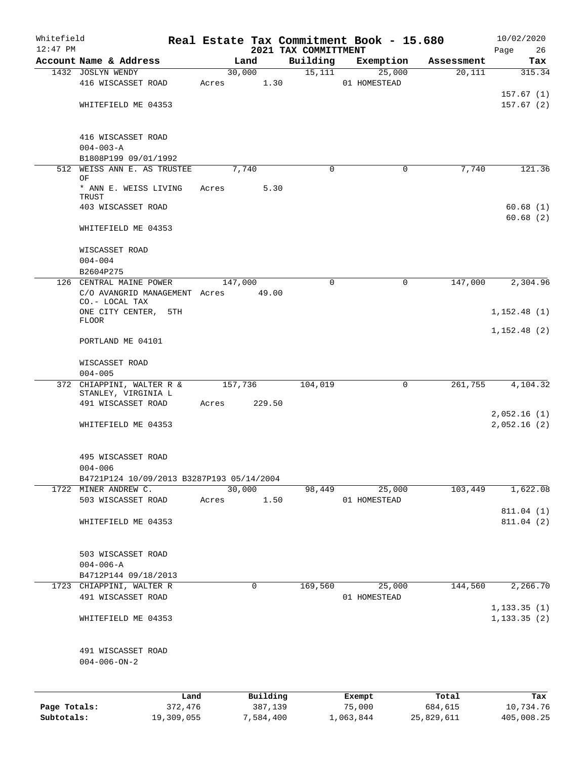Whitefield 12:47 PM

# Real Estate Tax Commitment Book - 15.680

## 2021 TAX COMMITTMENT

10/02/2020 Page 26

| Account Name & Address | Land | Building | Exemption | Assessment | Tax |
|---|---|---|---|---|---|
| 1432 JOSLYN WENDY<br>416 WISCASSET ROAD<br><br>WHITEFIELD ME 04353<br><br>416 WISCASSET ROAD<br>004-003-A<br>B1808P199 09/01/1992 | 30,000<br>Acres 1.30 | 15,111 | 25,000<br>01 HOMESTEAD | 20,111 | 315.34<br><br>157.67 (1)<br>157.67 (2) |
| 512 WEISS ANN E. AS TRUSTEE OF<br>* ANN E. WEISS LIVING TRUST<br>403 WISCASSET ROAD<br><br>WHITEFIELD ME 04353<br><br>WISCASSET ROAD<br>004-004<br>B2604P275 | 7,740<br>Acres 5.30 | 0 | 0 | 7,740 | 121.36<br><br>60.68 (1)<br>60.68 (2) |
| 126 CENTRAL MAINE POWER<br>C/O AVANGRID MANAGEMENT CO.- LOCAL TAX<br>ONE CITY CENTER, 5TH FLOOR<br><br>PORTLAND ME 04101<br><br>WISCASSET ROAD<br>004-005 | 147,000<br>Acres 49.00 | 0 | 0 | 147,000 | 2,304.96<br><br>1,152.48 (1)<br>1,152.48 (2) |
| 372 CHIAPPINI, WALTER R & STANLEY, VIRGINIA L<br>491 WISCASSET ROAD<br><br>WHITEFIELD ME 04353<br><br>495 WISCASSET ROAD<br>004-006<br>B4721P124 10/09/2013 B3287P193 05/14/2004 | 157,736<br>Acres 229.50 | 104,019 | 0 | 261,755 | 4,104.32<br><br>2,052.16 (1)<br>2,052.16 (2) |
| 1722 MINER ANDREW C.<br>503 WISCASSET ROAD<br><br>WHITEFIELD ME 04353<br><br>503 WISCASSET ROAD<br>004-006-A<br>B4712P144 09/18/2013 | 30,000<br>Acres 1.50 | 98,449 | 25,000<br>01 HOMESTEAD | 103,449 | 1,622.08<br><br>811.04 (1)<br>811.04 (2) |
| 1723 CHIAPPINI, WALTER R<br>491 WISCASSET ROAD<br><br>WHITEFIELD ME 04353<br><br>491 WISCASSET ROAD<br>004-006-ON-2 | 0 | 169,560 | 25,000<br>01 HOMESTEAD | 144,560 | 2,266.70<br><br>1,133.35 (1)<br>1,133.35 (2) |

| | Land | Building | Exempt | Total | Tax |
|---|---|---|---|---|---|
| Page Totals: | 372,476 | 387,139 | 75,000 | 684,615 | 10,734.76 |
| Subtotals: | 19,309,055 | 7,584,400 | 1,063,844 | 25,829,611 | 405,008.25 |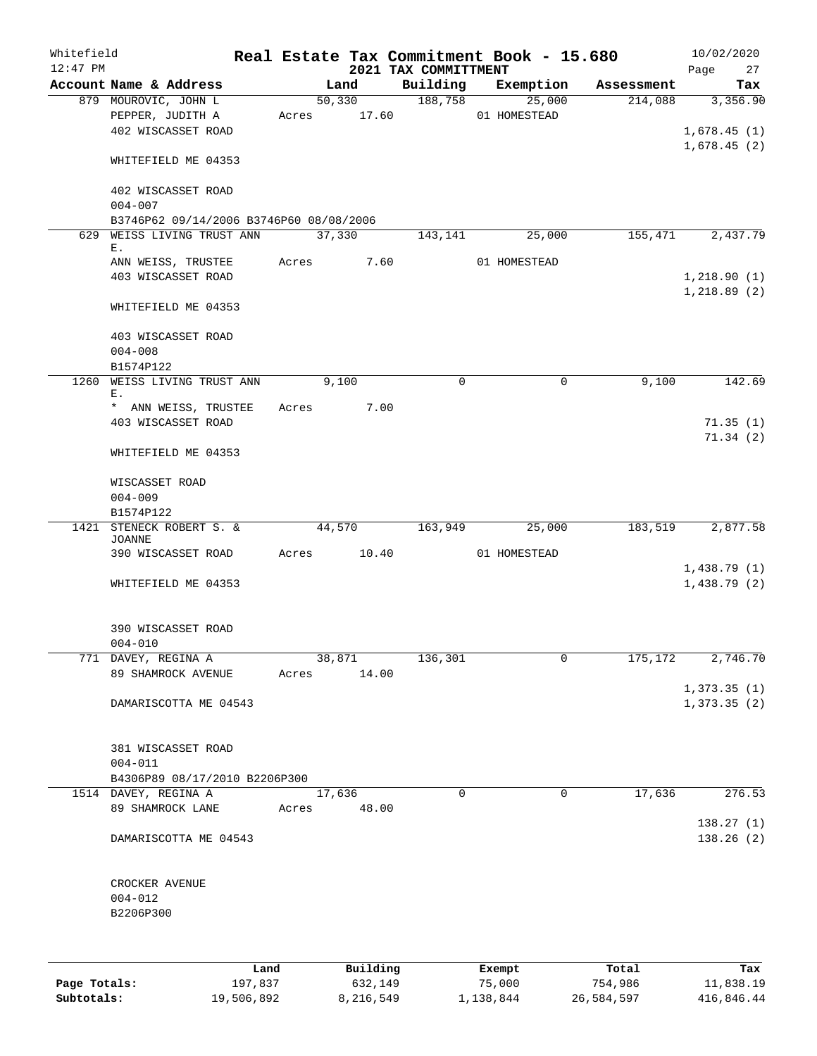Whitefield
12:47 PM

# Real Estate Tax Commitment Book - 15.680

## 2021 TAX COMMITTMENT

10/02/2020

| Account Name & Address | Land | Building | Exemption | Assessment | Tax |
|---|---|---|---|---|---|
| 879 MOUROVIC, JOHN L | 50,330 | 188,758 | 25,000 | 214,088 | 3,356.90 |
| PEPPER, JUDITH A | Acres 17.60 | | 01 HOMESTEAD | | |
| 402 WISCASSET ROAD | | | | | 1,678.45 (1) |
| | | | | | 1,678.45 (2) |
| WHITEFIELD ME 04353 | | | | | |
| 402 WISCASSET ROAD | | | | | |
| 004-007 | | | | | |
| B3746P62 09/14/2006 B3746P60 08/08/2006 | | | | | |
| 629 WEISS LIVING TRUST ANN E. | 37,330 | 143,141 | 25,000 | 155,471 | 2,437.79 |
| ANN WEISS, TRUSTEE | Acres 7.60 | | 01 HOMESTEAD | | |
| 403 WISCASSET ROAD | | | | | 1,218.90 (1) |
| | | | | | 1,218.89 (2) |
| WHITEFIELD ME 04353 | | | | | |
| 403 WISCASSET ROAD | | | | | |
| 004-008 | | | | | |
| B1574P122 | | | | | |
| 1260 WEISS LIVING TRUST ANN E. | 9,100 | 0 | 0 | 9,100 | 142.69 |
| * ANN WEISS, TRUSTEE | Acres 7.00 | | | | |
| 403 WISCASSET ROAD | | | | | 71.35 (1) |
| | | | | | 71.34 (2) |
| WHITEFIELD ME 04353 | | | | | |
| WISCASSET ROAD | | | | | |
| 004-009 | | | | | |
| B1574P122 | | | | | |
| 1421 STENECK ROBERT S. & JOANNE | 44,570 | 163,949 | 25,000 | 183,519 | 2,877.58 |
| 390 WISCASSET ROAD | Acres 10.40 | | 01 HOMESTEAD | | |
| | | | | | 1,438.79 (1) |
| WHITEFIELD ME 04353 | | | | | 1,438.79 (2) |
| 390 WISCASSET ROAD | | | | | |
| 004-010 | | | | | |
| 771 DAVEY, REGINA A | 38,871 | 136,301 | 0 | 175,172 | 2,746.70 |
| 89 SHAMROCK AVENUE | Acres 14.00 | | | | |
| | | | | | 1,373.35 (1) |
| DAMARISCOTTA ME 04543 | | | | | 1,373.35 (2) |
| 381 WISCASSET ROAD | | | | | |
| 004-011 | | | | | |
| B4306P89 08/17/2010 B2206P300 | | | | | |
| 1514 DAVEY, REGINA A | 17,636 | 0 | 0 | 17,636 | 276.53 |
| 89 SHAMROCK LANE | Acres 48.00 | | | | |
| | | | | | 138.27 (1) |
| DAMARISCOTTA ME 04543 | | | | | 138.26 (2) |
| CROCKER AVENUE | | | | | |
| 004-012 | | | | | |
| B2206P300 | | | | | |

| | Land | Building | Exempt | Total | Tax |
|---|---|---|---|---|---|
| Page Totals: | 197,837 | 632,149 | 75,000 | 754,986 | 11,838.19 |
| Subtotals: | 19,506,892 | 8,216,549 | 1,138,844 | 26,584,597 | 416,846.44 |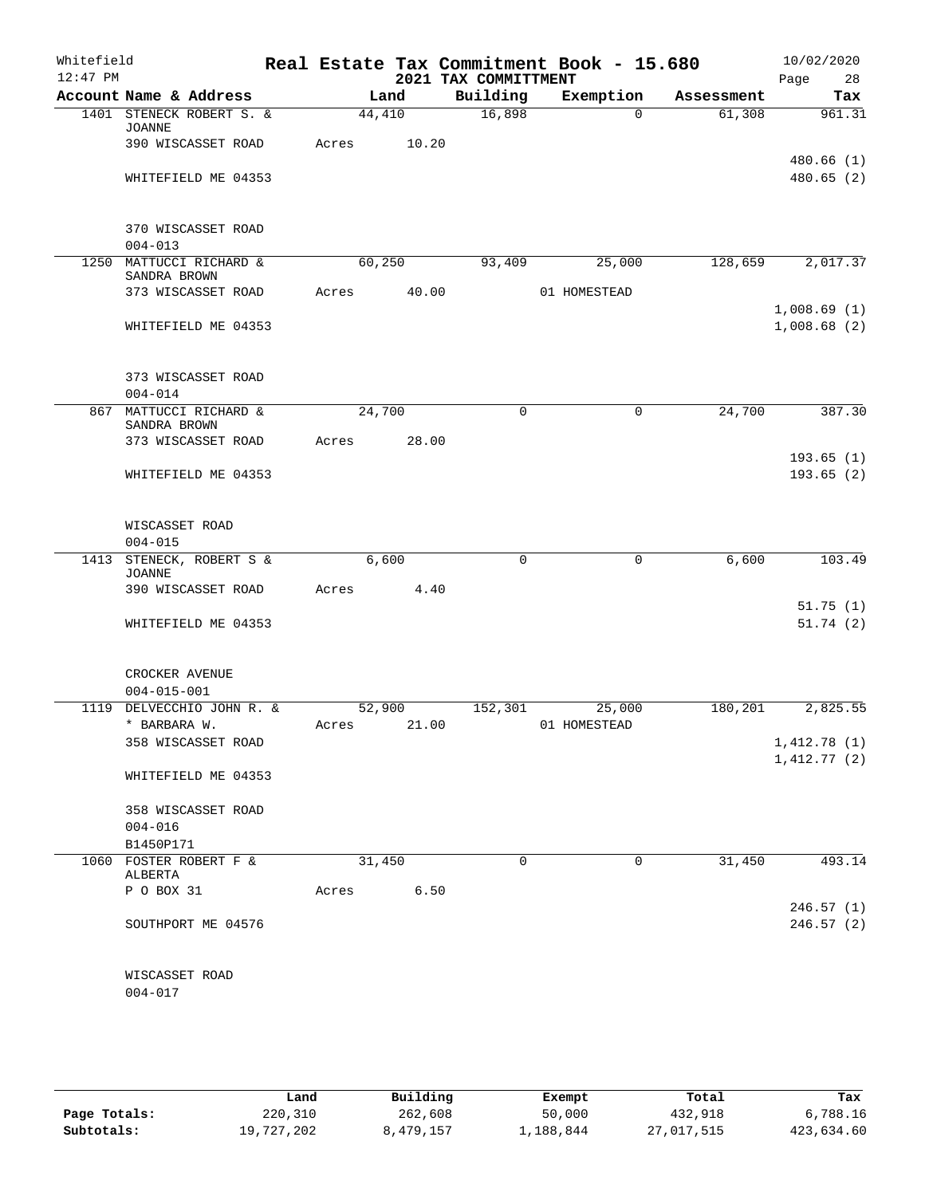Whitefield 12:47 PM

# Real Estate Tax Commitment Book - 15.680

## 2021 TAX COMMITTMENT

10/02/2020

| Account Name & Address | Land | Building | Exemption | Assessment | Tax |
|---|---|---|---|---|---|
| 1401 STENECK ROBERT S. & JOANNE | 44,410 | 16,898 | 0 | 61,308 | 961.31 |
| 390 WISCASSET ROAD | Acres 10.20 | | | | |
| | | | | | 480.66 (1) |
| WHITEFIELD ME 04353 | | | | | 480.65 (2) |
| 370 WISCASSET ROAD | | | | | |
| 004-013 | | | | | |
| 1250 MATTUCCI RICHARD & SANDRA BROWN | 60,250 | 93,409 | 25,000 | 128,659 | 2,017.37 |
| 373 WISCASSET ROAD | Acres 40.00 | | 01 HOMESTEAD | | |
| | | | | | 1,008.69 (1) |
| WHITEFIELD ME 04353 | | | | | 1,008.68 (2) |
| 373 WISCASSET ROAD | | | | | |
| 004-014 | | | | | |
| 867 MATTUCCI RICHARD & SANDRA BROWN | 24,700 | 0 | 0 | 24,700 | 387.30 |
| 373 WISCASSET ROAD | Acres 28.00 | | | | |
| | | | | | 193.65 (1) |
| WHITEFIELD ME 04353 | | | | | 193.65 (2) |
| WISCASSET ROAD | | | | | |
| 004-015 | | | | | |
| 1413 STENECK, ROBERT S & JOANNE | 6,600 | 0 | 0 | 6,600 | 103.49 |
| 390 WISCASSET ROAD | Acres 4.40 | | | | |
| | | | | | 51.75 (1) |
| WHITEFIELD ME 04353 | | | | | 51.74 (2) |
| CROCKER AVENUE | | | | | |
| 004-015-001 | | | | | |
| 1119 DELVECCHIO JOHN R. & | 52,900 | 152,301 | 25,000 | 180,201 | 2,825.55 |
| * BARBARA W. | Acres 21.00 | | 01 HOMESTEAD | | |
| 358 WISCASSET ROAD | | | | | 1,412.78 (1) |
| | | | | | 1,412.77 (2) |
| WHITEFIELD ME 04353 | | | | | |
| 358 WISCASSET ROAD | | | | | |
| 004-016 | | | | | |
| B1450P171 | | | | | |
| 1060 FOSTER ROBERT F & ALBERTA | 31,450 | 0 | 0 | 31,450 | 493.14 |
| P O BOX 31 | Acres 6.50 | | | | |
| | | | | | 246.57 (1) |
| SOUTHPORT ME 04576 | | | | | 246.57 (2) |
| WISCASSET ROAD | | | | | |
| 004-017 | | | | | |

| | Land | Building | Exempt | Total | Tax |
|---|---|---|---|---|---|
| Page Totals: | 220,310 | 262,608 | 50,000 | 432,918 | 6,788.16 |
| Subtotals: | 19,727,202 | 8,479,157 | 1,188,844 | 27,017,515 | 423,634.60 |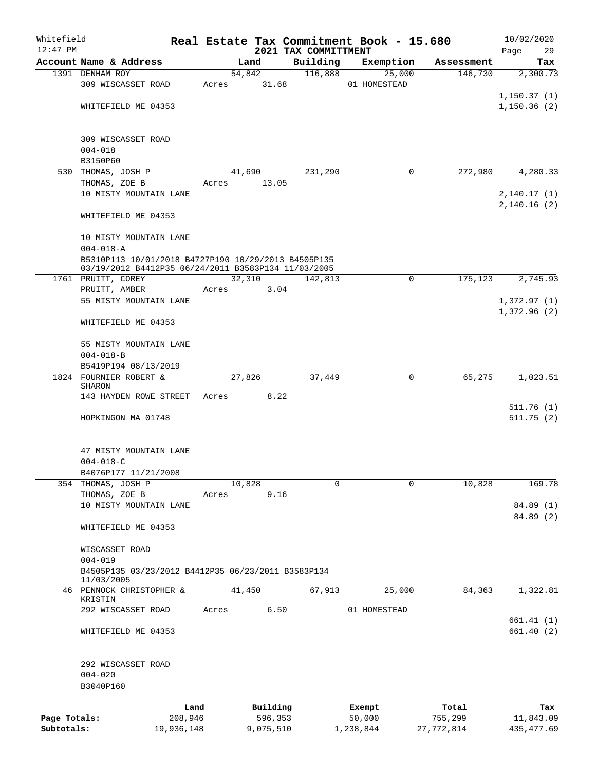Whitefield
12:47 PM

# Real Estate Tax Commitment Book - 15.680
## 2021 TAX COMMITTMENT

10/02/2020

| Account Name & Address | Land | Building | Exemption | Assessment | Tax |
|---|---|---|---|---|---|
| 1391 DENHAM ROY<br>309 WISCASSET ROAD<br>WHITEFIELD ME 04353<br><br>309 WISCASSET ROAD<br>004-018<br>B3150P60 | 54,842<br>Acres 31.68 | 116,888 | 25,000<br>01 HOMESTEAD | 146,730 | 2,300.73<br>1,150.37 (1)<br>1,150.36 (2) |
| 530 THOMAS, JOSH P<br>THOMAS, ZOE B<br>10 MISTY MOUNTAIN LANE<br>WHITEFIELD ME 04353<br><br>10 MISTY MOUNTAIN LANE<br>004-018-A<br>B5310P113 10/01/2018 B4727P190 10/29/2013 B4505P135 03/19/2012 B4412P35 06/24/2011 B3583P134 11/03/2005 | 41,690<br>Acres 13.05 | 231,290 | 0 | 272,980 | 4,280.33<br>2,140.17 (1)<br>2,140.16 (2) |
| 1761 PRUITT, COREY<br>PRUITT, AMBER<br>55 MISTY MOUNTAIN LANE<br>WHITEFIELD ME 04353<br><br>55 MISTY MOUNTAIN LANE<br>004-018-B<br>B5419P194 08/13/2019 | 32,310<br>Acres 3.04 | 142,813 | 0 | 175,123 | 2,745.93<br>1,372.97 (1)<br>1,372.96 (2) |
| 1824 FOURNIER ROBERT & SHARON<br>143 HAYDEN ROWE STREET<br>HOPKINGON MA 01748<br><br>47 MISTY MOUNTAIN LANE<br>004-018-C<br>B4076P177 11/21/2008 | 27,826<br>Acres 8.22 | 37,449 | 0 | 65,275 | 1,023.51<br>511.76 (1)<br>511.75 (2) |
| 354 THOMAS, JOSH P<br>THOMAS, ZOE B<br>10 MISTY MOUNTAIN LANE<br>WHITEFIELD ME 04353<br><br>WISCASSET ROAD<br>004-019<br>B4505P135 03/23/2012 B4412P35 06/23/2011 B3583P134 11/03/2005 | 10,828<br>Acres 9.16 | 0 | 0 | 10,828 | 169.78<br>84.89 (1)<br>84.89 (2) |
| 46 PENNOCK CHRISTOPHER & KRISTIN<br>292 WISCASSET ROAD<br>WHITEFIELD ME 04353<br><br>292 WISCASSET ROAD<br>004-020<br>B3040P160 | 41,450<br>Acres 6.50 | 67,913 | 25,000<br>01 HOMESTEAD | 84,363 | 1,322.81<br>661.41 (1)<br>661.40 (2) |

| | Land | Building | Exempt | Total | Tax |
|---|---|---|---|---|---|
| Page Totals: | 208,946 | 596,353 | 50,000 | 755,299 | 11,843.09 |
| Subtotals: | 19,936,148 | 9,075,510 | 1,238,844 | 27,772,814 | 435,477.69 |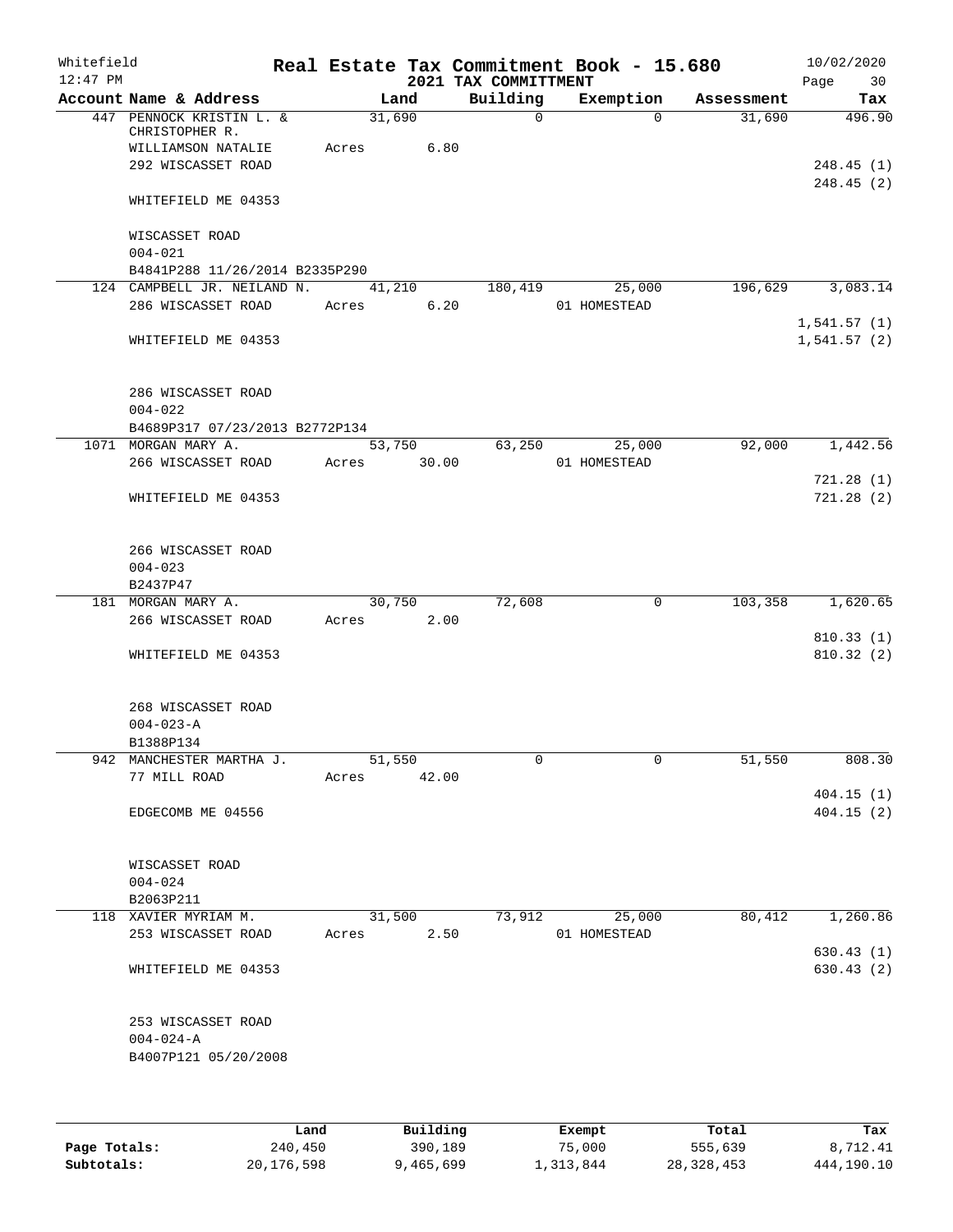Whitefield 12:47 PM

# Real Estate Tax Commitment Book - 15.680
## 2021 TAX COMMITTMENT

10/02/2020

| Account Name & Address | Land | Building | Exemption | Assessment | Tax |
|---|---|---|---|---|---|
| 447 PENNOCK KRISTIN L. & CHRISTOPHER R. | 31,690 | 0 | 0 | 31,690 | 496.90 |
| WILLIAMSON NATALIE | Acres 6.80 | | | | |
| 292 WISCASSET ROAD | | | | | 248.45 (1) |
| | | | | | 248.45 (2) |
| WHITEFIELD ME 04353 | | | | | |
| WISCASSET ROAD | | | | | |
| 004-021 | | | | | |
| B4841P288 11/26/2014 B2335P290 | | | | | |
| 124 CAMPBELL JR. NEILAND N. | 41,210 | 180,419 | 25,000 | 196,629 | 3,083.14 |
| 286 WISCASSET ROAD | Acres 6.20 | | 01 HOMESTEAD | | |
| | | | | | 1,541.57 (1) |
| WHITEFIELD ME 04353 | | | | | 1,541.57 (2) |
| 286 WISCASSET ROAD | | | | | |
| 004-022 | | | | | |
| B4689P317 07/23/2013 B2772P134 | | | | | |
| 1071 MORGAN MARY A. | 53,750 | 63,250 | 25,000 | 92,000 | 1,442.56 |
| 266 WISCASSET ROAD | Acres 30.00 | | 01 HOMESTEAD | | |
| | | | | | 721.28 (1) |
| WHITEFIELD ME 04353 | | | | | 721.28 (2) |
| 266 WISCASSET ROAD | | | | | |
| 004-023 | | | | | |
| B2437P47 | | | | | |
| 181 MORGAN MARY A. | 30,750 | 72,608 | 0 | 103,358 | 1,620.65 |
| 266 WISCASSET ROAD | Acres 2.00 | | | | |
| | | | | | 810.33 (1) |
| WHITEFIELD ME 04353 | | | | | 810.32 (2) |
| 268 WISCASSET ROAD | | | | | |
| 004-023-A | | | | | |
| B1388P134 | | | | | |
| 942 MANCHESTER MARTHA J. | 51,550 | 0 | 0 | 51,550 | 808.30 |
| 77 MILL ROAD | Acres 42.00 | | | | |
| | | | | | 404.15 (1) |
| EDGECOMB ME 04556 | | | | | 404.15 (2) |
| WISCASSET ROAD | | | | | |
| 004-024 | | | | | |
| B2063P211 | | | | | |
| 118 XAVIER MYRIAM M. | 31,500 | 73,912 | 25,000 | 80,412 | 1,260.86 |
| 253 WISCASSET ROAD | Acres 2.50 | | 01 HOMESTEAD | | |
| | | | | | 630.43 (1) |
| WHITEFIELD ME 04353 | | | | | 630.43 (2) |
| 253 WISCASSET ROAD | | | | | |
| 004-024-A | | | | | |
| B4007P121 05/20/2008 | | | | | |

| | Land | Building | Exempt | Total | Tax |
|---|---|---|---|---|---|
| Page Totals: | 240,450 | 390,189 | 75,000 | 555,639 | 8,712.41 |
| Subtotals: | 20,176,598 | 9,465,699 | 1,313,844 | 28,328,453 | 444,190.10 |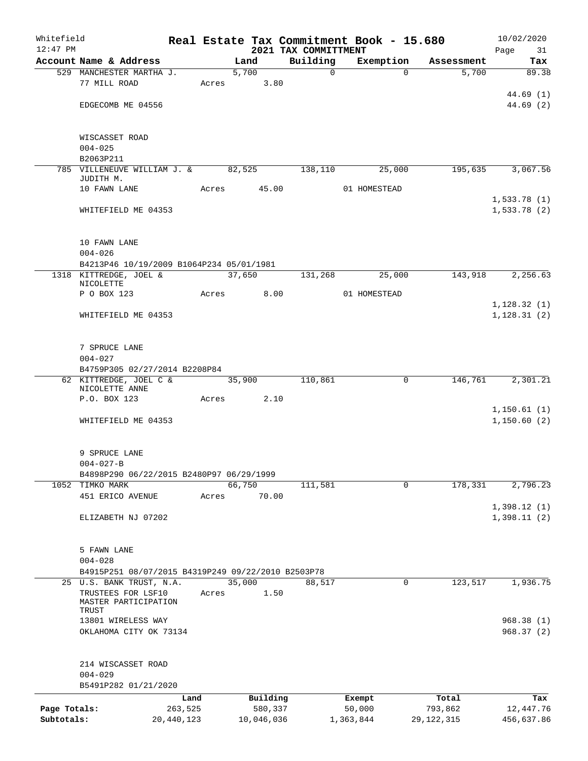Whitefield 12:47 PM

# Real Estate Tax Commitment Book - 15.680
## 2021 TAX COMMITTMENT

10/02/2020

| Account Name & Address | Land | Building | Exemption | Assessment | Tax |
|---|---|---|---|---|---|
| 529 MANCHESTER MARTHA J. | 5,700 | 0 | 0 | 5,700 | 89.38 |
| 77 MILL ROAD | Acres 3.80 | | | | |
| | | | | | 44.69 (1) |
| EDGECOMB ME 04556 | | | | | 44.69 (2) |
| WISCASSET ROAD | | | | | |
| 004-025 | | | | | |
| B2063P211 | | | | | |
| 785 VILLENEUVE WILLIAM J. & JUDITH M. | 82,525 | 138,110 | 25,000 | 195,635 | 3,067.56 |
| 10 FAWN LANE | Acres 45.00 | | 01 HOMESTEAD | | |
| | | | | | 1,533.78 (1) |
| WHITEFIELD ME 04353 | | | | | 1,533.78 (2) |
| 10 FAWN LANE | | | | | |
| 004-026 | | | | | |
| B4213P46 10/19/2009 B1064P234 05/01/1981 | | | | | |
| 1318 KITTREDGE, JOEL & NICOLETTE | 37,650 | 131,268 | 25,000 | 143,918 | 2,256.63 |
| P O BOX 123 | Acres 8.00 | | 01 HOMESTEAD | | |
| | | | | | 1,128.32 (1) |
| WHITEFIELD ME 04353 | | | | | 1,128.31 (2) |
| 7 SPRUCE LANE | | | | | |
| 004-027 | | | | | |
| B4759P305 02/27/2014 B2208P84 | | | | | |
| 62 KITTREDGE, JOEL C & NICOLETTE ANNE | 35,900 | 110,861 | 0 | 146,761 | 2,301.21 |
| P.O. BOX 123 | Acres 2.10 | | | | |
| | | | | | 1,150.61 (1) |
| WHITEFIELD ME 04353 | | | | | 1,150.60 (2) |
| 9 SPRUCE LANE | | | | | |
| 004-027-B | | | | | |
| B4898P290 06/22/2015 B2480P97 06/29/1999 | | | | | |
| 1052 TIMKO MARK | 66,750 | 111,581 | 0 | 178,331 | 2,796.23 |
| 451 ERICO AVENUE | Acres 70.00 | | | | |
| | | | | | 1,398.12 (1) |
| ELIZABETH NJ 07202 | | | | | 1,398.11 (2) |
| 5 FAWN LANE | | | | | |
| 004-028 | | | | | |
| B4915P251 08/07/2015 B4319P249 09/22/2010 B2503P78 | | | | | |
| 25 U.S. BANK TRUST, N.A. | 35,000 | 88,517 | 0 | 123,517 | 1,936.75 |
| TRUSTEES FOR LSF10 MASTER PARTICIPATION TRUST | Acres 1.50 | | | | |
| 13801 WIRELESS WAY | | | | | 968.38 (1) |
| OKLAHOMA CITY OK 73134 | | | | | 968.37 (2) |
| 214 WISCASSET ROAD | | | | | |
| 004-029 | | | | | |
| B5491P282 01/21/2020 | | | | | |

| | Land | Building | Exempt | Total | Tax |
|---|---|---|---|---|---|
| Page Totals: | 263,525 | 580,337 | 50,000 | 793,862 | 12,447.76 |
| Subtotals: | 20,440,123 | 10,046,036 | 1,363,844 | 29,122,315 | 456,637.86 |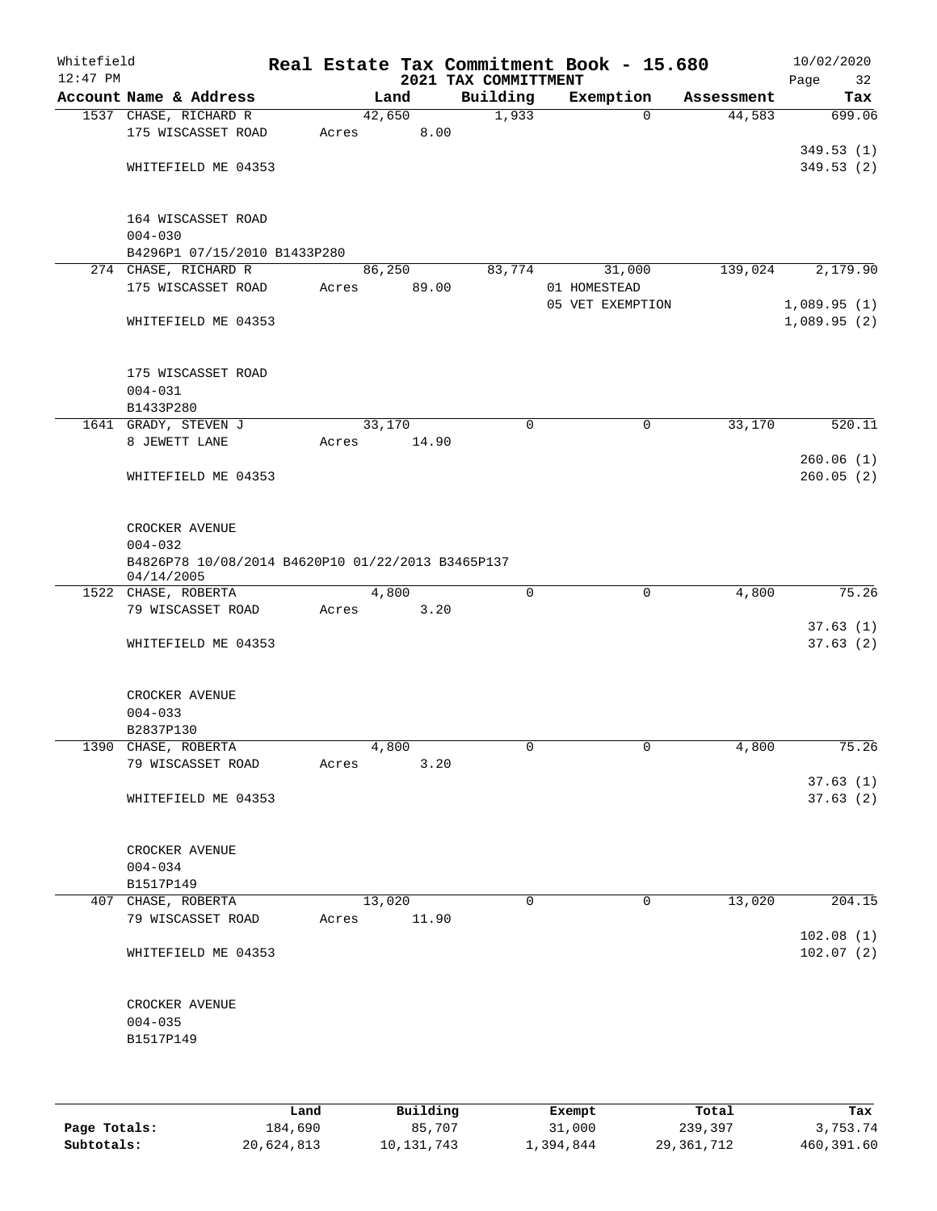Whitefield
12:47 PM

# Real Estate Tax Commitment Book - 15.680
## 2021 TAX COMMITTMENT

10/02/2020

| Account Name & Address | Land | Building | Exemption | Assessment | Tax |
|---|---|---|---|---|---|
| 1537 CHASE, RICHARD R<br>175 WISCASSET ROAD<br>WHITEFIELD ME 04353<br><br>164 WISCASSET ROAD<br>004-030<br>B4296P1 07/15/2010 B1433P280 | 42,650<br>Acres 8.00 | 1,933 | 0 | 44,583 | 699.06<br>349.53 (1)<br>349.53 (2) |
| 274 CHASE, RICHARD R<br>175 WISCASSET ROAD<br>WHITEFIELD ME 04353<br><br>175 WISCASSET ROAD<br>004-031<br>B1433P280 | 86,250<br>Acres 89.00 | 83,774 | 31,000<br>01 HOMESTEAD<br>05 VET EXEMPTION | 139,024 | 2,179.90<br>1,089.95 (1)<br>1,089.95 (2) |
| 1641 GRADY, STEVEN J<br>8 JEWETT LANE<br>WHITEFIELD ME 04353<br><br>CROCKER AVENUE<br>004-032<br>B4826P78 10/08/2014 B4620P10 01/22/2013 B3465P137 04/14/2005 | 33,170<br>Acres 14.90 | 0 | 0 | 33,170 | 520.11<br>260.06 (1)<br>260.05 (2) |
| 1522 CHASE, ROBERTA<br>79 WISCASSET ROAD<br>WHITEFIELD ME 04353<br><br>CROCKER AVENUE<br>004-033<br>B2837P130 | 4,800<br>Acres 3.20 | 0 | 0 | 4,800 | 75.26<br>37.63 (1)<br>37.63 (2) |
| 1390 CHASE, ROBERTA<br>79 WISCASSET ROAD<br>WHITEFIELD ME 04353<br><br>CROCKER AVENUE<br>004-034<br>B1517P149 | 4,800<br>Acres 3.20 | 0 | 0 | 4,800 | 75.26<br>37.63 (1)<br>37.63 (2) |
| 407 CHASE, ROBERTA<br>79 WISCASSET ROAD<br>WHITEFIELD ME 04353<br><br>CROCKER AVENUE<br>004-035<br>B1517P149 | 13,020<br>Acres 11.90 | 0 | 0 | 13,020 | 204.15<br>102.08 (1)<br>102.07 (2) |

| | Land | Building | Exempt | Total | Tax |
|---|---|---|---|---|---|
| Page Totals: | 184,690 | 85,707 | 31,000 | 239,397 | 3,753.74 |
| Subtotals: | 20,624,813 | 10,131,743 | 1,394,844 | 29,361,712 | 460,391.60 |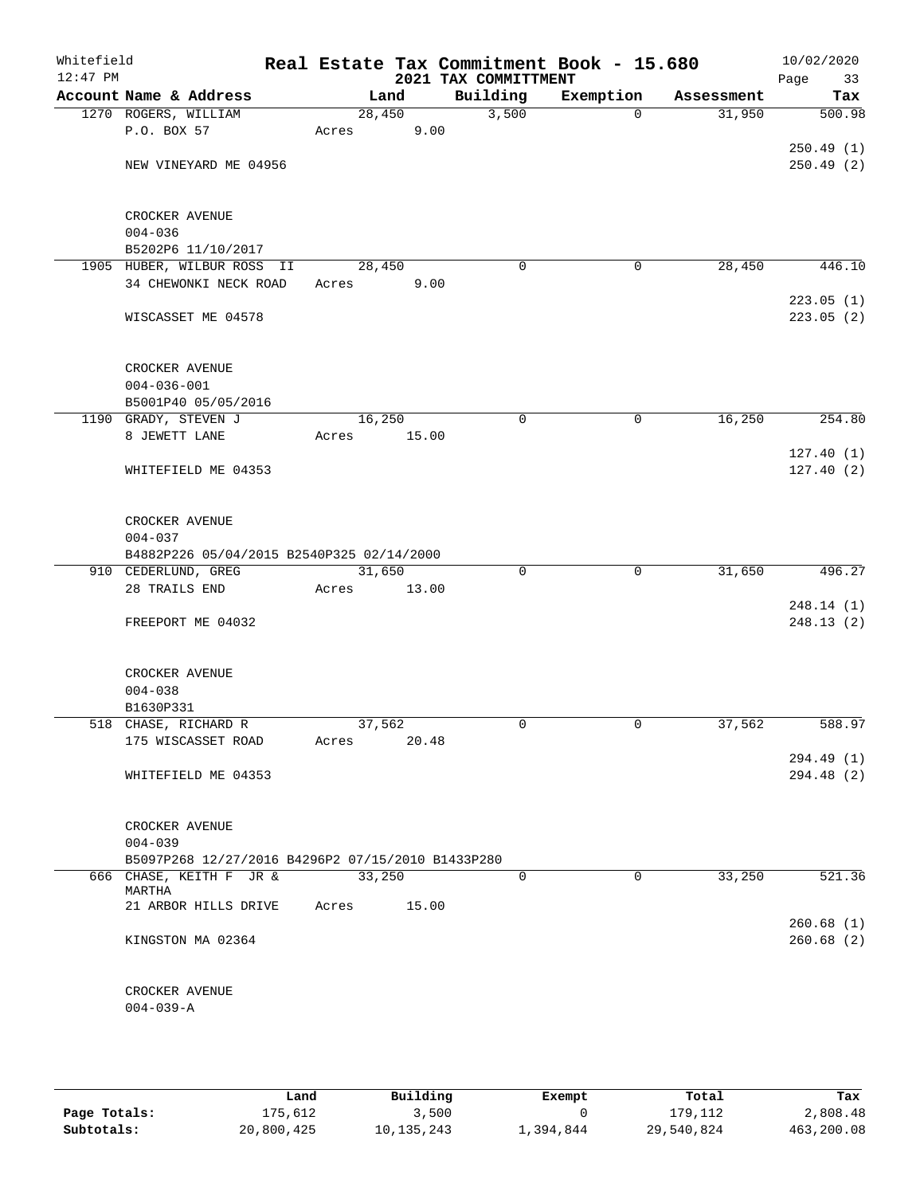Whitefield 12:47 PM

# Real Estate Tax Commitment Book - 15.680

## 2021 TAX COMMITTMENT

10/02/2020

| Account | Name & Address | Land | Building | Exemption | Assessment | Tax |
|---|---|---|---|---|---|---|
| 1270 | ROGERS, WILLIAM<br>P.O. BOX 57<br>NEW VINEYARD ME 04956<br>CROCKER AVENUE<br>004-036<br>B5202P6 11/10/2017 | 28,450<br>Acres 9.00 | 3,500 | 0 | 31,950 | 500.98<br>250.49 (1)<br>250.49 (2) |
| 1905 | HUBER, WILBUR ROSS II<br>34 CHEWONKI NECK ROAD<br>WISCASSET ME 04578<br>CROCKER AVENUE<br>004-036-001<br>B5001P40 05/05/2016 | 28,450<br>Acres 9.00 | 0 | 0 | 28,450 | 446.10<br>223.05 (1)<br>223.05 (2) |
| 1190 | GRADY, STEVEN J<br>8 JEWETT LANE<br>WHITEFIELD ME 04353<br>CROCKER AVENUE<br>004-037<br>B4882P226 05/04/2015 B2540P325 02/14/2000 | 16,250<br>Acres 15.00 | 0 | 0 | 16,250 | 254.80<br>127.40 (1)<br>127.40 (2) |
| 910 | CEDERLUND, GREG<br>28 TRAILS END<br>FREEPORT ME 04032<br>CROCKER AVENUE<br>004-038<br>B1630P331 | 31,650<br>Acres 13.00 | 0 | 0 | 31,650 | 496.27<br>248.14 (1)<br>248.13 (2) |
| 518 | CHASE, RICHARD R<br>175 WISCASSET ROAD<br>WHITEFIELD ME 04353<br>CROCKER AVENUE<br>004-039<br>B5097P268 12/27/2016 B4296P2 07/15/2010 B1433P280 | 37,562<br>Acres 20.48 | 0 | 0 | 37,562 | 588.97<br>294.49 (1)<br>294.48 (2) |
| 666 | CHASE, KEITH F JR & MARTHA<br>21 ARBOR HILLS DRIVE<br>KINGSTON MA 02364<br>CROCKER AVENUE<br>004-039-A | 33,250<br>Acres 15.00 | 0 | 0 | 33,250 | 521.36<br>260.68 (1)<br>260.68 (2) |

| | Land | Building | Exempt | Total | Tax |
|---|---|---|---|---|---|
| Page Totals: | 175,612 | 3,500 | 0 | 179,112 | 2,808.48 |
| Subtotals: | 20,800,425 | 10,135,243 | 1,394,844 | 29,540,824 | 463,200.08 |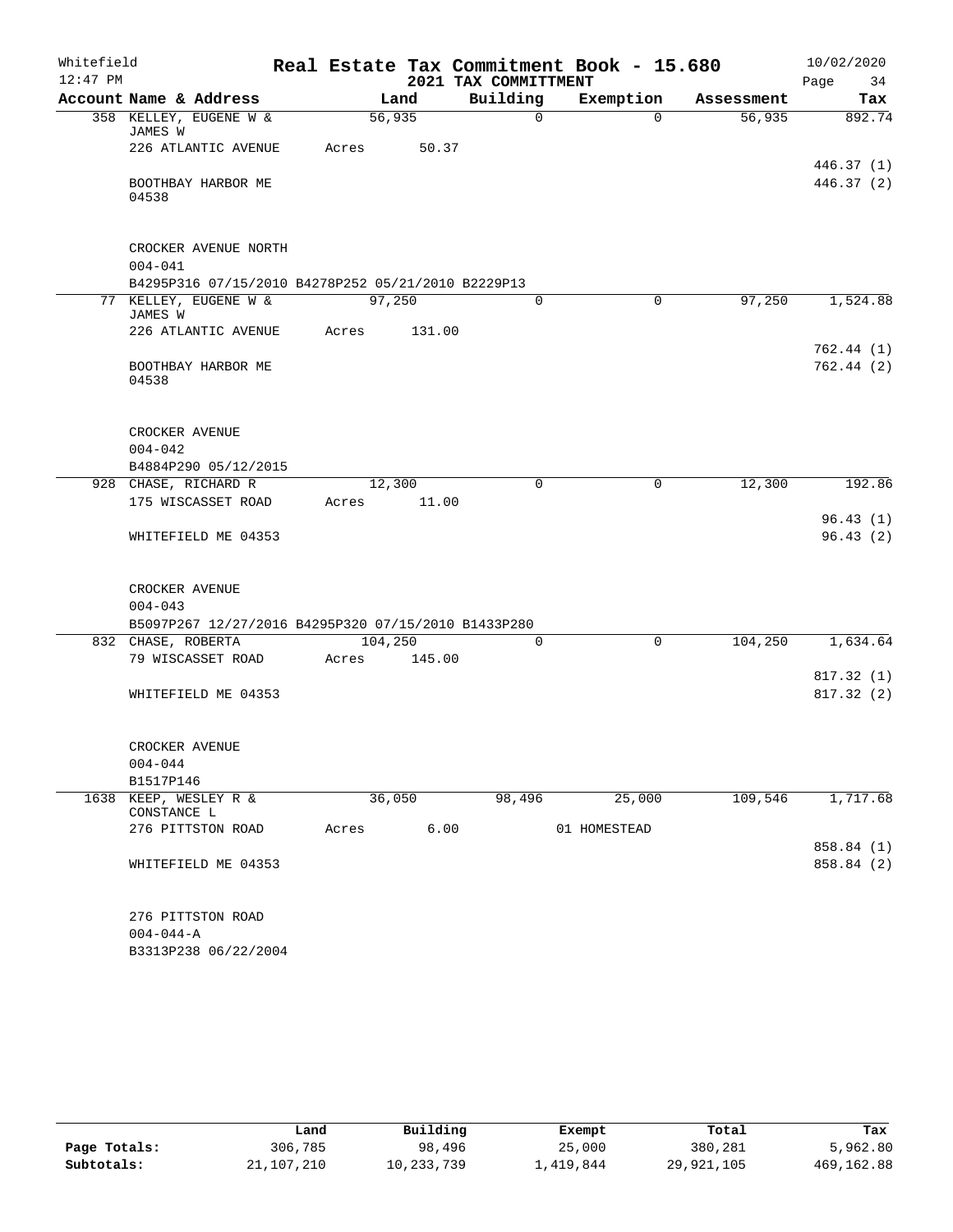Whitefield 12:47 PM

# Real Estate Tax Commitment Book - 15.680

## 2021 TAX COMMITTMENT

10/02/2020

| Account Name & Address | Land | Building | Exemption | Assessment | Tax |
|---|---|---|---|---|---|
| 358 KELLEY, EUGENE W & JAMES W | 56,935 | 0 | 0 | 56,935 | 892.74 |
| 226 ATLANTIC AVENUE | Acres 50.37 | | | | |
| | | | | | 446.37 (1) |
| BOOTHBAY HARBOR ME 04538 | | | | | 446.37 (2) |
| CROCKER AVENUE NORTH | | | | | |
| 004-041 | | | | | |
| B4295P316 07/15/2010 B4278P252 05/21/2010 B2229P13 | | | | | |
| 77 KELLEY, EUGENE W & JAMES W | 97,250 | 0 | 0 | 97,250 | 1,524.88 |
| 226 ATLANTIC AVENUE | Acres 131.00 | | | | |
| | | | | | 762.44 (1) |
| BOOTHBAY HARBOR ME 04538 | | | | | 762.44 (2) |
| CROCKER AVENUE | | | | | |
| 004-042 | | | | | |
| B4884P290 05/12/2015 | | | | | |
| 928 CHASE, RICHARD R | 12,300 | 0 | 0 | 12,300 | 192.86 |
| 175 WISCASSET ROAD | Acres 11.00 | | | | |
| | | | | | 96.43 (1) |
| WHITEFIELD ME 04353 | | | | | 96.43 (2) |
| CROCKER AVENUE | | | | | |
| 004-043 | | | | | |
| B5097P267 12/27/2016 B4295P320 07/15/2010 B1433P280 | | | | | |
| 832 CHASE, ROBERTA | 104,250 | 0 | 0 | 104,250 | 1,634.64 |
| 79 WISCASSET ROAD | Acres 145.00 | | | | |
| | | | | | 817.32 (1) |
| WHITEFIELD ME 04353 | | | | | 817.32 (2) |
| CROCKER AVENUE | | | | | |
| 004-044 | | | | | |
| B1517P146 | | | | | |
| 1638 KEEP, WESLEY R & CONSTANCE L | 36,050 | 98,496 | 25,000 | 109,546 | 1,717.68 |
| 276 PITTSTON ROAD | Acres 6.00 | | 01 HOMESTEAD | | |
| | | | | | 858.84 (1) |
| WHITEFIELD ME 04353 | | | | | 858.84 (2) |
| 276 PITTSTON ROAD | | | | | |
| 004-044-A | | | | | |
| B3313P238 06/22/2004 | | | | | |

| | Land | Building | Exempt | Total | Tax |
|---|---|---|---|---|---|
| Page Totals: | 306,785 | 98,496 | 25,000 | 380,281 | 5,962.80 |
| Subtotals: | 21,107,210 | 10,233,739 | 1,419,844 | 29,921,105 | 469,162.88 |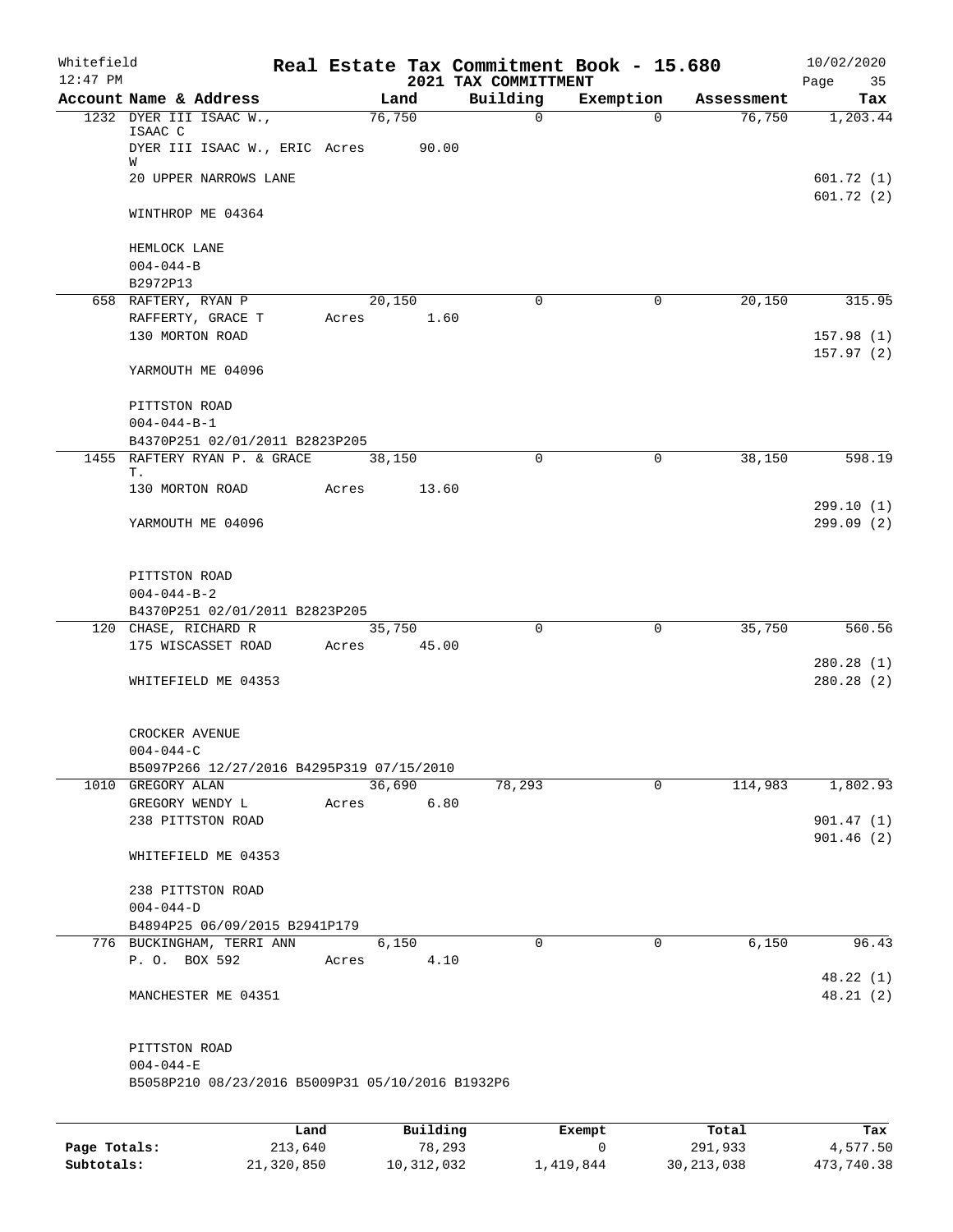Whitefield 12:47 PM

# Real Estate Tax Commitment Book - 15.680

## 2021 TAX COMMITTMENT

10/02/2020

| Account Name & Address | Land | Building | Exemption | Assessment | Tax |
|---|---|---|---|---|---|
| 1232 DYER III ISAAC W., ISAAC C | 76,750 | 0 | 0 | 76,750 | 1,203.44 |
| DYER III ISAAC W., ERIC W | Acres 90.00 | | | | |
| 20 UPPER NARROWS LANE | | | | | 601.72 (1) |
| | | | | | 601.72 (2) |
| WINTHROP ME 04364 | | | | | |
| HEMLOCK LANE | | | | | |
| 004-044-B | | | | | |
| B2972P13 | | | | | |
| 658 RAFTERY, RYAN P | 20,150 | 0 | 0 | 20,150 | 315.95 |
| RAFFERTY, GRACE T | Acres 1.60 | | | | |
| 130 MORTON ROAD | | | | | 157.98 (1) |
| | | | | | 157.97 (2) |
| YARMOUTH ME 04096 | | | | | |
| PITTSTON ROAD | | | | | |
| 004-044-B-1 | | | | | |
| B4370P251 02/01/2011 B2823P205 | | | | | |
| 1455 RAFTERY RYAN P. & GRACE T. | 38,150 | 0 | 0 | 38,150 | 598.19 |
| 130 MORTON ROAD | Acres 13.60 | | | | |
| | | | | | 299.10 (1) |
| YARMOUTH ME 04096 | | | | | 299.09 (2) |
| PITTSTON ROAD | | | | | |
| 004-044-B-2 | | | | | |
| B4370P251 02/01/2011 B2823P205 | | | | | |
| 120 CHASE, RICHARD R | 35,750 | 0 | 0 | 35,750 | 560.56 |
| 175 WISCASSET ROAD | Acres 45.00 | | | | |
| | | | | | 280.28 (1) |
| WHITEFIELD ME 04353 | | | | | 280.28 (2) |
| CROCKER AVENUE | | | | | |
| 004-044-C | | | | | |
| B5097P266 12/27/2016 B4295P319 07/15/2010 | | | | | |
| 1010 GREGORY ALAN | 36,690 | 78,293 | 0 | 114,983 | 1,802.93 |
| GREGORY WENDY L | Acres 6.80 | | | | |
| 238 PITTSTON ROAD | | | | | 901.47 (1) |
| | | | | | 901.46 (2) |
| WHITEFIELD ME 04353 | | | | | |
| 238 PITTSTON ROAD | | | | | |
| 004-044-D | | | | | |
| B4894P25 06/09/2015 B2941P179 | | | | | |
| 776 BUCKINGHAM, TERRI ANN | 6,150 | 0 | 0 | 6,150 | 96.43 |
| P. O. BOX 592 | Acres 4.10 | | | | |
| | | | | | 48.22 (1) |
| MANCHESTER ME 04351 | | | | | 48.21 (2) |
| PITTSTON ROAD | | | | | |
| 004-044-E | | | | | |
| B5058P210 08/23/2016 B5009P31 05/10/2016 B1932P6 | | | | | |

| | Land | Building | Exempt | Total | Tax |
|---|---|---|---|---|---|
| Page Totals: | 213,640 | 78,293 | 0 | 291,933 | 4,577.50 |
| Subtotals: | 21,320,850 | 10,312,032 | 1,419,844 | 30,213,038 | 473,740.38 |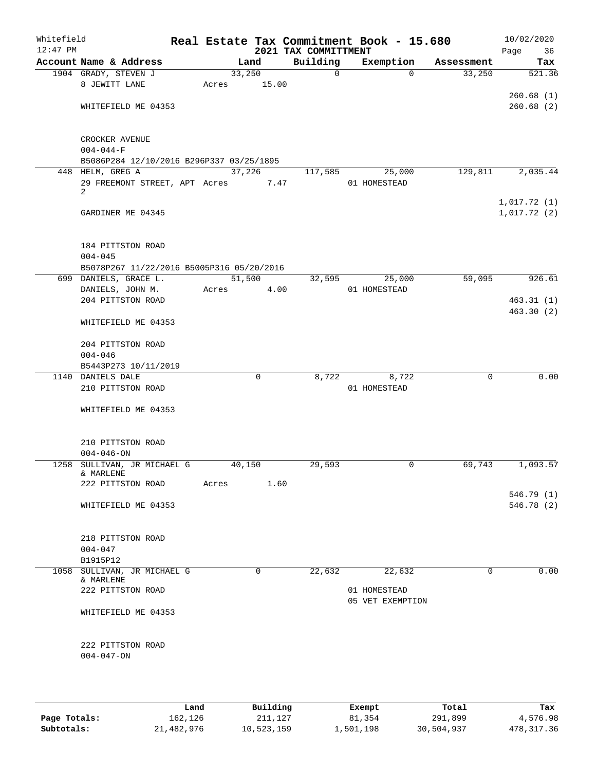# Real Estate Tax Commitment Book - 15.680

Whitefield
12:47 PM

2021 TAX COMMITTMENT

10/02/2020

| Account | Name & Address | Land | Building | Exemption | Assessment | Tax |
|---|---|---|---|---|---|---|
| 1904 | GRADY, STEVEN J<br>8 JEWITT LANE<br>WHITEFIELD ME 04353<br>CROCKER AVENUE<br>004-044-F<br>B5086P284 12/10/2016 B296P337 03/25/1895 | 33,250<br>Acres 15.00 | 0 | 0 | 33,250 | 521.36<br>260.68 (1)<br>260.68 (2) |
| 448 | HELM, GREG A<br>29 FREEMONT STREET, APT 2<br>GARDINER ME 04345<br>184 PITTSTON ROAD<br>004-045<br>B5078P267 11/22/2016 B5005P316 05/20/2016 | 37,226<br>Acres 7.47 | 117,585 | 25,000<br>01 HOMESTEAD | 129,811 | 2,035.44<br>1,017.72 (1)<br>1,017.72 (2) |
| 699 | DANIELS, GRACE L.<br>DANIELS, JOHN M.<br>204 PITTSTON ROAD<br>WHITEFIELD ME 04353<br>204 PITTSTON ROAD<br>004-046<br>B5443P273 10/11/2019 | 51,500<br>Acres 4.00 | 32,595 | 25,000<br>01 HOMESTEAD | 59,095 | 926.61<br>463.31 (1)<br>463.30 (2) |
| 1140 | DANIELS DALE<br>210 PITTSTON ROAD<br>WHITEFIELD ME 04353<br>210 PITTSTON ROAD<br>004-046-ON | 0 | 8,722 | 8,722<br>01 HOMESTEAD | 0 | 0.00 |
| 1258 | SULLIVAN, JR MICHAEL G & MARLENE<br>222 PITTSTON ROAD<br>WHITEFIELD ME 04353<br>218 PITTSTON ROAD<br>004-047<br>B1915P12 | 40,150<br>Acres 1.60 | 29,593 | 0 | 69,743 | 1,093.57<br>546.79 (1)<br>546.78 (2) |
| 1058 | SULLIVAN, JR MICHAEL G & MARLENE<br>222 PITTSTON ROAD<br>WHITEFIELD ME 04353<br>222 PITTSTON ROAD<br>004-047-ON | 0 | 22,632 | 22,632<br>01 HOMESTEAD<br>05 VET EXEMPTION | 0 | 0.00 |

| | Land | Building | Exempt | Total | Tax |
|---|---|---|---|---|---|
| Page Totals: | 162,126 | 211,127 | 81,354 | 291,899 | 4,576.98 |
| Subtotals: | 21,482,976 | 10,523,159 | 1,501,198 | 30,504,937 | 478,317.36 |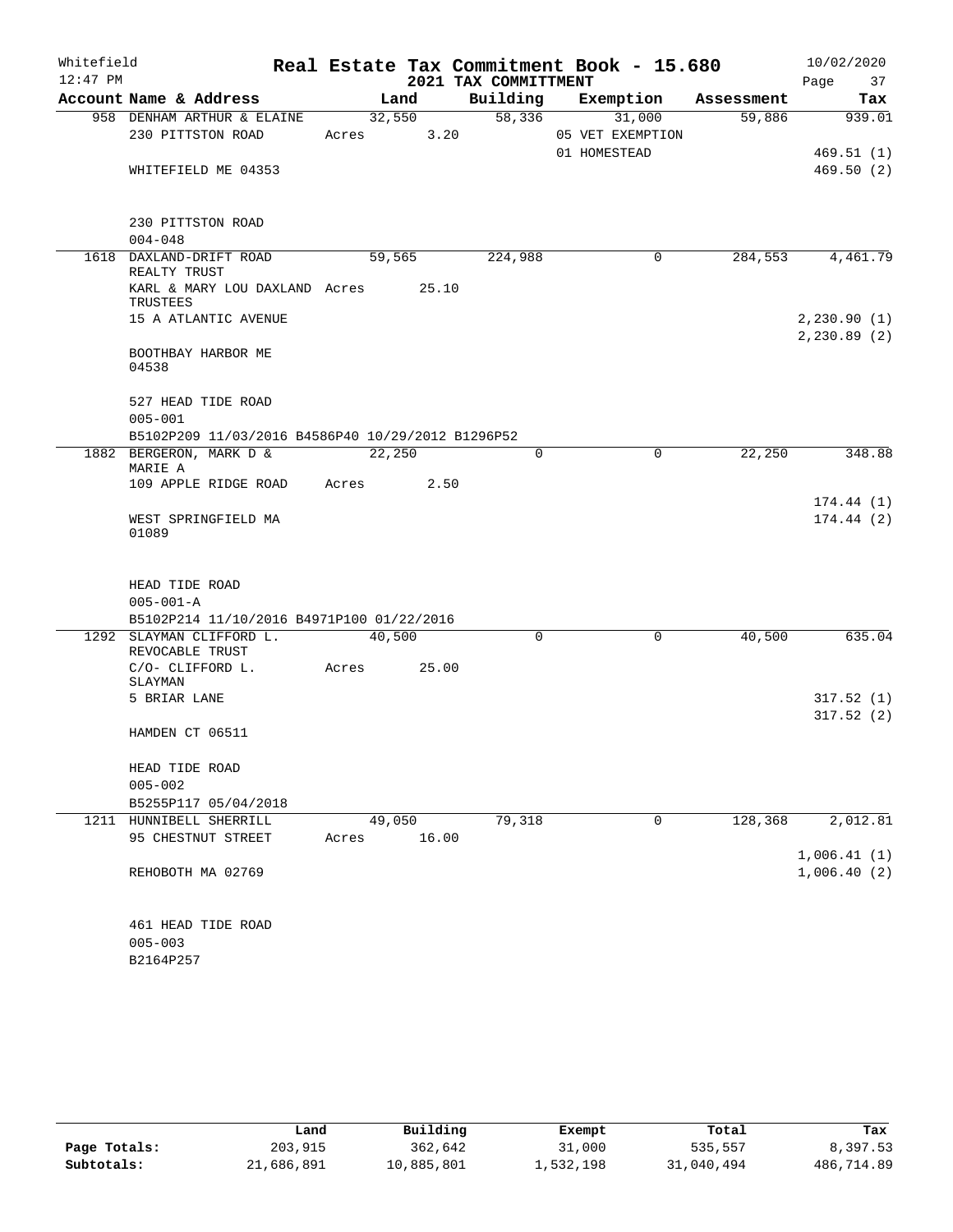Whitefield 12:47 PM

# Real Estate Tax Commitment Book - 15.680
## 2021 TAX COMMITTMENT

10/02/2020

| Account Name & Address | Land | Building | Exemption | Assessment | Tax |
|---|---|---|---|---|---|
| 958 DENHAM ARTHUR & ELAINE | 32,550 | 58,336 | 31,000 | 59,886 | 939.01 |
| 230 PITTSTON ROAD | Acres 3.20 | | 05 VET EXEMPTION | | |
| | | | 01 HOMESTEAD | | 469.51 (1) |
| WHITEFIELD ME 04353 | | | | | 469.50 (2) |
| 230 PITTSTON ROAD | | | | | |
| 004-048 | | | | | |
| 1618 DAXLAND-DRIFT ROAD REALTY TRUST | 59,565 | 224,988 | 0 | 284,553 | 4,461.79 |
| KARL & MARY LOU DAXLAND TRUSTEES | Acres 25.10 | | | | |
| 15 A ATLANTIC AVENUE | | | | | 2,230.90 (1) |
| | | | | | 2,230.89 (2) |
| BOOTHBAY HARBOR ME 04538 | | | | | |
| 527 HEAD TIDE ROAD | | | | | |
| 005-001 | | | | | |
| B5102P209 11/03/2016 B4586P40 10/29/2012 B1296P52 | | | | | |
| 1882 BERGERON, MARK D & MARIE A | 22,250 | 0 | 0 | 22,250 | 348.88 |
| 109 APPLE RIDGE ROAD | Acres 2.50 | | | | |
| | | | | | 174.44 (1) |
| WEST SPRINGFIELD MA 01089 | | | | | 174.44 (2) |
| HEAD TIDE ROAD | | | | | |
| 005-001-A | | | | | |
| B5102P214 11/10/2016 B4971P100 01/22/2016 | | | | | |
| 1292 SLAYMAN CLIFFORD L. REVOCABLE TRUST | 40,500 | 0 | 0 | 40,500 | 635.04 |
| C/O- CLIFFORD L. SLAYMAN | Acres 25.00 | | | | |
| 5 BRIAR LANE | | | | | 317.52 (1) |
| | | | | | 317.52 (2) |
| HAMDEN CT 06511 | | | | | |
| HEAD TIDE ROAD | | | | | |
| 005-002 | | | | | |
| B5255P117 05/04/2018 | | | | | |
| 1211 HUNNIBELL SHERRILL | 49,050 | 79,318 | 0 | 128,368 | 2,012.81 |
| 95 CHESTNUT STREET | Acres 16.00 | | | | |
| | | | | | 1,006.41 (1) |
| REHOBOTH MA 02769 | | | | | 1,006.40 (2) |
| 461 HEAD TIDE ROAD | | | | | |
| 005-003 | | | | | |
| B2164P257 | | | | | |

| | Land | Building | Exempt | Total | Tax |
|---|---|---|---|---|---|
| Page Totals: | 203,915 | 362,642 | 31,000 | 535,557 | 8,397.53 |
| Subtotals: | 21,686,891 | 10,885,801 | 1,532,198 | 31,040,494 | 486,714.89 |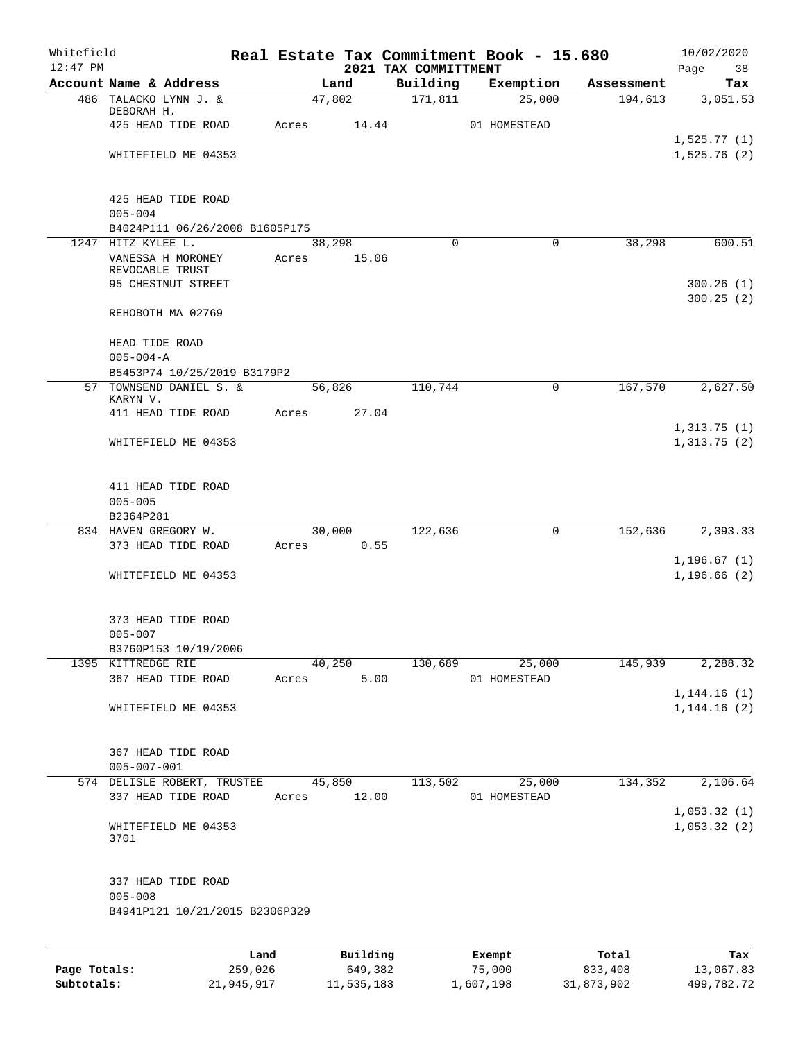Whitefield | Real Estate Tax Commitment Book - 15.680 | 10/02/2020
12:47 PM | 2021 TAX COMMITTMENT | Page 38

| Account Name & Address | Land | Building | Exemption | Assessment | Tax |
|---|---|---|---|---|---|
| 486 TALACKO LYNN J. & DEBORAH H. | 47,802 | 171,811 | 25,000 | 194,613 | 3,051.53 |
| 425 HEAD TIDE ROAD | Acres 14.44 | | 01 HOMESTEAD | | |
| | | | | | 1,525.77 (1) |
| WHITEFIELD ME 04353 | | | | | 1,525.76 (2) |
| 425 HEAD TIDE ROAD | | | | | |
| 005-004 | | | | | |
| B4024P111 06/26/2008 B1605P175 | | | | | |
| 1247 HITZ KYLEE L. | 38,298 | 0 | 0 | 38,298 | 600.51 |
| VANESSA H MORONEY REVOCABLE TRUST | Acres 15.06 | | | | |
| 95 CHESTNUT STREET | | | | | 300.26 (1) |
| | | | | | 300.25 (2) |
| REHOBOTH MA 02769 | | | | | |
| HEAD TIDE ROAD | | | | | |
| 005-004-A | | | | | |
| B5453P74 10/25/2019 B3179P2 | | | | | |
| 57 TOWNSEND DANIEL S. & KARYN V. | 56,826 | 110,744 | 0 | 167,570 | 2,627.50 |
| 411 HEAD TIDE ROAD | Acres 27.04 | | | | |
| | | | | | 1,313.75 (1) |
| WHITEFIELD ME 04353 | | | | | 1,313.75 (2) |
| 411 HEAD TIDE ROAD | | | | | |
| 005-005 | | | | | |
| B2364P281 | | | | | |
| 834 HAVEN GREGORY W. | 30,000 | 122,636 | 0 | 152,636 | 2,393.33 |
| 373 HEAD TIDE ROAD | Acres 0.55 | | | | |
| | | | | | 1,196.67 (1) |
| WHITEFIELD ME 04353 | | | | | 1,196.66 (2) |
| 373 HEAD TIDE ROAD | | | | | |
| 005-007 | | | | | |
| B3760P153 10/19/2006 | | | | | |
| 1395 KITTREDGE RIE | 40,250 | 130,689 | 25,000 | 145,939 | 2,288.32 |
| 367 HEAD TIDE ROAD | Acres 5.00 | | 01 HOMESTEAD | | |
| | | | | | 1,144.16 (1) |
| WHITEFIELD ME 04353 | | | | | 1,144.16 (2) |
| 367 HEAD TIDE ROAD | | | | | |
| 005-007-001 | | | | | |
| 574 DELISLE ROBERT, TRUSTEE | 45,850 | 113,502 | 25,000 | 134,352 | 2,106.64 |
| 337 HEAD TIDE ROAD | Acres 12.00 | | 01 HOMESTEAD | | |
| | | | | | 1,053.32 (1) |
| WHITEFIELD ME 04353 3701 | | | | | 1,053.32 (2) |
| 337 HEAD TIDE ROAD | | | | | |
| 005-008 | | | | | |
| B4941P121 10/21/2015 B2306P329 | | | | | |

| | Land | Building | Exempt | Total | Tax |
|---|---|---|---|---|---|
| Page Totals: | 259,026 | 649,382 | 75,000 | 833,408 | 13,067.83 |
| Subtotals: | 21,945,917 | 11,535,183 | 1,607,198 | 31,873,902 | 499,782.72 |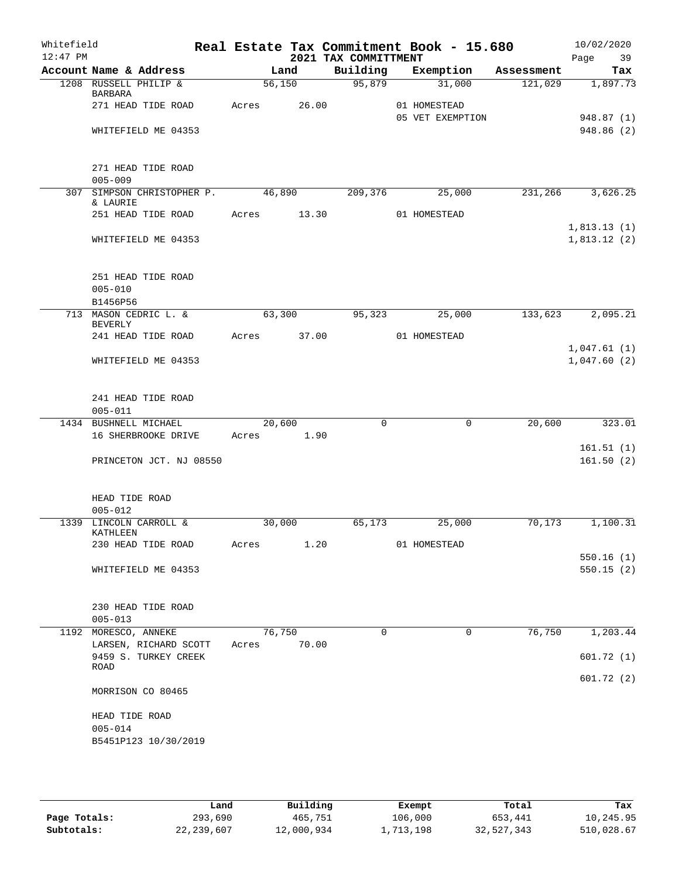Whitefield 12:47 PM

# Real Estate Tax Commitment Book - 15.680

## 2021 TAX COMMITTMENT

10/02/2020

| Account Name & Address | Land | Building | Exemption | Assessment | Tax |
|---|---|---|---|---|---|
| 1208 RUSSELL PHILIP & BARBARA | 56,150 | 95,879 | 31,000 | 121,029 | 1,897.73 |
| 271 HEAD TIDE ROAD | Acres 26.00 | | 01 HOMESTEAD | | |
| | | | 05 VET EXEMPTION | | 948.87 (1) |
| WHITEFIELD ME 04353 | | | | | 948.86 (2) |
| 271 HEAD TIDE ROAD | | | | | |
| 005-009 | | | | | |
| 307 SIMPSON CHRISTOPHER P. & LAURIE | 46,890 | 209,376 | 25,000 | 231,266 | 3,626.25 |
| 251 HEAD TIDE ROAD | Acres 13.30 | | 01 HOMESTEAD | | |
| | | | | | 1,813.13 (1) |
| WHITEFIELD ME 04353 | | | | | 1,813.12 (2) |
| 251 HEAD TIDE ROAD | | | | | |
| 005-010 | | | | | |
| B1456P56 | | | | | |
| 713 MASON CEDRIC L. & BEVERLY | 63,300 | 95,323 | 25,000 | 133,623 | 2,095.21 |
| 241 HEAD TIDE ROAD | Acres 37.00 | | 01 HOMESTEAD | | |
| | | | | | 1,047.61 (1) |
| WHITEFIELD ME 04353 | | | | | 1,047.60 (2) |
| 241 HEAD TIDE ROAD | | | | | |
| 005-011 | | | | | |
| 1434 BUSHNELL MICHAEL | 20,600 | 0 | 0 | 20,600 | 323.01 |
| 16 SHERBROOKE DRIVE | Acres 1.90 | | | | |
| | | | | | 161.51 (1) |
| PRINCETON JCT. NJ 08550 | | | | | 161.50 (2) |
| HEAD TIDE ROAD | | | | | |
| 005-012 | | | | | |
| 1339 LINCOLN CARROLL & KATHLEEN | 30,000 | 65,173 | 25,000 | 70,173 | 1,100.31 |
| 230 HEAD TIDE ROAD | Acres 1.20 | | 01 HOMESTEAD | | |
| | | | | | 550.16 (1) |
| WHITEFIELD ME 04353 | | | | | 550.15 (2) |
| 230 HEAD TIDE ROAD | | | | | |
| 005-013 | | | | | |
| 1192 MORESCO, ANNEKE | 76,750 | 0 | 0 | 76,750 | 1,203.44 |
| LARSEN, RICHARD SCOTT | Acres 70.00 | | | | |
| 9459 S. TURKEY CREEK ROAD | | | | | 601.72 (1) |
| | | | | | 601.72 (2) |
| MORRISON CO 80465 | | | | | |
| HEAD TIDE ROAD | | | | | |
| 005-014 | | | | | |
| B5451P123 10/30/2019 | | | | | |

| | Land | Building | Exempt | Total | Tax |
|---|---|---|---|---|---|
| Page Totals: | 293,690 | 465,751 | 106,000 | 653,441 | 10,245.95 |
| Subtotals: | 22,239,607 | 12,000,934 | 1,713,198 | 32,527,343 | 510,028.67 |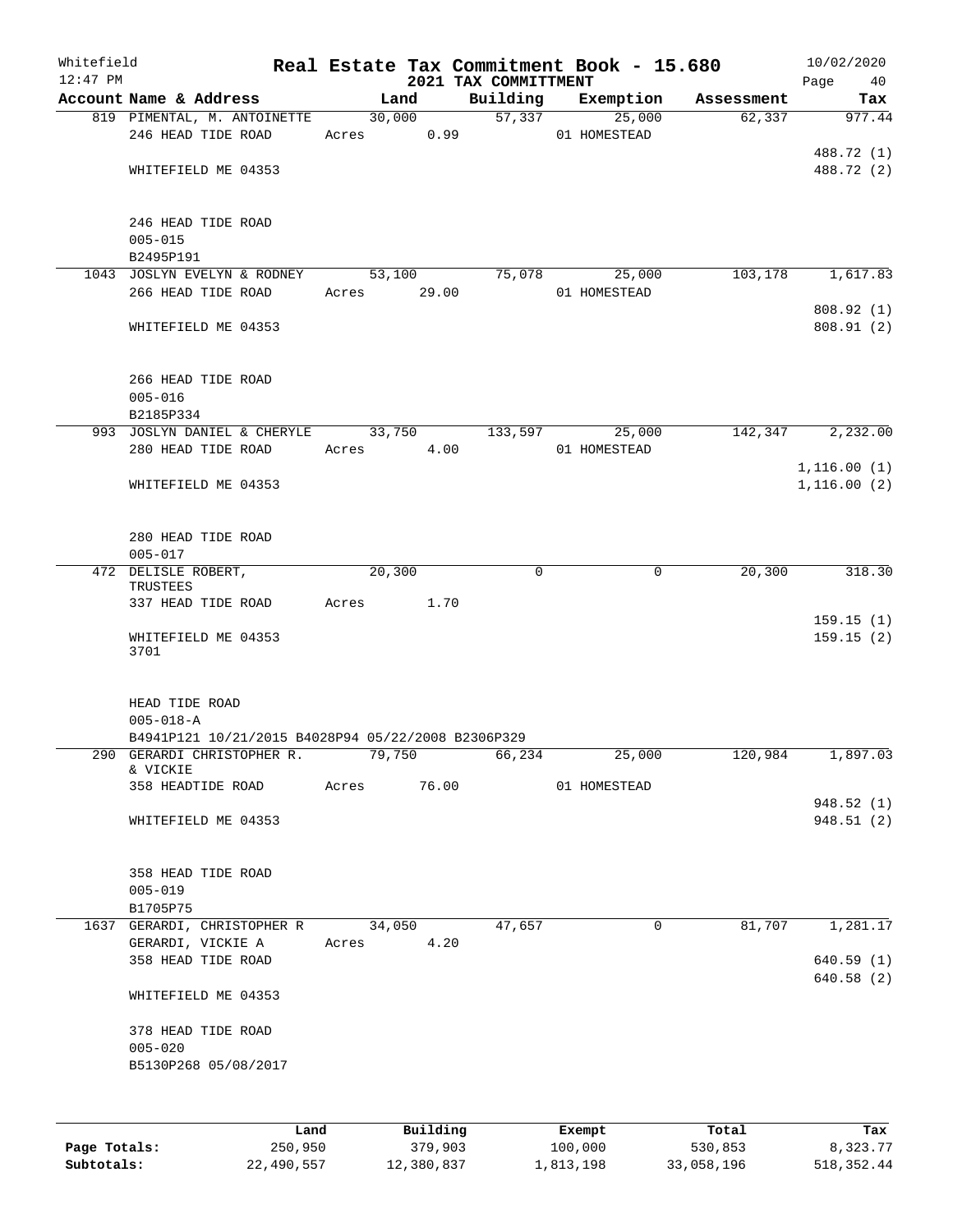Whitefield
12:47 PM

# Real Estate Tax Commitment Book - 15.680
## 2021 TAX COMMITTMENT

10/02/2020

| Account Name & Address | Land | Building | Exemption | Assessment | Tax |
|---|---|---|---|---|---|
| 819 PIMENTAL, M. ANTOINETTE | 30,000 | 57,337 | 25,000 | 62,337 | 977.44 |
| 246 HEAD TIDE ROAD | Acres 0.99 | | 01 HOMESTEAD | | |
| | | | | | 488.72 (1) |
| WHITEFIELD ME 04353 | | | | | 488.72 (2) |
| 246 HEAD TIDE ROAD | | | | | |
| 005-015 | | | | | |
| B2495P191 | | | | | |
| 1043 JOSLYN EVELYN & RODNEY | 53,100 | 75,078 | 25,000 | 103,178 | 1,617.83 |
| 266 HEAD TIDE ROAD | Acres 29.00 | | 01 HOMESTEAD | | |
| | | | | | 808.92 (1) |
| WHITEFIELD ME 04353 | | | | | 808.91 (2) |
| 266 HEAD TIDE ROAD | | | | | |
| 005-016 | | | | | |
| B2185P334 | | | | | |
| 993 JOSLYN DANIEL & CHERYLE | 33,750 | 133,597 | 25,000 | 142,347 | 2,232.00 |
| 280 HEAD TIDE ROAD | Acres 4.00 | | 01 HOMESTEAD | | |
| | | | | | 1,116.00 (1) |
| WHITEFIELD ME 04353 | | | | | 1,116.00 (2) |
| 280 HEAD TIDE ROAD | | | | | |
| 005-017 | | | | | |
| 472 DELISLE ROBERT, TRUSTEES | 20,300 | 0 | 0 | 20,300 | 318.30 |
| 337 HEAD TIDE ROAD | Acres 1.70 | | | | |
| | | | | | 159.15 (1) |
| WHITEFIELD ME 04353 3701 | | | | | 159.15 (2) |
| HEAD TIDE ROAD | | | | | |
| 005-018-A | | | | | |
| B4941P121 10/21/2015 B4028P94 05/22/2008 B2306P329 | | | | | |
| 290 GERARDI CHRISTOPHER R. & VICKIE | 79,750 | 66,234 | 25,000 | 120,984 | 1,897.03 |
| 358 HEADTIDE ROAD | Acres 76.00 | | 01 HOMESTEAD | | |
| | | | | | 948.52 (1) |
| WHITEFIELD ME 04353 | | | | | 948.51 (2) |
| 358 HEAD TIDE ROAD | | | | | |
| 005-019 | | | | | |
| B1705P75 | | | | | |
| 1637 GERARDI, CHRISTOPHER R | 34,050 | 47,657 | 0 | 81,707 | 1,281.17 |
| GERARDI, VICKIE A | Acres 4.20 | | | | |
| 358 HEAD TIDE ROAD | | | | | 640.59 (1) |
| | | | | | 640.58 (2) |
| WHITEFIELD ME 04353 | | | | | |
| 378 HEAD TIDE ROAD | | | | | |
| 005-020 | | | | | |
| B5130P268 05/08/2017 | | | | | |

| | Land | Building | Exempt | Total | Tax |
|---|---|---|---|---|---|
| Page Totals: | 250,950 | 379,903 | 100,000 | 530,853 | 8,323.77 |
| Subtotals: | 22,490,557 | 12,380,837 | 1,813,198 | 33,058,196 | 518,352.44 |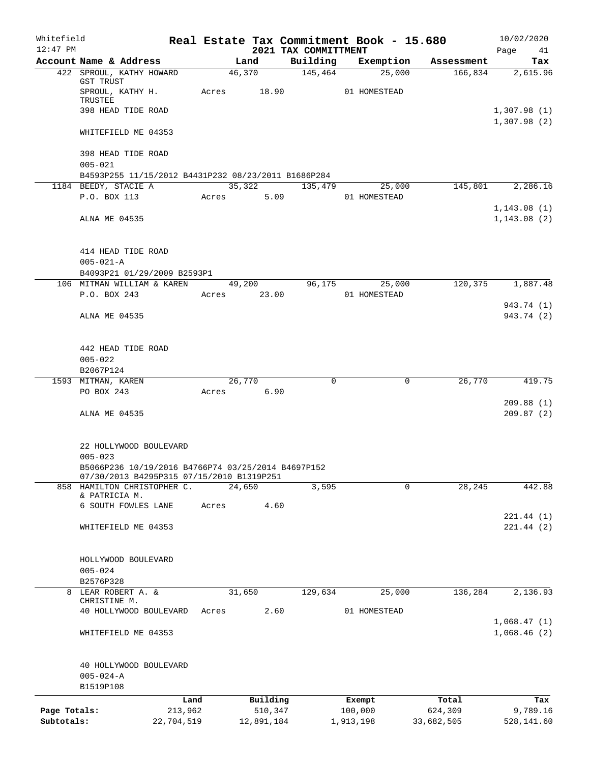Whitefield | Real Estate Tax Commitment Book - 15.680 | 10/02/2020
12:47 PM | 2021 TAX COMMITTMENT | Page 41

| Account Name & Address | Land | Building | Exemption | Assessment | Tax |
|---|---|---|---|---|---|
| 422 SPROUL, KATHY HOWARD GST TRUST | 46,370 | 145,464 | 25,000 | 166,834 | 2,615.96 |
| SPROUL, KATHY H. TRUSTEE | Acres 18.90 | | 01 HOMESTEAD | | |
| 398 HEAD TIDE ROAD | | | | | 1,307.98 (1) |
| | | | | | 1,307.98 (2) |
| WHITEFIELD ME 04353 | | | | | |
| 398 HEAD TIDE ROAD | | | | | |
| 005-021 | | | | | |
| B4593P255 11/15/2012 B4431P232 08/23/2011 B1686P284 | | | | | |
| 1184 BEEDY, STACIE A | 35,322 | 135,479 | 25,000 | 145,801 | 2,286.16 |
| P.O. BOX 113 | Acres 5.09 | | 01 HOMESTEAD | | |
| | | | | | 1,143.08 (1) |
| ALNA ME 04535 | | | | | 1,143.08 (2) |
| 414 HEAD TIDE ROAD | | | | | |
| 005-021-A | | | | | |
| B4093P21 01/29/2009 B2593P1 | | | | | |
| 106 MITMAN WILLIAM & KAREN | 49,200 | 96,175 | 25,000 | 120,375 | 1,887.48 |
| P.O. BOX 243 | Acres 23.00 | | 01 HOMESTEAD | | |
| | | | | | 943.74 (1) |
| ALNA ME 04535 | | | | | 943.74 (2) |
| 442 HEAD TIDE ROAD | | | | | |
| 005-022 | | | | | |
| B2067P124 | | | | | |
| 1593 MITMAN, KAREN | 26,770 | 0 | 0 | 26,770 | 419.75 |
| PO BOX 243 | Acres 6.90 | | | | |
| | | | | | 209.88 (1) |
| ALNA ME 04535 | | | | | 209.87 (2) |
| 22 HOLLYWOOD BOULEVARD | | | | | |
| 005-023 | | | | | |
| B5066P236 10/19/2016 B4766P74 03/25/2014 B4697P152 07/30/2013 B4295P315 07/15/2010 B1319P251 | | | | | |
| 858 HAMILTON CHRISTOPHER C. & PATRICIA M. | 24,650 | 3,595 | 0 | 28,245 | 442.88 |
| 6 SOUTH FOWLES LANE | Acres 4.60 | | | | |
| | | | | | 221.44 (1) |
| WHITEFIELD ME 04353 | | | | | 221.44 (2) |
| HOLLYWOOD BOULEVARD | | | | | |
| 005-024 | | | | | |
| B2576P328 | | | | | |
| 8 LEAR ROBERT A. & CHRISTINE M. | 31,650 | 129,634 | 25,000 | 136,284 | 2,136.93 |
| 40 HOLLYWOOD BOULEVARD | Acres 2.60 | | 01 HOMESTEAD | | |
| | | | | | 1,068.47 (1) |
| WHITEFIELD ME 04353 | | | | | 1,068.46 (2) |
| 40 HOLLYWOOD BOULEVARD | | | | | |
| 005-024-A | | | | | |
| B1519P108 | | | | | |

| | Land | Building | Exempt | Total | Tax |
|---|---|---|---|---|---|
| Page Totals: | 213,962 | 510,347 | 100,000 | 624,309 | 9,789.16 |
| Subtotals: | 22,704,519 | 12,891,184 | 1,913,198 | 33,682,505 | 528,141.60 |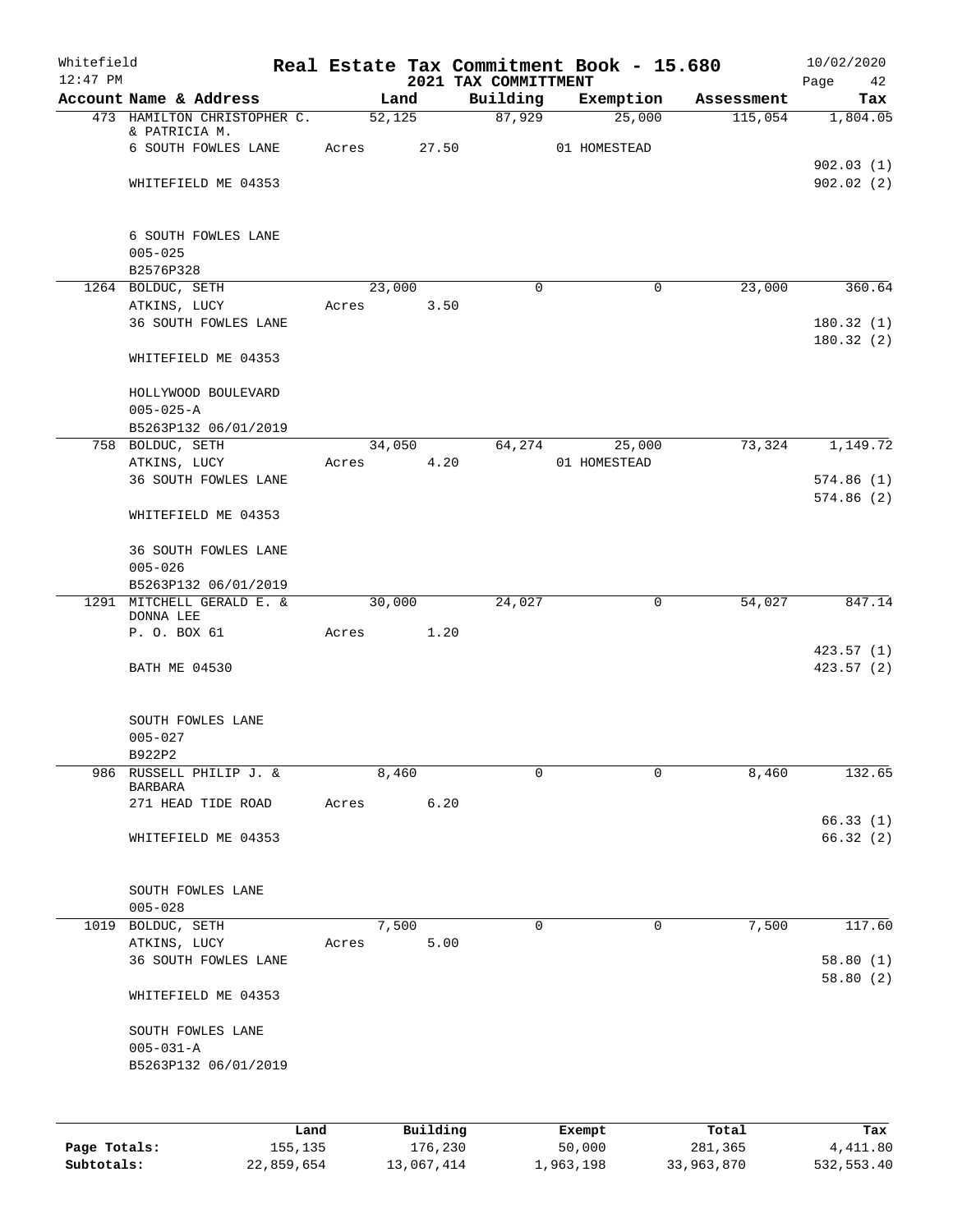Whitefield 12:47 PM

# Real Estate Tax Commitment Book - 15.680
## 2021 TAX COMMITTMENT

10/02/2020

| Account Name & Address | Land | Building | Exemption | Assessment | Tax |
|---|---|---|---|---|---|
| 473 HAMILTON CHRISTOPHER C. & PATRICIA M. | 52,125 | 87,929 | 25,000 | 115,054 | 1,804.05 |
| 6 SOUTH FOWLES LANE | Acres 27.50 | | 01 HOMESTEAD | | |
| | | | | | 902.03 (1) |
| WHITEFIELD ME 04353 | | | | | 902.02 (2) |
| 6 SOUTH FOWLES LANE | | | | | |
| 005-025 | | | | | |
| B2576P328 | | | | | |
| 1264 BOLDUC, SETH | 23,000 | 0 | 0 | 23,000 | 360.64 |
| ATKINS, LUCY | Acres 3.50 | | | | |
| 36 SOUTH FOWLES LANE | | | | | 180.32 (1) |
| | | | | | 180.32 (2) |
| WHITEFIELD ME 04353 | | | | | |
| HOLLYWOOD BOULEVARD | | | | | |
| 005-025-A | | | | | |
| B5263P132 06/01/2019 | | | | | |
| 758 BOLDUC, SETH | 34,050 | 64,274 | 25,000 | 73,324 | 1,149.72 |
| ATKINS, LUCY | Acres 4.20 | | 01 HOMESTEAD | | |
| 36 SOUTH FOWLES LANE | | | | | 574.86 (1) |
| | | | | | 574.86 (2) |
| WHITEFIELD ME 04353 | | | | | |
| 36 SOUTH FOWLES LANE | | | | | |
| 005-026 | | | | | |
| B5263P132 06/01/2019 | | | | | |
| 1291 MITCHELL GERALD E. & DONNA LEE | 30,000 | 24,027 | 0 | 54,027 | 847.14 |
| P. O. BOX 61 | Acres 1.20 | | | | |
| | | | | | 423.57 (1) |
| BATH ME 04530 | | | | | 423.57 (2) |
| SOUTH FOWLES LANE | | | | | |
| 005-027 | | | | | |
| B922P2 | | | | | |
| 986 RUSSELL PHILIP J. & BARBARA | 8,460 | 0 | 0 | 8,460 | 132.65 |
| 271 HEAD TIDE ROAD | Acres 6.20 | | | | |
| | | | | | 66.33 (1) |
| WHITEFIELD ME 04353 | | | | | 66.32 (2) |
| SOUTH FOWLES LANE | | | | | |
| 005-028 | | | | | |
| 1019 BOLDUC, SETH | 7,500 | 0 | 0 | 7,500 | 117.60 |
| ATKINS, LUCY | Acres 5.00 | | | | |
| 36 SOUTH FOWLES LANE | | | | | 58.80 (1) |
| | | | | | 58.80 (2) |
| WHITEFIELD ME 04353 | | | | | |
| SOUTH FOWLES LANE | | | | | |
| 005-031-A | | | | | |
| B5263P132 06/01/2019 | | | | | |

| | Land | Building | Exempt | Total | Tax |
|---|---|---|---|---|---|
| Page Totals: | 155,135 | 176,230 | 50,000 | 281,365 | 4,411.80 |
| Subtotals: | 22,859,654 | 13,067,414 | 1,963,198 | 33,963,870 | 532,553.40 |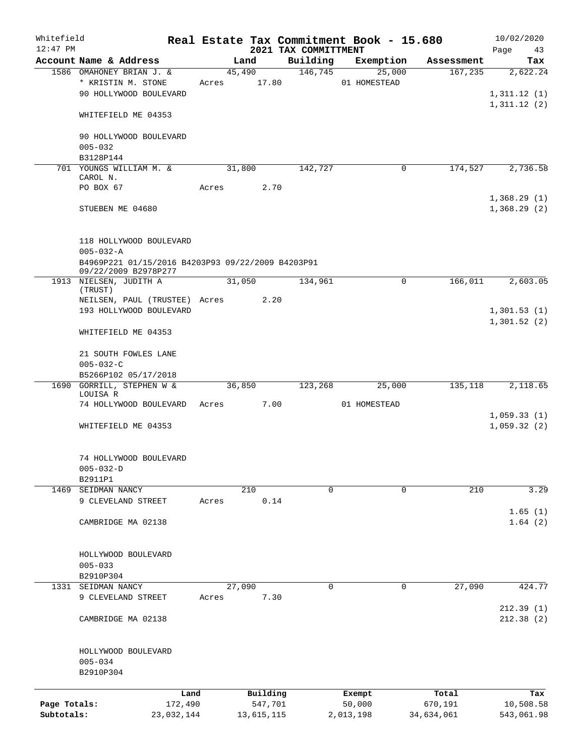Whitefield 12:47 PM

# Real Estate Tax Commitment Book - 15.680

## 2021 TAX COMMITTMENT

10/02/2020

| Account Name & Address | Land | Building | Exemption | Assessment | Tax |
|---|---|---|---|---|---|
| 1586 OMAHONEY BRIAN J. & | 45,490 | 146,745 | 25,000 | 167,235 | 2,622.24 |
| * KRISTIN M. STONE | Acres 17.80 | | 01 HOMESTEAD | | |
| 90 HOLLYWOOD BOULEVARD | | | | | 1,311.12 (1) |
| | | | | | 1,311.12 (2) |
| WHITEFIELD ME 04353 | | | | | |
| 90 HOLLYWOOD BOULEVARD | | | | | |
| 005-032 | | | | | |
| B3128P144 | | | | | |
| 701 YOUNGS WILLIAM M. & CAROL N. | 31,800 | 142,727 | 0 | 174,527 | 2,736.58 |
| PO BOX 67 | Acres 2.70 | | | | |
| | | | | | 1,368.29 (1) |
| STUEBEN ME 04680 | | | | | 1,368.29 (2) |
| 118 HOLLYWOOD BOULEVARD | | | | | |
| 005-032-A | | | | | |
| B4969P221 01/15/2016 B4203P93 09/22/2009 B4203P91 09/22/2009 B2978P277 | | | | | |
| 1913 NIELSEN, JUDITH A (TRUST) | 31,050 | 134,961 | 0 | 166,011 | 2,603.05 |
| NEILSEN, PAUL (TRUSTEE) | Acres 2.20 | | | | |
| 193 HOLLYWOOD BOULEVARD | | | | | 1,301.53 (1) |
| | | | | | 1,301.52 (2) |
| WHITEFIELD ME 04353 | | | | | |
| 21 SOUTH FOWLES LANE | | | | | |
| 005-032-C | | | | | |
| B5266P102 05/17/2018 | | | | | |
| 1690 GORRILL, STEPHEN W & LOUISA R | 36,850 | 123,268 | 25,000 | 135,118 | 2,118.65 |
| 74 HOLLYWOOD BOULEVARD | Acres 7.00 | | 01 HOMESTEAD | | |
| | | | | | 1,059.33 (1) |
| WHITEFIELD ME 04353 | | | | | 1,059.32 (2) |
| 74 HOLLYWOOD BOULEVARD | | | | | |
| 005-032-D | | | | | |
| B2911P1 | | | | | |
| 1469 SEIDMAN NANCY | 210 | 0 | 0 | 210 | 3.29 |
| 9 CLEVELAND STREET | Acres 0.14 | | | | |
| | | | | | 1.65 (1) |
| CAMBRIDGE MA 02138 | | | | | 1.64 (2) |
| HOLLYWOOD BOULEVARD | | | | | |
| 005-033 | | | | | |
| B2910P304 | | | | | |
| 1331 SEIDMAN NANCY | 27,090 | 0 | 0 | 27,090 | 424.77 |
| 9 CLEVELAND STREET | Acres 7.30 | | | | |
| | | | | | 212.39 (1) |
| CAMBRIDGE MA 02138 | | | | | 212.38 (2) |
| HOLLYWOOD BOULEVARD | | | | | |
| 005-034 | | | | | |
| B2910P304 | | | | | |

| | Land | Building | Exempt | Total | Tax |
|---|---|---|---|---|---|
| Page Totals: | 172,490 | 547,701 | 50,000 | 670,191 | 10,508.58 |
| Subtotals: | 23,032,144 | 13,615,115 | 2,013,198 | 34,634,061 | 543,061.98 |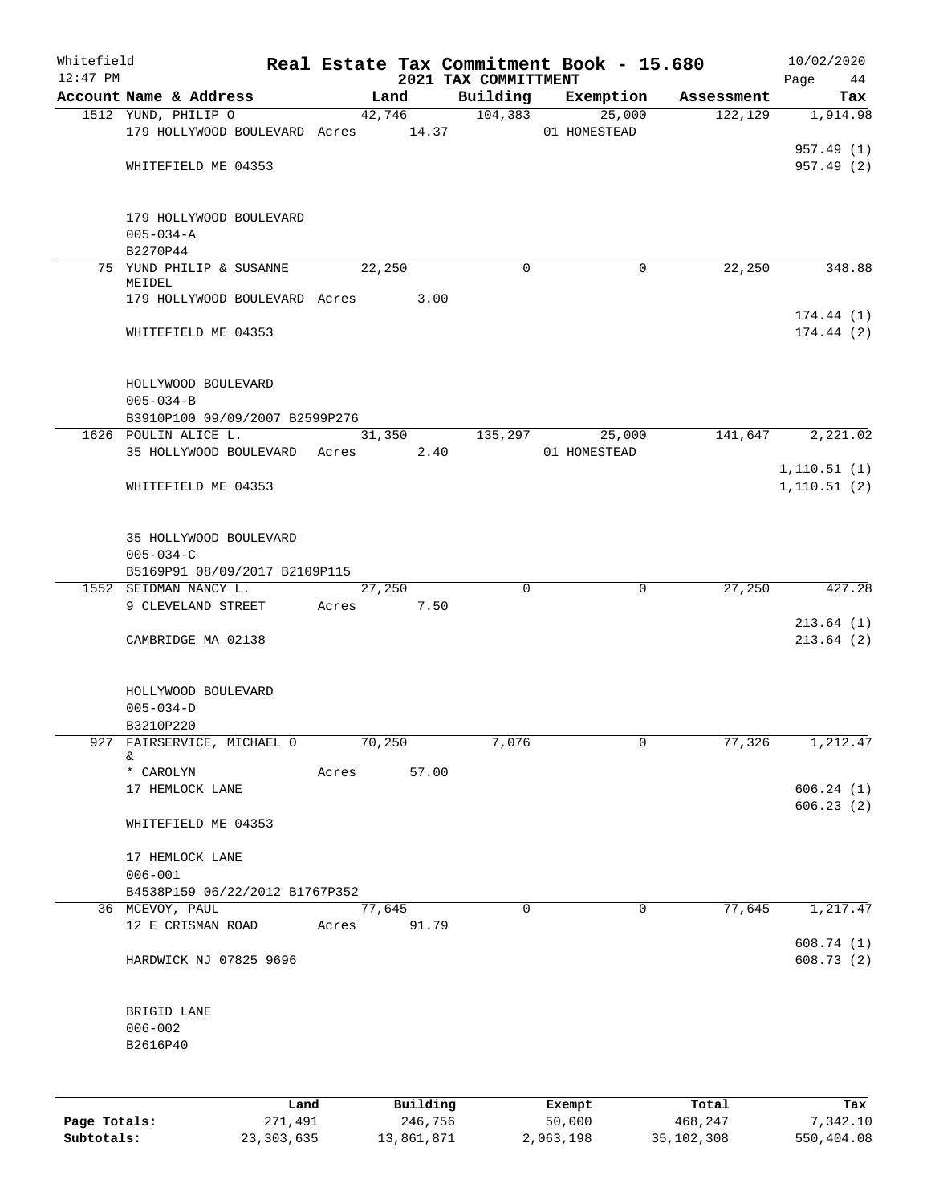Whitefield 12:47 PM

# Real Estate Tax Commitment Book - 15.680

## 2021 TAX COMMITTMENT

10/02/2020

| Account Name & Address | Land | Building | Exemption | Assessment | Tax |
|---|---|---|---|---|---|
| 1512 YUND, PHILIP O | 42,746 | 104,383 | 25,000 | 122,129 | 1,914.98 |
| 179 HOLLYWOOD BOULEVARD Acres 14.37 | | | 01 HOMESTEAD | | |
| | | | | | 957.49 (1) |
| WHITEFIELD ME 04353 | | | | | 957.49 (2) |
| 179 HOLLYWOOD BOULEVARD | | | | | |
| 005-034-A | | | | | |
| B2270P44 | | | | | |
| 75 YUND PHILIP & SUSANNE MEIDEL | 22,250 | 0 | 0 | 22,250 | 348.88 |
| 179 HOLLYWOOD BOULEVARD Acres 3.00 | | | | | |
| | | | | | 174.44 (1) |
| WHITEFIELD ME 04353 | | | | | 174.44 (2) |
| HOLLYWOOD BOULEVARD | | | | | |
| 005-034-B | | | | | |
| B3910P100 09/09/2007 B2599P276 | | | | | |
| 1626 POULIN ALICE L. | 31,350 | 135,297 | 25,000 | 141,647 | 2,221.02 |
| 35 HOLLYWOOD BOULEVARD Acres 2.40 | | | 01 HOMESTEAD | | |
| | | | | | 1,110.51 (1) |
| WHITEFIELD ME 04353 | | | | | 1,110.51 (2) |
| 35 HOLLYWOOD BOULEVARD | | | | | |
| 005-034-C | | | | | |
| B5169P91 08/09/2017 B2109P115 | | | | | |
| 1552 SEIDMAN NANCY L. | 27,250 | 0 | 0 | 27,250 | 427.28 |
| 9 CLEVELAND STREET Acres 7.50 | | | | | |
| | | | | | 213.64 (1) |
| CAMBRIDGE MA 02138 | | | | | 213.64 (2) |
| HOLLYWOOD BOULEVARD | | | | | |
| 005-034-D | | | | | |
| B3210P220 | | | | | |
| 927 FAIRSERVICE, MICHAEL O & | 70,250 | 7,076 | 0 | 77,326 | 1,212.47 |
| * CAROLYN Acres 57.00 | | | | | |
| 17 HEMLOCK LANE | | | | | 606.24 (1) |
| | | | | | 606.23 (2) |
| WHITEFIELD ME 04353 | | | | | |
| 17 HEMLOCK LANE | | | | | |
| 006-001 | | | | | |
| B4538P159 06/22/2012 B1767P352 | | | | | |
| 36 MCEVOY, PAUL | 77,645 | 0 | 0 | 77,645 | 1,217.47 |
| 12 E CRISMAN ROAD Acres 91.79 | | | | | |
| | | | | | 608.74 (1) |
| HARDWICK NJ 07825 9696 | | | | | 608.73 (2) |
| BRIGID LANE | | | | | |
| 006-002 | | | | | |
| B2616P40 | | | | | |

| | Land | Building | Exempt | Total | Tax |
|---|---|---|---|---|---|
| Page Totals: | 271,491 | 246,756 | 50,000 | 468,247 | 7,342.10 |
| Subtotals: | 23,303,635 | 13,861,871 | 2,063,198 | 35,102,308 | 550,404.08 |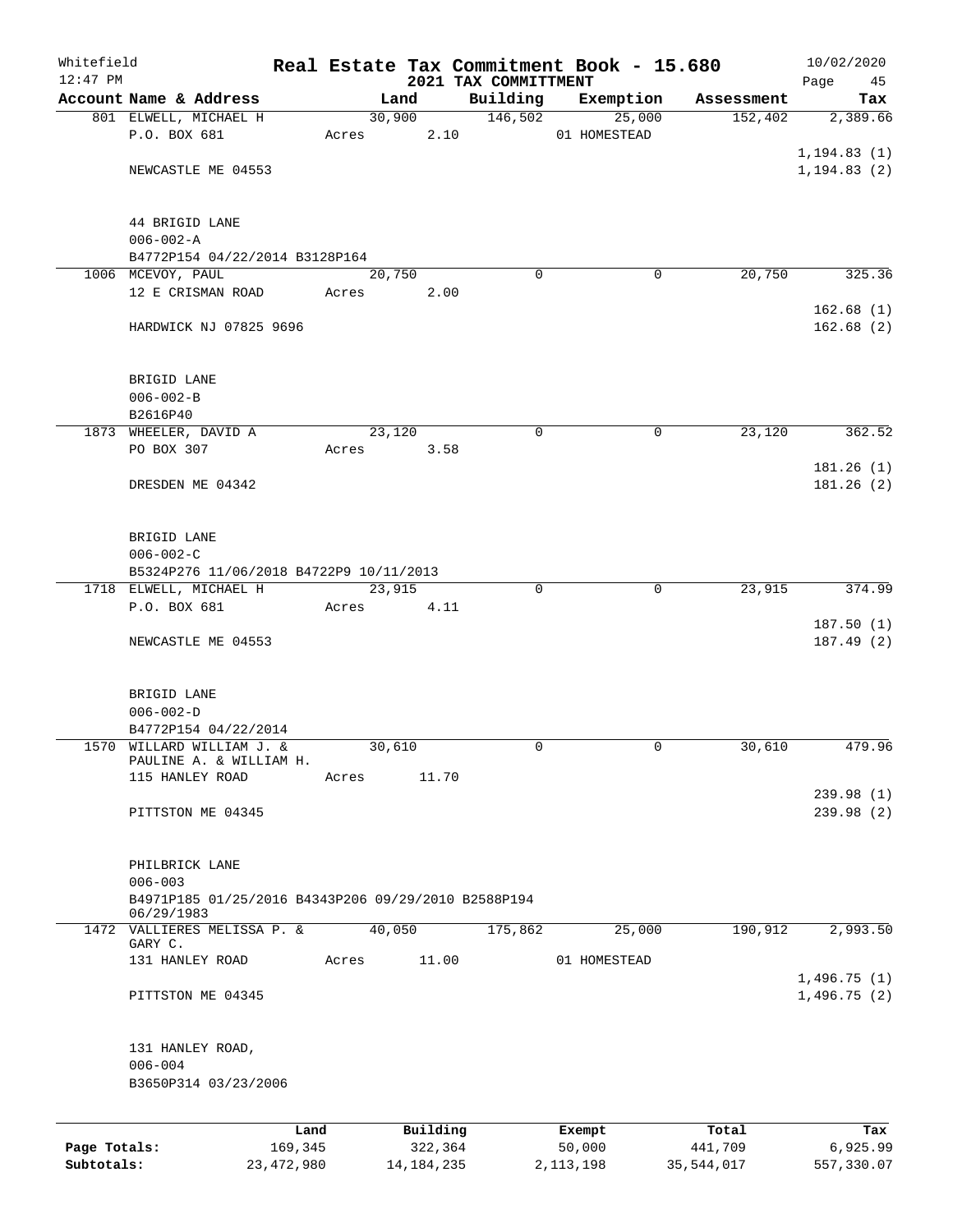Whitefield 12:47 PM

# Real Estate Tax Commitment Book - 15.680

## 2021 TAX COMMITTMENT

10/02/2020 Page 45

| Account Name & Address | Land | Building | Exemption | Assessment | Tax |
|---|---|---|---|---|---|
| 801 ELWELL, MICHAEL H | 30,900 | 146,502 | 25,000 | 152,402 | 2,389.66 |
| P.O. BOX 681 | Acres 2.10 | | 01 HOMESTEAD | | |
| | | | | | 1,194.83 (1) |
| NEWCASTLE ME 04553 | | | | | 1,194.83 (2) |
| 44 BRIGID LANE | | | | | |
| 006-002-A | | | | | |
| B4772P154 04/22/2014 B3128P164 | | | | | |
| 1006 MCEVOY, PAUL | 20,750 | 0 | 0 | 20,750 | 325.36 |
| 12 E CRISMAN ROAD | Acres 2.00 | | | | |
| | | | | | 162.68 (1) |
| HARDWICK NJ 07825 9696 | | | | | 162.68 (2) |
| BRIGID LANE | | | | | |
| 006-002-B | | | | | |
| B2616P40 | | | | | |
| 1873 WHEELER, DAVID A | 23,120 | 0 | 0 | 23,120 | 362.52 |
| PO BOX 307 | Acres 3.58 | | | | |
| | | | | | 181.26 (1) |
| DRESDEN ME 04342 | | | | | 181.26 (2) |
| BRIGID LANE | | | | | |
| 006-002-C | | | | | |
| B5324P276 11/06/2018 B4722P9 10/11/2013 | | | | | |
| 1718 ELWELL, MICHAEL H | 23,915 | 0 | 0 | 23,915 | 374.99 |
| P.O. BOX 681 | Acres 4.11 | | | | |
| | | | | | 187.50 (1) |
| NEWCASTLE ME 04553 | | | | | 187.49 (2) |
| BRIGID LANE | | | | | |
| 006-002-D | | | | | |
| B4772P154 04/22/2014 | | | | | |
| 1570 WILLARD WILLIAM J. & PAULINE A. & WILLIAM H. | 30,610 | 0 | 0 | 30,610 | 479.96 |
| 115 HANLEY ROAD | Acres 11.70 | | | | |
| | | | | | 239.98 (1) |
| PITTSTON ME 04345 | | | | | 239.98 (2) |
| PHILBRICK LANE | | | | | |
| 006-003 | | | | | |
| B4971P185 01/25/2016 B4343P206 09/29/2010 B2588P194 06/29/1983 | | | | | |
| 1472 VALLIERES MELISSA P. & GARY C. | 40,050 | 175,862 | 25,000 | 190,912 | 2,993.50 |
| 131 HANLEY ROAD | Acres 11.00 | | 01 HOMESTEAD | | |
| | | | | | 1,496.75 (1) |
| PITTSTON ME 04345 | | | | | 1,496.75 (2) |
| 131 HANLEY ROAD, | | | | | |
| 006-004 | | | | | |
| B3650P314 03/23/2006 | | | | | |

| | Land | Building | Exempt | Total | Tax |
|---|---|---|---|---|---|
| Page Totals: | 169,345 | 322,364 | 50,000 | 441,709 | 6,925.99 |
| Subtotals: | 23,472,980 | 14,184,235 | 2,113,198 | 35,544,017 | 557,330.07 |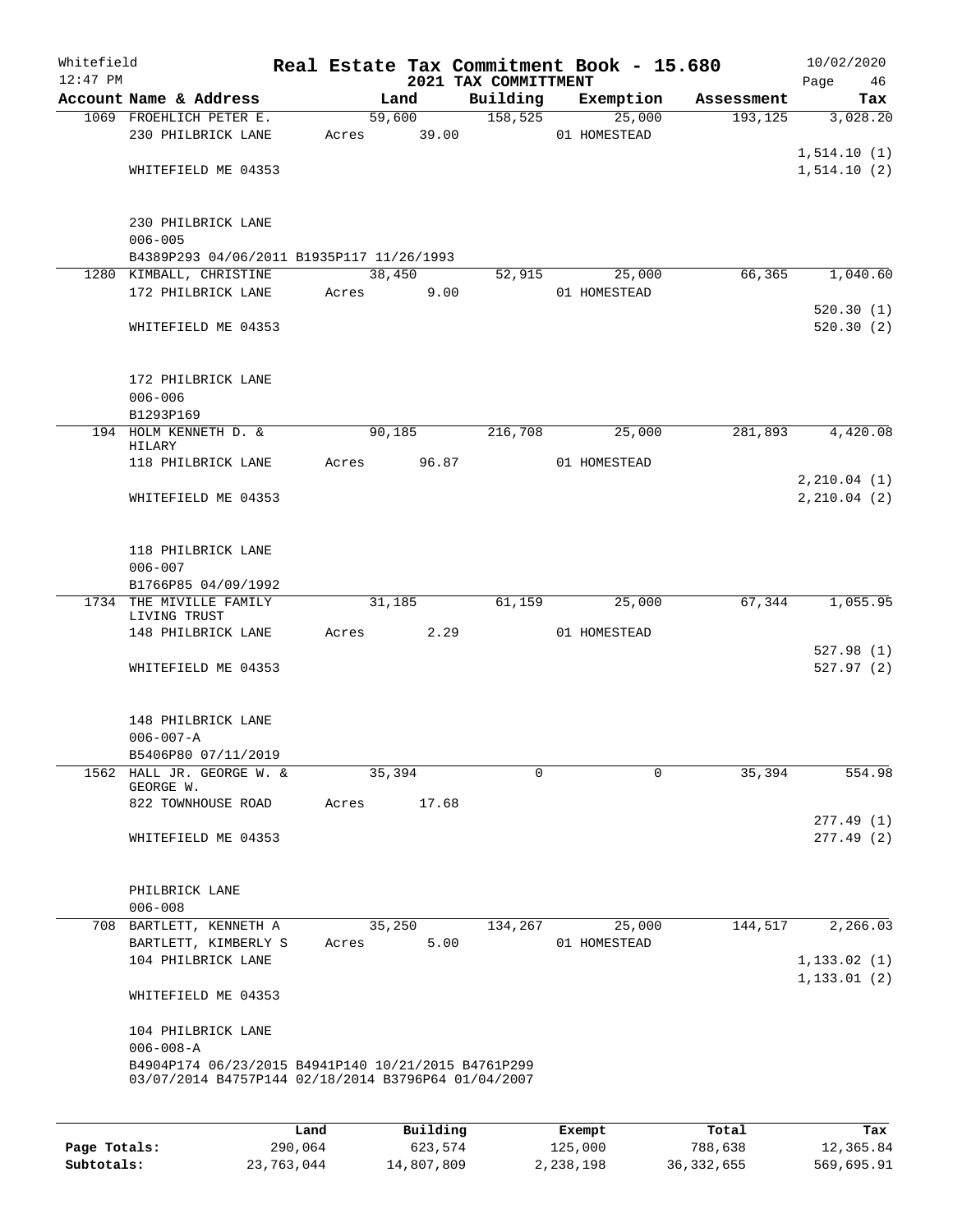Whitefield 12:47 PM

# Real Estate Tax Commitment Book - 15.680

## 2021 TAX COMMITTMENT

10/02/2020

| Account Name & Address | Land | Building | Exemption | Assessment | Tax |
|---|---|---|---|---|---|
| 1069 FROEHLICH PETER E. | 59,600 | 158,525 | 25,000 | 193,125 | 3,028.20 |
| 230 PHILBRICK LANE | Acres 39.00 | | 01 HOMESTEAD | | |
| | | | | | 1,514.10 (1) |
| WHITEFIELD ME 04353 | | | | | 1,514.10 (2) |
| 230 PHILBRICK LANE | | | | | |
| 006-005 | | | | | |
| B4389P293 04/06/2011 B1935P117 11/26/1993 | | | | | |
| 1280 KIMBALL, CHRISTINE | 38,450 | 52,915 | 25,000 | 66,365 | 1,040.60 |
| 172 PHILBRICK LANE | Acres 9.00 | | 01 HOMESTEAD | | |
| | | | | | 520.30 (1) |
| WHITEFIELD ME 04353 | | | | | 520.30 (2) |
| 172 PHILBRICK LANE | | | | | |
| 006-006 | | | | | |
| B1293P169 | | | | | |
| 194 HOLM KENNETH D. & HILARY | 90,185 | 216,708 | 25,000 | 281,893 | 4,420.08 |
| 118 PHILBRICK LANE | Acres 96.87 | | 01 HOMESTEAD | | |
| | | | | | 2,210.04 (1) |
| WHITEFIELD ME 04353 | | | | | 2,210.04 (2) |
| 118 PHILBRICK LANE | | | | | |
| 006-007 | | | | | |
| B1766P85 04/09/1992 | | | | | |
| 1734 THE MIVILLE FAMILY LIVING TRUST | 31,185 | 61,159 | 25,000 | 67,344 | 1,055.95 |
| 148 PHILBRICK LANE | Acres 2.29 | | 01 HOMESTEAD | | |
| | | | | | 527.98 (1) |
| WHITEFIELD ME 04353 | | | | | 527.97 (2) |
| 148 PHILBRICK LANE | | | | | |
| 006-007-A | | | | | |
| B5406P80 07/11/2019 | | | | | |
| 1562 HALL JR. GEORGE W. & GEORGE W. | 35,394 | 0 | 0 | 35,394 | 554.98 |
| 822 TOWNHOUSE ROAD | Acres 17.68 | | | | |
| | | | | | 277.49 (1) |
| WHITEFIELD ME 04353 | | | | | 277.49 (2) |
| PHILBRICK LANE | | | | | |
| 006-008 | | | | | |
| 708 BARTLETT, KENNETH A | 35,250 | 134,267 | 25,000 | 144,517 | 2,266.03 |
| BARTLETT, KIMBERLY S | Acres 5.00 | | 01 HOMESTEAD | | |
| 104 PHILBRICK LANE | | | | | 1,133.02 (1) |
| | | | | | 1,133.01 (2) |
| WHITEFIELD ME 04353 | | | | | |
| 104 PHILBRICK LANE | | | | | |
| 006-008-A | | | | | |
| B4904P174 06/23/2015 B4941P140 10/21/2015 B4761P299 03/07/2014 B4757P144 02/18/2014 B3796P64 01/04/2007 | | | | | |

| | Land | Building | Exempt | Total | Tax |
|---|---|---|---|---|---|
| Page Totals: | 290,064 | 623,574 | 125,000 | 788,638 | 12,365.84 |
| Subtotals: | 23,763,044 | 14,807,809 | 2,238,198 | 36,332,655 | 569,695.91 |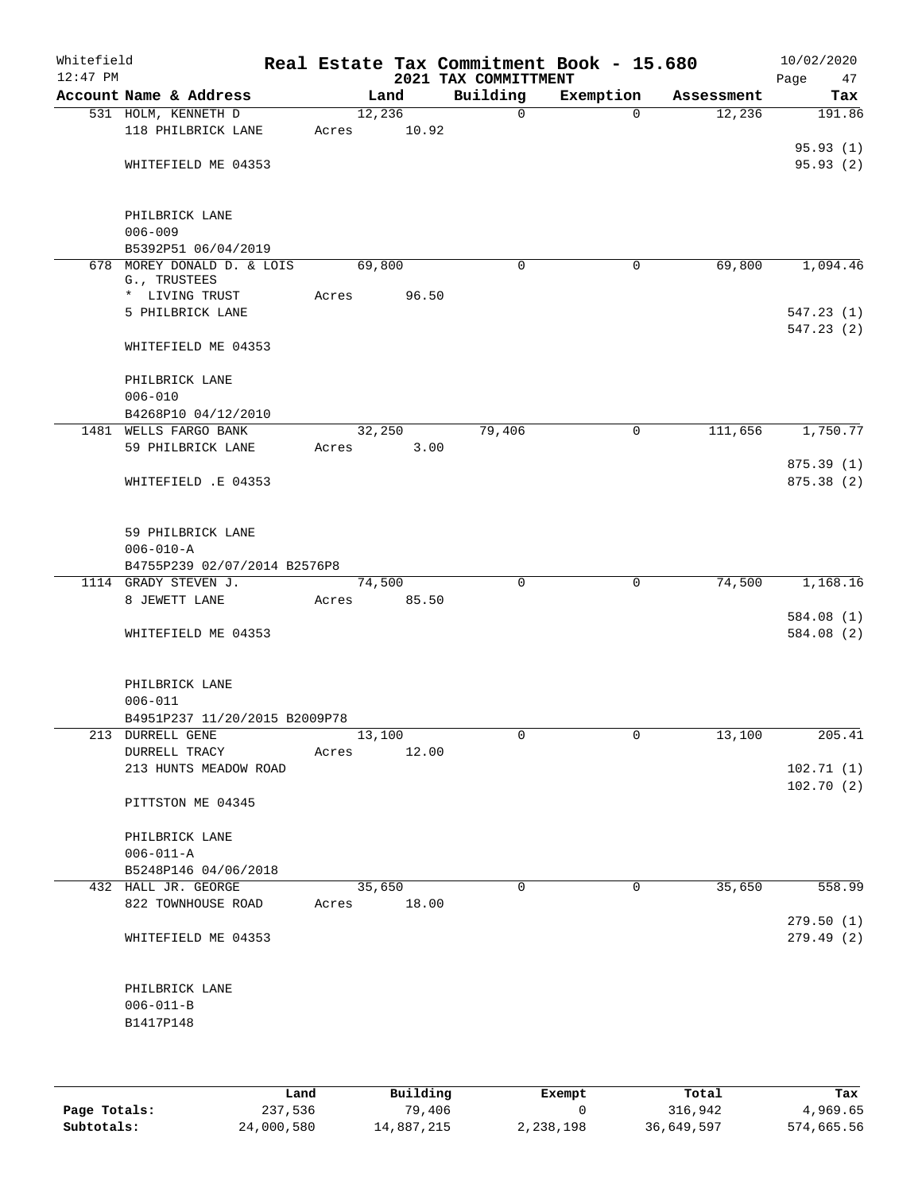# Real Estate Tax Commitment Book - 15.680

Whitefield
12:47 PM

2021 TAX COMMITTMENT

10/02/2020

| Account Name & Address | Land | Building | Exemption | Assessment | Tax |
|---|---|---|---|---|---|
| 531 HOLM, KENNETH D<br>118 PHILBRICK LANE<br><br>WHITEFIELD ME 04353<br><br>PHILBRICK LANE<br>006-009<br>B5392P51 06/04/2019 | 12,236<br>Acres 10.92 | 0 | 0 | 12,236 | 191.86<br><br>95.93 (1)<br>95.93 (2) |
| 678 MOREY DONALD D. & LOIS G., TRUSTEES<br>* LIVING TRUST<br>5 PHILBRICK LANE<br><br>WHITEFIELD ME 04353<br><br>PHILBRICK LANE<br>006-010<br>B4268P10 04/12/2010 | 69,800<br>Acres 96.50 | 0 | 0 | 69,800 | 1,094.46<br><br>547.23 (1)<br>547.23 (2) |
| 1481 WELLS FARGO BANK<br>59 PHILBRICK LANE<br><br>WHITEFIELD .E 04353<br><br>59 PHILBRICK LANE<br>006-010-A<br>B4755P239 02/07/2014 B2576P8 | 32,250<br>Acres 3.00 | 79,406 | 0 | 111,656 | 1,750.77<br><br>875.39 (1)<br>875.38 (2) |
| 1114 GRADY STEVEN J.<br>8 JEWETT LANE<br><br>WHITEFIELD ME 04353<br><br>PHILBRICK LANE<br>006-011<br>B4951P237 11/20/2015 B2009P78 | 74,500<br>Acres 85.50 | 0 | 0 | 74,500 | 1,168.16<br><br>584.08 (1)<br>584.08 (2) |
| 213 DURRELL GENE<br>DURRELL TRACY<br>213 HUNTS MEADOW ROAD<br><br>PITTSTON ME 04345<br><br>PHILBRICK LANE<br>006-011-A<br>B5248P146 04/06/2018 | 13,100<br>Acres 12.00 | 0 | 0 | 13,100 | 205.41<br><br>102.71 (1)<br>102.70 (2) |
| 432 HALL JR. GEORGE<br>822 TOWNHOUSE ROAD<br><br>WHITEFIELD ME 04353<br><br>PHILBRICK LANE<br>006-011-B<br>B1417P148 | 35,650<br>Acres 18.00 | 0 | 0 | 35,650 | 558.99<br><br>279.50 (1)<br>279.49 (2) |

| | Land | Building | Exempt | Total | Tax |
|---|---|---|---|---|---|
| Page Totals: | 237,536 | 79,406 | 0 | 316,942 | 4,969.65 |
| Subtotals: | 24,000,580 | 14,887,215 | 2,238,198 | 36,649,597 | 574,665.56 |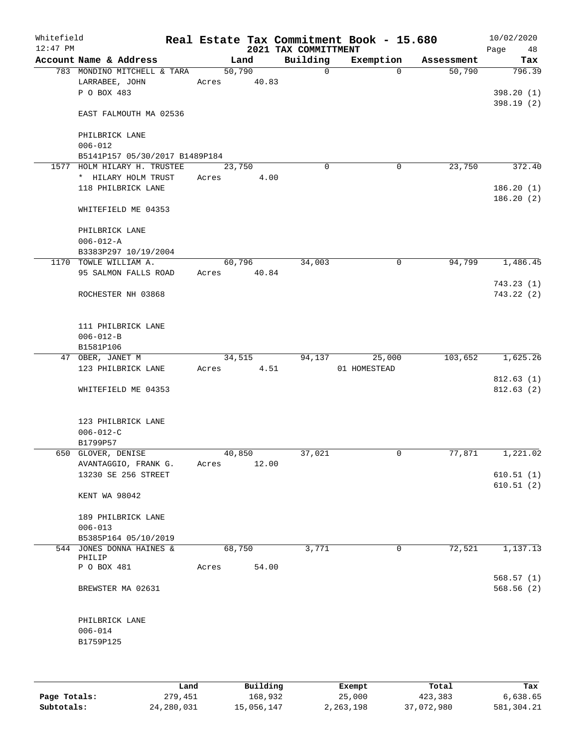Whitefield 12:47 PM

# Real Estate Tax Commitment Book - 15.680
## 2021 TAX COMMITTMENT

10/02/2020 Page 48

| Account Name & Address | Land | Building | Exemption | Assessment | Tax |
|---|---|---|---|---|---|
| 783 MONDINO MITCHELL & TARA | 50,790 | 0 | 0 | 50,790 | 796.39 |
| LARRABEE, JOHN | Acres 40.83 | | | | |
| P O BOX 483 | | | | | 398.20 (1) |
| | | | | | 398.19 (2) |
| EAST FALMOUTH MA 02536 | | | | | |
| PHILBRICK LANE | | | | | |
| 006-012 | | | | | |
| B5141P157 05/30/2017 B1489P184 | | | | | |
| 1577 HOLM HILARY H. TRUSTEE | 23,750 | 0 | 0 | 23,750 | 372.40 |
| * HILARY HOLM TRUST | Acres 4.00 | | | | |
| 118 PHILBRICK LANE | | | | | 186.20 (1) |
| | | | | | 186.20 (2) |
| WHITEFIELD ME 04353 | | | | | |
| PHILBRICK LANE | | | | | |
| 006-012-A | | | | | |
| B3383P297 10/19/2004 | | | | | |
| 1170 TOWLE WILLIAM A. | 60,796 | 34,003 | 0 | 94,799 | 1,486.45 |
| 95 SALMON FALLS ROAD | Acres 40.84 | | | | |
| | | | | | 743.23 (1) |
| ROCHESTER NH 03868 | | | | | 743.22 (2) |
| 111 PHILBRICK LANE | | | | | |
| 006-012-B | | | | | |
| B1581P106 | | | | | |
| 47 OBER, JANET M | 34,515 | 94,137 | 25,000 | 103,652 | 1,625.26 |
| 123 PHILBRICK LANE | Acres 4.51 | | 01 HOMESTEAD | | |
| | | | | | 812.63 (1) |
| WHITEFIELD ME 04353 | | | | | 812.63 (2) |
| 123 PHILBRICK LANE | | | | | |
| 006-012-C | | | | | |
| B1799P57 | | | | | |
| 650 GLOVER, DENISE | 40,850 | 37,021 | 0 | 77,871 | 1,221.02 |
| AVANTAGGIO, FRANK G. | Acres 12.00 | | | | |
| 13230 SE 256 STREET | | | | | 610.51 (1) |
| | | | | | 610.51 (2) |
| KENT WA 98042 | | | | | |
| 189 PHILBRICK LANE | | | | | |
| 006-013 | | | | | |
| B5385P164 05/10/2019 | | | | | |
| 544 JONES DONNA HAINES & PHILIP | 68,750 | 3,771 | 0 | 72,521 | 1,137.13 |
| P O BOX 481 | Acres 54.00 | | | | |
| | | | | | 568.57 (1) |
| BREWSTER MA 02631 | | | | | 568.56 (2) |
| PHILBRICK LANE | | | | | |
| 006-014 | | | | | |
| B1759P125 | | | | | |

| | Land | Building | Exempt | Total | Tax |
|---|---|---|---|---|---|
| **Page Totals:** | 279,451 | 168,932 | 25,000 | 423,383 | 6,638.65 |
| **Subtotals:** | 24,280,031 | 15,056,147 | 2,263,198 | 37,072,980 | 581,304.21 |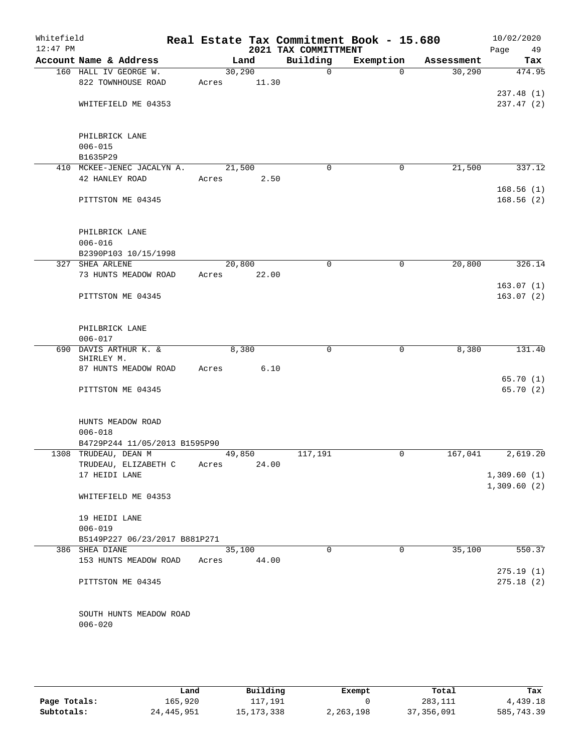Whitefield 12:47 PM

# Real Estate Tax Commitment Book - 15.680

## 2021 TAX COMMITTMENT

10/02/2020

| Account Name & Address | Land | Building | Exemption | Assessment | Tax |
|---|---|---|---|---|---|
| 160 HALL IV GEORGE W. | 30,290 | 0 | 0 | 30,290 | 474.95 |
| 822 TOWNHOUSE ROAD | Acres 11.30 | | | | |
| | | | | | 237.48 (1) |
| WHITEFIELD ME 04353 | | | | | 237.47 (2) |
| PHILBRICK LANE | | | | | |
| 006-015 | | | | | |
| B1635P29 | | | | | |
| 410 MCKEE-JENEC JACALYN A. | 21,500 | 0 | 0 | 21,500 | 337.12 |
| 42 HANLEY ROAD | Acres 2.50 | | | | |
| | | | | | 168.56 (1) |
| PITTSTON ME 04345 | | | | | 168.56 (2) |
| PHILBRICK LANE | | | | | |
| 006-016 | | | | | |
| B2390P103 10/15/1998 | | | | | |
| 327 SHEA ARLENE | 20,800 | 0 | 0 | 20,800 | 326.14 |
| 73 HUNTS MEADOW ROAD | Acres 22.00 | | | | |
| | | | | | 163.07 (1) |
| PITTSTON ME 04345 | | | | | 163.07 (2) |
| PHILBRICK LANE | | | | | |
| 006-017 | | | | | |
| 690 DAVIS ARTHUR K. & SHIRLEY M. | 8,380 | 0 | 0 | 8,380 | 131.40 |
| 87 HUNTS MEADOW ROAD | Acres 6.10 | | | | |
| | | | | | 65.70 (1) |
| PITTSTON ME 04345 | | | | | 65.70 (2) |
| HUNTS MEADOW ROAD | | | | | |
| 006-018 | | | | | |
| B4729P244 11/05/2013 B1595P90 | | | | | |
| 1308 TRUDEAU, DEAN M | 49,850 | 117,191 | 0 | 167,041 | 2,619.20 |
| TRUDEAU, ELIZABETH C | Acres 24.00 | | | | |
| 17 HEIDI LANE | | | | | 1,309.60 (1) |
| | | | | | 1,309.60 (2) |
| WHITEFIELD ME 04353 | | | | | |
| 19 HEIDI LANE | | | | | |
| 006-019 | | | | | |
| B5149P227 06/23/2017 B881P271 | | | | | |
| 386 SHEA DIANE | 35,100 | 0 | 0 | 35,100 | 550.37 |
| 153 HUNTS MEADOW ROAD | Acres 44.00 | | | | |
| | | | | | 275.19 (1) |
| PITTSTON ME 04345 | | | | | 275.18 (2) |
| SOUTH HUNTS MEADOW ROAD | | | | | |
| 006-020 | | | | | |

| | Land | Building | Exempt | Total | Tax |
|---|---|---|---|---|---|
| Page Totals: | 165,920 | 117,191 | 0 | 283,111 | 4,439.18 |
| Subtotals: | 24,445,951 | 15,173,338 | 2,263,198 | 37,356,091 | 585,743.39 |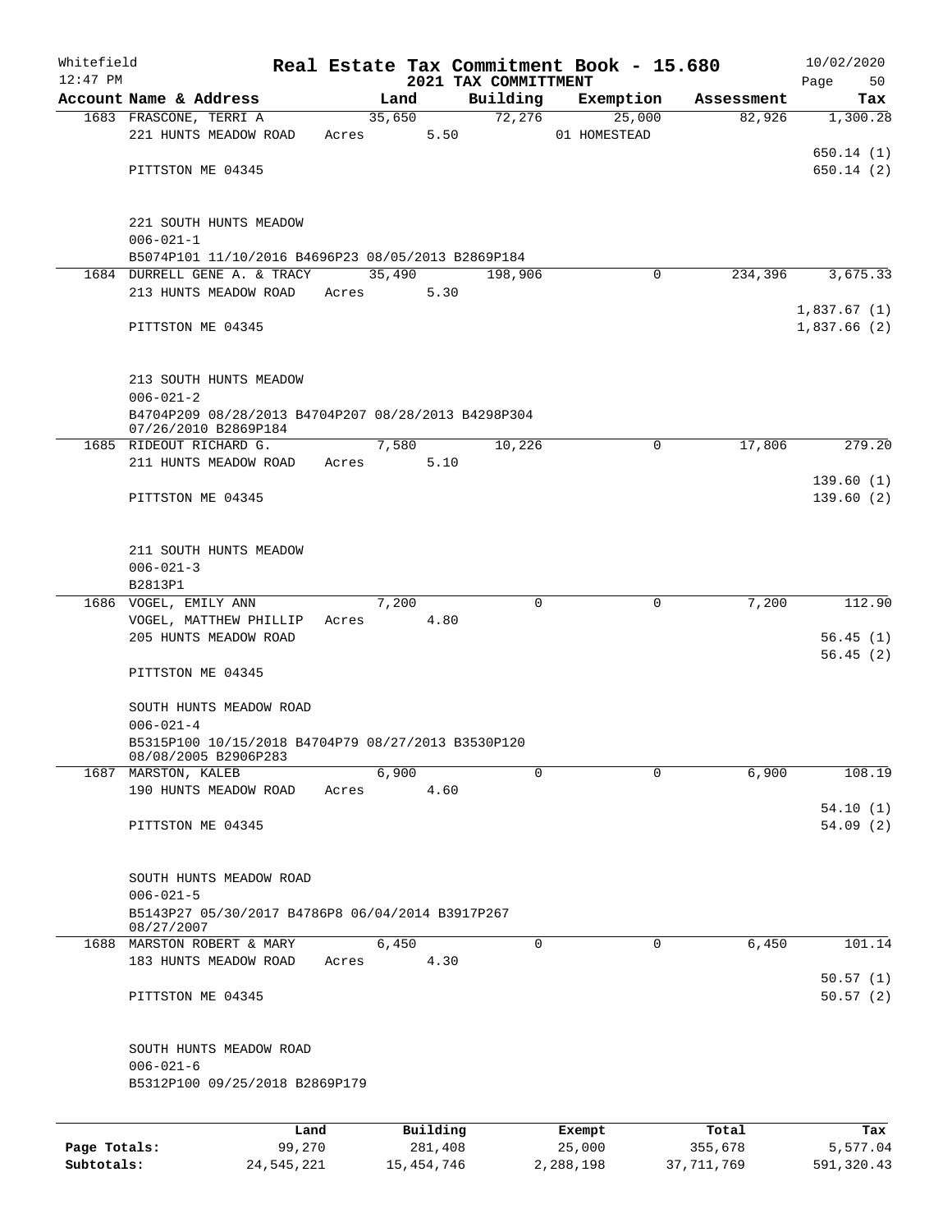Whitefield 12:47 PM

# Real Estate Tax Commitment Book - 15.680
## 2021 TAX COMMITTMENT

10/02/2020

| Account Name & Address | Land | Building | Exemption | Assessment | Tax |
|---|---|---|---|---|---|
| 1683 FRASCONE, TERRI A | 35,650 | 72,276 | 25,000 | 82,926 | 1,300.28 |
| 221 HUNTS MEADOW ROAD | Acres 5.50 | | 01 HOMESTEAD | | |
| | | | | | 650.14 (1) |
| PITTSTON ME 04345 | | | | | 650.14 (2) |
| 221 SOUTH HUNTS MEADOW | | | | | |
| 006-021-1 | | | | | |
| B5074P101 11/10/2016 B4696P23 08/05/2013 B2869P184 | | | | | |
| 1684 DURRELL GENE A. & TRACY | 35,490 | 198,906 | 0 | 234,396 | 3,675.33 |
| 213 HUNTS MEADOW ROAD | Acres 5.30 | | | | |
| | | | | | 1,837.67 (1) |
| PITTSTON ME 04345 | | | | | 1,837.66 (2) |
| 213 SOUTH HUNTS MEADOW | | | | | |
| 006-021-2 | | | | | |
| B4704P209 08/28/2013 B4704P207 08/28/2013 B4298P304 07/26/2010 B2869P184 | | | | | |
| 1685 RIDEOUT RICHARD G. | 7,580 | 10,226 | 0 | 17,806 | 279.20 |
| 211 HUNTS MEADOW ROAD | Acres 5.10 | | | | |
| | | | | | 139.60 (1) |
| PITTSTON ME 04345 | | | | | 139.60 (2) |
| 211 SOUTH HUNTS MEADOW | | | | | |
| 006-021-3 | | | | | |
| B2813P1 | | | | | |
| 1686 VOGEL, EMILY ANN | 7,200 | 0 | 0 | 7,200 | 112.90 |
| VOGEL, MATTHEW PHILLIP | Acres 4.80 | | | | |
| 205 HUNTS MEADOW ROAD | | | | | 56.45 (1) |
| | | | | | 56.45 (2) |
| PITTSTON ME 04345 | | | | | |
| SOUTH HUNTS MEADOW ROAD | | | | | |
| 006-021-4 | | | | | |
| B5315P100 10/15/2018 B4704P79 08/27/2013 B3530P120 08/08/2005 B2906P283 | | | | | |
| 1687 MARSTON, KALEB | 6,900 | 0 | 0 | 6,900 | 108.19 |
| 190 HUNTS MEADOW ROAD | Acres 4.60 | | | | |
| | | | | | 54.10 (1) |
| PITTSTON ME 04345 | | | | | 54.09 (2) |
| SOUTH HUNTS MEADOW ROAD | | | | | |
| 006-021-5 | | | | | |
| B5143P27 05/30/2017 B4786P8 06/04/2014 B3917P267 08/27/2007 | | | | | |
| 1688 MARSTON ROBERT & MARY | 6,450 | 0 | 0 | 6,450 | 101.14 |
| 183 HUNTS MEADOW ROAD | Acres 4.30 | | | | |
| | | | | | 50.57 (1) |
| PITTSTON ME 04345 | | | | | 50.57 (2) |
| SOUTH HUNTS MEADOW ROAD | | | | | |
| 006-021-6 | | | | | |
| B5312P100 09/25/2018 B2869P179 | | | | | |

| | Land | Building | Exempt | Total | Tax |
|---|---|---|---|---|---|
| Page Totals: | 99,270 | 281,408 | 25,000 | 355,678 | 5,577.04 |
| Subtotals: | 24,545,221 | 15,454,746 | 2,288,198 | 37,711,769 | 591,320.43 |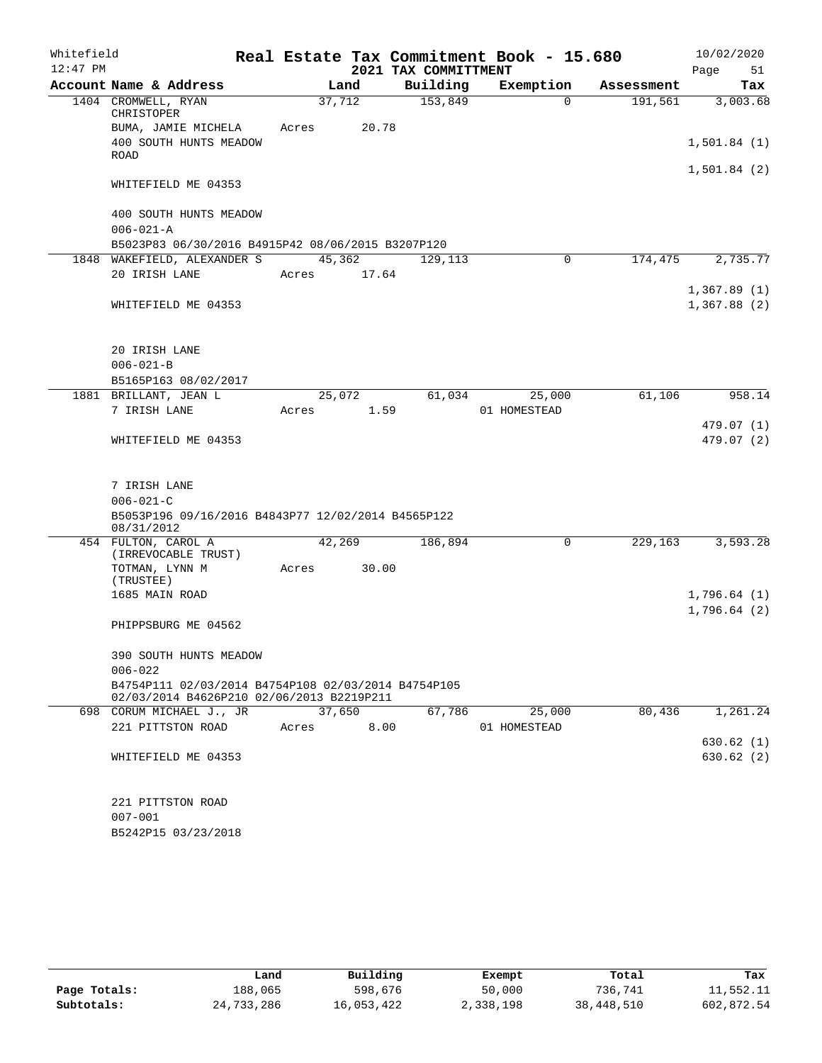Whitefield
12:47 PM

# Real Estate Tax Commitment Book - 15.680

## 2021 TAX COMMITTMENT

10/02/2020

| Account Name & Address | Land | Building | Exemption | Assessment | Tax |
|---|---|---|---|---|---|
| 1404 CROMWELL, RYAN CHRISTOPER | 37,712 | 153,849 | 0 | 191,561 | 3,003.68 |
| BUMA, JAMIE MICHELA | Acres 20.78 | | | | |
| 400 SOUTH HUNTS MEADOW ROAD | | | | | 1,501.84 (1) |
| | | | | | 1,501.84 (2) |
| WHITEFIELD ME 04353 | | | | | |
| 400 SOUTH HUNTS MEADOW | | | | | |
| 006-021-A | | | | | |
| B5023P83 06/30/2016 B4915P42 08/06/2015 B3207P120 | | | | | |
| 1848 WAKEFIELD, ALEXANDER S | 45,362 | 129,113 | 0 | 174,475 | 2,735.77 |
| 20 IRISH LANE | Acres 17.64 | | | | |
| | | | | | 1,367.89 (1) |
| WHITEFIELD ME 04353 | | | | | 1,367.88 (2) |
| 20 IRISH LANE | | | | | |
| 006-021-B | | | | | |
| B5165P163 08/02/2017 | | | | | |
| 1881 BRILLANT, JEAN L | 25,072 | 61,034 | 25,000 | 61,106 | 958.14 |
| 7 IRISH LANE | Acres 1.59 | | 01 HOMESTEAD | | |
| | | | | | 479.07 (1) |
| WHITEFIELD ME 04353 | | | | | 479.07 (2) |
| 7 IRISH LANE | | | | | |
| 006-021-C | | | | | |
| B5053P196 09/16/2016 B4843P77 12/02/2014 B4565P122 08/31/2012 | | | | | |
| 454 FULTON, CAROL A (IRREVOCABLE TRUST) | 42,269 | 186,894 | 0 | 229,163 | 3,593.28 |
| TOTMAN, LYNN M (TRUSTEE) | Acres 30.00 | | | | |
| 1685 MAIN ROAD | | | | | 1,796.64 (1) |
| | | | | | 1,796.64 (2) |
| PHIPPSBURG ME 04562 | | | | | |
| 390 SOUTH HUNTS MEADOW | | | | | |
| 006-022 | | | | | |
| B4754P111 02/03/2014 B4754P108 02/03/2014 B4754P105 02/03/2014 B4626P210 02/06/2013 B2219P211 | | | | | |
| 698 CORUM MICHAEL J., JR | 37,650 | 67,786 | 25,000 | 80,436 | 1,261.24 |
| 221 PITTSTON ROAD | Acres 8.00 | | 01 HOMESTEAD | | |
| | | | | | 630.62 (1) |
| WHITEFIELD ME 04353 | | | | | 630.62 (2) |
| 221 PITTSTON ROAD | | | | | |
| 007-001 | | | | | |
| B5242P15 03/23/2018 | | | | | |

| | Land | Building | Exempt | Total | Tax |
|---|---|---|---|---|---|
| Page Totals: | 188,065 | 598,676 | 50,000 | 736,741 | 11,552.11 |
| Subtotals: | 24,733,286 | 16,053,422 | 2,338,198 | 38,448,510 | 602,872.54 |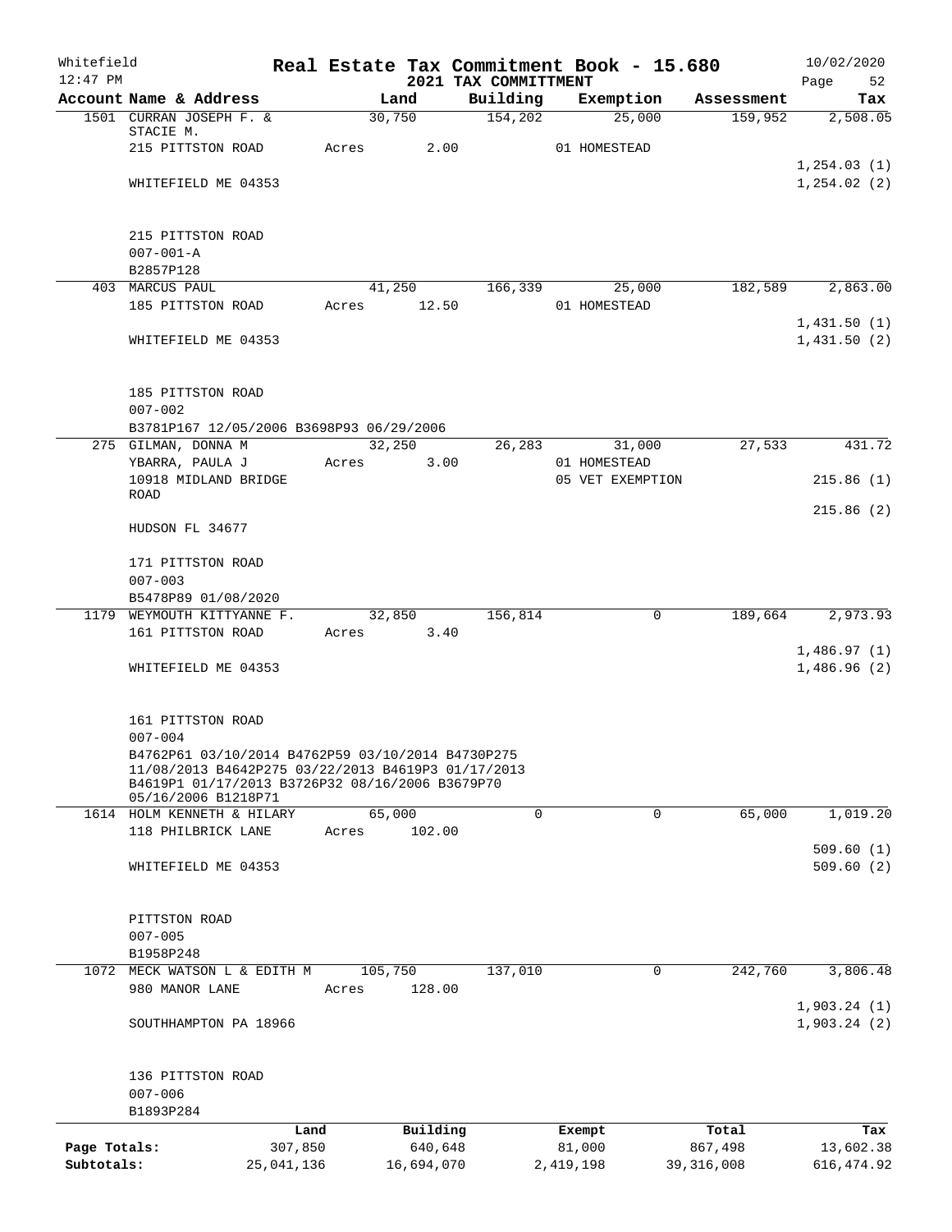# Real Estate Tax Commitment Book - 15.680

Whitefield 12:47 PM — 2021 TAX COMMITTMENT — 10/02/2020

| Account Name & Address | Land | Building | Exemption | Assessment | Tax |
|---|---|---|---|---|---|
| 1501 CURRAN JOSEPH F. & STACIE M. | 30,750 | 154,202 | 25,000 | 159,952 | 2,508.05 |
| 215 PITTSTON ROAD | Acres 2.00 | | 01 HOMESTEAD | | |
| | | | | | 1,254.03 (1) |
| WHITEFIELD ME 04353 | | | | | 1,254.02 (2) |
| 215 PITTSTON ROAD | | | | | |
| 007-001-A | | | | | |
| B2857P128 | | | | | |
| 403 MARCUS PAUL | 41,250 | 166,339 | 25,000 | 182,589 | 2,863.00 |
| 185 PITTSTON ROAD | Acres 12.50 | | 01 HOMESTEAD | | |
| | | | | | 1,431.50 (1) |
| WHITEFIELD ME 04353 | | | | | 1,431.50 (2) |
| 185 PITTSTON ROAD | | | | | |
| 007-002 | | | | | |
| B3781P167 12/05/2006 B3698P93 06/29/2006 | | | | | |
| 275 GILMAN, DONNA M | 32,250 | 26,283 | 31,000 | 27,533 | 431.72 |
| YBARRA, PAULA J | Acres 3.00 | | 01 HOMESTEAD | | |
| 10918 MIDLAND BRIDGE ROAD | | | 05 VET EXEMPTION | | 215.86 (1) |
| | | | | | 215.86 (2) |
| HUDSON FL 34677 | | | | | |
| 171 PITTSTON ROAD | | | | | |
| 007-003 | | | | | |
| B5478P89 01/08/2020 | | | | | |
| 1179 WEYMOUTH KITTYANNE F. | 32,850 | 156,814 | 0 | 189,664 | 2,973.93 |
| 161 PITTSTON ROAD | Acres 3.40 | | | | |
| | | | | | 1,486.97 (1) |
| WHITEFIELD ME 04353 | | | | | 1,486.96 (2) |
| 161 PITTSTON ROAD | | | | | |
| 007-004 | | | | | |
| B4762P61 03/10/2014 B4762P59 03/10/2014 B4730P275 11/08/2013 B4642P275 03/22/2013 B4619P3 01/17/2013 B4619P1 01/17/2013 B3726P32 08/16/2006 B3679P70 05/16/2006 B1218P71 | | | | | |
| 1614 HOLM KENNETH & HILARY | 65,000 | 0 | 0 | 65,000 | 1,019.20 |
| 118 PHILBRICK LANE | Acres 102.00 | | | | |
| | | | | | 509.60 (1) |
| WHITEFIELD ME 04353 | | | | | 509.60 (2) |
| PITTSTON ROAD | | | | | |
| 007-005 | | | | | |
| B1958P248 | | | | | |
| 1072 MECK WATSON L & EDITH M | 105,750 | 137,010 | 0 | 242,760 | 3,806.48 |
| 980 MANOR LANE | Acres 128.00 | | | | |
| | | | | | 1,903.24 (1) |
| SOUTHHAMPTON PA 18966 | | | | | 1,903.24 (2) |
| 136 PITTSTON ROAD | | | | | |
| 007-006 | | | | | |
| B1893P284 | | | | | |

| | Land | Building | Exempt | Total | Tax |
|---|---|---|---|---|---|
| Page Totals: | 307,850 | 640,648 | 81,000 | 867,498 | 13,602.38 |
| Subtotals: | 25,041,136 | 16,694,070 | 2,419,198 | 39,316,008 | 616,474.92 |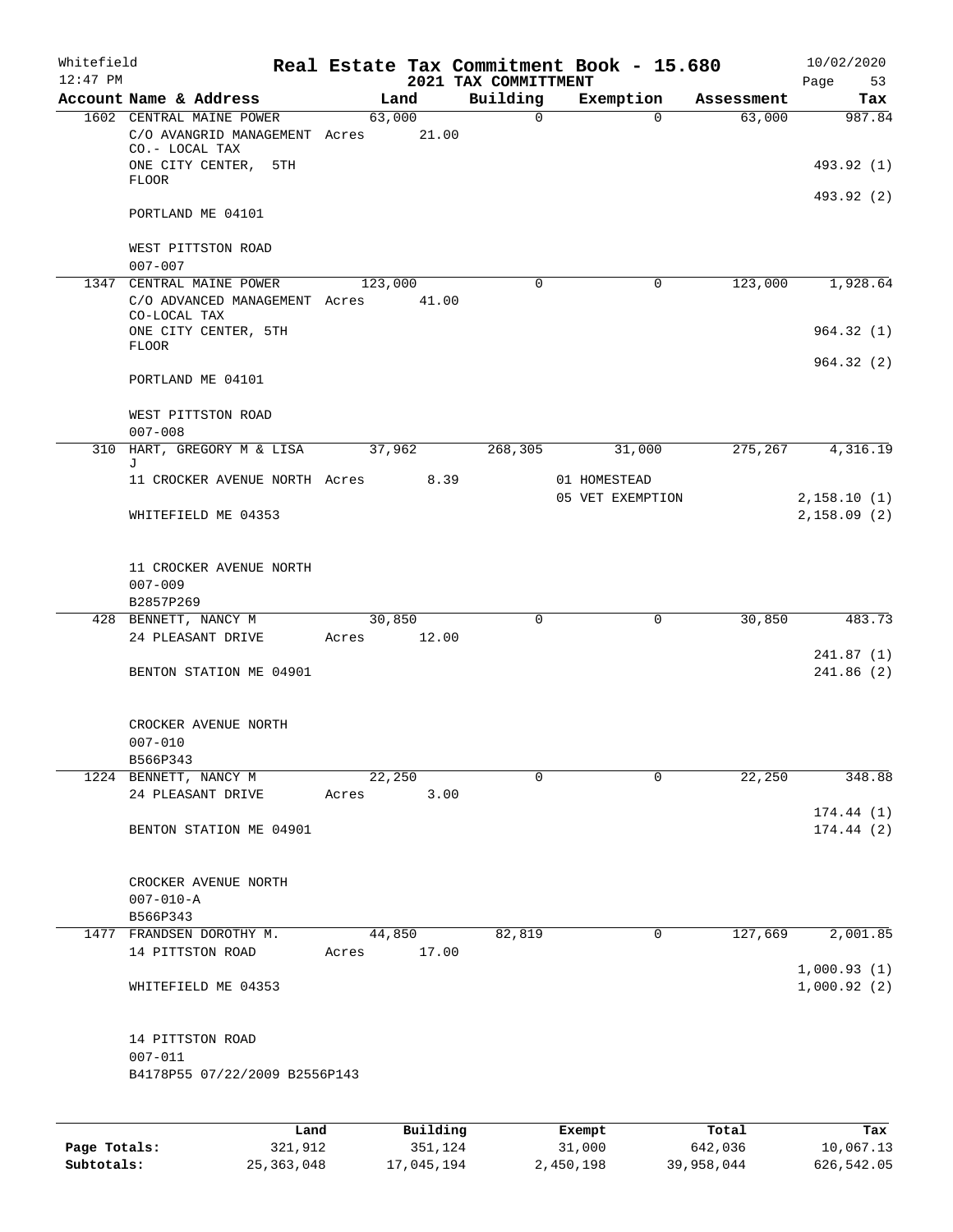Whitefield
12:47 PM

# Real Estate Tax Commitment Book - 15.680

## 2021 TAX COMMITTMENT

10/02/2020

| Account Name & Address | Land | Building | Exemption | Assessment | Tax |
|---|---|---|---|---|---|
| 1602 CENTRAL MAINE POWER | 63,000 | 0 | 0 | 63,000 | 987.84 |
| C/O AVANGRID MANAGEMENT CO.- LOCAL TAX | Acres 21.00 | | | | |
| ONE CITY CENTER, 5TH FLOOR | | | | | 493.92 (1) |
| | | | | | 493.92 (2) |
| PORTLAND ME 04101 | | | | | |
| WEST PITTSTON ROAD | | | | | |
| 007-007 | | | | | |
| 1347 CENTRAL MAINE POWER | 123,000 | 0 | 0 | 123,000 | 1,928.64 |
| C/O ADVANCED MANAGEMENT CO-LOCAL TAX | Acres 41.00 | | | | |
| ONE CITY CENTER, 5TH FLOOR | | | | | 964.32 (1) |
| | | | | | 964.32 (2) |
| PORTLAND ME 04101 | | | | | |
| WEST PITTSTON ROAD | | | | | |
| 007-008 | | | | | |
| 310 HART, GREGORY M & LISA J | 37,962 | 268,305 | 31,000 | 275,267 | 4,316.19 |
| 11 CROCKER AVENUE NORTH | Acres 8.39 | | 01 HOMESTEAD | | |
| | | | 05 VET EXEMPTION | | 2,158.10 (1) |
| WHITEFIELD ME 04353 | | | | | 2,158.09 (2) |
| 11 CROCKER AVENUE NORTH | | | | | |
| 007-009 | | | | | |
| B2857P269 | | | | | |
| 428 BENNETT, NANCY M | 30,850 | 0 | 0 | 30,850 | 483.73 |
| 24 PLEASANT DRIVE | Acres 12.00 | | | | |
| | | | | | 241.87 (1) |
| BENTON STATION ME 04901 | | | | | 241.86 (2) |
| CROCKER AVENUE NORTH | | | | | |
| 007-010 | | | | | |
| B566P343 | | | | | |
| 1224 BENNETT, NANCY M | 22,250 | 0 | 0 | 22,250 | 348.88 |
| 24 PLEASANT DRIVE | Acres 3.00 | | | | |
| | | | | | 174.44 (1) |
| BENTON STATION ME 04901 | | | | | 174.44 (2) |
| CROCKER AVENUE NORTH | | | | | |
| 007-010-A | | | | | |
| B566P343 | | | | | |
| 1477 FRANDSEN DOROTHY M. | 44,850 | 82,819 | 0 | 127,669 | 2,001.85 |
| 14 PITTSTON ROAD | Acres 17.00 | | | | |
| | | | | | 1,000.93 (1) |
| WHITEFIELD ME 04353 | | | | | 1,000.92 (2) |
| 14 PITTSTON ROAD | | | | | |
| 007-011 | | | | | |
| B4178P55 07/22/2009 B2556P143 | | | | | |

| | Land | Building | Exempt | Total | Tax |
|---|---|---|---|---|---|
| Page Totals: | 321,912 | 351,124 | 31,000 | 642,036 | 10,067.13 |
| Subtotals: | 25,363,048 | 17,045,194 | 2,450,198 | 39,958,044 | 626,542.05 |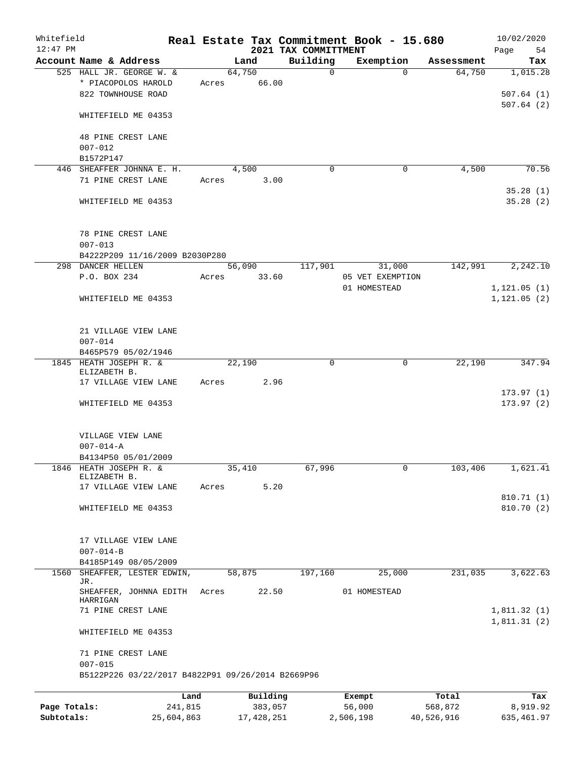# Real Estate Tax Commitment Book - 15.680

## 2021 TAX COMMITTMENT

Whitefield
12:47 PM

10/02/2020

| Account Name & Address | Land | Building | Exemption | Assessment | Tax |
|---|---|---|---|---|---|
| 525 HALL JR. GEORGE W. & | 64,750 | 0 | 0 | 64,750 | 1,015.28 |
| * PIACOPOLOS HAROLD | Acres 66.00 | | | | |
| 822 TOWNHOUSE ROAD | | | | | 507.64 (1) |
| | | | | | 507.64 (2) |
| WHITEFIELD ME 04353 | | | | | |
| 48 PINE CREST LANE | | | | | |
| 007-012 | | | | | |
| B1572P147 | | | | | |
| 446 SHEAFFER JOHNNA E. H. | 4,500 | 0 | 0 | 4,500 | 70.56 |
| 71 PINE CREST LANE | Acres 3.00 | | | | |
| | | | | | 35.28 (1) |
| WHITEFIELD ME 04353 | | | | | 35.28 (2) |
| 78 PINE CREST LANE | | | | | |
| 007-013 | | | | | |
| B4222P209 11/16/2009 B2030P280 | | | | | |
| 298 DANCER HELLEN | 56,090 | 117,901 | 31,000 | 142,991 | 2,242.10 |
| P.O. BOX 234 | Acres 33.60 | | 05 VET EXEMPTION | | |
| | | | 01 HOMESTEAD | | 1,121.05 (1) |
| WHITEFIELD ME 04353 | | | | | 1,121.05 (2) |
| 21 VILLAGE VIEW LANE | | | | | |
| 007-014 | | | | | |
| B465P579 05/02/1946 | | | | | |
| 1845 HEATH JOSEPH R. & ELIZABETH B. | 22,190 | 0 | 0 | 22,190 | 347.94 |
| 17 VILLAGE VIEW LANE | Acres 2.96 | | | | |
| | | | | | 173.97 (1) |
| WHITEFIELD ME 04353 | | | | | 173.97 (2) |
| VILLAGE VIEW LANE | | | | | |
| 007-014-A | | | | | |
| B4134P50 05/01/2009 | | | | | |
| 1846 HEATH JOSEPH R. & ELIZABETH B. | 35,410 | 67,996 | 0 | 103,406 | 1,621.41 |
| 17 VILLAGE VIEW LANE | Acres 5.20 | | | | |
| | | | | | 810.71 (1) |
| WHITEFIELD ME 04353 | | | | | 810.70 (2) |
| 17 VILLAGE VIEW LANE | | | | | |
| 007-014-B | | | | | |
| B4185P149 08/05/2009 | | | | | |
| 1560 SHEAFFER, LESTER EDWIN, JR. | 58,875 | 197,160 | 25,000 | 231,035 | 3,622.63 |
| SHEAFFER, JOHNNA EDITH HARRIGAN | Acres 22.50 | | 01 HOMESTEAD | | |
| 71 PINE CREST LANE | | | | | 1,811.32 (1) |
| | | | | | 1,811.31 (2) |
| WHITEFIELD ME 04353 | | | | | |
| 71 PINE CREST LANE | | | | | |
| 007-015 | | | | | |
| B5122P226 03/22/2017 B4822P91 09/26/2014 B2669P96 | | | | | |

| | Land | Building | Exempt | Total | Tax |
|---|---|---|---|---|---|
| Page Totals: | 241,815 | 383,057 | 56,000 | 568,872 | 8,919.92 |
| Subtotals: | 25,604,863 | 17,428,251 | 2,506,198 | 40,526,916 | 635,461.97 |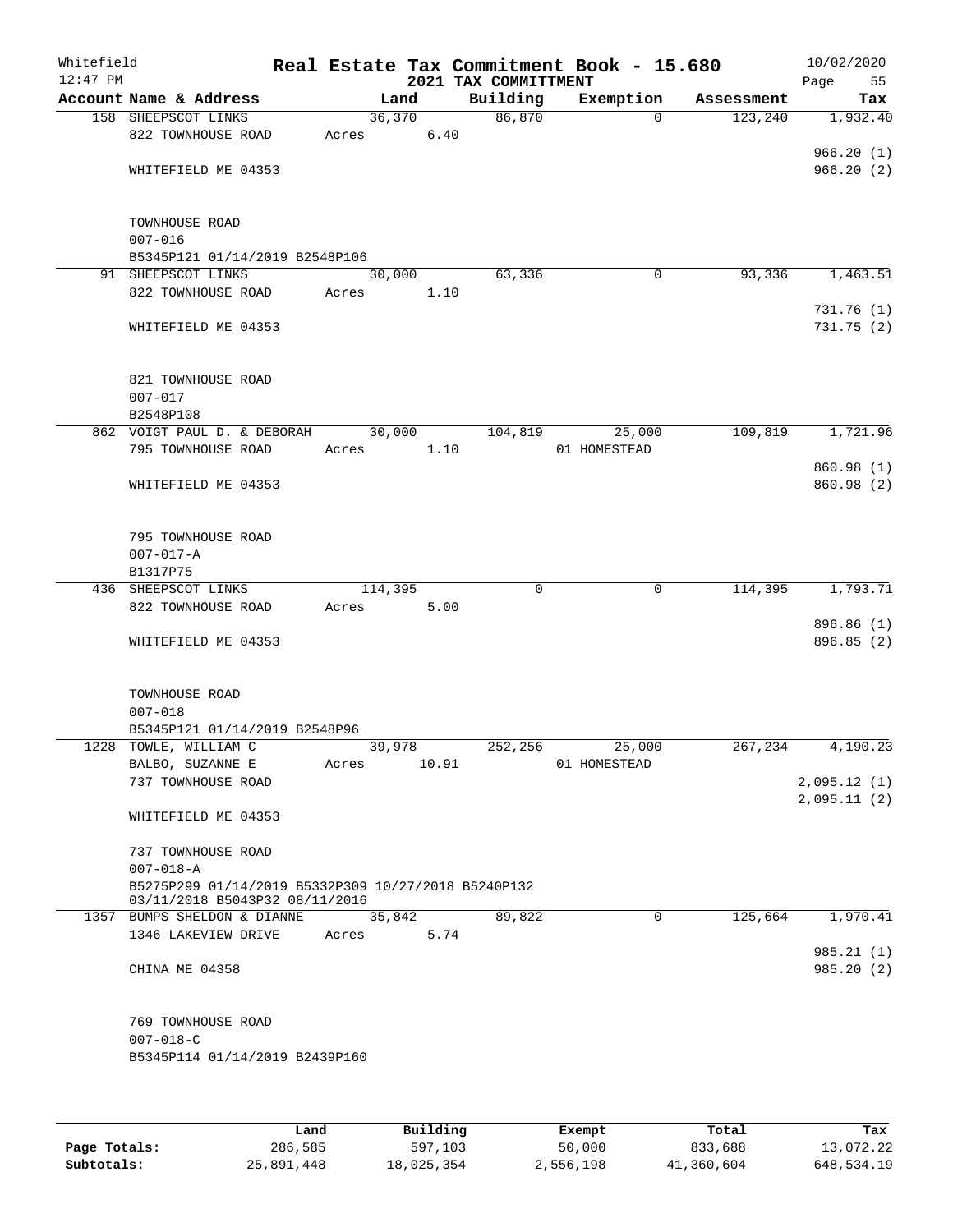Whitefield 12:47 PM

# Real Estate Tax Commitment Book - 15.680

## 2021 TAX COMMITTMENT

10/02/2020

| Account Name & Address | Land | Building | Exemption | Assessment | Tax |
|---|---|---|---|---|---|
| 158 SHEEPSCOT LINKS<br>822 TOWNHOUSE ROAD<br><br>WHITEFIELD ME 04353<br><br>TOWNHOUSE ROAD<br>007-016<br>B5345P121 01/14/2019 B2548P106 | 36,370<br>Acres 6.40 | 86,870 | 0 | 123,240 | 1,932.40<br><br>966.20 (1)<br>966.20 (2) |
| 91 SHEEPSCOT LINKS<br>822 TOWNHOUSE ROAD<br><br>WHITEFIELD ME 04353<br><br>821 TOWNHOUSE ROAD<br>007-017<br>B2548P108 | 30,000<br>Acres 1.10 | 63,336 | 0 | 93,336 | 1,463.51<br><br>731.76 (1)<br>731.75 (2) |
| 862 VOIGT PAUL D. & DEBORAH<br>795 TOWNHOUSE ROAD<br><br>WHITEFIELD ME 04353<br><br>795 TOWNHOUSE ROAD<br>007-017-A<br>B1317P75 | 30,000<br>Acres 1.10 | 104,819 | 25,000<br>01 HOMESTEAD | 109,819 | 1,721.96<br><br>860.98 (1)<br>860.98 (2) |
| 436 SHEEPSCOT LINKS<br>822 TOWNHOUSE ROAD<br><br>WHITEFIELD ME 04353<br><br>TOWNHOUSE ROAD<br>007-018<br>B5345P121 01/14/2019 B2548P96 | 114,395<br>Acres 5.00 | 0 | 0 | 114,395 | 1,793.71<br><br>896.86 (1)<br>896.85 (2) |
| 1228 TOWLE, WILLIAM C<br>BALBO, SUZANNE E<br>737 TOWNHOUSE ROAD<br><br>WHITEFIELD ME 04353<br><br>737 TOWNHOUSE ROAD<br>007-018-A<br>B5275P299 01/14/2019 B5332P309 10/27/2018 B5240P132 03/11/2018 B5043P32 08/11/2016 | 39,978<br>Acres 10.91 | 252,256 | 25,000<br>01 HOMESTEAD | 267,234 | 4,190.23<br><br>2,095.12 (1)<br>2,095.11 (2) |
| 1357 BUMPS SHELDON & DIANNE<br>1346 LAKEVIEW DRIVE<br><br>CHINA ME 04358<br><br>769 TOWNHOUSE ROAD<br>007-018-C<br>B5345P114 01/14/2019 B2439P160 | 35,842<br>Acres 5.74 | 89,822 | 0 | 125,664 | 1,970.41<br><br>985.21 (1)<br>985.20 (2) |

| | Land | Building | Exempt | Total | Tax |
|---|---|---|---|---|---|
| Page Totals: | 286,585 | 597,103 | 50,000 | 833,688 | 13,072.22 |
| Subtotals: | 25,891,448 | 18,025,354 | 2,556,198 | 41,360,604 | 648,534.19 |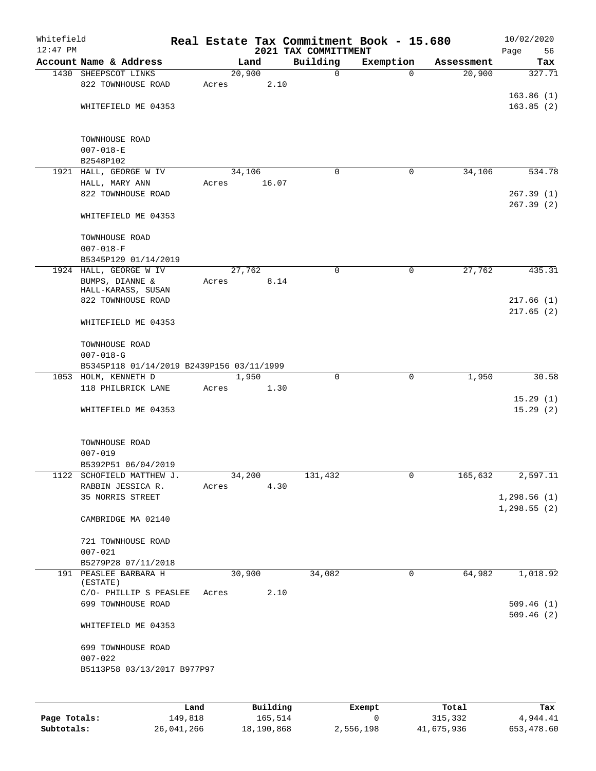Whitefield 12:47 PM

# Real Estate Tax Commitment Book - 15.680

## 2021 TAX COMMITTMENT

10/02/2020

| Account | Name & Address | Land | Building | Exemption | Assessment | Tax |
|---|---|---|---|---|---|---|
| 1430 | SHEEPSCOT LINKS<br>822 TOWNHOUSE ROAD<br><br>WHITEFIELD ME 04353<br><br>TOWNHOUSE ROAD<br>007-018-E<br>B2548P102 | 20,900<br>Acres 2.10 | 0 | 0 | 20,900 | 327.71<br><br>163.86 (1)<br>163.85 (2) |
| 1921 | HALL, GEORGE W IV<br>HALL, MARY ANN<br>822 TOWNHOUSE ROAD<br><br>WHITEFIELD ME 04353<br><br>TOWNHOUSE ROAD<br>007-018-F<br>B5345P129 01/14/2019 | 34,106<br>Acres 16.07 | 0 | 0 | 34,106 | 534.78<br><br>267.39 (1)<br>267.39 (2) |
| 1924 | HALL, GEORGE W IV<br>BUMPS, DIANNE &<br>HALL-KARASS, SUSAN<br>822 TOWNHOUSE ROAD<br><br>WHITEFIELD ME 04353<br><br>TOWNHOUSE ROAD<br>007-018-G<br>B5345P118 01/14/2019 B2439P156 03/11/1999 | 27,762<br>Acres 8.14 | 0 | 0 | 27,762 | 435.31<br><br>217.66 (1)<br>217.65 (2) |
| 1053 | HOLM, KENNETH D<br>118 PHILBRICK LANE<br><br>WHITEFIELD ME 04353<br><br>TOWNHOUSE ROAD<br>007-019<br>B5392P51 06/04/2019 | 1,950<br>Acres 1.30 | 0 | 0 | 1,950 | 30.58<br><br>15.29 (1)<br>15.29 (2) |
| 1122 | SCHOFIELD MATTHEW J.<br>RABBIN JESSICA R.<br>35 NORRIS STREET<br><br>CAMBRIDGE MA 02140<br><br>721 TOWNHOUSE ROAD<br>007-021<br>B5279P28 07/11/2018 | 34,200<br>Acres 4.30 | 131,432 | 0 | 165,632 | 2,597.11<br><br>1,298.56 (1)<br>1,298.55 (2) |
| 191 | PEASLEE BARBARA H (ESTATE)<br>C/O- PHILLIP S PEASLEE<br>699 TOWNHOUSE ROAD<br><br>WHITEFIELD ME 04353<br><br>699 TOWNHOUSE ROAD<br>007-022<br>B5113P58 03/13/2017 B977P97 | 30,900<br>Acres 2.10 | 34,082 | 0 | 64,982 | 1,018.92<br><br>509.46 (1)<br>509.46 (2) |

| | Land | Building | Exempt | Total | Tax |
|---|---|---|---|---|---|
| Page Totals: | 149,818 | 165,514 | 0 | 315,332 | 4,944.41 |
| Subtotals: | 26,041,266 | 18,190,868 | 2,556,198 | 41,675,936 | 653,478.60 |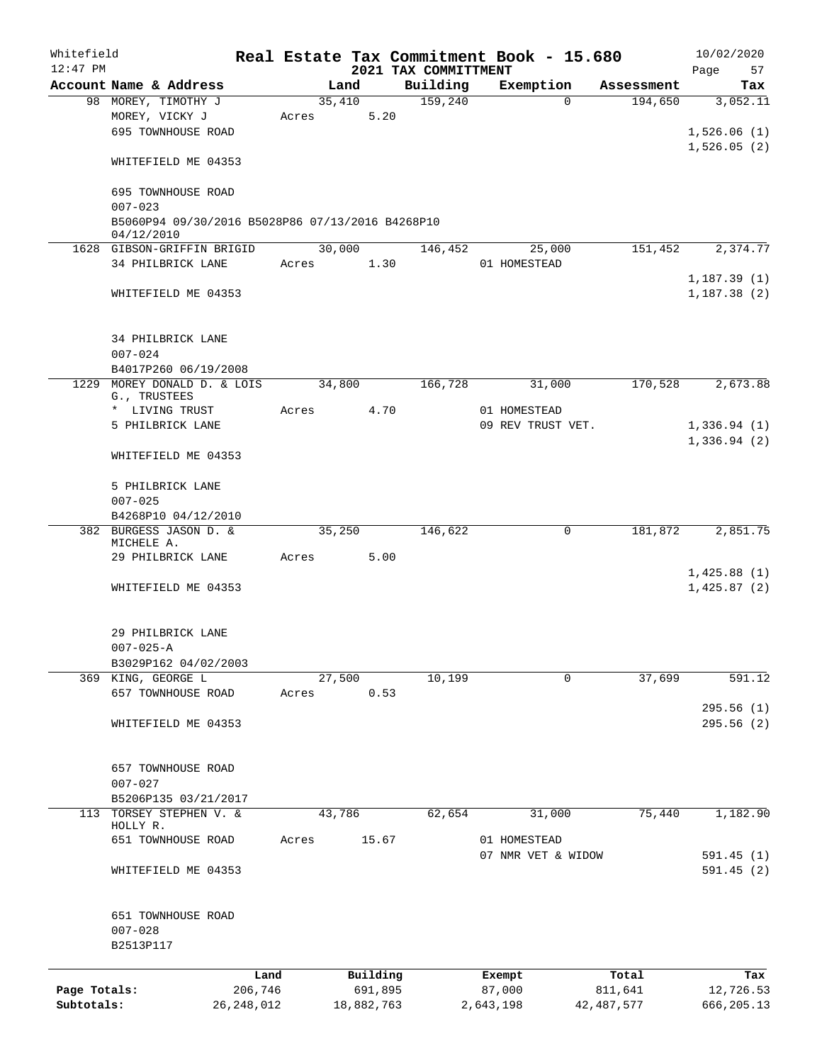Whitefield 12:47 PM

# Real Estate Tax Commitment Book - 15.680

## 2021 TAX COMMITTMENT

10/02/2020

| Account Name & Address | Land | Building | Exemption | Assessment | Tax |
|---|---|---|---|---|---|
| 98 MOREY, TIMOTHY J | 35,410 | 159,240 | 0 | 194,650 | 3,052.11 |
| MOREY, VICKY J | Acres 5.20 | | | | |
| 695 TOWNHOUSE ROAD | | | | | 1,526.06 (1) |
| | | | | | 1,526.05 (2) |
| WHITEFIELD ME 04353 | | | | | |
| 695 TOWNHOUSE ROAD | | | | | |
| 007-023 | | | | | |
| B5060P94 09/30/2016 B5028P86 07/13/2016 B4268P10 04/12/2010 | | | | | |
| 1628 GIBSON-GRIFFIN BRIGID | 30,000 | 146,452 | 25,000 | 151,452 | 2,374.77 |
| 34 PHILBRICK LANE | Acres 1.30 | | 01 HOMESTEAD | | |
| | | | | | 1,187.39 (1) |
| WHITEFIELD ME 04353 | | | | | 1,187.38 (2) |
| 34 PHILBRICK LANE | | | | | |
| 007-024 | | | | | |
| B4017P260 06/19/2008 | | | | | |
| 1229 MOREY DONALD D. & LOIS G., TRUSTEES | 34,800 | 166,728 | 31,000 | 170,528 | 2,673.88 |
| * LIVING TRUST | Acres 4.70 | | 01 HOMESTEAD | | |
| 5 PHILBRICK LANE | | | 09 REV TRUST VET. | | 1,336.94 (1) |
| | | | | | 1,336.94 (2) |
| WHITEFIELD ME 04353 | | | | | |
| 5 PHILBRICK LANE | | | | | |
| 007-025 | | | | | |
| B4268P10 04/12/2010 | | | | | |
| 382 BURGESS JASON D. & MICHELE A. | 35,250 | 146,622 | 0 | 181,872 | 2,851.75 |
| 29 PHILBRICK LANE | Acres 5.00 | | | | |
| | | | | | 1,425.88 (1) |
| WHITEFIELD ME 04353 | | | | | 1,425.87 (2) |
| 29 PHILBRICK LANE | | | | | |
| 007-025-A | | | | | |
| B3029P162 04/02/2003 | | | | | |
| 369 KING, GEORGE L | 27,500 | 10,199 | 0 | 37,699 | 591.12 |
| 657 TOWNHOUSE ROAD | Acres 0.53 | | | | |
| | | | | | 295.56 (1) |
| WHITEFIELD ME 04353 | | | | | 295.56 (2) |
| 657 TOWNHOUSE ROAD | | | | | |
| 007-027 | | | | | |
| B5206P135 03/21/2017 | | | | | |
| 113 TORSEY STEPHEN V. & HOLLY R. | 43,786 | 62,654 | 31,000 | 75,440 | 1,182.90 |
| 651 TOWNHOUSE ROAD | Acres 15.67 | | 01 HOMESTEAD | | |
| | | | 07 NMR VET & WIDOW | | 591.45 (1) |
| WHITEFIELD ME 04353 | | | | | 591.45 (2) |
| 651 TOWNHOUSE ROAD | | | | | |
| 007-028 | | | | | |
| B2513P117 | | | | | |

| | Land | Building | Exempt | Total | Tax |
|---|---|---|---|---|---|
| Page Totals: | 206,746 | 691,895 | 87,000 | 811,641 | 12,726.53 |
| Subtotals: | 26,248,012 | 18,882,763 | 2,643,198 | 42,487,577 | 666,205.13 |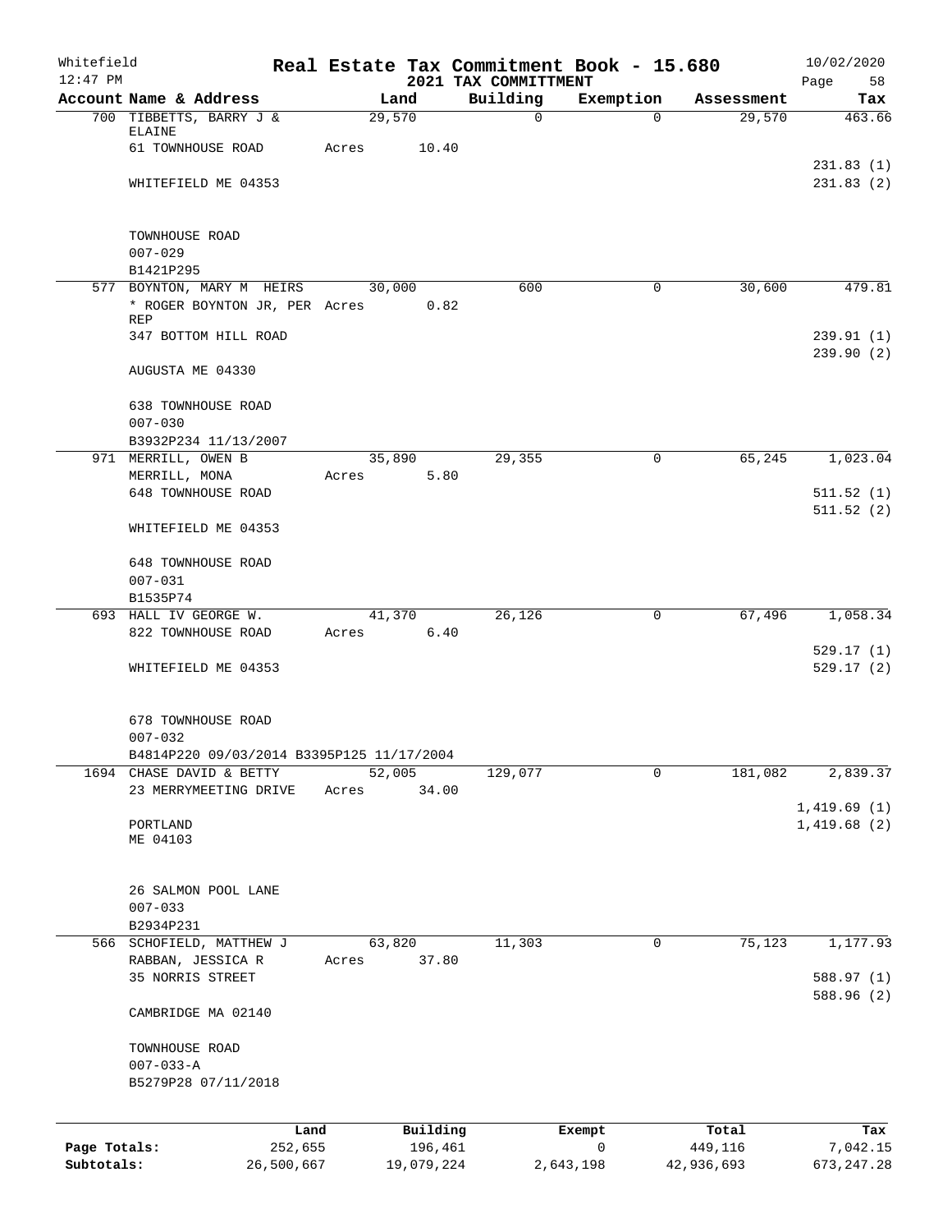Whitefield 12:47 PM

# Real Estate Tax Commitment Book - 15.680
## 2021 TAX COMMITTMENT

10/02/2020

| Account Name & Address | Land | Building | Exemption | Assessment | Tax |
|---|---|---|---|---|---|
| 700 TIBBETTS, BARRY J & ELAINE | 29,570 | 0 | 0 | 29,570 | 463.66 |
| 61 TOWNHOUSE ROAD | Acres 10.40 | | | | |
| | | | | | 231.83 (1) |
| WHITEFIELD ME 04353 | | | | | 231.83 (2) |
| TOWNHOUSE ROAD | | | | | |
| 007-029 | | | | | |
| B1421P295 | | | | | |
| 577 BOYNTON, MARY M HEIRS | 30,000 | 600 | 0 | 30,600 | 479.81 |
| * ROGER BOYNTON JR, PER REP | Acres 0.82 | | | | |
| 347 BOTTOM HILL ROAD | | | | | 239.91 (1) |
| | | | | | 239.90 (2) |
| AUGUSTA ME 04330 | | | | | |
| 638 TOWNHOUSE ROAD | | | | | |
| 007-030 | | | | | |
| B3932P234 11/13/2007 | | | | | |
| 971 MERRILL, OWEN B | 35,890 | 29,355 | 0 | 65,245 | 1,023.04 |
| MERRILL, MONA | Acres 5.80 | | | | |
| 648 TOWNHOUSE ROAD | | | | | 511.52 (1) |
| | | | | | 511.52 (2) |
| WHITEFIELD ME 04353 | | | | | |
| 648 TOWNHOUSE ROAD | | | | | |
| 007-031 | | | | | |
| B1535P74 | | | | | |
| 693 HALL IV GEORGE W. | 41,370 | 26,126 | 0 | 67,496 | 1,058.34 |
| 822 TOWNHOUSE ROAD | Acres 6.40 | | | | |
| | | | | | 529.17 (1) |
| WHITEFIELD ME 04353 | | | | | 529.17 (2) |
| 678 TOWNHOUSE ROAD | | | | | |
| 007-032 | | | | | |
| B4814P220 09/03/2014 B3395P125 11/17/2004 | | | | | |
| 1694 CHASE DAVID & BETTY | 52,005 | 129,077 | 0 | 181,082 | 2,839.37 |
| 23 MERRYMEETING DRIVE | Acres 34.00 | | | | |
| | | | | | 1,419.69 (1) |
| PORTLAND | | | | | 1,419.68 (2) |
| ME 04103 | | | | | |
| 26 SALMON POOL LANE | | | | | |
| 007-033 | | | | | |
| B2934P231 | | | | | |
| 566 SCHOFIELD, MATTHEW J | 63,820 | 11,303 | 0 | 75,123 | 1,177.93 |
| RABBAN, JESSICA R | Acres 37.80 | | | | |
| 35 NORRIS STREET | | | | | 588.97 (1) |
| | | | | | 588.96 (2) |
| CAMBRIDGE MA 02140 | | | | | |
| TOWNHOUSE ROAD | | | | | |
| 007-033-A | | | | | |
| B5279P28 07/11/2018 | | | | | |

| | Land | Building | Exempt | Total | Tax |
|---|---|---|---|---|---|
| Page Totals: | 252,655 | 196,461 | 0 | 449,116 | 7,042.15 |
| Subtotals: | 26,500,667 | 19,079,224 | 2,643,198 | 42,936,693 | 673,247.28 |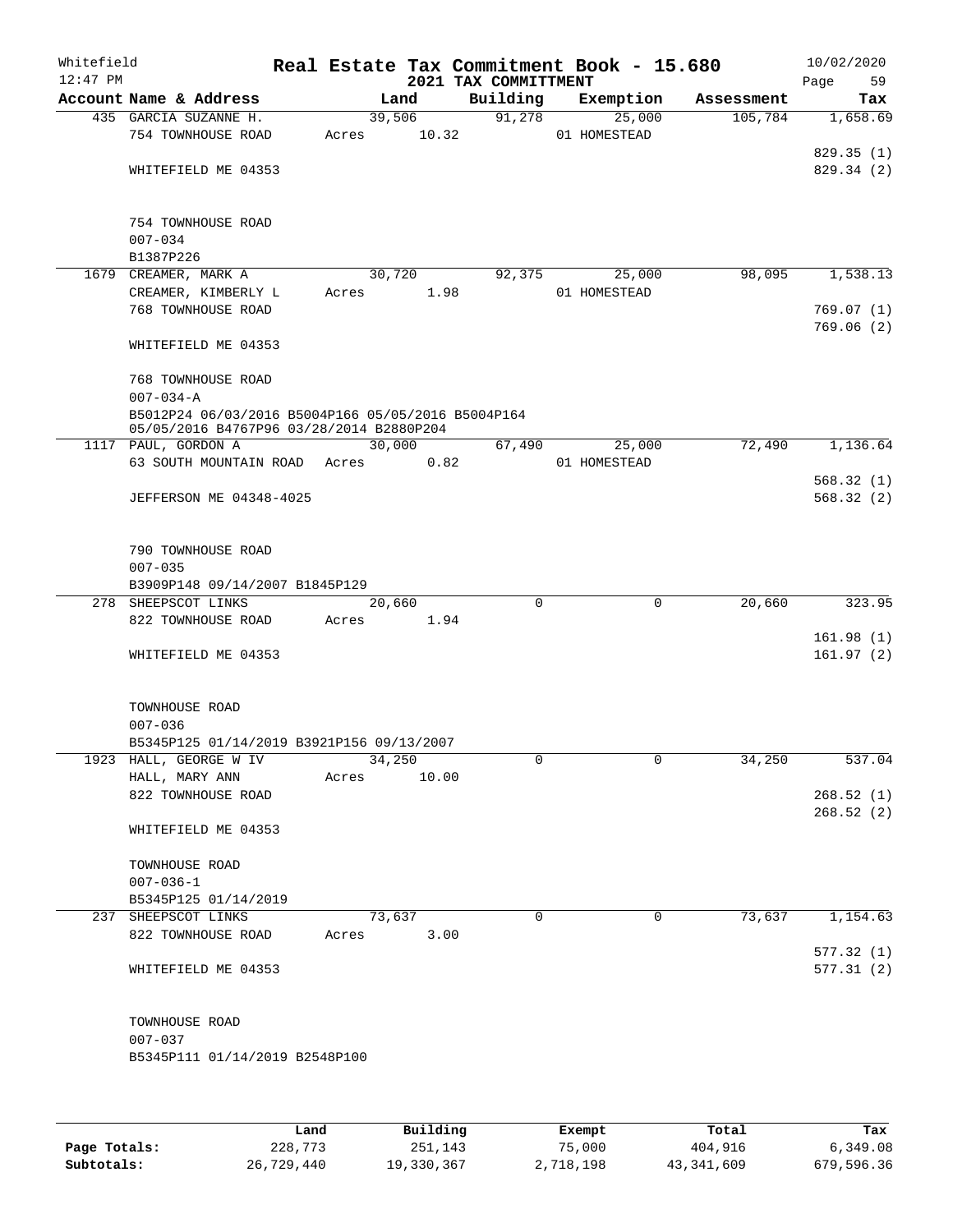Whitefield 12:47 PM

# Real Estate Tax Commitment Book - 15.680

## 2021 TAX COMMITTMENT

10/02/2020

| Account Name & Address | Land | Building | Exemption | Assessment | Tax |
|---|---|---|---|---|---|
| 435 GARCIA SUZANNE H. | 39,506 | 91,278 | 25,000 | 105,784 | 1,658.69 |
| 754 TOWNHOUSE ROAD | Acres 10.32 | | 01 HOMESTEAD | | |
| | | | | | 829.35 (1) |
| WHITEFIELD ME 04353 | | | | | 829.34 (2) |
| 754 TOWNHOUSE ROAD | | | | | |
| 007-034 | | | | | |
| B1387P226 | | | | | |
| 1679 CREAMER, MARK A | 30,720 | 92,375 | 25,000 | 98,095 | 1,538.13 |
| CREAMER, KIMBERLY L | Acres 1.98 | | 01 HOMESTEAD | | |
| 768 TOWNHOUSE ROAD | | | | | 769.07 (1) |
| | | | | | 769.06 (2) |
| WHITEFIELD ME 04353 | | | | | |
| 768 TOWNHOUSE ROAD | | | | | |
| 007-034-A | | | | | |
| B5012P24 06/03/2016 B5004P166 05/05/2016 B5004P164 05/05/2016 B4767P96 03/28/2014 B2880P204 | | | | | |
| 1117 PAUL, GORDON A | 30,000 | 67,490 | 25,000 | 72,490 | 1,136.64 |
| 63 SOUTH MOUNTAIN ROAD | Acres 0.82 | | 01 HOMESTEAD | | |
| | | | | | 568.32 (1) |
| JEFFERSON ME 04348-4025 | | | | | 568.32 (2) |
| 790 TOWNHOUSE ROAD | | | | | |
| 007-035 | | | | | |
| B3909P148 09/14/2007 B1845P129 | | | | | |
| 278 SHEEPSCOT LINKS | 20,660 | 0 | 0 | 20,660 | 323.95 |
| 822 TOWNHOUSE ROAD | Acres 1.94 | | | | |
| | | | | | 161.98 (1) |
| WHITEFIELD ME 04353 | | | | | 161.97 (2) |
| TOWNHOUSE ROAD | | | | | |
| 007-036 | | | | | |
| B5345P125 01/14/2019 B3921P156 09/13/2007 | | | | | |
| 1923 HALL, GEORGE W IV | 34,250 | 0 | 0 | 34,250 | 537.04 |
| HALL, MARY ANN | Acres 10.00 | | | | |
| 822 TOWNHOUSE ROAD | | | | | 268.52 (1) |
| | | | | | 268.52 (2) |
| WHITEFIELD ME 04353 | | | | | |
| TOWNHOUSE ROAD | | | | | |
| 007-036-1 | | | | | |
| B5345P125 01/14/2019 | | | | | |
| 237 SHEEPSCOT LINKS | 73,637 | 0 | 0 | 73,637 | 1,154.63 |
| 822 TOWNHOUSE ROAD | Acres 3.00 | | | | |
| | | | | | 577.32 (1) |
| WHITEFIELD ME 04353 | | | | | 577.31 (2) |
| TOWNHOUSE ROAD | | | | | |
| 007-037 | | | | | |
| B5345P111 01/14/2019 B2548P100 | | | | | |

| | Land | Building | Exempt | Total | Tax |
|---|---|---|---|---|---|
| Page Totals: | 228,773 | 251,143 | 75,000 | 404,916 | 6,349.08 |
| Subtotals: | 26,729,440 | 19,330,367 | 2,718,198 | 43,341,609 | 679,596.36 |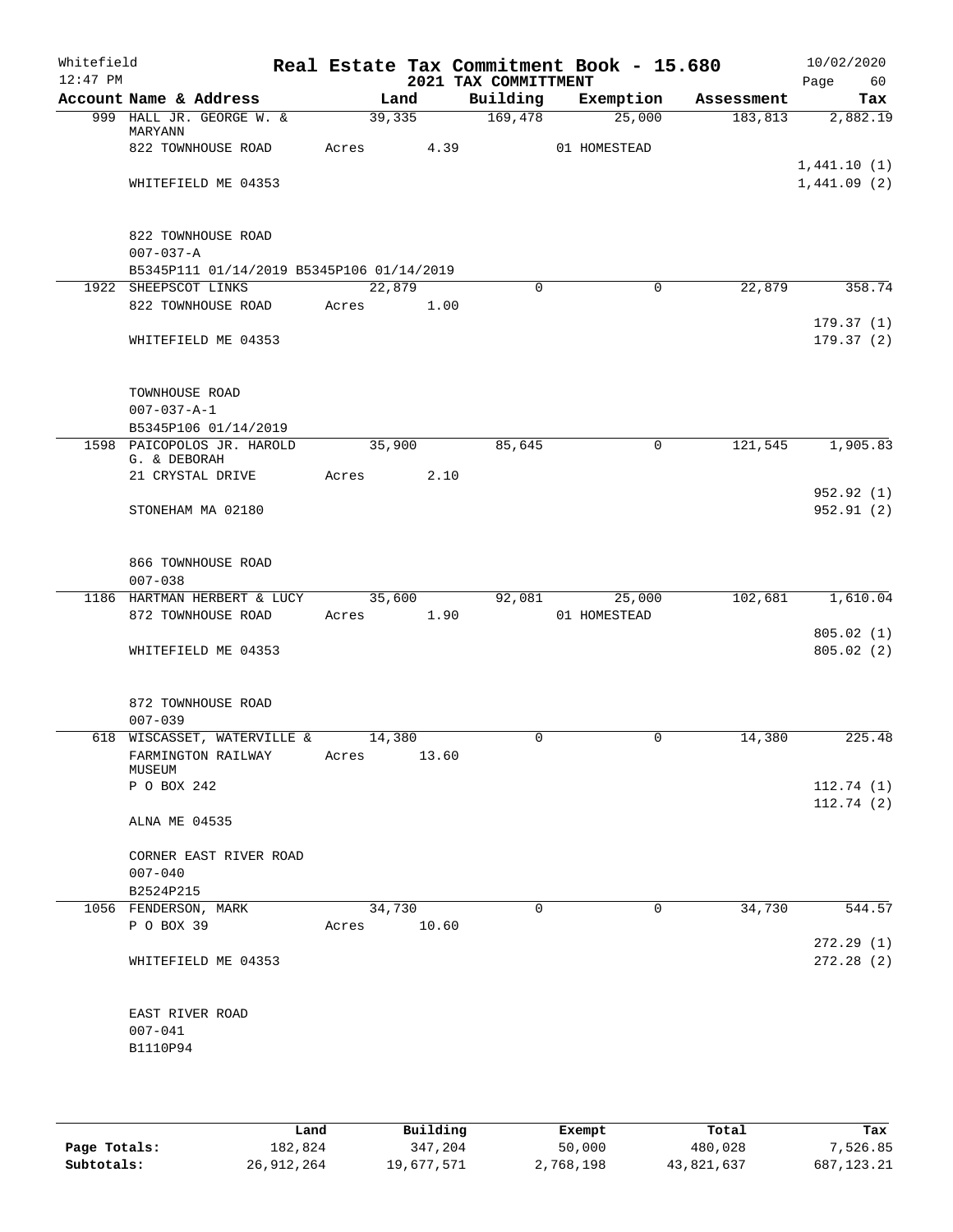Whitefield
12:47 PM

**Real Estate Tax Commitment Book - 15.680**
**2021 TAX COMMITTMENT**

10/02/2020

| Account Name & Address | Land | Building | Exemption | Assessment | Tax |
|---|---|---|---|---|---|
| 999 HALL JR. GEORGE W. & MARYANN | 39,335 | 169,478 | 25,000 | 183,813 | 2,882.19 |
| 822 TOWNHOUSE ROAD | Acres 4.39 | | 01 HOMESTEAD | | |
| | | | | | 1,441.10 (1) |
| WHITEFIELD ME 04353 | | | | | 1,441.09 (2) |
| 822 TOWNHOUSE ROAD | | | | | |
| 007-037-A | | | | | |
| B5345P111 01/14/2019 B5345P106 01/14/2019 | | | | | |
| 1922 SHEEPSCOT LINKS | 22,879 | 0 | 0 | 22,879 | 358.74 |
| 822 TOWNHOUSE ROAD | Acres 1.00 | | | | |
| | | | | | 179.37 (1) |
| WHITEFIELD ME 04353 | | | | | 179.37 (2) |
| TOWNHOUSE ROAD | | | | | |
| 007-037-A-1 | | | | | |
| B5345P106 01/14/2019 | | | | | |
| 1598 PAICOPOLOS JR. HAROLD G. & DEBORAH | 35,900 | 85,645 | 0 | 121,545 | 1,905.83 |
| 21 CRYSTAL DRIVE | Acres 2.10 | | | | |
| | | | | | 952.92 (1) |
| STONEHAM MA 02180 | | | | | 952.91 (2) |
| 866 TOWNHOUSE ROAD | | | | | |
| 007-038 | | | | | |
| 1186 HARTMAN HERBERT & LUCY | 35,600 | 92,081 | 25,000 | 102,681 | 1,610.04 |
| 872 TOWNHOUSE ROAD | Acres 1.90 | | 01 HOMESTEAD | | |
| | | | | | 805.02 (1) |
| WHITEFIELD ME 04353 | | | | | 805.02 (2) |
| 872 TOWNHOUSE ROAD | | | | | |
| 007-039 | | | | | |
| 618 WISCASSET, WATERVILLE & | 14,380 | 0 | 0 | 14,380 | 225.48 |
| FARMINGTON RAILWAY MUSEUM | Acres 13.60 | | | | |
| P O BOX 242 | | | | | 112.74 (1) |
| | | | | | 112.74 (2) |
| ALNA ME 04535 | | | | | |
| CORNER EAST RIVER ROAD | | | | | |
| 007-040 | | | | | |
| B2524P215 | | | | | |
| 1056 FENDERSON, MARK | 34,730 | 0 | 0 | 34,730 | 544.57 |
| P O BOX 39 | Acres 10.60 | | | | |
| | | | | | 272.29 (1) |
| WHITEFIELD ME 04353 | | | | | 272.28 (2) |
| EAST RIVER ROAD | | | | | |
| 007-041 | | | | | |
| B1110P94 | | | | | |

| | Land | Building | Exempt | Total | Tax |
|---|---|---|---|---|---|
| Page Totals: | 182,824 | 347,204 | 50,000 | 480,028 | 7,526.85 |
| Subtotals: | 26,912,264 | 19,677,571 | 2,768,198 | 43,821,637 | 687,123.21 |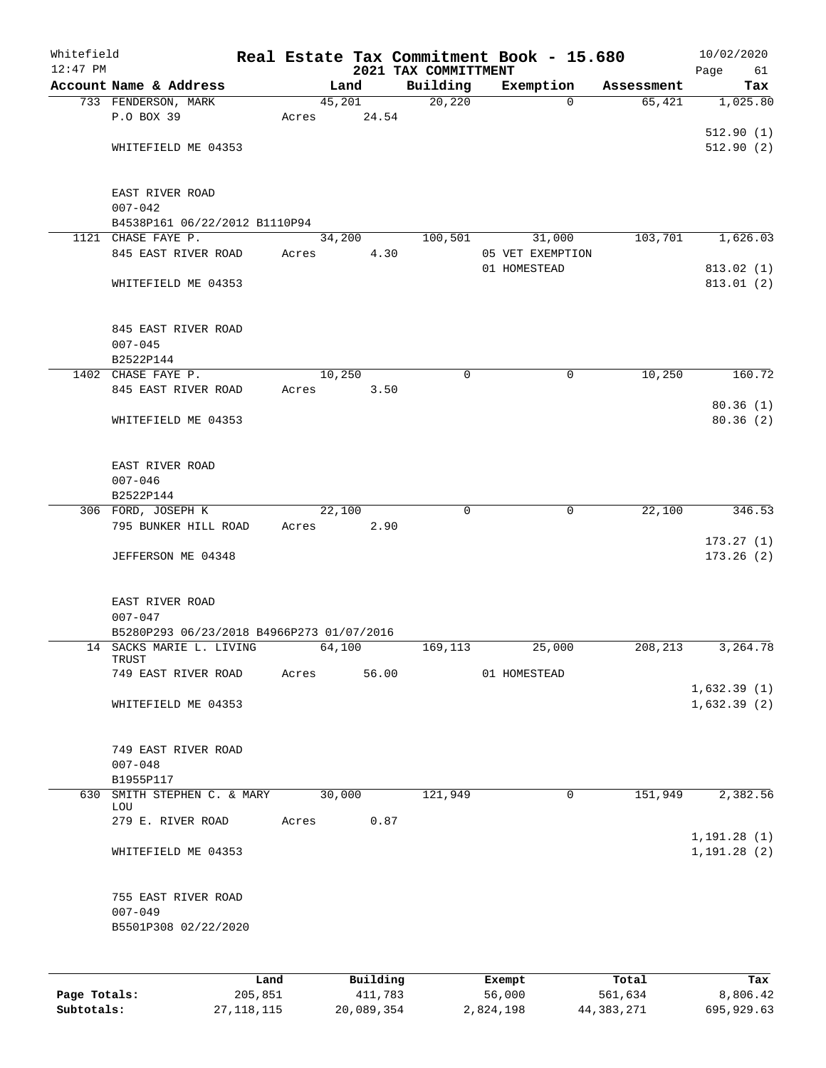Whitefield
12:47 PM

# Real Estate Tax Commitment Book - 15.680

## 2021 TAX COMMITTMENT

10/02/2020

| Account Name & Address | Land | Building | Exemption | Assessment | Tax |
|---|---|---|---|---|---|
| 733 FENDERSON, MARK | 45,201 | 20,220 | 0 | 65,421 | 1,025.80 |
| P.O BOX 39 | Acres 24.54 | | | | |
| | | | | | 512.90 (1) |
| WHITEFIELD ME 04353 | | | | | 512.90 (2) |
| EAST RIVER ROAD | | | | | |
| 007-042 | | | | | |
| B4538P161 06/22/2012 B1110P94 | | | | | |
| 1121 CHASE FAYE P. | 34,200 | 100,501 | 31,000 | 103,701 | 1,626.03 |
| 845 EAST RIVER ROAD | Acres 4.30 | | 05 VET EXEMPTION | | |
| | | | 01 HOMESTEAD | | 813.02 (1) |
| WHITEFIELD ME 04353 | | | | | 813.01 (2) |
| 845 EAST RIVER ROAD | | | | | |
| 007-045 | | | | | |
| B2522P144 | | | | | |
| 1402 CHASE FAYE P. | 10,250 | 0 | 0 | 10,250 | 160.72 |
| 845 EAST RIVER ROAD | Acres 3.50 | | | | |
| | | | | | 80.36 (1) |
| WHITEFIELD ME 04353 | | | | | 80.36 (2) |
| EAST RIVER ROAD | | | | | |
| 007-046 | | | | | |
| B2522P144 | | | | | |
| 306 FORD, JOSEPH K | 22,100 | 0 | 0 | 22,100 | 346.53 |
| 795 BUNKER HILL ROAD | Acres 2.90 | | | | |
| | | | | | 173.27 (1) |
| JEFFERSON ME 04348 | | | | | 173.26 (2) |
| EAST RIVER ROAD | | | | | |
| 007-047 | | | | | |
| B5280P293 06/23/2018 B4966P273 01/07/2016 | | | | | |
| 14 SACKS MARIE L. LIVING TRUST | 64,100 | 169,113 | 25,000 | 208,213 | 3,264.78 |
| 749 EAST RIVER ROAD | Acres 56.00 | | 01 HOMESTEAD | | |
| | | | | | 1,632.39 (1) |
| WHITEFIELD ME 04353 | | | | | 1,632.39 (2) |
| 749 EAST RIVER ROAD | | | | | |
| 007-048 | | | | | |
| B1955P117 | | | | | |
| 630 SMITH STEPHEN C. & MARY LOU | 30,000 | 121,949 | 0 | 151,949 | 2,382.56 |
| 279 E. RIVER ROAD | Acres 0.87 | | | | |
| | | | | | 1,191.28 (1) |
| WHITEFIELD ME 04353 | | | | | 1,191.28 (2) |
| 755 EAST RIVER ROAD | | | | | |
| 007-049 | | | | | |
| B5501P308 02/22/2020 | | | | | |

| | Land | Building | Exempt | Total | Tax |
|---|---|---|---|---|---|
| Page Totals: | 205,851 | 411,783 | 56,000 | 561,634 | 8,806.42 |
| Subtotals: | 27,118,115 | 20,089,354 | 2,824,198 | 44,383,271 | 695,929.63 |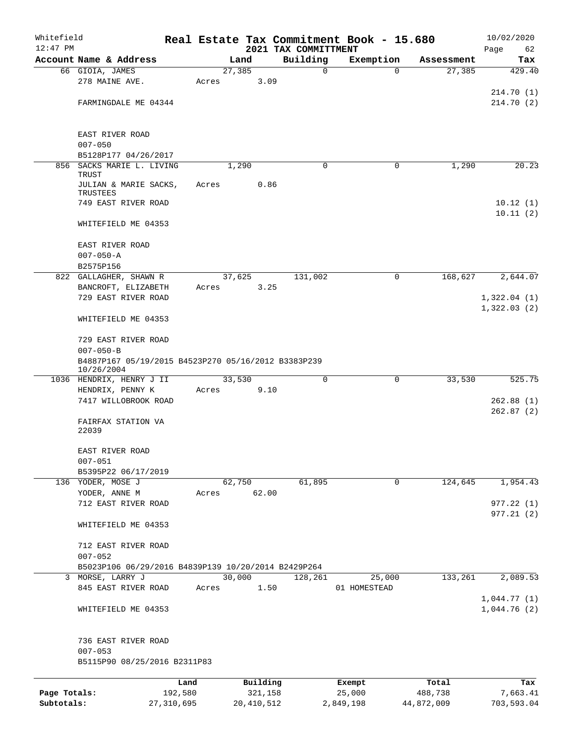Whitefield 12:47 PM

# Real Estate Tax Commitment Book - 15.680
## 2021 TAX COMMITTMENT

10/02/2020

| Account Name & Address | Land | Building | Exemption | Assessment | Tax |
|---|---|---|---|---|---|
| 66 GIOIA, JAMES<br>278 MAINE AVE.<br><br>FARMINGDALE ME 04344<br><br>EAST RIVER ROAD<br>007-050<br>B5128P177 04/26/2017 | 27,385<br>Acres 3.09 | 0 | 0 | 27,385 | 429.40<br><br>214.70 (1)<br>214.70 (2) |
| 856 SACKS MARIE L. LIVING TRUST<br>JULIAN & MARIE SACKS, TRUSTEES<br>749 EAST RIVER ROAD<br><br>WHITEFIELD ME 04353<br><br>EAST RIVER ROAD<br>007-050-A<br>B2575P156 | 1,290<br>Acres 0.86 | 0 | 0 | 1,290 | 20.23<br><br>10.12 (1)<br>10.11 (2) |
| 822 GALLAGHER, SHAWN R<br>BANCROFT, ELIZABETH<br>729 EAST RIVER ROAD<br><br>WHITEFIELD ME 04353<br><br>729 EAST RIVER ROAD<br>007-050-B<br>B4887P167 05/19/2015 B4523P270 05/16/2012 B3383P239 10/26/2004 | 37,625<br>Acres 3.25 | 131,002 | 0 | 168,627 | 2,644.07<br><br>1,322.04 (1)<br>1,322.03 (2) |
| 1036 HENDRIX, HENRY J II<br>HENDRIX, PENNY K<br>7417 WILLOBROOK ROAD<br><br>FAIRFAX STATION VA 22039<br><br>EAST RIVER ROAD<br>007-051<br>B5395P22 06/17/2019 | 33,530<br>Acres 9.10 | 0 | 0 | 33,530 | 525.75<br><br>262.88 (1)<br>262.87 (2) |
| 136 YODER, MOSE J<br>YODER, ANNE M<br>712 EAST RIVER ROAD<br><br>WHITEFIELD ME 04353<br><br>712 EAST RIVER ROAD<br>007-052<br>B5023P106 06/29/2016 B4839P139 10/20/2014 B2429P264 | 62,750<br>Acres 62.00 | 61,895 | 0 | 124,645 | 1,954.43<br><br>977.22 (1)<br>977.21 (2) |
| 3 MORSE, LARRY J<br>845 EAST RIVER ROAD<br><br>WHITEFIELD ME 04353<br><br>736 EAST RIVER ROAD<br>007-053<br>B5115P90 08/25/2016 B2311P83 | 30,000<br>Acres 1.50 | 128,261 | 25,000<br>01 HOMESTEAD | 133,261 | 2,089.53<br><br>1,044.77 (1)<br>1,044.76 (2) |

| | Land | Building | Exempt | Total | Tax |
|---|---|---|---|---|---|
| Page Totals: | 192,580 | 321,158 | 25,000 | 488,738 | 7,663.41 |
| Subtotals: | 27,310,695 | 20,410,512 | 2,849,198 | 44,872,009 | 703,593.04 |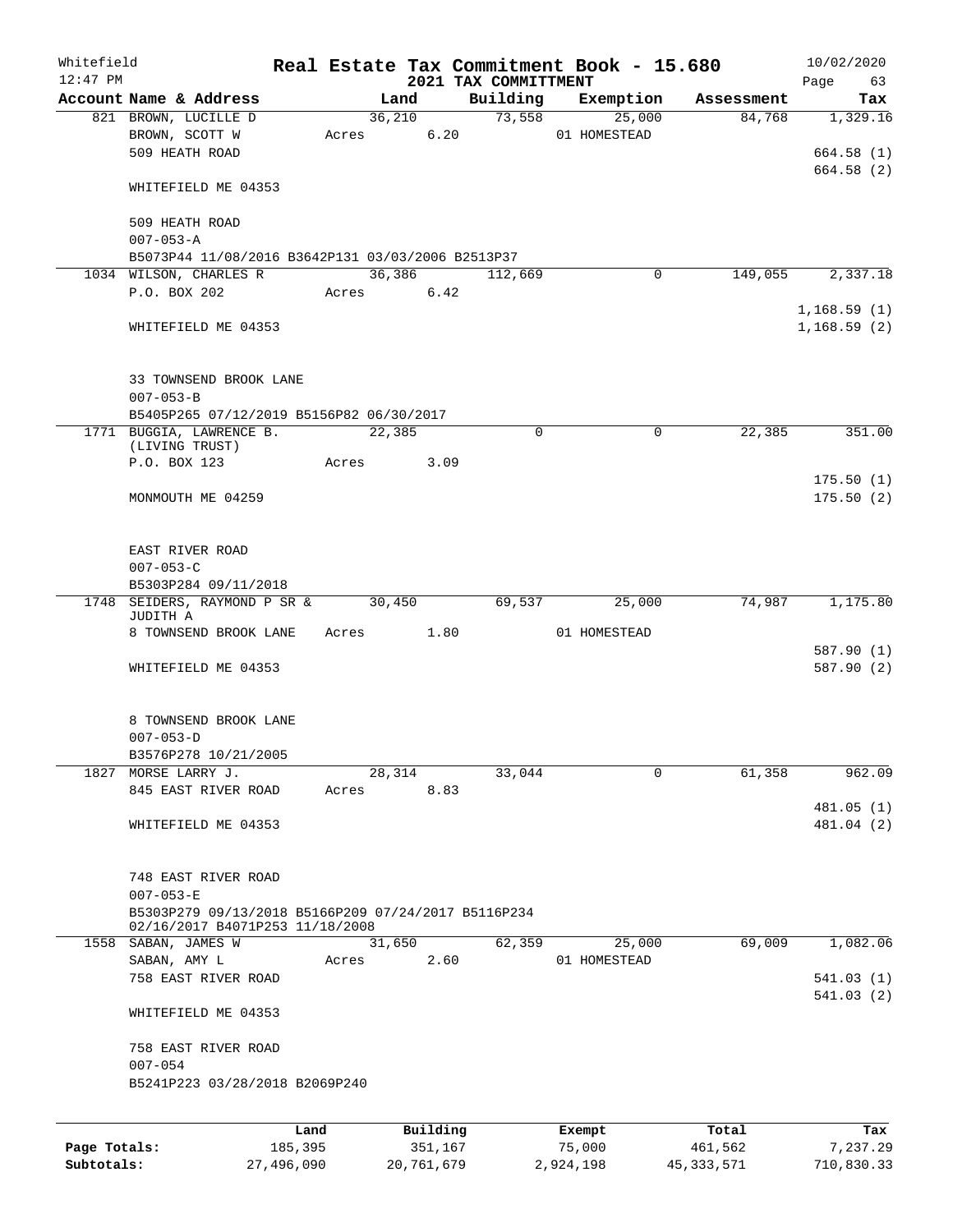Whitefield
12:47 PM

# Real Estate Tax Commitment Book - 15.680
## 2021 TAX COMMITTMENT

10/02/2020

| Account Name & Address | Land | Building | Exemption | Assessment | Tax |
|---|---|---|---|---|---|
| 821 BROWN, LUCILLE D | 36,210 | 73,558 | 25,000 | 84,768 | 1,329.16 |
| BROWN, SCOTT W | Acres 6.20 | | 01 HOMESTEAD | | |
| 509 HEATH ROAD | | | | | 664.58 (1) |
| | | | | | 664.58 (2) |
| WHITEFIELD ME 04353 | | | | | |
| 509 HEATH ROAD | | | | | |
| 007-053-A | | | | | |
| B5073P44 11/08/2016 B3642P131 03/03/2006 B2513P37 | | | | | |
| 1034 WILSON, CHARLES R | 36,386 | 112,669 | 0 | 149,055 | 2,337.18 |
| P.O. BOX 202 | Acres 6.42 | | | | |
| | | | | | 1,168.59 (1) |
| WHITEFIELD ME 04353 | | | | | 1,168.59 (2) |
| 33 TOWNSEND BROOK LANE | | | | | |
| 007-053-B | | | | | |
| B5405P265 07/12/2019 B5156P82 06/30/2017 | | | | | |
| 1771 BUGGIA, LAWRENCE B. (LIVING TRUST) | 22,385 | 0 | 0 | 22,385 | 351.00 |
| P.O. BOX 123 | Acres 3.09 | | | | |
| | | | | | 175.50 (1) |
| MONMOUTH ME 04259 | | | | | 175.50 (2) |
| EAST RIVER ROAD | | | | | |
| 007-053-C | | | | | |
| B5303P284 09/11/2018 | | | | | |
| 1748 SEIDERS, RAYMOND P SR & JUDITH A | 30,450 | 69,537 | 25,000 | 74,987 | 1,175.80 |
| 8 TOWNSEND BROOK LANE | Acres 1.80 | | 01 HOMESTEAD | | |
| | | | | | 587.90 (1) |
| WHITEFIELD ME 04353 | | | | | 587.90 (2) |
| 8 TOWNSEND BROOK LANE | | | | | |
| 007-053-D | | | | | |
| B3576P278 10/21/2005 | | | | | |
| 1827 MORSE LARRY J. | 28,314 | 33,044 | 0 | 61,358 | 962.09 |
| 845 EAST RIVER ROAD | Acres 8.83 | | | | |
| | | | | | 481.05 (1) |
| WHITEFIELD ME 04353 | | | | | 481.04 (2) |
| 748 EAST RIVER ROAD | | | | | |
| 007-053-E | | | | | |
| B5303P279 09/13/2018 B5166P209 07/24/2017 B5116P234 02/16/2017 B4071P253 11/18/2008 | | | | | |
| 1558 SABAN, JAMES W | 31,650 | 62,359 | 25,000 | 69,009 | 1,082.06 |
| SABAN, AMY L | Acres 2.60 | | 01 HOMESTEAD | | |
| 758 EAST RIVER ROAD | | | | | 541.03 (1) |
| | | | | | 541.03 (2) |
| WHITEFIELD ME 04353 | | | | | |
| 758 EAST RIVER ROAD | | | | | |
| 007-054 | | | | | |
| B5241P223 03/28/2018 B2069P240 | | | | | |

| | Land | Building | Exempt | Total | Tax |
|---|---|---|---|---|---|
| Page Totals: | 185,395 | 351,167 | 75,000 | 461,562 | 7,237.29 |
| Subtotals: | 27,496,090 | 20,761,679 | 2,924,198 | 45,333,571 | 710,830.33 |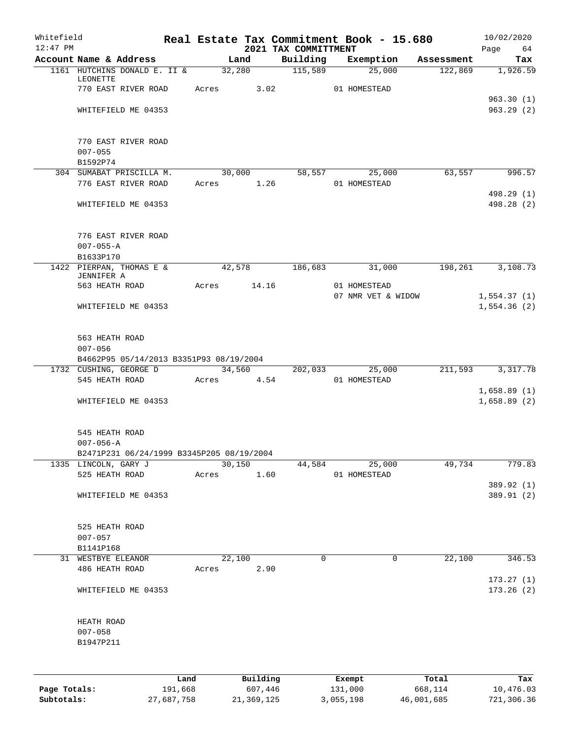Whitefield 12:47 PM

# Real Estate Tax Commitment Book - 15.680

## 2021 TAX COMMITTMENT

10/02/2020

| Account Name & Address | Land | Building | Exemption | Assessment | Tax |
|---|---|---|---|---|---|
| 1161 HUTCHINS DONALD E. II & LEONETTE | 32,280 | 115,589 | 25,000 | 122,869 | 1,926.59 |
| 770 EAST RIVER ROAD | Acres 3.02 | | 01 HOMESTEAD | | |
| | | | | | 963.30 (1) |
| WHITEFIELD ME 04353 | | | | | 963.29 (2) |
| 770 EAST RIVER ROAD | | | | | |
| 007-055 | | | | | |
| B1592P74 | | | | | |
| 304 SUMABAT PRISCILLA M. | 30,000 | 58,557 | 25,000 | 63,557 | 996.57 |
| 776 EAST RIVER ROAD | Acres 1.26 | | 01 HOMESTEAD | | |
| | | | | | 498.29 (1) |
| WHITEFIELD ME 04353 | | | | | 498.28 (2) |
| 776 EAST RIVER ROAD | | | | | |
| 007-055-A | | | | | |
| B1633P170 | | | | | |
| 1422 PIERPAN, THOMAS E & JENNIFER A | 42,578 | 186,683 | 31,000 | 198,261 | 3,108.73 |
| 563 HEATH ROAD | Acres 14.16 | | 01 HOMESTEAD | | |
| | | | 07 NMR VET & WIDOW | | 1,554.37 (1) |
| WHITEFIELD ME 04353 | | | | | 1,554.36 (2) |
| 563 HEATH ROAD | | | | | |
| 007-056 | | | | | |
| B4662P95 05/14/2013 B3351P93 08/19/2004 | | | | | |
| 1732 CUSHING, GEORGE D | 34,560 | 202,033 | 25,000 | 211,593 | 3,317.78 |
| 545 HEATH ROAD | Acres 4.54 | | 01 HOMESTEAD | | |
| | | | | | 1,658.89 (1) |
| WHITEFIELD ME 04353 | | | | | 1,658.89 (2) |
| 545 HEATH ROAD | | | | | |
| 007-056-A | | | | | |
| B2471P231 06/24/1999 B3345P205 08/19/2004 | | | | | |
| 1335 LINCOLN, GARY J | 30,150 | 44,584 | 25,000 | 49,734 | 779.83 |
| 525 HEATH ROAD | Acres 1.60 | | 01 HOMESTEAD | | |
| | | | | | 389.92 (1) |
| WHITEFIELD ME 04353 | | | | | 389.91 (2) |
| 525 HEATH ROAD | | | | | |
| 007-057 | | | | | |
| B1141P168 | | | | | |
| 31 WESTBYE ELEANOR | 22,100 | 0 | 0 | 22,100 | 346.53 |
| 486 HEATH ROAD | Acres 2.90 | | | | |
| | | | | | 173.27 (1) |
| WHITEFIELD ME 04353 | | | | | 173.26 (2) |
| HEATH ROAD | | | | | |
| 007-058 | | | | | |
| B1947P211 | | | | | |

| | Land | Building | Exempt | Total | Tax |
|---|---|---|---|---|---|
| Page Totals: | 191,668 | 607,446 | 131,000 | 668,114 | 10,476.03 |
| Subtotals: | 27,687,758 | 21,369,125 | 3,055,198 | 46,001,685 | 721,306.36 |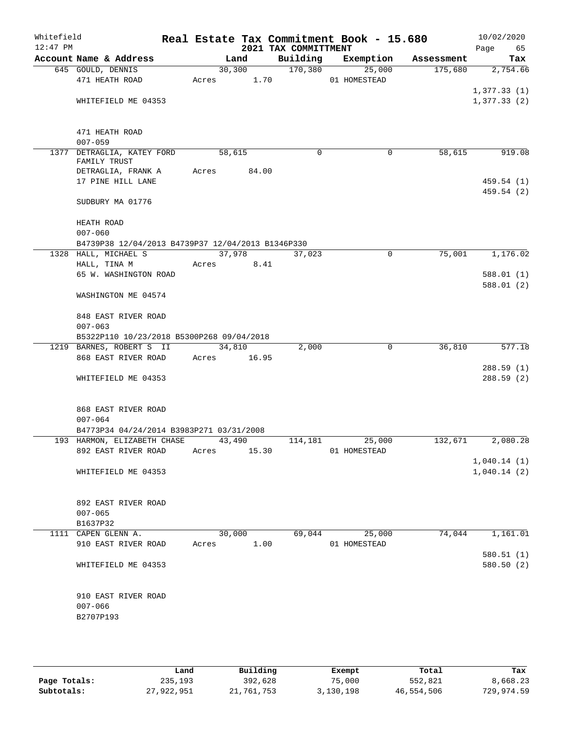Whitefield 12:47 PM

# Real Estate Tax Commitment Book - 15.680

## 2021 TAX COMMITTMENT

10/02/2020

| Account Name & Address | Land | Building | Exemption | Assessment | Tax |
|---|---|---|---|---|---|
| 645 GOULD, DENNIS<br>471 HEATH ROAD<br><br>WHITEFIELD ME 04353<br><br>471 HEATH ROAD<br>007-059 | 30,300<br>Acres 1.70 | 170,380 | 25,000<br>01 HOMESTEAD | 175,680 | 2,754.66<br><br>1,377.33 (1)<br>1,377.33 (2) |
| 1377 DETRAGLIA, KATEY FORD FAMILY TRUST<br>DETRAGLIA, FRANK A<br>17 PINE HILL LANE<br><br>SUDBURY MA 01776<br><br>HEATH ROAD<br>007-060<br>B4739P38 12/04/2013 B4739P37 12/04/2013 B1346P330 | 58,615<br>Acres 84.00 | 0 | 0 | 58,615 | 919.08<br><br>459.54 (1)<br>459.54 (2) |
| 1328 HALL, MICHAEL S<br>HALL, TINA M<br>65 W. WASHINGTON ROAD<br><br>WASHINGTON ME 04574<br><br>848 EAST RIVER ROAD<br>007-063<br>B5322P110 10/23/2018 B5300P268 09/04/2018 | 37,978<br>Acres 8.41 | 37,023 | 0 | 75,001 | 1,176.02<br><br>588.01 (1)<br>588.01 (2) |
| 1219 BARNES, ROBERT S II<br>868 EAST RIVER ROAD<br><br>WHITEFIELD ME 04353<br><br>868 EAST RIVER ROAD<br>007-064<br>B4773P34 04/24/2014 B3983P271 03/31/2008 | 34,810<br>Acres 16.95 | 2,000 | 0 | 36,810 | 577.18<br><br>288.59 (1)<br>288.59 (2) |
| 193 HARMON, ELIZABETH CHASE<br>892 EAST RIVER ROAD<br><br>WHITEFIELD ME 04353<br><br>892 EAST RIVER ROAD<br>007-065<br>B1637P32 | 43,490<br>Acres 15.30 | 114,181 | 25,000<br>01 HOMESTEAD | 132,671 | 2,080.28<br><br>1,040.14 (1)<br>1,040.14 (2) |
| 1111 CAPEN GLENN A.<br>910 EAST RIVER ROAD<br><br>WHITEFIELD ME 04353<br><br>910 EAST RIVER ROAD<br>007-066<br>B2707P193 | 30,000<br>Acres 1.00 | 69,044 | 25,000<br>01 HOMESTEAD | 74,044 | 1,161.01<br><br>580.51 (1)<br>580.50 (2) |

| | Land | Building | Exempt | Total | Tax |
|---|---|---|---|---|---|
| Page Totals: | 235,193 | 392,628 | 75,000 | 552,821 | 8,668.23 |
| Subtotals: | 27,922,951 | 21,761,753 | 3,130,198 | 46,554,506 | 729,974.59 |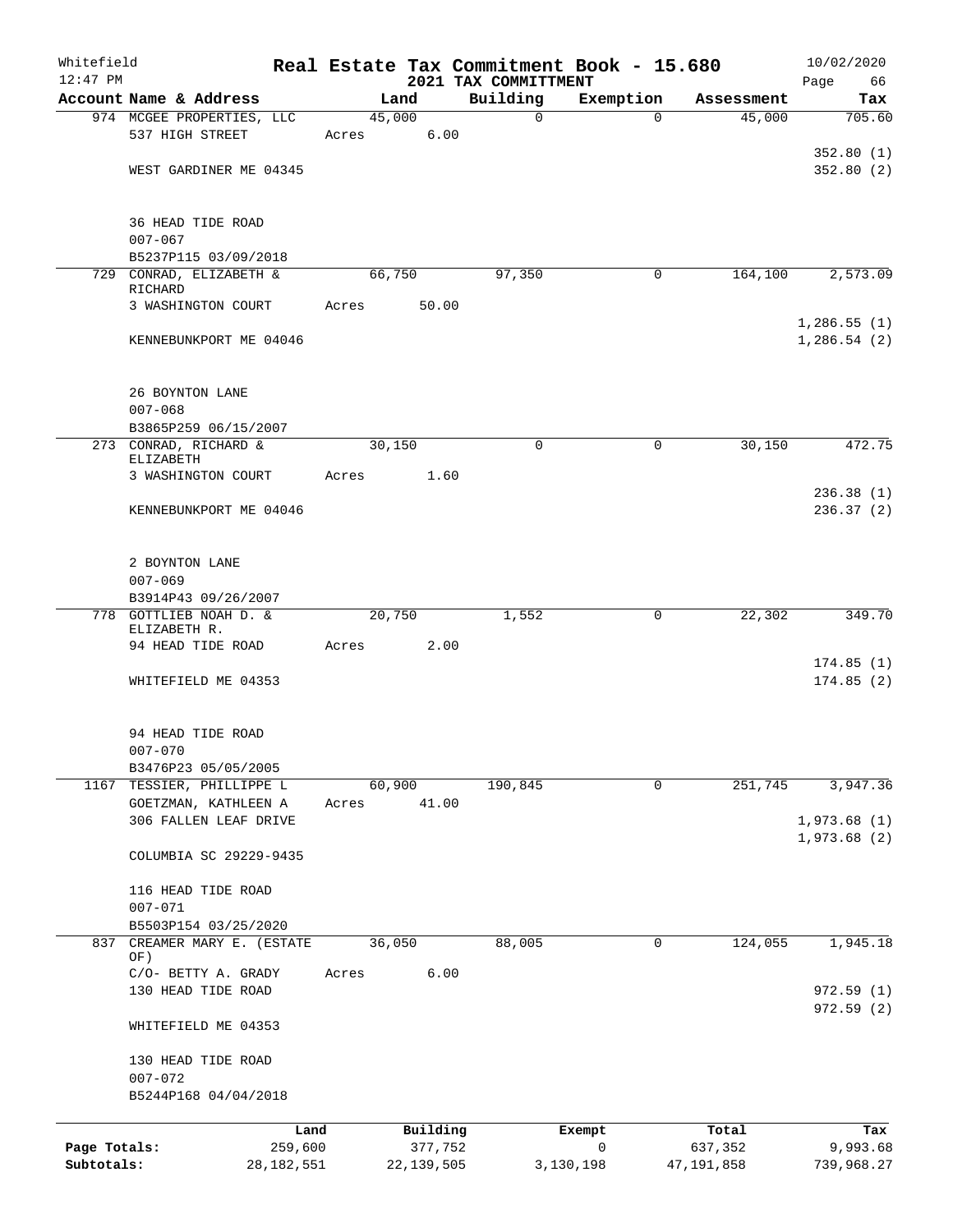Whitefield 12:47 PM

# Real Estate Tax Commitment Book - 15.680

## 2021 TAX COMMITTMENT

10/02/2020

| Account Name & Address | Land | Building | Exemption | Assessment | Tax |
|---|---|---|---|---|---|
| 974 MCGEE PROPERTIES, LLC<br>537 HIGH STREET<br><br>WEST GARDINER ME 04345<br><br>36 HEAD TIDE ROAD<br>007-067<br>B5237P115 03/09/2018 | 45,000<br>Acres 6.00 | 0 | 0 | 45,000 | 705.60<br><br>352.80 (1)<br>352.80 (2) |
| 729 CONRAD, ELIZABETH & RICHARD<br>3 WASHINGTON COURT<br><br>KENNEBUNKPORT ME 04046<br><br>26 BOYNTON LANE<br>007-068<br>B3865P259 06/15/2007 | 66,750<br>Acres 50.00 | 97,350 | 0 | 164,100 | 2,573.09<br><br>1,286.55 (1)<br>1,286.54 (2) |
| 273 CONRAD, RICHARD & ELIZABETH<br>3 WASHINGTON COURT<br><br>KENNEBUNKPORT ME 04046<br><br>2 BOYNTON LANE<br>007-069<br>B3914P43 09/26/2007 | 30,150<br>Acres 1.60 | 0 | 0 | 30,150 | 472.75<br><br>236.38 (1)<br>236.37 (2) |
| 778 GOTTLIEB NOAH D. & ELIZABETH R.<br>94 HEAD TIDE ROAD<br><br>WHITEFIELD ME 04353<br><br>94 HEAD TIDE ROAD<br>007-070<br>B3476P23 05/05/2005 | 20,750<br>Acres 2.00 | 1,552 | 0 | 22,302 | 349.70<br><br>174.85 (1)<br>174.85 (2) |
| 1167 TESSIER, PHILLIPPE L<br>GOETZMAN, KATHLEEN A<br>306 FALLEN LEAF DRIVE<br><br>COLUMBIA SC 29229-9435<br><br>116 HEAD TIDE ROAD<br>007-071<br>B5503P154 03/25/2020 | 60,900<br>Acres 41.00 | 190,845 | 0 | 251,745 | 3,947.36<br><br>1,973.68 (1)<br>1,973.68 (2) |
| 837 CREAMER MARY E. (ESTATE OF)<br>C/O- BETTY A. GRADY<br>130 HEAD TIDE ROAD<br><br>WHITEFIELD ME 04353<br><br>130 HEAD TIDE ROAD<br>007-072<br>B5244P168 04/04/2018 | 36,050<br>Acres 6.00 | 88,005 | 0 | 124,055 | 1,945.18<br><br>972.59 (1)<br>972.59 (2) |

| | Land | Building | Exempt | Total | Tax |
|---|---|---|---|---|---|
| Page Totals: | 259,600 | 377,752 | 0 | 637,352 | 9,993.68 |
| Subtotals: | 28,182,551 | 22,139,505 | 3,130,198 | 47,191,858 | 739,968.27 |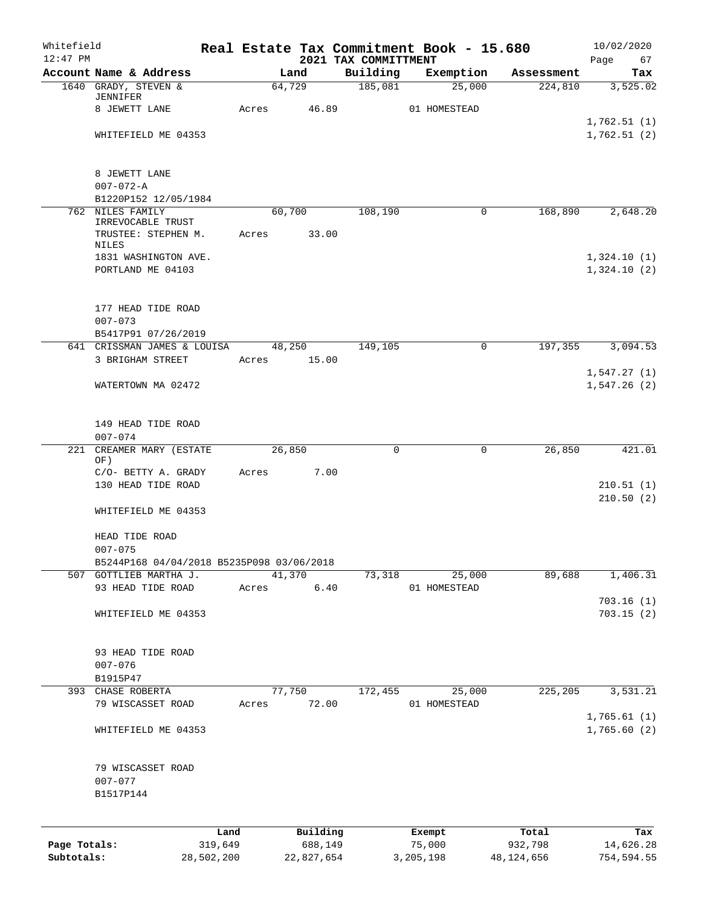Whitefield 12:47 PM

# Real Estate Tax Commitment Book - 15.680

## 2021 TAX COMMITTMENT

10/02/2020

| Account Name & Address | Land | Building | Exemption | Assessment | Tax |
|---|---|---|---|---|---|
| 1640 GRADY, STEVEN & JENNIFER | 64,729 | 185,081 | 25,000 | 224,810 | 3,525.02 |
| 8 JEWETT LANE | Acres 46.89 | | 01 HOMESTEAD | | |
| | | | | | 1,762.51 (1) |
| WHITEFIELD ME 04353 | | | | | 1,762.51 (2) |
| 8 JEWETT LANE | | | | | |
| 007-072-A | | | | | |
| B1220P152 12/05/1984 | | | | | |
| 762 NILES FAMILY IRREVOCABLE TRUST | 60,700 | 108,190 | 0 | 168,890 | 2,648.20 |
| TRUSTEE: STEPHEN M. NILES | Acres 33.00 | | | | |
| 1831 WASHINGTON AVE. | | | | | 1,324.10 (1) |
| PORTLAND ME 04103 | | | | | 1,324.10 (2) |
| 177 HEAD TIDE ROAD | | | | | |
| 007-073 | | | | | |
| B5417P91 07/26/2019 | | | | | |
| 641 CRISSMAN JAMES & LOUISA | 48,250 | 149,105 | 0 | 197,355 | 3,094.53 |
| 3 BRIGHAM STREET | Acres 15.00 | | | | |
| | | | | | 1,547.27 (1) |
| WATERTOWN MA 02472 | | | | | 1,547.26 (2) |
| 149 HEAD TIDE ROAD | | | | | |
| 007-074 | | | | | |
| 221 CREAMER MARY (ESTATE OF) | 26,850 | 0 | 0 | 26,850 | 421.01 |
| C/O- BETTY A. GRADY | Acres 7.00 | | | | |
| 130 HEAD TIDE ROAD | | | | | 210.51 (1) |
| | | | | | 210.50 (2) |
| WHITEFIELD ME 04353 | | | | | |
| HEAD TIDE ROAD | | | | | |
| 007-075 | | | | | |
| B5244P168 04/04/2018 B5235P098 03/06/2018 | | | | | |
| 507 GOTTLIEB MARTHA J. | 41,370 | 73,318 | 25,000 | 89,688 | 1,406.31 |
| 93 HEAD TIDE ROAD | Acres 6.40 | | 01 HOMESTEAD | | |
| | | | | | 703.16 (1) |
| WHITEFIELD ME 04353 | | | | | 703.15 (2) |
| 93 HEAD TIDE ROAD | | | | | |
| 007-076 | | | | | |
| B1915P47 | | | | | |
| 393 CHASE ROBERTA | 77,750 | 172,455 | 25,000 | 225,205 | 3,531.21 |
| 79 WISCASSET ROAD | Acres 72.00 | | 01 HOMESTEAD | | |
| | | | | | 1,765.61 (1) |
| WHITEFIELD ME 04353 | | | | | 1,765.60 (2) |
| 79 WISCASSET ROAD | | | | | |
| 007-077 | | | | | |
| B1517P144 | | | | | |

| | Land | Building | Exempt | Total | Tax |
|---|---|---|---|---|---|
| Page Totals: | 319,649 | 688,149 | 75,000 | 932,798 | 14,626.28 |
| Subtotals: | 28,502,200 | 22,827,654 | 3,205,198 | 48,124,656 | 754,594.55 |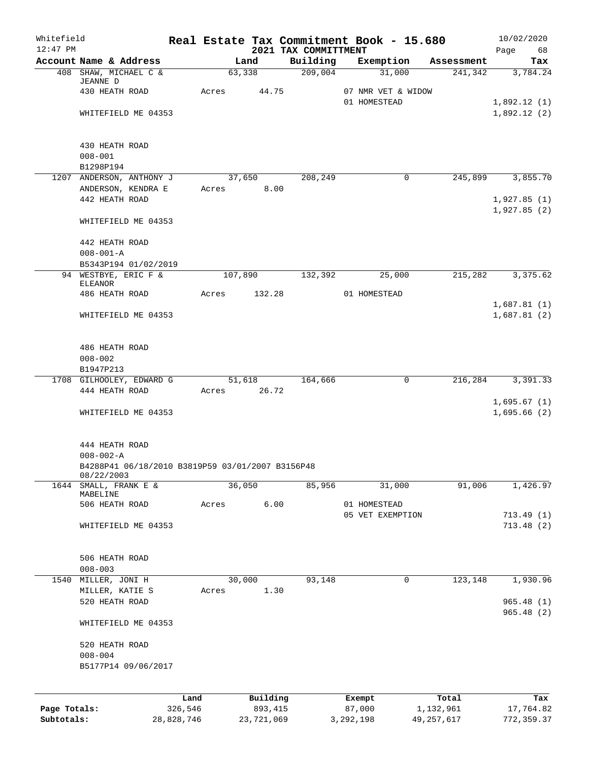Whitefield 12:47 PM

# Real Estate Tax Commitment Book - 15.680

## 2021 TAX COMMITTMENT

10/02/2020

| Account Name & Address | Land | Building | Exemption | Assessment | Tax |
|---|---|---|---|---|---|
| 408 SHAW, MICHAEL C & JEANNE D | 63,338 | 209,004 | 31,000 | 241,342 | 3,784.24 |
| 430 HEATH ROAD | Acres 44.75 | | 07 NMR VET & WIDOW | | |
| | | | 01 HOMESTEAD | | 1,892.12 (1) |
| WHITEFIELD ME 04353 | | | | | 1,892.12 (2) |
| 430 HEATH ROAD | | | | | |
| 008-001 | | | | | |
| B1298P194 | | | | | |
| 1207 ANDERSON, ANTHONY J | 37,650 | 208,249 | 0 | 245,899 | 3,855.70 |
| ANDERSON, KENDRA E | Acres 8.00 | | | | |
| 442 HEATH ROAD | | | | | 1,927.85 (1) |
| | | | | | 1,927.85 (2) |
| WHITEFIELD ME 04353 | | | | | |
| 442 HEATH ROAD | | | | | |
| 008-001-A | | | | | |
| B5343P194 01/02/2019 | | | | | |
| 94 WESTBYE, ERIC F & ELEANOR | 107,890 | 132,392 | 25,000 | 215,282 | 3,375.62 |
| 486 HEATH ROAD | Acres 132.28 | | 01 HOMESTEAD | | |
| | | | | | 1,687.81 (1) |
| WHITEFIELD ME 04353 | | | | | 1,687.81 (2) |
| 486 HEATH ROAD | | | | | |
| 008-002 | | | | | |
| B1947P213 | | | | | |
| 1708 GILHOOLEY, EDWARD G | 51,618 | 164,666 | 0 | 216,284 | 3,391.33 |
| 444 HEATH ROAD | Acres 26.72 | | | | |
| | | | | | 1,695.67 (1) |
| WHITEFIELD ME 04353 | | | | | 1,695.66 (2) |
| 444 HEATH ROAD | | | | | |
| 008-002-A | | | | | |
| B4288P41 06/18/2010 B3819P59 03/01/2007 B3156P48 08/22/2003 | | | | | |
| 1644 SMALL, FRANK E & MABELINE | 36,050 | 85,956 | 31,000 | 91,006 | 1,426.97 |
| 506 HEATH ROAD | Acres 6.00 | | 01 HOMESTEAD | | |
| | | | 05 VET EXEMPTION | | 713.49 (1) |
| WHITEFIELD ME 04353 | | | | | 713.48 (2) |
| 506 HEATH ROAD | | | | | |
| 008-003 | | | | | |
| 1540 MILLER, JONI H | 30,000 | 93,148 | 0 | 123,148 | 1,930.96 |
| MILLER, KATIE S | Acres 1.30 | | | | |
| 520 HEATH ROAD | | | | | 965.48 (1) |
| | | | | | 965.48 (2) |
| WHITEFIELD ME 04353 | | | | | |
| 520 HEATH ROAD | | | | | |
| 008-004 | | | | | |
| B5177P14 09/06/2017 | | | | | |

| | Land | Building | Exempt | Total | Tax |
|---|---|---|---|---|---|
| Page Totals: | 326,546 | 893,415 | 87,000 | 1,132,961 | 17,764.82 |
| Subtotals: | 28,828,746 | 23,721,069 | 3,292,198 | 49,257,617 | 772,359.37 |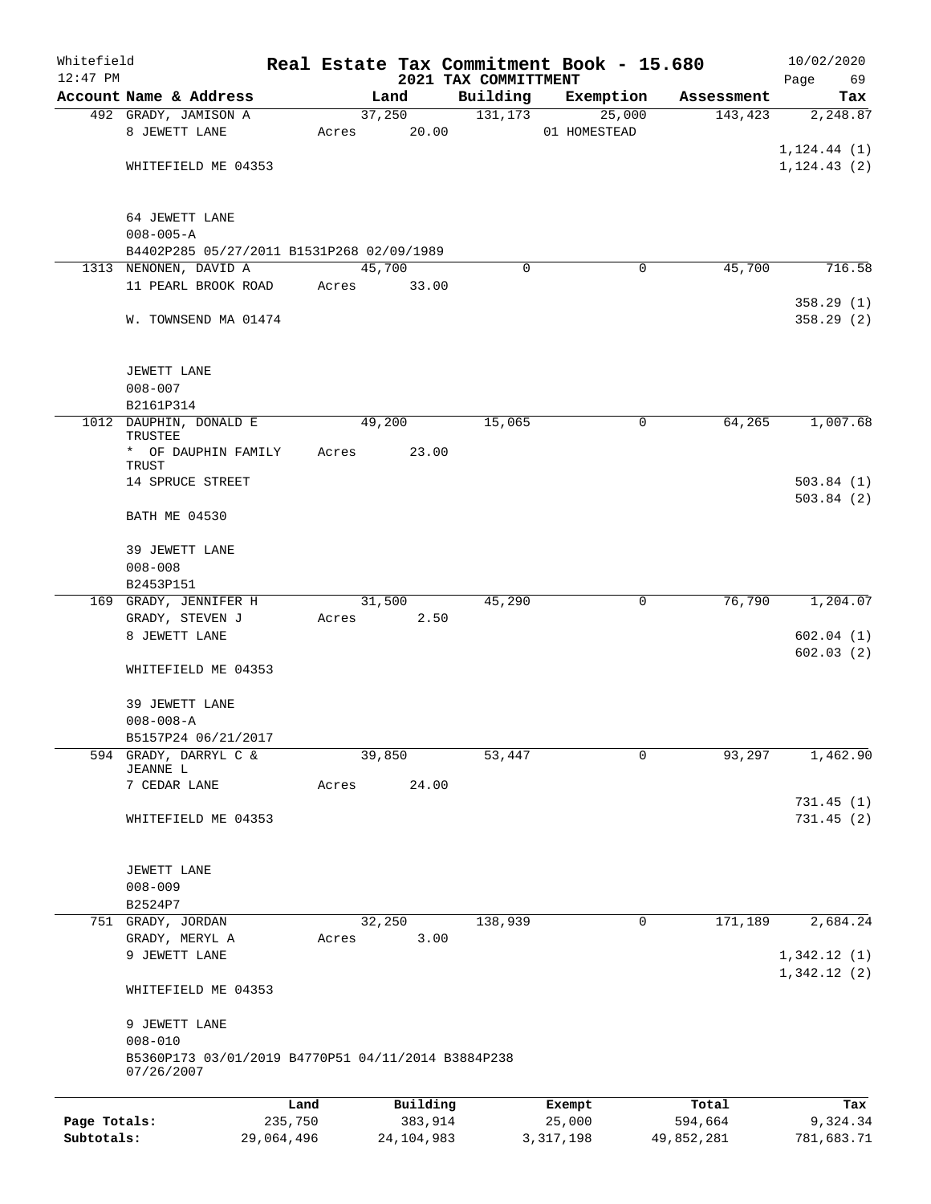Whitefield 12:47 PM

# Real Estate Tax Commitment Book - 15.680

## 2021 TAX COMMITTMENT

10/02/2020

| Account Name & Address | Land | Building | Exemption | Assessment | Tax |
|---|---|---|---|---|---|
| 492 GRADY, JAMISON A | 37,250 | 131,173 | 25,000 | 143,423 | 2,248.87 |
| 8 JEWETT LANE | Acres 20.00 | | 01 HOMESTEAD | | |
| | | | | | 1,124.44 (1) |
| WHITEFIELD ME 04353 | | | | | 1,124.43 (2) |
| 64 JEWETT LANE | | | | | |
| 008-005-A | | | | | |
| B4402P285 05/27/2011 B1531P268 02/09/1989 | | | | | |
| 1313 NENONEN, DAVID A | 45,700 | 0 | 0 | 45,700 | 716.58 |
| 11 PEARL BROOK ROAD | Acres 33.00 | | | | |
| | | | | | 358.29 (1) |
| W. TOWNSEND MA 01474 | | | | | 358.29 (2) |
| JEWETT LANE | | | | | |
| 008-007 | | | | | |
| B2161P314 | | | | | |
| 1012 DAUPHIN, DONALD E TRUSTEE | 49,200 | 15,065 | 0 | 64,265 | 1,007.68 |
| * OF DAUPHIN FAMILY TRUST | Acres 23.00 | | | | |
| 14 SPRUCE STREET | | | | | 503.84 (1) |
| | | | | | 503.84 (2) |
| BATH ME 04530 | | | | | |
| 39 JEWETT LANE | | | | | |
| 008-008 | | | | | |
| B2453P151 | | | | | |
| 169 GRADY, JENNIFER H | 31,500 | 45,290 | 0 | 76,790 | 1,204.07 |
| GRADY, STEVEN J | Acres 2.50 | | | | |
| 8 JEWETT LANE | | | | | 602.04 (1) |
| | | | | | 602.03 (2) |
| WHITEFIELD ME 04353 | | | | | |
| 39 JEWETT LANE | | | | | |
| 008-008-A | | | | | |
| B5157P24 06/21/2017 | | | | | |
| 594 GRADY, DARRYL C & JEANNE L | 39,850 | 53,447 | 0 | 93,297 | 1,462.90 |
| 7 CEDAR LANE | Acres 24.00 | | | | |
| | | | | | 731.45 (1) |
| WHITEFIELD ME 04353 | | | | | 731.45 (2) |
| JEWETT LANE | | | | | |
| 008-009 | | | | | |
| B2524P7 | | | | | |
| 751 GRADY, JORDAN | 32,250 | 138,939 | 0 | 171,189 | 2,684.24 |
| GRADY, MERYL A | Acres 3.00 | | | | |
| 9 JEWETT LANE | | | | | 1,342.12 (1) |
| | | | | | 1,342.12 (2) |
| WHITEFIELD ME 04353 | | | | | |
| 9 JEWETT LANE | | | | | |
| 008-010 | | | | | |
| B5360P173 03/01/2019 B4770P51 04/11/2014 B3884P238 07/26/2007 | | | | | |

| | Land | Building | Exempt | Total | Tax |
|---|---|---|---|---|---|
| Page Totals: | 235,750 | 383,914 | 25,000 | 594,664 | 9,324.34 |
| Subtotals: | 29,064,496 | 24,104,983 | 3,317,198 | 49,852,281 | 781,683.71 |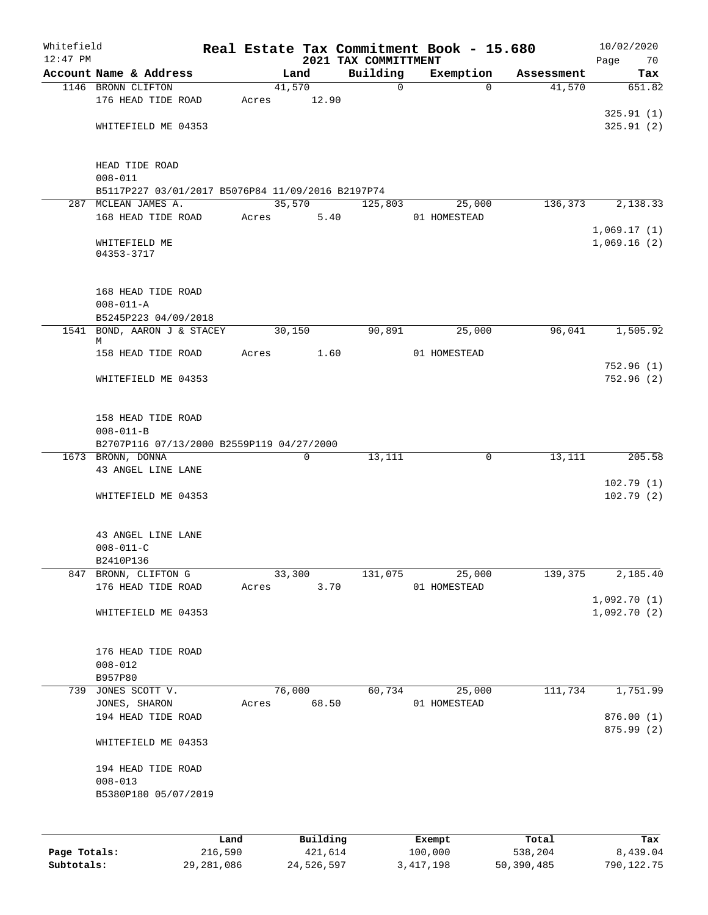Whitefield 12:47 PM

# Real Estate Tax Commitment Book - 15.680

## 2021 TAX COMMITTMENT

10/02/2020

| Account Name & Address | Land | Building | Exemption | Assessment | Tax |
|---|---|---|---|---|---|
| 1146 BRONN CLIFTON | 41,570 | 0 | 0 | 41,570 | 651.82 |
| 176 HEAD TIDE ROAD | Acres 12.90 | | | | |
| | | | | | 325.91 (1) |
| WHITEFIELD ME 04353 | | | | | 325.91 (2) |
| HEAD TIDE ROAD | | | | | |
| 008-011 | | | | | |
| B5117P227 03/01/2017 B5076P84 11/09/2016 B2197P74 | | | | | |
| 287 MCLEAN JAMES A. | 35,570 | 125,803 | 25,000 | 136,373 | 2,138.33 |
| 168 HEAD TIDE ROAD | Acres 5.40 | | 01 HOMESTEAD | | |
| | | | | | 1,069.17 (1) |
| WHITEFIELD ME 04353-3717 | | | | | 1,069.16 (2) |
| 168 HEAD TIDE ROAD | | | | | |
| 008-011-A | | | | | |
| B5245P223 04/09/2018 | | | | | |
| 1541 BOND, AARON J & STACEY M | 30,150 | 90,891 | 25,000 | 96,041 | 1,505.92 |
| 158 HEAD TIDE ROAD | Acres 1.60 | | 01 HOMESTEAD | | |
| | | | | | 752.96 (1) |
| WHITEFIELD ME 04353 | | | | | 752.96 (2) |
| 158 HEAD TIDE ROAD | | | | | |
| 008-011-B | | | | | |
| B2707P116 07/13/2000 B2559P119 04/27/2000 | | | | | |
| 1673 BRONN, DONNA | 0 | 13,111 | 0 | 13,111 | 205.58 |
| 43 ANGEL LINE LANE | | | | | |
| | | | | | 102.79 (1) |
| WHITEFIELD ME 04353 | | | | | 102.79 (2) |
| 43 ANGEL LINE LANE | | | | | |
| 008-011-C | | | | | |
| B2410P136 | | | | | |
| 847 BRONN, CLIFTON G | 33,300 | 131,075 | 25,000 | 139,375 | 2,185.40 |
| 176 HEAD TIDE ROAD | Acres 3.70 | | 01 HOMESTEAD | | |
| | | | | | 1,092.70 (1) |
| WHITEFIELD ME 04353 | | | | | 1,092.70 (2) |
| 176 HEAD TIDE ROAD | | | | | |
| 008-012 | | | | | |
| B957P80 | | | | | |
| 739 JONES SCOTT V. | 76,000 | 60,734 | 25,000 | 111,734 | 1,751.99 |
| JONES, SHARON | Acres 68.50 | | 01 HOMESTEAD | | |
| 194 HEAD TIDE ROAD | | | | | 876.00 (1) |
| | | | | | 875.99 (2) |
| WHITEFIELD ME 04353 | | | | | |
| 194 HEAD TIDE ROAD | | | | | |
| 008-013 | | | | | |
| B5380P180 05/07/2019 | | | | | |

| | Land | Building | Exempt | Total | Tax |
|---|---|---|---|---|---|
| Page Totals: | 216,590 | 421,614 | 100,000 | 538,204 | 8,439.04 |
| Subtotals: | 29,281,086 | 24,526,597 | 3,417,198 | 50,390,485 | 790,122.75 |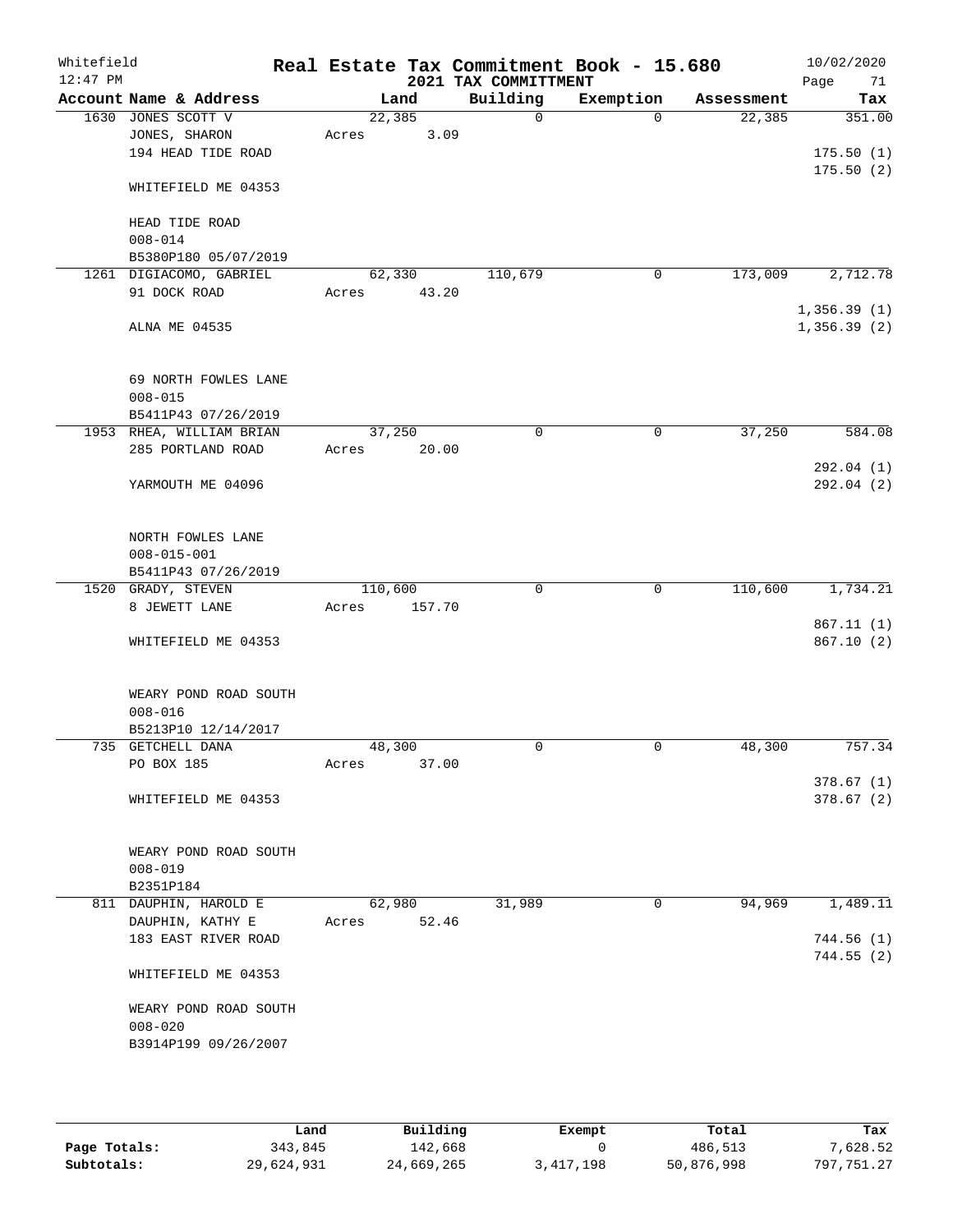Whitefield 12:47 PM

# Real Estate Tax Commitment Book - 15.680
## 2021 TAX COMMITTMENT

10/02/2020

| Account Name & Address | Land | Building | Exemption | Assessment | Tax |
|---|---|---|---|---|---|
| 1630 JONES SCOTT V<br>JONES, SHARON<br>194 HEAD TIDE ROAD<br><br>WHITEFIELD ME 04353<br><br>HEAD TIDE ROAD<br>008-014<br>B5380P180 05/07/2019 | 22,385<br>Acres 3.09 | 0 | 0 | 22,385 | 351.00<br><br>175.50 (1)<br>175.50 (2) |
| 1261 DIGIACOMO, GABRIEL<br>91 DOCK ROAD<br><br>ALNA ME 04535<br><br>69 NORTH FOWLES LANE<br>008-015<br>B5411P43 07/26/2019 | 62,330<br>Acres 43.20 | 110,679 | 0 | 173,009 | 2,712.78<br><br>1,356.39 (1)<br>1,356.39 (2) |
| 1953 RHEA, WILLIAM BRIAN<br>285 PORTLAND ROAD<br><br>YARMOUTH ME 04096<br><br>NORTH FOWLES LANE<br>008-015-001<br>B5411P43 07/26/2019 | 37,250<br>Acres 20.00 | 0 | 0 | 37,250 | 584.08<br><br>292.04 (1)<br>292.04 (2) |
| 1520 GRADY, STEVEN<br>8 JEWETT LANE<br><br>WHITEFIELD ME 04353<br><br>WEARY POND ROAD SOUTH<br>008-016<br>B5213P10 12/14/2017 | 110,600<br>Acres 157.70 | 0 | 0 | 110,600 | 1,734.21<br><br>867.11 (1)<br>867.10 (2) |
| 735 GETCHELL DANA<br>PO BOX 185<br><br>WHITEFIELD ME 04353<br><br>WEARY POND ROAD SOUTH<br>008-019<br>B2351P184 | 48,300<br>Acres 37.00 | 0 | 0 | 48,300 | 757.34<br><br>378.67 (1)<br>378.67 (2) |
| 811 DAUPHIN, HAROLD E<br>DAUPHIN, KATHY E<br>183 EAST RIVER ROAD<br><br>WHITEFIELD ME 04353<br><br>WEARY POND ROAD SOUTH<br>008-020<br>B3914P199 09/26/2007 | 62,980<br>Acres 52.46 | 31,989 | 0 | 94,969 | 1,489.11<br><br>744.56 (1)<br>744.55 (2) |

| | Land | Building | Exempt | Total | Tax |
|---|---|---|---|---|---|
| **Page Totals:** | 343,845 | 142,668 | 0 | 486,513 | 7,628.52 |
| **Subtotals:** | 29,624,931 | 24,669,265 | 3,417,198 | 50,876,998 | 797,751.27 |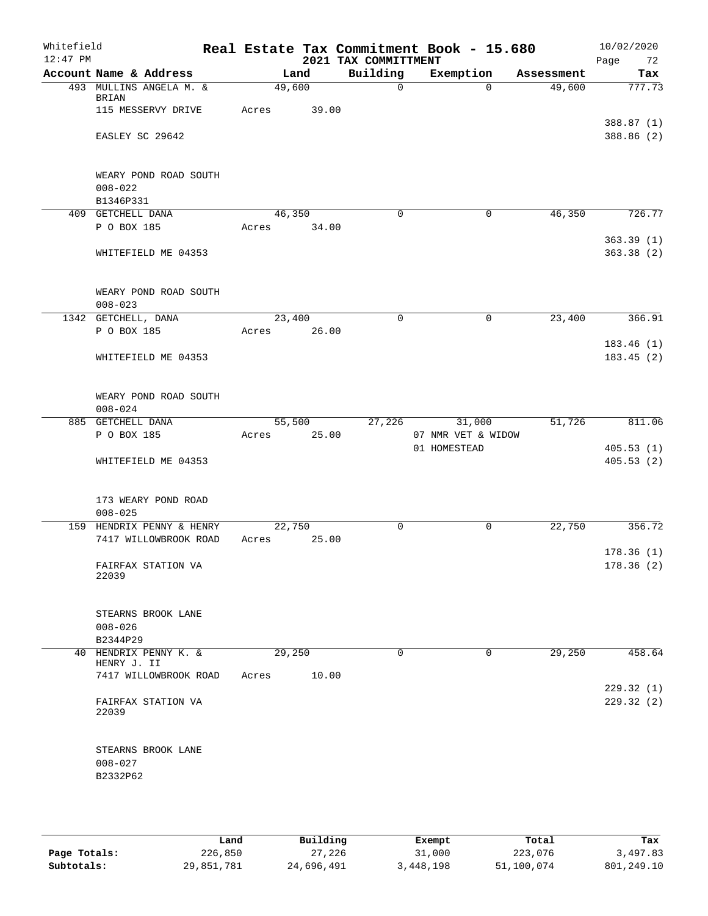Whitefield
12:47 PM

# Real Estate Tax Commitment Book - 15.680
## 2021 TAX COMMITTMENT

10/02/2020

| Account Name & Address | Land | Building | Exemption | Assessment | Tax |
|---|---|---|---|---|---|
| 493 MULLINS ANGELA M. & BRIAN | 49,600 | 0 | 0 | 49,600 | 777.73 |
| 115 MESSERVY DRIVE | Acres 39.00 | | | | |
| | | | | | 388.87 (1) |
| EASLEY SC 29642 | | | | | 388.86 (2) |
| WEARY POND ROAD SOUTH | | | | | |
| 008-022 | | | | | |
| B1346P331 | | | | | |
| 409 GETCHELL DANA | 46,350 | 0 | 0 | 46,350 | 726.77 |
| P O BOX 185 | Acres 34.00 | | | | |
| | | | | | 363.39 (1) |
| WHITEFIELD ME 04353 | | | | | 363.38 (2) |
| WEARY POND ROAD SOUTH | | | | | |
| 008-023 | | | | | |
| 1342 GETCHELL, DANA | 23,400 | 0 | 0 | 23,400 | 366.91 |
| P O BOX 185 | Acres 26.00 | | | | |
| | | | | | 183.46 (1) |
| WHITEFIELD ME 04353 | | | | | 183.45 (2) |
| WEARY POND ROAD SOUTH | | | | | |
| 008-024 | | | | | |
| 885 GETCHELL DANA | 55,500 | 27,226 | 31,000 | 51,726 | 811.06 |
| P O BOX 185 | Acres 25.00 | | 07 NMR VET & WIDOW | | |
| | | | 01 HOMESTEAD | | 405.53 (1) |
| WHITEFIELD ME 04353 | | | | | 405.53 (2) |
| 173 WEARY POND ROAD | | | | | |
| 008-025 | | | | | |
| 159 HENDRIX PENNY & HENRY | 22,750 | 0 | 0 | 22,750 | 356.72 |
| 7417 WILLOWBROOK ROAD | Acres 25.00 | | | | |
| | | | | | 178.36 (1) |
| FAIRFAX STATION VA 22039 | | | | | 178.36 (2) |
| STEARNS BROOK LANE | | | | | |
| 008-026 | | | | | |
| B2344P29 | | | | | |
| 40 HENDRIX PENNY K. & HENRY J. II | 29,250 | 0 | 0 | 29,250 | 458.64 |
| 7417 WILLOWBROOK ROAD | Acres 10.00 | | | | |
| | | | | | 229.32 (1) |
| FAIRFAX STATION VA 22039 | | | | | 229.32 (2) |
| STEARNS BROOK LANE | | | | | |
| 008-027 | | | | | |
| B2332P62 | | | | | |

| | Land | Building | Exempt | Total | Tax |
|---|---|---|---|---|---|
| Page Totals: | 226,850 | 27,226 | 31,000 | 223,076 | 3,497.83 |
| Subtotals: | 29,851,781 | 24,696,491 | 3,448,198 | 51,100,074 | 801,249.10 |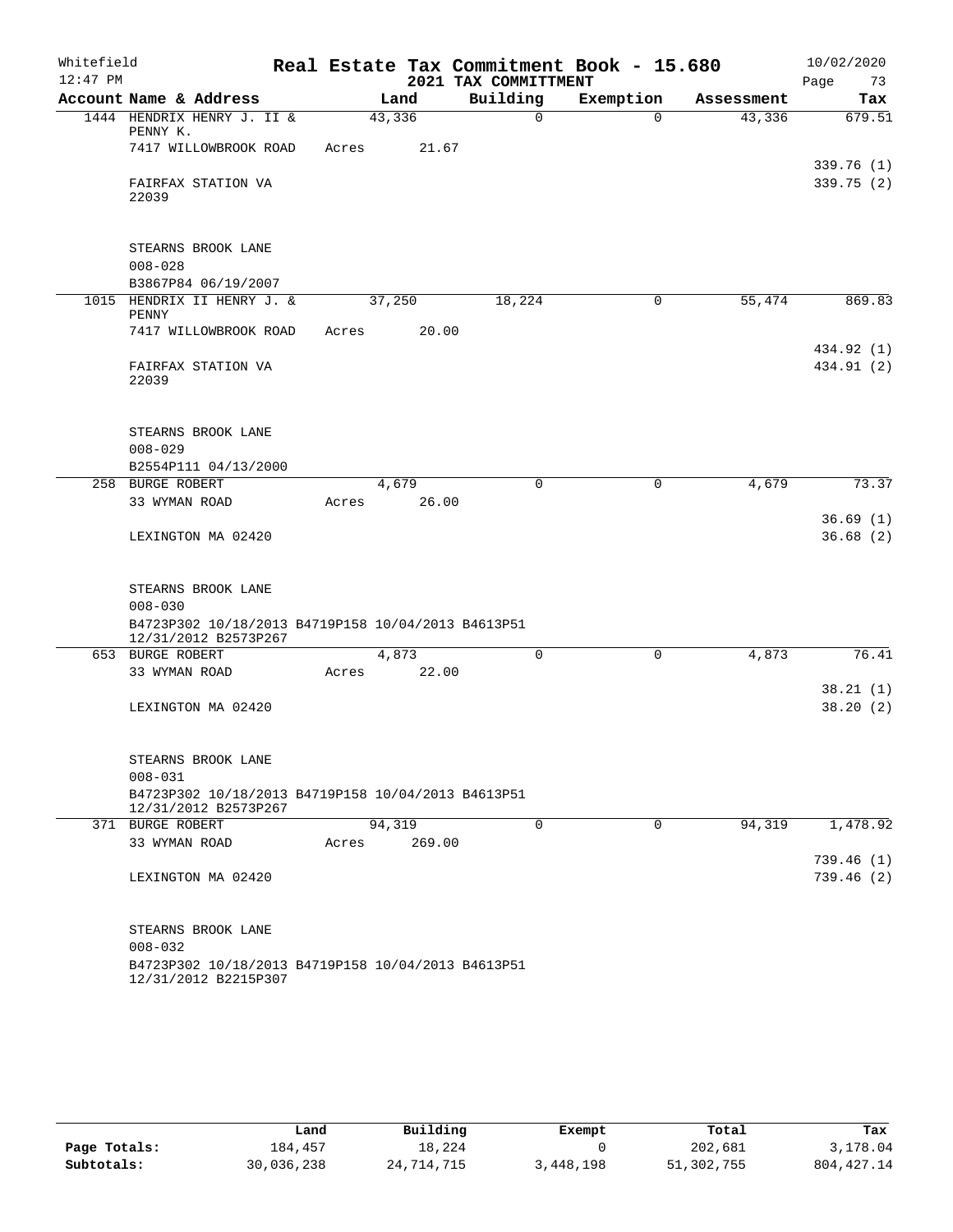Whitefield 12:47 PM

# Real Estate Tax Commitment Book - 15.680

2021 TAX COMMITTMENT

10/02/2020

| Account Name & Address | Land | Building | Exemption | Assessment | Tax |
|---|---|---|---|---|---|
| 1444 HENDRIX HENRY J. II & PENNY K. | 43,336 | 0 | 0 | 43,336 | 679.51 |
| 7417 WILLOWBROOK ROAD | Acres 21.67 | | | | |
| | | | | | 339.76 (1) |
| FAIRFAX STATION VA 22039 | | | | | 339.75 (2) |
| STEARNS BROOK LANE | | | | | |
| 008-028 | | | | | |
| B3867P84 06/19/2007 | | | | | |
| 1015 HENDRIX II HENRY J. & PENNY | 37,250 | 18,224 | 0 | 55,474 | 869.83 |
| 7417 WILLOWBROOK ROAD | Acres 20.00 | | | | |
| | | | | | 434.92 (1) |
| FAIRFAX STATION VA 22039 | | | | | 434.91 (2) |
| STEARNS BROOK LANE | | | | | |
| 008-029 | | | | | |
| B2554P111 04/13/2000 | | | | | |
| 258 BURGE ROBERT | 4,679 | 0 | 0 | 4,679 | 73.37 |
| 33 WYMAN ROAD | Acres 26.00 | | | | |
| | | | | | 36.69 (1) |
| LEXINGTON MA 02420 | | | | | 36.68 (2) |
| STEARNS BROOK LANE | | | | | |
| 008-030 | | | | | |
| B4723P302 10/18/2013 B4719P158 10/04/2013 B4613P51 12/31/2012 B2573P267 | | | | | |
| 653 BURGE ROBERT | 4,873 | 0 | 0 | 4,873 | 76.41 |
| 33 WYMAN ROAD | Acres 22.00 | | | | |
| | | | | | 38.21 (1) |
| LEXINGTON MA 02420 | | | | | 38.20 (2) |
| STEARNS BROOK LANE | | | | | |
| 008-031 | | | | | |
| B4723P302 10/18/2013 B4719P158 10/04/2013 B4613P51 12/31/2012 B2573P267 | | | | | |
| 371 BURGE ROBERT | 94,319 | 0 | 0 | 94,319 | 1,478.92 |
| 33 WYMAN ROAD | Acres 269.00 | | | | |
| | | | | | 739.46 (1) |
| LEXINGTON MA 02420 | | | | | 739.46 (2) |
| STEARNS BROOK LANE | | | | | |
| 008-032 | | | | | |
| B4723P302 10/18/2013 B4719P158 10/04/2013 B4613P51 12/31/2012 B2215P307 | | | | | |

| | Land | Building | Exempt | Total | Tax |
|---|---|---|---|---|---|
| Page Totals: | 184,457 | 18,224 | 0 | 202,681 | 3,178.04 |
| Subtotals: | 30,036,238 | 24,714,715 | 3,448,198 | 51,302,755 | 804,427.14 |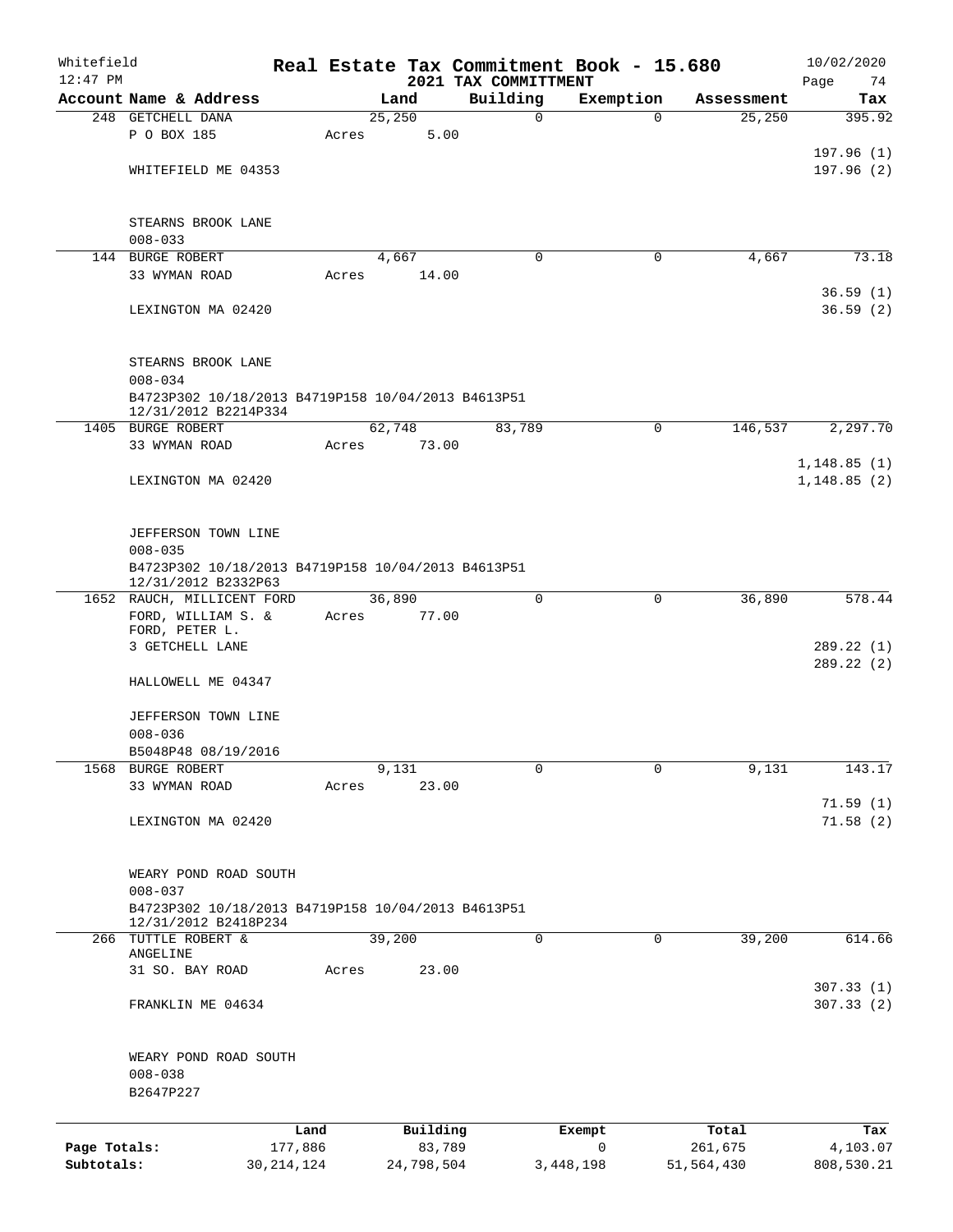Whitefield 12:47 PM

# Real Estate Tax Commitment Book - 15.680

## 2021 TAX COMMITTMENT

10/02/2020

| Account Name & Address | Land | Building | Exemption | Assessment | Tax |
|---|---|---|---|---|---|
| 248 GETCHELL DANA | 25,250 | 0 | 0 | 25,250 | 395.92 |
| P O BOX 185 | Acres 5.00 | | | | |
| | | | | | 197.96 (1) |
| WHITEFIELD ME 04353 | | | | | 197.96 (2) |
| STEARNS BROOK LANE | | | | | |
| 008-033 | | | | | |
| 144 BURGE ROBERT | 4,667 | 0 | 0 | 4,667 | 73.18 |
| 33 WYMAN ROAD | Acres 14.00 | | | | |
| | | | | | 36.59 (1) |
| LEXINGTON MA 02420 | | | | | 36.59 (2) |
| STEARNS BROOK LANE | | | | | |
| 008-034 | | | | | |
| B4723P302 10/18/2013 B4719P158 10/04/2013 B4613P51 12/31/2012 B2214P334 | | | | | |
| 1405 BURGE ROBERT | 62,748 | 83,789 | 0 | 146,537 | 2,297.70 |
| 33 WYMAN ROAD | Acres 73.00 | | | | |
| | | | | | 1,148.85 (1) |
| LEXINGTON MA 02420 | | | | | 1,148.85 (2) |
| JEFFERSON TOWN LINE | | | | | |
| 008-035 | | | | | |
| B4723P302 10/18/2013 B4719P158 10/04/2013 B4613P51 12/31/2012 B2332P63 | | | | | |
| 1652 RAUCH, MILLICENT FORD | 36,890 | 0 | 0 | 36,890 | 578.44 |
| FORD, WILLIAM S. & FORD, PETER L. | Acres 77.00 | | | | |
| 3 GETCHELL LANE | | | | | 289.22 (1) |
| | | | | | 289.22 (2) |
| HALLOWELL ME 04347 | | | | | |
| JEFFERSON TOWN LINE | | | | | |
| 008-036 | | | | | |
| B5048P48 08/19/2016 | | | | | |
| 1568 BURGE ROBERT | 9,131 | 0 | 0 | 9,131 | 143.17 |
| 33 WYMAN ROAD | Acres 23.00 | | | | |
| | | | | | 71.59 (1) |
| LEXINGTON MA 02420 | | | | | 71.58 (2) |
| WEARY POND ROAD SOUTH | | | | | |
| 008-037 | | | | | |
| B4723P302 10/18/2013 B4719P158 10/04/2013 B4613P51 12/31/2012 B2418P234 | | | | | |
| 266 TUTTLE ROBERT & ANGELINE | 39,200 | 0 | 0 | 39,200 | 614.66 |
| 31 SO. BAY ROAD | Acres 23.00 | | | | |
| | | | | | 307.33 (1) |
| FRANKLIN ME 04634 | | | | | 307.33 (2) |
| WEARY POND ROAD SOUTH | | | | | |
| 008-038 | | | | | |
| B2647P227 | | | | | |

| | Land | Building | Exempt | Total | Tax |
|---|---|---|---|---|---|
| Page Totals: | 177,886 | 83,789 | 0 | 261,675 | 4,103.07 |
| Subtotals: | 30,214,124 | 24,798,504 | 3,448,198 | 51,564,430 | 808,530.21 |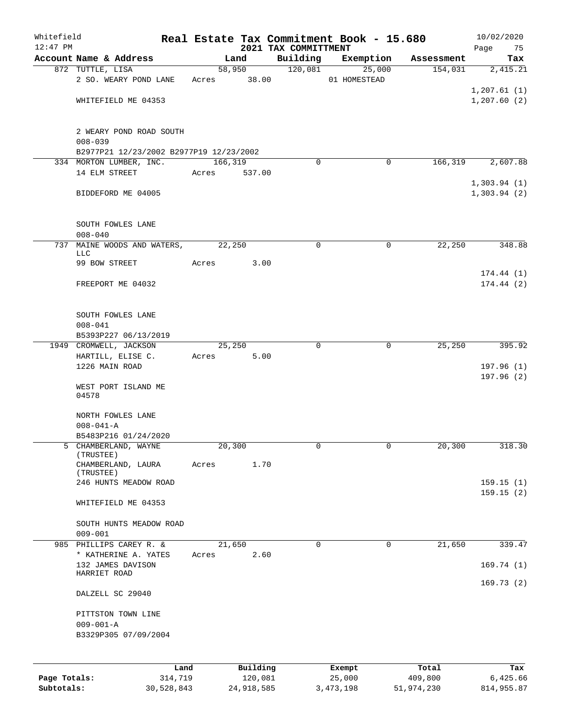Whitefield 12:47 PM

# Real Estate Tax Commitment Book - 15.680
## 2021 TAX COMMITTMENT

10/02/2020

| Account Name & Address | Land | Building | Exemption | Assessment | Tax |
|---|---|---|---|---|---|
| 872 TUTTLE, LISA<br>2 SO. WEARY POND LANE<br><br>WHITEFIELD ME 04353<br><br>2 WEARY POND ROAD SOUTH<br>008-039<br>B2977P21 12/23/2002 B2977P19 12/23/2002 | 58,950<br>Acres 38.00 | 120,081 | 25,000<br>01 HOMESTEAD | 154,031 | 2,415.21<br><br>1,207.61 (1)<br>1,207.60 (2) |
| 334 MORTON LUMBER, INC.<br>14 ELM STREET<br><br>BIDDEFORD ME 04005<br><br>SOUTH FOWLES LANE<br>008-040 | 166,319<br>Acres 537.00 | 0 | 0 | 166,319 | 2,607.88<br><br>1,303.94 (1)<br>1,303.94 (2) |
| 737 MAINE WOODS AND WATERS, LLC<br>99 BOW STREET<br><br>FREEPORT ME 04032<br><br>SOUTH FOWLES LANE<br>008-041<br>B5393P227 06/13/2019 | 22,250<br>Acres 3.00 | 0 | 0 | 22,250 | 348.88<br><br>174.44 (1)<br>174.44 (2) |
| 1949 CROMWELL, JACKSON<br>HARTILL, ELISE C.<br>1226 MAIN ROAD<br><br>WEST PORT ISLAND ME 04578<br><br>NORTH FOWLES LANE<br>008-041-A<br>B5483P216 01/24/2020 | 25,250<br>Acres 5.00 | 0 | 0 | 25,250 | 395.92<br><br>197.96 (1)<br>197.96 (2) |
| 5 CHAMBERLAND, WAYNE (TRUSTEE)<br>CHAMBERLAND, LAURA (TRUSTEE)<br>246 HUNTS MEADOW ROAD<br><br>WHITEFIELD ME 04353<br><br>SOUTH HUNTS MEADOW ROAD<br>009-001 | 20,300<br>Acres 1.70 | 0 | 0 | 20,300 | 318.30<br><br>159.15 (1)<br>159.15 (2) |
| 985 PHILLIPS CAREY R. &<br>* KATHERINE A. YATES<br>132 JAMES DAVISON HARRIET ROAD<br><br>DALZELL SC 29040<br><br>PITTSTON TOWN LINE<br>009-001-A<br>B3329P305 07/09/2004 | 21,650<br>Acres 2.60 | 0 | 0 | 21,650 | 339.47<br><br>169.74 (1)<br>169.73 (2) |

| | Land | Building | Exempt | Total | Tax |
|---|---|---|---|---|---|
| Page Totals: | 314,719 | 120,081 | 25,000 | 409,800 | 6,425.66 |
| Subtotals: | 30,528,843 | 24,918,585 | 3,473,198 | 51,974,230 | 814,955.87 |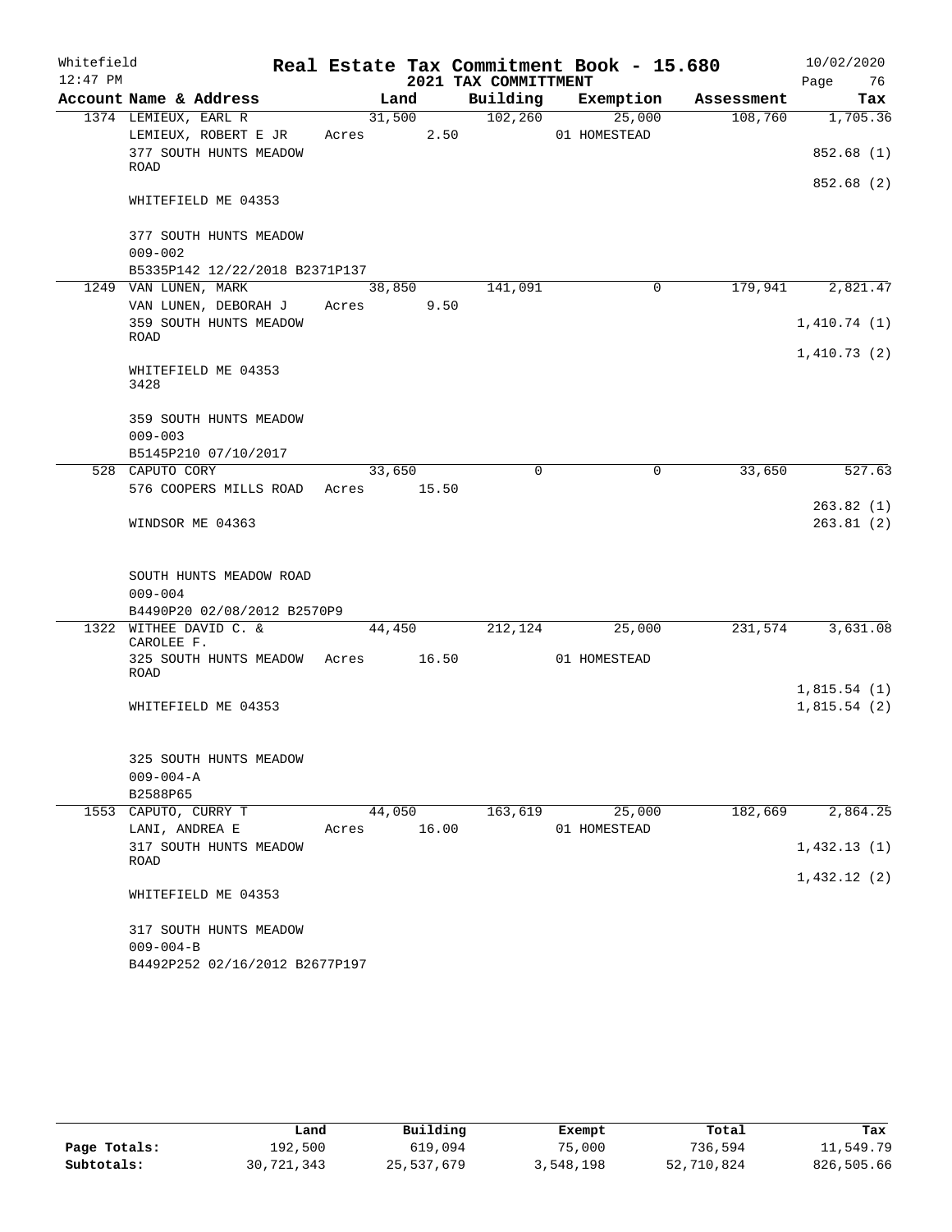Whitefield 12:47 PM

# Real Estate Tax Commitment Book - 15.680

## 2021 TAX COMMITTMENT

10/02/2020

| Account Name & Address | Land | Building | Exemption | Assessment | Tax |
|---|---|---|---|---|---|
| 1374 LEMIEUX, EARL R | 31,500 | 102,260 | 25,000 | 108,760 | 1,705.36 |
| LEMIEUX, ROBERT E JR | Acres 2.50 | | 01 HOMESTEAD | | |
| 377 SOUTH HUNTS MEADOW ROAD | | | | | 852.68 (1) |
| | | | | | 852.68 (2) |
| WHITEFIELD ME 04353 | | | | | |
| 377 SOUTH HUNTS MEADOW | | | | | |
| 009-002 | | | | | |
| B5335P142 12/22/2018 B2371P137 | | | | | |
| 1249 VAN LUNEN, MARK | 38,850 | 141,091 | 0 | 179,941 | 2,821.47 |
| VAN LUNEN, DEBORAH J | Acres 9.50 | | | | |
| 359 SOUTH HUNTS MEADOW ROAD | | | | | 1,410.74 (1) |
| | | | | | 1,410.73 (2) |
| WHITEFIELD ME 04353 3428 | | | | | |
| 359 SOUTH HUNTS MEADOW | | | | | |
| 009-003 | | | | | |
| B5145P210 07/10/2017 | | | | | |
| 528 CAPUTO CORY | 33,650 | 0 | 0 | 33,650 | 527.63 |
| 576 COOPERS MILLS ROAD | Acres 15.50 | | | | |
| | | | | | 263.82 (1) |
| WINDSOR ME 04363 | | | | | 263.81 (2) |
| SOUTH HUNTS MEADOW ROAD | | | | | |
| 009-004 | | | | | |
| B4490P20 02/08/2012 B2570P9 | | | | | |
| 1322 WITHEE DAVID C. & CAROLEE F. | 44,450 | 212,124 | 25,000 | 231,574 | 3,631.08 |
| 325 SOUTH HUNTS MEADOW ROAD | Acres 16.50 | | 01 HOMESTEAD | | |
| | | | | | 1,815.54 (1) |
| WHITEFIELD ME 04353 | | | | | 1,815.54 (2) |
| 325 SOUTH HUNTS MEADOW | | | | | |
| 009-004-A | | | | | |
| B2588P65 | | | | | |
| 1553 CAPUTO, CURRY T | 44,050 | 163,619 | 25,000 | 182,669 | 2,864.25 |
| LANI, ANDREA E | Acres 16.00 | | 01 HOMESTEAD | | |
| 317 SOUTH HUNTS MEADOW ROAD | | | | | 1,432.13 (1) |
| | | | | | 1,432.12 (2) |
| WHITEFIELD ME 04353 | | | | | |
| 317 SOUTH HUNTS MEADOW | | | | | |
| 009-004-B | | | | | |
| B4492P252 02/16/2012 B2677P197 | | | | | |

| | Land | Building | Exempt | Total | Tax |
|---|---|---|---|---|---|
| Page Totals: | 192,500 | 619,094 | 75,000 | 736,594 | 11,549.79 |
| Subtotals: | 30,721,343 | 25,537,679 | 3,548,198 | 52,710,824 | 826,505.66 |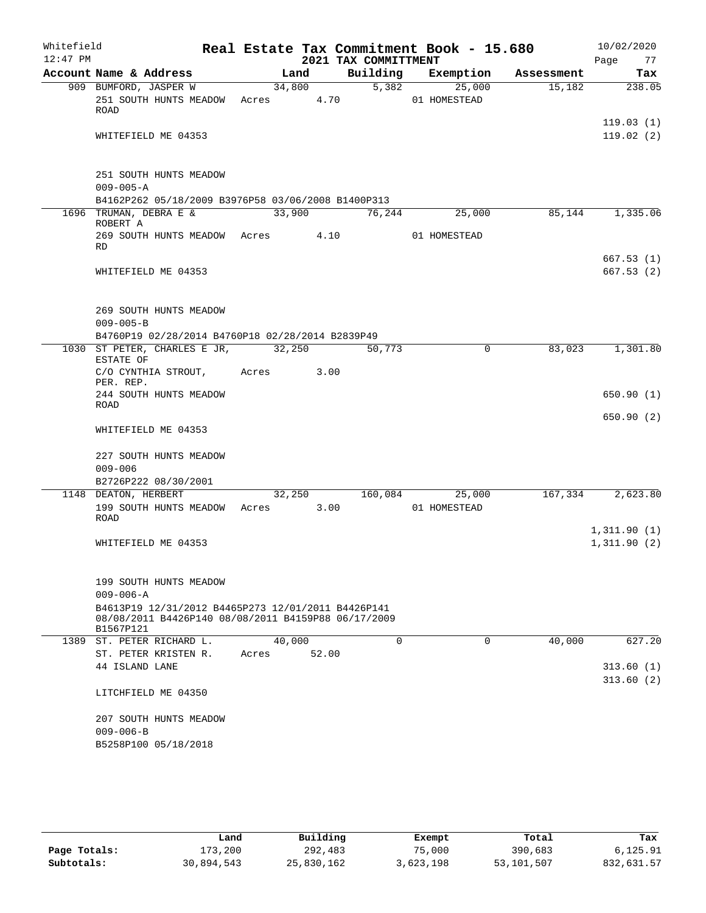Whitefield 12:47 PM

# Real Estate Tax Commitment Book - 15.680
## 2021 TAX COMMITTMENT

10/02/2020

| Account Name & Address | Land | Building | Exemption | Assessment | Tax |
|---|---|---|---|---|---|
| 909 BUMFORD, JASPER W | 34,800 | 5,382 | 25,000 | 15,182 | 238.05 |
| 251 SOUTH HUNTS MEADOW ROAD | Acres 4.70 | | 01 HOMESTEAD | | |
| | | | | | 119.03 (1) |
| WHITEFIELD ME 04353 | | | | | 119.02 (2) |
| 251 SOUTH HUNTS MEADOW | | | | | |
| 009-005-A | | | | | |
| B4162P262 05/18/2009 B3976P58 03/06/2008 B1400P313 | | | | | |
| 1696 TRUMAN, DEBRA E & ROBERT A | 33,900 | 76,244 | 25,000 | 85,144 | 1,335.06 |
| 269 SOUTH HUNTS MEADOW RD | Acres 4.10 | | 01 HOMESTEAD | | |
| | | | | | 667.53 (1) |
| WHITEFIELD ME 04353 | | | | | 667.53 (2) |
| 269 SOUTH HUNTS MEADOW | | | | | |
| 009-005-B | | | | | |
| B4760P19 02/28/2014 B4760P18 02/28/2014 B2839P49 | | | | | |
| 1030 ST PETER, CHARLES E JR, ESTATE OF | 32,250 | 50,773 | 0 | 83,023 | 1,301.80 |
| C/O CYNTHIA STROUT, PER. REP. | Acres 3.00 | | | | |
| 244 SOUTH HUNTS MEADOW ROAD | | | | | 650.90 (1) |
| | | | | | 650.90 (2) |
| WHITEFIELD ME 04353 | | | | | |
| 227 SOUTH HUNTS MEADOW | | | | | |
| 009-006 | | | | | |
| B2726P222 08/30/2001 | | | | | |
| 1148 DEATON, HERBERT | 32,250 | 160,084 | 25,000 | 167,334 | 2,623.80 |
| 199 SOUTH HUNTS MEADOW ROAD | Acres 3.00 | | 01 HOMESTEAD | | |
| | | | | | 1,311.90 (1) |
| WHITEFIELD ME 04353 | | | | | 1,311.90 (2) |
| 199 SOUTH HUNTS MEADOW | | | | | |
| 009-006-A | | | | | |
| B4613P19 12/31/2012 B4465P273 12/01/2011 B4426P141 08/08/2011 B4426P140 08/08/2011 B4159P88 06/17/2009 B1567P121 | | | | | |
| 1389 ST. PETER RICHARD L. | 40,000 | 0 | 0 | 40,000 | 627.20 |
| ST. PETER KRISTEN R. | Acres 52.00 | | | | |
| 44 ISLAND LANE | | | | | 313.60 (1) |
| | | | | | 313.60 (2) |
| LITCHFIELD ME 04350 | | | | | |
| 207 SOUTH HUNTS MEADOW | | | | | |
| 009-006-B | | | | | |
| B5258P100 05/18/2018 | | | | | |

| | Land | Building | Exempt | Total | Tax |
|---|---|---|---|---|---|
| Page Totals: | 173,200 | 292,483 | 75,000 | 390,683 | 6,125.91 |
| Subtotals: | 30,894,543 | 25,830,162 | 3,623,198 | 53,101,507 | 832,631.57 |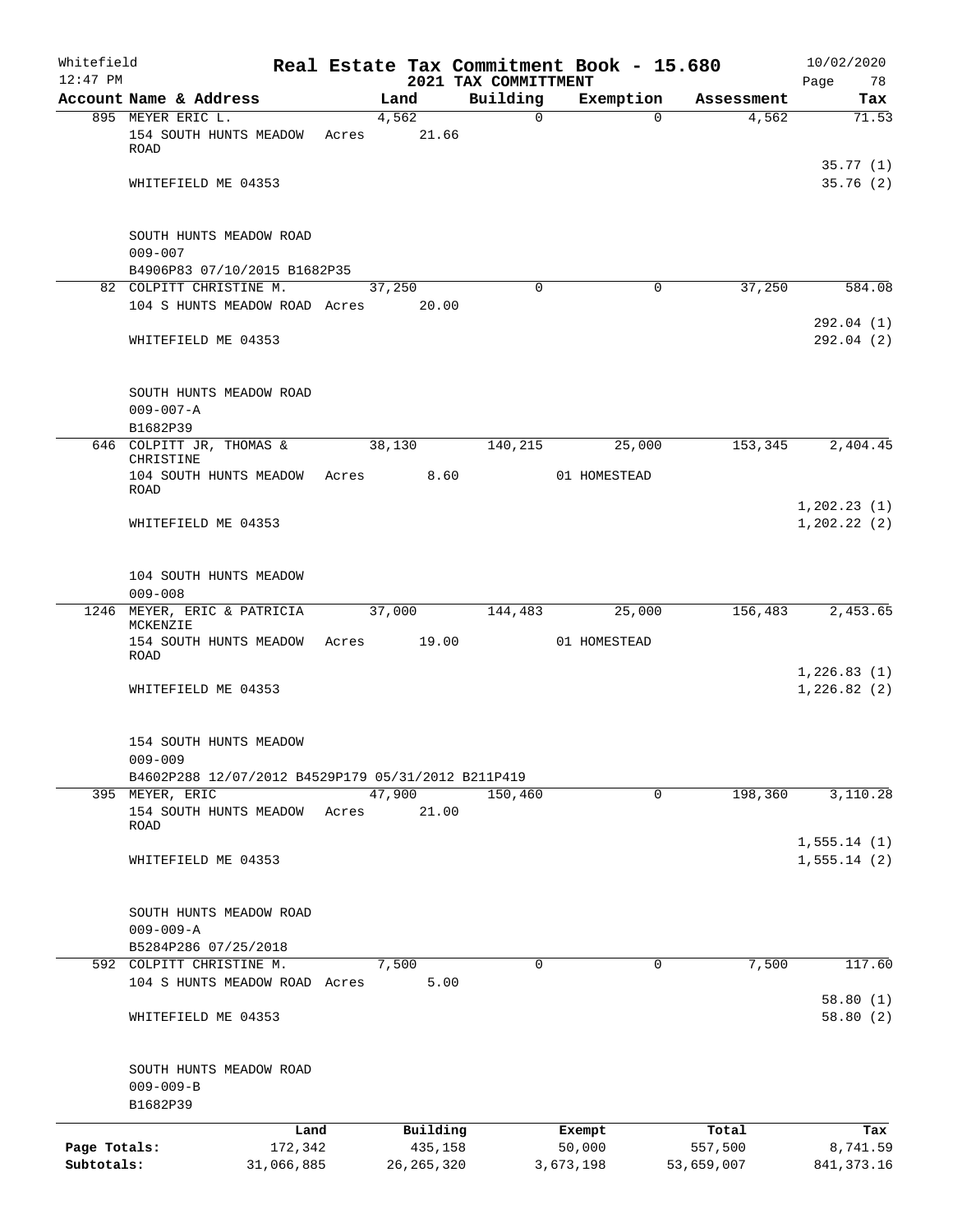Whitefield 12:47 PM

# Real Estate Tax Commitment Book - 15.680

## 2021 TAX COMMITTMENT

10/02/2020

| Account Name & Address | Land | Building | Exemption | Assessment | Tax |
|---|---|---|---|---|---|
| 895 MEYER ERIC L. | 4,562 | 0 | 0 | 4,562 | 71.53 |
| 154 SOUTH HUNTS MEADOW ROAD | Acres 21.66 | | | | |
| | | | | | 35.77 (1) |
| WHITEFIELD ME 04353 | | | | | 35.76 (2) |
| SOUTH HUNTS MEADOW ROAD | | | | | |
| 009-007 | | | | | |
| B4906P83 07/10/2015 B1682P35 | | | | | |
| 82 COLPITT CHRISTINE M. | 37,250 | 0 | 0 | 37,250 | 584.08 |
| 104 S HUNTS MEADOW ROAD | Acres 20.00 | | | | |
| | | | | | 292.04 (1) |
| WHITEFIELD ME 04353 | | | | | 292.04 (2) |
| SOUTH HUNTS MEADOW ROAD | | | | | |
| 009-007-A | | | | | |
| B1682P39 | | | | | |
| 646 COLPITT JR, THOMAS & CHRISTINE | 38,130 | 140,215 | 25,000 | 153,345 | 2,404.45 |
| 104 SOUTH HUNTS MEADOW ROAD | Acres 8.60 | | 01 HOMESTEAD | | |
| | | | | | 1,202.23 (1) |
| WHITEFIELD ME 04353 | | | | | 1,202.22 (2) |
| 104 SOUTH HUNTS MEADOW | | | | | |
| 009-008 | | | | | |
| 1246 MEYER, ERIC & PATRICIA MCKENZIE | 37,000 | 144,483 | 25,000 | 156,483 | 2,453.65 |
| 154 SOUTH HUNTS MEADOW ROAD | Acres 19.00 | | 01 HOMESTEAD | | |
| | | | | | 1,226.83 (1) |
| WHITEFIELD ME 04353 | | | | | 1,226.82 (2) |
| 154 SOUTH HUNTS MEADOW | | | | | |
| 009-009 | | | | | |
| B4602P288 12/07/2012 B4529P179 05/31/2012 B211P419 | | | | | |
| 395 MEYER, ERIC | 47,900 | 150,460 | 0 | 198,360 | 3,110.28 |
| 154 SOUTH HUNTS MEADOW ROAD | Acres 21.00 | | | | |
| | | | | | 1,555.14 (1) |
| WHITEFIELD ME 04353 | | | | | 1,555.14 (2) |
| SOUTH HUNTS MEADOW ROAD | | | | | |
| 009-009-A | | | | | |
| B5284P286 07/25/2018 | | | | | |
| 592 COLPITT CHRISTINE M. | 7,500 | 0 | 0 | 7,500 | 117.60 |
| 104 S HUNTS MEADOW ROAD | Acres 5.00 | | | | |
| | | | | | 58.80 (1) |
| WHITEFIELD ME 04353 | | | | | 58.80 (2) |
| SOUTH HUNTS MEADOW ROAD | | | | | |
| 009-009-B | | | | | |
| B1682P39 | | | | | |

| | Land | Building | Exempt | Total | Tax |
|---|---|---|---|---|---|
| Page Totals: | 172,342 | 435,158 | 50,000 | 557,500 | 8,741.59 |
| Subtotals: | 31,066,885 | 26,265,320 | 3,673,198 | 53,659,007 | 841,373.16 |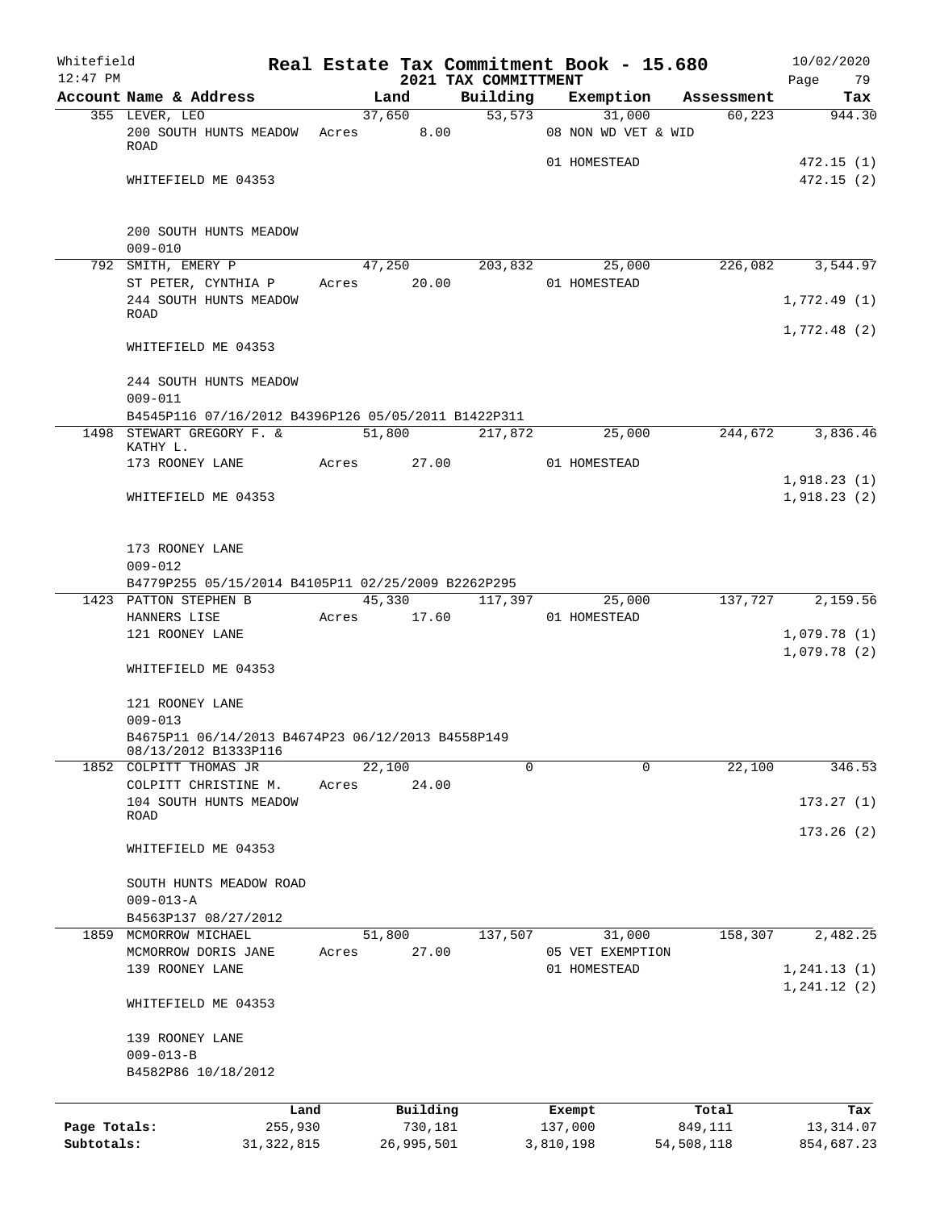Whitefield 12:47 PM

# Real Estate Tax Commitment Book - 15.680

## 2021 TAX COMMITTMENT

10/02/2020

| Account Name & Address | Land | Building | Exemption | Assessment | Tax |
|---|---|---|---|---|---|
| 355 LEVER, LEO | 37,650 | 53,573 | 31,000 | 60,223 | 944.30 |
| 200 SOUTH HUNTS MEADOW ROAD | Acres 8.00 | | 08 NON WD VET & WID | | |
| | | | 01 HOMESTEAD | | 472.15 (1) |
| WHITEFIELD ME 04353 | | | | | 472.15 (2) |
| 200 SOUTH HUNTS MEADOW | | | | | |
| 009-010 | | | | | |
| 792 SMITH, EMERY P | 47,250 | 203,832 | 25,000 | 226,082 | 3,544.97 |
| ST PETER, CYNTHIA P | Acres 20.00 | | 01 HOMESTEAD | | |
| 244 SOUTH HUNTS MEADOW ROAD | | | | | 1,772.49 (1) |
| | | | | | 1,772.48 (2) |
| WHITEFIELD ME 04353 | | | | | |
| 244 SOUTH HUNTS MEADOW | | | | | |
| 009-011 | | | | | |
| B4545P116 07/16/2012 B4396P126 05/05/2011 B1422P311 | | | | | |
| 1498 STEWART GREGORY F. & KATHY L. | 51,800 | 217,872 | 25,000 | 244,672 | 3,836.46 |
| 173 ROONEY LANE | Acres 27.00 | | 01 HOMESTEAD | | |
| | | | | | 1,918.23 (1) |
| WHITEFIELD ME 04353 | | | | | 1,918.23 (2) |
| 173 ROONEY LANE | | | | | |
| 009-012 | | | | | |
| B4779P255 05/15/2014 B4105P11 02/25/2009 B2262P295 | | | | | |
| 1423 PATTON STEPHEN B | 45,330 | 117,397 | 25,000 | 137,727 | 2,159.56 |
| HANNERS LISE | Acres 17.60 | | 01 HOMESTEAD | | |
| 121 ROONEY LANE | | | | | 1,079.78 (1) |
| | | | | | 1,079.78 (2) |
| WHITEFIELD ME 04353 | | | | | |
| 121 ROONEY LANE | | | | | |
| 009-013 | | | | | |
| B4675P11 06/14/2013 B4674P23 06/12/2013 B4558P149 08/13/2012 B1333P116 | | | | | |
| 1852 COLPITT THOMAS JR | 22,100 | 0 | 0 | 22,100 | 346.53 |
| COLPITT CHRISTINE M. | Acres 24.00 | | | | |
| 104 SOUTH HUNTS MEADOW ROAD | | | | | 173.27 (1) |
| | | | | | 173.26 (2) |
| WHITEFIELD ME 04353 | | | | | |
| SOUTH HUNTS MEADOW ROAD | | | | | |
| 009-013-A | | | | | |
| B4563P137 08/27/2012 | | | | | |
| 1859 MCMORROW MICHAEL | 51,800 | 137,507 | 31,000 | 158,307 | 2,482.25 |
| MCMORROW DORIS JANE | Acres 27.00 | | 05 VET EXEMPTION | | |
| 139 ROONEY LANE | | | 01 HOMESTEAD | | 1,241.13 (1) |
| | | | | | 1,241.12 (2) |
| WHITEFIELD ME 04353 | | | | | |
| 139 ROONEY LANE | | | | | |
| 009-013-B | | | | | |
| B4582P86 10/18/2012 | | | | | |

| | Land | Building | Exempt | Total | Tax |
|---|---|---|---|---|---|
| Page Totals: | 255,930 | 730,181 | 137,000 | 849,111 | 13,314.07 |
| Subtotals: | 31,322,815 | 26,995,501 | 3,810,198 | 54,508,118 | 854,687.23 |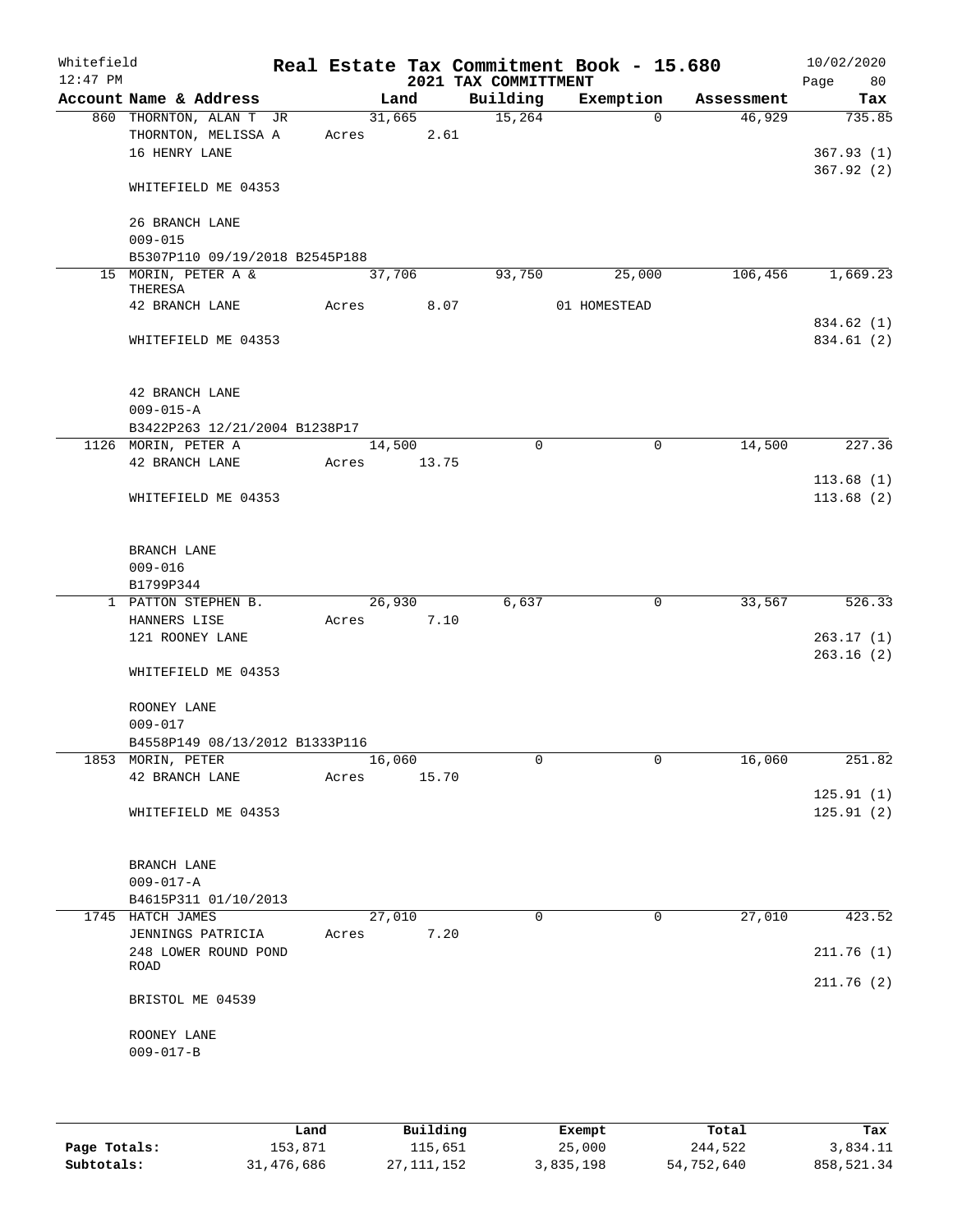Whitefield
12:47 PM

# Real Estate Tax Commitment Book - 15.680

## 2021 TAX COMMITTMENT

10/02/2020

| Account Name & Address | Land | Building | Exemption | Assessment | Tax |
|---|---|---|---|---|---|
| 860 THORNTON, ALAN T JR | 31,665 | 15,264 | 0 | 46,929 | 735.85 |
| THORNTON, MELISSA A | Acres 2.61 | | | | |
| 16 HENRY LANE | | | | | 367.93 (1) |
| | | | | | 367.92 (2) |
| WHITEFIELD ME 04353 | | | | | |
| 26 BRANCH LANE | | | | | |
| 009-015 | | | | | |
| B5307P110 09/19/2018 B2545P188 | | | | | |
| 15 MORIN, PETER A & THERESA | 37,706 | 93,750 | 25,000 | 106,456 | 1,669.23 |
| 42 BRANCH LANE | Acres 8.07 | | 01 HOMESTEAD | | |
| | | | | | 834.62 (1) |
| WHITEFIELD ME 04353 | | | | | 834.61 (2) |
| 42 BRANCH LANE | | | | | |
| 009-015-A | | | | | |
| B3422P263 12/21/2004 B1238P17 | | | | | |
| 1126 MORIN, PETER A | 14,500 | 0 | 0 | 14,500 | 227.36 |
| 42 BRANCH LANE | Acres 13.75 | | | | |
| | | | | | 113.68 (1) |
| WHITEFIELD ME 04353 | | | | | 113.68 (2) |
| BRANCH LANE | | | | | |
| 009-016 | | | | | |
| B1799P344 | | | | | |
| 1 PATTON STEPHEN B. | 26,930 | 6,637 | 0 | 33,567 | 526.33 |
| HANNERS LISE | Acres 7.10 | | | | |
| 121 ROONEY LANE | | | | | 263.17 (1) |
| | | | | | 263.16 (2) |
| WHITEFIELD ME 04353 | | | | | |
| ROONEY LANE | | | | | |
| 009-017 | | | | | |
| B4558P149 08/13/2012 B1333P116 | | | | | |
| 1853 MORIN, PETER | 16,060 | 0 | 0 | 16,060 | 251.82 |
| 42 BRANCH LANE | Acres 15.70 | | | | |
| | | | | | 125.91 (1) |
| WHITEFIELD ME 04353 | | | | | 125.91 (2) |
| BRANCH LANE | | | | | |
| 009-017-A | | | | | |
| B4615P311 01/10/2013 | | | | | |
| 1745 HATCH JAMES | 27,010 | 0 | 0 | 27,010 | 423.52 |
| JENNINGS PATRICIA | Acres 7.20 | | | | |
| 248 LOWER ROUND POND ROAD | | | | | 211.76 (1) |
| | | | | | 211.76 (2) |
| BRISTOL ME 04539 | | | | | |
| ROONEY LANE | | | | | |
| 009-017-B | | | | | |

| | Land | Building | Exempt | Total | Tax |
|---|---|---|---|---|---|
| Page Totals: | 153,871 | 115,651 | 25,000 | 244,522 | 3,834.11 |
| Subtotals: | 31,476,686 | 27,111,152 | 3,835,198 | 54,752,640 | 858,521.34 |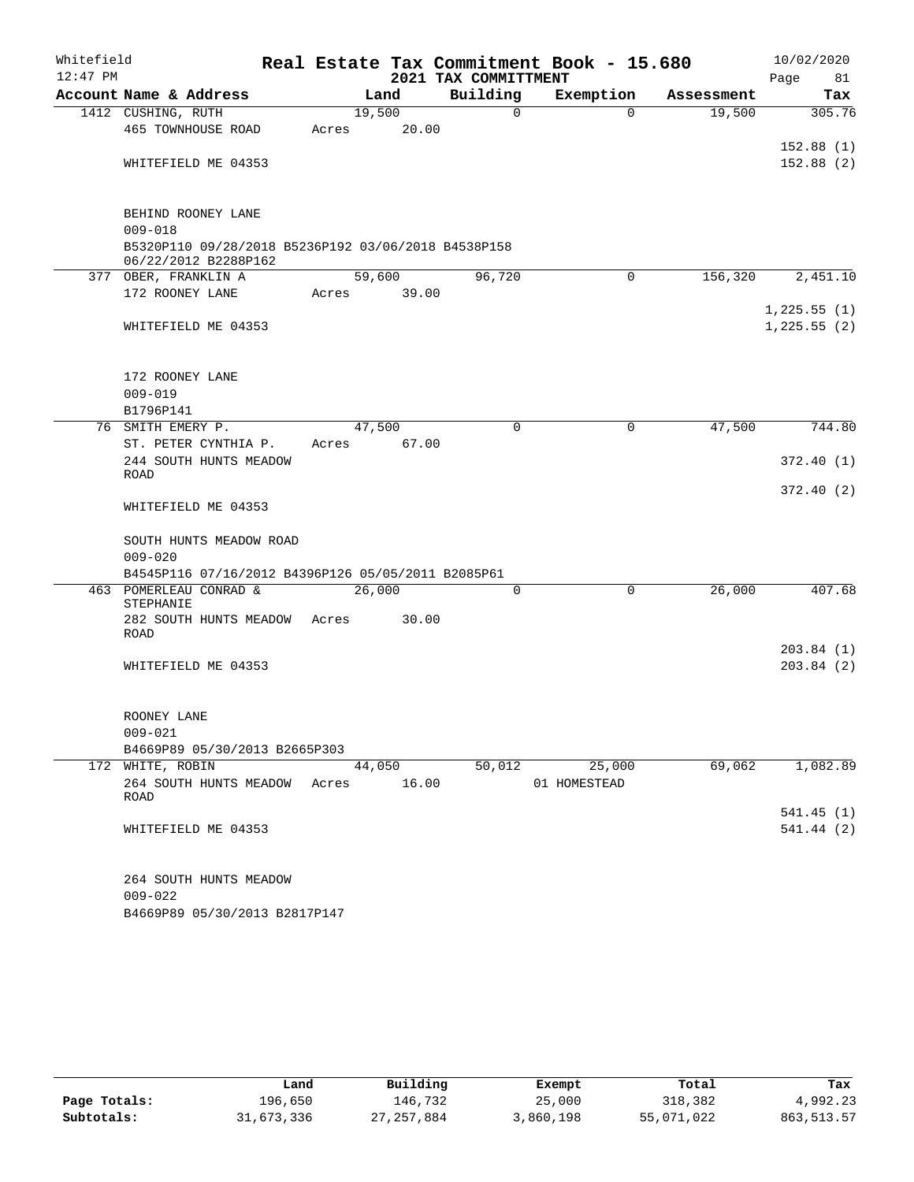Whitefield 12:47 PM

# Real Estate Tax Commitment Book - 15.680
## 2021 TAX COMMITTMENT

10/02/2020

| Account Name & Address | Land | Building | Exemption | Assessment | Tax |
|---|---|---|---|---|---|
| 1412 CUSHING, RUTH | 19,500 | 0 | 0 | 19,500 | 305.76 |
| 465 TOWNHOUSE ROAD | Acres 20.00 | | | | |
| | | | | | 152.88 (1) |
| WHITEFIELD ME 04353 | | | | | 152.88 (2) |
| BEHIND ROONEY LANE | | | | | |
| 009-018 | | | | | |
| B5320P110 09/28/2018 B5236P192 03/06/2018 B4538P158 06/22/2012 B2288P162 | | | | | |
| 377 OBER, FRANKLIN A | 59,600 | 96,720 | 0 | 156,320 | 2,451.10 |
| 172 ROONEY LANE | Acres 39.00 | | | | |
| | | | | | 1,225.55 (1) |
| WHITEFIELD ME 04353 | | | | | 1,225.55 (2) |
| 172 ROONEY LANE | | | | | |
| 009-019 | | | | | |
| B1796P141 | | | | | |
| 76 SMITH EMERY P. | 47,500 | 0 | 0 | 47,500 | 744.80 |
| ST. PETER CYNTHIA P. | Acres 67.00 | | | | |
| 244 SOUTH HUNTS MEADOW ROAD | | | | | 372.40 (1) |
| | | | | | 372.40 (2) |
| WHITEFIELD ME 04353 | | | | | |
| SOUTH HUNTS MEADOW ROAD | | | | | |
| 009-020 | | | | | |
| B4545P116 07/16/2012 B4396P126 05/05/2011 B2085P61 | | | | | |
| 463 POMERLEAU CONRAD & STEPHANIE | 26,000 | 0 | 0 | 26,000 | 407.68 |
| 282 SOUTH HUNTS MEADOW ROAD | Acres 30.00 | | | | |
| | | | | | 203.84 (1) |
| WHITEFIELD ME 04353 | | | | | 203.84 (2) |
| ROONEY LANE | | | | | |
| 009-021 | | | | | |
| B4669P89 05/30/2013 B2665P303 | | | | | |
| 172 WHITE, ROBIN | 44,050 | 50,012 | 25,000 | 69,062 | 1,082.89 |
| 264 SOUTH HUNTS MEADOW ROAD | Acres 16.00 | | 01 HOMESTEAD | | |
| | | | | | 541.45 (1) |
| WHITEFIELD ME 04353 | | | | | 541.44 (2) |
| 264 SOUTH HUNTS MEADOW | | | | | |
| 009-022 | | | | | |
| B4669P89 05/30/2013 B2817P147 | | | | | |

| | Land | Building | Exempt | Total | Tax |
|---|---|---|---|---|---|
| Page Totals: | 196,650 | 146,732 | 25,000 | 318,382 | 4,992.23 |
| Subtotals: | 31,673,336 | 27,257,884 | 3,860,198 | 55,071,022 | 863,513.57 |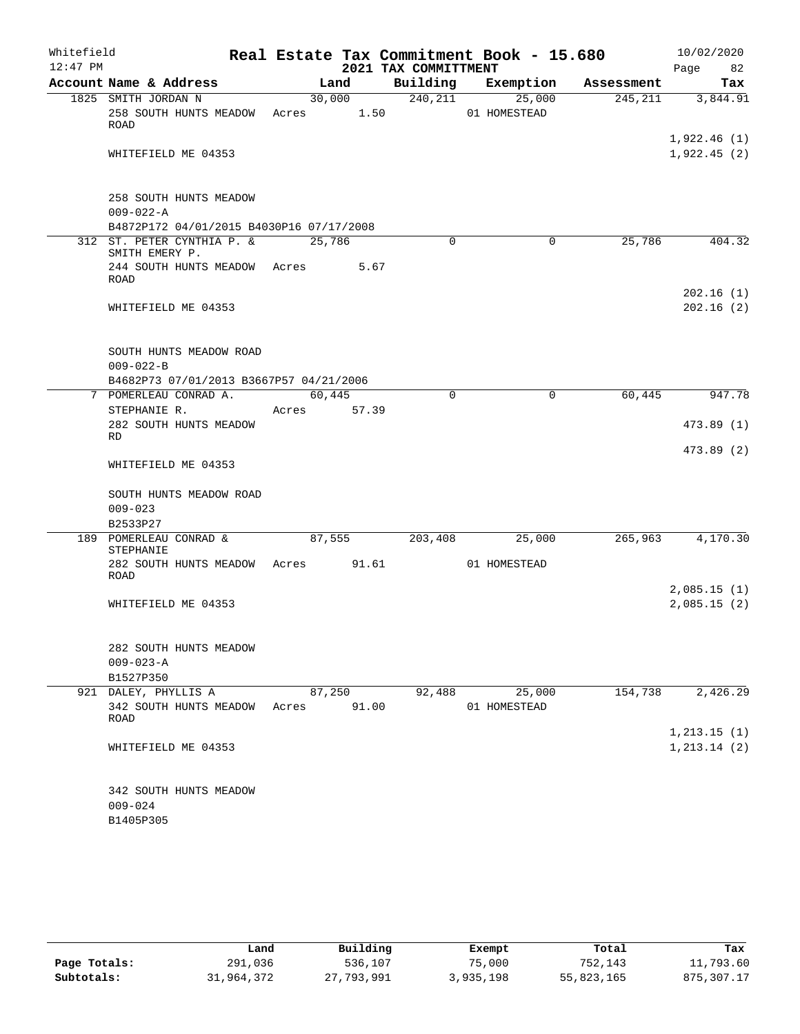# Real Estate Tax Commitment Book - 15.680

Whitefield 12:47 PM — 2021 TAX COMMITTMENT — 10/02/2020

| Account Name & Address | Land | Building | Exemption | Assessment | Tax |
|---|---|---|---|---|---|
| 1825 SMITH JORDAN N<br>258 SOUTH HUNTS MEADOW ROAD<br><br>WHITEFIELD ME 04353<br><br>258 SOUTH HUNTS MEADOW<br>009-022-A<br>B4872P172 04/01/2015 B4030P16 07/17/2008 | 30,000<br>Acres 1.50 | 240,211 | 25,000<br>01 HOMESTEAD | 245,211 | 3,844.91<br><br>1,922.46 (1)<br>1,922.45 (2) |
| 312 ST. PETER CYNTHIA P. & SMITH EMERY P.<br>244 SOUTH HUNTS MEADOW ROAD<br><br>WHITEFIELD ME 04353<br><br>SOUTH HUNTS MEADOW ROAD<br>009-022-B<br>B4682P73 07/01/2013 B3667P57 04/21/2006 | 25,786<br>Acres 5.67 | 0 | 0 | 25,786 | 404.32<br><br>202.16 (1)<br>202.16 (2) |
| 7 POMERLEAU CONRAD A.<br>STEPHANIE R.<br>282 SOUTH HUNTS MEADOW RD<br><br>WHITEFIELD ME 04353<br><br>SOUTH HUNTS MEADOW ROAD<br>009-023<br>B2533P27 | 60,445<br>Acres 57.39 | 0 | 0 | 60,445 | 947.78<br><br>473.89 (1)<br><br>473.89 (2) |
| 189 POMERLEAU CONRAD & STEPHANIE<br>282 SOUTH HUNTS MEADOW ROAD<br><br>WHITEFIELD ME 04353<br><br>282 SOUTH HUNTS MEADOW<br>009-023-A<br>B1527P350 | 87,555<br>Acres 91.61 | 203,408 | 25,000<br>01 HOMESTEAD | 265,963 | 4,170.30<br><br>2,085.15 (1)<br>2,085.15 (2) |
| 921 DALEY, PHYLLIS A<br>342 SOUTH HUNTS MEADOW ROAD<br><br>WHITEFIELD ME 04353<br><br>342 SOUTH HUNTS MEADOW<br>009-024<br>B1405P305 | 87,250<br>Acres 91.00 | 92,488 | 25,000<br>01 HOMESTEAD | 154,738 | 2,426.29<br><br>1,213.15 (1)<br>1,213.14 (2) |

| | Land | Building | Exempt | Total | Tax |
|---|---|---|---|---|---|
| Page Totals: | 291,036 | 536,107 | 75,000 | 752,143 | 11,793.60 |
| Subtotals: | 31,964,372 | 27,793,991 | 3,935,198 | 55,823,165 | 875,307.17 |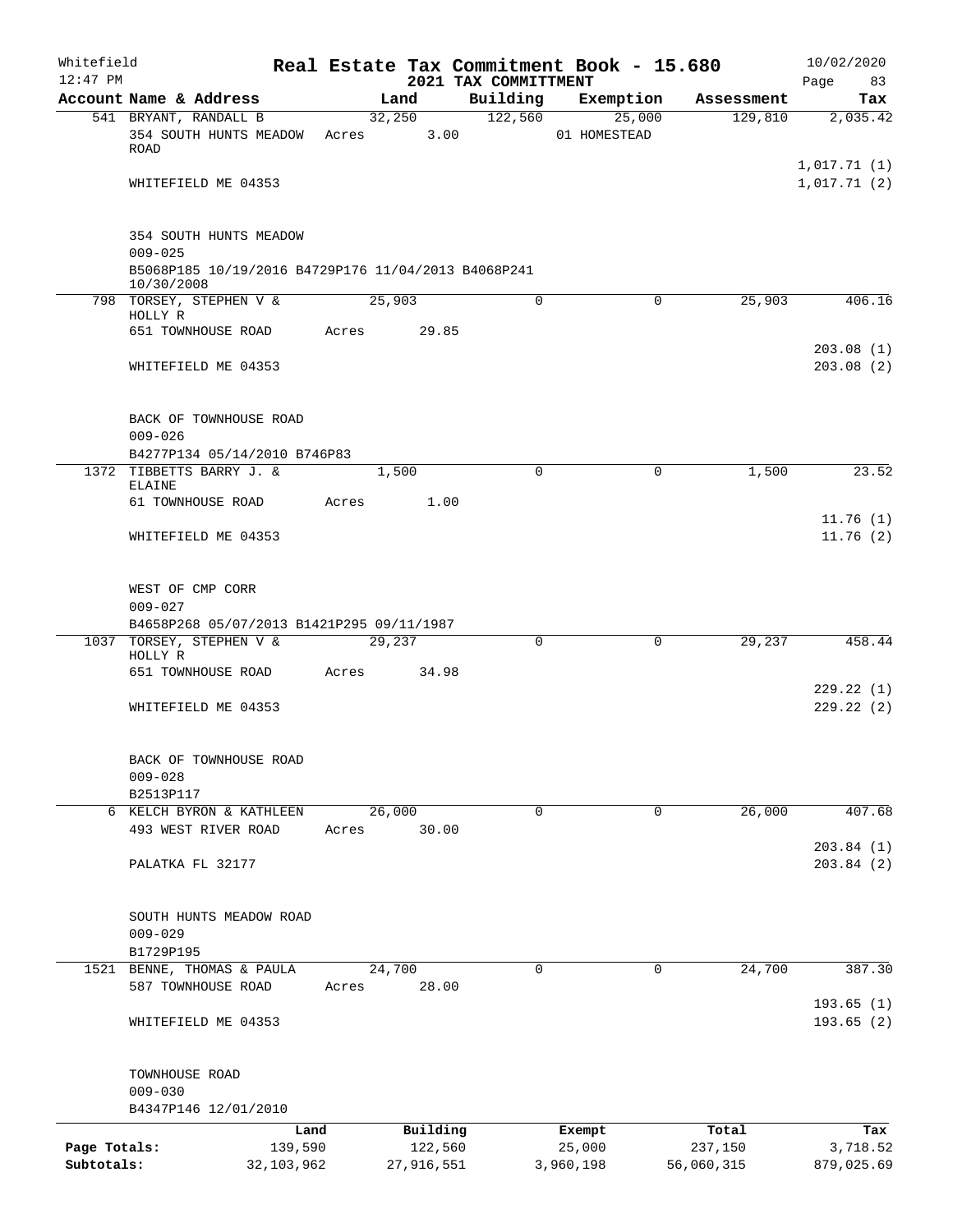Whitefield 12:47 PM

# Real Estate Tax Commitment Book - 15.680

## 2021 TAX COMMITTMENT

10/02/2020

| Account Name & Address | Land | Building | Exemption | Assessment | Tax |
|---|---|---|---|---|---|
| 541 BRYANT, RANDALL B | 32,250 | 122,560 | 25,000 | 129,810 | 2,035.42 |
| 354 SOUTH HUNTS MEADOW ROAD | Acres 3.00 | | 01 HOMESTEAD | | |
| | | | | | 1,017.71 (1) |
| WHITEFIELD ME 04353 | | | | | 1,017.71 (2) |
| 354 SOUTH HUNTS MEADOW | | | | | |
| 009-025 | | | | | |
| B5068P185 10/19/2016 B4729P176 11/04/2013 B4068P241 10/30/2008 | | | | | |
| 798 TORSEY, STEPHEN V & HOLLY R | 25,903 | 0 | 0 | 25,903 | 406.16 |
| 651 TOWNHOUSE ROAD | Acres 29.85 | | | | |
| | | | | | 203.08 (1) |
| WHITEFIELD ME 04353 | | | | | 203.08 (2) |
| BACK OF TOWNHOUSE ROAD | | | | | |
| 009-026 | | | | | |
| B4277P134 05/14/2010 B746P83 | | | | | |
| 1372 TIBBETTS BARRY J. & ELAINE | 1,500 | 0 | 0 | 1,500 | 23.52 |
| 61 TOWNHOUSE ROAD | Acres 1.00 | | | | |
| | | | | | 11.76 (1) |
| WHITEFIELD ME 04353 | | | | | 11.76 (2) |
| WEST OF CMP CORR | | | | | |
| 009-027 | | | | | |
| B4658P268 05/07/2013 B1421P295 09/11/1987 | | | | | |
| 1037 TORSEY, STEPHEN V & HOLLY R | 29,237 | 0 | 0 | 29,237 | 458.44 |
| 651 TOWNHOUSE ROAD | Acres 34.98 | | | | |
| | | | | | 229.22 (1) |
| WHITEFIELD ME 04353 | | | | | 229.22 (2) |
| BACK OF TOWNHOUSE ROAD | | | | | |
| 009-028 | | | | | |
| B2513P117 | | | | | |
| 6 KELCH BYRON & KATHLEEN | 26,000 | 0 | 0 | 26,000 | 407.68 |
| 493 WEST RIVER ROAD | Acres 30.00 | | | | |
| | | | | | 203.84 (1) |
| PALATKA FL 32177 | | | | | 203.84 (2) |
| SOUTH HUNTS MEADOW ROAD | | | | | |
| 009-029 | | | | | |
| B1729P195 | | | | | |
| 1521 BENNE, THOMAS & PAULA | 24,700 | 0 | 0 | 24,700 | 387.30 |
| 587 TOWNHOUSE ROAD | Acres 28.00 | | | | |
| | | | | | 193.65 (1) |
| WHITEFIELD ME 04353 | | | | | 193.65 (2) |
| TOWNHOUSE ROAD | | | | | |
| 009-030 | | | | | |
| B4347P146 12/01/2010 | | | | | |

| | Land | Building | Exempt | Total | Tax |
|---|---|---|---|---|---|
| Page Totals: | 139,590 | 122,560 | 25,000 | 237,150 | 3,718.52 |
| Subtotals: | 32,103,962 | 27,916,551 | 3,960,198 | 56,060,315 | 879,025.69 |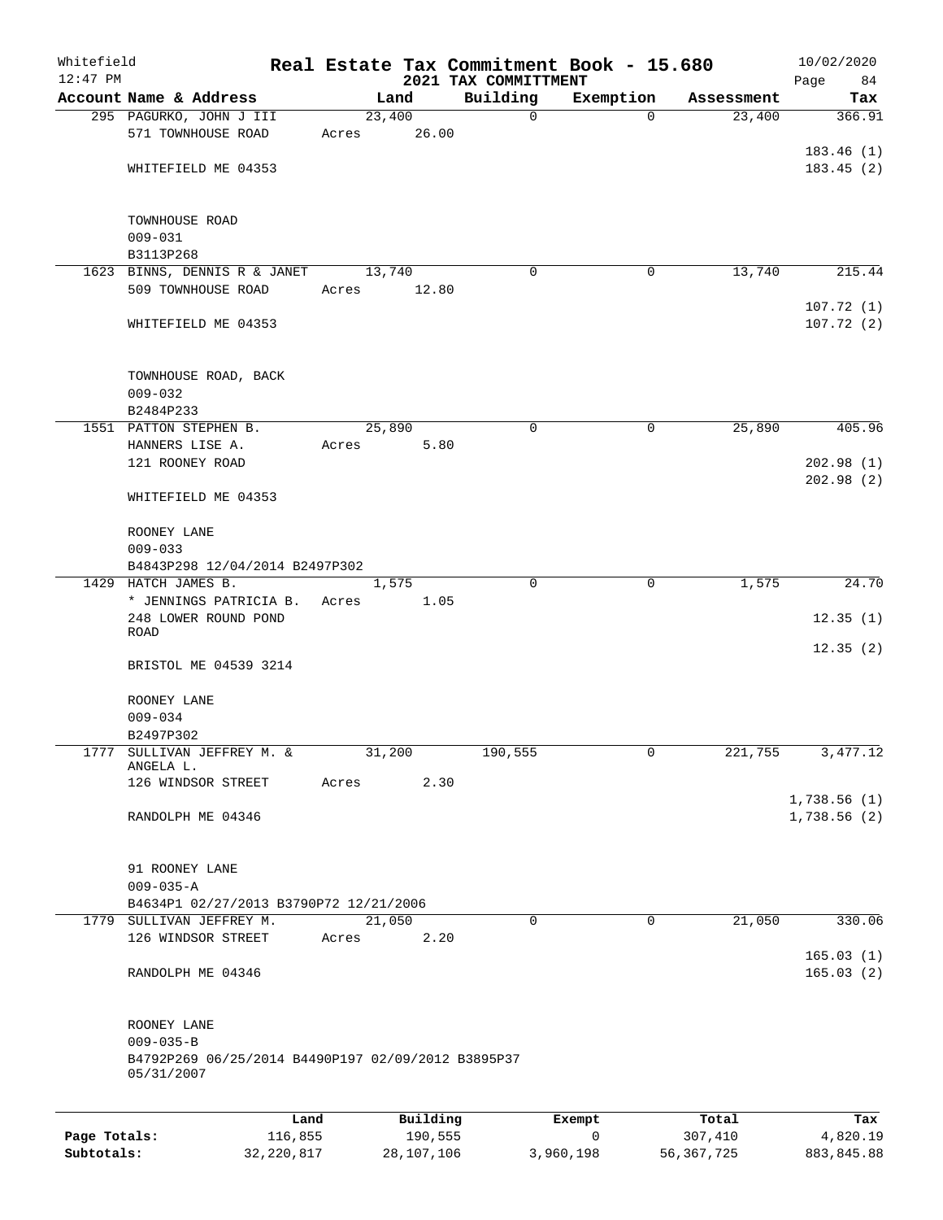Whitefield 12:47 PM

# Real Estate Tax Commitment Book - 15.680
## 2021 TAX COMMITTMENT

10/02/2020

| Account Name & Address | Land | Building | Exemption | Assessment | Tax |
|---|---|---|---|---|---|
| 295 PAGURKO, JOHN J III<br>571 TOWNHOUSE ROAD<br>WHITEFIELD ME 04353<br><br>TOWNHOUSE ROAD<br>009-031<br>B3113P268 | 23,400<br>Acres 26.00 | 0 | 0 | 23,400 | 366.91<br>183.46 (1)<br>183.45 (2) |
| 1623 BINNS, DENNIS R & JANET<br>509 TOWNHOUSE ROAD<br>WHITEFIELD ME 04353<br><br>TOWNHOUSE ROAD, BACK<br>009-032<br>B2484P233 | 13,740<br>Acres 12.80 | 0 | 0 | 13,740 | 215.44<br>107.72 (1)<br>107.72 (2) |
| 1551 PATTON STEPHEN B.<br>HANNERS LISE A.<br>121 ROONEY ROAD<br>WHITEFIELD ME 04353<br><br>ROONEY LANE<br>009-033<br>B4843P298 12/04/2014 B2497P302 | 25,890<br>Acres 5.80 | 0 | 0 | 25,890 | 405.96<br>202.98 (1)<br>202.98 (2) |
| 1429 HATCH JAMES B.<br>* JENNINGS PATRICIA B.<br>248 LOWER ROUND POND ROAD<br>BRISTOL ME 04539 3214<br><br>ROONEY LANE<br>009-034<br>B2497P302 | 1,575<br>Acres 1.05 | 0 | 0 | 1,575 | 24.70<br>12.35 (1)<br>12.35 (2) |
| 1777 SULLIVAN JEFFREY M. & ANGELA L.<br>126 WINDSOR STREET<br>RANDOLPH ME 04346<br><br>91 ROONEY LANE<br>009-035-A<br>B4634P1 02/27/2013 B3790P72 12/21/2006 | 31,200<br>Acres 2.30 | 190,555 | 0 | 221,755 | 3,477.12<br>1,738.56 (1)<br>1,738.56 (2) |
| 1779 SULLIVAN JEFFREY M.<br>126 WINDSOR STREET<br>RANDOLPH ME 04346<br><br>ROONEY LANE<br>009-035-B<br>B4792P269 06/25/2014 B4490P197 02/09/2012 B3895P37 05/31/2007 | 21,050<br>Acres 2.20 | 0 | 0 | 21,050 | 330.06<br>165.03 (1)<br>165.03 (2) |

| | Land | Building | Exempt | Total | Tax |
|---|---|---|---|---|---|
| Page Totals: | 116,855 | 190,555 | 0 | 307,410 | 4,820.19 |
| Subtotals: | 32,220,817 | 28,107,106 | 3,960,198 | 56,367,725 | 883,845.88 |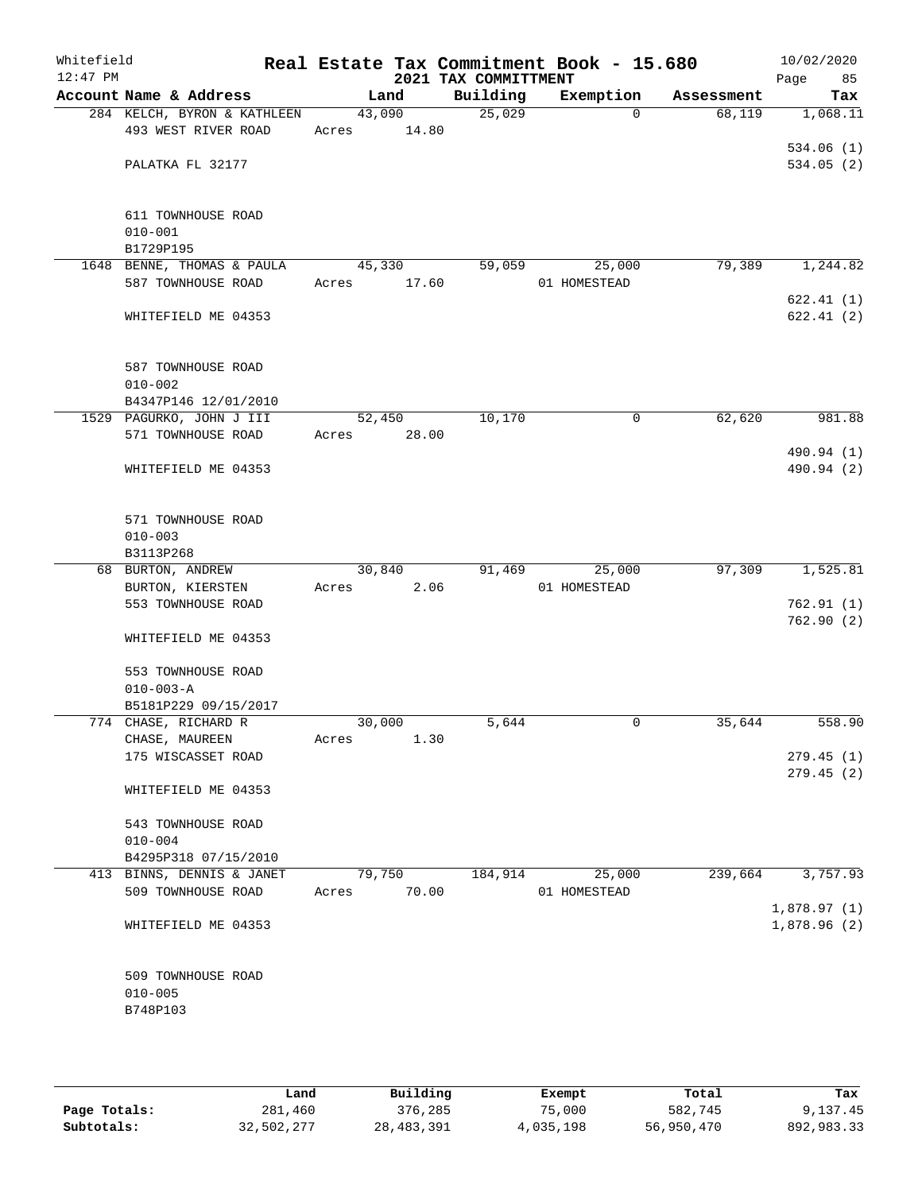Whitefield 12:47 PM

# Real Estate Tax Commitment Book - 15.680

## 2021 TAX COMMITTMENT

10/02/2020

| Account Name & Address | Land | Building | Exemption | Assessment | Tax |
|---|---|---|---|---|---|
| 284 KELCH, BYRON & KATHLEEN | 43,090 | 25,029 | 0 | 68,119 | 1,068.11 |
| 493 WEST RIVER ROAD | Acres 14.80 | | | | |
| | | | | | 534.06 (1) |
| PALATKA FL 32177 | | | | | 534.05 (2) |
| 611 TOWNHOUSE ROAD | | | | | |
| 010-001 | | | | | |
| B1729P195 | | | | | |
| 1648 BENNE, THOMAS & PAULA | 45,330 | 59,059 | 25,000 | 79,389 | 1,244.82 |
| 587 TOWNHOUSE ROAD | Acres 17.60 | | 01 HOMESTEAD | | |
| | | | | | 622.41 (1) |
| WHITEFIELD ME 04353 | | | | | 622.41 (2) |
| 587 TOWNHOUSE ROAD | | | | | |
| 010-002 | | | | | |
| B4347P146 12/01/2010 | | | | | |
| 1529 PAGURKO, JOHN J III | 52,450 | 10,170 | 0 | 62,620 | 981.88 |
| 571 TOWNHOUSE ROAD | Acres 28.00 | | | | |
| | | | | | 490.94 (1) |
| WHITEFIELD ME 04353 | | | | | 490.94 (2) |
| 571 TOWNHOUSE ROAD | | | | | |
| 010-003 | | | | | |
| B3113P268 | | | | | |
| 68 BURTON, ANDREW | 30,840 | 91,469 | 25,000 | 97,309 | 1,525.81 |
| BURTON, KIERSTEN | Acres 2.06 | | 01 HOMESTEAD | | |
| 553 TOWNHOUSE ROAD | | | | | 762.91 (1) |
| | | | | | 762.90 (2) |
| WHITEFIELD ME 04353 | | | | | |
| 553 TOWNHOUSE ROAD | | | | | |
| 010-003-A | | | | | |
| B5181P229 09/15/2017 | | | | | |
| 774 CHASE, RICHARD R | 30,000 | 5,644 | 0 | 35,644 | 558.90 |
| CHASE, MAUREEN | Acres 1.30 | | | | |
| 175 WISCASSET ROAD | | | | | 279.45 (1) |
| | | | | | 279.45 (2) |
| WHITEFIELD ME 04353 | | | | | |
| 543 TOWNHOUSE ROAD | | | | | |
| 010-004 | | | | | |
| B4295P318 07/15/2010 | | | | | |
| 413 BINNS, DENNIS & JANET | 79,750 | 184,914 | 25,000 | 239,664 | 3,757.93 |
| 509 TOWNHOUSE ROAD | Acres 70.00 | | 01 HOMESTEAD | | |
| | | | | | 1,878.97 (1) |
| WHITEFIELD ME 04353 | | | | | 1,878.96 (2) |
| 509 TOWNHOUSE ROAD | | | | | |
| 010-005 | | | | | |
| B748P103 | | | | | |

| | Land | Building | Exempt | Total | Tax |
|---|---|---|---|---|---|
| Page Totals: | 281,460 | 376,285 | 75,000 | 582,745 | 9,137.45 |
| Subtotals: | 32,502,277 | 28,483,391 | 4,035,198 | 56,950,470 | 892,983.33 |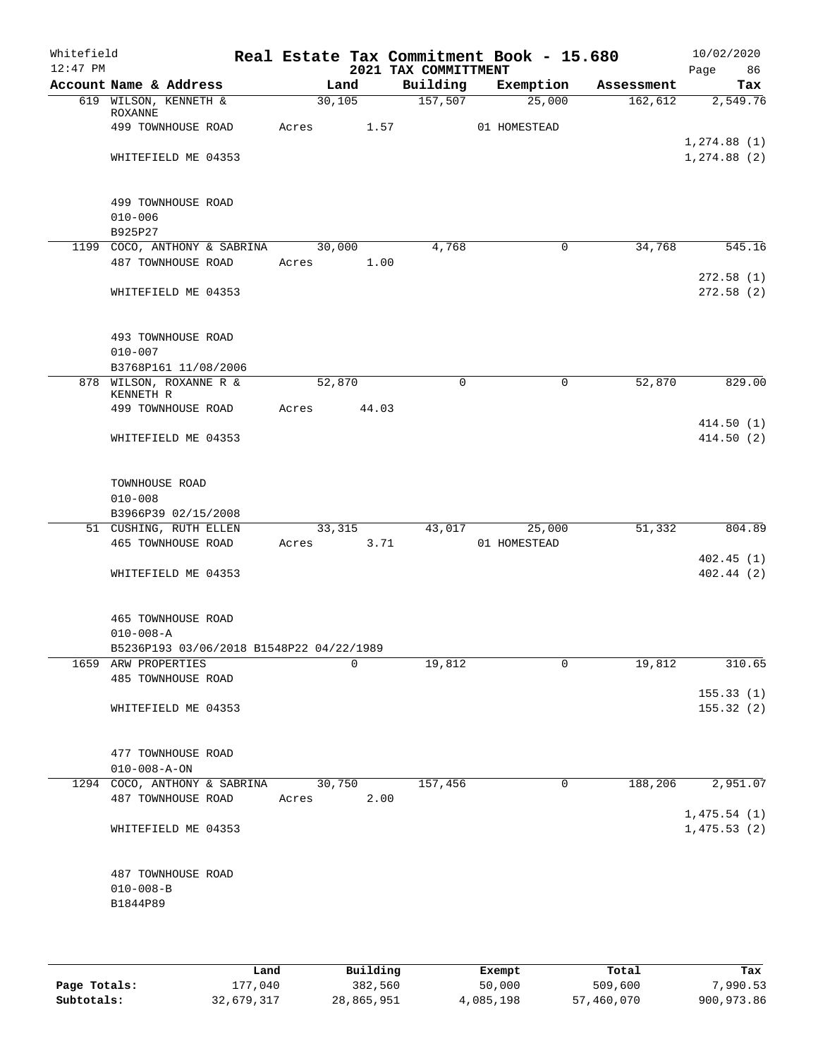Whitefield 12:47 PM

# Real Estate Tax Commitment Book - 15.680

## 2021 TAX COMMITTMENT

10/02/2020

| Account Name & Address | Land | Building | Exemption | Assessment | Tax |
|---|---|---|---|---|---|
| 619 WILSON, KENNETH & ROXANNE | 30,105 | 157,507 | 25,000 | 162,612 | 2,549.76 |
| 499 TOWNHOUSE ROAD | Acres 1.57 | | 01 HOMESTEAD | | |
| | | | | | 1,274.88 (1) |
| WHITEFIELD ME 04353 | | | | | 1,274.88 (2) |
| 499 TOWNHOUSE ROAD | | | | | |
| 010-006 | | | | | |
| B925P27 | | | | | |
| 1199 COCO, ANTHONY & SABRINA | 30,000 | 4,768 | 0 | 34,768 | 545.16 |
| 487 TOWNHOUSE ROAD | Acres 1.00 | | | | |
| | | | | | 272.58 (1) |
| WHITEFIELD ME 04353 | | | | | 272.58 (2) |
| 493 TOWNHOUSE ROAD | | | | | |
| 010-007 | | | | | |
| B3768P161 11/08/2006 | | | | | |
| 878 WILSON, ROXANNE R & KENNETH R | 52,870 | 0 | 0 | 52,870 | 829.00 |
| 499 TOWNHOUSE ROAD | Acres 44.03 | | | | |
| | | | | | 414.50 (1) |
| WHITEFIELD ME 04353 | | | | | 414.50 (2) |
| TOWNHOUSE ROAD | | | | | |
| 010-008 | | | | | |
| B3966P39 02/15/2008 | | | | | |
| 51 CUSHING, RUTH ELLEN | 33,315 | 43,017 | 25,000 | 51,332 | 804.89 |
| 465 TOWNHOUSE ROAD | Acres 3.71 | | 01 HOMESTEAD | | |
| | | | | | 402.45 (1) |
| WHITEFIELD ME 04353 | | | | | 402.44 (2) |
| 465 TOWNHOUSE ROAD | | | | | |
| 010-008-A | | | | | |
| B5236P193 03/06/2018 B1548P22 04/22/1989 | | | | | |
| 1659 ARW PROPERTIES | 0 | 19,812 | 0 | 19,812 | 310.65 |
| 485 TOWNHOUSE ROAD | | | | | |
| | | | | | 155.33 (1) |
| WHITEFIELD ME 04353 | | | | | 155.32 (2) |
| 477 TOWNHOUSE ROAD | | | | | |
| 010-008-A-ON | | | | | |
| 1294 COCO, ANTHONY & SABRINA | 30,750 | 157,456 | 0 | 188,206 | 2,951.07 |
| 487 TOWNHOUSE ROAD | Acres 2.00 | | | | |
| | | | | | 1,475.54 (1) |
| WHITEFIELD ME 04353 | | | | | 1,475.53 (2) |
| 487 TOWNHOUSE ROAD | | | | | |
| 010-008-B | | | | | |
| B1844P89 | | | | | |

| | Land | Building | Exempt | Total | Tax |
|---|---|---|---|---|---|
| Page Totals: | 177,040 | 382,560 | 50,000 | 509,600 | 7,990.53 |
| Subtotals: | 32,679,317 | 28,865,951 | 4,085,198 | 57,460,070 | 900,973.86 |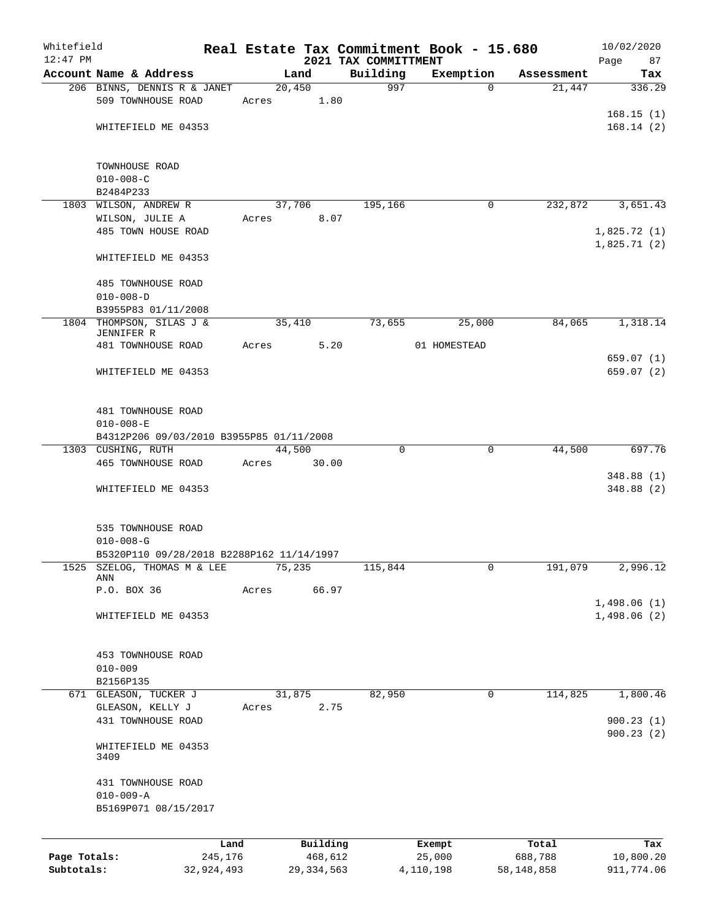Whitefield 12:47 PM

# Real Estate Tax Commitment Book - 15.680

## 2021 TAX COMMITTMENT

10/02/2020

| Account Name & Address | Land | Building | Exemption | Assessment | Tax |
|---|---|---|---|---|---|
| 206 BINNS, DENNIS R & JANET | 20,450 | 997 | 0 | 21,447 | 336.29 |
| 509 TOWNHOUSE ROAD | Acres 1.80 | | | | |
| | | | | | 168.15 (1) |
| WHITEFIELD ME 04353 | | | | | 168.14 (2) |
| TOWNHOUSE ROAD | | | | | |
| 010-008-C | | | | | |
| B2484P233 | | | | | |
| 1803 WILSON, ANDREW R | 37,706 | 195,166 | 0 | 232,872 | 3,651.43 |
| WILSON, JULIE A | Acres 8.07 | | | | |
| 485 TOWN HOUSE ROAD | | | | | 1,825.72 (1) |
| | | | | | 1,825.71 (2) |
| WHITEFIELD ME 04353 | | | | | |
| 485 TOWNHOUSE ROAD | | | | | |
| 010-008-D | | | | | |
| B3955P83 01/11/2008 | | | | | |
| 1804 THOMPSON, SILAS J & JENNIFER R | 35,410 | 73,655 | 25,000 | 84,065 | 1,318.14 |
| 481 TOWNHOUSE ROAD | Acres 5.20 | | 01 HOMESTEAD | | |
| | | | | | 659.07 (1) |
| WHITEFIELD ME 04353 | | | | | 659.07 (2) |
| 481 TOWNHOUSE ROAD | | | | | |
| 010-008-E | | | | | |
| B4312P206 09/03/2010 B3955P85 01/11/2008 | | | | | |
| 1303 CUSHING, RUTH | 44,500 | 0 | 0 | 44,500 | 697.76 |
| 465 TOWNHOUSE ROAD | Acres 30.00 | | | | |
| | | | | | 348.88 (1) |
| WHITEFIELD ME 04353 | | | | | 348.88 (2) |
| 535 TOWNHOUSE ROAD | | | | | |
| 010-008-G | | | | | |
| B5320P110 09/28/2018 B2288P162 11/14/1997 | | | | | |
| 1525 SZELOG, THOMAS M & LEE ANN | 75,235 | 115,844 | 0 | 191,079 | 2,996.12 |
| P.O. BOX 36 | Acres 66.97 | | | | |
| | | | | | 1,498.06 (1) |
| WHITEFIELD ME 04353 | | | | | 1,498.06 (2) |
| 453 TOWNHOUSE ROAD | | | | | |
| 010-009 | | | | | |
| B2156P135 | | | | | |
| 671 GLEASON, TUCKER J | 31,875 | 82,950 | 0 | 114,825 | 1,800.46 |
| GLEASON, KELLY J | Acres 2.75 | | | | |
| 431 TOWNHOUSE ROAD | | | | | 900.23 (1) |
| | | | | | 900.23 (2) |
| WHITEFIELD ME 04353 3409 | | | | | |
| 431 TOWNHOUSE ROAD | | | | | |
| 010-009-A | | | | | |
| B5169P071 08/15/2017 | | | | | |

| | Land | Building | Exempt | Total | Tax |
|---|---|---|---|---|---|
| Page Totals: | 245,176 | 468,612 | 25,000 | 688,788 | 10,800.20 |
| Subtotals: | 32,924,493 | 29,334,563 | 4,110,198 | 58,148,858 | 911,774.06 |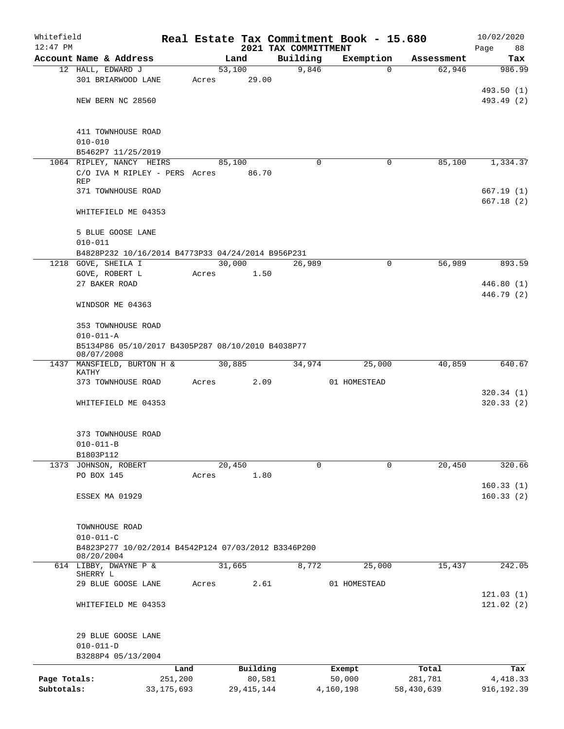# Real Estate Tax Commitment Book - 15.680

Whitefield
12:47 PM

2021 TAX COMMITTMENT

10/02/2020

| Account Name & Address | Land | Building | Exemption | Assessment | Tax |
|---|---|---|---|---|---|
| 12 HALL, EDWARD J | 53,100 | 9,846 | 0 | 62,946 | 986.99 |
| 301 BRIARWOOD LANE | Acres 29.00 | | | | |
| | | | | | 493.50 (1) |
| NEW BERN NC 28560 | | | | | 493.49 (2) |
| 411 TOWNHOUSE ROAD | | | | | |
| 010-010 | | | | | |
| B5462P7 11/25/2019 | | | | | |
| 1064 RIPLEY, NANCY HEIRS | 85,100 | 0 | 0 | 85,100 | 1,334.37 |
| C/O IVA M RIPLEY - PERS REP | Acres 86.70 | | | | |
| 371 TOWNHOUSE ROAD | | | | | 667.19 (1) |
| | | | | | 667.18 (2) |
| WHITEFIELD ME 04353 | | | | | |
| 5 BLUE GOOSE LANE | | | | | |
| 010-011 | | | | | |
| B4828P232 10/16/2014 B4773P33 04/24/2014 B956P231 | | | | | |
| 1218 GOVE, SHEILA I | 30,000 | 26,989 | 0 | 56,989 | 893.59 |
| GOVE, ROBERT L | Acres 1.50 | | | | |
| 27 BAKER ROAD | | | | | 446.80 (1) |
| | | | | | 446.79 (2) |
| WINDSOR ME 04363 | | | | | |
| 353 TOWNHOUSE ROAD | | | | | |
| 010-011-A | | | | | |
| B5134P86 05/10/2017 B4305P287 08/10/2010 B4038P77 08/07/2008 | | | | | |
| 1437 MANSFIELD, BURTON H & KATHY | 30,885 | 34,974 | 25,000 | 40,859 | 640.67 |
| 373 TOWNHOUSE ROAD | Acres 2.09 | | 01 HOMESTEAD | | |
| | | | | | 320.34 (1) |
| WHITEFIELD ME 04353 | | | | | 320.33 (2) |
| 373 TOWNHOUSE ROAD | | | | | |
| 010-011-B | | | | | |
| B1803P112 | | | | | |
| 1373 JOHNSON, ROBERT | 20,450 | 0 | 0 | 20,450 | 320.66 |
| PO BOX 145 | Acres 1.80 | | | | |
| | | | | | 160.33 (1) |
| ESSEX MA 01929 | | | | | 160.33 (2) |
| TOWNHOUSE ROAD | | | | | |
| 010-011-C | | | | | |
| B4823P277 10/02/2014 B4542P124 07/03/2012 B3346P200 08/20/2004 | | | | | |
| 614 LIBBY, DWAYNE P & SHERRY L | 31,665 | 8,772 | 25,000 | 15,437 | 242.05 |
| 29 BLUE GOOSE LANE | Acres 2.61 | | 01 HOMESTEAD | | |
| | | | | | 121.03 (1) |
| WHITEFIELD ME 04353 | | | | | 121.02 (2) |
| 29 BLUE GOOSE LANE | | | | | |
| 010-011-D | | | | | |
| B3288P4 05/13/2004 | | | | | |

| | Land | Building | Exempt | Total | Tax |
|---|---|---|---|---|---|
| Page Totals: | 251,200 | 80,581 | 50,000 | 281,781 | 4,418.33 |
| Subtotals: | 33,175,693 | 29,415,144 | 4,160,198 | 58,430,639 | 916,192.39 |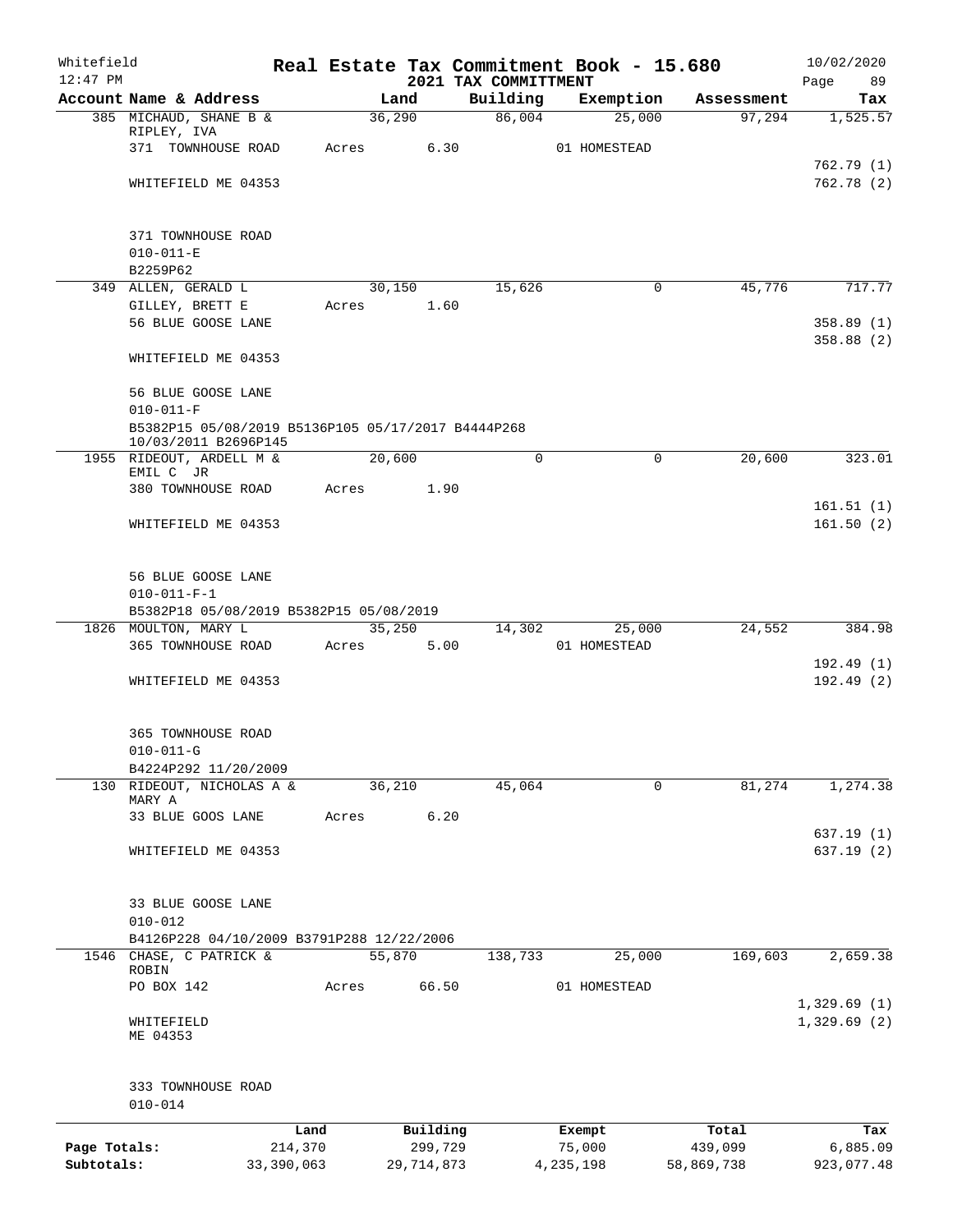Whitefield 12:47 PM

# Real Estate Tax Commitment Book - 15.680
## 2021 TAX COMMITTMENT

10/02/2020

| Account Name & Address | Land | Building | Exemption | Assessment | Tax |
|---|---|---|---|---|---|
| 385 MICHAUD, SHANE B & RIPLEY, IVA | 36,290 | 86,004 | 25,000 | 97,294 | 1,525.57 |
| 371 TOWNHOUSE ROAD | Acres 6.30 | | 01 HOMESTEAD | | |
| | | | | | 762.79 (1) |
| WHITEFIELD ME 04353 | | | | | 762.78 (2) |
| 371 TOWNHOUSE ROAD | | | | | |
| 010-011-E | | | | | |
| B2259P62 | | | | | |
| 349 ALLEN, GERALD L | 30,150 | 15,626 | 0 | 45,776 | 717.77 |
| GILLEY, BRETT E | Acres 1.60 | | | | |
| 56 BLUE GOOSE LANE | | | | | 358.89 (1) |
| | | | | | 358.88 (2) |
| WHITEFIELD ME 04353 | | | | | |
| 56 BLUE GOOSE LANE | | | | | |
| 010-011-F | | | | | |
| B5382P15 05/08/2019 B5136P105 05/17/2017 B4444P268 10/03/2011 B2696P145 | | | | | |
| 1955 RIDEOUT, ARDELL M & EMIL C JR | 20,600 | 0 | 0 | 20,600 | 323.01 |
| 380 TOWNHOUSE ROAD | Acres 1.90 | | | | |
| | | | | | 161.51 (1) |
| WHITEFIELD ME 04353 | | | | | 161.50 (2) |
| 56 BLUE GOOSE LANE | | | | | |
| 010-011-F-1 | | | | | |
| B5382P18 05/08/2019 B5382P15 05/08/2019 | | | | | |
| 1826 MOULTON, MARY L | 35,250 | 14,302 | 25,000 | 24,552 | 384.98 |
| 365 TOWNHOUSE ROAD | Acres 5.00 | | 01 HOMESTEAD | | |
| | | | | | 192.49 (1) |
| WHITEFIELD ME 04353 | | | | | 192.49 (2) |
| 365 TOWNHOUSE ROAD | | | | | |
| 010-011-G | | | | | |
| B4224P292 11/20/2009 | | | | | |
| 130 RIDEOUT, NICHOLAS A & MARY A | 36,210 | 45,064 | 0 | 81,274 | 1,274.38 |
| 33 BLUE GOOS LANE | Acres 6.20 | | | | |
| | | | | | 637.19 (1) |
| WHITEFIELD ME 04353 | | | | | 637.19 (2) |
| 33 BLUE GOOSE LANE | | | | | |
| 010-012 | | | | | |
| B4126P228 04/10/2009 B3791P288 12/22/2006 | | | | | |
| 1546 CHASE, C PATRICK & ROBIN | 55,870 | 138,733 | 25,000 | 169,603 | 2,659.38 |
| PO BOX 142 | Acres 66.50 | | 01 HOMESTEAD | | |
| | | | | | 1,329.69 (1) |
| WHITEFIELD ME 04353 | | | | | 1,329.69 (2) |
| 333 TOWNHOUSE ROAD | | | | | |
| 010-014 | | | | | |

| | Land | Building | Exempt | Total | Tax |
|---|---|---|---|---|---|
| Page Totals: | 214,370 | 299,729 | 75,000 | 439,099 | 6,885.09 |
| Subtotals: | 33,390,063 | 29,714,873 | 4,235,198 | 58,869,738 | 923,077.48 |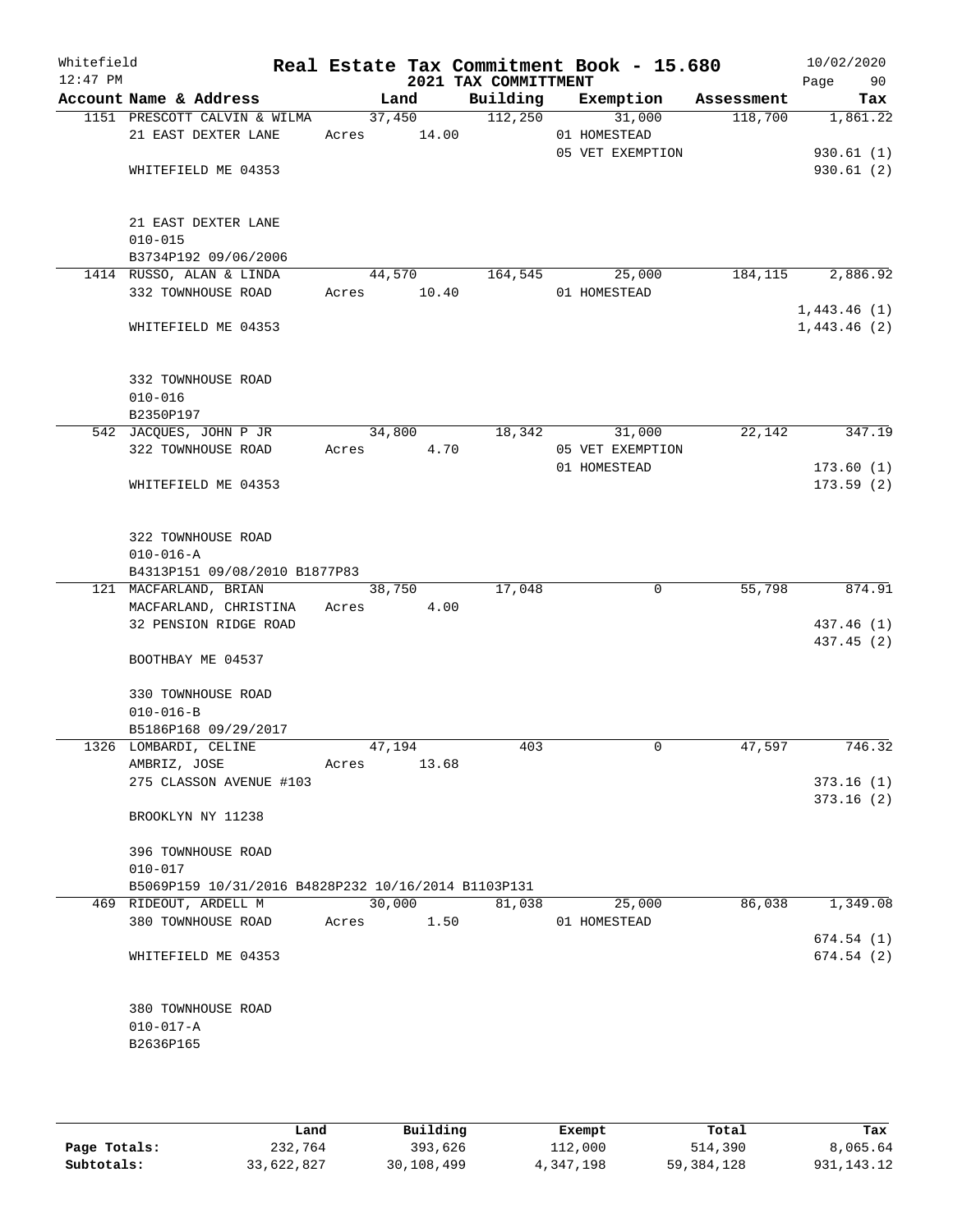Whitefield 12:47 PM

# Real Estate Tax Commitment Book - 15.680

## 2021 TAX COMMITTMENT

10/02/2020

| Account Name & Address | Land | Building | Exemption | Assessment | Tax |
|---|---|---|---|---|---|
| 1151 PRESCOTT CALVIN & WILMA | 37,450 | 112,250 | 31,000 | 118,700 | 1,861.22 |
| 21 EAST DEXTER LANE | Acres 14.00 | | 01 HOMESTEAD | | |
| | | | 05 VET EXEMPTION | | 930.61 (1) |
| WHITEFIELD ME 04353 | | | | | 930.61 (2) |
| 21 EAST DEXTER LANE | | | | | |
| 010-015 | | | | | |
| B3734P192 09/06/2006 | | | | | |
| 1414 RUSSO, ALAN & LINDA | 44,570 | 164,545 | 25,000 | 184,115 | 2,886.92 |
| 332 TOWNHOUSE ROAD | Acres 10.40 | | 01 HOMESTEAD | | |
| | | | | | 1,443.46 (1) |
| WHITEFIELD ME 04353 | | | | | 1,443.46 (2) |
| 332 TOWNHOUSE ROAD | | | | | |
| 010-016 | | | | | |
| B2350P197 | | | | | |
| 542 JACQUES, JOHN P JR | 34,800 | 18,342 | 31,000 | 22,142 | 347.19 |
| 322 TOWNHOUSE ROAD | Acres 4.70 | | 05 VET EXEMPTION | | |
| | | | 01 HOMESTEAD | | 173.60 (1) |
| WHITEFIELD ME 04353 | | | | | 173.59 (2) |
| 322 TOWNHOUSE ROAD | | | | | |
| 010-016-A | | | | | |
| B4313P151 09/08/2010 B1877P83 | | | | | |
| 121 MACFARLAND, BRIAN | 38,750 | 17,048 | 0 | 55,798 | 874.91 |
| MACFARLAND, CHRISTINA | Acres 4.00 | | | | |
| 32 PENSION RIDGE ROAD | | | | | 437.46 (1) |
| | | | | | 437.45 (2) |
| BOOTHBAY ME 04537 | | | | | |
| 330 TOWNHOUSE ROAD | | | | | |
| 010-016-B | | | | | |
| B5186P168 09/29/2017 | | | | | |
| 1326 LOMBARDI, CELINE | 47,194 | 403 | 0 | 47,597 | 746.32 |
| AMBRIZ, JOSE | Acres 13.68 | | | | |
| 275 CLASSON AVENUE #103 | | | | | 373.16 (1) |
| | | | | | 373.16 (2) |
| BROOKLYN NY 11238 | | | | | |
| 396 TOWNHOUSE ROAD | | | | | |
| 010-017 | | | | | |
| B5069P159 10/31/2016 B4828P232 10/16/2014 B1103P131 | | | | | |
| 469 RIDEOUT, ARDELL M | 30,000 | 81,038 | 25,000 | 86,038 | 1,349.08 |
| 380 TOWNHOUSE ROAD | Acres 1.50 | | 01 HOMESTEAD | | |
| | | | | | 674.54 (1) |
| WHITEFIELD ME 04353 | | | | | 674.54 (2) |
| 380 TOWNHOUSE ROAD | | | | | |
| 010-017-A | | | | | |
| B2636P165 | | | | | |

| | Land | Building | Exempt | Total | Tax |
|---|---|---|---|---|---|
| Page Totals: | 232,764 | 393,626 | 112,000 | 514,390 | 8,065.64 |
| Subtotals: | 33,622,827 | 30,108,499 | 4,347,198 | 59,384,128 | 931,143.12 |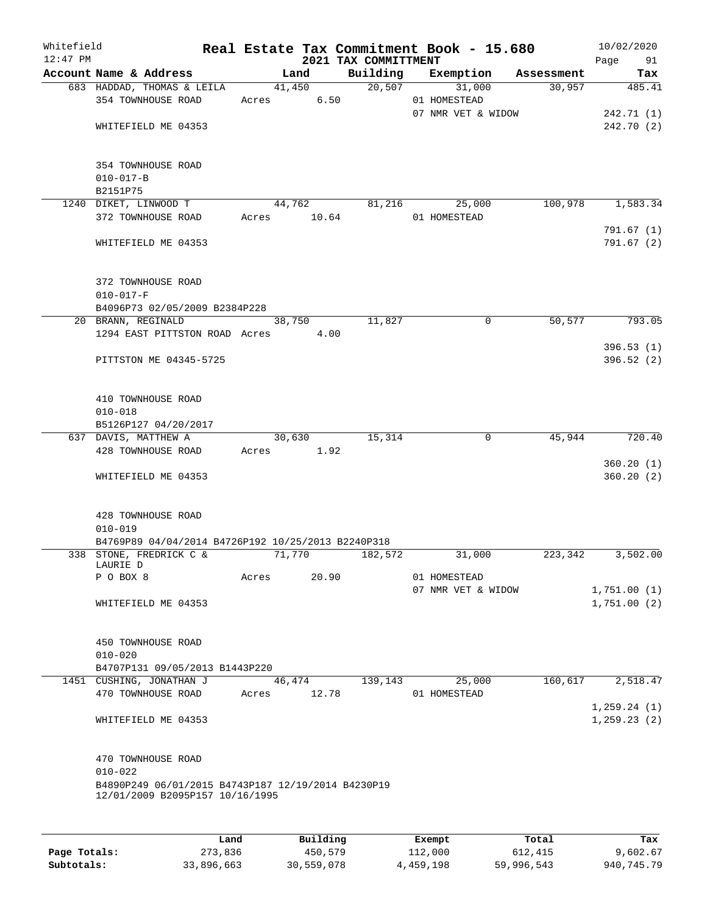Whitefield 12:47 PM

# Real Estate Tax Commitment Book - 15.680

## 2021 TAX COMMITTMENT

10/02/2020

| Account Name & Address | Land | Building | Exemption | Assessment | Tax |
|---|---|---|---|---|---|
| 683 HADDAD, THOMAS & LEILA | 41,450 | 20,507 | 31,000 | 30,957 | 485.41 |
| 354 TOWNHOUSE ROAD | Acres 6.50 | | 01 HOMESTEAD | | |
| | | | 07 NMR VET & WIDOW | | 242.71 (1) |
| WHITEFIELD ME 04353 | | | | | 242.70 (2) |
| 354 TOWNHOUSE ROAD | | | | | |
| 010-017-B | | | | | |
| B2151P75 | | | | | |
| 1240 DIKET, LINWOOD T | 44,762 | 81,216 | 25,000 | 100,978 | 1,583.34 |
| 372 TOWNHOUSE ROAD | Acres 10.64 | | 01 HOMESTEAD | | |
| | | | | | 791.67 (1) |
| WHITEFIELD ME 04353 | | | | | 791.67 (2) |
| 372 TOWNHOUSE ROAD | | | | | |
| 010-017-F | | | | | |
| B4096P73 02/05/2009 B2384P228 | | | | | |
| 20 BRANN, REGINALD | 38,750 | 11,827 | 0 | 50,577 | 793.05 |
| 1294 EAST PITTSTON ROAD | Acres 4.00 | | | | |
| | | | | | 396.53 (1) |
| PITTSTON ME 04345-5725 | | | | | 396.52 (2) |
| 410 TOWNHOUSE ROAD | | | | | |
| 010-018 | | | | | |
| B5126P127 04/20/2017 | | | | | |
| 637 DAVIS, MATTHEW A | 30,630 | 15,314 | 0 | 45,944 | 720.40 |
| 428 TOWNHOUSE ROAD | Acres 1.92 | | | | |
| | | | | | 360.20 (1) |
| WHITEFIELD ME 04353 | | | | | 360.20 (2) |
| 428 TOWNHOUSE ROAD | | | | | |
| 010-019 | | | | | |
| B4769P89 04/04/2014 B4726P192 10/25/2013 B2240P318 | | | | | |
| 338 STONE, FREDRICK C & LAURIE D | 71,770 | 182,572 | 31,000 | 223,342 | 3,502.00 |
| P O BOX 8 | Acres 20.90 | | 01 HOMESTEAD | | |
| | | | 07 NMR VET & WIDOW | | 1,751.00 (1) |
| WHITEFIELD ME 04353 | | | | | 1,751.00 (2) |
| 450 TOWNHOUSE ROAD | | | | | |
| 010-020 | | | | | |
| B4707P131 09/05/2013 B1443P220 | | | | | |
| 1451 CUSHING, JONATHAN J | 46,474 | 139,143 | 25,000 | 160,617 | 2,518.47 |
| 470 TOWNHOUSE ROAD | Acres 12.78 | | 01 HOMESTEAD | | |
| | | | | | 1,259.24 (1) |
| WHITEFIELD ME 04353 | | | | | 1,259.23 (2) |
| 470 TOWNHOUSE ROAD | | | | | |
| 010-022 | | | | | |
| B4890P249 06/01/2015 B4743P187 12/19/2014 B4230P19 12/01/2009 B2095P157 10/16/1995 | | | | | |

| | Land | Building | Exempt | Total | Tax |
|---|---|---|---|---|---|
| Page Totals: | 273,836 | 450,579 | 112,000 | 612,415 | 9,602.67 |
| Subtotals: | 33,896,663 | 30,559,078 | 4,459,198 | 59,996,543 | 940,745.79 |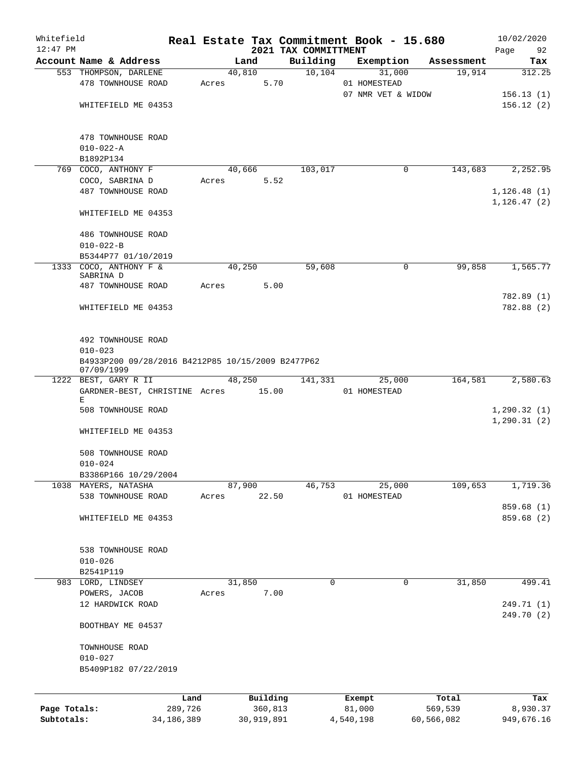Whitefield 12:47 PM

# Real Estate Tax Commitment Book - 15.680

2021 TAX COMMITTMENT

10/02/2020

| Account Name & Address | Land | Building | Exemption | Assessment | Tax |
|---|---|---|---|---|---|
| 553 THOMPSON, DARLENE | 40,810 | 10,104 | 31,000 | 19,914 | 312.25 |
| 478 TOWNHOUSE ROAD | Acres 5.70 | | 01 HOMESTEAD | | |
| | | | 07 NMR VET & WIDOW | | 156.13 (1) |
| WHITEFIELD ME 04353 | | | | | 156.12 (2) |
| 478 TOWNHOUSE ROAD | | | | | |
| 010-022-A | | | | | |
| B1892P134 | | | | | |
| 769 COCO, ANTHONY F | 40,666 | 103,017 | 0 | 143,683 | 2,252.95 |
| COCO, SABRINA D | Acres 5.52 | | | | |
| 487 TOWNHOUSE ROAD | | | | | 1,126.48 (1) |
| | | | | | 1,126.47 (2) |
| WHITEFIELD ME 04353 | | | | | |
| 486 TOWNHOUSE ROAD | | | | | |
| 010-022-B | | | | | |
| B5344P77 01/10/2019 | | | | | |
| 1333 COCO, ANTHONY F & SABRINA D | 40,250 | 59,608 | 0 | 99,858 | 1,565.77 |
| 487 TOWNHOUSE ROAD | Acres 5.00 | | | | |
| | | | | | 782.89 (1) |
| WHITEFIELD ME 04353 | | | | | 782.88 (2) |
| 492 TOWNHOUSE ROAD | | | | | |
| 010-023 | | | | | |
| B4933P200 09/28/2016 B4212P85 10/15/2009 B2477P62 07/09/1999 | | | | | |
| 1222 BEST, GARY R II | 48,250 | 141,331 | 25,000 | 164,581 | 2,580.63 |
| GARDNER-BEST, CHRISTINE E | Acres 15.00 | | 01 HOMESTEAD | | |
| 508 TOWNHOUSE ROAD | | | | | 1,290.32 (1) |
| | | | | | 1,290.31 (2) |
| WHITEFIELD ME 04353 | | | | | |
| 508 TOWNHOUSE ROAD | | | | | |
| 010-024 | | | | | |
| B3386P166 10/29/2004 | | | | | |
| 1038 MAYERS, NATASHA | 87,900 | 46,753 | 25,000 | 109,653 | 1,719.36 |
| 538 TOWNHOUSE ROAD | Acres 22.50 | | 01 HOMESTEAD | | |
| | | | | | 859.68 (1) |
| WHITEFIELD ME 04353 | | | | | 859.68 (2) |
| 538 TOWNHOUSE ROAD | | | | | |
| 010-026 | | | | | |
| B2541P119 | | | | | |
| 983 LORD, LINDSEY | 31,850 | 0 | 0 | 31,850 | 499.41 |
| POWERS, JACOB | Acres 7.00 | | | | |
| 12 HARDWICK ROAD | | | | | 249.71 (1) |
| | | | | | 249.70 (2) |
| BOOTHBAY ME 04537 | | | | | |
| TOWNHOUSE ROAD | | | | | |
| 010-027 | | | | | |
| B5409P182 07/22/2019 | | | | | |

| | Land | Building | Exempt | Total | Tax |
|---|---|---|---|---|---|
| Page Totals: | 289,726 | 360,813 | 81,000 | 569,539 | 8,930.37 |
| Subtotals: | 34,186,389 | 30,919,891 | 4,540,198 | 60,566,082 | 949,676.16 |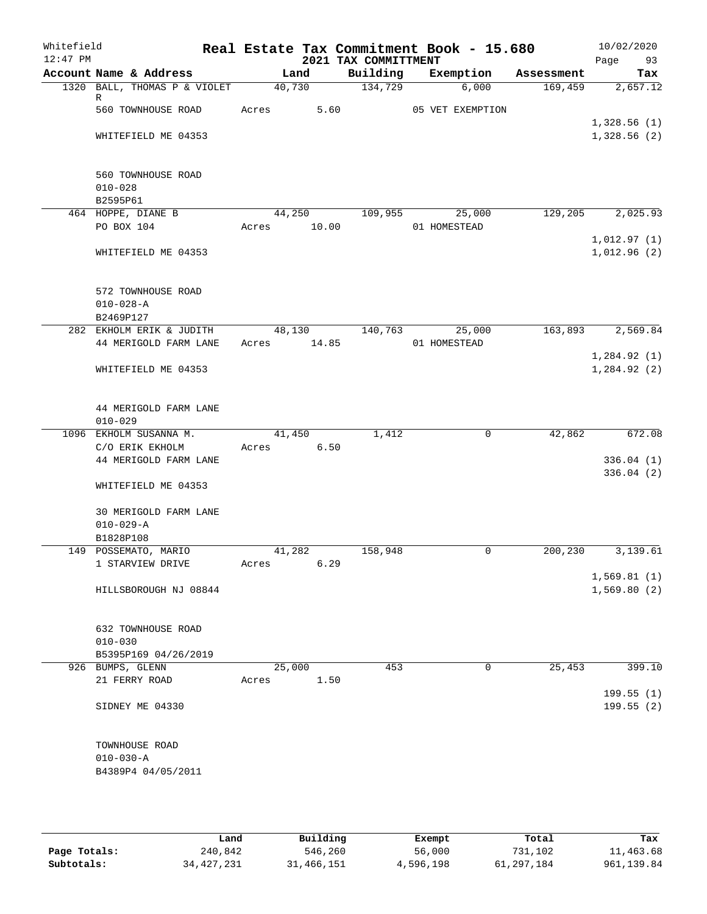Whitefield 12:47 PM

# Real Estate Tax Commitment Book - 15.680

## 2021 TAX COMMITTMENT

10/02/2020

| Account Name & Address | Land | Building | Exemption | Assessment | Tax |
|---|---|---|---|---|---|
| 1320 BALL, THOMAS P & VIOLET R | 40,730 | 134,729 | 6,000 | 169,459 | 2,657.12 |
| 560 TOWNHOUSE ROAD | Acres 5.60 | | 05 VET EXEMPTION | | |
| | | | | | 1,328.56 (1) |
| WHITEFIELD ME 04353 | | | | | 1,328.56 (2) |
| 560 TOWNHOUSE ROAD | | | | | |
| 010-028 | | | | | |
| B2595P61 | | | | | |
| 464 HOPPE, DIANE B | 44,250 | 109,955 | 25,000 | 129,205 | 2,025.93 |
| PO BOX 104 | Acres 10.00 | | 01 HOMESTEAD | | |
| | | | | | 1,012.97 (1) |
| WHITEFIELD ME 04353 | | | | | 1,012.96 (2) |
| 572 TOWNHOUSE ROAD | | | | | |
| 010-028-A | | | | | |
| B2469P127 | | | | | |
| 282 EKHOLM ERIK & JUDITH | 48,130 | 140,763 | 25,000 | 163,893 | 2,569.84 |
| 44 MERIGOLD FARM LANE | Acres 14.85 | | 01 HOMESTEAD | | |
| | | | | | 1,284.92 (1) |
| WHITEFIELD ME 04353 | | | | | 1,284.92 (2) |
| 44 MERIGOLD FARM LANE | | | | | |
| 010-029 | | | | | |
| 1096 EKHOLM SUSANNA M. | 41,450 | 1,412 | 0 | 42,862 | 672.08 |
| C/O ERIK EKHOLM | Acres 6.50 | | | | |
| 44 MERIGOLD FARM LANE | | | | | 336.04 (1) |
| | | | | | 336.04 (2) |
| WHITEFIELD ME 04353 | | | | | |
| 30 MERIGOLD FARM LANE | | | | | |
| 010-029-A | | | | | |
| B1828P108 | | | | | |
| 149 POSSEMATO, MARIO | 41,282 | 158,948 | 0 | 200,230 | 3,139.61 |
| 1 STARVIEW DRIVE | Acres 6.29 | | | | |
| | | | | | 1,569.81 (1) |
| HILLSBOROUGH NJ 08844 | | | | | 1,569.80 (2) |
| 632 TOWNHOUSE ROAD | | | | | |
| 010-030 | | | | | |
| B5395P169 04/26/2019 | | | | | |
| 926 BUMPS, GLENN | 25,000 | 453 | 0 | 25,453 | 399.10 |
| 21 FERRY ROAD | Acres 1.50 | | | | |
| | | | | | 199.55 (1) |
| SIDNEY ME 04330 | | | | | 199.55 (2) |
| TOWNHOUSE ROAD | | | | | |
| 010-030-A | | | | | |
| B4389P4 04/05/2011 | | | | | |

| | Land | Building | Exempt | Total | Tax |
|---|---|---|---|---|---|
| Page Totals: | 240,842 | 546,260 | 56,000 | 731,102 | 11,463.68 |
| Subtotals: | 34,427,231 | 31,466,151 | 4,596,198 | 61,297,184 | 961,139.84 |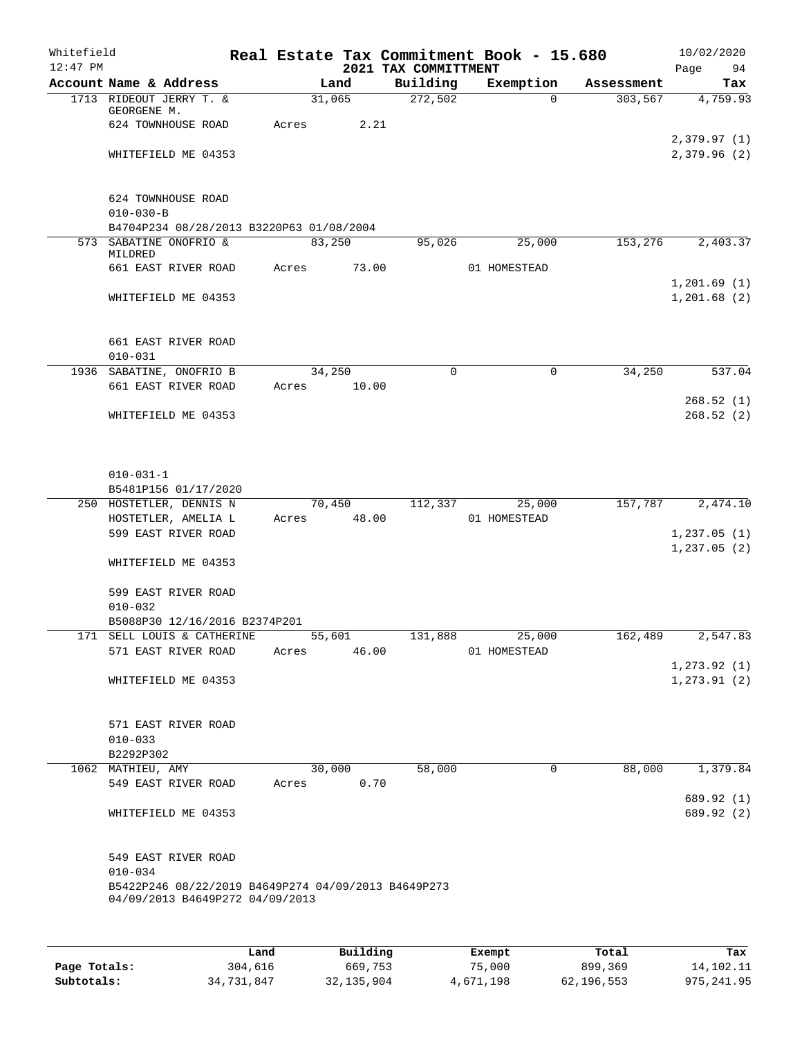# Real Estate Tax Commitment Book - 15.680

Whitefield
12:47 PM

## 2021 TAX COMMITTMENT

10/02/2020

| Account Name & Address | Land | Building | Exemption | Assessment | Tax |
|---|---|---|---|---|---|
| 1713 RIDEOUT JERRY T. & GEORGENE M. | 31,065 | 272,502 | 0 | 303,567 | 4,759.93 |
| 624 TOWNHOUSE ROAD | Acres 2.21 | | | | |
| | | | | | 2,379.97 (1) |
| WHITEFIELD ME 04353 | | | | | 2,379.96 (2) |
| 624 TOWNHOUSE ROAD | | | | | |
| 010-030-B | | | | | |
| B4704P234 08/28/2013 B3220P63 01/08/2004 | | | | | |
| 573 SABATINE ONOFRIO & MILDRED | 83,250 | 95,026 | 25,000 | 153,276 | 2,403.37 |
| 661 EAST RIVER ROAD | Acres 73.00 | | 01 HOMESTEAD | | |
| | | | | | 1,201.69 (1) |
| WHITEFIELD ME 04353 | | | | | 1,201.68 (2) |
| 661 EAST RIVER ROAD | | | | | |
| 010-031 | | | | | |
| 1936 SABATINE, ONOFRIO B | 34,250 | 0 | 0 | 34,250 | 537.04 |
| 661 EAST RIVER ROAD | Acres 10.00 | | | | |
| | | | | | 268.52 (1) |
| WHITEFIELD ME 04353 | | | | | 268.52 (2) |
| 010-031-1 | | | | | |
| B5481P156 01/17/2020 | | | | | |
| 250 HOSTETLER, DENNIS N | 70,450 | 112,337 | 25,000 | 157,787 | 2,474.10 |
| HOSTETLER, AMELIA L | Acres 48.00 | | 01 HOMESTEAD | | |
| 599 EAST RIVER ROAD | | | | | 1,237.05 (1) |
| | | | | | 1,237.05 (2) |
| WHITEFIELD ME 04353 | | | | | |
| 599 EAST RIVER ROAD | | | | | |
| 010-032 | | | | | |
| B5088P30 12/16/2016 B2374P201 | | | | | |
| 171 SELL LOUIS & CATHERINE | 55,601 | 131,888 | 25,000 | 162,489 | 2,547.83 |
| 571 EAST RIVER ROAD | Acres 46.00 | | 01 HOMESTEAD | | |
| | | | | | 1,273.92 (1) |
| WHITEFIELD ME 04353 | | | | | 1,273.91 (2) |
| 571 EAST RIVER ROAD | | | | | |
| 010-033 | | | | | |
| B2292P302 | | | | | |
| 1062 MATHIEU, AMY | 30,000 | 58,000 | 0 | 88,000 | 1,379.84 |
| 549 EAST RIVER ROAD | Acres 0.70 | | | | |
| | | | | | 689.92 (1) |
| WHITEFIELD ME 04353 | | | | | 689.92 (2) |
| 549 EAST RIVER ROAD | | | | | |
| 010-034 | | | | | |
| B5422P246 08/22/2019 B4649P274 04/09/2013 B4649P273 04/09/2013 B4649P272 04/09/2013 | | | | | |

| | Land | Building | Exempt | Total | Tax |
|---|---|---|---|---|---|
| Page Totals: | 304,616 | 669,753 | 75,000 | 899,369 | 14,102.11 |
| Subtotals: | 34,731,847 | 32,135,904 | 4,671,198 | 62,196,553 | 975,241.95 |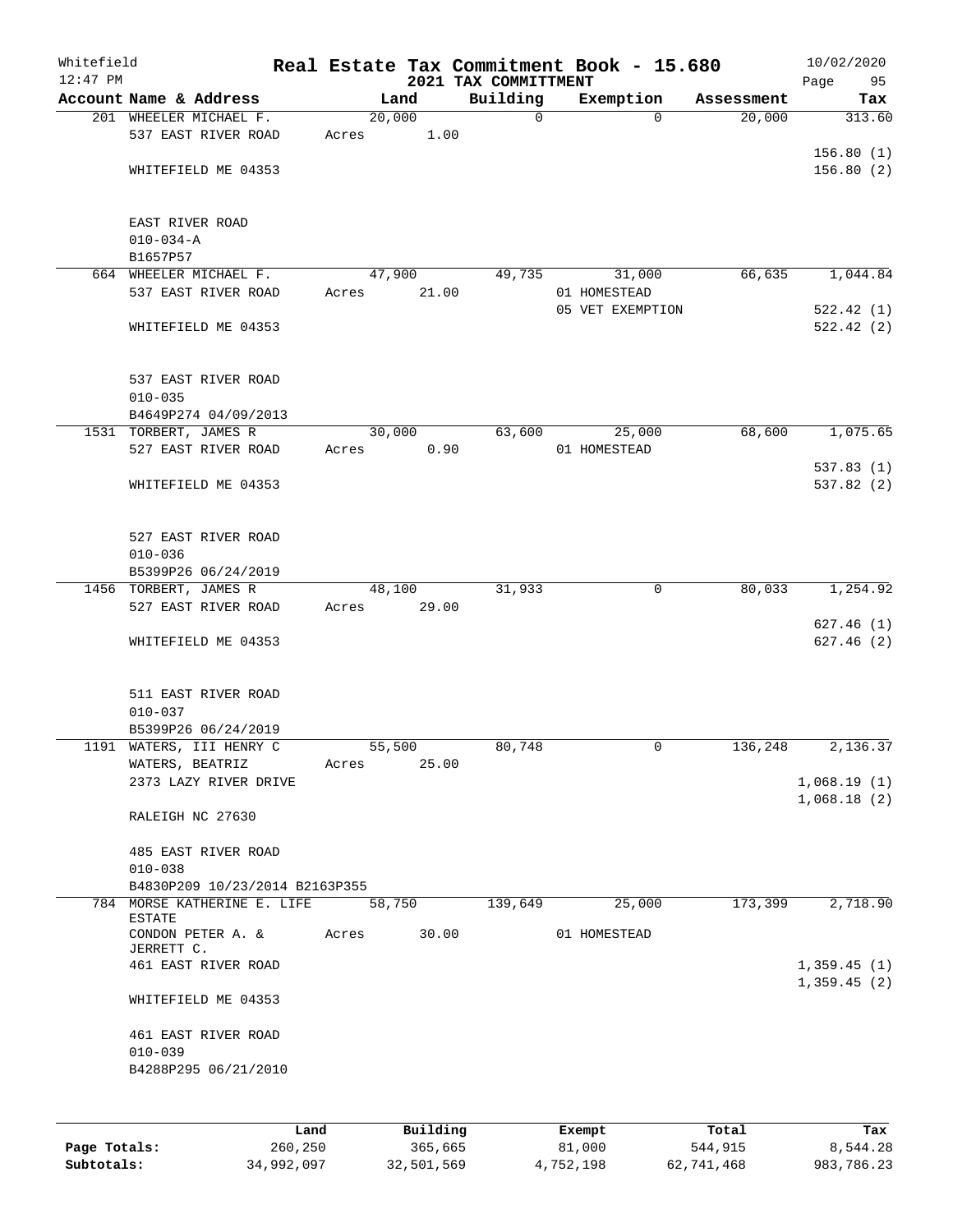# Real Estate Tax Commitment Book - 15.680

Whitefield 12:47 PM — 2021 TAX COMMITTMENT — 10/02/2020

| Account Name & Address | Land | Building | Exemption | Assessment | Tax |
|---|---|---|---|---|---|
| 201 WHEELER MICHAEL F.<br>537 EAST RIVER ROAD<br><br>WHITEFIELD ME 04353<br><br>EAST RIVER ROAD<br>010-034-A<br>B1657P57 | 20,000<br>Acres 1.00 | 0 | 0 | 20,000 | 313.60<br><br>156.80 (1)<br>156.80 (2) |
| 664 WHEELER MICHAEL F.<br>537 EAST RIVER ROAD<br><br>WHITEFIELD ME 04353<br><br>537 EAST RIVER ROAD<br>010-035<br>B4649P274 04/09/2013 | 47,900<br>Acres 21.00 | 49,735 | 31,000<br>01 HOMESTEAD<br>05 VET EXEMPTION | 66,635 | 1,044.84<br><br>522.42 (1)<br>522.42 (2) |
| 1531 TORBERT, JAMES R<br>527 EAST RIVER ROAD<br><br>WHITEFIELD ME 04353<br><br>527 EAST RIVER ROAD<br>010-036<br>B5399P26 06/24/2019 | 30,000<br>Acres 0.90 | 63,600 | 25,000<br>01 HOMESTEAD | 68,600 | 1,075.65<br><br>537.83 (1)<br>537.82 (2) |
| 1456 TORBERT, JAMES R<br>527 EAST RIVER ROAD<br><br>WHITEFIELD ME 04353<br><br>511 EAST RIVER ROAD<br>010-037<br>B5399P26 06/24/2019 | 48,100<br>Acres 29.00 | 31,933 | 0 | 80,033 | 1,254.92<br><br>627.46 (1)<br>627.46 (2) |
| 1191 WATERS, III HENRY C<br>WATERS, BEATRIZ<br>2373 LAZY RIVER DRIVE<br><br>RALEIGH NC 27630<br><br>485 EAST RIVER ROAD<br>010-038<br>B4830P209 10/23/2014 B2163P355 | 55,500<br>Acres 25.00 | 80,748 | 0 | 136,248 | 2,136.37<br><br>1,068.19 (1)<br>1,068.18 (2) |
| 784 MORSE KATHERINE E. LIFE ESTATE<br>CONDON PETER A. & JERRETT C.<br>461 EAST RIVER ROAD<br><br>WHITEFIELD ME 04353<br><br>461 EAST RIVER ROAD<br>010-039<br>B4288P295 06/21/2010 | 58,750<br>Acres 30.00 | 139,649 | 25,000<br>01 HOMESTEAD | 173,399 | 2,718.90<br><br>1,359.45 (1)<br>1,359.45 (2) |

| | Land | Building | Exempt | Total | Tax |
|---|---|---|---|---|---|
| Page Totals: | 260,250 | 365,665 | 81,000 | 544,915 | 8,544.28 |
| Subtotals: | 34,992,097 | 32,501,569 | 4,752,198 | 62,741,468 | 983,786.23 |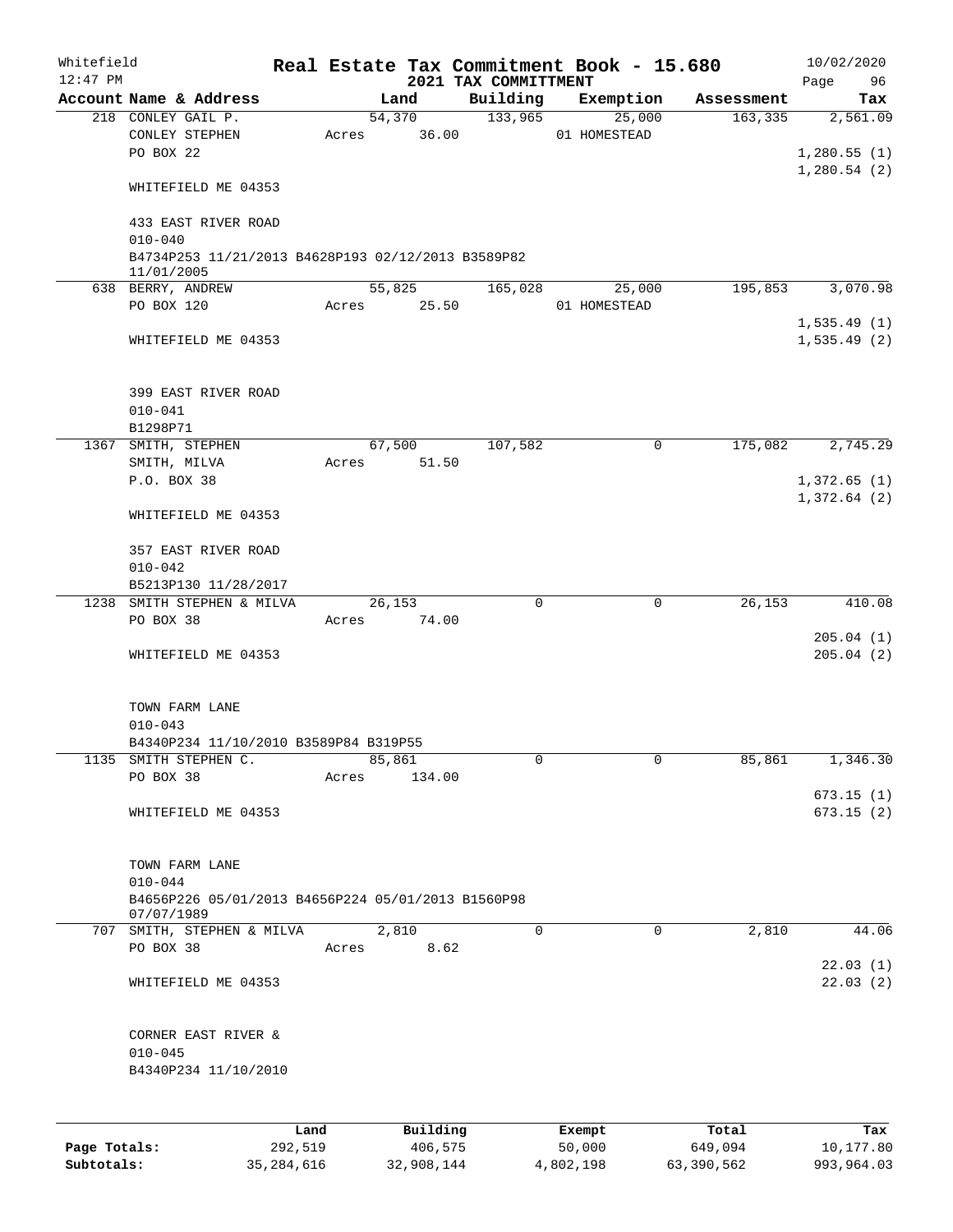Whitefield 12:47 PM

# Real Estate Tax Commitment Book - 15.680

## 2021 TAX COMMITTMENT

10/02/2020

| Account | Name & Address | Land | Building | Exemption | Assessment | Tax |
|---|---|---|---|---|---|---|
| 218 | CONLEY GAIL P. | 54,370 | 133,965 | 25,000 | 163,335 | 2,561.09 |
| | CONLEY STEPHEN | Acres 36.00 | | 01 HOMESTEAD | | |
| | PO BOX 22 | | | | | 1,280.55 (1) |
| | | | | | | 1,280.54 (2) |
| | WHITEFIELD ME 04353 | | | | | |
| | 433 EAST RIVER ROAD | | | | | |
| | 010-040 | | | | | |
| | B4734P253 11/21/2013 B4628P193 02/12/2013 B3589P82 11/01/2005 | | | | | |
| 638 | BERRY, ANDREW | 55,825 | 165,028 | 25,000 | 195,853 | 3,070.98 |
| | PO BOX 120 | Acres 25.50 | | 01 HOMESTEAD | | |
| | | | | | | 1,535.49 (1) |
| | WHITEFIELD ME 04353 | | | | | 1,535.49 (2) |
| | 399 EAST RIVER ROAD | | | | | |
| | 010-041 | | | | | |
| | B1298P71 | | | | | |
| 1367 | SMITH, STEPHEN | 67,500 | 107,582 | 0 | 175,082 | 2,745.29 |
| | SMITH, MILVA | Acres 51.50 | | | | |
| | P.O. BOX 38 | | | | | 1,372.65 (1) |
| | | | | | | 1,372.64 (2) |
| | WHITEFIELD ME 04353 | | | | | |
| | 357 EAST RIVER ROAD | | | | | |
| | 010-042 | | | | | |
| | B5213P130 11/28/2017 | | | | | |
| 1238 | SMITH STEPHEN & MILVA | 26,153 | 0 | 0 | 26,153 | 410.08 |
| | PO BOX 38 | Acres 74.00 | | | | |
| | | | | | | 205.04 (1) |
| | WHITEFIELD ME 04353 | | | | | 205.04 (2) |
| | TOWN FARM LANE | | | | | |
| | 010-043 | | | | | |
| | B4340P234 11/10/2010 B3589P84 B319P55 | | | | | |
| 1135 | SMITH STEPHEN C. | 85,861 | 0 | 0 | 85,861 | 1,346.30 |
| | PO BOX 38 | Acres 134.00 | | | | |
| | | | | | | 673.15 (1) |
| | WHITEFIELD ME 04353 | | | | | 673.15 (2) |
| | TOWN FARM LANE | | | | | |
| | 010-044 | | | | | |
| | B4656P226 05/01/2013 B4656P224 05/01/2013 B1560P98 07/07/1989 | | | | | |
| 707 | SMITH, STEPHEN & MILVA | 2,810 | 0 | 0 | 2,810 | 44.06 |
| | PO BOX 38 | Acres 8.62 | | | | |
| | | | | | | 22.03 (1) |
| | WHITEFIELD ME 04353 | | | | | 22.03 (2) |
| | CORNER EAST RIVER & | | | | | |
| | 010-045 | | | | | |
| | B4340P234 11/10/2010 | | | | | |

| | Land | Building | Exempt | Total | Tax |
|---|---|---|---|---|---|
| Page Totals: | 292,519 | 406,575 | 50,000 | 649,094 | 10,177.80 |
| Subtotals: | 35,284,616 | 32,908,144 | 4,802,198 | 63,390,562 | 993,964.03 |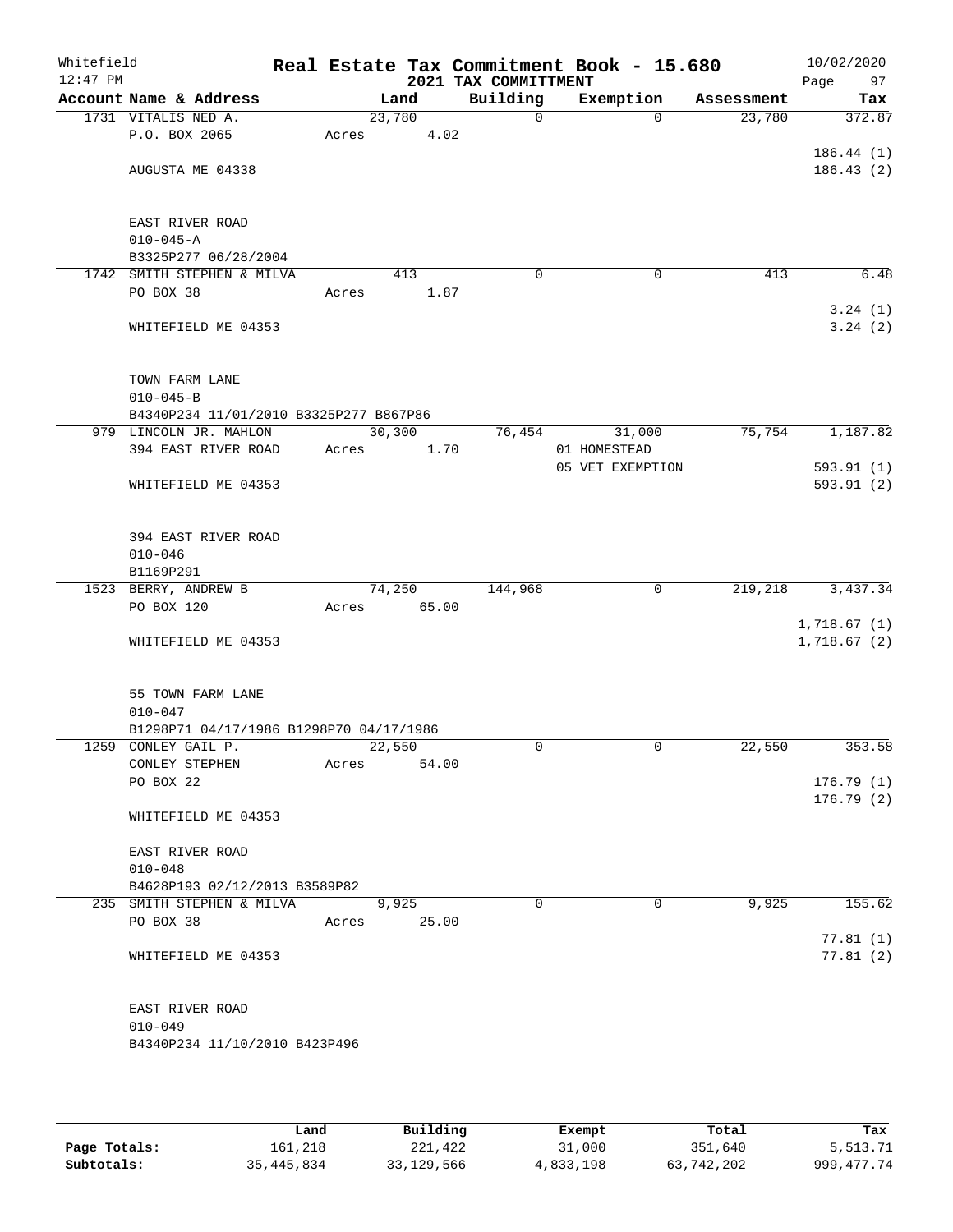Whitefield 12:47 PM

# Real Estate Tax Commitment Book - 15.680

## 2021 TAX COMMITTMENT

10/02/2020

| Account Name & Address | Land | Building | Exemption | Assessment | Tax |
|---|---|---|---|---|---|
| 1731 VITALIS NED A. | 23,780 | 0 | 0 | 23,780 | 372.87 |
| P.O. BOX 2065 | Acres 4.02 | | | | |
| | | | | | 186.44 (1) |
| AUGUSTA ME 04338 | | | | | 186.43 (2) |
| EAST RIVER ROAD | | | | | |
| 010-045-A | | | | | |
| B3325P277 06/28/2004 | | | | | |
| 1742 SMITH STEPHEN & MILVA | 413 | 0 | 0 | 413 | 6.48 |
| PO BOX 38 | Acres 1.87 | | | | |
| | | | | | 3.24 (1) |
| WHITEFIELD ME 04353 | | | | | 3.24 (2) |
| TOWN FARM LANE | | | | | |
| 010-045-B | | | | | |
| B4340P234 11/01/2010 B3325P277 B867P86 | | | | | |
| 979 LINCOLN JR. MAHLON | 30,300 | 76,454 | 31,000 | 75,754 | 1,187.82 |
| 394 EAST RIVER ROAD | Acres 1.70 | | 01 HOMESTEAD | | |
| | | | 05 VET EXEMPTION | | 593.91 (1) |
| WHITEFIELD ME 04353 | | | | | 593.91 (2) |
| 394 EAST RIVER ROAD | | | | | |
| 010-046 | | | | | |
| B1169P291 | | | | | |
| 1523 BERRY, ANDREW B | 74,250 | 144,968 | 0 | 219,218 | 3,437.34 |
| PO BOX 120 | Acres 65.00 | | | | |
| | | | | | 1,718.67 (1) |
| WHITEFIELD ME 04353 | | | | | 1,718.67 (2) |
| 55 TOWN FARM LANE | | | | | |
| 010-047 | | | | | |
| B1298P71 04/17/1986 B1298P70 04/17/1986 | | | | | |
| 1259 CONLEY GAIL P. | 22,550 | 0 | 0 | 22,550 | 353.58 |
| CONLEY STEPHEN | Acres 54.00 | | | | |
| PO BOX 22 | | | | | 176.79 (1) |
| | | | | | 176.79 (2) |
| WHITEFIELD ME 04353 | | | | | |
| EAST RIVER ROAD | | | | | |
| 010-048 | | | | | |
| B4628P193 02/12/2013 B3589P82 | | | | | |
| 235 SMITH STEPHEN & MILVA | 9,925 | 0 | 0 | 9,925 | 155.62 |
| PO BOX 38 | Acres 25.00 | | | | |
| | | | | | 77.81 (1) |
| WHITEFIELD ME 04353 | | | | | 77.81 (2) |
| EAST RIVER ROAD | | | | | |
| 010-049 | | | | | |
| B4340P234 11/10/2010 B423P496 | | | | | |

| | Land | Building | Exempt | Total | Tax |
|---|---|---|---|---|---|
| Page Totals: | 161,218 | 221,422 | 31,000 | 351,640 | 5,513.71 |
| Subtotals: | 35,445,834 | 33,129,566 | 4,833,198 | 63,742,202 | 999,477.74 |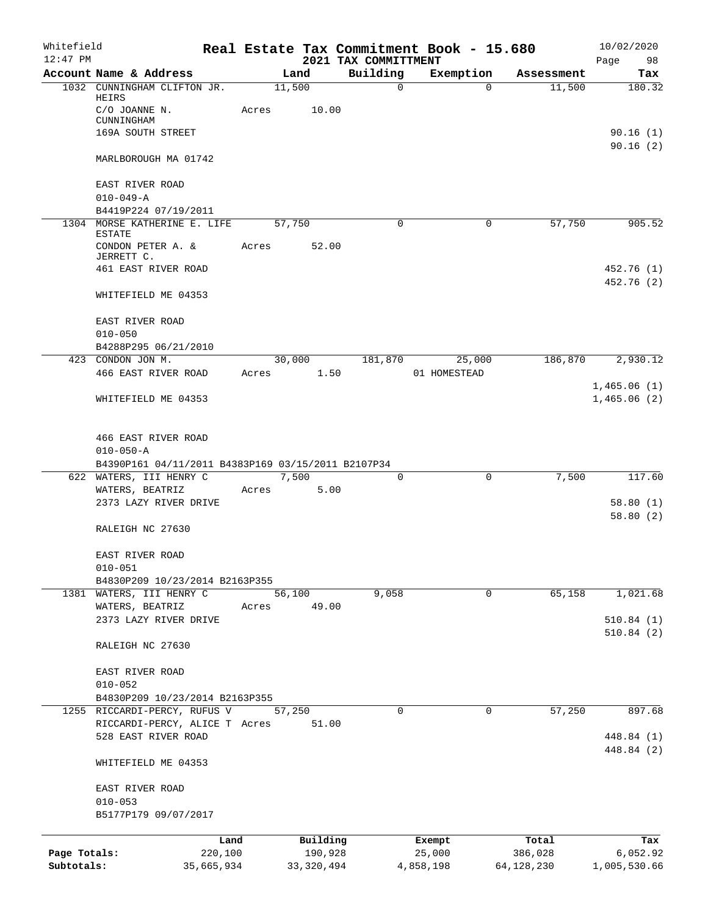# Real Estate Tax Commitment Book - 15.680

Whitefield 12:47 PM | 2021 TAX COMMITTMENT | 10/02/2020

| Account Name & Address | Land | Building | Exemption | Assessment | Tax |
|---|---|---|---|---|---|
| 1032 CUNNINGHAM CLIFTON JR. HEIRS | 11,500 | 0 | 0 | 11,500 | 180.32 |
| C/O JOANNE N. CUNNINGHAM | Acres 10.00 | | | | |
| 169A SOUTH STREET | | | | | 90.16 (1) |
| | | | | | 90.16 (2) |
| MARLBOROUGH MA 01742 | | | | | |
| EAST RIVER ROAD | | | | | |
| 010-049-A | | | | | |
| B4419P224 07/19/2011 | | | | | |
| 1304 MORSE KATHERINE E. LIFE ESTATE | 57,750 | 0 | 0 | 57,750 | 905.52 |
| CONDON PETER A. & JERRETT C. | Acres 52.00 | | | | |
| 461 EAST RIVER ROAD | | | | | 452.76 (1) |
| | | | | | 452.76 (2) |
| WHITEFIELD ME 04353 | | | | | |
| EAST RIVER ROAD | | | | | |
| 010-050 | | | | | |
| B4288P295 06/21/2010 | | | | | |
| 423 CONDON JON M. | 30,000 | 181,870 | 25,000 | 186,870 | 2,930.12 |
| 466 EAST RIVER ROAD | Acres 1.50 | | 01 HOMESTEAD | | |
| | | | | | 1,465.06 (1) |
| WHITEFIELD ME 04353 | | | | | 1,465.06 (2) |
| 466 EAST RIVER ROAD | | | | | |
| 010-050-A | | | | | |
| B4390P161 04/11/2011 B4383P169 03/15/2011 B2107P34 | | | | | |
| 622 WATERS, III HENRY C | 7,500 | 0 | 0 | 7,500 | 117.60 |
| WATERS, BEATRIZ | Acres 5.00 | | | | |
| 2373 LAZY RIVER DRIVE | | | | | 58.80 (1) |
| | | | | | 58.80 (2) |
| RALEIGH NC 27630 | | | | | |
| EAST RIVER ROAD | | | | | |
| 010-051 | | | | | |
| B4830P209 10/23/2014 B2163P355 | | | | | |
| 1381 WATERS, III HENRY C | 56,100 | 9,058 | 0 | 65,158 | 1,021.68 |
| WATERS, BEATRIZ | Acres 49.00 | | | | |
| 2373 LAZY RIVER DRIVE | | | | | 510.84 (1) |
| | | | | | 510.84 (2) |
| RALEIGH NC 27630 | | | | | |
| EAST RIVER ROAD | | | | | |
| 010-052 | | | | | |
| B4830P209 10/23/2014 B2163P355 | | | | | |
| 1255 RICCARDI-PERCY, RUFUS V | 57,250 | 0 | 0 | 57,250 | 897.68 |
| RICCARDI-PERCY, ALICE T | Acres 51.00 | | | | |
| 528 EAST RIVER ROAD | | | | | 448.84 (1) |
| | | | | | 448.84 (2) |
| WHITEFIELD ME 04353 | | | | | |
| EAST RIVER ROAD | | | | | |
| 010-053 | | | | | |
| B5177P179 09/07/2017 | | | | | |

| | Land | Building | Exempt | Total | Tax |
|---|---|---|---|---|---|
| Page Totals: | 220,100 | 190,928 | 25,000 | 386,028 | 6,052.92 |
| Subtotals: | 35,665,934 | 33,320,494 | 4,858,198 | 64,128,230 | 1,005,530.66 |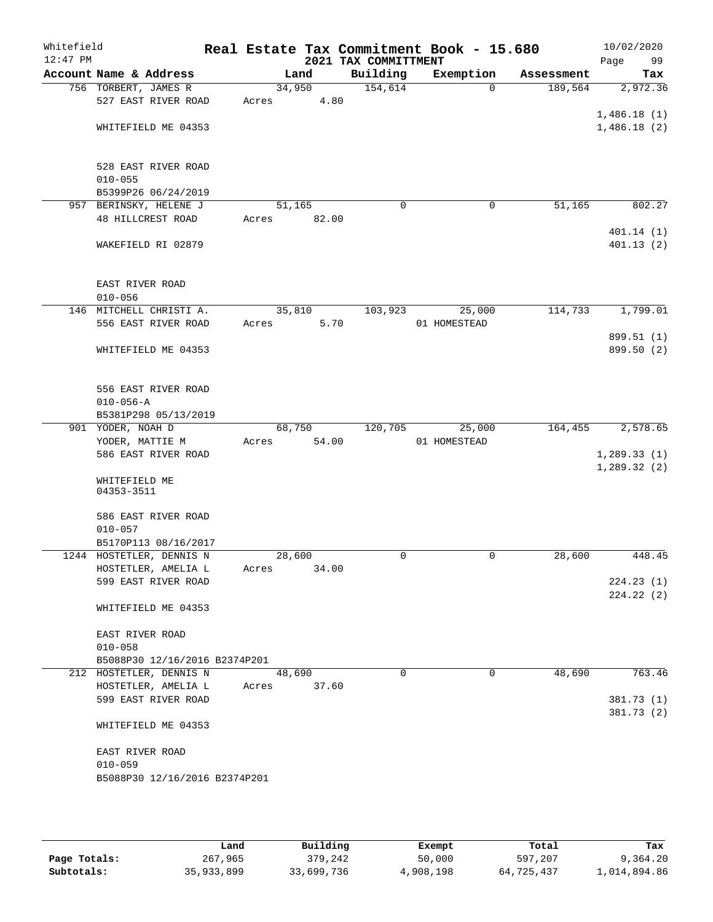Whitefield 12:47 PM

# Real Estate Tax Commitment Book - 15.680

## 2021 TAX COMMITTMENT

10/02/2020

| Account Name & Address | Land | Building | Exemption | Assessment | Tax |
|---|---|---|---|---|---|
| 756 TORBERT, JAMES R<br>527 EAST RIVER ROAD<br><br>WHITEFIELD ME 04353<br><br>528 EAST RIVER ROAD<br>010-055<br>B5399P26 06/24/2019 | 34,950<br>Acres 4.80 | 154,614 | 0 | 189,564 | 2,972.36<br><br>1,486.18 (1)<br>1,486.18 (2) |
| 957 BERINSKY, HELENE J<br>48 HILLCREST ROAD<br><br>WAKEFIELD RI 02879<br><br>EAST RIVER ROAD<br>010-056 | 51,165<br>Acres 82.00 | 0 | 0 | 51,165 | 802.27<br><br>401.14 (1)<br>401.13 (2) |
| 146 MITCHELL CHRISTI A.<br>556 EAST RIVER ROAD<br><br>WHITEFIELD ME 04353<br><br>556 EAST RIVER ROAD<br>010-056-A<br>B5381P298 05/13/2019 | 35,810<br>Acres 5.70 | 103,923 | 25,000<br>01 HOMESTEAD | 114,733 | 1,799.01<br><br>899.51 (1)<br>899.50 (2) |
| 901 YODER, NOAH D<br>YODER, MATTIE M<br>586 EAST RIVER ROAD<br><br>WHITEFIELD ME<br>04353-3511<br><br>586 EAST RIVER ROAD<br>010-057<br>B5170P113 08/16/2017 | 68,750<br>Acres 54.00 | 120,705 | 25,000<br>01 HOMESTEAD | 164,455 | 2,578.65<br><br>1,289.33 (1)<br>1,289.32 (2) |
| 1244 HOSTETLER, DENNIS N<br>HOSTETLER, AMELIA L<br>599 EAST RIVER ROAD<br><br>WHITEFIELD ME 04353<br><br>EAST RIVER ROAD<br>010-058<br>B5088P30 12/16/2016 B2374P201 | 28,600<br>Acres 34.00 | 0 | 0 | 28,600 | 448.45<br><br>224.23 (1)<br>224.22 (2) |
| 212 HOSTETLER, DENNIS N<br>HOSTETLER, AMELIA L<br>599 EAST RIVER ROAD<br><br>WHITEFIELD ME 04353<br><br>EAST RIVER ROAD<br>010-059<br>B5088P30 12/16/2016 B2374P201 | 48,690<br>Acres 37.60 | 0 | 0 | 48,690 | 763.46<br><br>381.73 (1)<br>381.73 (2) |

| | Land | Building | Exempt | Total | Tax |
|---|---|---|---|---|---|
| Page Totals: | 267,965 | 379,242 | 50,000 | 597,207 | 9,364.20 |
| Subtotals: | 35,933,899 | 33,699,736 | 4,908,198 | 64,725,437 | 1,014,894.86 |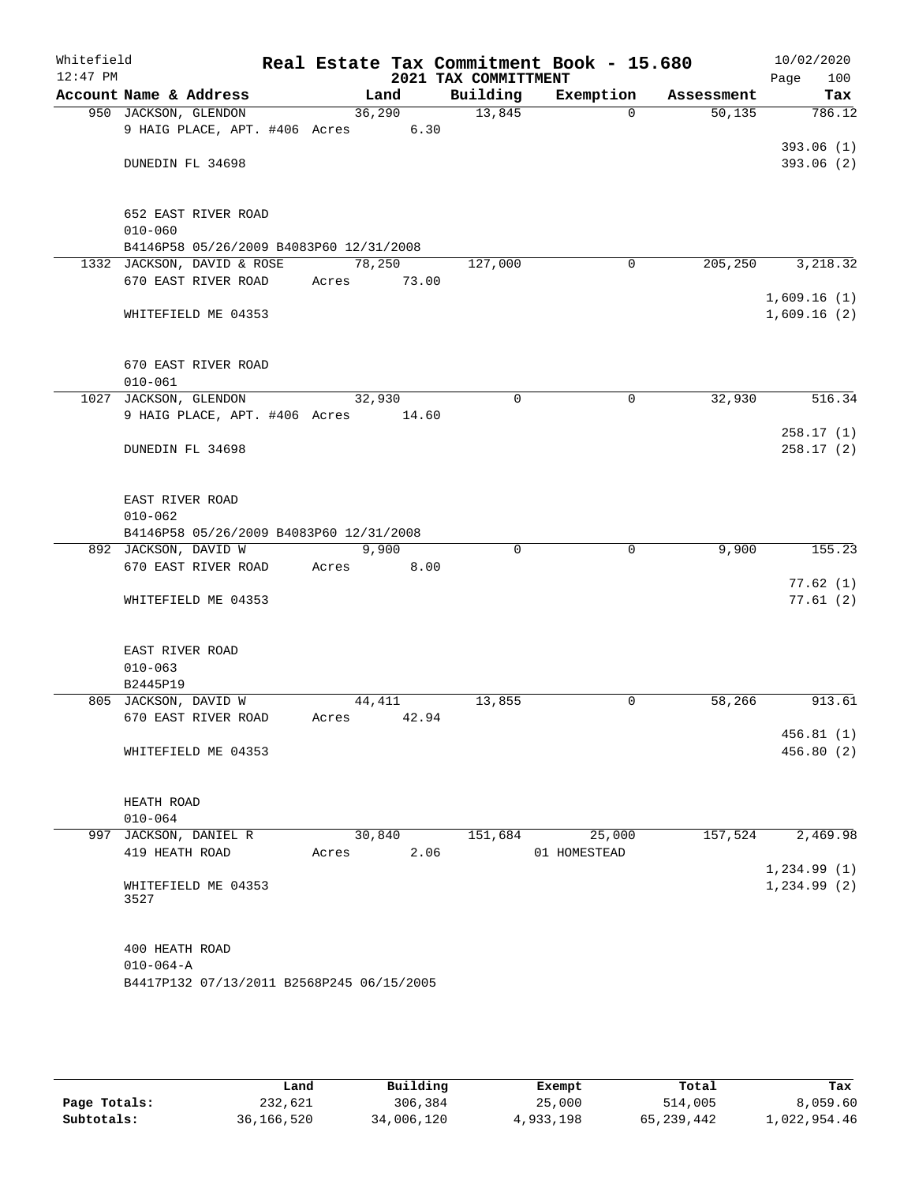Whitefield 12:47 PM

# Real Estate Tax Commitment Book - 15.680

## 2021 TAX COMMITTMENT

10/02/2020

| Account Name & Address | Land | Building | Exemption | Assessment | Tax |
|---|---|---|---|---|---|
| 950 JACKSON, GLENDON | 36,290 | 13,845 | 0 | 50,135 | 786.12 |
| 9 HAIG PLACE, APT. #406 Acres 6.30 | | | | | 393.06 (1) |
| DUNEDIN FL 34698 | | | | | 393.06 (2) |
| 652 EAST RIVER ROAD | | | | | |
| 010-060 | | | | | |
| B4146P58 05/26/2009 B4083P60 12/31/2008 | | | | | |
| 1332 JACKSON, DAVID & ROSE | 78,250 | 127,000 | 0 | 205,250 | 3,218.32 |
| 670 EAST RIVER ROAD Acres 73.00 | | | | | 1,609.16 (1) |
| WHITEFIELD ME 04353 | | | | | 1,609.16 (2) |
| 670 EAST RIVER ROAD | | | | | |
| 010-061 | | | | | |
| 1027 JACKSON, GLENDON | 32,930 | 0 | 0 | 32,930 | 516.34 |
| 9 HAIG PLACE, APT. #406 Acres 14.60 | | | | | 258.17 (1) |
| DUNEDIN FL 34698 | | | | | 258.17 (2) |
| EAST RIVER ROAD | | | | | |
| 010-062 | | | | | |
| B4146P58 05/26/2009 B4083P60 12/31/2008 | | | | | |
| 892 JACKSON, DAVID W | 9,900 | 0 | 0 | 9,900 | 155.23 |
| 670 EAST RIVER ROAD Acres 8.00 | | | | | 77.62 (1) |
| WHITEFIELD ME 04353 | | | | | 77.61 (2) |
| EAST RIVER ROAD | | | | | |
| 010-063 | | | | | |
| B2445P19 | | | | | |
| 805 JACKSON, DAVID W | 44,411 | 13,855 | 0 | 58,266 | 913.61 |
| 670 EAST RIVER ROAD Acres 42.94 | | | | | 456.81 (1) |
| WHITEFIELD ME 04353 | | | | | 456.80 (2) |
| HEATH ROAD | | | | | |
| 010-064 | | | | | |
| 997 JACKSON, DANIEL R | 30,840 | 151,684 | 25,000 | 157,524 | 2,469.98 |
| 419 HEATH ROAD Acres 2.06 | | | 01 HOMESTEAD | | 1,234.99 (1) |
| WHITEFIELD ME 04353 3527 | | | | | 1,234.99 (2) |
| 400 HEATH ROAD | | | | | |
| 010-064-A | | | | | |
| B4417P132 07/13/2011 B2568P245 06/15/2005 | | | | | |

| | Land | Building | Exempt | Total | Tax |
|---|---|---|---|---|---|
| Page Totals: | 232,621 | 306,384 | 25,000 | 514,005 | 8,059.60 |
| Subtotals: | 36,166,520 | 34,006,120 | 4,933,198 | 65,239,442 | 1,022,954.46 |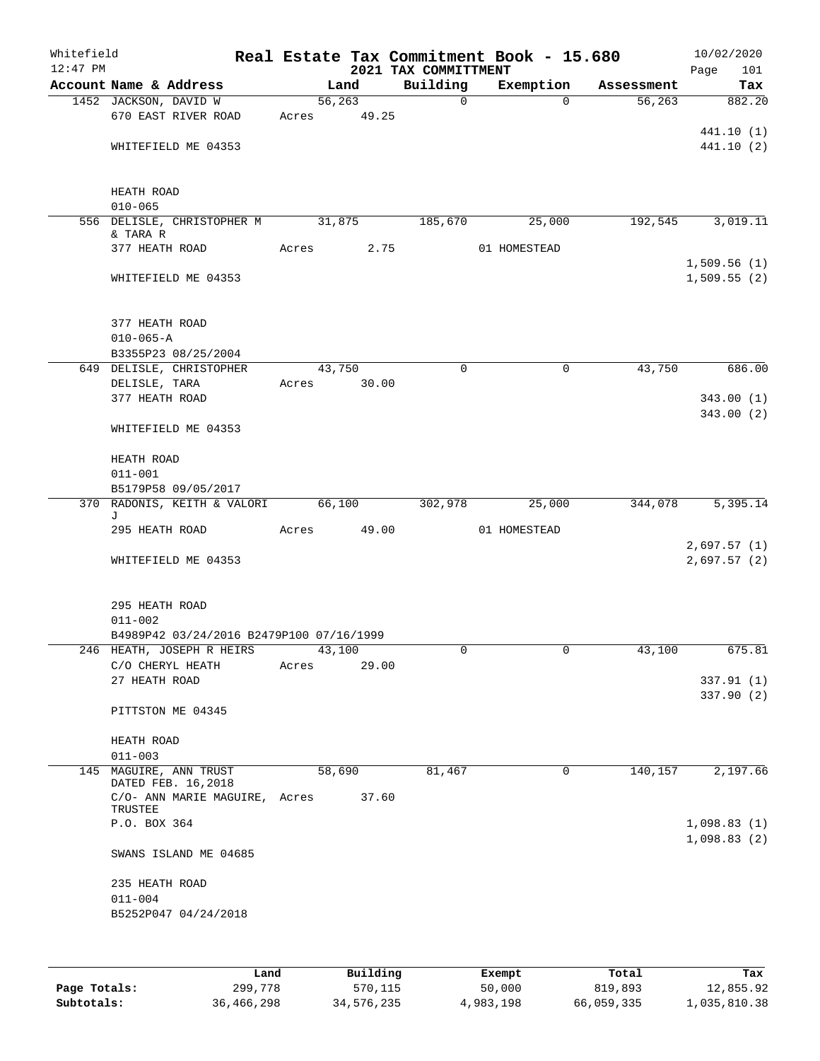Whitefield — Real Estate Tax Commitment Book - 15.680 — 10/02/2020
12:47 PM — 2021 TAX COMMITTMENT

| Account Name & Address | Land | Building | Exemption | Assessment | Tax |
|---|---|---|---|---|---|
| 1452 JACKSON, DAVID W | 56,263 | 0 | 0 | 56,263 | 882.20 |
| 670 EAST RIVER ROAD | Acres 49.25 | | | | |
| | | | | | 441.10 (1) |
| WHITEFIELD ME 04353 | | | | | 441.10 (2) |
| HEATH ROAD | | | | | |
| 010-065 | | | | | |
| 556 DELISLE, CHRISTOPHER M & TARA R | 31,875 | 185,670 | 25,000 | 192,545 | 3,019.11 |
| 377 HEATH ROAD | Acres 2.75 | | 01 HOMESTEAD | | |
| | | | | | 1,509.56 (1) |
| WHITEFIELD ME 04353 | | | | | 1,509.55 (2) |
| 377 HEATH ROAD | | | | | |
| 010-065-A | | | | | |
| B3355P23 08/25/2004 | | | | | |
| 649 DELISLE, CHRISTOPHER | 43,750 | 0 | 0 | 43,750 | 686.00 |
| DELISLE, TARA | Acres 30.00 | | | | |
| 377 HEATH ROAD | | | | | 343.00 (1) |
| | | | | | 343.00 (2) |
| WHITEFIELD ME 04353 | | | | | |
| HEATH ROAD | | | | | |
| 011-001 | | | | | |
| B5179P58 09/05/2017 | | | | | |
| 370 RADONIS, KEITH & VALORI J | 66,100 | 302,978 | 25,000 | 344,078 | 5,395.14 |
| 295 HEATH ROAD | Acres 49.00 | | 01 HOMESTEAD | | |
| | | | | | 2,697.57 (1) |
| WHITEFIELD ME 04353 | | | | | 2,697.57 (2) |
| 295 HEATH ROAD | | | | | |
| 011-002 | | | | | |
| B4989P42 03/24/2016 B2479P100 07/16/1999 | | | | | |
| 246 HEATH, JOSEPH R HEIRS | 43,100 | 0 | 0 | 43,100 | 675.81 |
| C/O CHERYL HEATH | Acres 29.00 | | | | |
| 27 HEATH ROAD | | | | | 337.91 (1) |
| | | | | | 337.90 (2) |
| PITTSTON ME 04345 | | | | | |
| HEATH ROAD | | | | | |
| 011-003 | | | | | |
| 145 MAGUIRE, ANN TRUST DATED FEB. 16,2018 | 58,690 | 81,467 | 0 | 140,157 | 2,197.66 |
| C/O- ANN MARIE MAGUIRE, TRUSTEE | Acres 37.60 | | | | |
| P.O. BOX 364 | | | | | 1,098.83 (1) |
| | | | | | 1,098.83 (2) |
| SWANS ISLAND ME 04685 | | | | | |
| 235 HEATH ROAD | | | | | |
| 011-004 | | | | | |
| B5252P047 04/24/2018 | | | | | |

| | Land | Building | Exempt | Total | Tax |
|---|---|---|---|---|---|
| Page Totals: | 299,778 | 570,115 | 50,000 | 819,893 | 12,855.92 |
| Subtotals: | 36,466,298 | 34,576,235 | 4,983,198 | 66,059,335 | 1,035,810.38 |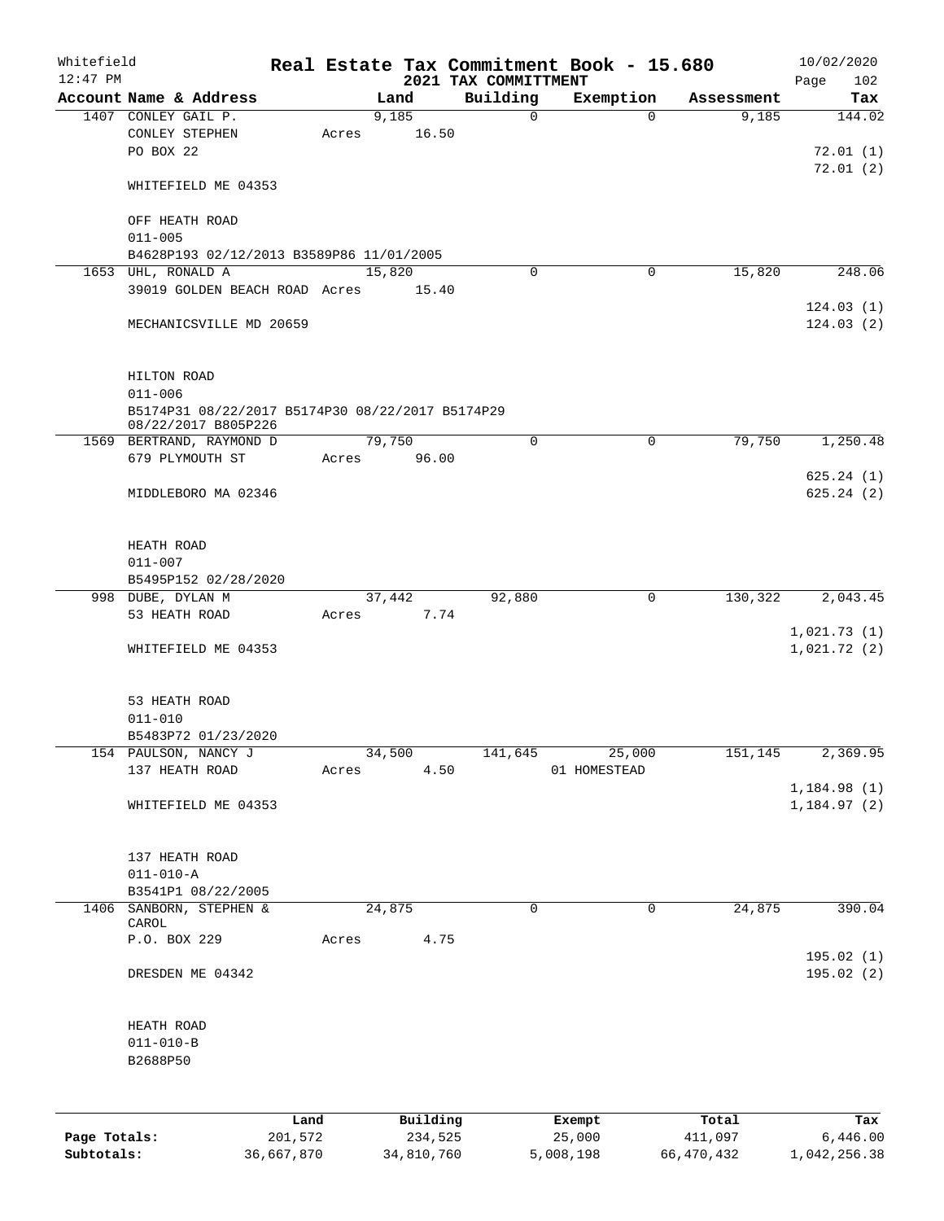Whitefield 12:47 PM

# Real Estate Tax Commitment Book - 15.680

## 2021 TAX COMMITTMENT

10/02/2020

| Account Name & Address | Land | Building | Exemption | Assessment | Tax |
|---|---|---|---|---|---|
| 1407 CONLEY GAIL P. | 9,185 | 0 | 0 | 9,185 | 144.02 |
| CONLEY STEPHEN | Acres 16.50 | | | | |
| PO BOX 22 | | | | | 72.01 (1) |
| | | | | | 72.01 (2) |
| WHITEFIELD ME 04353 | | | | | |
| OFF HEATH ROAD | | | | | |
| 011-005 | | | | | |
| B4628P193 02/12/2013 B3589P86 11/01/2005 | | | | | |
| 1653 UHL, RONALD A | 15,820 | 0 | 0 | 15,820 | 248.06 |
| 39019 GOLDEN BEACH ROAD | Acres 15.40 | | | | |
| | | | | | 124.03 (1) |
| MECHANICSVILLE MD 20659 | | | | | 124.03 (2) |
| HILTON ROAD | | | | | |
| 011-006 | | | | | |
| B5174P31 08/22/2017 B5174P30 08/22/2017 B5174P29 08/22/2017 B805P226 | | | | | |
| 1569 BERTRAND, RAYMOND D | 79,750 | 0 | 0 | 79,750 | 1,250.48 |
| 679 PLYMOUTH ST | Acres 96.00 | | | | |
| | | | | | 625.24 (1) |
| MIDDLEBORO MA 02346 | | | | | 625.24 (2) |
| HEATH ROAD | | | | | |
| 011-007 | | | | | |
| B5495P152 02/28/2020 | | | | | |
| 998 DUBE, DYLAN M | 37,442 | 92,880 | 0 | 130,322 | 2,043.45 |
| 53 HEATH ROAD | Acres 7.74 | | | | |
| | | | | | 1,021.73 (1) |
| WHITEFIELD ME 04353 | | | | | 1,021.72 (2) |
| 53 HEATH ROAD | | | | | |
| 011-010 | | | | | |
| B5483P72 01/23/2020 | | | | | |
| 154 PAULSON, NANCY J | 34,500 | 141,645 | 25,000 | 151,145 | 2,369.95 |
| 137 HEATH ROAD | Acres 4.50 | | 01 HOMESTEAD | | |
| | | | | | 1,184.98 (1) |
| WHITEFIELD ME 04353 | | | | | 1,184.97 (2) |
| 137 HEATH ROAD | | | | | |
| 011-010-A | | | | | |
| B3541P1 08/22/2005 | | | | | |
| 1406 SANBORN, STEPHEN & CAROL | 24,875 | 0 | 0 | 24,875 | 390.04 |
| P.O. BOX 229 | Acres 4.75 | | | | |
| | | | | | 195.02 (1) |
| DRESDEN ME 04342 | | | | | 195.02 (2) |
| HEATH ROAD | | | | | |
| 011-010-B | | | | | |
| B2688P50 | | | | | |

| | Land | Building | Exempt | Total | Tax |
|---|---|---|---|---|---|
| Page Totals: | 201,572 | 234,525 | 25,000 | 411,097 | 6,446.00 |
| Subtotals: | 36,667,870 | 34,810,760 | 5,008,198 | 66,470,432 | 1,042,256.38 |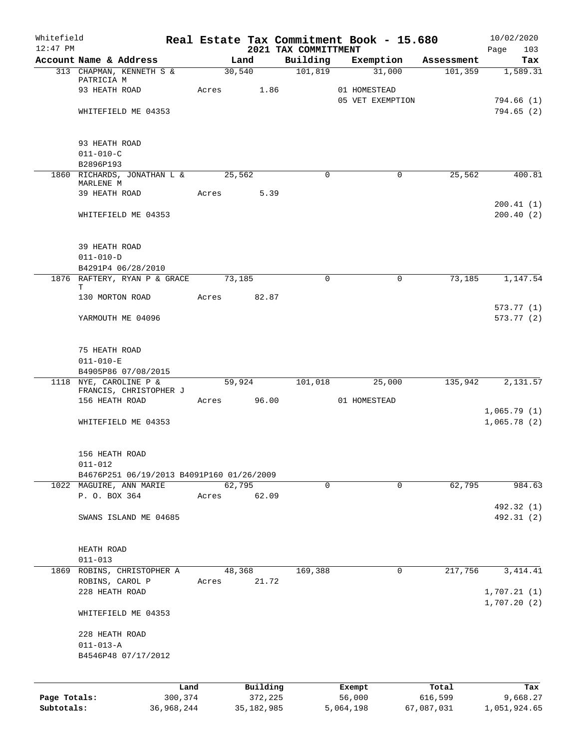Whitefield 12:47 PM

# Real Estate Tax Commitment Book - 15.680

## 2021 TAX COMMITTMENT

10/02/2020

| Account Name & Address | Land | Building | Exemption | Assessment | Tax |
|---|---|---|---|---|---|
| 313 CHAPMAN, KENNETH S & PATRICIA M | 30,540 | 101,819 | 31,000 | 101,359 | 1,589.31 |
| 93 HEATH ROAD | Acres 1.86 | | 01 HOMESTEAD | | |
| | | | 05 VET EXEMPTION | | 794.66 (1) |
| WHITEFIELD ME 04353 | | | | | 794.65 (2) |
| 93 HEATH ROAD | | | | | |
| 011-010-C | | | | | |
| B2896P193 | | | | | |
| 1860 RICHARDS, JONATHAN L & MARLENE M | 25,562 | 0 | 0 | 25,562 | 400.81 |
| 39 HEATH ROAD | Acres 5.39 | | | | |
| | | | | | 200.41 (1) |
| WHITEFIELD ME 04353 | | | | | 200.40 (2) |
| 39 HEATH ROAD | | | | | |
| 011-010-D | | | | | |
| B4291P4 06/28/2010 | | | | | |
| 1876 RAFTERY, RYAN P & GRACE T | 73,185 | 0 | 0 | 73,185 | 1,147.54 |
| 130 MORTON ROAD | Acres 82.87 | | | | |
| | | | | | 573.77 (1) |
| YARMOUTH ME 04096 | | | | | 573.77 (2) |
| 75 HEATH ROAD | | | | | |
| 011-010-E | | | | | |
| B4905P86 07/08/2015 | | | | | |
| 1118 NYE, CAROLINE P & FRANCIS, CHRISTOPHER J | 59,924 | 101,018 | 25,000 | 135,942 | 2,131.57 |
| 156 HEATH ROAD | Acres 96.00 | | 01 HOMESTEAD | | |
| | | | | | 1,065.79 (1) |
| WHITEFIELD ME 04353 | | | | | 1,065.78 (2) |
| 156 HEATH ROAD | | | | | |
| 011-012 | | | | | |
| B4676P251 06/19/2013 B4091P160 01/26/2009 | | | | | |
| 1022 MAGUIRE, ANN MARIE | 62,795 | 0 | 0 | 62,795 | 984.63 |
| P. O. BOX 364 | Acres 62.09 | | | | |
| | | | | | 492.32 (1) |
| SWANS ISLAND ME 04685 | | | | | 492.31 (2) |
| HEATH ROAD | | | | | |
| 011-013 | | | | | |
| 1869 ROBINS, CHRISTOPHER A | 48,368 | 169,388 | 0 | 217,756 | 3,414.41 |
| ROBINS, CAROL P | Acres 21.72 | | | | |
| 228 HEATH ROAD | | | | | 1,707.21 (1) |
| | | | | | 1,707.20 (2) |
| WHITEFIELD ME 04353 | | | | | |
| 228 HEATH ROAD | | | | | |
| 011-013-A | | | | | |
| B4546P48 07/17/2012 | | | | | |

| | Land | Building | Exempt | Total | Tax |
|---|---|---|---|---|---|
| Page Totals: | 300,374 | 372,225 | 56,000 | 616,599 | 9,668.27 |
| Subtotals: | 36,968,244 | 35,182,985 | 5,064,198 | 67,087,031 | 1,051,924.65 |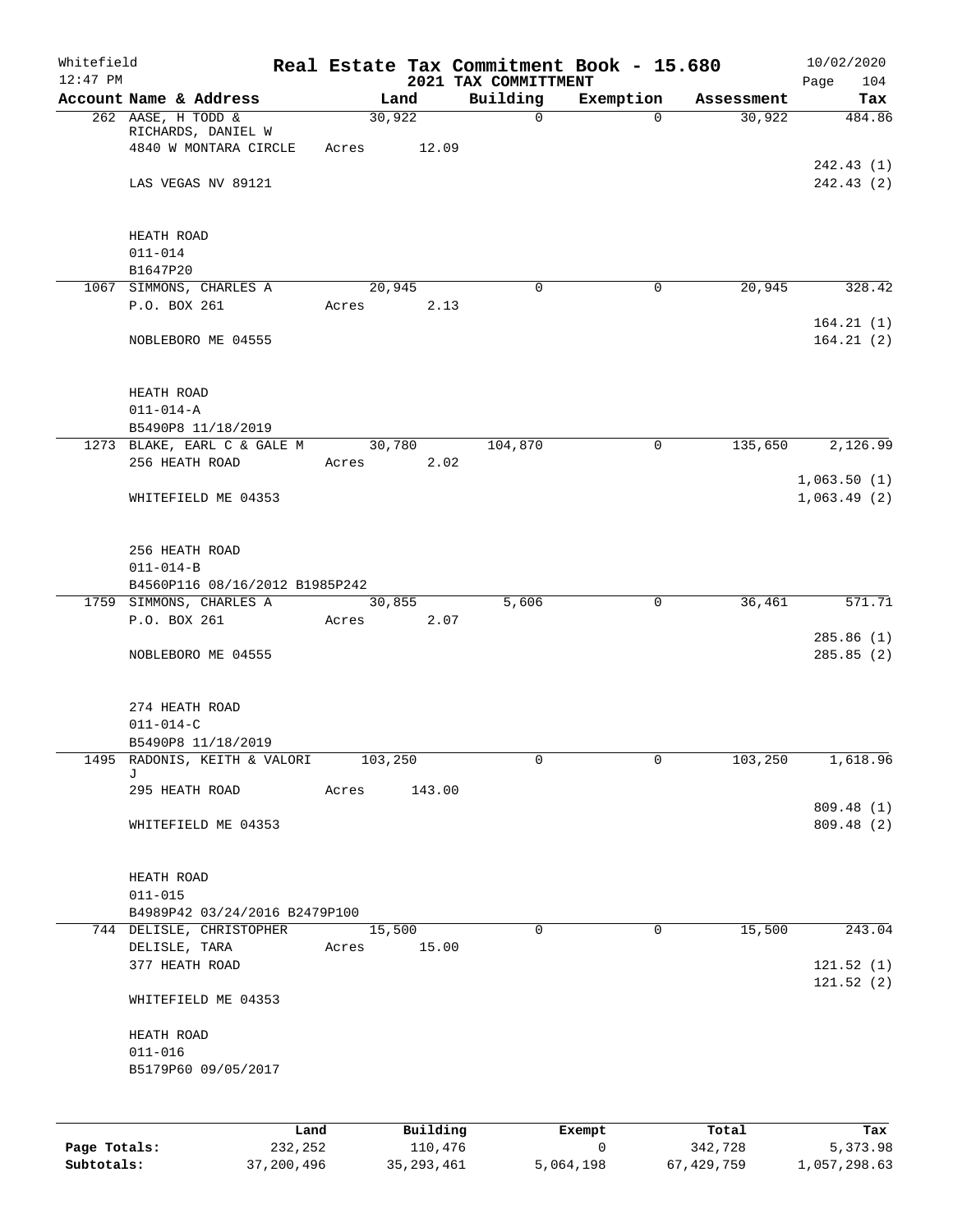Whitefield
12:47 PM

# Real Estate Tax Commitment Book - 15.680

## 2021 TAX COMMITTMENT

10/02/2020

| Account Name & Address | Land | Building | Exemption | Assessment | Tax |
|---|---|---|---|---|---|
| 262 AASE, H TODD & RICHARDS, DANIEL W<br>4840 W MONTARA CIRCLE<br><br>LAS VEGAS NV 89121<br><br>HEATH ROAD<br>011-014<br>B1647P20 | 30,922<br>Acres 12.09 | 0 | 0 | 30,922 | 484.86<br><br>242.43 (1)<br>242.43 (2) |
| 1067 SIMMONS, CHARLES A<br>P.O. BOX 261<br><br>NOBLEBORO ME 04555<br><br>HEATH ROAD<br>011-014-A<br>B5490P8 11/18/2019 | 20,945<br>Acres 2.13 | 0 | 0 | 20,945 | 328.42<br><br>164.21 (1)<br>164.21 (2) |
| 1273 BLAKE, EARL C & GALE M<br>256 HEATH ROAD<br><br>WHITEFIELD ME 04353<br><br>256 HEATH ROAD<br>011-014-B<br>B4560P116 08/16/2012 B1985P242 | 30,780<br>Acres 2.02 | 104,870 | 0 | 135,650 | 2,126.99<br><br>1,063.50 (1)<br>1,063.49 (2) |
| 1759 SIMMONS, CHARLES A<br>P.O. BOX 261<br><br>NOBLEBORO ME 04555<br><br>274 HEATH ROAD<br>011-014-C<br>B5490P8 11/18/2019 | 30,855<br>Acres 2.07 | 5,606 | 0 | 36,461 | 571.71<br><br>285.86 (1)<br>285.85 (2) |
| 1495 RADONIS, KEITH & VALORI J<br>295 HEATH ROAD<br><br>WHITEFIELD ME 04353<br><br>HEATH ROAD<br>011-015<br>B4989P42 03/24/2016 B2479P100 | 103,250<br>Acres 143.00 | 0 | 0 | 103,250 | 1,618.96<br><br>809.48 (1)<br>809.48 (2) |
| 744 DELISLE, CHRISTOPHER<br>DELISLE, TARA<br>377 HEATH ROAD<br><br>WHITEFIELD ME 04353<br><br>HEATH ROAD<br>011-016<br>B5179P60 09/05/2017 | 15,500<br>Acres 15.00 | 0 | 0 | 15,500 | 243.04<br><br>121.52 (1)<br>121.52 (2) |

| | Land | Building | Exempt | Total | Tax |
|---|---|---|---|---|---|
| Page Totals: | 232,252 | 110,476 | 0 | 342,728 | 5,373.98 |
| Subtotals: | 37,200,496 | 35,293,461 | 5,064,198 | 67,429,759 | 1,057,298.63 |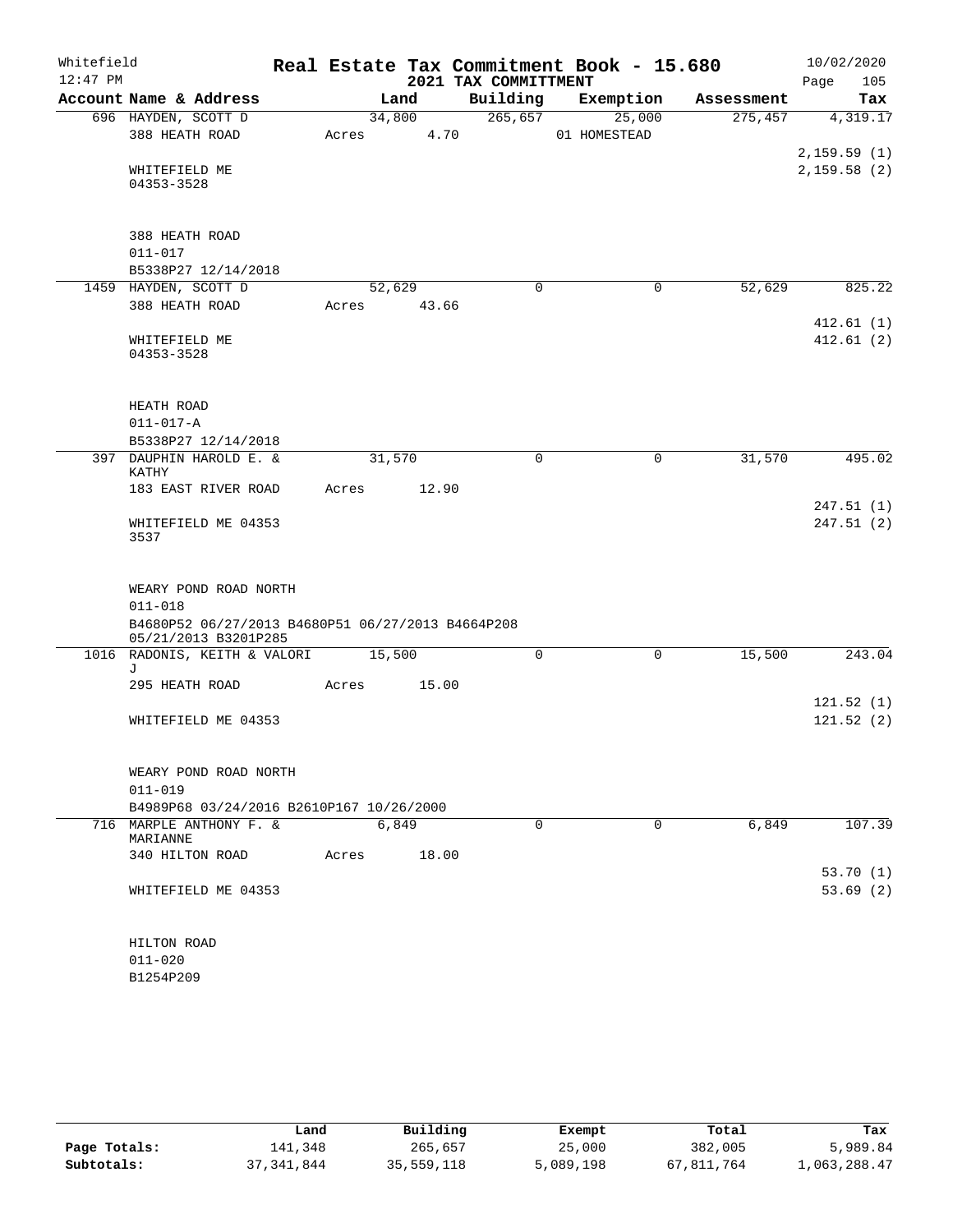Whitefield
12:47 PM

# Real Estate Tax Commitment Book - 15.680
## 2021 TAX COMMITTMENT

10/02/2020
Page 105

| Account Name & Address | Land | Building | Exemption | Assessment | Tax |
|---|---|---|---|---|---|
| 696 HAYDEN, SCOTT D | 34,800 | 265,657 | 25,000 | 275,457 | 4,319.17 |
| 388 HEATH ROAD | Acres 4.70 | | 01 HOMESTEAD | | |
| | | | | | 2,159.59 (1) |
| WHITEFIELD ME 04353-3528 | | | | | 2,159.58 (2) |
| 388 HEATH ROAD | | | | | |
| 011-017 | | | | | |
| B5338P27 12/14/2018 | | | | | |
| 1459 HAYDEN, SCOTT D | 52,629 | 0 | 0 | 52,629 | 825.22 |
| 388 HEATH ROAD | Acres 43.66 | | | | |
| | | | | | 412.61 (1) |
| WHITEFIELD ME 04353-3528 | | | | | 412.61 (2) |
| HEATH ROAD | | | | | |
| 011-017-A | | | | | |
| B5338P27 12/14/2018 | | | | | |
| 397 DAUPHIN HAROLD E. & KATHY | 31,570 | 0 | 0 | 31,570 | 495.02 |
| 183 EAST RIVER ROAD | Acres 12.90 | | | | |
| | | | | | 247.51 (1) |
| WHITEFIELD ME 04353 3537 | | | | | 247.51 (2) |
| WEARY POND ROAD NORTH | | | | | |
| 011-018 | | | | | |
| B4680P52 06/27/2013 B4680P51 06/27/2013 B4664P208 05/21/2013 B3201P285 | | | | | |
| 1016 RADONIS, KEITH & VALORI J | 15,500 | 0 | 0 | 15,500 | 243.04 |
| 295 HEATH ROAD | Acres 15.00 | | | | |
| | | | | | 121.52 (1) |
| WHITEFIELD ME 04353 | | | | | 121.52 (2) |
| WEARY POND ROAD NORTH | | | | | |
| 011-019 | | | | | |
| B4989P68 03/24/2016 B2610P167 10/26/2000 | | | | | |
| 716 MARPLE ANTHONY F. & MARIANNE | 6,849 | 0 | 0 | 6,849 | 107.39 |
| 340 HILTON ROAD | Acres 18.00 | | | | |
| | | | | | 53.70 (1) |
| WHITEFIELD ME 04353 | | | | | 53.69 (2) |
| HILTON ROAD | | | | | |
| 011-020 | | | | | |
| B1254P209 | | | | | |

| | Land | Building | Exempt | Total | Tax |
|---|---|---|---|---|---|
| Page Totals: | 141,348 | 265,657 | 25,000 | 382,005 | 5,989.84 |
| Subtotals: | 37,341,844 | 35,559,118 | 5,089,198 | 67,811,764 | 1,063,288.47 |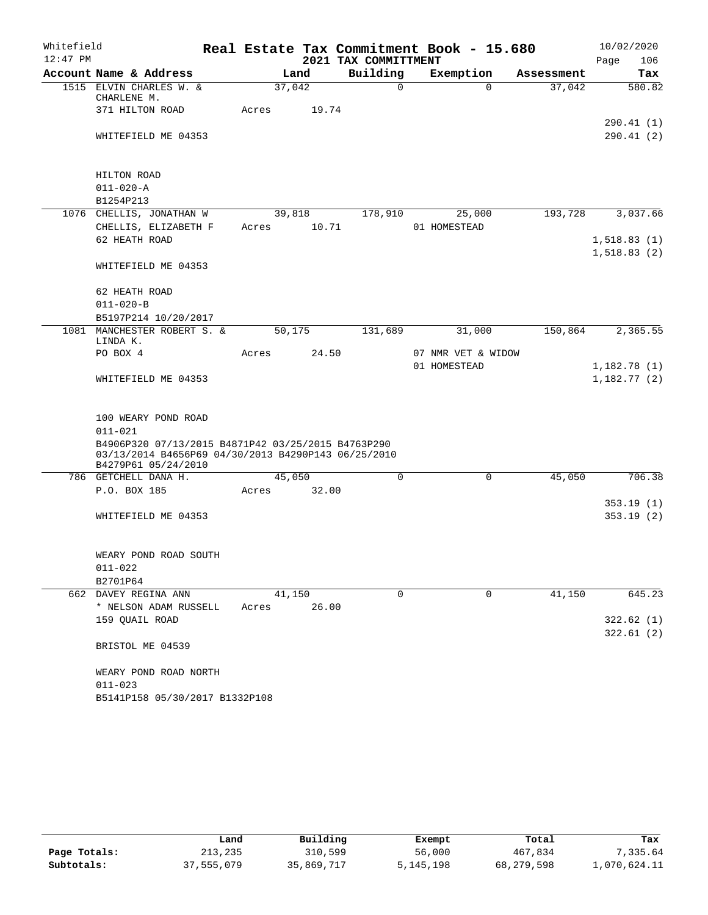Whitefield 12:47 PM

# Real Estate Tax Commitment Book - 15.680

## 2021 TAX COMMITTMENT

10/02/2020

| Account Name & Address | Land | Building | Exemption | Assessment | Tax |
|---|---|---|---|---|---|
| 1515 ELVIN CHARLES W. & CHARLENE M. | 37,042 | 0 | 0 | 37,042 | 580.82 |
| 371 HILTON ROAD | Acres 19.74 | | | | |
| | | | | | 290.41 (1) |
| WHITEFIELD ME 04353 | | | | | 290.41 (2) |
| HILTON ROAD | | | | | |
| 011-020-A | | | | | |
| B1254P213 | | | | | |
| 1076 CHELLIS, JONATHAN W | 39,818 | 178,910 | 25,000 | 193,728 | 3,037.66 |
| CHELLIS, ELIZABETH F | Acres 10.71 | | 01 HOMESTEAD | | |
| 62 HEATH ROAD | | | | | 1,518.83 (1) |
| | | | | | 1,518.83 (2) |
| WHITEFIELD ME 04353 | | | | | |
| 62 HEATH ROAD | | | | | |
| 011-020-B | | | | | |
| B5197P214 10/20/2017 | | | | | |
| 1081 MANCHESTER ROBERT S. & LINDA K. | 50,175 | 131,689 | 31,000 | 150,864 | 2,365.55 |
| PO BOX 4 | Acres 24.50 | | 07 NMR VET & WIDOW | | |
| | | | 01 HOMESTEAD | | 1,182.78 (1) |
| WHITEFIELD ME 04353 | | | | | 1,182.77 (2) |
| 100 WEARY POND ROAD | | | | | |
| 011-021 | | | | | |
| B4906P320 07/13/2015 B4871P42 03/25/2015 B4763P290 03/13/2014 B4656P69 04/30/2013 B4290P143 06/25/2010 B4279P61 05/24/2010 | | | | | |
| 786 GETCHELL DANA H. | 45,050 | 0 | 0 | 45,050 | 706.38 |
| P.O. BOX 185 | Acres 32.00 | | | | |
| | | | | | 353.19 (1) |
| WHITEFIELD ME 04353 | | | | | 353.19 (2) |
| WEARY POND ROAD SOUTH | | | | | |
| 011-022 | | | | | |
| B2701P64 | | | | | |
| 662 DAVEY REGINA ANN | 41,150 | 0 | 0 | 41,150 | 645.23 |
| * NELSON ADAM RUSSELL | Acres 26.00 | | | | |
| 159 QUAIL ROAD | | | | | 322.62 (1) |
| | | | | | 322.61 (2) |
| BRISTOL ME 04539 | | | | | |
| WEARY POND ROAD NORTH | | | | | |
| 011-023 | | | | | |
| B5141P158 05/30/2017 B1332P108 | | | | | |

| | Land | Building | Exempt | Total | Tax |
|---|---|---|---|---|---|
| Page Totals: | 213,235 | 310,599 | 56,000 | 467,834 | 7,335.64 |
| Subtotals: | 37,555,079 | 35,869,717 | 5,145,198 | 68,279,598 | 1,070,624.11 |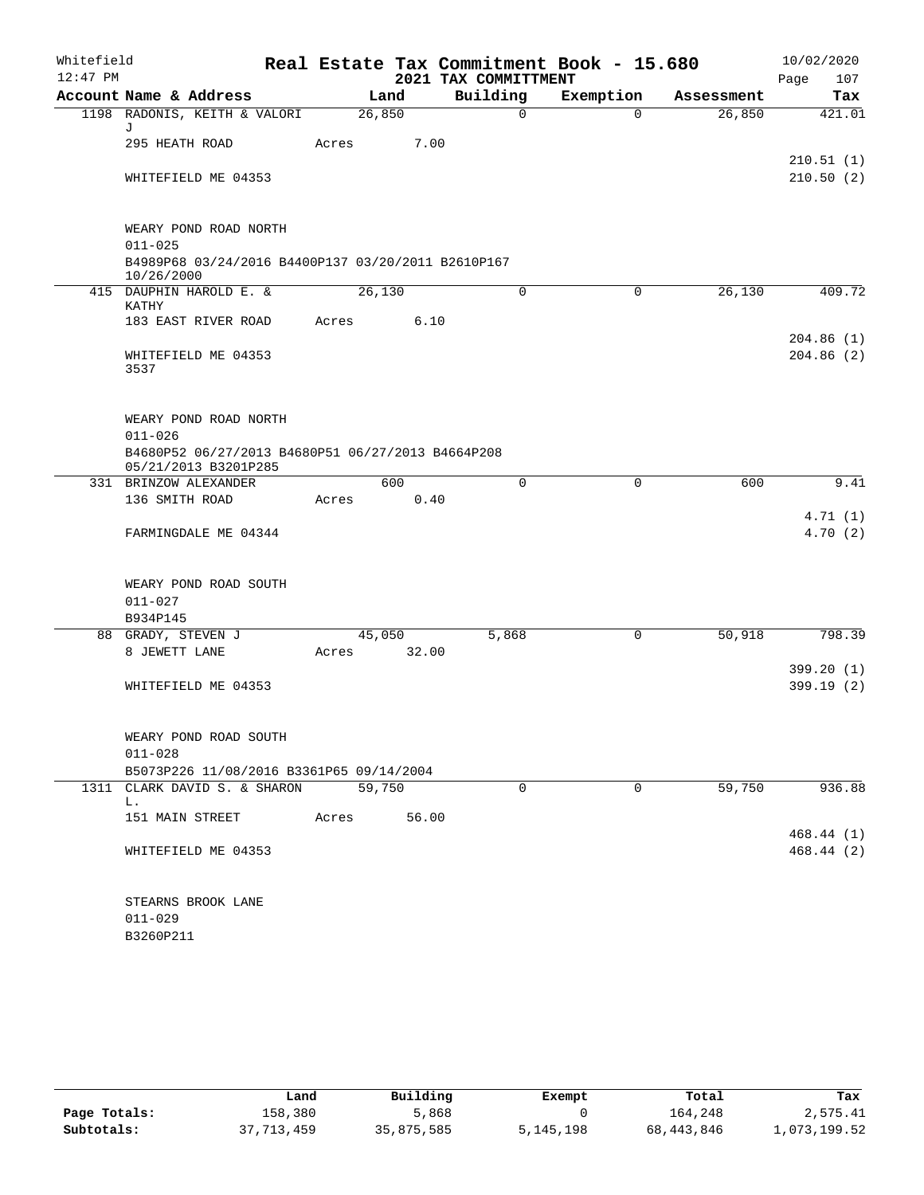Whitefield 12:47 PM

# Real Estate Tax Commitment Book - 15.680

## 2021 TAX COMMITTMENT

10/02/2020

| Account Name & Address | Land | Building | Exemption | Assessment | Tax |
|---|---|---|---|---|---|
| 1198 RADONIS, KEITH & VALORI J | 26,850 | 0 | 0 | 26,850 | 421.01 |
| 295 HEATH ROAD | Acres 7.00 | | | | |
| | | | | | 210.51 (1) |
| WHITEFIELD ME 04353 | | | | | 210.50 (2) |
| WEARY POND ROAD NORTH | | | | | |
| 011-025 | | | | | |
| B4989P68 03/24/2016 B4400P137 03/20/2011 B2610P167 10/26/2000 | | | | | |
| 415 DAUPHIN HAROLD E. & KATHY | 26,130 | 0 | 0 | 26,130 | 409.72 |
| 183 EAST RIVER ROAD | Acres 6.10 | | | | |
| | | | | | 204.86 (1) |
| WHITEFIELD ME 04353 3537 | | | | | 204.86 (2) |
| WEARY POND ROAD NORTH | | | | | |
| 011-026 | | | | | |
| B4680P52 06/27/2013 B4680P51 06/27/2013 B4664P208 05/21/2013 B3201P285 | | | | | |
| 331 BRINZOW ALEXANDER | 600 | 0 | 0 | 600 | 9.41 |
| 136 SMITH ROAD | Acres 0.40 | | | | |
| | | | | | 4.71 (1) |
| FARMINGDALE ME 04344 | | | | | 4.70 (2) |
| WEARY POND ROAD SOUTH | | | | | |
| 011-027 | | | | | |
| B934P145 | | | | | |
| 88 GRADY, STEVEN J | 45,050 | 5,868 | 0 | 50,918 | 798.39 |
| 8 JEWETT LANE | Acres 32.00 | | | | |
| | | | | | 399.20 (1) |
| WHITEFIELD ME 04353 | | | | | 399.19 (2) |
| WEARY POND ROAD SOUTH | | | | | |
| 011-028 | | | | | |
| B5073P226 11/08/2016 B3361P65 09/14/2004 | | | | | |
| 1311 CLARK DAVID S. & SHARON L. | 59,750 | 0 | 0 | 59,750 | 936.88 |
| 151 MAIN STREET | Acres 56.00 | | | | |
| | | | | | 468.44 (1) |
| WHITEFIELD ME 04353 | | | | | 468.44 (2) |
| STEARNS BROOK LANE | | | | | |
| 011-029 | | | | | |
| B3260P211 | | | | | |

| | Land | Building | Exempt | Total | Tax |
|---|---|---|---|---|---|
| Page Totals: | 158,380 | 5,868 | 0 | 164,248 | 2,575.41 |
| Subtotals: | 37,713,459 | 35,875,585 | 5,145,198 | 68,443,846 | 1,073,199.52 |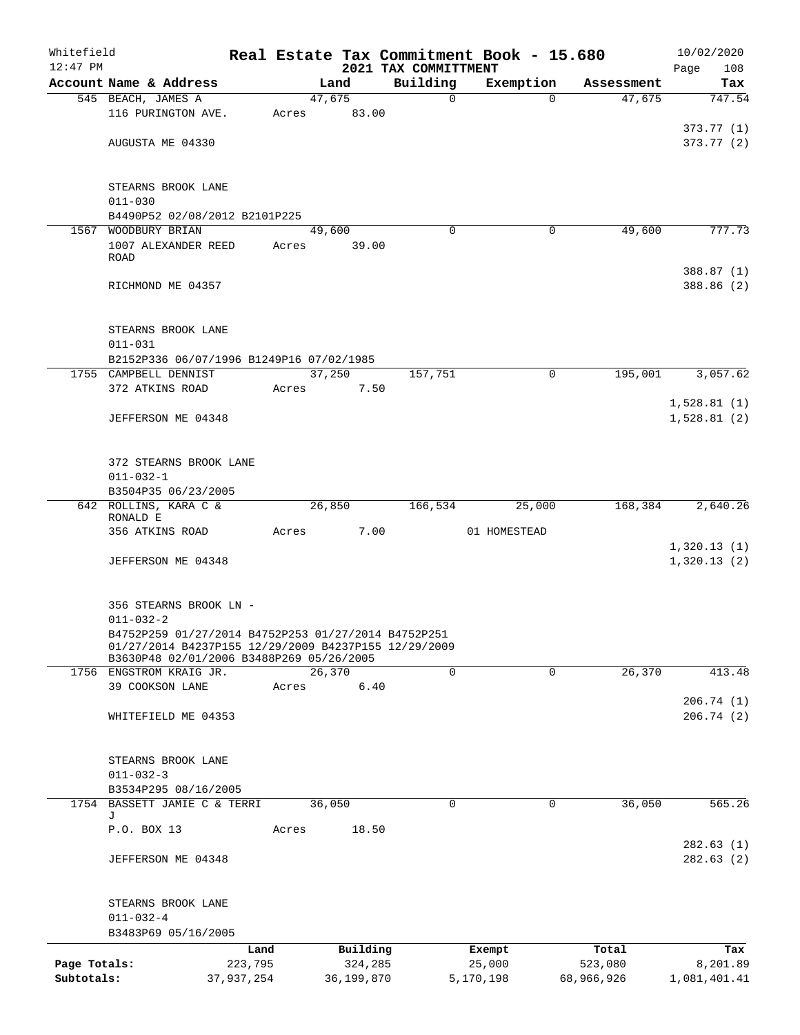Whitefield 12:47 PM

# Real Estate Tax Commitment Book - 15.680

## 2021 TAX COMMITTMENT

10/02/2020

| Account Name & Address | Land | Building | Exemption | Assessment | Tax |
|---|---|---|---|---|---|
| 545 BEACH, JAMES A | 47,675 | 0 | 0 | 47,675 | 747.54 |
| 116 PURINGTON AVE. | Acres 83.00 | | | | |
| | | | | | 373.77 (1) |
| AUGUSTA ME 04330 | | | | | 373.77 (2) |
| STEARNS BROOK LANE | | | | | |
| 011-030 | | | | | |
| B4490P52 02/08/2012 B2101P225 | | | | | |
| 1567 WOODBURY BRIAN | 49,600 | 0 | 0 | 49,600 | 777.73 |
| 1007 ALEXANDER REED ROAD | Acres 39.00 | | | | |
| | | | | | 388.87 (1) |
| RICHMOND ME 04357 | | | | | 388.86 (2) |
| STEARNS BROOK LANE | | | | | |
| 011-031 | | | | | |
| B2152P336 06/07/1996 B1249P16 07/02/1985 | | | | | |
| 1755 CAMPBELL DENNIST | 37,250 | 157,751 | 0 | 195,001 | 3,057.62 |
| 372 ATKINS ROAD | Acres 7.50 | | | | |
| | | | | | 1,528.81 (1) |
| JEFFERSON ME 04348 | | | | | 1,528.81 (2) |
| 372 STEARNS BROOK LANE | | | | | |
| 011-032-1 | | | | | |
| B3504P35 06/23/2005 | | | | | |
| 642 ROLLINS, KARA C & RONALD E | 26,850 | 166,534 | 25,000 | 168,384 | 2,640.26 |
| 356 ATKINS ROAD | Acres 7.00 | | 01 HOMESTEAD | | |
| | | | | | 1,320.13 (1) |
| JEFFERSON ME 04348 | | | | | 1,320.13 (2) |
| 356 STEARNS BROOK LN - | | | | | |
| 011-032-2 | | | | | |
| B4752P259 01/27/2014 B4752P253 01/27/2014 B4752P251 01/27/2014 B4237P155 12/29/2009 B4237P155 12/29/2009 B3630P48 02/01/2006 B3488P269 05/26/2005 | | | | | |
| 1756 ENGSTROM KRAIG JR. | 26,370 | 0 | 0 | 26,370 | 413.48 |
| 39 COOKSON LANE | Acres 6.40 | | | | |
| | | | | | 206.74 (1) |
| WHITEFIELD ME 04353 | | | | | 206.74 (2) |
| STEARNS BROOK LANE | | | | | |
| 011-032-3 | | | | | |
| B3534P295 08/16/2005 | | | | | |
| 1754 BASSETT JAMIE C & TERRI J | 36,050 | 0 | 0 | 36,050 | 565.26 |
| P.O. BOX 13 | Acres 18.50 | | | | |
| | | | | | 282.63 (1) |
| JEFFERSON ME 04348 | | | | | 282.63 (2) |
| STEARNS BROOK LANE | | | | | |
| 011-032-4 | | | | | |
| B3483P69 05/16/2005 | | | | | |

| | Land | Building | Exempt | Total | Tax |
|---|---|---|---|---|---|
| Page Totals: | 223,795 | 324,285 | 25,000 | 523,080 | 8,201.89 |
| Subtotals: | 37,937,254 | 36,199,870 | 5,170,198 | 68,966,926 | 1,081,401.41 |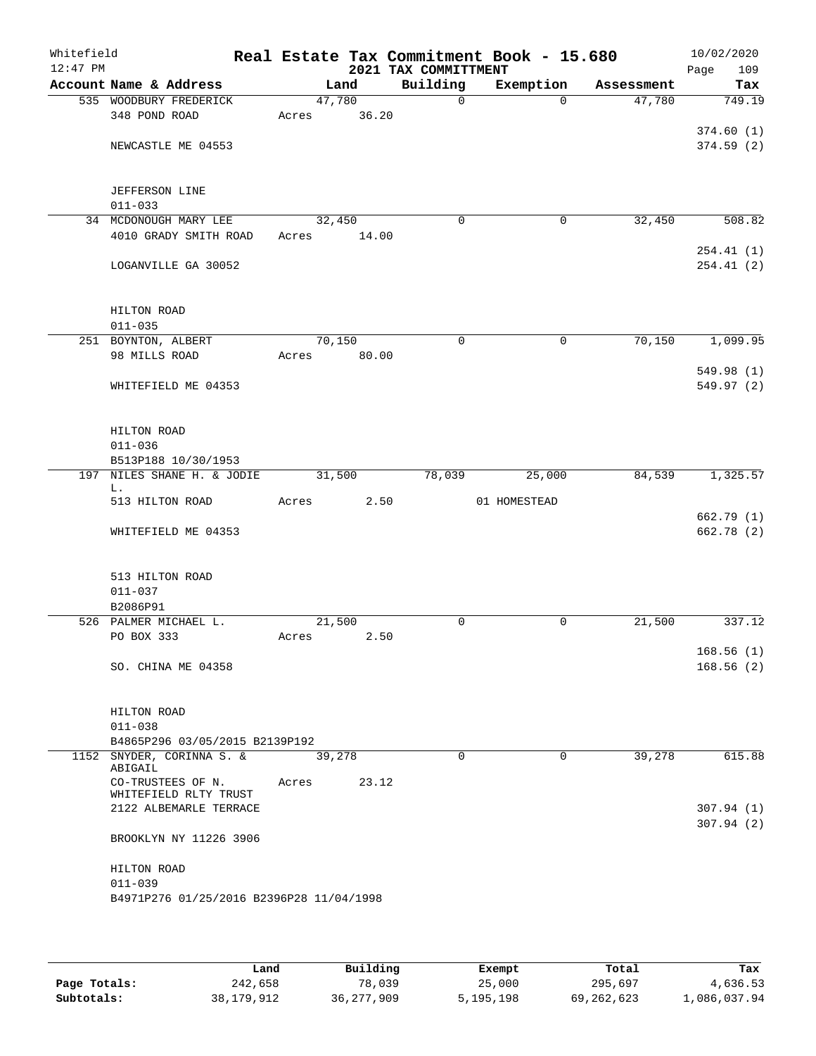Whitefield 12:47 PM

# Real Estate Tax Commitment Book - 15.680
## 2021 TAX COMMITTMENT

10/02/2020

| Account Name & Address | Land | Building | Exemption | Assessment | Tax |
|---|---|---|---|---|---|
| 535 WOODBURY FREDERICK | 47,780 | 0 | 0 | 47,780 | 749.19 |
| 348 POND ROAD | Acres 36.20 | | | | |
| | | | | | 374.60 (1) |
| NEWCASTLE ME 04553 | | | | | 374.59 (2) |
| JEFFERSON LINE | | | | | |
| 011-033 | | | | | |
| 34 MCDONOUGH MARY LEE | 32,450 | 0 | 0 | 32,450 | 508.82 |
| 4010 GRADY SMITH ROAD | Acres 14.00 | | | | |
| | | | | | 254.41 (1) |
| LOGANVILLE GA 30052 | | | | | 254.41 (2) |
| HILTON ROAD | | | | | |
| 011-035 | | | | | |
| 251 BOYNTON, ALBERT | 70,150 | 0 | 0 | 70,150 | 1,099.95 |
| 98 MILLS ROAD | Acres 80.00 | | | | |
| | | | | | 549.98 (1) |
| WHITEFIELD ME 04353 | | | | | 549.97 (2) |
| HILTON ROAD | | | | | |
| 011-036 | | | | | |
| B513P188 10/30/1953 | | | | | |
| 197 NILES SHANE H. & JODIE L. | 31,500 | 78,039 | 25,000 | 84,539 | 1,325.57 |
| 513 HILTON ROAD | Acres 2.50 | | 01 HOMESTEAD | | |
| | | | | | 662.79 (1) |
| WHITEFIELD ME 04353 | | | | | 662.78 (2) |
| 513 HILTON ROAD | | | | | |
| 011-037 | | | | | |
| B2086P91 | | | | | |
| 526 PALMER MICHAEL L. | 21,500 | 0 | 0 | 21,500 | 337.12 |
| PO BOX 333 | Acres 2.50 | | | | |
| | | | | | 168.56 (1) |
| SO. CHINA ME 04358 | | | | | 168.56 (2) |
| HILTON ROAD | | | | | |
| 011-038 | | | | | |
| B4865P296 03/05/2015 B2139P192 | | | | | |
| 1152 SNYDER, CORINNA S. & ABIGAIL | 39,278 | 0 | 0 | 39,278 | 615.88 |
| CO-TRUSTEES OF N. WHITEFIELD RLTY TRUST | Acres 23.12 | | | | |
| 2122 ALBEMARLE TERRACE | | | | | 307.94 (1) |
| | | | | | 307.94 (2) |
| BROOKLYN NY 11226 3906 | | | | | |
| HILTON ROAD | | | | | |
| 011-039 | | | | | |
| B4971P276 01/25/2016 B2396P28 11/04/1998 | | | | | |

| | Land | Building | Exempt | Total | Tax |
|---|---|---|---|---|---|
| Page Totals: | 242,658 | 78,039 | 25,000 | 295,697 | 4,636.53 |
| Subtotals: | 38,179,912 | 36,277,909 | 5,195,198 | 69,262,623 | 1,086,037.94 |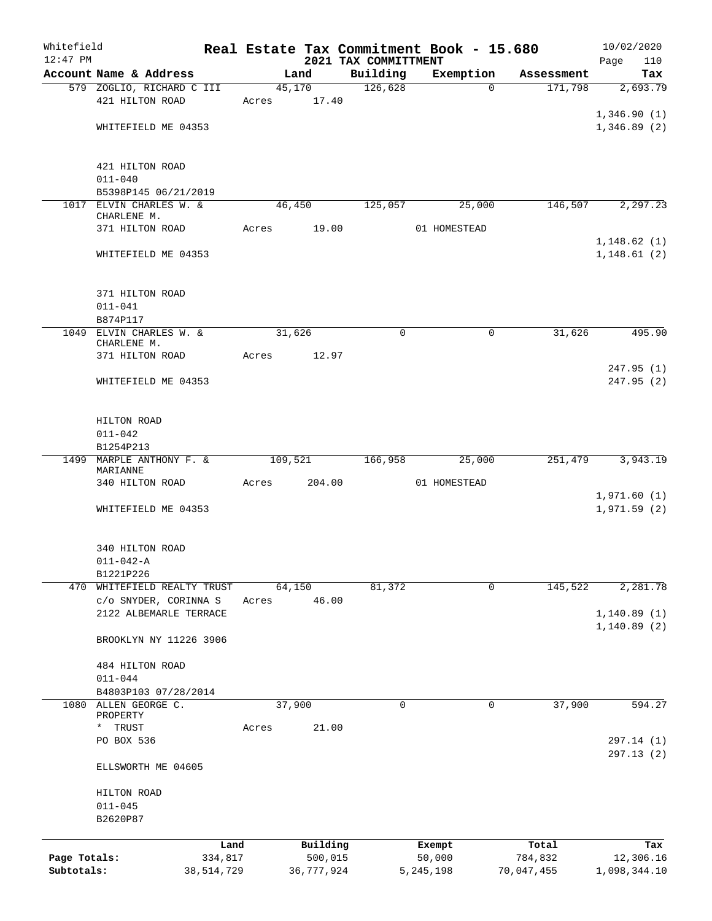Whitefield 12:47 PM

# Real Estate Tax Commitment Book - 15.680

## 2021 TAX COMMITTMENT

10/02/2020

| Account Name & Address | Land | Building | Exemption | Assessment | Tax |
|---|---|---|---|---|---|
| 579 ZOGLIO, RICHARD C III | 45,170 | 126,628 | 0 | 171,798 | 2,693.79 |
| 421 HILTON ROAD | Acres 17.40 | | | | |
| | | | | | 1,346.90 (1) |
| WHITEFIELD ME 04353 | | | | | 1,346.89 (2) |
| 421 HILTON ROAD | | | | | |
| 011-040 | | | | | |
| B5398P145 06/21/2019 | | | | | |
| 1017 ELVIN CHARLES W. & CHARLENE M. | 46,450 | 125,057 | 25,000 | 146,507 | 2,297.23 |
| 371 HILTON ROAD | Acres 19.00 | | 01 HOMESTEAD | | |
| | | | | | 1,148.62 (1) |
| WHITEFIELD ME 04353 | | | | | 1,148.61 (2) |
| 371 HILTON ROAD | | | | | |
| 011-041 | | | | | |
| B874P117 | | | | | |
| 1049 ELVIN CHARLES W. & CHARLENE M. | 31,626 | 0 | 0 | 31,626 | 495.90 |
| 371 HILTON ROAD | Acres 12.97 | | | | |
| | | | | | 247.95 (1) |
| WHITEFIELD ME 04353 | | | | | 247.95 (2) |
| HILTON ROAD | | | | | |
| 011-042 | | | | | |
| B1254P213 | | | | | |
| 1499 MARPLE ANTHONY F. & MARIANNE | 109,521 | 166,958 | 25,000 | 251,479 | 3,943.19 |
| 340 HILTON ROAD | Acres 204.00 | | 01 HOMESTEAD | | |
| | | | | | 1,971.60 (1) |
| WHITEFIELD ME 04353 | | | | | 1,971.59 (2) |
| 340 HILTON ROAD | | | | | |
| 011-042-A | | | | | |
| B1221P226 | | | | | |
| 470 WHITEFIELD REALTY TRUST | 64,150 | 81,372 | 0 | 145,522 | 2,281.78 |
| c/o SNYDER, CORINNA S | Acres 46.00 | | | | |
| 2122 ALBEMARLE TERRACE | | | | | 1,140.89 (1) |
| | | | | | 1,140.89 (2) |
| BROOKLYN NY 11226 3906 | | | | | |
| 484 HILTON ROAD | | | | | |
| 011-044 | | | | | |
| B4803P103 07/28/2014 | | | | | |
| 1080 ALLEN GEORGE C. PROPERTY | 37,900 | 0 | 0 | 37,900 | 594.27 |
| * TRUST | Acres 21.00 | | | | |
| PO BOX 536 | | | | | 297.14 (1) |
| | | | | | 297.13 (2) |
| ELLSWORTH ME 04605 | | | | | |
| HILTON ROAD | | | | | |
| 011-045 | | | | | |
| B2620P87 | | | | | |

| | Land | Building | Exempt | Total | Tax |
|---|---|---|---|---|---|
| Page Totals: | 334,817 | 500,015 | 50,000 | 784,832 | 12,306.16 |
| Subtotals: | 38,514,729 | 36,777,924 | 5,245,198 | 70,047,455 | 1,098,344.10 |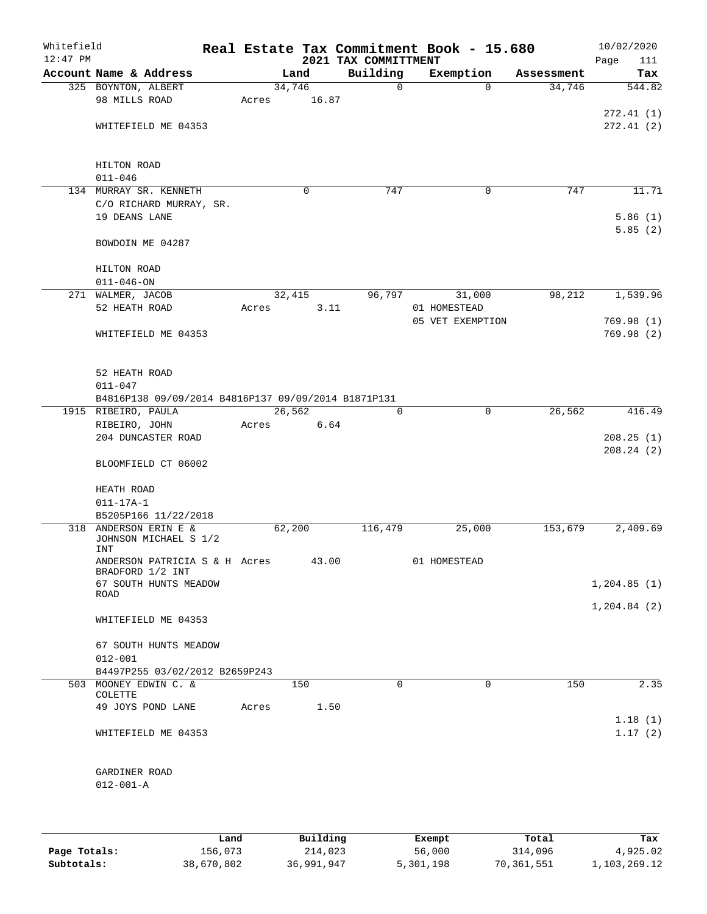Whitefield 12:47 PM

# Real Estate Tax Commitment Book - 15.680

## 2021 TAX COMMITTMENT

10/02/2020

| Account Name & Address | Land | Building | Exemption | Assessment | Tax |
|---|---|---|---|---|---|
| 325 BOYNTON, ALBERT | 34,746 | 0 | 0 | 34,746 | 544.82 |
| 98 MILLS ROAD | Acres 16.87 | | | | |
| | | | | | 272.41 (1) |
| WHITEFIELD ME 04353 | | | | | 272.41 (2) |
| HILTON ROAD | | | | | |
| 011-046 | | | | | |
| 134 MURRAY SR. KENNETH | 0 | 747 | 0 | 747 | 11.71 |
| C/O RICHARD MURRAY, SR. | | | | | |
| 19 DEANS LANE | | | | | 5.86 (1) |
| | | | | | 5.85 (2) |
| BOWDOIN ME 04287 | | | | | |
| HILTON ROAD | | | | | |
| 011-046-ON | | | | | |
| 271 WALMER, JACOB | 32,415 | 96,797 | 31,000 | 98,212 | 1,539.96 |
| 52 HEATH ROAD | Acres 3.11 | | 01 HOMESTEAD | | |
| | | | 05 VET EXEMPTION | | 769.98 (1) |
| WHITEFIELD ME 04353 | | | | | 769.98 (2) |
| 52 HEATH ROAD | | | | | |
| 011-047 | | | | | |
| B4816P138 09/09/2014 B4816P137 09/09/2014 B1871P131 | | | | | |
| 1915 RIBEIRO, PAULA | 26,562 | 0 | 0 | 26,562 | 416.49 |
| RIBEIRO, JOHN | Acres 6.64 | | | | |
| 204 DUNCASTER ROAD | | | | | 208.25 (1) |
| | | | | | 208.24 (2) |
| BLOOMFIELD CT 06002 | | | | | |
| HEATH ROAD | | | | | |
| 011-17A-1 | | | | | |
| B5205P166 11/22/2018 | | | | | |
| 318 ANDERSON ERIN E & JOHNSON MICHAEL S 1/2 INT | 62,200 | 116,479 | 25,000 | 153,679 | 2,409.69 |
| ANDERSON PATRICIA S & H BRADFORD 1/2 INT | Acres 43.00 | | 01 HOMESTEAD | | |
| 67 SOUTH HUNTS MEADOW ROAD | | | | | 1,204.85 (1) |
| | | | | | 1,204.84 (2) |
| WHITEFIELD ME 04353 | | | | | |
| 67 SOUTH HUNTS MEADOW | | | | | |
| 012-001 | | | | | |
| B4497P255 03/02/2012 B2659P243 | | | | | |
| 503 MOONEY EDWIN C. & COLETTE | 150 | 0 | 0 | 150 | 2.35 |
| 49 JOYS POND LANE | Acres 1.50 | | | | |
| | | | | | 1.18 (1) |
| WHITEFIELD ME 04353 | | | | | 1.17 (2) |
| GARDINER ROAD | | | | | |
| 012-001-A | | | | | |

| | Land | Building | Exempt | Total | Tax |
|---|---|---|---|---|---|
| **Page Totals:** | 156,073 | 214,023 | 56,000 | 314,096 | 4,925.02 |
| **Subtotals:** | 38,670,802 | 36,991,947 | 5,301,198 | 70,361,551 | 1,103,269.12 |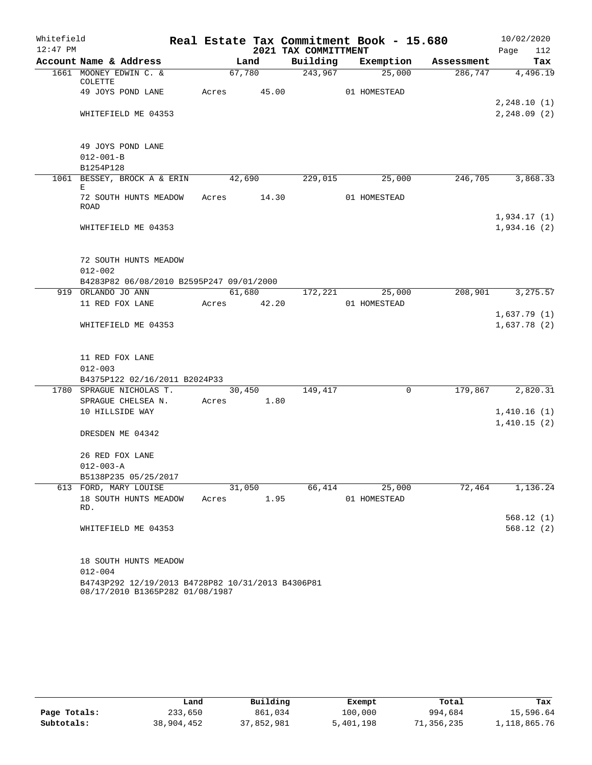# Real Estate Tax Commitment Book - 15.680

Whitefield 12:47 PM — 2021 TAX COMMITTMENT — 10/02/2020

| Account Name & Address | Land | Building | Exemption | Assessment | Tax |
|---|---|---|---|---|---|
| 1661 MOONEY EDWIN C. & COLETTE | 67,780 | 243,967 | 25,000 | 286,747 | 4,496.19 |
| 49 JOYS POND LANE | Acres 45.00 | | 01 HOMESTEAD | | |
| | | | | | 2,248.10 (1) |
| WHITEFIELD ME 04353 | | | | | 2,248.09 (2) |
| 49 JOYS POND LANE | | | | | |
| 012-001-B | | | | | |
| B1254P128 | | | | | |
| 1061 BESSEY, BROCK A & ERIN E | 42,690 | 229,015 | 25,000 | 246,705 | 3,868.33 |
| 72 SOUTH HUNTS MEADOW ROAD | Acres 14.30 | | 01 HOMESTEAD | | |
| | | | | | 1,934.17 (1) |
| WHITEFIELD ME 04353 | | | | | 1,934.16 (2) |
| 72 SOUTH HUNTS MEADOW | | | | | |
| 012-002 | | | | | |
| B4283P82 06/08/2010 B2595P247 09/01/2000 | | | | | |
| 919 ORLANDO JO ANN | 61,680 | 172,221 | 25,000 | 208,901 | 3,275.57 |
| 11 RED FOX LANE | Acres 42.20 | | 01 HOMESTEAD | | |
| | | | | | 1,637.79 (1) |
| WHITEFIELD ME 04353 | | | | | 1,637.78 (2) |
| 11 RED FOX LANE | | | | | |
| 012-003 | | | | | |
| B4375P122 02/16/2011 B2024P33 | | | | | |
| 1780 SPRAGUE NICHOLAS T. | 30,450 | 149,417 | 0 | 179,867 | 2,820.31 |
| SPRAGUE CHELSEA N. | Acres 1.80 | | | | |
| 10 HILLSIDE WAY | | | | | 1,410.16 (1) |
| | | | | | 1,410.15 (2) |
| DRESDEN ME 04342 | | | | | |
| 26 RED FOX LANE | | | | | |
| 012-003-A | | | | | |
| B5138P235 05/25/2017 | | | | | |
| 613 FORD, MARY LOUISE | 31,050 | 66,414 | 25,000 | 72,464 | 1,136.24 |
| 18 SOUTH HUNTS MEADOW RD. | Acres 1.95 | | 01 HOMESTEAD | | |
| | | | | | 568.12 (1) |
| WHITEFIELD ME 04353 | | | | | 568.12 (2) |
| 18 SOUTH HUNTS MEADOW | | | | | |
| 012-004 | | | | | |
| B4743P292 12/19/2013 B4728P82 10/31/2013 B4306P81 08/17/2010 B1365P282 01/08/1987 | | | | | |

| | Land | Building | Exempt | Total | Tax |
|---|---|---|---|---|---|
| Page Totals: | 233,650 | 861,034 | 100,000 | 994,684 | 15,596.64 |
| Subtotals: | 38,904,452 | 37,852,981 | 5,401,198 | 71,356,235 | 1,118,865.76 |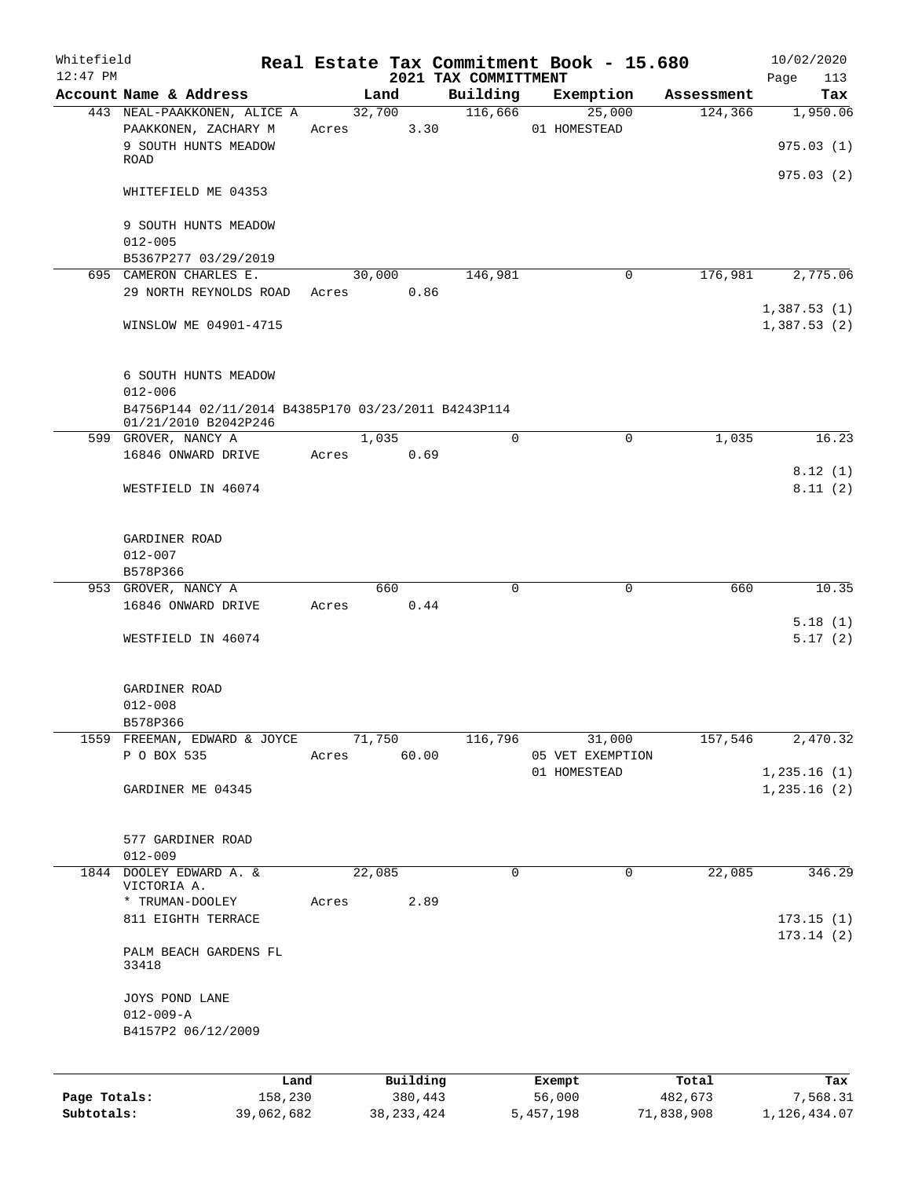Whitefield 12:47 PM

# Real Estate Tax Commitment Book - 15.680

## 2021 TAX COMMITTMENT

10/02/2020

| Account Name & Address | Land | Building | Exemption | Assessment | Tax |
|---|---|---|---|---|---|
| 443 NEAL-PAAKKONEN, ALICE A | 32,700 | 116,666 | 25,000 | 124,366 | 1,950.06 |
| PAAKKONEN, ZACHARY M | Acres 3.30 | | 01 HOMESTEAD | | |
| 9 SOUTH HUNTS MEADOW ROAD | | | | | 975.03 (1) |
| | | | | | 975.03 (2) |
| WHITEFIELD ME 04353 | | | | | |
| 9 SOUTH HUNTS MEADOW | | | | | |
| 012-005 | | | | | |
| B5367P277 03/29/2019 | | | | | |
| 695 CAMERON CHARLES E. | 30,000 | 146,981 | 0 | 176,981 | 2,775.06 |
| 29 NORTH REYNOLDS ROAD | Acres 0.86 | | | | |
| | | | | | 1,387.53 (1) |
| WINSLOW ME 04901-4715 | | | | | 1,387.53 (2) |
| 6 SOUTH HUNTS MEADOW | | | | | |
| 012-006 | | | | | |
| B4756P144 02/11/2014 B4385P170 03/23/2011 B4243P114 01/21/2010 B2042P246 | | | | | |
| 599 GROVER, NANCY A | 1,035 | 0 | 0 | 1,035 | 16.23 |
| 16846 ONWARD DRIVE | Acres 0.69 | | | | |
| | | | | | 8.12 (1) |
| WESTFIELD IN 46074 | | | | | 8.11 (2) |
| GARDINER ROAD | | | | | |
| 012-007 | | | | | |
| B578P366 | | | | | |
| 953 GROVER, NANCY A | 660 | 0 | 0 | 660 | 10.35 |
| 16846 ONWARD DRIVE | Acres 0.44 | | | | |
| | | | | | 5.18 (1) |
| WESTFIELD IN 46074 | | | | | 5.17 (2) |
| GARDINER ROAD | | | | | |
| 012-008 | | | | | |
| B578P366 | | | | | |
| 1559 FREEMAN, EDWARD & JOYCE | 71,750 | 116,796 | 31,000 | 157,546 | 2,470.32 |
| P O BOX 535 | Acres 60.00 | | 05 VET EXEMPTION | | |
| | | | 01 HOMESTEAD | | 1,235.16 (1) |
| GARDINER ME 04345 | | | | | 1,235.16 (2) |
| 577 GARDINER ROAD | | | | | |
| 012-009 | | | | | |
| 1844 DOOLEY EDWARD A. & VICTORIA A. | 22,085 | 0 | 0 | 22,085 | 346.29 |
| * TRUMAN-DOOLEY | Acres 2.89 | | | | |
| 811 EIGHTH TERRACE | | | | | 173.15 (1) |
| | | | | | 173.14 (2) |
| PALM BEACH GARDENS FL 33418 | | | | | |
| JOYS POND LANE | | | | | |
| 012-009-A | | | | | |
| B4157P2 06/12/2009 | | | | | |

| | Land | Building | Exempt | Total | Tax |
|---|---|---|---|---|---|
| Page Totals: | 158,230 | 380,443 | 56,000 | 482,673 | 7,568.31 |
| Subtotals: | 39,062,682 | 38,233,424 | 5,457,198 | 71,838,908 | 1,126,434.07 |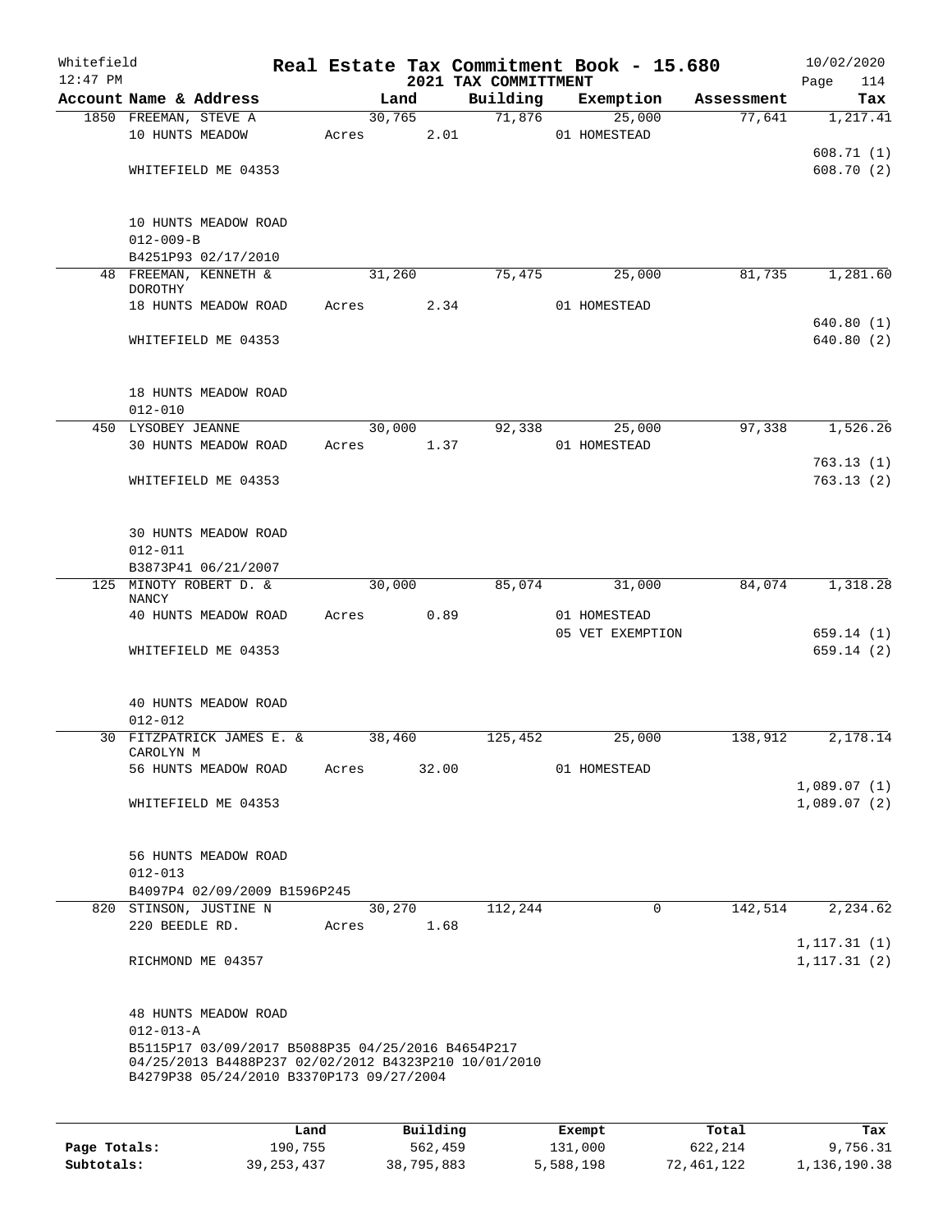Whitefield
12:47 PM

# Real Estate Tax Commitment Book - 15.680
## 2021 TAX COMMITTMENT

10/02/2020
Page 114

| Account Name & Address | Land | Building | Exemption | Assessment | Tax |
|---|---|---|---|---|---|
| 1850 FREEMAN, STEVE A | 30,765 | 71,876 | 25,000 | 77,641 | 1,217.41 |
| 10 HUNTS MEADOW | Acres 2.01 | | 01 HOMESTEAD | | |
| | | | | | 608.71 (1) |
| WHITEFIELD ME 04353 | | | | | 608.70 (2) |
| 10 HUNTS MEADOW ROAD | | | | | |
| 012-009-B | | | | | |
| B4251P93 02/17/2010 | | | | | |
| 48 FREEMAN, KENNETH & DOROTHY | 31,260 | 75,475 | 25,000 | 81,735 | 1,281.60 |
| 18 HUNTS MEADOW ROAD | Acres 2.34 | | 01 HOMESTEAD | | |
| | | | | | 640.80 (1) |
| WHITEFIELD ME 04353 | | | | | 640.80 (2) |
| 18 HUNTS MEADOW ROAD | | | | | |
| 012-010 | | | | | |
| 450 LYSOBEY JEANNE | 30,000 | 92,338 | 25,000 | 97,338 | 1,526.26 |
| 30 HUNTS MEADOW ROAD | Acres 1.37 | | 01 HOMESTEAD | | |
| | | | | | 763.13 (1) |
| WHITEFIELD ME 04353 | | | | | 763.13 (2) |
| 30 HUNTS MEADOW ROAD | | | | | |
| 012-011 | | | | | |
| B3873P41 06/21/2007 | | | | | |
| 125 MINOTY ROBERT D. & NANCY | 30,000 | 85,074 | 31,000 | 84,074 | 1,318.28 |
| 40 HUNTS MEADOW ROAD | Acres 0.89 | | 01 HOMESTEAD | | |
| | | | 05 VET EXEMPTION | | 659.14 (1) |
| WHITEFIELD ME 04353 | | | | | 659.14 (2) |
| 40 HUNTS MEADOW ROAD | | | | | |
| 012-012 | | | | | |
| 30 FITZPATRICK JAMES E. & CAROLYN M | 38,460 | 125,452 | 25,000 | 138,912 | 2,178.14 |
| 56 HUNTS MEADOW ROAD | Acres 32.00 | | 01 HOMESTEAD | | |
| | | | | | 1,089.07 (1) |
| WHITEFIELD ME 04353 | | | | | 1,089.07 (2) |
| 56 HUNTS MEADOW ROAD | | | | | |
| 012-013 | | | | | |
| B4097P4 02/09/2009 B1596P245 | | | | | |
| 820 STINSON, JUSTINE N | 30,270 | 112,244 | 0 | 142,514 | 2,234.62 |
| 220 BEEDLE RD. | Acres 1.68 | | | | |
| | | | | | 1,117.31 (1) |
| RICHMOND ME 04357 | | | | | 1,117.31 (2) |
| 48 HUNTS MEADOW ROAD | | | | | |
| 012-013-A | | | | | |
| B5115P17 03/09/2017 B5088P35 04/25/2016 B4654P217 04/25/2013 B4488P237 02/02/2012 B4323P210 10/01/2010 B4279P38 05/24/2010 B3370P173 09/27/2004 | | | | | |

| | Land | Building | Exempt | Total | Tax |
|---|---|---|---|---|---|
| Page Totals: | 190,755 | 562,459 | 131,000 | 622,214 | 9,756.31 |
| Subtotals: | 39,253,437 | 38,795,883 | 5,588,198 | 72,461,122 | 1,136,190.38 |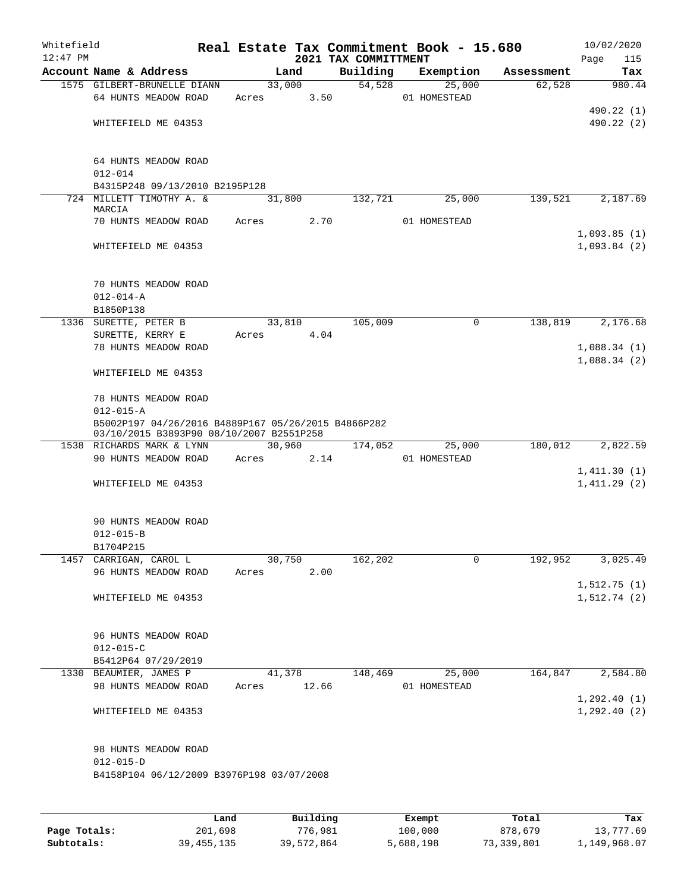Whitefield 12:47 PM

# Real Estate Tax Commitment Book - 15.680

## 2021 TAX COMMITTMENT

10/02/2020

| Account Name & Address | Land | Building | Exemption | Assessment | Tax |
|---|---|---|---|---|---|
| 1575 GILBERT-BRUNELLE DIANN | 33,000 | 54,528 | 25,000 | 62,528 | 980.44 |
| 64 HUNTS MEADOW ROAD | Acres 3.50 | | 01 HOMESTEAD | | |
| | | | | | 490.22 (1) |
| WHITEFIELD ME 04353 | | | | | 490.22 (2) |
| 64 HUNTS MEADOW ROAD | | | | | |
| 012-014 | | | | | |
| B4315P248 09/13/2010 B2195P128 | | | | | |
| 724 MILLETT TIMOTHY A. & MARCIA | 31,800 | 132,721 | 25,000 | 139,521 | 2,187.69 |
| 70 HUNTS MEADOW ROAD | Acres 2.70 | | 01 HOMESTEAD | | |
| | | | | | 1,093.85 (1) |
| WHITEFIELD ME 04353 | | | | | 1,093.84 (2) |
| 70 HUNTS MEADOW ROAD | | | | | |
| 012-014-A | | | | | |
| B1850P138 | | | | | |
| 1336 SURETTE, PETER B | 33,810 | 105,009 | 0 | 138,819 | 2,176.68 |
| SURETTE, KERRY E | Acres 4.04 | | | | |
| 78 HUNTS MEADOW ROAD | | | | | 1,088.34 (1) |
| | | | | | 1,088.34 (2) |
| WHITEFIELD ME 04353 | | | | | |
| 78 HUNTS MEADOW ROAD | | | | | |
| 012-015-A | | | | | |
| B5002P197 04/26/2016 B4889P167 05/26/2015 B4866P282 03/10/2015 B3893P90 08/10/2007 B2551P258 | | | | | |
| 1538 RICHARDS MARK & LYNN | 30,960 | 174,052 | 25,000 | 180,012 | 2,822.59 |
| 90 HUNTS MEADOW ROAD | Acres 2.14 | | 01 HOMESTEAD | | |
| | | | | | 1,411.30 (1) |
| WHITEFIELD ME 04353 | | | | | 1,411.29 (2) |
| 90 HUNTS MEADOW ROAD | | | | | |
| 012-015-B | | | | | |
| B1704P215 | | | | | |
| 1457 CARRIGAN, CAROL L | 30,750 | 162,202 | 0 | 192,952 | 3,025.49 |
| 96 HUNTS MEADOW ROAD | Acres 2.00 | | | | |
| | | | | | 1,512.75 (1) |
| WHITEFIELD ME 04353 | | | | | 1,512.74 (2) |
| 96 HUNTS MEADOW ROAD | | | | | |
| 012-015-C | | | | | |
| B5412P64 07/29/2019 | | | | | |
| 1330 BEAUMIER, JAMES P | 41,378 | 148,469 | 25,000 | 164,847 | 2,584.80 |
| 98 HUNTS MEADOW ROAD | Acres 12.66 | | 01 HOMESTEAD | | |
| | | | | | 1,292.40 (1) |
| WHITEFIELD ME 04353 | | | | | 1,292.40 (2) |
| 98 HUNTS MEADOW ROAD | | | | | |
| 012-015-D | | | | | |
| B4158P104 06/12/2009 B3976P198 03/07/2008 | | | | | |

| | Land | Building | Exempt | Total | Tax |
|---|---|---|---|---|---|
| Page Totals: | 201,698 | 776,981 | 100,000 | 878,679 | 13,777.69 |
| Subtotals: | 39,455,135 | 39,572,864 | 5,688,198 | 73,339,801 | 1,149,968.07 |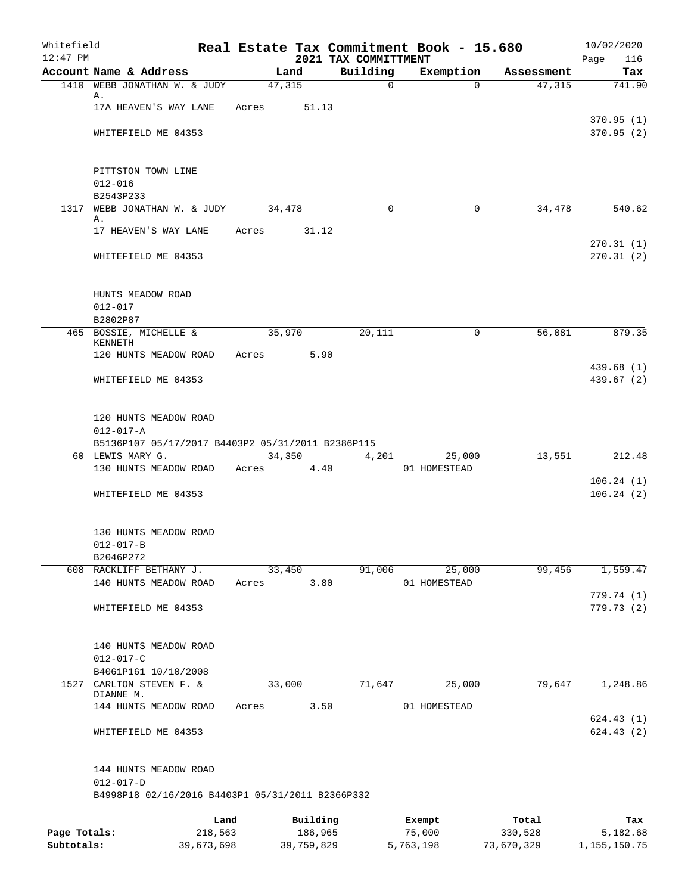Whitefield 12:47 PM

# Real Estate Tax Commitment Book - 15.680
## 2021 TAX COMMITTMENT

10/02/2020 Page 116

| Account Name & Address | Land | Building | Exemption | Assessment | Tax |
|---|---|---|---|---|---|
| 1410 WEBB JONATHAN W. & JUDY A. | 47,315 | 0 | 0 | 47,315 | 741.90 |
| 17A HEAVEN'S WAY LANE | Acres 51.13 | | | | |
| | | | | | 370.95 (1) |
| WHITEFIELD ME 04353 | | | | | 370.95 (2) |
| PITTSTON TOWN LINE | | | | | |
| 012-016 | | | | | |
| B2543P233 | | | | | |
| 1317 WEBB JONATHAN W. & JUDY A. | 34,478 | 0 | 0 | 34,478 | 540.62 |
| 17 HEAVEN'S WAY LANE | Acres 31.12 | | | | |
| | | | | | 270.31 (1) |
| WHITEFIELD ME 04353 | | | | | 270.31 (2) |
| HUNTS MEADOW ROAD | | | | | |
| 012-017 | | | | | |
| B2802P87 | | | | | |
| 465 BOSSIE, MICHELLE & KENNETH | 35,970 | 20,111 | 0 | 56,081 | 879.35 |
| 120 HUNTS MEADOW ROAD | Acres 5.90 | | | | |
| | | | | | 439.68 (1) |
| WHITEFIELD ME 04353 | | | | | 439.67 (2) |
| 120 HUNTS MEADOW ROAD | | | | | |
| 012-017-A | | | | | |
| B5136P107 05/17/2017 B4403P2 05/31/2011 B2386P115 | | | | | |
| 60 LEWIS MARY G. | 34,350 | 4,201 | 25,000 | 13,551 | 212.48 |
| 130 HUNTS MEADOW ROAD | Acres 4.40 | | 01 HOMESTEAD | | |
| | | | | | 106.24 (1) |
| WHITEFIELD ME 04353 | | | | | 106.24 (2) |
| 130 HUNTS MEADOW ROAD | | | | | |
| 012-017-B | | | | | |
| B2046P272 | | | | | |
| 608 RACKLIFF BETHANY J. | 33,450 | 91,006 | 25,000 | 99,456 | 1,559.47 |
| 140 HUNTS MEADOW ROAD | Acres 3.80 | | 01 HOMESTEAD | | |
| | | | | | 779.74 (1) |
| WHITEFIELD ME 04353 | | | | | 779.73 (2) |
| 140 HUNTS MEADOW ROAD | | | | | |
| 012-017-C | | | | | |
| B4061P161 10/10/2008 | | | | | |
| 1527 CARLTON STEVEN F. & DIANNE M. | 33,000 | 71,647 | 25,000 | 79,647 | 1,248.86 |
| 144 HUNTS MEADOW ROAD | Acres 3.50 | | 01 HOMESTEAD | | |
| | | | | | 624.43 (1) |
| WHITEFIELD ME 04353 | | | | | 624.43 (2) |
| 144 HUNTS MEADOW ROAD | | | | | |
| 012-017-D | | | | | |
| B4998P18 02/16/2016 B4403P1 05/31/2011 B2366P332 | | | | | |

| | Land | Building | Exempt | Total | Tax |
|---|---|---|---|---|---|
| Page Totals: | 218,563 | 186,965 | 75,000 | 330,528 | 5,182.68 |
| Subtotals: | 39,673,698 | 39,759,829 | 5,763,198 | 73,670,329 | 1,155,150.75 |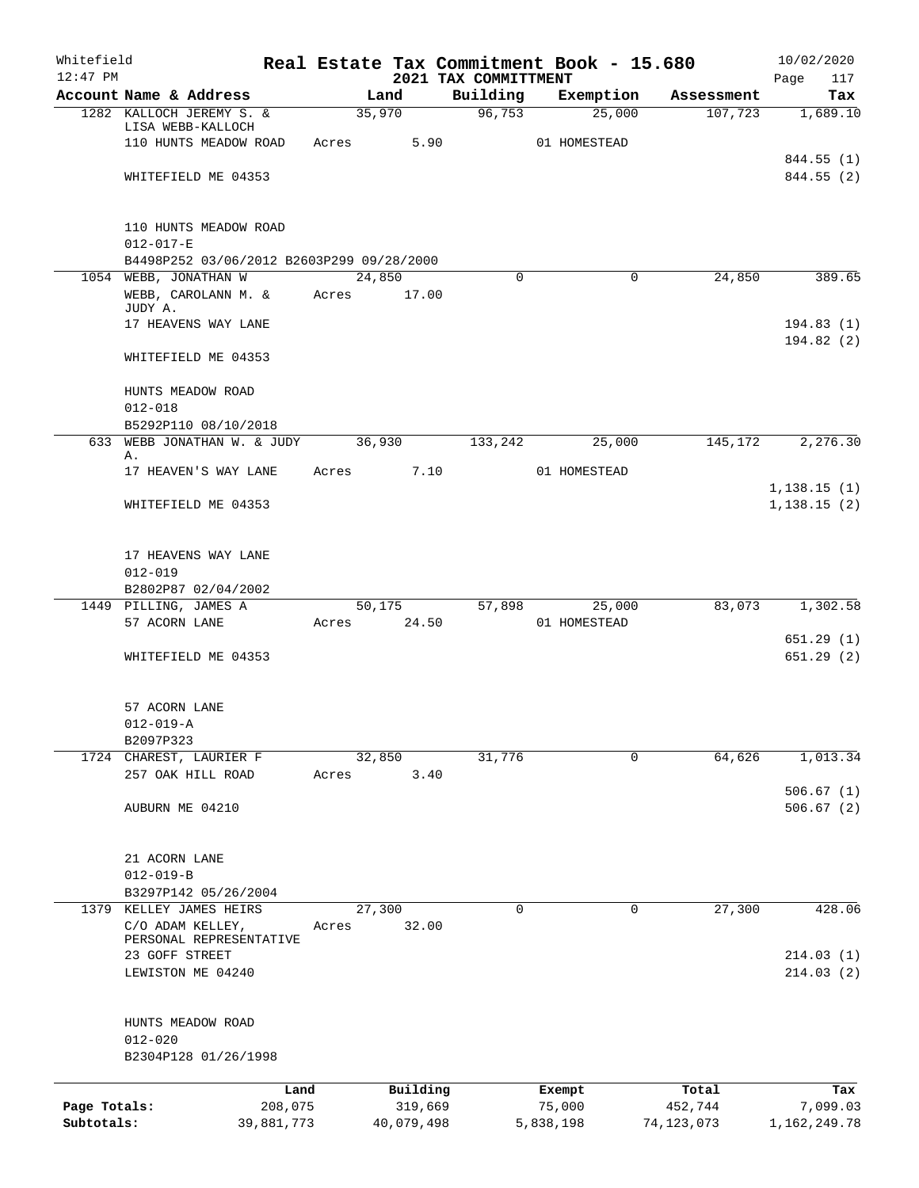Whitefield 12:47 PM

# Real Estate Tax Commitment Book - 15.680

## 2021 TAX COMMITTMENT

10/02/2020

| Account Name & Address | Land | Building | Exemption | Assessment | Tax |
|---|---|---|---|---|---|
| 1282 KALLOCH JEREMY S. & LISA WEBB-KALLOCH | 35,970 | 96,753 | 25,000 | 107,723 | 1,689.10 |
| 110 HUNTS MEADOW ROAD | Acres 5.90 | | 01 HOMESTEAD | | |
| | | | | | 844.55 (1) |
| WHITEFIELD ME 04353 | | | | | 844.55 (2) |
| 110 HUNTS MEADOW ROAD | | | | | |
| 012-017-E | | | | | |
| B4498P252 03/06/2012 B2603P299 09/28/2000 | | | | | |
| 1054 WEBB, JONATHAN W | 24,850 | 0 | 0 | 24,850 | 389.65 |
| WEBB, CAROLANN M. & JUDY A. | Acres 17.00 | | | | |
| 17 HEAVENS WAY LANE | | | | | 194.83 (1) |
| | | | | | 194.82 (2) |
| WHITEFIELD ME 04353 | | | | | |
| HUNTS MEADOW ROAD | | | | | |
| 012-018 | | | | | |
| B5292P110 08/10/2018 | | | | | |
| 633 WEBB JONATHAN W. & JUDY A. | 36,930 | 133,242 | 25,000 | 145,172 | 2,276.30 |
| 17 HEAVEN'S WAY LANE | Acres 7.10 | | 01 HOMESTEAD | | |
| | | | | | 1,138.15 (1) |
| WHITEFIELD ME 04353 | | | | | 1,138.15 (2) |
| 17 HEAVENS WAY LANE | | | | | |
| 012-019 | | | | | |
| B2802P87 02/04/2002 | | | | | |
| 1449 PILLING, JAMES A | 50,175 | 57,898 | 25,000 | 83,073 | 1,302.58 |
| 57 ACORN LANE | Acres 24.50 | | 01 HOMESTEAD | | |
| | | | | | 651.29 (1) |
| WHITEFIELD ME 04353 | | | | | 651.29 (2) |
| 57 ACORN LANE | | | | | |
| 012-019-A | | | | | |
| B2097P323 | | | | | |
| 1724 CHAREST, LAURIER F | 32,850 | 31,776 | 0 | 64,626 | 1,013.34 |
| 257 OAK HILL ROAD | Acres 3.40 | | | | |
| | | | | | 506.67 (1) |
| AUBURN ME 04210 | | | | | 506.67 (2) |
| 21 ACORN LANE | | | | | |
| 012-019-B | | | | | |
| B3297P142 05/26/2004 | | | | | |
| 1379 KELLEY JAMES HEIRS | 27,300 | 0 | 0 | 27,300 | 428.06 |
| C/O ADAM KELLEY, PERSONAL REPRESENTATIVE | Acres 32.00 | | | | |
| 23 GOFF STREET | | | | | 214.03 (1) |
| LEWISTON ME 04240 | | | | | 214.03 (2) |
| HUNTS MEADOW ROAD | | | | | |
| 012-020 | | | | | |
| B2304P128 01/26/1998 | | | | | |

| | Land | Building | Exempt | Total | Tax |
|---|---|---|---|---|---|
| Page Totals: | 208,075 | 319,669 | 75,000 | 452,744 | 7,099.03 |
| Subtotals: | 39,881,773 | 40,079,498 | 5,838,198 | 74,123,073 | 1,162,249.78 |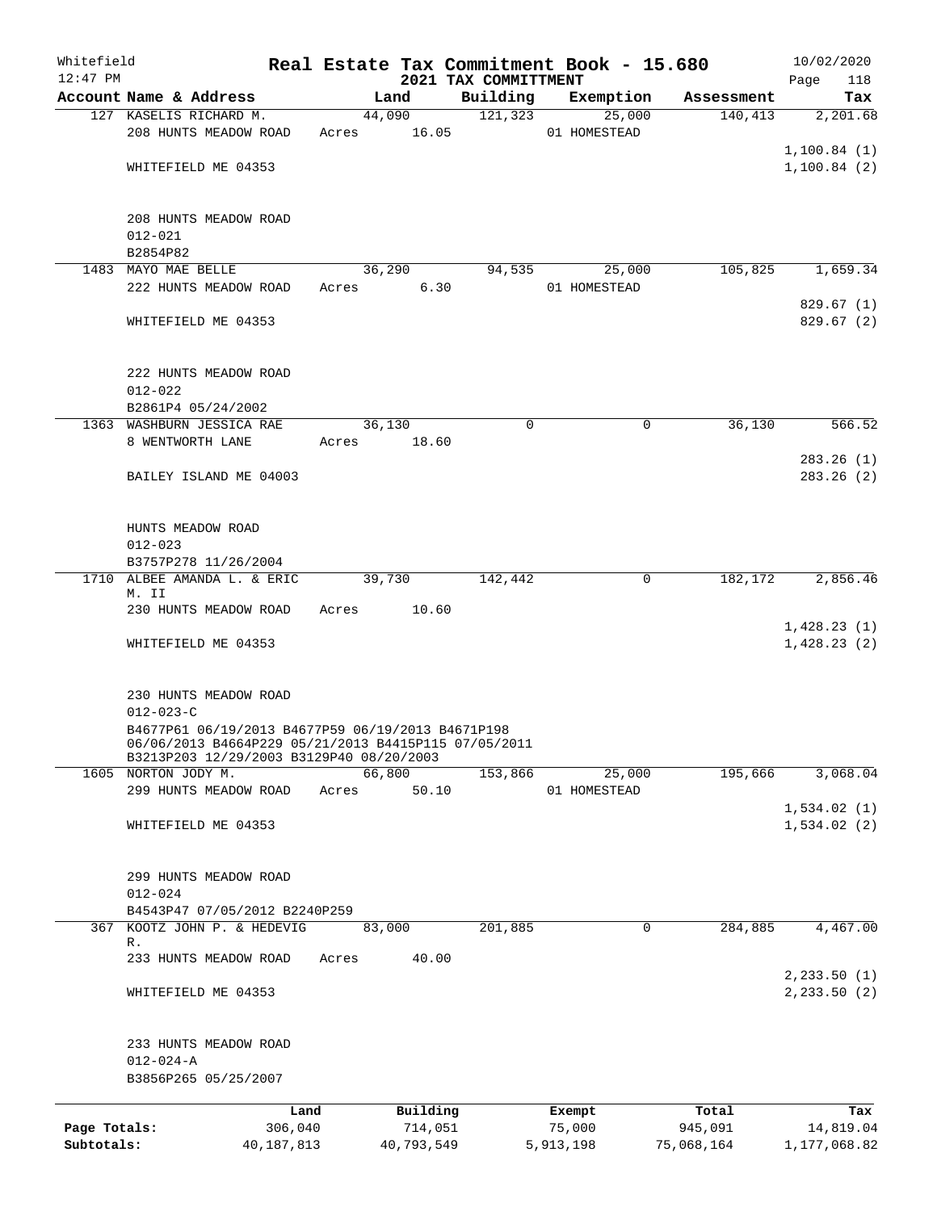Whitefield 12:47 PM

# Real Estate Tax Commitment Book - 15.680

## 2021 TAX COMMITTMENT

10/02/2020

| Account Name & Address | Land | Building | Exemption | Assessment | Tax |
|---|---|---|---|---|---|
| 127 KASELIS RICHARD M. | 44,090 | 121,323 | 25,000 | 140,413 | 2,201.68 |
| 208 HUNTS MEADOW ROAD | Acres 16.05 | | 01 HOMESTEAD | | |
| | | | | | 1,100.84 (1) |
| WHITEFIELD ME 04353 | | | | | 1,100.84 (2) |
| 208 HUNTS MEADOW ROAD | | | | | |
| 012-021 | | | | | |
| B2854P82 | | | | | |
| 1483 MAYO MAE BELLE | 36,290 | 94,535 | 25,000 | 105,825 | 1,659.34 |
| 222 HUNTS MEADOW ROAD | Acres 6.30 | | 01 HOMESTEAD | | |
| | | | | | 829.67 (1) |
| WHITEFIELD ME 04353 | | | | | 829.67 (2) |
| 222 HUNTS MEADOW ROAD | | | | | |
| 012-022 | | | | | |
| B2861P4 05/24/2002 | | | | | |
| 1363 WASHBURN JESSICA RAE | 36,130 | 0 | 0 | 36,130 | 566.52 |
| 8 WENTWORTH LANE | Acres 18.60 | | | | |
| | | | | | 283.26 (1) |
| BAILEY ISLAND ME 04003 | | | | | 283.26 (2) |
| HUNTS MEADOW ROAD | | | | | |
| 012-023 | | | | | |
| B3757P278 11/26/2004 | | | | | |
| 1710 ALBEE AMANDA L. & ERIC M. II | 39,730 | 142,442 | 0 | 182,172 | 2,856.46 |
| 230 HUNTS MEADOW ROAD | Acres 10.60 | | | | |
| | | | | | 1,428.23 (1) |
| WHITEFIELD ME 04353 | | | | | 1,428.23 (2) |
| 230 HUNTS MEADOW ROAD | | | | | |
| 012-023-C | | | | | |
| B4677P61 06/19/2013 B4677P59 06/19/2013 B4671P198 06/06/2013 B4664P229 05/21/2013 B4415P115 07/05/2011 B3213P203 12/29/2003 B3129P40 08/20/2003 | | | | | |
| 1605 NORTON JODY M. | 66,800 | 153,866 | 25,000 | 195,666 | 3,068.04 |
| 299 HUNTS MEADOW ROAD | Acres 50.10 | | 01 HOMESTEAD | | |
| | | | | | 1,534.02 (1) |
| WHITEFIELD ME 04353 | | | | | 1,534.02 (2) |
| 299 HUNTS MEADOW ROAD | | | | | |
| 012-024 | | | | | |
| B4543P47 07/05/2012 B2240P259 | | | | | |
| 367 KOOTZ JOHN P. & HEDEVIG R. | 83,000 | 201,885 | 0 | 284,885 | 4,467.00 |
| 233 HUNTS MEADOW ROAD | Acres 40.00 | | | | |
| | | | | | 2,233.50 (1) |
| WHITEFIELD ME 04353 | | | | | 2,233.50 (2) |
| 233 HUNTS MEADOW ROAD | | | | | |
| 012-024-A | | | | | |
| B3856P265 05/25/2007 | | | | | |

| | Land | Building | Exempt | Total | Tax |
|---|---|---|---|---|---|
| Page Totals: | 306,040 | 714,051 | 75,000 | 945,091 | 14,819.04 |
| Subtotals: | 40,187,813 | 40,793,549 | 5,913,198 | 75,068,164 | 1,177,068.82 |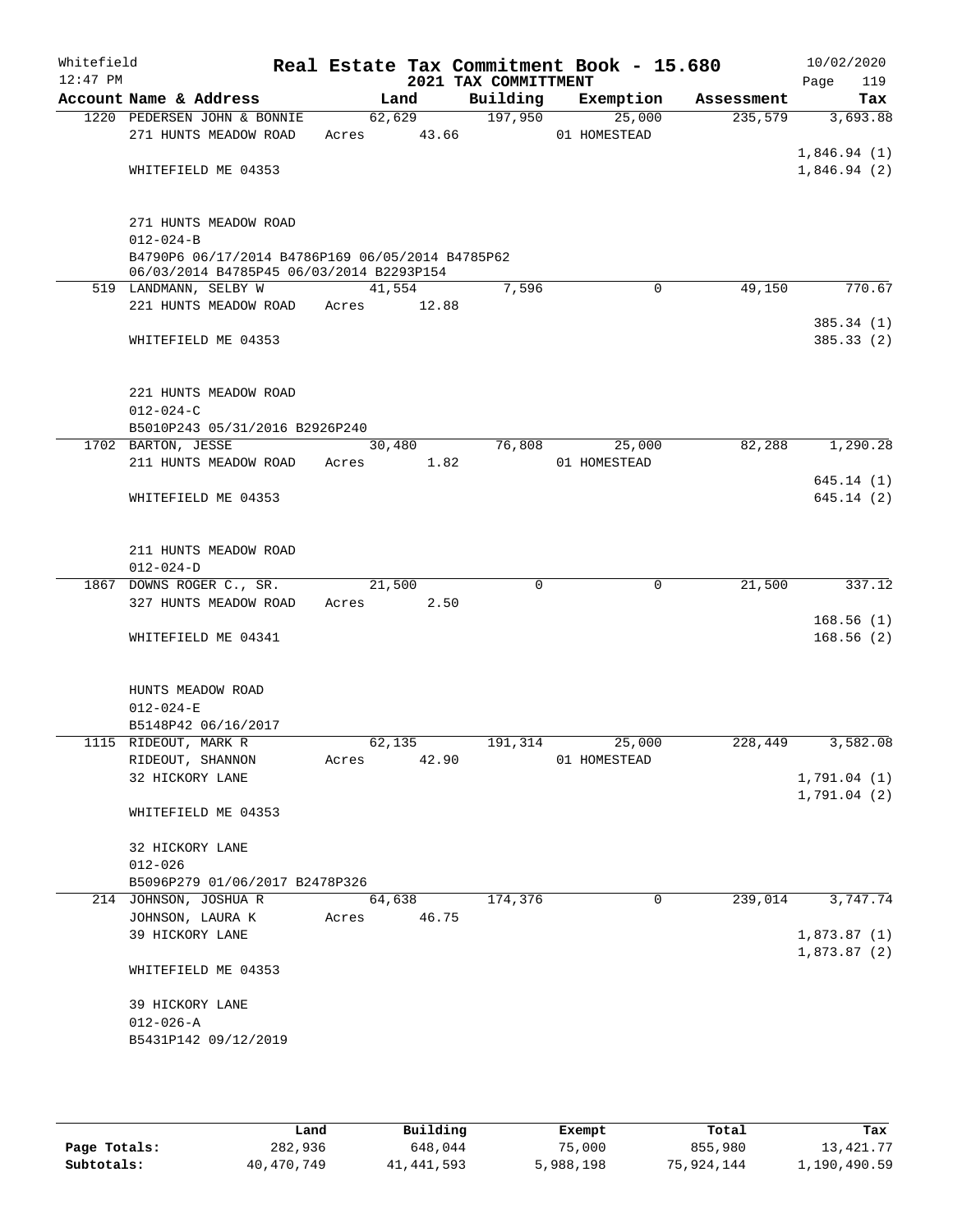Whitefield 12:47 PM

# Real Estate Tax Commitment Book - 15.680

## 2021 TAX COMMITTMENT

10/02/2020

| Account Name & Address | Land | Building | Exemption | Assessment | Tax |
|---|---|---|---|---|---|
| 1220 PEDERSEN JOHN & BONNIE<br>271 HUNTS MEADOW ROAD<br><br>WHITEFIELD ME 04353<br><br>271 HUNTS MEADOW ROAD<br>012-024-B<br>B4790P6 06/17/2014 B4786P169 06/05/2014 B4785P62 06/03/2014 B4785P45 06/03/2014 B2293P154 | 62,629<br>Acres 43.66 | 197,950 | 25,000<br>01 HOMESTEAD | 235,579 | 3,693.88<br><br>1,846.94 (1)<br>1,846.94 (2) |
| 519 LANDMANN, SELBY W<br>221 HUNTS MEADOW ROAD<br><br>WHITEFIELD ME 04353<br><br>221 HUNTS MEADOW ROAD<br>012-024-C<br>B5010P243 05/31/2016 B2926P240 | 41,554<br>Acres 12.88 | 7,596 | 0 | 49,150 | 770.67<br><br>385.34 (1)<br>385.33 (2) |
| 1702 BARTON, JESSE<br>211 HUNTS MEADOW ROAD<br><br>WHITEFIELD ME 04353<br><br>211 HUNTS MEADOW ROAD<br>012-024-D | 30,480<br>Acres 1.82 | 76,808 | 25,000<br>01 HOMESTEAD | 82,288 | 1,290.28<br><br>645.14 (1)<br>645.14 (2) |
| 1867 DOWNS ROGER C., SR.<br>327 HUNTS MEADOW ROAD<br><br>WHITEFIELD ME 04341<br><br>HUNTS MEADOW ROAD<br>012-024-E<br>B5148P42 06/16/2017 | 21,500<br>Acres 2.50 | 0 | 0 | 21,500 | 337.12<br><br>168.56 (1)<br>168.56 (2) |
| 1115 RIDEOUT, MARK R<br>RIDEOUT, SHANNON<br>32 HICKORY LANE<br><br>WHITEFIELD ME 04353<br><br>32 HICKORY LANE<br>012-026<br>B5096P279 01/06/2017 B2478P326 | 62,135<br>Acres 42.90 | 191,314 | 25,000<br>01 HOMESTEAD | 228,449 | 3,582.08<br><br>1,791.04 (1)<br>1,791.04 (2) |
| 214 JOHNSON, JOSHUA R<br>JOHNSON, LAURA K<br>39 HICKORY LANE<br><br>WHITEFIELD ME 04353<br><br>39 HICKORY LANE<br>012-026-A<br>B5431P142 09/12/2019 | 64,638<br>Acres 46.75 | 174,376 | 0 | 239,014 | 3,747.74<br><br>1,873.87 (1)<br>1,873.87 (2) |

| | Land | Building | Exempt | Total | Tax |
|---|---|---|---|---|---|
| Page Totals: | 282,936 | 648,044 | 75,000 | 855,980 | 13,421.77 |
| Subtotals: | 40,470,749 | 41,441,593 | 5,988,198 | 75,924,144 | 1,190,490.59 |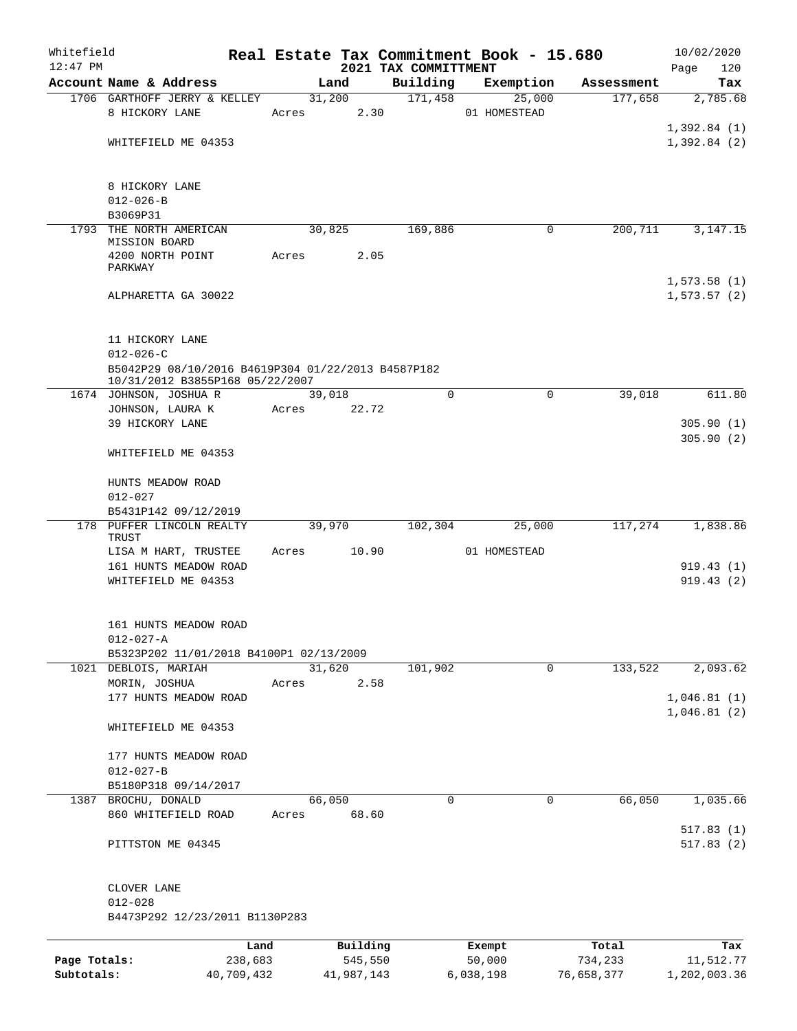Whitefield 12:47 PM

# Real Estate Tax Commitment Book - 15.680
## 2021 TAX COMMITTMENT

10/02/2020

| Account | Name & Address | Land | Building | Exemption | Assessment | Tax |
|---|---|---|---|---|---|---|
| 1706 | GARTHOFF JERRY & KELLEY<br>8 HICKORY LANE<br><br>WHITEFIELD ME 04353<br><br>8 HICKORY LANE<br>012-026-B<br>B3069P31 | 31,200<br>Acres 2.30 | 171,458 | 25,000<br>01 HOMESTEAD | 177,658 | 2,785.68<br><br>1,392.84 (1)<br>1,392.84 (2) |
| 1793 | THE NORTH AMERICAN MISSION BOARD<br>4200 NORTH POINT PARKWAY<br><br>ALPHARETTA GA 30022<br><br>11 HICKORY LANE<br>012-026-C<br>B5042P29 08/10/2016 B4619P304 01/22/2013 B4587P182 10/31/2012 B3855P168 05/22/2007 | 30,825<br>Acres 2.05 | 169,886 | 0 | 200,711 | 3,147.15<br><br>1,573.58 (1)<br>1,573.57 (2) |
| 1674 | JOHNSON, JOSHUA R<br>JOHNSON, LAURA K<br>39 HICKORY LANE<br><br>WHITEFIELD ME 04353<br><br>HUNTS MEADOW ROAD<br>012-027<br>B5431P142 09/12/2019 | 39,018<br>Acres 22.72 | 0 | 0 | 39,018 | 611.80<br><br>305.90 (1)<br>305.90 (2) |
| 178 | PUFFER LINCOLN REALTY TRUST<br>LISA M HART, TRUSTEE<br>161 HUNTS MEADOW ROAD<br>WHITEFIELD ME 04353<br><br>161 HUNTS MEADOW ROAD<br>012-027-A<br>B5323P202 11/01/2018 B4100P1 02/13/2009 | 39,970<br>Acres 10.90 | 102,304 | 25,000<br>01 HOMESTEAD | 117,274 | 1,838.86<br><br>919.43 (1)<br>919.43 (2) |
| 1021 | DEBLOIS, MARIAH<br>MORIN, JOSHUA<br>177 HUNTS MEADOW ROAD<br><br>WHITEFIELD ME 04353<br><br>177 HUNTS MEADOW ROAD<br>012-027-B<br>B5180P318 09/14/2017 | 31,620<br>Acres 2.58 | 101,902 | 0 | 133,522 | 2,093.62<br><br>1,046.81 (1)<br>1,046.81 (2) |
| 1387 | BROCHU, DONALD<br>860 WHITEFIELD ROAD<br><br>PITTSTON ME 04345<br><br>CLOVER LANE<br>012-028<br>B4473P292 12/23/2011 B1130P283 | 66,050<br>Acres 68.60 | 0 | 0 | 66,050 | 1,035.66<br><br>517.83 (1)<br>517.83 (2) |

| | Land | Building | Exempt | Total | Tax |
|---|---|---|---|---|---|
| Page Totals: | 238,683 | 545,550 | 50,000 | 734,233 | 11,512.77 |
| Subtotals: | 40,709,432 | 41,987,143 | 6,038,198 | 76,658,377 | 1,202,003.36 |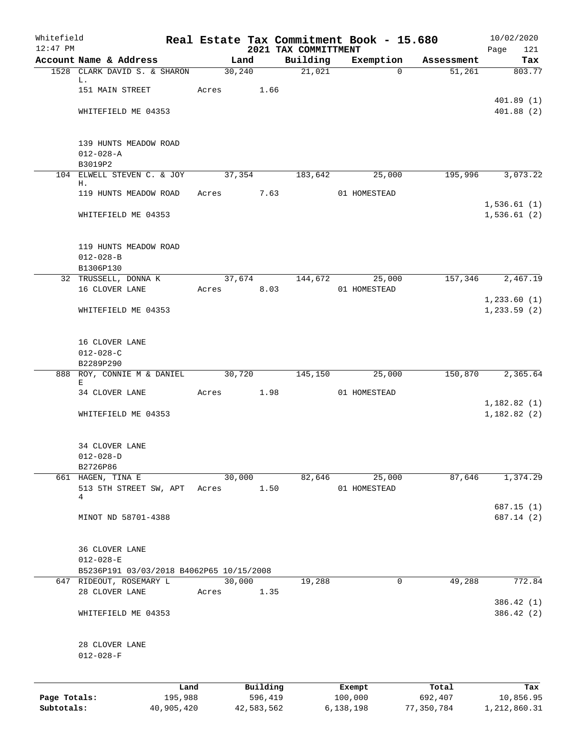Whitefield 12:47 PM

# Real Estate Tax Commitment Book - 15.680

## 2021 TAX COMMITTMENT

10/02/2020

| Account Name & Address | Land | Building | Exemption | Assessment | Tax |
|---|---|---|---|---|---|
| 1528 CLARK DAVID S. & SHARON L. | 30,240 | 21,021 | 0 | 51,261 | 803.77 |
| 151 MAIN STREET | Acres 1.66 | | | | |
| | | | | | 401.89 (1) |
| WHITEFIELD ME 04353 | | | | | 401.88 (2) |
| 139 HUNTS MEADOW ROAD | | | | | |
| 012-028-A | | | | | |
| B3019P2 | | | | | |
| 104 ELWELL STEVEN C. & JOY H. | 37,354 | 183,642 | 25,000 | 195,996 | 3,073.22 |
| 119 HUNTS MEADOW ROAD | Acres 7.63 | | 01 HOMESTEAD | | |
| | | | | | 1,536.61 (1) |
| WHITEFIELD ME 04353 | | | | | 1,536.61 (2) |
| 119 HUNTS MEADOW ROAD | | | | | |
| 012-028-B | | | | | |
| B1306P130 | | | | | |
| 32 TRUSSELL, DONNA K | 37,674 | 144,672 | 25,000 | 157,346 | 2,467.19 |
| 16 CLOVER LANE | Acres 8.03 | | 01 HOMESTEAD | | |
| | | | | | 1,233.60 (1) |
| WHITEFIELD ME 04353 | | | | | 1,233.59 (2) |
| 16 CLOVER LANE | | | | | |
| 012-028-C | | | | | |
| B2289P290 | | | | | |
| 888 ROY, CONNIE M & DANIEL E | 30,720 | 145,150 | 25,000 | 150,870 | 2,365.64 |
| 34 CLOVER LANE | Acres 1.98 | | 01 HOMESTEAD | | |
| | | | | | 1,182.82 (1) |
| WHITEFIELD ME 04353 | | | | | 1,182.82 (2) |
| 34 CLOVER LANE | | | | | |
| 012-028-D | | | | | |
| B2726P86 | | | | | |
| 661 HAGEN, TINA E | 30,000 | 82,646 | 25,000 | 87,646 | 1,374.29 |
| 513 5TH STREET SW, APT 4 | Acres 1.50 | | 01 HOMESTEAD | | |
| | | | | | 687.15 (1) |
| MINOT ND 58701-4388 | | | | | 687.14 (2) |
| 36 CLOVER LANE | | | | | |
| 012-028-E | | | | | |
| B5236P191 03/03/2018 B4062P65 10/15/2008 | | | | | |
| 647 RIDEOUT, ROSEMARY L | 30,000 | 19,288 | 0 | 49,288 | 772.84 |
| 28 CLOVER LANE | Acres 1.35 | | | | |
| | | | | | 386.42 (1) |
| WHITEFIELD ME 04353 | | | | | 386.42 (2) |
| 28 CLOVER LANE | | | | | |
| 012-028-F | | | | | |

| | Land | Building | Exempt | Total | Tax |
|---|---|---|---|---|---|
| Page Totals: | 195,988 | 596,419 | 100,000 | 692,407 | 10,856.95 |
| Subtotals: | 40,905,420 | 42,583,562 | 6,138,198 | 77,350,784 | 1,212,860.31 |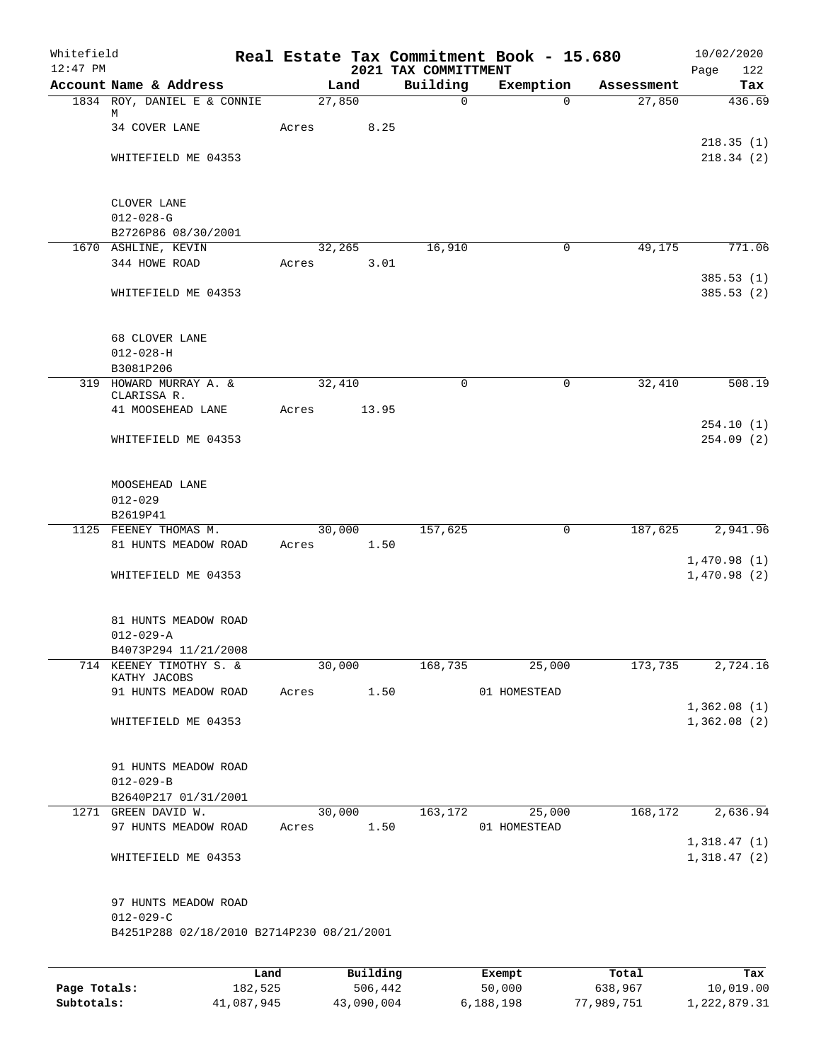Whitefield 12:47 PM

# Real Estate Tax Commitment Book - 15.680
## 2021 TAX COMMITTMENT

10/02/2020

| Account Name & Address | Land | Building | Exemption | Assessment | Tax |
|---|---|---|---|---|---|
| 1834 ROY, DANIEL E & CONNIE M | 27,850 | 0 | 0 | 27,850 | 436.69 |
| 34 COVER LANE | Acres 8.25 | | | | |
| | | | | | 218.35 (1) |
| WHITEFIELD ME 04353 | | | | | 218.34 (2) |
| CLOVER LANE | | | | | |
| 012-028-G | | | | | |
| B2726P86 08/30/2001 | | | | | |
| 1670 ASHLINE, KEVIN | 32,265 | 16,910 | 0 | 49,175 | 771.06 |
| 344 HOWE ROAD | Acres 3.01 | | | | |
| | | | | | 385.53 (1) |
| WHITEFIELD ME 04353 | | | | | 385.53 (2) |
| 68 CLOVER LANE | | | | | |
| 012-028-H | | | | | |
| B3081P206 | | | | | |
| 319 HOWARD MURRAY A. & CLARISSA R. | 32,410 | 0 | 0 | 32,410 | 508.19 |
| 41 MOOSEHEAD LANE | Acres 13.95 | | | | |
| | | | | | 254.10 (1) |
| WHITEFIELD ME 04353 | | | | | 254.09 (2) |
| MOOSEHEAD LANE | | | | | |
| 012-029 | | | | | |
| B2619P41 | | | | | |
| 1125 FEENEY THOMAS M. | 30,000 | 157,625 | 0 | 187,625 | 2,941.96 |
| 81 HUNTS MEADOW ROAD | Acres 1.50 | | | | |
| | | | | | 1,470.98 (1) |
| WHITEFIELD ME 04353 | | | | | 1,470.98 (2) |
| 81 HUNTS MEADOW ROAD | | | | | |
| 012-029-A | | | | | |
| B4073P294 11/21/2008 | | | | | |
| 714 KEENEY TIMOTHY S. & KATHY JACOBS | 30,000 | 168,735 | 25,000 | 173,735 | 2,724.16 |
| 91 HUNTS MEADOW ROAD | Acres 1.50 | | 01 HOMESTEAD | | |
| | | | | | 1,362.08 (1) |
| WHITEFIELD ME 04353 | | | | | 1,362.08 (2) |
| 91 HUNTS MEADOW ROAD | | | | | |
| 012-029-B | | | | | |
| B2640P217 01/31/2001 | | | | | |
| 1271 GREEN DAVID W. | 30,000 | 163,172 | 25,000 | 168,172 | 2,636.94 |
| 97 HUNTS MEADOW ROAD | Acres 1.50 | | 01 HOMESTEAD | | |
| | | | | | 1,318.47 (1) |
| WHITEFIELD ME 04353 | | | | | 1,318.47 (2) |
| 97 HUNTS MEADOW ROAD | | | | | |
| 012-029-C | | | | | |
| B4251P288 02/18/2010 B2714P230 08/21/2001 | | | | | |

| | Land | Building | Exempt | Total | Tax |
|---|---|---|---|---|---|
| Page Totals: | 182,525 | 506,442 | 50,000 | 638,967 | 10,019.00 |
| Subtotals: | 41,087,945 | 43,090,004 | 6,188,198 | 77,989,751 | 1,222,879.31 |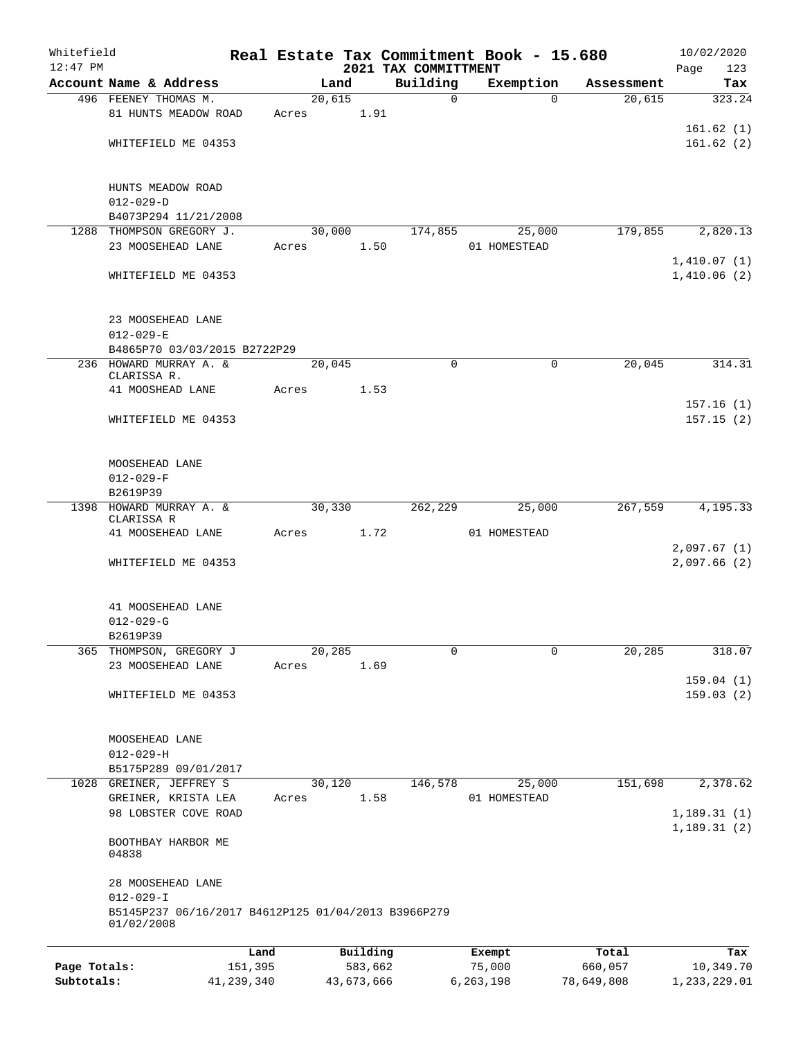Whitefield
12:47 PM

# Real Estate Tax Commitment Book - 15.680
## 2021 TAX COMMITTMENT

10/02/2020

| Account Name & Address | Land | Building | Exemption | Assessment | Tax |
|---|---|---|---|---|---|
| 496 FEENEY THOMAS M.<br>81 HUNTS MEADOW ROAD<br><br>WHITEFIELD ME 04353<br><br>HUNTS MEADOW ROAD<br>012-029-D<br>B4073P294 11/21/2008 | 20,615<br>Acres 1.91 | 0 | 0 | 20,615 | 323.24<br><br>161.62 (1)<br>161.62 (2) |
| 1288 THOMPSON GREGORY J.<br>23 MOOSEHEAD LANE<br><br>WHITEFIELD ME 04353<br><br>23 MOOSEHEAD LANE<br>012-029-E<br>B4865P70 03/03/2015 B2722P29 | 30,000<br>Acres 1.50 | 174,855 | 25,000<br>01 HOMESTEAD | 179,855 | 2,820.13<br><br>1,410.07 (1)<br>1,410.06 (2) |
| 236 HOWARD MURRAY A. & CLARISSA R.<br>41 MOOSHEAD LANE<br><br>WHITEFIELD ME 04353<br><br>MOOSEHEAD LANE<br>012-029-F<br>B2619P39 | 20,045<br>Acres 1.53 | 0 | 0 | 20,045 | 314.31<br><br>157.16 (1)<br>157.15 (2) |
| 1398 HOWARD MURRAY A. & CLARISSA R<br>41 MOOSEHEAD LANE<br><br>WHITEFIELD ME 04353<br><br>41 MOOSEHEAD LANE<br>012-029-G<br>B2619P39 | 30,330<br>Acres 1.72 | 262,229 | 25,000<br>01 HOMESTEAD | 267,559 | 4,195.33<br><br>2,097.67 (1)<br>2,097.66 (2) |
| 365 THOMPSON, GREGORY J<br>23 MOOSEHEAD LANE<br><br>WHITEFIELD ME 04353<br><br>MOOSEHEAD LANE<br>012-029-H<br>B5175P289 09/01/2017 | 20,285<br>Acres 1.69 | 0 | 0 | 20,285 | 318.07<br><br>159.04 (1)<br>159.03 (2) |
| 1028 GREINER, JEFFREY S<br>GREINER, KRISTA LEA<br>98 LOBSTER COVE ROAD<br><br>BOOTHBAY HARBOR ME 04838<br><br>28 MOOSEHEAD LANE<br>012-029-I<br>B5145P237 06/16/2017 B4612P125 01/04/2013 B3966P279 01/02/2008 | 30,120<br>Acres 1.58 | 146,578 | 25,000<br>01 HOMESTEAD | 151,698 | 2,378.62<br><br>1,189.31 (1)<br>1,189.31 (2) |

| | Land | Building | Exempt | Total | Tax |
|---|---|---|---|---|---|
| Page Totals: | 151,395 | 583,662 | 75,000 | 660,057 | 10,349.70 |
| Subtotals: | 41,239,340 | 43,673,666 | 6,263,198 | 78,649,808 | 1,233,229.01 |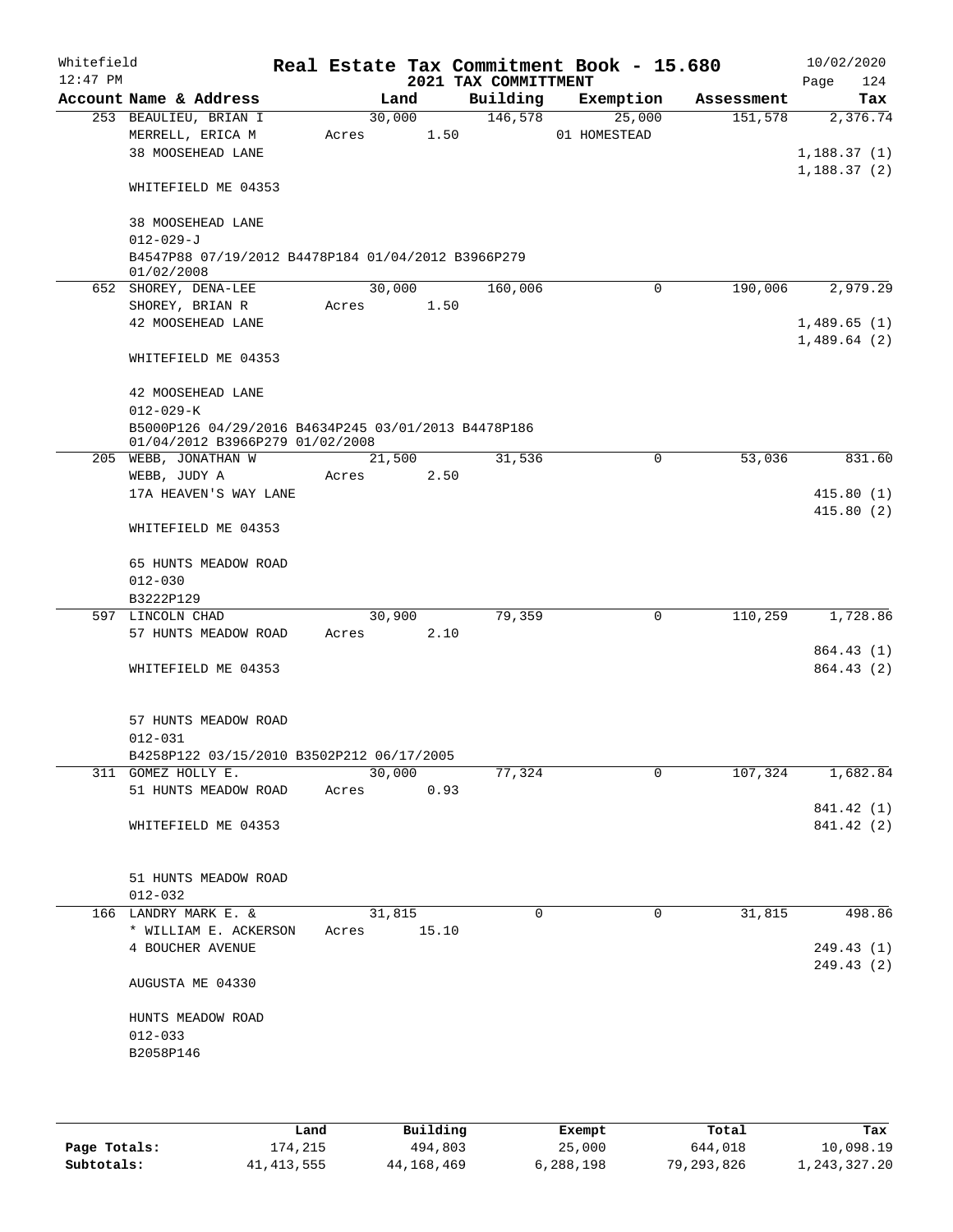Whitefield 12:47 PM

# Real Estate Tax Commitment Book - 15.680
## 2021 TAX COMMITTMENT

10/02/2020

| Account Name & Address | Land | Building | Exemption | Assessment | Tax |
|---|---|---|---|---|---|
| 253 BEAULIEU, BRIAN I | 30,000 | 146,578 | 25,000 | 151,578 | 2,376.74 |
| MERRELL, ERICA M | Acres 1.50 | | 01 HOMESTEAD | | |
| 38 MOOSEHEAD LANE | | | | | 1,188.37 (1) |
| | | | | | 1,188.37 (2) |
| WHITEFIELD ME 04353 | | | | | |
| 38 MOOSEHEAD LANE | | | | | |
| 012-029-J | | | | | |
| B4547P88 07/19/2012 B4478P184 01/04/2012 B3966P279 01/02/2008 | | | | | |
| 652 SHOREY, DENA-LEE | 30,000 | 160,006 | 0 | 190,006 | 2,979.29 |
| SHOREY, BRIAN R | Acres 1.50 | | | | |
| 42 MOOSEHEAD LANE | | | | | 1,489.65 (1) |
| | | | | | 1,489.64 (2) |
| WHITEFIELD ME 04353 | | | | | |
| 42 MOOSEHEAD LANE | | | | | |
| 012-029-K | | | | | |
| B5000P126 04/29/2016 B4634P245 03/01/2013 B4478P186 01/04/2012 B3966P279 01/02/2008 | | | | | |
| 205 WEBB, JONATHAN W | 21,500 | 31,536 | 0 | 53,036 | 831.60 |
| WEBB, JUDY A | Acres 2.50 | | | | |
| 17A HEAVEN'S WAY LANE | | | | | 415.80 (1) |
| | | | | | 415.80 (2) |
| WHITEFIELD ME 04353 | | | | | |
| 65 HUNTS MEADOW ROAD | | | | | |
| 012-030 | | | | | |
| B3222P129 | | | | | |
| 597 LINCOLN CHAD | 30,900 | 79,359 | 0 | 110,259 | 1,728.86 |
| 57 HUNTS MEADOW ROAD | Acres 2.10 | | | | |
| | | | | | 864.43 (1) |
| WHITEFIELD ME 04353 | | | | | 864.43 (2) |
| 57 HUNTS MEADOW ROAD | | | | | |
| 012-031 | | | | | |
| B4258P122 03/15/2010 B3502P212 06/17/2005 | | | | | |
| 311 GOMEZ HOLLY E. | 30,000 | 77,324 | 0 | 107,324 | 1,682.84 |
| 51 HUNTS MEADOW ROAD | Acres 0.93 | | | | |
| | | | | | 841.42 (1) |
| WHITEFIELD ME 04353 | | | | | 841.42 (2) |
| 51 HUNTS MEADOW ROAD | | | | | |
| 012-032 | | | | | |
| 166 LANDRY MARK E. & | 31,815 | 0 | 0 | 31,815 | 498.86 |
| * WILLIAM E. ACKERSON | Acres 15.10 | | | | |
| 4 BOUCHER AVENUE | | | | | 249.43 (1) |
| | | | | | 249.43 (2) |
| AUGUSTA ME 04330 | | | | | |
| HUNTS MEADOW ROAD | | | | | |
| 012-033 | | | | | |
| B2058P146 | | | | | |

| | Land | Building | Exempt | Total | Tax |
|---|---|---|---|---|---|
| Page Totals: | 174,215 | 494,803 | 25,000 | 644,018 | 10,098.19 |
| Subtotals: | 41,413,555 | 44,168,469 | 6,288,198 | 79,293,826 | 1,243,327.20 |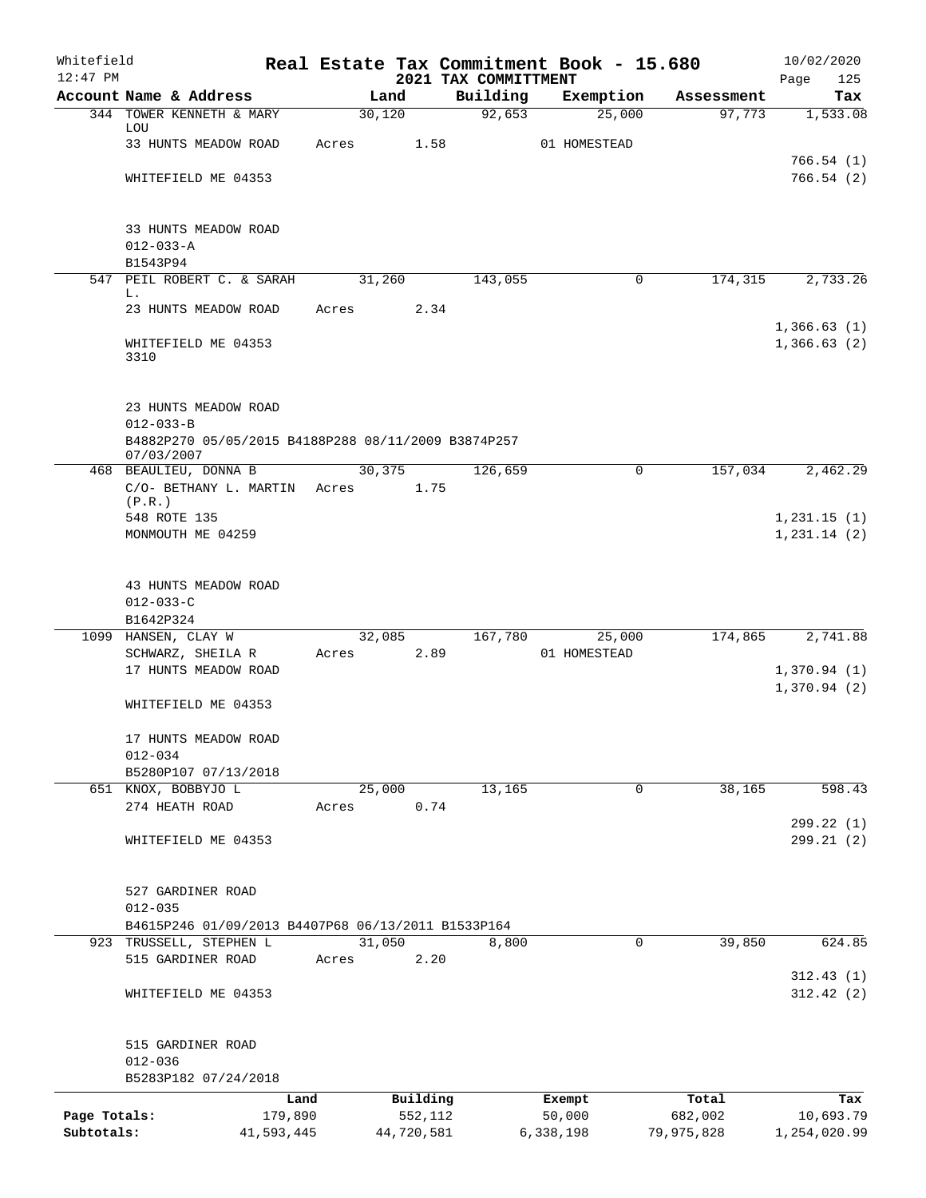Whitefield 12:47 PM

# Real Estate Tax Commitment Book - 15.680

## 2021 TAX COMMITTMENT

10/02/2020

| Account Name & Address | Land | Building | Exemption | Assessment | Tax |
|---|---|---|---|---|---|
| 344 TOWER KENNETH & MARY LOU | 30,120 | 92,653 | 25,000 | 97,773 | 1,533.08 |
| 33 HUNTS MEADOW ROAD | Acres 1.58 | | 01 HOMESTEAD | | |
| | | | | | 766.54 (1) |
| WHITEFIELD ME 04353 | | | | | 766.54 (2) |
| 33 HUNTS MEADOW ROAD | | | | | |
| 012-033-A | | | | | |
| B1543P94 | | | | | |
| 547 PEIL ROBERT C. & SARAH L. | 31,260 | 143,055 | 0 | 174,315 | 2,733.26 |
| 23 HUNTS MEADOW ROAD | Acres 2.34 | | | | |
| | | | | | 1,366.63 (1) |
| WHITEFIELD ME 04353 3310 | | | | | 1,366.63 (2) |
| 23 HUNTS MEADOW ROAD | | | | | |
| 012-033-B | | | | | |
| B4882P270 05/05/2015 B4188P288 08/11/2009 B3874P257 07/03/2007 | | | | | |
| 468 BEAULIEU, DONNA B | 30,375 | 126,659 | 0 | 157,034 | 2,462.29 |
| C/O- BETHANY L. MARTIN (P.R.) | Acres 1.75 | | | | |
| 548 ROTE 135 | | | | | 1,231.15 (1) |
| MONMOUTH ME 04259 | | | | | 1,231.14 (2) |
| 43 HUNTS MEADOW ROAD | | | | | |
| 012-033-C | | | | | |
| B1642P324 | | | | | |
| 1099 HANSEN, CLAY W | 32,085 | 167,780 | 25,000 | 174,865 | 2,741.88 |
| SCHWARZ, SHEILA R | Acres 2.89 | | 01 HOMESTEAD | | |
| 17 HUNTS MEADOW ROAD | | | | | 1,370.94 (1) |
| | | | | | 1,370.94 (2) |
| WHITEFIELD ME 04353 | | | | | |
| 17 HUNTS MEADOW ROAD | | | | | |
| 012-034 | | | | | |
| B5280P107 07/13/2018 | | | | | |
| 651 KNOX, BOBBYJO L | 25,000 | 13,165 | 0 | 38,165 | 598.43 |
| 274 HEATH ROAD | Acres 0.74 | | | | |
| | | | | | 299.22 (1) |
| WHITEFIELD ME 04353 | | | | | 299.21 (2) |
| 527 GARDINER ROAD | | | | | |
| 012-035 | | | | | |
| B4615P246 01/09/2013 B4407P68 06/13/2011 B1533P164 | | | | | |
| 923 TRUSSELL, STEPHEN L | 31,050 | 8,800 | 0 | 39,850 | 624.85 |
| 515 GARDINER ROAD | Acres 2.20 | | | | |
| | | | | | 312.43 (1) |
| WHITEFIELD ME 04353 | | | | | 312.42 (2) |
| 515 GARDINER ROAD | | | | | |
| 012-036 | | | | | |
| B5283P182 07/24/2018 | | | | | |

| | Land | Building | Exempt | Total | Tax |
|---|---|---|---|---|---|
| Page Totals: | 179,890 | 552,112 | 50,000 | 682,002 | 10,693.79 |
| Subtotals: | 41,593,445 | 44,720,581 | 6,338,198 | 79,975,828 | 1,254,020.99 |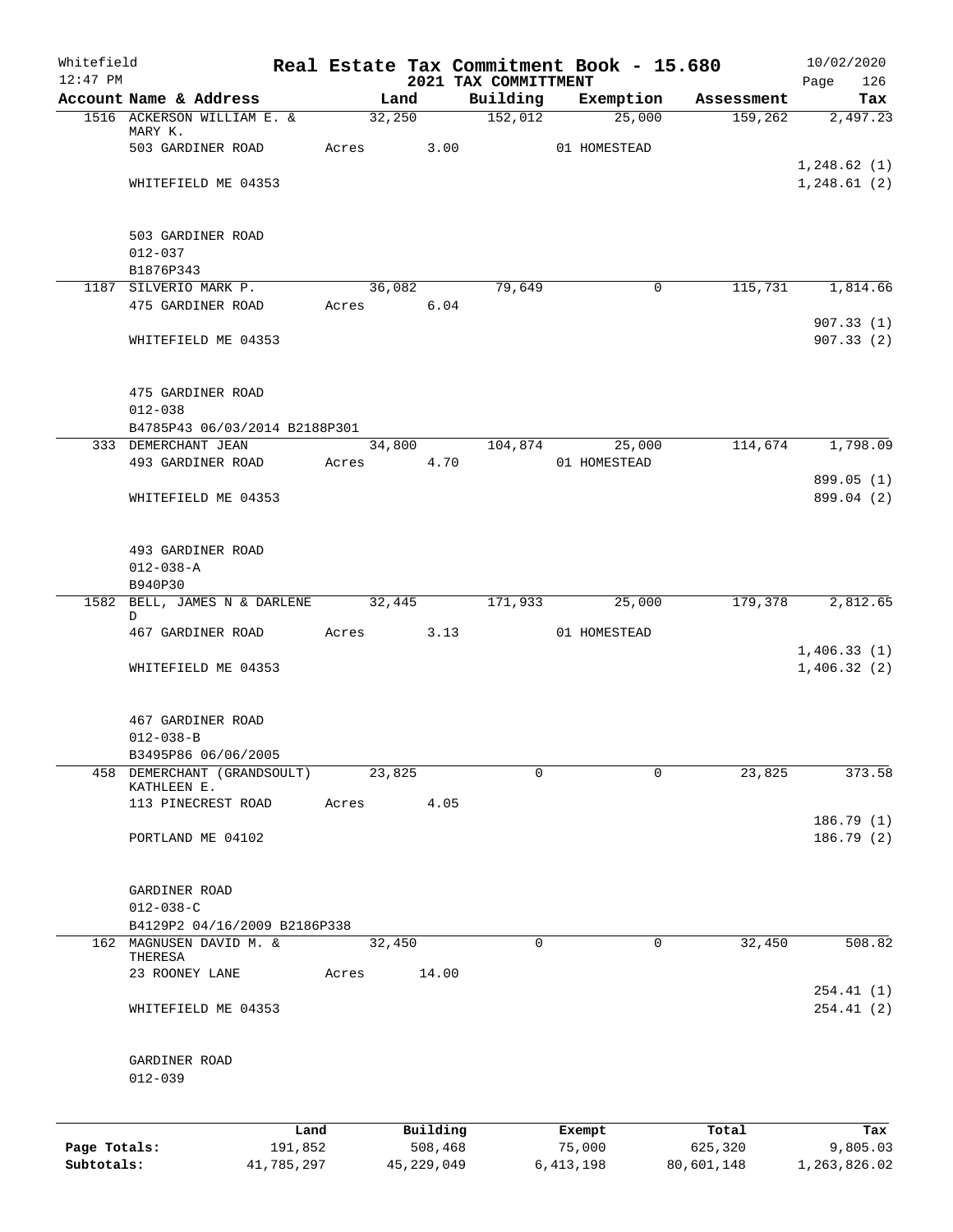Whitefield 12:47 PM

# Real Estate Tax Commitment Book - 15.680
## 2021 TAX COMMITTMENT

10/02/2020 Page 126

| Account Name & Address | Land | Building | Exemption | Assessment | Tax |
|---|---|---|---|---|---|
| 1516 ACKERSON WILLIAM E. & MARY K. | 32,250 | 152,012 | 25,000 | 159,262 | 2,497.23 |
| 503 GARDINER ROAD | Acres 3.00 | | 01 HOMESTEAD | | |
| | | | | | 1,248.62 (1) |
| WHITEFIELD ME 04353 | | | | | 1,248.61 (2) |
| 503 GARDINER ROAD | | | | | |
| 012-037 | | | | | |
| B1876P343 | | | | | |
| 1187 SILVERIO MARK P. | 36,082 | 79,649 | 0 | 115,731 | 1,814.66 |
| 475 GARDINER ROAD | Acres 6.04 | | | | |
| | | | | | 907.33 (1) |
| WHITEFIELD ME 04353 | | | | | 907.33 (2) |
| 475 GARDINER ROAD | | | | | |
| 012-038 | | | | | |
| B4785P43 06/03/2014 B2188P301 | | | | | |
| 333 DEMERCHANT JEAN | 34,800 | 104,874 | 25,000 | 114,674 | 1,798.09 |
| 493 GARDINER ROAD | Acres 4.70 | | 01 HOMESTEAD | | |
| | | | | | 899.05 (1) |
| WHITEFIELD ME 04353 | | | | | 899.04 (2) |
| 493 GARDINER ROAD | | | | | |
| 012-038-A | | | | | |
| B940P30 | | | | | |
| 1582 BELL, JAMES N & DARLENE D | 32,445 | 171,933 | 25,000 | 179,378 | 2,812.65 |
| 467 GARDINER ROAD | Acres 3.13 | | 01 HOMESTEAD | | |
| | | | | | 1,406.33 (1) |
| WHITEFIELD ME 04353 | | | | | 1,406.32 (2) |
| 467 GARDINER ROAD | | | | | |
| 012-038-B | | | | | |
| B3495P86 06/06/2005 | | | | | |
| 458 DEMERCHANT (GRANDSOULT) KATHLEEN E. | 23,825 | 0 | 0 | 23,825 | 373.58 |
| 113 PINECREST ROAD | Acres 4.05 | | | | |
| | | | | | 186.79 (1) |
| PORTLAND ME 04102 | | | | | 186.79 (2) |
| GARDINER ROAD | | | | | |
| 012-038-C | | | | | |
| B4129P2 04/16/2009 B2186P338 | | | | | |
| 162 MAGNUSEN DAVID M. & THERESA | 32,450 | 0 | 0 | 32,450 | 508.82 |
| 23 ROONEY LANE | Acres 14.00 | | | | |
| | | | | | 254.41 (1) |
| WHITEFIELD ME 04353 | | | | | 254.41 (2) |
| GARDINER ROAD | | | | | |
| 012-039 | | | | | |

| | Land | Building | Exempt | Total | Tax |
|---|---|---|---|---|---|
| Page Totals: | 191,852 | 508,468 | 75,000 | 625,320 | 9,805.03 |
| Subtotals: | 41,785,297 | 45,229,049 | 6,413,198 | 80,601,148 | 1,263,826.02 |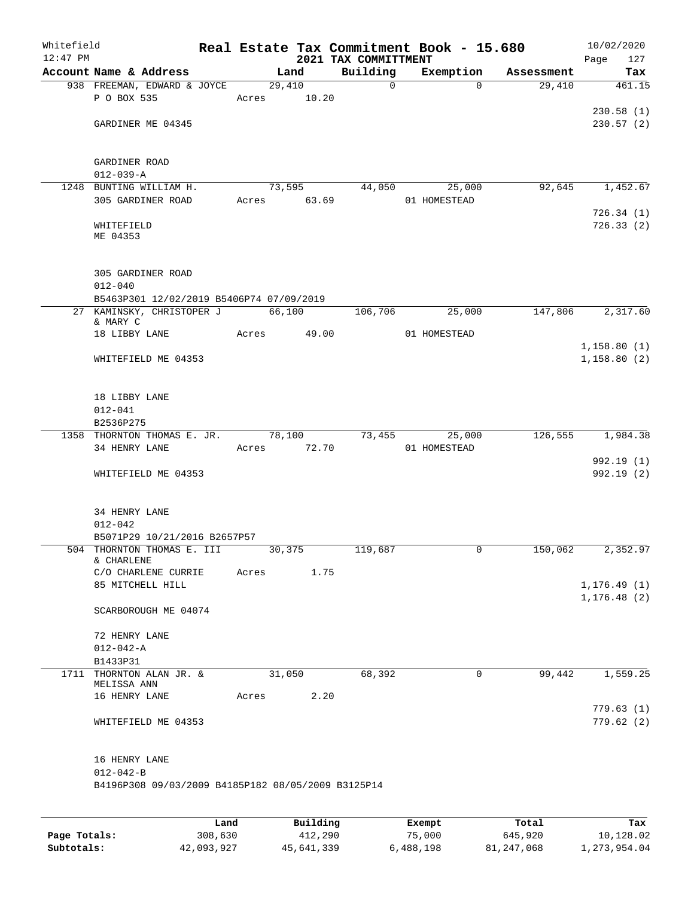Whitefield
12:47 PM

# Real Estate Tax Commitment Book - 15.680

## 2021 TAX COMMITTMENT

10/02/2020

| Account Name & Address | Land | Building | Exemption | Assessment | Tax |
|---|---|---|---|---|---|
| 938 FREEMAN, EDWARD & JOYCE | 29,410 | 0 | 0 | 29,410 | 461.15 |
| P O BOX 535 | Acres 10.20 | | | | |
| | | | | | 230.58 (1) |
| GARDINER ME 04345 | | | | | 230.57 (2) |
| GARDINER ROAD | | | | | |
| 012-039-A | | | | | |
| 1248 BUNTING WILLIAM H. | 73,595 | 44,050 | 25,000 | 92,645 | 1,452.67 |
| 305 GARDINER ROAD | Acres 63.69 | | 01 HOMESTEAD | | |
| | | | | | 726.34 (1) |
| WHITEFIELD ME 04353 | | | | | 726.33 (2) |
| 305 GARDINER ROAD | | | | | |
| 012-040 | | | | | |
| B5463P301 12/02/2019 B5406P74 07/09/2019 | | | | | |
| 27 KAMINSKY, CHRISTOPER J & MARY C | 66,100 | 106,706 | 25,000 | 147,806 | 2,317.60 |
| 18 LIBBY LANE | Acres 49.00 | | 01 HOMESTEAD | | |
| | | | | | 1,158.80 (1) |
| WHITEFIELD ME 04353 | | | | | 1,158.80 (2) |
| 18 LIBBY LANE | | | | | |
| 012-041 | | | | | |
| B2536P275 | | | | | |
| 1358 THORNTON THOMAS E. JR. | 78,100 | 73,455 | 25,000 | 126,555 | 1,984.38 |
| 34 HENRY LANE | Acres 72.70 | | 01 HOMESTEAD | | |
| | | | | | 992.19 (1) |
| WHITEFIELD ME 04353 | | | | | 992.19 (2) |
| 34 HENRY LANE | | | | | |
| 012-042 | | | | | |
| B5071P29 10/21/2016 B2657P57 | | | | | |
| 504 THORNTON THOMAS E. III & CHARLENE | 30,375 | 119,687 | 0 | 150,062 | 2,352.97 |
| C/O CHARLENE CURRIE | Acres 1.75 | | | | |
| 85 MITCHELL HILL | | | | | 1,176.49 (1) |
| | | | | | 1,176.48 (2) |
| SCARBOROUGH ME 04074 | | | | | |
| 72 HENRY LANE | | | | | |
| 012-042-A | | | | | |
| B1433P31 | | | | | |
| 1711 THORNTON ALAN JR. & MELISSA ANN | 31,050 | 68,392 | 0 | 99,442 | 1,559.25 |
| 16 HENRY LANE | Acres 2.20 | | | | |
| | | | | | 779.63 (1) |
| WHITEFIELD ME 04353 | | | | | 779.62 (2) |
| 16 HENRY LANE | | | | | |
| 012-042-B | | | | | |
| B4196P308 09/03/2009 B4185P182 08/05/2009 B3125P14 | | | | | |

| | Land | Building | Exempt | Total | Tax |
|---|---|---|---|---|---|
| Page Totals: | 308,630 | 412,290 | 75,000 | 645,920 | 10,128.02 |
| Subtotals: | 42,093,927 | 45,641,339 | 6,488,198 | 81,247,068 | 1,273,954.04 |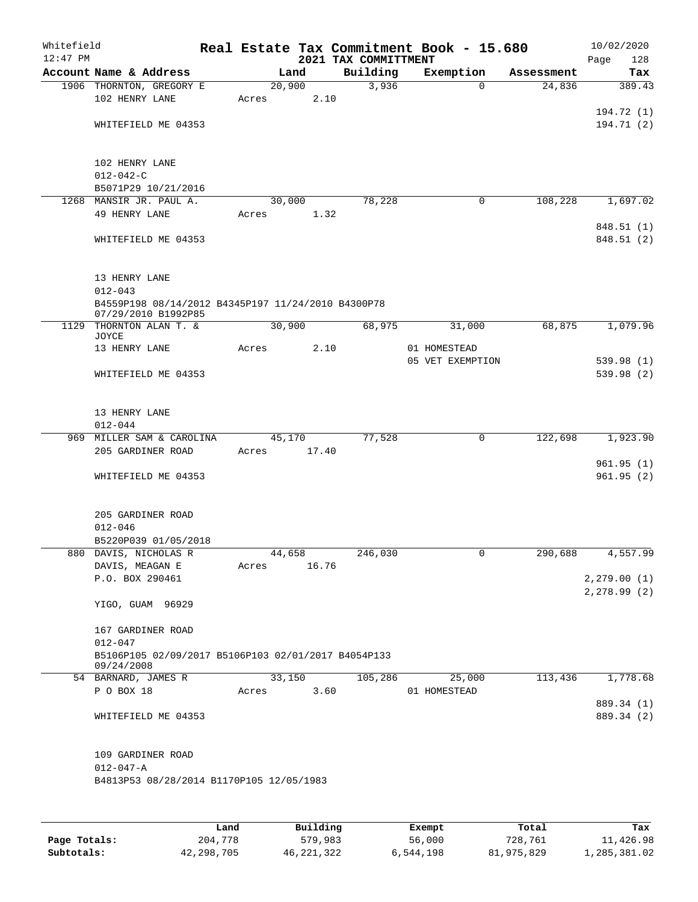Whitefield
12:47 PM

# Real Estate Tax Commitment Book - 15.680
## 2021 TAX COMMITTMENT

10/02/2020

| Account Name & Address | Land | Building | Exemption | Assessment | Tax |
|---|---|---|---|---|---|
| 1906 THORNTON, GREGORY E | 20,900 | 3,936 | 0 | 24,836 | 389.43 |
| 102 HENRY LANE | Acres 2.10 | | | | |
| | | | | | 194.72 (1) |
| WHITEFIELD ME 04353 | | | | | 194.71 (2) |
| 102 HENRY LANE | | | | | |
| 012-042-C | | | | | |
| B5071P29 10/21/2016 | | | | | |
| 1268 MANSIR JR. PAUL A. | 30,000 | 78,228 | 0 | 108,228 | 1,697.02 |
| 49 HENRY LANE | Acres 1.32 | | | | |
| | | | | | 848.51 (1) |
| WHITEFIELD ME 04353 | | | | | 848.51 (2) |
| 13 HENRY LANE | | | | | |
| 012-043 | | | | | |
| B4559P198 08/14/2012 B4345P197 11/24/2010 B4300P78 07/29/2010 B1992P85 | | | | | |
| 1129 THORNTON ALAN T. & JOYCE | 30,900 | 68,975 | 31,000 | 68,875 | 1,079.96 |
| 13 HENRY LANE | Acres 2.10 | | 01 HOMESTEAD | | |
| | | | 05 VET EXEMPTION | | 539.98 (1) |
| WHITEFIELD ME 04353 | | | | | 539.98 (2) |
| 13 HENRY LANE | | | | | |
| 012-044 | | | | | |
| 969 MILLER SAM & CAROLINA | 45,170 | 77,528 | 0 | 122,698 | 1,923.90 |
| 205 GARDINER ROAD | Acres 17.40 | | | | |
| | | | | | 961.95 (1) |
| WHITEFIELD ME 04353 | | | | | 961.95 (2) |
| 205 GARDINER ROAD | | | | | |
| 012-046 | | | | | |
| B5220P039 01/05/2018 | | | | | |
| 880 DAVIS, NICHOLAS R | 44,658 | 246,030 | 0 | 290,688 | 4,557.99 |
| DAVIS, MEAGAN E | Acres 16.76 | | | | |
| P.O. BOX 290461 | | | | | 2,279.00 (1) |
| | | | | | 2,278.99 (2) |
| YIGO, GUAM 96929 | | | | | |
| 167 GARDINER ROAD | | | | | |
| 012-047 | | | | | |
| B5106P105 02/09/2017 B5106P103 02/01/2017 B4054P133 09/24/2008 | | | | | |
| 54 BARNARD, JAMES R | 33,150 | 105,286 | 25,000 | 113,436 | 1,778.68 |
| P O BOX 18 | Acres 3.60 | | 01 HOMESTEAD | | |
| | | | | | 889.34 (1) |
| WHITEFIELD ME 04353 | | | | | 889.34 (2) |
| 109 GARDINER ROAD | | | | | |
| 012-047-A | | | | | |
| B4813P53 08/28/2014 B1170P105 12/05/1983 | | | | | |

| | Land | Building | Exempt | Total | Tax |
|---|---|---|---|---|---|
| Page Totals: | 204,778 | 579,983 | 56,000 | 728,761 | 11,426.98 |
| Subtotals: | 42,298,705 | 46,221,322 | 6,544,198 | 81,975,829 | 1,285,381.02 |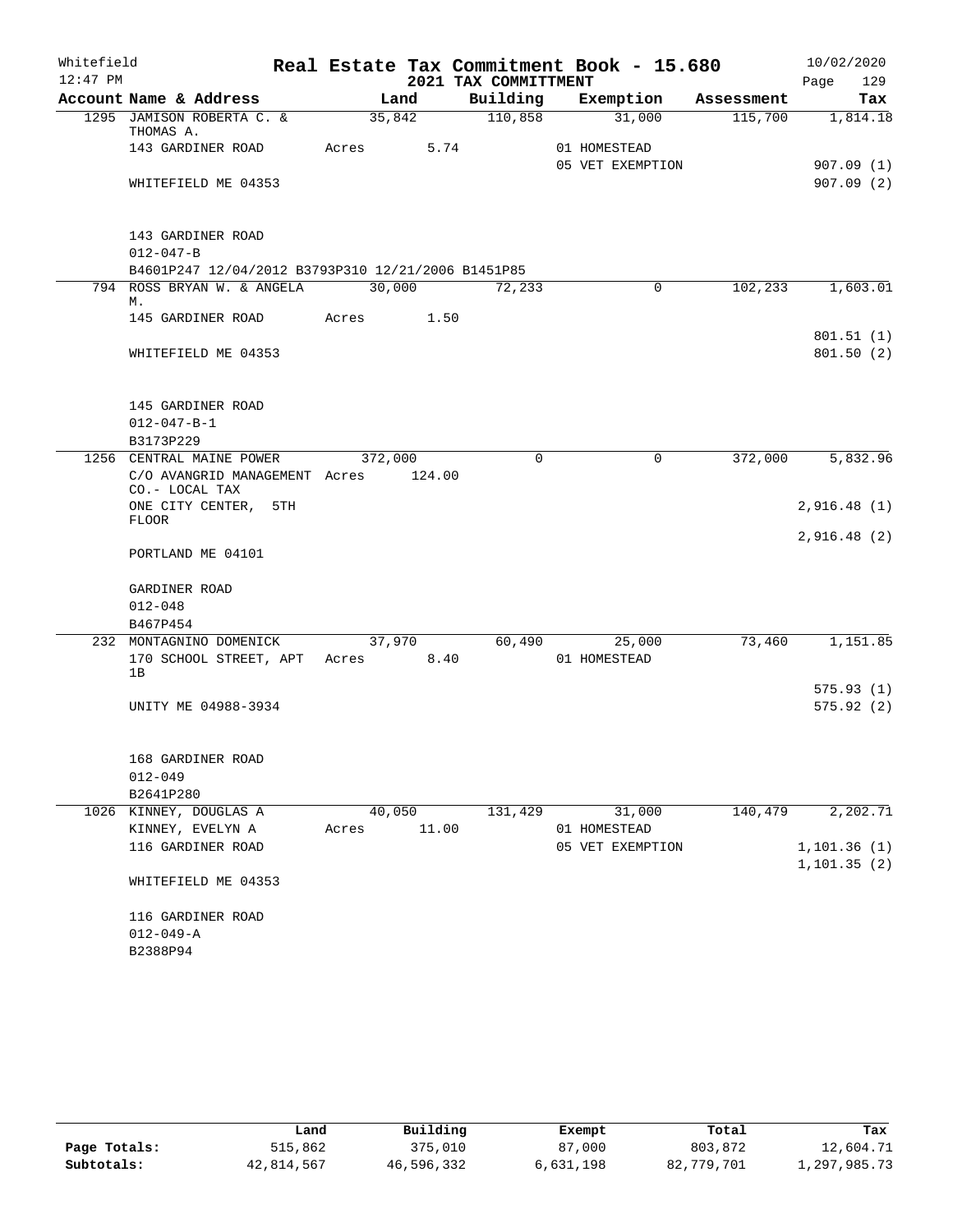Whitefield 12:47 PM

# Real Estate Tax Commitment Book - 15.680
## 2021 TAX COMMITTMENT

10/02/2020

| Account Name & Address | Land | Building | Exemption | Assessment | Tax |
|---|---|---|---|---|---|
| 1295 JAMISON ROBERTA C. & THOMAS A. | 35,842 | 110,858 | 31,000 | 115,700 | 1,814.18 |
| 143 GARDINER ROAD | Acres 5.74 | | 01 HOMESTEAD | | |
| | | | 05 VET EXEMPTION | | 907.09 (1) |
| WHITEFIELD ME 04353 | | | | | 907.09 (2) |
| 143 GARDINER ROAD | | | | | |
| 012-047-B | | | | | |
| B4601P247 12/04/2012 B3793P310 12/21/2006 B1451P85 | | | | | |
| 794 ROSS BRYAN W. & ANGELA M. | 30,000 | 72,233 | 0 | 102,233 | 1,603.01 |
| 145 GARDINER ROAD | Acres 1.50 | | | | |
| | | | | | 801.51 (1) |
| WHITEFIELD ME 04353 | | | | | 801.50 (2) |
| 145 GARDINER ROAD | | | | | |
| 012-047-B-1 | | | | | |
| B3173P229 | | | | | |
| 1256 CENTRAL MAINE POWER | 372,000 | 0 | 0 | 372,000 | 5,832.96 |
| C/O AVANGRID MANAGEMENT CO.- LOCAL TAX | Acres 124.00 | | | | |
| ONE CITY CENTER, 5TH FLOOR | | | | | 2,916.48 (1) |
| | | | | | 2,916.48 (2) |
| PORTLAND ME 04101 | | | | | |
| GARDINER ROAD | | | | | |
| 012-048 | | | | | |
| B467P454 | | | | | |
| 232 MONTAGNINO DOMENICK | 37,970 | 60,490 | 25,000 | 73,460 | 1,151.85 |
| 170 SCHOOL STREET, APT 1B | Acres 8.40 | | 01 HOMESTEAD | | |
| | | | | | 575.93 (1) |
| UNITY ME 04988-3934 | | | | | 575.92 (2) |
| 168 GARDINER ROAD | | | | | |
| 012-049 | | | | | |
| B2641P280 | | | | | |
| 1026 KINNEY, DOUGLAS A | 40,050 | 131,429 | 31,000 | 140,479 | 2,202.71 |
| KINNEY, EVELYN A | Acres 11.00 | | 01 HOMESTEAD | | |
| 116 GARDINER ROAD | | | 05 VET EXEMPTION | | 1,101.36 (1) |
| | | | | | 1,101.35 (2) |
| WHITEFIELD ME 04353 | | | | | |
| 116 GARDINER ROAD | | | | | |
| 012-049-A | | | | | |
| B2388P94 | | | | | |

| | Land | Building | Exempt | Total | Tax |
|---|---|---|---|---|---|
| Page Totals: | 515,862 | 375,010 | 87,000 | 803,872 | 12,604.71 |
| Subtotals: | 42,814,567 | 46,596,332 | 6,631,198 | 82,779,701 | 1,297,985.73 |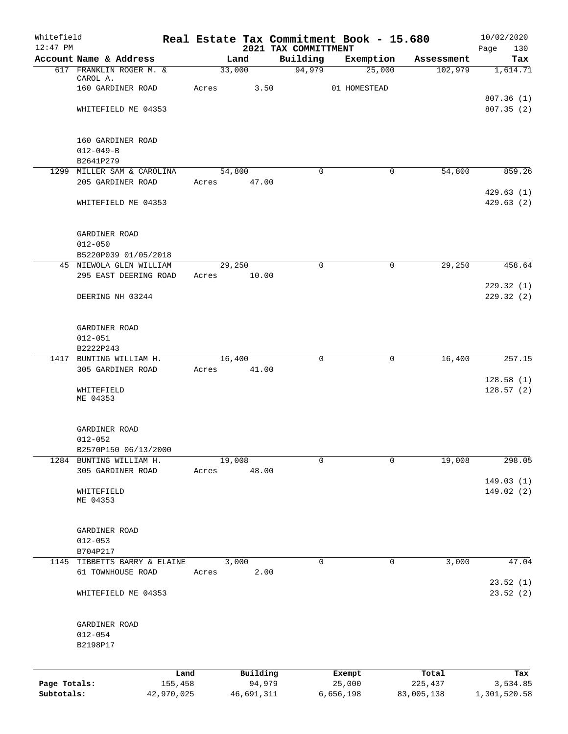Whitefield 12:47 PM

# Real Estate Tax Commitment Book - 15.680
## 2021 TAX COMMITTMENT

10/02/2020

| Account Name & Address | Land | Building | Exemption | Assessment | Tax |
|---|---|---|---|---|---|
| 617 FRANKLIN ROGER M. & CAROL A. | 33,000 | 94,979 | 25,000 | 102,979 | 1,614.71 |
| 160 GARDINER ROAD | Acres 3.50 | | 01 HOMESTEAD | | |
| WHITEFIELD ME 04353 | | | | | 807.36 (1) |
| | | | | | 807.35 (2) |
| 160 GARDINER ROAD | | | | | |
| 012-049-B | | | | | |
| B2641P279 | | | | | |
| 1299 MILLER SAM & CAROLINA | 54,800 | 0 | 0 | 54,800 | 859.26 |
| 205 GARDINER ROAD | Acres 47.00 | | | | |
| WHITEFIELD ME 04353 | | | | | 429.63 (1) |
| | | | | | 429.63 (2) |
| GARDINER ROAD | | | | | |
| 012-050 | | | | | |
| B5220P039 01/05/2018 | | | | | |
| 45 NIEWOLA GLEN WILLIAM | 29,250 | 0 | 0 | 29,250 | 458.64 |
| 295 EAST DEERING ROAD | Acres 10.00 | | | | |
| DEERING NH 03244 | | | | | 229.32 (1) |
| | | | | | 229.32 (2) |
| GARDINER ROAD | | | | | |
| 012-051 | | | | | |
| B2222P243 | | | | | |
| 1417 BUNTING WILLIAM H. | 16,400 | 0 | 0 | 16,400 | 257.15 |
| 305 GARDINER ROAD | Acres 41.00 | | | | |
| WHITEFIELD ME 04353 | | | | | 128.58 (1) |
| | | | | | 128.57 (2) |
| GARDINER ROAD | | | | | |
| 012-052 | | | | | |
| B2570P150 06/13/2000 | | | | | |
| 1284 BUNTING WILLIAM H. | 19,008 | 0 | 0 | 19,008 | 298.05 |
| 305 GARDINER ROAD | Acres 48.00 | | | | |
| WHITEFIELD ME 04353 | | | | | 149.03 (1) |
| | | | | | 149.02 (2) |
| GARDINER ROAD | | | | | |
| 012-053 | | | | | |
| B704P217 | | | | | |
| 1145 TIBBETTS BARRY & ELAINE | 3,000 | 0 | 0 | 3,000 | 47.04 |
| 61 TOWNHOUSE ROAD | Acres 2.00 | | | | |
| WHITEFIELD ME 04353 | | | | | 23.52 (1) |
| | | | | | 23.52 (2) |
| GARDINER ROAD | | | | | |
| 012-054 | | | | | |
| B2198P17 | | | | | |

| | Land | Building | Exempt | Total | Tax |
|---|---|---|---|---|---|
| Page Totals: | 155,458 | 94,979 | 25,000 | 225,437 | 3,534.85 |
| Subtotals: | 42,970,025 | 46,691,311 | 6,656,198 | 83,005,138 | 1,301,520.58 |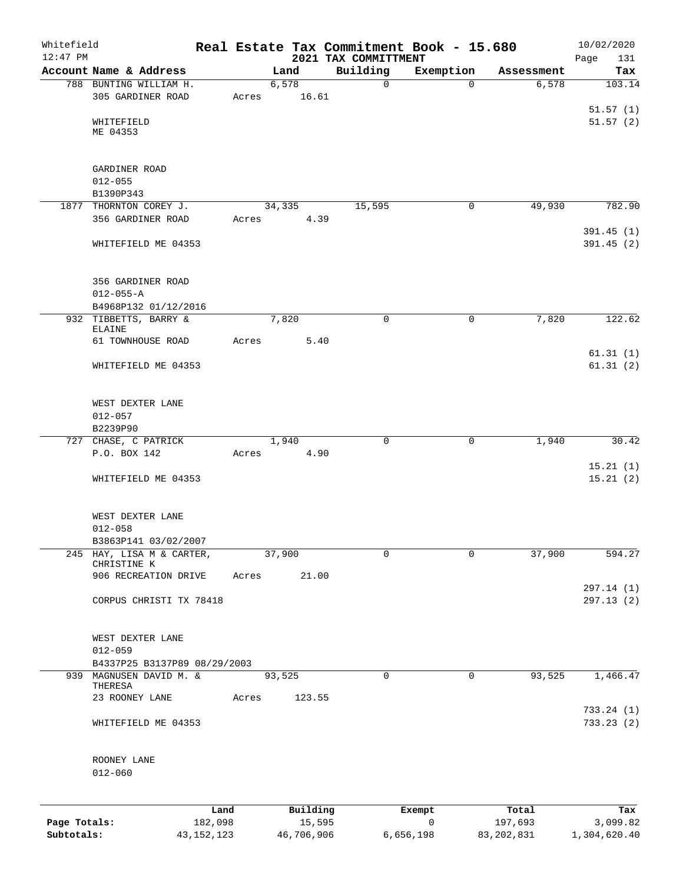Whitefield
12:47 PM

# Real Estate Tax Commitment Book - 15.680
## 2021 TAX COMMITTMENT

10/02/2020
Page 131

| Account Name & Address | Land | Building | Exemption | Assessment | Tax |
|---|---|---|---|---|---|
| 788 BUNTING WILLIAM H.<br>305 GARDINER ROAD<br><br>WHITEFIELD<br>ME 04353<br><br>GARDINER ROAD<br>012-055<br>B1390P343 | 6,578<br>Acres 16.61 | 0 | 0 | 6,578 | 103.14<br><br>51.57 (1)<br>51.57 (2) |
| 1877 THORNTON COREY J.<br>356 GARDINER ROAD<br><br>WHITEFIELD ME 04353<br><br>356 GARDINER ROAD<br>012-055-A<br>B4968P132 01/12/2016 | 34,335<br>Acres 4.39 | 15,595 | 0 | 49,930 | 782.90<br><br>391.45 (1)<br>391.45 (2) |
| 932 TIBBETTS, BARRY & ELAINE<br>61 TOWNHOUSE ROAD<br><br>WHITEFIELD ME 04353<br><br>WEST DEXTER LANE<br>012-057<br>B2239P90 | 7,820<br>Acres 5.40 | 0 | 0 | 7,820 | 122.62<br><br>61.31 (1)<br>61.31 (2) |
| 727 CHASE, C PATRICK<br>P.O. BOX 142<br><br>WHITEFIELD ME 04353<br><br>WEST DEXTER LANE<br>012-058<br>B3863P141 03/02/2007 | 1,940<br>Acres 4.90 | 0 | 0 | 1,940 | 30.42<br><br>15.21 (1)<br>15.21 (2) |
| 245 HAY, LISA M & CARTER, CHRISTINE K<br>906 RECREATION DRIVE<br><br>CORPUS CHRISTI TX 78418<br><br>WEST DEXTER LANE<br>012-059<br>B4337P25 B3137P89 08/29/2003 | 37,900<br>Acres 21.00 | 0 | 0 | 37,900 | 594.27<br><br>297.14 (1)<br>297.13 (2) |
| 939 MAGNUSEN DAVID M. & THERESA<br>23 ROONEY LANE<br><br>WHITEFIELD ME 04353<br><br>ROONEY LANE<br>012-060 | 93,525<br>Acres 123.55 | 0 | 0 | 93,525 | 1,466.47<br><br>733.24 (1)<br>733.23 (2) |

| | Land | Building | Exempt | Total | Tax |
|---|---|---|---|---|---|
| Page Totals: | 182,098 | 15,595 | 0 | 197,693 | 3,099.82 |
| Subtotals: | 43,152,123 | 46,706,906 | 6,656,198 | 83,202,831 | 1,304,620.40 |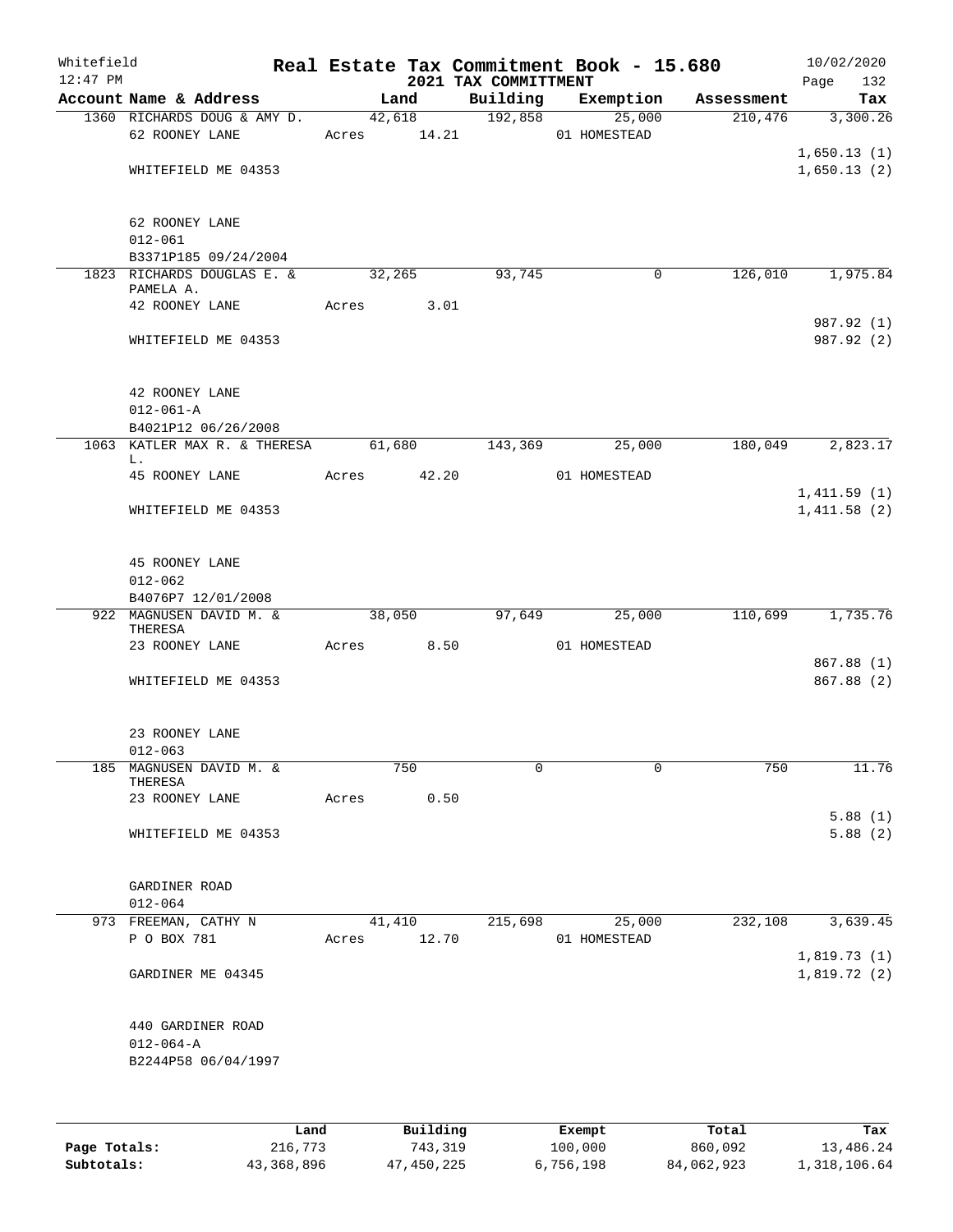Whitefield 12:47 PM

# Real Estate Tax Commitment Book - 15.680

## 2021 TAX COMMITTMENT

10/02/2020

| Account Name & Address | Land | Building | Exemption | Assessment | Tax |
|---|---|---|---|---|---|
| 1360 RICHARDS DOUG & AMY D. | 42,618 | 192,858 | 25,000 | 210,476 | 3,300.26 |
| 62 ROONEY LANE | Acres 14.21 | | 01 HOMESTEAD | | |
| | | | | | 1,650.13 (1) |
| WHITEFIELD ME 04353 | | | | | 1,650.13 (2) |
| 62 ROONEY LANE | | | | | |
| 012-061 | | | | | |
| B3371P185 09/24/2004 | | | | | |
| 1823 RICHARDS DOUGLAS E. & PAMELA A. | 32,265 | 93,745 | 0 | 126,010 | 1,975.84 |
| 42 ROONEY LANE | Acres 3.01 | | | | |
| | | | | | 987.92 (1) |
| WHITEFIELD ME 04353 | | | | | 987.92 (2) |
| 42 ROONEY LANE | | | | | |
| 012-061-A | | | | | |
| B4021P12 06/26/2008 | | | | | |
| 1063 KATLER MAX R. & THERESA L. | 61,680 | 143,369 | 25,000 | 180,049 | 2,823.17 |
| 45 ROONEY LANE | Acres 42.20 | | 01 HOMESTEAD | | |
| | | | | | 1,411.59 (1) |
| WHITEFIELD ME 04353 | | | | | 1,411.58 (2) |
| 45 ROONEY LANE | | | | | |
| 012-062 | | | | | |
| B4076P7 12/01/2008 | | | | | |
| 922 MAGNUSEN DAVID M. & THERESA | 38,050 | 97,649 | 25,000 | 110,699 | 1,735.76 |
| 23 ROONEY LANE | Acres 8.50 | | 01 HOMESTEAD | | |
| | | | | | 867.88 (1) |
| WHITEFIELD ME 04353 | | | | | 867.88 (2) |
| 23 ROONEY LANE | | | | | |
| 012-063 | | | | | |
| 185 MAGNUSEN DAVID M. & THERESA | 750 | 0 | 0 | 750 | 11.76 |
| 23 ROONEY LANE | Acres 0.50 | | | | |
| | | | | | 5.88 (1) |
| WHITEFIELD ME 04353 | | | | | 5.88 (2) |
| GARDINER ROAD | | | | | |
| 012-064 | | | | | |
| 973 FREEMAN, CATHY N | 41,410 | 215,698 | 25,000 | 232,108 | 3,639.45 |
| P O BOX 781 | Acres 12.70 | | 01 HOMESTEAD | | |
| | | | | | 1,819.73 (1) |
| GARDINER ME 04345 | | | | | 1,819.72 (2) |
| 440 GARDINER ROAD | | | | | |
| 012-064-A | | | | | |
| B2244P58 06/04/1997 | | | | | |

| | Land | Building | Exempt | Total | Tax |
|---|---|---|---|---|---|
| Page Totals: | 216,773 | 743,319 | 100,000 | 860,092 | 13,486.24 |
| Subtotals: | 43,368,896 | 47,450,225 | 6,756,198 | 84,062,923 | 1,318,106.64 |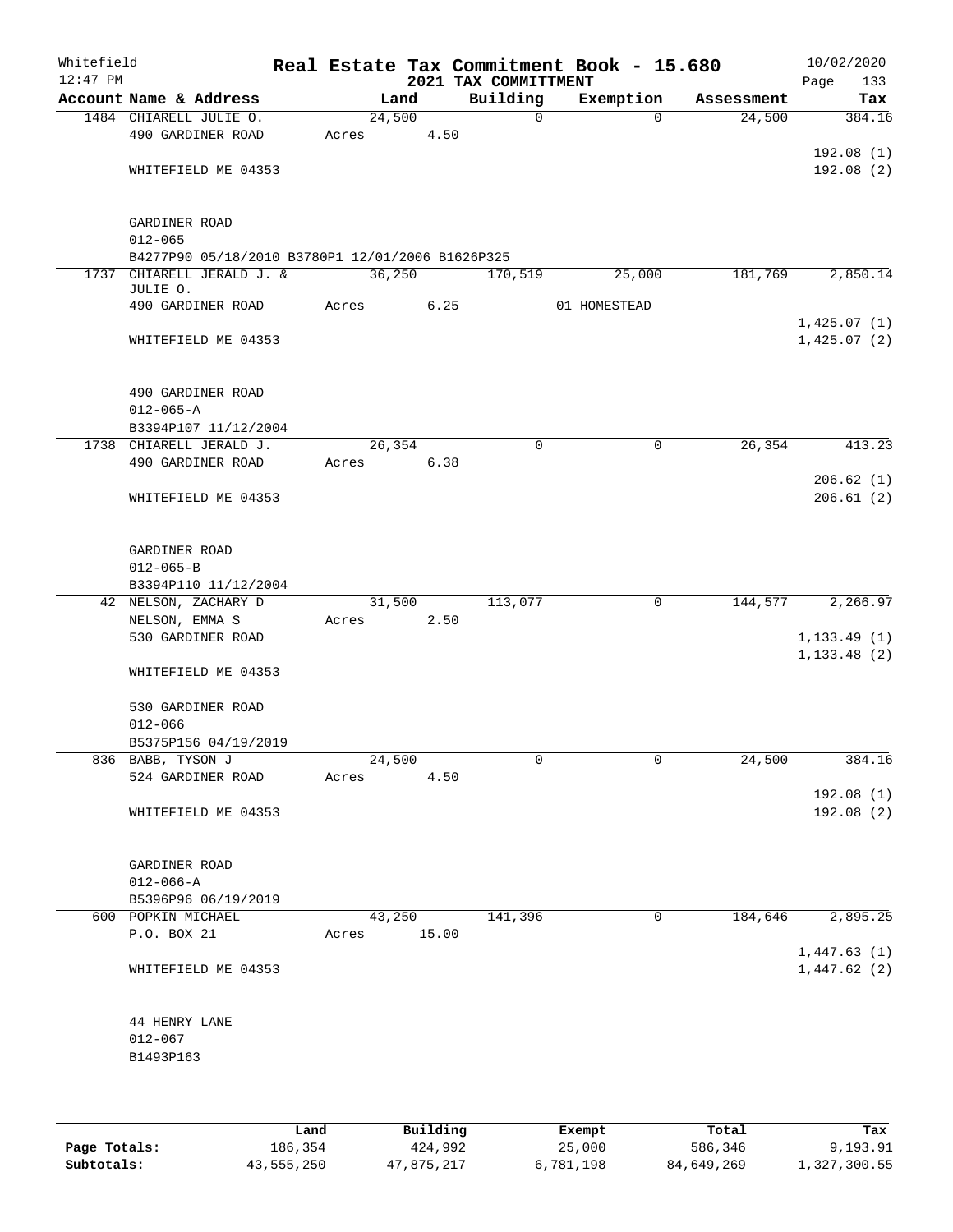Whitefield 12:47 PM

# Real Estate Tax Commitment Book - 15.680

## 2021 TAX COMMITTMENT

10/02/2020 Page 133

| Account Name & Address | Land | Building | Exemption | Assessment | Tax |
|---|---|---|---|---|---|
| 1484 CHIARELL JULIE O. | 24,500 | 0 | 0 | 24,500 | 384.16 |
| 490 GARDINER ROAD | Acres 4.50 | | | | |
| | | | | | 192.08 (1) |
| WHITEFIELD ME 04353 | | | | | 192.08 (2) |
| GARDINER ROAD | | | | | |
| 012-065 | | | | | |
| B4277P90 05/18/2010 B3780P1 12/01/2006 B1626P325 | | | | | |
| 1737 CHIARELL JERALD J. & JULIE O. | 36,250 | 170,519 | 25,000 | 181,769 | 2,850.14 |
| 490 GARDINER ROAD | Acres 6.25 | | 01 HOMESTEAD | | |
| | | | | | 1,425.07 (1) |
| WHITEFIELD ME 04353 | | | | | 1,425.07 (2) |
| 490 GARDINER ROAD | | | | | |
| 012-065-A | | | | | |
| B3394P107 11/12/2004 | | | | | |
| 1738 CHIARELL JERALD J. | 26,354 | 0 | 0 | 26,354 | 413.23 |
| 490 GARDINER ROAD | Acres 6.38 | | | | |
| | | | | | 206.62 (1) |
| WHITEFIELD ME 04353 | | | | | 206.61 (2) |
| GARDINER ROAD | | | | | |
| 012-065-B | | | | | |
| B3394P110 11/12/2004 | | | | | |
| 42 NELSON, ZACHARY D | 31,500 | 113,077 | 0 | 144,577 | 2,266.97 |
| NELSON, EMMA S | Acres 2.50 | | | | |
| 530 GARDINER ROAD | | | | | 1,133.49 (1) |
| | | | | | 1,133.48 (2) |
| WHITEFIELD ME 04353 | | | | | |
| 530 GARDINER ROAD | | | | | |
| 012-066 | | | | | |
| B5375P156 04/19/2019 | | | | | |
| 836 BABB, TYSON J | 24,500 | 0 | 0 | 24,500 | 384.16 |
| 524 GARDINER ROAD | Acres 4.50 | | | | |
| | | | | | 192.08 (1) |
| WHITEFIELD ME 04353 | | | | | 192.08 (2) |
| GARDINER ROAD | | | | | |
| 012-066-A | | | | | |
| B5396P96 06/19/2019 | | | | | |
| 600 POPKIN MICHAEL | 43,250 | 141,396 | 0 | 184,646 | 2,895.25 |
| P.O. BOX 21 | Acres 15.00 | | | | |
| | | | | | 1,447.63 (1) |
| WHITEFIELD ME 04353 | | | | | 1,447.62 (2) |
| 44 HENRY LANE | | | | | |
| 012-067 | | | | | |
| B1493P163 | | | | | |

| | Land | Building | Exempt | Total | Tax |
|---|---|---|---|---|---|
| Page Totals: | 186,354 | 424,992 | 25,000 | 586,346 | 9,193.91 |
| Subtotals: | 43,555,250 | 47,875,217 | 6,781,198 | 84,649,269 | 1,327,300.55 |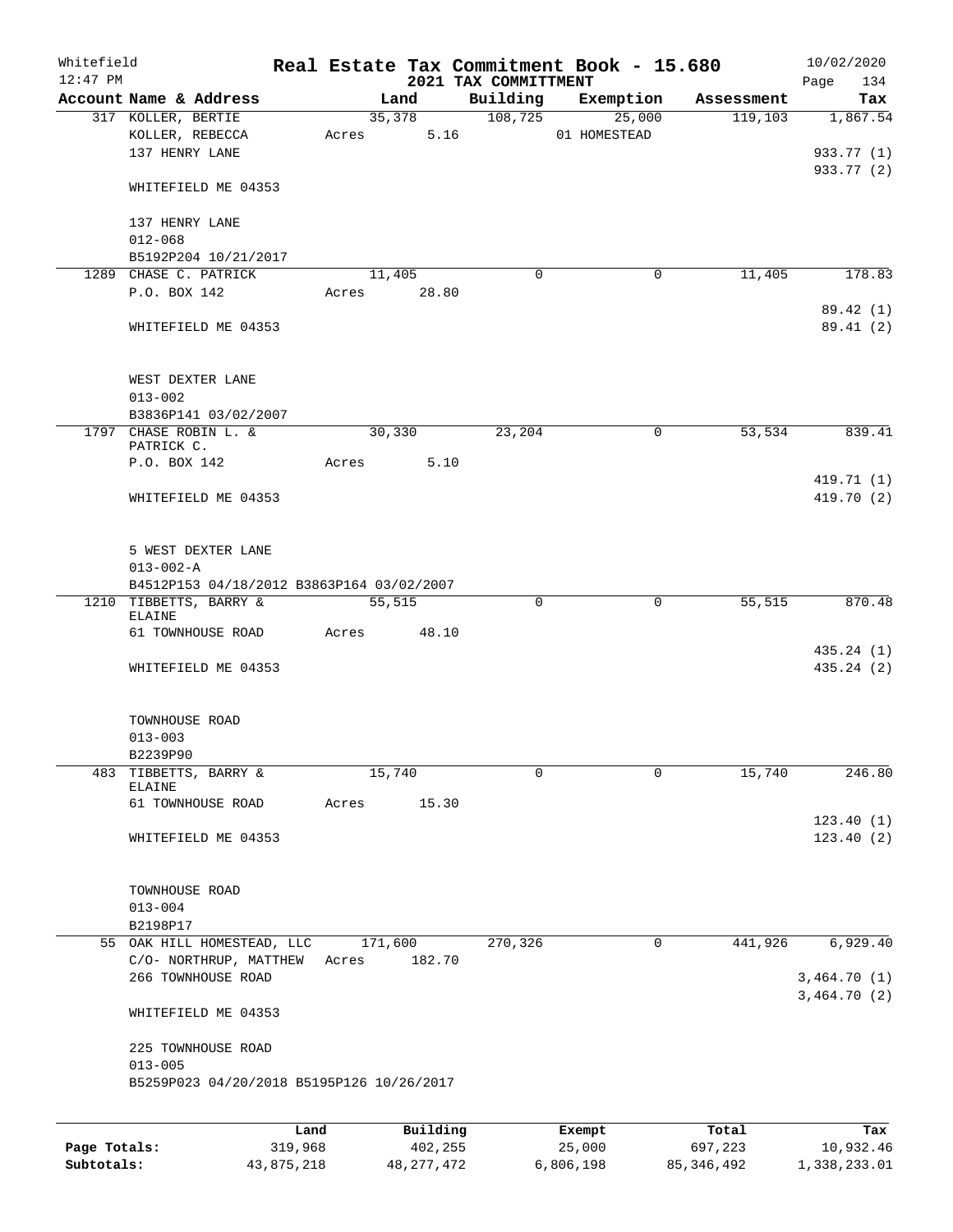Whitefield 12:47 PM

# Real Estate Tax Commitment Book - 15.680

## 2021 TAX COMMITTMENT

10/02/2020 Page 134

| Account Name & Address | Land | Building | Exemption | Assessment | Tax |
|---|---|---|---|---|---|
| 317 KOLLER, BERTIE | 35,378 | 108,725 | 25,000 | 119,103 | 1,867.54 |
| KOLLER, REBECCA | Acres 5.16 | | 01 HOMESTEAD | | |
| 137 HENRY LANE | | | | | 933.77 (1) |
| | | | | | 933.77 (2) |
| WHITEFIELD ME 04353 | | | | | |
| 137 HENRY LANE | | | | | |
| 012-068 | | | | | |
| B5192P204 10/21/2017 | | | | | |
| 1289 CHASE C. PATRICK | 11,405 | 0 | 0 | 11,405 | 178.83 |
| P.O. BOX 142 | Acres 28.80 | | | | |
| | | | | | 89.42 (1) |
| WHITEFIELD ME 04353 | | | | | 89.41 (2) |
| WEST DEXTER LANE | | | | | |
| 013-002 | | | | | |
| B3836P141 03/02/2007 | | | | | |
| 1797 CHASE ROBIN L. & PATRICK C. | 30,330 | 23,204 | 0 | 53,534 | 839.41 |
| P.O. BOX 142 | Acres 5.10 | | | | |
| | | | | | 419.71 (1) |
| WHITEFIELD ME 04353 | | | | | 419.70 (2) |
| 5 WEST DEXTER LANE | | | | | |
| 013-002-A | | | | | |
| B4512P153 04/18/2012 B3863P164 03/02/2007 | | | | | |
| 1210 TIBBETTS, BARRY & ELAINE | 55,515 | 0 | 0 | 55,515 | 870.48 |
| 61 TOWNHOUSE ROAD | Acres 48.10 | | | | |
| | | | | | 435.24 (1) |
| WHITEFIELD ME 04353 | | | | | 435.24 (2) |
| TOWNHOUSE ROAD | | | | | |
| 013-003 | | | | | |
| B2239P90 | | | | | |
| 483 TIBBETTS, BARRY & ELAINE | 15,740 | 0 | 0 | 15,740 | 246.80 |
| 61 TOWNHOUSE ROAD | Acres 15.30 | | | | |
| | | | | | 123.40 (1) |
| WHITEFIELD ME 04353 | | | | | 123.40 (2) |
| TOWNHOUSE ROAD | | | | | |
| 013-004 | | | | | |
| B2198P17 | | | | | |
| 55 OAK HILL HOMESTEAD, LLC | 171,600 | 270,326 | 0 | 441,926 | 6,929.40 |
| C/O- NORTHRUP, MATTHEW | Acres 182.70 | | | | |
| 266 TOWNHOUSE ROAD | | | | | 3,464.70 (1) |
| | | | | | 3,464.70 (2) |
| WHITEFIELD ME 04353 | | | | | |
| 225 TOWNHOUSE ROAD | | | | | |
| 013-005 | | | | | |
| B5259P023 04/20/2018 B5195P126 10/26/2017 | | | | | |

| | Land | Building | Exempt | Total | Tax |
|---|---|---|---|---|---|
| Page Totals: | 319,968 | 402,255 | 25,000 | 697,223 | 10,932.46 |
| Subtotals: | 43,875,218 | 48,277,472 | 6,806,198 | 85,346,492 | 1,338,233.01 |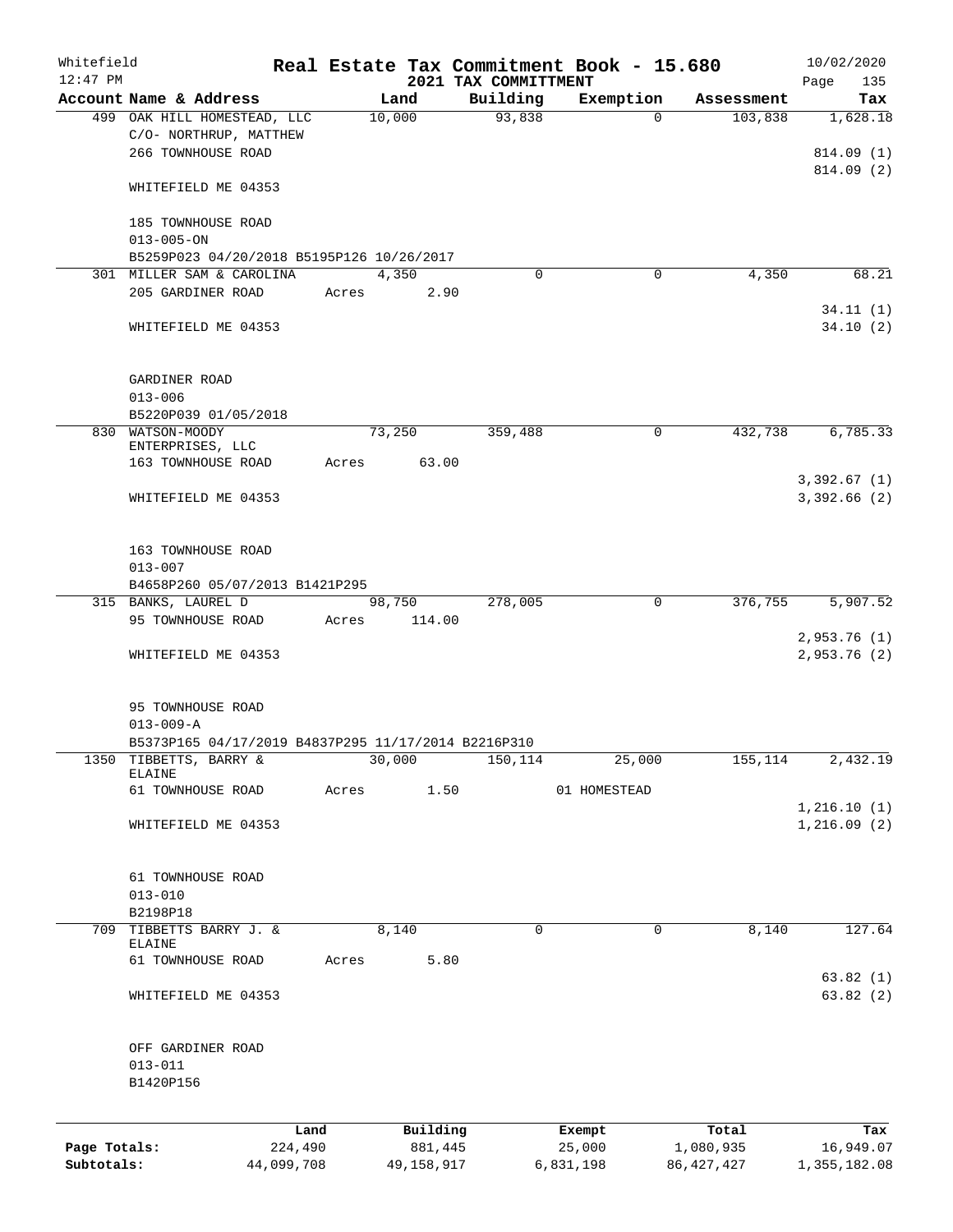Whitefield 12:47 PM

# Real Estate Tax Commitment Book - 15.680

## 2021 TAX COMMITTMENT

10/02/2020

| Account Name & Address | Land | Building | Exemption | Assessment | Tax |
|---|---|---|---|---|---|
| 499 OAK HILL HOMESTEAD, LLC<br>C/O- NORTHRUP, MATTHEW<br>266 TOWNHOUSE ROAD<br><br>WHITEFIELD ME 04353<br><br>185 TOWNHOUSE ROAD<br>013-005-ON<br>B5259P023 04/20/2018 B5195P126 10/26/2017 | 10,000 | 93,838 | 0 | 103,838 | 1,628.18<br><br>814.09 (1)<br>814.09 (2) |
| 301 MILLER SAM & CAROLINA<br>205 GARDINER ROAD<br><br>WHITEFIELD ME 04353<br><br>GARDINER ROAD<br>013-006<br>B5220P039 01/05/2018 | 4,350<br>Acres 2.90 | 0 | 0 | 4,350 | 68.21<br><br>34.11 (1)<br>34.10 (2) |
| 830 WATSON-MOODY ENTERPRISES, LLC<br>163 TOWNHOUSE ROAD<br><br>WHITEFIELD ME 04353<br><br>163 TOWNHOUSE ROAD<br>013-007<br>B4658P260 05/07/2013 B1421P295 | 73,250<br>Acres 63.00 | 359,488 | 0 | 432,738 | 6,785.33<br><br>3,392.67 (1)<br>3,392.66 (2) |
| 315 BANKS, LAUREL D<br>95 TOWNHOUSE ROAD<br><br>WHITEFIELD ME 04353<br><br>95 TOWNHOUSE ROAD<br>013-009-A<br>B5373P165 04/17/2019 B4837P295 11/17/2014 B2216P310 | 98,750<br>Acres 114.00 | 278,005 | 0 | 376,755 | 5,907.52<br><br>2,953.76 (1)<br>2,953.76 (2) |
| 1350 TIBBETTS, BARRY & ELAINE<br>61 TOWNHOUSE ROAD<br><br>WHITEFIELD ME 04353<br><br>61 TOWNHOUSE ROAD<br>013-010<br>B2198P18 | 30,000<br>Acres 1.50 | 150,114 | 25,000<br>01 HOMESTEAD | 155,114 | 2,432.19<br><br>1,216.10 (1)<br>1,216.09 (2) |
| 709 TIBBETTS BARRY J. & ELAINE<br>61 TOWNHOUSE ROAD<br><br>WHITEFIELD ME 04353<br><br>OFF GARDINER ROAD<br>013-011<br>B1420P156 | 8,140<br>Acres 5.80 | 0 | 0 | 8,140 | 127.64<br><br>63.82 (1)<br>63.82 (2) |

| | Land | Building | Exempt | Total | Tax |
|---|---|---|---|---|---|
| **Page Totals:** | 224,490 | 881,445 | 25,000 | 1,080,935 | 16,949.07 |
| **Subtotals:** | 44,099,708 | 49,158,917 | 6,831,198 | 86,427,427 | 1,355,182.08 |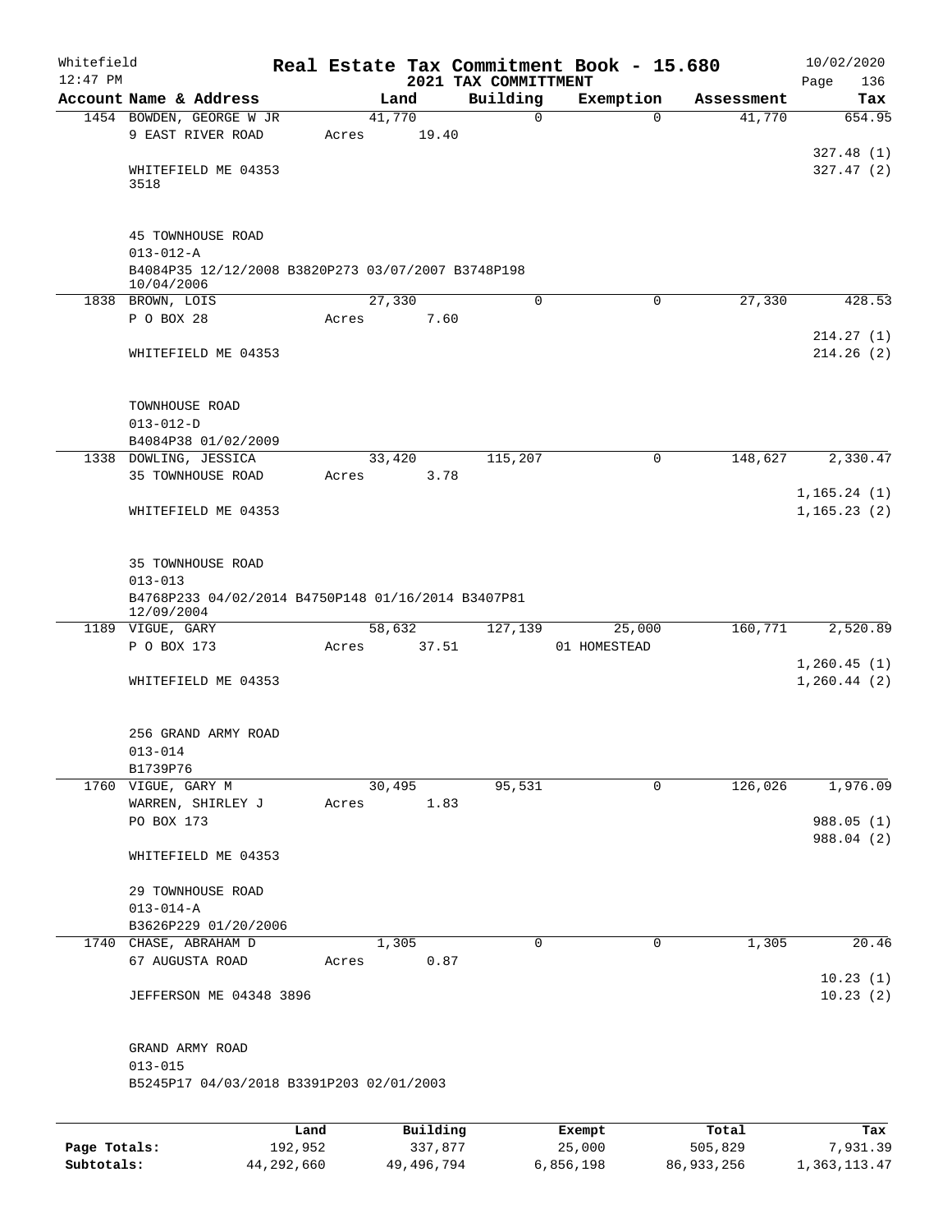Whitefield 12:47 PM

# Real Estate Tax Commitment Book - 15.680

## 2021 TAX COMMITTMENT

10/02/2020 Page 136

| Account Name & Address | Land | Building | Exemption | Assessment | Tax |
|---|---|---|---|---|---|
| 1454 BOWDEN, GEORGE W JR<br>9 EAST RIVER ROAD<br><br>WHITEFIELD ME 04353<br>3518<br><br>45 TOWNHOUSE ROAD<br>013-012-A<br>B4084P35 12/12/2008 B3820P273 03/07/2007 B3748P198 10/04/2006 | 41,770<br>Acres 19.40 | 0 | 0 | 41,770 | 654.95<br><br>327.48 (1)<br>327.47 (2) |
| 1838 BROWN, LOIS<br>P O BOX 28<br><br>WHITEFIELD ME 04353<br><br>TOWNHOUSE ROAD<br>013-012-D<br>B4084P38 01/02/2009 | 27,330<br>Acres 7.60 | 0 | 0 | 27,330 | 428.53<br><br>214.27 (1)<br>214.26 (2) |
| 1338 DOWLING, JESSICA<br>35 TOWNHOUSE ROAD<br><br>WHITEFIELD ME 04353<br><br>35 TOWNHOUSE ROAD<br>013-013<br>B4768P233 04/02/2014 B4750P148 01/16/2014 B3407P81 12/09/2004 | 33,420<br>Acres 3.78 | 115,207 | 0 | 148,627 | 2,330.47<br><br>1,165.24 (1)<br>1,165.23 (2) |
| 1189 VIGUE, GARY<br>P O BOX 173<br><br>WHITEFIELD ME 04353<br><br>256 GRAND ARMY ROAD<br>013-014<br>B1739P76 | 58,632<br>Acres 37.51 | 127,139 | 25,000<br>01 HOMESTEAD | 160,771 | 2,520.89<br><br>1,260.45 (1)<br>1,260.44 (2) |
| 1760 VIGUE, GARY M<br>WARREN, SHIRLEY J<br>PO BOX 173<br><br>WHITEFIELD ME 04353<br><br>29 TOWNHOUSE ROAD<br>013-014-A<br>B3626P229 01/20/2006 | 30,495<br>Acres 1.83 | 95,531 | 0 | 126,026 | 1,976.09<br><br>988.05 (1)<br>988.04 (2) |
| 1740 CHASE, ABRAHAM D<br>67 AUGUSTA ROAD<br><br>JEFFERSON ME 04348 3896<br><br>GRAND ARMY ROAD<br>013-015<br>B5245P17 04/03/2018 B3391P203 02/01/2003 | 1,305<br>Acres 0.87 | 0 | 0 | 1,305 | 20.46<br><br>10.23 (1)<br>10.23 (2) |

| | Land | Building | Exempt | Total | Tax |
|---|---|---|---|---|---|
| Page Totals: | 192,952 | 337,877 | 25,000 | 505,829 | 7,931.39 |
| Subtotals: | 44,292,660 | 49,496,794 | 6,856,198 | 86,933,256 | 1,363,113.47 |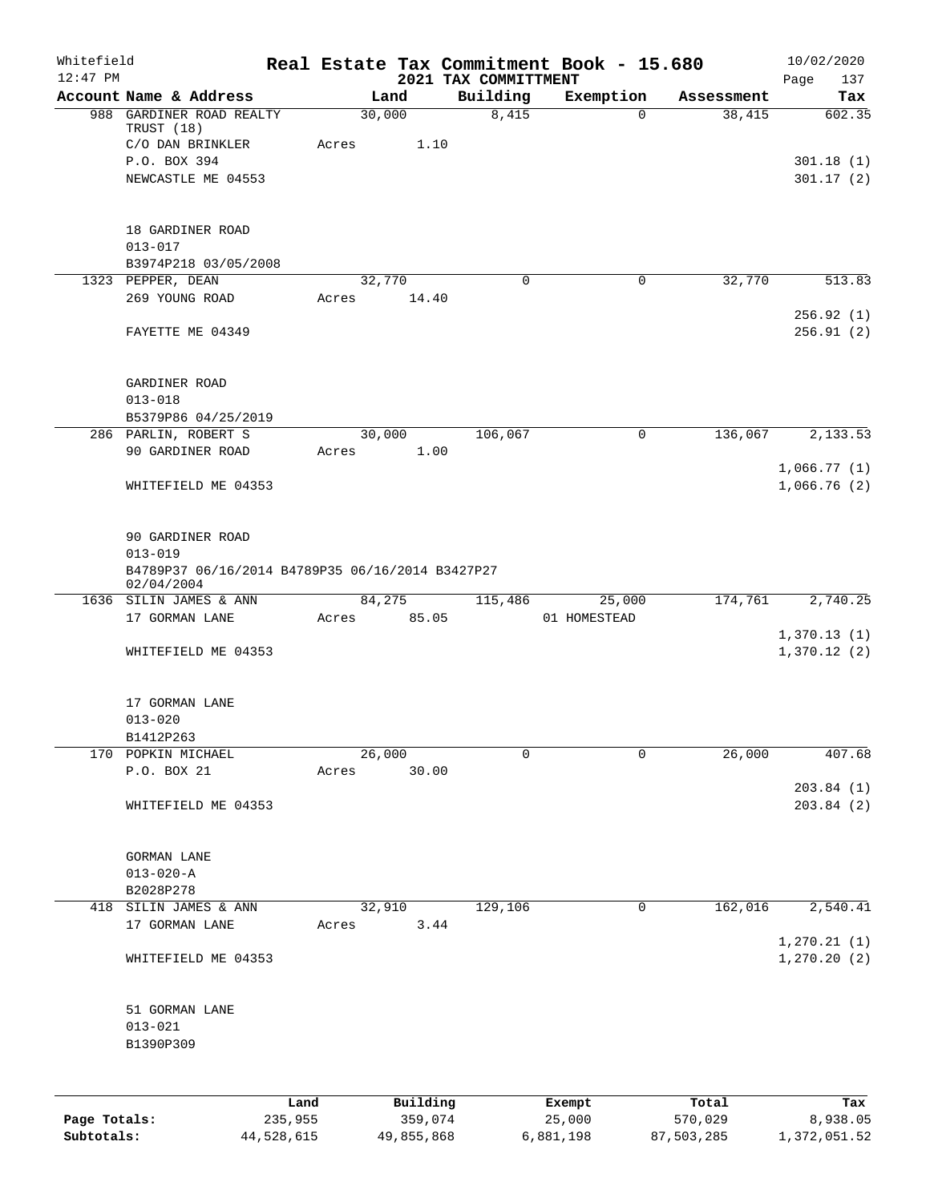Whitefield 12:47 PM

# Real Estate Tax Commitment Book - 15.680

## 2021 TAX COMMITTMENT

10/02/2020 Page 137

| Account Name & Address | Land | Building | Exemption | Assessment | Tax |
|---|---|---|---|---|---|
| 988 GARDINER ROAD REALTY TRUST (18) | 30,000 | 8,415 | 0 | 38,415 | 602.35 |
| C/O DAN BRINKLER | Acres 1.10 | | | | |
| P.O. BOX 394 | | | | | 301.18 (1) |
| NEWCASTLE ME 04553 | | | | | 301.17 (2) |
| 18 GARDINER ROAD | | | | | |
| 013-017 | | | | | |
| B3974P218 03/05/2008 | | | | | |
| 1323 PEPPER, DEAN | 32,770 | 0 | 0 | 32,770 | 513.83 |
| 269 YOUNG ROAD | Acres 14.40 | | | | |
| | | | | | 256.92 (1) |
| FAYETTE ME 04349 | | | | | 256.91 (2) |
| GARDINER ROAD | | | | | |
| 013-018 | | | | | |
| B5379P86 04/25/2019 | | | | | |
| 286 PARLIN, ROBERT S | 30,000 | 106,067 | 0 | 136,067 | 2,133.53 |
| 90 GARDINER ROAD | Acres 1.00 | | | | |
| | | | | | 1,066.77 (1) |
| WHITEFIELD ME 04353 | | | | | 1,066.76 (2) |
| 90 GARDINER ROAD | | | | | |
| 013-019 | | | | | |
| B4789P37 06/16/2014 B4789P35 06/16/2014 B3427P27 02/04/2004 | | | | | |
| 1636 SILIN JAMES & ANN | 84,275 | 115,486 | 25,000 | 174,761 | 2,740.25 |
| 17 GORMAN LANE | Acres 85.05 | | 01 HOMESTEAD | | |
| | | | | | 1,370.13 (1) |
| WHITEFIELD ME 04353 | | | | | 1,370.12 (2) |
| 17 GORMAN LANE | | | | | |
| 013-020 | | | | | |
| B1412P263 | | | | | |
| 170 POPKIN MICHAEL | 26,000 | 0 | 0 | 26,000 | 407.68 |
| P.O. BOX 21 | Acres 30.00 | | | | |
| | | | | | 203.84 (1) |
| WHITEFIELD ME 04353 | | | | | 203.84 (2) |
| GORMAN LANE | | | | | |
| 013-020-A | | | | | |
| B2028P278 | | | | | |
| 418 SILIN JAMES & ANN | 32,910 | 129,106 | 0 | 162,016 | 2,540.41 |
| 17 GORMAN LANE | Acres 3.44 | | | | |
| | | | | | 1,270.21 (1) |
| WHITEFIELD ME 04353 | | | | | 1,270.20 (2) |
| 51 GORMAN LANE | | | | | |
| 013-021 | | | | | |
| B1390P309 | | | | | |

| | Land | Building | Exempt | Total | Tax |
|---|---|---|---|---|---|
| Page Totals: | 235,955 | 359,074 | 25,000 | 570,029 | 8,938.05 |
| Subtotals: | 44,528,615 | 49,855,868 | 6,881,198 | 87,503,285 | 1,372,051.52 |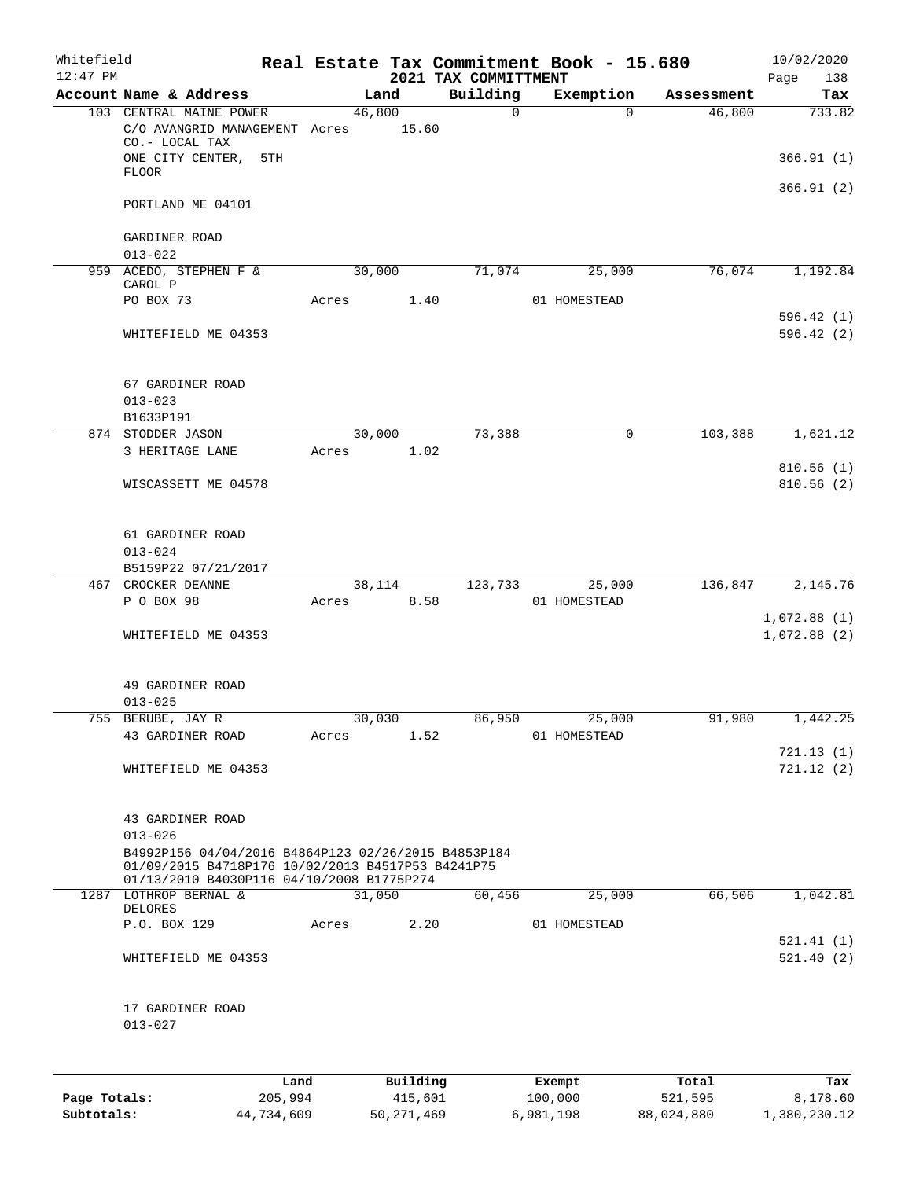Whitefield 12:47 PM

# Real Estate Tax Commitment Book - 15.680
## 2021 TAX COMMITTMENT

10/02/2020

| Account Name & Address | Land | Building | Exemption | Assessment | Tax |
|---|---|---|---|---|---|
| 103 CENTRAL MAINE POWER | 46,800 | 0 | 0 | 46,800 | 733.82 |
| C/O AVANGRID MANAGEMENT CO.- LOCAL TAX | Acres 15.60 | | | | |
| ONE CITY CENTER, 5TH FLOOR | | | | | 366.91 (1) |
| | | | | | 366.91 (2) |
| PORTLAND ME 04101 | | | | | |
| GARDINER ROAD | | | | | |
| 013-022 | | | | | |
| 959 ACEDO, STEPHEN F & CAROL P | 30,000 | 71,074 | 25,000 | 76,074 | 1,192.84 |
| PO BOX 73 | Acres 1.40 | | 01 HOMESTEAD | | |
| | | | | | 596.42 (1) |
| WHITEFIELD ME 04353 | | | | | 596.42 (2) |
| 67 GARDINER ROAD | | | | | |
| 013-023 | | | | | |
| B1633P191 | | | | | |
| 874 STODDER JASON | 30,000 | 73,388 | 0 | 103,388 | 1,621.12 |
| 3 HERITAGE LANE | Acres 1.02 | | | | |
| | | | | | 810.56 (1) |
| WISCASSETT ME 04578 | | | | | 810.56 (2) |
| 61 GARDINER ROAD | | | | | |
| 013-024 | | | | | |
| B5159P22 07/21/2017 | | | | | |
| 467 CROCKER DEANNE | 38,114 | 123,733 | 25,000 | 136,847 | 2,145.76 |
| P O BOX 98 | Acres 8.58 | | 01 HOMESTEAD | | |
| | | | | | 1,072.88 (1) |
| WHITEFIELD ME 04353 | | | | | 1,072.88 (2) |
| 49 GARDINER ROAD | | | | | |
| 013-025 | | | | | |
| 755 BERUBE, JAY R | 30,030 | 86,950 | 25,000 | 91,980 | 1,442.25 |
| 43 GARDINER ROAD | Acres 1.52 | | 01 HOMESTEAD | | |
| | | | | | 721.13 (1) |
| WHITEFIELD ME 04353 | | | | | 721.12 (2) |
| 43 GARDINER ROAD | | | | | |
| 013-026 | | | | | |
| B4992P156 04/04/2016 B4864P123 02/26/2015 B4853P184 01/09/2015 B4718P176 10/02/2013 B4517P53 B4241P75 01/13/2010 B4030P116 04/10/2008 B1775P274 | | | | | |
| 1287 LOTHROP BERNAL & DELORES | 31,050 | 60,456 | 25,000 | 66,506 | 1,042.81 |
| P.O. BOX 129 | Acres 2.20 | | 01 HOMESTEAD | | |
| | | | | | 521.41 (1) |
| WHITEFIELD ME 04353 | | | | | 521.40 (2) |
| 17 GARDINER ROAD | | | | | |
| 013-027 | | | | | |

| | Land | Building | Exempt | Total | Tax |
|---|---|---|---|---|---|
| Page Totals: | 205,994 | 415,601 | 100,000 | 521,595 | 8,178.60 |
| Subtotals: | 44,734,609 | 50,271,469 | 6,981,198 | 88,024,880 | 1,380,230.12 |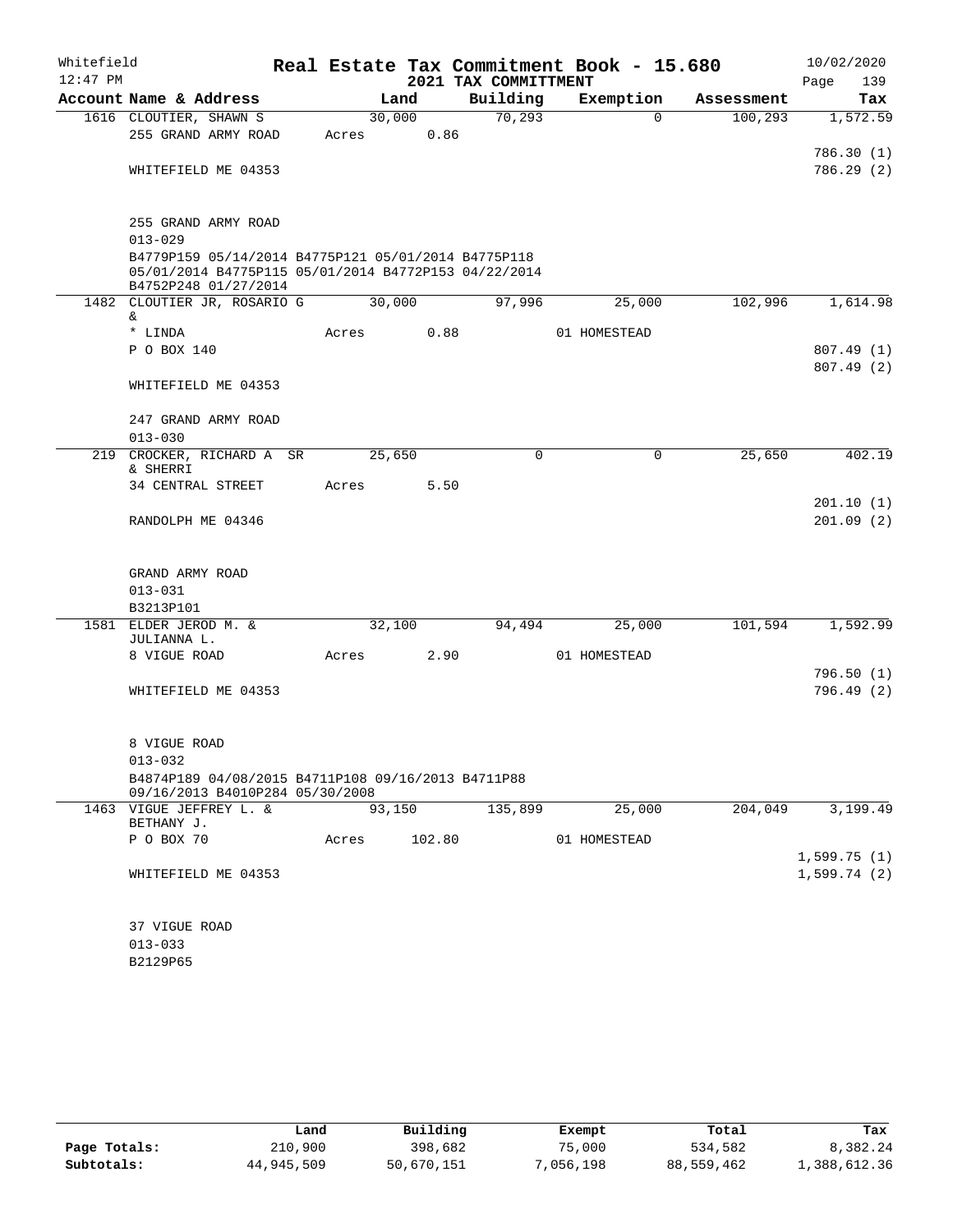Whitefield 12:47 PM

# Real Estate Tax Commitment Book - 15.680
## 2021 TAX COMMITTMENT

10/02/2020 Page 139

| Account Name & Address | Land | Building | Exemption | Assessment | Tax |
|---|---|---|---|---|---|
| 1616 CLOUTIER, SHAWN S | 30,000 | 70,293 | 0 | 100,293 | 1,572.59 |
| 255 GRAND ARMY ROAD | Acres 0.86 | | | | |
| | | | | | 786.30 (1) |
| WHITEFIELD ME 04353 | | | | | 786.29 (2) |
| 255 GRAND ARMY ROAD | | | | | |
| 013-029 | | | | | |
| B4779P159 05/14/2014 B4775P121 05/01/2014 B4775P118 05/01/2014 B4775P115 05/01/2014 B4772P153 04/22/2014 B4752P248 01/27/2014 | | | | | |
| 1482 CLOUTIER JR, ROSARIO G & | 30,000 | 97,996 | 25,000 | 102,996 | 1,614.98 |
| * LINDA | Acres 0.88 | | 01 HOMESTEAD | | |
| P O BOX 140 | | | | | 807.49 (1) |
| | | | | | 807.49 (2) |
| WHITEFIELD ME 04353 | | | | | |
| 247 GRAND ARMY ROAD | | | | | |
| 013-030 | | | | | |
| 219 CROCKER, RICHARD A SR & SHERRI | 25,650 | 0 | 0 | 25,650 | 402.19 |
| 34 CENTRAL STREET | Acres 5.50 | | | | |
| | | | | | 201.10 (1) |
| RANDOLPH ME 04346 | | | | | 201.09 (2) |
| GRAND ARMY ROAD | | | | | |
| 013-031 | | | | | |
| B3213P101 | | | | | |
| 1581 ELDER JEROD M. & JULIANNA L. | 32,100 | 94,494 | 25,000 | 101,594 | 1,592.99 |
| 8 VIGUE ROAD | Acres 2.90 | | 01 HOMESTEAD | | |
| | | | | | 796.50 (1) |
| WHITEFIELD ME 04353 | | | | | 796.49 (2) |
| 8 VIGUE ROAD | | | | | |
| 013-032 | | | | | |
| B4874P189 04/08/2015 B4711P108 09/16/2013 B4711P88 09/16/2013 B4010P284 05/30/2008 | | | | | |
| 1463 VIGUE JEFFREY L. & BETHANY J. | 93,150 | 135,899 | 25,000 | 204,049 | 3,199.49 |
| P O BOX 70 | Acres 102.80 | | 01 HOMESTEAD | | |
| | | | | | 1,599.75 (1) |
| WHITEFIELD ME 04353 | | | | | 1,599.74 (2) |
| 37 VIGUE ROAD | | | | | |
| 013-033 | | | | | |
| B2129P65 | | | | | |

| | Land | Building | Exempt | Total | Tax |
|---|---|---|---|---|---|
| Page Totals: | 210,900 | 398,682 | 75,000 | 534,582 | 8,382.24 |
| Subtotals: | 44,945,509 | 50,670,151 | 7,056,198 | 88,559,462 | 1,388,612.36 |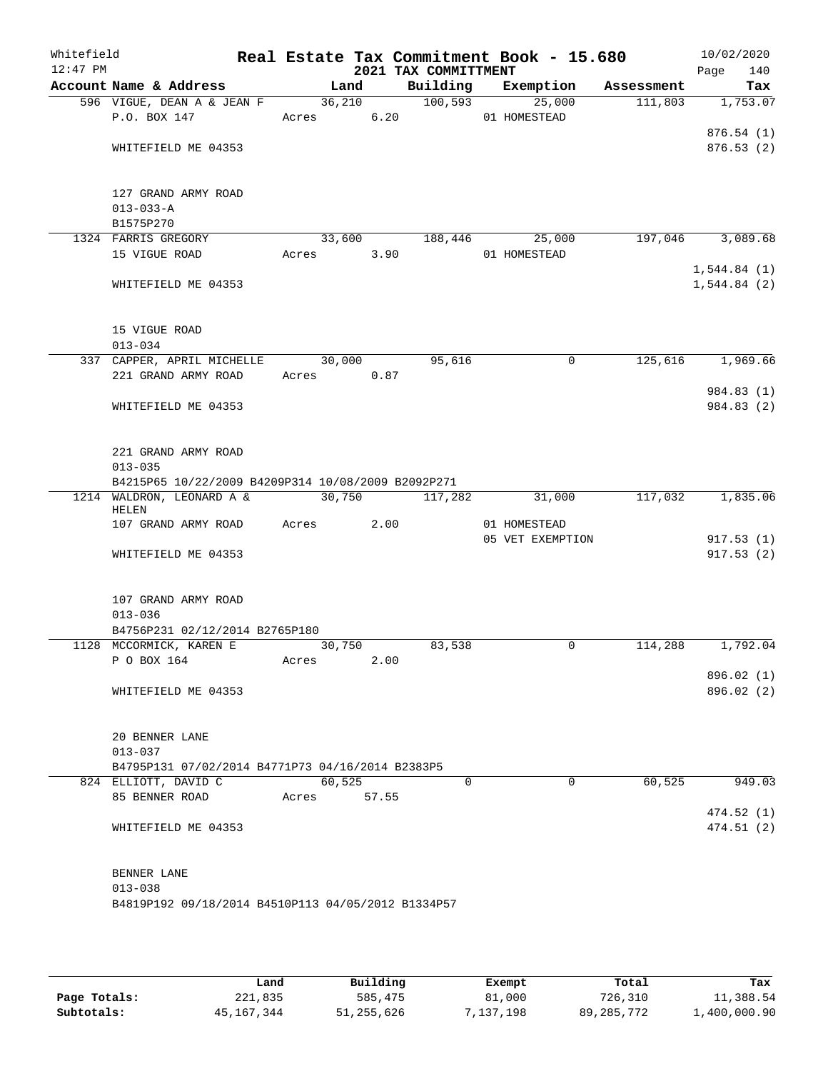Whitefield
12:47 PM

# Real Estate Tax Commitment Book - 15.680

## 2021 TAX COMMITTMENT

10/02/2020

| Account Name & Address | Land | Building | Exemption | Assessment | Tax |
|---|---|---|---|---|---|
| 596 VIGUE, DEAN A & JEAN F | 36,210 | 100,593 | 25,000 | 111,803 | 1,753.07 |
| P.O. BOX 147 | Acres 6.20 | | 01 HOMESTEAD | | |
| | | | | | 876.54 (1) |
| WHITEFIELD ME 04353 | | | | | 876.53 (2) |
| 127 GRAND ARMY ROAD | | | | | |
| 013-033-A | | | | | |
| B1575P270 | | | | | |
| 1324 FARRIS GREGORY | 33,600 | 188,446 | 25,000 | 197,046 | 3,089.68 |
| 15 VIGUE ROAD | Acres 3.90 | | 01 HOMESTEAD | | |
| | | | | | 1,544.84 (1) |
| WHITEFIELD ME 04353 | | | | | 1,544.84 (2) |
| 15 VIGUE ROAD | | | | | |
| 013-034 | | | | | |
| 337 CAPPER, APRIL MICHELLE | 30,000 | 95,616 | 0 | 125,616 | 1,969.66 |
| 221 GRAND ARMY ROAD | Acres 0.87 | | | | |
| | | | | | 984.83 (1) |
| WHITEFIELD ME 04353 | | | | | 984.83 (2) |
| 221 GRAND ARMY ROAD | | | | | |
| 013-035 | | | | | |
| B4215P65 10/22/2009 B4209P314 10/08/2009 B2092P271 | | | | | |
| 1214 WALDRON, LEONARD A & HELEN | 30,750 | 117,282 | 31,000 | 117,032 | 1,835.06 |
| 107 GRAND ARMY ROAD | Acres 2.00 | | 01 HOMESTEAD | | |
| | | | 05 VET EXEMPTION | | 917.53 (1) |
| WHITEFIELD ME 04353 | | | | | 917.53 (2) |
| 107 GRAND ARMY ROAD | | | | | |
| 013-036 | | | | | |
| B4756P231 02/12/2014 B2765P180 | | | | | |
| 1128 MCCORMICK, KAREN E | 30,750 | 83,538 | 0 | 114,288 | 1,792.04 |
| P O BOX 164 | Acres 2.00 | | | | |
| | | | | | 896.02 (1) |
| WHITEFIELD ME 04353 | | | | | 896.02 (2) |
| 20 BENNER LANE | | | | | |
| 013-037 | | | | | |
| B4795P131 07/02/2014 B4771P73 04/16/2014 B2383P5 | | | | | |
| 824 ELLIOTT, DAVID C | 60,525 | 0 | 0 | 60,525 | 949.03 |
| 85 BENNER ROAD | Acres 57.55 | | | | |
| | | | | | 474.52 (1) |
| WHITEFIELD ME 04353 | | | | | 474.51 (2) |
| BENNER LANE | | | | | |
| 013-038 | | | | | |
| B4819P192 09/18/2014 B4510P113 04/05/2012 B1334P57 | | | | | |

| | Land | Building | Exempt | Total | Tax |
|---|---|---|---|---|---|
| Page Totals: | 221,835 | 585,475 | 81,000 | 726,310 | 11,388.54 |
| Subtotals: | 45,167,344 | 51,255,626 | 7,137,198 | 89,285,772 | 1,400,000.90 |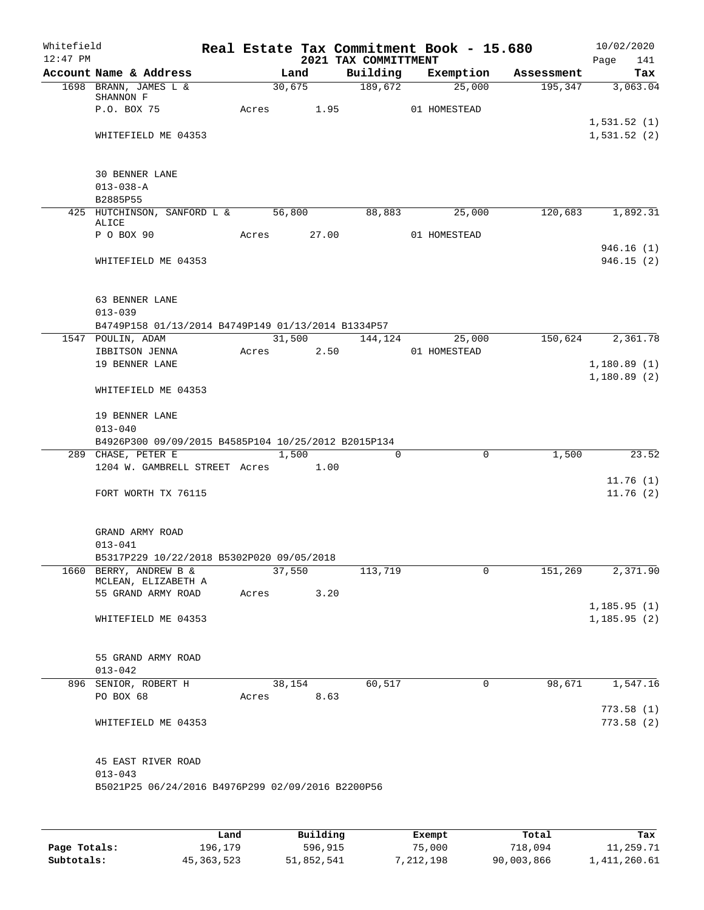Whitefield
12:47 PM

# Real Estate Tax Commitment Book - 15.680

## 2021 TAX COMMITTMENT

10/02/2020

| Account Name & Address | Land | Building | Exemption | Assessment | Tax |
|---|---|---|---|---|---|
| 1698 BRANN, JAMES L & SHANNON F | 30,675 | 189,672 | 25,000 | 195,347 | 3,063.04 |
| P.O. BOX 75 | Acres 1.95 | | 01 HOMESTEAD | | |
| | | | | | 1,531.52 (1) |
| WHITEFIELD ME 04353 | | | | | 1,531.52 (2) |
| 30 BENNER LANE | | | | | |
| 013-038-A | | | | | |
| B2885P55 | | | | | |
| 425 HUTCHINSON, SANFORD L & ALICE | 56,800 | 88,883 | 25,000 | 120,683 | 1,892.31 |
| P O BOX 90 | Acres 27.00 | | 01 HOMESTEAD | | |
| | | | | | 946.16 (1) |
| WHITEFIELD ME 04353 | | | | | 946.15 (2) |
| 63 BENNER LANE | | | | | |
| 013-039 | | | | | |
| B4749P158 01/13/2014 B4749P149 01/13/2014 B1334P57 | | | | | |
| 1547 POULIN, ADAM | 31,500 | 144,124 | 25,000 | 150,624 | 2,361.78 |
| IBBITSON JENNA | Acres 2.50 | | 01 HOMESTEAD | | |
| 19 BENNER LANE | | | | | 1,180.89 (1) |
| | | | | | 1,180.89 (2) |
| WHITEFIELD ME 04353 | | | | | |
| 19 BENNER LANE | | | | | |
| 013-040 | | | | | |
| B4926P300 09/09/2015 B4585P104 10/25/2012 B2015P134 | | | | | |
| 289 CHASE, PETER E | 1,500 | 0 | 0 | 1,500 | 23.52 |
| 1204 W. GAMBRELL STREET | Acres 1.00 | | | | |
| | | | | | 11.76 (1) |
| FORT WORTH TX 76115 | | | | | 11.76 (2) |
| GRAND ARMY ROAD | | | | | |
| 013-041 | | | | | |
| B5317P229 10/22/2018 B5302P020 09/05/2018 | | | | | |
| 1660 BERRY, ANDREW B & MCLEAN, ELIZABETH A | 37,550 | 113,719 | 0 | 151,269 | 2,371.90 |
| 55 GRAND ARMY ROAD | Acres 3.20 | | | | |
| | | | | | 1,185.95 (1) |
| WHITEFIELD ME 04353 | | | | | 1,185.95 (2) |
| 55 GRAND ARMY ROAD | | | | | |
| 013-042 | | | | | |
| 896 SENIOR, ROBERT H | 38,154 | 60,517 | 0 | 98,671 | 1,547.16 |
| PO BOX 68 | Acres 8.63 | | | | |
| | | | | | 773.58 (1) |
| WHITEFIELD ME 04353 | | | | | 773.58 (2) |
| 45 EAST RIVER ROAD | | | | | |
| 013-043 | | | | | |
| B5021P25 06/24/2016 B4976P299 02/09/2016 B2200P56 | | | | | |

| | Land | Building | Exempt | Total | Tax |
|---|---|---|---|---|---|
| Page Totals: | 196,179 | 596,915 | 75,000 | 718,094 | 11,259.71 |
| Subtotals: | 45,363,523 | 51,852,541 | 7,212,198 | 90,003,866 | 1,411,260.61 |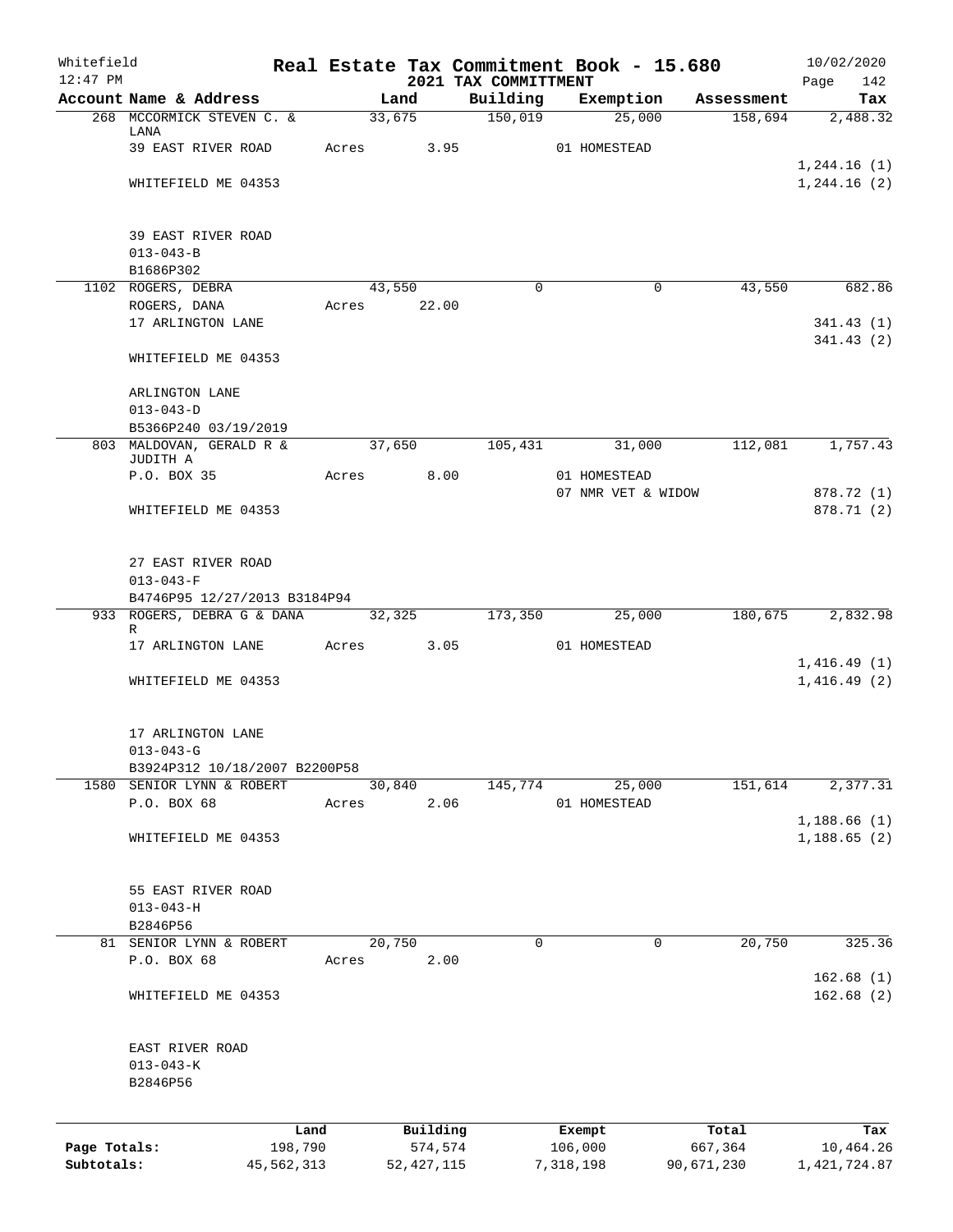Whitefield 12:47 PM

# Real Estate Tax Commitment Book - 15.680

## 2021 TAX COMMITTMENT

10/02/2020 Page 142

| Account Name & Address | Land | Building | Exemption | Assessment | Tax |
|---|---|---|---|---|---|
| 268 MCCORMICK STEVEN C. & LANA | 33,675 | 150,019 | 25,000 | 158,694 | 2,488.32 |
| 39 EAST RIVER ROAD | Acres 3.95 | | 01 HOMESTEAD | | |
| | | | | | 1,244.16 (1) |
| WHITEFIELD ME 04353 | | | | | 1,244.16 (2) |
| 39 EAST RIVER ROAD | | | | | |
| 013-043-B | | | | | |
| B1686P302 | | | | | |
| 1102 ROGERS, DEBRA | 43,550 | 0 | 0 | 43,550 | 682.86 |
| ROGERS, DANA | Acres 22.00 | | | | |
| 17 ARLINGTON LANE | | | | | 341.43 (1) |
| | | | | | 341.43 (2) |
| WHITEFIELD ME 04353 | | | | | |
| ARLINGTON LANE | | | | | |
| 013-043-D | | | | | |
| B5366P240 03/19/2019 | | | | | |
| 803 MALDOVAN, GERALD R & JUDITH A | 37,650 | 105,431 | 31,000 | 112,081 | 1,757.43 |
| P.O. BOX 35 | Acres 8.00 | | 01 HOMESTEAD | | |
| | | | 07 NMR VET & WIDOW | | 878.72 (1) |
| WHITEFIELD ME 04353 | | | | | 878.71 (2) |
| 27 EAST RIVER ROAD | | | | | |
| 013-043-F | | | | | |
| B4746P95 12/27/2013 B3184P94 | | | | | |
| 933 ROGERS, DEBRA G & DANA R | 32,325 | 173,350 | 25,000 | 180,675 | 2,832.98 |
| 17 ARLINGTON LANE | Acres 3.05 | | 01 HOMESTEAD | | |
| | | | | | 1,416.49 (1) |
| WHITEFIELD ME 04353 | | | | | 1,416.49 (2) |
| 17 ARLINGTON LANE | | | | | |
| 013-043-G | | | | | |
| B3924P312 10/18/2007 B2200P58 | | | | | |
| 1580 SENIOR LYNN & ROBERT | 30,840 | 145,774 | 25,000 | 151,614 | 2,377.31 |
| P.O. BOX 68 | Acres 2.06 | | 01 HOMESTEAD | | |
| | | | | | 1,188.66 (1) |
| WHITEFIELD ME 04353 | | | | | 1,188.65 (2) |
| 55 EAST RIVER ROAD | | | | | |
| 013-043-H | | | | | |
| B2846P56 | | | | | |
| 81 SENIOR LYNN & ROBERT | 20,750 | 0 | 0 | 20,750 | 325.36 |
| P.O. BOX 68 | Acres 2.00 | | | | |
| | | | | | 162.68 (1) |
| WHITEFIELD ME 04353 | | | | | 162.68 (2) |
| EAST RIVER ROAD | | | | | |
| 013-043-K | | | | | |
| B2846P56 | | | | | |

| | Land | Building | Exempt | Total | Tax |
|---|---|---|---|---|---|
| Page Totals: | 198,790 | 574,574 | 106,000 | 667,364 | 10,464.26 |
| Subtotals: | 45,562,313 | 52,427,115 | 7,318,198 | 90,671,230 | 1,421,724.87 |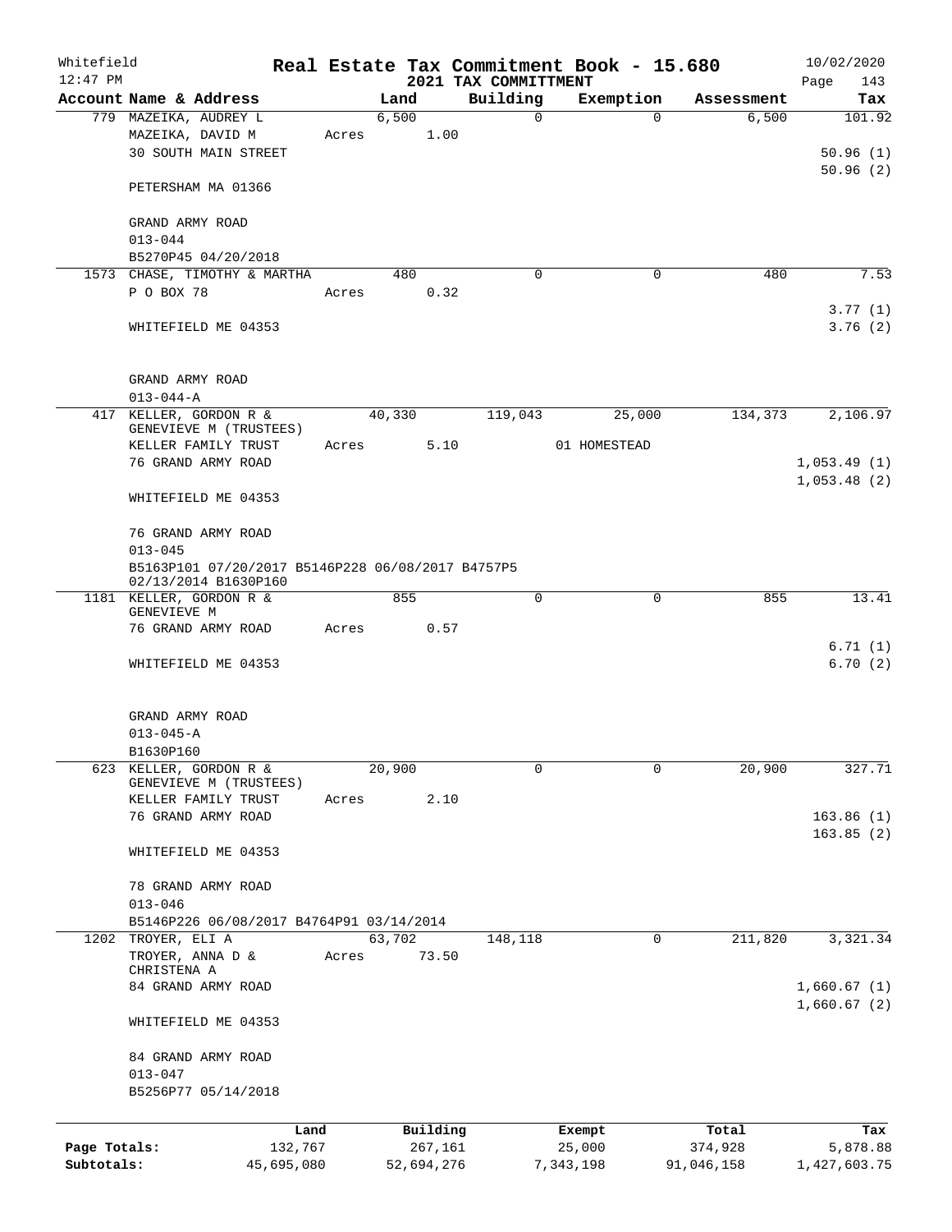Whitefield 12:47 PM

# Real Estate Tax Commitment Book - 15.680

## 2021 TAX COMMITTMENT

10/02/2020

| Account Name & Address | Land | Building | Exemption | Assessment | Tax |
|---|---|---|---|---|---|
| 779 MAZEIKA, AUDREY L | 6,500 | 0 | 0 | 6,500 | 101.92 |
| MAZEIKA, DAVID M | Acres 1.00 | | | | |
| 30 SOUTH MAIN STREET | | | | | 50.96 (1) |
| | | | | | 50.96 (2) |
| PETERSHAM MA 01366 | | | | | |
| GRAND ARMY ROAD | | | | | |
| 013-044 | | | | | |
| B5270P45 04/20/2018 | | | | | |
| 1573 CHASE, TIMOTHY & MARTHA | 480 | 0 | 0 | 480 | 7.53 |
| P O BOX 78 | Acres 0.32 | | | | |
| | | | | | 3.77 (1) |
| WHITEFIELD ME 04353 | | | | | 3.76 (2) |
| GRAND ARMY ROAD | | | | | |
| 013-044-A | | | | | |
| 417 KELLER, GORDON R & GENEVIEVE M (TRUSTEES) | 40,330 | 119,043 | 25,000 | 134,373 | 2,106.97 |
| KELLER FAMILY TRUST | Acres 5.10 | | 01 HOMESTEAD | | |
| 76 GRAND ARMY ROAD | | | | | 1,053.49 (1) |
| | | | | | 1,053.48 (2) |
| WHITEFIELD ME 04353 | | | | | |
| 76 GRAND ARMY ROAD | | | | | |
| 013-045 | | | | | |
| B5163P101 07/20/2017 B5146P228 06/08/2017 B4757P5 02/13/2014 B1630P160 | | | | | |
| 1181 KELLER, GORDON R & GENEVIEVE M | 855 | 0 | 0 | 855 | 13.41 |
| 76 GRAND ARMY ROAD | Acres 0.57 | | | | |
| | | | | | 6.71 (1) |
| WHITEFIELD ME 04353 | | | | | 6.70 (2) |
| GRAND ARMY ROAD | | | | | |
| 013-045-A | | | | | |
| B1630P160 | | | | | |
| 623 KELLER, GORDON R & GENEVIEVE M (TRUSTEES) | 20,900 | 0 | 0 | 20,900 | 327.71 |
| KELLER FAMILY TRUST | Acres 2.10 | | | | |
| 76 GRAND ARMY ROAD | | | | | 163.86 (1) |
| | | | | | 163.85 (2) |
| WHITEFIELD ME 04353 | | | | | |
| 78 GRAND ARMY ROAD | | | | | |
| 013-046 | | | | | |
| B5146P226 06/08/2017 B4764P91 03/14/2014 | | | | | |
| 1202 TROYER, ELI A | 63,702 | 148,118 | 0 | 211,820 | 3,321.34 |
| TROYER, ANNA D & CHRISTENA A | Acres 73.50 | | | | |
| 84 GRAND ARMY ROAD | | | | | 1,660.67 (1) |
| | | | | | 1,660.67 (2) |
| WHITEFIELD ME 04353 | | | | | |
| 84 GRAND ARMY ROAD | | | | | |
| 013-047 | | | | | |
| B5256P77 05/14/2018 | | | | | |

| | Land | Building | Exempt | Total | Tax |
|---|---|---|---|---|---|
| Page Totals: | 132,767 | 267,161 | 25,000 | 374,928 | 5,878.88 |
| Subtotals: | 45,695,080 | 52,694,276 | 7,343,198 | 91,046,158 | 1,427,603.75 |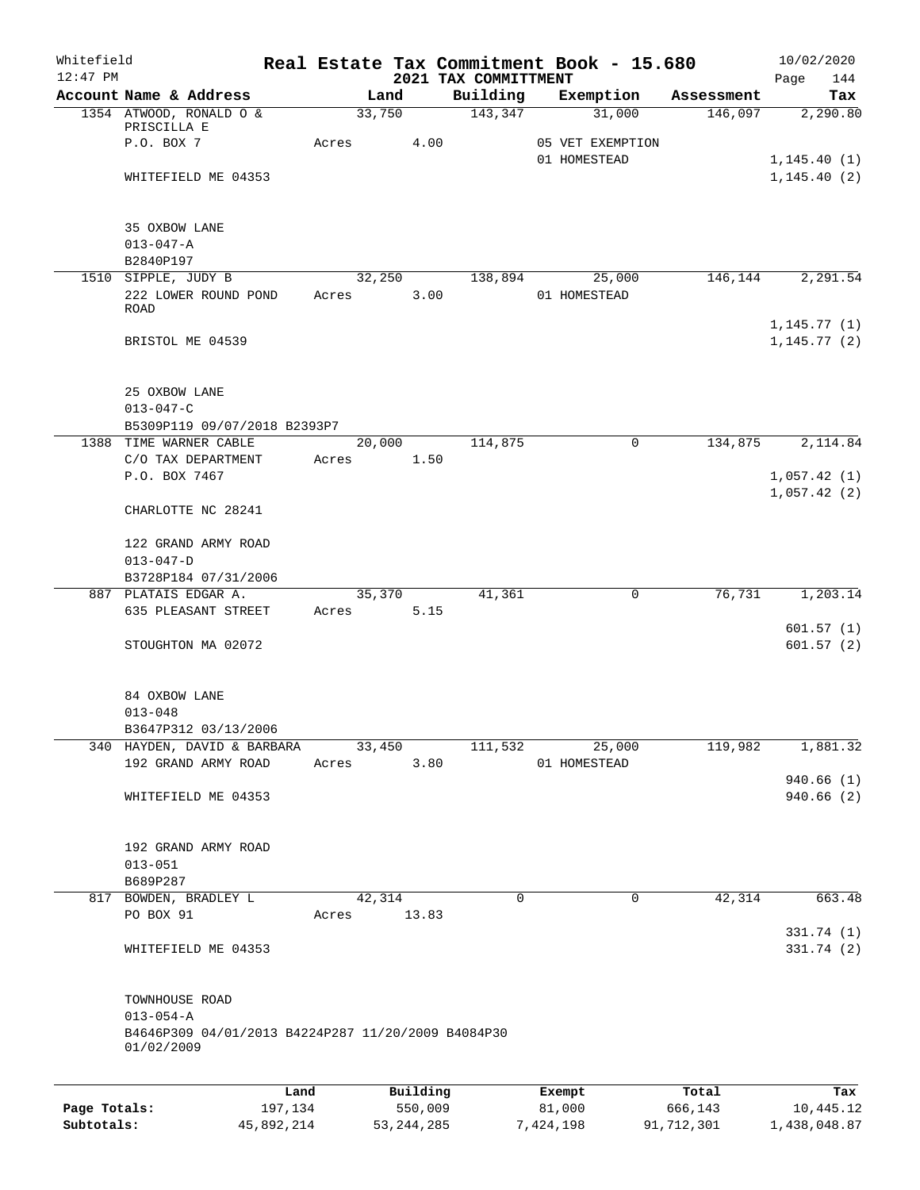Whitefield 12:47 PM

# Real Estate Tax Commitment Book - 15.680

## 2021 TAX COMMITTMENT

10/02/2020

| Account Name & Address | Land | Building | Exemption | Assessment | Tax |
|---|---|---|---|---|---|
| 1354 ATWOOD, RONALD O & PRISCILLA E | 33,750 | 143,347 | 31,000 | 146,097 | 2,290.80 |
| P.O. BOX 7 | Acres 4.00 | | 05 VET EXEMPTION | | |
| | | | 01 HOMESTEAD | | 1,145.40 (1) |
| WHITEFIELD ME 04353 | | | | | 1,145.40 (2) |
| 35 OXBOW LANE | | | | | |
| 013-047-A | | | | | |
| B2840P197 | | | | | |
| 1510 SIPPLE, JUDY B | 32,250 | 138,894 | 25,000 | 146,144 | 2,291.54 |
| 222 LOWER ROUND POND ROAD | Acres 3.00 | | 01 HOMESTEAD | | |
| | | | | | 1,145.77 (1) |
| BRISTOL ME 04539 | | | | | 1,145.77 (2) |
| 25 OXBOW LANE | | | | | |
| 013-047-C | | | | | |
| B5309P119 09/07/2018 B2393P7 | | | | | |
| 1388 TIME WARNER CABLE | 20,000 | 114,875 | 0 | 134,875 | 2,114.84 |
| C/O TAX DEPARTMENT | Acres 1.50 | | | | |
| P.O. BOX 7467 | | | | | 1,057.42 (1) |
| | | | | | 1,057.42 (2) |
| CHARLOTTE NC 28241 | | | | | |
| 122 GRAND ARMY ROAD | | | | | |
| 013-047-D | | | | | |
| B3728P184 07/31/2006 | | | | | |
| 887 PLATAIS EDGAR A. | 35,370 | 41,361 | 0 | 76,731 | 1,203.14 |
| 635 PLEASANT STREET | Acres 5.15 | | | | |
| | | | | | 601.57 (1) |
| STOUGHTON MA 02072 | | | | | 601.57 (2) |
| 84 OXBOW LANE | | | | | |
| 013-048 | | | | | |
| B3647P312 03/13/2006 | | | | | |
| 340 HAYDEN, DAVID & BARBARA | 33,450 | 111,532 | 25,000 | 119,982 | 1,881.32 |
| 192 GRAND ARMY ROAD | Acres 3.80 | | 01 HOMESTEAD | | |
| | | | | | 940.66 (1) |
| WHITEFIELD ME 04353 | | | | | 940.66 (2) |
| 192 GRAND ARMY ROAD | | | | | |
| 013-051 | | | | | |
| B689P287 | | | | | |
| 817 BOWDEN, BRADLEY L | 42,314 | 0 | 0 | 42,314 | 663.48 |
| PO BOX 91 | Acres 13.83 | | | | |
| | | | | | 331.74 (1) |
| WHITEFIELD ME 04353 | | | | | 331.74 (2) |
| TOWNHOUSE ROAD | | | | | |
| 013-054-A | | | | | |
| B4646P309 04/01/2013 B4224P287 11/20/2009 B4084P30 01/02/2009 | | | | | |

| | Land | Building | Exempt | Total | Tax |
|---|---|---|---|---|---|
| Page Totals: | 197,134 | 550,009 | 81,000 | 666,143 | 10,445.12 |
| Subtotals: | 45,892,214 | 53,244,285 | 7,424,198 | 91,712,301 | 1,438,048.87 |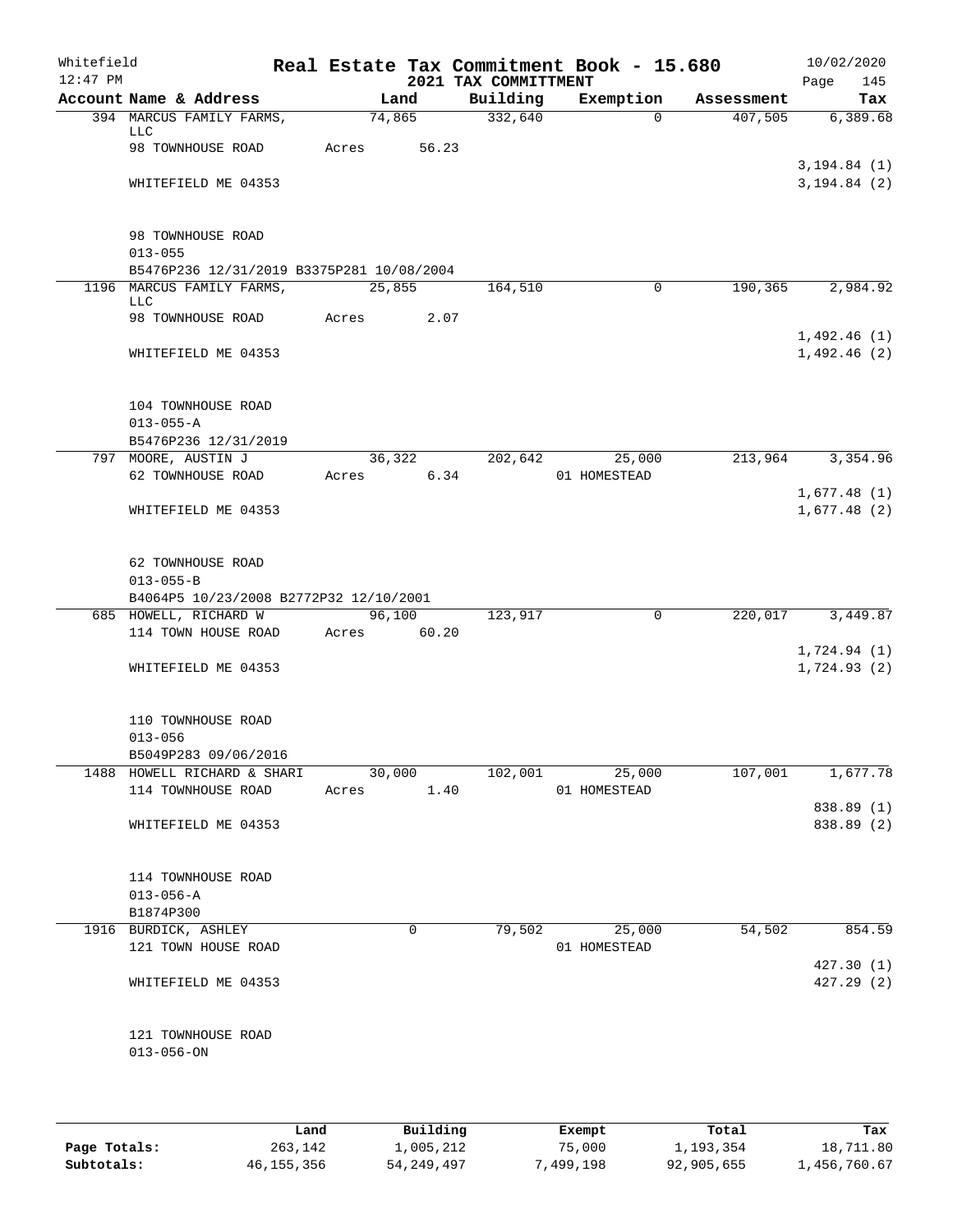# Real Estate Tax Commitment Book - 15.680

## 2021 TAX COMMITTMENT

Whitefield 12:47 PM — 10/02/2020

| Account Name & Address | Land | Building | Exemption | Assessment | Tax |
|---|---|---|---|---|---|
| 394 MARCUS FAMILY FARMS, LLC | 74,865 | 332,640 | 0 | 407,505 | 6,389.68 |
| 98 TOWNHOUSE ROAD | Acres 56.23 | | | | |
| | | | | | 3,194.84 (1) |
| WHITEFIELD ME 04353 | | | | | 3,194.84 (2) |
| 98 TOWNHOUSE ROAD | | | | | |
| 013-055 | | | | | |
| B5476P236 12/31/2019 B3375P281 10/08/2004 | | | | | |
| 1196 MARCUS FAMILY FARMS, LLC | 25,855 | 164,510 | 0 | 190,365 | 2,984.92 |
| 98 TOWNHOUSE ROAD | Acres 2.07 | | | | |
| | | | | | 1,492.46 (1) |
| WHITEFIELD ME 04353 | | | | | 1,492.46 (2) |
| 104 TOWNHOUSE ROAD | | | | | |
| 013-055-A | | | | | |
| B5476P236 12/31/2019 | | | | | |
| 797 MOORE, AUSTIN J | 36,322 | 202,642 | 25,000 | 213,964 | 3,354.96 |
| 62 TOWNHOUSE ROAD | Acres 6.34 | | 01 HOMESTEAD | | |
| | | | | | 1,677.48 (1) |
| WHITEFIELD ME 04353 | | | | | 1,677.48 (2) |
| 62 TOWNHOUSE ROAD | | | | | |
| 013-055-B | | | | | |
| B4064P5 10/23/2008 B2772P32 12/10/2001 | | | | | |
| 685 HOWELL, RICHARD W | 96,100 | 123,917 | 0 | 220,017 | 3,449.87 |
| 114 TOWN HOUSE ROAD | Acres 60.20 | | | | |
| | | | | | 1,724.94 (1) |
| WHITEFIELD ME 04353 | | | | | 1,724.93 (2) |
| 110 TOWNHOUSE ROAD | | | | | |
| 013-056 | | | | | |
| B5049P283 09/06/2016 | | | | | |
| 1488 HOWELL RICHARD & SHARI | 30,000 | 102,001 | 25,000 | 107,001 | 1,677.78 |
| 114 TOWNHOUSE ROAD | Acres 1.40 | | 01 HOMESTEAD | | |
| | | | | | 838.89 (1) |
| WHITEFIELD ME 04353 | | | | | 838.89 (2) |
| 114 TOWNHOUSE ROAD | | | | | |
| 013-056-A | | | | | |
| B1874P300 | | | | | |
| 1916 BURDICK, ASHLEY | 0 | 79,502 | 25,000 | 54,502 | 854.59 |
| 121 TOWN HOUSE ROAD | | | 01 HOMESTEAD | | |
| | | | | | 427.30 (1) |
| WHITEFIELD ME 04353 | | | | | 427.29 (2) |
| 121 TOWNHOUSE ROAD | | | | | |
| 013-056-ON | | | | | |

| | Land | Building | Exempt | Total | Tax |
|---|---|---|---|---|---|
| **Page Totals:** | 263,142 | 1,005,212 | 75,000 | 1,193,354 | 18,711.80 |
| **Subtotals:** | 46,155,356 | 54,249,497 | 7,499,198 | 92,905,655 | 1,456,760.67 |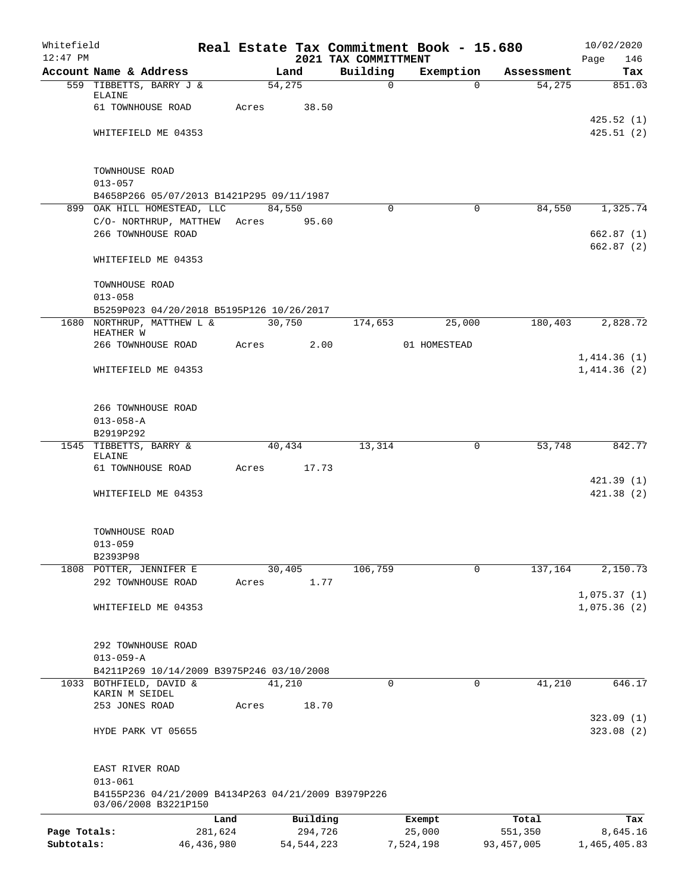Whitefield 12:47 PM

# Real Estate Tax Commitment Book - 15.680

2021 TAX COMMITTMENT

10/02/2020

| Account Name & Address | Land | Building | Exemption | Assessment | Tax |
|---|---|---|---|---|---|
| 559 TIBBETTS, BARRY J & ELAINE | 54,275 | 0 | 0 | 54,275 | 851.03 |
| 61 TOWNHOUSE ROAD | Acres 38.50 | | | | |
| | | | | | 425.52 (1) |
| WHITEFIELD ME 04353 | | | | | 425.51 (2) |
| TOWNHOUSE ROAD | | | | | |
| 013-057 | | | | | |
| B4658P266 05/07/2013 B1421P295 09/11/1987 | | | | | |
| 899 OAK HILL HOMESTEAD, LLC | 84,550 | 0 | 0 | 84,550 | 1,325.74 |
| C/O- NORTHRUP, MATTHEW | Acres 95.60 | | | | |
| 266 TOWNHOUSE ROAD | | | | | 662.87 (1) |
| | | | | | 662.87 (2) |
| WHITEFIELD ME 04353 | | | | | |
| TOWNHOUSE ROAD | | | | | |
| 013-058 | | | | | |
| B5259P023 04/20/2018 B5195P126 10/26/2017 | | | | | |
| 1680 NORTHRUP, MATTHEW L & HEATHER W | 30,750 | 174,653 | 25,000 | 180,403 | 2,828.72 |
| 266 TOWNHOUSE ROAD | Acres 2.00 | | 01 HOMESTEAD | | |
| | | | | | 1,414.36 (1) |
| WHITEFIELD ME 04353 | | | | | 1,414.36 (2) |
| 266 TOWNHOUSE ROAD | | | | | |
| 013-058-A | | | | | |
| B2919P292 | | | | | |
| 1545 TIBBETTS, BARRY & ELAINE | 40,434 | 13,314 | 0 | 53,748 | 842.77 |
| 61 TOWNHOUSE ROAD | Acres 17.73 | | | | |
| | | | | | 421.39 (1) |
| WHITEFIELD ME 04353 | | | | | 421.38 (2) |
| TOWNHOUSE ROAD | | | | | |
| 013-059 | | | | | |
| B2393P98 | | | | | |
| 1808 POTTER, JENNIFER E | 30,405 | 106,759 | 0 | 137,164 | 2,150.73 |
| 292 TOWNHOUSE ROAD | Acres 1.77 | | | | |
| | | | | | 1,075.37 (1) |
| WHITEFIELD ME 04353 | | | | | 1,075.36 (2) |
| 292 TOWNHOUSE ROAD | | | | | |
| 013-059-A | | | | | |
| B4211P269 10/14/2009 B3975P246 03/10/2008 | | | | | |
| 1033 BOTHFIELD, DAVID & KARIN M SEIDEL | 41,210 | 0 | 0 | 41,210 | 646.17 |
| 253 JONES ROAD | Acres 18.70 | | | | |
| | | | | | 323.09 (1) |
| HYDE PARK VT 05655 | | | | | 323.08 (2) |
| EAST RIVER ROAD | | | | | |
| 013-061 | | | | | |
| B4155P236 04/21/2009 B4134P263 04/21/2009 B3979P226 03/06/2008 B3221P150 | | | | | |

| | Land | Building | Exempt | Total | Tax |
|---|---|---|---|---|---|
| Page Totals: | 281,624 | 294,726 | 25,000 | 551,350 | 8,645.16 |
| Subtotals: | 46,436,980 | 54,544,223 | 7,524,198 | 93,457,005 | 1,465,405.83 |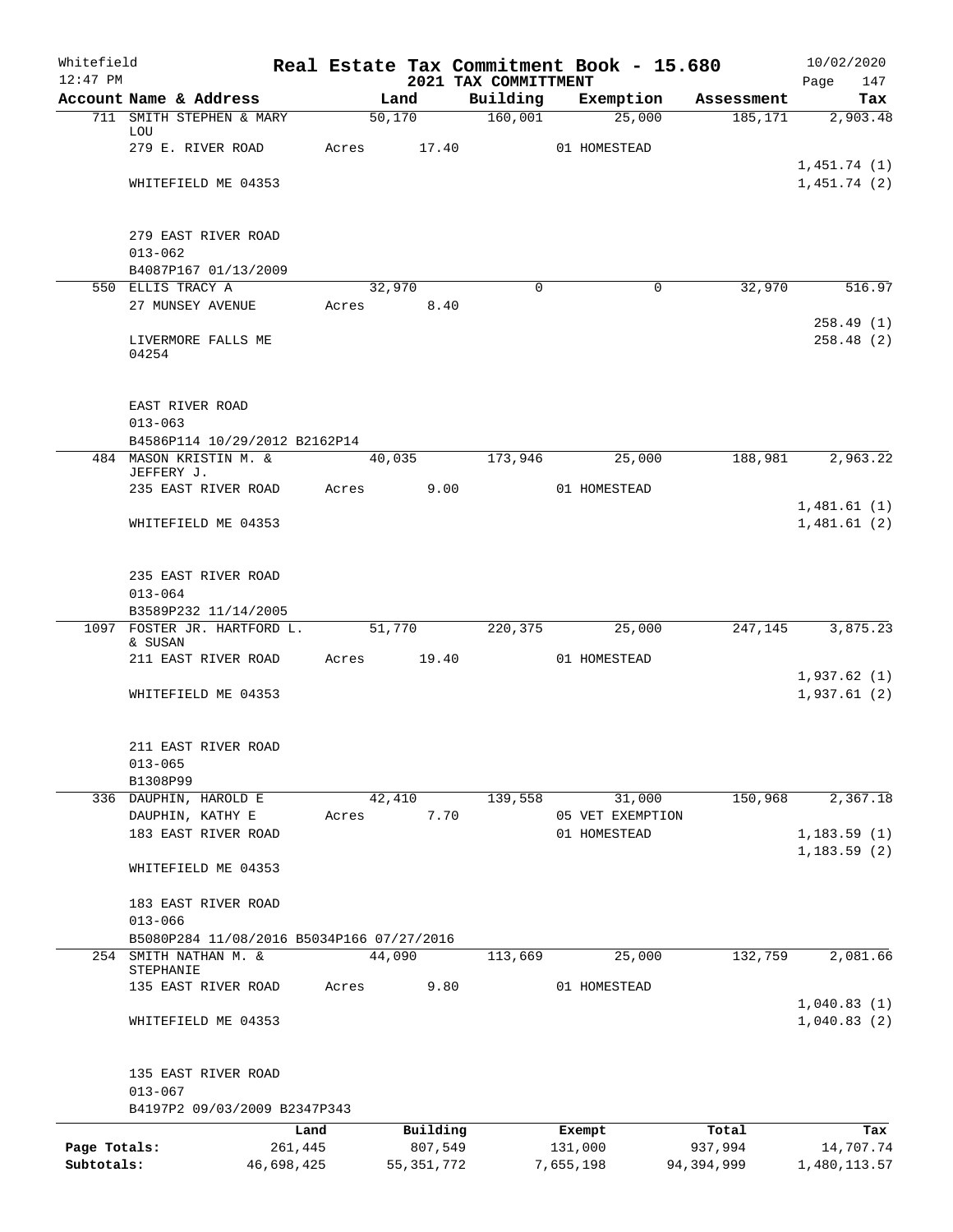Whitefield 12:47 PM

# Real Estate Tax Commitment Book - 15.680

## 2021 TAX COMMITTMENT

10/02/2020

| Account Name & Address | Land | Building | Exemption | Assessment | Tax |
|---|---|---|---|---|---|
| 711 SMITH STEPHEN & MARY LOU | 50,170 | 160,001 | 25,000 | 185,171 | 2,903.48 |
| 279 E. RIVER ROAD | Acres 17.40 | | 01 HOMESTEAD | | |
| | | | | | 1,451.74 (1) |
| WHITEFIELD ME 04353 | | | | | 1,451.74 (2) |
| 279 EAST RIVER ROAD | | | | | |
| 013-062 | | | | | |
| B4087P167 01/13/2009 | | | | | |
| 550 ELLIS TRACY A | 32,970 | 0 | 0 | 32,970 | 516.97 |
| 27 MUNSEY AVENUE | Acres 8.40 | | | | |
| | | | | | 258.49 (1) |
| LIVERMORE FALLS ME 04254 | | | | | 258.48 (2) |
| EAST RIVER ROAD | | | | | |
| 013-063 | | | | | |
| B4586P114 10/29/2012 B2162P14 | | | | | |
| 484 MASON KRISTIN M. & JEFFERY J. | 40,035 | 173,946 | 25,000 | 188,981 | 2,963.22 |
| 235 EAST RIVER ROAD | Acres 9.00 | | 01 HOMESTEAD | | |
| | | | | | 1,481.61 (1) |
| WHITEFIELD ME 04353 | | | | | 1,481.61 (2) |
| 235 EAST RIVER ROAD | | | | | |
| 013-064 | | | | | |
| B3589P232 11/14/2005 | | | | | |
| 1097 FOSTER JR. HARTFORD L. & SUSAN | 51,770 | 220,375 | 25,000 | 247,145 | 3,875.23 |
| 211 EAST RIVER ROAD | Acres 19.40 | | 01 HOMESTEAD | | |
| | | | | | 1,937.62 (1) |
| WHITEFIELD ME 04353 | | | | | 1,937.61 (2) |
| 211 EAST RIVER ROAD | | | | | |
| 013-065 | | | | | |
| B1308P99 | | | | | |
| 336 DAUPHIN, HAROLD E | 42,410 | 139,558 | 31,000 | 150,968 | 2,367.18 |
| DAUPHIN, KATHY E | Acres 7.70 | | 05 VET EXEMPTION | | |
| 183 EAST RIVER ROAD | | | 01 HOMESTEAD | | 1,183.59 (1) |
| | | | | | 1,183.59 (2) |
| WHITEFIELD ME 04353 | | | | | |
| 183 EAST RIVER ROAD | | | | | |
| 013-066 | | | | | |
| B5080P284 11/08/2016 B5034P166 07/27/2016 | | | | | |
| 254 SMITH NATHAN M. & STEPHANIE | 44,090 | 113,669 | 25,000 | 132,759 | 2,081.66 |
| 135 EAST RIVER ROAD | Acres 9.80 | | 01 HOMESTEAD | | |
| | | | | | 1,040.83 (1) |
| WHITEFIELD ME 04353 | | | | | 1,040.83 (2) |
| 135 EAST RIVER ROAD | | | | | |
| 013-067 | | | | | |
| B4197P2 09/03/2009 B2347P343 | | | | | |

| | Land | Building | Exempt | Total | Tax |
|---|---|---|---|---|---|
| Page Totals: | 261,445 | 807,549 | 131,000 | 937,994 | 14,707.74 |
| Subtotals: | 46,698,425 | 55,351,772 | 7,655,198 | 94,394,999 | 1,480,113.57 |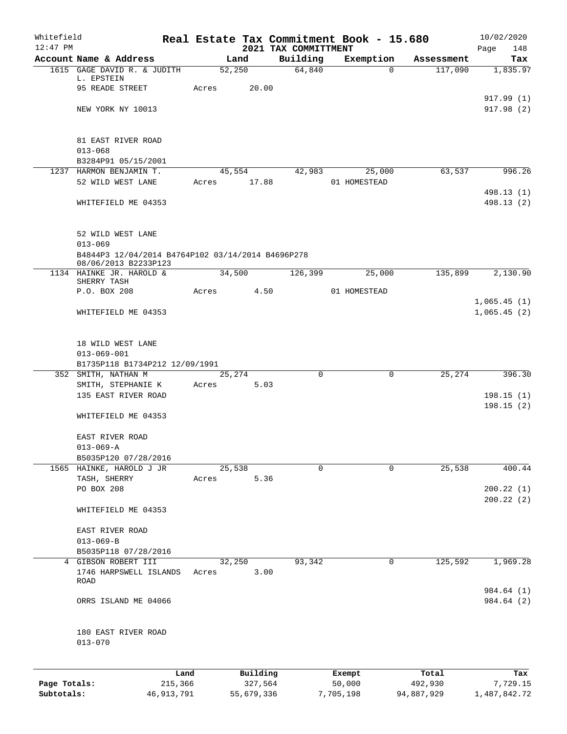Whitefield 12:47 PM

# Real Estate Tax Commitment Book - 15.680

## 2021 TAX COMMITTMENT

10/02/2020 Page 148

| Account Name & Address | Land | Building | Exemption | Assessment | Tax |
|---|---|---|---|---|---|
| 1615 GAGE DAVID R. & JUDITH L. EPSTEIN | 52,250 | 64,840 | 0 | 117,090 | 1,835.97 |
| 95 READE STREET | Acres 20.00 | | | | 917.99 (1) |
| NEW YORK NY 10013 | | | | | 917.98 (2) |
| 81 EAST RIVER ROAD | | | | | |
| 013-068 | | | | | |
| B3284P91 05/15/2001 | | | | | |
| 1237 HARMON BENJAMIN T. | 45,554 | 42,983 | 25,000 | 63,537 | 996.26 |
| 52 WILD WEST LANE | Acres 17.88 | | 01 HOMESTEAD | | 498.13 (1) |
| WHITEFIELD ME 04353 | | | | | 498.13 (2) |
| 52 WILD WEST LANE | | | | | |
| 013-069 | | | | | |
| B4844P3 12/04/2014 B4764P102 03/14/2014 B4696P278 08/06/2013 B2233P123 | | | | | |
| 1134 HAINKE JR. HAROLD & SHERRY TASH | 34,500 | 126,399 | 25,000 | 135,899 | 2,130.90 |
| P.O. BOX 208 | Acres 4.50 | | 01 HOMESTEAD | | 1,065.45 (1) |
| WHITEFIELD ME 04353 | | | | | 1,065.45 (2) |
| 18 WILD WEST LANE | | | | | |
| 013-069-001 | | | | | |
| B1735P118 B1734P212 12/09/1991 | | | | | |
| 352 SMITH, NATHAN M | 25,274 | 0 | 0 | 25,274 | 396.30 |
| SMITH, STEPHANIE K | Acres 5.03 | | | | |
| 135 EAST RIVER ROAD | | | | | 198.15 (1) |
| | | | | | 198.15 (2) |
| WHITEFIELD ME 04353 | | | | | |
| EAST RIVER ROAD | | | | | |
| 013-069-A | | | | | |
| B5035P120 07/28/2016 | | | | | |
| 1565 HAINKE, HAROLD J JR | 25,538 | 0 | 0 | 25,538 | 400.44 |
| TASH, SHERRY | Acres 5.36 | | | | |
| PO BOX 208 | | | | | 200.22 (1) |
| | | | | | 200.22 (2) |
| WHITEFIELD ME 04353 | | | | | |
| EAST RIVER ROAD | | | | | |
| 013-069-B | | | | | |
| B5035P118 07/28/2016 | | | | | |
| 4 GIBSON ROBERT III | 32,250 | 93,342 | 0 | 125,592 | 1,969.28 |
| 1746 HARPSWELL ISLANDS ROAD | Acres 3.00 | | | | 984.64 (1) |
| ORRS ISLAND ME 04066 | | | | | 984.64 (2) |
| 180 EAST RIVER ROAD | | | | | |
| 013-070 | | | | | |

| | Land | Building | Exempt | Total | Tax |
|---|---|---|---|---|---|
| Page Totals: | 215,366 | 327,564 | 50,000 | 492,930 | 7,729.15 |
| Subtotals: | 46,913,791 | 55,679,336 | 7,705,198 | 94,887,929 | 1,487,842.72 |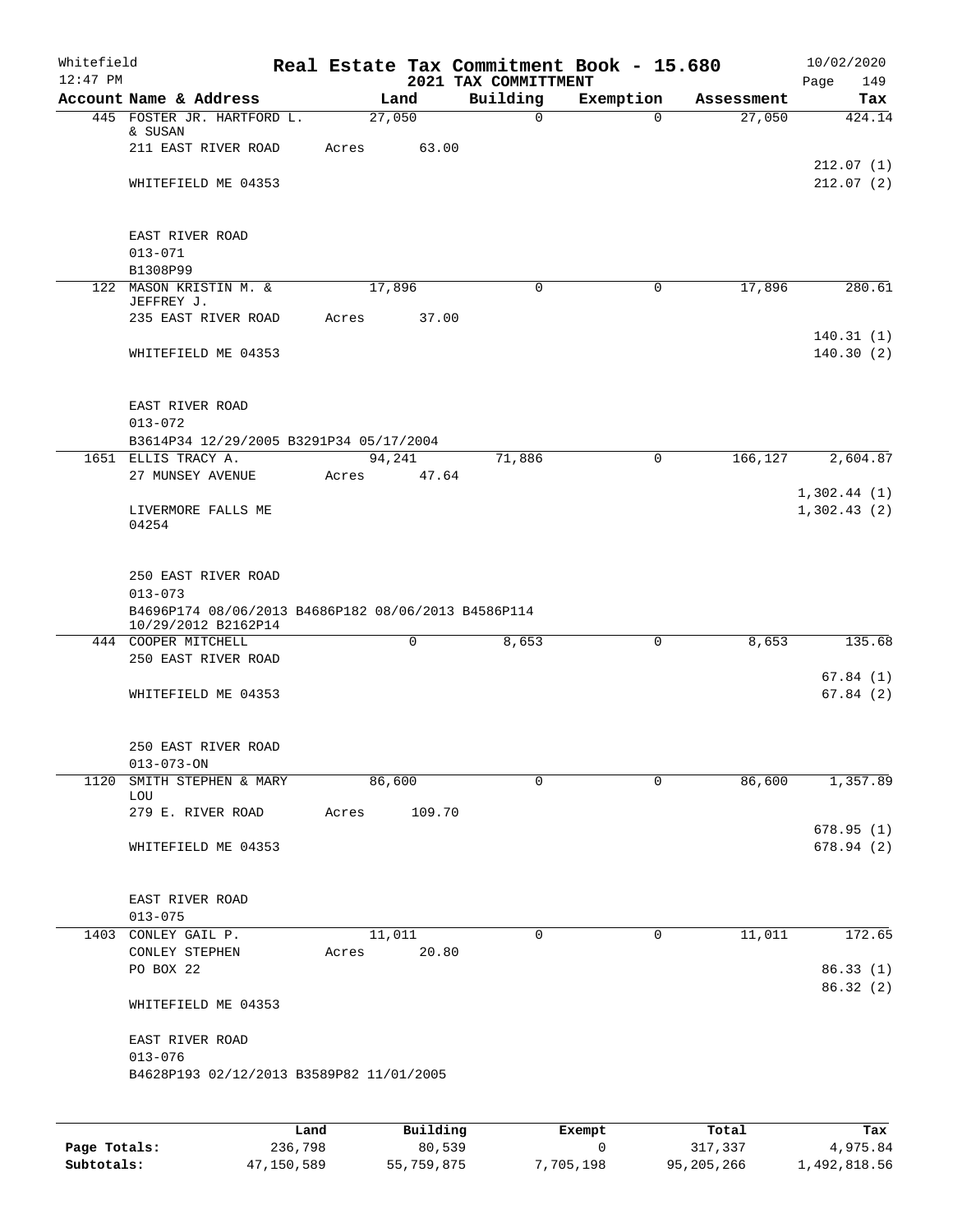Whitefield 12:47 PM

# Real Estate Tax Commitment Book - 15.680

## 2021 TAX COMMITTMENT

10/02/2020

| Account Name & Address | Land | Building | Exemption | Assessment | Tax |
|---|---|---|---|---|---|
| 445 FOSTER JR. HARTFORD L. & SUSAN | 27,050 | 0 | 0 | 27,050 | 424.14 |
| 211 EAST RIVER ROAD | Acres 63.00 | | | | |
| | | | | | 212.07 (1) |
| WHITEFIELD ME 04353 | | | | | 212.07 (2) |
| EAST RIVER ROAD | | | | | |
| 013-071 | | | | | |
| B1308P99 | | | | | |
| 122 MASON KRISTIN M. & JEFFREY J. | 17,896 | 0 | 0 | 17,896 | 280.61 |
| 235 EAST RIVER ROAD | Acres 37.00 | | | | |
| | | | | | 140.31 (1) |
| WHITEFIELD ME 04353 | | | | | 140.30 (2) |
| EAST RIVER ROAD | | | | | |
| 013-072 | | | | | |
| B3614P34 12/29/2005 B3291P34 05/17/2004 | | | | | |
| 1651 ELLIS TRACY A. | 94,241 | 71,886 | 0 | 166,127 | 2,604.87 |
| 27 MUNSEY AVENUE | Acres 47.64 | | | | |
| | | | | | 1,302.44 (1) |
| LIVERMORE FALLS ME 04254 | | | | | 1,302.43 (2) |
| 250 EAST RIVER ROAD | | | | | |
| 013-073 | | | | | |
| B4696P174 08/06/2013 B4686P182 08/06/2013 B4586P114 10/29/2012 B2162P14 | | | | | |
| 444 COOPER MITCHELL | 0 | 8,653 | 0 | 8,653 | 135.68 |
| 250 EAST RIVER ROAD | | | | | |
| | | | | | 67.84 (1) |
| WHITEFIELD ME 04353 | | | | | 67.84 (2) |
| 250 EAST RIVER ROAD | | | | | |
| 013-073-ON | | | | | |
| 1120 SMITH STEPHEN & MARY LOU | 86,600 | 0 | 0 | 86,600 | 1,357.89 |
| 279 E. RIVER ROAD | Acres 109.70 | | | | |
| | | | | | 678.95 (1) |
| WHITEFIELD ME 04353 | | | | | 678.94 (2) |
| EAST RIVER ROAD | | | | | |
| 013-075 | | | | | |
| 1403 CONLEY GAIL P. | 11,011 | 0 | 0 | 11,011 | 172.65 |
| CONLEY STEPHEN | Acres 20.80 | | | | |
| PO BOX 22 | | | | | 86.33 (1) |
| | | | | | 86.32 (2) |
| WHITEFIELD ME 04353 | | | | | |
| EAST RIVER ROAD | | | | | |
| 013-076 | | | | | |
| B4628P193 02/12/2013 B3589P82 11/01/2005 | | | | | |

| | Land | Building | Exempt | Total | Tax |
|---|---|---|---|---|---|
| Page Totals: | 236,798 | 80,539 | 0 | 317,337 | 4,975.84 |
| Subtotals: | 47,150,589 | 55,759,875 | 7,705,198 | 95,205,266 | 1,492,818.56 |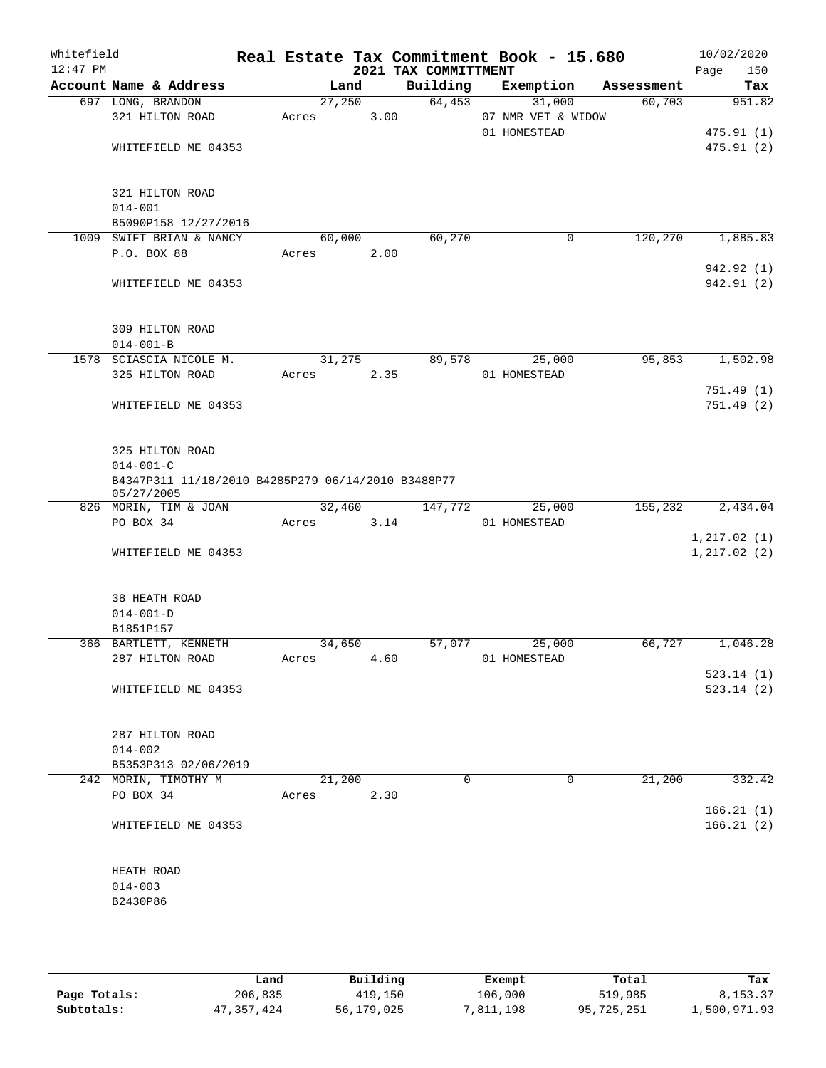Whitefield 12:47 PM

# Real Estate Tax Commitment Book - 15.680

## 2021 TAX COMMITTMENT

10/02/2020

| Account Name & Address | Land | Building | Exemption | Assessment | Tax |
|---|---|---|---|---|---|
| 697 LONG, BRANDON | 27,250 | 64,453 | 31,000 | 60,703 | 951.82 |
| 321 HILTON ROAD | Acres 3.00 | | 07 NMR VET & WIDOW | | |
| | | | 01 HOMESTEAD | | 475.91 (1) |
| WHITEFIELD ME 04353 | | | | | 475.91 (2) |
| 321 HILTON ROAD | | | | | |
| 014-001 | | | | | |
| B5090P158 12/27/2016 | | | | | |
| 1009 SWIFT BRIAN & NANCY | 60,000 | 60,270 | 0 | 120,270 | 1,885.83 |
| P.O. BOX 88 | Acres 2.00 | | | | |
| | | | | | 942.92 (1) |
| WHITEFIELD ME 04353 | | | | | 942.91 (2) |
| 309 HILTON ROAD | | | | | |
| 014-001-B | | | | | |
| 1578 SCIASCIA NICOLE M. | 31,275 | 89,578 | 25,000 | 95,853 | 1,502.98 |
| 325 HILTON ROAD | Acres 2.35 | | 01 HOMESTEAD | | |
| | | | | | 751.49 (1) |
| WHITEFIELD ME 04353 | | | | | 751.49 (2) |
| 325 HILTON ROAD | | | | | |
| 014-001-C | | | | | |
| B4347P311 11/18/2010 B4285P279 06/14/2010 B3488P77 05/27/2005 | | | | | |
| 826 MORIN, TIM & JOAN | 32,460 | 147,772 | 25,000 | 155,232 | 2,434.04 |
| PO BOX 34 | Acres 3.14 | | 01 HOMESTEAD | | |
| | | | | | 1,217.02 (1) |
| WHITEFIELD ME 04353 | | | | | 1,217.02 (2) |
| 38 HEATH ROAD | | | | | |
| 014-001-D | | | | | |
| B1851P157 | | | | | |
| 366 BARTLETT, KENNETH | 34,650 | 57,077 | 25,000 | 66,727 | 1,046.28 |
| 287 HILTON ROAD | Acres 4.60 | | 01 HOMESTEAD | | |
| | | | | | 523.14 (1) |
| WHITEFIELD ME 04353 | | | | | 523.14 (2) |
| 287 HILTON ROAD | | | | | |
| 014-002 | | | | | |
| B5353P313 02/06/2019 | | | | | |
| 242 MORIN, TIMOTHY M | 21,200 | 0 | 0 | 21,200 | 332.42 |
| PO BOX 34 | Acres 2.30 | | | | |
| | | | | | 166.21 (1) |
| WHITEFIELD ME 04353 | | | | | 166.21 (2) |
| HEATH ROAD | | | | | |
| 014-003 | | | | | |
| B2430P86 | | | | | |

| | Land | Building | Exempt | Total | Tax |
|---|---|---|---|---|---|
| Page Totals: | 206,835 | 419,150 | 106,000 | 519,985 | 8,153.37 |
| Subtotals: | 47,357,424 | 56,179,025 | 7,811,198 | 95,725,251 | 1,500,971.93 |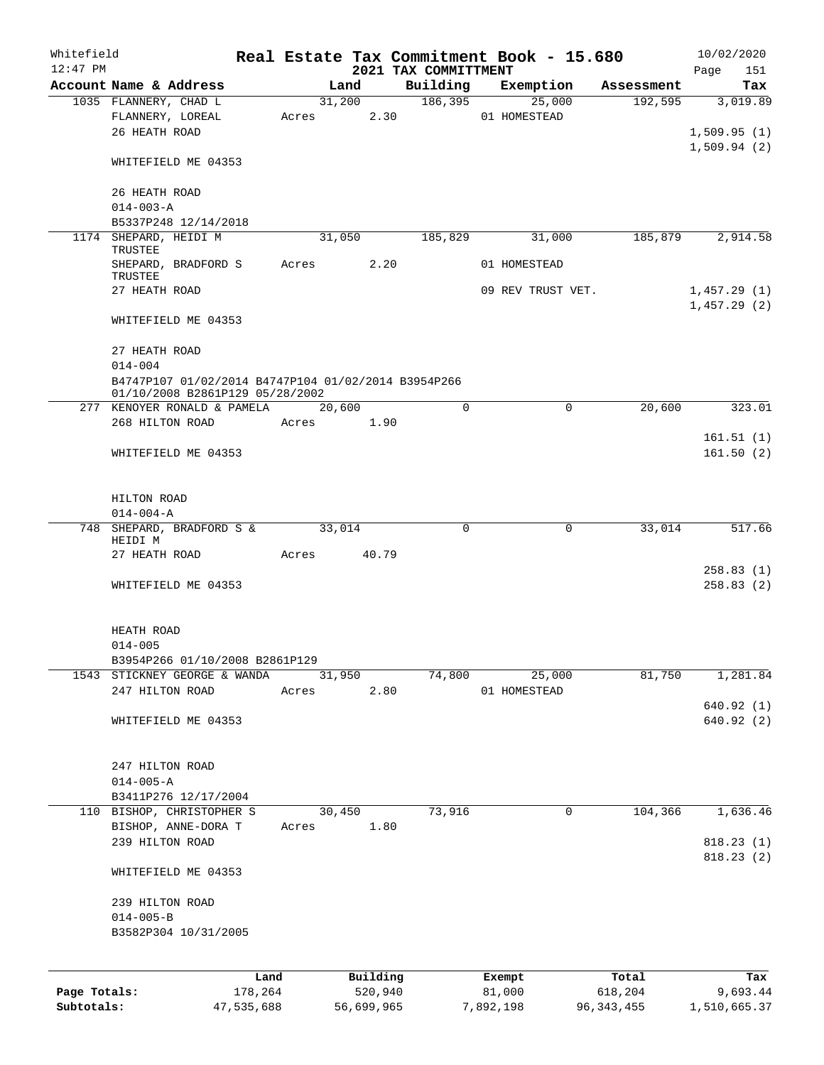# Real Estate Tax Commitment Book - 15.680

Whitefield 12:47 PM — 2021 TAX COMMITTMENT — 10/02/2020

| Account Name & Address | Land | Building | Exemption | Assessment | Tax |
|---|---|---|---|---|---|
| 1035 FLANNERY, CHAD L<br>FLANNERY, LOREAL<br>26 HEATH ROAD<br><br>WHITEFIELD ME 04353<br><br>26 HEATH ROAD<br>014-003-A<br>B5337P248 12/14/2018 | 31,200<br>Acres 2.30 | 186,395 | 25,000<br>01 HOMESTEAD | 192,595 | 3,019.89<br><br>1,509.95 (1)<br>1,509.94 (2) |
| 1174 SHEPARD, HEIDI M TRUSTEE<br>SHEPARD, BRADFORD S TRUSTEE<br>27 HEATH ROAD<br><br>WHITEFIELD ME 04353<br><br>27 HEATH ROAD<br>014-004<br>B4747P107 01/02/2014 B4747P104 01/02/2014 B3954P266 01/10/2008 B2861P129 05/28/2002 | 31,050<br>Acres 2.20 | 185,829 | 31,000<br>01 HOMESTEAD<br>09 REV TRUST VET. | 185,879 | 2,914.58<br><br>1,457.29 (1)<br>1,457.29 (2) |
| 277 KENOYER RONALD & PAMELA<br>268 HILTON ROAD<br><br>WHITEFIELD ME 04353<br><br>HILTON ROAD<br>014-004-A | 20,600<br>Acres 1.90 | 0 | 0 | 20,600 | 323.01<br><br>161.51 (1)<br>161.50 (2) |
| 748 SHEPARD, BRADFORD S & HEIDI M<br>27 HEATH ROAD<br><br>WHITEFIELD ME 04353<br><br>HEATH ROAD<br>014-005<br>B3954P266 01/10/2008 B2861P129 | 33,014<br>Acres 40.79 | 0 | 0 | 33,014 | 517.66<br><br>258.83 (1)<br>258.83 (2) |
| 1543 STICKNEY GEORGE & WANDA<br>247 HILTON ROAD<br><br>WHITEFIELD ME 04353<br><br>247 HILTON ROAD<br>014-005-A<br>B3411P276 12/17/2004 | 31,950<br>Acres 2.80 | 74,800 | 25,000<br>01 HOMESTEAD | 81,750 | 1,281.84<br><br>640.92 (1)<br>640.92 (2) |
| 110 BISHOP, CHRISTOPHER S<br>BISHOP, ANNE-DORA T<br>239 HILTON ROAD<br><br>WHITEFIELD ME 04353<br><br>239 HILTON ROAD<br>014-005-B<br>B3582P304 10/31/2005 | 30,450<br>Acres 1.80 | 73,916 | 0 | 104,366 | 1,636.46<br><br>818.23 (1)<br>818.23 (2) |

| | Land | Building | Exempt | Total | Tax |
|---|---|---|---|---|---|
| **Page Totals:** | 178,264 | 520,940 | 81,000 | 618,204 | 9,693.44 |
| **Subtotals:** | 47,535,688 | 56,699,965 | 7,892,198 | 96,343,455 | 1,510,665.37 |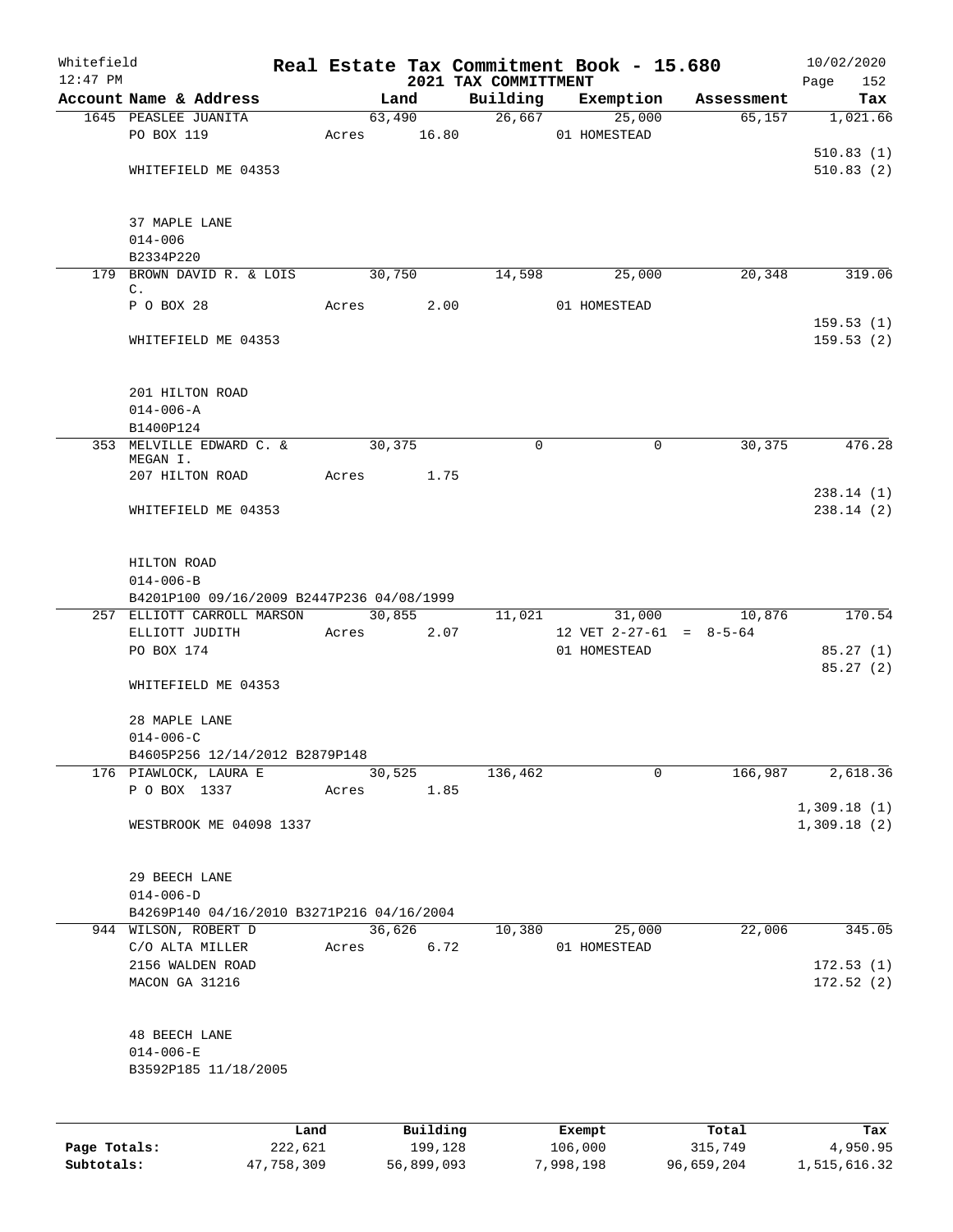Whitefield 12:47 PM

# Real Estate Tax Commitment Book - 15.680

## 2021 TAX COMMITTMENT

10/02/2020

| Account Name & Address | Land | Building | Exemption | Assessment | Tax |
|---|---|---|---|---|---|
| 1645 PEASLEE JUANITA | 63,490 | 26,667 | 25,000 | 65,157 | 1,021.66 |
| PO BOX 119 | Acres 16.80 | | 01 HOMESTEAD | | |
| | | | | | 510.83 (1) |
| WHITEFIELD ME 04353 | | | | | 510.83 (2) |
| 37 MAPLE LANE | | | | | |
| 014-006 | | | | | |
| B2334P220 | | | | | |
| 179 BROWN DAVID R. & LOIS C. | 30,750 | 14,598 | 25,000 | 20,348 | 319.06 |
| P O BOX 28 | Acres 2.00 | | 01 HOMESTEAD | | |
| | | | | | 159.53 (1) |
| WHITEFIELD ME 04353 | | | | | 159.53 (2) |
| 201 HILTON ROAD | | | | | |
| 014-006-A | | | | | |
| B1400P124 | | | | | |
| 353 MELVILLE EDWARD C. & MEGAN I. | 30,375 | 0 | 0 | 30,375 | 476.28 |
| 207 HILTON ROAD | Acres 1.75 | | | | |
| | | | | | 238.14 (1) |
| WHITEFIELD ME 04353 | | | | | 238.14 (2) |
| HILTON ROAD | | | | | |
| 014-006-B | | | | | |
| B4201P100 09/16/2009 B2447P236 04/08/1999 | | | | | |
| 257 ELLIOTT CARROLL MARSON | 30,855 | 11,021 | 31,000 | 10,876 | 170.54 |
| ELLIOTT JUDITH | Acres 2.07 | | 12 VET 2-27-61 = 8-5-64 | | |
| PO BOX 174 | | | 01 HOMESTEAD | | 85.27 (1) |
| | | | | | 85.27 (2) |
| WHITEFIELD ME 04353 | | | | | |
| 28 MAPLE LANE | | | | | |
| 014-006-C | | | | | |
| B4605P256 12/14/2012 B2879P148 | | | | | |
| 176 PIAWLOCK, LAURA E | 30,525 | 136,462 | 0 | 166,987 | 2,618.36 |
| P O BOX 1337 | Acres 1.85 | | | | |
| | | | | | 1,309.18 (1) |
| WESTBROOK ME 04098 1337 | | | | | 1,309.18 (2) |
| 29 BEECH LANE | | | | | |
| 014-006-D | | | | | |
| B4269P140 04/16/2010 B3271P216 04/16/2004 | | | | | |
| 944 WILSON, ROBERT D | 36,626 | 10,380 | 25,000 | 22,006 | 345.05 |
| C/O ALTA MILLER | Acres 6.72 | | 01 HOMESTEAD | | |
| 2156 WALDEN ROAD | | | | | 172.53 (1) |
| MACON GA 31216 | | | | | 172.52 (2) |
| 48 BEECH LANE | | | | | |
| 014-006-E | | | | | |
| B3592P185 11/18/2005 | | | | | |

| | Land | Building | Exempt | Total | Tax |
|---|---|---|---|---|---|
| Page Totals: | 222,621 | 199,128 | 106,000 | 315,749 | 4,950.95 |
| Subtotals: | 47,758,309 | 56,899,093 | 7,998,198 | 96,659,204 | 1,515,616.32 |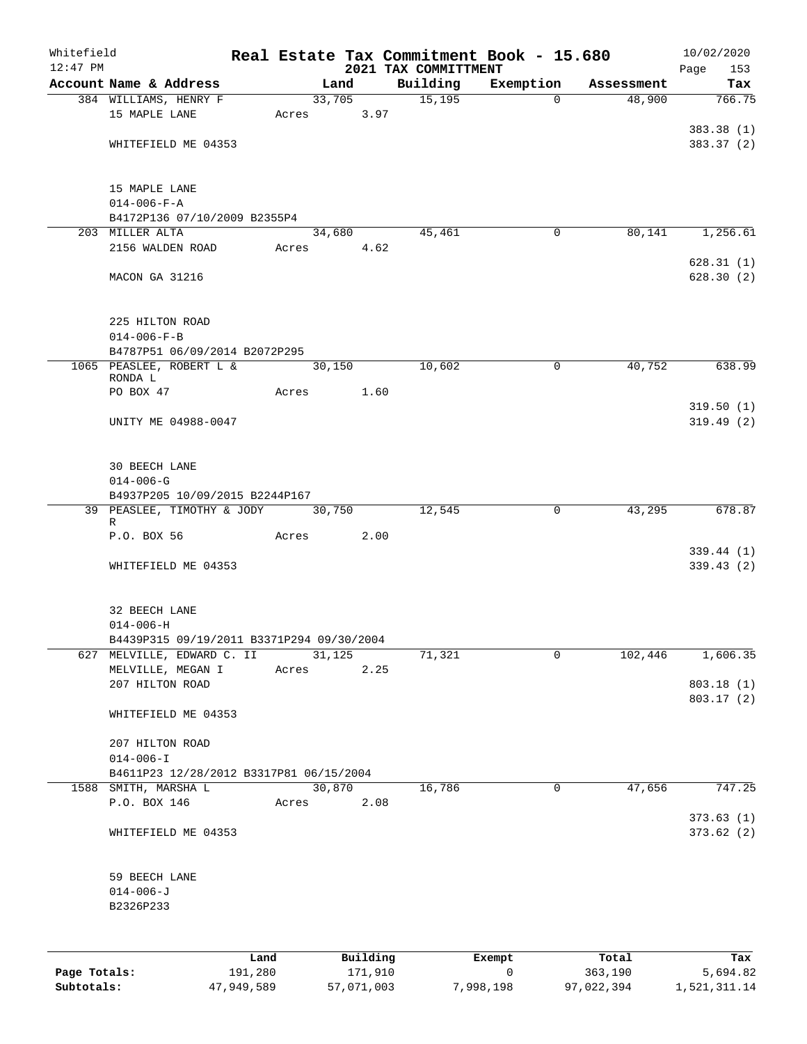Whitefield 12:47 PM

# Real Estate Tax Commitment Book - 15.680

## 2021 TAX COMMITTMENT

10/02/2020

| Account Name & Address | Land | Building | Exemption | Assessment | Tax |
|---|---|---|---|---|---|
| 384 WILLIAMS, HENRY F<br>15 MAPLE LANE<br><br>WHITEFIELD ME 04353<br><br>15 MAPLE LANE<br>014-006-F-A<br>B4172P136 07/10/2009 B2355P4 | 33,705<br>Acres 3.97 | 15,195 | 0 | 48,900 | 766.75<br><br>383.38 (1)<br>383.37 (2) |
| 203 MILLER ALTA<br>2156 WALDEN ROAD<br><br>MACON GA 31216<br><br>225 HILTON ROAD<br>014-006-F-B<br>B4787P51 06/09/2014 B2072P295 | 34,680<br>Acres 4.62 | 45,461 | 0 | 80,141 | 1,256.61<br><br>628.31 (1)<br>628.30 (2) |
| 1065 PEASLEE, ROBERT L & RONDA L<br>PO BOX 47<br><br>UNITY ME 04988-0047<br><br>30 BEECH LANE<br>014-006-G<br>B4937P205 10/09/2015 B2244P167 | 30,150<br>Acres 1.60 | 10,602 | 0 | 40,752 | 638.99<br><br>319.50 (1)<br>319.49 (2) |
| 39 PEASLEE, TIMOTHY & JODY R<br>P.O. BOX 56<br><br>WHITEFIELD ME 04353<br><br>32 BEECH LANE<br>014-006-H<br>B4439P315 09/19/2011 B3371P294 09/30/2004 | 30,750<br>Acres 2.00 | 12,545 | 0 | 43,295 | 678.87<br><br>339.44 (1)<br>339.43 (2) |
| 627 MELVILLE, EDWARD C. II<br>MELVILLE, MEGAN I<br>207 HILTON ROAD<br><br>WHITEFIELD ME 04353<br><br>207 HILTON ROAD<br>014-006-I<br>B4611P23 12/28/2012 B3317P81 06/15/2004 | 31,125<br>Acres 2.25 | 71,321 | 0 | 102,446 | 1,606.35<br><br>803.18 (1)<br>803.17 (2) |
| 1588 SMITH, MARSHA L<br>P.O. BOX 146<br><br>WHITEFIELD ME 04353<br><br>59 BEECH LANE<br>014-006-J<br>B2326P233 | 30,870<br>Acres 2.08 | 16,786 | 0 | 47,656 | 747.25<br><br>373.63 (1)<br>373.62 (2) |

| | Land | Building | Exempt | Total | Tax |
|---|---|---|---|---|---|
| Page Totals: | 191,280 | 171,910 | 0 | 363,190 | 5,694.82 |
| Subtotals: | 47,949,589 | 57,071,003 | 7,998,198 | 97,022,394 | 1,521,311.14 |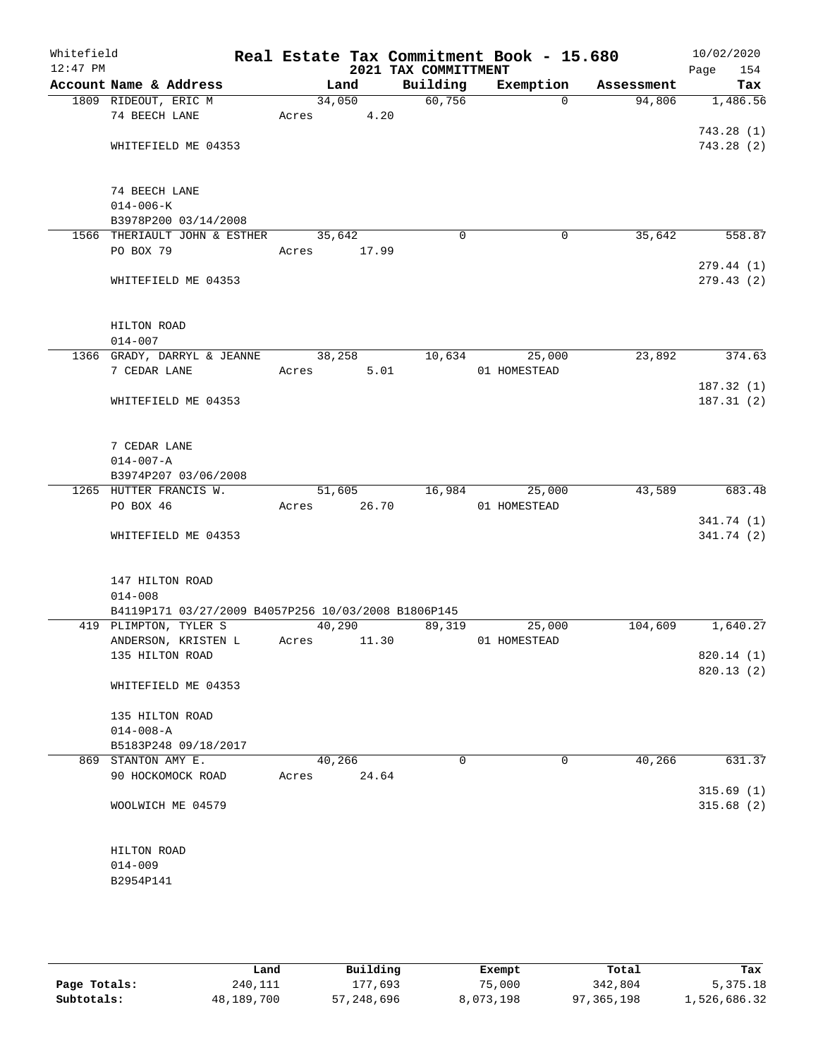Whitefield 12:47 PM

# Real Estate Tax Commitment Book - 15.680

## 2021 TAX COMMITTMENT

10/02/2020

| Account Name & Address | Land | Building | Exemption | Assessment | Tax |
|---|---|---|---|---|---|
| 1809 RIDEOUT, ERIC M | 34,050 | 60,756 | 0 | 94,806 | 1,486.56 |
| 74 BEECH LANE | Acres 4.20 | | | | |
| | | | | | 743.28 (1) |
| WHITEFIELD ME 04353 | | | | | 743.28 (2) |
| 74 BEECH LANE | | | | | |
| 014-006-K | | | | | |
| B3978P200 03/14/2008 | | | | | |
| 1566 THERIAULT JOHN & ESTHER | 35,642 | 0 | 0 | 35,642 | 558.87 |
| PO BOX 79 | Acres 17.99 | | | | |
| | | | | | 279.44 (1) |
| WHITEFIELD ME 04353 | | | | | 279.43 (2) |
| HILTON ROAD | | | | | |
| 014-007 | | | | | |
| 1366 GRADY, DARRYL & JEANNE | 38,258 | 10,634 | 25,000 | 23,892 | 374.63 |
| 7 CEDAR LANE | Acres 5.01 | | 01 HOMESTEAD | | |
| | | | | | 187.32 (1) |
| WHITEFIELD ME 04353 | | | | | 187.31 (2) |
| 7 CEDAR LANE | | | | | |
| 014-007-A | | | | | |
| B3974P207 03/06/2008 | | | | | |
| 1265 HUTTER FRANCIS W. | 51,605 | 16,984 | 25,000 | 43,589 | 683.48 |
| PO BOX 46 | Acres 26.70 | | 01 HOMESTEAD | | |
| | | | | | 341.74 (1) |
| WHITEFIELD ME 04353 | | | | | 341.74 (2) |
| 147 HILTON ROAD | | | | | |
| 014-008 | | | | | |
| B4119P171 03/27/2009 B4057P256 10/03/2008 B1806P145 | | | | | |
| 419 PLIMPTON, TYLER S | 40,290 | 89,319 | 25,000 | 104,609 | 1,640.27 |
| ANDERSON, KRISTEN L | Acres 11.30 | | 01 HOMESTEAD | | |
| 135 HILTON ROAD | | | | | 820.14 (1) |
| | | | | | 820.13 (2) |
| WHITEFIELD ME 04353 | | | | | |
| 135 HILTON ROAD | | | | | |
| 014-008-A | | | | | |
| B5183P248 09/18/2017 | | | | | |
| 869 STANTON AMY E. | 40,266 | 0 | 0 | 40,266 | 631.37 |
| 90 HOCKOMOCK ROAD | Acres 24.64 | | | | |
| | | | | | 315.69 (1) |
| WOOLWICH ME 04579 | | | | | 315.68 (2) |
| HILTON ROAD | | | | | |
| 014-009 | | | | | |
| B2954P141 | | | | | |

| | Land | Building | Exempt | Total | Tax |
|---|---|---|---|---|---|
| Page Totals: | 240,111 | 177,693 | 75,000 | 342,804 | 5,375.18 |
| Subtotals: | 48,189,700 | 57,248,696 | 8,073,198 | 97,365,198 | 1,526,686.32 |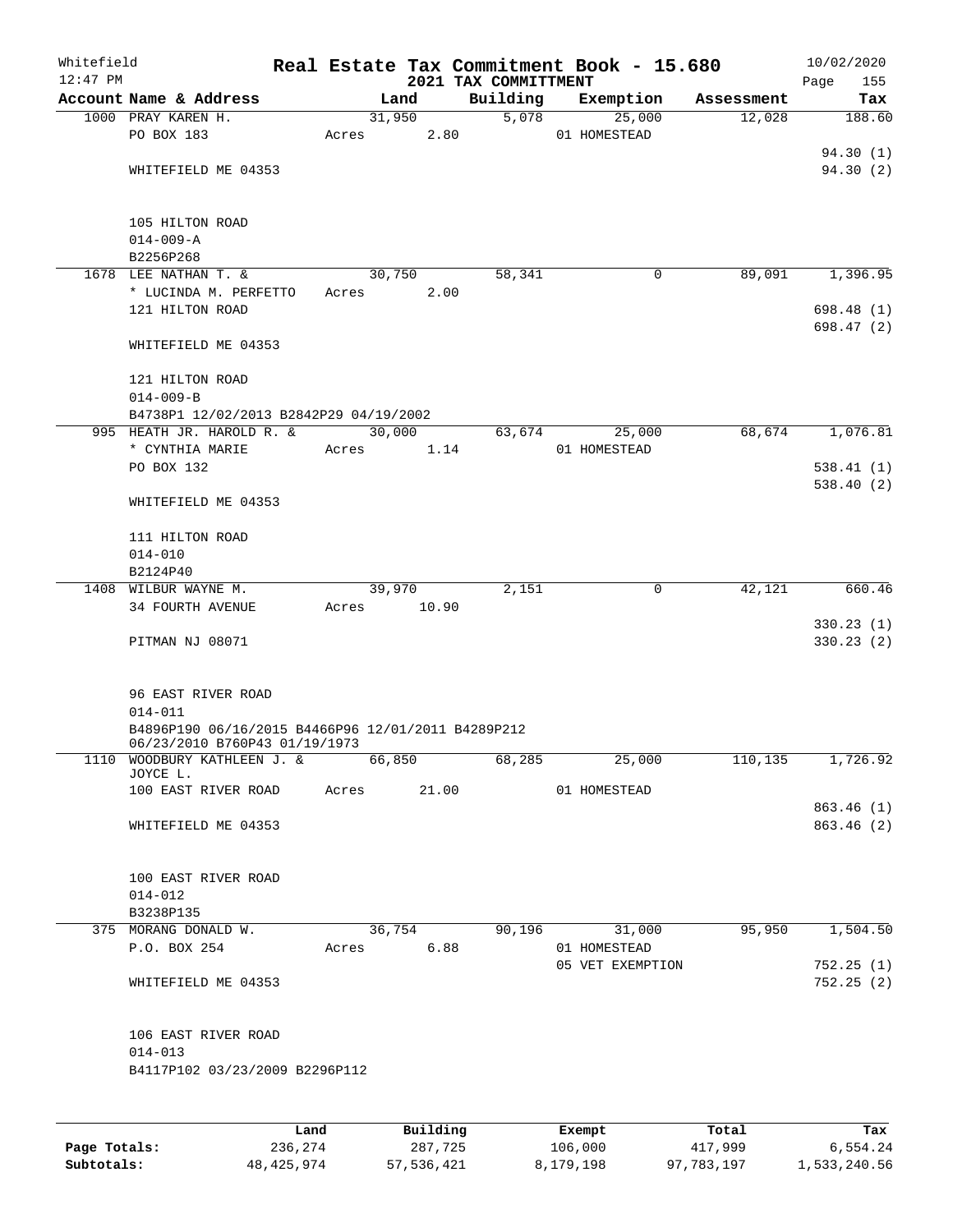Whitefield 12:47 PM

# Real Estate Tax Commitment Book - 15.680
## 2021 TAX COMMITTMENT

10/02/2020

| Account Name & Address | Land | Building | Exemption | Assessment | Tax |
|---|---|---|---|---|---|
| 1000 PRAY KAREN H. | 31,950 | 5,078 | 25,000 | 12,028 | 188.60 |
| PO BOX 183 | Acres 2.80 | | 01 HOMESTEAD | | |
| | | | | | 94.30 (1) |
| WHITEFIELD ME 04353 | | | | | 94.30 (2) |
| 105 HILTON ROAD | | | | | |
| 014-009-A | | | | | |
| B2256P268 | | | | | |
| 1678 LEE NATHAN T. & | 30,750 | 58,341 | 0 | 89,091 | 1,396.95 |
| * LUCINDA M. PERFETTO | Acres 2.00 | | | | |
| 121 HILTON ROAD | | | | | 698.48 (1) |
| | | | | | 698.47 (2) |
| WHITEFIELD ME 04353 | | | | | |
| 121 HILTON ROAD | | | | | |
| 014-009-B | | | | | |
| B4738P1 12/02/2013 B2842P29 04/19/2002 | | | | | |
| 995 HEATH JR. HAROLD R. & | 30,000 | 63,674 | 25,000 | 68,674 | 1,076.81 |
| * CYNTHIA MARIE | Acres 1.14 | | 01 HOMESTEAD | | |
| PO BOX 132 | | | | | 538.41 (1) |
| | | | | | 538.40 (2) |
| WHITEFIELD ME 04353 | | | | | |
| 111 HILTON ROAD | | | | | |
| 014-010 | | | | | |
| B2124P40 | | | | | |
| 1408 WILBUR WAYNE M. | 39,970 | 2,151 | 0 | 42,121 | 660.46 |
| 34 FOURTH AVENUE | Acres 10.90 | | | | |
| | | | | | 330.23 (1) |
| PITMAN NJ 08071 | | | | | 330.23 (2) |
| 96 EAST RIVER ROAD | | | | | |
| 014-011 | | | | | |
| B4896P190 06/16/2015 B4466P96 12/01/2011 B4289P212 06/23/2010 B760P43 01/19/1973 | | | | | |
| 1110 WOODBURY KATHLEEN J. & JOYCE L. | 66,850 | 68,285 | 25,000 | 110,135 | 1,726.92 |
| 100 EAST RIVER ROAD | Acres 21.00 | | 01 HOMESTEAD | | |
| | | | | | 863.46 (1) |
| WHITEFIELD ME 04353 | | | | | 863.46 (2) |
| 100 EAST RIVER ROAD | | | | | |
| 014-012 | | | | | |
| B3238P135 | | | | | |
| 375 MORANG DONALD W. | 36,754 | 90,196 | 31,000 | 95,950 | 1,504.50 |
| P.O. BOX 254 | Acres 6.88 | | 01 HOMESTEAD | | |
| | | | 05 VET EXEMPTION | | 752.25 (1) |
| WHITEFIELD ME 04353 | | | | | 752.25 (2) |
| 106 EAST RIVER ROAD | | | | | |
| 014-013 | | | | | |
| B4117P102 03/23/2009 B2296P112 | | | | | |

| | Land | Building | Exempt | Total | Tax |
|---|---|---|---|---|---|
| Page Totals: | 236,274 | 287,725 | 106,000 | 417,999 | 6,554.24 |
| Subtotals: | 48,425,974 | 57,536,421 | 8,179,198 | 97,783,197 | 1,533,240.56 |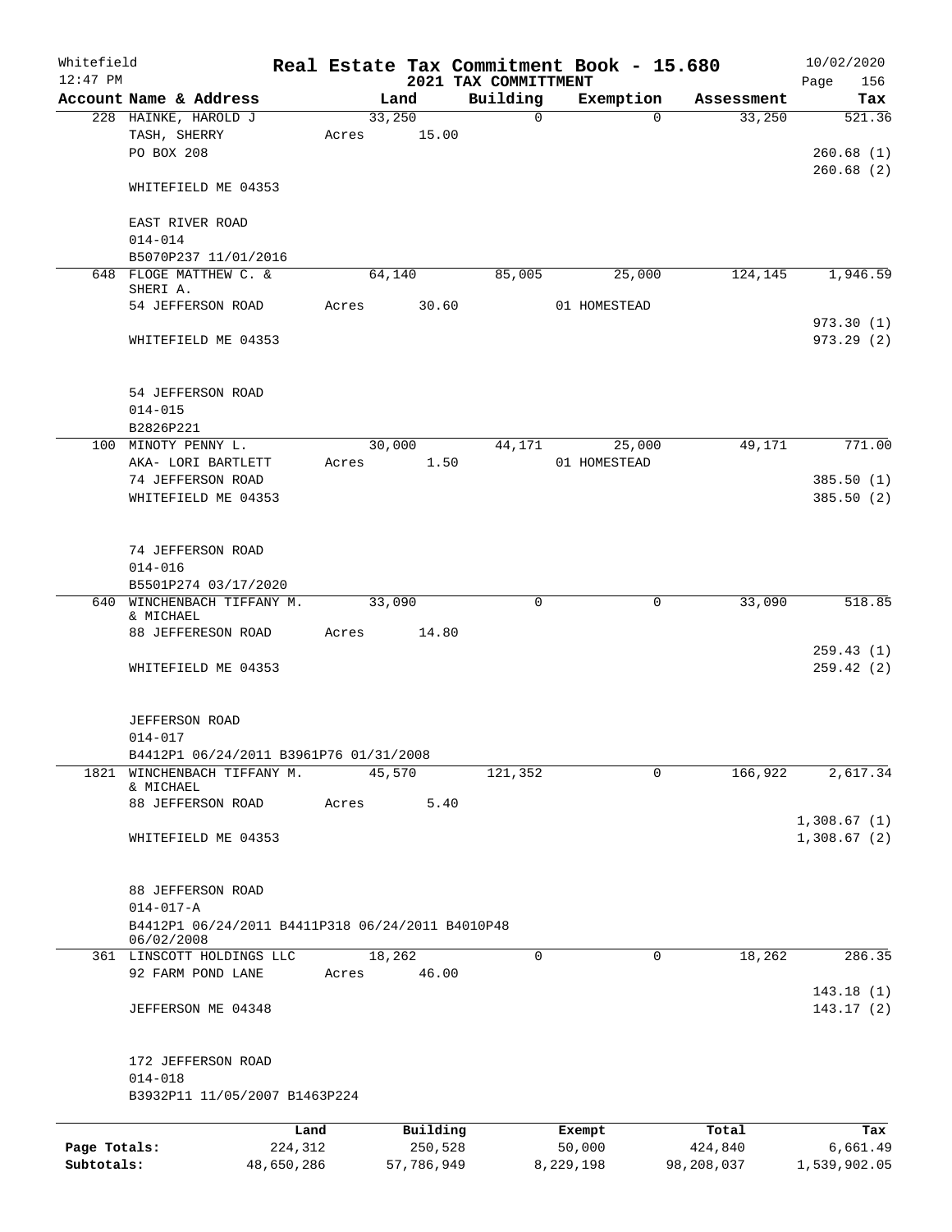Whitefield 12:47 PM

# Real Estate Tax Commitment Book - 15.680

## 2021 TAX COMMITTMENT

10/02/2020

| Account Name & Address | Land | Building | Exemption | Assessment | Tax |
|---|---|---|---|---|---|
| 228 HAINKE, HAROLD J<br>TASH, SHERRY<br>PO BOX 208<br><br>WHITEFIELD ME 04353<br><br>EAST RIVER ROAD<br>014-014<br>B5070P237 11/01/2016 | 33,250<br>Acres 15.00 | 0 | 0 | 33,250 | 521.36<br><br>260.68 (1)<br>260.68 (2) |
| 648 FLOGE MATTHEW C. &<br>SHERI A.<br>54 JEFFERSON ROAD<br><br>WHITEFIELD ME 04353<br><br>54 JEFFERSON ROAD<br>014-015<br>B2826P221 | 64,140<br>Acres 30.60 | 85,005 | 25,000<br>01 HOMESTEAD | 124,145 | 1,946.59<br><br>973.30 (1)<br>973.29 (2) |
| 100 MINOTY PENNY L.<br>AKA- LORI BARTLETT<br>74 JEFFERSON ROAD<br>WHITEFIELD ME 04353<br><br>74 JEFFERSON ROAD<br>014-016<br>B5501P274 03/17/2020 | 30,000<br>Acres 1.50 | 44,171 | 25,000<br>01 HOMESTEAD | 49,171 | 771.00<br><br>385.50 (1)<br>385.50 (2) |
| 640 WINCHENBACH TIFFANY M.<br>& MICHAEL<br>88 JEFFERESON ROAD<br><br>WHITEFIELD ME 04353<br><br>JEFFERSON ROAD<br>014-017<br>B4412P1 06/24/2011 B3961P76 01/31/2008 | 33,090<br>Acres 14.80 | 0 | 0 | 33,090 | 518.85<br><br>259.43 (1)<br>259.42 (2) |
| 1821 WINCHENBACH TIFFANY M.<br>& MICHAEL<br>88 JEFFERSON ROAD<br><br>WHITEFIELD ME 04353<br><br>88 JEFFERSON ROAD<br>014-017-A<br>B4412P1 06/24/2011 B4411P318 06/24/2011 B4010P48 06/02/2008 | 45,570<br>Acres 5.40 | 121,352 | 0 | 166,922 | 2,617.34<br><br>1,308.67 (1)<br>1,308.67 (2) |
| 361 LINSCOTT HOLDINGS LLC<br>92 FARM POND LANE<br><br>JEFFERSON ME 04348<br><br>172 JEFFERSON ROAD<br>014-018<br>B3932P11 11/05/2007 B1463P224 | 18,262<br>Acres 46.00 | 0 | 0 | 18,262 | 286.35<br><br>143.18 (1)<br>143.17 (2) |

| | Land | Building | Exempt | Total | Tax |
|---|---|---|---|---|---|
| Page Totals: | 224,312 | 250,528 | 50,000 | 424,840 | 6,661.49 |
| Subtotals: | 48,650,286 | 57,786,949 | 8,229,198 | 98,208,037 | 1,539,902.05 |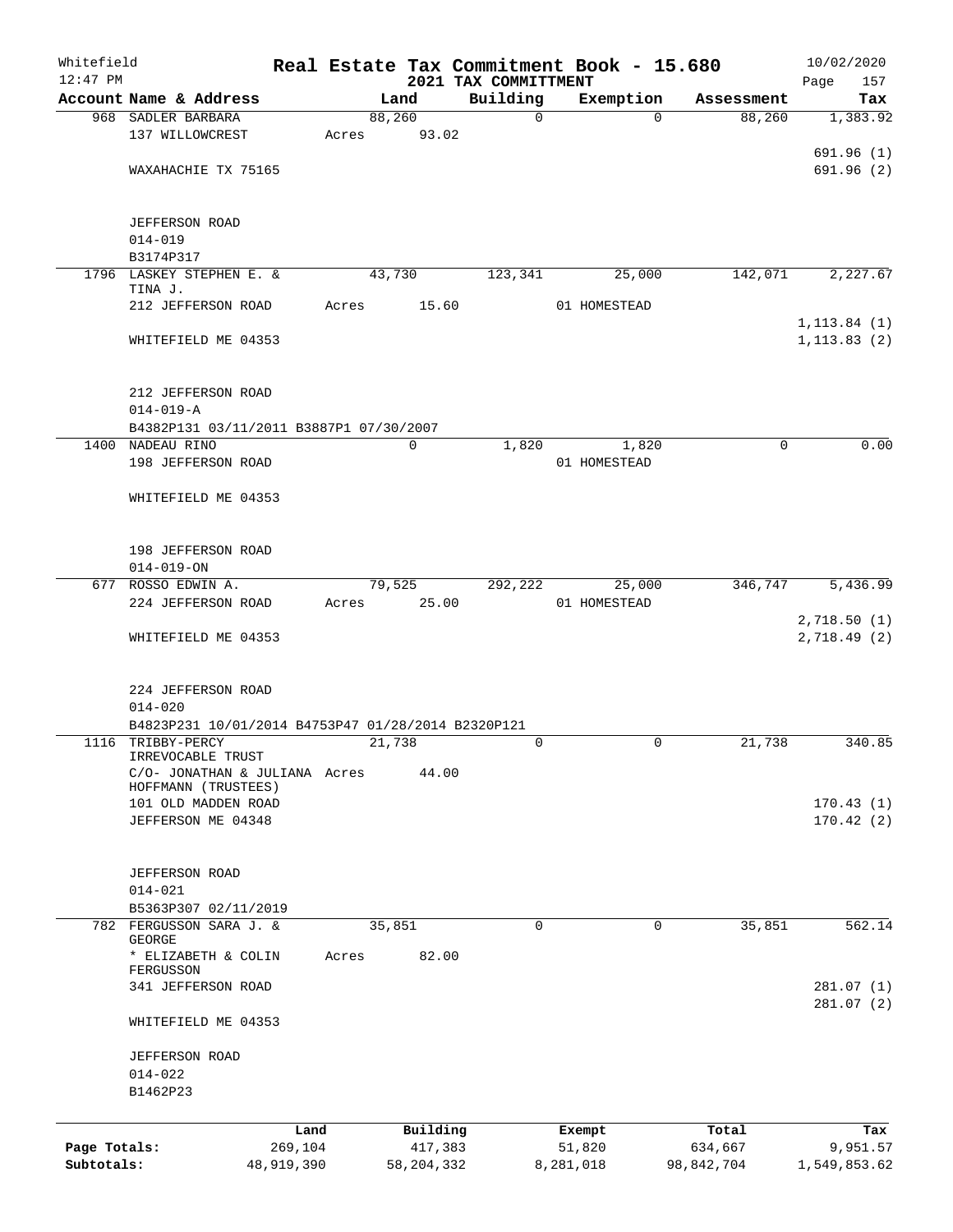Whitefield
12:47 PM

# Real Estate Tax Commitment Book - 15.680

## 2021 TAX COMMITTMENT

10/02/2020
Page 157

| Account Name & Address | Land | Building | Exemption | Assessment | Tax |
|---|---|---|---|---|---|
| 968 SADLER BARBARA | 88,260 | 0 | 0 | 88,260 | 1,383.92 |
| 137 WILLOWCREST | Acres 93.02 | | | | |
| | | | | | 691.96 (1) |
| WAXAHACHIE TX 75165 | | | | | 691.96 (2) |
| JEFFERSON ROAD | | | | | |
| 014-019 | | | | | |
| B3174P317 | | | | | |
| 1796 LASKEY STEPHEN E. & TINA J. | 43,730 | 123,341 | 25,000 | 142,071 | 2,227.67 |
| 212 JEFFERSON ROAD | Acres 15.60 | | 01 HOMESTEAD | | |
| | | | | | 1,113.84 (1) |
| WHITEFIELD ME 04353 | | | | | 1,113.83 (2) |
| 212 JEFFERSON ROAD | | | | | |
| 014-019-A | | | | | |
| B4382P131 03/11/2011 B3887P1 07/30/2007 | | | | | |
| 1400 NADEAU RINO | 0 | 1,820 | 1,820 | 0 | 0.00 |
| 198 JEFFERSON ROAD | | | 01 HOMESTEAD | | |
| WHITEFIELD ME 04353 | | | | | |
| 198 JEFFERSON ROAD | | | | | |
| 014-019-ON | | | | | |
| 677 ROSSO EDWIN A. | 79,525 | 292,222 | 25,000 | 346,747 | 5,436.99 |
| 224 JEFFERSON ROAD | Acres 25.00 | | 01 HOMESTEAD | | |
| | | | | | 2,718.50 (1) |
| WHITEFIELD ME 04353 | | | | | 2,718.49 (2) |
| 224 JEFFERSON ROAD | | | | | |
| 014-020 | | | | | |
| B4823P231 10/01/2014 B4753P47 01/28/2014 B2320P121 | | | | | |
| 1116 TRIBBY-PERCY IRREVOCABLE TRUST | 21,738 | 0 | 0 | 21,738 | 340.85 |
| C/O- JONATHAN & JULIANA HOFFMANN (TRUSTEES) | Acres 44.00 | | | | |
| 101 OLD MADDEN ROAD | | | | | 170.43 (1) |
| JEFFERSON ME 04348 | | | | | 170.42 (2) |
| JEFFERSON ROAD | | | | | |
| 014-021 | | | | | |
| B5363P307 02/11/2019 | | | | | |
| 782 FERGUSSON SARA J. & GEORGE | 35,851 | 0 | 0 | 35,851 | 562.14 |
| * ELIZABETH & COLIN FERGUSSON | Acres 82.00 | | | | |
| 341 JEFFERSON ROAD | | | | | 281.07 (1) |
| | | | | | 281.07 (2) |
| WHITEFIELD ME 04353 | | | | | |
| JEFFERSON ROAD | | | | | |
| 014-022 | | | | | |
| B1462P23 | | | | | |

| | Land | Building | Exempt | Total | Tax |
|---|---|---|---|---|---|
| Page Totals: | 269,104 | 417,383 | 51,820 | 634,667 | 9,951.57 |
| Subtotals: | 48,919,390 | 58,204,332 | 8,281,018 | 98,842,704 | 1,549,853.62 |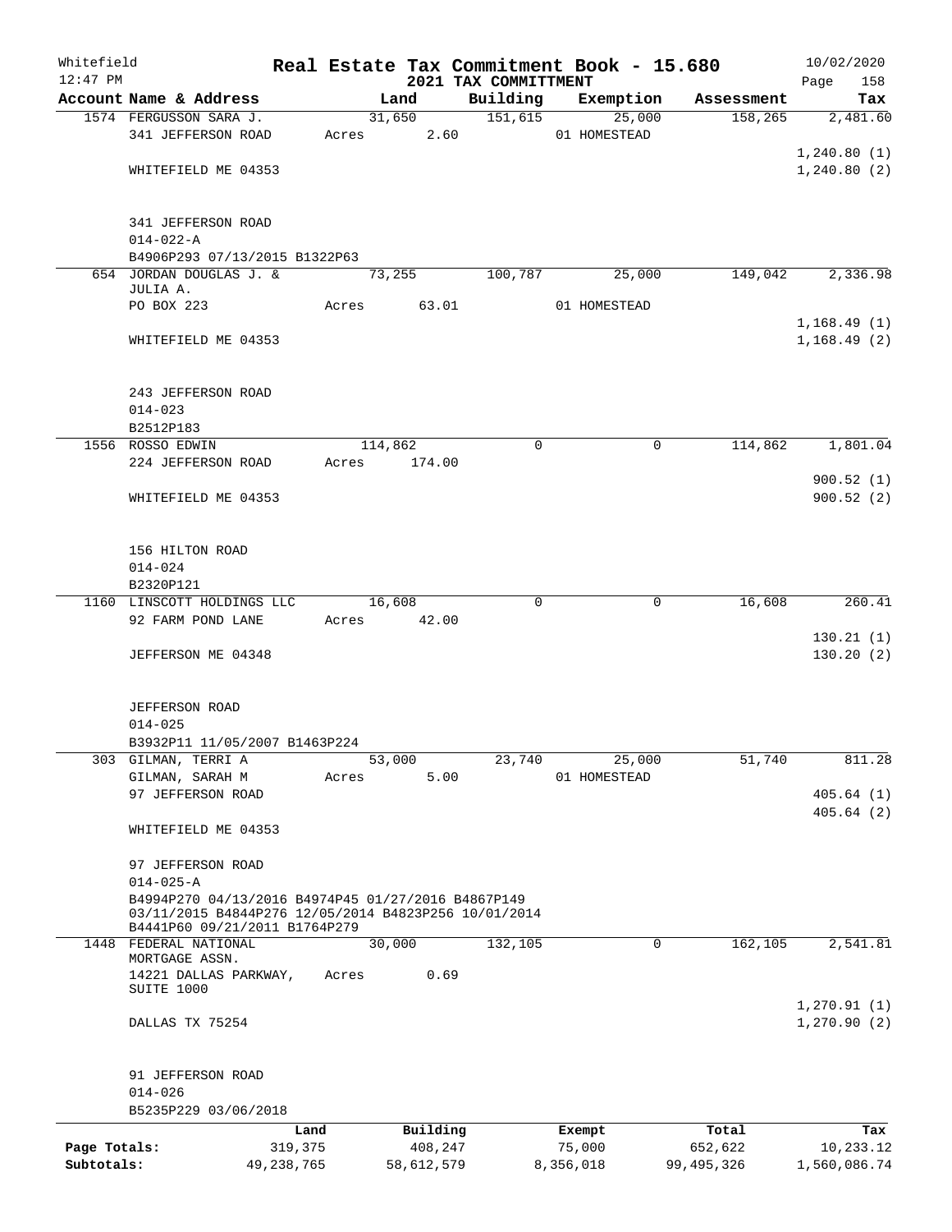Whitefield 12:47 PM

# Real Estate Tax Commitment Book - 15.680

## 2021 TAX COMMITTMENT

10/02/2020

| Account Name & Address | Land | Building | Exemption | Assessment | Tax |
|---|---|---|---|---|---|
| 1574 FERGUSSON SARA J.<br>341 JEFFERSON ROAD<br><br>WHITEFIELD ME 04353<br><br>341 JEFFERSON ROAD<br>014-022-A<br>B4906P293 07/13/2015 B1322P63 | 31,650<br>Acres 2.60 | 151,615 | 25,000<br>01 HOMESTEAD | 158,265 | 2,481.60<br><br>1,240.80 (1)<br>1,240.80 (2) |
| 654 JORDAN DOUGLAS J. &<br>JULIA A.<br>PO BOX 223<br><br>WHITEFIELD ME 04353<br><br>243 JEFFERSON ROAD<br>014-023<br>B2512P183 | 73,255<br>Acres 63.01 | 100,787 | 25,000<br>01 HOMESTEAD | 149,042 | 2,336.98<br><br>1,168.49 (1)<br>1,168.49 (2) |
| 1556 ROSSO EDWIN<br>224 JEFFERSON ROAD<br><br>WHITEFIELD ME 04353<br><br>156 HILTON ROAD<br>014-024<br>B2320P121 | 114,862<br>Acres 174.00 | 0 | 0 | 114,862 | 1,801.04<br><br>900.52 (1)<br>900.52 (2) |
| 1160 LINSCOTT HOLDINGS LLC<br>92 FARM POND LANE<br><br>JEFFERSON ME 04348<br><br>JEFFERSON ROAD<br>014-025<br>B3932P11 11/05/2007 B1463P224 | 16,608<br>Acres 42.00 | 0 | 0 | 16,608 | 260.41<br><br>130.21 (1)<br>130.20 (2) |
| 303 GILMAN, TERRI A<br>GILMAN, SARAH M<br>97 JEFFERSON ROAD<br><br>WHITEFIELD ME 04353<br><br>97 JEFFERSON ROAD<br>014-025-A<br>B4994P270 04/13/2016 B4974P45 01/27/2016 B4867P149 03/11/2015 B4844P276 12/05/2014 B4823P256 10/01/2014 B4441P60 09/21/2011 B1764P279 | 53,000<br>Acres 5.00 | 23,740 | 25,000<br>01 HOMESTEAD | 51,740 | 811.28<br><br>405.64 (1)<br>405.64 (2) |
| 1448 FEDERAL NATIONAL<br>MORTGAGE ASSN.<br>14221 DALLAS PARKWAY,<br>SUITE 1000<br><br>DALLAS TX 75254<br><br>91 JEFFERSON ROAD<br>014-026<br>B5235P229 03/06/2018 | 30,000<br>Acres 0.69 | 132,105 | 0 | 162,105 | 2,541.81<br><br>1,270.91 (1)<br>1,270.90 (2) |

| | Land | Building | Exempt | Total | Tax |
|---|---|---|---|---|---|
| Page Totals: | 319,375 | 408,247 | 75,000 | 652,622 | 10,233.12 |
| Subtotals: | 49,238,765 | 58,612,579 | 8,356,018 | 99,495,326 | 1,560,086.74 |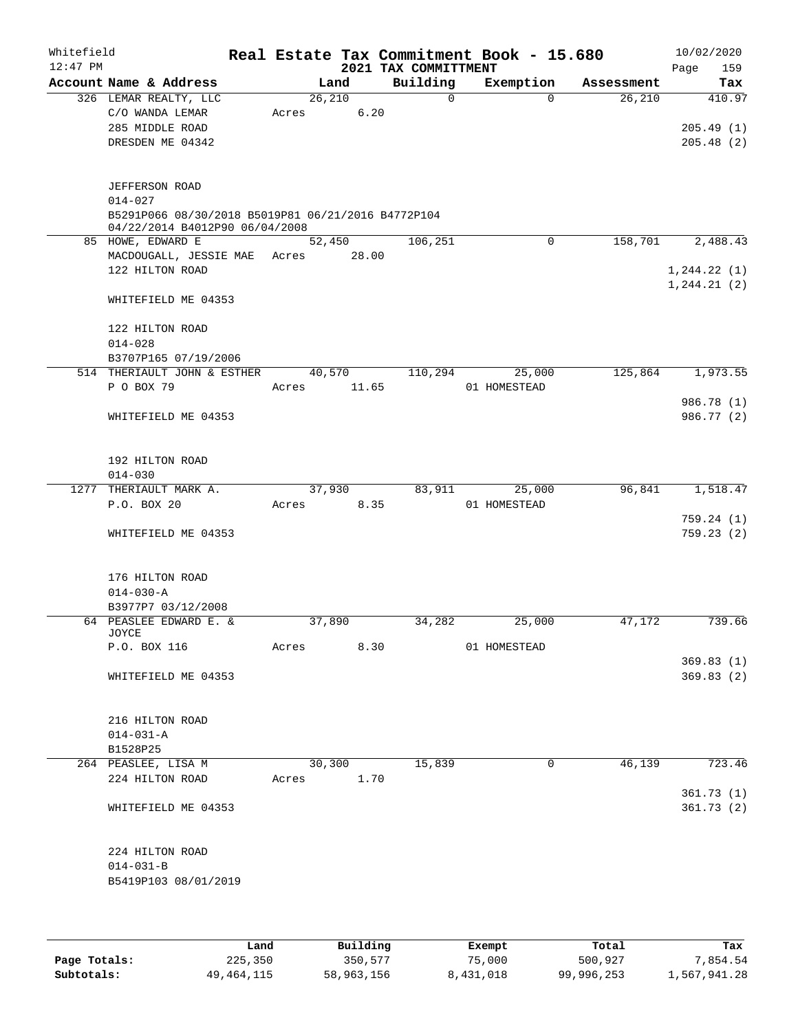Whitefield 12:47 PM

# Real Estate Tax Commitment Book - 15.680

## 2021 TAX COMMITTMENT

10/02/2020

| Account Name & Address | Land | Building | Exemption | Assessment | Tax |
|---|---|---|---|---|---|
| 326 LEMAR REALTY, LLC<br>C/O WANDA LEMAR<br>285 MIDDLE ROAD<br>DRESDEN ME 04342<br><br>JEFFERSON ROAD<br>014-027<br>B5291P066 08/30/2018 B5019P81 06/21/2016 B4772P104 04/22/2014 B4012P90 06/04/2008 | 26,210<br>Acres 6.20 | 0 | 0 | 26,210 | 410.97<br><br>205.49 (1)<br>205.48 (2) |
| 85 HOWE, EDWARD E<br>MACDOUGALL, JESSIE MAE<br>122 HILTON ROAD<br><br>WHITEFIELD ME 04353<br><br>122 HILTON ROAD<br>014-028<br>B3707P165 07/19/2006 | 52,450<br>Acres 28.00 | 106,251 | 0 | 158,701 | 2,488.43<br><br>1,244.22 (1)<br>1,244.21 (2) |
| 514 THERIAULT JOHN & ESTHER<br>P O BOX 79<br><br>WHITEFIELD ME 04353<br><br>192 HILTON ROAD<br>014-030 | 40,570<br>Acres 11.65 | 110,294 | 25,000<br>01 HOMESTEAD | 125,864 | 1,973.55<br><br>986.78 (1)<br>986.77 (2) |
| 1277 THERIAULT MARK A.<br>P.O. BOX 20<br><br>WHITEFIELD ME 04353<br><br>176 HILTON ROAD<br>014-030-A<br>B3977P7 03/12/2008 | 37,930<br>Acres 8.35 | 83,911 | 25,000<br>01 HOMESTEAD | 96,841 | 1,518.47<br><br>759.24 (1)<br>759.23 (2) |
| 64 PEASLEE EDWARD E. & JOYCE<br>P.O. BOX 116<br><br>WHITEFIELD ME 04353<br><br>216 HILTON ROAD<br>014-031-A<br>B1528P25 | 37,890<br>Acres 8.30 | 34,282 | 25,000<br>01 HOMESTEAD | 47,172 | 739.66<br><br>369.83 (1)<br>369.83 (2) |
| 264 PEASLEE, LISA M<br>224 HILTON ROAD<br><br>WHITEFIELD ME 04353<br><br>224 HILTON ROAD<br>014-031-B<br>B5419P103 08/01/2019 | 30,300<br>Acres 1.70 | 15,839 | 0 | 46,139 | 723.46<br><br>361.73 (1)<br>361.73 (2) |

| | Land | Building | Exempt | Total | Tax |
|---|---|---|---|---|---|
| **Page Totals:** | 225,350 | 350,577 | 75,000 | 500,927 | 7,854.54 |
| **Subtotals:** | 49,464,115 | 58,963,156 | 8,431,018 | 99,996,253 | 1,567,941.28 |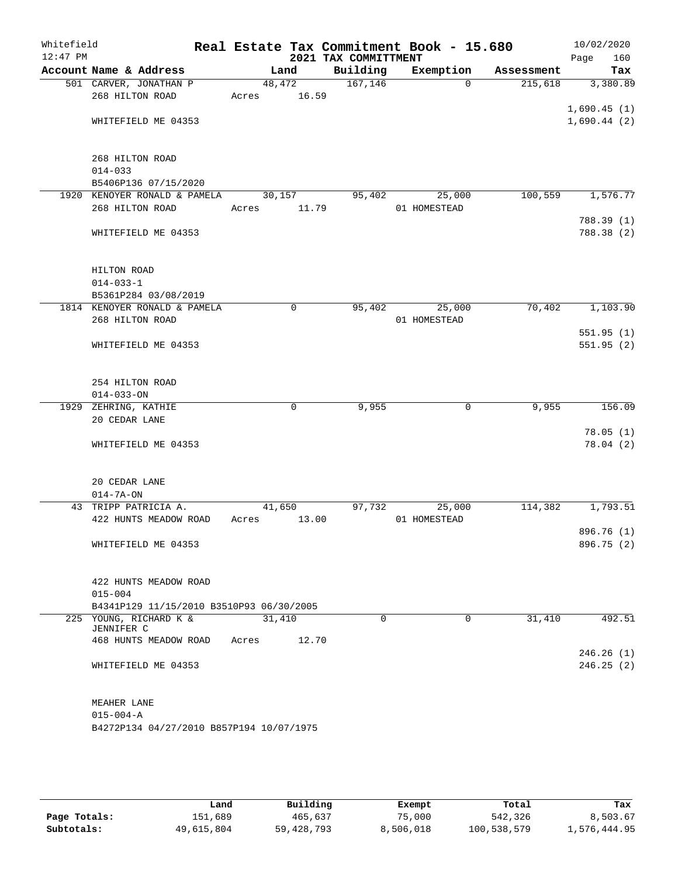Whitefield 12:47 PM

# Real Estate Tax Commitment Book - 15.680

## 2021 TAX COMMITTMENT

10/02/2020

| Account Name & Address | Land | Building | Exemption | Assessment | Tax |
|---|---|---|---|---|---|
| 501 CARVER, JONATHAN P | 48,472 | 167,146 | 0 | 215,618 | 3,380.89 |
| 268 HILTON ROAD | Acres 16.59 | | | | |
| | | | | | 1,690.45 (1) |
| WHITEFIELD ME 04353 | | | | | 1,690.44 (2) |
| 268 HILTON ROAD | | | | | |
| 014-033 | | | | | |
| B5406P136 07/15/2020 | | | | | |
| 1920 KENOYER RONALD & PAMELA | 30,157 | 95,402 | 25,000 | 100,559 | 1,576.77 |
| 268 HILTON ROAD | Acres 11.79 | | 01 HOMESTEAD | | |
| | | | | | 788.39 (1) |
| WHITEFIELD ME 04353 | | | | | 788.38 (2) |
| HILTON ROAD | | | | | |
| 014-033-1 | | | | | |
| B5361P284 03/08/2019 | | | | | |
| 1814 KENOYER RONALD & PAMELA | 0 | 95,402 | 25,000 | 70,402 | 1,103.90 |
| 268 HILTON ROAD | | | 01 HOMESTEAD | | |
| | | | | | 551.95 (1) |
| WHITEFIELD ME 04353 | | | | | 551.95 (2) |
| 254 HILTON ROAD | | | | | |
| 014-033-ON | | | | | |
| 1929 ZEHRING, KATHIE | 0 | 9,955 | 0 | 9,955 | 156.09 |
| 20 CEDAR LANE | | | | | |
| | | | | | 78.05 (1) |
| WHITEFIELD ME 04353 | | | | | 78.04 (2) |
| 20 CEDAR LANE | | | | | |
| 014-7A-ON | | | | | |
| 43 TRIPP PATRICIA A. | 41,650 | 97,732 | 25,000 | 114,382 | 1,793.51 |
| 422 HUNTS MEADOW ROAD | Acres 13.00 | | 01 HOMESTEAD | | |
| | | | | | 896.76 (1) |
| WHITEFIELD ME 04353 | | | | | 896.75 (2) |
| 422 HUNTS MEADOW ROAD | | | | | |
| 015-004 | | | | | |
| B4341P129 11/15/2010 B3510P93 06/30/2005 | | | | | |
| 225 YOUNG, RICHARD K & JENNIFER C | 31,410 | 0 | 0 | 31,410 | 492.51 |
| 468 HUNTS MEADOW ROAD | Acres 12.70 | | | | |
| | | | | | 246.26 (1) |
| WHITEFIELD ME 04353 | | | | | 246.25 (2) |
| MEAHER LANE | | | | | |
| 015-004-A | | | | | |
| B4272P134 04/27/2010 B857P194 10/07/1975 | | | | | |

| | Land | Building | Exempt | Total | Tax |
|---|---|---|---|---|---|
| Page Totals: | 151,689 | 465,637 | 75,000 | 542,326 | 8,503.67 |
| Subtotals: | 49,615,804 | 59,428,793 | 8,506,018 | 100,538,579 | 1,576,444.95 |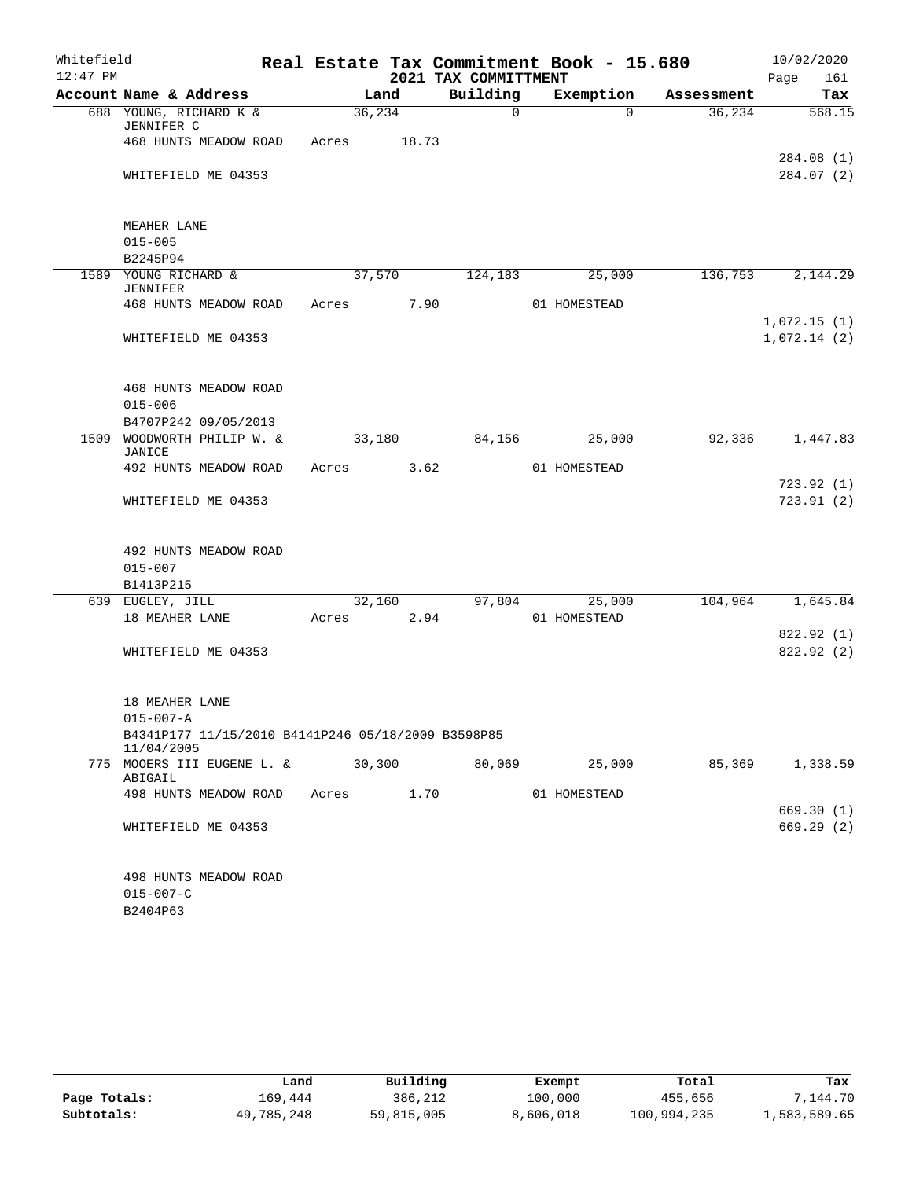Whitefield 12:47 PM

# Real Estate Tax Commitment Book - 15.680
## 2021 TAX COMMITTMENT

10/02/2020

| Account Name & Address | Land | Building | Exemption | Assessment | Tax |
|---|---|---|---|---|---|
| 688 YOUNG, RICHARD K & JENNIFER C | 36,234 | 0 | 0 | 36,234 | 568.15 |
| 468 HUNTS MEADOW ROAD | Acres 18.73 | | | | |
| | | | | | 284.08 (1) |
| WHITEFIELD ME 04353 | | | | | 284.07 (2) |
| MEAHER LANE | | | | | |
| 015-005 | | | | | |
| B2245P94 | | | | | |
| 1589 YOUNG RICHARD & JENNIFER | 37,570 | 124,183 | 25,000 | 136,753 | 2,144.29 |
| 468 HUNTS MEADOW ROAD | Acres 7.90 | | 01 HOMESTEAD | | |
| | | | | | 1,072.15 (1) |
| WHITEFIELD ME 04353 | | | | | 1,072.14 (2) |
| 468 HUNTS MEADOW ROAD | | | | | |
| 015-006 | | | | | |
| B4707P242 09/05/2013 | | | | | |
| 1509 WOODWORTH PHILIP W. & JANICE | 33,180 | 84,156 | 25,000 | 92,336 | 1,447.83 |
| 492 HUNTS MEADOW ROAD | Acres 3.62 | | 01 HOMESTEAD | | |
| | | | | | 723.92 (1) |
| WHITEFIELD ME 04353 | | | | | 723.91 (2) |
| 492 HUNTS MEADOW ROAD | | | | | |
| 015-007 | | | | | |
| B1413P215 | | | | | |
| 639 EUGLEY, JILL | 32,160 | 97,804 | 25,000 | 104,964 | 1,645.84 |
| 18 MEAHER LANE | Acres 2.94 | | 01 HOMESTEAD | | |
| | | | | | 822.92 (1) |
| WHITEFIELD ME 04353 | | | | | 822.92 (2) |
| 18 MEAHER LANE | | | | | |
| 015-007-A | | | | | |
| B4341P177 11/15/2010 B4141P246 05/18/2009 B3598P85 11/04/2005 | | | | | |
| 775 MOOERS III EUGENE L. & ABIGAIL | 30,300 | 80,069 | 25,000 | 85,369 | 1,338.59 |
| 498 HUNTS MEADOW ROAD | Acres 1.70 | | 01 HOMESTEAD | | |
| | | | | | 669.30 (1) |
| WHITEFIELD ME 04353 | | | | | 669.29 (2) |
| 498 HUNTS MEADOW ROAD | | | | | |
| 015-007-C | | | | | |
| B2404P63 | | | | | |

| | Land | Building | Exempt | Total | Tax |
|---|---|---|---|---|---|
| Page Totals: | 169,444 | 386,212 | 100,000 | 455,656 | 7,144.70 |
| Subtotals: | 49,785,248 | 59,815,005 | 8,606,018 | 100,994,235 | 1,583,589.65 |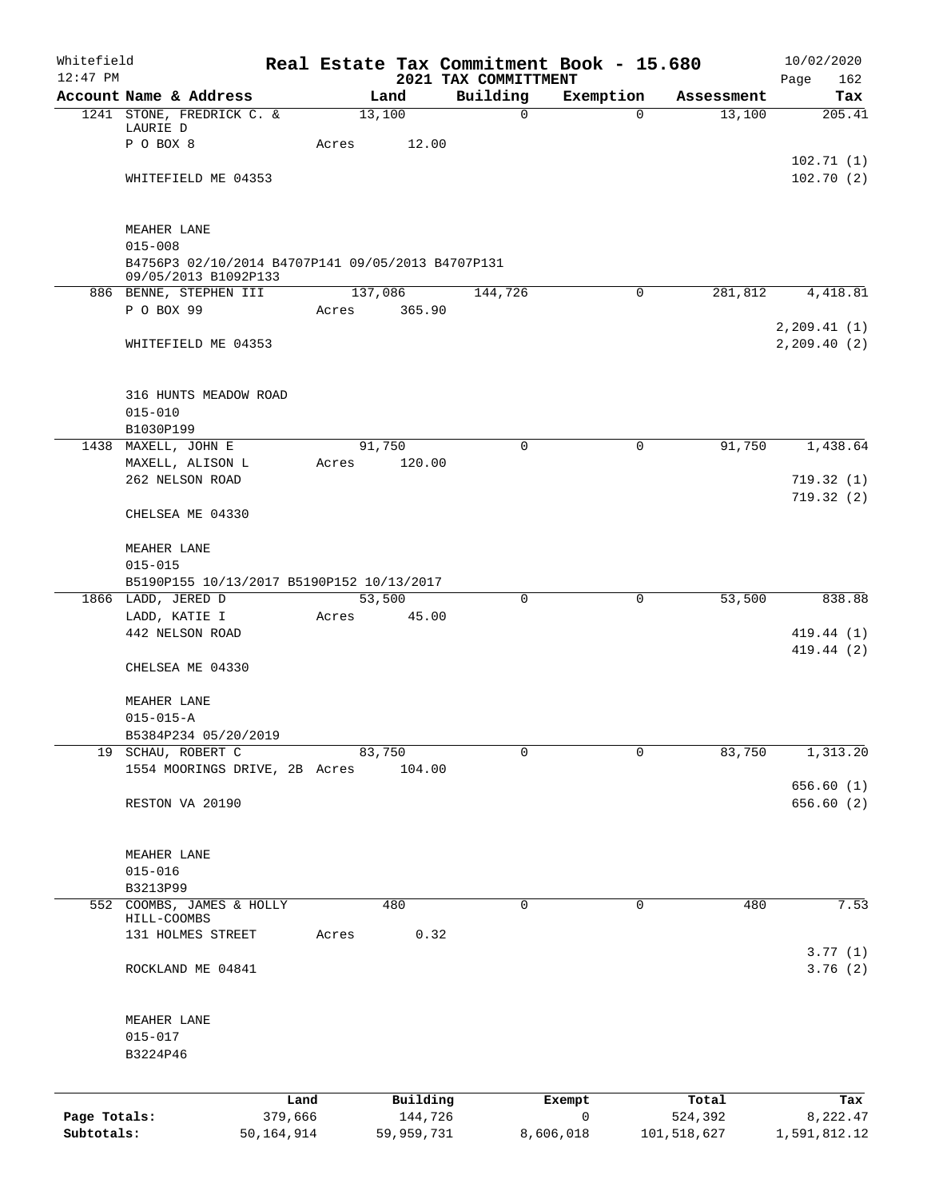Whitefield
12:47 PM

# Real Estate Tax Commitment Book - 15.680

## 2021 TAX COMMITTMENT

10/02/2020

| Account Name & Address | Land | Building | Exemption | Assessment | Tax |
|---|---|---|---|---|---|
| 1241 STONE, FREDRICK C. & LAURIE D | 13,100 | 0 | 0 | 13,100 | 205.41 |
| P O BOX 8 | Acres 12.00 | | | | |
| | | | | | 102.71 (1) |
| WHITEFIELD ME 04353 | | | | | 102.70 (2) |
| MEAHER LANE | | | | | |
| 015-008 | | | | | |
| B4756P3 02/10/2014 B4707P141 09/05/2013 B4707P131 09/05/2013 B1092P133 | | | | | |
| 886 BENNE, STEPHEN III | 137,086 | 144,726 | 0 | 281,812 | 4,418.81 |
| P O BOX 99 | Acres 365.90 | | | | |
| | | | | | 2,209.41 (1) |
| WHITEFIELD ME 04353 | | | | | 2,209.40 (2) |
| 316 HUNTS MEADOW ROAD | | | | | |
| 015-010 | | | | | |
| B1030P199 | | | | | |
| 1438 MAXELL, JOHN E | 91,750 | 0 | 0 | 91,750 | 1,438.64 |
| MAXELL, ALISON L | Acres 120.00 | | | | |
| 262 NELSON ROAD | | | | | 719.32 (1) |
| | | | | | 719.32 (2) |
| CHELSEA ME 04330 | | | | | |
| MEAHER LANE | | | | | |
| 015-015 | | | | | |
| B5190P155 10/13/2017 B5190P152 10/13/2017 | | | | | |
| 1866 LADD, JERED D | 53,500 | 0 | 0 | 53,500 | 838.88 |
| LADD, KATIE I | Acres 45.00 | | | | |
| 442 NELSON ROAD | | | | | 419.44 (1) |
| | | | | | 419.44 (2) |
| CHELSEA ME 04330 | | | | | |
| MEAHER LANE | | | | | |
| 015-015-A | | | | | |
| B5384P234 05/20/2019 | | | | | |
| 19 SCHAU, ROBERT C | 83,750 | 0 | 0 | 83,750 | 1,313.20 |
| 1554 MOORINGS DRIVE, 2B | Acres 104.00 | | | | |
| | | | | | 656.60 (1) |
| RESTON VA 20190 | | | | | 656.60 (2) |
| MEAHER LANE | | | | | |
| 015-016 | | | | | |
| B3213P99 | | | | | |
| 552 COOMBS, JAMES & HOLLY HILL-COOMBS | 480 | 0 | 0 | 480 | 7.53 |
| 131 HOLMES STREET | Acres 0.32 | | | | |
| | | | | | 3.77 (1) |
| ROCKLAND ME 04841 | | | | | 3.76 (2) |
| MEAHER LANE | | | | | |
| 015-017 | | | | | |
| B3224P46 | | | | | |

| | Land | Building | Exempt | Total | Tax |
|---|---|---|---|---|---|
| Page Totals: | 379,666 | 144,726 | 0 | 524,392 | 8,222.47 |
| Subtotals: | 50,164,914 | 59,959,731 | 8,606,018 | 101,518,627 | 1,591,812.12 |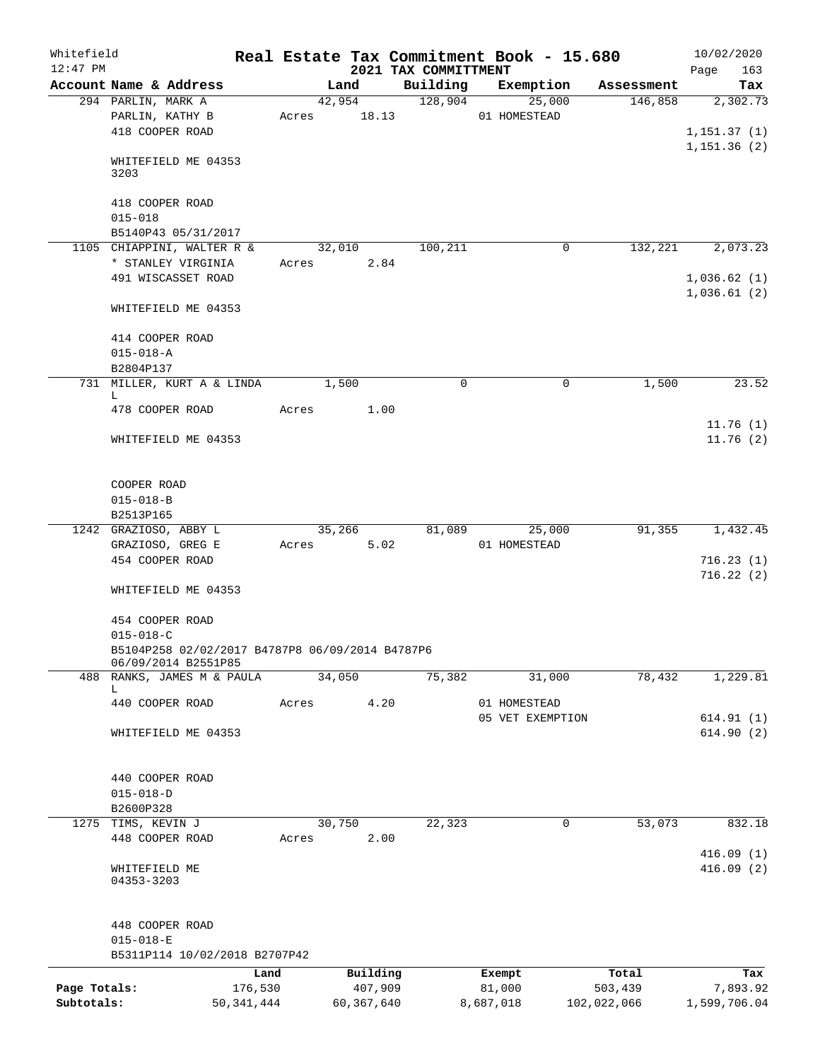Whitefield 12:47 PM

# Real Estate Tax Commitment Book - 15.680

2021 TAX COMMITTMENT

10/02/2020 Page 163

| Account Name & Address | Land | Building | Exemption | Assessment | Tax |
|---|---|---|---|---|---|
| 294 PARLIN, MARK A<br>PARLIN, KATHY B<br>418 COOPER ROAD<br><br>WHITEFIELD ME 04353 3203<br><br>418 COOPER ROAD<br>015-018<br>B5140P43 05/31/2017 | 42,954<br>Acres 18.13 | 128,904 | 25,000<br>01 HOMESTEAD | 146,858 | 2,302.73<br><br>1,151.37 (1)<br>1,151.36 (2) |
| 1105 CHIAPPINI, WALTER R &<br>* STANLEY VIRGINIA<br>491 WISCASSET ROAD<br><br>WHITEFIELD ME 04353<br><br>414 COOPER ROAD<br>015-018-A<br>B2804P137 | 32,010<br>Acres 2.84 | 100,211 | 0 | 132,221 | 2,073.23<br><br>1,036.62 (1)<br>1,036.61 (2) |
| 731 MILLER, KURT A & LINDA L<br>478 COOPER ROAD<br><br>WHITEFIELD ME 04353<br><br>COOPER ROAD<br>015-018-B<br>B2513P165 | 1,500<br>Acres 1.00 | 0 | 0 | 1,500 | 23.52<br><br>11.76 (1)<br>11.76 (2) |
| 1242 GRAZIOSO, ABBY L<br>GRAZIOSO, GREG E<br>454 COOPER ROAD<br><br>WHITEFIELD ME 04353<br><br>454 COOPER ROAD<br>015-018-C<br>B5104P258 02/02/2017 B4787P8 06/09/2014 B4787P6 06/09/2014 B2551P85 | 35,266<br>Acres 5.02 | 81,089 | 25,000<br>01 HOMESTEAD | 91,355 | 1,432.45<br><br>716.23 (1)<br>716.22 (2) |
| 488 RANKS, JAMES M & PAULA L<br>440 COOPER ROAD<br><br>WHITEFIELD ME 04353<br><br>440 COOPER ROAD<br>015-018-D<br>B2600P328 | 34,050<br>Acres 4.20 | 75,382 | 31,000<br>01 HOMESTEAD<br>05 VET EXEMPTION | 78,432 | 1,229.81<br><br>614.91 (1)<br>614.90 (2) |
| 1275 TIMS, KEVIN J<br>448 COOPER ROAD<br><br>WHITEFIELD ME 04353-3203<br><br>448 COOPER ROAD<br>015-018-E<br>B5311P114 10/02/2018 B2707P42 | 30,750<br>Acres 2.00 | 22,323 | 0 | 53,073 | 832.18<br><br>416.09 (1)<br>416.09 (2) |

| | Land | Building | Exempt | Total | Tax |
|---|---|---|---|---|---|
| Page Totals: | 176,530 | 407,909 | 81,000 | 503,439 | 7,893.92 |
| Subtotals: | 50,341,444 | 60,367,640 | 8,687,018 | 102,022,066 | 1,599,706.04 |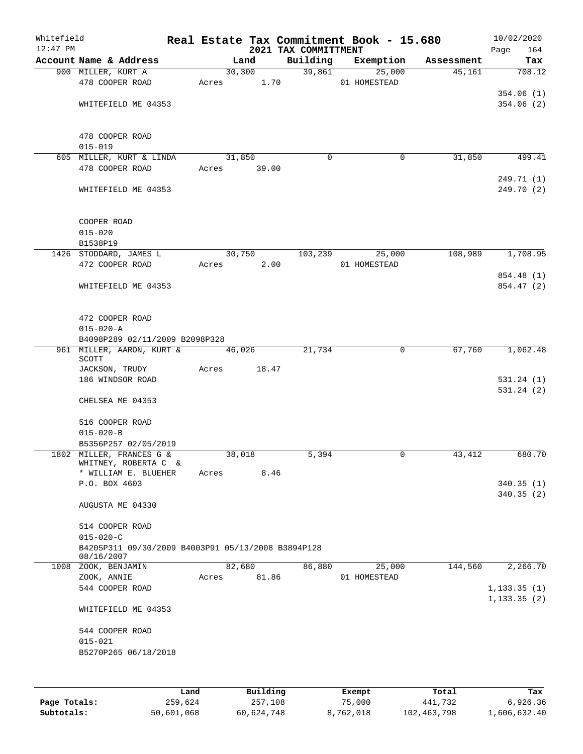Whitefield 12:47 PM

# Real Estate Tax Commitment Book - 15.680
## 2021 TAX COMMITTMENT

10/02/2020 Page 164

| Account Name & Address | Land | Building | Exemption | Assessment | Tax |
|---|---|---|---|---|---|
| 900 MILLER, KURT A | 30,300 | 39,861 | 25,000 | 45,161 | 708.12 |
| 478 COOPER ROAD | Acres 1.70 | | 01 HOMESTEAD | | |
| | | | | | 354.06 (1) |
| WHITEFIELD ME 04353 | | | | | 354.06 (2) |
| 478 COOPER ROAD | | | | | |
| 015-019 | | | | | |
| 605 MILLER, KURT & LINDA | 31,850 | 0 | 0 | 31,850 | 499.41 |
| 478 COOPER ROAD | Acres 39.00 | | | | |
| | | | | | 249.71 (1) |
| WHITEFIELD ME 04353 | | | | | 249.70 (2) |
| COOPER ROAD | | | | | |
| 015-020 | | | | | |
| B1538P19 | | | | | |
| 1426 STODDARD, JAMES L | 30,750 | 103,239 | 25,000 | 108,989 | 1,708.95 |
| 472 COOPER ROAD | Acres 2.00 | | 01 HOMESTEAD | | |
| | | | | | 854.48 (1) |
| WHITEFIELD ME 04353 | | | | | 854.47 (2) |
| 472 COOPER ROAD | | | | | |
| 015-020-A | | | | | |
| B4098P289 02/11/2009 B2098P328 | | | | | |
| 961 MILLER, AARON, KURT & SCOTT | 46,026 | 21,734 | 0 | 67,760 | 1,062.48 |
| JACKSON, TRUDY | Acres 18.47 | | | | |
| 186 WINDSOR ROAD | | | | | 531.24 (1) |
| | | | | | 531.24 (2) |
| CHELSEA ME 04353 | | | | | |
| 516 COOPER ROAD | | | | | |
| 015-020-B | | | | | |
| B5356P257 02/05/2019 | | | | | |
| 1802 MILLER, FRANCES G & WHITNEY, ROBERTA C & | 38,018 | 5,394 | 0 | 43,412 | 680.70 |
| * WILLIAM E. BLUEHER | Acres 8.46 | | | | |
| P.O. BOX 4603 | | | | | 340.35 (1) |
| | | | | | 340.35 (2) |
| AUGUSTA ME 04330 | | | | | |
| 514 COOPER ROAD | | | | | |
| 015-020-C | | | | | |
| B4205P311 09/30/2009 B4003P91 05/13/2008 B3894P128 08/16/2007 | | | | | |
| 1008 ZOOK, BENJAMIN | 82,680 | 86,880 | 25,000 | 144,560 | 2,266.70 |
| ZOOK, ANNIE | Acres 81.86 | | 01 HOMESTEAD | | |
| 544 COOPER ROAD | | | | | 1,133.35 (1) |
| | | | | | 1,133.35 (2) |
| WHITEFIELD ME 04353 | | | | | |
| 544 COOPER ROAD | | | | | |
| 015-021 | | | | | |
| B5270P265 06/18/2018 | | | | | |

| | Land | Building | Exempt | Total | Tax |
|---|---|---|---|---|---|
| Page Totals: | 259,624 | 257,108 | 75,000 | 441,732 | 6,926.36 |
| Subtotals: | 50,601,068 | 60,624,748 | 8,762,018 | 102,463,798 | 1,606,632.40 |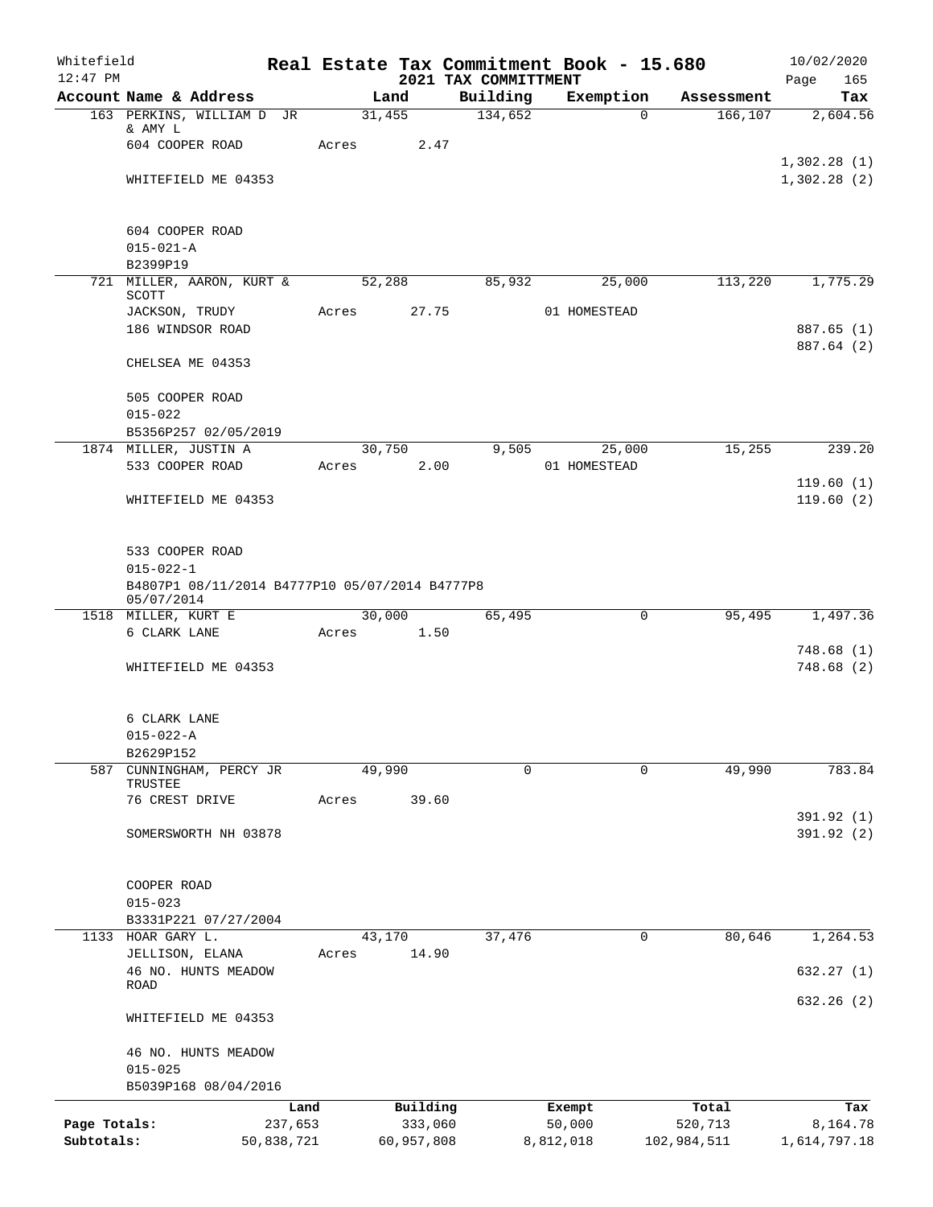Whitefield 12:47 PM

# Real Estate Tax Commitment Book - 15.680

## 2021 TAX COMMITTMENT

10/02/2020

| Account Name & Address | Land | Building | Exemption | Assessment | Tax |
|---|---|---|---|---|---|
| 163 PERKINS, WILLIAM D JR & AMY L | 31,455 | 134,652 | 0 | 166,107 | 2,604.56 |
| 604 COOPER ROAD | Acres 2.47 | | | | |
| | | | | | 1,302.28 (1) |
| WHITEFIELD ME 04353 | | | | | 1,302.28 (2) |
| 604 COOPER ROAD | | | | | |
| 015-021-A | | | | | |
| B2399P19 | | | | | |
| 721 MILLER, AARON, KURT & SCOTT | 52,288 | 85,932 | 25,000 | 113,220 | 1,775.29 |
| JACKSON, TRUDY | Acres 27.75 | | 01 HOMESTEAD | | |
| 186 WINDSOR ROAD | | | | | 887.65 (1) |
| | | | | | 887.64 (2) |
| CHELSEA ME 04353 | | | | | |
| 505 COOPER ROAD | | | | | |
| 015-022 | | | | | |
| B5356P257 02/05/2019 | | | | | |
| 1874 MILLER, JUSTIN A | 30,750 | 9,505 | 25,000 | 15,255 | 239.20 |
| 533 COOPER ROAD | Acres 2.00 | | 01 HOMESTEAD | | |
| | | | | | 119.60 (1) |
| WHITEFIELD ME 04353 | | | | | 119.60 (2) |
| 533 COOPER ROAD | | | | | |
| 015-022-1 | | | | | |
| B4807P1 08/11/2014 B4777P10 05/07/2014 B4777P8 05/07/2014 | | | | | |
| 1518 MILLER, KURT E | 30,000 | 65,495 | 0 | 95,495 | 1,497.36 |
| 6 CLARK LANE | Acres 1.50 | | | | |
| | | | | | 748.68 (1) |
| WHITEFIELD ME 04353 | | | | | 748.68 (2) |
| 6 CLARK LANE | | | | | |
| 015-022-A | | | | | |
| B2629P152 | | | | | |
| 587 CUNNINGHAM, PERCY JR TRUSTEE | 49,990 | 0 | 0 | 49,990 | 783.84 |
| 76 CREST DRIVE | Acres 39.60 | | | | |
| | | | | | 391.92 (1) |
| SOMERSWORTH NH 03878 | | | | | 391.92 (2) |
| COOPER ROAD | | | | | |
| 015-023 | | | | | |
| B3331P221 07/27/2004 | | | | | |
| 1133 HOAR GARY L. | 43,170 | 37,476 | 0 | 80,646 | 1,264.53 |
| JELLISON, ELANA | Acres 14.90 | | | | |
| 46 NO. HUNTS MEADOW ROAD | | | | | 632.27 (1) |
| | | | | | 632.26 (2) |
| WHITEFIELD ME 04353 | | | | | |
| 46 NO. HUNTS MEADOW | | | | | |
| 015-025 | | | | | |
| B5039P168 08/04/2016 | | | | | |

| | Land | Building | Exempt | Total | Tax |
|---|---|---|---|---|---|
| Page Totals: | 237,653 | 333,060 | 50,000 | 520,713 | 8,164.78 |
| Subtotals: | 50,838,721 | 60,957,808 | 8,812,018 | 102,984,511 | 1,614,797.18 |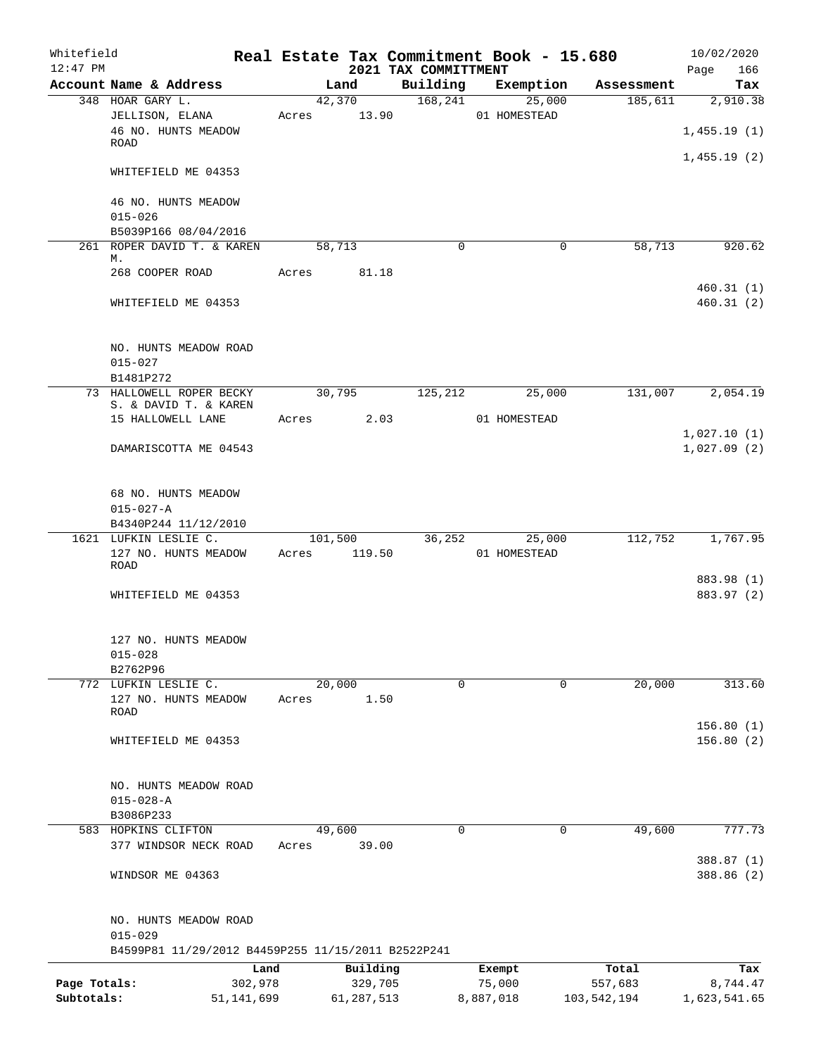Whitefield 12:47 PM

# Real Estate Tax Commitment Book - 15.680

## 2021 TAX COMMITTMENT

10/02/2020 Page 166

| Account Name & Address | Land | Building | Exemption | Assessment | Tax |
|---|---|---|---|---|---|
| 348 HOAR GARY L.<br>JELLISON, ELANA<br>46 NO. HUNTS MEADOW ROAD<br>WHITEFIELD ME 04353<br><br>46 NO. HUNTS MEADOW<br>015-026<br>B5039P166 08/04/2016 | 42,370<br>Acres 13.90 | 168,241 | 25,000<br>01 HOMESTEAD | 185,611 | 2,910.38<br>1,455.19 (1)<br>1,455.19 (2) |
| 261 ROPER DAVID T. & KAREN M.<br>268 COOPER ROAD<br>WHITEFIELD ME 04353<br><br>NO. HUNTS MEADOW ROAD<br>015-027<br>B1481P272 | 58,713<br>Acres 81.18 | 0 | 0 | 58,713 | 920.62<br>460.31 (1)<br>460.31 (2) |
| 73 HALLOWELL ROPER BECKY S. & DAVID T. & KAREN<br>15 HALLOWELL LANE<br>DAMARISCOTTA ME 04543<br><br>68 NO. HUNTS MEADOW<br>015-027-A<br>B4340P244 11/12/2010 | 30,795<br>Acres 2.03 | 125,212 | 25,000<br>01 HOMESTEAD | 131,007 | 2,054.19<br>1,027.10 (1)<br>1,027.09 (2) |
| 1621 LUFKIN LESLIE C.<br>127 NO. HUNTS MEADOW ROAD<br>WHITEFIELD ME 04353<br><br>127 NO. HUNTS MEADOW<br>015-028<br>B2762P96 | 101,500<br>Acres 119.50 | 36,252 | 25,000<br>01 HOMESTEAD | 112,752 | 1,767.95<br>883.98 (1)<br>883.97 (2) |
| 772 LUFKIN LESLIE C.<br>127 NO. HUNTS MEADOW ROAD<br>WHITEFIELD ME 04353<br><br>NO. HUNTS MEADOW ROAD<br>015-028-A<br>B3086P233 | 20,000<br>Acres 1.50 | 0 | 0 | 20,000 | 313.60<br>156.80 (1)<br>156.80 (2) |
| 583 HOPKINS CLIFTON<br>377 WINDSOR NECK ROAD<br>WINDSOR ME 04363<br><br>NO. HUNTS MEADOW ROAD<br>015-029<br>B4599P81 11/29/2012 B4459P255 11/15/2011 B2522P241 | 49,600<br>Acres 39.00 | 0 | 0 | 49,600 | 777.73<br>388.87 (1)<br>388.86 (2) |

| | Land | Building | Exempt | Total | Tax |
|---|---|---|---|---|---|
| Page Totals: | 302,978 | 329,705 | 75,000 | 557,683 | 8,744.47 |
| Subtotals: | 51,141,699 | 61,287,513 | 8,887,018 | 103,542,194 | 1,623,541.65 |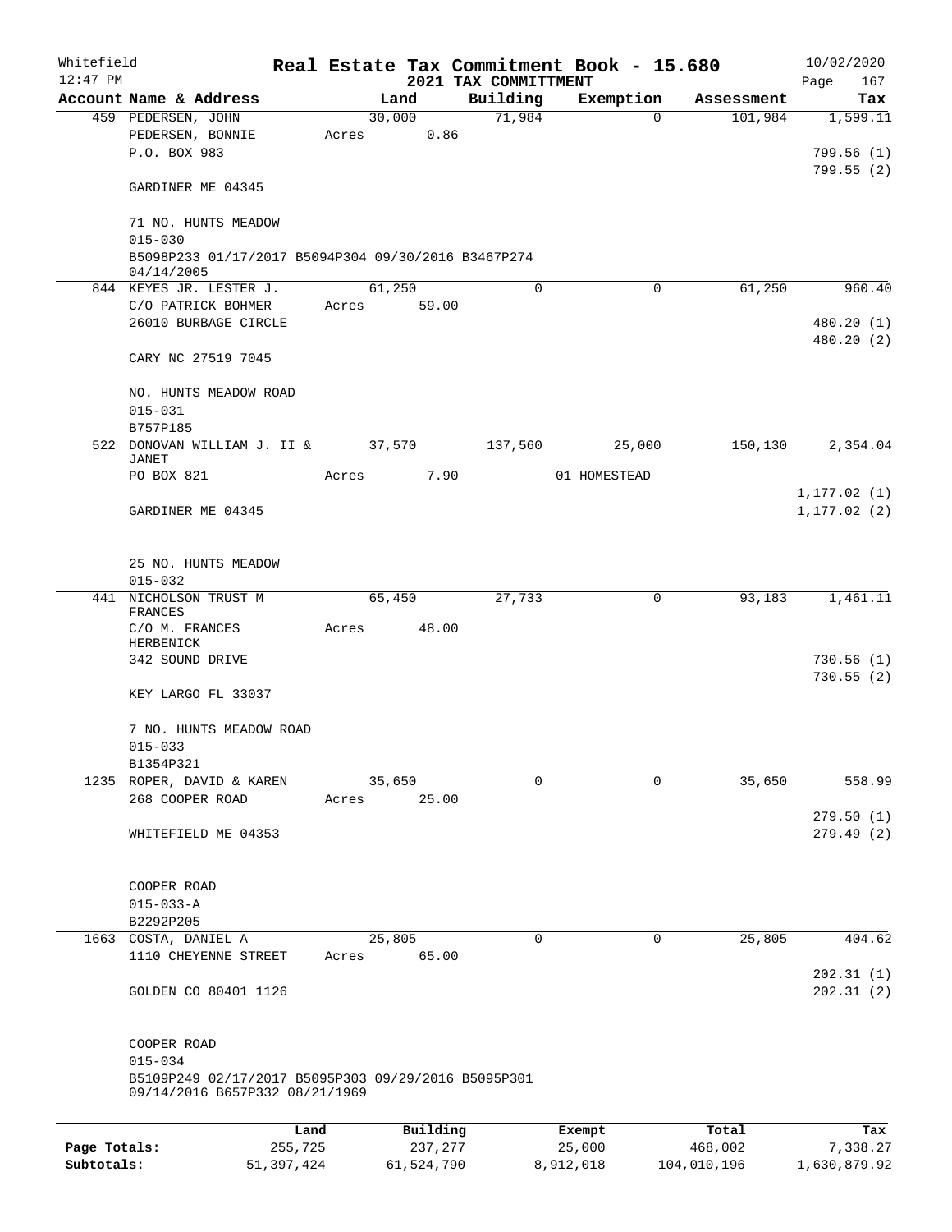Whitefield 12:47 PM

# Real Estate Tax Commitment Book - 15.680

## 2021 TAX COMMITTMENT

10/02/2020

| Account Name & Address | Land | Building | Exemption | Assessment | Tax |
|---|---|---|---|---|---|
| 459 PEDERSEN, JOHN | 30,000 | 71,984 | 0 | 101,984 | 1,599.11 |
| PEDERSEN, BONNIE | Acres 0.86 | | | | |
| P.O. BOX 983 | | | | | 799.56 (1) |
| | | | | | 799.55 (2) |
| GARDINER ME 04345 | | | | | |
| 71 NO. HUNTS MEADOW | | | | | |
| 015-030 | | | | | |
| B5098P233 01/17/2017 B5094P304 09/30/2016 B3467P274 04/14/2005 | | | | | |
| 844 KEYES JR. LESTER J. | 61,250 | 0 | 0 | 61,250 | 960.40 |
| C/O PATRICK BOHMER | Acres 59.00 | | | | |
| 26010 BURBAGE CIRCLE | | | | | 480.20 (1) |
| | | | | | 480.20 (2) |
| CARY NC 27519 7045 | | | | | |
| NO. HUNTS MEADOW ROAD | | | | | |
| 015-031 | | | | | |
| B757P185 | | | | | |
| 522 DONOVAN WILLIAM J. II & JANET | 37,570 | 137,560 | 25,000 | 150,130 | 2,354.04 |
| PO BOX 821 | Acres 7.90 | | 01 HOMESTEAD | | |
| | | | | | 1,177.02 (1) |
| GARDINER ME 04345 | | | | | 1,177.02 (2) |
| 25 NO. HUNTS MEADOW | | | | | |
| 015-032 | | | | | |
| 441 NICHOLSON TRUST M FRANCES | 65,450 | 27,733 | 0 | 93,183 | 1,461.11 |
| C/O M. FRANCES HERBENICK | Acres 48.00 | | | | |
| 342 SOUND DRIVE | | | | | 730.56 (1) |
| | | | | | 730.55 (2) |
| KEY LARGO FL 33037 | | | | | |
| 7 NO. HUNTS MEADOW ROAD | | | | | |
| 015-033 | | | | | |
| B1354P321 | | | | | |
| 1235 ROPER, DAVID & KAREN | 35,650 | 0 | 0 | 35,650 | 558.99 |
| 268 COOPER ROAD | Acres 25.00 | | | | |
| | | | | | 279.50 (1) |
| WHITEFIELD ME 04353 | | | | | 279.49 (2) |
| COOPER ROAD | | | | | |
| 015-033-A | | | | | |
| B2292P205 | | | | | |
| 1663 COSTA, DANIEL A | 25,805 | 0 | 0 | 25,805 | 404.62 |
| 1110 CHEYENNE STREET | Acres 65.00 | | | | |
| | | | | | 202.31 (1) |
| GOLDEN CO 80401 1126 | | | | | 202.31 (2) |
| COOPER ROAD | | | | | |
| 015-034 | | | | | |
| B5109P249 02/17/2017 B5095P303 09/29/2016 B5095P301 09/14/2016 B657P332 08/21/1969 | | | | | |

| | Land | Building | Exempt | Total | Tax |
|---|---|---|---|---|---|
| Page Totals: | 255,725 | 237,277 | 25,000 | 468,002 | 7,338.27 |
| Subtotals: | 51,397,424 | 61,524,790 | 8,912,018 | 104,010,196 | 1,630,879.92 |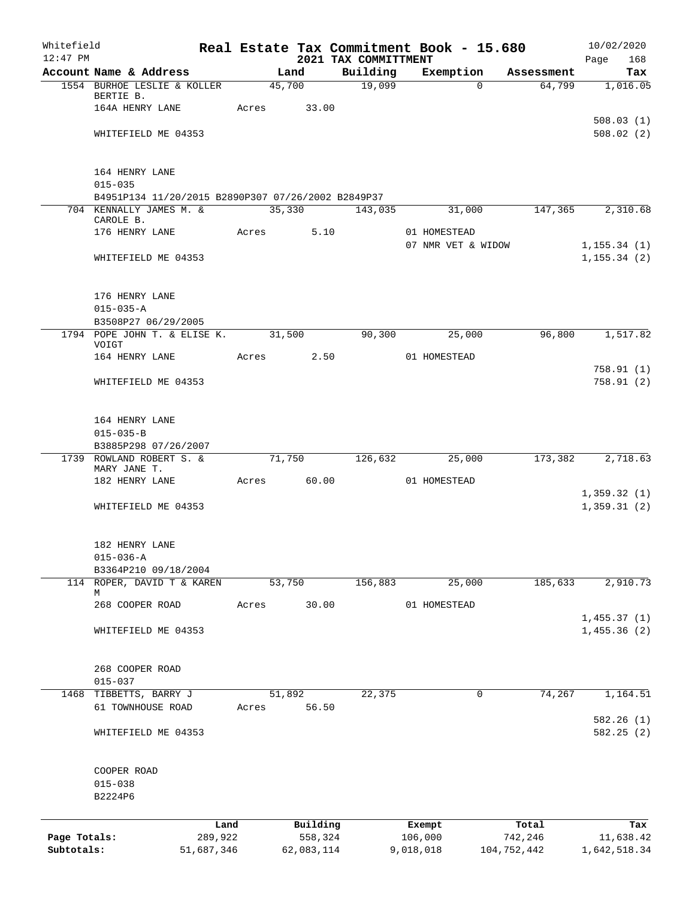Whitefield — Real Estate Tax Commitment Book - 15.680 — 10/02/2020
12:47 PM — 2021 TAX COMMITTMENT

| Account Name & Address | Land | Building | Exemption | Assessment | Tax |
|---|---|---|---|---|---|
| 1554 BURHOE LESLIE & KOLLER BERTIE B. | 45,700 | 19,099 | 0 | 64,799 | 1,016.05 |
| 164A HENRY LANE | Acres 33.00 | | | | |
| | | | | | 508.03 (1) |
| WHITEFIELD ME 04353 | | | | | 508.02 (2) |
| 164 HENRY LANE | | | | | |
| 015-035 | | | | | |
| B4951P134 11/20/2015 B2890P307 07/26/2002 B2849P37 | | | | | |
| 704 KENNALLY JAMES M. & CAROLE B. | 35,330 | 143,035 | 31,000 | 147,365 | 2,310.68 |
| 176 HENRY LANE | Acres 5.10 | | 01 HOMESTEAD | | |
| | | | 07 NMR VET & WIDOW | | 1,155.34 (1) |
| WHITEFIELD ME 04353 | | | | | 1,155.34 (2) |
| 176 HENRY LANE | | | | | |
| 015-035-A | | | | | |
| B3508P27 06/29/2005 | | | | | |
| 1794 POPE JOHN T. & ELISE K. VOIGT | 31,500 | 90,300 | 25,000 | 96,800 | 1,517.82 |
| 164 HENRY LANE | Acres 2.50 | | 01 HOMESTEAD | | |
| | | | | | 758.91 (1) |
| WHITEFIELD ME 04353 | | | | | 758.91 (2) |
| 164 HENRY LANE | | | | | |
| 015-035-B | | | | | |
| B3885P298 07/26/2007 | | | | | |
| 1739 ROWLAND ROBERT S. & MARY JANE T. | 71,750 | 126,632 | 25,000 | 173,382 | 2,718.63 |
| 182 HENRY LANE | Acres 60.00 | | 01 HOMESTEAD | | |
| | | | | | 1,359.32 (1) |
| WHITEFIELD ME 04353 | | | | | 1,359.31 (2) |
| 182 HENRY LANE | | | | | |
| 015-036-A | | | | | |
| B3364P210 09/18/2004 | | | | | |
| 114 ROPER, DAVID T & KAREN M | 53,750 | 156,883 | 25,000 | 185,633 | 2,910.73 |
| 268 COOPER ROAD | Acres 30.00 | | 01 HOMESTEAD | | |
| | | | | | 1,455.37 (1) |
| WHITEFIELD ME 04353 | | | | | 1,455.36 (2) |
| 268 COOPER ROAD | | | | | |
| 015-037 | | | | | |
| 1468 TIBBETTS, BARRY J | 51,892 | 22,375 | 0 | 74,267 | 1,164.51 |
| 61 TOWNHOUSE ROAD | Acres 56.50 | | | | |
| | | | | | 582.26 (1) |
| WHITEFIELD ME 04353 | | | | | 582.25 (2) |
| COOPER ROAD | | | | | |
| 015-038 | | | | | |
| B2224P6 | | | | | |

| | Land | Building | Exempt | Total | Tax |
|---|---|---|---|---|---|
| Page Totals: | 289,922 | 558,324 | 106,000 | 742,246 | 11,638.42 |
| Subtotals: | 51,687,346 | 62,083,114 | 9,018,018 | 104,752,442 | 1,642,518.34 |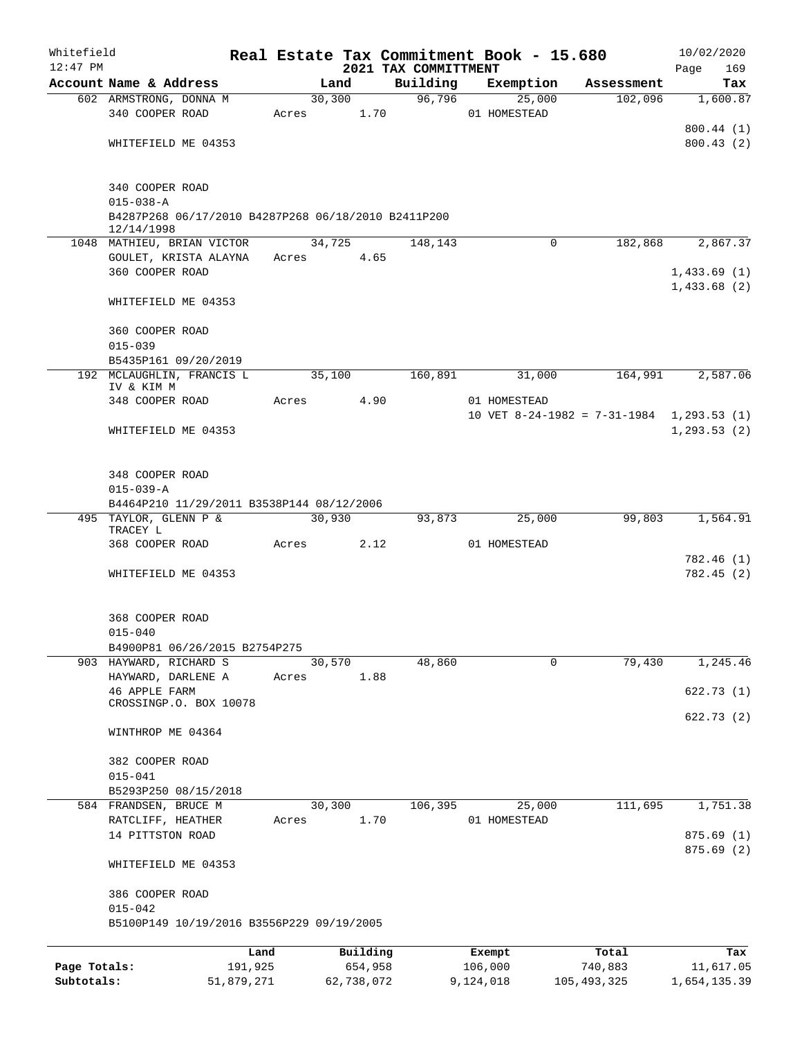Whitefield 12:47 PM

# Real Estate Tax Commitment Book - 15.680

## 2021 TAX COMMITTMENT

10/02/2020

| Account Name & Address | Land | Building | Exemption | Assessment | Tax |
|---|---|---|---|---|---|
| 602 ARMSTRONG, DONNA M | 30,300 | 96,796 | 25,000 | 102,096 | 1,600.87 |
| 340 COOPER ROAD | Acres 1.70 | | 01 HOMESTEAD | | |
| | | | | | 800.44 (1) |
| WHITEFIELD ME 04353 | | | | | 800.43 (2) |
| 340 COOPER ROAD | | | | | |
| 015-038-A | | | | | |
| B4287P268 06/17/2010 B4287P268 06/18/2010 B2411P200 12/14/1998 | | | | | |
| 1048 MATHIEU, BRIAN VICTOR | 34,725 | 148,143 | 0 | 182,868 | 2,867.37 |
| GOULET, KRISTA ALAYNA | Acres 4.65 | | | | |
| 360 COOPER ROAD | | | | | 1,433.69 (1) |
| | | | | | 1,433.68 (2) |
| WHITEFIELD ME 04353 | | | | | |
| 360 COOPER ROAD | | | | | |
| 015-039 | | | | | |
| B5435P161 09/20/2019 | | | | | |
| 192 MCLAUGHLIN, FRANCIS L IV & KIM M | 35,100 | 160,891 | 31,000 | 164,991 | 2,587.06 |
| 348 COOPER ROAD | Acres 4.90 | | 01 HOMESTEAD | | |
| | | | 10 VET 8-24-1982 = 7-31-1984 | | 1,293.53 (1) |
| WHITEFIELD ME 04353 | | | | | 1,293.53 (2) |
| 348 COOPER ROAD | | | | | |
| 015-039-A | | | | | |
| B4464P210 11/29/2011 B3538P144 08/12/2006 | | | | | |
| 495 TAYLOR, GLENN P & TRACEY L | 30,930 | 93,873 | 25,000 | 99,803 | 1,564.91 |
| 368 COOPER ROAD | Acres 2.12 | | 01 HOMESTEAD | | |
| | | | | | 782.46 (1) |
| WHITEFIELD ME 04353 | | | | | 782.45 (2) |
| 368 COOPER ROAD | | | | | |
| 015-040 | | | | | |
| B4900P81 06/26/2015 B2754P275 | | | | | |
| 903 HAYWARD, RICHARD S | 30,570 | 48,860 | 0 | 79,430 | 1,245.46 |
| HAYWARD, DARLENE A | Acres 1.88 | | | | |
| 46 APPLE FARM CROSSINGP.O. BOX 10078 | | | | | 622.73 (1) |
| | | | | | 622.73 (2) |
| WINTHROP ME 04364 | | | | | |
| 382 COOPER ROAD | | | | | |
| 015-041 | | | | | |
| B5293P250 08/15/2018 | | | | | |
| 584 FRANDSEN, BRUCE M | 30,300 | 106,395 | 25,000 | 111,695 | 1,751.38 |
| RATCLIFF, HEATHER | Acres 1.70 | | 01 HOMESTEAD | | |
| 14 PITTSTON ROAD | | | | | 875.69 (1) |
| | | | | | 875.69 (2) |
| WHITEFIELD ME 04353 | | | | | |
| 386 COOPER ROAD | | | | | |
| 015-042 | | | | | |
| B5100P149 10/19/2016 B3556P229 09/19/2005 | | | | | |

| | Land | Building | Exempt | Total | Tax |
|---|---|---|---|---|---|
| Page Totals: | 191,925 | 654,958 | 106,000 | 740,883 | 11,617.05 |
| Subtotals: | 51,879,271 | 62,738,072 | 9,124,018 | 105,493,325 | 1,654,135.39 |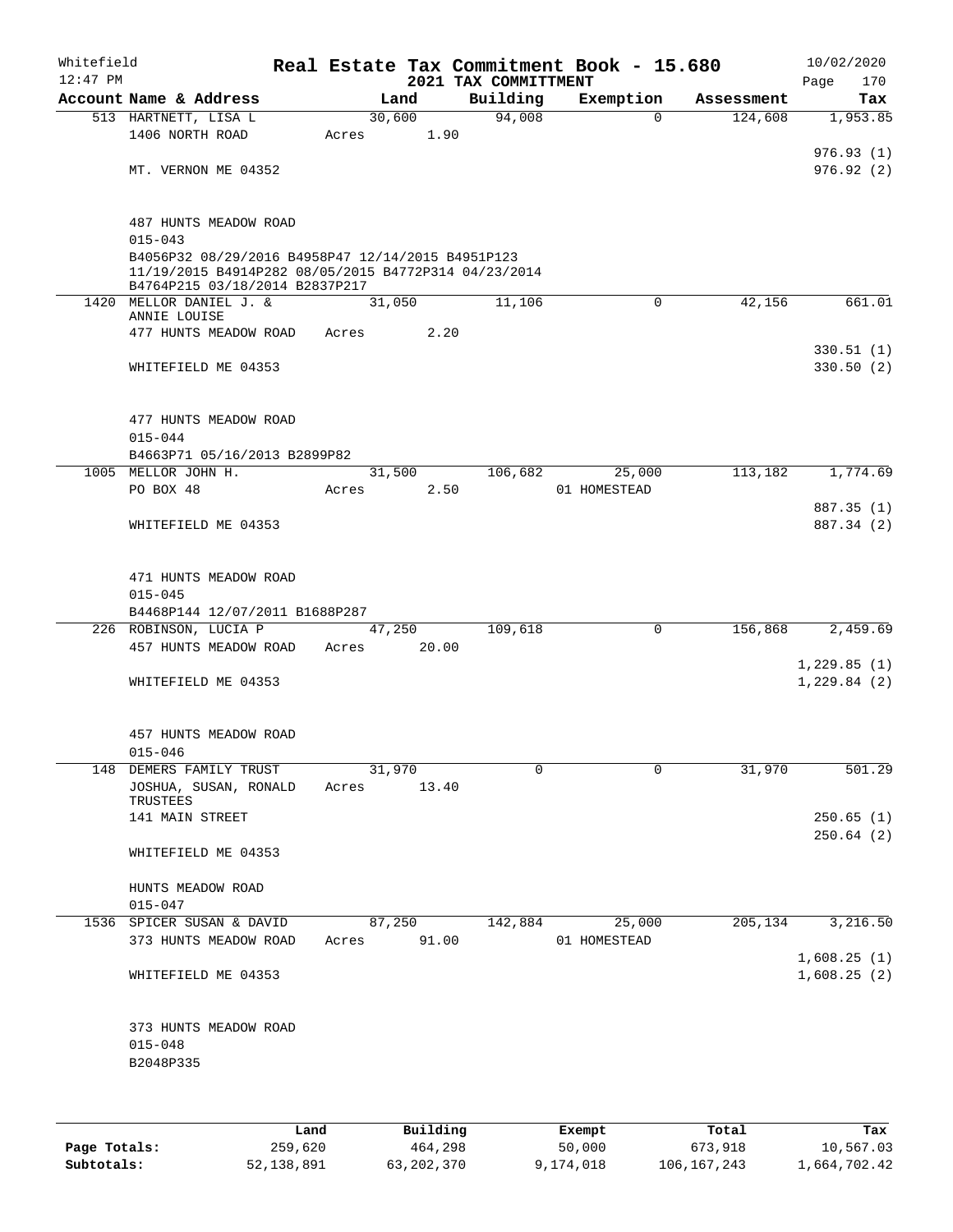Whitefield 12:47 PM

# Real Estate Tax Commitment Book - 15.680
## 2021 TAX COMMITTMENT

10/02/2020 Page 170

| Account Name & Address | Land | Building | Exemption | Assessment | Tax |
|---|---|---|---|---|---|
| 513 HARTNETT, LISA L | 30,600 | 94,008 | 0 | 124,608 | 1,953.85 |
| 1406 NORTH ROAD | Acres 1.90 | | | | |
| | | | | | 976.93 (1) |
| MT. VERNON ME 04352 | | | | | 976.92 (2) |
| 487 HUNTS MEADOW ROAD | | | | | |
| 015-043 | | | | | |
| B4056P32 08/29/2016 B4958P47 12/14/2015 B4951P123 11/19/2015 B4914P282 08/05/2015 B4772P314 04/23/2014 B4764P215 03/18/2014 B2837P217 | | | | | |
| 1420 MELLOR DANIEL J. & ANNIE LOUISE | 31,050 | 11,106 | 0 | 42,156 | 661.01 |
| 477 HUNTS MEADOW ROAD | Acres 2.20 | | | | |
| | | | | | 330.51 (1) |
| WHITEFIELD ME 04353 | | | | | 330.50 (2) |
| 477 HUNTS MEADOW ROAD | | | | | |
| 015-044 | | | | | |
| B4663P71 05/16/2013 B2899P82 | | | | | |
| 1005 MELLOR JOHN H. | 31,500 | 106,682 | 25,000 | 113,182 | 1,774.69 |
| PO BOX 48 | Acres 2.50 | | 01 HOMESTEAD | | |
| | | | | | 887.35 (1) |
| WHITEFIELD ME 04353 | | | | | 887.34 (2) |
| 471 HUNTS MEADOW ROAD | | | | | |
| 015-045 | | | | | |
| B4468P144 12/07/2011 B1688P287 | | | | | |
| 226 ROBINSON, LUCIA P | 47,250 | 109,618 | 0 | 156,868 | 2,459.69 |
| 457 HUNTS MEADOW ROAD | Acres 20.00 | | | | |
| | | | | | 1,229.85 (1) |
| WHITEFIELD ME 04353 | | | | | 1,229.84 (2) |
| 457 HUNTS MEADOW ROAD | | | | | |
| 015-046 | | | | | |
| 148 DEMERS FAMILY TRUST | 31,970 | 0 | 0 | 31,970 | 501.29 |
| JOSHUA, SUSAN, RONALD TRUSTEES | Acres 13.40 | | | | |
| 141 MAIN STREET | | | | | 250.65 (1) |
| | | | | | 250.64 (2) |
| WHITEFIELD ME 04353 | | | | | |
| HUNTS MEADOW ROAD | | | | | |
| 015-047 | | | | | |
| 1536 SPICER SUSAN & DAVID | 87,250 | 142,884 | 25,000 | 205,134 | 3,216.50 |
| 373 HUNTS MEADOW ROAD | Acres 91.00 | | 01 HOMESTEAD | | |
| | | | | | 1,608.25 (1) |
| WHITEFIELD ME 04353 | | | | | 1,608.25 (2) |
| 373 HUNTS MEADOW ROAD | | | | | |
| 015-048 | | | | | |
| B2048P335 | | | | | |

| | Land | Building | Exempt | Total | Tax |
|---|---|---|---|---|---|
| Page Totals: | 259,620 | 464,298 | 50,000 | 673,918 | 10,567.03 |
| Subtotals: | 52,138,891 | 63,202,370 | 9,174,018 | 106,167,243 | 1,664,702.42 |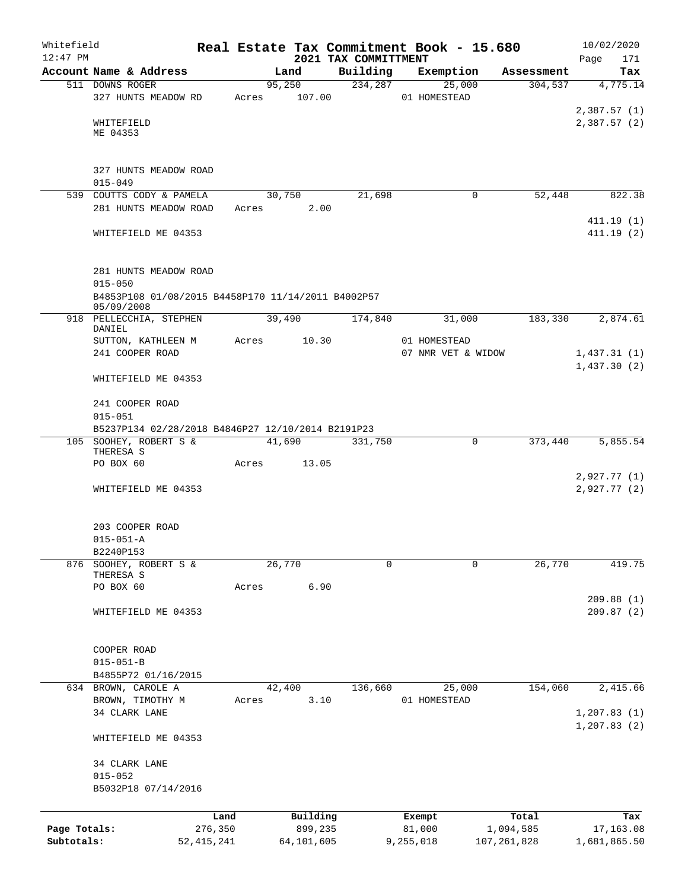Whitefield 12:47 PM

# Real Estate Tax Commitment Book - 15.680

## 2021 TAX COMMITTMENT

10/02/2020 Page 171

| Account Name & Address | Land | Building | Exemption | Assessment | Tax |
|---|---|---|---|---|---|
| 511 DOWNS ROGER<br>327 HUNTS MEADOW RD<br><br>WHITEFIELD<br>ME 04353<br><br>327 HUNTS MEADOW ROAD<br>015-049 | 95,250<br>Acres 107.00 | 234,287 | 25,000<br>01 HOMESTEAD | 304,537 | 4,775.14<br><br>2,387.57 (1)<br>2,387.57 (2) |
| 539 COUTTS CODY & PAMELA<br>281 HUNTS MEADOW ROAD<br><br>WHITEFIELD ME 04353<br><br>281 HUNTS MEADOW ROAD<br>015-050<br>B4853P108 01/08/2015 B4458P170 11/14/2011 B4002P57 05/09/2008 | 30,750<br>Acres 2.00 | 21,698 | 0 | 52,448 | 822.38<br><br>411.19 (1)<br>411.19 (2) |
| 918 PELLECCHIA, STEPHEN DANIEL<br>SUTTON, KATHLEEN M<br>241 COOPER ROAD<br><br>WHITEFIELD ME 04353<br><br>241 COOPER ROAD<br>015-051<br>B5237P134 02/28/2018 B4846P27 12/10/2014 B2191P23 | 39,490<br>Acres 10.30 | 174,840 | 31,000<br>01 HOMESTEAD<br>07 NMR VET & WIDOW | 183,330 | 2,874.61<br><br>1,437.31 (1)<br>1,437.30 (2) |
| 105 SOOHEY, ROBERT S & THERESA S<br>PO BOX 60<br><br>WHITEFIELD ME 04353<br><br>203 COOPER ROAD<br>015-051-A<br>B2240P153 | 41,690<br>Acres 13.05 | 331,750 | 0 | 373,440 | 5,855.54<br><br>2,927.77 (1)<br>2,927.77 (2) |
| 876 SOOHEY, ROBERT S & THERESA S<br>PO BOX 60<br><br>WHITEFIELD ME 04353<br><br>COOPER ROAD<br>015-051-B<br>B4855P72 01/16/2015 | 26,770<br>Acres 6.90 | 0 | 0 | 26,770 | 419.75<br><br>209.88 (1)<br>209.87 (2) |
| 634 BROWN, CAROLE A<br>BROWN, TIMOTHY M<br>34 CLARK LANE<br><br>WHITEFIELD ME 04353<br><br>34 CLARK LANE<br>015-052<br>B5032P18 07/14/2016 | 42,400<br>Acres 3.10 | 136,660 | 25,000<br>01 HOMESTEAD | 154,060 | 2,415.66<br><br>1,207.83 (1)<br>1,207.83 (2) |

| | Land | Building | Exempt | Total | Tax |
|---|---|---|---|---|---|
| Page Totals: | 276,350 | 899,235 | 81,000 | 1,094,585 | 17,163.08 |
| Subtotals: | 52,415,241 | 64,101,605 | 9,255,018 | 107,261,828 | 1,681,865.50 |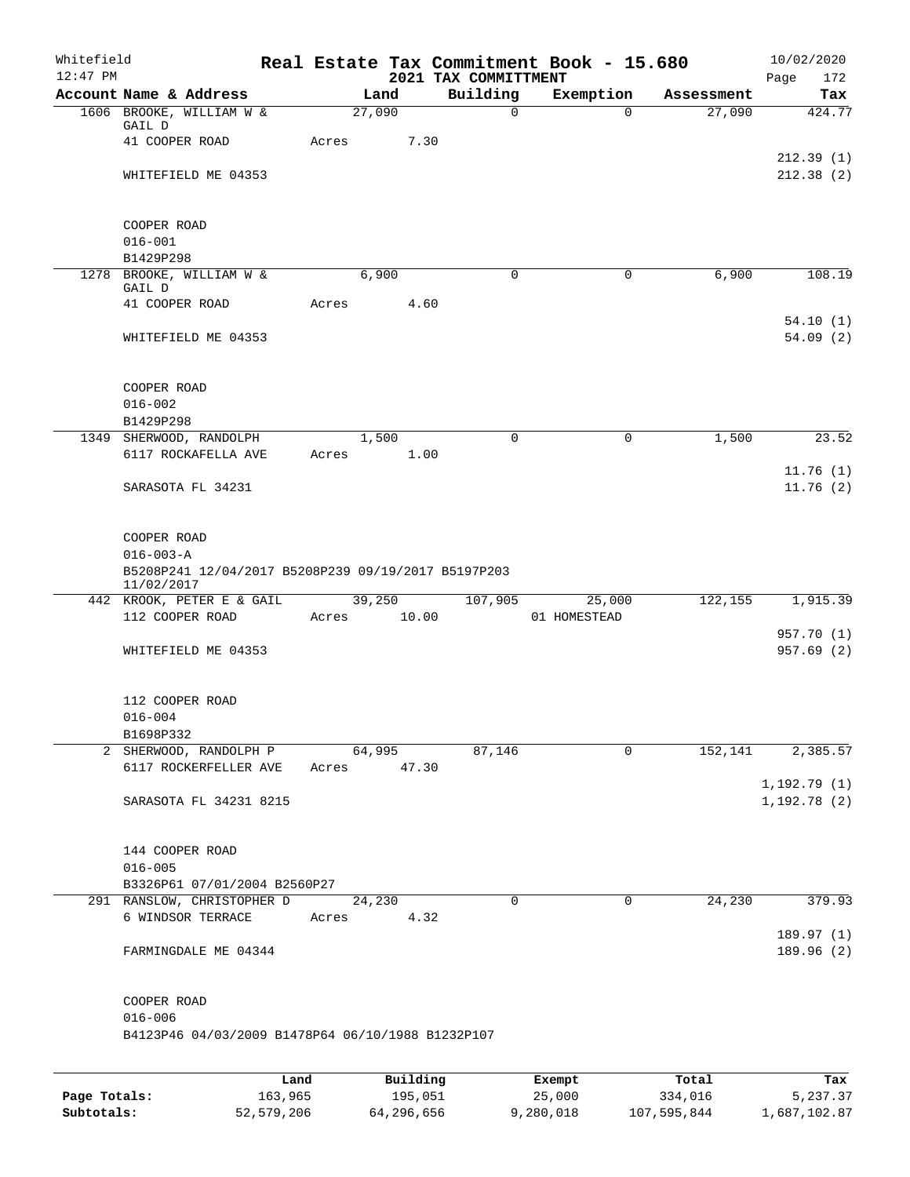Whitefield 12:47 PM

# Real Estate Tax Commitment Book - 15.680

## 2021 TAX COMMITTMENT

10/02/2020

| Account Name & Address | Land | Building | Exemption | Assessment | Tax |
|---|---|---|---|---|---|
| 1606 BROOKE, WILLIAM W & GAIL D | 27,090 | 0 | 0 | 27,090 | 424.77 |
| 41 COOPER ROAD | Acres 7.30 | | | | |
| | | | | | 212.39 (1) |
| WHITEFIELD ME 04353 | | | | | 212.38 (2) |
| COOPER ROAD | | | | | |
| 016-001 | | | | | |
| B1429P298 | | | | | |
| 1278 BROOKE, WILLIAM W & GAIL D | 6,900 | 0 | 0 | 6,900 | 108.19 |
| 41 COOPER ROAD | Acres 4.60 | | | | |
| | | | | | 54.10 (1) |
| WHITEFIELD ME 04353 | | | | | 54.09 (2) |
| COOPER ROAD | | | | | |
| 016-002 | | | | | |
| B1429P298 | | | | | |
| 1349 SHERWOOD, RANDOLPH | 1,500 | 0 | 0 | 1,500 | 23.52 |
| 6117 ROCKAFELLA AVE | Acres 1.00 | | | | |
| | | | | | 11.76 (1) |
| SARASOTA FL 34231 | | | | | 11.76 (2) |
| COOPER ROAD | | | | | |
| 016-003-A | | | | | |
| B5208P241 12/04/2017 B5208P239 09/19/2017 B5197P203 11/02/2017 | | | | | |
| 442 KROOK, PETER E & GAIL | 39,250 | 107,905 | 25,000 | 122,155 | 1,915.39 |
| 112 COOPER ROAD | Acres 10.00 | | 01 HOMESTEAD | | |
| | | | | | 957.70 (1) |
| WHITEFIELD ME 04353 | | | | | 957.69 (2) |
| 112 COOPER ROAD | | | | | |
| 016-004 | | | | | |
| B1698P332 | | | | | |
| 2 SHERWOOD, RANDOLPH P | 64,995 | 87,146 | 0 | 152,141 | 2,385.57 |
| 6117 ROCKERFELLER AVE | Acres 47.30 | | | | |
| | | | | | 1,192.79 (1) |
| SARASOTA FL 34231 8215 | | | | | 1,192.78 (2) |
| 144 COOPER ROAD | | | | | |
| 016-005 | | | | | |
| B3326P61 07/01/2004 B2560P27 | | | | | |
| 291 RANSLOW, CHRISTOPHER D | 24,230 | 0 | 0 | 24,230 | 379.93 |
| 6 WINDSOR TERRACE | Acres 4.32 | | | | |
| | | | | | 189.97 (1) |
| FARMINGDALE ME 04344 | | | | | 189.96 (2) |
| COOPER ROAD | | | | | |
| 016-006 | | | | | |
| B4123P46 04/03/2009 B1478P64 06/10/1988 B1232P107 | | | | | |

| | Land | Building | Exempt | Total | Tax |
|---|---|---|---|---|---|
| Page Totals: | 163,965 | 195,051 | 25,000 | 334,016 | 5,237.37 |
| Subtotals: | 52,579,206 | 64,296,656 | 9,280,018 | 107,595,844 | 1,687,102.87 |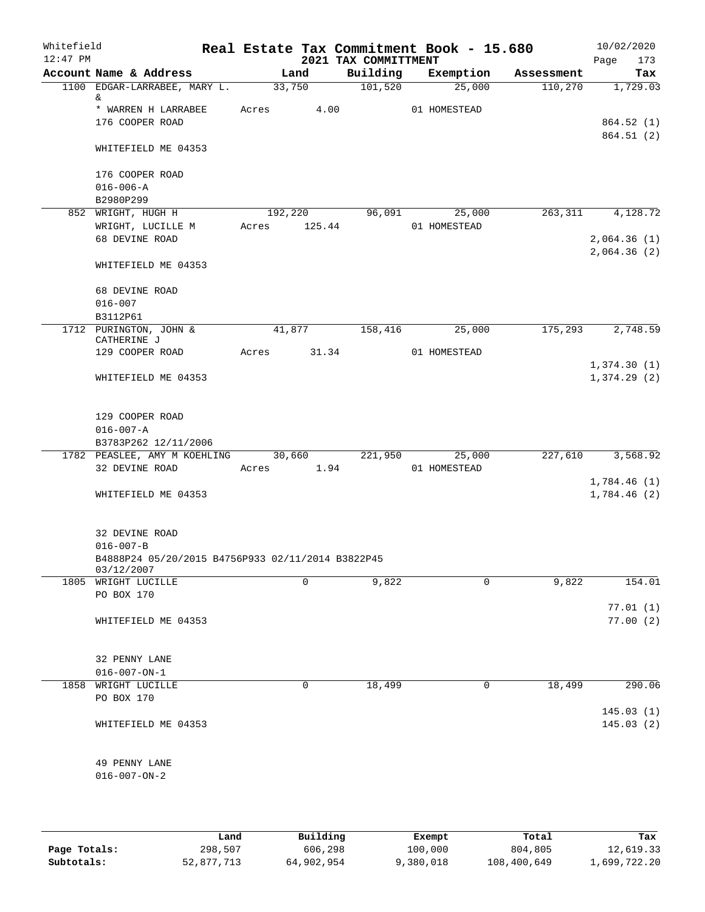Whitefield 12:47 PM

# Real Estate Tax Commitment Book - 15.680
## 2021 TAX COMMITTMENT

10/02/2020

| Account Name & Address | Land | Building | Exemption | Assessment | Tax |
|---|---|---|---|---|---|
| 1100 EDGAR-LARRABEE, MARY L. & | 33,750 | 101,520 | 25,000 | 110,270 | 1,729.03 |
| * WARREN H LARRABEE | Acres 4.00 | | 01 HOMESTEAD | | |
| 176 COOPER ROAD | | | | | 864.52 (1) |
| | | | | | 864.51 (2) |
| WHITEFIELD ME 04353 | | | | | |
| 176 COOPER ROAD | | | | | |
| 016-006-A | | | | | |
| B2980P299 | | | | | |
| 852 WRIGHT, HUGH H | 192,220 | 96,091 | 25,000 | 263,311 | 4,128.72 |
| WRIGHT, LUCILLE M | Acres 125.44 | | 01 HOMESTEAD | | |
| 68 DEVINE ROAD | | | | | 2,064.36 (1) |
| | | | | | 2,064.36 (2) |
| WHITEFIELD ME 04353 | | | | | |
| 68 DEVINE ROAD | | | | | |
| 016-007 | | | | | |
| B3112P61 | | | | | |
| 1712 PURINGTON, JOHN & CATHERINE J | 41,877 | 158,416 | 25,000 | 175,293 | 2,748.59 |
| 129 COOPER ROAD | Acres 31.34 | | 01 HOMESTEAD | | |
| | | | | | 1,374.30 (1) |
| WHITEFIELD ME 04353 | | | | | 1,374.29 (2) |
| 129 COOPER ROAD | | | | | |
| 016-007-A | | | | | |
| B3783P262 12/11/2006 | | | | | |
| 1782 PEASLEE, AMY M KOEHLING | 30,660 | 221,950 | 25,000 | 227,610 | 3,568.92 |
| 32 DEVINE ROAD | Acres 1.94 | | 01 HOMESTEAD | | |
| | | | | | 1,784.46 (1) |
| WHITEFIELD ME 04353 | | | | | 1,784.46 (2) |
| 32 DEVINE ROAD | | | | | |
| 016-007-B | | | | | |
| B4888P24 05/20/2015 B4756P933 02/11/2014 B3822P45 03/12/2007 | | | | | |
| 1805 WRIGHT LUCILLE | 0 | 9,822 | 0 | 9,822 | 154.01 |
| PO BOX 170 | | | | | |
| | | | | | 77.01 (1) |
| WHITEFIELD ME 04353 | | | | | 77.00 (2) |
| 32 PENNY LANE | | | | | |
| 016-007-ON-1 | | | | | |
| 1858 WRIGHT LUCILLE | 0 | 18,499 | 0 | 18,499 | 290.06 |
| PO BOX 170 | | | | | |
| | | | | | 145.03 (1) |
| WHITEFIELD ME 04353 | | | | | 145.03 (2) |
| 49 PENNY LANE | | | | | |
| 016-007-ON-2 | | | | | |

| | Land | Building | Exempt | Total | Tax |
|---|---|---|---|---|---|
| Page Totals: | 298,507 | 606,298 | 100,000 | 804,805 | 12,619.33 |
| Subtotals: | 52,877,713 | 64,902,954 | 9,380,018 | 108,400,649 | 1,699,722.20 |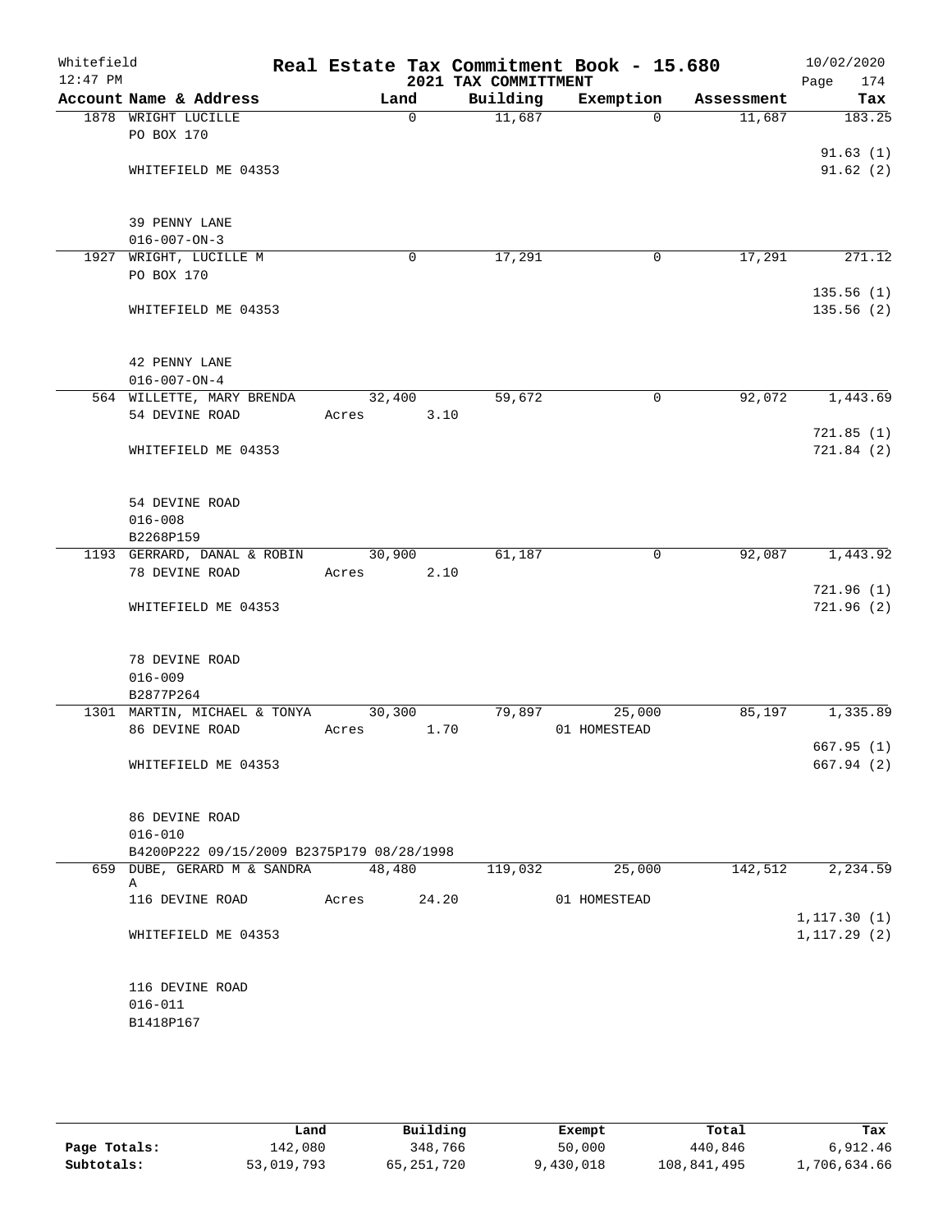Whitefield
12:47 PM

# Real Estate Tax Commitment Book - 15.680
## 2021 TAX COMMITTMENT

10/02/2020

| Account Name & Address | Land | Building | Exemption | Assessment | Tax |
|---|---|---|---|---|---|
| 1878 WRIGHT LUCILLE<br>PO BOX 170<br><br>WHITEFIELD ME 04353<br><br>39 PENNY LANE<br>016-007-ON-3 | 0 | 11,687 | 0 | 11,687 | 183.25<br>91.63 (1)<br>91.62 (2) |
| 1927 WRIGHT, LUCILLE M<br>PO BOX 170<br><br>WHITEFIELD ME 04353<br><br>42 PENNY LANE<br>016-007-ON-4 | 0 | 17,291 | 0 | 17,291 | 271.12<br>135.56 (1)<br>135.56 (2) |
| 564 WILLETTE, MARY BRENDA<br>54 DEVINE ROAD<br><br>WHITEFIELD ME 04353<br><br>54 DEVINE ROAD<br>016-008<br>B2268P159 | 32,400<br>Acres 3.10 | 59,672 | 0 | 92,072 | 1,443.69<br>721.85 (1)<br>721.84 (2) |
| 1193 GERRARD, DANAL & ROBIN<br>78 DEVINE ROAD<br><br>WHITEFIELD ME 04353<br><br>78 DEVINE ROAD<br>016-009<br>B2877P264 | 30,900<br>Acres 2.10 | 61,187 | 0 | 92,087 | 1,443.92<br>721.96 (1)<br>721.96 (2) |
| 1301 MARTIN, MICHAEL & TONYA<br>86 DEVINE ROAD<br><br>WHITEFIELD ME 04353<br><br>86 DEVINE ROAD<br>016-010<br>B4200P222 09/15/2009 B2375P179 08/28/1998 | 30,300<br>Acres 1.70 | 79,897 | 25,000<br>01 HOMESTEAD | 85,197 | 1,335.89<br>667.95 (1)<br>667.94 (2) |
| 659 DUBE, GERARD M & SANDRA A<br>116 DEVINE ROAD<br><br>WHITEFIELD ME 04353<br><br>116 DEVINE ROAD<br>016-011<br>B1418P167 | 48,480<br>Acres 24.20 | 119,032 | 25,000<br>01 HOMESTEAD | 142,512 | 2,234.59<br>1,117.30 (1)<br>1,117.29 (2) |

| | Land | Building | Exempt | Total | Tax |
|---|---|---|---|---|---|
| **Page Totals:** | 142,080 | 348,766 | 50,000 | 440,846 | 6,912.46 |
| **Subtotals:** | 53,019,793 | 65,251,720 | 9,430,018 | 108,841,495 | 1,706,634.66 |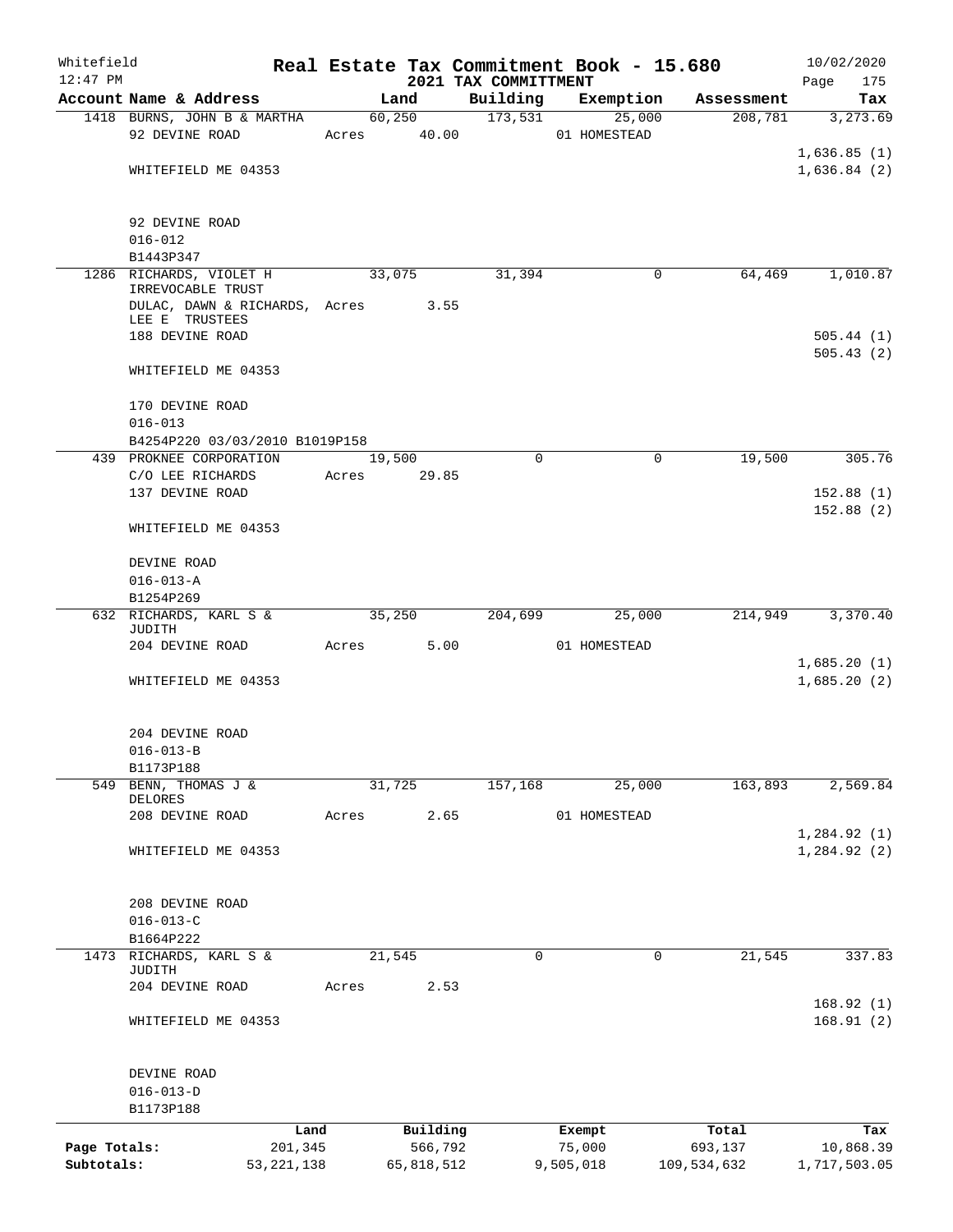Whitefield 12:47 PM

# Real Estate Tax Commitment Book - 15.680
## 2021 TAX COMMITTMENT

10/02/2020

| Account Name & Address | Land | Building | Exemption | Assessment | Tax |
|---|---|---|---|---|---|
| 1418 BURNS, JOHN B & MARTHA | 60,250 | 173,531 | 25,000 | 208,781 | 3,273.69 |
| 92 DEVINE ROAD | Acres 40.00 | | 01 HOMESTEAD | | |
| | | | | | 1,636.85 (1) |
| WHITEFIELD ME 04353 | | | | | 1,636.84 (2) |
| 92 DEVINE ROAD | | | | | |
| 016-012 | | | | | |
| B1443P347 | | | | | |
| 1286 RICHARDS, VIOLET H IRREVOCABLE TRUST | 33,075 | 31,394 | 0 | 64,469 | 1,010.87 |
| DULAC, DAWN & RICHARDS, LEE E TRUSTEES | Acres 3.55 | | | | |
| 188 DEVINE ROAD | | | | | 505.44 (1) |
| | | | | | 505.43 (2) |
| WHITEFIELD ME 04353 | | | | | |
| 170 DEVINE ROAD | | | | | |
| 016-013 | | | | | |
| B4254P220 03/03/2010 B1019P158 | | | | | |
| 439 PROKNEE CORPORATION | 19,500 | 0 | 0 | 19,500 | 305.76 |
| C/O LEE RICHARDS | Acres 29.85 | | | | |
| 137 DEVINE ROAD | | | | | 152.88 (1) |
| | | | | | 152.88 (2) |
| WHITEFIELD ME 04353 | | | | | |
| DEVINE ROAD | | | | | |
| 016-013-A | | | | | |
| B1254P269 | | | | | |
| 632 RICHARDS, KARL S & JUDITH | 35,250 | 204,699 | 25,000 | 214,949 | 3,370.40 |
| 204 DEVINE ROAD | Acres 5.00 | | 01 HOMESTEAD | | |
| | | | | | 1,685.20 (1) |
| WHITEFIELD ME 04353 | | | | | 1,685.20 (2) |
| 204 DEVINE ROAD | | | | | |
| 016-013-B | | | | | |
| B1173P188 | | | | | |
| 549 BENN, THOMAS J & DELORES | 31,725 | 157,168 | 25,000 | 163,893 | 2,569.84 |
| 208 DEVINE ROAD | Acres 2.65 | | 01 HOMESTEAD | | |
| | | | | | 1,284.92 (1) |
| WHITEFIELD ME 04353 | | | | | 1,284.92 (2) |
| 208 DEVINE ROAD | | | | | |
| 016-013-C | | | | | |
| B1664P222 | | | | | |
| 1473 RICHARDS, KARL S & JUDITH | 21,545 | 0 | 0 | 21,545 | 337.83 |
| 204 DEVINE ROAD | Acres 2.53 | | | | |
| | | | | | 168.92 (1) |
| WHITEFIELD ME 04353 | | | | | 168.91 (2) |
| DEVINE ROAD | | | | | |
| 016-013-D | | | | | |
| B1173P188 | | | | | |

| | Land | Building | Exempt | Total | Tax |
|---|---|---|---|---|---|
| Page Totals: | 201,345 | 566,792 | 75,000 | 693,137 | 10,868.39 |
| Subtotals: | 53,221,138 | 65,818,512 | 9,505,018 | 109,534,632 | 1,717,503.05 |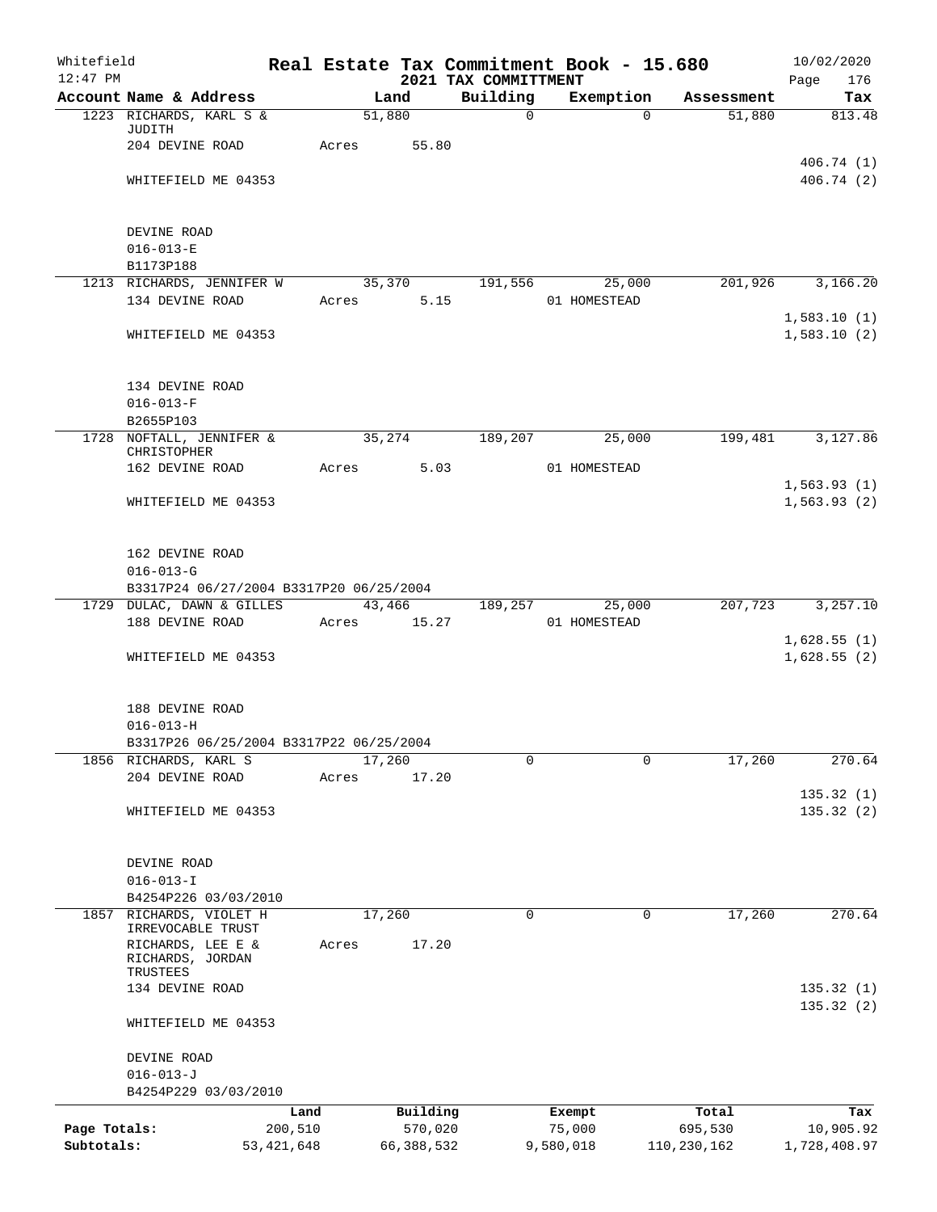Whitefield 12:47 PM

# Real Estate Tax Commitment Book - 15.680

## 2021 TAX COMMITTMENT

10/02/2020 Page 176

| Account Name & Address | Land | Building | Exemption | Assessment | Tax |
|---|---|---|---|---|---|
| 1223 RICHARDS, KARL S & JUDITH | 51,880 | 0 | 0 | 51,880 | 813.48 |
| 204 DEVINE ROAD | Acres 55.80 | | | | |
| | | | | | 406.74 (1) |
| WHITEFIELD ME 04353 | | | | | 406.74 (2) |
| DEVINE ROAD | | | | | |
| 016-013-E | | | | | |
| B1173P188 | | | | | |
| 1213 RICHARDS, JENNIFER W | 35,370 | 191,556 | 25,000 | 201,926 | 3,166.20 |
| 134 DEVINE ROAD | Acres 5.15 | | 01 HOMESTEAD | | |
| | | | | | 1,583.10 (1) |
| WHITEFIELD ME 04353 | | | | | 1,583.10 (2) |
| 134 DEVINE ROAD | | | | | |
| 016-013-F | | | | | |
| B2655P103 | | | | | |
| 1728 NOFTALL, JENNIFER & CHRISTOPHER | 35,274 | 189,207 | 25,000 | 199,481 | 3,127.86 |
| 162 DEVINE ROAD | Acres 5.03 | | 01 HOMESTEAD | | |
| | | | | | 1,563.93 (1) |
| WHITEFIELD ME 04353 | | | | | 1,563.93 (2) |
| 162 DEVINE ROAD | | | | | |
| 016-013-G | | | | | |
| B3317P24 06/27/2004 B3317P20 06/25/2004 | | | | | |
| 1729 DULAC, DAWN & GILLES | 43,466 | 189,257 | 25,000 | 207,723 | 3,257.10 |
| 188 DEVINE ROAD | Acres 15.27 | | 01 HOMESTEAD | | |
| | | | | | 1,628.55 (1) |
| WHITEFIELD ME 04353 | | | | | 1,628.55 (2) |
| 188 DEVINE ROAD | | | | | |
| 016-013-H | | | | | |
| B3317P26 06/25/2004 B3317P22 06/25/2004 | | | | | |
| 1856 RICHARDS, KARL S | 17,260 | 0 | 0 | 17,260 | 270.64 |
| 204 DEVINE ROAD | Acres 17.20 | | | | |
| | | | | | 135.32 (1) |
| WHITEFIELD ME 04353 | | | | | 135.32 (2) |
| DEVINE ROAD | | | | | |
| 016-013-I | | | | | |
| B4254P226 03/03/2010 | | | | | |
| 1857 RICHARDS, VIOLET H IRREVOCABLE TRUST | 17,260 | 0 | 0 | 17,260 | 270.64 |
| RICHARDS, LEE E & RICHARDS, JORDAN TRUSTEES | Acres 17.20 | | | | |
| 134 DEVINE ROAD | | | | | 135.32 (1) |
| | | | | | 135.32 (2) |
| WHITEFIELD ME 04353 | | | | | |
| DEVINE ROAD | | | | | |
| 016-013-J | | | | | |
| B4254P229 03/03/2010 | | | | | |

| | Land | Building | Exempt | Total | Tax |
|---|---|---|---|---|---|
| Page Totals: | 200,510 | 570,020 | 75,000 | 695,530 | 10,905.92 |
| Subtotals: | 53,421,648 | 66,388,532 | 9,580,018 | 110,230,162 | 1,728,408.97 |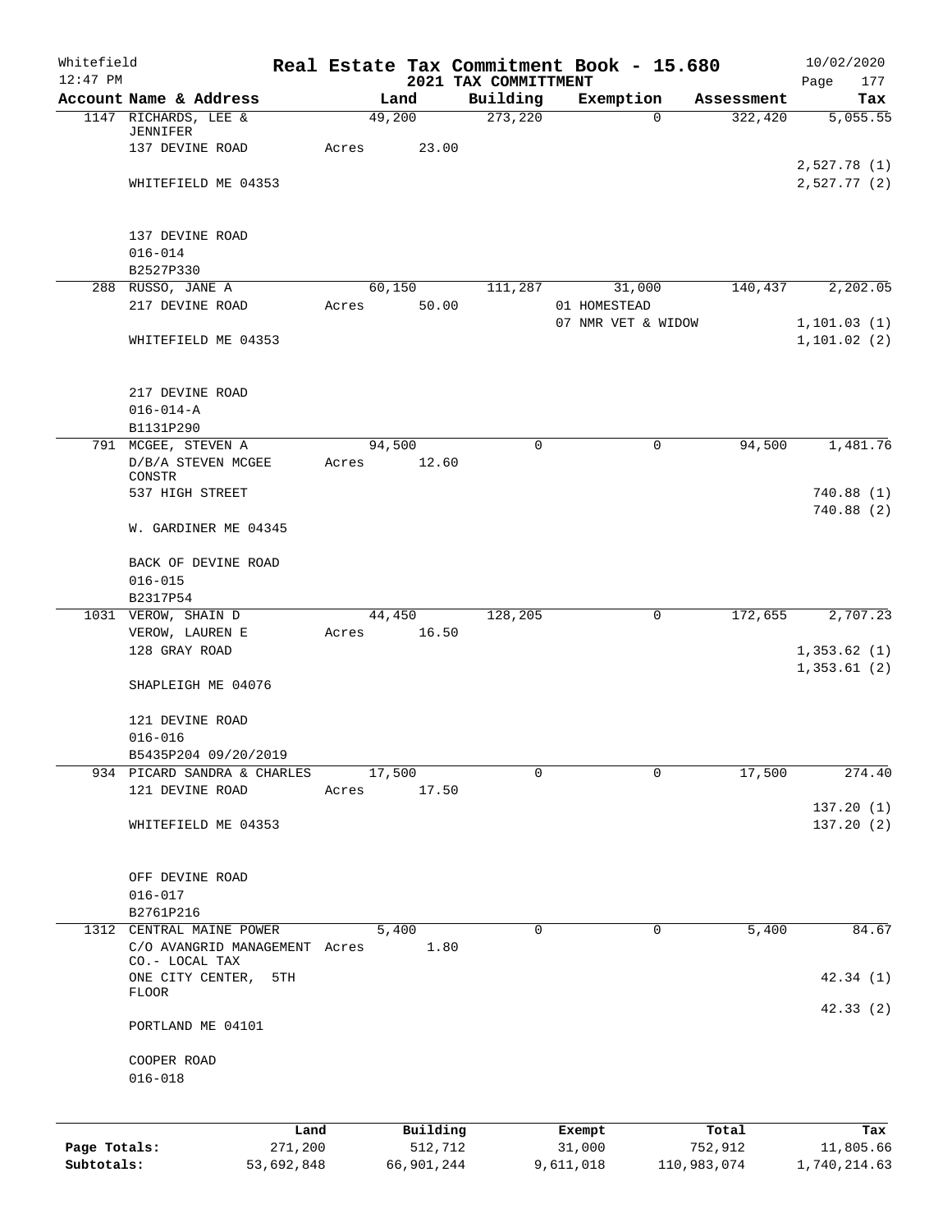Whitefield 12:47 PM

# Real Estate Tax Commitment Book - 15.680
## 2021 TAX COMMITTMENT

10/02/2020

| Account Name & Address | Land | Building | Exemption | Assessment | Tax |
|---|---|---|---|---|---|
| 1147 RICHARDS, LEE & JENNIFER | 49,200 | 273,220 | 0 | 322,420 | 5,055.55 |
| 137 DEVINE ROAD | Acres 23.00 | | | | |
| | | | | | 2,527.78 (1) |
| WHITEFIELD ME 04353 | | | | | 2,527.77 (2) |
| 137 DEVINE ROAD | | | | | |
| 016-014 | | | | | |
| B2527P330 | | | | | |
| 288 RUSSO, JANE A | 60,150 | 111,287 | 31,000 | 140,437 | 2,202.05 |
| 217 DEVINE ROAD | Acres 50.00 | | 01 HOMESTEAD | | |
| | | | 07 NMR VET & WIDOW | | 1,101.03 (1) |
| WHITEFIELD ME 04353 | | | | | 1,101.02 (2) |
| 217 DEVINE ROAD | | | | | |
| 016-014-A | | | | | |
| B1131P290 | | | | | |
| 791 MCGEE, STEVEN A | 94,500 | 0 | 0 | 94,500 | 1,481.76 |
| D/B/A STEVEN MCGEE CONSTR | Acres 12.60 | | | | |
| 537 HIGH STREET | | | | | 740.88 (1) |
| | | | | | 740.88 (2) |
| W. GARDINER ME 04345 | | | | | |
| BACK OF DEVINE ROAD | | | | | |
| 016-015 | | | | | |
| B2317P54 | | | | | |
| 1031 VEROW, SHAIN D | 44,450 | 128,205 | 0 | 172,655 | 2,707.23 |
| VEROW, LAUREN E | Acres 16.50 | | | | |
| 128 GRAY ROAD | | | | | 1,353.62 (1) |
| | | | | | 1,353.61 (2) |
| SHAPLEIGH ME 04076 | | | | | |
| 121 DEVINE ROAD | | | | | |
| 016-016 | | | | | |
| B5435P204 09/20/2019 | | | | | |
| 934 PICARD SANDRA & CHARLES | 17,500 | 0 | 0 | 17,500 | 274.40 |
| 121 DEVINE ROAD | Acres 17.50 | | | | |
| | | | | | 137.20 (1) |
| WHITEFIELD ME 04353 | | | | | 137.20 (2) |
| OFF DEVINE ROAD | | | | | |
| 016-017 | | | | | |
| B2761P216 | | | | | |
| 1312 CENTRAL MAINE POWER | 5,400 | 0 | 0 | 5,400 | 84.67 |
| C/O AVANGRID MANAGEMENT CO.- LOCAL TAX | Acres 1.80 | | | | |
| ONE CITY CENTER, 5TH FLOOR | | | | | 42.34 (1) |
| | | | | | 42.33 (2) |
| PORTLAND ME 04101 | | | | | |
| COOPER ROAD | | | | | |
| 016-018 | | | | | |

| | Land | Building | Exempt | Total | Tax |
|---|---|---|---|---|---|
| Page Totals: | 271,200 | 512,712 | 31,000 | 752,912 | 11,805.66 |
| Subtotals: | 53,692,848 | 66,901,244 | 9,611,018 | 110,983,074 | 1,740,214.63 |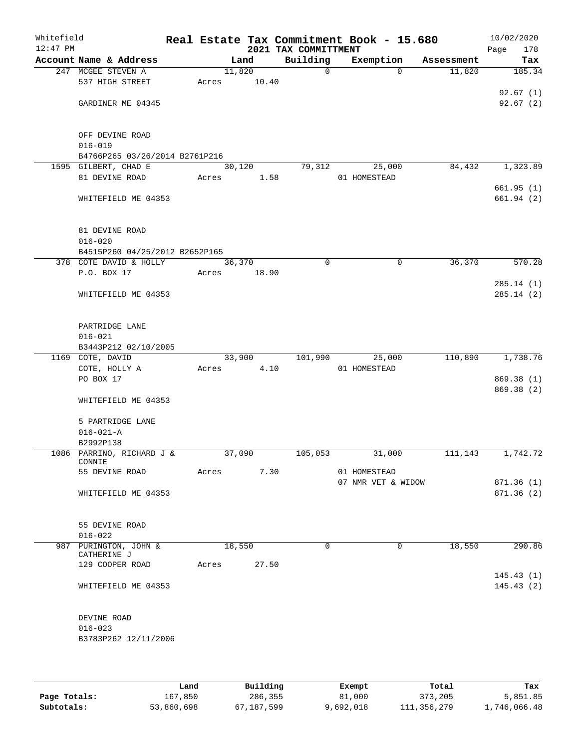Whitefield 12:47 PM

# Real Estate Tax Commitment Book - 15.680

## 2021 TAX COMMITTMENT

10/02/2020

| Account Name & Address | Land | Building | Exemption | Assessment | Tax |
|---|---|---|---|---|---|
| 247 MCGEE STEVEN A | 11,820 | 0 | 0 | 11,820 | 185.34 |
| 537 HIGH STREET | Acres 10.40 | | | | |
| | | | | | 92.67 (1) |
| GARDINER ME 04345 | | | | | 92.67 (2) |
| OFF DEVINE ROAD | | | | | |
| 016-019 | | | | | |
| B4766P265 03/26/2014 B2761P216 | | | | | |
| 1595 GILBERT, CHAD E | 30,120 | 79,312 | 25,000 | 84,432 | 1,323.89 |
| 81 DEVINE ROAD | Acres 1.58 | | 01 HOMESTEAD | | |
| | | | | | 661.95 (1) |
| WHITEFIELD ME 04353 | | | | | 661.94 (2) |
| 81 DEVINE ROAD | | | | | |
| 016-020 | | | | | |
| B4515P260 04/25/2012 B2652P165 | | | | | |
| 378 COTE DAVID & HOLLY | 36,370 | 0 | 0 | 36,370 | 570.28 |
| P.O. BOX 17 | Acres 18.90 | | | | |
| | | | | | 285.14 (1) |
| WHITEFIELD ME 04353 | | | | | 285.14 (2) |
| PARTRIDGE LANE | | | | | |
| 016-021 | | | | | |
| B3443P212 02/10/2005 | | | | | |
| 1169 COTE, DAVID | 33,900 | 101,990 | 25,000 | 110,890 | 1,738.76 |
| COTE, HOLLY A | Acres 4.10 | | 01 HOMESTEAD | | |
| PO BOX 17 | | | | | 869.38 (1) |
| | | | | | 869.38 (2) |
| WHITEFIELD ME 04353 | | | | | |
| 5 PARTRIDGE LANE | | | | | |
| 016-021-A | | | | | |
| B2992P138 | | | | | |
| 1086 PARRINO, RICHARD J & CONNIE | 37,090 | 105,053 | 31,000 | 111,143 | 1,742.72 |
| 55 DEVINE ROAD | Acres 7.30 | | 01 HOMESTEAD | | |
| | | | 07 NMR VET & WIDOW | | 871.36 (1) |
| WHITEFIELD ME 04353 | | | | | 871.36 (2) |
| 55 DEVINE ROAD | | | | | |
| 016-022 | | | | | |
| 987 PURINGTON, JOHN & CATHERINE J | 18,550 | 0 | 0 | 18,550 | 290.86 |
| 129 COOPER ROAD | Acres 27.50 | | | | |
| | | | | | 145.43 (1) |
| WHITEFIELD ME 04353 | | | | | 145.43 (2) |
| DEVINE ROAD | | | | | |
| 016-023 | | | | | |
| B3783P262 12/11/2006 | | | | | |

| | Land | Building | Exempt | Total | Tax |
|---|---|---|---|---|---|
| Page Totals: | 167,850 | 286,355 | 81,000 | 373,205 | 5,851.85 |
| Subtotals: | 53,860,698 | 67,187,599 | 9,692,018 | 111,356,279 | 1,746,066.48 |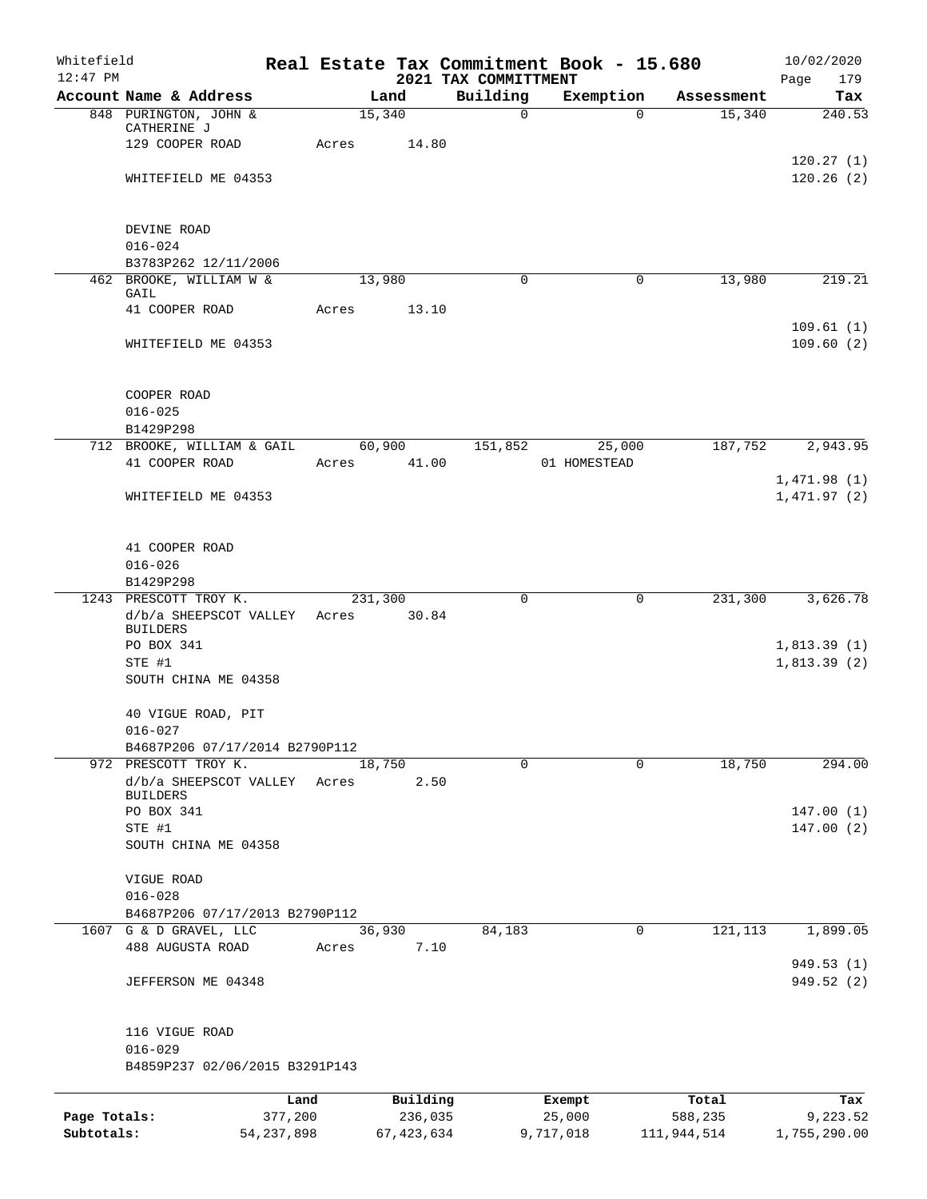Whitefield 12:47 PM

# Real Estate Tax Commitment Book - 15.680
## 2021 TAX COMMITTMENT

10/02/2020 Page 179

| Account Name & Address | Land | Building | Exemption | Assessment | Tax |
|---|---|---|---|---|---|
| 848 PURINGTON, JOHN & CATHERINE J | 15,340 | 0 | 0 | 15,340 | 240.53 |
| 129 COOPER ROAD | Acres 14.80 | | | | |
| | | | | | 120.27 (1) |
| WHITEFIELD ME 04353 | | | | | 120.26 (2) |
| DEVINE ROAD | | | | | |
| 016-024 | | | | | |
| B3783P262 12/11/2006 | | | | | |
| 462 BROOKE, WILLIAM W & GAIL | 13,980 | 0 | 0 | 13,980 | 219.21 |
| 41 COOPER ROAD | Acres 13.10 | | | | |
| | | | | | 109.61 (1) |
| WHITEFIELD ME 04353 | | | | | 109.60 (2) |
| COOPER ROAD | | | | | |
| 016-025 | | | | | |
| B1429P298 | | | | | |
| 712 BROOKE, WILLIAM & GAIL | 60,900 | 151,852 | 25,000 | 187,752 | 2,943.95 |
| 41 COOPER ROAD | Acres 41.00 | | 01 HOMESTEAD | | |
| | | | | | 1,471.98 (1) |
| WHITEFIELD ME 04353 | | | | | 1,471.97 (2) |
| 41 COOPER ROAD | | | | | |
| 016-026 | | | | | |
| B1429P298 | | | | | |
| 1243 PRESCOTT TROY K. | 231,300 | 0 | 0 | 231,300 | 3,626.78 |
| d/b/a SHEEPSCOT VALLEY BUILDERS | Acres 30.84 | | | | |
| PO BOX 341 | | | | | 1,813.39 (1) |
| STE #1 | | | | | 1,813.39 (2) |
| SOUTH CHINA ME 04358 | | | | | |
| 40 VIGUE ROAD, PIT | | | | | |
| 016-027 | | | | | |
| B4687P206 07/17/2014 B2790P112 | | | | | |
| 972 PRESCOTT TROY K. | 18,750 | 0 | 0 | 18,750 | 294.00 |
| d/b/a SHEEPSCOT VALLEY BUILDERS | Acres 2.50 | | | | |
| PO BOX 341 | | | | | 147.00 (1) |
| STE #1 | | | | | 147.00 (2) |
| SOUTH CHINA ME 04358 | | | | | |
| VIGUE ROAD | | | | | |
| 016-028 | | | | | |
| B4687P206 07/17/2013 B2790P112 | | | | | |
| 1607 G & D GRAVEL, LLC | 36,930 | 84,183 | 0 | 121,113 | 1,899.05 |
| 488 AUGUSTA ROAD | Acres 7.10 | | | | |
| | | | | | 949.53 (1) |
| JEFFERSON ME 04348 | | | | | 949.52 (2) |
| 116 VIGUE ROAD | | | | | |
| 016-029 | | | | | |
| B4859P237 02/06/2015 B3291P143 | | | | | |

| | Land | Building | Exempt | Total | Tax |
|---|---|---|---|---|---|
| Page Totals: | 377,200 | 236,035 | 25,000 | 588,235 | 9,223.52 |
| Subtotals: | 54,237,898 | 67,423,634 | 9,717,018 | 111,944,514 | 1,755,290.00 |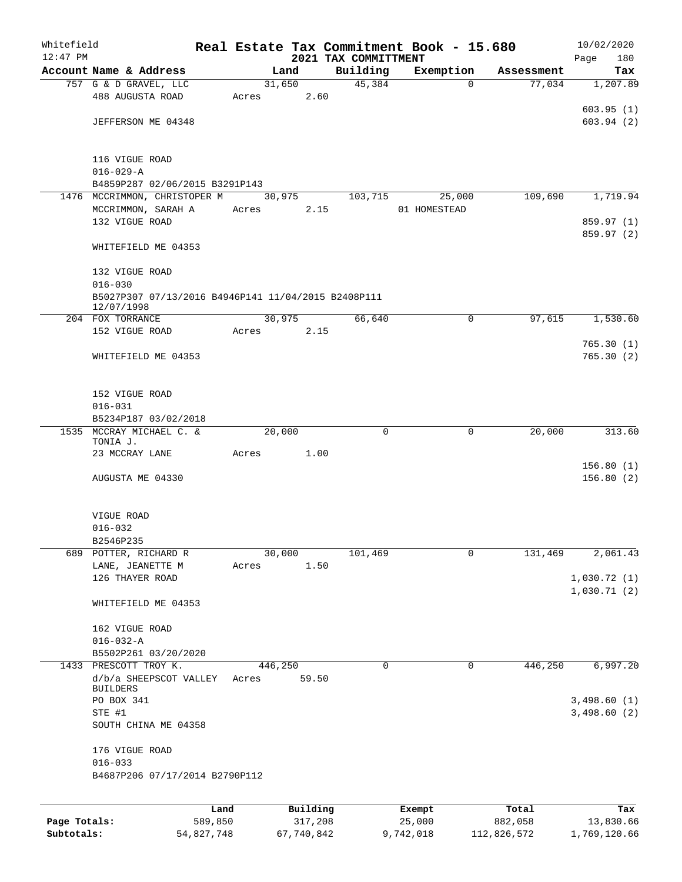Whitefield 12:47 PM

# Real Estate Tax Commitment Book - 15.680

## 2021 TAX COMMITTMENT

10/02/2020

| Account Name & Address | Land | Building | Exemption | Assessment | Tax |
|---|---|---|---|---|---|
| 757 G & D GRAVEL, LLC | 31,650 | 45,384 | 0 | 77,034 | 1,207.89 |
| 488 AUGUSTA ROAD | Acres 2.60 | | | | |
| | | | | | 603.95 (1) |
| JEFFERSON ME 04348 | | | | | 603.94 (2) |
| 116 VIGUE ROAD | | | | | |
| 016-029-A | | | | | |
| B4859P287 02/06/2015 B3291P143 | | | | | |
| 1476 MCCRIMMON, CHRISTOPER M | 30,975 | 103,715 | 25,000 | 109,690 | 1,719.94 |
| MCCRIMMON, SARAH A | Acres 2.15 | | 01 HOMESTEAD | | |
| 132 VIGUE ROAD | | | | | 859.97 (1) |
| | | | | | 859.97 (2) |
| WHITEFIELD ME 04353 | | | | | |
| 132 VIGUE ROAD | | | | | |
| 016-030 | | | | | |
| B5027P307 07/13/2016 B4946P141 11/04/2015 B2408P111 12/07/1998 | | | | | |
| 204 FOX TORRANCE | 30,975 | 66,640 | 0 | 97,615 | 1,530.60 |
| 152 VIGUE ROAD | Acres 2.15 | | | | |
| | | | | | 765.30 (1) |
| WHITEFIELD ME 04353 | | | | | 765.30 (2) |
| 152 VIGUE ROAD | | | | | |
| 016-031 | | | | | |
| B5234P187 03/02/2018 | | | | | |
| 1535 MCCRAY MICHAEL C. & TONIA J. | 20,000 | 0 | 0 | 20,000 | 313.60 |
| 23 MCCRAY LANE | Acres 1.00 | | | | |
| | | | | | 156.80 (1) |
| AUGUSTA ME 04330 | | | | | 156.80 (2) |
| VIGUE ROAD | | | | | |
| 016-032 | | | | | |
| B2546P235 | | | | | |
| 689 POTTER, RICHARD R | 30,000 | 101,469 | 0 | 131,469 | 2,061.43 |
| LANE, JEANETTE M | Acres 1.50 | | | | |
| 126 THAYER ROAD | | | | | 1,030.72 (1) |
| | | | | | 1,030.71 (2) |
| WHITEFIELD ME 04353 | | | | | |
| 162 VIGUE ROAD | | | | | |
| 016-032-A | | | | | |
| B5502P261 03/20/2020 | | | | | |
| 1433 PRESCOTT TROY K. | 446,250 | 0 | 0 | 446,250 | 6,997.20 |
| d/b/a SHEEPSCOT VALLEY BUILDERS | Acres 59.50 | | | | |
| PO BOX 341 | | | | | 3,498.60 (1) |
| STE #1 | | | | | 3,498.60 (2) |
| SOUTH CHINA ME 04358 | | | | | |
| 176 VIGUE ROAD | | | | | |
| 016-033 | | | | | |
| B4687P206 07/17/2014 B2790P112 | | | | | |

| | Land | Building | Exempt | Total | Tax |
|---|---|---|---|---|---|
| Page Totals: | 589,850 | 317,208 | 25,000 | 882,058 | 13,830.66 |
| Subtotals: | 54,827,748 | 67,740,842 | 9,742,018 | 112,826,572 | 1,769,120.66 |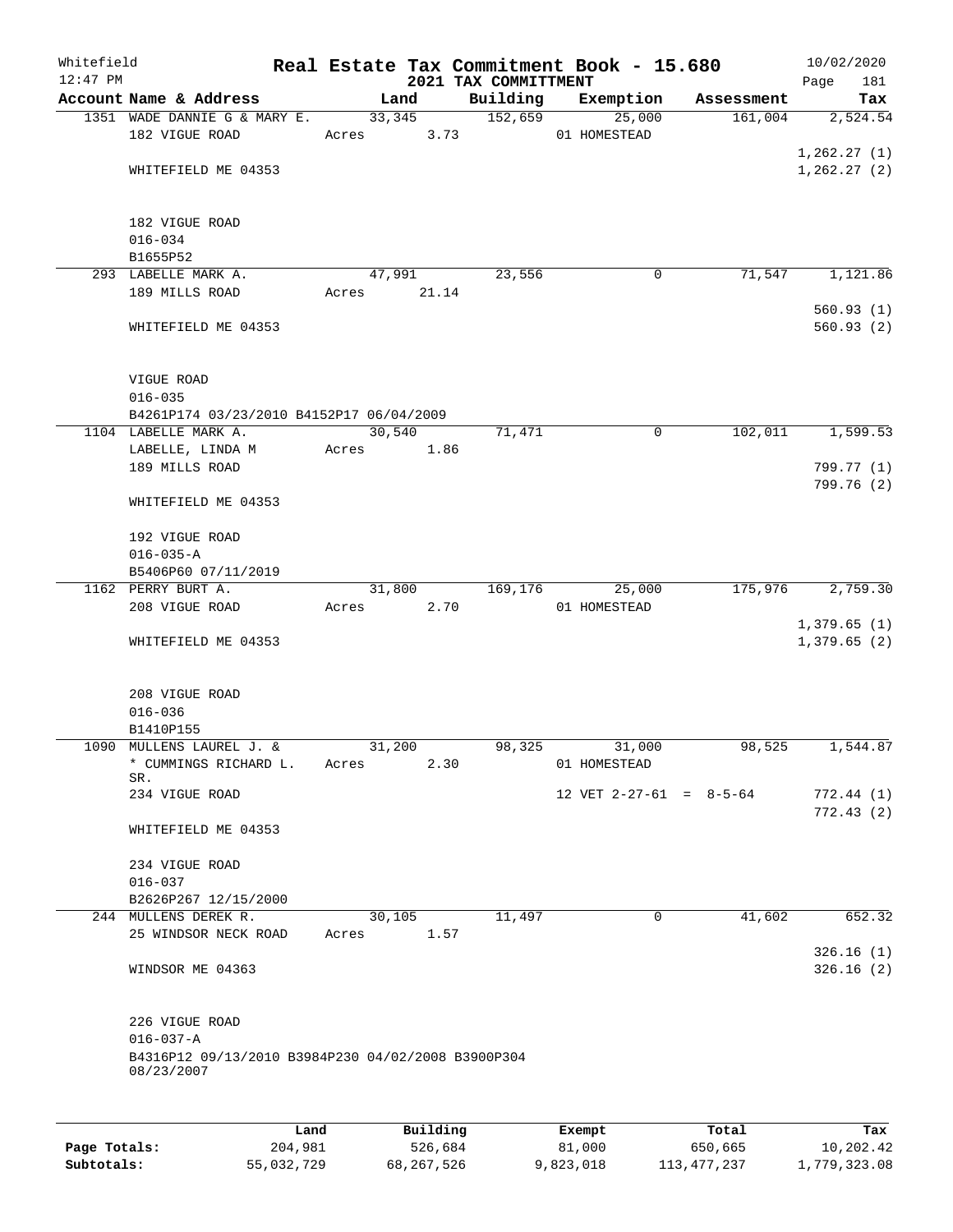Whitefield 12:47 PM

# Real Estate Tax Commitment Book - 15.680

## 2021 TAX COMMITTMENT

10/02/2020

| Account Name & Address | Land | Building | Exemption | Assessment | Tax |
|---|---|---|---|---|---|
| 1351 WADE DANNIE G & MARY E. | 33,345 | 152,659 | 25,000 | 161,004 | 2,524.54 |
| 182 VIGUE ROAD | Acres 3.73 | | 01 HOMESTEAD | | |
| | | | | | 1,262.27 (1) |
| WHITEFIELD ME 04353 | | | | | 1,262.27 (2) |
| 182 VIGUE ROAD | | | | | |
| 016-034 | | | | | |
| B1655P52 | | | | | |
| 293 LABELLE MARK A. | 47,991 | 23,556 | 0 | 71,547 | 1,121.86 |
| 189 MILLS ROAD | Acres 21.14 | | | | |
| | | | | | 560.93 (1) |
| WHITEFIELD ME 04353 | | | | | 560.93 (2) |
| VIGUE ROAD | | | | | |
| 016-035 | | | | | |
| B4261P174 03/23/2010 B4152P17 06/04/2009 | | | | | |
| 1104 LABELLE MARK A. | 30,540 | 71,471 | 0 | 102,011 | 1,599.53 |
| LABELLE, LINDA M | Acres 1.86 | | | | |
| 189 MILLS ROAD | | | | | 799.77 (1) |
| | | | | | 799.76 (2) |
| WHITEFIELD ME 04353 | | | | | |
| 192 VIGUE ROAD | | | | | |
| 016-035-A | | | | | |
| B5406P60 07/11/2019 | | | | | |
| 1162 PERRY BURT A. | 31,800 | 169,176 | 25,000 | 175,976 | 2,759.30 |
| 208 VIGUE ROAD | Acres 2.70 | | 01 HOMESTEAD | | |
| | | | | | 1,379.65 (1) |
| WHITEFIELD ME 04353 | | | | | 1,379.65 (2) |
| 208 VIGUE ROAD | | | | | |
| 016-036 | | | | | |
| B1410P155 | | | | | |
| 1090 MULLENS LAUREL J. & | 31,200 | 98,325 | 31,000 | 98,525 | 1,544.87 |
| * CUMMINGS RICHARD L. SR. | Acres 2.30 | | 01 HOMESTEAD | | |
| 234 VIGUE ROAD | | | 12 VET 2-27-61 = 8-5-64 | | 772.44 (1) |
| | | | | | 772.43 (2) |
| WHITEFIELD ME 04353 | | | | | |
| 234 VIGUE ROAD | | | | | |
| 016-037 | | | | | |
| B2626P267 12/15/2000 | | | | | |
| 244 MULLENS DEREK R. | 30,105 | 11,497 | 0 | 41,602 | 652.32 |
| 25 WINDSOR NECK ROAD | Acres 1.57 | | | | |
| | | | | | 326.16 (1) |
| WINDSOR ME 04363 | | | | | 326.16 (2) |
| 226 VIGUE ROAD | | | | | |
| 016-037-A | | | | | |
| B4316P12 09/13/2010 B3984P230 04/02/2008 B3900P304 08/23/2007 | | | | | |

| | Land | Building | Exempt | Total | Tax |
|---|---|---|---|---|---|
| Page Totals: | 204,981 | 526,684 | 81,000 | 650,665 | 10,202.42 |
| Subtotals: | 55,032,729 | 68,267,526 | 9,823,018 | 113,477,237 | 1,779,323.08 |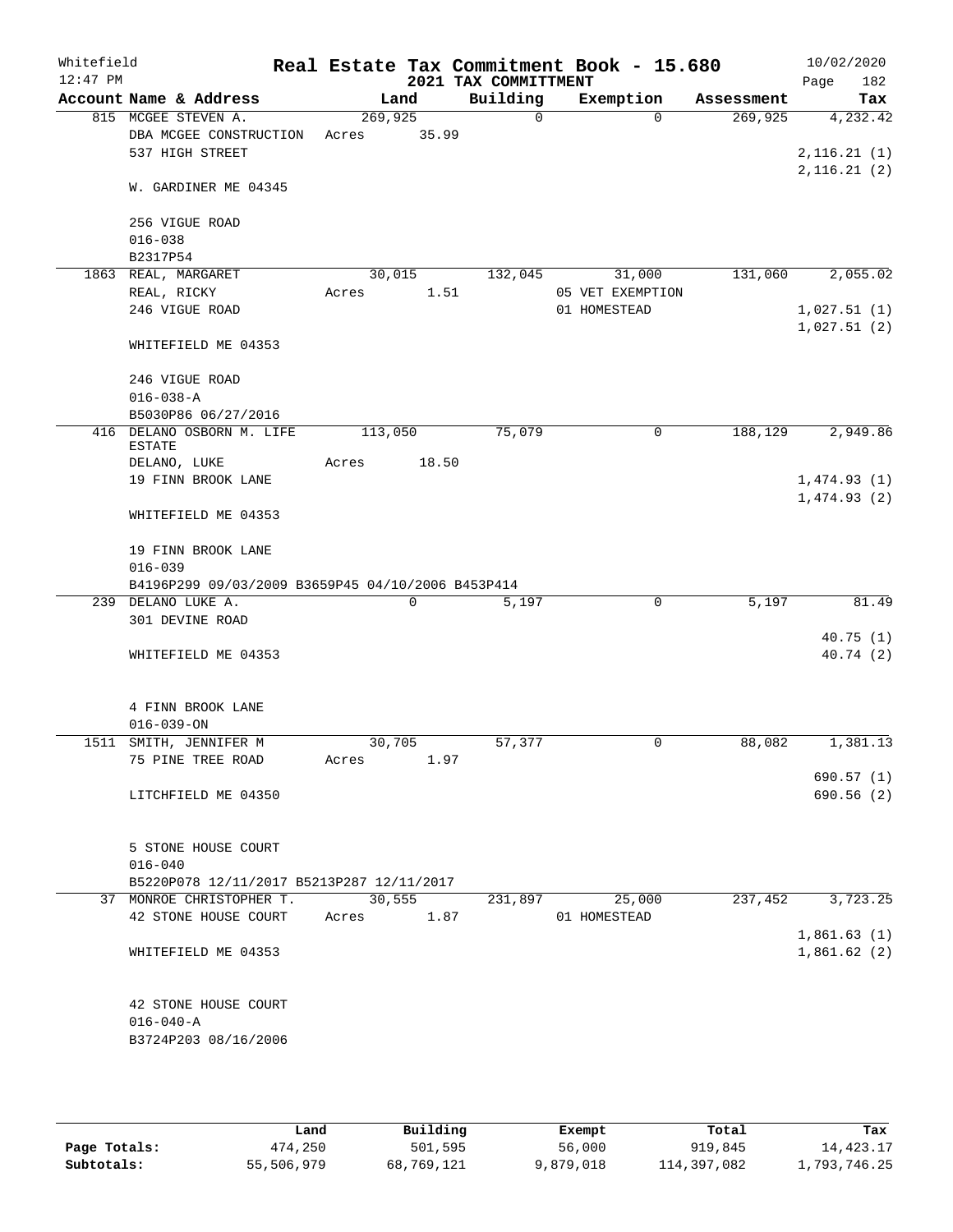# Real Estate Tax Commitment Book - 15.680

Whitefield
12:47 PM

2021 TAX COMMITTMENT

10/02/2020

| Account Name & Address | Land | Building | Exemption | Assessment | Tax |
|---|---|---|---|---|---|
| 815 MCGEE STEVEN A. | 269,925 | 0 | 0 | 269,925 | 4,232.42 |
| DBA MCGEE CONSTRUCTION | Acres 35.99 | | | | |
| 537 HIGH STREET | | | | | 2,116.21 (1) |
| | | | | | 2,116.21 (2) |
| W. GARDINER ME 04345 | | | | | |
| 256 VIGUE ROAD | | | | | |
| 016-038 | | | | | |
| B2317P54 | | | | | |
| 1863 REAL, MARGARET | 30,015 | 132,045 | 31,000 | 131,060 | 2,055.02 |
| REAL, RICKY | Acres 1.51 | | 05 VET EXEMPTION | | |
| 246 VIGUE ROAD | | | 01 HOMESTEAD | | 1,027.51 (1) |
| | | | | | 1,027.51 (2) |
| WHITEFIELD ME 04353 | | | | | |
| 246 VIGUE ROAD | | | | | |
| 016-038-A | | | | | |
| B5030P86 06/27/2016 | | | | | |
| 416 DELANO OSBORN M. LIFE ESTATE | 113,050 | 75,079 | 0 | 188,129 | 2,949.86 |
| DELANO, LUKE | Acres 18.50 | | | | |
| 19 FINN BROOK LANE | | | | | 1,474.93 (1) |
| | | | | | 1,474.93 (2) |
| WHITEFIELD ME 04353 | | | | | |
| 19 FINN BROOK LANE | | | | | |
| 016-039 | | | | | |
| B4196P299 09/03/2009 B3659P45 04/10/2006 B453P414 | | | | | |
| 239 DELANO LUKE A. | 0 | 5,197 | 0 | 5,197 | 81.49 |
| 301 DEVINE ROAD | | | | | |
| | | | | | 40.75 (1) |
| WHITEFIELD ME 04353 | | | | | 40.74 (2) |
| 4 FINN BROOK LANE | | | | | |
| 016-039-ON | | | | | |
| 1511 SMITH, JENNIFER M | 30,705 | 57,377 | 0 | 88,082 | 1,381.13 |
| 75 PINE TREE ROAD | Acres 1.97 | | | | |
| | | | | | 690.57 (1) |
| LITCHFIELD ME 04350 | | | | | 690.56 (2) |
| 5 STONE HOUSE COURT | | | | | |
| 016-040 | | | | | |
| B5220P078 12/11/2017 B5213P287 12/11/2017 | | | | | |
| 37 MONROE CHRISTOPHER T. | 30,555 | 231,897 | 25,000 | 237,452 | 3,723.25 |
| 42 STONE HOUSE COURT | Acres 1.87 | | 01 HOMESTEAD | | |
| | | | | | 1,861.63 (1) |
| WHITEFIELD ME 04353 | | | | | 1,861.62 (2) |
| 42 STONE HOUSE COURT | | | | | |
| 016-040-A | | | | | |
| B3724P203 08/16/2006 | | | | | |

| | Land | Building | Exempt | Total | Tax |
|---|---|---|---|---|---|
| Page Totals: | 474,250 | 501,595 | 56,000 | 919,845 | 14,423.17 |
| Subtotals: | 55,506,979 | 68,769,121 | 9,879,018 | 114,397,082 | 1,793,746.25 |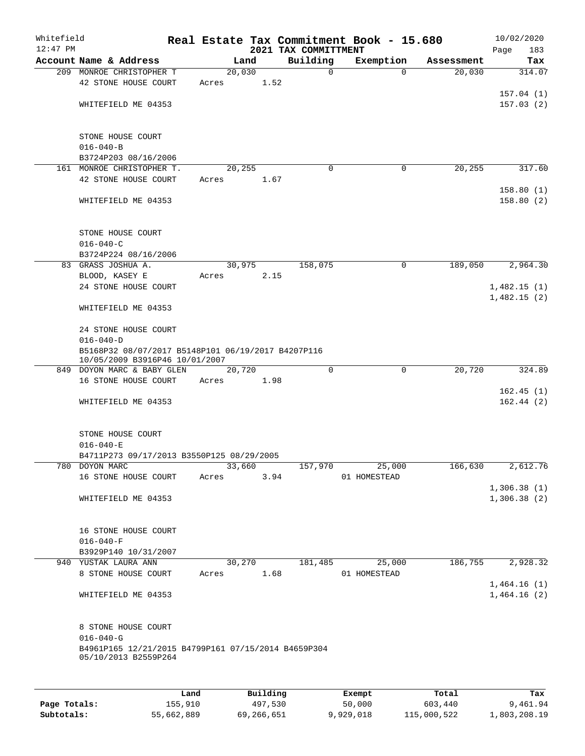Whitefield 12:47 PM

# Real Estate Tax Commitment Book - 15.680

## 2021 TAX COMMITTMENT

10/02/2020

| Account Name & Address | Land | Building | Exemption | Assessment | Tax |
|---|---|---|---|---|---|
| 209 MONROE CHRISTOPHER T<br>42 STONE HOUSE COURT<br><br>WHITEFIELD ME 04353<br><br>STONE HOUSE COURT<br>016-040-B<br>B3724P203 08/16/2006 | 20,030<br>Acres 1.52 | 0 | 0 | 20,030 | 314.07<br><br>157.04 (1)<br>157.03 (2) |
| 161 MONROE CHRISTOPHER T.<br>42 STONE HOUSE COURT<br><br>WHITEFIELD ME 04353<br><br>STONE HOUSE COURT<br>016-040-C<br>B3724P224 08/16/2006 | 20,255<br>Acres 1.67 | 0 | 0 | 20,255 | 317.60<br><br>158.80 (1)<br>158.80 (2) |
| 83 GRASS JOSHUA A.<br>BLOOD, KASEY E<br>24 STONE HOUSE COURT<br><br>WHITEFIELD ME 04353<br><br>24 STONE HOUSE COURT<br>016-040-D<br>B5168P32 08/07/2017 B5148P101 06/19/2017 B4207P116 10/05/2009 B3916P46 10/01/2007 | 30,975<br>Acres 2.15 | 158,075 | 0 | 189,050 | 2,964.30<br><br>1,482.15 (1)<br>1,482.15 (2) |
| 849 DOYON MARC & BABY GLEN<br>16 STONE HOUSE COURT<br><br>WHITEFIELD ME 04353<br><br>STONE HOUSE COURT<br>016-040-E<br>B4711P273 09/17/2013 B3550P125 08/29/2005 | 20,720<br>Acres 1.98 | 0 | 0 | 20,720 | 324.89<br><br>162.45 (1)<br>162.44 (2) |
| 780 DOYON MARC<br>16 STONE HOUSE COURT<br><br>WHITEFIELD ME 04353<br><br>16 STONE HOUSE COURT<br>016-040-F<br>B3929P140 10/31/2007 | 33,660<br>Acres 3.94 | 157,970 | 25,000<br>01 HOMESTEAD | 166,630 | 2,612.76<br><br>1,306.38 (1)<br>1,306.38 (2) |
| 940 YUSTAK LAURA ANN<br>8 STONE HOUSE COURT<br><br>WHITEFIELD ME 04353<br><br>8 STONE HOUSE COURT<br>016-040-G<br>B4961P165 12/21/2015 B4799P161 07/15/2014 B4659P304 05/10/2013 B2559P264 | 30,270<br>Acres 1.68 | 181,485 | 25,000<br>01 HOMESTEAD | 186,755 | 2,928.32<br><br>1,464.16 (1)<br>1,464.16 (2) |

| | Land | Building | Exempt | Total | Tax |
|---|---|---|---|---|---|
| Page Totals: | 155,910 | 497,530 | 50,000 | 603,440 | 9,461.94 |
| Subtotals: | 55,662,889 | 69,266,651 | 9,929,018 | 115,000,522 | 1,803,208.19 |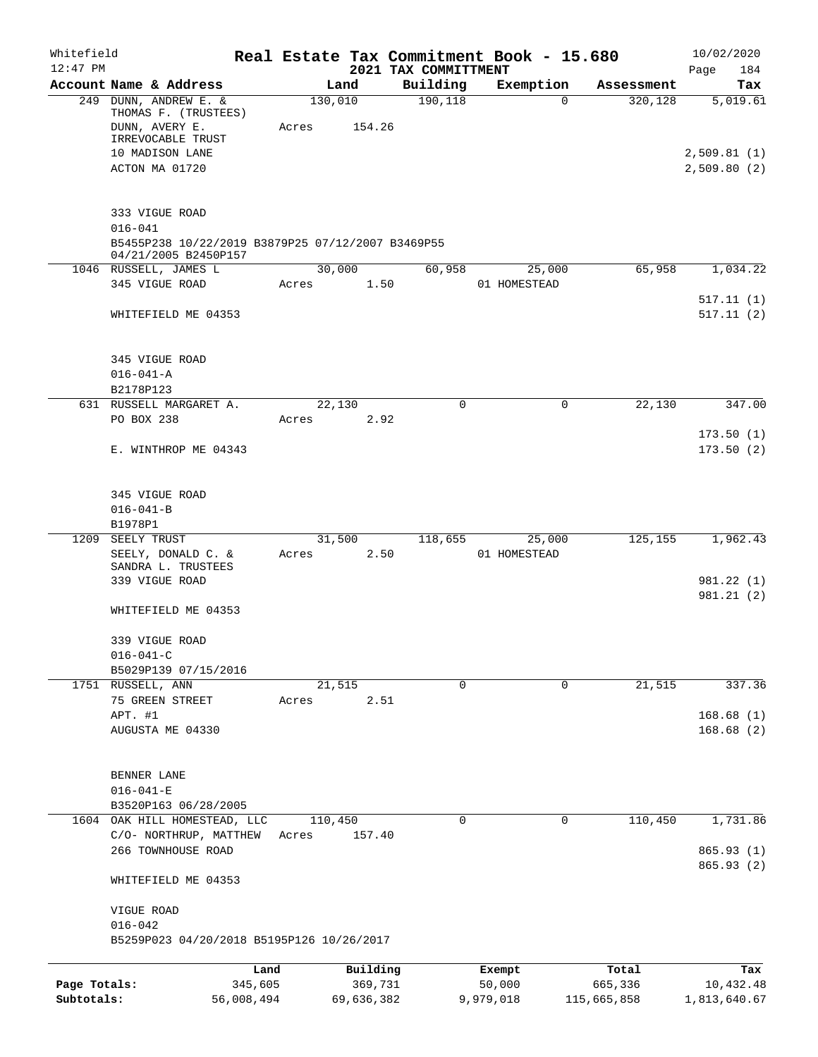Whitefield 12:47 PM

# Real Estate Tax Commitment Book - 15.680

## 2021 TAX COMMITTMENT

10/02/2020 Page 184

| Account Name & Address | Land | Building | Exemption | Assessment | Tax |
|---|---|---|---|---|---|
| 249 DUNN, ANDREW E. & THOMAS F. (TRUSTEES) | 130,010 | 190,118 | 0 | 320,128 | 5,019.61 |
| DUNN, AVERY E. IRREVOCABLE TRUST | Acres 154.26 | | | | |
| 10 MADISON LANE | | | | | 2,509.81 (1) |
| ACTON MA 01720 | | | | | 2,509.80 (2) |
| 333 VIGUE ROAD | | | | | |
| 016-041 | | | | | |
| B5455P238 10/22/2019 B3879P25 07/12/2007 B3469P55 04/21/2005 B2450P157 | | | | | |
| 1046 RUSSELL, JAMES L | 30,000 | 60,958 | 25,000 | 65,958 | 1,034.22 |
| 345 VIGUE ROAD | Acres 1.50 | | 01 HOMESTEAD | | |
| | | | | | 517.11 (1) |
| WHITEFIELD ME 04353 | | | | | 517.11 (2) |
| 345 VIGUE ROAD | | | | | |
| 016-041-A | | | | | |
| B2178P123 | | | | | |
| 631 RUSSELL MARGARET A. | 22,130 | 0 | 0 | 22,130 | 347.00 |
| PO BOX 238 | Acres 2.92 | | | | |
| | | | | | 173.50 (1) |
| E. WINTHROP ME 04343 | | | | | 173.50 (2) |
| 345 VIGUE ROAD | | | | | |
| 016-041-B | | | | | |
| B1978P1 | | | | | |
| 1209 SEELY TRUST | 31,500 | 118,655 | 25,000 | 125,155 | 1,962.43 |
| SEELY, DONALD C. & SANDRA L. TRUSTEES | Acres 2.50 | | 01 HOMESTEAD | | |
| 339 VIGUE ROAD | | | | | 981.22 (1) |
| | | | | | 981.21 (2) |
| WHITEFIELD ME 04353 | | | | | |
| 339 VIGUE ROAD | | | | | |
| 016-041-C | | | | | |
| B5029P139 07/15/2016 | | | | | |
| 1751 RUSSELL, ANN | 21,515 | 0 | 0 | 21,515 | 337.36 |
| 75 GREEN STREET | Acres 2.51 | | | | |
| APT. #1 | | | | | 168.68 (1) |
| AUGUSTA ME 04330 | | | | | 168.68 (2) |
| BENNER LANE | | | | | |
| 016-041-E | | | | | |
| B3520P163 06/28/2005 | | | | | |
| 1604 OAK HILL HOMESTEAD, LLC | 110,450 | 0 | 0 | 110,450 | 1,731.86 |
| C/O- NORTHRUP, MATTHEW | Acres 157.40 | | | | |
| 266 TOWNHOUSE ROAD | | | | | 865.93 (1) |
| | | | | | 865.93 (2) |
| WHITEFIELD ME 04353 | | | | | |
| VIGUE ROAD | | | | | |
| 016-042 | | | | | |
| B5259P023 04/20/2018 B5195P126 10/26/2017 | | | | | |

| | Land | Building | Exempt | Total | Tax |
|---|---|---|---|---|---|
| Page Totals: | 345,605 | 369,731 | 50,000 | 665,336 | 10,432.48 |
| Subtotals: | 56,008,494 | 69,636,382 | 9,979,018 | 115,665,858 | 1,813,640.67 |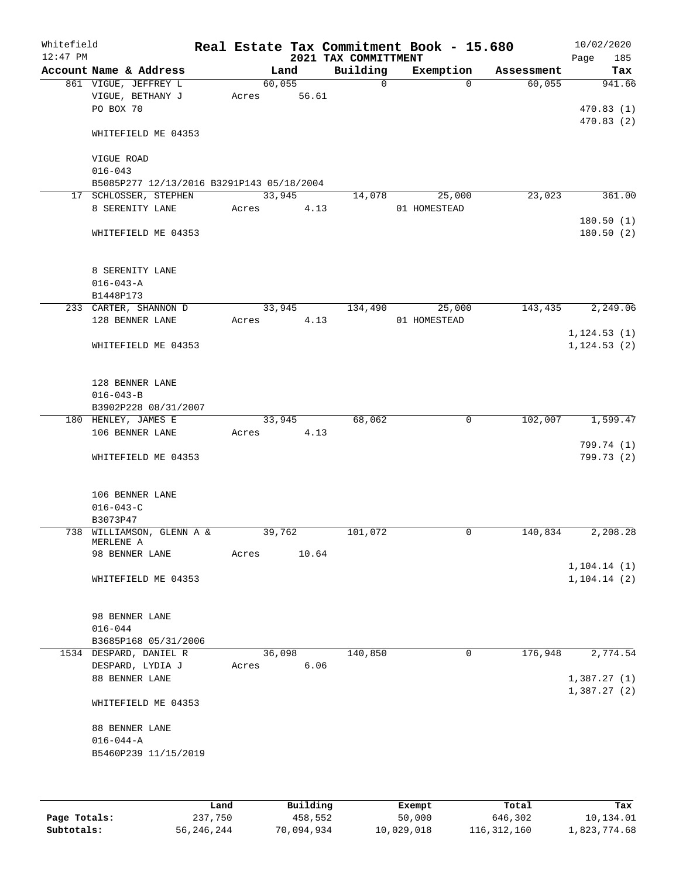Whitefield
12:47 PM

# Real Estate Tax Commitment Book - 15.680
## 2021 TAX COMMITTMENT

10/02/2020

| Account Name & Address | Land | Building | Exemption | Assessment | Tax |
|---|---|---|---|---|---|
| 861 VIGUE, JEFFREY L | 60,055 | 0 | 0 | 60,055 | 941.66 |
| VIGUE, BETHANY J | Acres 56.61 | | | | |
| PO BOX 70 | | | | | 470.83 (1) |
| | | | | | 470.83 (2) |
| WHITEFIELD ME 04353 | | | | | |
| VIGUE ROAD | | | | | |
| 016-043 | | | | | |
| B5085P277 12/13/2016 B3291P143 05/18/2004 | | | | | |
| 17 SCHLOSSER, STEPHEN | 33,945 | 14,078 | 25,000 | 23,023 | 361.00 |
| 8 SERENITY LANE | Acres 4.13 | | 01 HOMESTEAD | | |
| | | | | | 180.50 (1) |
| WHITEFIELD ME 04353 | | | | | 180.50 (2) |
| 8 SERENITY LANE | | | | | |
| 016-043-A | | | | | |
| B1448P173 | | | | | |
| 233 CARTER, SHANNON D | 33,945 | 134,490 | 25,000 | 143,435 | 2,249.06 |
| 128 BENNER LANE | Acres 4.13 | | 01 HOMESTEAD | | |
| | | | | | 1,124.53 (1) |
| WHITEFIELD ME 04353 | | | | | 1,124.53 (2) |
| 128 BENNER LANE | | | | | |
| 016-043-B | | | | | |
| B3902P228 08/31/2007 | | | | | |
| 180 HENLEY, JAMES E | 33,945 | 68,062 | 0 | 102,007 | 1,599.47 |
| 106 BENNER LANE | Acres 4.13 | | | | |
| | | | | | 799.74 (1) |
| WHITEFIELD ME 04353 | | | | | 799.73 (2) |
| 106 BENNER LANE | | | | | |
| 016-043-C | | | | | |
| B3073P47 | | | | | |
| 738 WILLIAMSON, GLENN A & MERLENE A | 39,762 | 101,072 | 0 | 140,834 | 2,208.28 |
| 98 BENNER LANE | Acres 10.64 | | | | |
| | | | | | 1,104.14 (1) |
| WHITEFIELD ME 04353 | | | | | 1,104.14 (2) |
| 98 BENNER LANE | | | | | |
| 016-044 | | | | | |
| B3685P168 05/31/2006 | | | | | |
| 1534 DESPARD, DANIEL R | 36,098 | 140,850 | 0 | 176,948 | 2,774.54 |
| DESPARD, LYDIA J | Acres 6.06 | | | | |
| 88 BENNER LANE | | | | | 1,387.27 (1) |
| | | | | | 1,387.27 (2) |
| WHITEFIELD ME 04353 | | | | | |
| 88 BENNER LANE | | | | | |
| 016-044-A | | | | | |
| B5460P239 11/15/2019 | | | | | |

| | Land | Building | Exempt | Total | Tax |
|---|---|---|---|---|---|
| **Page Totals:** | 237,750 | 458,552 | 50,000 | 646,302 | 10,134.01 |
| **Subtotals:** | 56,246,244 | 70,094,934 | 10,029,018 | 116,312,160 | 1,823,774.68 |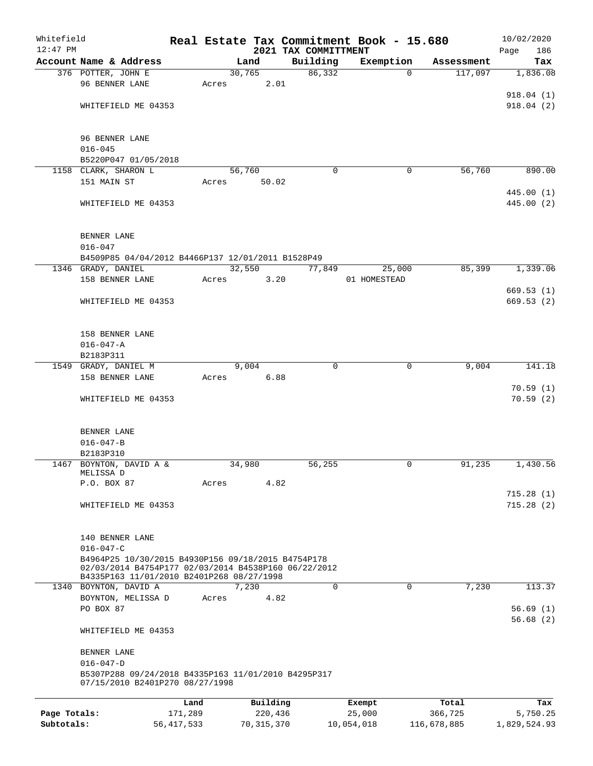Whitefield 12:47 PM

# Real Estate Tax Commitment Book - 15.680

## 2021 TAX COMMITTMENT

10/02/2020

| Account Name & Address | Land | Building | Exemption | Assessment | Tax |
|---|---|---|---|---|---|
| 376 POTTER, JOHN E | 30,765 | 86,332 | 0 | 117,097 | 1,836.08 |
| 96 BENNER LANE | Acres 2.01 | | | | |
| | | | | | 918.04 (1) |
| WHITEFIELD ME 04353 | | | | | 918.04 (2) |
| 96 BENNER LANE | | | | | |
| 016-045 | | | | | |
| B5220P047 01/05/2018 | | | | | |
| 1158 CLARK, SHARON L | 56,760 | 0 | 0 | 56,760 | 890.00 |
| 151 MAIN ST | Acres 50.02 | | | | |
| | | | | | 445.00 (1) |
| WHITEFIELD ME 04353 | | | | | 445.00 (2) |
| BENNER LANE | | | | | |
| 016-047 | | | | | |
| B4509P85 04/04/2012 B4466P137 12/01/2011 B1528P49 | | | | | |
| 1346 GRADY, DANIEL | 32,550 | 77,849 | 25,000 | 85,399 | 1,339.06 |
| 158 BENNER LANE | Acres 3.20 | | 01 HOMESTEAD | | |
| | | | | | 669.53 (1) |
| WHITEFIELD ME 04353 | | | | | 669.53 (2) |
| 158 BENNER LANE | | | | | |
| 016-047-A | | | | | |
| B2183P311 | | | | | |
| 1549 GRADY, DANIEL M | 9,004 | 0 | 0 | 9,004 | 141.18 |
| 158 BENNER LANE | Acres 6.88 | | | | |
| | | | | | 70.59 (1) |
| WHITEFIELD ME 04353 | | | | | 70.59 (2) |
| BENNER LANE | | | | | |
| 016-047-B | | | | | |
| B2183P310 | | | | | |
| 1467 BOYNTON, DAVID A & MELISSA D | 34,980 | 56,255 | 0 | 91,235 | 1,430.56 |
| P.O. BOX 87 | Acres 4.82 | | | | |
| | | | | | 715.28 (1) |
| WHITEFIELD ME 04353 | | | | | 715.28 (2) |
| 140 BENNER LANE | | | | | |
| 016-047-C | | | | | |
| B4964P25 10/30/2015 B4930P156 09/18/2015 B4754P178 02/03/2014 B4754P177 02/03/2014 B4538P160 06/22/2012 B4335P163 11/01/2010 B2401P268 08/27/1998 | | | | | |
| 1340 BOYNTON, DAVID A | 7,230 | 0 | 0 | 7,230 | 113.37 |
| BOYNTON, MELISSA D | Acres 4.82 | | | | |
| PO BOX 87 | | | | | 56.69 (1) |
| | | | | | 56.68 (2) |
| WHITEFIELD ME 04353 | | | | | |
| BENNER LANE | | | | | |
| 016-047-D | | | | | |
| B5307P288 09/24/2018 B4335P163 11/01/2010 B4295P317 07/15/2010 B2401P270 08/27/1998 | | | | | |

| | Land | Building | Exempt | Total | Tax |
|---|---|---|---|---|---|
| Page Totals: | 171,289 | 220,436 | 25,000 | 366,725 | 5,750.25 |
| Subtotals: | 56,417,533 | 70,315,370 | 10,054,018 | 116,678,885 | 1,829,524.93 |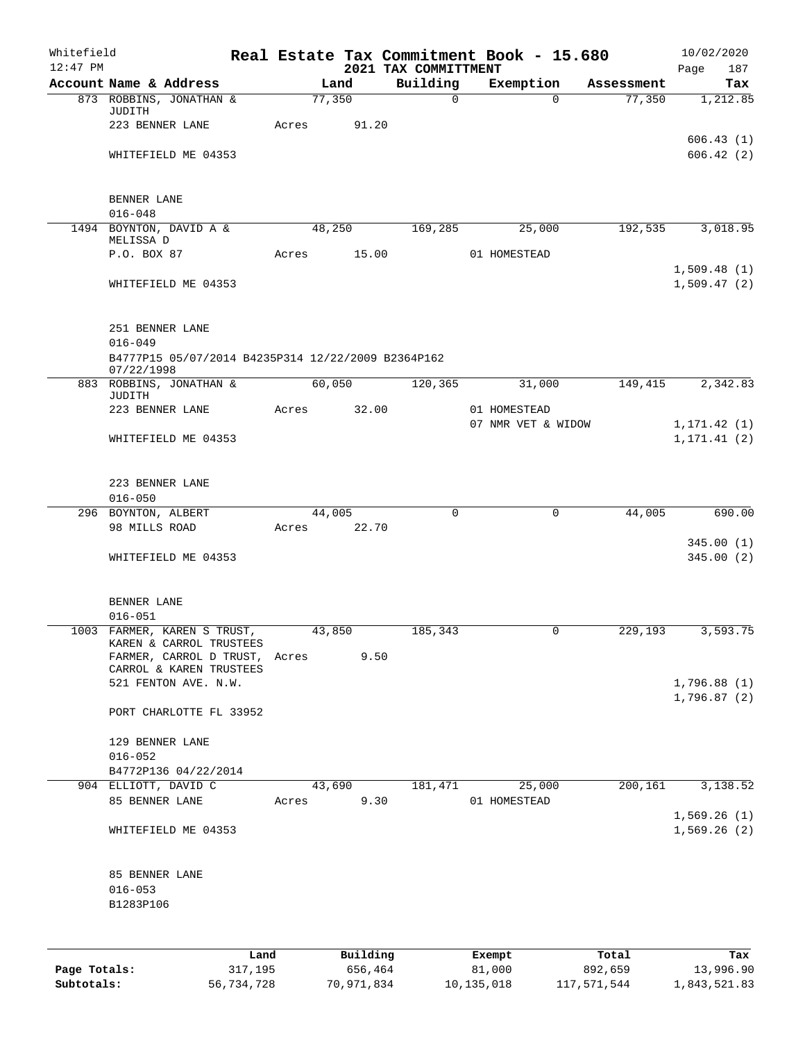Whitefield
12:47 PM

# Real Estate Tax Commitment Book - 15.680

## 2021 TAX COMMITTMENT

10/02/2020

| Account Name & Address | Land | Building | Exemption | Assessment | Tax |
|---|---|---|---|---|---|
| 873 ROBBINS, JONATHAN & JUDITH | 77,350 | 0 | 0 | 77,350 | 1,212.85 |
| 223 BENNER LANE | Acres 91.20 | | | | |
| | | | | | 606.43 (1) |
| WHITEFIELD ME 04353 | | | | | 606.42 (2) |
| BENNER LANE | | | | | |
| 016-048 | | | | | |
| 1494 BOYNTON, DAVID A & MELISSA D | 48,250 | 169,285 | 25,000 | 192,535 | 3,018.95 |
| P.O. BOX 87 | Acres 15.00 | | 01 HOMESTEAD | | |
| | | | | | 1,509.48 (1) |
| WHITEFIELD ME 04353 | | | | | 1,509.47 (2) |
| 251 BENNER LANE | | | | | |
| 016-049 | | | | | |
| B4777P15 05/07/2014 B4235P314 12/22/2009 B2364P162 07/22/1998 | | | | | |
| 883 ROBBINS, JONATHAN & JUDITH | 60,050 | 120,365 | 31,000 | 149,415 | 2,342.83 |
| 223 BENNER LANE | Acres 32.00 | | 01 HOMESTEAD | | |
| | | | 07 NMR VET & WIDOW | | 1,171.42 (1) |
| WHITEFIELD ME 04353 | | | | | 1,171.41 (2) |
| 223 BENNER LANE | | | | | |
| 016-050 | | | | | |
| 296 BOYNTON, ALBERT | 44,005 | 0 | 0 | 44,005 | 690.00 |
| 98 MILLS ROAD | Acres 22.70 | | | | |
| | | | | | 345.00 (1) |
| WHITEFIELD ME 04353 | | | | | 345.00 (2) |
| BENNER LANE | | | | | |
| 016-051 | | | | | |
| 1003 FARMER, KAREN S TRUST, KAREN & CARROL TRUSTEES | 43,850 | 185,343 | 0 | 229,193 | 3,593.75 |
| FARMER, CARROL D TRUST, CARROL & KAREN TRUSTEES | Acres 9.50 | | | | |
| 521 FENTON AVE. N.W. | | | | | 1,796.88 (1) |
| | | | | | 1,796.87 (2) |
| PORT CHARLOTTE FL 33952 | | | | | |
| 129 BENNER LANE | | | | | |
| 016-052 | | | | | |
| B4772P136 04/22/2014 | | | | | |
| 904 ELLIOTT, DAVID C | 43,690 | 181,471 | 25,000 | 200,161 | 3,138.52 |
| 85 BENNER LANE | Acres 9.30 | | 01 HOMESTEAD | | |
| | | | | | 1,569.26 (1) |
| WHITEFIELD ME 04353 | | | | | 1,569.26 (2) |
| 85 BENNER LANE | | | | | |
| 016-053 | | | | | |
| B1283P106 | | | | | |

| | Land | Building | Exempt | Total | Tax |
|---|---|---|---|---|---|
| Page Totals: | 317,195 | 656,464 | 81,000 | 892,659 | 13,996.90 |
| Subtotals: | 56,734,728 | 70,971,834 | 10,135,018 | 117,571,544 | 1,843,521.83 |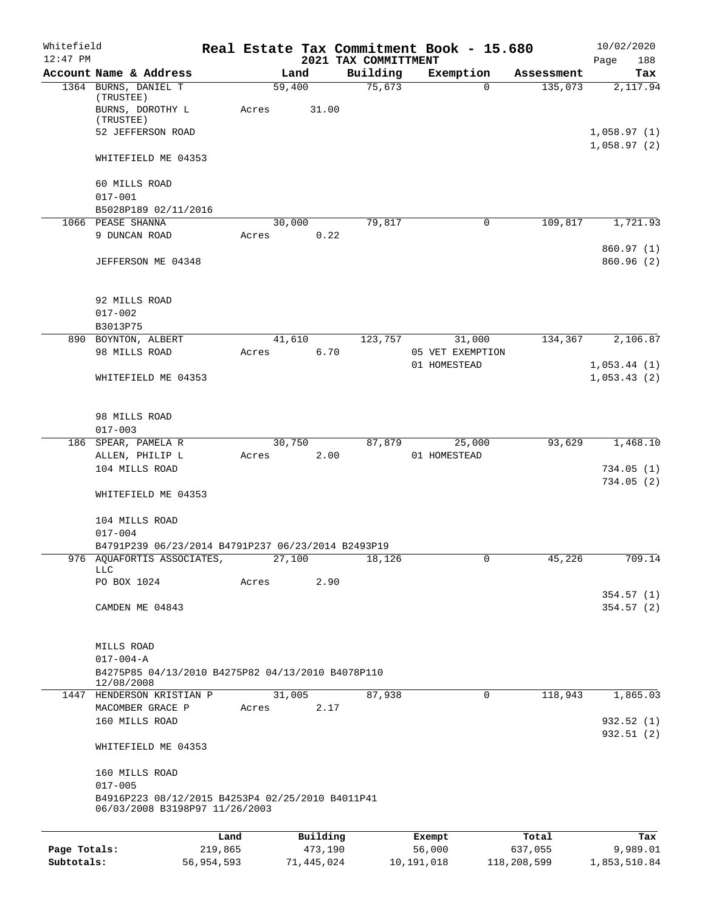Whitefield 12:47 PM

# Real Estate Tax Commitment Book - 15.680

## 2021 TAX COMMITTMENT

10/02/2020

| Account Name & Address | Land | Building | Exemption | Assessment | Tax |
|---|---|---|---|---|---|
| 1364 BURNS, DANIEL T (TRUSTEE) | 59,400 | 75,673 | 0 | 135,073 | 2,117.94 |
| BURNS, DOROTHY L (TRUSTEE) | Acres 31.00 | | | | |
| 52 JEFFERSON ROAD | | | | | 1,058.97 (1) |
| | | | | | 1,058.97 (2) |
| WHITEFIELD ME 04353 | | | | | |
| 60 MILLS ROAD | | | | | |
| 017-001 | | | | | |
| B5028P189 02/11/2016 | | | | | |
| 1066 PEASE SHANNA | 30,000 | 79,817 | 0 | 109,817 | 1,721.93 |
| 9 DUNCAN ROAD | Acres 0.22 | | | | |
| | | | | | 860.97 (1) |
| JEFFERSON ME 04348 | | | | | 860.96 (2) |
| 92 MILLS ROAD | | | | | |
| 017-002 | | | | | |
| B3013P75 | | | | | |
| 890 BOYNTON, ALBERT | 41,610 | 123,757 | 31,000 | 134,367 | 2,106.87 |
| 98 MILLS ROAD | Acres 6.70 | | 05 VET EXEMPTION | | |
| | | | 01 HOMESTEAD | | 1,053.44 (1) |
| WHITEFIELD ME 04353 | | | | | 1,053.43 (2) |
| 98 MILLS ROAD | | | | | |
| 017-003 | | | | | |
| 186 SPEAR, PAMELA R | 30,750 | 87,879 | 25,000 | 93,629 | 1,468.10 |
| ALLEN, PHILIP L | Acres 2.00 | | 01 HOMESTEAD | | |
| 104 MILLS ROAD | | | | | 734.05 (1) |
| | | | | | 734.05 (2) |
| WHITEFIELD ME 04353 | | | | | |
| 104 MILLS ROAD | | | | | |
| 017-004 | | | | | |
| B4791P239 06/23/2014 B4791P237 06/23/2014 B2493P19 | | | | | |
| 976 AQUAFORTIS ASSOCIATES, LLC | 27,100 | 18,126 | 0 | 45,226 | 709.14 |
| PO BOX 1024 | Acres 2.90 | | | | |
| | | | | | 354.57 (1) |
| CAMDEN ME 04843 | | | | | 354.57 (2) |
| MILLS ROAD | | | | | |
| 017-004-A | | | | | |
| B4275P85 04/13/2010 B4275P82 04/13/2010 B4078P110 12/08/2008 | | | | | |
| 1447 HENDERSON KRISTIAN P | 31,005 | 87,938 | 0 | 118,943 | 1,865.03 |
| MACOMBER GRACE P | Acres 2.17 | | | | |
| 160 MILLS ROAD | | | | | 932.52 (1) |
| | | | | | 932.51 (2) |
| WHITEFIELD ME 04353 | | | | | |
| 160 MILLS ROAD | | | | | |
| 017-005 | | | | | |
| B4916P223 08/12/2015 B4253P4 02/25/2010 B4011P41 06/03/2008 B3198P97 11/26/2003 | | | | | |

| | Land | Building | Exempt | Total | Tax |
|---|---|---|---|---|---|
| Page Totals: | 219,865 | 473,190 | 56,000 | 637,055 | 9,989.01 |
| Subtotals: | 56,954,593 | 71,445,024 | 10,191,018 | 118,208,599 | 1,853,510.84 |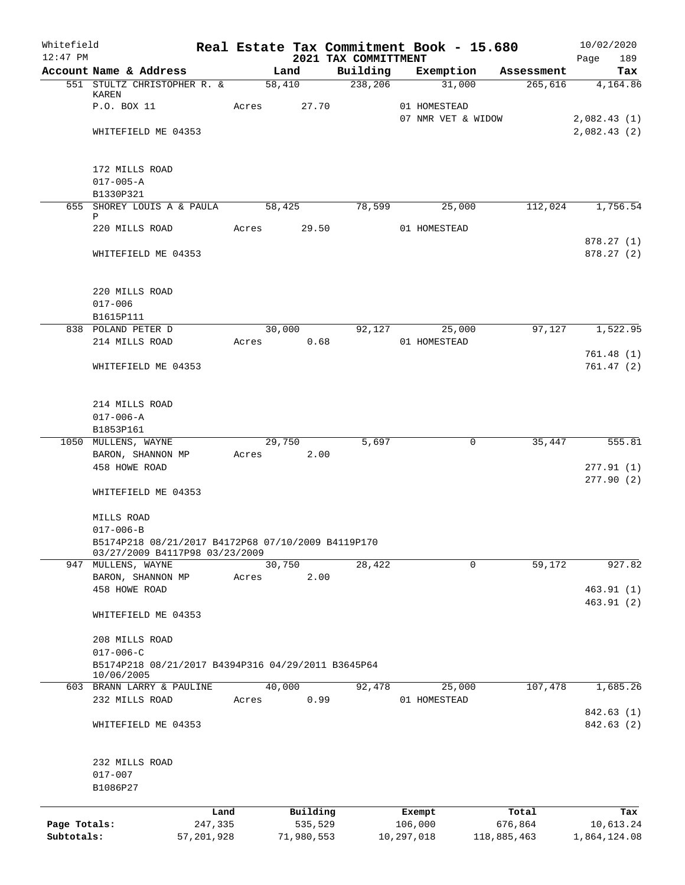Whitefield
12:47 PM

# Real Estate Tax Commitment Book - 15.680
## 2021 TAX COMMITTMENT

10/02/2020
Page 189

| Account Name & Address | Land | Building | Exemption | Assessment | Tax |
|---|---|---|---|---|---|
| 551 STULTZ CHRISTOPHER R. & KAREN | 58,410 | 238,206 | 31,000 | 265,616 | 4,164.86 |
| P.O. BOX 11 | Acres 27.70 | | 01 HOMESTEAD | | |
| | | | 07 NMR VET & WIDOW | | 2,082.43 (1) |
| WHITEFIELD ME 04353 | | | | | 2,082.43 (2) |
| 172 MILLS ROAD | | | | | |
| 017-005-A | | | | | |
| B1330P321 | | | | | |
| 655 SHOREY LOUIS A & PAULA P | 58,425 | 78,599 | 25,000 | 112,024 | 1,756.54 |
| 220 MILLS ROAD | Acres 29.50 | | 01 HOMESTEAD | | |
| | | | | | 878.27 (1) |
| WHITEFIELD ME 04353 | | | | | 878.27 (2) |
| 220 MILLS ROAD | | | | | |
| 017-006 | | | | | |
| B1615P111 | | | | | |
| 838 POLAND PETER D | 30,000 | 92,127 | 25,000 | 97,127 | 1,522.95 |
| 214 MILLS ROAD | Acres 0.68 | | 01 HOMESTEAD | | |
| | | | | | 761.48 (1) |
| WHITEFIELD ME 04353 | | | | | 761.47 (2) |
| 214 MILLS ROAD | | | | | |
| 017-006-A | | | | | |
| B1853P161 | | | | | |
| 1050 MULLENS, WAYNE | 29,750 | 5,697 | 0 | 35,447 | 555.81 |
| BARON, SHANNON MP | Acres 2.00 | | | | |
| 458 HOWE ROAD | | | | | 277.91 (1) |
| | | | | | 277.90 (2) |
| WHITEFIELD ME 04353 | | | | | |
| MILLS ROAD | | | | | |
| 017-006-B | | | | | |
| B5174P218 08/21/2017 B4172P68 07/10/2009 B4119P170 03/27/2009 B4117P98 03/23/2009 | | | | | |
| 947 MULLENS, WAYNE | 30,750 | 28,422 | 0 | 59,172 | 927.82 |
| BARON, SHANNON MP | Acres 2.00 | | | | |
| 458 HOWE ROAD | | | | | 463.91 (1) |
| | | | | | 463.91 (2) |
| WHITEFIELD ME 04353 | | | | | |
| 208 MILLS ROAD | | | | | |
| 017-006-C | | | | | |
| B5174P218 08/21/2017 B4394P316 04/29/2011 B3645P64 10/06/2005 | | | | | |
| 603 BRANN LARRY & PAULINE | 40,000 | 92,478 | 25,000 | 107,478 | 1,685.26 |
| 232 MILLS ROAD | Acres 0.99 | | 01 HOMESTEAD | | |
| | | | | | 842.63 (1) |
| WHITEFIELD ME 04353 | | | | | 842.63 (2) |
| 232 MILLS ROAD | | | | | |
| 017-007 | | | | | |
| B1086P27 | | | | | |

| | Land | Building | Exempt | Total | Tax |
|---|---|---|---|---|---|
| Page Totals: | 247,335 | 535,529 | 106,000 | 676,864 | 10,613.24 |
| Subtotals: | 57,201,928 | 71,980,553 | 10,297,018 | 118,885,463 | 1,864,124.08 |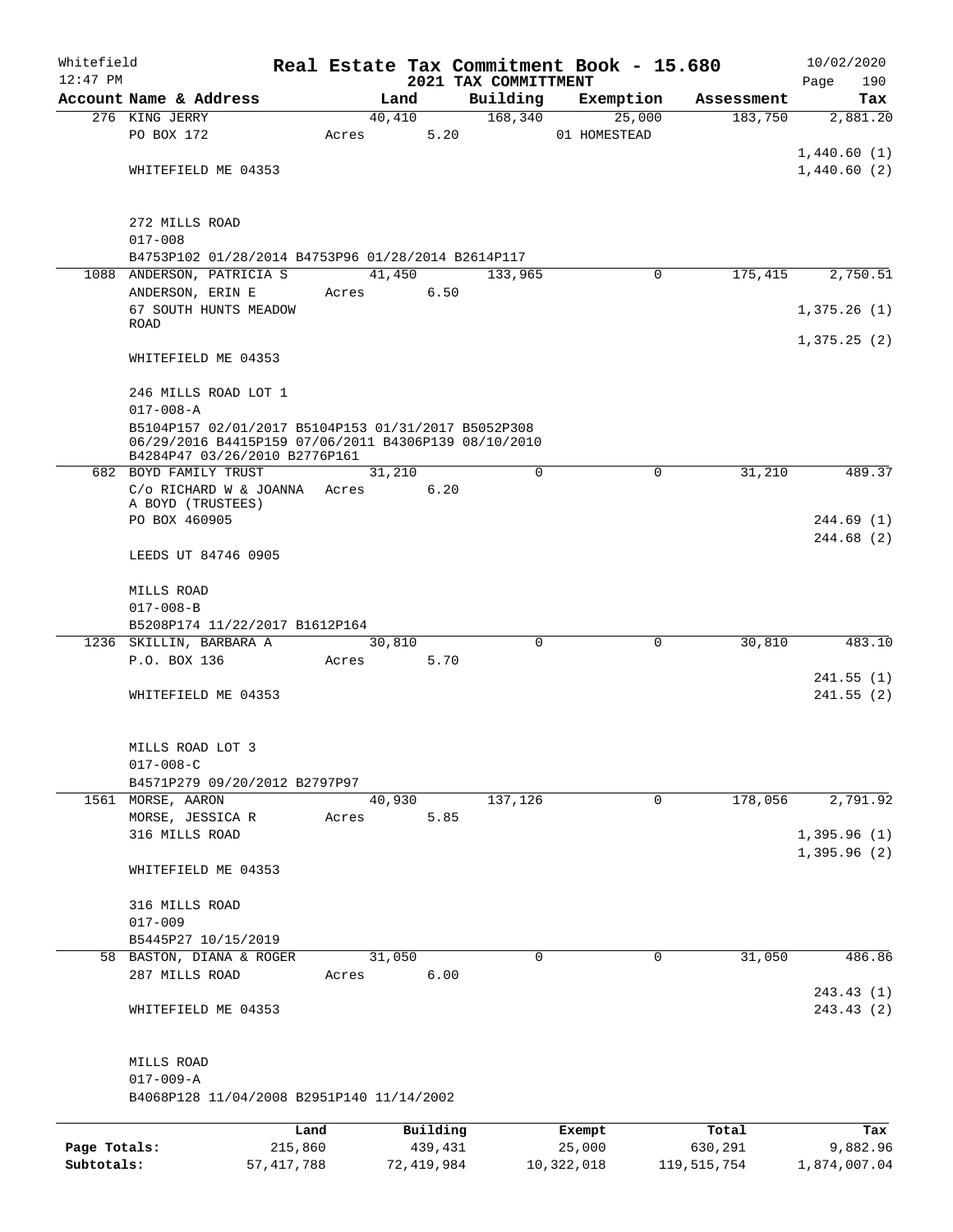Whitefield 12:47 PM

# Real Estate Tax Commitment Book - 15.680

## 2021 TAX COMMITTMENT

10/02/2020

| Account Name & Address | Land | Building | Exemption | Assessment | Tax |
|---|---|---|---|---|---|
| 276 KING JERRY | 40,410 | 168,340 | 25,000 | 183,750 | 2,881.20 |
| PO BOX 172 | Acres 5.20 | | 01 HOMESTEAD | | |
| | | | | | 1,440.60 (1) |
| WHITEFIELD ME 04353 | | | | | 1,440.60 (2) |
| 272 MILLS ROAD | | | | | |
| 017-008 | | | | | |
| B4753P102 01/28/2014 B4753P96 01/28/2014 B2614P117 | | | | | |
| 1088 ANDERSON, PATRICIA S | 41,450 | 133,965 | 0 | 175,415 | 2,750.51 |
| ANDERSON, ERIN E | Acres 6.50 | | | | |
| 67 SOUTH HUNTS MEADOW ROAD | | | | | 1,375.26 (1) |
| | | | | | 1,375.25 (2) |
| WHITEFIELD ME 04353 | | | | | |
| 246 MILLS ROAD LOT 1 | | | | | |
| 017-008-A | | | | | |
| B5104P157 02/01/2017 B5104P153 01/31/2017 B5052P308 06/29/2016 B4415P159 07/06/2011 B4306P139 08/10/2010 B4284P47 03/26/2010 B2776P161 | | | | | |
| 682 BOYD FAMILY TRUST | 31,210 | 0 | 0 | 31,210 | 489.37 |
| C/o RICHARD W & JOANNA A BOYD (TRUSTEES) | Acres 6.20 | | | | |
| PO BOX 460905 | | | | | 244.69 (1) |
| | | | | | 244.68 (2) |
| LEEDS UT 84746 0905 | | | | | |
| MILLS ROAD | | | | | |
| 017-008-B | | | | | |
| B5208P174 11/22/2017 B1612P164 | | | | | |
| 1236 SKILLIN, BARBARA A | 30,810 | 0 | 0 | 30,810 | 483.10 |
| P.O. BOX 136 | Acres 5.70 | | | | |
| | | | | | 241.55 (1) |
| WHITEFIELD ME 04353 | | | | | 241.55 (2) |
| MILLS ROAD LOT 3 | | | | | |
| 017-008-C | | | | | |
| B4571P279 09/20/2012 B2797P97 | | | | | |
| 1561 MORSE, AARON | 40,930 | 137,126 | 0 | 178,056 | 2,791.92 |
| MORSE, JESSICA R | Acres 5.85 | | | | |
| 316 MILLS ROAD | | | | | 1,395.96 (1) |
| | | | | | 1,395.96 (2) |
| WHITEFIELD ME 04353 | | | | | |
| 316 MILLS ROAD | | | | | |
| 017-009 | | | | | |
| B5445P27 10/15/2019 | | | | | |
| 58 BASTON, DIANA & ROGER | 31,050 | 0 | 0 | 31,050 | 486.86 |
| 287 MILLS ROAD | Acres 6.00 | | | | |
| | | | | | 243.43 (1) |
| WHITEFIELD ME 04353 | | | | | 243.43 (2) |
| MILLS ROAD | | | | | |
| 017-009-A | | | | | |
| B4068P128 11/04/2008 B2951P140 11/14/2002 | | | | | |

| | Land | Building | Exempt | Total | Tax |
|---|---|---|---|---|---|
| Page Totals: | 215,860 | 439,431 | 25,000 | 630,291 | 9,882.96 |
| Subtotals: | 57,417,788 | 72,419,984 | 10,322,018 | 119,515,754 | 1,874,007.04 |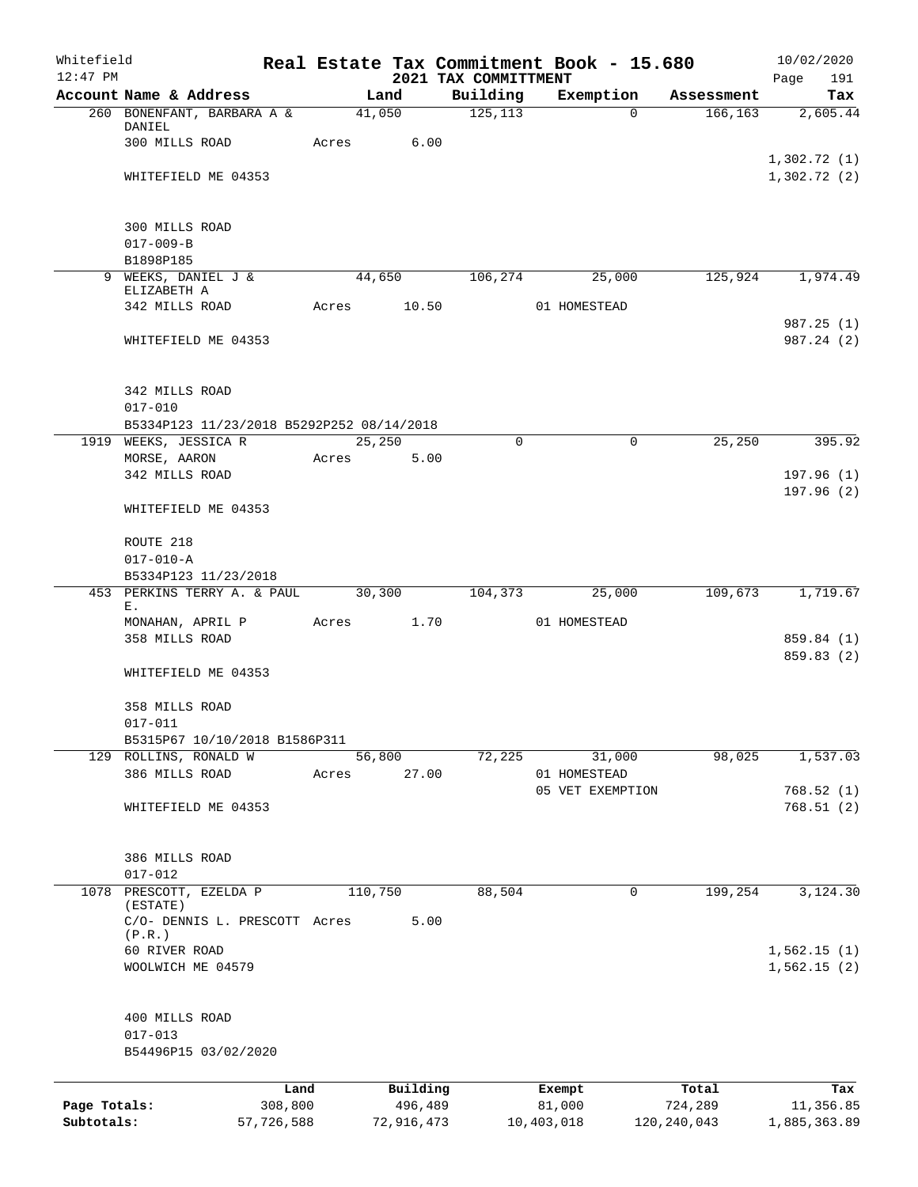Whitefield 12:47 PM

# Real Estate Tax Commitment Book - 15.680

## 2021 TAX COMMITTMENT

10/02/2020

| Account Name & Address | Land | Building | Exemption | Assessment | Tax |
|---|---|---|---|---|---|
| 260 BONENFANT, BARBARA A & DANIEL | 41,050 | 125,113 | 0 | 166,163 | 2,605.44 |
| 300 MILLS ROAD | Acres 6.00 | | | | |
| | | | | | 1,302.72 (1) |
| WHITEFIELD ME 04353 | | | | | 1,302.72 (2) |
| 300 MILLS ROAD | | | | | |
| 017-009-B | | | | | |
| B1898P185 | | | | | |
| 9 WEEKS, DANIEL J & ELIZABETH A | 44,650 | 106,274 | 25,000 | 125,924 | 1,974.49 |
| 342 MILLS ROAD | Acres 10.50 | | 01 HOMESTEAD | | |
| | | | | | 987.25 (1) |
| WHITEFIELD ME 04353 | | | | | 987.24 (2) |
| 342 MILLS ROAD | | | | | |
| 017-010 | | | | | |
| B5334P123 11/23/2018 B5292P252 08/14/2018 | | | | | |
| 1919 WEEKS, JESSICA R | 25,250 | 0 | 0 | 25,250 | 395.92 |
| MORSE, AARON | Acres 5.00 | | | | |
| 342 MILLS ROAD | | | | | 197.96 (1) |
| | | | | | 197.96 (2) |
| WHITEFIELD ME 04353 | | | | | |
| ROUTE 218 | | | | | |
| 017-010-A | | | | | |
| B5334P123 11/23/2018 | | | | | |
| 453 PERKINS TERRY A. & PAUL E. | 30,300 | 104,373 | 25,000 | 109,673 | 1,719.67 |
| MONAHAN, APRIL P | Acres 1.70 | | 01 HOMESTEAD | | |
| 358 MILLS ROAD | | | | | 859.84 (1) |
| | | | | | 859.83 (2) |
| WHITEFIELD ME 04353 | | | | | |
| 358 MILLS ROAD | | | | | |
| 017-011 | | | | | |
| B5315P67 10/10/2018 B1586P311 | | | | | |
| 129 ROLLINS, RONALD W | 56,800 | 72,225 | 31,000 | 98,025 | 1,537.03 |
| 386 MILLS ROAD | Acres 27.00 | | 01 HOMESTEAD | | |
| | | | 05 VET EXEMPTION | | 768.52 (1) |
| WHITEFIELD ME 04353 | | | | | 768.51 (2) |
| 386 MILLS ROAD | | | | | |
| 017-012 | | | | | |
| 1078 PRESCOTT, EZELDA P (ESTATE) | 110,750 | 88,504 | 0 | 199,254 | 3,124.30 |
| C/O- DENNIS L. PRESCOTT (P.R.) | Acres 5.00 | | | | |
| 60 RIVER ROAD | | | | | 1,562.15 (1) |
| WOOLWICH ME 04579 | | | | | 1,562.15 (2) |
| 400 MILLS ROAD | | | | | |
| 017-013 | | | | | |
| B54496P15 03/02/2020 | | | | | |

| | Land | Building | Exempt | Total | Tax |
|---|---|---|---|---|---|
| Page Totals: | 308,800 | 496,489 | 81,000 | 724,289 | 11,356.85 |
| Subtotals: | 57,726,588 | 72,916,473 | 10,403,018 | 120,240,043 | 1,885,363.89 |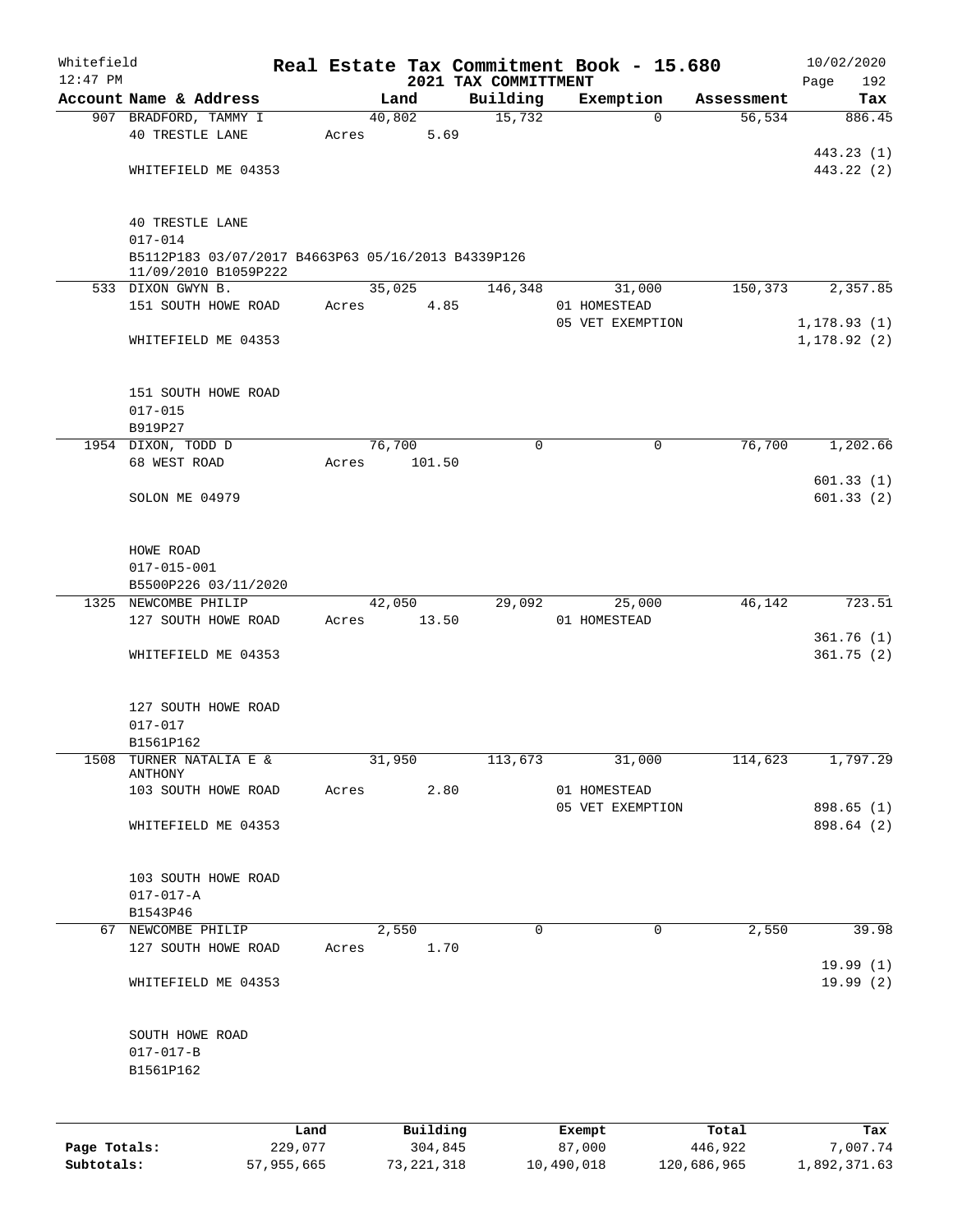Whitefield
12:47 PM

# Real Estate Tax Commitment Book - 15.680

## 2021 TAX COMMITTMENT

10/02/2020
Page 192

| Account Name & Address | Land | Building | Exemption | Assessment | Tax |
|---|---|---|---|---|---|
| 907 BRADFORD, TAMMY I | 40,802 | 15,732 | 0 | 56,534 | 886.45 |
| 40 TRESTLE LANE | Acres 5.69 | | | | |
| | | | | | 443.23 (1) |
| WHITEFIELD ME 04353 | | | | | 443.22 (2) |
| 40 TRESTLE LANE | | | | | |
| 017-014 | | | | | |
| B5112P183 03/07/2017 B4663P63 05/16/2013 B4339P126 11/09/2010 B1059P222 | | | | | |
| 533 DIXON GWYN B. | 35,025 | 146,348 | 31,000 | 150,373 | 2,357.85 |
| 151 SOUTH HOWE ROAD | Acres 4.85 | | 01 HOMESTEAD | | |
| | | | 05 VET EXEMPTION | | 1,178.93 (1) |
| WHITEFIELD ME 04353 | | | | | 1,178.92 (2) |
| 151 SOUTH HOWE ROAD | | | | | |
| 017-015 | | | | | |
| B919P27 | | | | | |
| 1954 DIXON, TODD D | 76,700 | 0 | 0 | 76,700 | 1,202.66 |
| 68 WEST ROAD | Acres 101.50 | | | | |
| | | | | | 601.33 (1) |
| SOLON ME 04979 | | | | | 601.33 (2) |
| HOWE ROAD | | | | | |
| 017-015-001 | | | | | |
| B5500P226 03/11/2020 | | | | | |
| 1325 NEWCOMBE PHILIP | 42,050 | 29,092 | 25,000 | 46,142 | 723.51 |
| 127 SOUTH HOWE ROAD | Acres 13.50 | | 01 HOMESTEAD | | |
| | | | | | 361.76 (1) |
| WHITEFIELD ME 04353 | | | | | 361.75 (2) |
| 127 SOUTH HOWE ROAD | | | | | |
| 017-017 | | | | | |
| B1561P162 | | | | | |
| 1508 TURNER NATALIA E & ANTHONY | 31,950 | 113,673 | 31,000 | 114,623 | 1,797.29 |
| 103 SOUTH HOWE ROAD | Acres 2.80 | | 01 HOMESTEAD | | |
| | | | 05 VET EXEMPTION | | 898.65 (1) |
| WHITEFIELD ME 04353 | | | | | 898.64 (2) |
| 103 SOUTH HOWE ROAD | | | | | |
| 017-017-A | | | | | |
| B1543P46 | | | | | |
| 67 NEWCOMBE PHILIP | 2,550 | 0 | 0 | 2,550 | 39.98 |
| 127 SOUTH HOWE ROAD | Acres 1.70 | | | | |
| | | | | | 19.99 (1) |
| WHITEFIELD ME 04353 | | | | | 19.99 (2) |
| SOUTH HOWE ROAD | | | | | |
| 017-017-B | | | | | |
| B1561P162 | | | | | |

| | Land | Building | Exempt | Total | Tax |
|---|---|---|---|---|---|
| Page Totals: | 229,077 | 304,845 | 87,000 | 446,922 | 7,007.74 |
| Subtotals: | 57,955,665 | 73,221,318 | 10,490,018 | 120,686,965 | 1,892,371.63 |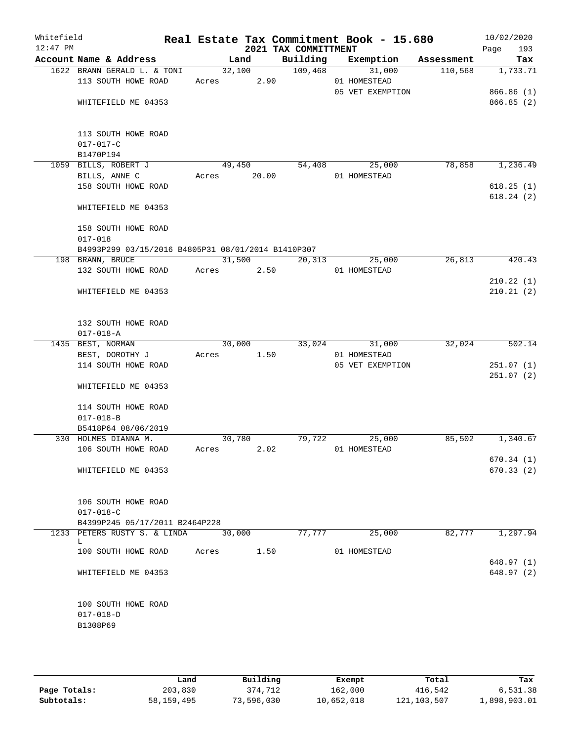Whitefield 12:47 PM

# Real Estate Tax Commitment Book - 15.680

## 2021 TAX COMMITTMENT

10/02/2020

| Account Name & Address | Land | Building | Exemption | Assessment | Tax |
|---|---|---|---|---|---|
| 1622 BRANN GERALD L. & TONI | 32,100 | 109,468 | 31,000 | 110,568 | 1,733.71 |
| 113 SOUTH HOWE ROAD | Acres 2.90 | | 01 HOMESTEAD | | |
| | | | 05 VET EXEMPTION | | 866.86 (1) |
| WHITEFIELD ME 04353 | | | | | 866.85 (2) |
| 113 SOUTH HOWE ROAD | | | | | |
| 017-017-C | | | | | |
| B1470P194 | | | | | |
| 1059 BILLS, ROBERT J | 49,450 | 54,408 | 25,000 | 78,858 | 1,236.49 |
| BILLS, ANNE C | Acres 20.00 | | 01 HOMESTEAD | | |
| 158 SOUTH HOWE ROAD | | | | | 618.25 (1) |
| | | | | | 618.24 (2) |
| WHITEFIELD ME 04353 | | | | | |
| 158 SOUTH HOWE ROAD | | | | | |
| 017-018 | | | | | |
| B4993P299 03/15/2016 B4805P31 08/01/2014 B1410P307 | | | | | |
| 198 BRANN, BRUCE | 31,500 | 20,313 | 25,000 | 26,813 | 420.43 |
| 132 SOUTH HOWE ROAD | Acres 2.50 | | 01 HOMESTEAD | | |
| | | | | | 210.22 (1) |
| WHITEFIELD ME 04353 | | | | | 210.21 (2) |
| 132 SOUTH HOWE ROAD | | | | | |
| 017-018-A | | | | | |
| 1435 BEST, NORMAN | 30,000 | 33,024 | 31,000 | 32,024 | 502.14 |
| BEST, DOROTHY J | Acres 1.50 | | 01 HOMESTEAD | | |
| 114 SOUTH HOWE ROAD | | | 05 VET EXEMPTION | | 251.07 (1) |
| | | | | | 251.07 (2) |
| WHITEFIELD ME 04353 | | | | | |
| 114 SOUTH HOWE ROAD | | | | | |
| 017-018-B | | | | | |
| B5418P64 08/06/2019 | | | | | |
| 330 HOLMES DIANNA M. | 30,780 | 79,722 | 25,000 | 85,502 | 1,340.67 |
| 106 SOUTH HOWE ROAD | Acres 2.02 | | 01 HOMESTEAD | | |
| | | | | | 670.34 (1) |
| WHITEFIELD ME 04353 | | | | | 670.33 (2) |
| 106 SOUTH HOWE ROAD | | | | | |
| 017-018-C | | | | | |
| B4399P245 05/17/2011 B2464P228 | | | | | |
| 1233 PETERS RUSTY S. & LINDA L | 30,000 | 77,777 | 25,000 | 82,777 | 1,297.94 |
| 100 SOUTH HOWE ROAD | Acres 1.50 | | 01 HOMESTEAD | | |
| | | | | | 648.97 (1) |
| WHITEFIELD ME 04353 | | | | | 648.97 (2) |
| 100 SOUTH HOWE ROAD | | | | | |
| 017-018-D | | | | | |
| B1308P69 | | | | | |

| | Land | Building | Exempt | Total | Tax |
|---|---|---|---|---|---|
| Page Totals: | 203,830 | 374,712 | 162,000 | 416,542 | 6,531.38 |
| Subtotals: | 58,159,495 | 73,596,030 | 10,652,018 | 121,103,507 | 1,898,903.01 |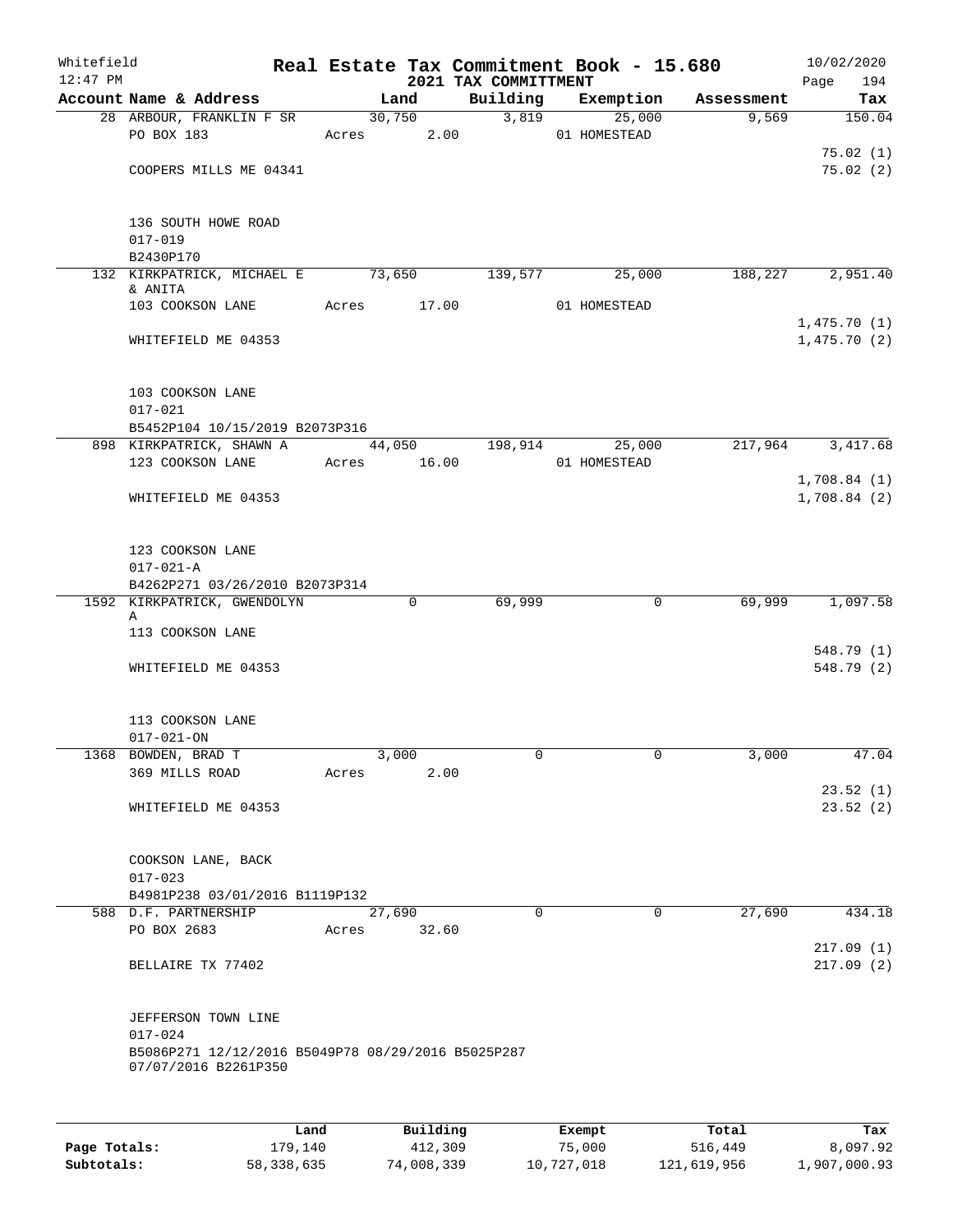Whitefield
12:47 PM

# Real Estate Tax Commitment Book - 15.680
## 2021 TAX COMMITTMENT

10/02/2020
Page 194

| Account Name & Address | Land | Building | Exemption | Assessment | Tax |
|---|---|---|---|---|---|
| 28 ARBOUR, FRANKLIN F SR | 30,750 | 3,819 | 25,000 | 9,569 | 150.04 |
| PO BOX 183 | Acres 2.00 | | 01 HOMESTEAD | | |
| | | | | | 75.02 (1) |
| COOPERS MILLS ME 04341 | | | | | 75.02 (2) |
| 136 SOUTH HOWE ROAD | | | | | |
| 017-019 | | | | | |
| B2430P170 | | | | | |
| 132 KIRKPATRICK, MICHAEL E & ANITA | 73,650 | 139,577 | 25,000 | 188,227 | 2,951.40 |
| 103 COOKSON LANE | Acres 17.00 | | 01 HOMESTEAD | | |
| | | | | | 1,475.70 (1) |
| WHITEFIELD ME 04353 | | | | | 1,475.70 (2) |
| 103 COOKSON LANE | | | | | |
| 017-021 | | | | | |
| B5452P104 10/15/2019 B2073P316 | | | | | |
| 898 KIRKPATRICK, SHAWN A | 44,050 | 198,914 | 25,000 | 217,964 | 3,417.68 |
| 123 COOKSON LANE | Acres 16.00 | | 01 HOMESTEAD | | |
| | | | | | 1,708.84 (1) |
| WHITEFIELD ME 04353 | | | | | 1,708.84 (2) |
| 123 COOKSON LANE | | | | | |
| 017-021-A | | | | | |
| B4262P271 03/26/2010 B2073P314 | | | | | |
| 1592 KIRKPATRICK, GWENDOLYN A | 0 | 69,999 | 0 | 69,999 | 1,097.58 |
| 113 COOKSON LANE | | | | | |
| | | | | | 548.79 (1) |
| WHITEFIELD ME 04353 | | | | | 548.79 (2) |
| 113 COOKSON LANE | | | | | |
| 017-021-ON | | | | | |
| 1368 BOWDEN, BRAD T | 3,000 | 0 | 0 | 3,000 | 47.04 |
| 369 MILLS ROAD | Acres 2.00 | | | | |
| | | | | | 23.52 (1) |
| WHITEFIELD ME 04353 | | | | | 23.52 (2) |
| COOKSON LANE, BACK | | | | | |
| 017-023 | | | | | |
| B4981P238 03/01/2016 B1119P132 | | | | | |
| 588 D.F. PARTNERSHIP | 27,690 | 0 | 0 | 27,690 | 434.18 |
| PO BOX 2683 | Acres 32.60 | | | | |
| | | | | | 217.09 (1) |
| BELLAIRE TX 77402 | | | | | 217.09 (2) |
| JEFFERSON TOWN LINE | | | | | |
| 017-024 | | | | | |
| B5086P271 12/12/2016 B5049P78 08/29/2016 B5025P287 07/07/2016 B2261P350 | | | | | |

| | Land | Building | Exempt | Total | Tax |
|---|---|---|---|---|---|
| **Page Totals:** | 179,140 | 412,309 | 75,000 | 516,449 | 8,097.92 |
| **Subtotals:** | 58,338,635 | 74,008,339 | 10,727,018 | 121,619,956 | 1,907,000.93 |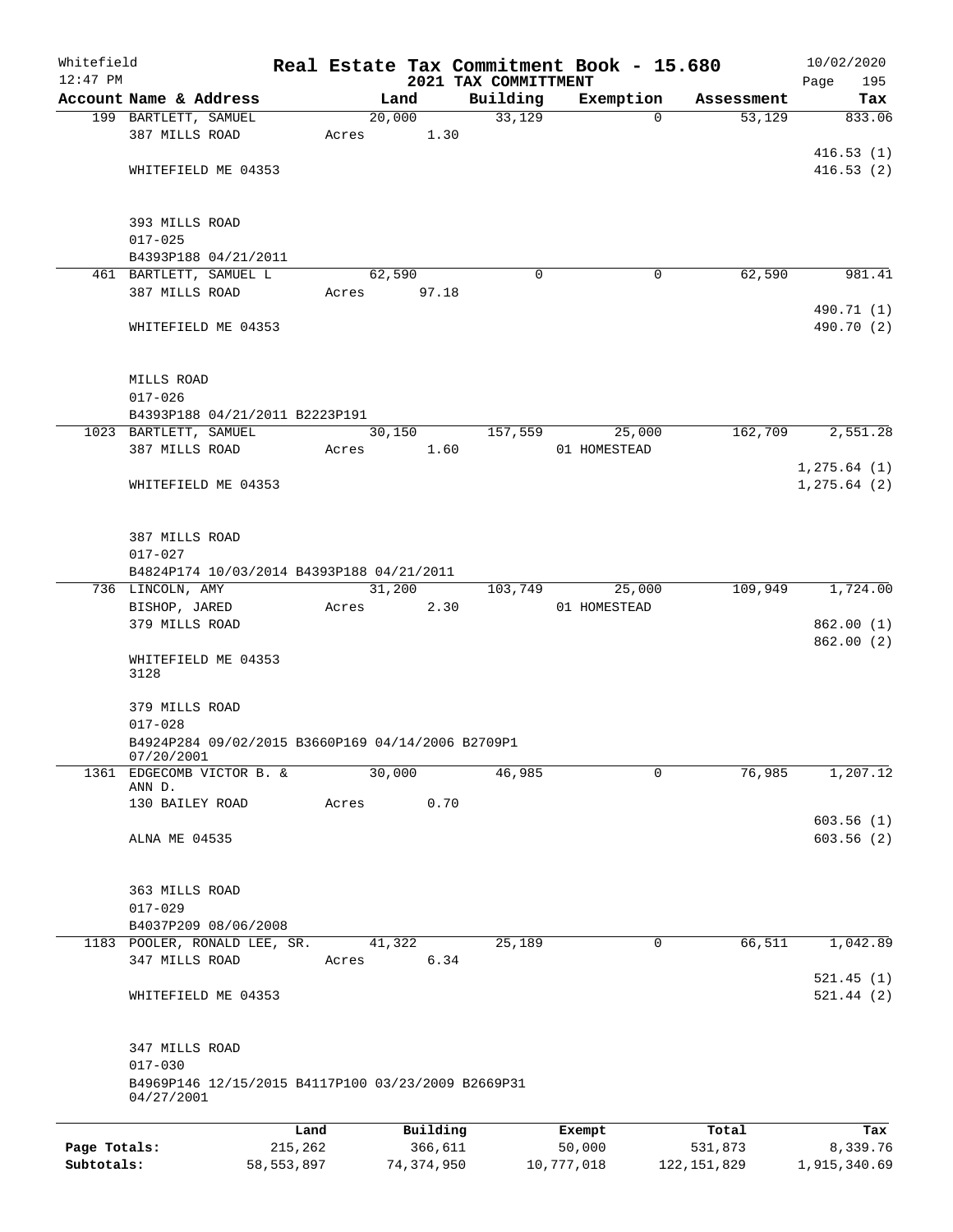Whitefield 12:47 PM

# Real Estate Tax Commitment Book - 15.680

2021 TAX COMMITTMENT

10/02/2020

| Account Name & Address | Land | Building | Exemption | Assessment | Tax |
|---|---|---|---|---|---|
| 199 BARTLETT, SAMUEL<br>387 MILLS ROAD<br><br>WHITEFIELD ME 04353<br><br>393 MILLS ROAD<br>017-025<br>B4393P188 04/21/2011 | 20,000<br>Acres 1.30 | 33,129 | 0 | 53,129 | 833.06<br><br>416.53 (1)<br>416.53 (2) |
| 461 BARTLETT, SAMUEL L<br>387 MILLS ROAD<br><br>WHITEFIELD ME 04353<br><br>MILLS ROAD<br>017-026<br>B4393P188 04/21/2011 B2223P191 | 62,590<br>Acres 97.18 | 0 | 0 | 62,590 | 981.41<br><br>490.71 (1)<br>490.70 (2) |
| 1023 BARTLETT, SAMUEL<br>387 MILLS ROAD<br><br>WHITEFIELD ME 04353<br><br>387 MILLS ROAD<br>017-027<br>B4824P174 10/03/2014 B4393P188 04/21/2011 | 30,150<br>Acres 1.60 | 157,559 | 25,000<br>01 HOMESTEAD | 162,709 | 2,551.28<br><br>1,275.64 (1)<br>1,275.64 (2) |
| 736 LINCOLN, AMY<br>BISHOP, JARED<br>379 MILLS ROAD<br><br>WHITEFIELD ME 04353<br>3128<br><br>379 MILLS ROAD<br>017-028<br>B4924P284 09/02/2015 B3660P169 04/14/2006 B2709P1 07/20/2001 | 31,200<br>Acres 2.30 | 103,749 | 25,000<br>01 HOMESTEAD | 109,949 | 1,724.00<br><br>862.00 (1)<br>862.00 (2) |
| 1361 EDGECOMB VICTOR B. & ANN D.<br>130 BAILEY ROAD<br><br>ALNA ME 04535<br><br>363 MILLS ROAD<br>017-029<br>B4037P209 08/06/2008 | 30,000<br>Acres 0.70 | 46,985 | 0 | 76,985 | 1,207.12<br><br>603.56 (1)<br>603.56 (2) |
| 1183 POOLER, RONALD LEE, SR.<br>347 MILLS ROAD<br><br>WHITEFIELD ME 04353<br><br>347 MILLS ROAD<br>017-030<br>B4969P146 12/15/2015 B4117P100 03/23/2009 B2669P31 04/27/2001 | 41,322<br>Acres 6.34 | 25,189 | 0 | 66,511 | 1,042.89<br><br>521.45 (1)<br>521.44 (2) |

| | Land | Building | Exempt | Total | Tax |
|---|---|---|---|---|---|
| Page Totals: | 215,262 | 366,611 | 50,000 | 531,873 | 8,339.76 |
| Subtotals: | 58,553,897 | 74,374,950 | 10,777,018 | 122,151,829 | 1,915,340.69 |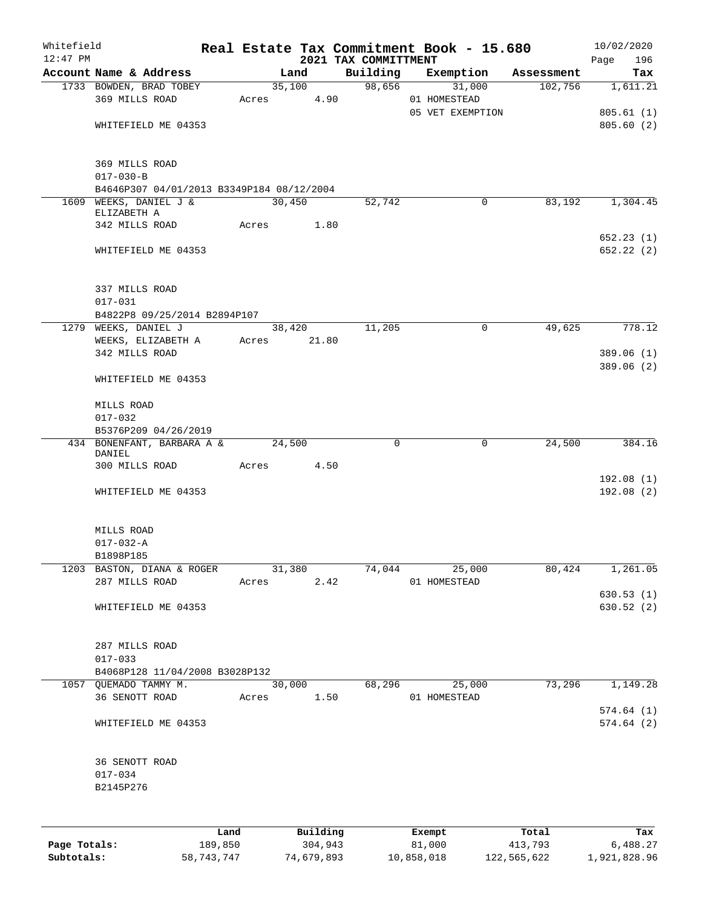Whitefield 12:47 PM

# Real Estate Tax Commitment Book - 15.680

## 2021 TAX COMMITTMENT

10/02/2020

| Account | Name & Address | Land | Building | Exemption | Assessment | Tax |
|---|---|---|---|---|---|---|
| 1733 | BOWDEN, BRAD TOBEY<br>369 MILLS ROAD<br><br>WHITEFIELD ME 04353<br><br>369 MILLS ROAD<br>017-030-B<br>B4646P307 04/01/2013 B3349P184 08/12/2004 | 35,100<br>Acres 4.90 | 98,656 | 31,000<br>01 HOMESTEAD<br>05 VET EXEMPTION | 102,756 | 1,611.21<br><br>805.61 (1)<br>805.60 (2) |
| 1609 | WEEKS, DANIEL J &<br>ELIZABETH A<br>342 MILLS ROAD<br><br>WHITEFIELD ME 04353<br><br>337 MILLS ROAD<br>017-031<br>B4822P8 09/25/2014 B2894P107 | 30,450<br>Acres 1.80 | 52,742 | 0 | 83,192 | 1,304.45<br><br>652.23 (1)<br>652.22 (2) |
| 1279 | WEEKS, DANIEL J<br>WEEKS, ELIZABETH A<br>342 MILLS ROAD<br><br>WHITEFIELD ME 04353<br><br>MILLS ROAD<br>017-032<br>B5376P209 04/26/2019 | 38,420<br>Acres 21.80 | 11,205 | 0 | 49,625 | 778.12<br><br>389.06 (1)<br>389.06 (2) |
| 434 | BONENFANT, BARBARA A &<br>DANIEL<br>300 MILLS ROAD<br><br>WHITEFIELD ME 04353<br><br>MILLS ROAD<br>017-032-A<br>B1898P185 | 24,500<br>Acres 4.50 | 0 | 0 | 24,500 | 384.16<br><br>192.08 (1)<br>192.08 (2) |
| 1203 | BASTON, DIANA & ROGER<br>287 MILLS ROAD<br><br>WHITEFIELD ME 04353<br><br>287 MILLS ROAD<br>017-033<br>B4068P128 11/04/2008 B3028P132 | 31,380<br>Acres 2.42 | 74,044 | 25,000<br>01 HOMESTEAD | 80,424 | 1,261.05<br><br>630.53 (1)<br>630.52 (2) |
| 1057 | QUEMADO TAMMY M.<br>36 SENOTT ROAD<br><br>WHITEFIELD ME 04353<br><br>36 SENOTT ROAD<br>017-034<br>B2145P276 | 30,000<br>Acres 1.50 | 68,296 | 25,000<br>01 HOMESTEAD | 73,296 | 1,149.28<br><br>574.64 (1)<br>574.64 (2) |

| | Land | Building | Exempt | Total | Tax |
|---|---|---|---|---|---|
| Page Totals: | 189,850 | 304,943 | 81,000 | 413,793 | 6,488.27 |
| Subtotals: | 58,743,747 | 74,679,893 | 10,858,018 | 122,565,622 | 1,921,828.96 |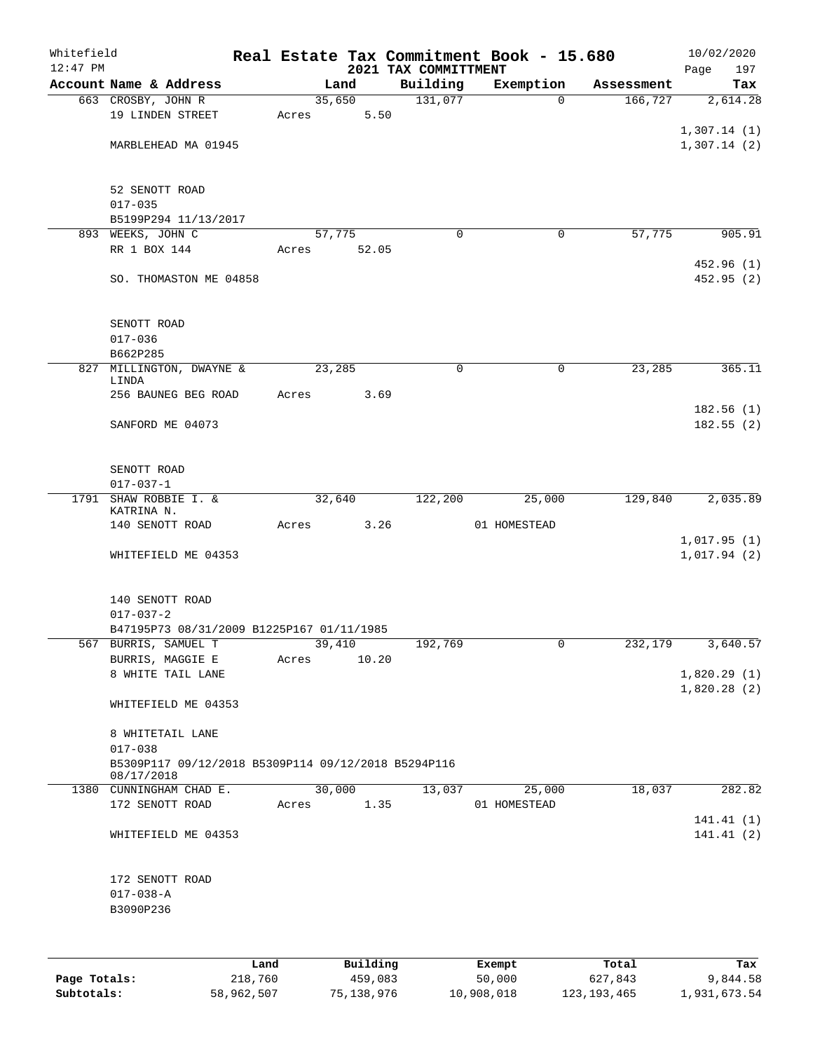Whitefield 12:47 PM

# Real Estate Tax Commitment Book - 15.680

## 2021 TAX COMMITTMENT

10/02/2020 Page 197

| Account Name & Address | Land | Building | Exemption | Assessment | Tax |
|---|---|---|---|---|---|
| 663 CROSBY, JOHN R | 35,650 | 131,077 | 0 | 166,727 | 2,614.28 |
| 19 LINDEN STREET | Acres 5.50 | | | | |
| | | | | | 1,307.14 (1) |
| MARBLEHEAD MA 01945 | | | | | 1,307.14 (2) |
| 52 SENOTT ROAD | | | | | |
| 017-035 | | | | | |
| B5199P294 11/13/2017 | | | | | |
| 893 WEEKS, JOHN C | 57,775 | 0 | 0 | 57,775 | 905.91 |
| RR 1 BOX 144 | Acres 52.05 | | | | |
| | | | | | 452.96 (1) |
| SO. THOMASTON ME 04858 | | | | | 452.95 (2) |
| SENOTT ROAD | | | | | |
| 017-036 | | | | | |
| B662P285 | | | | | |
| 827 MILLINGTON, DWAYNE & LINDA | 23,285 | 0 | 0 | 23,285 | 365.11 |
| 256 BAUNEG BEG ROAD | Acres 3.69 | | | | |
| | | | | | 182.56 (1) |
| SANFORD ME 04073 | | | | | 182.55 (2) |
| SENOTT ROAD | | | | | |
| 017-037-1 | | | | | |
| 1791 SHAW ROBBIE I. & KATRINA N. | 32,640 | 122,200 | 25,000 | 129,840 | 2,035.89 |
| 140 SENOTT ROAD | Acres 3.26 | | 01 HOMESTEAD | | |
| | | | | | 1,017.95 (1) |
| WHITEFIELD ME 04353 | | | | | 1,017.94 (2) |
| 140 SENOTT ROAD | | | | | |
| 017-037-2 | | | | | |
| B47195P73 08/31/2009 B1225P167 01/11/1985 | | | | | |
| 567 BURRIS, SAMUEL T | 39,410 | 192,769 | 0 | 232,179 | 3,640.57 |
| BURRIS, MAGGIE E | Acres 10.20 | | | | |
| 8 WHITE TAIL LANE | | | | | 1,820.29 (1) |
| | | | | | 1,820.28 (2) |
| WHITEFIELD ME 04353 | | | | | |
| 8 WHITETAIL LANE | | | | | |
| 017-038 | | | | | |
| B5309P117 09/12/2018 B5309P114 09/12/2018 B5294P116 08/17/2018 | | | | | |
| 1380 CUNNINGHAM CHAD E. | 30,000 | 13,037 | 25,000 | 18,037 | 282.82 |
| 172 SENOTT ROAD | Acres 1.35 | | 01 HOMESTEAD | | |
| | | | | | 141.41 (1) |
| WHITEFIELD ME 04353 | | | | | 141.41 (2) |
| 172 SENOTT ROAD | | | | | |
| 017-038-A | | | | | |
| B3090P236 | | | | | |

| | Land | Building | Exempt | Total | Tax |
|---|---|---|---|---|---|
| Page Totals: | 218,760 | 459,083 | 50,000 | 627,843 | 9,844.58 |
| Subtotals: | 58,962,507 | 75,138,976 | 10,908,018 | 123,193,465 | 1,931,673.54 |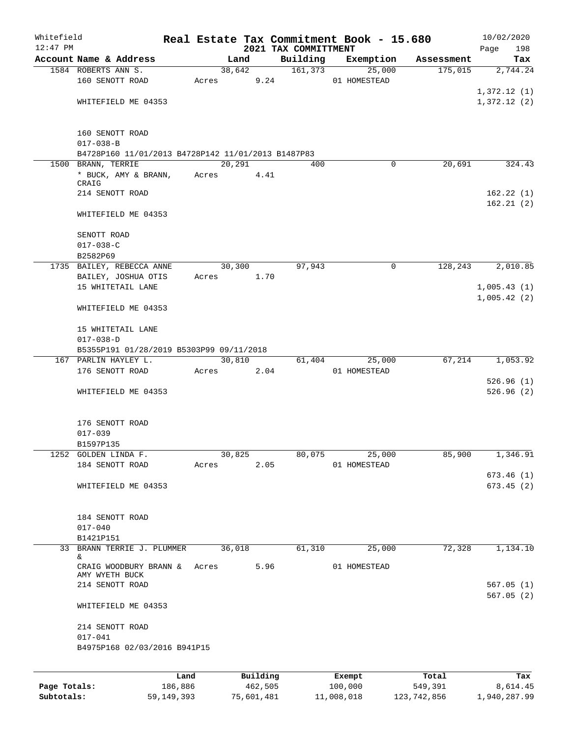Whitefield 12:47 PM

# Real Estate Tax Commitment Book - 15.680

## 2021 TAX COMMITTMENT

10/02/2020

| Account Name & Address | Land | Building | Exemption | Assessment | Tax |
|---|---|---|---|---|---|
| 1584 ROBERTS ANN S. | 38,642 | 161,373 | 25,000 | 175,015 | 2,744.24 |
| 160 SENOTT ROAD | Acres 9.24 | | 01 HOMESTEAD | | |
| | | | | | 1,372.12 (1) |
| WHITEFIELD ME 04353 | | | | | 1,372.12 (2) |
| 160 SENOTT ROAD | | | | | |
| 017-038-B | | | | | |
| B4728P160 11/01/2013 B4728P142 11/01/2013 B1487P83 | | | | | |
| 1500 BRANN, TERRIE | 20,291 | 400 | 0 | 20,691 | 324.43 |
| * BUCK, AMY & BRANN, CRAIG | Acres 4.41 | | | | |
| 214 SENOTT ROAD | | | | | 162.22 (1) |
| | | | | | 162.21 (2) |
| WHITEFIELD ME 04353 | | | | | |
| SENOTT ROAD | | | | | |
| 017-038-C | | | | | |
| B2582P69 | | | | | |
| 1735 BAILEY, REBECCA ANNE | 30,300 | 97,943 | 0 | 128,243 | 2,010.85 |
| BAILEY, JOSHUA OTIS | Acres 1.70 | | | | |
| 15 WHITETAIL LANE | | | | | 1,005.43 (1) |
| | | | | | 1,005.42 (2) |
| WHITEFIELD ME 04353 | | | | | |
| 15 WHITETAIL LANE | | | | | |
| 017-038-D | | | | | |
| B5355P191 01/28/2019 B5303P99 09/11/2018 | | | | | |
| 167 PARLIN HAYLEY L. | 30,810 | 61,404 | 25,000 | 67,214 | 1,053.92 |
| 176 SENOTT ROAD | Acres 2.04 | | 01 HOMESTEAD | | |
| | | | | | 526.96 (1) |
| WHITEFIELD ME 04353 | | | | | 526.96 (2) |
| 176 SENOTT ROAD | | | | | |
| 017-039 | | | | | |
| B1597P135 | | | | | |
| 1252 GOLDEN LINDA F. | 30,825 | 80,075 | 25,000 | 85,900 | 1,346.91 |
| 184 SENOTT ROAD | Acres 2.05 | | 01 HOMESTEAD | | |
| | | | | | 673.46 (1) |
| WHITEFIELD ME 04353 | | | | | 673.45 (2) |
| 184 SENOTT ROAD | | | | | |
| 017-040 | | | | | |
| B1421P151 | | | | | |
| 33 BRANN TERRIE J. PLUMMER & | 36,018 | 61,310 | 25,000 | 72,328 | 1,134.10 |
| CRAIG WOODBURY BRANN & AMY WYETH BUCK | Acres 5.96 | | 01 HOMESTEAD | | |
| 214 SENOTT ROAD | | | | | 567.05 (1) |
| | | | | | 567.05 (2) |
| WHITEFIELD ME 04353 | | | | | |
| 214 SENOTT ROAD | | | | | |
| 017-041 | | | | | |
| B4975P168 02/03/2016 B941P15 | | | | | |

| | Land | Building | Exempt | Total | Tax |
|---|---|---|---|---|---|
| Page Totals: | 186,886 | 462,505 | 100,000 | 549,391 | 8,614.45 |
| Subtotals: | 59,149,393 | 75,601,481 | 11,008,018 | 123,742,856 | 1,940,287.99 |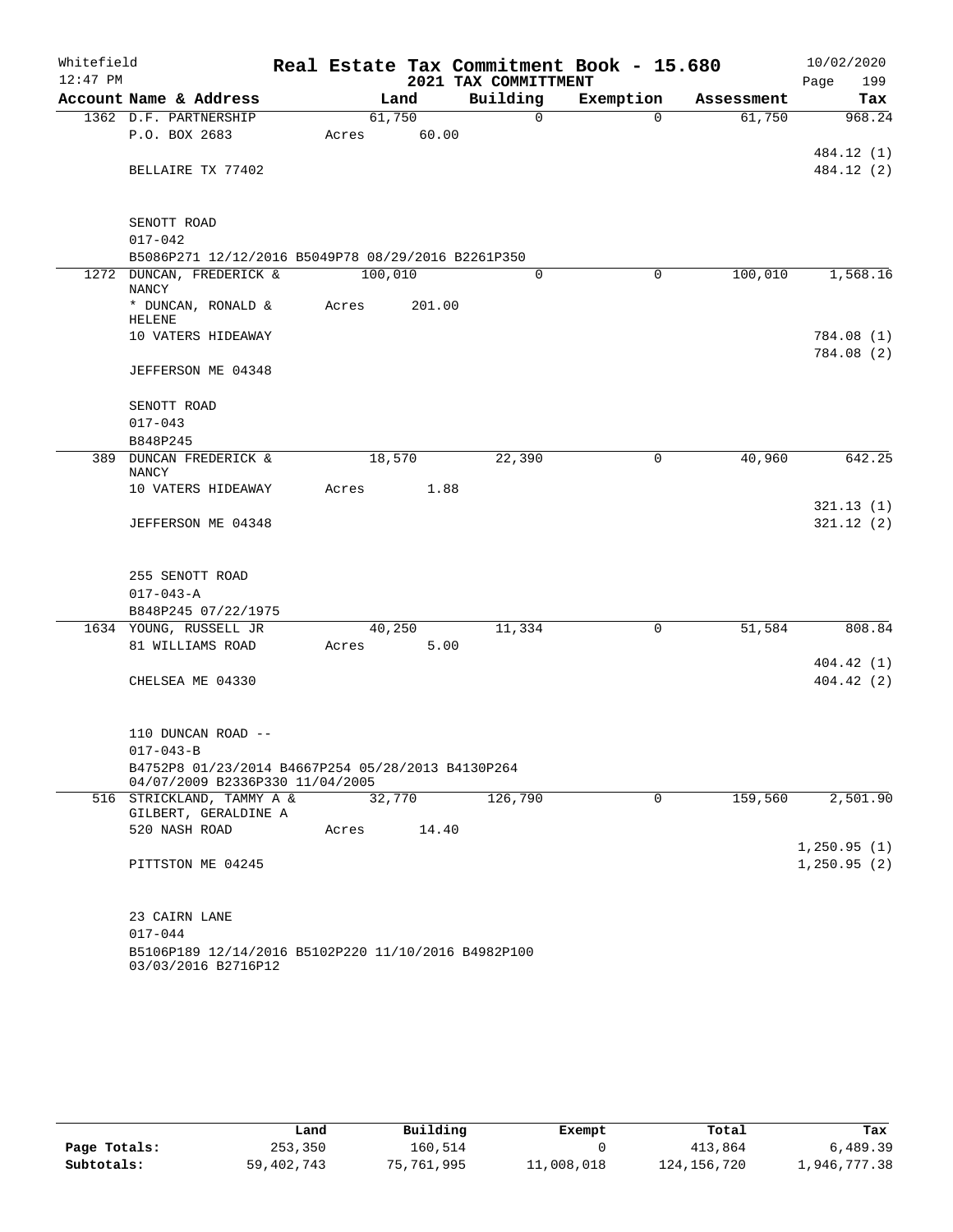Whitefield 12:47 PM

# Real Estate Tax Commitment Book - 15.680

## 2021 TAX COMMITTMENT

10/02/2020

| Account Name & Address | Land | Building | Exemption | Assessment | Tax |
|---|---|---|---|---|---|
| 1362 D.F. PARTNERSHIP | 61,750 | 0 | 0 | 61,750 | 968.24 |
| P.O. BOX 2683 | Acres 60.00 | | | | |
| | | | | | 484.12 (1) |
| BELLAIRE TX 77402 | | | | | 484.12 (2) |
| SENOTT ROAD | | | | | |
| 017-042 | | | | | |
| B5086P271 12/12/2016 B5049P78 08/29/2016 B2261P350 | | | | | |
| 1272 DUNCAN, FREDERICK & NANCY | 100,010 | 0 | 0 | 100,010 | 1,568.16 |
| * DUNCAN, RONALD & HELENE | Acres 201.00 | | | | |
| 10 VATERS HIDEAWAY | | | | | 784.08 (1) |
| | | | | | 784.08 (2) |
| JEFFERSON ME 04348 | | | | | |
| SENOTT ROAD | | | | | |
| 017-043 | | | | | |
| B848P245 | | | | | |
| 389 DUNCAN FREDERICK & NANCY | 18,570 | 22,390 | 0 | 40,960 | 642.25 |
| 10 VATERS HIDEAWAY | Acres 1.88 | | | | |
| | | | | | 321.13 (1) |
| JEFFERSON ME 04348 | | | | | 321.12 (2) |
| 255 SENOTT ROAD | | | | | |
| 017-043-A | | | | | |
| B848P245 07/22/1975 | | | | | |
| 1634 YOUNG, RUSSELL JR | 40,250 | 11,334 | 0 | 51,584 | 808.84 |
| 81 WILLIAMS ROAD | Acres 5.00 | | | | |
| | | | | | 404.42 (1) |
| CHELSEA ME 04330 | | | | | 404.42 (2) |
| 110 DUNCAN ROAD -- | | | | | |
| 017-043-B | | | | | |
| B4752P8 01/23/2014 B4667P254 05/28/2013 B4130P264 04/07/2009 B2336P330 11/04/2005 | | | | | |
| 516 STRICKLAND, TAMMY A & GILBERT, GERALDINE A | 32,770 | 126,790 | 0 | 159,560 | 2,501.90 |
| 520 NASH ROAD | Acres 14.40 | | | | |
| | | | | | 1,250.95 (1) |
| PITTSTON ME 04245 | | | | | 1,250.95 (2) |
| 23 CAIRN LANE | | | | | |
| 017-044 | | | | | |
| B5106P189 12/14/2016 B5102P220 11/10/2016 B4982P100 03/03/2016 B2716P12 | | | | | |

| | Land | Building | Exempt | Total | Tax |
|---|---|---|---|---|---|
| Page Totals: | 253,350 | 160,514 | 0 | 413,864 | 6,489.39 |
| Subtotals: | 59,402,743 | 75,761,995 | 11,008,018 | 124,156,720 | 1,946,777.38 |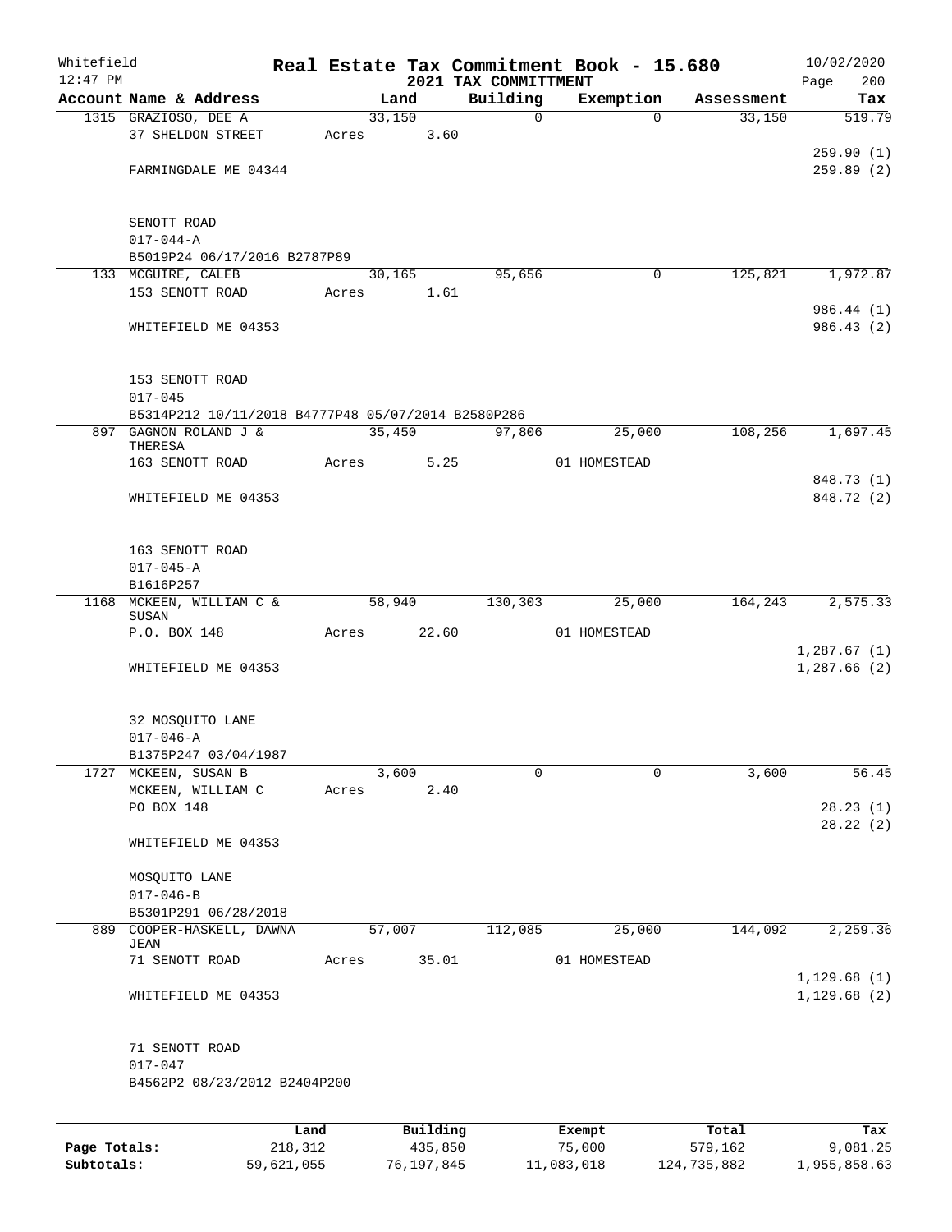Whitefield 12:47 PM

# Real Estate Tax Commitment Book - 15.680

## 2021 TAX COMMITTMENT

10/02/2020

| Account | Name & Address | Land | Building | Exemption | Assessment | Tax |
|---|---|---|---|---|---|---|
| 1315 | GRAZIOSO, DEE A<br>37 SHELDON STREET<br>FARMINGDALE ME 04344<br><br>SENOTT ROAD<br>017-044-A<br>B5019P24 06/17/2016 B2787P89 | 33,150<br>Acres 3.60 | 0 | 0 | 33,150 | 519.79<br>259.90 (1)<br>259.89 (2) |
| 133 | MCGUIRE, CALEB<br>153 SENOTT ROAD<br>WHITEFIELD ME 04353<br><br>153 SENOTT ROAD<br>017-045<br>B5314P212 10/11/2018 B4777P48 05/07/2014 B2580P286 | 30,165<br>Acres 1.61 | 95,656 | 0 | 125,821 | 1,972.87<br>986.44 (1)<br>986.43 (2) |
| 897 | GAGNON ROLAND J & THERESA<br>163 SENOTT ROAD<br>WHITEFIELD ME 04353<br><br>163 SENOTT ROAD<br>017-045-A<br>B1616P257 | 35,450<br>Acres 5.25 | 97,806 | 25,000<br>01 HOMESTEAD | 108,256 | 1,697.45<br>848.73 (1)<br>848.72 (2) |
| 1168 | MCKEEN, WILLIAM C & SUSAN<br>P.O. BOX 148<br>WHITEFIELD ME 04353<br><br>32 MOSQUITO LANE<br>017-046-A<br>B1375P247 03/04/1987 | 58,940<br>Acres 22.60 | 130,303 | 25,000<br>01 HOMESTEAD | 164,243 | 2,575.33<br>1,287.67 (1)<br>1,287.66 (2) |
| 1727 | MCKEEN, SUSAN B<br>MCKEEN, WILLIAM C<br>PO BOX 148<br>WHITEFIELD ME 04353<br><br>MOSQUITO LANE<br>017-046-B<br>B5301P291 06/28/2018 | 3,600<br>Acres 2.40 | 0 | 0 | 3,600 | 56.45<br>28.23 (1)<br>28.22 (2) |
| 889 | COOPER-HASKELL, DAWNA JEAN<br>71 SENOTT ROAD<br>WHITEFIELD ME 04353<br><br>71 SENOTT ROAD<br>017-047<br>B4562P2 08/23/2012 B2404P200 | 57,007<br>Acres 35.01 | 112,085 | 25,000<br>01 HOMESTEAD | 144,092 | 2,259.36<br>1,129.68 (1)<br>1,129.68 (2) |

| | Land | Building | Exempt | Total | Tax |
|---|---|---|---|---|---|
| Page Totals: | 218,312 | 435,850 | 75,000 | 579,162 | 9,081.25 |
| Subtotals: | 59,621,055 | 76,197,845 | 11,083,018 | 124,735,882 | 1,955,858.63 |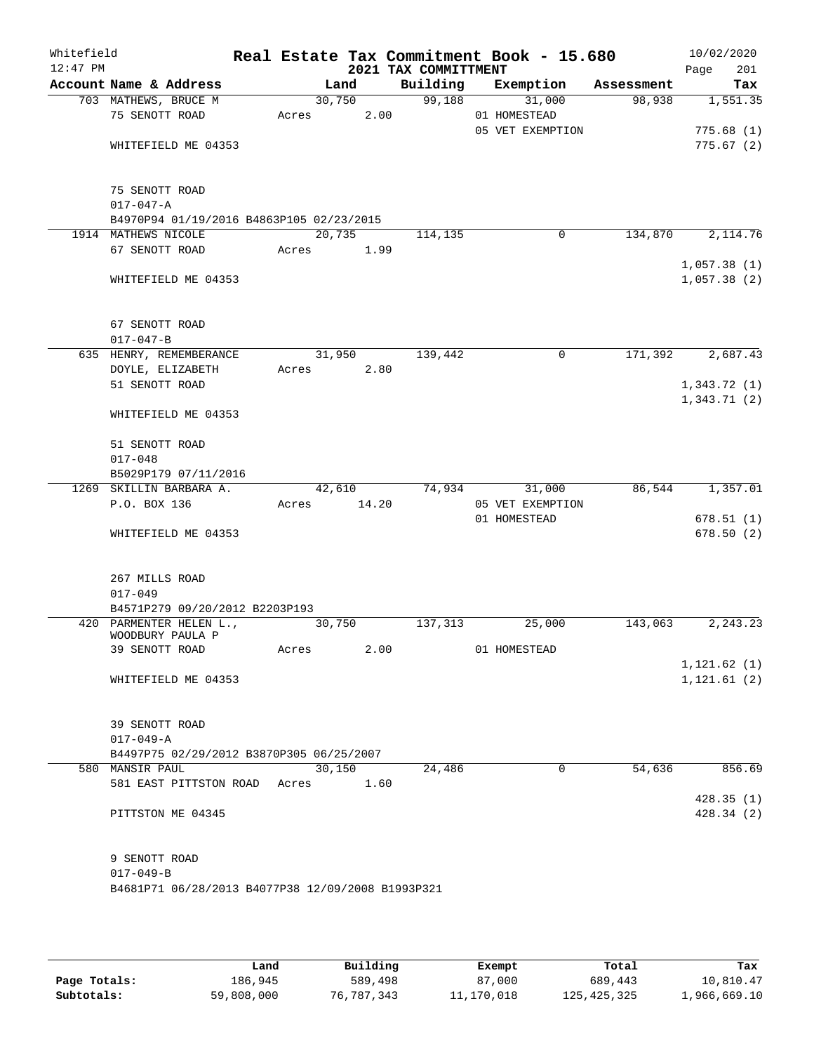Whitefield 12:47 PM

# Real Estate Tax Commitment Book - 15.680

## 2021 TAX COMMITTMENT

10/02/2020 Page 201

| Account Name & Address | Land | Building | Exemption | Assessment | Tax |
|---|---|---|---|---|---|
| 703 MATHEWS, BRUCE M | 30,750 | 99,188 | 31,000 | 98,938 | 1,551.35 |
| 75 SENOTT ROAD | Acres 2.00 | | 01 HOMESTEAD | | |
| | | | 05 VET EXEMPTION | | 775.68 (1) |
| WHITEFIELD ME 04353 | | | | | 775.67 (2) |
| 75 SENOTT ROAD | | | | | |
| 017-047-A | | | | | |
| B4970P94 01/19/2016 B4863P105 02/23/2015 | | | | | |
| 1914 MATHEWS NICOLE | 20,735 | 114,135 | 0 | 134,870 | 2,114.76 |
| 67 SENOTT ROAD | Acres 1.99 | | | | |
| | | | | | 1,057.38 (1) |
| WHITEFIELD ME 04353 | | | | | 1,057.38 (2) |
| 67 SENOTT ROAD | | | | | |
| 017-047-B | | | | | |
| 635 HENRY, REMEMBERANCE | 31,950 | 139,442 | 0 | 171,392 | 2,687.43 |
| DOYLE, ELIZABETH | Acres 2.80 | | | | |
| 51 SENOTT ROAD | | | | | 1,343.72 (1) |
| | | | | | 1,343.71 (2) |
| WHITEFIELD ME 04353 | | | | | |
| 51 SENOTT ROAD | | | | | |
| 017-048 | | | | | |
| B5029P179 07/11/2016 | | | | | |
| 1269 SKILLIN BARBARA A. | 42,610 | 74,934 | 31,000 | 86,544 | 1,357.01 |
| P.O. BOX 136 | Acres 14.20 | | 05 VET EXEMPTION | | |
| | | | 01 HOMESTEAD | | 678.51 (1) |
| WHITEFIELD ME 04353 | | | | | 678.50 (2) |
| 267 MILLS ROAD | | | | | |
| 017-049 | | | | | |
| B4571P279 09/20/2012 B2203P193 | | | | | |
| 420 PARMENTER HELEN L., WOODBURY PAULA P | 30,750 | 137,313 | 25,000 | 143,063 | 2,243.23 |
| 39 SENOTT ROAD | Acres 2.00 | | 01 HOMESTEAD | | |
| | | | | | 1,121.62 (1) |
| WHITEFIELD ME 04353 | | | | | 1,121.61 (2) |
| 39 SENOTT ROAD | | | | | |
| 017-049-A | | | | | |
| B4497P75 02/29/2012 B3870P305 06/25/2007 | | | | | |
| 580 MANSIR PAUL | 30,150 | 24,486 | 0 | 54,636 | 856.69 |
| 581 EAST PITTSTON ROAD | Acres 1.60 | | | | |
| | | | | | 428.35 (1) |
| PITTSTON ME 04345 | | | | | 428.34 (2) |
| 9 SENOTT ROAD | | | | | |
| 017-049-B | | | | | |
| B4681P71 06/28/2013 B4077P38 12/09/2008 B1993P321 | | | | | |

| | Land | Building | Exempt | Total | Tax |
|---|---|---|---|---|---|
| Page Totals: | 186,945 | 589,498 | 87,000 | 689,443 | 10,810.47 |
| Subtotals: | 59,808,000 | 76,787,343 | 11,170,018 | 125,425,325 | 1,966,669.10 |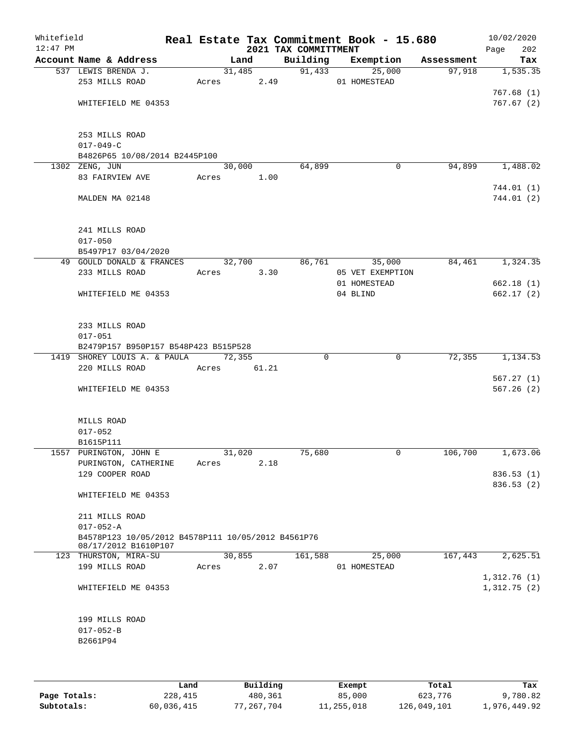Whitefield
12:47 PM

# Real Estate Tax Commitment Book - 15.680
## 2021 TAX COMMITTMENT

10/02/2020
Page 202

| Account Name & Address | Land | Building | Exemption | Assessment | Tax |
|---|---|---|---|---|---|
| 537 LEWIS BRENDA J. | 31,485 | 91,433 | 25,000 | 97,918 | 1,535.35 |
| 253 MILLS ROAD | Acres 2.49 | | 01 HOMESTEAD | | |
| | | | | | 767.68 (1) |
| WHITEFIELD ME 04353 | | | | | 767.67 (2) |
| 253 MILLS ROAD | | | | | |
| 017-049-C | | | | | |
| B4826P65 10/08/2014 B2445P100 | | | | | |
| 1302 ZENG, JUN | 30,000 | 64,899 | 0 | 94,899 | 1,488.02 |
| 83 FAIRVIEW AVE | Acres 1.00 | | | | |
| | | | | | 744.01 (1) |
| MALDEN MA 02148 | | | | | 744.01 (2) |
| 241 MILLS ROAD | | | | | |
| 017-050 | | | | | |
| B5497P17 03/04/2020 | | | | | |
| 49 GOULD DONALD & FRANCES | 32,700 | 86,761 | 35,000 | 84,461 | 1,324.35 |
| 233 MILLS ROAD | Acres 3.30 | | 05 VET EXEMPTION | | |
| | | | 01 HOMESTEAD | | 662.18 (1) |
| WHITEFIELD ME 04353 | | | 04 BLIND | | 662.17 (2) |
| 233 MILLS ROAD | | | | | |
| 017-051 | | | | | |
| B2479P157 B950P157 B548P423 B515P528 | | | | | |
| 1419 SHOREY LOUIS A. & PAULA | 72,355 | 0 | 0 | 72,355 | 1,134.53 |
| 220 MILLS ROAD | Acres 61.21 | | | | |
| | | | | | 567.27 (1) |
| WHITEFIELD ME 04353 | | | | | 567.26 (2) |
| MILLS ROAD | | | | | |
| 017-052 | | | | | |
| B1615P111 | | | | | |
| 1557 PURINGTON, JOHN E | 31,020 | 75,680 | 0 | 106,700 | 1,673.06 |
| PURINGTON, CATHERINE | Acres 2.18 | | | | |
| 129 COOPER ROAD | | | | | 836.53 (1) |
| | | | | | 836.53 (2) |
| WHITEFIELD ME 04353 | | | | | |
| 211 MILLS ROAD | | | | | |
| 017-052-A | | | | | |
| B4578P123 10/05/2012 B4578P111 10/05/2012 B4561P76 08/17/2012 B1610P107 | | | | | |
| 123 THURSTON, MIRA-SU | 30,855 | 161,588 | 25,000 | 167,443 | 2,625.51 |
| 199 MILLS ROAD | Acres 2.07 | | 01 HOMESTEAD | | |
| | | | | | 1,312.76 (1) |
| WHITEFIELD ME 04353 | | | | | 1,312.75 (2) |
| 199 MILLS ROAD | | | | | |
| 017-052-B | | | | | |
| B2661P94 | | | | | |

| | Land | Building | Exempt | Total | Tax |
|---|---|---|---|---|---|
| Page Totals: | 228,415 | 480,361 | 85,000 | 623,776 | 9,780.82 |
| Subtotals: | 60,036,415 | 77,267,704 | 11,255,018 | 126,049,101 | 1,976,449.92 |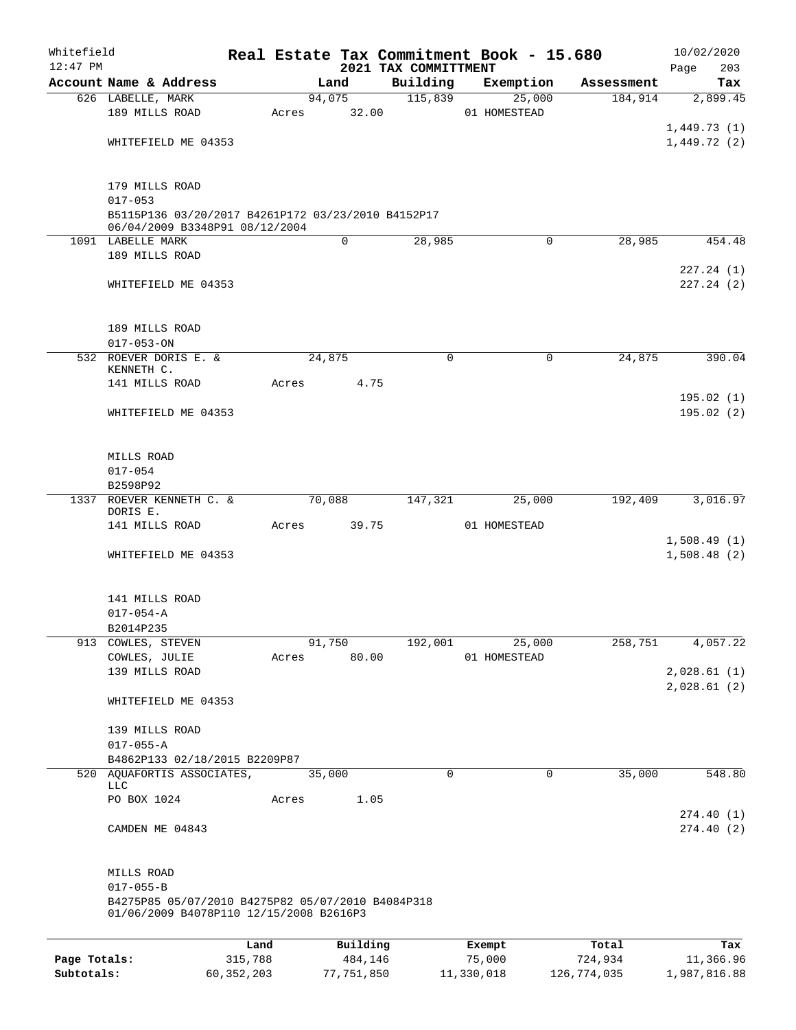# Real Estate Tax Commitment Book - 15.680

Whitefield
12:47 PM

## 2021 TAX COMMITTMENT

10/02/2020

| Account Name & Address | Land | Building | Exemption | Assessment | Tax |
|---|---|---|---|---|---|
| 626 LABELLE, MARK | 94,075 | 115,839 | 25,000 | 184,914 | 2,899.45 |
| 189 MILLS ROAD | Acres 32.00 | | 01 HOMESTEAD | | |
| | | | | | 1,449.73 (1) |
| WHITEFIELD ME 04353 | | | | | 1,449.72 (2) |
| 179 MILLS ROAD | | | | | |
| 017-053 | | | | | |
| B5115P136 03/20/2017 B4261P172 03/23/2010 B4152P17 06/04/2009 B3348P91 08/12/2004 | | | | | |
| 1091 LABELLE MARK | 0 | 28,985 | 0 | 28,985 | 454.48 |
| 189 MILLS ROAD | | | | | |
| | | | | | 227.24 (1) |
| WHITEFIELD ME 04353 | | | | | 227.24 (2) |
| 189 MILLS ROAD | | | | | |
| 017-053-ON | | | | | |
| 532 ROEVER DORIS E. & KENNETH C. | 24,875 | 0 | 0 | 24,875 | 390.04 |
| 141 MILLS ROAD | Acres 4.75 | | | | |
| | | | | | 195.02 (1) |
| WHITEFIELD ME 04353 | | | | | 195.02 (2) |
| MILLS ROAD | | | | | |
| 017-054 | | | | | |
| B2598P92 | | | | | |
| 1337 ROEVER KENNETH C. & DORIS E. | 70,088 | 147,321 | 25,000 | 192,409 | 3,016.97 |
| 141 MILLS ROAD | Acres 39.75 | | 01 HOMESTEAD | | |
| | | | | | 1,508.49 (1) |
| WHITEFIELD ME 04353 | | | | | 1,508.48 (2) |
| 141 MILLS ROAD | | | | | |
| 017-054-A | | | | | |
| B2014P235 | | | | | |
| 913 COWLES, STEVEN | 91,750 | 192,001 | 25,000 | 258,751 | 4,057.22 |
| COWLES, JULIE | Acres 80.00 | | 01 HOMESTEAD | | |
| 139 MILLS ROAD | | | | | 2,028.61 (1) |
| | | | | | 2,028.61 (2) |
| WHITEFIELD ME 04353 | | | | | |
| 139 MILLS ROAD | | | | | |
| 017-055-A | | | | | |
| B4862P133 02/18/2015 B2209P87 | | | | | |
| 520 AQUAFORTIS ASSOCIATES, LLC | 35,000 | 0 | 0 | 35,000 | 548.80 |
| PO BOX 1024 | Acres 1.05 | | | | |
| | | | | | 274.40 (1) |
| CAMDEN ME 04843 | | | | | 274.40 (2) |
| MILLS ROAD | | | | | |
| 017-055-B | | | | | |
| B4275P85 05/07/2010 B4275P82 05/07/2010 B4084P318 01/06/2009 B4078P110 12/15/2008 B2616P3 | | | | | |

| | Land | Building | Exempt | Total | Tax |
|---|---|---|---|---|---|
| Page Totals: | 315,788 | 484,146 | 75,000 | 724,934 | 11,366.96 |
| Subtotals: | 60,352,203 | 77,751,850 | 11,330,018 | 126,774,035 | 1,987,816.88 |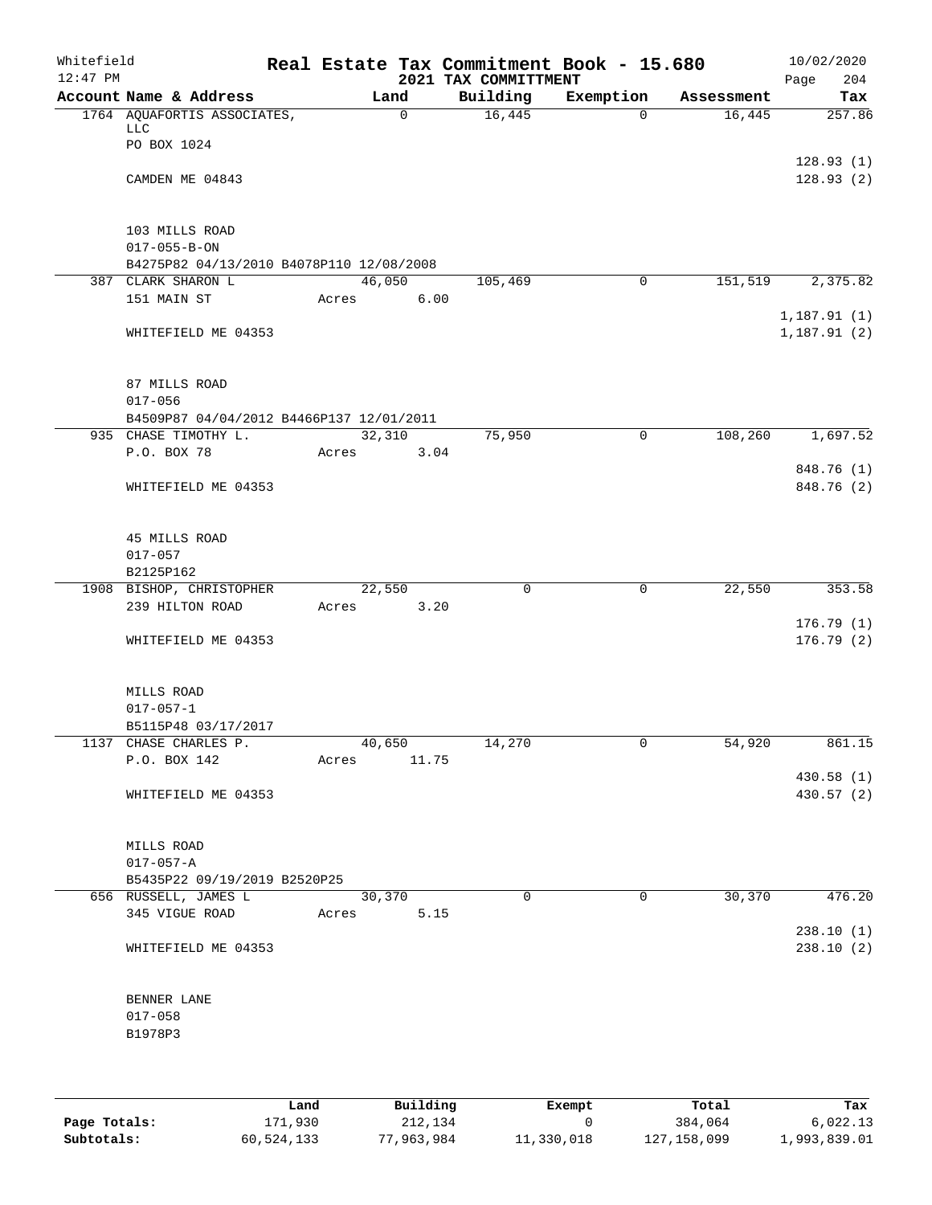Whitefield 12:47 PM

# Real Estate Tax Commitment Book - 15.680
## 2021 TAX COMMITTMENT

10/02/2020

| Account Name & Address | Land | Building | Exemption | Assessment | Tax |
|---|---|---|---|---|---|
| 1764 AQUAFORTIS ASSOCIATES, LLC<br>PO BOX 1024<br><br>CAMDEN ME 04843<br><br>103 MILLS ROAD<br>017-055-B-ON<br>B4275P82 04/13/2010 B4078P110 12/08/2008 | 0 | 16,445 | 0 | 16,445 | 257.86<br><br>128.93 (1)<br>128.93 (2) |
| 387 CLARK SHARON L<br>151 MAIN ST<br><br>WHITEFIELD ME 04353<br><br>87 MILLS ROAD<br>017-056<br>B4509P87 04/04/2012 B4466P137 12/01/2011 | 46,050<br>Acres 6.00 | 105,469 | 0 | 151,519 | 2,375.82<br><br>1,187.91 (1)<br>1,187.91 (2) |
| 935 CHASE TIMOTHY L.<br>P.O. BOX 78<br><br>WHITEFIELD ME 04353<br><br>45 MILLS ROAD<br>017-057<br>B2125P162 | 32,310<br>Acres 3.04 | 75,950 | 0 | 108,260 | 1,697.52<br><br>848.76 (1)<br>848.76 (2) |
| 1908 BISHOP, CHRISTOPHER<br>239 HILTON ROAD<br><br>WHITEFIELD ME 04353<br><br>MILLS ROAD<br>017-057-1<br>B5115P48 03/17/2017 | 22,550<br>Acres 3.20 | 0 | 0 | 22,550 | 353.58<br><br>176.79 (1)<br>176.79 (2) |
| 1137 CHASE CHARLES P.<br>P.O. BOX 142<br><br>WHITEFIELD ME 04353<br><br>MILLS ROAD<br>017-057-A<br>B5435P22 09/19/2019 B2520P25 | 40,650<br>Acres 11.75 | 14,270 | 0 | 54,920 | 861.15<br><br>430.58 (1)<br>430.57 (2) |
| 656 RUSSELL, JAMES L<br>345 VIGUE ROAD<br><br>WHITEFIELD ME 04353<br><br>BENNER LANE<br>017-058<br>B1978P3 | 30,370<br>Acres 5.15 | 0 | 0 | 30,370 | 476.20<br><br>238.10 (1)<br>238.10 (2) |

| | Land | Building | Exempt | Total | Tax |
|---|---|---|---|---|---|
| Page Totals: | 171,930 | 212,134 | 0 | 384,064 | 6,022.13 |
| Subtotals: | 60,524,133 | 77,963,984 | 11,330,018 | 127,158,099 | 1,993,839.01 |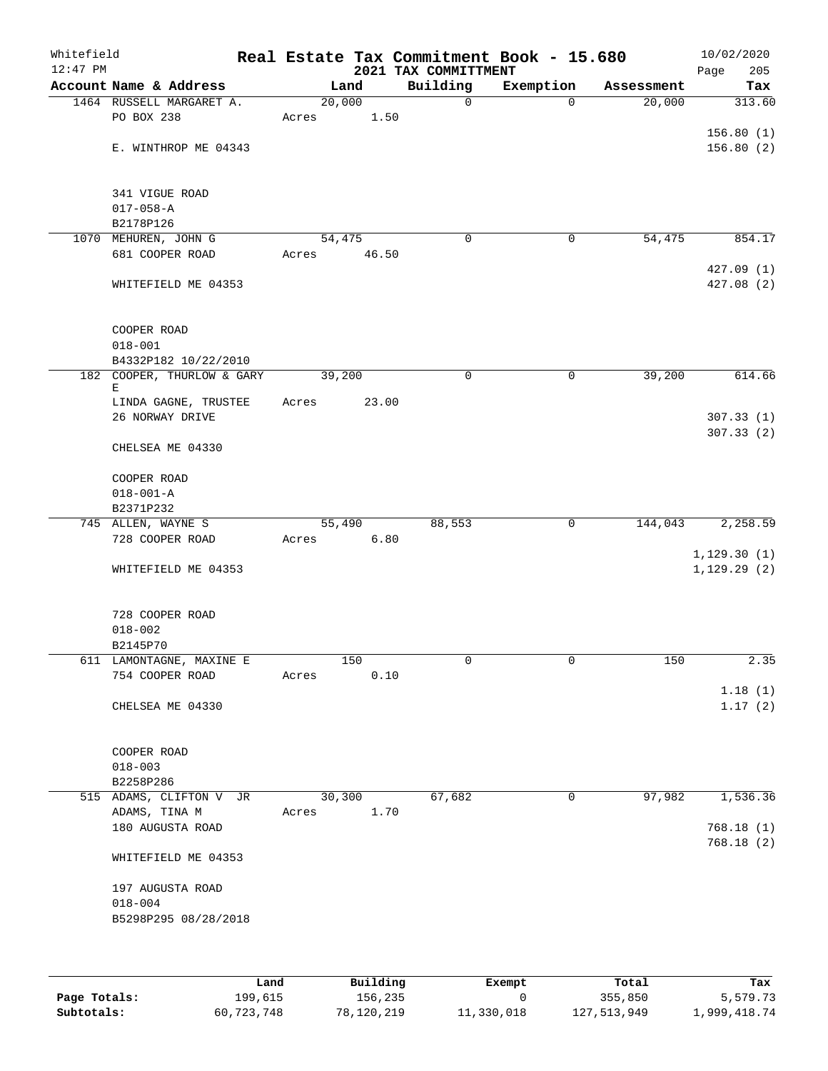Whitefield 12:47 PM

# Real Estate Tax Commitment Book - 15.680

## 2021 TAX COMMITTMENT

10/02/2020

| Account Name & Address | Land | Building | Exemption | Assessment | Tax |
|---|---|---|---|---|---|
| 1464 RUSSELL MARGARET A. | 20,000 | 0 | 0 | 20,000 | 313.60 |
| PO BOX 238 | Acres 1.50 | | | | |
| | | | | | 156.80 (1) |
| E. WINTHROP ME 04343 | | | | | 156.80 (2) |
| 341 VIGUE ROAD | | | | | |
| 017-058-A | | | | | |
| B2178P126 | | | | | |
| 1070 MEHUREN, JOHN G | 54,475 | 0 | 0 | 54,475 | 854.17 |
| 681 COOPER ROAD | Acres 46.50 | | | | |
| | | | | | 427.09 (1) |
| WHITEFIELD ME 04353 | | | | | 427.08 (2) |
| COOPER ROAD | | | | | |
| 018-001 | | | | | |
| B4332P182 10/22/2010 | | | | | |
| 182 COOPER, THURLOW & GARY E | 39,200 | 0 | 0 | 39,200 | 614.66 |
| LINDA GAGNE, TRUSTEE | Acres 23.00 | | | | |
| 26 NORWAY DRIVE | | | | | 307.33 (1) |
| | | | | | 307.33 (2) |
| CHELSEA ME 04330 | | | | | |
| COOPER ROAD | | | | | |
| 018-001-A | | | | | |
| B2371P232 | | | | | |
| 745 ALLEN, WAYNE S | 55,490 | 88,553 | 0 | 144,043 | 2,258.59 |
| 728 COOPER ROAD | Acres 6.80 | | | | |
| | | | | | 1,129.30 (1) |
| WHITEFIELD ME 04353 | | | | | 1,129.29 (2) |
| 728 COOPER ROAD | | | | | |
| 018-002 | | | | | |
| B2145P70 | | | | | |
| 611 LAMONTAGNE, MAXINE E | 150 | 0 | 0 | 150 | 2.35 |
| 754 COOPER ROAD | Acres 0.10 | | | | |
| | | | | | 1.18 (1) |
| CHELSEA ME 04330 | | | | | 1.17 (2) |
| COOPER ROAD | | | | | |
| 018-003 | | | | | |
| B2258P286 | | | | | |
| 515 ADAMS, CLIFTON V JR | 30,300 | 67,682 | 0 | 97,982 | 1,536.36 |
| ADAMS, TINA M | Acres 1.70 | | | | |
| 180 AUGUSTA ROAD | | | | | 768.18 (1) |
| | | | | | 768.18 (2) |
| WHITEFIELD ME 04353 | | | | | |
| 197 AUGUSTA ROAD | | | | | |
| 018-004 | | | | | |
| B5298P295 08/28/2018 | | | | | |

| | Land | Building | Exempt | Total | Tax |
|---|---|---|---|---|---|
| Page Totals: | 199,615 | 156,235 | 0 | 355,850 | 5,579.73 |
| Subtotals: | 60,723,748 | 78,120,219 | 11,330,018 | 127,513,949 | 1,999,418.74 |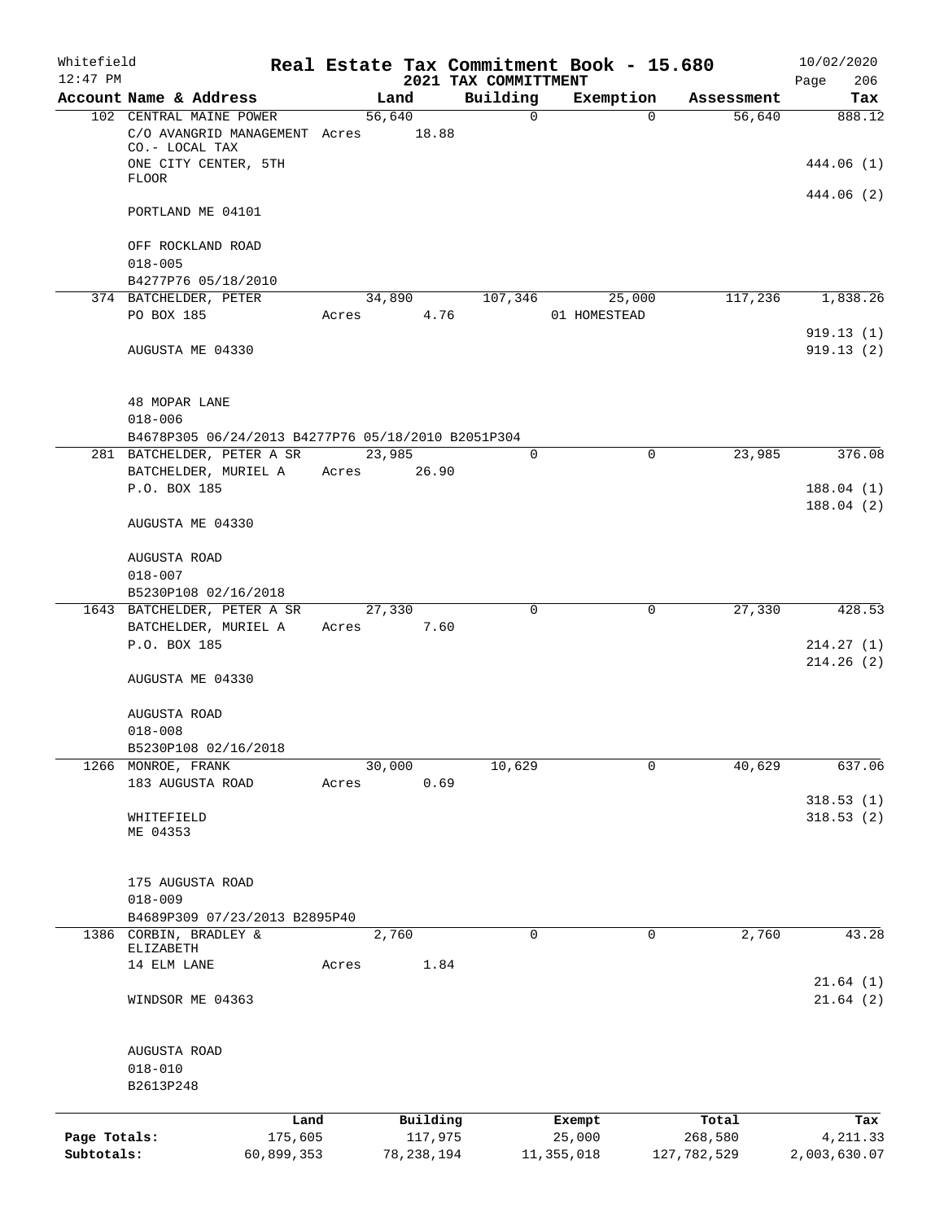Whitefield 12:47 PM

# Real Estate Tax Commitment Book - 15.680

## 2021 TAX COMMITTMENT

10/02/2020

| Account Name & Address | Land | Building | Exemption | Assessment | Tax |
|---|---|---|---|---|---|
| 102 CENTRAL MAINE POWER | 56,640 | 0 | 0 | 56,640 | 888.12 |
| C/O AVANGRID MANAGEMENT CO.- LOCAL TAX | Acres 18.88 | | | | |
| ONE CITY CENTER, 5TH FLOOR | | | | | 444.06 (1) |
| PORTLAND ME 04101 | | | | | 444.06 (2) |
| OFF ROCKLAND ROAD | | | | | |
| 018-005 | | | | | |
| B4277P76 05/18/2010 | | | | | |
| 374 BATCHELDER, PETER | 34,890 | 107,346 | 25,000 | 117,236 | 1,838.26 |
| PO BOX 185 | Acres 4.76 | | 01 HOMESTEAD | | |
| AUGUSTA ME 04330 | | | | | 919.13 (1) |
| | | | | | 919.13 (2) |
| 48 MOPAR LANE | | | | | |
| 018-006 | | | | | |
| B4678P305 06/24/2013 B4277P76 05/18/2010 B2051P304 | | | | | |
| 281 BATCHELDER, PETER A SR | 23,985 | 0 | 0 | 23,985 | 376.08 |
| BATCHELDER, MURIEL A | Acres 26.90 | | | | |
| P.O. BOX 185 | | | | | 188.04 (1) |
| AUGUSTA ME 04330 | | | | | 188.04 (2) |
| AUGUSTA ROAD | | | | | |
| 018-007 | | | | | |
| B5230P108 02/16/2018 | | | | | |
| 1643 BATCHELDER, PETER A SR | 27,330 | 0 | 0 | 27,330 | 428.53 |
| BATCHELDER, MURIEL A | Acres 7.60 | | | | |
| P.O. BOX 185 | | | | | 214.27 (1) |
| AUGUSTA ME 04330 | | | | | 214.26 (2) |
| AUGUSTA ROAD | | | | | |
| 018-008 | | | | | |
| B5230P108 02/16/2018 | | | | | |
| 1266 MONROE, FRANK | 30,000 | 10,629 | 0 | 40,629 | 637.06 |
| 183 AUGUSTA ROAD | Acres 0.69 | | | | |
| WHITEFIELD ME 04353 | | | | | 318.53 (1) |
| | | | | | 318.53 (2) |
| 175 AUGUSTA ROAD | | | | | |
| 018-009 | | | | | |
| B4689P309 07/23/2013 B2895P40 | | | | | |
| 1386 CORBIN, BRADLEY & ELIZABETH | 2,760 | 0 | 0 | 2,760 | 43.28 |
| 14 ELM LANE | Acres 1.84 | | | | |
| WINDSOR ME 04363 | | | | | 21.64 (1) |
| | | | | | 21.64 (2) |
| AUGUSTA ROAD | | | | | |
| 018-010 | | | | | |
| B2613P248 | | | | | |

| | Land | Building | Exempt | Total | Tax |
|---|---|---|---|---|---|
| Page Totals: | 175,605 | 117,975 | 25,000 | 268,580 | 4,211.33 |
| Subtotals: | 60,899,353 | 78,238,194 | 11,355,018 | 127,782,529 | 2,003,630.07 |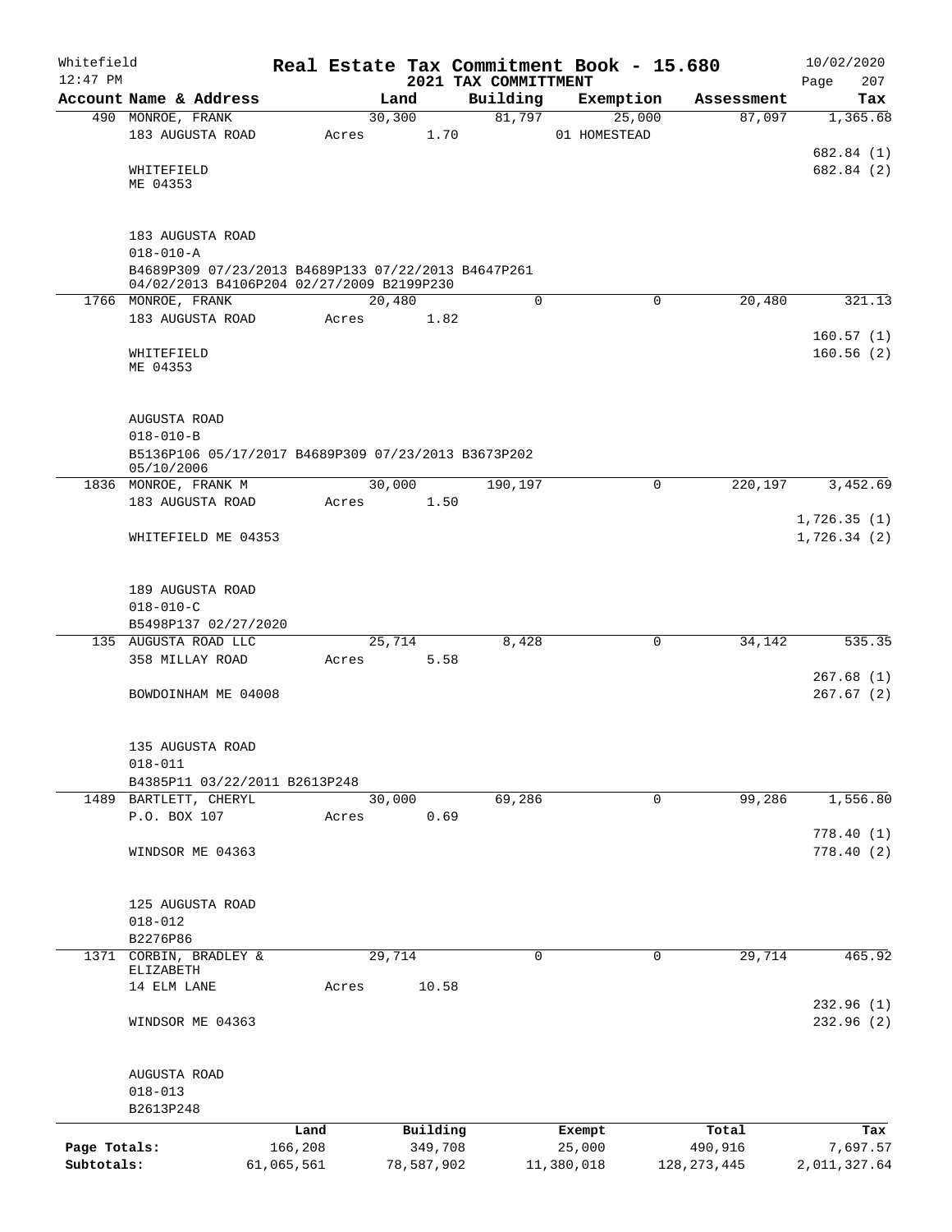Whitefield 12:47 PM

# Real Estate Tax Commitment Book - 15.680

2021 TAX COMMITTMENT

10/02/2020

| Account Name & Address | Land | Building | Exemption | Assessment | Tax |
|---|---|---|---|---|---|
| 490 MONROE, FRANK | 30,300 | 81,797 | 25,000 | 87,097 | 1,365.68 |
| 183 AUGUSTA ROAD | Acres 1.70 | | 01 HOMESTEAD | | |
| | | | | | 682.84 (1) |
| WHITEFIELD | | | | | 682.84 (2) |
| ME 04353 | | | | | |
| 183 AUGUSTA ROAD | | | | | |
| 018-010-A | | | | | |
| B4689P309 07/23/2013 B4689P133 07/22/2013 B4647P261 04/02/2013 B4106P204 02/27/2009 B2199P230 | | | | | |
| 1766 MONROE, FRANK | 20,480 | 0 | 0 | 20,480 | 321.13 |
| 183 AUGUSTA ROAD | Acres 1.82 | | | | |
| | | | | | 160.57 (1) |
| WHITEFIELD | | | | | 160.56 (2) |
| ME 04353 | | | | | |
| AUGUSTA ROAD | | | | | |
| 018-010-B | | | | | |
| B5136P106 05/17/2017 B4689P309 07/23/2013 B3673P202 05/10/2006 | | | | | |
| 1836 MONROE, FRANK M | 30,000 | 190,197 | 0 | 220,197 | 3,452.69 |
| 183 AUGUSTA ROAD | Acres 1.50 | | | | |
| | | | | | 1,726.35 (1) |
| WHITEFIELD ME 04353 | | | | | 1,726.34 (2) |
| 189 AUGUSTA ROAD | | | | | |
| 018-010-C | | | | | |
| B5498P137 02/27/2020 | | | | | |
| 135 AUGUSTA ROAD LLC | 25,714 | 8,428 | 0 | 34,142 | 535.35 |
| 358 MILLAY ROAD | Acres 5.58 | | | | |
| | | | | | 267.68 (1) |
| BOWDOINHAM ME 04008 | | | | | 267.67 (2) |
| 135 AUGUSTA ROAD | | | | | |
| 018-011 | | | | | |
| B4385P11 03/22/2011 B2613P248 | | | | | |
| 1489 BARTLETT, CHERYL | 30,000 | 69,286 | 0 | 99,286 | 1,556.80 |
| P.O. BOX 107 | Acres 0.69 | | | | |
| | | | | | 778.40 (1) |
| WINDSOR ME 04363 | | | | | 778.40 (2) |
| 125 AUGUSTA ROAD | | | | | |
| 018-012 | | | | | |
| B2276P86 | | | | | |
| 1371 CORBIN, BRADLEY & ELIZABETH | 29,714 | 0 | 0 | 29,714 | 465.92 |
| 14 ELM LANE | Acres 10.58 | | | | |
| | | | | | 232.96 (1) |
| WINDSOR ME 04363 | | | | | 232.96 (2) |
| AUGUSTA ROAD | | | | | |
| 018-013 | | | | | |
| B2613P248 | | | | | |

| | Land | Building | Exempt | Total | Tax |
|---|---|---|---|---|---|
| Page Totals: | 166,208 | 349,708 | 25,000 | 490,916 | 7,697.57 |
| Subtotals: | 61,065,561 | 78,587,902 | 11,380,018 | 128,273,445 | 2,011,327.64 |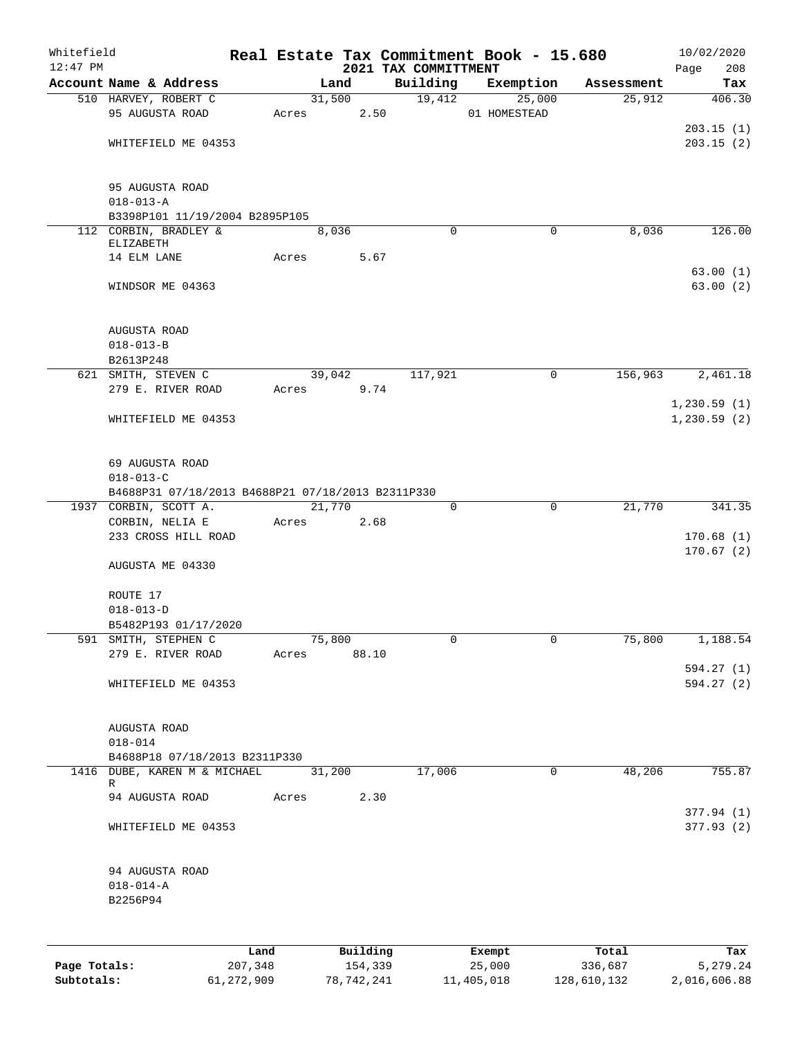Whitefield
12:47 PM

# Real Estate Tax Commitment Book - 15.680
## 2021 TAX COMMITTMENT

10/02/2020
Page 208

| Account Name & Address | Land | Building | Exemption | Assessment | Tax |
|---|---|---|---|---|---|
| 510 HARVEY, ROBERT C<br>95 AUGUSTA ROAD<br><br>WHITEFIELD ME 04353<br><br>95 AUGUSTA ROAD<br>018-013-A<br>B3398P101 11/19/2004 B2895P105 | 31,500<br>Acres 2.50 | 19,412 | 25,000<br>01 HOMESTEAD | 25,912 | 406.30<br><br>203.15 (1)<br>203.15 (2) |
| 112 CORBIN, BRADLEY & ELIZABETH<br>14 ELM LANE<br><br>WINDSOR ME 04363<br><br>AUGUSTA ROAD<br>018-013-B<br>B2613P248 | 8,036<br>Acres 5.67 | 0 | 0 | 8,036 | 126.00<br><br>63.00 (1)<br>63.00 (2) |
| 621 SMITH, STEVEN C<br>279 E. RIVER ROAD<br><br>WHITEFIELD ME 04353<br><br>69 AUGUSTA ROAD<br>018-013-C<br>B4688P31 07/18/2013 B4688P21 07/18/2013 B2311P330 | 39,042<br>Acres 9.74 | 117,921 | 0 | 156,963 | 2,461.18<br><br>1,230.59 (1)<br>1,230.59 (2) |
| 1937 CORBIN, SCOTT A.<br>CORBIN, NELIA E<br>233 CROSS HILL ROAD<br><br>AUGUSTA ME 04330<br><br>ROUTE 17<br>018-013-D<br>B5482P193 01/17/2020 | 21,770<br>Acres 2.68 | 0 | 0 | 21,770 | 341.35<br><br>170.68 (1)<br>170.67 (2) |
| 591 SMITH, STEPHEN C<br>279 E. RIVER ROAD<br><br>WHITEFIELD ME 04353<br><br>AUGUSTA ROAD<br>018-014<br>B4688P18 07/18/2013 B2311P330 | 75,800<br>Acres 88.10 | 0 | 0 | 75,800 | 1,188.54<br><br>594.27 (1)<br>594.27 (2) |
| 1416 DUBE, KAREN M & MICHAEL R<br>94 AUGUSTA ROAD<br><br>WHITEFIELD ME 04353<br><br>94 AUGUSTA ROAD<br>018-014-A<br>B2256P94 | 31,200<br>Acres 2.30 | 17,006 | 0 | 48,206 | 755.87<br><br>377.94 (1)<br>377.93 (2) |

| | Land | Building | Exempt | Total | Tax |
|---|---|---|---|---|---|
| Page Totals: | 207,348 | 154,339 | 25,000 | 336,687 | 5,279.24 |
| Subtotals: | 61,272,909 | 78,742,241 | 11,405,018 | 128,610,132 | 2,016,606.88 |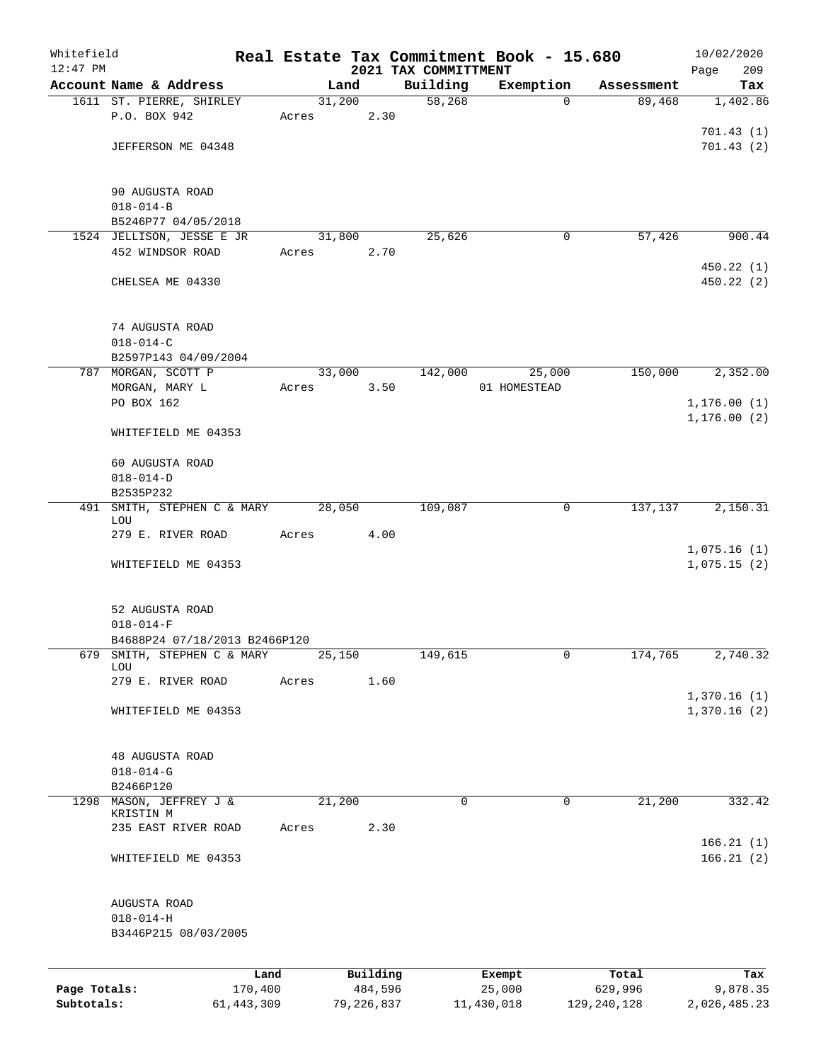Whitefield 12:47 PM

# Real Estate Tax Commitment Book - 15.680

## 2021 TAX COMMITTMENT

10/02/2020

| Account Name & Address | Land | Building | Exemption | Assessment | Tax |
|---|---|---|---|---|---|
| 1611 ST. PIERRE, SHIRLEY | 31,200 | 58,268 | 0 | 89,468 | 1,402.86 |
| P.O. BOX 942 | Acres 2.30 | | | | |
| | | | | | 701.43 (1) |
| JEFFERSON ME 04348 | | | | | 701.43 (2) |
| 90 AUGUSTA ROAD | | | | | |
| 018-014-B | | | | | |
| B5246P77 04/05/2018 | | | | | |
| 1524 JELLISON, JESSE E JR | 31,800 | 25,626 | 0 | 57,426 | 900.44 |
| 452 WINDSOR ROAD | Acres 2.70 | | | | |
| | | | | | 450.22 (1) |
| CHELSEA ME 04330 | | | | | 450.22 (2) |
| 74 AUGUSTA ROAD | | | | | |
| 018-014-C | | | | | |
| B2597P143 04/09/2004 | | | | | |
| 787 MORGAN, SCOTT P | 33,000 | 142,000 | 25,000 | 150,000 | 2,352.00 |
| MORGAN, MARY L | Acres 3.50 | | 01 HOMESTEAD | | |
| PO BOX 162 | | | | | 1,176.00 (1) |
| | | | | | 1,176.00 (2) |
| WHITEFIELD ME 04353 | | | | | |
| 60 AUGUSTA ROAD | | | | | |
| 018-014-D | | | | | |
| B2535P232 | | | | | |
| 491 SMITH, STEPHEN C & MARY LOU | 28,050 | 109,087 | 0 | 137,137 | 2,150.31 |
| 279 E. RIVER ROAD | Acres 4.00 | | | | |
| | | | | | 1,075.16 (1) |
| WHITEFIELD ME 04353 | | | | | 1,075.15 (2) |
| 52 AUGUSTA ROAD | | | | | |
| 018-014-F | | | | | |
| B4688P24 07/18/2013 B2466P120 | | | | | |
| 679 SMITH, STEPHEN C & MARY LOU | 25,150 | 149,615 | 0 | 174,765 | 2,740.32 |
| 279 E. RIVER ROAD | Acres 1.60 | | | | |
| | | | | | 1,370.16 (1) |
| WHITEFIELD ME 04353 | | | | | 1,370.16 (2) |
| 48 AUGUSTA ROAD | | | | | |
| 018-014-G | | | | | |
| B2466P120 | | | | | |
| 1298 MASON, JEFFREY J & KRISTIN M | 21,200 | 0 | 0 | 21,200 | 332.42 |
| 235 EAST RIVER ROAD | Acres 2.30 | | | | |
| | | | | | 166.21 (1) |
| WHITEFIELD ME 04353 | | | | | 166.21 (2) |
| AUGUSTA ROAD | | | | | |
| 018-014-H | | | | | |
| B3446P215 08/03/2005 | | | | | |

| | Land | Building | Exempt | Total | Tax |
|---|---|---|---|---|---|
| Page Totals: | 170,400 | 484,596 | 25,000 | 629,996 | 9,878.35 |
| Subtotals: | 61,443,309 | 79,226,837 | 11,430,018 | 129,240,128 | 2,026,485.23 |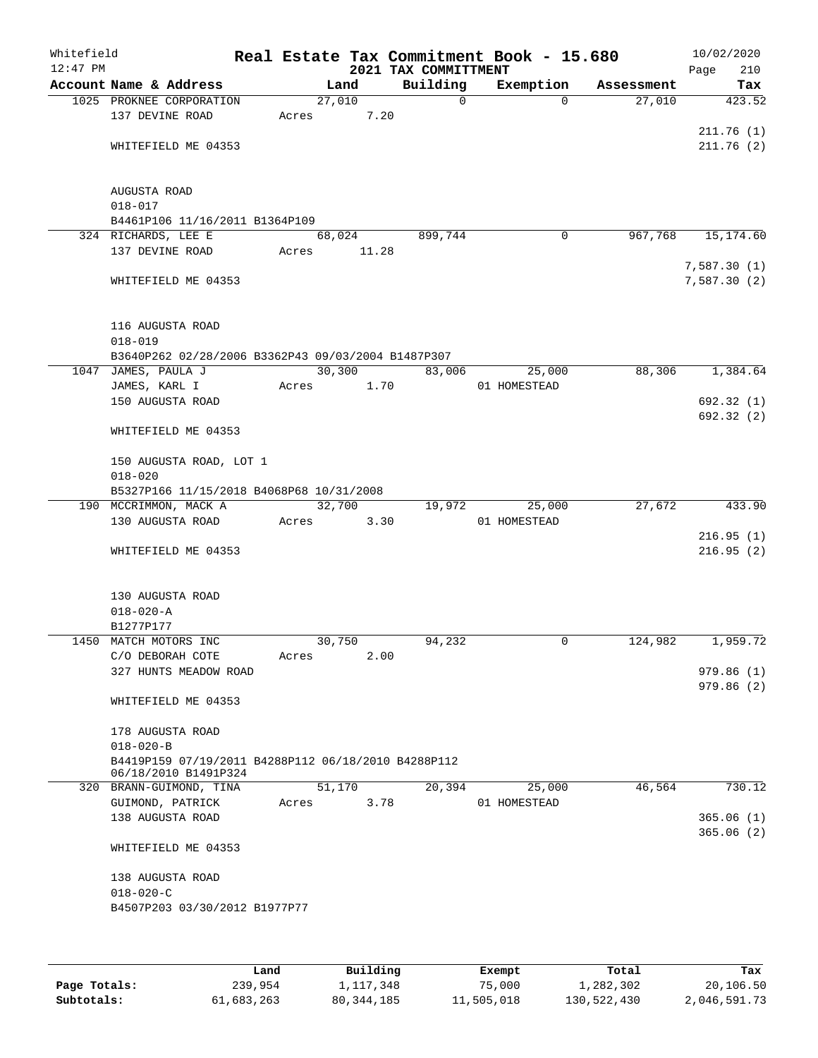Whitefield 12:47 PM

# Real Estate Tax Commitment Book - 15.680

## 2021 TAX COMMITTMENT

10/02/2020

| Account Name & Address | Land | Building | Exemption | Assessment | Tax |
|---|---|---|---|---|---|
| 1025 PROKNEE CORPORATION | 27,010 | 0 | 0 | 27,010 | 423.52 |
| 137 DEVINE ROAD | Acres 7.20 | | | | |
| | | | | | 211.76 (1) |
| WHITEFIELD ME 04353 | | | | | 211.76 (2) |
| AUGUSTA ROAD | | | | | |
| 018-017 | | | | | |
| B4461P106 11/16/2011 B1364P109 | | | | | |
| 324 RICHARDS, LEE E | 68,024 | 899,744 | 0 | 967,768 | 15,174.60 |
| 137 DEVINE ROAD | Acres 11.28 | | | | |
| | | | | | 7,587.30 (1) |
| WHITEFIELD ME 04353 | | | | | 7,587.30 (2) |
| 116 AUGUSTA ROAD | | | | | |
| 018-019 | | | | | |
| B3640P262 02/28/2006 B3362P43 09/03/2004 B1487P307 | | | | | |
| 1047 JAMES, PAULA J | 30,300 | 83,006 | 25,000 | 88,306 | 1,384.64 |
| JAMES, KARL I | Acres 1.70 | | 01 HOMESTEAD | | |
| 150 AUGUSTA ROAD | | | | | 692.32 (1) |
| | | | | | 692.32 (2) |
| WHITEFIELD ME 04353 | | | | | |
| 150 AUGUSTA ROAD, LOT 1 | | | | | |
| 018-020 | | | | | |
| B5327P166 11/15/2018 B4068P68 10/31/2008 | | | | | |
| 190 MCCRIMMON, MACK A | 32,700 | 19,972 | 25,000 | 27,672 | 433.90 |
| 130 AUGUSTA ROAD | Acres 3.30 | | 01 HOMESTEAD | | |
| | | | | | 216.95 (1) |
| WHITEFIELD ME 04353 | | | | | 216.95 (2) |
| 130 AUGUSTA ROAD | | | | | |
| 018-020-A | | | | | |
| B1277P177 | | | | | |
| 1450 MATCH MOTORS INC | 30,750 | 94,232 | 0 | 124,982 | 1,959.72 |
| C/O DEBORAH COTE | Acres 2.00 | | | | |
| 327 HUNTS MEADOW ROAD | | | | | 979.86 (1) |
| | | | | | 979.86 (2) |
| WHITEFIELD ME 04353 | | | | | |
| 178 AUGUSTA ROAD | | | | | |
| 018-020-B | | | | | |
| B4419P159 07/19/2011 B4288P112 06/18/2010 B4288P112 06/18/2010 B1491P324 | | | | | |
| 320 BRANN-GUIMOND, TINA | 51,170 | 20,394 | 25,000 | 46,564 | 730.12 |
| GUIMOND, PATRICK | Acres 3.78 | | 01 HOMESTEAD | | |
| 138 AUGUSTA ROAD | | | | | 365.06 (1) |
| | | | | | 365.06 (2) |
| WHITEFIELD ME 04353 | | | | | |
| 138 AUGUSTA ROAD | | | | | |
| 018-020-C | | | | | |
| B4507P203 03/30/2012 B1977P77 | | | | | |

| | Land | Building | Exempt | Total | Tax |
|---|---|---|---|---|---|
| Page Totals: | 239,954 | 1,117,348 | 75,000 | 1,282,302 | 20,106.50 |
| Subtotals: | 61,683,263 | 80,344,185 | 11,505,018 | 130,522,430 | 2,046,591.73 |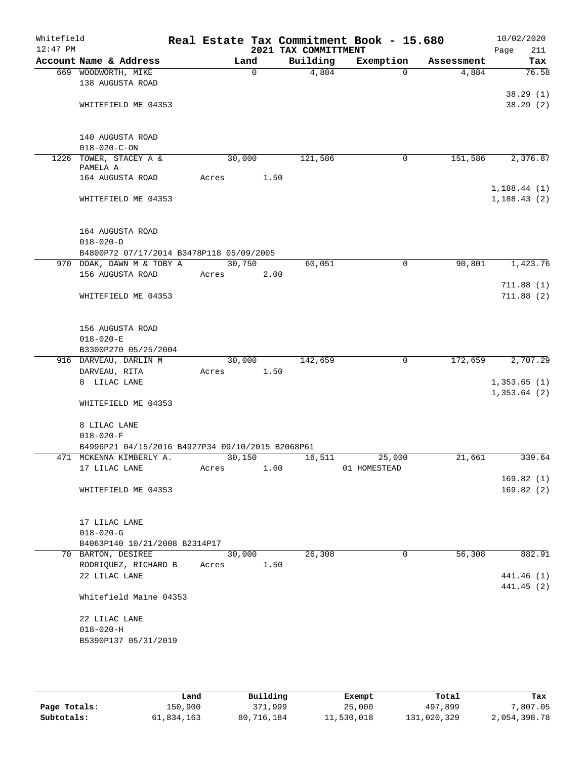Whitefield 12:47 PM

# Real Estate Tax Commitment Book - 15.680

## 2021 TAX COMMITTMENT

10/02/2020 Page 211

| Account Name & Address | Land | Building | Exemption | Assessment | Tax |
|---|---|---|---|---|---|
| 669 WOODWORTH, MIKE<br>138 AUGUSTA ROAD<br><br>WHITEFIELD ME 04353<br><br>140 AUGUSTA ROAD<br>018-020-C-ON | 0 | 4,884 | 0 | 4,884 | 76.58<br><br>38.29 (1)<br>38.29 (2) |
| 1226 TOWER, STACEY A &<br>PAMELA A<br>164 AUGUSTA ROAD<br><br>WHITEFIELD ME 04353<br><br>164 AUGUSTA ROAD<br>018-020-D<br>B4800P72 07/17/2014 B3478P118 05/09/2005 | 30,000<br>Acres 1.50 | 121,586 | 0 | 151,586 | 2,376.87<br><br>1,188.44 (1)<br>1,188.43 (2) |
| 970 DOAK, DAWN M & TOBY A<br>156 AUGUSTA ROAD<br><br>WHITEFIELD ME 04353<br><br>156 AUGUSTA ROAD<br>018-020-E<br>B3300P270 05/25/2004 | 30,750<br>Acres 2.00 | 60,051 | 0 | 90,801 | 1,423.76<br><br>711.88 (1)<br>711.88 (2) |
| 916 DARVEAU, DARLIN M<br>DARVEAU, RITA<br>8 LILAC LANE<br><br>WHITEFIELD ME 04353<br><br>8 LILAC LANE<br>018-020-F<br>B4996P21 04/15/2016 B4927P34 09/10/2015 B2068P61 | 30,000<br>Acres 1.50 | 142,659 | 0 | 172,659 | 2,707.29<br><br>1,353.65 (1)<br>1,353.64 (2) |
| 471 MCKENNA KIMBERLY A.<br>17 LILAC LANE<br><br>WHITEFIELD ME 04353<br><br>17 LILAC LANE<br>018-020-G<br>B4063P140 10/21/2008 B2314P17 | 30,150<br>Acres 1.60 | 16,511 | 25,000<br>01 HOMESTEAD | 21,661 | 339.64<br><br>169.82 (1)<br>169.82 (2) |
| 70 BARTON, DESIREE<br>RODRIQUEZ, RICHARD B<br>22 LILAC LANE<br><br>Whitefield Maine 04353<br><br>22 LILAC LANE<br>018-020-H<br>B5390P137 05/31/2019 | 30,000<br>Acres 1.50 | 26,308 | 0 | 56,308 | 882.91<br><br>441.46 (1)<br>441.45 (2) |

| | Land | Building | Exempt | Total | Tax |
|---|---|---|---|---|---|
| Page Totals: | 150,900 | 371,999 | 25,000 | 497,899 | 7,807.05 |
| Subtotals: | 61,834,163 | 80,716,184 | 11,530,018 | 131,020,329 | 2,054,398.78 |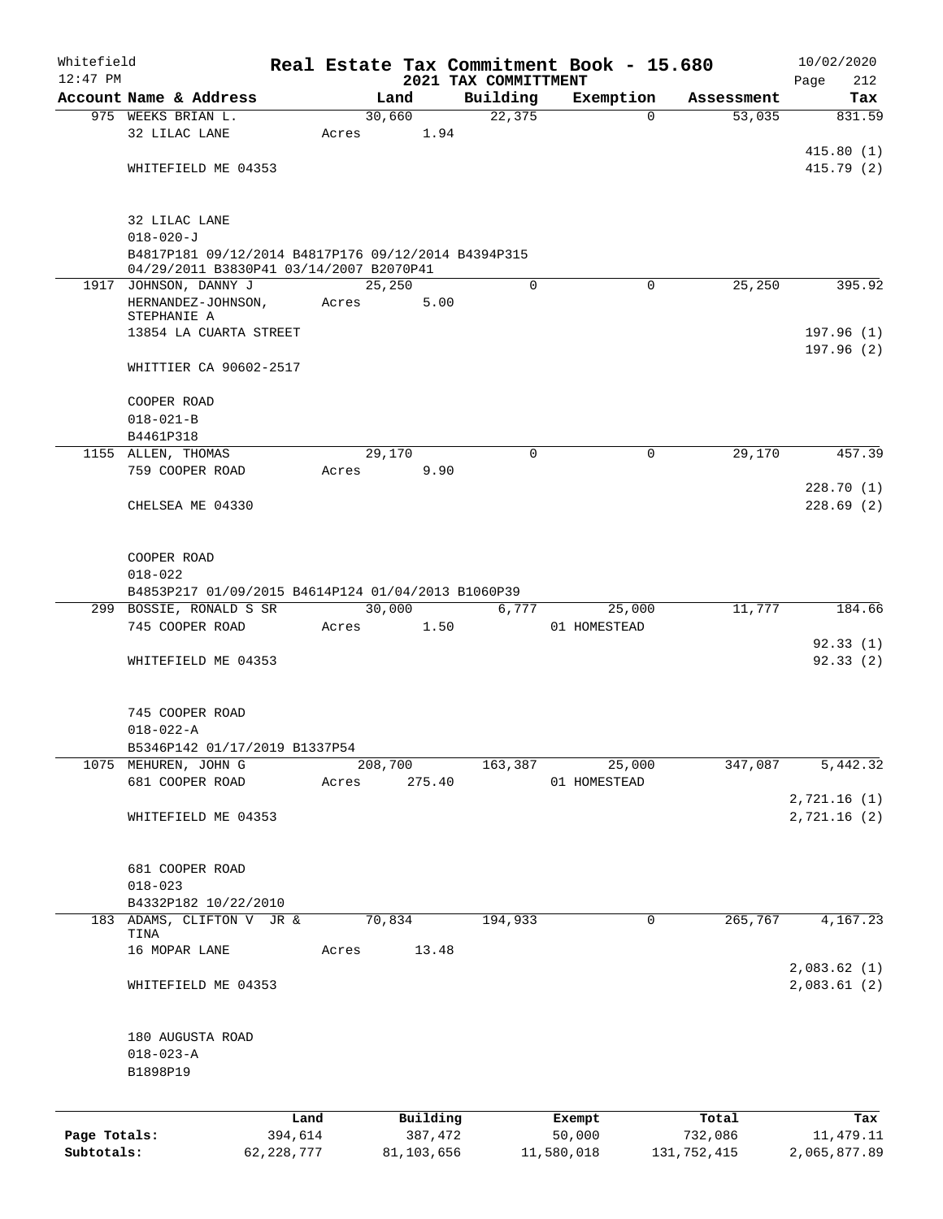Whitefield 12:47 PM

# Real Estate Tax Commitment Book - 15.680

## 2021 TAX COMMITTMENT

10/02/2020

| Account Name & Address | Land | Building | Exemption | Assessment | Tax |
|---|---|---|---|---|---|
| 975 WEEKS BRIAN L. | 30,660 | 22,375 | 0 | 53,035 | 831.59 |
| 32 LILAC LANE | Acres 1.94 | | | | |
| | | | | | 415.80 (1) |
| WHITEFIELD ME 04353 | | | | | 415.79 (2) |
| 32 LILAC LANE | | | | | |
| 018-020-J | | | | | |
| B4817P181 09/12/2014 B4817P176 09/12/2014 B4394P315 04/29/2011 B3830P41 03/14/2007 B2070P41 | | | | | |
| 1917 JOHNSON, DANNY J | 25,250 | 0 | 0 | 25,250 | 395.92 |
| HERNANDEZ-JOHNSON, STEPHANIE A | Acres 5.00 | | | | |
| 13854 LA CUARTA STREET | | | | | 197.96 (1) |
| | | | | | 197.96 (2) |
| WHITTIER CA 90602-2517 | | | | | |
| COOPER ROAD | | | | | |
| 018-021-B | | | | | |
| B4461P318 | | | | | |
| 1155 ALLEN, THOMAS | 29,170 | 0 | 0 | 29,170 | 457.39 |
| 759 COOPER ROAD | Acres 9.90 | | | | |
| | | | | | 228.70 (1) |
| CHELSEA ME 04330 | | | | | 228.69 (2) |
| COOPER ROAD | | | | | |
| 018-022 | | | | | |
| B4853P217 01/09/2015 B4614P124 01/04/2013 B1060P39 | | | | | |
| 299 BOSSIE, RONALD S SR | 30,000 | 6,777 | 25,000 | 11,777 | 184.66 |
| 745 COOPER ROAD | Acres 1.50 | | 01 HOMESTEAD | | |
| | | | | | 92.33 (1) |
| WHITEFIELD ME 04353 | | | | | 92.33 (2) |
| 745 COOPER ROAD | | | | | |
| 018-022-A | | | | | |
| B5346P142 01/17/2019 B1337P54 | | | | | |
| 1075 MEHUREN, JOHN G | 208,700 | 163,387 | 25,000 | 347,087 | 5,442.32 |
| 681 COOPER ROAD | Acres 275.40 | | 01 HOMESTEAD | | |
| | | | | | 2,721.16 (1) |
| WHITEFIELD ME 04353 | | | | | 2,721.16 (2) |
| 681 COOPER ROAD | | | | | |
| 018-023 | | | | | |
| B4332P182 10/22/2010 | | | | | |
| 183 ADAMS, CLIFTON V JR & TINA | 70,834 | 194,933 | 0 | 265,767 | 4,167.23 |
| 16 MOPAR LANE | Acres 13.48 | | | | |
| | | | | | 2,083.62 (1) |
| WHITEFIELD ME 04353 | | | | | 2,083.61 (2) |
| 180 AUGUSTA ROAD | | | | | |
| 018-023-A | | | | | |
| B1898P19 | | | | | |

| | Land | Building | Exempt | Total | Tax |
|---|---|---|---|---|---|
| Page Totals: | 394,614 | 387,472 | 50,000 | 732,086 | 11,479.11 |
| Subtotals: | 62,228,777 | 81,103,656 | 11,580,018 | 131,752,415 | 2,065,877.89 |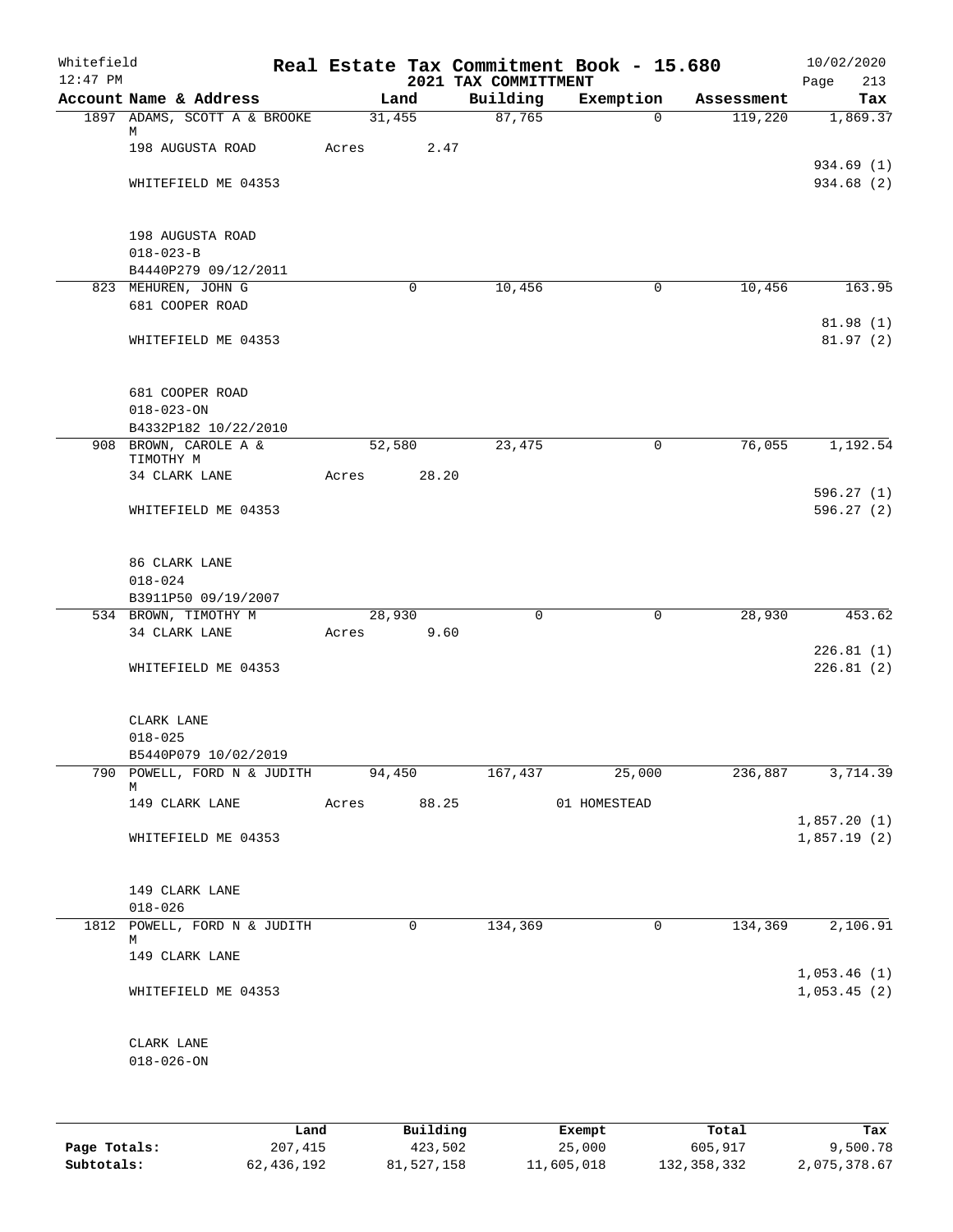Whitefield 12:47 PM

# Real Estate Tax Commitment Book - 15.680

## 2021 TAX COMMITTMENT

10/02/2020

| Account Name & Address | Land | Building | Exemption | Assessment | Tax |
|---|---|---|---|---|---|
| 1897 ADAMS, SCOTT A & BROOKE M | 31,455 | 87,765 | 0 | 119,220 | 1,869.37 |
| 198 AUGUSTA ROAD | Acres 2.47 | | | | |
| | | | | | 934.69 (1) |
| WHITEFIELD ME 04353 | | | | | 934.68 (2) |
| 198 AUGUSTA ROAD | | | | | |
| 018-023-B | | | | | |
| B4440P279 09/12/2011 | | | | | |
| 823 MEHUREN, JOHN G | 0 | 10,456 | 0 | 10,456 | 163.95 |
| 681 COOPER ROAD | | | | | |
| | | | | | 81.98 (1) |
| WHITEFIELD ME 04353 | | | | | 81.97 (2) |
| 681 COOPER ROAD | | | | | |
| 018-023-ON | | | | | |
| B4332P182 10/22/2010 | | | | | |
| 908 BROWN, CAROLE A & TIMOTHY M | 52,580 | 23,475 | 0 | 76,055 | 1,192.54 |
| 34 CLARK LANE | Acres 28.20 | | | | |
| | | | | | 596.27 (1) |
| WHITEFIELD ME 04353 | | | | | 596.27 (2) |
| 86 CLARK LANE | | | | | |
| 018-024 | | | | | |
| B3911P50 09/19/2007 | | | | | |
| 534 BROWN, TIMOTHY M | 28,930 | 0 | 0 | 28,930 | 453.62 |
| 34 CLARK LANE | Acres 9.60 | | | | |
| | | | | | 226.81 (1) |
| WHITEFIELD ME 04353 | | | | | 226.81 (2) |
| CLARK LANE | | | | | |
| 018-025 | | | | | |
| B5440P079 10/02/2019 | | | | | |
| 790 POWELL, FORD N & JUDITH M | 94,450 | 167,437 | 25,000 | 236,887 | 3,714.39 |
| 149 CLARK LANE | Acres 88.25 | | 01 HOMESTEAD | | |
| | | | | | 1,857.20 (1) |
| WHITEFIELD ME 04353 | | | | | 1,857.19 (2) |
| 149 CLARK LANE | | | | | |
| 018-026 | | | | | |
| 1812 POWELL, FORD N & JUDITH M | 0 | 134,369 | 0 | 134,369 | 2,106.91 |
| 149 CLARK LANE | | | | | |
| | | | | | 1,053.46 (1) |
| WHITEFIELD ME 04353 | | | | | 1,053.45 (2) |
| CLARK LANE | | | | | |
| 018-026-ON | | | | | |

| | Land | Building | Exempt | Total | Tax |
|---|---|---|---|---|---|
| Page Totals: | 207,415 | 423,502 | 25,000 | 605,917 | 9,500.78 |
| Subtotals: | 62,436,192 | 81,527,158 | 11,605,018 | 132,358,332 | 2,075,378.67 |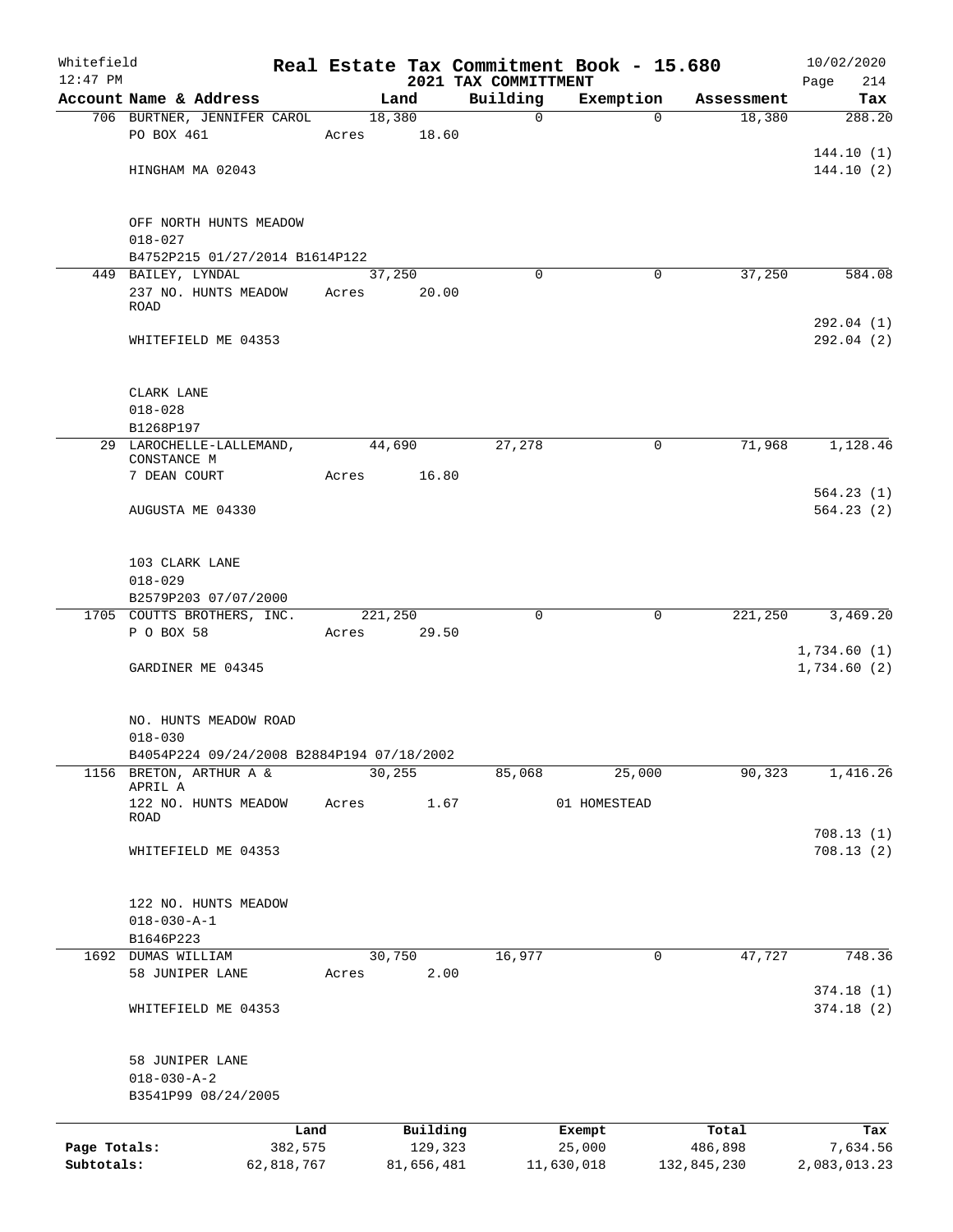Whitefield 12:47 PM

# Real Estate Tax Commitment Book - 15.680

## 2021 TAX COMMITTMENT

10/02/2020

| Account Name & Address | Land | Building | Exemption | Assessment | Tax |
|---|---|---|---|---|---|
| 706 BURTNER, JENNIFER CAROL | 18,380 | 0 | 0 | 18,380 | 288.20 |
| PO BOX 461 | Acres 18.60 | | | | |
| | | | | | 144.10 (1) |
| HINGHAM MA 02043 | | | | | 144.10 (2) |
| OFF NORTH HUNTS MEADOW | | | | | |
| 018-027 | | | | | |
| B4752P215 01/27/2014 B1614P122 | | | | | |
| 449 BAILEY, LYNDAL | 37,250 | 0 | 0 | 37,250 | 584.08 |
| 237 NO. HUNTS MEADOW ROAD | Acres 20.00 | | | | |
| | | | | | 292.04 (1) |
| WHITEFIELD ME 04353 | | | | | 292.04 (2) |
| CLARK LANE | | | | | |
| 018-028 | | | | | |
| B1268P197 | | | | | |
| 29 LAROCHELLE-LALLEMAND, CONSTANCE M | 44,690 | 27,278 | 0 | 71,968 | 1,128.46 |
| 7 DEAN COURT | Acres 16.80 | | | | |
| | | | | | 564.23 (1) |
| AUGUSTA ME 04330 | | | | | 564.23 (2) |
| 103 CLARK LANE | | | | | |
| 018-029 | | | | | |
| B2579P203 07/07/2000 | | | | | |
| 1705 COUTTS BROTHERS, INC. | 221,250 | 0 | 0 | 221,250 | 3,469.20 |
| P O BOX 58 | Acres 29.50 | | | | |
| | | | | | 1,734.60 (1) |
| GARDINER ME 04345 | | | | | 1,734.60 (2) |
| NO. HUNTS MEADOW ROAD | | | | | |
| 018-030 | | | | | |
| B4054P224 09/24/2008 B2884P194 07/18/2002 | | | | | |
| 1156 BRETON, ARTHUR A & APRIL A | 30,255 | 85,068 | 25,000 | 90,323 | 1,416.26 |
| 122 NO. HUNTS MEADOW ROAD | Acres 1.67 | | 01 HOMESTEAD | | |
| | | | | | 708.13 (1) |
| WHITEFIELD ME 04353 | | | | | 708.13 (2) |
| 122 NO. HUNTS MEADOW | | | | | |
| 018-030-A-1 | | | | | |
| B1646P223 | | | | | |
| 1692 DUMAS WILLIAM | 30,750 | 16,977 | 0 | 47,727 | 748.36 |
| 58 JUNIPER LANE | Acres 2.00 | | | | |
| | | | | | 374.18 (1) |
| WHITEFIELD ME 04353 | | | | | 374.18 (2) |
| 58 JUNIPER LANE | | | | | |
| 018-030-A-2 | | | | | |
| B3541P99 08/24/2005 | | | | | |

| | Land | Building | Exempt | Total | Tax |
|---|---|---|---|---|---|
| Page Totals: | 382,575 | 129,323 | 25,000 | 486,898 | 7,634.56 |
| Subtotals: | 62,818,767 | 81,656,481 | 11,630,018 | 132,845,230 | 2,083,013.23 |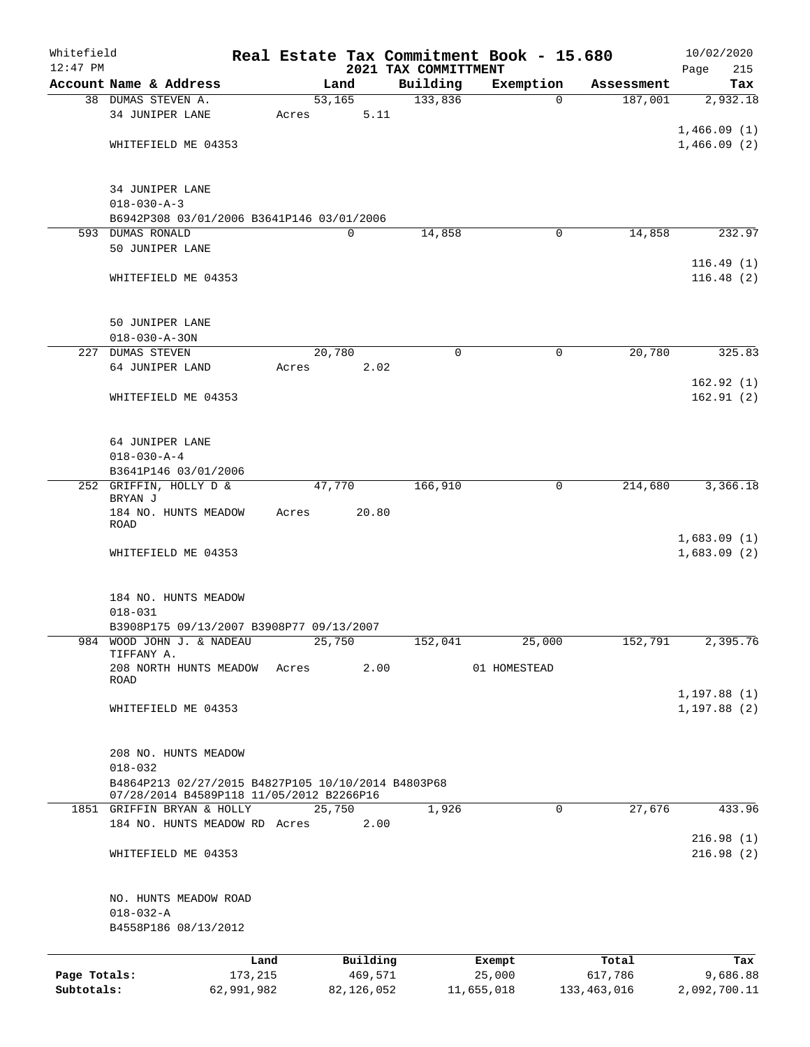Whitefield 12:47 PM

# Real Estate Tax Commitment Book - 15.680

## 2021 TAX COMMITTMENT

10/02/2020

| Account | Name & Address | Land | Building | Exemption | Assessment | Tax |
|---|---|---|---|---|---|---|
| 38 | DUMAS STEVEN A.<br>34 JUNIPER LANE<br><br>WHITEFIELD ME 04353<br><br>34 JUNIPER LANE<br>018-030-A-3<br>B6942P308 03/01/2006 B3641P146 03/01/2006 | 53,165<br>Acres 5.11 | 133,836 | 0 | 187,001 | 2,932.18<br><br>1,466.09 (1)<br>1,466.09 (2) |
| 593 | DUMAS RONALD<br>50 JUNIPER LANE<br><br>WHITEFIELD ME 04353<br><br>50 JUNIPER LANE<br>018-030-A-3ON | 0 | 14,858 | 0 | 14,858 | 232.97<br><br>116.49 (1)<br>116.48 (2) |
| 227 | DUMAS STEVEN<br>64 JUNIPER LAND<br><br>WHITEFIELD ME 04353<br><br>64 JUNIPER LANE<br>018-030-A-4<br>B3641P146 03/01/2006 | 20,780<br>Acres 2.02 | 0 | 0 | 20,780 | 325.83<br><br>162.92 (1)<br>162.91 (2) |
| 252 | GRIFFIN, HOLLY D & BRYAN J<br>184 NO. HUNTS MEADOW ROAD<br><br>WHITEFIELD ME 04353<br><br>184 NO. HUNTS MEADOW<br>018-031<br>B3908P175 09/13/2007 B3908P77 09/13/2007 | 47,770<br>Acres 20.80 | 166,910 | 0 | 214,680 | 3,366.18<br><br>1,683.09 (1)<br>1,683.09 (2) |
| 984 | WOOD JOHN J. & NADEAU TIFFANY A.<br>208 NORTH HUNTS MEADOW ROAD<br><br>WHITEFIELD ME 04353<br><br>208 NO. HUNTS MEADOW<br>018-032<br>B4864P213 02/27/2015 B4827P105 10/10/2014 B4803P68 07/28/2014 B4589P118 11/05/2012 B2266P16 | 25,750<br>Acres 2.00 | 152,041 | 25,000<br>01 HOMESTEAD | 152,791 | 2,395.76<br><br>1,197.88 (1)<br>1,197.88 (2) |
| 1851 | GRIFFIN BRYAN & HOLLY<br>184 NO. HUNTS MEADOW RD<br><br>WHITEFIELD ME 04353<br><br>NO. HUNTS MEADOW ROAD<br>018-032-A<br>B4558P186 08/13/2012 | 25,750<br>Acres 2.00 | 1,926 | 0 | 27,676 | 433.96<br><br>216.98 (1)<br>216.98 (2) |

| | Land | Building | Exempt | Total | Tax |
|---|---|---|---|---|---|
| Page Totals: | 173,215 | 469,571 | 25,000 | 617,786 | 9,686.88 |
| Subtotals: | 62,991,982 | 82,126,052 | 11,655,018 | 133,463,016 | 2,092,700.11 |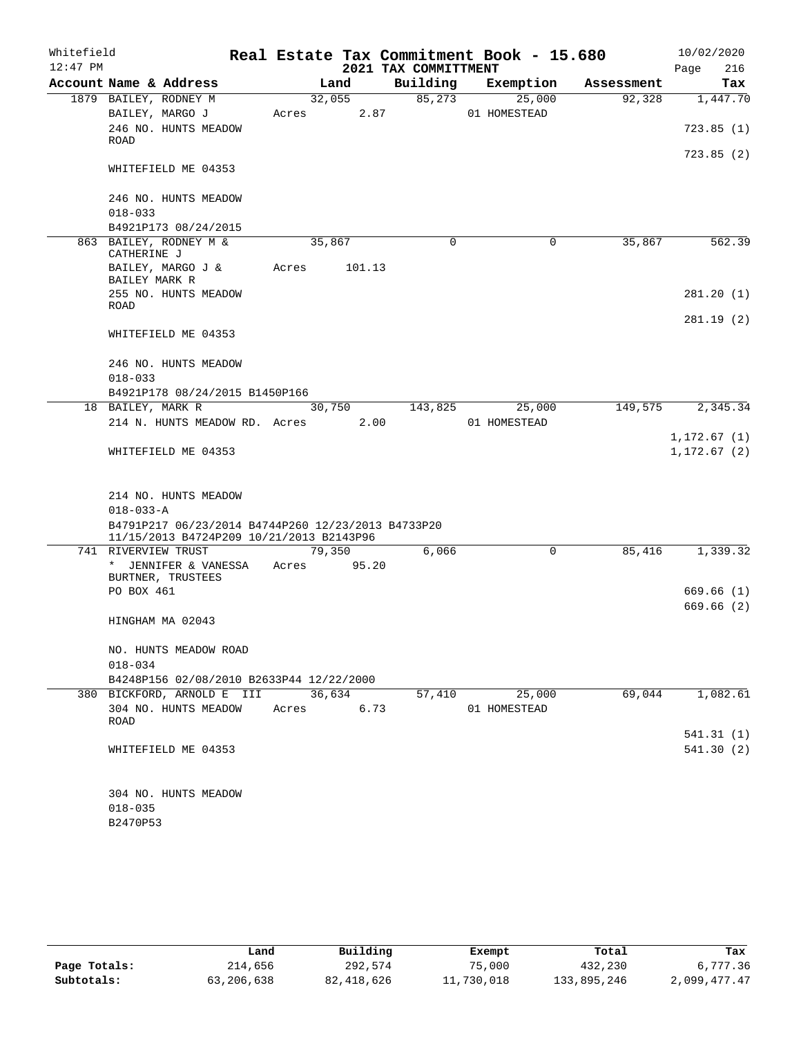Whitefield
12:47 PM

# Real Estate Tax Commitment Book - 15.680

## 2021 TAX COMMITTMENT

10/02/2020
Page 216

| Account Name & Address | Land | Building | Exemption | Assessment | Tax |
|---|---|---|---|---|---|
| 1879 BAILEY, RODNEY M | 32,055 | 85,273 | 25,000 | 92,328 | 1,447.70 |
| BAILEY, MARGO J | Acres 2.87 | | 01 HOMESTEAD | | |
| 246 NO. HUNTS MEADOW ROAD | | | | | 723.85 (1) |
| | | | | | 723.85 (2) |
| WHITEFIELD ME 04353 | | | | | |
| 246 NO. HUNTS MEADOW | | | | | |
| 018-033 | | | | | |
| B4921P173 08/24/2015 | | | | | |
| 863 BAILEY, RODNEY M & CATHERINE J | 35,867 | 0 | 0 | 35,867 | 562.39 |
| BAILEY, MARGO J & BAILEY MARK R | Acres 101.13 | | | | |
| 255 NO. HUNTS MEADOW ROAD | | | | | 281.20 (1) |
| | | | | | 281.19 (2) |
| WHITEFIELD ME 04353 | | | | | |
| 246 NO. HUNTS MEADOW | | | | | |
| 018-033 | | | | | |
| B4921P178 08/24/2015 B1450P166 | | | | | |
| 18 BAILEY, MARK R | 30,750 | 143,825 | 25,000 | 149,575 | 2,345.34 |
| 214 N. HUNTS MEADOW RD. | Acres 2.00 | | 01 HOMESTEAD | | |
| | | | | | 1,172.67 (1) |
| WHITEFIELD ME 04353 | | | | | 1,172.67 (2) |
| 214 NO. HUNTS MEADOW | | | | | |
| 018-033-A | | | | | |
| B4791P217 06/23/2014 B4744P260 12/23/2013 B4733P20 11/15/2013 B4724P209 10/21/2013 B2143P96 | | | | | |
| 741 RIVERVIEW TRUST | 79,350 | 6,066 | 0 | 85,416 | 1,339.32 |
| * JENNIFER & VANESSA BURTNER, TRUSTEES | Acres 95.20 | | | | |
| PO BOX 461 | | | | | 669.66 (1) |
| | | | | | 669.66 (2) |
| HINGHAM MA 02043 | | | | | |
| NO. HUNTS MEADOW ROAD | | | | | |
| 018-034 | | | | | |
| B4248P156 02/08/2010 B2633P44 12/22/2000 | | | | | |
| 380 BICKFORD, ARNOLD E III | 36,634 | 57,410 | 25,000 | 69,044 | 1,082.61 |
| 304 NO. HUNTS MEADOW ROAD | Acres 6.73 | | 01 HOMESTEAD | | |
| | | | | | 541.31 (1) |
| WHITEFIELD ME 04353 | | | | | 541.30 (2) |
| 304 NO. HUNTS MEADOW | | | | | |
| 018-035 | | | | | |
| B2470P53 | | | | | |

| | Land | Building | Exempt | Total | Tax |
|---|---|---|---|---|---|
| Page Totals: | 214,656 | 292,574 | 75,000 | 432,230 | 6,777.36 |
| Subtotals: | 63,206,638 | 82,418,626 | 11,730,018 | 133,895,246 | 2,099,477.47 |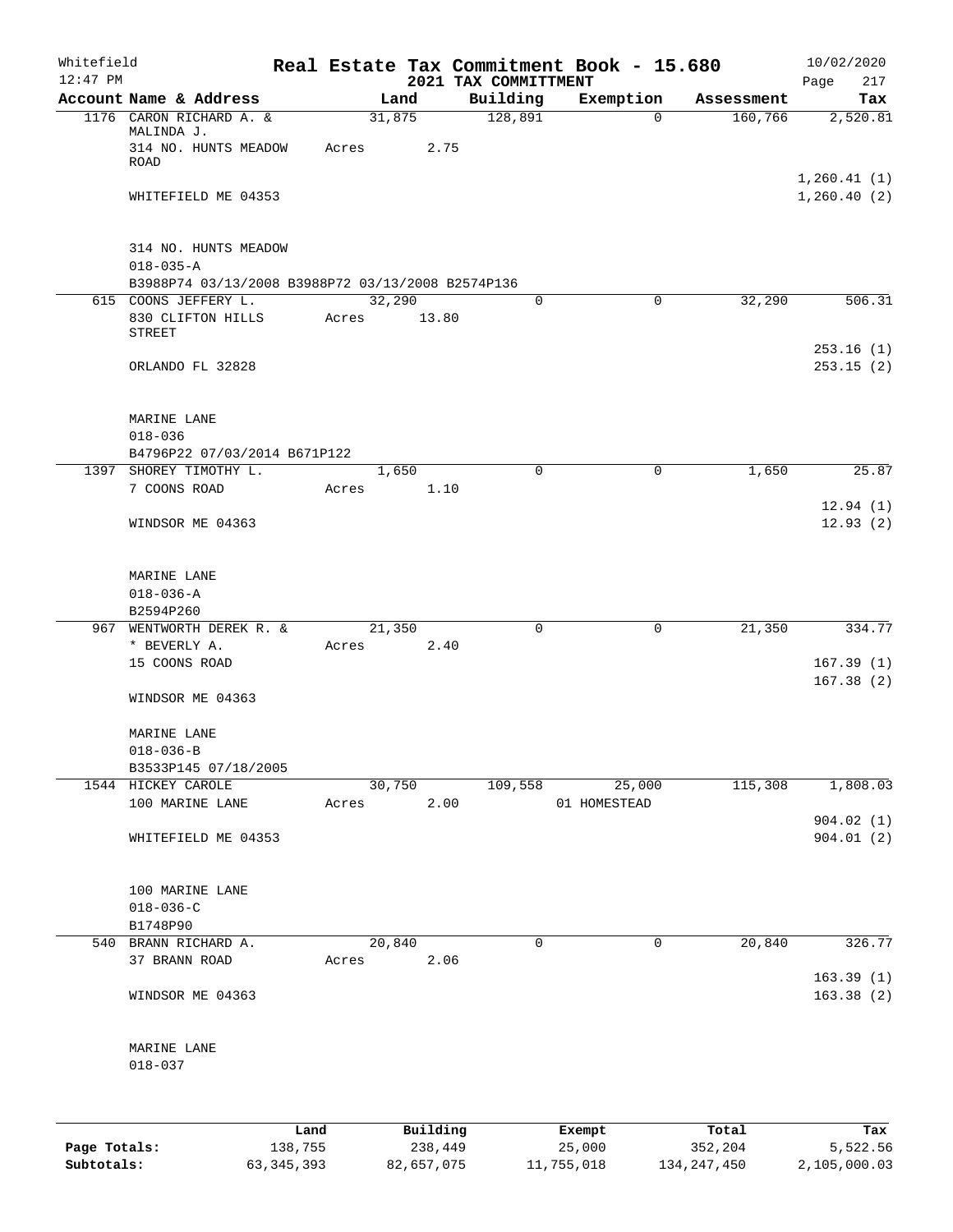Whitefield 12:47 PM

# Real Estate Tax Commitment Book - 15.680

## 2021 TAX COMMITTMENT

10/02/2020 Page 217

| Account Name & Address | Land | Building | Exemption | Assessment | Tax |
|---|---|---|---|---|---|
| 1176 CARON RICHARD A. & MALINDA J. | 31,875 | 128,891 | 0 | 160,766 | 2,520.81 |
| 314 NO. HUNTS MEADOW ROAD | Acres 2.75 | | | | |
| WHITEFIELD ME 04353 | | | | | 1,260.41 (1) |
| | | | | | 1,260.40 (2) |
| 314 NO. HUNTS MEADOW | | | | | |
| 018-035-A | | | | | |
| B3988P74 03/13/2008 B3988P72 03/13/2008 B2574P136 | | | | | |
| 615 COONS JEFFERY L. | 32,290 | 0 | 0 | 32,290 | 506.31 |
| 830 CLIFTON HILLS STREET | Acres 13.80 | | | | |
| ORLANDO FL 32828 | | | | | 253.16 (1) |
| | | | | | 253.15 (2) |
| MARINE LANE | | | | | |
| 018-036 | | | | | |
| B4796P22 07/03/2014 B671P122 | | | | | |
| 1397 SHOREY TIMOTHY L. | 1,650 | 0 | 0 | 1,650 | 25.87 |
| 7 COONS ROAD | Acres 1.10 | | | | |
| WINDSOR ME 04363 | | | | | 12.94 (1) |
| | | | | | 12.93 (2) |
| MARINE LANE | | | | | |
| 018-036-A | | | | | |
| B2594P260 | | | | | |
| 967 WENTWORTH DEREK R. & * BEVERLY A. | 21,350 | 0 | 0 | 21,350 | 334.77 |
| 15 COONS ROAD | Acres 2.40 | | | | 167.39 (1) |
| WINDSOR ME 04363 | | | | | 167.38 (2) |
| MARINE LANE | | | | | |
| 018-036-B | | | | | |
| B3533P145 07/18/2005 | | | | | |
| 1544 HICKEY CAROLE | 30,750 | 109,558 | 25,000 | 115,308 | 1,808.03 |
| 100 MARINE LANE | Acres 2.00 | | 01 HOMESTEAD | | |
| WHITEFIELD ME 04353 | | | | | 904.02 (1) |
| | | | | | 904.01 (2) |
| 100 MARINE LANE | | | | | |
| 018-036-C | | | | | |
| B1748P90 | | | | | |
| 540 BRANN RICHARD A. | 20,840 | 0 | 0 | 20,840 | 326.77 |
| 37 BRANN ROAD | Acres 2.06 | | | | |
| WINDSOR ME 04363 | | | | | 163.39 (1) |
| | | | | | 163.38 (2) |
| MARINE LANE | | | | | |
| 018-037 | | | | | |

| | Land | Building | Exempt | Total | Tax |
|---|---|---|---|---|---|
| Page Totals: | 138,755 | 238,449 | 25,000 | 352,204 | 5,522.56 |
| Subtotals: | 63,345,393 | 82,657,075 | 11,755,018 | 134,247,450 | 2,105,000.03 |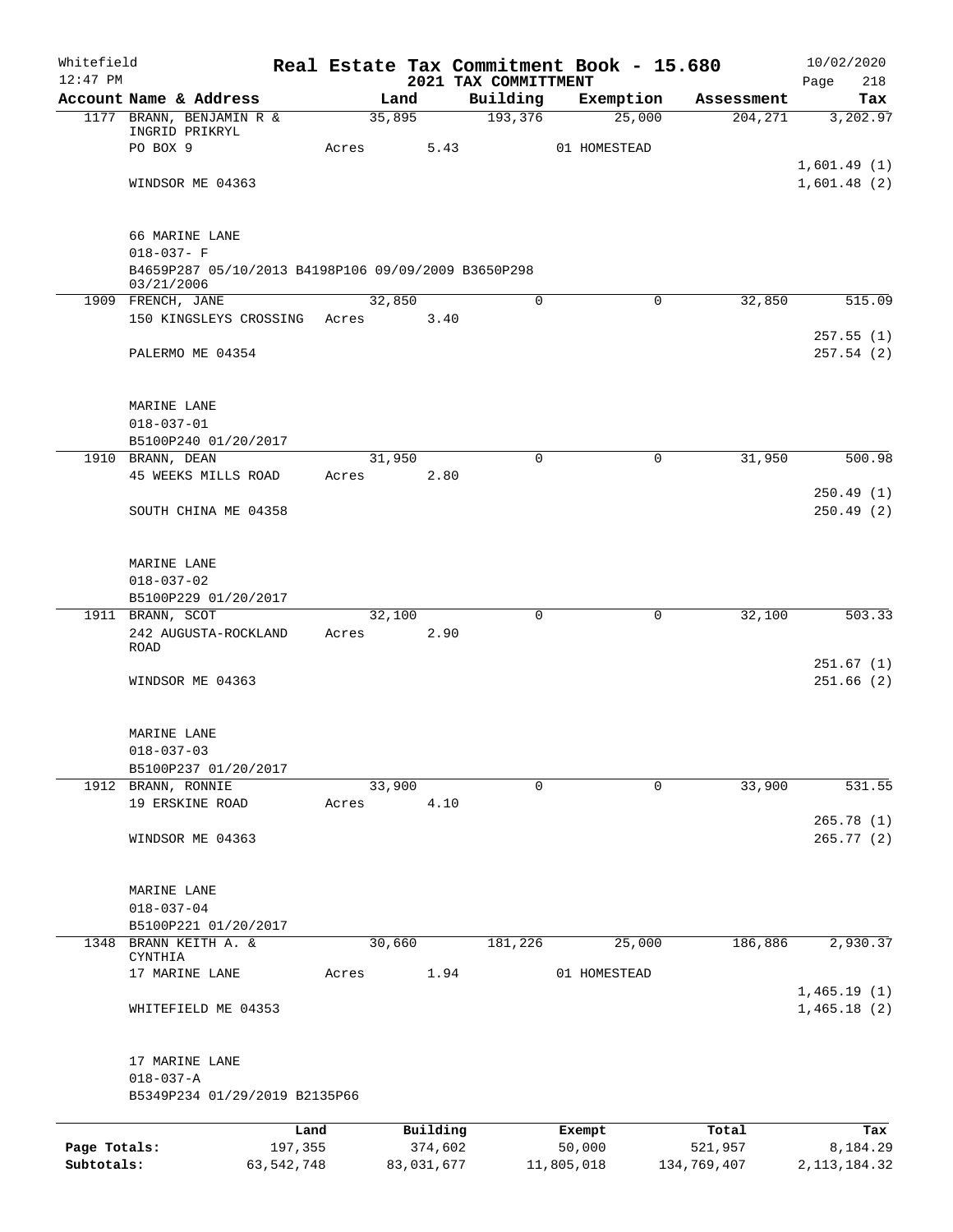Whitefield 12:47 PM

# Real Estate Tax Commitment Book - 15.680
## 2021 TAX COMMITTMENT

10/02/2020 Page 218

| Account Name & Address | Land | Building | Exemption | Assessment | Tax |
|---|---|---|---|---|---|
| 1177 BRANN, BENJAMIN R & INGRID PRIKRYL | 35,895 | 193,376 | 25,000 | 204,271 | 3,202.97 |
| PO BOX 9 | Acres 5.43 | | 01 HOMESTEAD | | |
| | | | | | 1,601.49 (1) |
| WINDSOR ME 04363 | | | | | 1,601.48 (2) |
| 66 MARINE LANE | | | | | |
| 018-037- F | | | | | |
| B4659P287 05/10/2013 B4198P106 09/09/2009 B3650P298 03/21/2006 | | | | | |
| 1909 FRENCH, JANE | 32,850 | 0 | 0 | 32,850 | 515.09 |
| 150 KINGSLEYS CROSSING | Acres 3.40 | | | | |
| | | | | | 257.55 (1) |
| PALERMO ME 04354 | | | | | 257.54 (2) |
| MARINE LANE | | | | | |
| 018-037-01 | | | | | |
| B5100P240 01/20/2017 | | | | | |
| 1910 BRANN, DEAN | 31,950 | 0 | 0 | 31,950 | 500.98 |
| 45 WEEKS MILLS ROAD | Acres 2.80 | | | | |
| | | | | | 250.49 (1) |
| SOUTH CHINA ME 04358 | | | | | 250.49 (2) |
| MARINE LANE | | | | | |
| 018-037-02 | | | | | |
| B5100P229 01/20/2017 | | | | | |
| 1911 BRANN, SCOT | 32,100 | 0 | 0 | 32,100 | 503.33 |
| 242 AUGUSTA-ROCKLAND ROAD | Acres 2.90 | | | | |
| | | | | | 251.67 (1) |
| WINDSOR ME 04363 | | | | | 251.66 (2) |
| MARINE LANE | | | | | |
| 018-037-03 | | | | | |
| B5100P237 01/20/2017 | | | | | |
| 1912 BRANN, RONNIE | 33,900 | 0 | 0 | 33,900 | 531.55 |
| 19 ERSKINE ROAD | Acres 4.10 | | | | |
| | | | | | 265.78 (1) |
| WINDSOR ME 04363 | | | | | 265.77 (2) |
| MARINE LANE | | | | | |
| 018-037-04 | | | | | |
| B5100P221 01/20/2017 | | | | | |
| 1348 BRANN KEITH A. & CYNTHIA | 30,660 | 181,226 | 25,000 | 186,886 | 2,930.37 |
| 17 MARINE LANE | Acres 1.94 | | 01 HOMESTEAD | | |
| | | | | | 1,465.19 (1) |
| WHITEFIELD ME 04353 | | | | | 1,465.18 (2) |
| 17 MARINE LANE | | | | | |
| 018-037-A | | | | | |
| B5349P234 01/29/2019 B2135P66 | | | | | |

| | Land | Building | Exempt | Total | Tax |
|---|---|---|---|---|---|
| Page Totals: | 197,355 | 374,602 | 50,000 | 521,957 | 8,184.29 |
| Subtotals: | 63,542,748 | 83,031,677 | 11,805,018 | 134,769,407 | 2,113,184.32 |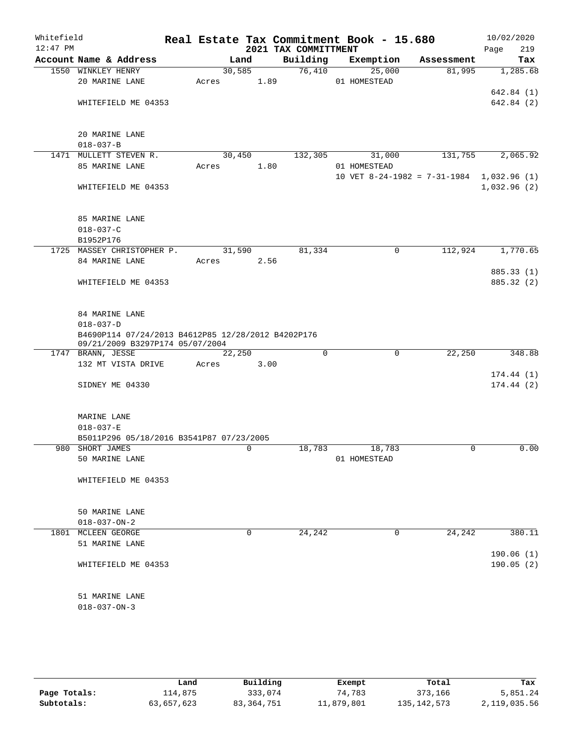# Real Estate Tax Commitment Book - 15.680

## 2021 TAX COMMITTMENT

Whitefield 12:47 PM — 10/02/2020

| Account Name & Address | Land | Building | Exemption | Assessment | Tax |
|---|---|---|---|---|---|
| 1550 WINKLEY HENRY<br>20 MARINE LANE<br>WHITEFIELD ME 04353<br><br>20 MARINE LANE<br>018-037-B | 30,585<br>Acres 1.89 | 76,410 | 25,000<br>01 HOMESTEAD | 81,995 | 1,285.68<br>642.84 (1)<br>642.84 (2) |
| 1471 MULLETT STEVEN R.<br>85 MARINE LANE<br>WHITEFIELD ME 04353<br><br>85 MARINE LANE<br>018-037-C<br>B1952P176 | 30,450<br>Acres 1.80 | 132,305 | 31,000<br>01 HOMESTEAD<br>10 VET 8-24-1982 = 7-31-1984 | 131,755 | 2,065.92<br>1,032.96 (1)<br>1,032.96 (2) |
| 1725 MASSEY CHRISTOPHER P.<br>84 MARINE LANE<br>WHITEFIELD ME 04353<br><br>84 MARINE LANE<br>018-037-D<br>B4690P114 07/24/2013 B4612P85 12/28/2012 B4202P176 09/21/2009 B3297P174 05/07/2004 | 31,590<br>Acres 2.56 | 81,334 | 0 | 112,924 | 1,770.65<br>885.33 (1)<br>885.32 (2) |
| 1747 BRANN, JESSE<br>132 MT VISTA DRIVE<br>SIDNEY ME 04330<br><br>MARINE LANE<br>018-037-E<br>B5011P296 05/18/2016 B3541P87 07/23/2005 | 22,250<br>Acres 3.00 | 0 | 0 | 22,250 | 348.88<br>174.44 (1)<br>174.44 (2) |
| 980 SHORT JAMES<br>50 MARINE LANE<br>WHITEFIELD ME 04353<br><br>50 MARINE LANE<br>018-037-ON-2 | 0 | 18,783 | 18,783<br>01 HOMESTEAD | 0 | 0.00 |
| 1801 MCLEEN GEORGE<br>51 MARINE LANE<br>WHITEFIELD ME 04353<br><br>51 MARINE LANE<br>018-037-ON-3 | 0 | 24,242 | 0 | 24,242 | 380.11<br>190.06 (1)<br>190.05 (2) |

| | Land | Building | Exempt | Total | Tax |
|---|---|---|---|---|---|
| Page Totals: | 114,875 | 333,074 | 74,783 | 373,166 | 5,851.24 |
| Subtotals: | 63,657,623 | 83,364,751 | 11,879,801 | 135,142,573 | 2,119,035.56 |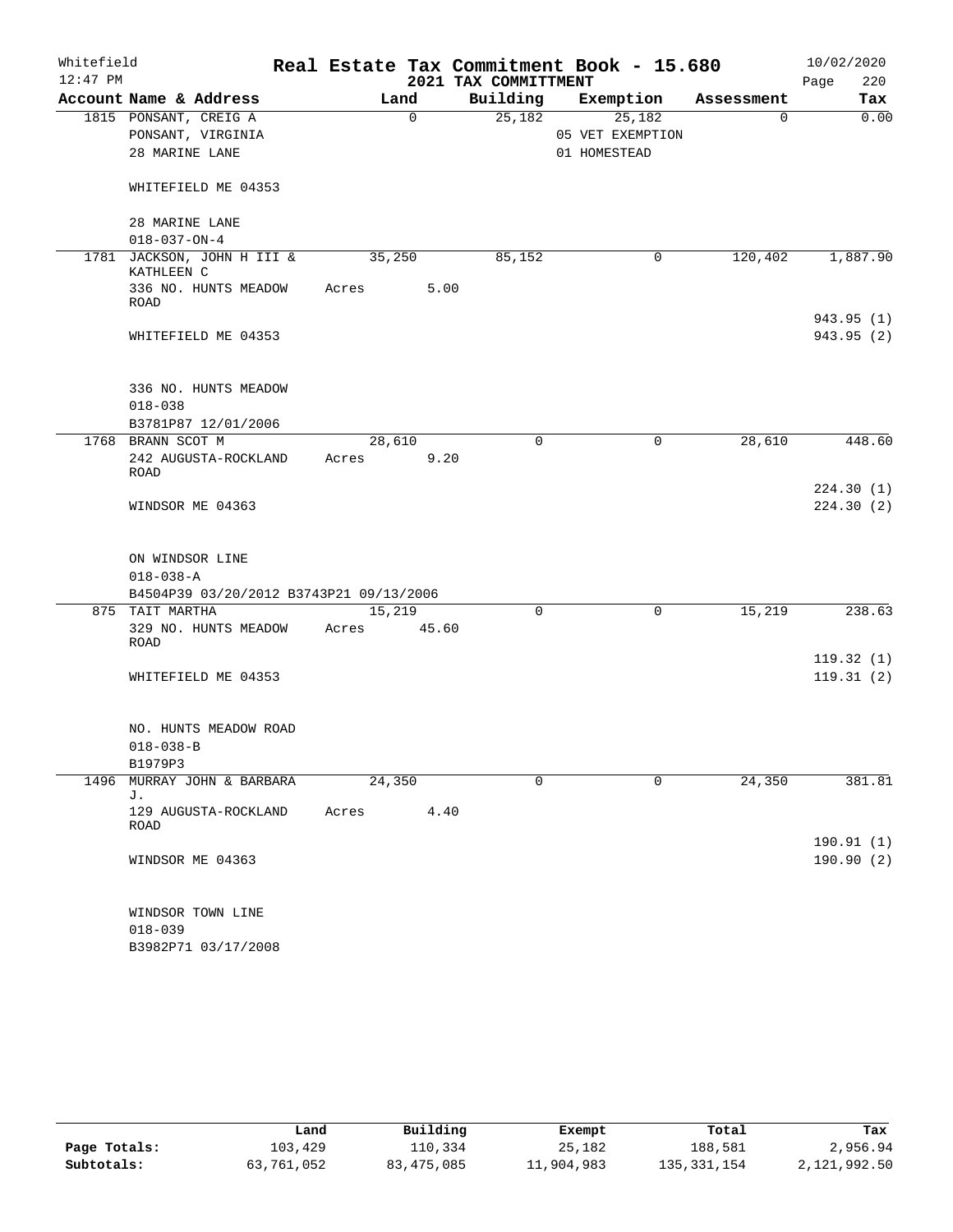Whitefield 12:47 PM

# Real Estate Tax Commitment Book - 15.680

## 2021 TAX COMMITTMENT

10/02/2020 Page 220

| Account Name & Address | Land | Building | Exemption | Assessment | Tax |
|---|---|---|---|---|---|
| 1815 PONSANT, CREIG A<br>PONSANT, VIRGINIA<br>28 MARINE LANE<br><br>WHITEFIELD ME 04353<br><br>28 MARINE LANE<br>018-037-ON-4 | 0 | 25,182 | 25,182<br>05 VET EXEMPTION<br>01 HOMESTEAD | 0 | 0.00 |
| 1781 JACKSON, JOHN H III & KATHLEEN C<br>336 NO. HUNTS MEADOW ROAD<br><br>WHITEFIELD ME 04353<br><br>336 NO. HUNTS MEADOW<br>018-038<br>B3781P87 12/01/2006 | 35,250<br>Acres 5.00 | 85,152 | 0 | 120,402 | 1,887.90<br><br>943.95 (1)<br>943.95 (2) |
| 1768 BRANN SCOT M<br>242 AUGUSTA-ROCKLAND ROAD<br><br>WINDSOR ME 04363<br><br>ON WINDSOR LINE<br>018-038-A<br>B4504P39 03/20/2012 B3743P21 09/13/2006 | 28,610<br>Acres 9.20 | 0 | 0 | 28,610 | 448.60<br><br>224.30 (1)<br>224.30 (2) |
| 875 TAIT MARTHA<br>329 NO. HUNTS MEADOW ROAD<br><br>WHITEFIELD ME 04353<br><br>NO. HUNTS MEADOW ROAD<br>018-038-B<br>B1979P3 | 15,219<br>Acres 45.60 | 0 | 0 | 15,219 | 238.63<br><br>119.32 (1)<br>119.31 (2) |
| 1496 MURRAY JOHN & BARBARA J.<br>129 AUGUSTA-ROCKLAND ROAD<br><br>WINDSOR ME 04363<br><br>WINDSOR TOWN LINE<br>018-039<br>B3982P71 03/17/2008 | 24,350<br>Acres 4.40 | 0 | 0 | 24,350 | 381.81<br><br>190.91 (1)<br>190.90 (2) |

| | Land | Building | Exempt | Total | Tax |
|---|---|---|---|---|---|
| Page Totals: | 103,429 | 110,334 | 25,182 | 188,581 | 2,956.94 |
| Subtotals: | 63,761,052 | 83,475,085 | 11,904,983 | 135,331,154 | 2,121,992.50 |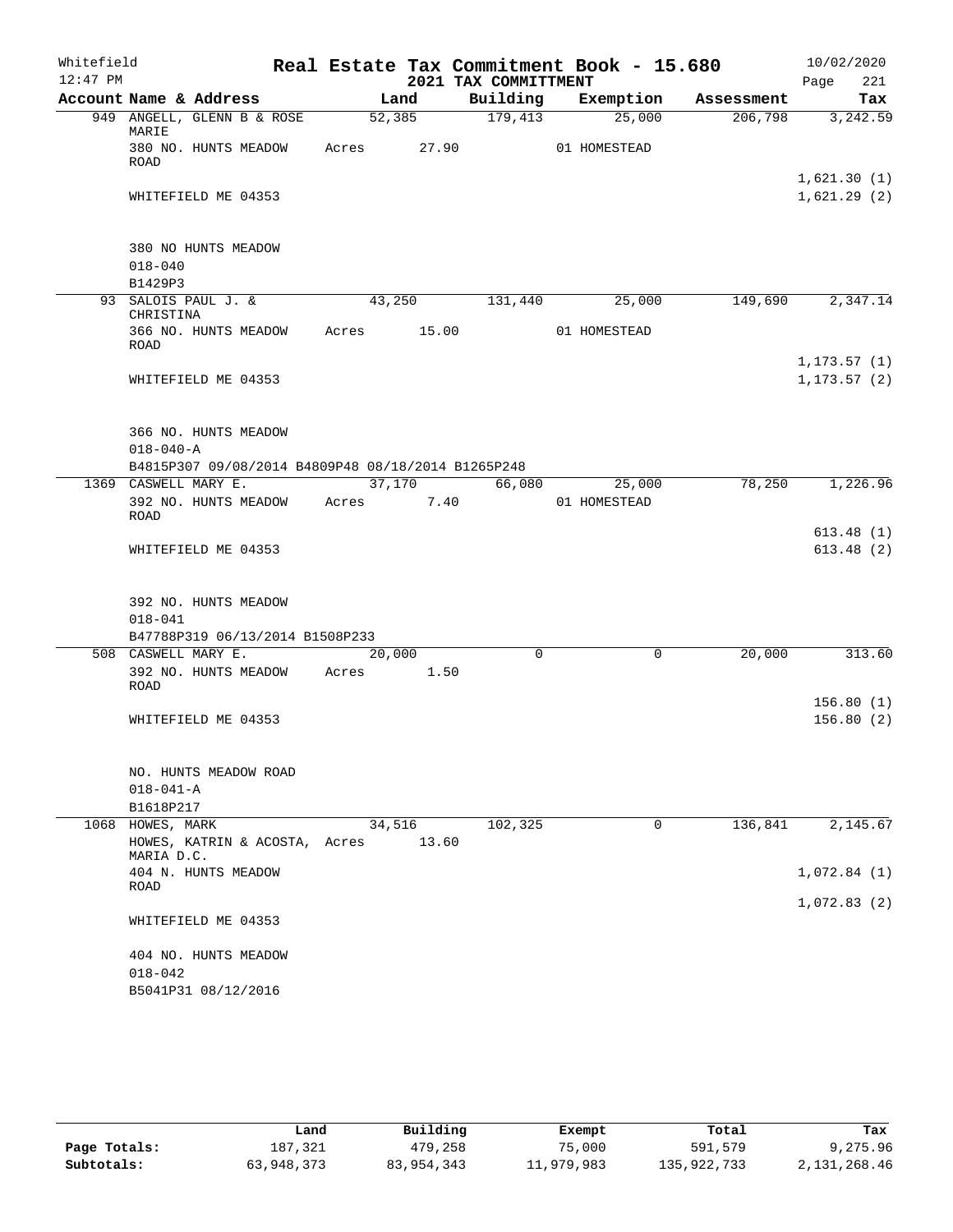Whitefield 12:47 PM

# Real Estate Tax Commitment Book - 15.680

## 2021 TAX COMMITTMENT

10/02/2020

| Account Name & Address | Land | Building | Exemption | Assessment | Tax |
|---|---|---|---|---|---|
| 949 ANGELL, GLENN B & ROSE MARIE | 52,385 | 179,413 | 25,000 | 206,798 | 3,242.59 |
| 380 NO. HUNTS MEADOW ROAD | Acres 27.90 | | 01 HOMESTEAD | | |
| | | | | | 1,621.30 (1) |
| WHITEFIELD ME 04353 | | | | | 1,621.29 (2) |
| 380 NO HUNTS MEADOW | | | | | |
| 018-040 | | | | | |
| B1429P3 | | | | | |
| 93 SALOIS PAUL J. & CHRISTINA | 43,250 | 131,440 | 25,000 | 149,690 | 2,347.14 |
| 366 NO. HUNTS MEADOW ROAD | Acres 15.00 | | 01 HOMESTEAD | | |
| | | | | | 1,173.57 (1) |
| WHITEFIELD ME 04353 | | | | | 1,173.57 (2) |
| 366 NO. HUNTS MEADOW | | | | | |
| 018-040-A | | | | | |
| B4815P307 09/08/2014 B4809P48 08/18/2014 B1265P248 | | | | | |
| 1369 CASWELL MARY E. | 37,170 | 66,080 | 25,000 | 78,250 | 1,226.96 |
| 392 NO. HUNTS MEADOW ROAD | Acres 7.40 | | 01 HOMESTEAD | | |
| | | | | | 613.48 (1) |
| WHITEFIELD ME 04353 | | | | | 613.48 (2) |
| 392 NO. HUNTS MEADOW | | | | | |
| 018-041 | | | | | |
| B47788P319 06/13/2014 B1508P233 | | | | | |
| 508 CASWELL MARY E. | 20,000 | 0 | 0 | 20,000 | 313.60 |
| 392 NO. HUNTS MEADOW ROAD | Acres 1.50 | | | | |
| | | | | | 156.80 (1) |
| WHITEFIELD ME 04353 | | | | | 156.80 (2) |
| NO. HUNTS MEADOW ROAD | | | | | |
| 018-041-A | | | | | |
| B1618P217 | | | | | |
| 1068 HOWES, MARK | 34,516 | 102,325 | 0 | 136,841 | 2,145.67 |
| HOWES, KATRIN & ACOSTA, MARIA D.C. | Acres 13.60 | | | | |
| 404 N. HUNTS MEADOW ROAD | | | | | 1,072.84 (1) |
| | | | | | 1,072.83 (2) |
| WHITEFIELD ME 04353 | | | | | |
| 404 NO. HUNTS MEADOW | | | | | |
| 018-042 | | | | | |
| B5041P31 08/12/2016 | | | | | |

| | Land | Building | Exempt | Total | Tax |
|---|---|---|---|---|---|
| Page Totals: | 187,321 | 479,258 | 75,000 | 591,579 | 9,275.96 |
| Subtotals: | 63,948,373 | 83,954,343 | 11,979,983 | 135,922,733 | 2,131,268.46 |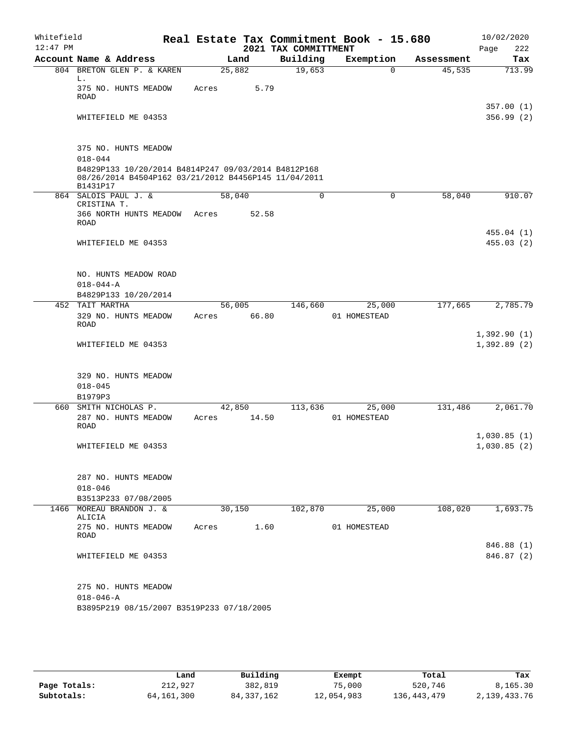Whitefield 12:47 PM

# Real Estate Tax Commitment Book - 15.680
## 2021 TAX COMMITTMENT

10/02/2020 Page 222

| Account Name & Address | Land | Building | Exemption | Assessment | Tax |
|---|---|---|---|---|---|
| 804 BRETON GLEN P. & KAREN L. | 25,882 | 19,653 | 0 | 45,535 | 713.99 |
| 375 NO. HUNTS MEADOW ROAD | Acres 5.79 | | | | |
| | | | | | 357.00 (1) |
| WHITEFIELD ME 04353 | | | | | 356.99 (2) |
| 375 NO. HUNTS MEADOW | | | | | |
| 018-044 | | | | | |
| B4829P133 10/20/2014 B4814P247 09/03/2014 B4812P168 08/26/2014 B4504P162 03/21/2012 B4456P145 11/04/2011 B1431P17 | | | | | |
| 864 SALOIS PAUL J. & CRISTINA T. | 58,040 | 0 | 0 | 58,040 | 910.07 |
| 366 NORTH HUNTS MEADOW ROAD | Acres 52.58 | | | | |
| | | | | | 455.04 (1) |
| WHITEFIELD ME 04353 | | | | | 455.03 (2) |
| NO. HUNTS MEADOW ROAD | | | | | |
| 018-044-A | | | | | |
| B4829P133 10/20/2014 | | | | | |
| 452 TAIT MARTHA | 56,005 | 146,660 | 25,000 | 177,665 | 2,785.79 |
| 329 NO. HUNTS MEADOW ROAD | Acres 66.80 | | 01 HOMESTEAD | | |
| | | | | | 1,392.90 (1) |
| WHITEFIELD ME 04353 | | | | | 1,392.89 (2) |
| 329 NO. HUNTS MEADOW | | | | | |
| 018-045 | | | | | |
| B1979P3 | | | | | |
| 660 SMITH NICHOLAS P. | 42,850 | 113,636 | 25,000 | 131,486 | 2,061.70 |
| 287 NO. HUNTS MEADOW ROAD | Acres 14.50 | | 01 HOMESTEAD | | |
| | | | | | 1,030.85 (1) |
| WHITEFIELD ME 04353 | | | | | 1,030.85 (2) |
| 287 NO. HUNTS MEADOW | | | | | |
| 018-046 | | | | | |
| B3513P233 07/08/2005 | | | | | |
| 1466 MOREAU BRANDON J. & ALICIA | 30,150 | 102,870 | 25,000 | 108,020 | 1,693.75 |
| 275 NO. HUNTS MEADOW ROAD | Acres 1.60 | | 01 HOMESTEAD | | |
| | | | | | 846.88 (1) |
| WHITEFIELD ME 04353 | | | | | 846.87 (2) |
| 275 NO. HUNTS MEADOW | | | | | |
| 018-046-A | | | | | |
| B3895P219 08/15/2007 B3519P233 07/18/2005 | | | | | |

| | Land | Building | Exempt | Total | Tax |
|---|---|---|---|---|---|
| Page Totals: | 212,927 | 382,819 | 75,000 | 520,746 | 8,165.30 |
| Subtotals: | 64,161,300 | 84,337,162 | 12,054,983 | 136,443,479 | 2,139,433.76 |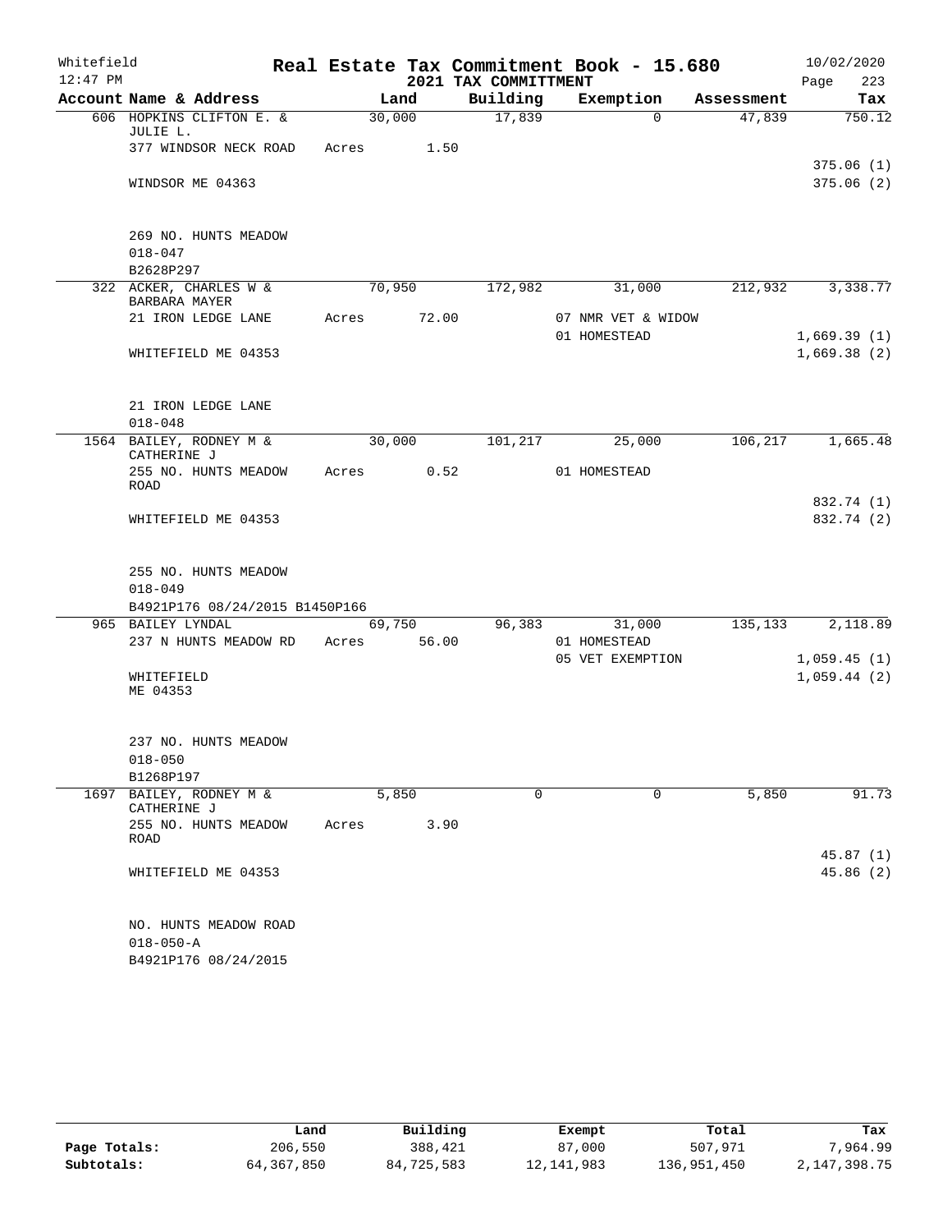Whitefield 12:47 PM

# Real Estate Tax Commitment Book - 15.680

## 2021 TAX COMMITTMENT

10/02/2020

| Account Name & Address | Land | Building | Exemption | Assessment | Tax |
|---|---|---|---|---|---|
| 606 HOPKINS CLIFTON E. & JULIE L. | 30,000 | 17,839 | 0 | 47,839 | 750.12 |
| 377 WINDSOR NECK ROAD | Acres 1.50 | | | | |
| | | | | | 375.06 (1) |
| WINDSOR ME 04363 | | | | | 375.06 (2) |
| 269 NO. HUNTS MEADOW | | | | | |
| 018-047 | | | | | |
| B2628P297 | | | | | |
| 322 ACKER, CHARLES W & BARBARA MAYER | 70,950 | 172,982 | 31,000 | 212,932 | 3,338.77 |
| 21 IRON LEDGE LANE | Acres 72.00 | | 07 NMR VET & WIDOW | | |
| | | | 01 HOMESTEAD | | 1,669.39 (1) |
| WHITEFIELD ME 04353 | | | | | 1,669.38 (2) |
| 21 IRON LEDGE LANE | | | | | |
| 018-048 | | | | | |
| 1564 BAILEY, RODNEY M & CATHERINE J | 30,000 | 101,217 | 25,000 | 106,217 | 1,665.48 |
| 255 NO. HUNTS MEADOW ROAD | Acres 0.52 | | 01 HOMESTEAD | | |
| | | | | | 832.74 (1) |
| WHITEFIELD ME 04353 | | | | | 832.74 (2) |
| 255 NO. HUNTS MEADOW | | | | | |
| 018-049 | | | | | |
| B4921P176 08/24/2015 B1450P166 | | | | | |
| 965 BAILEY LYNDAL | 69,750 | 96,383 | 31,000 | 135,133 | 2,118.89 |
| 237 N HUNTS MEADOW RD | Acres 56.00 | | 01 HOMESTEAD | | |
| | | | 05 VET EXEMPTION | | 1,059.45 (1) |
| WHITEFIELD ME 04353 | | | | | 1,059.44 (2) |
| 237 NO. HUNTS MEADOW | | | | | |
| 018-050 | | | | | |
| B1268P197 | | | | | |
| 1697 BAILEY, RODNEY M & CATHERINE J | 5,850 | 0 | 0 | 5,850 | 91.73 |
| 255 NO. HUNTS MEADOW ROAD | Acres 3.90 | | | | |
| | | | | | 45.87 (1) |
| WHITEFIELD ME 04353 | | | | | 45.86 (2) |
| NO. HUNTS MEADOW ROAD | | | | | |
| 018-050-A | | | | | |
| B4921P176 08/24/2015 | | | | | |

| | Land | Building | Exempt | Total | Tax |
|---|---|---|---|---|---|
| Page Totals: | 206,550 | 388,421 | 87,000 | 507,971 | 7,964.99 |
| Subtotals: | 64,367,850 | 84,725,583 | 12,141,983 | 136,951,450 | 2,147,398.75 |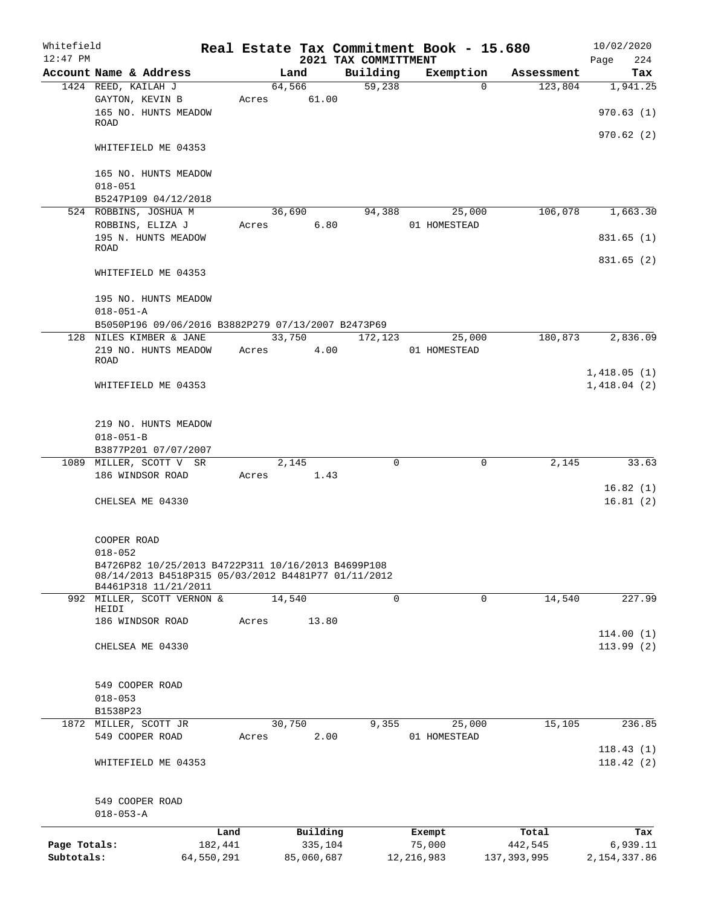Whitefield 12:47 PM

# Real Estate Tax Commitment Book - 15.680

## 2021 TAX COMMITTMENT

10/02/2020

| Account Name & Address | Land | Building | Exemption | Assessment | Tax |
|---|---|---|---|---|---|
| 1424 REED, KAILAH J | 64,566 | 59,238 | 0 | 123,804 | 1,941.25 |
| GAYTON, KEVIN B | Acres 61.00 | | | | |
| 165 NO. HUNTS MEADOW ROAD | | | | | 970.63 (1) |
| | | | | | 970.62 (2) |
| WHITEFIELD ME 04353 | | | | | |
| 165 NO. HUNTS MEADOW | | | | | |
| 018-051 | | | | | |
| B5247P109 04/12/2018 | | | | | |
| 524 ROBBINS, JOSHUA M | 36,690 | 94,388 | 25,000 | 106,078 | 1,663.30 |
| ROBBINS, ELIZA J | Acres 6.80 | | 01 HOMESTEAD | | |
| 195 N. HUNTS MEADOW ROAD | | | | | 831.65 (1) |
| | | | | | 831.65 (2) |
| WHITEFIELD ME 04353 | | | | | |
| 195 NO. HUNTS MEADOW | | | | | |
| 018-051-A | | | | | |
| B5050P196 09/06/2016 B3882P279 07/13/2007 B2473P69 | | | | | |
| 128 NILES KIMBER & JANE | 33,750 | 172,123 | 25,000 | 180,873 | 2,836.09 |
| 219 NO. HUNTS MEADOW ROAD | Acres 4.00 | | 01 HOMESTEAD | | |
| | | | | | 1,418.05 (1) |
| WHITEFIELD ME 04353 | | | | | 1,418.04 (2) |
| 219 NO. HUNTS MEADOW | | | | | |
| 018-051-B | | | | | |
| B3877P201 07/07/2007 | | | | | |
| 1089 MILLER, SCOTT V SR | 2,145 | 0 | 0 | 2,145 | 33.63 |
| 186 WINDSOR ROAD | Acres 1.43 | | | | |
| | | | | | 16.82 (1) |
| CHELSEA ME 04330 | | | | | 16.81 (2) |
| COOPER ROAD | | | | | |
| 018-052 | | | | | |
| B4726P82 10/25/2013 B4722P311 10/16/2013 B4699P108 08/14/2013 B4518P315 05/03/2012 B4481P77 01/11/2012 B4461P318 11/21/2011 | | | | | |
| 992 MILLER, SCOTT VERNON & HEIDI | 14,540 | 0 | 0 | 14,540 | 227.99 |
| 186 WINDSOR ROAD | Acres 13.80 | | | | |
| | | | | | 114.00 (1) |
| CHELSEA ME 04330 | | | | | 113.99 (2) |
| 549 COOPER ROAD | | | | | |
| 018-053 | | | | | |
| B1538P23 | | | | | |
| 1872 MILLER, SCOTT JR | 30,750 | 9,355 | 25,000 | 15,105 | 236.85 |
| 549 COOPER ROAD | Acres 2.00 | | 01 HOMESTEAD | | |
| | | | | | 118.43 (1) |
| WHITEFIELD ME 04353 | | | | | 118.42 (2) |
| 549 COOPER ROAD | | | | | |
| 018-053-A | | | | | |

| | Land | Building | Exempt | Total | Tax |
|---|---|---|---|---|---|
| Page Totals: | 182,441 | 335,104 | 75,000 | 442,545 | 6,939.11 |
| Subtotals: | 64,550,291 | 85,060,687 | 12,216,983 | 137,393,995 | 2,154,337.86 |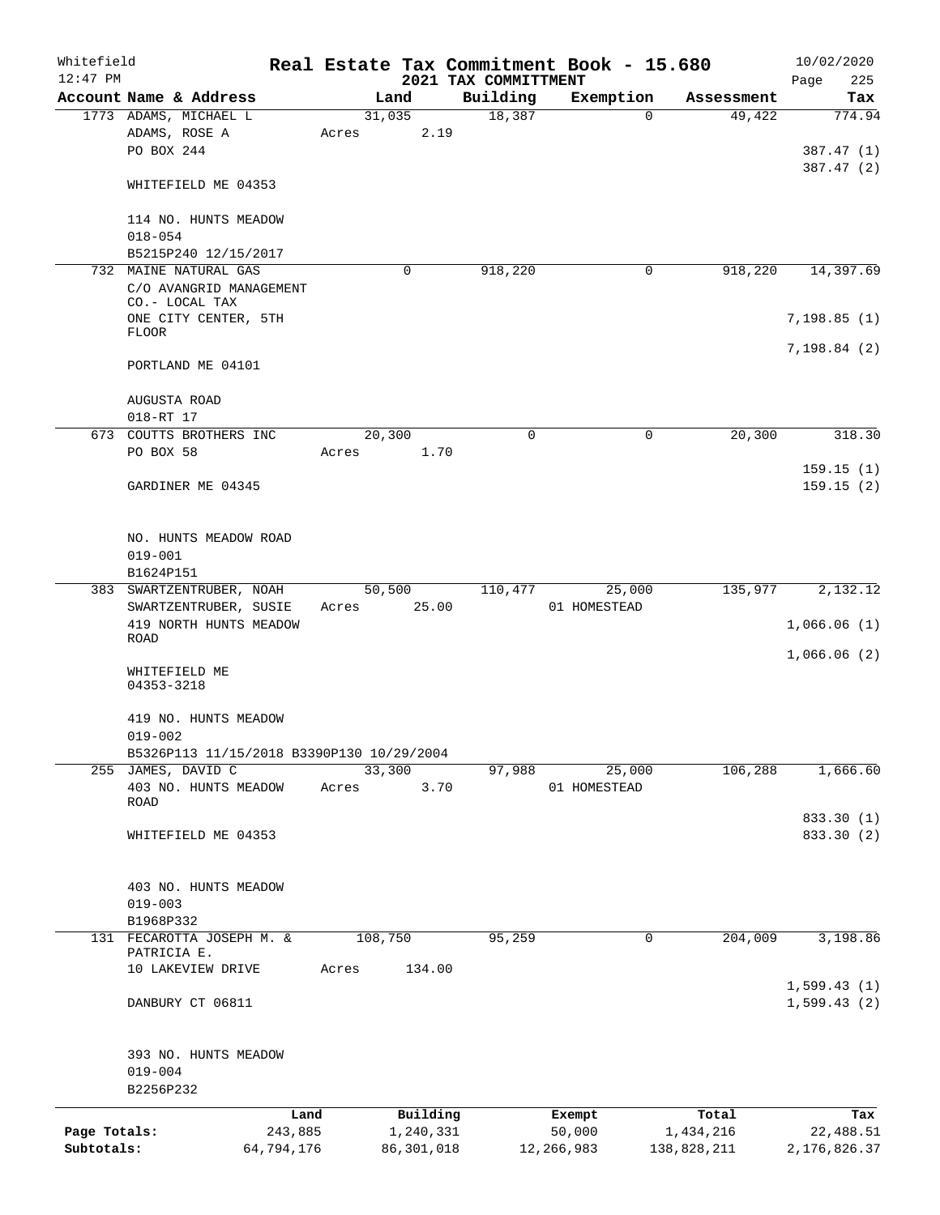Whitefield 12:47 PM

# Real Estate Tax Commitment Book - 15.680
## 2021 TAX COMMITTMENT

10/02/2020

| Account Name & Address | Land | Building | Exemption | Assessment | Tax |
|---|---|---|---|---|---|
| 1773 ADAMS, MICHAEL L | 31,035 | 18,387 | 0 | 49,422 | 774.94 |
| ADAMS, ROSE A | Acres 2.19 | | | | |
| PO BOX 244 | | | | | 387.47 (1) |
| | | | | | 387.47 (2) |
| WHITEFIELD ME 04353 | | | | | |
| 114 NO. HUNTS MEADOW | | | | | |
| 018-054 | | | | | |
| B5215P240 12/15/2017 | | | | | |
| 732 MAINE NATURAL GAS | 0 | 918,220 | 0 | 918,220 | 14,397.69 |
| C/O AVANGRID MANAGEMENT CO.- LOCAL TAX | | | | | |
| ONE CITY CENTER, 5TH FLOOR | | | | | 7,198.85 (1) |
| | | | | | 7,198.84 (2) |
| PORTLAND ME 04101 | | | | | |
| AUGUSTA ROAD | | | | | |
| 018-RT 17 | | | | | |
| 673 COUTTS BROTHERS INC | 20,300 | 0 | 0 | 20,300 | 318.30 |
| PO BOX 58 | Acres 1.70 | | | | |
| | | | | | 159.15 (1) |
| GARDINER ME 04345 | | | | | 159.15 (2) |
| NO. HUNTS MEADOW ROAD | | | | | |
| 019-001 | | | | | |
| B1624P151 | | | | | |
| 383 SWARTZENTRUBER, NOAH | 50,500 | 110,477 | 25,000 | 135,977 | 2,132.12 |
| SWARTZENTRUBER, SUSIE | Acres 25.00 | | 01 HOMESTEAD | | |
| 419 NORTH HUNTS MEADOW ROAD | | | | | 1,066.06 (1) |
| | | | | | 1,066.06 (2) |
| WHITEFIELD ME 04353-3218 | | | | | |
| 419 NO. HUNTS MEADOW | | | | | |
| 019-002 | | | | | |
| B5326P113 11/15/2018 B3390P130 10/29/2004 | | | | | |
| 255 JAMES, DAVID C | 33,300 | 97,988 | 25,000 | 106,288 | 1,666.60 |
| 403 NO. HUNTS MEADOW ROAD | Acres 3.70 | | 01 HOMESTEAD | | |
| | | | | | 833.30 (1) |
| WHITEFIELD ME 04353 | | | | | 833.30 (2) |
| 403 NO. HUNTS MEADOW | | | | | |
| 019-003 | | | | | |
| B1968P332 | | | | | |
| 131 FECAROTTA JOSEPH M. & PATRICIA E. | 108,750 | 95,259 | 0 | 204,009 | 3,198.86 |
| 10 LAKEVIEW DRIVE | Acres 134.00 | | | | |
| | | | | | 1,599.43 (1) |
| DANBURY CT 06811 | | | | | 1,599.43 (2) |
| 393 NO. HUNTS MEADOW | | | | | |
| 019-004 | | | | | |
| B2256P232 | | | | | |

| | Land | Building | Exempt | Total | Tax |
|---|---|---|---|---|---|
| Page Totals: | 243,885 | 1,240,331 | 50,000 | 1,434,216 | 22,488.51 |
| Subtotals: | 64,794,176 | 86,301,018 | 12,266,983 | 138,828,211 | 2,176,826.37 |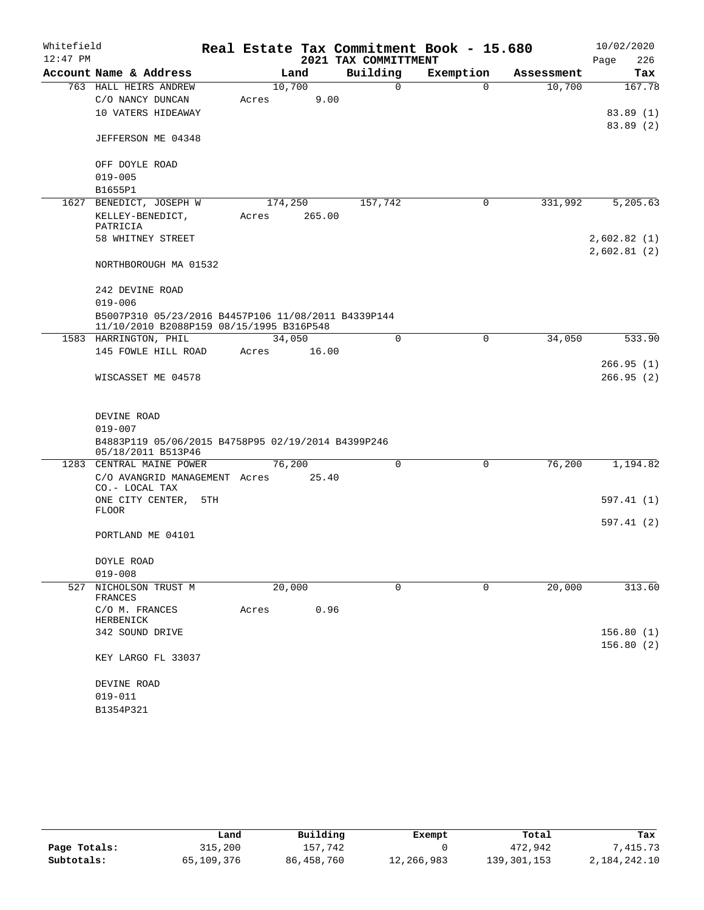Whitefield 12:47 PM

# Real Estate Tax Commitment Book - 15.680
## 2021 TAX COMMITTMENT

10/02/2020 Page 226

| Account Name & Address | Land | Building | Exemption | Assessment | Tax |
|---|---|---|---|---|---|
| 763 HALL HEIRS ANDREW | 10,700 | 0 | 0 | 10,700 | 167.78 |
| C/O NANCY DUNCAN | Acres 9.00 | | | | |
| 10 VATERS HIDEAWAY | | | | | 83.89 (1) |
| | | | | | 83.89 (2) |
| JEFFERSON ME 04348 | | | | | |
| OFF DOYLE ROAD | | | | | |
| 019-005 | | | | | |
| B1655P1 | | | | | |
| 1627 BENEDICT, JOSEPH W | 174,250 | 157,742 | 0 | 331,992 | 5,205.63 |
| KELLEY-BENEDICT, PATRICIA | Acres 265.00 | | | | |
| 58 WHITNEY STREET | | | | | 2,602.82 (1) |
| | | | | | 2,602.81 (2) |
| NORTHBOROUGH MA 01532 | | | | | |
| 242 DEVINE ROAD | | | | | |
| 019-006 | | | | | |
| B5007P310 05/23/2016 B4457P106 11/08/2011 B4339P144 11/10/2010 B2088P159 08/15/1995 B316P548 | | | | | |
| 1583 HARRINGTON, PHIL | 34,050 | 0 | 0 | 34,050 | 533.90 |
| 145 FOWLE HILL ROAD | Acres 16.00 | | | | |
| | | | | | 266.95 (1) |
| WISCASSET ME 04578 | | | | | 266.95 (2) |
| DEVINE ROAD | | | | | |
| 019-007 | | | | | |
| B4883P119 05/06/2015 B4758P95 02/19/2014 B4399P246 05/18/2011 B513P46 | | | | | |
| 1283 CENTRAL MAINE POWER | 76,200 | 0 | 0 | 76,200 | 1,194.82 |
| C/O AVANGRID MANAGEMENT CO.- LOCAL TAX | Acres 25.40 | | | | |
| ONE CITY CENTER, 5TH FLOOR | | | | | 597.41 (1) |
| | | | | | 597.41 (2) |
| PORTLAND ME 04101 | | | | | |
| DOYLE ROAD | | | | | |
| 019-008 | | | | | |
| 527 NICHOLSON TRUST M FRANCES | 20,000 | 0 | 0 | 20,000 | 313.60 |
| C/O M. FRANCES HERBENICK | Acres 0.96 | | | | |
| 342 SOUND DRIVE | | | | | 156.80 (1) |
| | | | | | 156.80 (2) |
| KEY LARGO FL 33037 | | | | | |
| DEVINE ROAD | | | | | |
| 019-011 | | | | | |
| B1354P321 | | | | | |

| | Land | Building | Exempt | Total | Tax |
|---|---|---|---|---|---|
| Page Totals: | 315,200 | 157,742 | 0 | 472,942 | 7,415.73 |
| Subtotals: | 65,109,376 | 86,458,760 | 12,266,983 | 139,301,153 | 2,184,242.10 |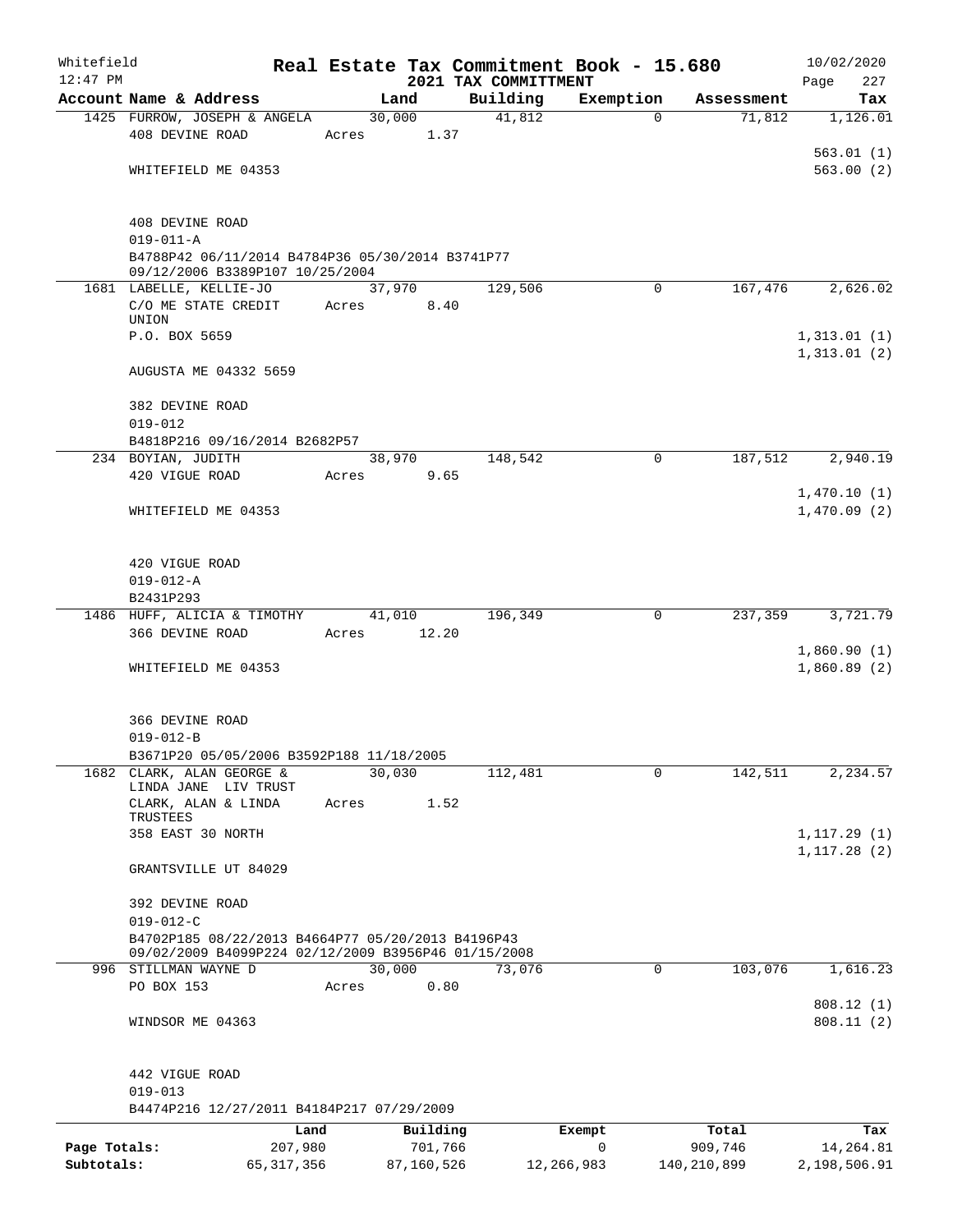Whitefield 12:47 PM

# Real Estate Tax Commitment Book - 15.680

## 2021 TAX COMMITTMENT

10/02/2020

| Account Name & Address | Land | Building | Exemption | Assessment | Tax |
|---|---|---|---|---|---|
| 1425 FURROW, JOSEPH & ANGELA | 30,000 | 41,812 | 0 | 71,812 | 1,126.01 |
| 408 DEVINE ROAD | Acres 1.37 | | | | |
| | | | | | 563.01 (1) |
| WHITEFIELD ME 04353 | | | | | 563.00 (2) |
| 408 DEVINE ROAD | | | | | |
| 019-011-A | | | | | |
| B4788P42 06/11/2014 B4784P36 05/30/2014 B3741P77 09/12/2006 B3389P107 10/25/2004 | | | | | |
| 1681 LABELLE, KELLIE-JO | 37,970 | 129,506 | 0 | 167,476 | 2,626.02 |
| C/O ME STATE CREDIT UNION | Acres 8.40 | | | | |
| P.O. BOX 5659 | | | | | 1,313.01 (1) |
| | | | | | 1,313.01 (2) |
| AUGUSTA ME 04332 5659 | | | | | |
| 382 DEVINE ROAD | | | | | |
| 019-012 | | | | | |
| B4818P216 09/16/2014 B2682P57 | | | | | |
| 234 BOYIAN, JUDITH | 38,970 | 148,542 | 0 | 187,512 | 2,940.19 |
| 420 VIGUE ROAD | Acres 9.65 | | | | |
| | | | | | 1,470.10 (1) |
| WHITEFIELD ME 04353 | | | | | 1,470.09 (2) |
| 420 VIGUE ROAD | | | | | |
| 019-012-A | | | | | |
| B2431P293 | | | | | |
| 1486 HUFF, ALICIA & TIMOTHY | 41,010 | 196,349 | 0 | 237,359 | 3,721.79 |
| 366 DEVINE ROAD | Acres 12.20 | | | | |
| | | | | | 1,860.90 (1) |
| WHITEFIELD ME 04353 | | | | | 1,860.89 (2) |
| 366 DEVINE ROAD | | | | | |
| 019-012-B | | | | | |
| B3671P20 05/05/2006 B3592P188 11/18/2005 | | | | | |
| 1682 CLARK, ALAN GEORGE & LINDA JANE LIV TRUST | 30,030 | 112,481 | 0 | 142,511 | 2,234.57 |
| CLARK, ALAN & LINDA TRUSTEES | Acres 1.52 | | | | |
| 358 EAST 30 NORTH | | | | | 1,117.29 (1) |
| | | | | | 1,117.28 (2) |
| GRANTSVILLE UT 84029 | | | | | |
| 392 DEVINE ROAD | | | | | |
| 019-012-C | | | | | |
| B4702P185 08/22/2013 B4664P77 05/20/2013 B4196P43 09/02/2009 B4099P224 02/12/2009 B3956P46 01/15/2008 | | | | | |
| 996 STILLMAN WAYNE D | 30,000 | 73,076 | 0 | 103,076 | 1,616.23 |
| PO BOX 153 | Acres 0.80 | | | | |
| | | | | | 808.12 (1) |
| WINDSOR ME 04363 | | | | | 808.11 (2) |
| 442 VIGUE ROAD | | | | | |
| 019-013 | | | | | |
| B4474P216 12/27/2011 B4184P217 07/29/2009 | | | | | |

| | Land | Building | Exempt | Total | Tax |
|---|---|---|---|---|---|
| Page Totals: | 207,980 | 701,766 | 0 | 909,746 | 14,264.81 |
| Subtotals: | 65,317,356 | 87,160,526 | 12,266,983 | 140,210,899 | 2,198,506.91 |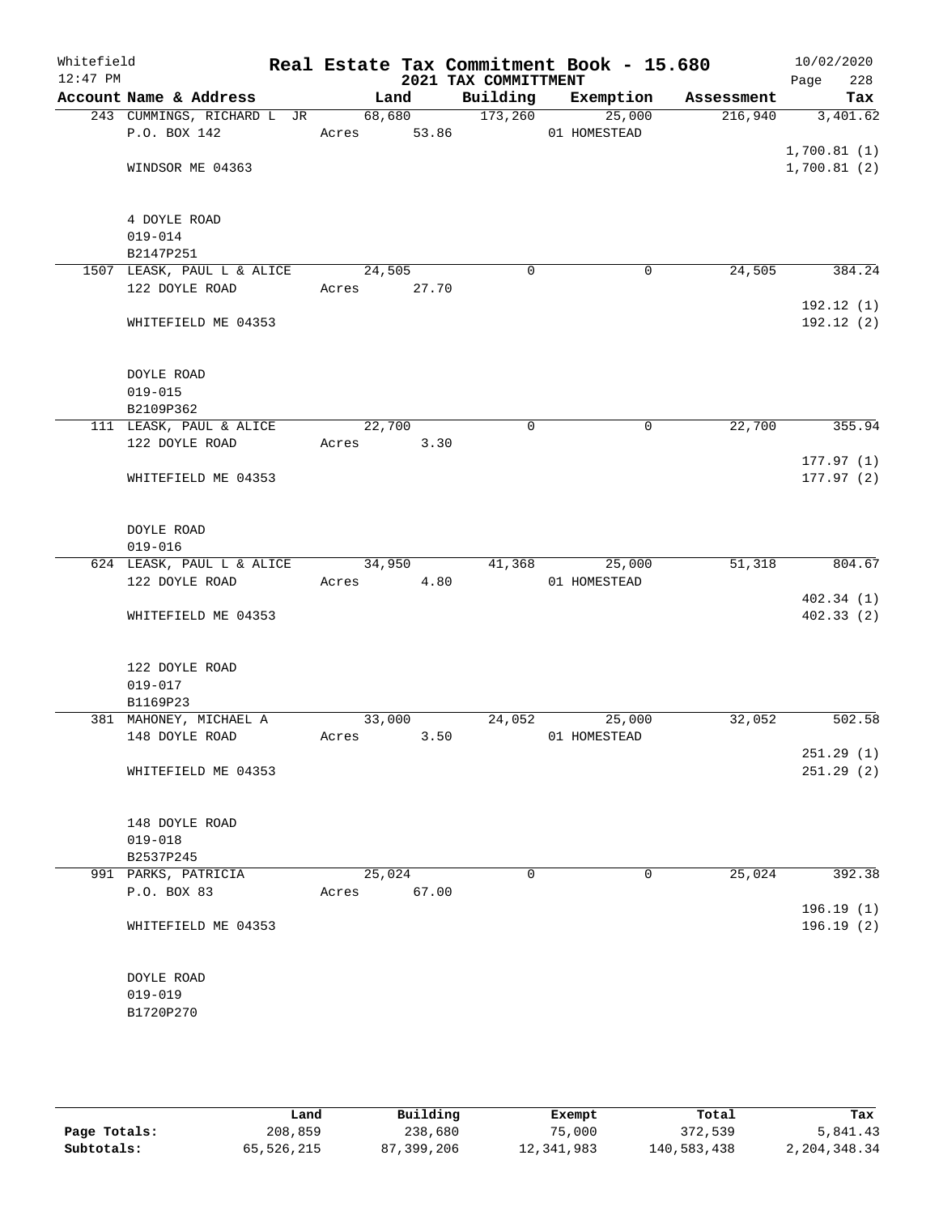Whitefield 12:47 PM

# Real Estate Tax Commitment Book - 15.680

## 2021 TAX COMMITTMENT

10/02/2020

| Account Name & Address | Land | Building | Exemption | Assessment | Tax |
|---|---|---|---|---|---|
| 243 CUMMINGS, RICHARD L JR | 68,680 | 173,260 | 25,000 | 216,940 | 3,401.62 |
| P.O. BOX 142 | Acres 53.86 | | 01 HOMESTEAD | | |
| | | | | | 1,700.81 (1) |
| WINDSOR ME 04363 | | | | | 1,700.81 (2) |
| 4 DOYLE ROAD | | | | | |
| 019-014 | | | | | |
| B2147P251 | | | | | |
| 1507 LEASK, PAUL L & ALICE | 24,505 | 0 | 0 | 24,505 | 384.24 |
| 122 DOYLE ROAD | Acres 27.70 | | | | |
| | | | | | 192.12 (1) |
| WHITEFIELD ME 04353 | | | | | 192.12 (2) |
| DOYLE ROAD | | | | | |
| 019-015 | | | | | |
| B2109P362 | | | | | |
| 111 LEASK, PAUL & ALICE | 22,700 | 0 | 0 | 22,700 | 355.94 |
| 122 DOYLE ROAD | Acres 3.30 | | | | |
| | | | | | 177.97 (1) |
| WHITEFIELD ME 04353 | | | | | 177.97 (2) |
| DOYLE ROAD | | | | | |
| 019-016 | | | | | |
| 624 LEASK, PAUL L & ALICE | 34,950 | 41,368 | 25,000 | 51,318 | 804.67 |
| 122 DOYLE ROAD | Acres 4.80 | | 01 HOMESTEAD | | |
| | | | | | 402.34 (1) |
| WHITEFIELD ME 04353 | | | | | 402.33 (2) |
| 122 DOYLE ROAD | | | | | |
| 019-017 | | | | | |
| B1169P23 | | | | | |
| 381 MAHONEY, MICHAEL A | 33,000 | 24,052 | 25,000 | 32,052 | 502.58 |
| 148 DOYLE ROAD | Acres 3.50 | | 01 HOMESTEAD | | |
| | | | | | 251.29 (1) |
| WHITEFIELD ME 04353 | | | | | 251.29 (2) |
| 148 DOYLE ROAD | | | | | |
| 019-018 | | | | | |
| B2537P245 | | | | | |
| 991 PARKS, PATRICIA | 25,024 | 0 | 0 | 25,024 | 392.38 |
| P.O. BOX 83 | Acres 67.00 | | | | |
| | | | | | 196.19 (1) |
| WHITEFIELD ME 04353 | | | | | 196.19 (2) |
| DOYLE ROAD | | | | | |
| 019-019 | | | | | |
| B1720P270 | | | | | |

| | Land | Building | Exempt | Total | Tax |
|---|---|---|---|---|---|
| Page Totals: | 208,859 | 238,680 | 75,000 | 372,539 | 5,841.43 |
| Subtotals: | 65,526,215 | 87,399,206 | 12,341,983 | 140,583,438 | 2,204,348.34 |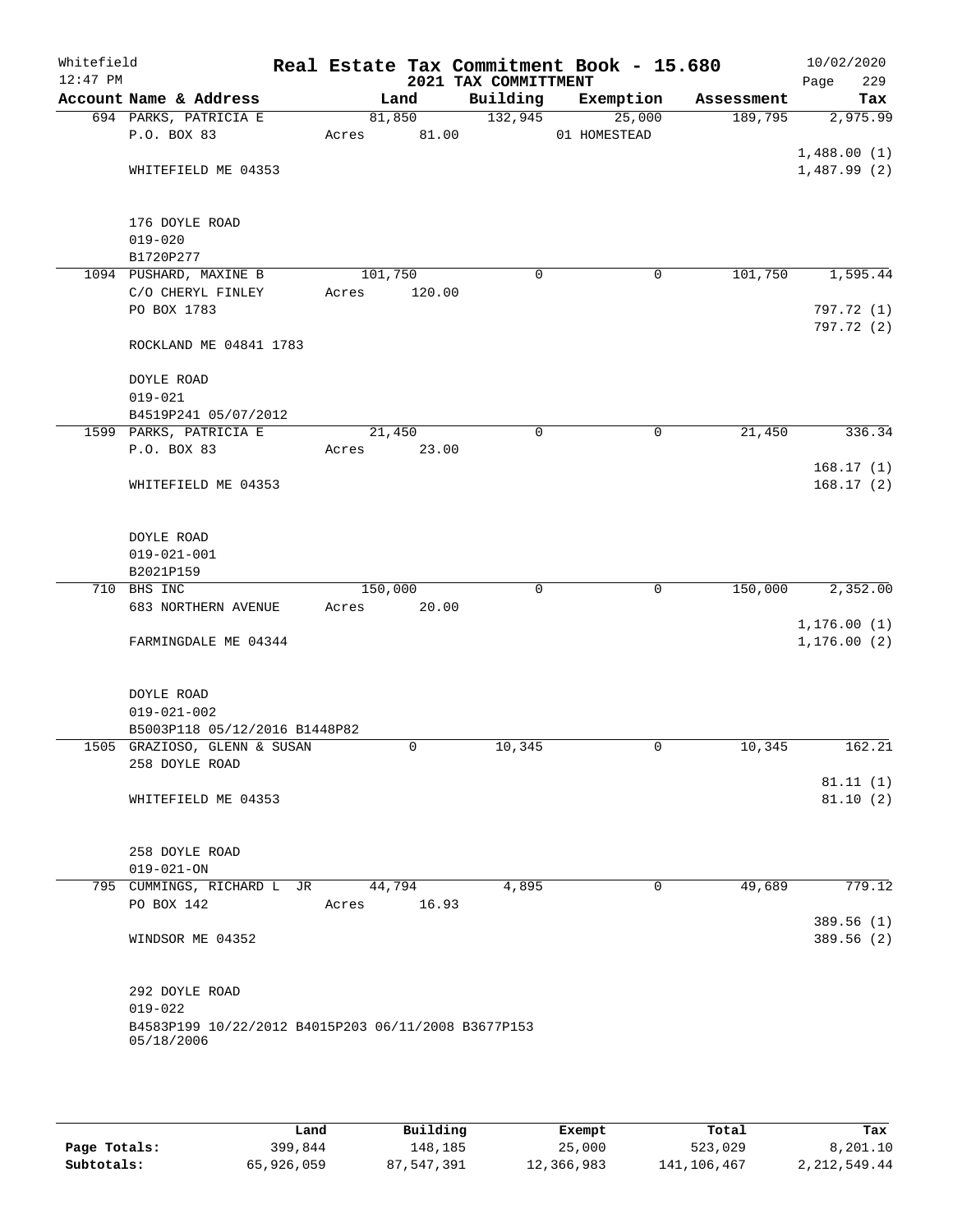Whitefield 12:47 PM

# Real Estate Tax Commitment Book - 15.680

## 2021 TAX COMMITTMENT

10/02/2020 Page 229

| Account Name & Address | Land | Building | Exemption | Assessment | Tax |
|---|---|---|---|---|---|
| 694 PARKS, PATRICIA E<br>P.O. BOX 83<br><br>WHITEFIELD ME 04353<br><br>176 DOYLE ROAD<br>019-020<br>B1720P277 | 81,850<br>Acres 81.00 | 132,945 | 25,000<br>01 HOMESTEAD | 189,795 | 2,975.99<br><br>1,488.00 (1)<br>1,487.99 (2) |
| 1094 PUSHARD, MAXINE B<br>C/O CHERYL FINLEY<br>PO BOX 1783<br><br>ROCKLAND ME 04841 1783<br><br>DOYLE ROAD<br>019-021<br>B4519P241 05/07/2012 | 101,750<br>Acres 120.00 | 0 | 0 | 101,750 | 1,595.44<br><br>797.72 (1)<br>797.72 (2) |
| 1599 PARKS, PATRICIA E<br>P.O. BOX 83<br><br>WHITEFIELD ME 04353<br><br>DOYLE ROAD<br>019-021-001<br>B2021P159 | 21,450<br>Acres 23.00 | 0 | 0 | 21,450 | 336.34<br><br>168.17 (1)<br>168.17 (2) |
| 710 BHS INC<br>683 NORTHERN AVENUE<br><br>FARMINGDALE ME 04344<br><br>DOYLE ROAD<br>019-021-002<br>B5003P118 05/12/2016 B1448P82 | 150,000<br>Acres 20.00 | 0 | 0 | 150,000 | 2,352.00<br><br>1,176.00 (1)<br>1,176.00 (2) |
| 1505 GRAZIOSO, GLENN & SUSAN<br>258 DOYLE ROAD<br><br>WHITEFIELD ME 04353<br><br>258 DOYLE ROAD<br>019-021-ON | 0 | 10,345 | 0 | 10,345 | 162.21<br><br>81.11 (1)<br>81.10 (2) |
| 795 CUMMINGS, RICHARD L JR<br>PO BOX 142<br><br>WINDSOR ME 04352<br><br>292 DOYLE ROAD<br>019-022<br>B4583P199 10/22/2012 B4015P203 06/11/2008 B3677P153 05/18/2006 | 44,794<br>Acres 16.93 | 4,895 | 0 | 49,689 | 779.12<br><br>389.56 (1)<br>389.56 (2) |

| | Land | Building | Exempt | Total | Tax |
|---|---|---|---|---|---|
| Page Totals: | 399,844 | 148,185 | 25,000 | 523,029 | 8,201.10 |
| Subtotals: | 65,926,059 | 87,547,391 | 12,366,983 | 141,106,467 | 2,212,549.44 |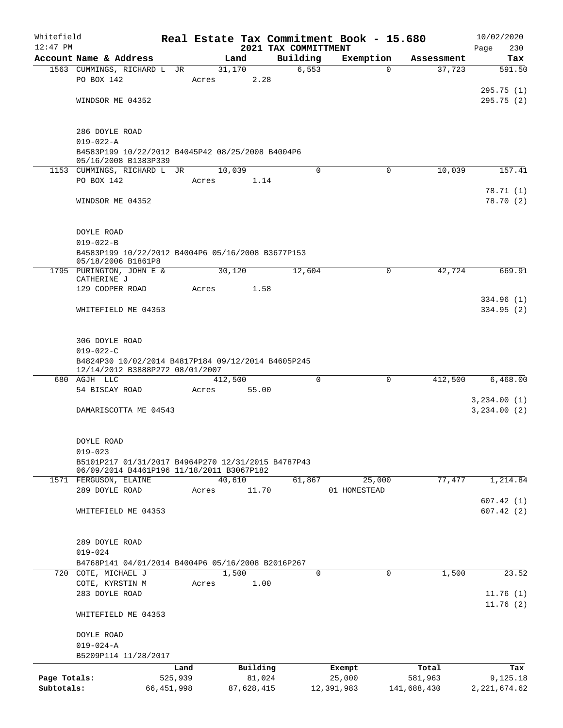Whitefield 12:47 PM

# Real Estate Tax Commitment Book - 15.680

## 2021 TAX COMMITTMENT

10/02/2020 Page 230

| Account Name & Address | Land | Building | Exemption | Assessment | Tax |
|---|---|---|---|---|---|
| 1563 CUMMINGS, RICHARD L JR | 31,170 | 6,553 | 0 | 37,723 | 591.50 |
| PO BOX 142 | Acres 2.28 | | | | |
| | | | | | 295.75 (1) |
| WINDSOR ME 04352 | | | | | 295.75 (2) |
| 286 DOYLE ROAD | | | | | |
| 019-022-A | | | | | |
| B4583P199 10/22/2012 B4045P42 08/25/2008 B4004P6 05/16/2008 B1383P339 | | | | | |
| 1153 CUMMINGS, RICHARD L JR | 10,039 | 0 | 0 | 10,039 | 157.41 |
| PO BOX 142 | Acres 1.14 | | | | |
| | | | | | 78.71 (1) |
| WINDSOR ME 04352 | | | | | 78.70 (2) |
| DOYLE ROAD | | | | | |
| 019-022-B | | | | | |
| B4583P199 10/22/2012 B4004P6 05/16/2008 B3677P153 05/18/2006 B1861P8 | | | | | |
| 1795 PURINGTON, JOHN E & CATHERINE J | 30,120 | 12,604 | 0 | 42,724 | 669.91 |
| 129 COOPER ROAD | Acres 1.58 | | | | |
| | | | | | 334.96 (1) |
| WHITEFIELD ME 04353 | | | | | 334.95 (2) |
| 306 DOYLE ROAD | | | | | |
| 019-022-C | | | | | |
| B4824P30 10/02/2014 B4817P184 09/12/2014 B4605P245 12/14/2012 B3888P272 08/01/2007 | | | | | |
| 680 AGJH LLC | 412,500 | 0 | 0 | 412,500 | 6,468.00 |
| 54 BISCAY ROAD | Acres 55.00 | | | | |
| | | | | | 3,234.00 (1) |
| DAMARISCOTTA ME 04543 | | | | | 3,234.00 (2) |
| DOYLE ROAD | | | | | |
| 019-023 | | | | | |
| B5101P217 01/31/2017 B4964P270 12/31/2015 B4787P43 06/09/2014 B4461P196 11/18/2011 B3067P182 | | | | | |
| 1571 FERGUSON, ELAINE | 40,610 | 61,867 | 25,000 | 77,477 | 1,214.84 |
| 289 DOYLE ROAD | Acres 11.70 | | 01 HOMESTEAD | | |
| | | | | | 607.42 (1) |
| WHITEFIELD ME 04353 | | | | | 607.42 (2) |
| 289 DOYLE ROAD | | | | | |
| 019-024 | | | | | |
| B4768P141 04/01/2014 B4004P6 05/16/2008 B2016P267 | | | | | |
| 720 COTE, MICHAEL J | 1,500 | 0 | 0 | 1,500 | 23.52 |
| COTE, KYRSTIN M | Acres 1.00 | | | | |
| 283 DOYLE ROAD | | | | | 11.76 (1) |
| | | | | | 11.76 (2) |
| WHITEFIELD ME 04353 | | | | | |
| DOYLE ROAD | | | | | |
| 019-024-A | | | | | |
| B5209P114 11/28/2017 | | | | | |

| | Land | Building | Exempt | Total | Tax |
|---|---|---|---|---|---|
| Page Totals: | 525,939 | 81,024 | 25,000 | 581,963 | 9,125.18 |
| Subtotals: | 66,451,998 | 87,628,415 | 12,391,983 | 141,688,430 | 2,221,674.62 |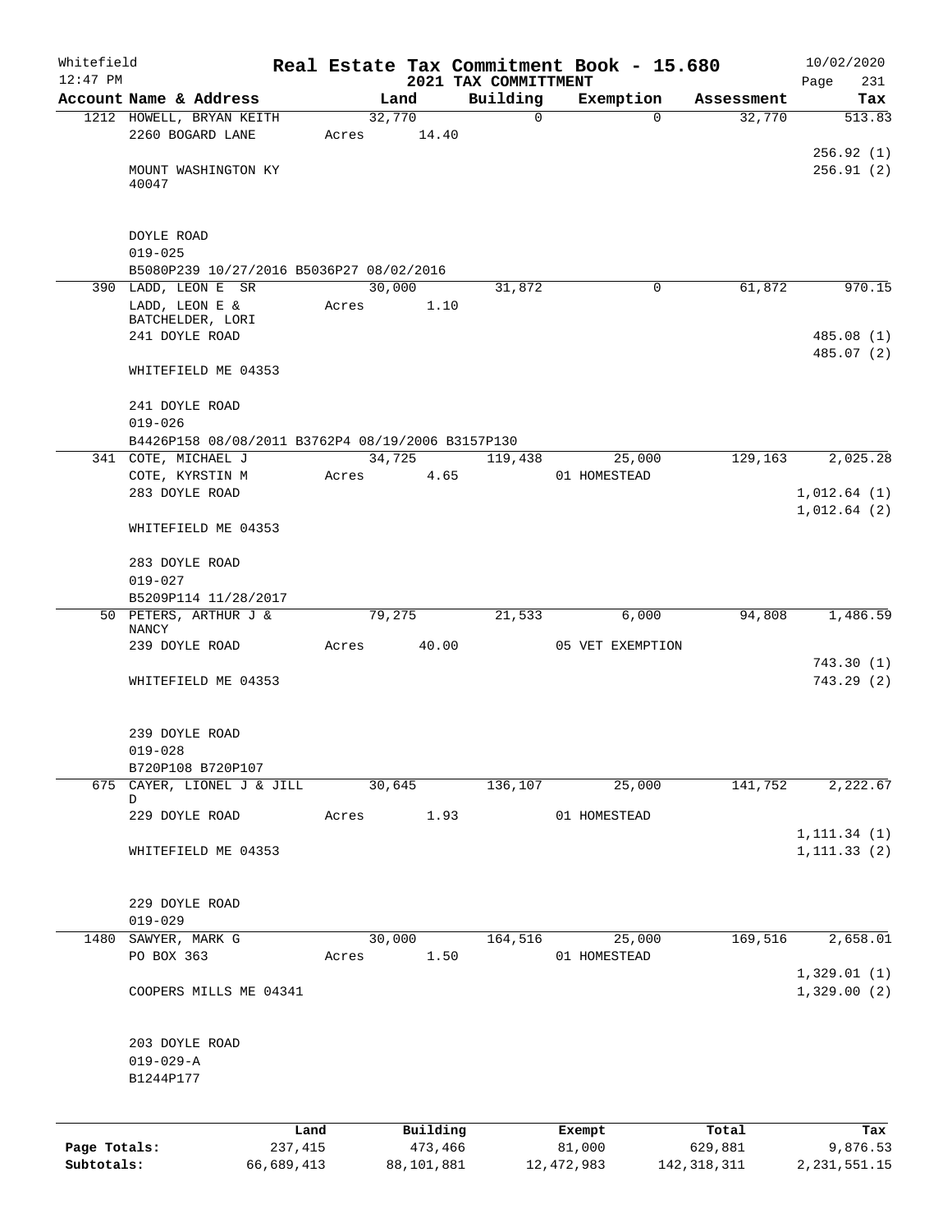Whitefield
12:47 PM

# Real Estate Tax Commitment Book - 15.680
## 2021 TAX COMMITTMENT

10/02/2020

| Account Name & Address | Land | Building | Exemption | Assessment | Tax |
|---|---|---|---|---|---|
| 1212 HOWELL, BRYAN KEITH<br>2260 BOGARD LANE<br><br>MOUNT WASHINGTON KY 40047<br><br>DOYLE ROAD<br>019-025<br>B5080P239 10/27/2016 B5036P27 08/02/2016 | 32,770<br>Acres 14.40 | 0 | 0 | 32,770 | 513.83<br><br>256.92 (1)<br>256.91 (2) |
| 390 LADD, LEON E SR<br>LADD, LEON E &<br>BATCHELDER, LORI<br>241 DOYLE ROAD<br><br>WHITEFIELD ME 04353<br><br>241 DOYLE ROAD<br>019-026<br>B4426P158 08/08/2011 B3762P4 08/19/2006 B3157P130 | 30,000<br>Acres 1.10 | 31,872 | 0 | 61,872 | 970.15<br><br>485.08 (1)<br>485.07 (2) |
| 341 COTE, MICHAEL J<br>COTE, KYRSTIN M<br>283 DOYLE ROAD<br><br>WHITEFIELD ME 04353<br><br>283 DOYLE ROAD<br>019-027<br>B5209P114 11/28/2017 | 34,725<br>Acres 4.65 | 119,438 | 25,000<br>01 HOMESTEAD | 129,163 | 2,025.28<br><br>1,012.64 (1)<br>1,012.64 (2) |
| 50 PETERS, ARTHUR J & NANCY<br>239 DOYLE ROAD<br><br>WHITEFIELD ME 04353<br><br>239 DOYLE ROAD<br>019-028<br>B720P108 B720P107 | 79,275<br>Acres 40.00 | 21,533 | 6,000<br>05 VET EXEMPTION | 94,808 | 1,486.59<br><br>743.30 (1)<br>743.29 (2) |
| 675 CAYER, LIONEL J & JILL D<br>229 DOYLE ROAD<br><br>WHITEFIELD ME 04353<br><br>229 DOYLE ROAD<br>019-029 | 30,645<br>Acres 1.93 | 136,107 | 25,000<br>01 HOMESTEAD | 141,752 | 2,222.67<br><br>1,111.34 (1)<br>1,111.33 (2) |
| 1480 SAWYER, MARK G<br>PO BOX 363<br><br>COOPERS MILLS ME 04341<br><br>203 DOYLE ROAD<br>019-029-A<br>B1244P177 | 30,000<br>Acres 1.50 | 164,516 | 25,000<br>01 HOMESTEAD | 169,516 | 2,658.01<br><br>1,329.01 (1)<br>1,329.00 (2) |

| | Land | Building | Exempt | Total | Tax |
|---|---|---|---|---|---|
| Page Totals: | 237,415 | 473,466 | 81,000 | 629,881 | 9,876.53 |
| Subtotals: | 66,689,413 | 88,101,881 | 12,472,983 | 142,318,311 | 2,231,551.15 |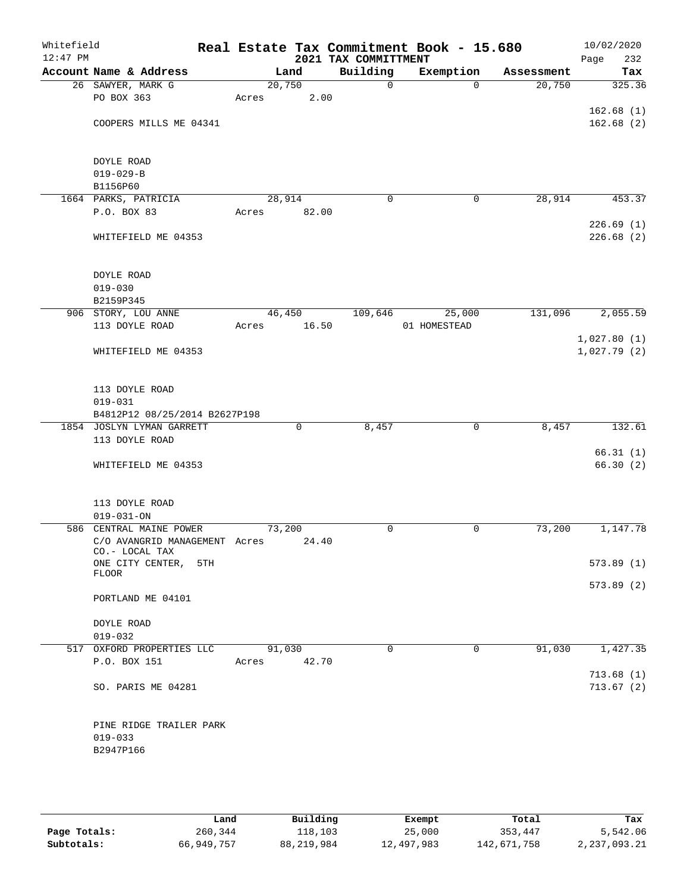Whitefield 12:47 PM

# Real Estate Tax Commitment Book - 15.680

## 2021 TAX COMMITTMENT

10/02/2020

| Account Name & Address | Land | Building | Exemption | Assessment | Tax |
|---|---|---|---|---|---|
| 26 SAWYER, MARK G | 20,750 | 0 | 0 | 20,750 | 325.36 |
| PO BOX 363 | Acres 2.00 | | | | |
| | | | | | 162.68 (1) |
| COOPERS MILLS ME 04341 | | | | | 162.68 (2) |
| DOYLE ROAD | | | | | |
| 019-029-B | | | | | |
| B1156P60 | | | | | |
| 1664 PARKS, PATRICIA | 28,914 | 0 | 0 | 28,914 | 453.37 |
| P.O. BOX 83 | Acres 82.00 | | | | |
| | | | | | 226.69 (1) |
| WHITEFIELD ME 04353 | | | | | 226.68 (2) |
| DOYLE ROAD | | | | | |
| 019-030 | | | | | |
| B2159P345 | | | | | |
| 906 STORY, LOU ANNE | 46,450 | 109,646 | 25,000 | 131,096 | 2,055.59 |
| 113 DOYLE ROAD | Acres 16.50 | | 01 HOMESTEAD | | |
| | | | | | 1,027.80 (1) |
| WHITEFIELD ME 04353 | | | | | 1,027.79 (2) |
| 113 DOYLE ROAD | | | | | |
| 019-031 | | | | | |
| B4812P12 08/25/2014 B2627P198 | | | | | |
| 1854 JOSLYN LYMAN GARRETT | 0 | 8,457 | 0 | 8,457 | 132.61 |
| 113 DOYLE ROAD | | | | | |
| | | | | | 66.31 (1) |
| WHITEFIELD ME 04353 | | | | | 66.30 (2) |
| 113 DOYLE ROAD | | | | | |
| 019-031-ON | | | | | |
| 586 CENTRAL MAINE POWER | 73,200 | 0 | 0 | 73,200 | 1,147.78 |
| C/O AVANGRID MANAGEMENT CO.- LOCAL TAX | Acres 24.40 | | | | |
| ONE CITY CENTER, 5TH FLOOR | | | | | 573.89 (1) |
| | | | | | 573.89 (2) |
| PORTLAND ME 04101 | | | | | |
| DOYLE ROAD | | | | | |
| 019-032 | | | | | |
| 517 OXFORD PROPERTIES LLC | 91,030 | 0 | 0 | 91,030 | 1,427.35 |
| P.O. BOX 151 | Acres 42.70 | | | | |
| | | | | | 713.68 (1) |
| SO. PARIS ME 04281 | | | | | 713.67 (2) |
| PINE RIDGE TRAILER PARK | | | | | |
| 019-033 | | | | | |
| B2947P166 | | | | | |

| | Land | Building | Exempt | Total | Tax |
|---|---|---|---|---|---|
| Page Totals: | 260,344 | 118,103 | 25,000 | 353,447 | 5,542.06 |
| Subtotals: | 66,949,757 | 88,219,984 | 12,497,983 | 142,671,758 | 2,237,093.21 |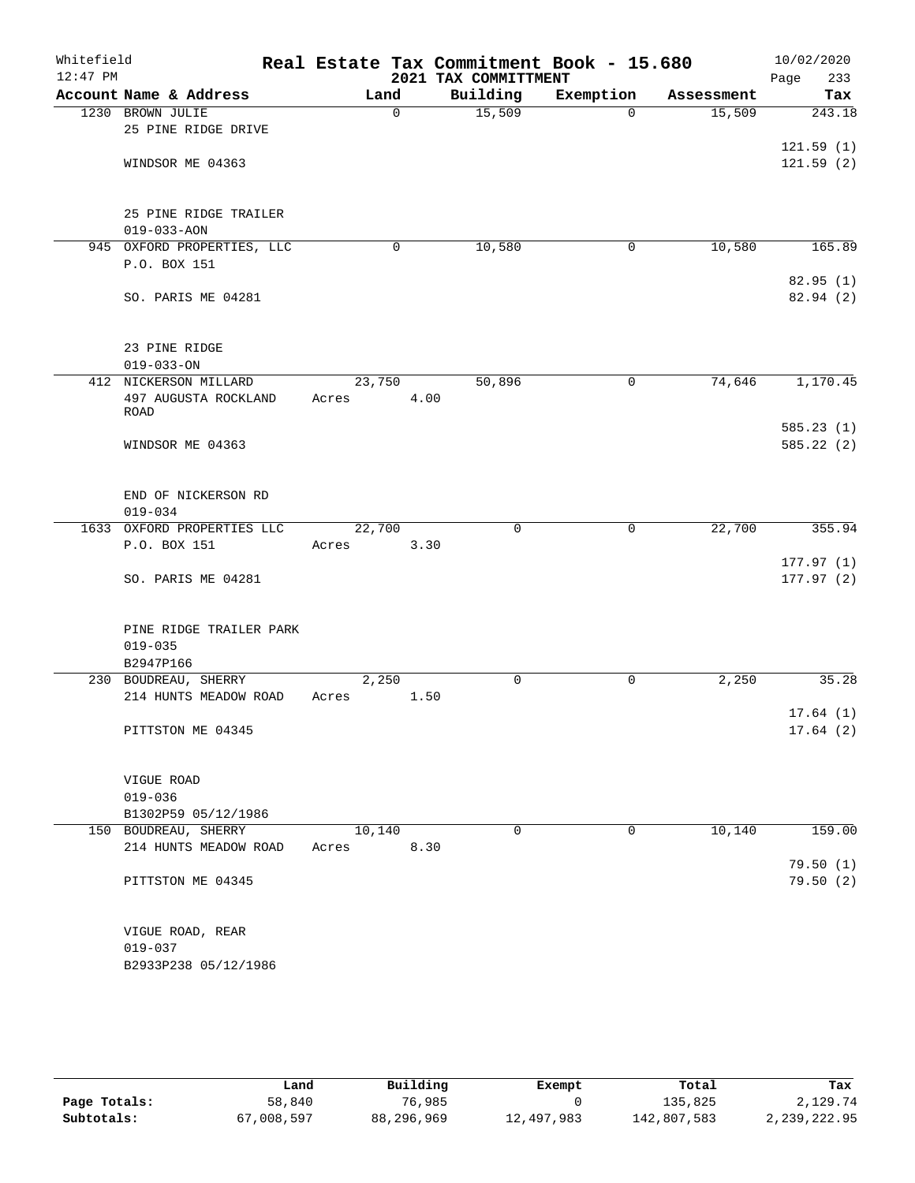Whitefield 12:47 PM

# Real Estate Tax Commitment Book - 15.680

## 2021 TAX COMMITTMENT

10/02/2020 Page 233

| Account Name & Address | Land | Building | Exemption | Assessment | Tax |
|---|---|---|---|---|---|
| 1230 BROWN JULIE<br>25 PINE RIDGE DRIVE<br><br>WINDSOR ME 04363<br><br>25 PINE RIDGE TRAILER<br>019-033-AON | 0 | 15,509 | 0 | 15,509 | 243.18<br><br>121.59 (1)<br>121.59 (2) |
| 945 OXFORD PROPERTIES, LLC<br>P.O. BOX 151<br><br>SO. PARIS ME 04281<br><br>23 PINE RIDGE<br>019-033-ON | 0 | 10,580 | 0 | 10,580 | 165.89<br><br>82.95 (1)<br>82.94 (2) |
| 412 NICKERSON MILLARD<br>497 AUGUSTA ROCKLAND ROAD<br><br>WINDSOR ME 04363<br><br>END OF NICKERSON RD<br>019-034 | 23,750<br>Acres 4.00 | 50,896 | 0 | 74,646 | 1,170.45<br><br>585.23 (1)<br>585.22 (2) |
| 1633 OXFORD PROPERTIES LLC<br>P.O. BOX 151<br><br>SO. PARIS ME 04281<br><br>PINE RIDGE TRAILER PARK<br>019-035<br>B2947P166 | 22,700<br>Acres 3.30 | 0 | 0 | 22,700 | 355.94<br><br>177.97 (1)<br>177.97 (2) |
| 230 BOUDREAU, SHERRY<br>214 HUNTS MEADOW ROAD<br><br>PITTSTON ME 04345<br><br>VIGUE ROAD<br>019-036<br>B1302P59 05/12/1986 | 2,250<br>Acres 1.50 | 0 | 0 | 2,250 | 35.28<br><br>17.64 (1)<br>17.64 (2) |
| 150 BOUDREAU, SHERRY<br>214 HUNTS MEADOW ROAD<br><br>PITTSTON ME 04345<br><br>VIGUE ROAD, REAR<br>019-037<br>B2933P238 05/12/1986 | 10,140<br>Acres 8.30 | 0 | 0 | 10,140 | 159.00<br><br>79.50 (1)<br>79.50 (2) |

| | Land | Building | Exempt | Total | Tax |
|---|---|---|---|---|---|
| Page Totals: | 58,840 | 76,985 | 0 | 135,825 | 2,129.74 |
| Subtotals: | 67,008,597 | 88,296,969 | 12,497,983 | 142,807,583 | 2,239,222.95 |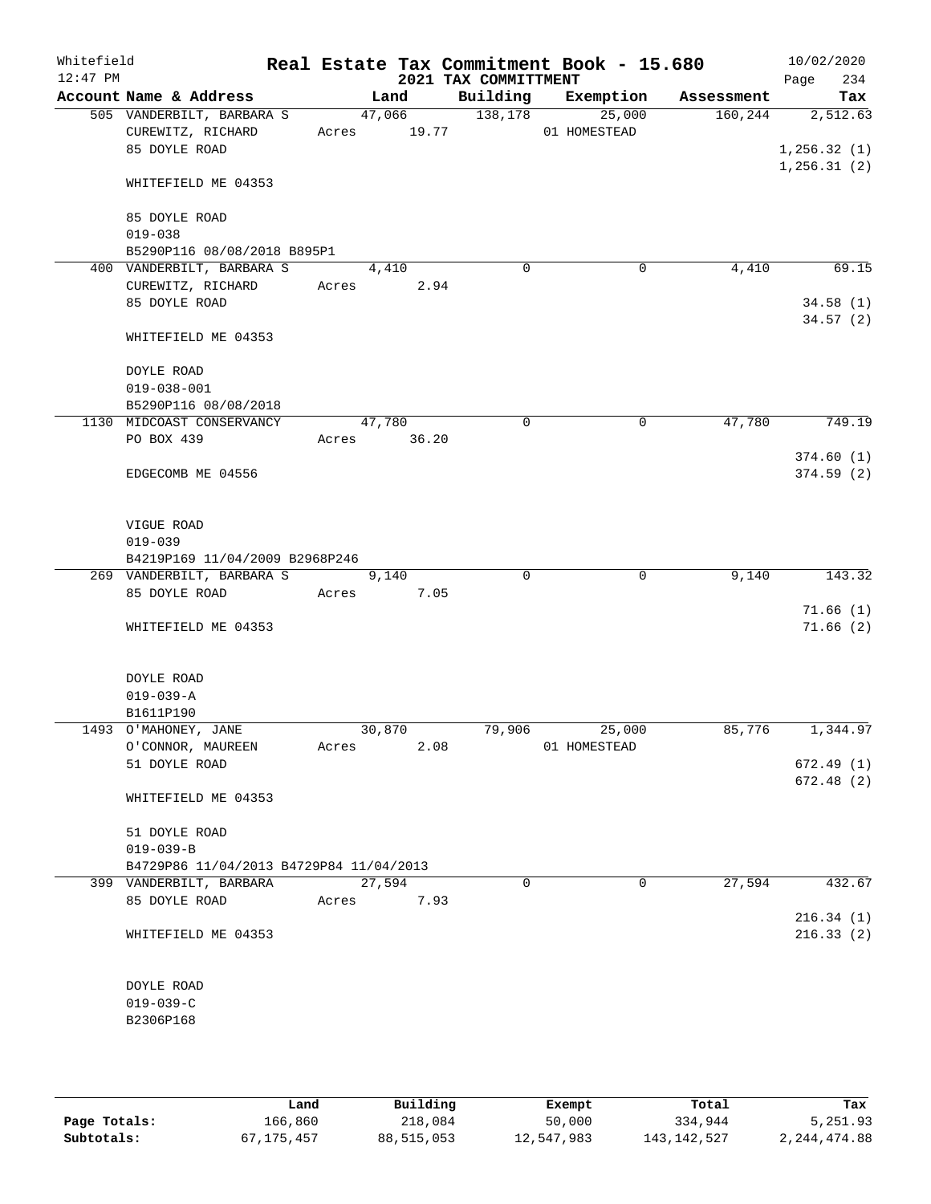Whitefield 12:47 PM

# Real Estate Tax Commitment Book - 15.680

## 2021 TAX COMMITTMENT

10/02/2020 Page 234

| Account Name & Address | Land | Building | Exemption | Assessment | Tax |
|---|---|---|---|---|---|
| 505 VANDERBILT, BARBARA S | 47,066 | 138,178 | 25,000 | 160,244 | 2,512.63 |
| CUREWITZ, RICHARD | Acres 19.77 | | 01 HOMESTEAD | | |
| 85 DOYLE ROAD | | | | | 1,256.32 (1) |
| | | | | | 1,256.31 (2) |
| WHITEFIELD ME 04353 | | | | | |
| 85 DOYLE ROAD | | | | | |
| 019-038 | | | | | |
| B5290P116 08/08/2018 B895P1 | | | | | |
| 400 VANDERBILT, BARBARA S | 4,410 | 0 | 0 | 4,410 | 69.15 |
| CUREWITZ, RICHARD | Acres 2.94 | | | | |
| 85 DOYLE ROAD | | | | | 34.58 (1) |
| | | | | | 34.57 (2) |
| WHITEFIELD ME 04353 | | | | | |
| DOYLE ROAD | | | | | |
| 019-038-001 | | | | | |
| B5290P116 08/08/2018 | | | | | |
| 1130 MIDCOAST CONSERVANCY | 47,780 | 0 | 0 | 47,780 | 749.19 |
| PO BOX 439 | Acres 36.20 | | | | |
| | | | | | 374.60 (1) |
| EDGECOMB ME 04556 | | | | | 374.59 (2) |
| VIGUE ROAD | | | | | |
| 019-039 | | | | | |
| B4219P169 11/04/2009 B2968P246 | | | | | |
| 269 VANDERBILT, BARBARA S | 9,140 | 0 | 0 | 9,140 | 143.32 |
| 85 DOYLE ROAD | Acres 7.05 | | | | |
| | | | | | 71.66 (1) |
| WHITEFIELD ME 04353 | | | | | 71.66 (2) |
| DOYLE ROAD | | | | | |
| 019-039-A | | | | | |
| B1611P190 | | | | | |
| 1493 O'MAHONEY, JANE | 30,870 | 79,906 | 25,000 | 85,776 | 1,344.97 |
| O'CONNOR, MAUREEN | Acres 2.08 | | 01 HOMESTEAD | | |
| 51 DOYLE ROAD | | | | | 672.49 (1) |
| | | | | | 672.48 (2) |
| WHITEFIELD ME 04353 | | | | | |
| 51 DOYLE ROAD | | | | | |
| 019-039-B | | | | | |
| B4729P86 11/04/2013 B4729P84 11/04/2013 | | | | | |
| 399 VANDERBILT, BARBARA | 27,594 | 0 | 0 | 27,594 | 432.67 |
| 85 DOYLE ROAD | Acres 7.93 | | | | |
| | | | | | 216.34 (1) |
| WHITEFIELD ME 04353 | | | | | 216.33 (2) |
| DOYLE ROAD | | | | | |
| 019-039-C | | | | | |
| B2306P168 | | | | | |

| | Land | Building | Exempt | Total | Tax |
|---|---|---|---|---|---|
| Page Totals: | 166,860 | 218,084 | 50,000 | 334,944 | 5,251.93 |
| Subtotals: | 67,175,457 | 88,515,053 | 12,547,983 | 143,142,527 | 2,244,474.88 |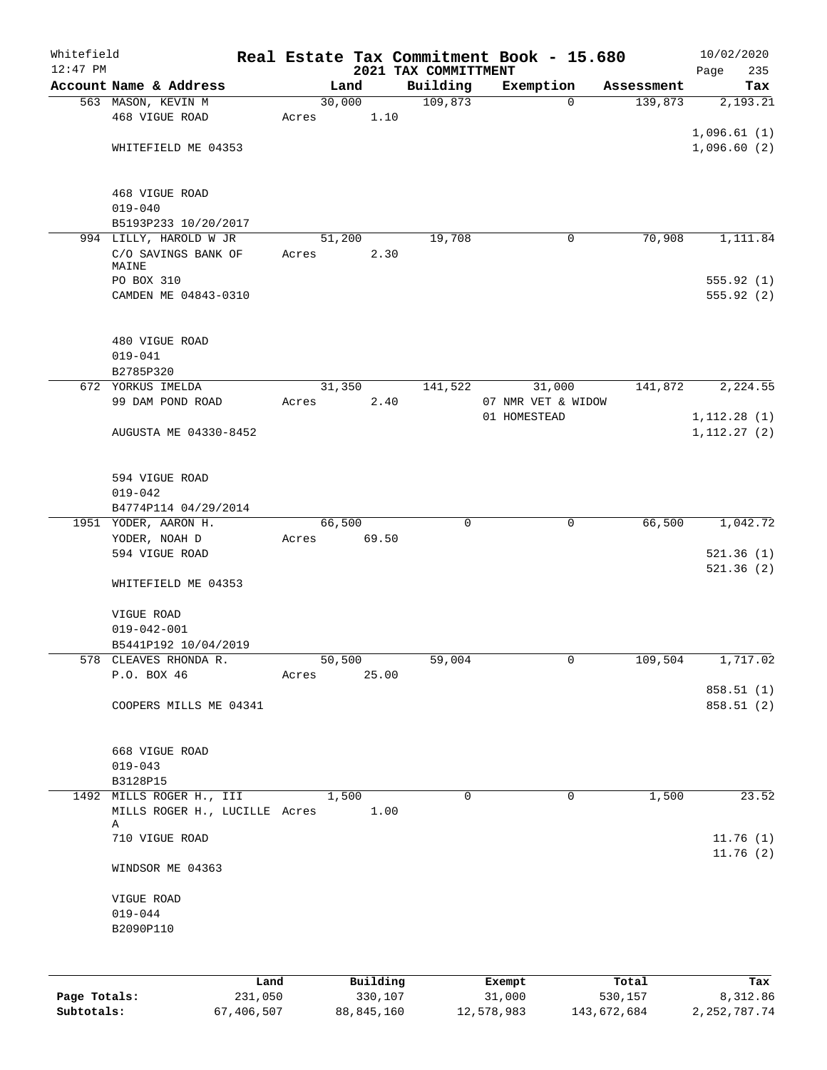Whitefield 12:47 PM

# Real Estate Tax Commitment Book - 15.680
## 2021 TAX COMMITTMENT

10/02/2020 Page 235

| Account Name & Address | Land | Building | Exemption | Assessment | Tax |
|---|---|---|---|---|---|
| 563 MASON, KEVIN M<br>468 VIGUE ROAD<br><br>WHITEFIELD ME 04353<br><br>468 VIGUE ROAD<br>019-040<br>B5193P233 10/20/2017 | 30,000<br>Acres 1.10 | 109,873 | 0 | 139,873 | 2,193.21<br><br>1,096.61 (1)<br>1,096.60 (2) |
| 994 LILLY, HAROLD W JR<br>C/O SAVINGS BANK OF MAINE<br>PO BOX 310<br>CAMDEN ME 04843-0310<br><br>480 VIGUE ROAD<br>019-041<br>B2785P320 | 51,200<br>Acres 2.30 | 19,708 | 0 | 70,908 | 1,111.84<br><br>555.92 (1)<br>555.92 (2) |
| 672 YORKUS IMELDA<br>99 DAM POND ROAD<br><br>AUGUSTA ME 04330-8452<br><br>594 VIGUE ROAD<br>019-042<br>B4774P114 04/29/2014 | 31,350<br>Acres 2.40 | 141,522 | 31,000<br>07 NMR VET & WIDOW<br>01 HOMESTEAD | 141,872 | 2,224.55<br><br>1,112.28 (1)<br>1,112.27 (2) |
| 1951 YODER, AARON H.<br>YODER, NOAH D<br>594 VIGUE ROAD<br><br>WHITEFIELD ME 04353<br><br>VIGUE ROAD<br>019-042-001<br>B5441P192 10/04/2019 | 66,500<br>Acres 69.50 | 0 | 0 | 66,500 | 1,042.72<br><br>521.36 (1)<br>521.36 (2) |
| 578 CLEAVES RHONDA R.<br>P.O. BOX 46<br><br>COOPERS MILLS ME 04341<br><br>668 VIGUE ROAD<br>019-043<br>B3128P15 | 50,500<br>Acres 25.00 | 59,004 | 0 | 109,504 | 1,717.02<br><br>858.51 (1)<br>858.51 (2) |
| 1492 MILLS ROGER H., III<br>MILLS ROGER H., LUCILLE A<br>710 VIGUE ROAD<br><br>WINDSOR ME 04363<br><br>VIGUE ROAD<br>019-044<br>B2090P110 | 1,500<br>Acres 1.00 | 0 | 0 | 1,500 | 23.52<br><br>11.76 (1)<br>11.76 (2) |

| | Land | Building | Exempt | Total | Tax |
|---|---|---|---|---|---|
| Page Totals: | 231,050 | 330,107 | 31,000 | 530,157 | 8,312.86 |
| Subtotals: | 67,406,507 | 88,845,160 | 12,578,983 | 143,672,684 | 2,252,787.74 |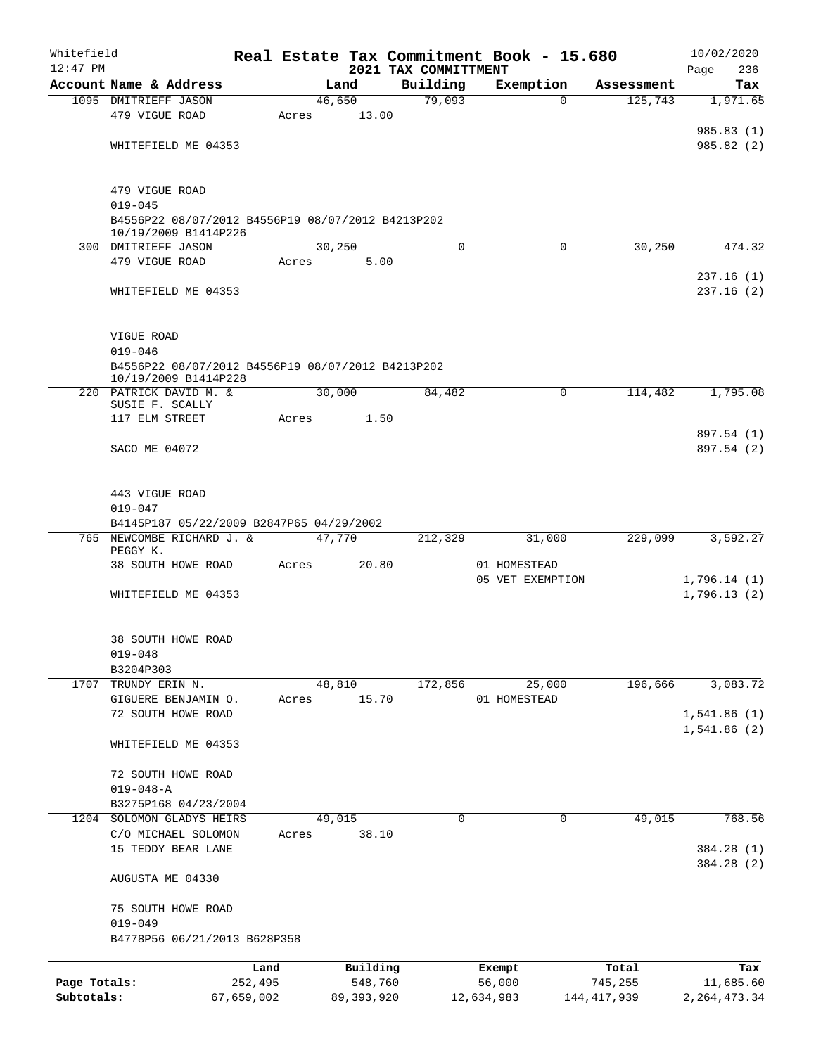Whitefield 12:47 PM

# Real Estate Tax Commitment Book - 15.680
## 2021 TAX COMMITTMENT

10/02/2020

| Account Name & Address | Land | Building | Exemption | Assessment | Tax |
|---|---|---|---|---|---|
| 1095 DMITRIEFF JASON | 46,650 | 79,093 | 0 | 125,743 | 1,971.65 |
| 479 VIGUE ROAD | Acres 13.00 | | | | |
| | | | | | 985.83 (1) |
| WHITEFIELD ME 04353 | | | | | 985.82 (2) |
| 479 VIGUE ROAD | | | | | |
| 019-045 | | | | | |
| B4556P22 08/07/2012 B4556P19 08/07/2012 B4213P202 10/19/2009 B1414P226 | | | | | |
| 300 DMITRIEFF JASON | 30,250 | 0 | 0 | 30,250 | 474.32 |
| 479 VIGUE ROAD | Acres 5.00 | | | | |
| | | | | | 237.16 (1) |
| WHITEFIELD ME 04353 | | | | | 237.16 (2) |
| VIGUE ROAD | | | | | |
| 019-046 | | | | | |
| B4556P22 08/07/2012 B4556P19 08/07/2012 B4213P202 10/19/2009 B1414P228 | | | | | |
| 220 PATRICK DAVID M. & SUSIE F. SCALLY | 30,000 | 84,482 | 0 | 114,482 | 1,795.08 |
| 117 ELM STREET | Acres 1.50 | | | | |
| | | | | | 897.54 (1) |
| SACO ME 04072 | | | | | 897.54 (2) |
| 443 VIGUE ROAD | | | | | |
| 019-047 | | | | | |
| B4145P187 05/22/2009 B2847P65 04/29/2002 | | | | | |
| 765 NEWCOMBE RICHARD J. & PEGGY K. | 47,770 | 212,329 | 31,000 | 229,099 | 3,592.27 |
| 38 SOUTH HOWE ROAD | Acres 20.80 | | 01 HOMESTEAD | | |
| | | | 05 VET EXEMPTION | | 1,796.14 (1) |
| WHITEFIELD ME 04353 | | | | | 1,796.13 (2) |
| 38 SOUTH HOWE ROAD | | | | | |
| 019-048 | | | | | |
| B3204P303 | | | | | |
| 1707 TRUNDY ERIN N. | 48,810 | 172,856 | 25,000 | 196,666 | 3,083.72 |
| GIGUERE BENJAMIN O. | Acres 15.70 | | 01 HOMESTEAD | | |
| 72 SOUTH HOWE ROAD | | | | | 1,541.86 (1) |
| | | | | | 1,541.86 (2) |
| WHITEFIELD ME 04353 | | | | | |
| 72 SOUTH HOWE ROAD | | | | | |
| 019-048-A | | | | | |
| B3275P168 04/23/2004 | | | | | |
| 1204 SOLOMON GLADYS HEIRS | 49,015 | 0 | 0 | 49,015 | 768.56 |
| C/O MICHAEL SOLOMON | Acres 38.10 | | | | |
| 15 TEDDY BEAR LANE | | | | | 384.28 (1) |
| | | | | | 384.28 (2) |
| AUGUSTA ME 04330 | | | | | |
| 75 SOUTH HOWE ROAD | | | | | |
| 019-049 | | | | | |
| B4778P56 06/21/2013 B628P358 | | | | | |

| | Land | Building | Exempt | Total | Tax |
|---|---|---|---|---|---|
| Page Totals: | 252,495 | 548,760 | 56,000 | 745,255 | 11,685.60 |
| Subtotals: | 67,659,002 | 89,393,920 | 12,634,983 | 144,417,939 | 2,264,473.34 |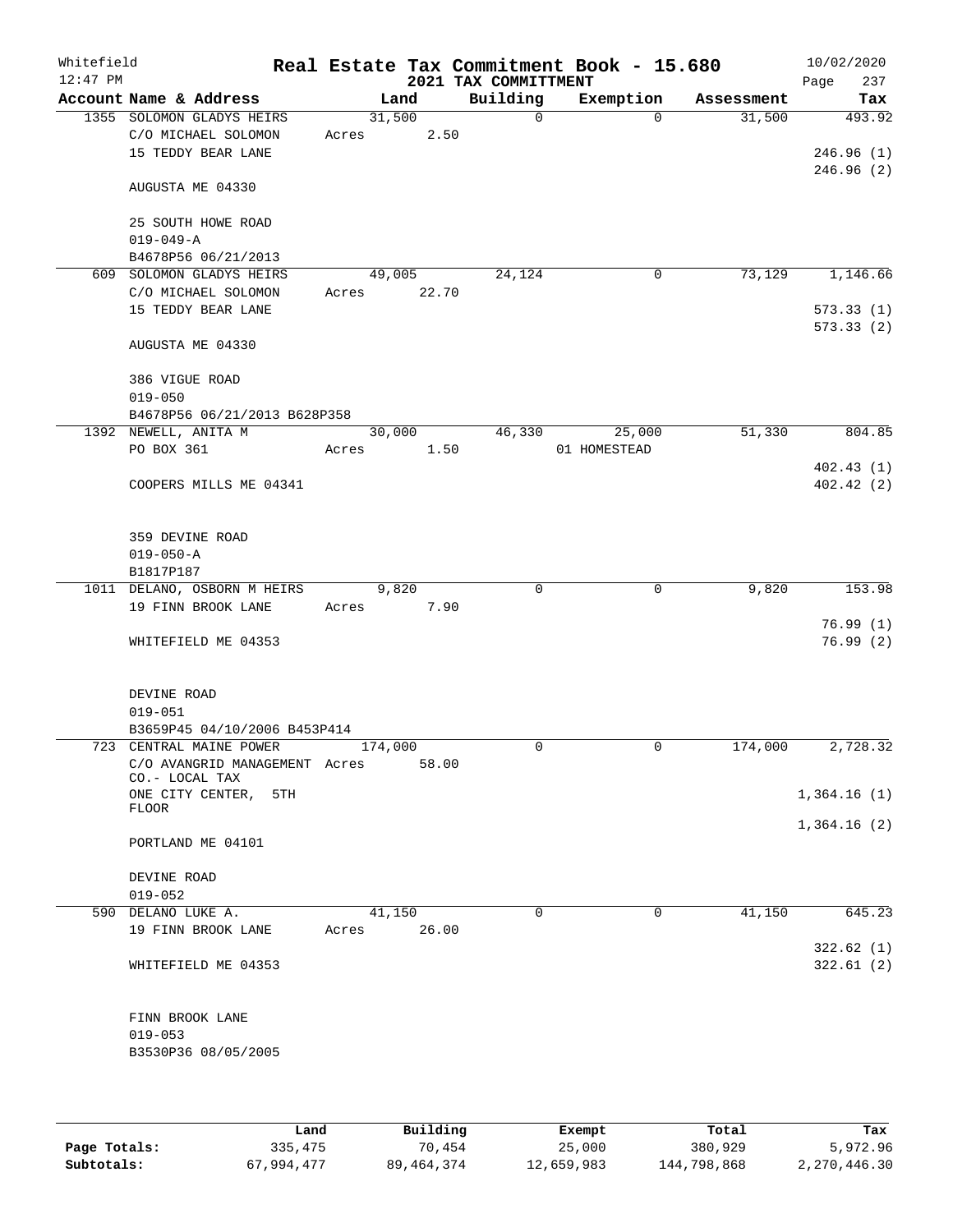Whitefield 12:47 PM

# Real Estate Tax Commitment Book - 15.680

## 2021 TAX COMMITTMENT

10/02/2020

| Account Name & Address | Land | Building | Exemption | Assessment | Tax |
|---|---|---|---|---|---|
| 1355 SOLOMON GLADYS HEIRS | 31,500 | 0 | 0 | 31,500 | 493.92 |
| C/O MICHAEL SOLOMON | Acres 2.50 | | | | |
| 15 TEDDY BEAR LANE | | | | | 246.96 (1) |
| | | | | | 246.96 (2) |
| AUGUSTA ME 04330 | | | | | |
| 25 SOUTH HOWE ROAD | | | | | |
| 019-049-A | | | | | |
| B4678P56 06/21/2013 | | | | | |
| 609 SOLOMON GLADYS HEIRS | 49,005 | 24,124 | 0 | 73,129 | 1,146.66 |
| C/O MICHAEL SOLOMON | Acres 22.70 | | | | |
| 15 TEDDY BEAR LANE | | | | | 573.33 (1) |
| | | | | | 573.33 (2) |
| AUGUSTA ME 04330 | | | | | |
| 386 VIGUE ROAD | | | | | |
| 019-050 | | | | | |
| B4678P56 06/21/2013 B628P358 | | | | | |
| 1392 NEWELL, ANITA M | 30,000 | 46,330 | 25,000 | 51,330 | 804.85 |
| PO BOX 361 | Acres 1.50 | | 01 HOMESTEAD | | |
| | | | | | 402.43 (1) |
| COOPERS MILLS ME 04341 | | | | | 402.42 (2) |
| 359 DEVINE ROAD | | | | | |
| 019-050-A | | | | | |
| B1817P187 | | | | | |
| 1011 DELANO, OSBORN M HEIRS | 9,820 | 0 | 0 | 9,820 | 153.98 |
| 19 FINN BROOK LANE | Acres 7.90 | | | | |
| | | | | | 76.99 (1) |
| WHITEFIELD ME 04353 | | | | | 76.99 (2) |
| DEVINE ROAD | | | | | |
| 019-051 | | | | | |
| B3659P45 04/10/2006 B453P414 | | | | | |
| 723 CENTRAL MAINE POWER | 174,000 | 0 | 0 | 174,000 | 2,728.32 |
| C/O AVANGRID MANAGEMENT CO.- LOCAL TAX | Acres 58.00 | | | | |
| ONE CITY CENTER, 5TH FLOOR | | | | | 1,364.16 (1) |
| | | | | | 1,364.16 (2) |
| PORTLAND ME 04101 | | | | | |
| DEVINE ROAD | | | | | |
| 019-052 | | | | | |
| 590 DELANO LUKE A. | 41,150 | 0 | 0 | 41,150 | 645.23 |
| 19 FINN BROOK LANE | Acres 26.00 | | | | |
| | | | | | 322.62 (1) |
| WHITEFIELD ME 04353 | | | | | 322.61 (2) |
| FINN BROOK LANE | | | | | |
| 019-053 | | | | | |
| B3530P36 08/05/2005 | | | | | |

| | Land | Building | Exempt | Total | Tax |
|---|---|---|---|---|---|
| Page Totals: | 335,475 | 70,454 | 25,000 | 380,929 | 5,972.96 |
| Subtotals: | 67,994,477 | 89,464,374 | 12,659,983 | 144,798,868 | 2,270,446.30 |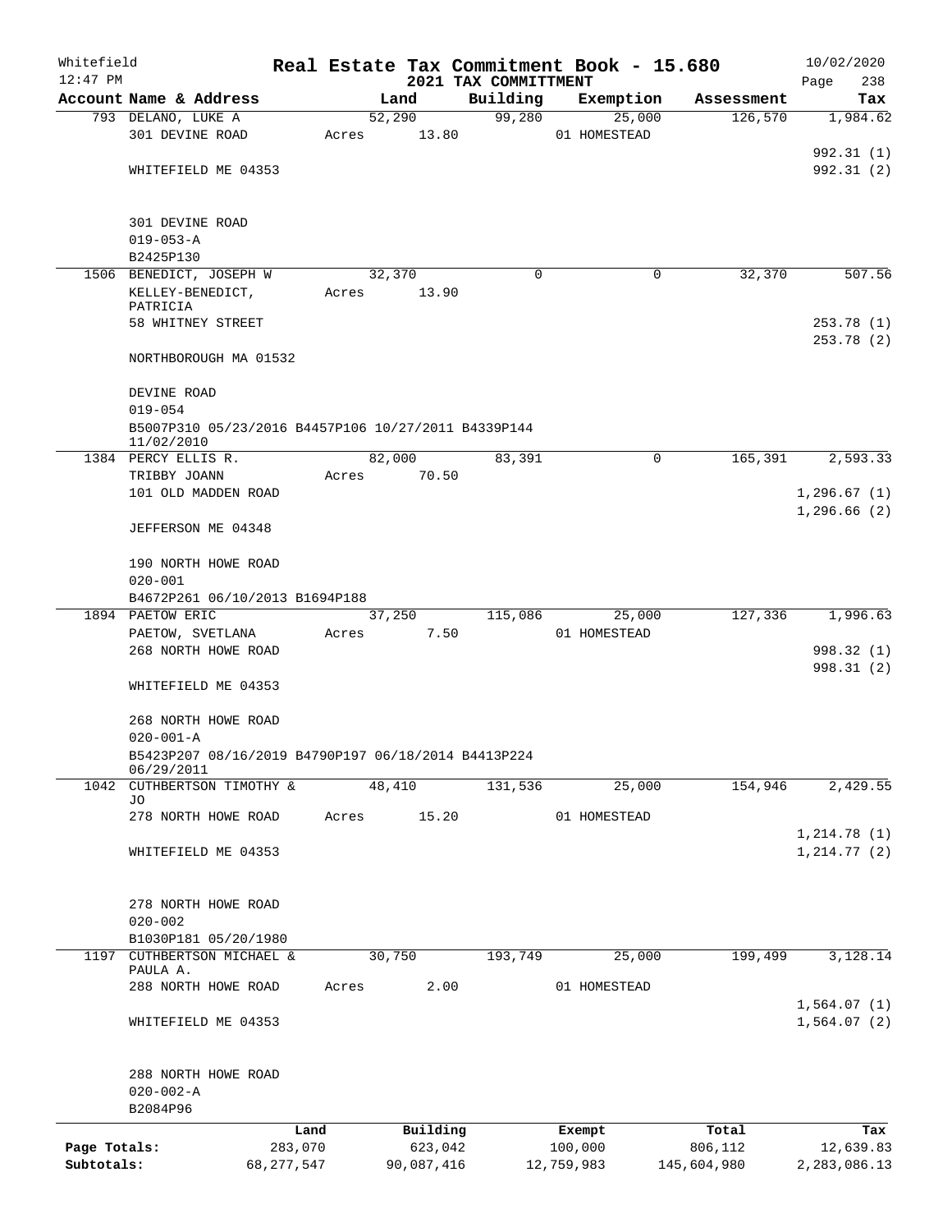Whitefield
12:47 PM

# Real Estate Tax Commitment Book - 15.680

## 2021 TAX COMMITTMENT

10/02/2020
Page 238

| Account Name & Address | Land | Building | Exemption | Assessment | Tax |
|---|---|---|---|---|---|
| 793 DELANO, LUKE A<br>301 DEVINE ROAD<br><br>WHITEFIELD ME 04353<br><br>301 DEVINE ROAD<br>019-053-A<br>B2425P130 | 52,290<br>Acres 13.80 | 99,280 | 25,000<br>01 HOMESTEAD | 126,570 | 1,984.62<br><br>992.31 (1)<br>992.31 (2) |
| 1506 BENEDICT, JOSEPH W<br>KELLEY-BENEDICT, PATRICIA<br>58 WHITNEY STREET<br><br>NORTHBOROUGH MA 01532<br><br>DEVINE ROAD<br>019-054<br>B5007P310 05/23/2016 B4457P106 10/27/2011 B4339P144 11/02/2010 | 32,370<br>Acres 13.90 | 0 | 0 | 32,370 | 507.56<br><br>253.78 (1)<br>253.78 (2) |
| 1384 PERCY ELLIS R.<br>TRIBBY JOANN<br>101 OLD MADDEN ROAD<br><br>JEFFERSON ME 04348<br><br>190 NORTH HOWE ROAD<br>020-001<br>B4672P261 06/10/2013 B1694P188 | 82,000<br>Acres 70.50 | 83,391 | 0 | 165,391 | 2,593.33<br><br>1,296.67 (1)<br>1,296.66 (2) |
| 1894 PAETOW ERIC<br>PAETOW, SVETLANA<br>268 NORTH HOWE ROAD<br><br>WHITEFIELD ME 04353<br><br>268 NORTH HOWE ROAD<br>020-001-A<br>B5423P207 08/16/2019 B4790P197 06/18/2014 B4413P224 06/29/2011 | 37,250<br>Acres 7.50 | 115,086 | 25,000<br>01 HOMESTEAD | 127,336 | 1,996.63<br><br>998.32 (1)<br>998.31 (2) |
| 1042 CUTHBERTSON TIMOTHY & JO<br>278 NORTH HOWE ROAD<br><br>WHITEFIELD ME 04353<br><br>278 NORTH HOWE ROAD<br>020-002<br>B1030P181 05/20/1980 | 48,410<br>Acres 15.20 | 131,536 | 25,000<br>01 HOMESTEAD | 154,946 | 2,429.55<br><br>1,214.78 (1)<br>1,214.77 (2) |
| 1197 CUTHBERTSON MICHAEL & PAULA A.<br>288 NORTH HOWE ROAD<br><br>WHITEFIELD ME 04353<br><br>288 NORTH HOWE ROAD<br>020-002-A<br>B2084P96 | 30,750<br>Acres 2.00 | 193,749 | 25,000<br>01 HOMESTEAD | 199,499 | 3,128.14<br><br>1,564.07 (1)<br>1,564.07 (2) |

| | Land | Building | Exempt | Total | Tax |
|---|---|---|---|---|---|
| Page Totals: | 283,070 | 623,042 | 100,000 | 806,112 | 12,639.83 |
| Subtotals: | 68,277,547 | 90,087,416 | 12,759,983 | 145,604,980 | 2,283,086.13 |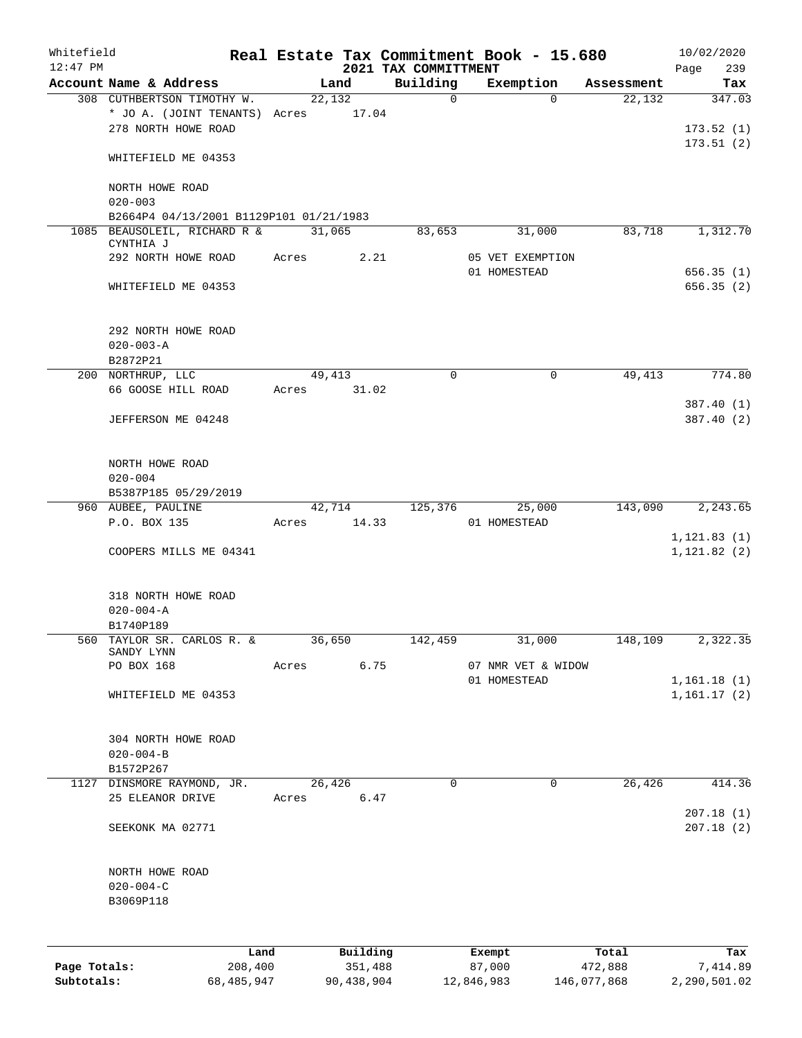Whitefield 12:47 PM

# Real Estate Tax Commitment Book - 15.680

## 2021 TAX COMMITTMENT

10/02/2020

| Account Name & Address | Land | Building | Exemption | Assessment | Tax |
|---|---|---|---|---|---|
| 308 CUTHBERTSON TIMOTHY W. | 22,132 | 0 | 0 | 22,132 | 347.03 |
| * JO A. (JOINT TENANTS) | Acres 17.04 | | | | |
| 278 NORTH HOWE ROAD | | | | | 173.52 (1) |
| | | | | | 173.51 (2) |
| WHITEFIELD ME 04353 | | | | | |
| NORTH HOWE ROAD | | | | | |
| 020-003 | | | | | |
| B2664P4 04/13/2001 B1129P101 01/21/1983 | | | | | |
| 1085 BEAUSOLEIL, RICHARD R & CYNTHIA J | 31,065 | 83,653 | 31,000 | 83,718 | 1,312.70 |
| 292 NORTH HOWE ROAD | Acres 2.21 | | 05 VET EXEMPTION | | |
| | | | 01 HOMESTEAD | | 656.35 (1) |
| WHITEFIELD ME 04353 | | | | | 656.35 (2) |
| 292 NORTH HOWE ROAD | | | | | |
| 020-003-A | | | | | |
| B2872P21 | | | | | |
| 200 NORTHRUP, LLC | 49,413 | 0 | 0 | 49,413 | 774.80 |
| 66 GOOSE HILL ROAD | Acres 31.02 | | | | |
| | | | | | 387.40 (1) |
| JEFFERSON ME 04248 | | | | | 387.40 (2) |
| NORTH HOWE ROAD | | | | | |
| 020-004 | | | | | |
| B5387P185 05/29/2019 | | | | | |
| 960 AUBEE, PAULINE | 42,714 | 125,376 | 25,000 | 143,090 | 2,243.65 |
| P.O. BOX 135 | Acres 14.33 | | 01 HOMESTEAD | | |
| | | | | | 1,121.83 (1) |
| COOPERS MILLS ME 04341 | | | | | 1,121.82 (2) |
| 318 NORTH HOWE ROAD | | | | | |
| 020-004-A | | | | | |
| B1740P189 | | | | | |
| 560 TAYLOR SR. CARLOS R. & SANDY LYNN | 36,650 | 142,459 | 31,000 | 148,109 | 2,322.35 |
| PO BOX 168 | Acres 6.75 | | 07 NMR VET & WIDOW | | |
| | | | 01 HOMESTEAD | | 1,161.18 (1) |
| WHITEFIELD ME 04353 | | | | | 1,161.17 (2) |
| 304 NORTH HOWE ROAD | | | | | |
| 020-004-B | | | | | |
| B1572P267 | | | | | |
| 1127 DINSMORE RAYMOND, JR. | 26,426 | 0 | 0 | 26,426 | 414.36 |
| 25 ELEANOR DRIVE | Acres 6.47 | | | | |
| | | | | | 207.18 (1) |
| SEEKONK MA 02771 | | | | | 207.18 (2) |
| NORTH HOWE ROAD | | | | | |
| 020-004-C | | | | | |
| B3069P118 | | | | | |

| | Land | Building | Exempt | Total | Tax |
|---|---|---|---|---|---|
| Page Totals: | 208,400 | 351,488 | 87,000 | 472,888 | 7,414.89 |
| Subtotals: | 68,485,947 | 90,438,904 | 12,846,983 | 146,077,868 | 2,290,501.02 |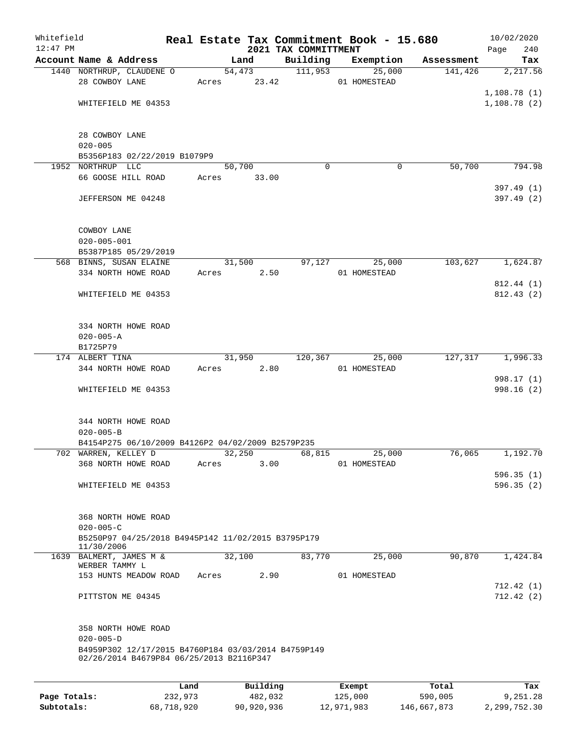Whitefield 12:47 PM

# Real Estate Tax Commitment Book - 15.680

## 2021 TAX COMMITTMENT

10/02/2020

| Account Name & Address | Land | Building | Exemption | Assessment | Tax |
|---|---|---|---|---|---|
| 1440 NORTHRUP, CLAUDENE O | 54,473 | 111,953 | 25,000 | 141,426 | 2,217.56 |
| 28 COWBOY LANE | Acres 23.42 | | 01 HOMESTEAD | | |
| | | | | | 1,108.78 (1) |
| WHITEFIELD ME 04353 | | | | | 1,108.78 (2) |
| 28 COWBOY LANE | | | | | |
| 020-005 | | | | | |
| B5356P183 02/22/2019 B1079P9 | | | | | |
| 1952 NORTHRUP LLC | 50,700 | 0 | 0 | 50,700 | 794.98 |
| 66 GOOSE HILL ROAD | Acres 33.00 | | | | |
| | | | | | 397.49 (1) |
| JEFFERSON ME 04248 | | | | | 397.49 (2) |
| COWBOY LANE | | | | | |
| 020-005-001 | | | | | |
| B5387P185 05/29/2019 | | | | | |
| 568 BINNS, SUSAN ELAINE | 31,500 | 97,127 | 25,000 | 103,627 | 1,624.87 |
| 334 NORTH HOWE ROAD | Acres 2.50 | | 01 HOMESTEAD | | |
| | | | | | 812.44 (1) |
| WHITEFIELD ME 04353 | | | | | 812.43 (2) |
| 334 NORTH HOWE ROAD | | | | | |
| 020-005-A | | | | | |
| B1725P79 | | | | | |
| 174 ALBERT TINA | 31,950 | 120,367 | 25,000 | 127,317 | 1,996.33 |
| 344 NORTH HOWE ROAD | Acres 2.80 | | 01 HOMESTEAD | | |
| | | | | | 998.17 (1) |
| WHITEFIELD ME 04353 | | | | | 998.16 (2) |
| 344 NORTH HOWE ROAD | | | | | |
| 020-005-B | | | | | |
| B4154P275 06/10/2009 B4126P2 04/02/2009 B2579P235 | | | | | |
| 702 WARREN, KELLEY D | 32,250 | 68,815 | 25,000 | 76,065 | 1,192.70 |
| 368 NORTH HOWE ROAD | Acres 3.00 | | 01 HOMESTEAD | | |
| | | | | | 596.35 (1) |
| WHITEFIELD ME 04353 | | | | | 596.35 (2) |
| 368 NORTH HOWE ROAD | | | | | |
| 020-005-C | | | | | |
| B5250P97 04/25/2018 B4945P142 11/02/2015 B3795P179 11/30/2006 | | | | | |
| 1639 BALMERT, JAMES M & WERBER TAMMY L | 32,100 | 83,770 | 25,000 | 90,870 | 1,424.84 |
| 153 HUNTS MEADOW ROAD | Acres 2.90 | | 01 HOMESTEAD | | |
| | | | | | 712.42 (1) |
| PITTSTON ME 04345 | | | | | 712.42 (2) |
| 358 NORTH HOWE ROAD | | | | | |
| 020-005-D | | | | | |
| B4959P302 12/17/2015 B4760P184 03/03/2014 B4759P149 02/26/2014 B4679P84 06/25/2013 B2116P347 | | | | | |

| | Land | Building | Exempt | Total | Tax |
|---|---|---|---|---|---|
| Page Totals: | 232,973 | 482,032 | 125,000 | 590,005 | 9,251.28 |
| Subtotals: | 68,718,920 | 90,920,936 | 12,971,983 | 146,667,873 | 2,299,752.30 |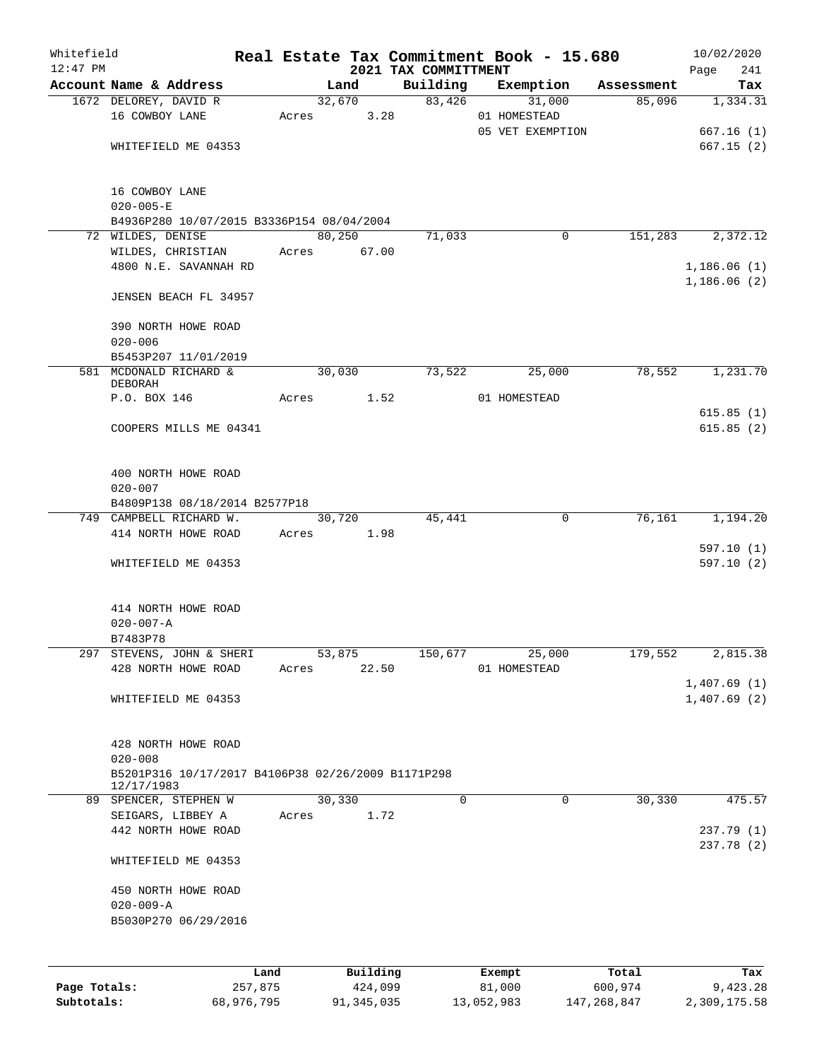Whitefield 12:47 PM

# Real Estate Tax Commitment Book - 15.680
## 2021 TAX COMMITTMENT

10/02/2020

| Account Name & Address | Land | Building | Exemption | Assessment | Tax |
|---|---|---|---|---|---|
| 1672 DELOREY, DAVID R | 32,670 | 83,426 | 31,000 | 85,096 | 1,334.31 |
| 16 COWBOY LANE | Acres 3.28 | | 01 HOMESTEAD | | |
| | | | 05 VET EXEMPTION | | 667.16 (1) |
| WHITEFIELD ME 04353 | | | | | 667.15 (2) |
| 16 COWBOY LANE | | | | | |
| 020-005-E | | | | | |
| B4936P280 10/07/2015 B3336P154 08/04/2004 | | | | | |
| 72 WILDES, DENISE | 80,250 | 71,033 | 0 | 151,283 | 2,372.12 |
| WILDES, CHRISTIAN | Acres 67.00 | | | | |
| 4800 N.E. SAVANNAH RD | | | | | 1,186.06 (1) |
| | | | | | 1,186.06 (2) |
| JENSEN BEACH FL 34957 | | | | | |
| 390 NORTH HOWE ROAD | | | | | |
| 020-006 | | | | | |
| B5453P207 11/01/2019 | | | | | |
| 581 MCDONALD RICHARD & DEBORAH | 30,030 | 73,522 | 25,000 | 78,552 | 1,231.70 |
| P.O. BOX 146 | Acres 1.52 | | 01 HOMESTEAD | | |
| | | | | | 615.85 (1) |
| COOPERS MILLS ME 04341 | | | | | 615.85 (2) |
| 400 NORTH HOWE ROAD | | | | | |
| 020-007 | | | | | |
| B4809P138 08/18/2014 B2577P18 | | | | | |
| 749 CAMPBELL RICHARD W. | 30,720 | 45,441 | 0 | 76,161 | 1,194.20 |
| 414 NORTH HOWE ROAD | Acres 1.98 | | | | |
| | | | | | 597.10 (1) |
| WHITEFIELD ME 04353 | | | | | 597.10 (2) |
| 414 NORTH HOWE ROAD | | | | | |
| 020-007-A | | | | | |
| B7483P78 | | | | | |
| 297 STEVENS, JOHN & SHERI | 53,875 | 150,677 | 25,000 | 179,552 | 2,815.38 |
| 428 NORTH HOWE ROAD | Acres 22.50 | | 01 HOMESTEAD | | |
| | | | | | 1,407.69 (1) |
| WHITEFIELD ME 04353 | | | | | 1,407.69 (2) |
| 428 NORTH HOWE ROAD | | | | | |
| 020-008 | | | | | |
| B5201P316 10/17/2017 B4106P38 02/26/2009 B1171P298 12/17/1983 | | | | | |
| 89 SPENCER, STEPHEN W | 30,330 | 0 | 0 | 30,330 | 475.57 |
| SEIGARS, LIBBEY A | Acres 1.72 | | | | |
| 442 NORTH HOWE ROAD | | | | | 237.79 (1) |
| | | | | | 237.78 (2) |
| WHITEFIELD ME 04353 | | | | | |
| 450 NORTH HOWE ROAD | | | | | |
| 020-009-A | | | | | |
| B5030P270 06/29/2016 | | | | | |

| | Land | Building | Exempt | Total | Tax |
|---|---|---|---|---|---|
| Page Totals: | 257,875 | 424,099 | 81,000 | 600,974 | 9,423.28 |
| Subtotals: | 68,976,795 | 91,345,035 | 13,052,983 | 147,268,847 | 2,309,175.58 |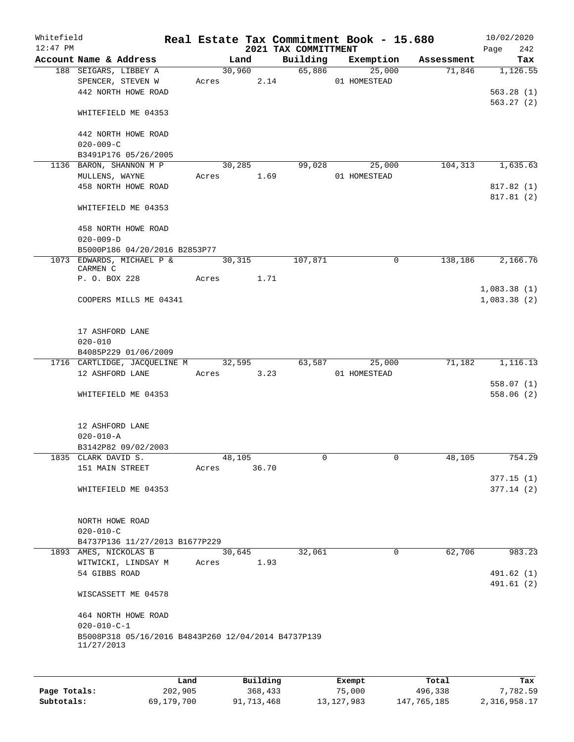Whitefield 12:47 PM

# Real Estate Tax Commitment Book - 15.680

## 2021 TAX COMMITTMENT

10/02/2020

| Account | Name & Address | Land | Building | Exemption | Assessment | Tax |
|---|---|---|---|---|---|---|
| 188 | SEIGARS, LIBBEY A<br>SPENCER, STEVEN W<br>442 NORTH HOWE ROAD<br><br>WHITEFIELD ME 04353<br><br>442 NORTH HOWE ROAD<br>020-009-C<br>B3491P176 05/26/2005 | 30,960<br>Acres 2.14 | 65,886 | 25,000<br>01 HOMESTEAD | 71,846 | 1,126.55<br><br>563.28 (1)<br>563.27 (2) |
| 1136 | BARON, SHANNON M P<br>MULLENS, WAYNE<br>458 NORTH HOWE ROAD<br><br>WHITEFIELD ME 04353<br><br>458 NORTH HOWE ROAD<br>020-009-D<br>B5000P186 04/20/2016 B2853P77 | 30,285<br>Acres 1.69 | 99,028 | 25,000<br>01 HOMESTEAD | 104,313 | 1,635.63<br><br>817.82 (1)<br>817.81 (2) |
| 1073 | EDWARDS, MICHAEL P & CARMEN C<br>P. O. BOX 228<br><br>COOPERS MILLS ME 04341<br><br>17 ASHFORD LANE<br>020-010<br>B4085P229 01/06/2009 | 30,315<br>Acres 1.71 | 107,871 | 0 | 138,186 | 2,166.76<br><br>1,083.38 (1)<br>1,083.38 (2) |
| 1716 | CARTLIDGE, JACQUELINE M<br>12 ASHFORD LANE<br><br>WHITEFIELD ME 04353<br><br>12 ASHFORD LANE<br>020-010-A<br>B3142P82 09/02/2003 | 32,595<br>Acres 3.23 | 63,587 | 25,000<br>01 HOMESTEAD | 71,182 | 1,116.13<br><br>558.07 (1)<br>558.06 (2) |
| 1835 | CLARK DAVID S.<br>151 MAIN STREET<br><br>WHITEFIELD ME 04353<br><br>NORTH HOWE ROAD<br>020-010-C<br>B4737P136 11/27/2013 B1677P229 | 48,105<br>Acres 36.70 | 0 | 0 | 48,105 | 754.29<br><br>377.15 (1)<br>377.14 (2) |
| 1893 | AMES, NICKOLAS B<br>WITWICKI, LINDSAY M<br>54 GIBBS ROAD<br><br>WISCASSETT ME 04578<br><br>464 NORTH HOWE ROAD<br>020-010-C-1<br>B5008P318 05/16/2016 B4843P260 12/04/2014 B4737P139 11/27/2013 | 30,645<br>Acres 1.93 | 32,061 | 0 | 62,706 | 983.23<br><br>491.62 (1)<br>491.61 (2) |

| | Land | Building | Exempt | Total | Tax |
|---|---|---|---|---|---|
| Page Totals: | 202,905 | 368,433 | 75,000 | 496,338 | 7,782.59 |
| Subtotals: | 69,179,700 | 91,713,468 | 13,127,983 | 147,765,185 | 2,316,958.17 |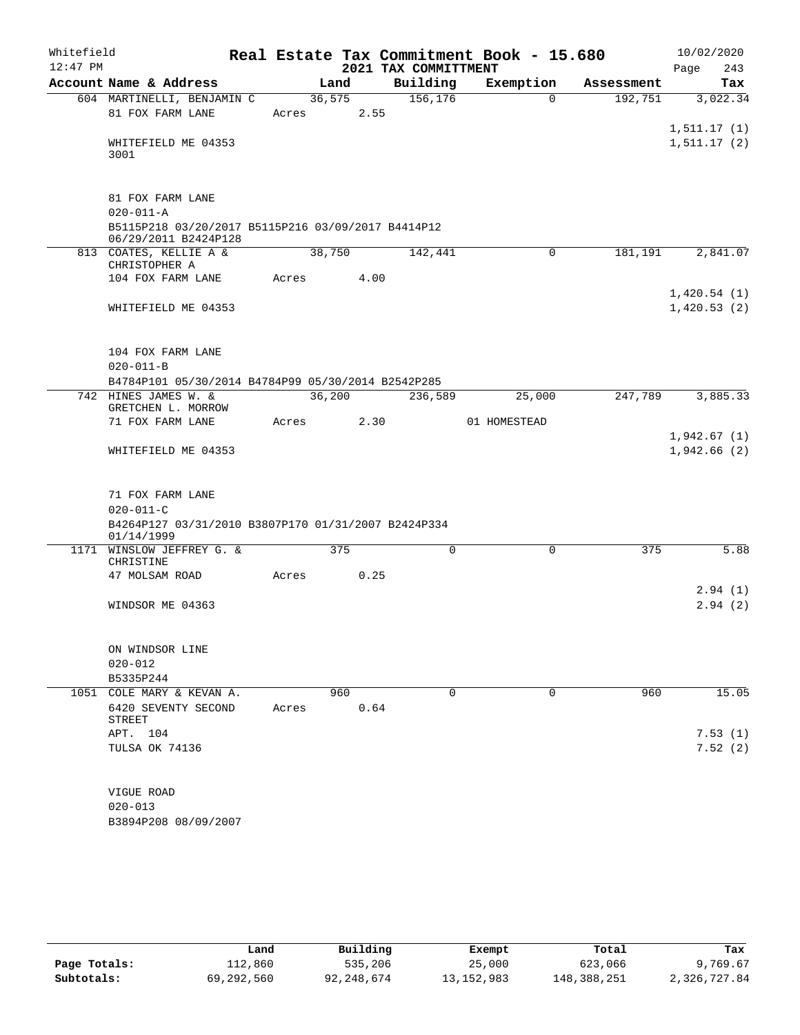Whitefield 12:47 PM

# Real Estate Tax Commitment Book - 15.680
## 2021 TAX COMMITTMENT

10/02/2020

| Account Name & Address | Land | Building | Exemption | Assessment | Tax |
|---|---|---|---|---|---|
| 604 MARTINELLI, BENJAMIN C | 36,575 | 156,176 | 0 | 192,751 | 3,022.34 |
| 81 FOX FARM LANE | Acres 2.55 | | | | |
| | | | | | 1,511.17 (1) |
| WHITEFIELD ME 04353 | | | | | 1,511.17 (2) |
| 3001 | | | | | |
| 81 FOX FARM LANE | | | | | |
| 020-011-A | | | | | |
| B5115P218 03/20/2017 B5115P216 03/09/2017 B4414P12 06/29/2011 B2424P128 | | | | | |
| 813 COATES, KELLIE A & CHRISTOPHER A | 38,750 | 142,441 | 0 | 181,191 | 2,841.07 |
| 104 FOX FARM LANE | Acres 4.00 | | | | |
| | | | | | 1,420.54 (1) |
| WHITEFIELD ME 04353 | | | | | 1,420.53 (2) |
| 104 FOX FARM LANE | | | | | |
| 020-011-B | | | | | |
| B4784P101 05/30/2014 B4784P99 05/30/2014 B2542P285 | | | | | |
| 742 HINES JAMES W. & GRETCHEN L. MORROW | 36,200 | 236,589 | 25,000 | 247,789 | 3,885.33 |
| 71 FOX FARM LANE | Acres 2.30 | | 01 HOMESTEAD | | |
| | | | | | 1,942.67 (1) |
| WHITEFIELD ME 04353 | | | | | 1,942.66 (2) |
| 71 FOX FARM LANE | | | | | |
| 020-011-C | | | | | |
| B4264P127 03/31/2010 B3807P170 01/31/2007 B2424P334 01/14/1999 | | | | | |
| 1171 WINSLOW JEFFREY G. & CHRISTINE | 375 | 0 | 0 | 375 | 5.88 |
| 47 MOLSAM ROAD | Acres 0.25 | | | | |
| | | | | | 2.94 (1) |
| WINDSOR ME 04363 | | | | | 2.94 (2) |
| ON WINDSOR LINE | | | | | |
| 020-012 | | | | | |
| B5335P244 | | | | | |
| 1051 COLE MARY & KEVAN A. | 960 | 0 | 0 | 960 | 15.05 |
| 6420 SEVENTY SECOND STREET | Acres 0.64 | | | | |
| APT. 104 | | | | | 7.53 (1) |
| TULSA OK 74136 | | | | | 7.52 (2) |
| VIGUE ROAD | | | | | |
| 020-013 | | | | | |
| B3894P208 08/09/2007 | | | | | |

| | Land | Building | Exempt | Total | Tax |
|---|---|---|---|---|---|
| Page Totals: | 112,860 | 535,206 | 25,000 | 623,066 | 9,769.67 |
| Subtotals: | 69,292,560 | 92,248,674 | 13,152,983 | 148,388,251 | 2,326,727.84 |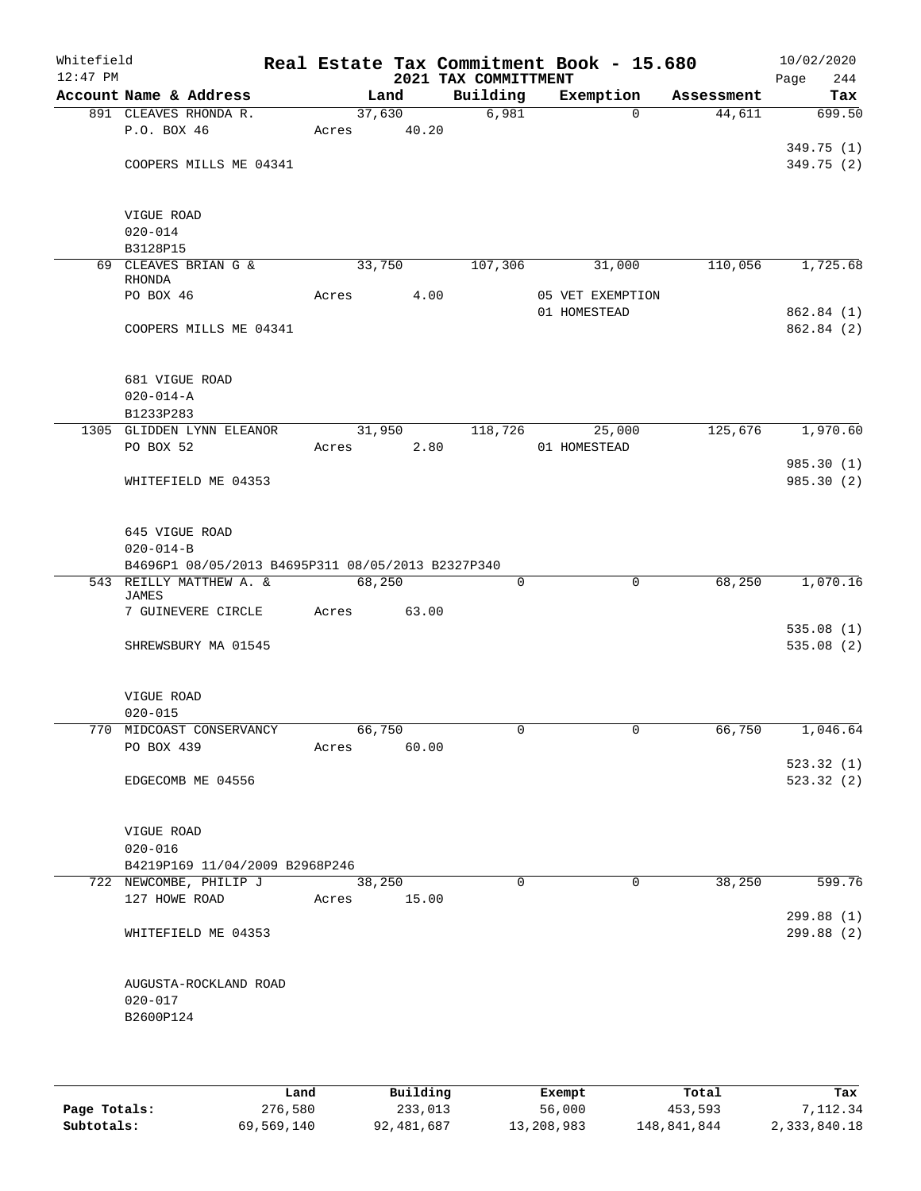Whitefield 12:47 PM

# Real Estate Tax Commitment Book - 15.680

## 2021 TAX COMMITTMENT

10/02/2020 Page 244

| Account Name & Address | Land | Building | Exemption | Assessment | Tax |
|---|---|---|---|---|---|
| 891 CLEAVES RHONDA R. | 37,630 | 6,981 | 0 | 44,611 | 699.50 |
| P.O. BOX 46 | Acres 40.20 | | | | |
| | | | | | 349.75 (1) |
| COOPERS MILLS ME 04341 | | | | | 349.75 (2) |
| VIGUE ROAD | | | | | |
| 020-014 | | | | | |
| B3128P15 | | | | | |
| 69 CLEAVES BRIAN G & RHONDA | 33,750 | 107,306 | 31,000 | 110,056 | 1,725.68 |
| PO BOX 46 | Acres 4.00 | | 05 VET EXEMPTION | | |
| | | | 01 HOMESTEAD | | 862.84 (1) |
| COOPERS MILLS ME 04341 | | | | | 862.84 (2) |
| 681 VIGUE ROAD | | | | | |
| 020-014-A | | | | | |
| B1233P283 | | | | | |
| 1305 GLIDDEN LYNN ELEANOR | 31,950 | 118,726 | 25,000 | 125,676 | 1,970.60 |
| PO BOX 52 | Acres 2.80 | | 01 HOMESTEAD | | |
| | | | | | 985.30 (1) |
| WHITEFIELD ME 04353 | | | | | 985.30 (2) |
| 645 VIGUE ROAD | | | | | |
| 020-014-B | | | | | |
| B4696P1 08/05/2013 B4695P311 08/05/2013 B2327P340 | | | | | |
| 543 REILLY MATTHEW A. & JAMES | 68,250 | 0 | 0 | 68,250 | 1,070.16 |
| 7 GUINEVERE CIRCLE | Acres 63.00 | | | | |
| | | | | | 535.08 (1) |
| SHREWSBURY MA 01545 | | | | | 535.08 (2) |
| VIGUE ROAD | | | | | |
| 020-015 | | | | | |
| 770 MIDCOAST CONSERVANCY | 66,750 | 0 | 0 | 66,750 | 1,046.64 |
| PO BOX 439 | Acres 60.00 | | | | |
| | | | | | 523.32 (1) |
| EDGECOMB ME 04556 | | | | | 523.32 (2) |
| VIGUE ROAD | | | | | |
| 020-016 | | | | | |
| B4219P169 11/04/2009 B2968P246 | | | | | |
| 722 NEWCOMBE, PHILIP J | 38,250 | 0 | 0 | 38,250 | 599.76 |
| 127 HOWE ROAD | Acres 15.00 | | | | |
| | | | | | 299.88 (1) |
| WHITEFIELD ME 04353 | | | | | 299.88 (2) |
| AUGUSTA-ROCKLAND ROAD | | | | | |
| 020-017 | | | | | |
| B2600P124 | | | | | |

| | Land | Building | Exempt | Total | Tax |
|---|---|---|---|---|---|
| Page Totals: | 276,580 | 233,013 | 56,000 | 453,593 | 7,112.34 |
| Subtotals: | 69,569,140 | 92,481,687 | 13,208,983 | 148,841,844 | 2,333,840.18 |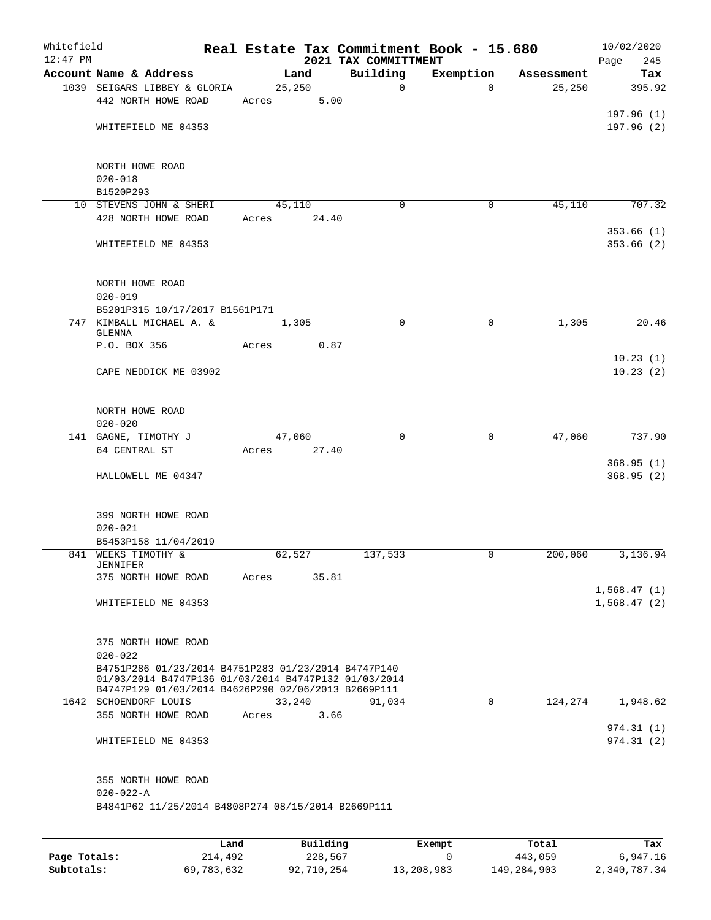Whitefield
12:47 PM

# Real Estate Tax Commitment Book - 15.680
## 2021 TAX COMMITTMENT

10/02/2020

| Account Name & Address | Land | Building | Exemption | Assessment | Tax |
|---|---|---|---|---|---|
| 1039 SEIGARS LIBBEY & GLORIA | 25,250 | 0 | 0 | 25,250 | 395.92 |
| 442 NORTH HOWE ROAD | Acres 5.00 | | | | |
| | | | | | 197.96 (1) |
| WHITEFIELD ME 04353 | | | | | 197.96 (2) |
| NORTH HOWE ROAD | | | | | |
| 020-018 | | | | | |
| B1520P293 | | | | | |
| 10 STEVENS JOHN & SHERI | 45,110 | 0 | 0 | 45,110 | 707.32 |
| 428 NORTH HOWE ROAD | Acres 24.40 | | | | |
| | | | | | 353.66 (1) |
| WHITEFIELD ME 04353 | | | | | 353.66 (2) |
| NORTH HOWE ROAD | | | | | |
| 020-019 | | | | | |
| B5201P315 10/17/2017 B1561P171 | | | | | |
| 747 KIMBALL MICHAEL A. & GLENNA | 1,305 | 0 | 0 | 1,305 | 20.46 |
| P.O. BOX 356 | Acres 0.87 | | | | |
| | | | | | 10.23 (1) |
| CAPE NEDDICK ME 03902 | | | | | 10.23 (2) |
| NORTH HOWE ROAD | | | | | |
| 020-020 | | | | | |
| 141 GAGNE, TIMOTHY J | 47,060 | 0 | 0 | 47,060 | 737.90 |
| 64 CENTRAL ST | Acres 27.40 | | | | |
| | | | | | 368.95 (1) |
| HALLOWELL ME 04347 | | | | | 368.95 (2) |
| 399 NORTH HOWE ROAD | | | | | |
| 020-021 | | | | | |
| B5453P158 11/04/2019 | | | | | |
| 841 WEEKS TIMOTHY & JENNIFER | 62,527 | 137,533 | 0 | 200,060 | 3,136.94 |
| 375 NORTH HOWE ROAD | Acres 35.81 | | | | |
| | | | | | 1,568.47 (1) |
| WHITEFIELD ME 04353 | | | | | 1,568.47 (2) |
| 375 NORTH HOWE ROAD | | | | | |
| 020-022 | | | | | |
| B4751P286 01/23/2014 B4751P283 01/23/2014 B4747P140 01/03/2014 B4747P136 01/03/2014 B4747P132 01/03/2014 B4747P129 01/03/2014 B4626P290 02/06/2013 B2669P111 | | | | | |
| 1642 SCHOENDORF LOUIS | 33,240 | 91,034 | 0 | 124,274 | 1,948.62 |
| 355 NORTH HOWE ROAD | Acres 3.66 | | | | |
| | | | | | 974.31 (1) |
| WHITEFIELD ME 04353 | | | | | 974.31 (2) |
| 355 NORTH HOWE ROAD | | | | | |
| 020-022-A | | | | | |
| B4841P62 11/25/2014 B4808P274 08/15/2014 B2669P111 | | | | | |

| | Land | Building | Exempt | Total | Tax |
|---|---|---|---|---|---|
| Page Totals: | 214,492 | 228,567 | 0 | 443,059 | 6,947.16 |
| Subtotals: | 69,783,632 | 92,710,254 | 13,208,983 | 149,284,903 | 2,340,787.34 |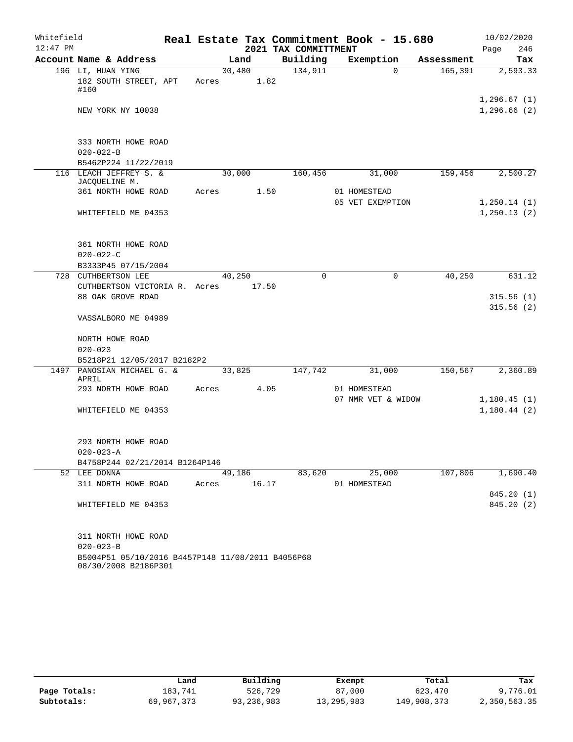Whitefield 12:47 PM

# Real Estate Tax Commitment Book - 15.680

## 2021 TAX COMMITTMENT

10/02/2020 Page 246

| Account Name & Address | Land | Building | Exemption | Assessment | Tax |
|---|---|---|---|---|---|
| 196 LI, HUAN YING | 30,480 | 134,911 | 0 | 165,391 | 2,593.33 |
| 182 SOUTH STREET, APT #160 | Acres 1.82 | | | | |
| | | | | | 1,296.67 (1) |
| NEW YORK NY 10038 | | | | | 1,296.66 (2) |
| 333 NORTH HOWE ROAD | | | | | |
| 020-022-B | | | | | |
| B5462P224 11/22/2019 | | | | | |
| 116 LEACH JEFFREY S. & JACQUELINE M. | 30,000 | 160,456 | 31,000 | 159,456 | 2,500.27 |
| 361 NORTH HOWE ROAD | Acres 1.50 | | 01 HOMESTEAD | | |
| | | | 05 VET EXEMPTION | | 1,250.14 (1) |
| WHITEFIELD ME 04353 | | | | | 1,250.13 (2) |
| 361 NORTH HOWE ROAD | | | | | |
| 020-022-C | | | | | |
| B3333P45 07/15/2004 | | | | | |
| 728 CUTHBERTSON LEE | 40,250 | 0 | 0 | 40,250 | 631.12 |
| CUTHBERTSON VICTORIA R. | Acres 17.50 | | | | |
| 88 OAK GROVE ROAD | | | | | 315.56 (1) |
| | | | | | 315.56 (2) |
| VASSALBORO ME 04989 | | | | | |
| NORTH HOWE ROAD | | | | | |
| 020-023 | | | | | |
| B5218P21 12/05/2017 B2182P2 | | | | | |
| 1497 PANOSIAN MICHAEL G. & APRIL | 33,825 | 147,742 | 31,000 | 150,567 | 2,360.89 |
| 293 NORTH HOWE ROAD | Acres 4.05 | | 01 HOMESTEAD | | |
| | | | 07 NMR VET & WIDOW | | 1,180.45 (1) |
| WHITEFIELD ME 04353 | | | | | 1,180.44 (2) |
| 293 NORTH HOWE ROAD | | | | | |
| 020-023-A | | | | | |
| B4758P244 02/21/2014 B1264P146 | | | | | |
| 52 LEE DONNA | 49,186 | 83,620 | 25,000 | 107,806 | 1,690.40 |
| 311 NORTH HOWE ROAD | Acres 16.17 | | 01 HOMESTEAD | | |
| | | | | | 845.20 (1) |
| WHITEFIELD ME 04353 | | | | | 845.20 (2) |
| 311 NORTH HOWE ROAD | | | | | |
| 020-023-B | | | | | |
| B5004P51 05/10/2016 B4457P148 11/08/2011 B4056P68 08/30/2008 B2186P301 | | | | | |

| | Land | Building | Exempt | Total | Tax |
|---|---|---|---|---|---|
| Page Totals: | 183,741 | 526,729 | 87,000 | 623,470 | 9,776.01 |
| Subtotals: | 69,967,373 | 93,236,983 | 13,295,983 | 149,908,373 | 2,350,563.35 |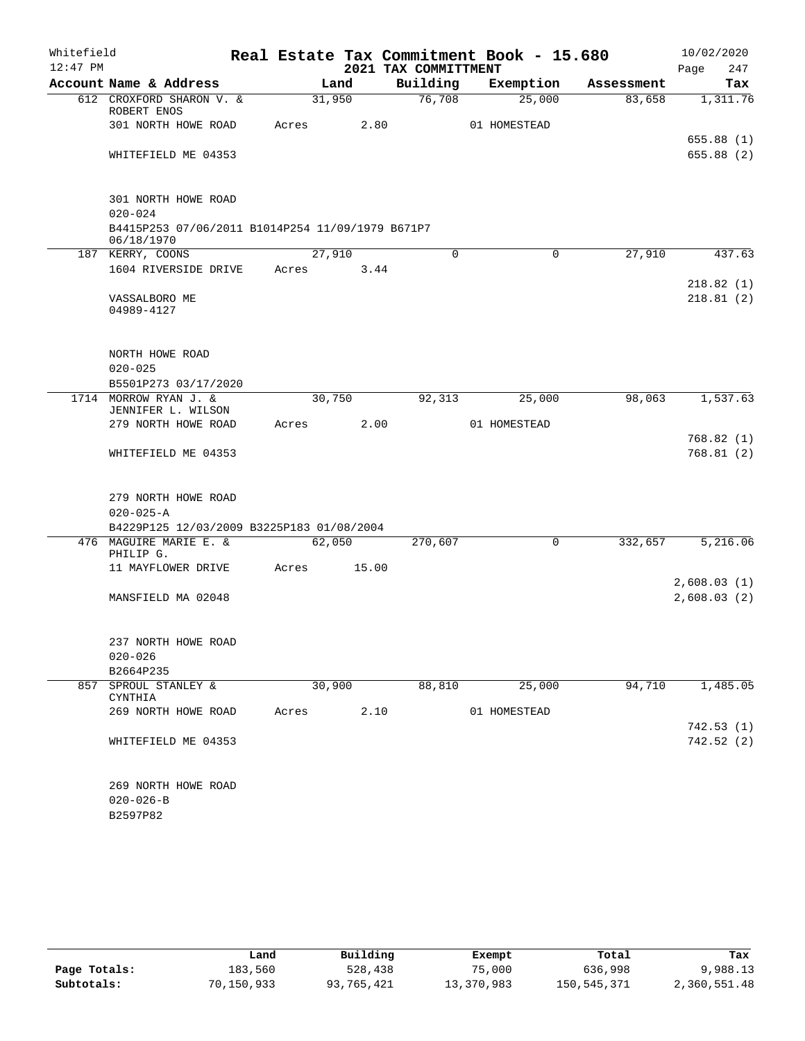Whitefield 12:47 PM

# Real Estate Tax Commitment Book - 15.680

## 2021 TAX COMMITTMENT

10/02/2020

| Account Name & Address | Land | Building | Exemption | Assessment | Tax |
|---|---|---|---|---|---|
| 612 CROXFORD SHARON V. & ROBERT ENOS | 31,950 | 76,708 | 25,000 | 83,658 | 1,311.76 |
| 301 NORTH HOWE ROAD | Acres 2.80 | | 01 HOMESTEAD | | |
| | | | | | 655.88 (1) |
| WHITEFIELD ME 04353 | | | | | 655.88 (2) |
| 301 NORTH HOWE ROAD | | | | | |
| 020-024 | | | | | |
| B4415P253 07/06/2011 B1014P254 11/09/1979 B671P7 06/18/1970 | | | | | |
| 187 KERRY, COONS | 27,910 | 0 | 0 | 27,910 | 437.63 |
| 1604 RIVERSIDE DRIVE | Acres 3.44 | | | | |
| | | | | | 218.82 (1) |
| VASSALBORO ME 04989-4127 | | | | | 218.81 (2) |
| NORTH HOWE ROAD | | | | | |
| 020-025 | | | | | |
| B5501P273 03/17/2020 | | | | | |
| 1714 MORROW RYAN J. & JENNIFER L. WILSON | 30,750 | 92,313 | 25,000 | 98,063 | 1,537.63 |
| 279 NORTH HOWE ROAD | Acres 2.00 | | 01 HOMESTEAD | | |
| | | | | | 768.82 (1) |
| WHITEFIELD ME 04353 | | | | | 768.81 (2) |
| 279 NORTH HOWE ROAD | | | | | |
| 020-025-A | | | | | |
| B4229P125 12/03/2009 B3225P183 01/08/2004 | | | | | |
| 476 MAGUIRE MARIE E. & PHILIP G. | 62,050 | 270,607 | 0 | 332,657 | 5,216.06 |
| 11 MAYFLOWER DRIVE | Acres 15.00 | | | | |
| | | | | | 2,608.03 (1) |
| MANSFIELD MA 02048 | | | | | 2,608.03 (2) |
| 237 NORTH HOWE ROAD | | | | | |
| 020-026 | | | | | |
| B2664P235 | | | | | |
| 857 SPROUL STANLEY & CYNTHIA | 30,900 | 88,810 | 25,000 | 94,710 | 1,485.05 |
| 269 NORTH HOWE ROAD | Acres 2.10 | | 01 HOMESTEAD | | |
| | | | | | 742.53 (1) |
| WHITEFIELD ME 04353 | | | | | 742.52 (2) |
| 269 NORTH HOWE ROAD | | | | | |
| 020-026-B | | | | | |
| B2597P82 | | | | | |

| | Land | Building | Exempt | Total | Tax |
|---|---|---|---|---|---|
| Page Totals: | 183,560 | 528,438 | 75,000 | 636,998 | 9,988.13 |
| Subtotals: | 70,150,933 | 93,765,421 | 13,370,983 | 150,545,371 | 2,360,551.48 |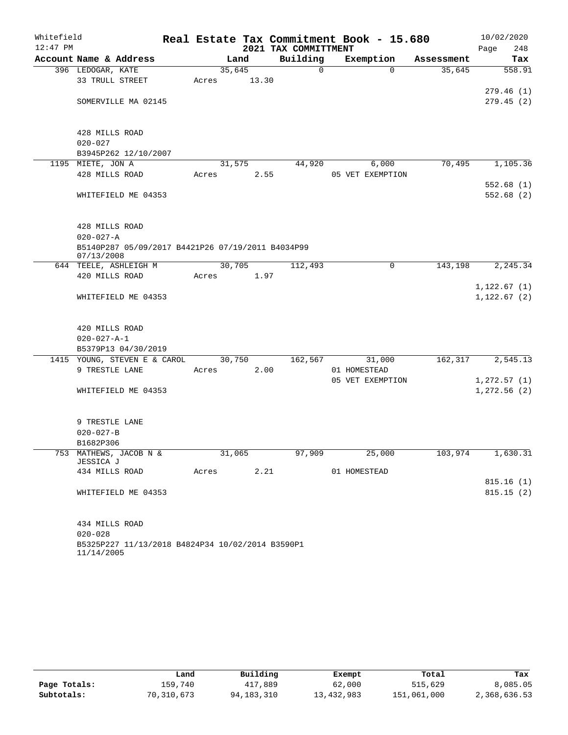# Real Estate Tax Commitment Book - 15.680

Whitefield
12:47 PM

## 2021 TAX COMMITTMENT

10/02/2020

| Account Name & Address | Land | Building | Exemption | Assessment | Tax |
|---|---|---|---|---|---|
| 396 LEDOGAR, KATE | 35,645 | 0 | 0 | 35,645 | 558.91 |
| 33 TRULL STREET | Acres 13.30 | | | | |
| | | | | | 279.46 (1) |
| SOMERVILLE MA 02145 | | | | | 279.45 (2) |
| 428 MILLS ROAD | | | | | |
| 020-027 | | | | | |
| B3945P262 12/10/2007 | | | | | |
| 1195 MIETE, JON A | 31,575 | 44,920 | 6,000 | 70,495 | 1,105.36 |
| 428 MILLS ROAD | Acres 2.55 | | 05 VET EXEMPTION | | |
| | | | | | 552.68 (1) |
| WHITEFIELD ME 04353 | | | | | 552.68 (2) |
| 428 MILLS ROAD | | | | | |
| 020-027-A | | | | | |
| B5140P287 05/09/2017 B4421P26 07/19/2011 B4034P99 07/13/2008 | | | | | |
| 644 TEELE, ASHLEIGH M | 30,705 | 112,493 | 0 | 143,198 | 2,245.34 |
| 420 MILLS ROAD | Acres 1.97 | | | | |
| | | | | | 1,122.67 (1) |
| WHITEFIELD ME 04353 | | | | | 1,122.67 (2) |
| 420 MILLS ROAD | | | | | |
| 020-027-A-1 | | | | | |
| B5379P13 04/30/2019 | | | | | |
| 1415 YOUNG, STEVEN E & CAROL | 30,750 | 162,567 | 31,000 | 162,317 | 2,545.13 |
| 9 TRESTLE LANE | Acres 2.00 | | 01 HOMESTEAD | | |
| | | | 05 VET EXEMPTION | | 1,272.57 (1) |
| WHITEFIELD ME 04353 | | | | | 1,272.56 (2) |
| 9 TRESTLE LANE | | | | | |
| 020-027-B | | | | | |
| B1682P306 | | | | | |
| 753 MATHEWS, JACOB N & JESSICA J | 31,065 | 97,909 | 25,000 | 103,974 | 1,630.31 |
| 434 MILLS ROAD | Acres 2.21 | | 01 HOMESTEAD | | |
| | | | | | 815.16 (1) |
| WHITEFIELD ME 04353 | | | | | 815.15 (2) |
| 434 MILLS ROAD | | | | | |
| 020-028 | | | | | |
| B5325P227 11/13/2018 B4824P34 10/02/2014 B3590P1 11/14/2005 | | | | | |

| | Land | Building | Exempt | Total | Tax |
|---|---|---|---|---|---|
| Page Totals: | 159,740 | 417,889 | 62,000 | 515,629 | 8,085.05 |
| Subtotals: | 70,310,673 | 94,183,310 | 13,432,983 | 151,061,000 | 2,368,636.53 |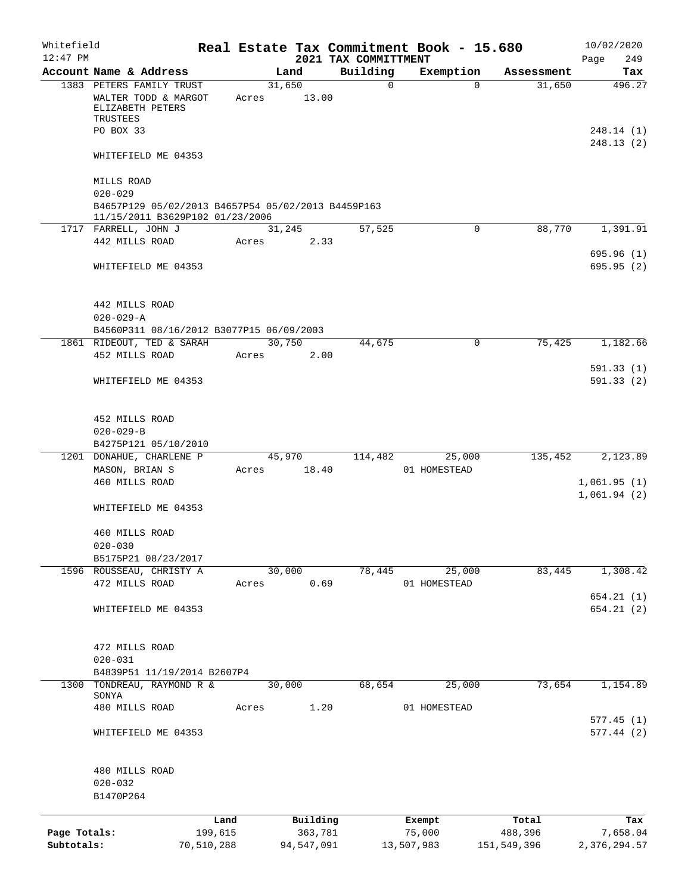Whitefield 12:47 PM

# Real Estate Tax Commitment Book - 15.680

## 2021 TAX COMMITTMENT

10/02/2020 Page 249

| Account Name & Address | Land | Building | Exemption | Assessment | Tax |
|---|---|---|---|---|---|
| 1383 PETERS FAMILY TRUST | 31,650 | 0 | 0 | 31,650 | 496.27 |
| WALTER TODD & MARGOT ELIZABETH PETERS TRUSTEES | Acres 13.00 | | | | |
| PO BOX 33 | | | | | 248.14 (1) |
| | | | | | 248.13 (2) |
| WHITEFIELD ME 04353 | | | | | |
| MILLS ROAD | | | | | |
| 020-029 | | | | | |
| B4657P129 05/02/2013 B4657P54 05/02/2013 B4459P163 11/15/2011 B3629P102 01/23/2006 | | | | | |
| 1717 FARRELL, JOHN J | 31,245 | 57,525 | 0 | 88,770 | 1,391.91 |
| 442 MILLS ROAD | Acres 2.33 | | | | |
| | | | | | 695.96 (1) |
| WHITEFIELD ME 04353 | | | | | 695.95 (2) |
| 442 MILLS ROAD | | | | | |
| 020-029-A | | | | | |
| B4560P311 08/16/2012 B3077P15 06/09/2003 | | | | | |
| 1861 RIDEOUT, TED & SARAH | 30,750 | 44,675 | 0 | 75,425 | 1,182.66 |
| 452 MILLS ROAD | Acres 2.00 | | | | |
| | | | | | 591.33 (1) |
| WHITEFIELD ME 04353 | | | | | 591.33 (2) |
| 452 MILLS ROAD | | | | | |
| 020-029-B | | | | | |
| B4275P121 05/10/2010 | | | | | |
| 1201 DONAHUE, CHARLENE P | 45,970 | 114,482 | 25,000 | 135,452 | 2,123.89 |
| MASON, BRIAN S | Acres 18.40 | | 01 HOMESTEAD | | |
| 460 MILLS ROAD | | | | | 1,061.95 (1) |
| | | | | | 1,061.94 (2) |
| WHITEFIELD ME 04353 | | | | | |
| 460 MILLS ROAD | | | | | |
| 020-030 | | | | | |
| B5175P21 08/23/2017 | | | | | |
| 1596 ROUSSEAU, CHRISTY A | 30,000 | 78,445 | 25,000 | 83,445 | 1,308.42 |
| 472 MILLS ROAD | Acres 0.69 | | 01 HOMESTEAD | | |
| | | | | | 654.21 (1) |
| WHITEFIELD ME 04353 | | | | | 654.21 (2) |
| 472 MILLS ROAD | | | | | |
| 020-031 | | | | | |
| B4839P51 11/19/2014 B2607P4 | | | | | |
| 1300 TONDREAU, RAYMOND R & SONYA | 30,000 | 68,654 | 25,000 | 73,654 | 1,154.89 |
| 480 MILLS ROAD | Acres 1.20 | | 01 HOMESTEAD | | |
| | | | | | 577.45 (1) |
| WHITEFIELD ME 04353 | | | | | 577.44 (2) |
| 480 MILLS ROAD | | | | | |
| 020-032 | | | | | |
| B1470P264 | | | | | |

| | Land | Building | Exempt | Total | Tax |
|---|---|---|---|---|---|
| Page Totals: | 199,615 | 363,781 | 75,000 | 488,396 | 7,658.04 |
| Subtotals: | 70,510,288 | 94,547,091 | 13,507,983 | 151,549,396 | 2,376,294.57 |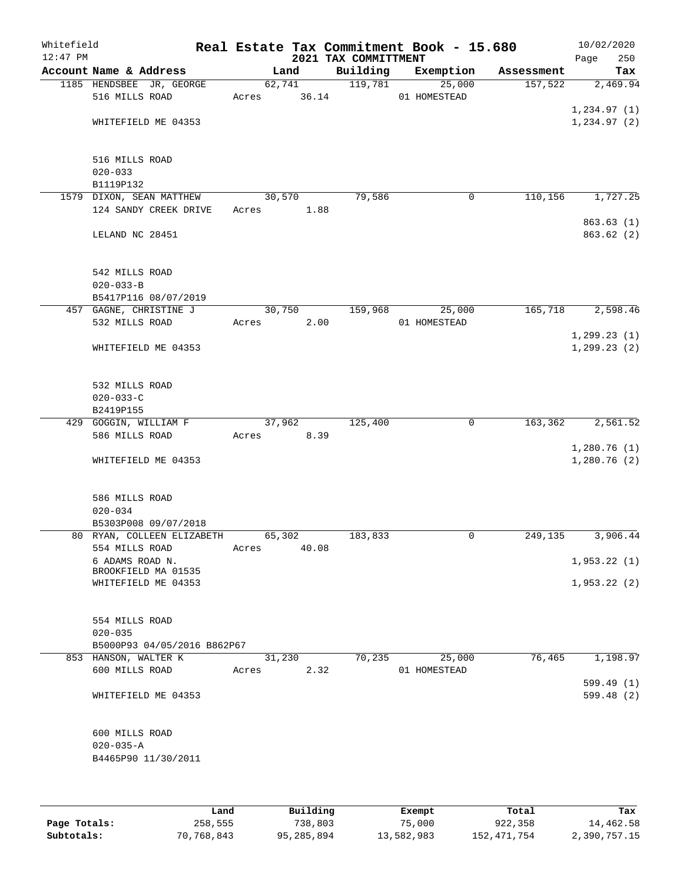Whitefield 12:47 PM

# Real Estate Tax Commitment Book - 15.680
## 2021 TAX COMMITTMENT

10/02/2020

| Account Name & Address | Land | Building | Exemption | Assessment | Tax |
|---|---|---|---|---|---|
| 1185 HENDSBEE JR, GEORGE<br>516 MILLS ROAD<br><br>WHITEFIELD ME 04353<br><br>516 MILLS ROAD<br>020-033<br>B1119P132 | 62,741<br>Acres 36.14 | 119,781 | 25,000<br>01 HOMESTEAD | 157,522 | 2,469.94<br><br>1,234.97 (1)<br>1,234.97 (2) |
| 1579 DIXON, SEAN MATTHEW<br>124 SANDY CREEK DRIVE<br><br>LELAND NC 28451<br><br>542 MILLS ROAD<br>020-033-B<br>B5417P116 08/07/2019 | 30,570<br>Acres 1.88 | 79,586 | 0 | 110,156 | 1,727.25<br><br>863.63 (1)<br>863.62 (2) |
| 457 GAGNE, CHRISTINE J<br>532 MILLS ROAD<br><br>WHITEFIELD ME 04353<br><br>532 MILLS ROAD<br>020-033-C<br>B2419P155 | 30,750<br>Acres 2.00 | 159,968 | 25,000<br>01 HOMESTEAD | 165,718 | 2,598.46<br><br>1,299.23 (1)<br>1,299.23 (2) |
| 429 GOGGIN, WILLIAM F<br>586 MILLS ROAD<br><br>WHITEFIELD ME 04353<br><br>586 MILLS ROAD<br>020-034<br>B5303P008 09/07/2018 | 37,962<br>Acres 8.39 | 125,400 | 0 | 163,362 | 2,561.52<br><br>1,280.76 (1)<br>1,280.76 (2) |
| 80 RYAN, COLLEEN ELIZABETH<br>554 MILLS ROAD<br>6 ADAMS ROAD N.<br>BROOKFIELD MA 01535<br>WHITEFIELD ME 04353<br><br>554 MILLS ROAD<br>020-035<br>B5000P93 04/05/2016 B862P67 | 65,302<br>Acres 40.08 | 183,833 | 0 | 249,135 | 3,906.44<br><br>1,953.22 (1)<br><br>1,953.22 (2) |
| 853 HANSON, WALTER K<br>600 MILLS ROAD<br><br>WHITEFIELD ME 04353<br><br>600 MILLS ROAD<br>020-035-A<br>B4465P90 11/30/2011 | 31,230<br>Acres 2.32 | 70,235 | 25,000<br>01 HOMESTEAD | 76,465 | 1,198.97<br><br>599.49 (1)<br>599.48 (2) |

| | Land | Building | Exempt | Total | Tax |
|---|---|---|---|---|---|
| **Page Totals:** | 258,555 | 738,803 | 75,000 | 922,358 | 14,462.58 |
| **Subtotals:** | 70,768,843 | 95,285,894 | 13,582,983 | 152,471,754 | 2,390,757.15 |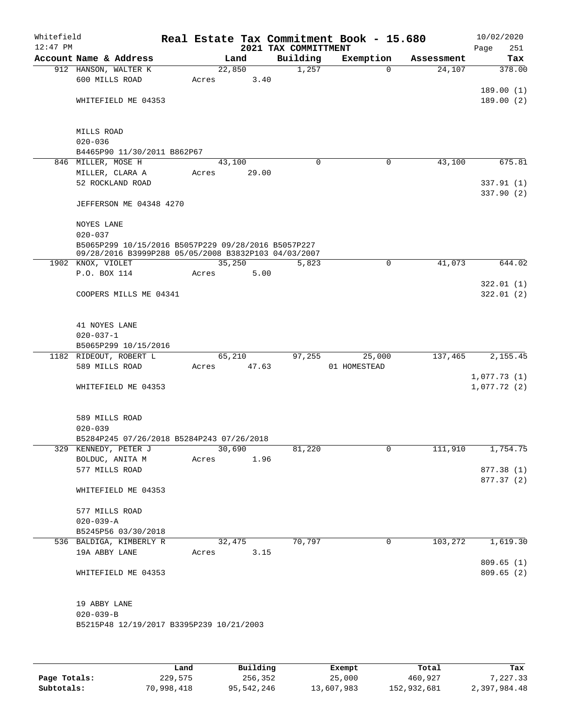Whitefield 12:47 PM

# Real Estate Tax Commitment Book - 15.680

## 2021 TAX COMMITTMENT

10/02/2020

| Account Name & Address | Land | Building | Exemption | Assessment | Tax |
|---|---|---|---|---|---|
| 912 HANSON, WALTER K | 22,850 | 1,257 | 0 | 24,107 | 378.00 |
| 600 MILLS ROAD | Acres 3.40 | | | | |
| | | | | | 189.00 (1) |
| WHITEFIELD ME 04353 | | | | | 189.00 (2) |
| MILLS ROAD | | | | | |
| 020-036 | | | | | |
| B4465P90 11/30/2011 B862P67 | | | | | |
| 846 MILLER, MOSE H | 43,100 | 0 | 0 | 43,100 | 675.81 |
| MILLER, CLARA A | Acres 29.00 | | | | |
| 52 ROCKLAND ROAD | | | | | 337.91 (1) |
| | | | | | 337.90 (2) |
| JEFFERSON ME 04348 4270 | | | | | |
| NOYES LANE | | | | | |
| 020-037 | | | | | |
| B5065P299 10/15/2016 B5057P229 09/28/2016 B5057P227 09/28/2016 B3999P288 05/05/2008 B3832P103 04/03/2007 | | | | | |
| 1902 KNOX, VIOLET | 35,250 | 5,823 | 0 | 41,073 | 644.02 |
| P.O. BOX 114 | Acres 5.00 | | | | |
| | | | | | 322.01 (1) |
| COOPERS MILLS ME 04341 | | | | | 322.01 (2) |
| 41 NOYES LANE | | | | | |
| 020-037-1 | | | | | |
| B5065P299 10/15/2016 | | | | | |
| 1182 RIDEOUT, ROBERT L | 65,210 | 97,255 | 25,000 | 137,465 | 2,155.45 |
| 589 MILLS ROAD | Acres 47.63 | | 01 HOMESTEAD | | |
| | | | | | 1,077.73 (1) |
| WHITEFIELD ME 04353 | | | | | 1,077.72 (2) |
| 589 MILLS ROAD | | | | | |
| 020-039 | | | | | |
| B5284P245 07/26/2018 B5284P243 07/26/2018 | | | | | |
| 329 KENNEDY, PETER J | 30,690 | 81,220 | 0 | 111,910 | 1,754.75 |
| BOLDUC, ANITA M | Acres 1.96 | | | | |
| 577 MILLS ROAD | | | | | 877.38 (1) |
| | | | | | 877.37 (2) |
| WHITEFIELD ME 04353 | | | | | |
| 577 MILLS ROAD | | | | | |
| 020-039-A | | | | | |
| B5245P56 03/30/2018 | | | | | |
| 536 BALDIGA, KIMBERLY R | 32,475 | 70,797 | 0 | 103,272 | 1,619.30 |
| 19A ABBY LANE | Acres 3.15 | | | | |
| | | | | | 809.65 (1) |
| WHITEFIELD ME 04353 | | | | | 809.65 (2) |
| 19 ABBY LANE | | | | | |
| 020-039-B | | | | | |
| B5215P48 12/19/2017 B3395P239 10/21/2003 | | | | | |

| | Land | Building | Exempt | Total | Tax |
|---|---|---|---|---|---|
| Page Totals: | 229,575 | 256,352 | 25,000 | 460,927 | 7,227.33 |
| Subtotals: | 70,998,418 | 95,542,246 | 13,607,983 | 152,932,681 | 2,397,984.48 |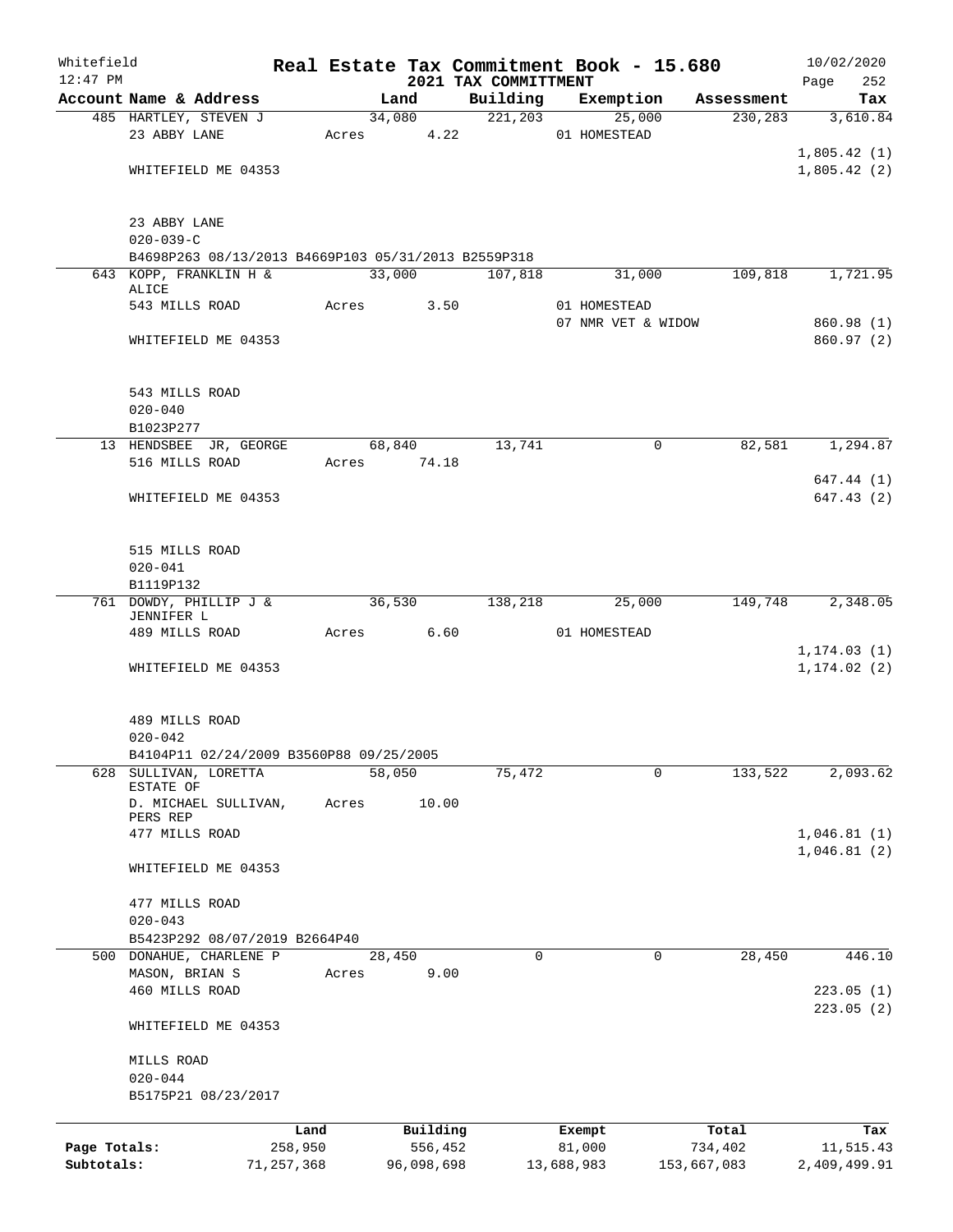# Real Estate Tax Commitment Book - 15.680

## 2021 TAX COMMITTMENT

Whitefield 12:47 PM — 10/02/2020

| Account Name & Address | Land | Building | Exemption | Assessment | Tax |
|---|---|---|---|---|---|
| 485 HARTLEY, STEVEN J | 34,080 | 221,203 | 25,000 | 230,283 | 3,610.84 |
| 23 ABBY LANE | Acres 4.22 | | 01 HOMESTEAD | | |
| | | | | | 1,805.42 (1) |
| WHITEFIELD ME 04353 | | | | | 1,805.42 (2) |
| 23 ABBY LANE | | | | | |
| 020-039-C | | | | | |
| B4698P263 08/13/2013 B4669P103 05/31/2013 B2559P318 | | | | | |
| 643 KOPP, FRANKLIN H & ALICE | 33,000 | 107,818 | 31,000 | 109,818 | 1,721.95 |
| 543 MILLS ROAD | Acres 3.50 | | 01 HOMESTEAD | | |
| | | | 07 NMR VET & WIDOW | | 860.98 (1) |
| WHITEFIELD ME 04353 | | | | | 860.97 (2) |
| 543 MILLS ROAD | | | | | |
| 020-040 | | | | | |
| B1023P277 | | | | | |
| 13 HENDSBEE JR, GEORGE | 68,840 | 13,741 | 0 | 82,581 | 1,294.87 |
| 516 MILLS ROAD | Acres 74.18 | | | | |
| | | | | | 647.44 (1) |
| WHITEFIELD ME 04353 | | | | | 647.43 (2) |
| 515 MILLS ROAD | | | | | |
| 020-041 | | | | | |
| B1119P132 | | | | | |
| 761 DOWDY, PHILLIP J & JENNIFER L | 36,530 | 138,218 | 25,000 | 149,748 | 2,348.05 |
| 489 MILLS ROAD | Acres 6.60 | | 01 HOMESTEAD | | |
| | | | | | 1,174.03 (1) |
| WHITEFIELD ME 04353 | | | | | 1,174.02 (2) |
| 489 MILLS ROAD | | | | | |
| 020-042 | | | | | |
| B4104P11 02/24/2009 B3560P88 09/25/2005 | | | | | |
| 628 SULLIVAN, LORETTA ESTATE OF | 58,050 | 75,472 | 0 | 133,522 | 2,093.62 |
| D. MICHAEL SULLIVAN, PERS REP | Acres 10.00 | | | | |
| 477 MILLS ROAD | | | | | 1,046.81 (1) |
| | | | | | 1,046.81 (2) |
| WHITEFIELD ME 04353 | | | | | |
| 477 MILLS ROAD | | | | | |
| 020-043 | | | | | |
| B5423P292 08/07/2019 B2664P40 | | | | | |
| 500 DONAHUE, CHARLENE P | 28,450 | 0 | 0 | 28,450 | 446.10 |
| MASON, BRIAN S | Acres 9.00 | | | | |
| 460 MILLS ROAD | | | | | 223.05 (1) |
| | | | | | 223.05 (2) |
| WHITEFIELD ME 04353 | | | | | |
| MILLS ROAD | | | | | |
| 020-044 | | | | | |
| B5175P21 08/23/2017 | | | | | |

| | Land | Building | Exempt | Total | Tax |
|---|---|---|---|---|---|
| Page Totals: | 258,950 | 556,452 | 81,000 | 734,402 | 11,515.43 |
| Subtotals: | 71,257,368 | 96,098,698 | 13,688,983 | 153,667,083 | 2,409,499.91 |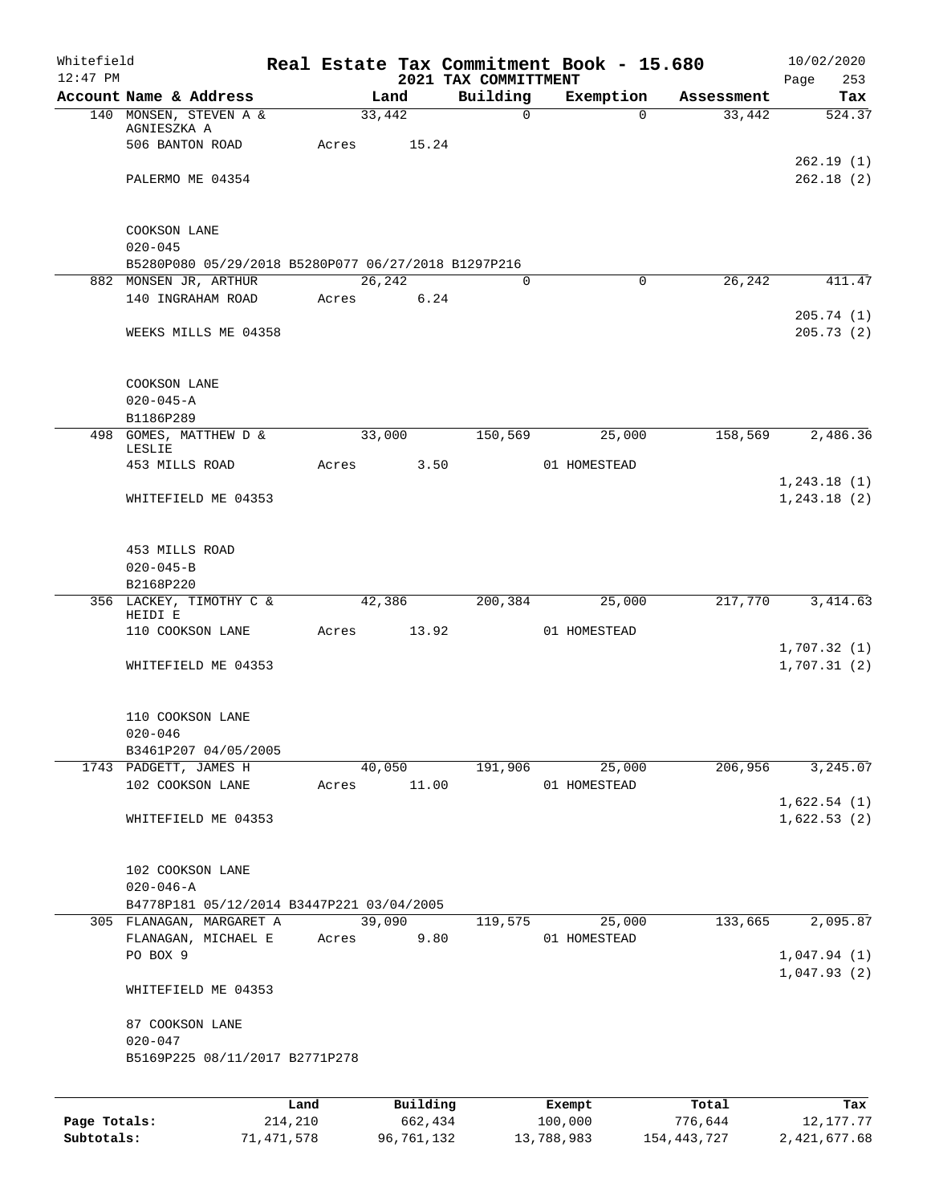Whitefield 12:47 PM

# Real Estate Tax Commitment Book - 15.680

## 2021 TAX COMMITTMENT

10/02/2020

| Account Name & Address | Land | Building | Exemption | Assessment | Tax |
|---|---|---|---|---|---|
| 140 MONSEN, STEVEN A & AGNIESZKA A | 33,442 | 0 | 0 | 33,442 | 524.37 |
| 506 BANTON ROAD | Acres 15.24 | | | | |
| | | | | | 262.19 (1) |
| PALERMO ME 04354 | | | | | 262.18 (2) |
| COOKSON LANE | | | | | |
| 020-045 | | | | | |
| B5280P080 05/29/2018 B5280P077 06/27/2018 B1297P216 | | | | | |
| 882 MONSEN JR, ARTHUR | 26,242 | 0 | 0 | 26,242 | 411.47 |
| 140 INGRAHAM ROAD | Acres 6.24 | | | | |
| | | | | | 205.74 (1) |
| WEEKS MILLS ME 04358 | | | | | 205.73 (2) |
| COOKSON LANE | | | | | |
| 020-045-A | | | | | |
| B1186P289 | | | | | |
| 498 GOMES, MATTHEW D & LESLIE | 33,000 | 150,569 | 25,000 | 158,569 | 2,486.36 |
| 453 MILLS ROAD | Acres 3.50 | | 01 HOMESTEAD | | |
| | | | | | 1,243.18 (1) |
| WHITEFIELD ME 04353 | | | | | 1,243.18 (2) |
| 453 MILLS ROAD | | | | | |
| 020-045-B | | | | | |
| B2168P220 | | | | | |
| 356 LACKEY, TIMOTHY C & HEIDI E | 42,386 | 200,384 | 25,000 | 217,770 | 3,414.63 |
| 110 COOKSON LANE | Acres 13.92 | | 01 HOMESTEAD | | |
| | | | | | 1,707.32 (1) |
| WHITEFIELD ME 04353 | | | | | 1,707.31 (2) |
| 110 COOKSON LANE | | | | | |
| 020-046 | | | | | |
| B3461P207 04/05/2005 | | | | | |
| 1743 PADGETT, JAMES H | 40,050 | 191,906 | 25,000 | 206,956 | 3,245.07 |
| 102 COOKSON LANE | Acres 11.00 | | 01 HOMESTEAD | | |
| | | | | | 1,622.54 (1) |
| WHITEFIELD ME 04353 | | | | | 1,622.53 (2) |
| 102 COOKSON LANE | | | | | |
| 020-046-A | | | | | |
| B4778P181 05/12/2014 B3447P221 03/04/2005 | | | | | |
| 305 FLANAGAN, MARGARET A | 39,090 | 119,575 | 25,000 | 133,665 | 2,095.87 |
| FLANAGAN, MICHAEL E | Acres 9.80 | | 01 HOMESTEAD | | |
| PO BOX 9 | | | | | 1,047.94 (1) |
| | | | | | 1,047.93 (2) |
| WHITEFIELD ME 04353 | | | | | |
| 87 COOKSON LANE | | | | | |
| 020-047 | | | | | |
| B5169P225 08/11/2017 B2771P278 | | | | | |

| | Land | Building | Exempt | Total | Tax |
|---|---|---|---|---|---|
| Page Totals: | 214,210 | 662,434 | 100,000 | 776,644 | 12,177.77 |
| Subtotals: | 71,471,578 | 96,761,132 | 13,788,983 | 154,443,727 | 2,421,677.68 |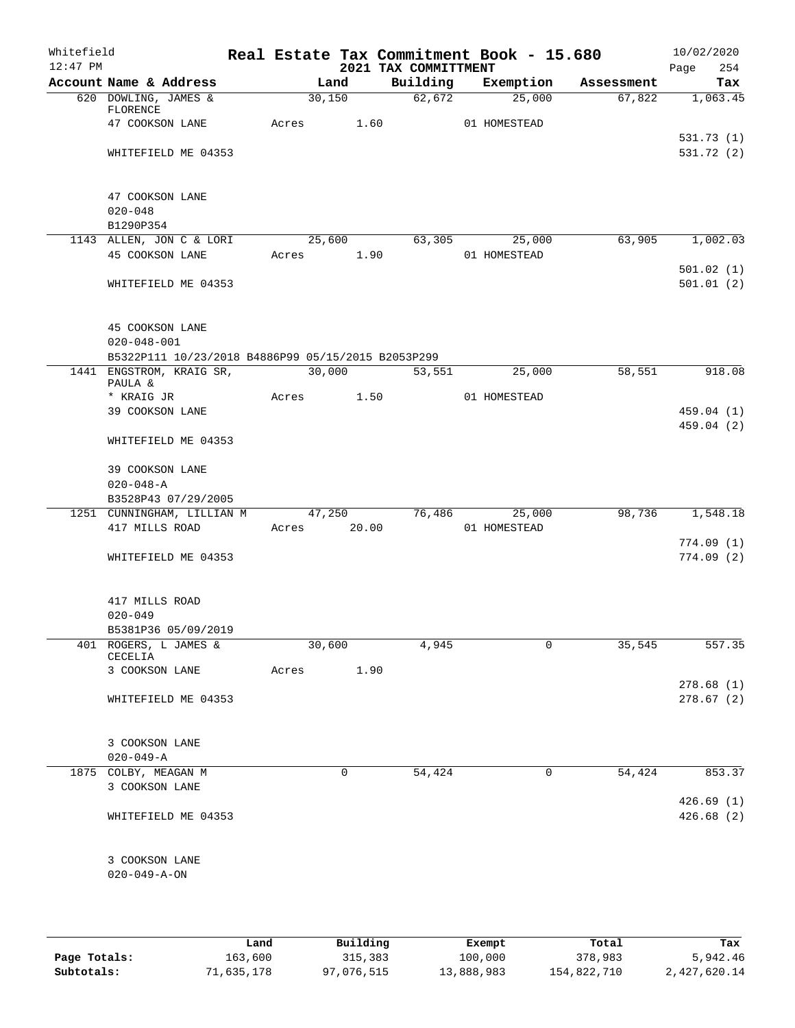Whitefield
12:47 PM

# Real Estate Tax Commitment Book - 15.680

## 2021 TAX COMMITTMENT

10/02/2020
Page 254

| Account Name & Address | Land | Building | Exemption | Assessment | Tax |
|---|---|---|---|---|---|
| 620 DOWLING, JAMES & FLORENCE | 30,150 | 62,672 | 25,000 | 67,822 | 1,063.45 |
| 47 COOKSON LANE | Acres 1.60 | | 01 HOMESTEAD | | |
| | | | | | 531.73 (1) |
| WHITEFIELD ME 04353 | | | | | 531.72 (2) |
| 47 COOKSON LANE | | | | | |
| 020-048 | | | | | |
| B1290P354 | | | | | |
| 1143 ALLEN, JON C & LORI | 25,600 | 63,305 | 25,000 | 63,905 | 1,002.03 |
| 45 COOKSON LANE | Acres 1.90 | | 01 HOMESTEAD | | |
| | | | | | 501.02 (1) |
| WHITEFIELD ME 04353 | | | | | 501.01 (2) |
| 45 COOKSON LANE | | | | | |
| 020-048-001 | | | | | |
| B5322P111 10/23/2018 B4886P99 05/15/2015 B2053P299 | | | | | |
| 1441 ENGSTROM, KRAIG SR, PAULA & | 30,000 | 53,551 | 25,000 | 58,551 | 918.08 |
| * KRAIG JR | Acres 1.50 | | 01 HOMESTEAD | | |
| 39 COOKSON LANE | | | | | 459.04 (1) |
| | | | | | 459.04 (2) |
| WHITEFIELD ME 04353 | | | | | |
| 39 COOKSON LANE | | | | | |
| 020-048-A | | | | | |
| B3528P43 07/29/2005 | | | | | |
| 1251 CUNNINGHAM, LILLIAN M | 47,250 | 76,486 | 25,000 | 98,736 | 1,548.18 |
| 417 MILLS ROAD | Acres 20.00 | | 01 HOMESTEAD | | |
| | | | | | 774.09 (1) |
| WHITEFIELD ME 04353 | | | | | 774.09 (2) |
| 417 MILLS ROAD | | | | | |
| 020-049 | | | | | |
| B5381P36 05/09/2019 | | | | | |
| 401 ROGERS, L JAMES & CECELIA | 30,600 | 4,945 | 0 | 35,545 | 557.35 |
| 3 COOKSON LANE | Acres 1.90 | | | | |
| | | | | | 278.68 (1) |
| WHITEFIELD ME 04353 | | | | | 278.67 (2) |
| 3 COOKSON LANE | | | | | |
| 020-049-A | | | | | |
| 1875 COLBY, MEAGAN M | 0 | 54,424 | 0 | 54,424 | 853.37 |
| 3 COOKSON LANE | | | | | |
| | | | | | 426.69 (1) |
| WHITEFIELD ME 04353 | | | | | 426.68 (2) |
| 3 COOKSON LANE | | | | | |
| 020-049-A-ON | | | | | |

| | Land | Building | Exempt | Total | Tax |
|---|---|---|---|---|---|
| Page Totals: | 163,600 | 315,383 | 100,000 | 378,983 | 5,942.46 |
| Subtotals: | 71,635,178 | 97,076,515 | 13,888,983 | 154,822,710 | 2,427,620.14 |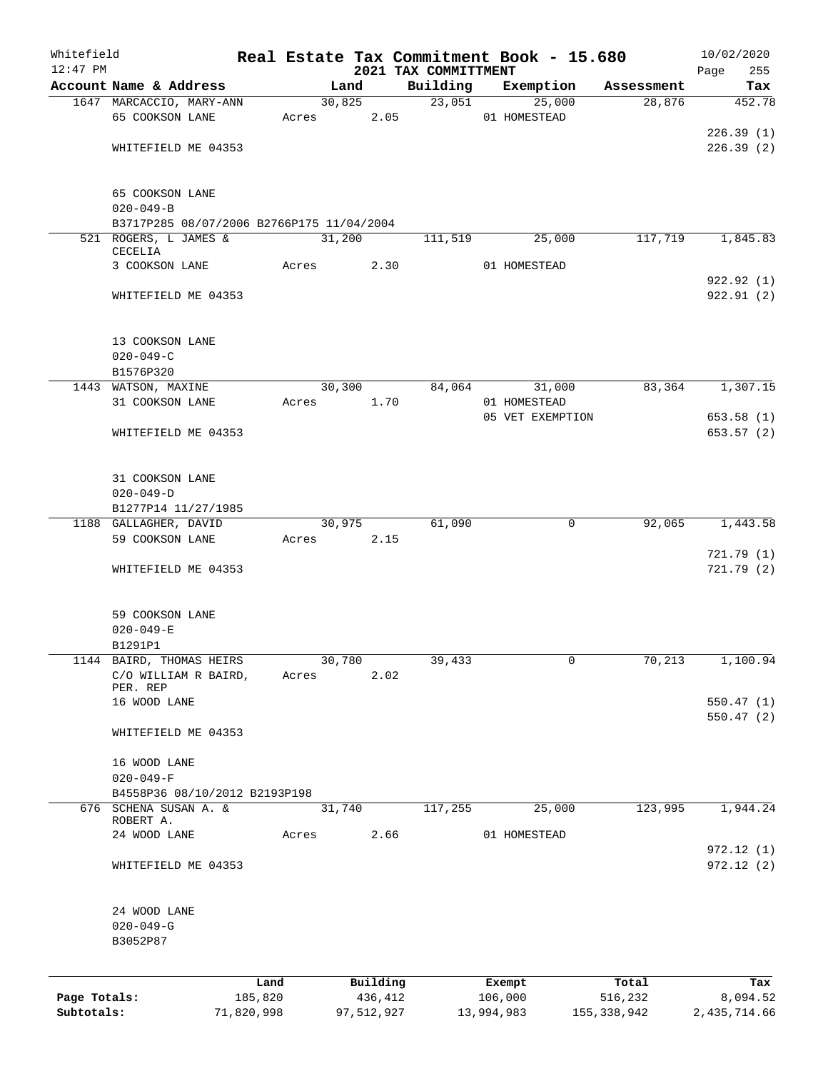Whitefield 12:47 PM

# Real Estate Tax Commitment Book - 15.680

## 2021 TAX COMMITTMENT

10/02/2020 Page 255

| Account Name & Address | Land | Building | Exemption | Assessment | Tax |
|---|---|---|---|---|---|
| 1647 MARCACCIO, MARY-ANN | 30,825 | 23,051 | 25,000 | 28,876 | 452.78 |
| 65 COOKSON LANE | Acres 2.05 | | 01 HOMESTEAD | | |
| | | | | | 226.39 (1) |
| WHITEFIELD ME 04353 | | | | | 226.39 (2) |
| 65 COOKSON LANE | | | | | |
| 020-049-B | | | | | |
| B3717P285 08/07/2006 B2766P175 11/04/2004 | | | | | |
| 521 ROGERS, L JAMES & CECELIA | 31,200 | 111,519 | 25,000 | 117,719 | 1,845.83 |
| 3 COOKSON LANE | Acres 2.30 | | 01 HOMESTEAD | | |
| | | | | | 922.92 (1) |
| WHITEFIELD ME 04353 | | | | | 922.91 (2) |
| 13 COOKSON LANE | | | | | |
| 020-049-C | | | | | |
| B1576P320 | | | | | |
| 1443 WATSON, MAXINE | 30,300 | 84,064 | 31,000 | 83,364 | 1,307.15 |
| 31 COOKSON LANE | Acres 1.70 | | 01 HOMESTEAD | | |
| | | | 05 VET EXEMPTION | | 653.58 (1) |
| WHITEFIELD ME 04353 | | | | | 653.57 (2) |
| 31 COOKSON LANE | | | | | |
| 020-049-D | | | | | |
| B1277P14 11/27/1985 | | | | | |
| 1188 GALLAGHER, DAVID | 30,975 | 61,090 | 0 | 92,065 | 1,443.58 |
| 59 COOKSON LANE | Acres 2.15 | | | | |
| | | | | | 721.79 (1) |
| WHITEFIELD ME 04353 | | | | | 721.79 (2) |
| 59 COOKSON LANE | | | | | |
| 020-049-E | | | | | |
| B1291P1 | | | | | |
| 1144 BAIRD, THOMAS HEIRS | 30,780 | 39,433 | 0 | 70,213 | 1,100.94 |
| C/O WILLIAM R BAIRD, PER. REP | Acres 2.02 | | | | |
| 16 WOOD LANE | | | | | 550.47 (1) |
| | | | | | 550.47 (2) |
| WHITEFIELD ME 04353 | | | | | |
| 16 WOOD LANE | | | | | |
| 020-049-F | | | | | |
| B4558P36 08/10/2012 B2193P198 | | | | | |
| 676 SCHENA SUSAN A. & ROBERT A. | 31,740 | 117,255 | 25,000 | 123,995 | 1,944.24 |
| 24 WOOD LANE | Acres 2.66 | | 01 HOMESTEAD | | |
| | | | | | 972.12 (1) |
| WHITEFIELD ME 04353 | | | | | 972.12 (2) |
| 24 WOOD LANE | | | | | |
| 020-049-G | | | | | |
| B3052P87 | | | | | |

| | Land | Building | Exempt | Total | Tax |
|---|---|---|---|---|---|
| Page Totals: | 185,820 | 436,412 | 106,000 | 516,232 | 8,094.52 |
| Subtotals: | 71,820,998 | 97,512,927 | 13,994,983 | 155,338,942 | 2,435,714.66 |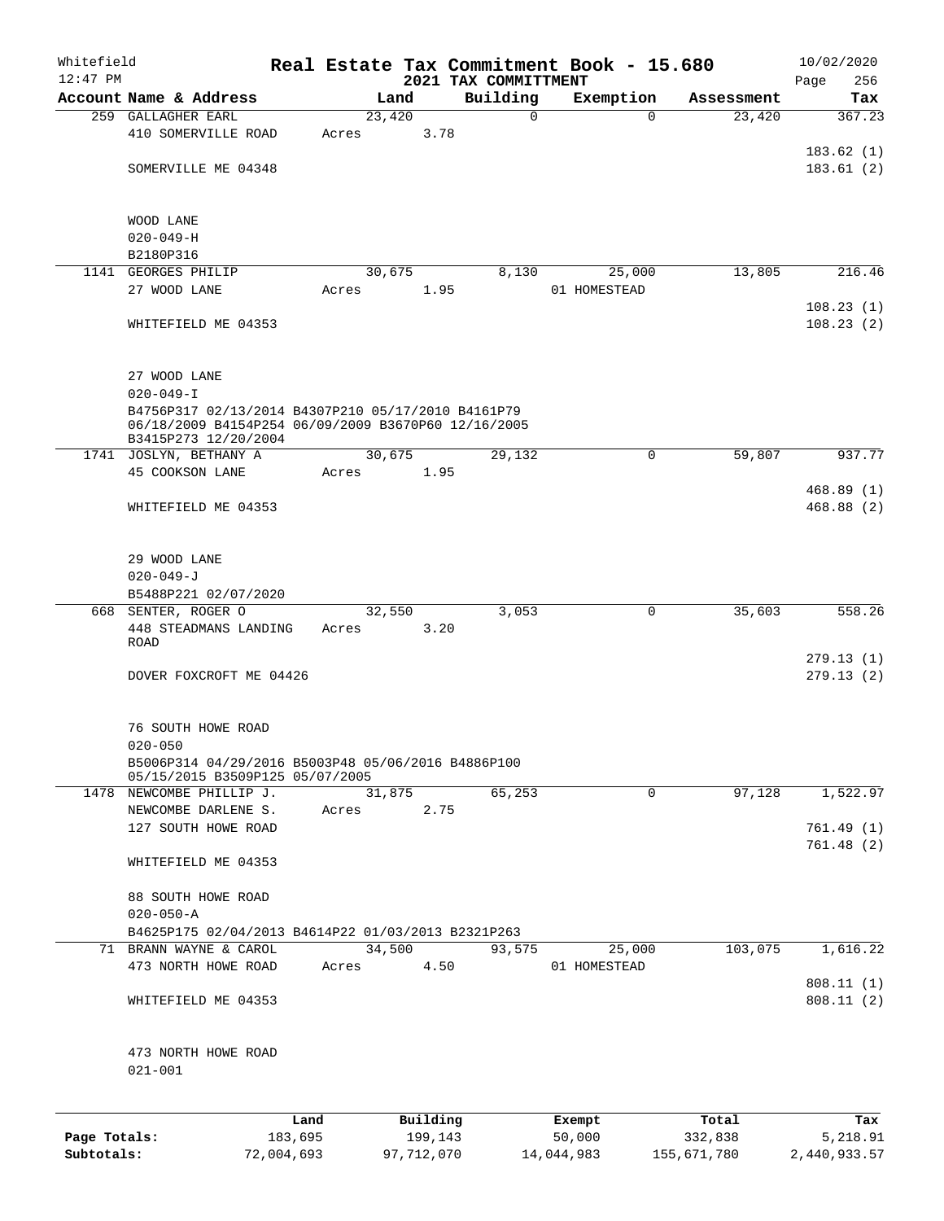Whitefield 12:47 PM

# Real Estate Tax Commitment Book - 15.680

## 2021 TAX COMMITTMENT

10/02/2020

| Account Name & Address | Land | Building | Exemption | Assessment | Tax |
|---|---|---|---|---|---|
| 259 GALLAGHER EARL | 23,420 | 0 | 0 | 23,420 | 367.23 |
| 410 SOMERVILLE ROAD | Acres 3.78 | | | | |
| | | | | | 183.62 (1) |
| SOMERVILLE ME 04348 | | | | | 183.61 (2) |
| WOOD LANE | | | | | |
| 020-049-H | | | | | |
| B2180P316 | | | | | |
| 1141 GEORGES PHILIP | 30,675 | 8,130 | 25,000 | 13,805 | 216.46 |
| 27 WOOD LANE | Acres 1.95 | | 01 HOMESTEAD | | |
| | | | | | 108.23 (1) |
| WHITEFIELD ME 04353 | | | | | 108.23 (2) |
| 27 WOOD LANE | | | | | |
| 020-049-I | | | | | |
| B4756P317 02/13/2014 B4307P210 05/17/2010 B4161P79 06/18/2009 B4154P254 06/09/2009 B3670P60 12/16/2005 B3415P273 12/20/2004 | | | | | |
| 1741 JOSLYN, BETHANY A | 30,675 | 29,132 | 0 | 59,807 | 937.77 |
| 45 COOKSON LANE | Acres 1.95 | | | | |
| | | | | | 468.89 (1) |
| WHITEFIELD ME 04353 | | | | | 468.88 (2) |
| 29 WOOD LANE | | | | | |
| 020-049-J | | | | | |
| B5488P221 02/07/2020 | | | | | |
| 668 SENTER, ROGER O | 32,550 | 3,053 | 0 | 35,603 | 558.26 |
| 448 STEADMANS LANDING ROAD | Acres 3.20 | | | | |
| | | | | | 279.13 (1) |
| DOVER FOXCROFT ME 04426 | | | | | 279.13 (2) |
| 76 SOUTH HOWE ROAD | | | | | |
| 020-050 | | | | | |
| B5006P314 04/29/2016 B5003P48 05/06/2016 B4886P100 05/15/2015 B3509P125 05/07/2005 | | | | | |
| 1478 NEWCOMBE PHILLIP J. | 31,875 | 65,253 | 0 | 97,128 | 1,522.97 |
| NEWCOMBE DARLENE S. | Acres 2.75 | | | | |
| 127 SOUTH HOWE ROAD | | | | | 761.49 (1) |
| | | | | | 761.48 (2) |
| WHITEFIELD ME 04353 | | | | | |
| 88 SOUTH HOWE ROAD | | | | | |
| 020-050-A | | | | | |
| B4625P175 02/04/2013 B4614P22 01/03/2013 B2321P263 | | | | | |
| 71 BRANN WAYNE & CAROL | 34,500 | 93,575 | 25,000 | 103,075 | 1,616.22 |
| 473 NORTH HOWE ROAD | Acres 4.50 | | 01 HOMESTEAD | | |
| | | | | | 808.11 (1) |
| WHITEFIELD ME 04353 | | | | | 808.11 (2) |
| 473 NORTH HOWE ROAD | | | | | |
| 021-001 | | | | | |

| | Land | Building | Exempt | Total | Tax |
|---|---|---|---|---|---|
| Page Totals: | 183,695 | 199,143 | 50,000 | 332,838 | 5,218.91 |
| Subtotals: | 72,004,693 | 97,712,070 | 14,044,983 | 155,671,780 | 2,440,933.57 |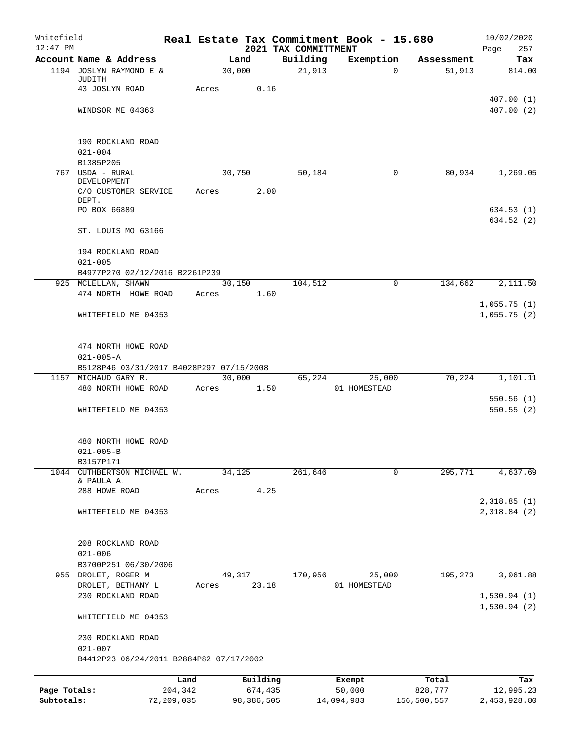Whitefield 12:47 PM

# Real Estate Tax Commitment Book - 15.680

## 2021 TAX COMMITTMENT

10/02/2020

| Account Name & Address | Land | Building | Exemption | Assessment | Tax |
|---|---|---|---|---|---|
| 1194 JOSLYN RAYMOND E & JUDITH | 30,000 | 21,913 | 0 | 51,913 | 814.00 |
| 43 JOSLYN ROAD | Acres 0.16 | | | | |
| | | | | | 407.00 (1) |
| WINDSOR ME 04363 | | | | | 407.00 (2) |
| 190 ROCKLAND ROAD | | | | | |
| 021-004 | | | | | |
| B1385P205 | | | | | |
| 767 USDA - RURAL DEVELOPMENT | 30,750 | 50,184 | 0 | 80,934 | 1,269.05 |
| C/O CUSTOMER SERVICE DEPT. | Acres 2.00 | | | | |
| PO BOX 66889 | | | | | 634.53 (1) |
| | | | | | 634.52 (2) |
| ST. LOUIS MO 63166 | | | | | |
| 194 ROCKLAND ROAD | | | | | |
| 021-005 | | | | | |
| B4977P270 02/12/2016 B2261P239 | | | | | |
| 925 MCLELLAN, SHAWN | 30,150 | 104,512 | 0 | 134,662 | 2,111.50 |
| 474 NORTH HOWE ROAD | Acres 1.60 | | | | |
| | | | | | 1,055.75 (1) |
| WHITEFIELD ME 04353 | | | | | 1,055.75 (2) |
| 474 NORTH HOWE ROAD | | | | | |
| 021-005-A | | | | | |
| B5128P46 03/31/2017 B4028P297 07/15/2008 | | | | | |
| 1157 MICHAUD GARY R. | 30,000 | 65,224 | 25,000 | 70,224 | 1,101.11 |
| 480 NORTH HOWE ROAD | Acres 1.50 | | 01 HOMESTEAD | | |
| | | | | | 550.56 (1) |
| WHITEFIELD ME 04353 | | | | | 550.55 (2) |
| 480 NORTH HOWE ROAD | | | | | |
| 021-005-B | | | | | |
| B3157P171 | | | | | |
| 1044 CUTHBERTSON MICHAEL W. & PAULA A. | 34,125 | 261,646 | 0 | 295,771 | 4,637.69 |
| 288 HOWE ROAD | Acres 4.25 | | | | |
| | | | | | 2,318.85 (1) |
| WHITEFIELD ME 04353 | | | | | 2,318.84 (2) |
| 208 ROCKLAND ROAD | | | | | |
| 021-006 | | | | | |
| B3700P251 06/30/2006 | | | | | |
| 955 DROLET, ROGER M | 49,317 | 170,956 | 25,000 | 195,273 | 3,061.88 |
| DROLET, BETHANY L | Acres 23.18 | | 01 HOMESTEAD | | |
| 230 ROCKLAND ROAD | | | | | 1,530.94 (1) |
| | | | | | 1,530.94 (2) |
| WHITEFIELD ME 04353 | | | | | |
| 230 ROCKLAND ROAD | | | | | |
| 021-007 | | | | | |
| B4412P23 06/24/2011 B2884P82 07/17/2002 | | | | | |

| | Land | Building | Exempt | Total | Tax |
|---|---|---|---|---|---|
| Page Totals: | 204,342 | 674,435 | 50,000 | 828,777 | 12,995.23 |
| Subtotals: | 72,209,035 | 98,386,505 | 14,094,983 | 156,500,557 | 2,453,928.80 |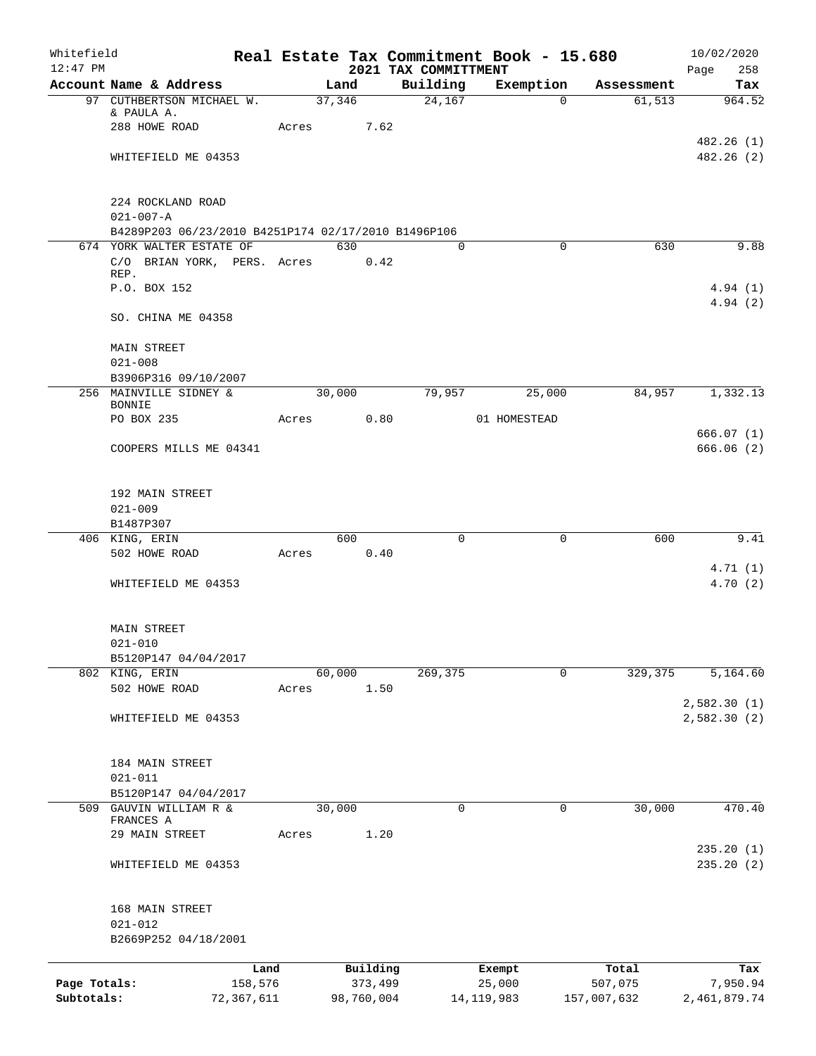Whitefield 12:47 PM

# Real Estate Tax Commitment Book - 15.680

## 2021 TAX COMMITTMENT

10/02/2020 Page 258

| Account Name & Address | Land | Building | Exemption | Assessment | Tax |
|---|---|---|---|---|---|
| 97 CUTHBERTSON MICHAEL W. & PAULA A. | 37,346 | 24,167 | 0 | 61,513 | 964.52 |
| 288 HOWE ROAD | Acres 7.62 | | | | |
| | | | | | 482.26 (1) |
| WHITEFIELD ME 04353 | | | | | 482.26 (2) |
| 224 ROCKLAND ROAD | | | | | |
| 021-007-A | | | | | |
| B4289P203 06/23/2010 B4251P174 02/17/2010 B1496P106 | | | | | |
| 674 YORK WALTER ESTATE OF | 630 | 0 | 0 | 630 | 9.88 |
| C/O BRIAN YORK, PERS. REP. | Acres 0.42 | | | | |
| P.O. BOX 152 | | | | | 4.94 (1) |
| | | | | | 4.94 (2) |
| SO. CHINA ME 04358 | | | | | |
| MAIN STREET | | | | | |
| 021-008 | | | | | |
| B3906P316 09/10/2007 | | | | | |
| 256 MAINVILLE SIDNEY & BONNIE | 30,000 | 79,957 | 25,000 | 84,957 | 1,332.13 |
| PO BOX 235 | Acres 0.80 | | 01 HOMESTEAD | | |
| | | | | | 666.07 (1) |
| COOPERS MILLS ME 04341 | | | | | 666.06 (2) |
| 192 MAIN STREET | | | | | |
| 021-009 | | | | | |
| B1487P307 | | | | | |
| 406 KING, ERIN | 600 | 0 | 0 | 600 | 9.41 |
| 502 HOWE ROAD | Acres 0.40 | | | | |
| | | | | | 4.71 (1) |
| WHITEFIELD ME 04353 | | | | | 4.70 (2) |
| MAIN STREET | | | | | |
| 021-010 | | | | | |
| B5120P147 04/04/2017 | | | | | |
| 802 KING, ERIN | 60,000 | 269,375 | 0 | 329,375 | 5,164.60 |
| 502 HOWE ROAD | Acres 1.50 | | | | |
| | | | | | 2,582.30 (1) |
| WHITEFIELD ME 04353 | | | | | 2,582.30 (2) |
| 184 MAIN STREET | | | | | |
| 021-011 | | | | | |
| B5120P147 04/04/2017 | | | | | |
| 509 GAUVIN WILLIAM R & FRANCES A | 30,000 | 0 | 0 | 30,000 | 470.40 |
| 29 MAIN STREET | Acres 1.20 | | | | |
| | | | | | 235.20 (1) |
| WHITEFIELD ME 04353 | | | | | 235.20 (2) |
| 168 MAIN STREET | | | | | |
| 021-012 | | | | | |
| B2669P252 04/18/2001 | | | | | |

| | Land | Building | Exempt | Total | Tax |
|---|---|---|---|---|---|
| Page Totals: | 158,576 | 373,499 | 25,000 | 507,075 | 7,950.94 |
| Subtotals: | 72,367,611 | 98,760,004 | 14,119,983 | 157,007,632 | 2,461,879.74 |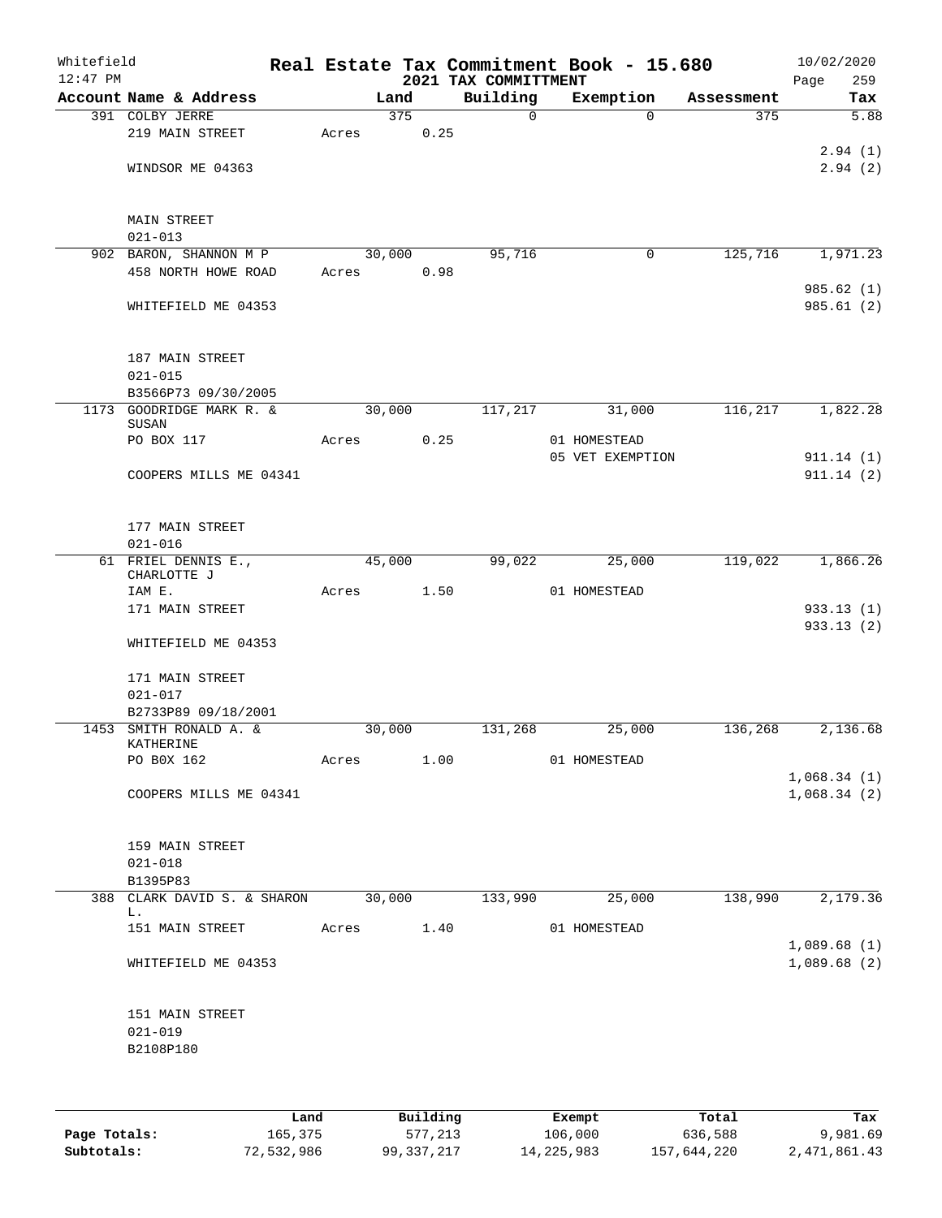Whitefield 12:47 PM

# Real Estate Tax Commitment Book - 15.680

## 2021 TAX COMMITTMENT

10/02/2020

| Account Name & Address | Land | Building | Exemption | Assessment | Tax |
|---|---|---|---|---|---|
| 391 COLBY JERRE | 375 | 0 | 0 | 375 | 5.88 |
| 219 MAIN STREET | Acres 0.25 | | | | |
| | | | | | 2.94 (1) |
| WINDSOR ME 04363 | | | | | 2.94 (2) |
| MAIN STREET | | | | | |
| 021-013 | | | | | |
| 902 BARON, SHANNON M P | 30,000 | 95,716 | 0 | 125,716 | 1,971.23 |
| 458 NORTH HOWE ROAD | Acres 0.98 | | | | |
| | | | | | 985.62 (1) |
| WHITEFIELD ME 04353 | | | | | 985.61 (2) |
| 187 MAIN STREET | | | | | |
| 021-015 | | | | | |
| B3566P73 09/30/2005 | | | | | |
| 1173 GOODRIDGE MARK R. & SUSAN | 30,000 | 117,217 | 31,000 | 116,217 | 1,822.28 |
| PO BOX 117 | Acres 0.25 | | 01 HOMESTEAD | | |
| | | | 05 VET EXEMPTION | | 911.14 (1) |
| COOPERS MILLS ME 04341 | | | | | 911.14 (2) |
| 177 MAIN STREET | | | | | |
| 021-016 | | | | | |
| 61 FRIEL DENNIS E., CHARLOTTE J | 45,000 | 99,022 | 25,000 | 119,022 | 1,866.26 |
| IAM E. | Acres 1.50 | | 01 HOMESTEAD | | |
| 171 MAIN STREET | | | | | 933.13 (1) |
| | | | | | 933.13 (2) |
| WHITEFIELD ME 04353 | | | | | |
| 171 MAIN STREET | | | | | |
| 021-017 | | | | | |
| B2733P89 09/18/2001 | | | | | |
| 1453 SMITH RONALD A. & KATHERINE | 30,000 | 131,268 | 25,000 | 136,268 | 2,136.68 |
| PO B0X 162 | Acres 1.00 | | 01 HOMESTEAD | | |
| | | | | | 1,068.34 (1) |
| COOPERS MILLS ME 04341 | | | | | 1,068.34 (2) |
| 159 MAIN STREET | | | | | |
| 021-018 | | | | | |
| B1395P83 | | | | | |
| 388 CLARK DAVID S. & SHARON L. | 30,000 | 133,990 | 25,000 | 138,990 | 2,179.36 |
| 151 MAIN STREET | Acres 1.40 | | 01 HOMESTEAD | | |
| | | | | | 1,089.68 (1) |
| WHITEFIELD ME 04353 | | | | | 1,089.68 (2) |
| 151 MAIN STREET | | | | | |
| 021-019 | | | | | |
| B2108P180 | | | | | |

| | Land | Building | Exempt | Total | Tax |
|---|---|---|---|---|---|
| Page Totals: | 165,375 | 577,213 | 106,000 | 636,588 | 9,981.69 |
| Subtotals: | 72,532,986 | 99,337,217 | 14,225,983 | 157,644,220 | 2,471,861.43 |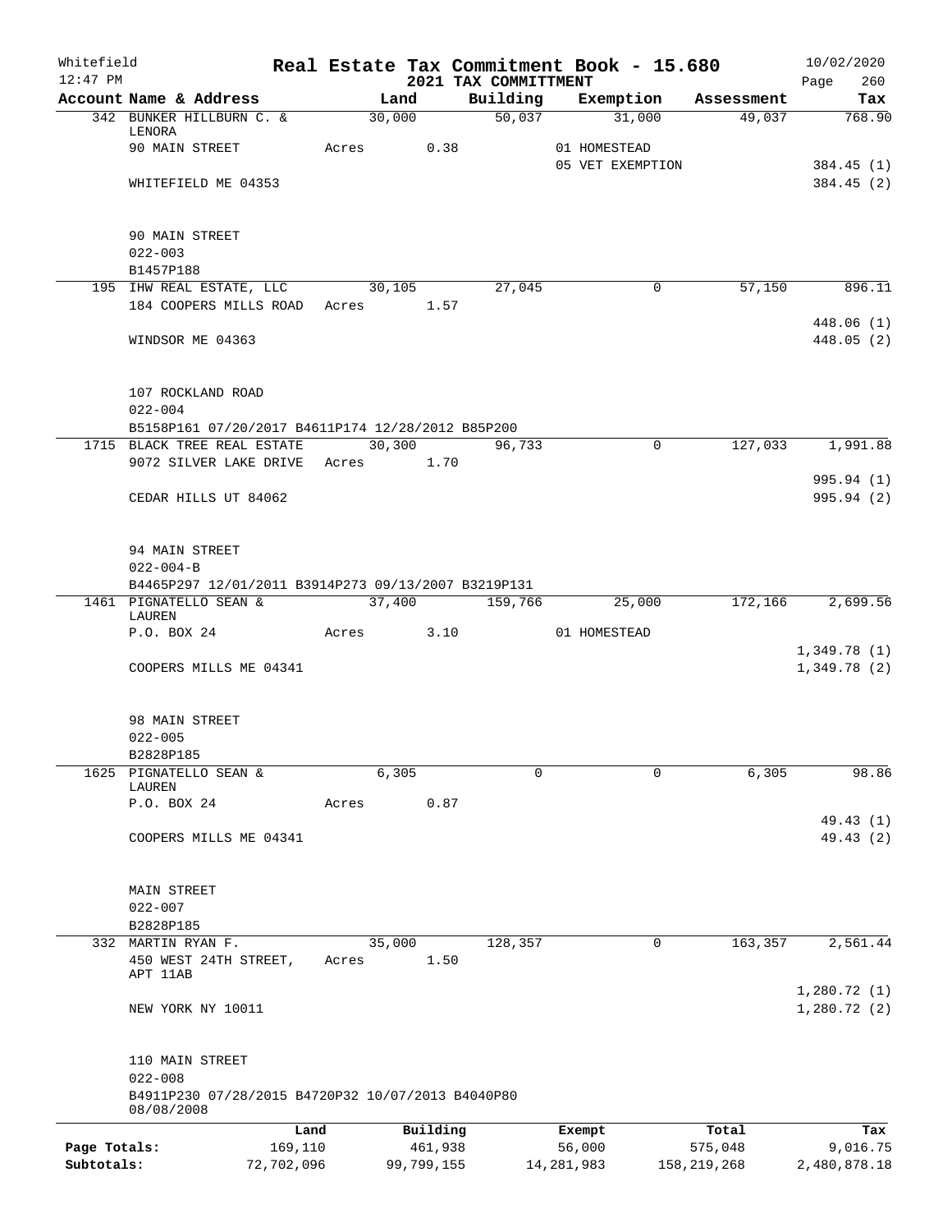Whitefield
12:47 PM

# Real Estate Tax Commitment Book - 15.680

## 2021 TAX COMMITTMENT

10/02/2020

| Account Name & Address | Land | Building | Exemption | Assessment | Tax |
|---|---|---|---|---|---|
| 342 BUNKER HILLBURN C. & LENORA | 30,000 | 50,037 | 31,000 | 49,037 | 768.90 |
| 90 MAIN STREET | Acres 0.38 | | 01 HOMESTEAD | | |
| | | | 05 VET EXEMPTION | | 384.45 (1) |
| WHITEFIELD ME 04353 | | | | | 384.45 (2) |
| 90 MAIN STREET | | | | | |
| 022-003 | | | | | |
| B1457P188 | | | | | |
| 195 IHW REAL ESTATE, LLC | 30,105 | 27,045 | 0 | 57,150 | 896.11 |
| 184 COOPERS MILLS ROAD | Acres 1.57 | | | | |
| | | | | | 448.06 (1) |
| WINDSOR ME 04363 | | | | | 448.05 (2) |
| 107 ROCKLAND ROAD | | | | | |
| 022-004 | | | | | |
| B5158P161 07/20/2017 B4611P174 12/28/2012 B85P200 | | | | | |
| 1715 BLACK TREE REAL ESTATE | 30,300 | 96,733 | 0 | 127,033 | 1,991.88 |
| 9072 SILVER LAKE DRIVE | Acres 1.70 | | | | |
| | | | | | 995.94 (1) |
| CEDAR HILLS UT 84062 | | | | | 995.94 (2) |
| 94 MAIN STREET | | | | | |
| 022-004-B | | | | | |
| B4465P297 12/01/2011 B3914P273 09/13/2007 B3219P131 | | | | | |
| 1461 PIGNATELLO SEAN & LAUREN | 37,400 | 159,766 | 25,000 | 172,166 | 2,699.56 |
| P.O. BOX 24 | Acres 3.10 | | 01 HOMESTEAD | | |
| | | | | | 1,349.78 (1) |
| COOPERS MILLS ME 04341 | | | | | 1,349.78 (2) |
| 98 MAIN STREET | | | | | |
| 022-005 | | | | | |
| B2828P185 | | | | | |
| 1625 PIGNATELLO SEAN & LAUREN | 6,305 | 0 | 0 | 6,305 | 98.86 |
| P.O. BOX 24 | Acres 0.87 | | | | |
| | | | | | 49.43 (1) |
| COOPERS MILLS ME 04341 | | | | | 49.43 (2) |
| MAIN STREET | | | | | |
| 022-007 | | | | | |
| B2828P185 | | | | | |
| 332 MARTIN RYAN F. | 35,000 | 128,357 | 0 | 163,357 | 2,561.44 |
| 450 WEST 24TH STREET, APT 11AB | Acres 1.50 | | | | |
| | | | | | 1,280.72 (1) |
| NEW YORK NY 10011 | | | | | 1,280.72 (2) |
| 110 MAIN STREET | | | | | |
| 022-008 | | | | | |
| B4911P230 07/28/2015 B4720P32 10/07/2013 B4040P80 08/08/2008 | | | | | |

| | Land | Building | Exempt | Total | Tax |
|---|---|---|---|---|---|
| Page Totals: | 169,110 | 461,938 | 56,000 | 575,048 | 9,016.75 |
| Subtotals: | 72,702,096 | 99,799,155 | 14,281,983 | 158,219,268 | 2,480,878.18 |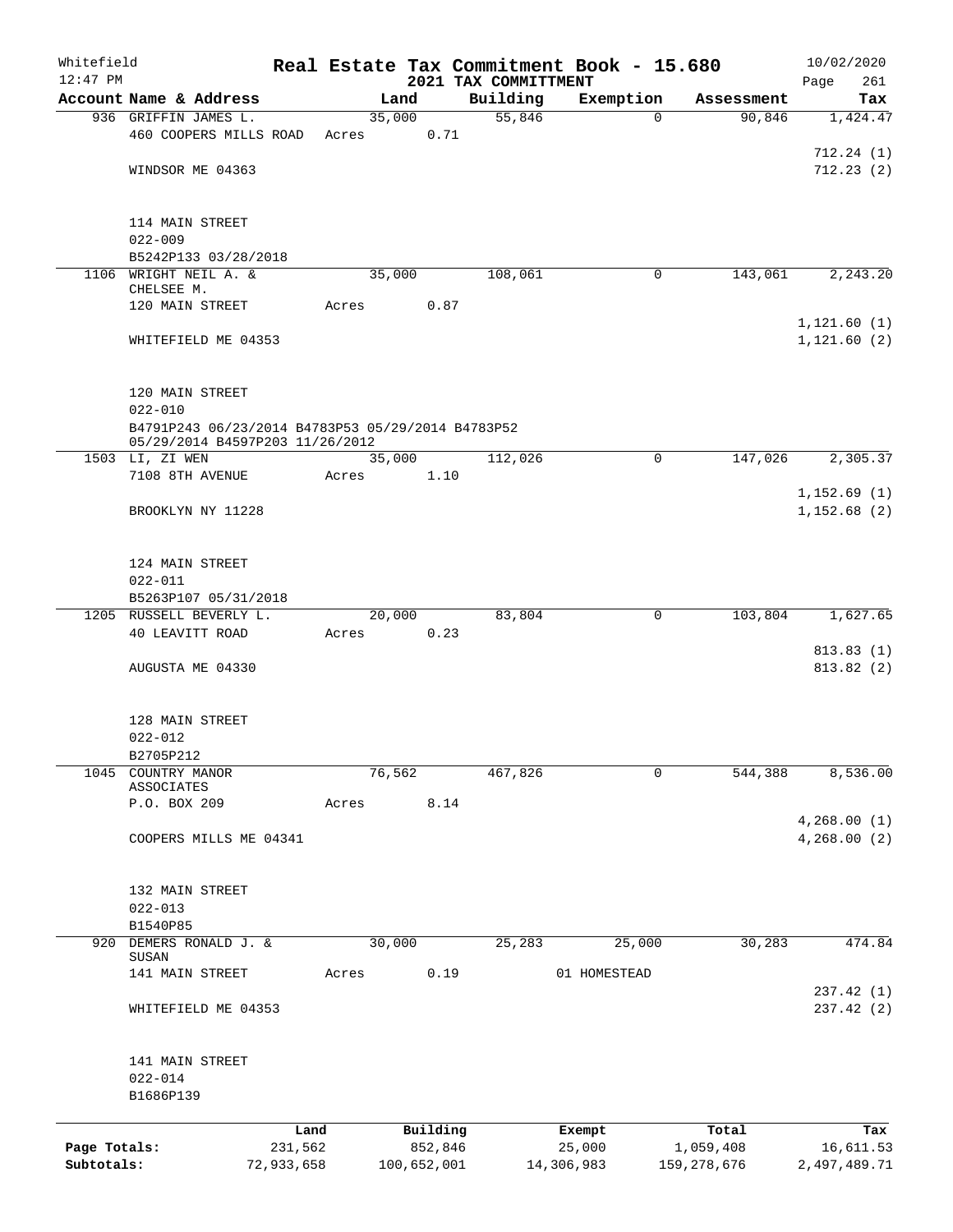Whitefield 12:47 PM

# Real Estate Tax Commitment Book - 15.680

## 2021 TAX COMMITTMENT

10/02/2020

| Account Name & Address | Land | Building | Exemption | Assessment | Tax |
|---|---|---|---|---|---|
| 936 GRIFFIN JAMES L. | 35,000 | 55,846 | 0 | 90,846 | 1,424.47 |
| 460 COOPERS MILLS ROAD | Acres 0.71 | | | | |
| | | | | | 712.24 (1) |
| WINDSOR ME 04363 | | | | | 712.23 (2) |
| 114 MAIN STREET | | | | | |
| 022-009 | | | | | |
| B5242P133 03/28/2018 | | | | | |
| 1106 WRIGHT NEIL A. & CHELSEE M. | 35,000 | 108,061 | 0 | 143,061 | 2,243.20 |
| 120 MAIN STREET | Acres 0.87 | | | | |
| | | | | | 1,121.60 (1) |
| WHITEFIELD ME 04353 | | | | | 1,121.60 (2) |
| 120 MAIN STREET | | | | | |
| 022-010 | | | | | |
| B4791P243 06/23/2014 B4783P53 05/29/2014 B4783P52 05/29/2014 B4597P203 11/26/2012 | | | | | |
| 1503 LI, ZI WEN | 35,000 | 112,026 | 0 | 147,026 | 2,305.37 |
| 7108 8TH AVENUE | Acres 1.10 | | | | |
| | | | | | 1,152.69 (1) |
| BROOKLYN NY 11228 | | | | | 1,152.68 (2) |
| 124 MAIN STREET | | | | | |
| 022-011 | | | | | |
| B5263P107 05/31/2018 | | | | | |
| 1205 RUSSELL BEVERLY L. | 20,000 | 83,804 | 0 | 103,804 | 1,627.65 |
| 40 LEAVITT ROAD | Acres 0.23 | | | | |
| | | | | | 813.83 (1) |
| AUGUSTA ME 04330 | | | | | 813.82 (2) |
| 128 MAIN STREET | | | | | |
| 022-012 | | | | | |
| B2705P212 | | | | | |
| 1045 COUNTRY MANOR ASSOCIATES | 76,562 | 467,826 | 0 | 544,388 | 8,536.00 |
| P.O. BOX 209 | Acres 8.14 | | | | |
| | | | | | 4,268.00 (1) |
| COOPERS MILLS ME 04341 | | | | | 4,268.00 (2) |
| 132 MAIN STREET | | | | | |
| 022-013 | | | | | |
| B1540P85 | | | | | |
| 920 DEMERS RONALD J. & SUSAN | 30,000 | 25,283 | 25,000 | 30,283 | 474.84 |
| 141 MAIN STREET | Acres 0.19 | | 01 HOMESTEAD | | |
| | | | | | 237.42 (1) |
| WHITEFIELD ME 04353 | | | | | 237.42 (2) |
| 141 MAIN STREET | | | | | |
| 022-014 | | | | | |
| B1686P139 | | | | | |

| | Land | Building | Exempt | Total | Tax |
|---|---|---|---|---|---|
| Page Totals: | 231,562 | 852,846 | 25,000 | 1,059,408 | 16,611.53 |
| Subtotals: | 72,933,658 | 100,652,001 | 14,306,983 | 159,278,676 | 2,497,489.71 |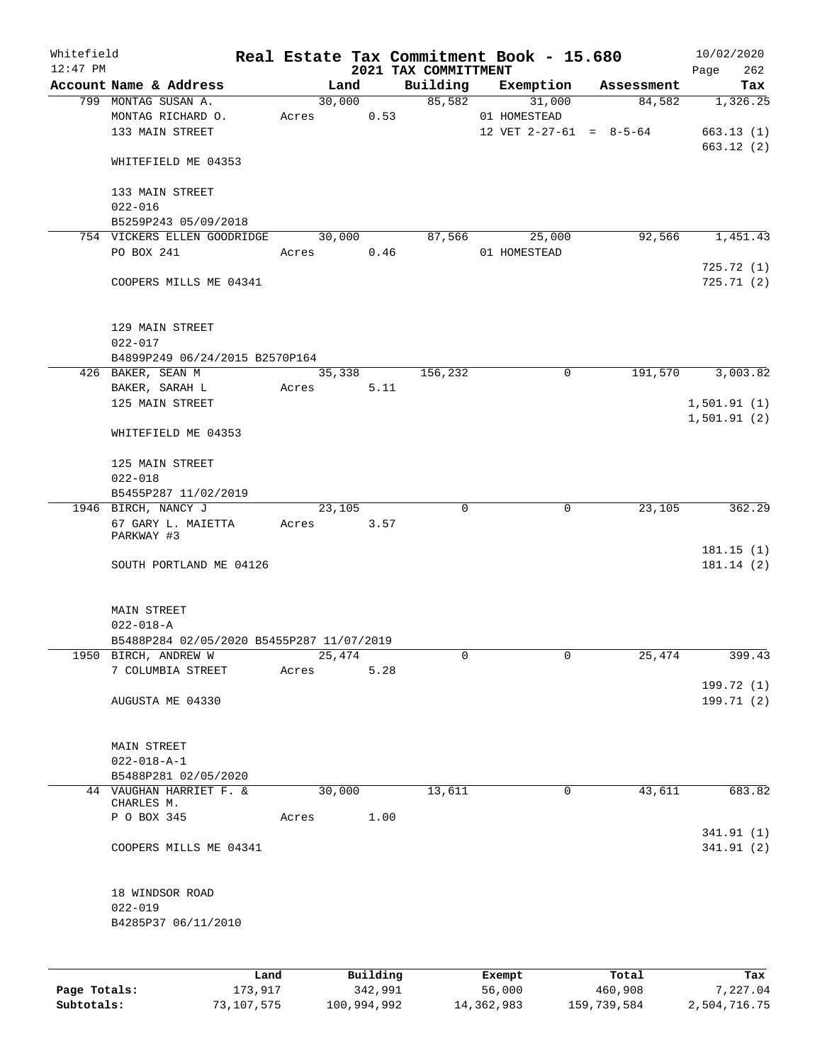Whitefield 12:47 PM

# Real Estate Tax Commitment Book - 15.680

## 2021 TAX COMMITTMENT

10/02/2020

| Account Name & Address | Land | Building | Exemption | Assessment | Tax |
|---|---|---|---|---|---|
| 799 MONTAG SUSAN A. | 30,000 | 85,582 | 31,000 | 84,582 | 1,326.25 |
| MONTAG RICHARD O. | Acres 0.53 | | 01 HOMESTEAD | | |
| 133 MAIN STREET | | | 12 VET 2-27-61 = 8-5-64 | | 663.13 (1) |
| | | | | | 663.12 (2) |
| WHITEFIELD ME 04353 | | | | | |
| 133 MAIN STREET | | | | | |
| 022-016 | | | | | |
| B5259P243 05/09/2018 | | | | | |
| 754 VICKERS ELLEN GOODRIDGE | 30,000 | 87,566 | 25,000 | 92,566 | 1,451.43 |
| PO BOX 241 | Acres 0.46 | | 01 HOMESTEAD | | |
| | | | | | 725.72 (1) |
| COOPERS MILLS ME 04341 | | | | | 725.71 (2) |
| 129 MAIN STREET | | | | | |
| 022-017 | | | | | |
| B4899P249 06/24/2015 B2570P164 | | | | | |
| 426 BAKER, SEAN M | 35,338 | 156,232 | 0 | 191,570 | 3,003.82 |
| BAKER, SARAH L | Acres 5.11 | | | | |
| 125 MAIN STREET | | | | | 1,501.91 (1) |
| | | | | | 1,501.91 (2) |
| WHITEFIELD ME 04353 | | | | | |
| 125 MAIN STREET | | | | | |
| 022-018 | | | | | |
| B5455P287 11/02/2019 | | | | | |
| 1946 BIRCH, NANCY J | 23,105 | 0 | 0 | 23,105 | 362.29 |
| 67 GARY L. MAIETTA PARKWAY #3 | Acres 3.57 | | | | |
| | | | | | 181.15 (1) |
| SOUTH PORTLAND ME 04126 | | | | | 181.14 (2) |
| MAIN STREET | | | | | |
| 022-018-A | | | | | |
| B5488P284 02/05/2020 B5455P287 11/07/2019 | | | | | |
| 1950 BIRCH, ANDREW W | 25,474 | 0 | 0 | 25,474 | 399.43 |
| 7 COLUMBIA STREET | Acres 5.28 | | | | |
| | | | | | 199.72 (1) |
| AUGUSTA ME 04330 | | | | | 199.71 (2) |
| MAIN STREET | | | | | |
| 022-018-A-1 | | | | | |
| B5488P281 02/05/2020 | | | | | |
| 44 VAUGHAN HARRIET F. & CHARLES M. | 30,000 | 13,611 | 0 | 43,611 | 683.82 |
| P O BOX 345 | Acres 1.00 | | | | |
| | | | | | 341.91 (1) |
| COOPERS MILLS ME 04341 | | | | | 341.91 (2) |
| 18 WINDSOR ROAD | | | | | |
| 022-019 | | | | | |
| B4285P37 06/11/2010 | | | | | |

| | Land | Building | Exempt | Total | Tax |
|---|---|---|---|---|---|
| Page Totals: | 173,917 | 342,991 | 56,000 | 460,908 | 7,227.04 |
| Subtotals: | 73,107,575 | 100,994,992 | 14,362,983 | 159,739,584 | 2,504,716.75 |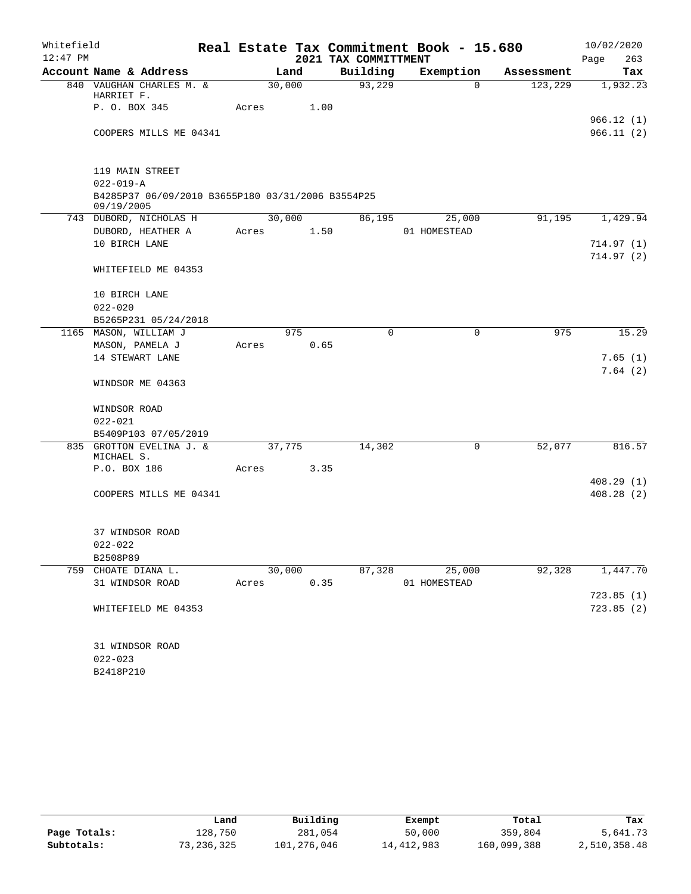Whitefield 12:47 PM

# Real Estate Tax Commitment Book - 15.680

## 2021 TAX COMMITTMENT

10/02/2020

| Account Name & Address | Land | Building | Exemption | Assessment | Tax |
|---|---|---|---|---|---|
| 840 VAUGHAN CHARLES M. & HARRIET F. | 30,000 | 93,229 | 0 | 123,229 | 1,932.23 |
| P. O. BOX 345 | Acres 1.00 | | | | |
| | | | | | 966.12 (1) |
| COOPERS MILLS ME 04341 | | | | | 966.11 (2) |
| 119 MAIN STREET | | | | | |
| 022-019-A | | | | | |
| B4285P37 06/09/2010 B3655P180 03/31/2006 B3554P25 09/19/2005 | | | | | |
| 743 DUBORD, NICHOLAS H | 30,000 | 86,195 | 25,000 | 91,195 | 1,429.94 |
| DUBORD, HEATHER A | Acres 1.50 | | 01 HOMESTEAD | | |
| 10 BIRCH LANE | | | | | 714.97 (1) |
| | | | | | 714.97 (2) |
| WHITEFIELD ME 04353 | | | | | |
| 10 BIRCH LANE | | | | | |
| 022-020 | | | | | |
| B5265P231 05/24/2018 | | | | | |
| 1165 MASON, WILLIAM J | 975 | 0 | 0 | 975 | 15.29 |
| MASON, PAMELA J | Acres 0.65 | | | | |
| 14 STEWART LANE | | | | | 7.65 (1) |
| | | | | | 7.64 (2) |
| WINDSOR ME 04363 | | | | | |
| WINDSOR ROAD | | | | | |
| 022-021 | | | | | |
| B5409P103 07/05/2019 | | | | | |
| 835 GROTTON EVELINA J. & MICHAEL S. | 37,775 | 14,302 | 0 | 52,077 | 816.57 |
| P.O. BOX 186 | Acres 3.35 | | | | |
| | | | | | 408.29 (1) |
| COOPERS MILLS ME 04341 | | | | | 408.28 (2) |
| 37 WINDSOR ROAD | | | | | |
| 022-022 | | | | | |
| B2508P89 | | | | | |
| 759 CHOATE DIANA L. | 30,000 | 87,328 | 25,000 | 92,328 | 1,447.70 |
| 31 WINDSOR ROAD | Acres 0.35 | | 01 HOMESTEAD | | |
| | | | | | 723.85 (1) |
| WHITEFIELD ME 04353 | | | | | 723.85 (2) |
| 31 WINDSOR ROAD | | | | | |
| 022-023 | | | | | |
| B2418P210 | | | | | |

| | Land | Building | Exempt | Total | Tax |
|---|---|---|---|---|---|
| Page Totals: | 128,750 | 281,054 | 50,000 | 359,804 | 5,641.73 |
| Subtotals: | 73,236,325 | 101,276,046 | 14,412,983 | 160,099,388 | 2,510,358.48 |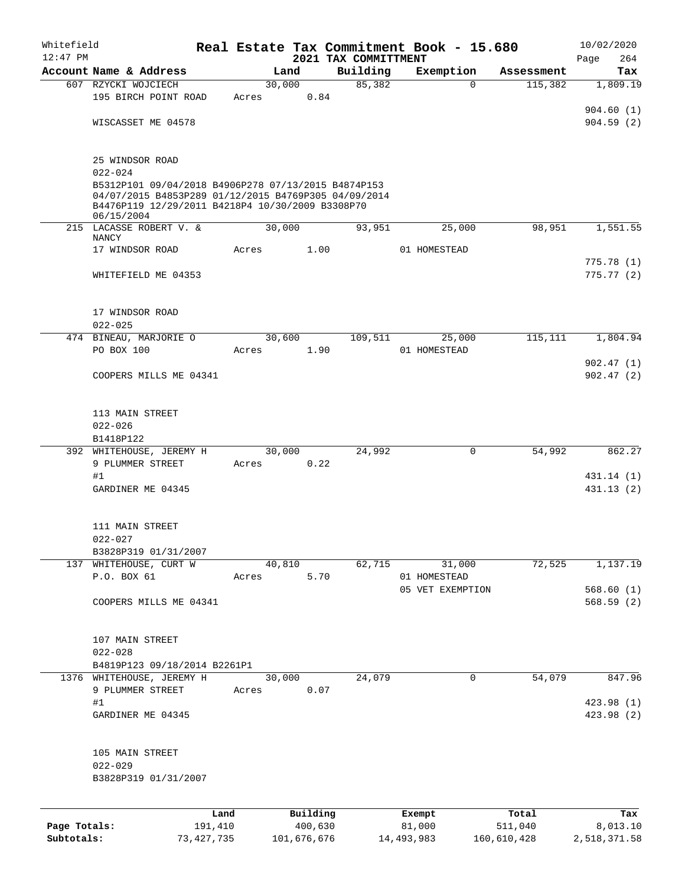Whitefield
12:47 PM

**Real Estate Tax Commitment Book - 15.680**
**2021 TAX COMMITTMENT**

10/02/2020
Page 264

| Account Name & Address | Land | Building | Exemption | Assessment | Tax |
|---|---|---|---|---|---|
| 607 RZYCKI WOJCIECH | 30,000 | 85,382 | 0 | 115,382 | 1,809.19 |
| 195 BIRCH POINT ROAD | Acres 0.84 | | | | |
| | | | | | 904.60 (1) |
| WISCASSET ME 04578 | | | | | 904.59 (2) |
| 25 WINDSOR ROAD | | | | | |
| 022-024 | | | | | |
| B5312P101 09/04/2018 B4906P278 07/13/2015 B4874P153 04/07/2015 B4853P289 01/12/2015 B4769P305 04/09/2014 B4476P119 12/29/2011 B4218P4 10/30/2009 B3308P70 06/15/2004 | | | | | |
| 215 LACASSE ROBERT V. & NANCY | 30,000 | 93,951 | 25,000 | 98,951 | 1,551.55 |
| 17 WINDSOR ROAD | Acres 1.00 | | 01 HOMESTEAD | | |
| | | | | | 775.78 (1) |
| WHITEFIELD ME 04353 | | | | | 775.77 (2) |
| 17 WINDSOR ROAD | | | | | |
| 022-025 | | | | | |
| 474 BINEAU, MARJORIE O | 30,600 | 109,511 | 25,000 | 115,111 | 1,804.94 |
| PO BOX 100 | Acres 1.90 | | 01 HOMESTEAD | | |
| | | | | | 902.47 (1) |
| COOPERS MILLS ME 04341 | | | | | 902.47 (2) |
| 113 MAIN STREET | | | | | |
| 022-026 | | | | | |
| B1418P122 | | | | | |
| 392 WHITEHOUSE, JEREMY H | 30,000 | 24,992 | 0 | 54,992 | 862.27 |
| 9 PLUMMER STREET | Acres 0.22 | | | | |
| #1 | | | | | 431.14 (1) |
| GARDINER ME 04345 | | | | | 431.13 (2) |
| 111 MAIN STREET | | | | | |
| 022-027 | | | | | |
| B3828P319 01/31/2007 | | | | | |
| 137 WHITEHOUSE, CURT W | 40,810 | 62,715 | 31,000 | 72,525 | 1,137.19 |
| P.O. BOX 61 | Acres 5.70 | | 01 HOMESTEAD | | |
| | | | 05 VET EXEMPTION | | 568.60 (1) |
| COOPERS MILLS ME 04341 | | | | | 568.59 (2) |
| 107 MAIN STREET | | | | | |
| 022-028 | | | | | |
| B4819P123 09/18/2014 B2261P1 | | | | | |
| 1376 WHITEHOUSE, JEREMY H | 30,000 | 24,079 | 0 | 54,079 | 847.96 |
| 9 PLUMMER STREET | Acres 0.07 | | | | |
| #1 | | | | | 423.98 (1) |
| GARDINER ME 04345 | | | | | 423.98 (2) |
| 105 MAIN STREET | | | | | |
| 022-029 | | | | | |
| B3828P319 01/31/2007 | | | | | |

| | Land | Building | Exempt | Total | Tax |
|---|---|---|---|---|---|
| Page Totals: | 191,410 | 400,630 | 81,000 | 511,040 | 8,013.10 |
| Subtotals: | 73,427,735 | 101,676,676 | 14,493,983 | 160,610,428 | 2,518,371.58 |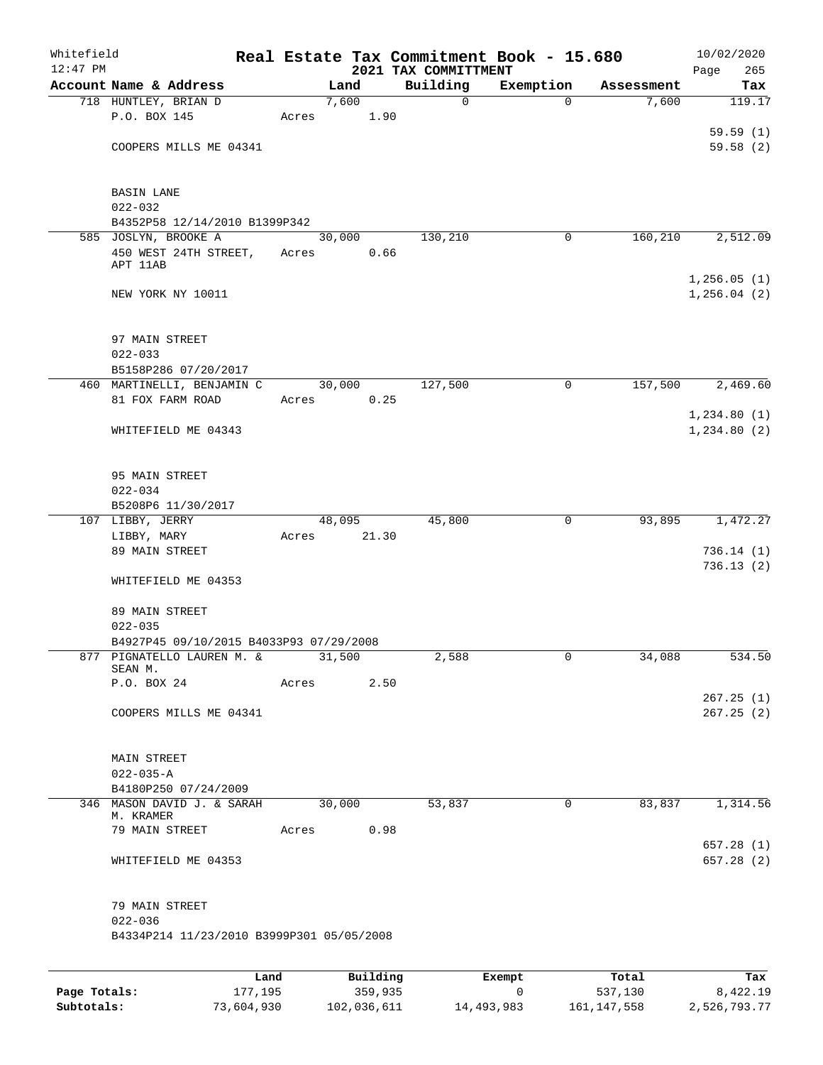Whitefield 12:47 PM

# Real Estate Tax Commitment Book - 15.680

## 2021 TAX COMMITTMENT

10/02/2020 Page 265

| Account Name & Address | Land | Building | Exemption | Assessment | Tax |
|---|---|---|---|---|---|
| 718 HUNTLEY, BRIAN D | 7,600 | 0 | 0 | 7,600 | 119.17 |
| P.O. BOX 145 | Acres 1.90 | | | | |
| | | | | | 59.59 (1) |
| COOPERS MILLS ME 04341 | | | | | 59.58 (2) |
| BASIN LANE | | | | | |
| 022-032 | | | | | |
| B4352P58 12/14/2010 B1399P342 | | | | | |
| 585 JOSLYN, BROOKE A | 30,000 | 130,210 | 0 | 160,210 | 2,512.09 |
| 450 WEST 24TH STREET, APT 11AB | Acres 0.66 | | | | |
| | | | | | 1,256.05 (1) |
| NEW YORK NY 10011 | | | | | 1,256.04 (2) |
| 97 MAIN STREET | | | | | |
| 022-033 | | | | | |
| B5158P286 07/20/2017 | | | | | |
| 460 MARTINELLI, BENJAMIN C | 30,000 | 127,500 | 0 | 157,500 | 2,469.60 |
| 81 FOX FARM ROAD | Acres 0.25 | | | | |
| | | | | | 1,234.80 (1) |
| WHITEFIELD ME 04343 | | | | | 1,234.80 (2) |
| 95 MAIN STREET | | | | | |
| 022-034 | | | | | |
| B5208P6 11/30/2017 | | | | | |
| 107 LIBBY, JERRY | 48,095 | 45,800 | 0 | 93,895 | 1,472.27 |
| LIBBY, MARY | Acres 21.30 | | | | |
| 89 MAIN STREET | | | | | 736.14 (1) |
| | | | | | 736.13 (2) |
| WHITEFIELD ME 04353 | | | | | |
| 89 MAIN STREET | | | | | |
| 022-035 | | | | | |
| B4927P45 09/10/2015 B4033P93 07/29/2008 | | | | | |
| 877 PIGNATELLO LAUREN M. & SEAN M. | 31,500 | 2,588 | 0 | 34,088 | 534.50 |
| P.O. BOX 24 | Acres 2.50 | | | | |
| | | | | | 267.25 (1) |
| COOPERS MILLS ME 04341 | | | | | 267.25 (2) |
| MAIN STREET | | | | | |
| 022-035-A | | | | | |
| B4180P250 07/24/2009 | | | | | |
| 346 MASON DAVID J. & SARAH M. KRAMER | 30,000 | 53,837 | 0 | 83,837 | 1,314.56 |
| 79 MAIN STREET | Acres 0.98 | | | | |
| | | | | | 657.28 (1) |
| WHITEFIELD ME 04353 | | | | | 657.28 (2) |
| 79 MAIN STREET | | | | | |
| 022-036 | | | | | |
| B4334P214 11/23/2010 B3999P301 05/05/2008 | | | | | |

| | Land | Building | Exempt | Total | Tax |
|---|---|---|---|---|---|
| Page Totals: | 177,195 | 359,935 | 0 | 537,130 | 8,422.19 |
| Subtotals: | 73,604,930 | 102,036,611 | 14,493,983 | 161,147,558 | 2,526,793.77 |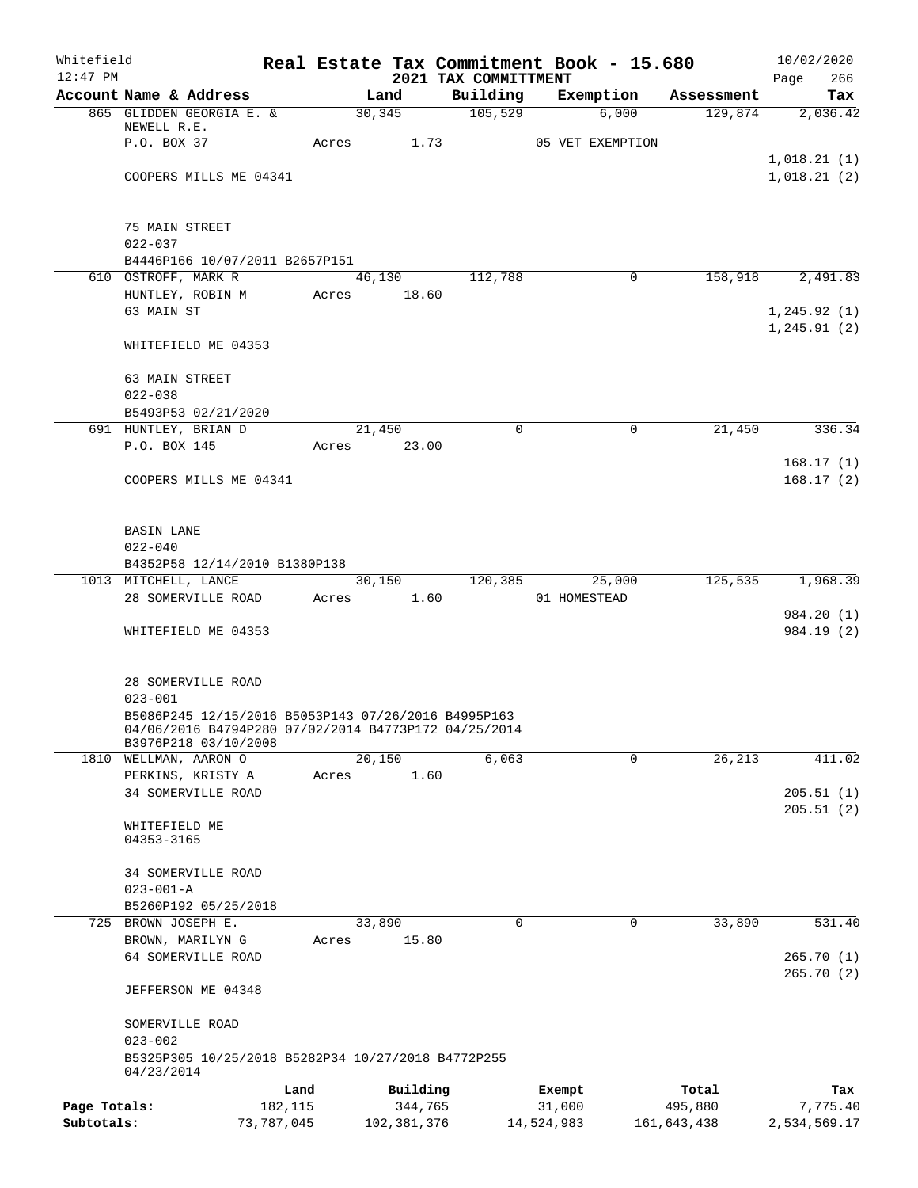Whitefield 12:47 PM

# Real Estate Tax Commitment Book - 15.680
## 2021 TAX COMMITTMENT

10/02/2020

| Account Name & Address | Land | Building | Exemption | Assessment | Tax |
|---|---|---|---|---|---|
| 865 GLIDDEN GEORGIA E. & NEWELL R.E. | 30,345 | 105,529 | 6,000 | 129,874 | 2,036.42 |
| P.O. BOX 37 | Acres 1.73 | | 05 VET EXEMPTION | | |
| | | | | | 1,018.21 (1) |
| COOPERS MILLS ME 04341 | | | | | 1,018.21 (2) |
| 75 MAIN STREET | | | | | |
| 022-037 | | | | | |
| B4446P166 10/07/2011 B2657P151 | | | | | |
| 610 OSTROFF, MARK R | 46,130 | 112,788 | 0 | 158,918 | 2,491.83 |
| HUNTLEY, ROBIN M | Acres 18.60 | | | | |
| 63 MAIN ST | | | | | 1,245.92 (1) |
| | | | | | 1,245.91 (2) |
| WHITEFIELD ME 04353 | | | | | |
| 63 MAIN STREET | | | | | |
| 022-038 | | | | | |
| B5493P53 02/21/2020 | | | | | |
| 691 HUNTLEY, BRIAN D | 21,450 | 0 | 0 | 21,450 | 336.34 |
| P.O. BOX 145 | Acres 23.00 | | | | |
| | | | | | 168.17 (1) |
| COOPERS MILLS ME 04341 | | | | | 168.17 (2) |
| BASIN LANE | | | | | |
| 022-040 | | | | | |
| B4352P58 12/14/2010 B1380P138 | | | | | |
| 1013 MITCHELL, LANCE | 30,150 | 120,385 | 25,000 | 125,535 | 1,968.39 |
| 28 SOMERVILLE ROAD | Acres 1.60 | | 01 HOMESTEAD | | |
| | | | | | 984.20 (1) |
| WHITEFIELD ME 04353 | | | | | 984.19 (2) |
| 28 SOMERVILLE ROAD | | | | | |
| 023-001 | | | | | |
| B5086P245 12/15/2016 B5053P143 07/26/2016 B4995P163 04/06/2016 B4794P280 07/02/2014 B4773P172 04/25/2014 B3976P218 03/10/2008 | | | | | |
| 1810 WELLMAN, AARON O | 20,150 | 6,063 | 0 | 26,213 | 411.02 |
| PERKINS, KRISTY A | Acres 1.60 | | | | |
| 34 SOMERVILLE ROAD | | | | | 205.51 (1) |
| | | | | | 205.51 (2) |
| WHITEFIELD ME 04353-3165 | | | | | |
| 34 SOMERVILLE ROAD | | | | | |
| 023-001-A | | | | | |
| B5260P192 05/25/2018 | | | | | |
| 725 BROWN JOSEPH E. | 33,890 | 0 | 0 | 33,890 | 531.40 |
| BROWN, MARILYN G | Acres 15.80 | | | | |
| 64 SOMERVILLE ROAD | | | | | 265.70 (1) |
| | | | | | 265.70 (2) |
| JEFFERSON ME 04348 | | | | | |
| SOMERVILLE ROAD | | | | | |
| 023-002 | | | | | |
| B5325P305 10/25/2018 B5282P34 10/27/2018 B4772P255 04/23/2014 | | | | | |

| | Land | Building | Exempt | Total | Tax |
|---|---|---|---|---|---|
| Page Totals: | 182,115 | 344,765 | 31,000 | 495,880 | 7,775.40 |
| Subtotals: | 73,787,045 | 102,381,376 | 14,524,983 | 161,643,438 | 2,534,569.17 |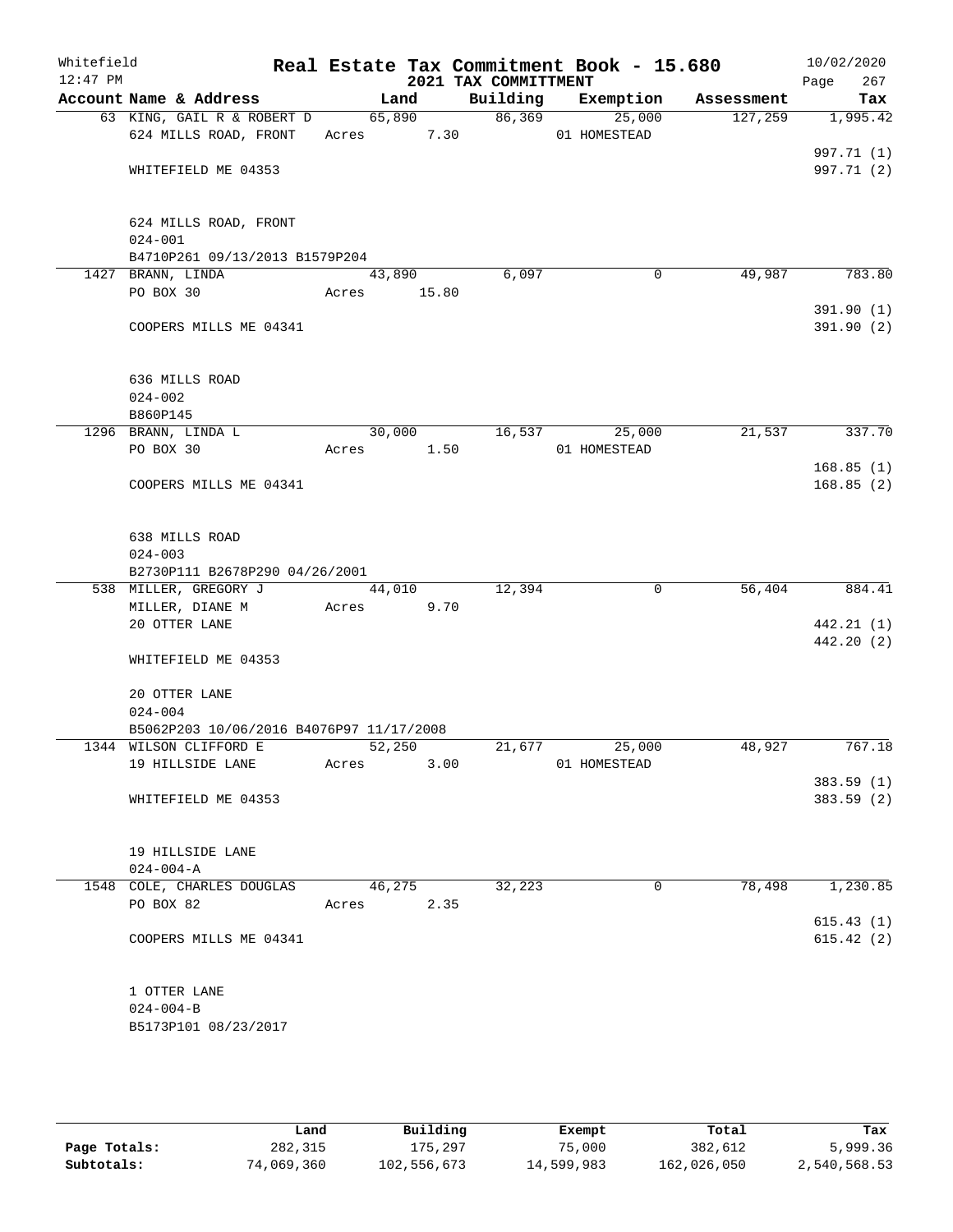Whitefield 12:47 PM

# Real Estate Tax Commitment Book - 15.680

## 2021 TAX COMMITTMENT

10/02/2020 Page 267

| Account Name & Address | Land | Building | Exemption | Assessment | Tax |
|---|---|---|---|---|---|
| 63 KING, GAIL R & ROBERT D | 65,890 | 86,369 | 25,000 | 127,259 | 1,995.42 |
| 624 MILLS ROAD, FRONT | Acres 7.30 | | 01 HOMESTEAD | | |
| | | | | | 997.71 (1) |
| WHITEFIELD ME 04353 | | | | | 997.71 (2) |
| 624 MILLS ROAD, FRONT | | | | | |
| 024-001 | | | | | |
| B4710P261 09/13/2013 B1579P204 | | | | | |
| 1427 BRANN, LINDA | 43,890 | 6,097 | 0 | 49,987 | 783.80 |
| PO BOX 30 | Acres 15.80 | | | | |
| | | | | | 391.90 (1) |
| COOPERS MILLS ME 04341 | | | | | 391.90 (2) |
| 636 MILLS ROAD | | | | | |
| 024-002 | | | | | |
| B860P145 | | | | | |
| 1296 BRANN, LINDA L | 30,000 | 16,537 | 25,000 | 21,537 | 337.70 |
| PO BOX 30 | Acres 1.50 | | 01 HOMESTEAD | | |
| | | | | | 168.85 (1) |
| COOPERS MILLS ME 04341 | | | | | 168.85 (2) |
| 638 MILLS ROAD | | | | | |
| 024-003 | | | | | |
| B2730P111 B2678P290 04/26/2001 | | | | | |
| 538 MILLER, GREGORY J | 44,010 | 12,394 | 0 | 56,404 | 884.41 |
| MILLER, DIANE M | Acres 9.70 | | | | |
| 20 OTTER LANE | | | | | 442.21 (1) |
| | | | | | 442.20 (2) |
| WHITEFIELD ME 04353 | | | | | |
| 20 OTTER LANE | | | | | |
| 024-004 | | | | | |
| B5062P203 10/06/2016 B4076P97 11/17/2008 | | | | | |
| 1344 WILSON CLIFFORD E | 52,250 | 21,677 | 25,000 | 48,927 | 767.18 |
| 19 HILLSIDE LANE | Acres 3.00 | | 01 HOMESTEAD | | |
| | | | | | 383.59 (1) |
| WHITEFIELD ME 04353 | | | | | 383.59 (2) |
| 19 HILLSIDE LANE | | | | | |
| 024-004-A | | | | | |
| 1548 COLE, CHARLES DOUGLAS | 46,275 | 32,223 | 0 | 78,498 | 1,230.85 |
| PO BOX 82 | Acres 2.35 | | | | |
| | | | | | 615.43 (1) |
| COOPERS MILLS ME 04341 | | | | | 615.42 (2) |
| 1 OTTER LANE | | | | | |
| 024-004-B | | | | | |
| B5173P101 08/23/2017 | | | | | |

| | Land | Building | Exempt | Total | Tax |
|---|---|---|---|---|---|
| Page Totals: | 282,315 | 175,297 | 75,000 | 382,612 | 5,999.36 |
| Subtotals: | 74,069,360 | 102,556,673 | 14,599,983 | 162,026,050 | 2,540,568.53 |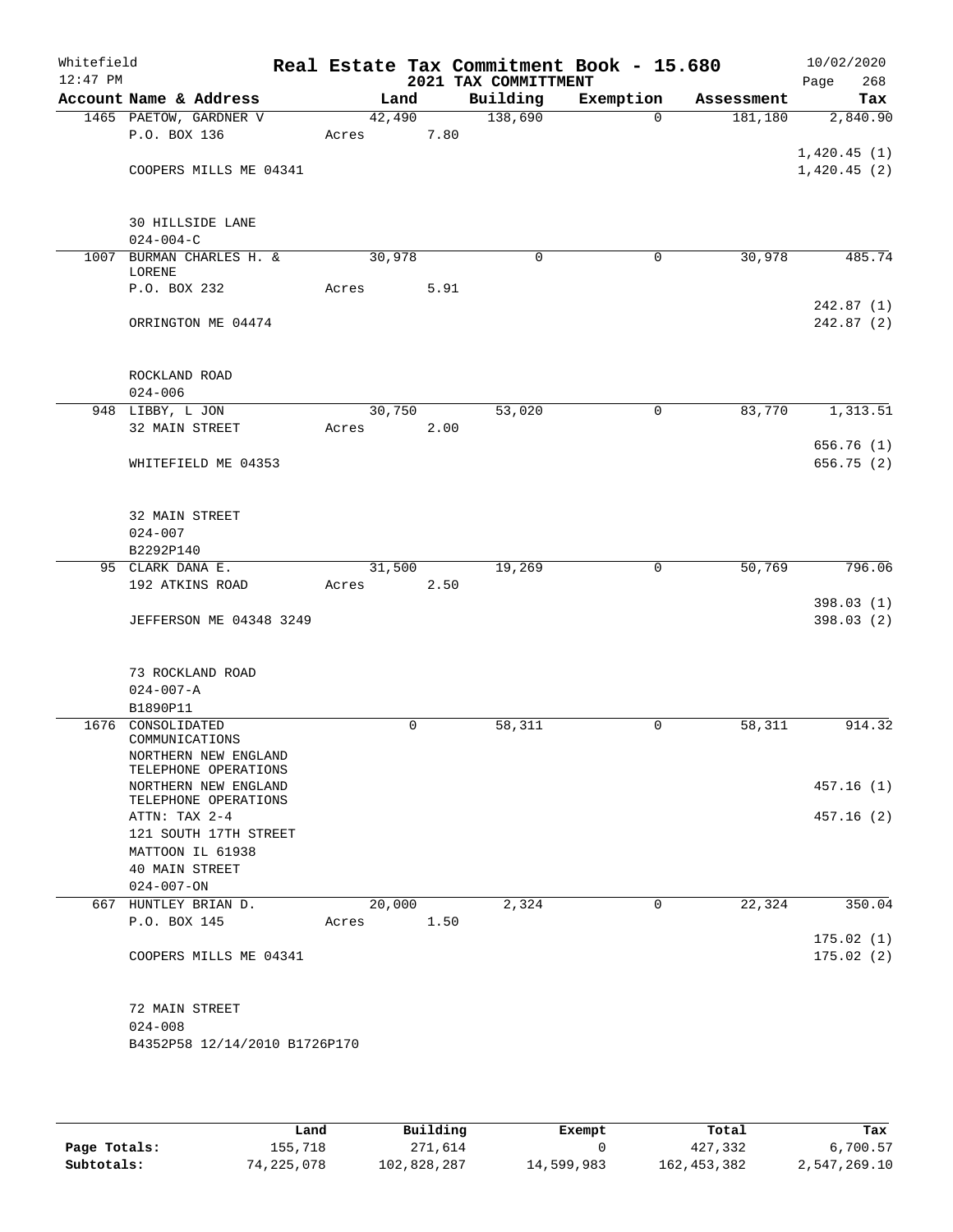Whitefield 12:47 PM

# Real Estate Tax Commitment Book - 15.680

## 2021 TAX COMMITTMENT

10/02/2020

| Account Name & Address | Land | Building | Exemption | Assessment | Tax |
|---|---|---|---|---|---|
| 1465 PAETOW, GARDNER V | 42,490 | 138,690 | 0 | 181,180 | 2,840.90 |
| P.O. BOX 136 | Acres 7.80 | | | | |
| | | | | | 1,420.45 (1) |
| COOPERS MILLS ME 04341 | | | | | 1,420.45 (2) |
| 30 HILLSIDE LANE | | | | | |
| 024-004-C | | | | | |
| 1007 BURMAN CHARLES H. & LORENE | 30,978 | 0 | 0 | 30,978 | 485.74 |
| P.O. BOX 232 | Acres 5.91 | | | | |
| | | | | | 242.87 (1) |
| ORRINGTON ME 04474 | | | | | 242.87 (2) |
| ROCKLAND ROAD | | | | | |
| 024-006 | | | | | |
| 948 LIBBY, L JON | 30,750 | 53,020 | 0 | 83,770 | 1,313.51 |
| 32 MAIN STREET | Acres 2.00 | | | | |
| | | | | | 656.76 (1) |
| WHITEFIELD ME 04353 | | | | | 656.75 (2) |
| 32 MAIN STREET | | | | | |
| 024-007 | | | | | |
| B2292P140 | | | | | |
| 95 CLARK DANA E. | 31,500 | 19,269 | 0 | 50,769 | 796.06 |
| 192 ATKINS ROAD | Acres 2.50 | | | | |
| | | | | | 398.03 (1) |
| JEFFERSON ME 04348 3249 | | | | | 398.03 (2) |
| 73 ROCKLAND ROAD | | | | | |
| 024-007-A | | | | | |
| B1890P11 | | | | | |
| 1676 CONSOLIDATED COMMUNICATIONS | 0 | 58,311 | 0 | 58,311 | 914.32 |
| NORTHERN NEW ENGLAND TELEPHONE OPERATIONS | | | | | |
| NORTHERN NEW ENGLAND TELEPHONE OPERATIONS | | | | | 457.16 (1) |
| ATTN: TAX 2-4 | | | | | 457.16 (2) |
| 121 SOUTH 17TH STREET | | | | | |
| MATTOON IL 61938 | | | | | |
| 40 MAIN STREET | | | | | |
| 024-007-ON | | | | | |
| 667 HUNTLEY BRIAN D. | 20,000 | 2,324 | 0 | 22,324 | 350.04 |
| P.O. BOX 145 | Acres 1.50 | | | | |
| | | | | | 175.02 (1) |
| COOPERS MILLS ME 04341 | | | | | 175.02 (2) |
| 72 MAIN STREET | | | | | |
| 024-008 | | | | | |
| B4352P58 12/14/2010 B1726P170 | | | | | |

| | Land | Building | Exempt | Total | Tax |
|---|---|---|---|---|---|
| Page Totals: | 155,718 | 271,614 | 0 | 427,332 | 6,700.57 |
| Subtotals: | 74,225,078 | 102,828,287 | 14,599,983 | 162,453,382 | 2,547,269.10 |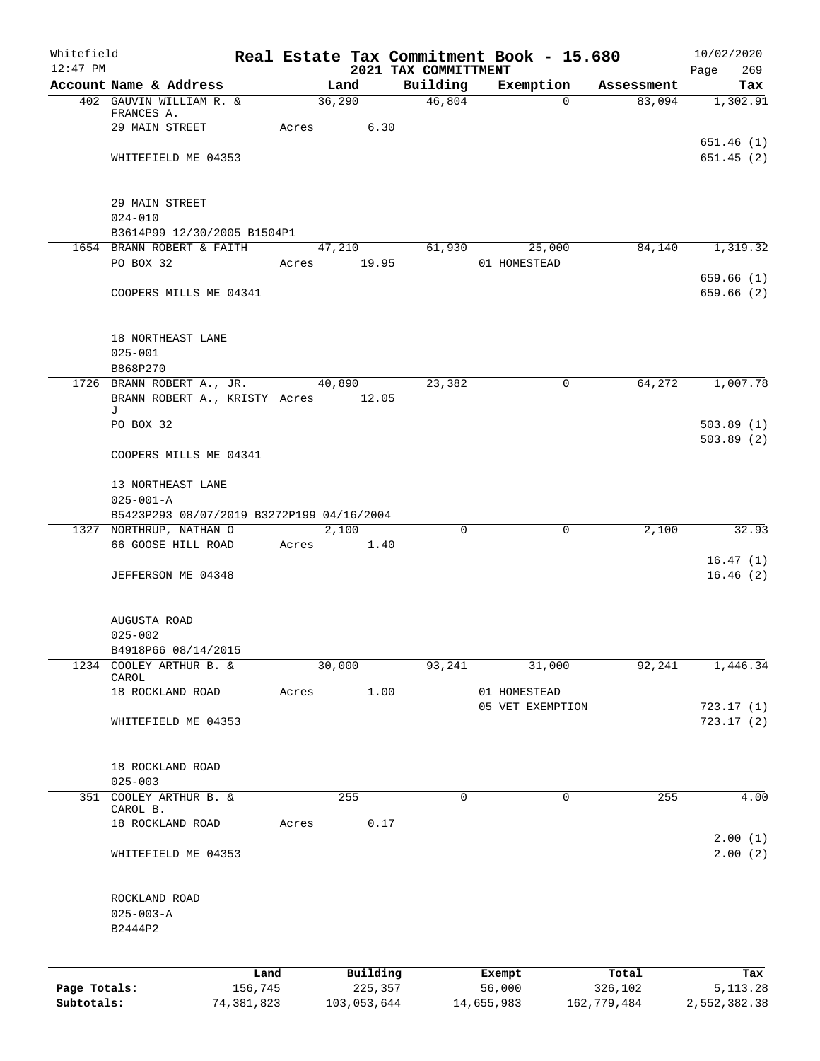Whitefield 12:47 PM

# Real Estate Tax Commitment Book - 15.680
## 2021 TAX COMMITTMENT

10/02/2020

| Account Name & Address | Land | Building | Exemption | Assessment | Tax |
|---|---|---|---|---|---|
| 402 GAUVIN WILLIAM R. & FRANCES A. | 36,290 | 46,804 | 0 | 83,094 | 1,302.91 |
| 29 MAIN STREET | Acres 6.30 | | | | |
| | | | | | 651.46 (1) |
| WHITEFIELD ME 04353 | | | | | 651.45 (2) |
| 29 MAIN STREET | | | | | |
| 024-010 | | | | | |
| B3614P99 12/30/2005 B1504P1 | | | | | |
| 1654 BRANN ROBERT & FAITH | 47,210 | 61,930 | 25,000 | 84,140 | 1,319.32 |
| PO BOX 32 | Acres 19.95 | | 01 HOMESTEAD | | |
| | | | | | 659.66 (1) |
| COOPERS MILLS ME 04341 | | | | | 659.66 (2) |
| 18 NORTHEAST LANE | | | | | |
| 025-001 | | | | | |
| B868P270 | | | | | |
| 1726 BRANN ROBERT A., JR. | 40,890 | 23,382 | 0 | 64,272 | 1,007.78 |
| BRANN ROBERT A., KRISTY J | Acres 12.05 | | | | |
| PO BOX 32 | | | | | 503.89 (1) |
| | | | | | 503.89 (2) |
| COOPERS MILLS ME 04341 | | | | | |
| 13 NORTHEAST LANE | | | | | |
| 025-001-A | | | | | |
| B5423P293 08/07/2019 B3272P199 04/16/2004 | | | | | |
| 1327 NORTHRUP, NATHAN O | 2,100 | 0 | 0 | 2,100 | 32.93 |
| 66 GOOSE HILL ROAD | Acres 1.40 | | | | |
| | | | | | 16.47 (1) |
| JEFFERSON ME 04348 | | | | | 16.46 (2) |
| AUGUSTA ROAD | | | | | |
| 025-002 | | | | | |
| B4918P66 08/14/2015 | | | | | |
| 1234 COOLEY ARTHUR B. & CAROL | 30,000 | 93,241 | 31,000 | 92,241 | 1,446.34 |
| 18 ROCKLAND ROAD | Acres 1.00 | | 01 HOMESTEAD | | |
| | | | 05 VET EXEMPTION | | 723.17 (1) |
| WHITEFIELD ME 04353 | | | | | 723.17 (2) |
| 18 ROCKLAND ROAD | | | | | |
| 025-003 | | | | | |
| 351 COOLEY ARTHUR B. & CAROL B. | 255 | 0 | 0 | 255 | 4.00 |
| 18 ROCKLAND ROAD | Acres 0.17 | | | | |
| | | | | | 2.00 (1) |
| WHITEFIELD ME 04353 | | | | | 2.00 (2) |
| ROCKLAND ROAD | | | | | |
| 025-003-A | | | | | |
| B2444P2 | | | | | |

| | Land | Building | Exempt | Total | Tax |
|---|---|---|---|---|---|
| Page Totals: | 156,745 | 225,357 | 56,000 | 326,102 | 5,113.28 |
| Subtotals: | 74,381,823 | 103,053,644 | 14,655,983 | 162,779,484 | 2,552,382.38 |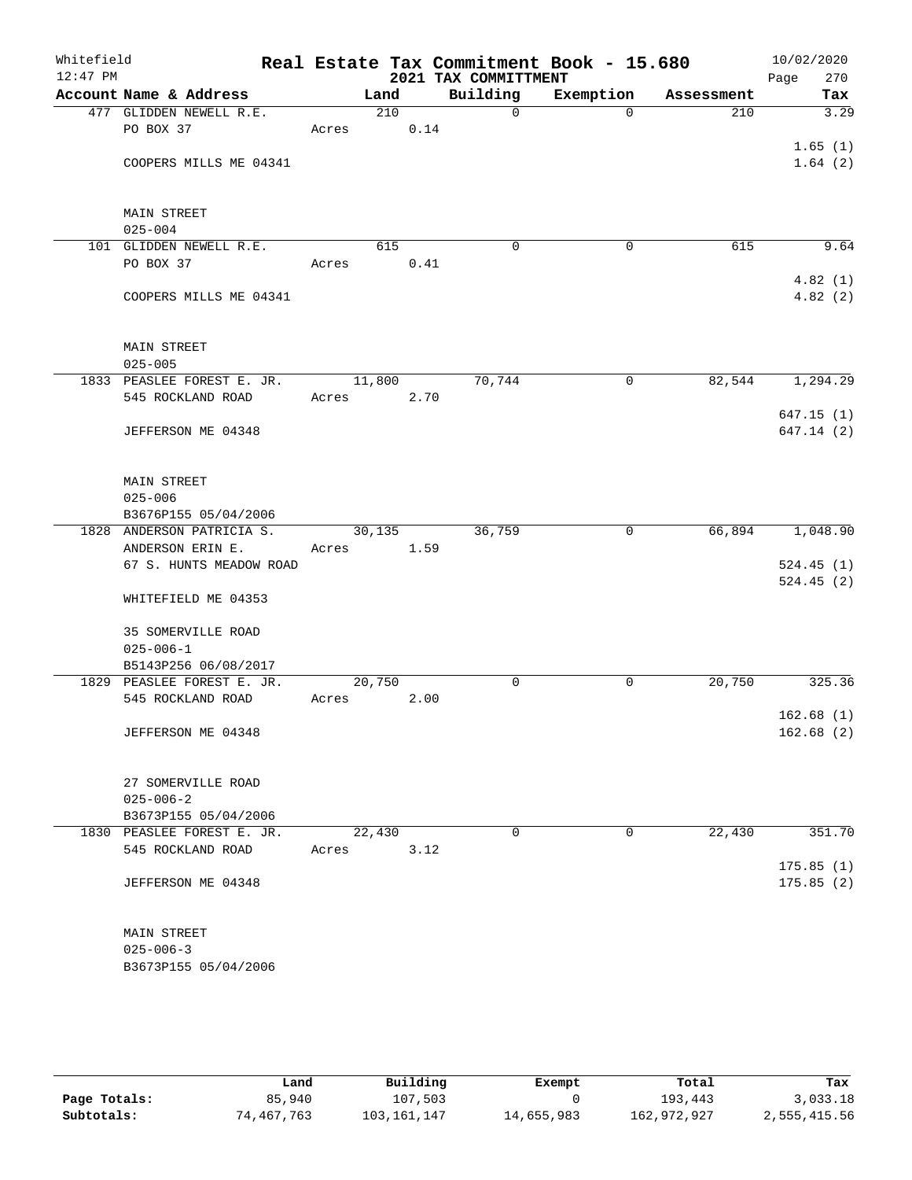Whitefield 12:47 PM

# Real Estate Tax Commitment Book - 15.680

## 2021 TAX COMMITTMENT

10/02/2020

| Account Name & Address | Land | Building | Exemption | Assessment | Tax |
|---|---|---|---|---|---|
| 477 GLIDDEN NEWELL R.E. | 210 | 0 | 0 | 210 | 3.29 |
| PO BOX 37 | Acres 0.14 | | | | |
| | | | | | 1.65 (1) |
| COOPERS MILLS ME 04341 | | | | | 1.64 (2) |
| MAIN STREET | | | | | |
| 025-004 | | | | | |
| 101 GLIDDEN NEWELL R.E. | 615 | 0 | 0 | 615 | 9.64 |
| PO BOX 37 | Acres 0.41 | | | | |
| | | | | | 4.82 (1) |
| COOPERS MILLS ME 04341 | | | | | 4.82 (2) |
| MAIN STREET | | | | | |
| 025-005 | | | | | |
| 1833 PEASLEE FOREST E. JR. | 11,800 | 70,744 | 0 | 82,544 | 1,294.29 |
| 545 ROCKLAND ROAD | Acres 2.70 | | | | |
| | | | | | 647.15 (1) |
| JEFFERSON ME 04348 | | | | | 647.14 (2) |
| MAIN STREET | | | | | |
| 025-006 | | | | | |
| B3676P155 05/04/2006 | | | | | |
| 1828 ANDERSON PATRICIA S. | 30,135 | 36,759 | 0 | 66,894 | 1,048.90 |
| ANDERSON ERIN E. | Acres 1.59 | | | | |
| 67 S. HUNTS MEADOW ROAD | | | | | 524.45 (1) |
| | | | | | 524.45 (2) |
| WHITEFIELD ME 04353 | | | | | |
| 35 SOMERVILLE ROAD | | | | | |
| 025-006-1 | | | | | |
| B5143P256 06/08/2017 | | | | | |
| 1829 PEASLEE FOREST E. JR. | 20,750 | 0 | 0 | 20,750 | 325.36 |
| 545 ROCKLAND ROAD | Acres 2.00 | | | | |
| | | | | | 162.68 (1) |
| JEFFERSON ME 04348 | | | | | 162.68 (2) |
| 27 SOMERVILLE ROAD | | | | | |
| 025-006-2 | | | | | |
| B3673P155 05/04/2006 | | | | | |
| 1830 PEASLEE FOREST E. JR. | 22,430 | 0 | 0 | 22,430 | 351.70 |
| 545 ROCKLAND ROAD | Acres 3.12 | | | | |
| | | | | | 175.85 (1) |
| JEFFERSON ME 04348 | | | | | 175.85 (2) |
| MAIN STREET | | | | | |
| 025-006-3 | | | | | |
| B3673P155 05/04/2006 | | | | | |

| | Land | Building | Exempt | Total | Tax |
|---|---|---|---|---|---|
| Page Totals: | 85,940 | 107,503 | 0 | 193,443 | 3,033.18 |
| Subtotals: | 74,467,763 | 103,161,147 | 14,655,983 | 162,972,927 | 2,555,415.56 |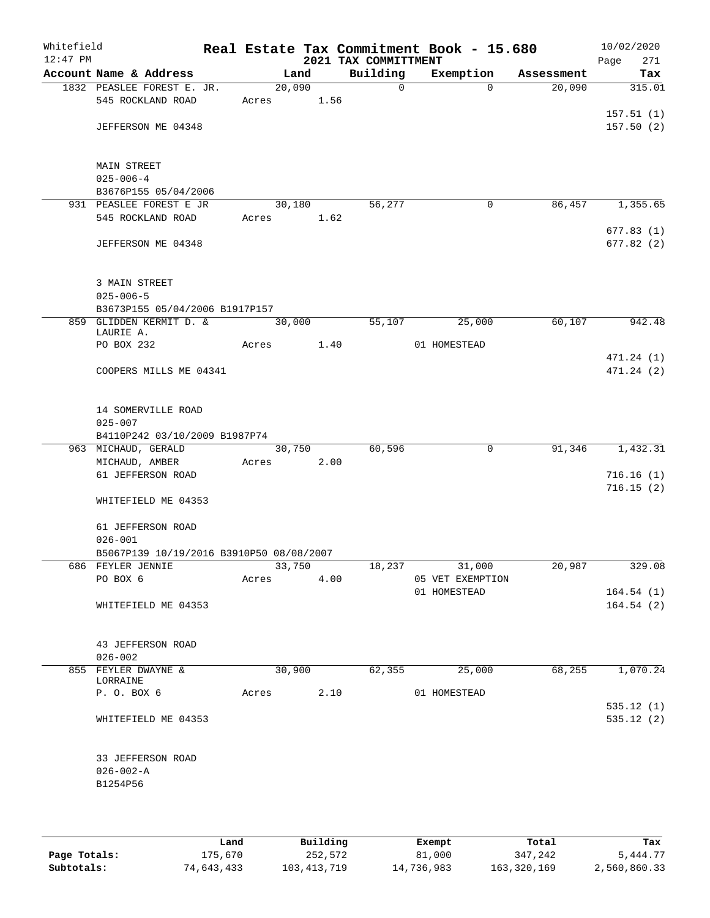Whitefield 12:47 PM

# Real Estate Tax Commitment Book - 15.680

## 2021 TAX COMMITTMENT

10/02/2020

| Account Name & Address | Land | Building | Exemption | Assessment | Tax |
|---|---|---|---|---|---|
| 1832 PEASLEE FOREST E. JR. | 20,090 | 0 | 0 | 20,090 | 315.01 |
| 545 ROCKLAND ROAD | Acres 1.56 | | | | |
| | | | | | 157.51 (1) |
| JEFFERSON ME 04348 | | | | | 157.50 (2) |
| MAIN STREET | | | | | |
| 025-006-4 | | | | | |
| B3676P155 05/04/2006 | | | | | |
| 931 PEASLEE FOREST E JR | 30,180 | 56,277 | 0 | 86,457 | 1,355.65 |
| 545 ROCKLAND ROAD | Acres 1.62 | | | | |
| | | | | | 677.83 (1) |
| JEFFERSON ME 04348 | | | | | 677.82 (2) |
| 3 MAIN STREET | | | | | |
| 025-006-5 | | | | | |
| B3673P155 05/04/2006 B1917P157 | | | | | |
| 859 GLIDDEN KERMIT D. & LAURIE A. | 30,000 | 55,107 | 25,000 | 60,107 | 942.48 |
| PO BOX 232 | Acres 1.40 | | 01 HOMESTEAD | | |
| | | | | | 471.24 (1) |
| COOPERS MILLS ME 04341 | | | | | 471.24 (2) |
| 14 SOMERVILLE ROAD | | | | | |
| 025-007 | | | | | |
| B4110P242 03/10/2009 B1987P74 | | | | | |
| 963 MICHAUD, GERALD | 30,750 | 60,596 | 0 | 91,346 | 1,432.31 |
| MICHAUD, AMBER | Acres 2.00 | | | | |
| 61 JEFFERSON ROAD | | | | | 716.16 (1) |
| | | | | | 716.15 (2) |
| WHITEFIELD ME 04353 | | | | | |
| 61 JEFFERSON ROAD | | | | | |
| 026-001 | | | | | |
| B5067P139 10/19/2016 B3910P50 08/08/2007 | | | | | |
| 686 FEYLER JENNIE | 33,750 | 18,237 | 31,000 | 20,987 | 329.08 |
| PO BOX 6 | Acres 4.00 | | 05 VET EXEMPTION | | |
| | | | 01 HOMESTEAD | | 164.54 (1) |
| WHITEFIELD ME 04353 | | | | | 164.54 (2) |
| 43 JEFFERSON ROAD | | | | | |
| 026-002 | | | | | |
| 855 FEYLER DWAYNE & LORRAINE | 30,900 | 62,355 | 25,000 | 68,255 | 1,070.24 |
| P. O. BOX 6 | Acres 2.10 | | 01 HOMESTEAD | | |
| | | | | | 535.12 (1) |
| WHITEFIELD ME 04353 | | | | | 535.12 (2) |
| 33 JEFFERSON ROAD | | | | | |
| 026-002-A | | | | | |
| B1254P56 | | | | | |

| | Land | Building | Exempt | Total | Tax |
|---|---|---|---|---|---|
| Page Totals: | 175,670 | 252,572 | 81,000 | 347,242 | 5,444.77 |
| Subtotals: | 74,643,433 | 103,413,719 | 14,736,983 | 163,320,169 | 2,560,860.33 |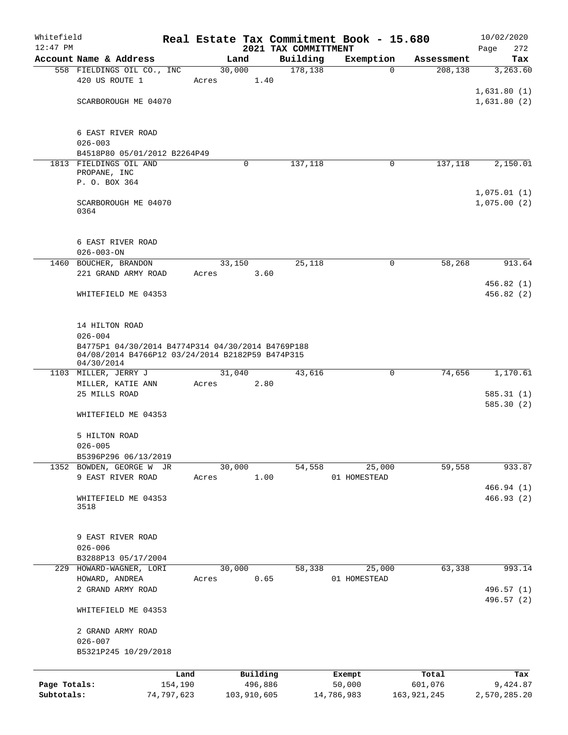Whitefield 12:47 PM

# Real Estate Tax Commitment Book - 15.680

## 2021 TAX COMMITTMENT

10/02/2020

| Account Name & Address | Land | Building | Exemption | Assessment | Tax |
|---|---|---|---|---|---|
| 558 FIELDINGS OIL CO., INC | 30,000 | 178,138 | 0 | 208,138 | 3,263.60 |
| 420 US ROUTE 1 | Acres 1.40 | | | | |
| | | | | | 1,631.80 (1) |
| SCARBOROUGH ME 04070 | | | | | 1,631.80 (2) |
| 6 EAST RIVER ROAD | | | | | |
| 026-003 | | | | | |
| B4518P80 05/01/2012 B2264P49 | | | | | |
| 1813 FIELDINGS OIL AND PROPANE, INC | 0 | 137,118 | 0 | 137,118 | 2,150.01 |
| P. O. BOX 364 | | | | | |
| | | | | | 1,075.01 (1) |
| SCARBOROUGH ME 04070 0364 | | | | | 1,075.00 (2) |
| 6 EAST RIVER ROAD | | | | | |
| 026-003-ON | | | | | |
| 1460 BOUCHER, BRANDON | 33,150 | 25,118 | 0 | 58,268 | 913.64 |
| 221 GRAND ARMY ROAD | Acres 3.60 | | | | |
| | | | | | 456.82 (1) |
| WHITEFIELD ME 04353 | | | | | 456.82 (2) |
| 14 HILTON ROAD | | | | | |
| 026-004 | | | | | |
| B4775P1 04/30/2014 B4774P314 04/30/2014 B4769P188 04/08/2014 B4766P12 03/24/2014 B2182P59 B474P315 04/30/2014 | | | | | |
| 1103 MILLER, JERRY J | 31,040 | 43,616 | 0 | 74,656 | 1,170.61 |
| MILLER, KATIE ANN | Acres 2.80 | | | | |
| 25 MILLS ROAD | | | | | 585.31 (1) |
| | | | | | 585.30 (2) |
| WHITEFIELD ME 04353 | | | | | |
| 5 HILTON ROAD | | | | | |
| 026-005 | | | | | |
| B5396P296 06/13/2019 | | | | | |
| 1352 BOWDEN, GEORGE W JR | 30,000 | 54,558 | 25,000 | 59,558 | 933.87 |
| 9 EAST RIVER ROAD | Acres 1.00 | | 01 HOMESTEAD | | |
| | | | | | 466.94 (1) |
| WHITEFIELD ME 04353 3518 | | | | | 466.93 (2) |
| 9 EAST RIVER ROAD | | | | | |
| 026-006 | | | | | |
| B3288P13 05/17/2004 | | | | | |
| 229 HOWARD-WAGNER, LORI | 30,000 | 58,338 | 25,000 | 63,338 | 993.14 |
| HOWARD, ANDREA | Acres 0.65 | | 01 HOMESTEAD | | |
| 2 GRAND ARMY ROAD | | | | | 496.57 (1) |
| | | | | | 496.57 (2) |
| WHITEFIELD ME 04353 | | | | | |
| 2 GRAND ARMY ROAD | | | | | |
| 026-007 | | | | | |
| B5321P245 10/29/2018 | | | | | |

| | Land | Building | Exempt | Total | Tax |
|---|---|---|---|---|---|
| Page Totals: | 154,190 | 496,886 | 50,000 | 601,076 | 9,424.87 |
| Subtotals: | 74,797,623 | 103,910,605 | 14,786,983 | 163,921,245 | 2,570,285.20 |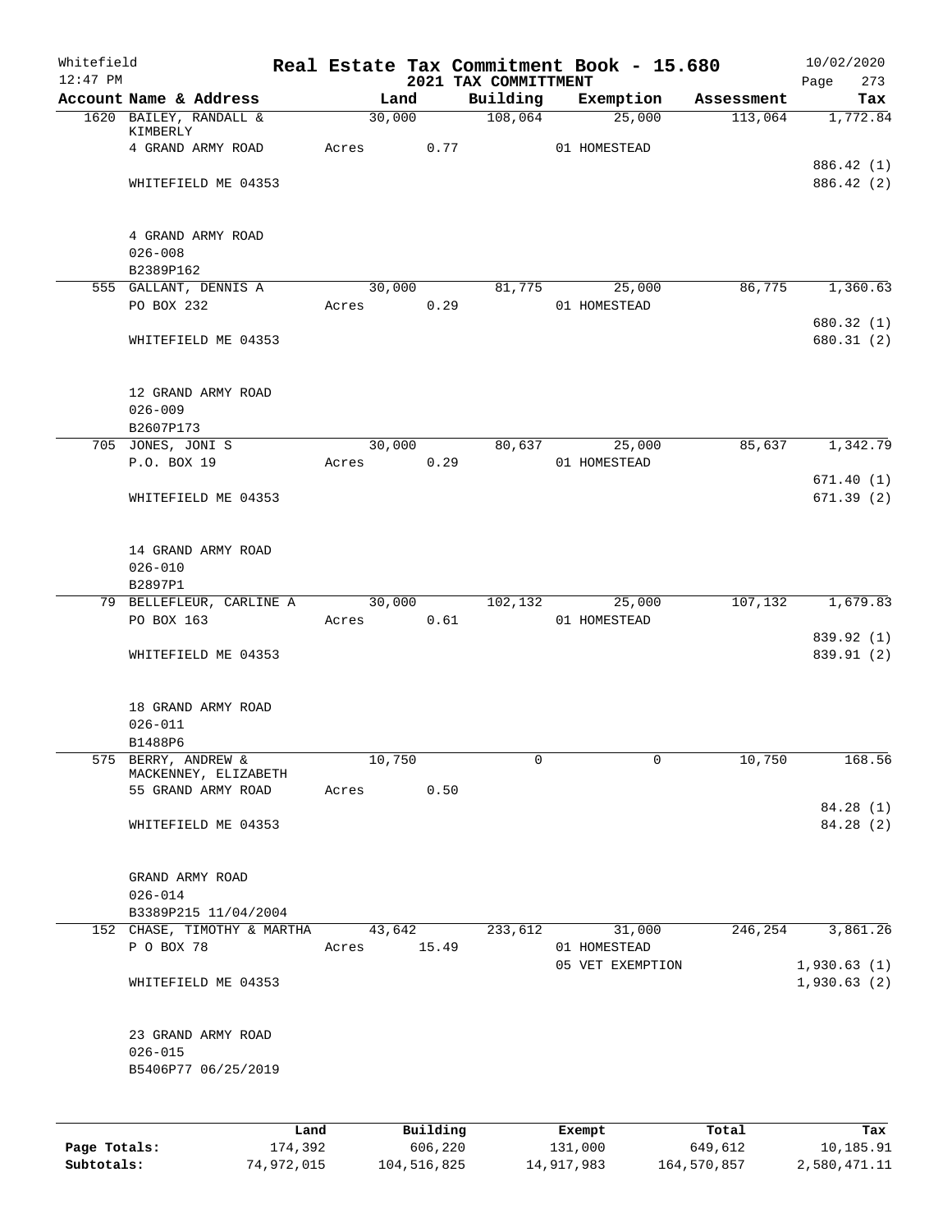Whitefield 12:47 PM

# Real Estate Tax Commitment Book - 15.680

## 2021 TAX COMMITTMENT

10/02/2020 Page 273

| Account Name & Address | Land | Building | Exemption | Assessment | Tax |
|---|---|---|---|---|---|
| 1620 BAILEY, RANDALL & KIMBERLY | 30,000 | 108,064 | 25,000 | 113,064 | 1,772.84 |
| 4 GRAND ARMY ROAD | Acres 0.77 | | 01 HOMESTEAD | | |
| | | | | | 886.42 (1) |
| WHITEFIELD ME 04353 | | | | | 886.42 (2) |
| 4 GRAND ARMY ROAD | | | | | |
| 026-008 | | | | | |
| B2389P162 | | | | | |
| 555 GALLANT, DENNIS A | 30,000 | 81,775 | 25,000 | 86,775 | 1,360.63 |
| PO BOX 232 | Acres 0.29 | | 01 HOMESTEAD | | |
| | | | | | 680.32 (1) |
| WHITEFIELD ME 04353 | | | | | 680.31 (2) |
| 12 GRAND ARMY ROAD | | | | | |
| 026-009 | | | | | |
| B2607P173 | | | | | |
| 705 JONES, JONI S | 30,000 | 80,637 | 25,000 | 85,637 | 1,342.79 |
| P.O. BOX 19 | Acres 0.29 | | 01 HOMESTEAD | | |
| | | | | | 671.40 (1) |
| WHITEFIELD ME 04353 | | | | | 671.39 (2) |
| 14 GRAND ARMY ROAD | | | | | |
| 026-010 | | | | | |
| B2897P1 | | | | | |
| 79 BELLEFLEUR, CARLINE A | 30,000 | 102,132 | 25,000 | 107,132 | 1,679.83 |
| PO BOX 163 | Acres 0.61 | | 01 HOMESTEAD | | |
| | | | | | 839.92 (1) |
| WHITEFIELD ME 04353 | | | | | 839.91 (2) |
| 18 GRAND ARMY ROAD | | | | | |
| 026-011 | | | | | |
| B1488P6 | | | | | |
| 575 BERRY, ANDREW & MACKENNEY, ELIZABETH | 10,750 | 0 | 0 | 10,750 | 168.56 |
| 55 GRAND ARMY ROAD | Acres 0.50 | | | | |
| | | | | | 84.28 (1) |
| WHITEFIELD ME 04353 | | | | | 84.28 (2) |
| GRAND ARMY ROAD | | | | | |
| 026-014 | | | | | |
| B3389P215 11/04/2004 | | | | | |
| 152 CHASE, TIMOTHY & MARTHA | 43,642 | 233,612 | 31,000 | 246,254 | 3,861.26 |
| P O BOX 78 | Acres 15.49 | | 01 HOMESTEAD | | |
| | | | 05 VET EXEMPTION | | 1,930.63 (1) |
| WHITEFIELD ME 04353 | | | | | 1,930.63 (2) |
| 23 GRAND ARMY ROAD | | | | | |
| 026-015 | | | | | |
| B5406P77 06/25/2019 | | | | | |

| | Land | Building | Exempt | Total | Tax |
|---|---|---|---|---|---|
| Page Totals: | 174,392 | 606,220 | 131,000 | 649,612 | 10,185.91 |
| Subtotals: | 74,972,015 | 104,516,825 | 14,917,983 | 164,570,857 | 2,580,471.11 |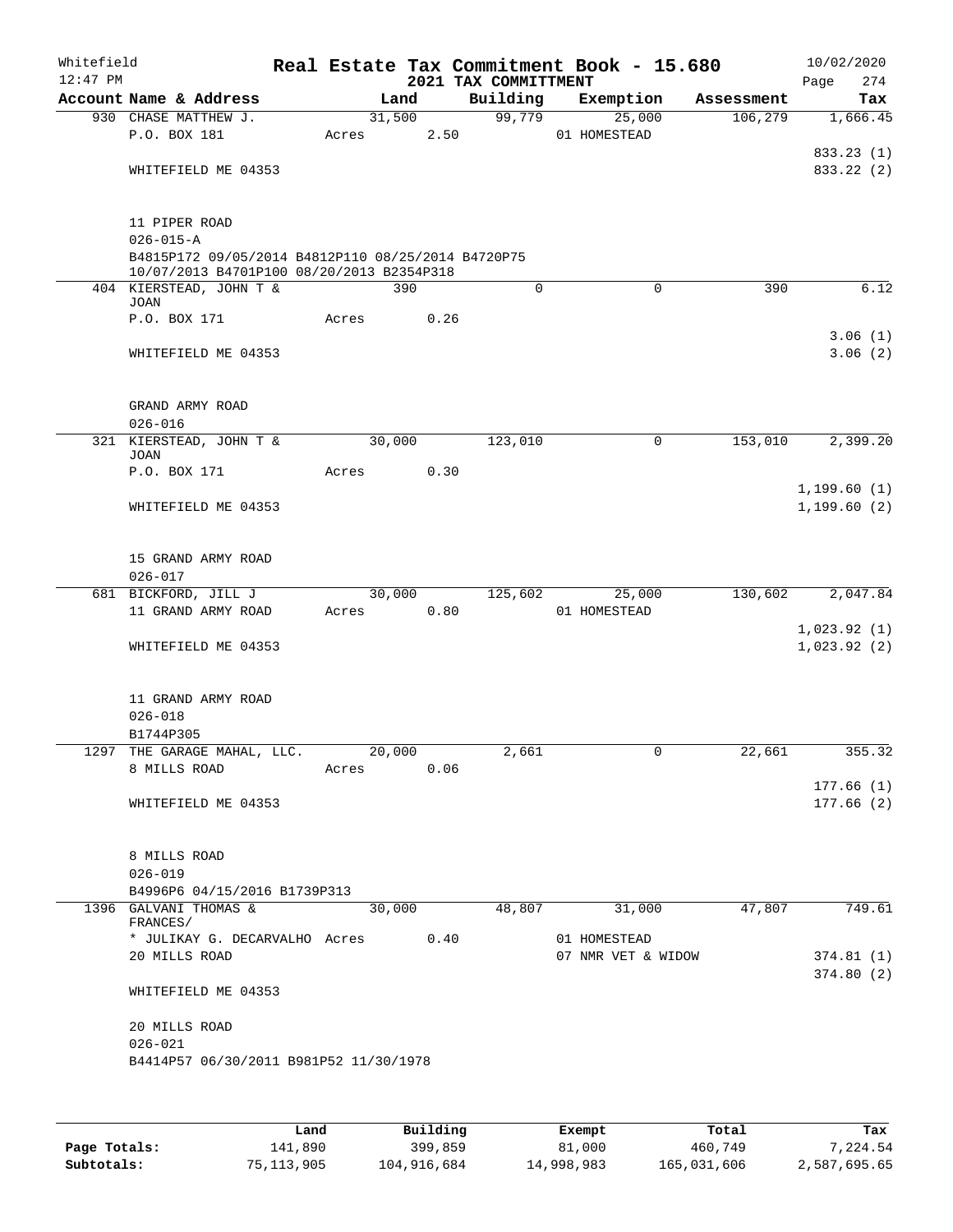Whitefield
12:47 PM

# Real Estate Tax Commitment Book - 15.680

## 2021 TAX COMMITTMENT

10/02/2020
Page 274

| Account Name & Address | Land | Building | Exemption | Assessment | Tax |
|---|---|---|---|---|---|
| 930 CHASE MATTHEW J. | 31,500 | 99,779 | 25,000 | 106,279 | 1,666.45 |
| P.O. BOX 181 | Acres 2.50 | | 01 HOMESTEAD | | |
| | | | | | 833.23 (1) |
| WHITEFIELD ME 04353 | | | | | 833.22 (2) |
| 11 PIPER ROAD | | | | | |
| 026-015-A | | | | | |
| B4815P172 09/05/2014 B4812P110 08/25/2014 B4720P75 10/07/2013 B4701P100 08/20/2013 B2354P318 | | | | | |
| 404 KIERSTEAD, JOHN T & JOAN | 390 | 0 | 0 | 390 | 6.12 |
| P.O. BOX 171 | Acres 0.26 | | | | |
| | | | | | 3.06 (1) |
| WHITEFIELD ME 04353 | | | | | 3.06 (2) |
| GRAND ARMY ROAD | | | | | |
| 026-016 | | | | | |
| 321 KIERSTEAD, JOHN T & JOAN | 30,000 | 123,010 | 0 | 153,010 | 2,399.20 |
| P.O. BOX 171 | Acres 0.30 | | | | |
| | | | | | 1,199.60 (1) |
| WHITEFIELD ME 04353 | | | | | 1,199.60 (2) |
| 15 GRAND ARMY ROAD | | | | | |
| 026-017 | | | | | |
| 681 BICKFORD, JILL J | 30,000 | 125,602 | 25,000 | 130,602 | 2,047.84 |
| 11 GRAND ARMY ROAD | Acres 0.80 | | 01 HOMESTEAD | | |
| | | | | | 1,023.92 (1) |
| WHITEFIELD ME 04353 | | | | | 1,023.92 (2) |
| 11 GRAND ARMY ROAD | | | | | |
| 026-018 | | | | | |
| B1744P305 | | | | | |
| 1297 THE GARAGE MAHAL, LLC. | 20,000 | 2,661 | 0 | 22,661 | 355.32 |
| 8 MILLS ROAD | Acres 0.06 | | | | |
| | | | | | 177.66 (1) |
| WHITEFIELD ME 04353 | | | | | 177.66 (2) |
| 8 MILLS ROAD | | | | | |
| 026-019 | | | | | |
| B4996P6 04/15/2016 B1739P313 | | | | | |
| 1396 GALVANI THOMAS & FRANCES/ | 30,000 | 48,807 | 31,000 | 47,807 | 749.61 |
| * JULIKAY G. DECARVALHO | Acres 0.40 | | 01 HOMESTEAD | | |
| 20 MILLS ROAD | | | 07 NMR VET & WIDOW | | 374.81 (1) |
| | | | | | 374.80 (2) |
| WHITEFIELD ME 04353 | | | | | |
| 20 MILLS ROAD | | | | | |
| 026-021 | | | | | |
| B4414P57 06/30/2011 B981P52 11/30/1978 | | | | | |

| | Land | Building | Exempt | Total | Tax |
|---|---|---|---|---|---|
| Page Totals: | 141,890 | 399,859 | 81,000 | 460,749 | 7,224.54 |
| Subtotals: | 75,113,905 | 104,916,684 | 14,998,983 | 165,031,606 | 2,587,695.65 |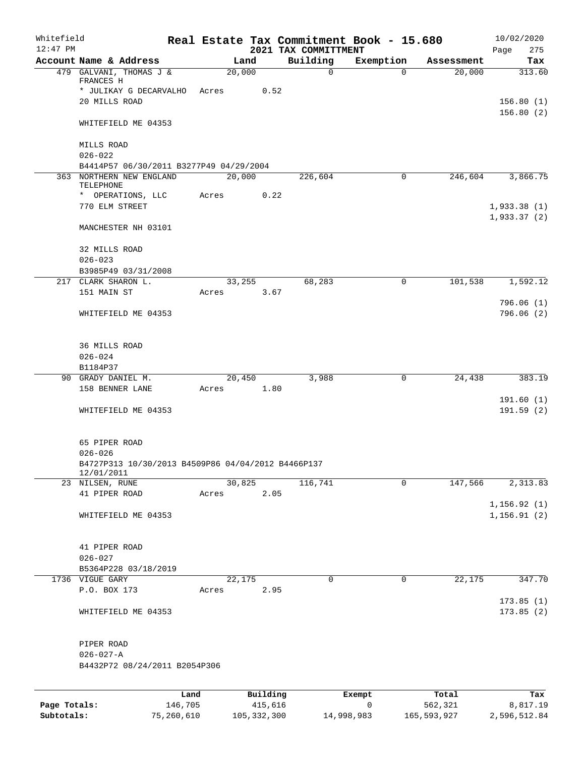Whitefield 12:47 PM

# Real Estate Tax Commitment Book - 15.680

## 2021 TAX COMMITTMENT

10/02/2020

| Account Name & Address | Land | Building | Exemption | Assessment | Tax |
|---|---|---|---|---|---|
| 479 GALVANI, THOMAS J & FRANCES H | 20,000 | 0 | 0 | 20,000 | 313.60 |
| * JULIKAY G DECARVALHO | Acres 0.52 | | | | |
| 20 MILLS ROAD | | | | | 156.80 (1) |
| WHITEFIELD ME 04353 | | | | | 156.80 (2) |
| MILLS ROAD | | | | | |
| 026-022 | | | | | |
| B4414P57 06/30/2011 B3277P49 04/29/2004 | | | | | |
| 363 NORTHERN NEW ENGLAND TELEPHONE | 20,000 | 226,604 | 0 | 246,604 | 3,866.75 |
| * OPERATIONS, LLC | Acres 0.22 | | | | |
| 770 ELM STREET | | | | | 1,933.38 (1) |
| MANCHESTER NH 03101 | | | | | 1,933.37 (2) |
| 32 MILLS ROAD | | | | | |
| 026-023 | | | | | |
| B3985P49 03/31/2008 | | | | | |
| 217 CLARK SHARON L. | 33,255 | 68,283 | 0 | 101,538 | 1,592.12 |
| 151 MAIN ST | Acres 3.67 | | | | |
| WHITEFIELD ME 04353 | | | | | 796.06 (1) |
| | | | | | 796.06 (2) |
| 36 MILLS ROAD | | | | | |
| 026-024 | | | | | |
| B1184P37 | | | | | |
| 90 GRADY DANIEL M. | 20,450 | 3,988 | 0 | 24,438 | 383.19 |
| 158 BENNER LANE | Acres 1.80 | | | | |
| WHITEFIELD ME 04353 | | | | | 191.60 (1) |
| | | | | | 191.59 (2) |
| 65 PIPER ROAD | | | | | |
| 026-026 | | | | | |
| B4727P313 10/30/2013 B4509P86 04/04/2012 B4466P137 12/01/2011 | | | | | |
| 23 NILSEN, RUNE | 30,825 | 116,741 | 0 | 147,566 | 2,313.83 |
| 41 PIPER ROAD | Acres 2.05 | | | | |
| WHITEFIELD ME 04353 | | | | | 1,156.92 (1) |
| | | | | | 1,156.91 (2) |
| 41 PIPER ROAD | | | | | |
| 026-027 | | | | | |
| B5364P228 03/18/2019 | | | | | |
| 1736 VIGUE GARY | 22,175 | 0 | 0 | 22,175 | 347.70 |
| P.O. BOX 173 | Acres 2.95 | | | | |
| WHITEFIELD ME 04353 | | | | | 173.85 (1) |
| | | | | | 173.85 (2) |
| PIPER ROAD | | | | | |
| 026-027-A | | | | | |
| B4432P72 08/24/2011 B2054P306 | | | | | |

| | Land | Building | Exempt | Total | Tax |
|---|---|---|---|---|---|
| Page Totals: | 146,705 | 415,616 | 0 | 562,321 | 8,817.19 |
| Subtotals: | 75,260,610 | 105,332,300 | 14,998,983 | 165,593,927 | 2,596,512.84 |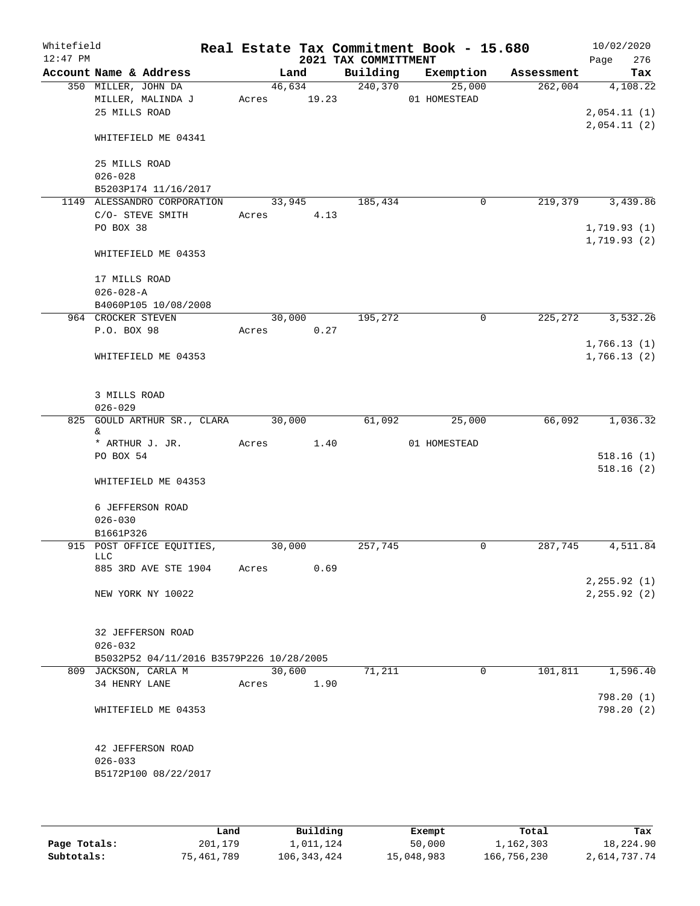Whitefield 12:47 PM

# Real Estate Tax Commitment Book - 15.680

## 2021 TAX COMMITTMENT

10/02/2020

| Account Name & Address | Land | Building | Exemption | Assessment | Tax |
|---|---|---|---|---|---|
| 350 MILLER, JOHN DA | 46,634 | 240,370 | 25,000 | 262,004 | 4,108.22 |
| MILLER, MALINDA J | Acres 19.23 | | 01 HOMESTEAD | | |
| 25 MILLS ROAD | | | | | 2,054.11 (1) |
| | | | | | 2,054.11 (2) |
| WHITEFIELD ME 04341 | | | | | |
| 25 MILLS ROAD | | | | | |
| 026-028 | | | | | |
| B5203P174 11/16/2017 | | | | | |
| 1149 ALESSANDRO CORPORATION | 33,945 | 185,434 | 0 | 219,379 | 3,439.86 |
| C/O- STEVE SMITH | Acres 4.13 | | | | |
| PO BOX 38 | | | | | 1,719.93 (1) |
| | | | | | 1,719.93 (2) |
| WHITEFIELD ME 04353 | | | | | |
| 17 MILLS ROAD | | | | | |
| 026-028-A | | | | | |
| B4060P105 10/08/2008 | | | | | |
| 964 CROCKER STEVEN | 30,000 | 195,272 | 0 | 225,272 | 3,532.26 |
| P.O. BOX 98 | Acres 0.27 | | | | |
| | | | | | 1,766.13 (1) |
| WHITEFIELD ME 04353 | | | | | 1,766.13 (2) |
| 3 MILLS ROAD | | | | | |
| 026-029 | | | | | |
| 825 GOULD ARTHUR SR., CLARA & | 30,000 | 61,092 | 25,000 | 66,092 | 1,036.32 |
| * ARTHUR J. JR. | Acres 1.40 | | 01 HOMESTEAD | | |
| PO BOX 54 | | | | | 518.16 (1) |
| | | | | | 518.16 (2) |
| WHITEFIELD ME 04353 | | | | | |
| 6 JEFFERSON ROAD | | | | | |
| 026-030 | | | | | |
| B1661P326 | | | | | |
| 915 POST OFFICE EQUITIES, LLC | 30,000 | 257,745 | 0 | 287,745 | 4,511.84 |
| 885 3RD AVE STE 1904 | Acres 0.69 | | | | |
| | | | | | 2,255.92 (1) |
| NEW YORK NY 10022 | | | | | 2,255.92 (2) |
| 32 JEFFERSON ROAD | | | | | |
| 026-032 | | | | | |
| B5032P52 04/11/2016 B3579P226 10/28/2005 | | | | | |
| 809 JACKSON, CARLA M | 30,600 | 71,211 | 0 | 101,811 | 1,596.40 |
| 34 HENRY LANE | Acres 1.90 | | | | |
| | | | | | 798.20 (1) |
| WHITEFIELD ME 04353 | | | | | 798.20 (2) |
| 42 JEFFERSON ROAD | | | | | |
| 026-033 | | | | | |
| B5172P100 08/22/2017 | | | | | |

| | Land | Building | Exempt | Total | Tax |
|---|---|---|---|---|---|
| Page Totals: | 201,179 | 1,011,124 | 50,000 | 1,162,303 | 18,224.90 |
| Subtotals: | 75,461,789 | 106,343,424 | 15,048,983 | 166,756,230 | 2,614,737.74 |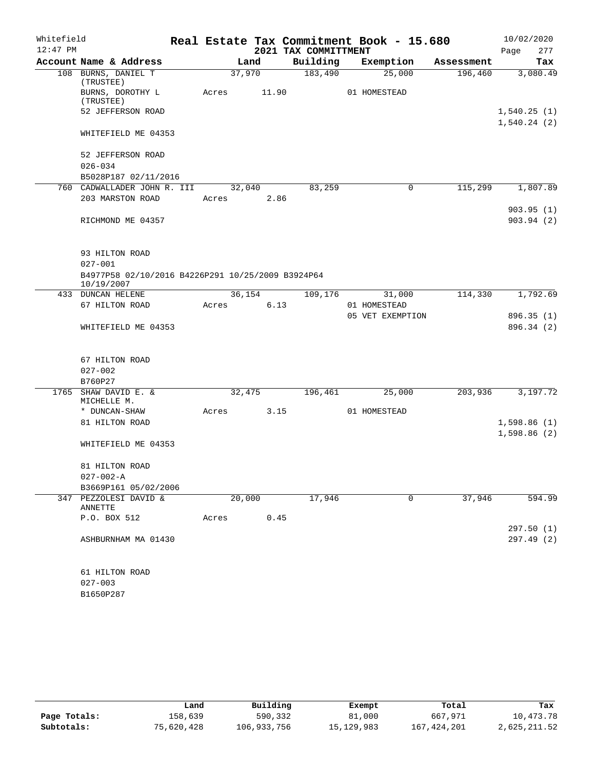Whitefield 12:47 PM

# Real Estate Tax Commitment Book - 15.680

## 2021 TAX COMMITTMENT

10/02/2020

| Account Name & Address | Land | Building | Exemption | Assessment | Tax |
|---|---|---|---|---|---|
| 108 BURNS, DANIEL T (TRUSTEE) | 37,970 | 183,490 | 25,000 | 196,460 | 3,080.49 |
| BURNS, DOROTHY L (TRUSTEE) | Acres 11.90 | | 01 HOMESTEAD | | |
| 52 JEFFERSON ROAD | | | | | 1,540.25 (1) |
| | | | | | 1,540.24 (2) |
| WHITEFIELD ME 04353 | | | | | |
| 52 JEFFERSON ROAD | | | | | |
| 026-034 | | | | | |
| B5028P187 02/11/2016 | | | | | |
| 760 CADWALLADER JOHN R. III | 32,040 | 83,259 | 0 | 115,299 | 1,807.89 |
| 203 MARSTON ROAD | Acres 2.86 | | | | |
| | | | | | 903.95 (1) |
| RICHMOND ME 04357 | | | | | 903.94 (2) |
| 93 HILTON ROAD | | | | | |
| 027-001 | | | | | |
| B4977P58 02/10/2016 B4226P291 10/25/2009 B3924P64 10/19/2007 | | | | | |
| 433 DUNCAN HELENE | 36,154 | 109,176 | 31,000 | 114,330 | 1,792.69 |
| 67 HILTON ROAD | Acres 6.13 | | 01 HOMESTEAD | | |
| | | | 05 VET EXEMPTION | | 896.35 (1) |
| WHITEFIELD ME 04353 | | | | | 896.34 (2) |
| 67 HILTON ROAD | | | | | |
| 027-002 | | | | | |
| B760P27 | | | | | |
| 1765 SHAW DAVID E. & MICHELLE M. | 32,475 | 196,461 | 25,000 | 203,936 | 3,197.72 |
| * DUNCAN-SHAW | Acres 3.15 | | 01 HOMESTEAD | | |
| 81 HILTON ROAD | | | | | 1,598.86 (1) |
| | | | | | 1,598.86 (2) |
| WHITEFIELD ME 04353 | | | | | |
| 81 HILTON ROAD | | | | | |
| 027-002-A | | | | | |
| B3669P161 05/02/2006 | | | | | |
| 347 PEZZOLESI DAVID & ANNETTE | 20,000 | 17,946 | 0 | 37,946 | 594.99 |
| P.O. BOX 512 | Acres 0.45 | | | | |
| | | | | | 297.50 (1) |
| ASHBURNHAM MA 01430 | | | | | 297.49 (2) |
| 61 HILTON ROAD | | | | | |
| 027-003 | | | | | |
| B1650P287 | | | | | |

| | Land | Building | Exempt | Total | Tax |
|---|---|---|---|---|---|
| Page Totals: | 158,639 | 590,332 | 81,000 | 667,971 | 10,473.78 |
| Subtotals: | 75,620,428 | 106,933,756 | 15,129,983 | 167,424,201 | 2,625,211.52 |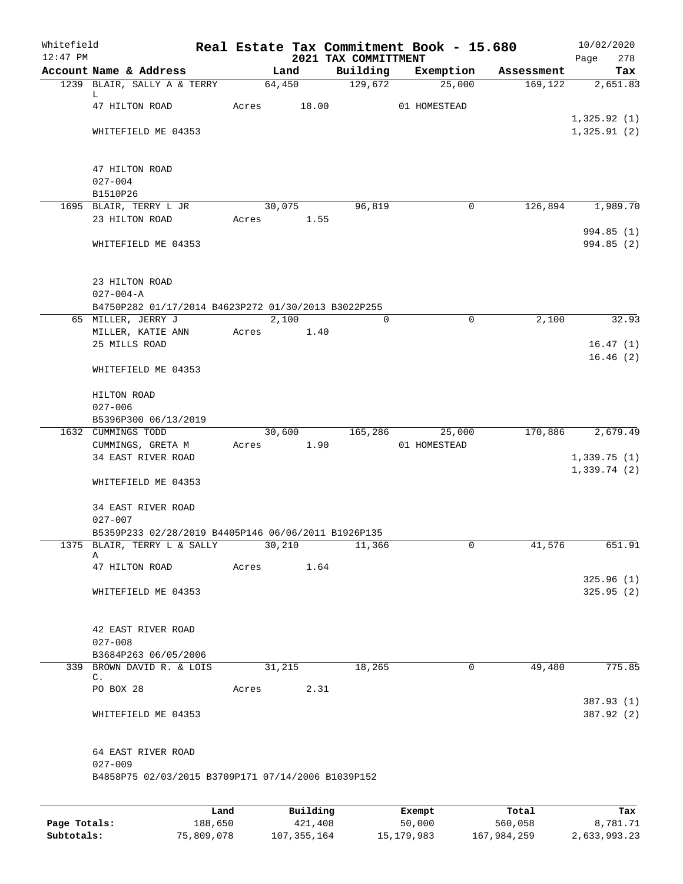Whitefield 12:47 PM

# Real Estate Tax Commitment Book - 15.680
## 2021 TAX COMMITTMENT

10/02/2020

| Account Name & Address | Land | Building | Exemption | Assessment | Tax |
|---|---|---|---|---|---|
| 1239 BLAIR, SALLY A & TERRY L | 64,450 | 129,672 | 25,000 | 169,122 | 2,651.83 |
| 47 HILTON ROAD | Acres 18.00 | | 01 HOMESTEAD | | |
| | | | | | 1,325.92 (1) |
| WHITEFIELD ME 04353 | | | | | 1,325.91 (2) |
| 47 HILTON ROAD | | | | | |
| 027-004 | | | | | |
| B1510P26 | | | | | |
| 1695 BLAIR, TERRY L JR | 30,075 | 96,819 | 0 | 126,894 | 1,989.70 |
| 23 HILTON ROAD | Acres 1.55 | | | | |
| | | | | | 994.85 (1) |
| WHITEFIELD ME 04353 | | | | | 994.85 (2) |
| 23 HILTON ROAD | | | | | |
| 027-004-A | | | | | |
| B4750P282 01/17/2014 B4623P272 01/30/2013 B3022P255 | | | | | |
| 65 MILLER, JERRY J | 2,100 | 0 | 0 | 2,100 | 32.93 |
| MILLER, KATIE ANN | Acres 1.40 | | | | |
| 25 MILLS ROAD | | | | | 16.47 (1) |
| | | | | | 16.46 (2) |
| WHITEFIELD ME 04353 | | | | | |
| HILTON ROAD | | | | | |
| 027-006 | | | | | |
| B5396P300 06/13/2019 | | | | | |
| 1632 CUMMINGS TODD | 30,600 | 165,286 | 25,000 | 170,886 | 2,679.49 |
| CUMMINGS, GRETA M | Acres 1.90 | | 01 HOMESTEAD | | |
| 34 EAST RIVER ROAD | | | | | 1,339.75 (1) |
| | | | | | 1,339.74 (2) |
| WHITEFIELD ME 04353 | | | | | |
| 34 EAST RIVER ROAD | | | | | |
| 027-007 | | | | | |
| B5359P233 02/28/2019 B4405P146 06/06/2011 B1926P135 | | | | | |
| 1375 BLAIR, TERRY L & SALLY A | 30,210 | 11,366 | 0 | 41,576 | 651.91 |
| 47 HILTON ROAD | Acres 1.64 | | | | |
| | | | | | 325.96 (1) |
| WHITEFIELD ME 04353 | | | | | 325.95 (2) |
| 42 EAST RIVER ROAD | | | | | |
| 027-008 | | | | | |
| B3684P263 06/05/2006 | | | | | |
| 339 BROWN DAVID R. & LOIS C. | 31,215 | 18,265 | 0 | 49,480 | 775.85 |
| PO BOX 28 | Acres 2.31 | | | | |
| | | | | | 387.93 (1) |
| WHITEFIELD ME 04353 | | | | | 387.92 (2) |
| 64 EAST RIVER ROAD | | | | | |
| 027-009 | | | | | |
| B4858P75 02/03/2015 B3709P171 07/14/2006 B1039P152 | | | | | |

| | Land | Building | Exempt | Total | Tax |
|---|---|---|---|---|---|
| Page Totals: | 188,650 | 421,408 | 50,000 | 560,058 | 8,781.71 |
| Subtotals: | 75,809,078 | 107,355,164 | 15,179,983 | 167,984,259 | 2,633,993.23 |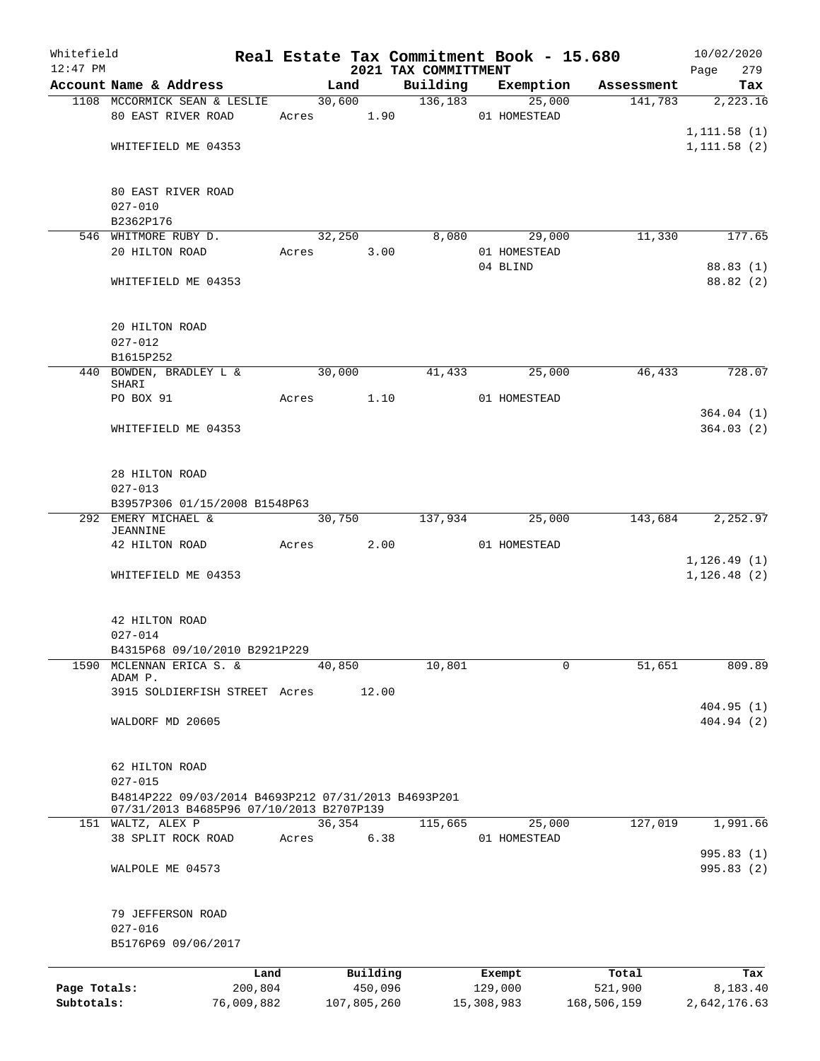Whitefield
12:47 PM

# Real Estate Tax Commitment Book - 15.680

## 2021 TAX COMMITTMENT

10/02/2020

| Account Name & Address | Land | Building | Exemption | Assessment | Tax |
|---|---|---|---|---|---|
| 1108 MCCORMICK SEAN & LESLIE | 30,600 | 136,183 | 25,000 | 141,783 | 2,223.16 |
| 80 EAST RIVER ROAD | Acres 1.90 | | 01 HOMESTEAD | | |
| | | | | | 1,111.58 (1) |
| WHITEFIELD ME 04353 | | | | | 1,111.58 (2) |
| 80 EAST RIVER ROAD | | | | | |
| 027-010 | | | | | |
| B2362P176 | | | | | |
| 546 WHITMORE RUBY D. | 32,250 | 8,080 | 29,000 | 11,330 | 177.65 |
| 20 HILTON ROAD | Acres 3.00 | | 01 HOMESTEAD | | |
| | | | 04 BLIND | | 88.83 (1) |
| WHITEFIELD ME 04353 | | | | | 88.82 (2) |
| 20 HILTON ROAD | | | | | |
| 027-012 | | | | | |
| B1615P252 | | | | | |
| 440 BOWDEN, BRADLEY L & SHARI | 30,000 | 41,433 | 25,000 | 46,433 | 728.07 |
| PO BOX 91 | Acres 1.10 | | 01 HOMESTEAD | | |
| | | | | | 364.04 (1) |
| WHITEFIELD ME 04353 | | | | | 364.03 (2) |
| 28 HILTON ROAD | | | | | |
| 027-013 | | | | | |
| B3957P306 01/15/2008 B1548P63 | | | | | |
| 292 EMERY MICHAEL & JEANNINE | 30,750 | 137,934 | 25,000 | 143,684 | 2,252.97 |
| 42 HILTON ROAD | Acres 2.00 | | 01 HOMESTEAD | | |
| | | | | | 1,126.49 (1) |
| WHITEFIELD ME 04353 | | | | | 1,126.48 (2) |
| 42 HILTON ROAD | | | | | |
| 027-014 | | | | | |
| B4315P68 09/10/2010 B2921P229 | | | | | |
| 1590 MCLENNAN ERICA S. & ADAM P. | 40,850 | 10,801 | 0 | 51,651 | 809.89 |
| 3915 SOLDIERFISH STREET | Acres 12.00 | | | | |
| | | | | | 404.95 (1) |
| WALDORF MD 20605 | | | | | 404.94 (2) |
| 62 HILTON ROAD | | | | | |
| 027-015 | | | | | |
| B4814P222 09/03/2014 B4693P212 07/31/2013 B4693P201 07/31/2013 B4685P96 07/10/2013 B2707P139 | | | | | |
| 151 WALTZ, ALEX P | 36,354 | 115,665 | 25,000 | 127,019 | 1,991.66 |
| 38 SPLIT ROCK ROAD | Acres 6.38 | | 01 HOMESTEAD | | |
| | | | | | 995.83 (1) |
| WALPOLE ME 04573 | | | | | 995.83 (2) |
| 79 JEFFERSON ROAD | | | | | |
| 027-016 | | | | | |
| B5176P69 09/06/2017 | | | | | |

| | Land | Building | Exempt | Total | Tax |
|---|---|---|---|---|---|
| Page Totals: | 200,804 | 450,096 | 129,000 | 521,900 | 8,183.40 |
| Subtotals: | 76,009,882 | 107,805,260 | 15,308,983 | 168,506,159 | 2,642,176.63 |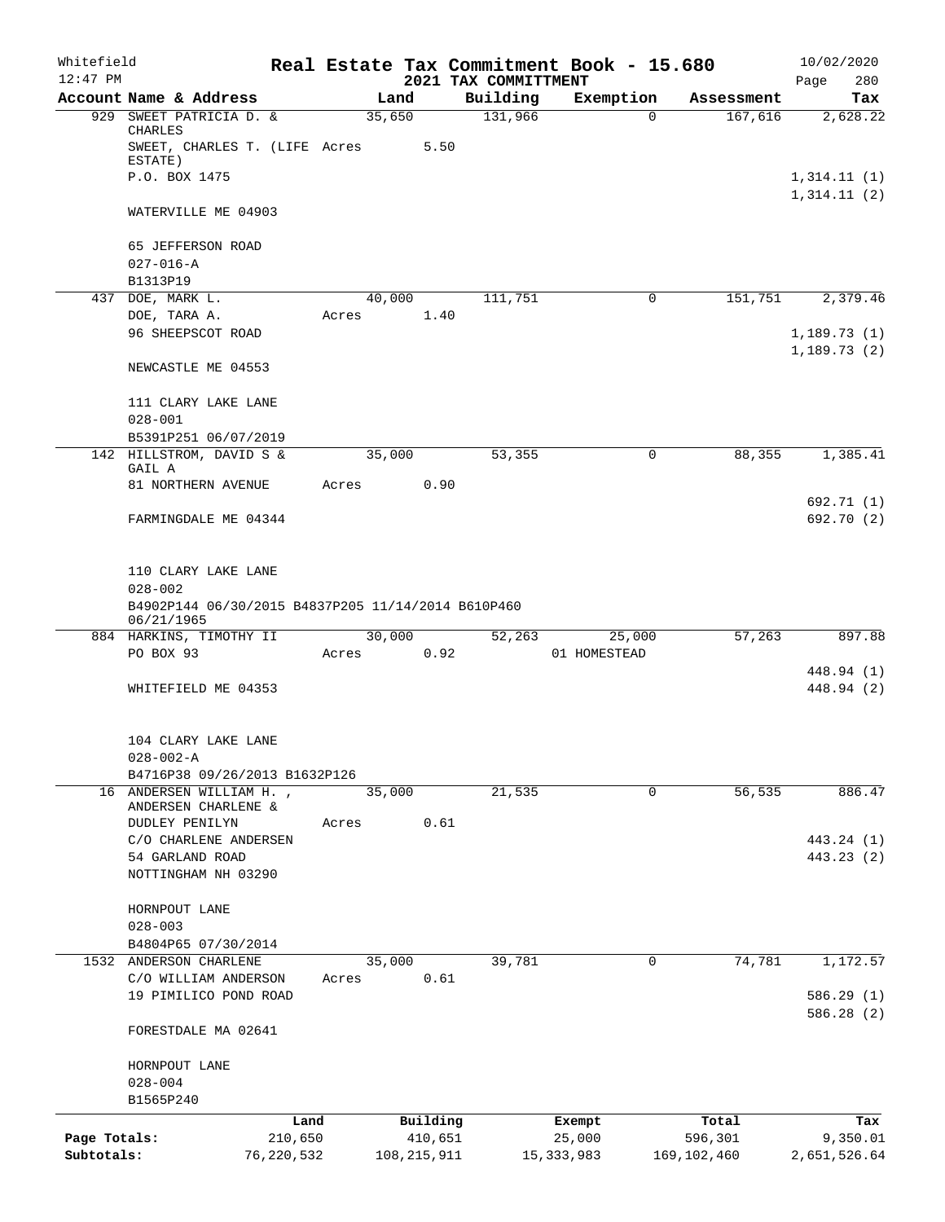Whitefield 12:47 PM

# Real Estate Tax Commitment Book - 15.680

## 2021 TAX COMMITTMENT

10/02/2020 Page 280

| Account Name & Address | Land | Building | Exemption | Assessment | Tax |
|---|---|---|---|---|---|
| 929 SWEET PATRICIA D. & CHARLES | 35,650 | 131,966 | 0 | 167,616 | 2,628.22 |
| SWEET, CHARLES T. (LIFE ESTATE) | Acres 5.50 | | | | |
| P.O. BOX 1475 | | | | | 1,314.11 (1) |
| | | | | | 1,314.11 (2) |
| WATERVILLE ME 04903 | | | | | |
| 65 JEFFERSON ROAD | | | | | |
| 027-016-A | | | | | |
| B1313P19 | | | | | |
| 437 DOE, MARK L. | 40,000 | 111,751 | 0 | 151,751 | 2,379.46 |
| DOE, TARA A. | Acres 1.40 | | | | |
| 96 SHEEPSCOT ROAD | | | | | 1,189.73 (1) |
| | | | | | 1,189.73 (2) |
| NEWCASTLE ME 04553 | | | | | |
| 111 CLARY LAKE LANE | | | | | |
| 028-001 | | | | | |
| B5391P251 06/07/2019 | | | | | |
| 142 HILLSTROM, DAVID S & GAIL A | 35,000 | 53,355 | 0 | 88,355 | 1,385.41 |
| 81 NORTHERN AVENUE | Acres 0.90 | | | | |
| | | | | | 692.71 (1) |
| FARMINGDALE ME 04344 | | | | | 692.70 (2) |
| 110 CLARY LAKE LANE | | | | | |
| 028-002 | | | | | |
| B4902P144 06/30/2015 B4837P205 11/14/2014 B610P460 06/21/1965 | | | | | |
| 884 HARKINS, TIMOTHY II | 30,000 | 52,263 | 25,000 | 57,263 | 897.88 |
| PO BOX 93 | Acres 0.92 | | 01 HOMESTEAD | | |
| | | | | | 448.94 (1) |
| WHITEFIELD ME 04353 | | | | | 448.94 (2) |
| 104 CLARY LAKE LANE | | | | | |
| 028-002-A | | | | | |
| B4716P38 09/26/2013 B1632P126 | | | | | |
| 16 ANDERSEN WILLIAM H. , ANDERSEN CHARLENE & | 35,000 | 21,535 | 0 | 56,535 | 886.47 |
| DUDLEY PENILYN | Acres 0.61 | | | | |
| C/O CHARLENE ANDERSEN | | | | | 443.24 (1) |
| 54 GARLAND ROAD | | | | | 443.23 (2) |
| NOTTINGHAM NH 03290 | | | | | |
| HORNPOUT LANE | | | | | |
| 028-003 | | | | | |
| B4804P65 07/30/2014 | | | | | |
| 1532 ANDERSON CHARLENE | 35,000 | 39,781 | 0 | 74,781 | 1,172.57 |
| C/O WILLIAM ANDERSON | Acres 0.61 | | | | |
| 19 PIMILICO POND ROAD | | | | | 586.29 (1) |
| | | | | | 586.28 (2) |
| FORESTDALE MA 02641 | | | | | |
| HORNPOUT LANE | | | | | |
| 028-004 | | | | | |
| B1565P240 | | | | | |

| | Land | Building | Exempt | Total | Tax |
|---|---|---|---|---|---|
| Page Totals: | 210,650 | 410,651 | 25,000 | 596,301 | 9,350.01 |
| Subtotals: | 76,220,532 | 108,215,911 | 15,333,983 | 169,102,460 | 2,651,526.64 |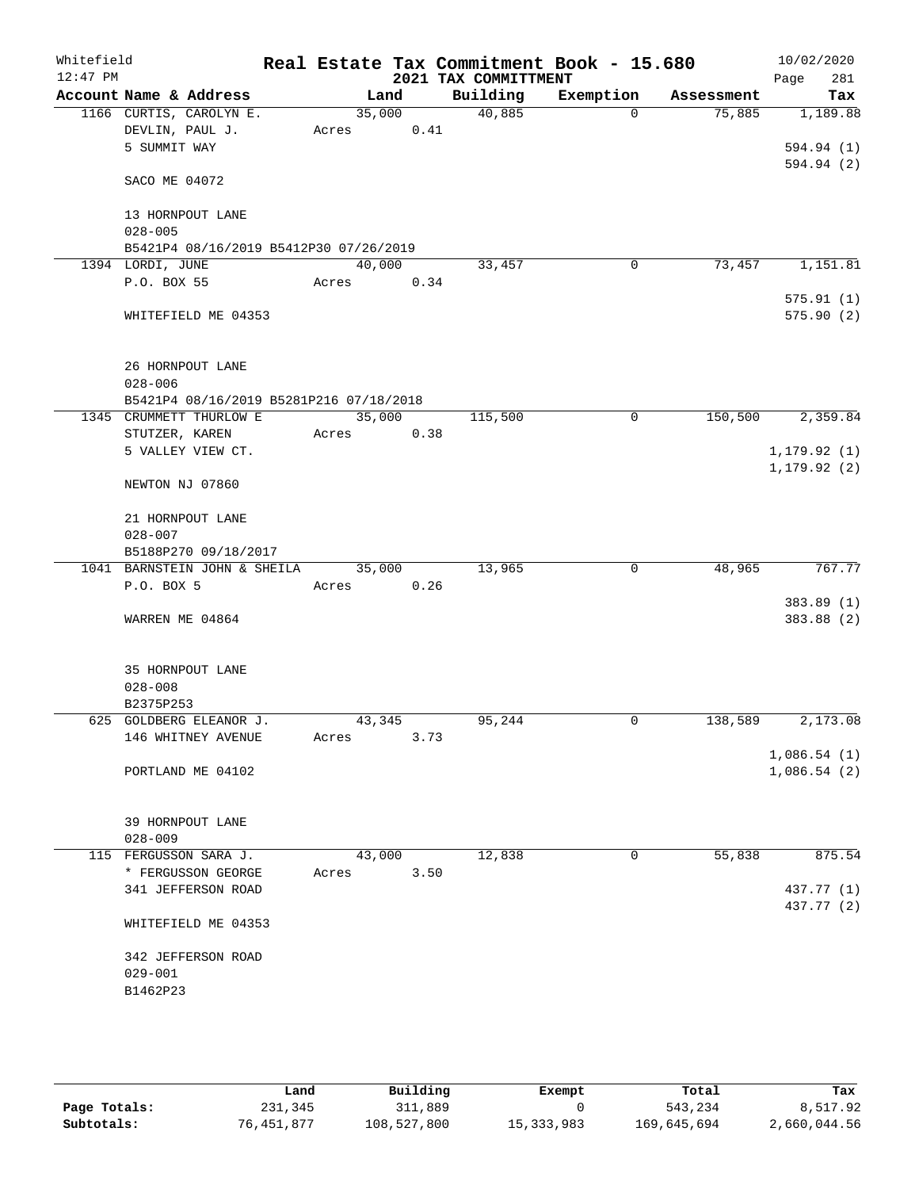Whitefield 12:47 PM

# Real Estate Tax Commitment Book - 15.680

## 2021 TAX COMMITTMENT

10/02/2020

| Account Name & Address | Land | Building | Exemption | Assessment | Tax |
|---|---|---|---|---|---|
| 1166 CURTIS, CAROLYN E. | 35,000 | 40,885 | 0 | 75,885 | 1,189.88 |
| DEVLIN, PAUL J. | Acres 0.41 | | | | |
| 5 SUMMIT WAY | | | | | 594.94 (1) |
| | | | | | 594.94 (2) |
| SACO ME 04072 | | | | | |
| 13 HORNPOUT LANE | | | | | |
| 028-005 | | | | | |
| B5421P4 08/16/2019 B5412P30 07/26/2019 | | | | | |
| 1394 LORDI, JUNE | 40,000 | 33,457 | 0 | 73,457 | 1,151.81 |
| P.O. BOX 55 | Acres 0.34 | | | | |
| | | | | | 575.91 (1) |
| WHITEFIELD ME 04353 | | | | | 575.90 (2) |
| 26 HORNPOUT LANE | | | | | |
| 028-006 | | | | | |
| B5421P4 08/16/2019 B5281P216 07/18/2018 | | | | | |
| 1345 CRUMMETT THURLOW E | 35,000 | 115,500 | 0 | 150,500 | 2,359.84 |
| STUTZER, KAREN | Acres 0.38 | | | | |
| 5 VALLEY VIEW CT. | | | | | 1,179.92 (1) |
| | | | | | 1,179.92 (2) |
| NEWTON NJ 07860 | | | | | |
| 21 HORNPOUT LANE | | | | | |
| 028-007 | | | | | |
| B5188P270 09/18/2017 | | | | | |
| 1041 BARNSTEIN JOHN & SHEILA | 35,000 | 13,965 | 0 | 48,965 | 767.77 |
| P.O. BOX 5 | Acres 0.26 | | | | |
| | | | | | 383.89 (1) |
| WARREN ME 04864 | | | | | 383.88 (2) |
| 35 HORNPOUT LANE | | | | | |
| 028-008 | | | | | |
| B2375P253 | | | | | |
| 625 GOLDBERG ELEANOR J. | 43,345 | 95,244 | 0 | 138,589 | 2,173.08 |
| 146 WHITNEY AVENUE | Acres 3.73 | | | | |
| | | | | | 1,086.54 (1) |
| PORTLAND ME 04102 | | | | | 1,086.54 (2) |
| 39 HORNPOUT LANE | | | | | |
| 028-009 | | | | | |
| 115 FERGUSSON SARA J. | 43,000 | 12,838 | 0 | 55,838 | 875.54 |
| * FERGUSSON GEORGE | Acres 3.50 | | | | |
| 341 JEFFERSON ROAD | | | | | 437.77 (1) |
| | | | | | 437.77 (2) |
| WHITEFIELD ME 04353 | | | | | |
| 342 JEFFERSON ROAD | | | | | |
| 029-001 | | | | | |
| B1462P23 | | | | | |

| | Land | Building | Exempt | Total | Tax |
|---|---|---|---|---|---|
| Page Totals: | 231,345 | 311,889 | 0 | 543,234 | 8,517.92 |
| Subtotals: | 76,451,877 | 108,527,800 | 15,333,983 | 169,645,694 | 2,660,044.56 |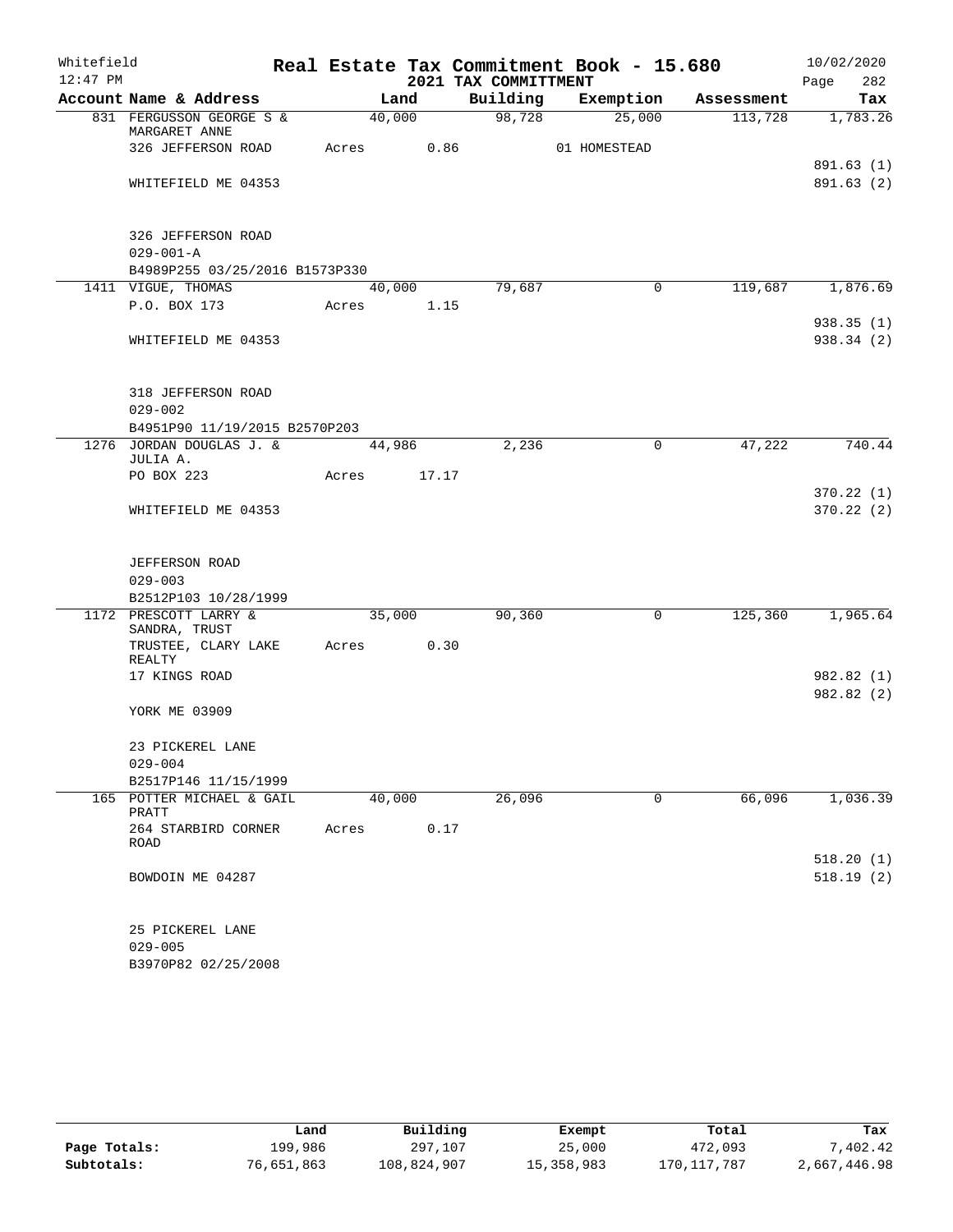Whitefield 12:47 PM

# Real Estate Tax Commitment Book - 15.680

## 2021 TAX COMMITTMENT

10/02/2020

| Account Name & Address | Land | Building | Exemption | Assessment | Tax |
|---|---|---|---|---|---|
| 831 FERGUSSON GEORGE S & MARGARET ANNE | 40,000 | 98,728 | 25,000 | 113,728 | 1,783.26 |
| 326 JEFFERSON ROAD | Acres 0.86 | | 01 HOMESTEAD | | |
| | | | | | 891.63 (1) |
| WHITEFIELD ME 04353 | | | | | 891.63 (2) |
| 326 JEFFERSON ROAD | | | | | |
| 029-001-A | | | | | |
| B4989P255 03/25/2016 B1573P330 | | | | | |
| 1411 VIGUE, THOMAS | 40,000 | 79,687 | 0 | 119,687 | 1,876.69 |
| P.O. BOX 173 | Acres 1.15 | | | | |
| | | | | | 938.35 (1) |
| WHITEFIELD ME 04353 | | | | | 938.34 (2) |
| 318 JEFFERSON ROAD | | | | | |
| 029-002 | | | | | |
| B4951P90 11/19/2015 B2570P203 | | | | | |
| 1276 JORDAN DOUGLAS J. & JULIA A. | 44,986 | 2,236 | 0 | 47,222 | 740.44 |
| PO BOX 223 | Acres 17.17 | | | | |
| | | | | | 370.22 (1) |
| WHITEFIELD ME 04353 | | | | | 370.22 (2) |
| JEFFERSON ROAD | | | | | |
| 029-003 | | | | | |
| B2512P103 10/28/1999 | | | | | |
| 1172 PRESCOTT LARRY & SANDRA, TRUST | 35,000 | 90,360 | 0 | 125,360 | 1,965.64 |
| TRUSTEE, CLARY LAKE REALTY | Acres 0.30 | | | | |
| 17 KINGS ROAD | | | | | 982.82 (1) |
| | | | | | 982.82 (2) |
| YORK ME 03909 | | | | | |
| 23 PICKEREL LANE | | | | | |
| 029-004 | | | | | |
| B2517P146 11/15/1999 | | | | | |
| 165 POTTER MICHAEL & GAIL PRATT | 40,000 | 26,096 | 0 | 66,096 | 1,036.39 |
| 264 STARBIRD CORNER ROAD | Acres 0.17 | | | | |
| | | | | | 518.20 (1) |
| BOWDOIN ME 04287 | | | | | 518.19 (2) |
| 25 PICKEREL LANE | | | | | |
| 029-005 | | | | | |
| B3970P82 02/25/2008 | | | | | |

| | Land | Building | Exempt | Total | Tax |
|---|---|---|---|---|---|
| Page Totals: | 199,986 | 297,107 | 25,000 | 472,093 | 7,402.42 |
| Subtotals: | 76,651,863 | 108,824,907 | 15,358,983 | 170,117,787 | 2,667,446.98 |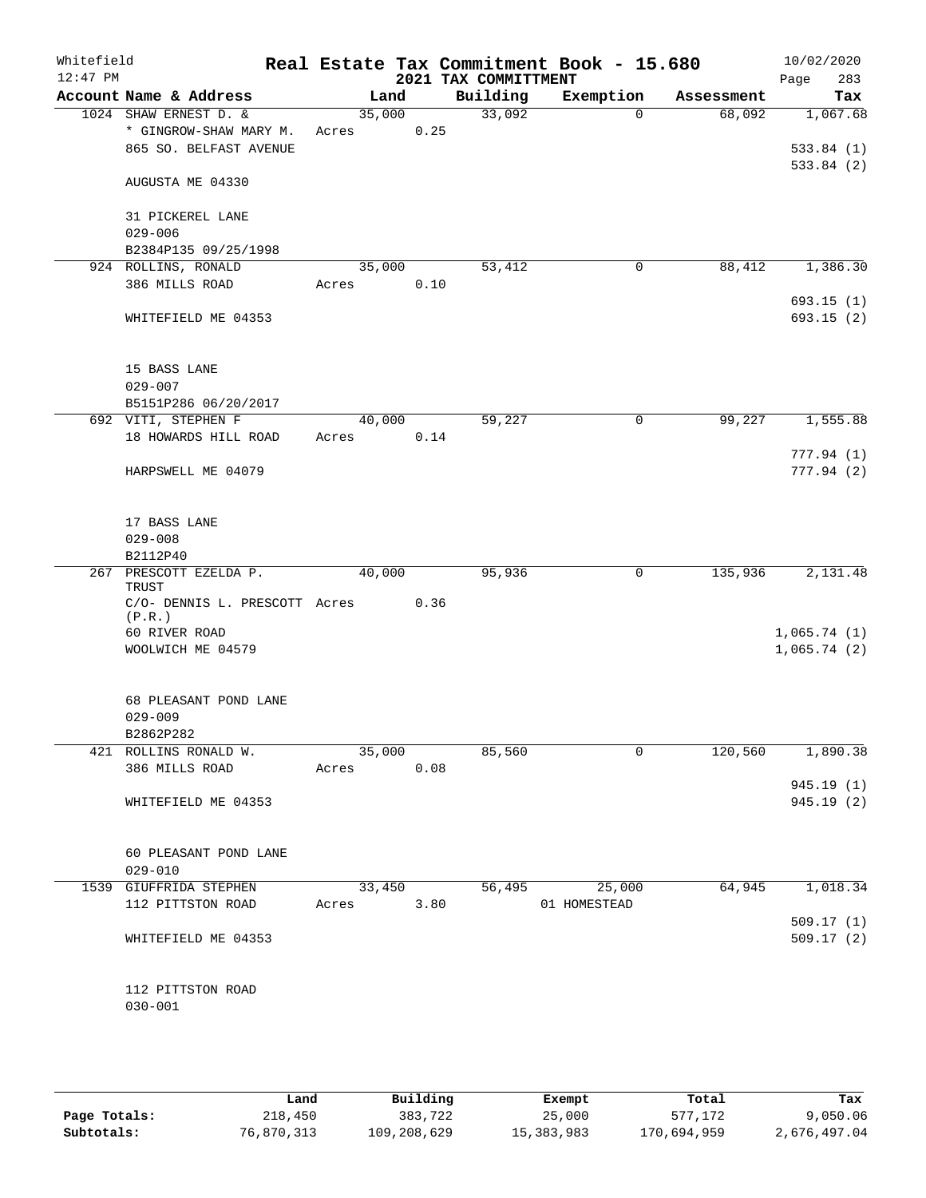Whitefield 12:47 PM

# Real Estate Tax Commitment Book - 15.680

## 2021 TAX COMMITTMENT

10/02/2020

| Account Name & Address | Land | Building | Exemption | Assessment | Tax |
|---|---|---|---|---|---|
| 1024 SHAW ERNEST D. & | 35,000 | 33,092 | 0 | 68,092 | 1,067.68 |
| * GINGROW-SHAW MARY M. | Acres 0.25 | | | | |
| 865 SO. BELFAST AVENUE | | | | | 533.84 (1) |
| | | | | | 533.84 (2) |
| AUGUSTA ME 04330 | | | | | |
| 31 PICKEREL LANE | | | | | |
| 029-006 | | | | | |
| B2384P135 09/25/1998 | | | | | |
| 924 ROLLINS, RONALD | 35,000 | 53,412 | 0 | 88,412 | 1,386.30 |
| 386 MILLS ROAD | Acres 0.10 | | | | |
| | | | | | 693.15 (1) |
| WHITEFIELD ME 04353 | | | | | 693.15 (2) |
| 15 BASS LANE | | | | | |
| 029-007 | | | | | |
| B5151P286 06/20/2017 | | | | | |
| 692 VITI, STEPHEN F | 40,000 | 59,227 | 0 | 99,227 | 1,555.88 |
| 18 HOWARDS HILL ROAD | Acres 0.14 | | | | |
| | | | | | 777.94 (1) |
| HARPSWELL ME 04079 | | | | | 777.94 (2) |
| 17 BASS LANE | | | | | |
| 029-008 | | | | | |
| B2112P40 | | | | | |
| 267 PRESCOTT EZELDA P. TRUST | 40,000 | 95,936 | 0 | 135,936 | 2,131.48 |
| C/O- DENNIS L. PRESCOTT (P.R.) | Acres 0.36 | | | | |
| 60 RIVER ROAD | | | | | 1,065.74 (1) |
| WOOLWICH ME 04579 | | | | | 1,065.74 (2) |
| 68 PLEASANT POND LANE | | | | | |
| 029-009 | | | | | |
| B2862P282 | | | | | |
| 421 ROLLINS RONALD W. | 35,000 | 85,560 | 0 | 120,560 | 1,890.38 |
| 386 MILLS ROAD | Acres 0.08 | | | | |
| | | | | | 945.19 (1) |
| WHITEFIELD ME 04353 | | | | | 945.19 (2) |
| 60 PLEASANT POND LANE | | | | | |
| 029-010 | | | | | |
| 1539 GIUFFRIDA STEPHEN | 33,450 | 56,495 | 25,000 | 64,945 | 1,018.34 |
| 112 PITTSTON ROAD | Acres 3.80 | | 01 HOMESTEAD | | |
| | | | | | 509.17 (1) |
| WHITEFIELD ME 04353 | | | | | 509.17 (2) |
| 112 PITTSTON ROAD | | | | | |
| 030-001 | | | | | |

| | Land | Building | Exempt | Total | Tax |
|---|---|---|---|---|---|
| Page Totals: | 218,450 | 383,722 | 25,000 | 577,172 | 9,050.06 |
| Subtotals: | 76,870,313 | 109,208,629 | 15,383,983 | 170,694,959 | 2,676,497.04 |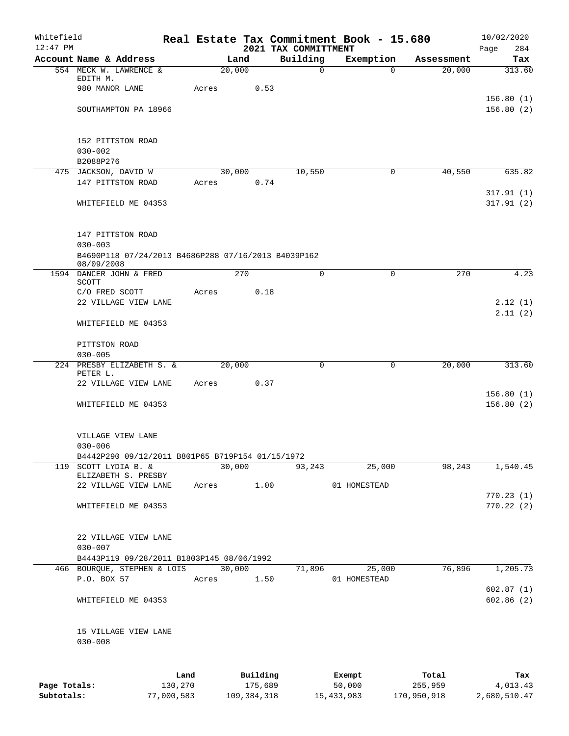# Real Estate Tax Commitment Book - 15.680

Whitefield
12:47 PM

## 2021 TAX COMMITTMENT

10/02/2020

| Account Name & Address | Land | Building | Exemption | Assessment | Tax |
|---|---|---|---|---|---|
| 554 MECK W. LAWRENCE & EDITH M. | 20,000 | 0 | 0 | 20,000 | 313.60 |
| 980 MANOR LANE | Acres 0.53 | | | | |
| | | | | | 156.80 (1) |
| SOUTHAMPTON PA 18966 | | | | | 156.80 (2) |
| 152 PITTSTON ROAD | | | | | |
| 030-002 | | | | | |
| B2088P276 | | | | | |
| 475 JACKSON, DAVID W | 30,000 | 10,550 | 0 | 40,550 | 635.82 |
| 147 PITTSTON ROAD | Acres 0.74 | | | | |
| | | | | | 317.91 (1) |
| WHITEFIELD ME 04353 | | | | | 317.91 (2) |
| 147 PITTSTON ROAD | | | | | |
| 030-003 | | | | | |
| B4690P118 07/24/2013 B4686P288 07/16/2013 B4039P162 08/09/2008 | | | | | |
| 1594 DANCER JOHN & FRED SCOTT | 270 | 0 | 0 | 270 | 4.23 |
| C/O FRED SCOTT | Acres 0.18 | | | | |
| 22 VILLAGE VIEW LANE | | | | | 2.12 (1) |
| | | | | | 2.11 (2) |
| WHITEFIELD ME 04353 | | | | | |
| PITTSTON ROAD | | | | | |
| 030-005 | | | | | |
| 224 PRESBY ELIZABETH S. & PETER L. | 20,000 | 0 | 0 | 20,000 | 313.60 |
| 22 VILLAGE VIEW LANE | Acres 0.37 | | | | |
| | | | | | 156.80 (1) |
| WHITEFIELD ME 04353 | | | | | 156.80 (2) |
| VILLAGE VIEW LANE | | | | | |
| 030-006 | | | | | |
| B4442P290 09/12/2011 B801P65 B719P154 01/15/1972 | | | | | |
| 119 SCOTT LYDIA B. & ELIZABETH S. PRESBY | 30,000 | 93,243 | 25,000 | 98,243 | 1,540.45 |
| 22 VILLAGE VIEW LANE | Acres 1.00 | | 01 HOMESTEAD | | |
| | | | | | 770.23 (1) |
| WHITEFIELD ME 04353 | | | | | 770.22 (2) |
| 22 VILLAGE VIEW LANE | | | | | |
| 030-007 | | | | | |
| B4443P119 09/28/2011 B1803P145 08/06/1992 | | | | | |
| 466 BOURQUE, STEPHEN & LOIS | 30,000 | 71,896 | 25,000 | 76,896 | 1,205.73 |
| P.O. BOX 57 | Acres 1.50 | | 01 HOMESTEAD | | |
| | | | | | 602.87 (1) |
| WHITEFIELD ME 04353 | | | | | 602.86 (2) |
| 15 VILLAGE VIEW LANE | | | | | |
| 030-008 | | | | | |

| | Land | Building | Exempt | Total | Tax |
|---|---|---|---|---|---|
| Page Totals: | 130,270 | 175,689 | 50,000 | 255,959 | 4,013.43 |
| Subtotals: | 77,000,583 | 109,384,318 | 15,433,983 | 170,950,918 | 2,680,510.47 |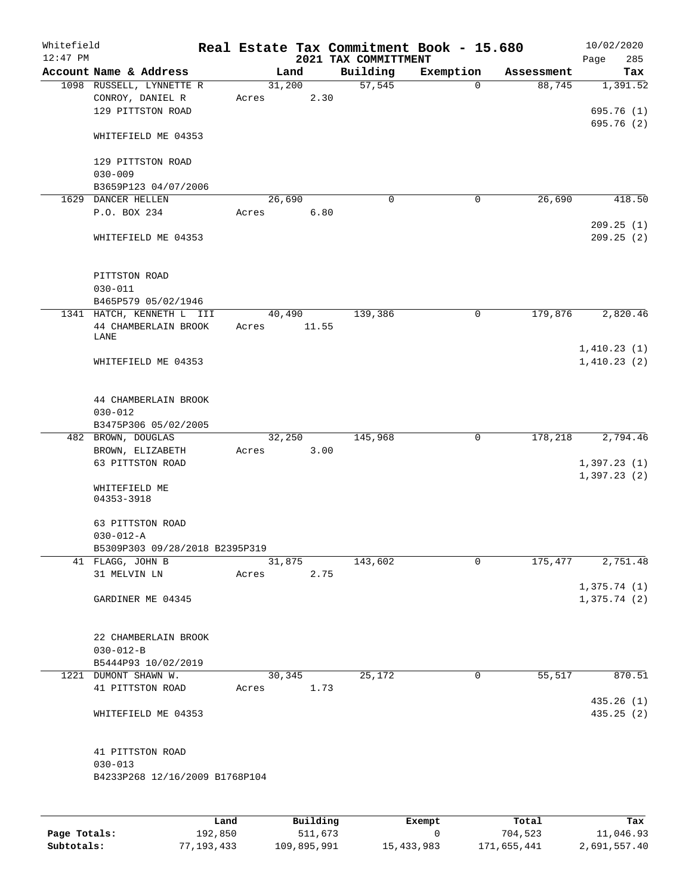Whitefield 12:47 PM

# Real Estate Tax Commitment Book - 15.680

## 2021 TAX COMMITTMENT

10/02/2020

| Account Name & Address | Land | Building | Exemption | Assessment | Tax |
|---|---|---|---|---|---|
| 1098 RUSSELL, LYNNETTE R | 31,200 | 57,545 | 0 | 88,745 | 1,391.52 |
| CONROY, DANIEL R | Acres 2.30 | | | | |
| 129 PITTSTON ROAD | | | | | 695.76 (1) |
| | | | | | 695.76 (2) |
| WHITEFIELD ME 04353 | | | | | |
| 129 PITTSTON ROAD | | | | | |
| 030-009 | | | | | |
| B3659P123 04/07/2006 | | | | | |
| 1629 DANCER HELLEN | 26,690 | 0 | 0 | 26,690 | 418.50 |
| P.O. BOX 234 | Acres 6.80 | | | | |
| | | | | | 209.25 (1) |
| WHITEFIELD ME 04353 | | | | | 209.25 (2) |
| PITTSTON ROAD | | | | | |
| 030-011 | | | | | |
| B465P579 05/02/1946 | | | | | |
| 1341 HATCH, KENNETH L III | 40,490 | 139,386 | 0 | 179,876 | 2,820.46 |
| 44 CHAMBERLAIN BROOK LANE | Acres 11.55 | | | | |
| | | | | | 1,410.23 (1) |
| WHITEFIELD ME 04353 | | | | | 1,410.23 (2) |
| 44 CHAMBERLAIN BROOK | | | | | |
| 030-012 | | | | | |
| B3475P306 05/02/2005 | | | | | |
| 482 BROWN, DOUGLAS | 32,250 | 145,968 | 0 | 178,218 | 2,794.46 |
| BROWN, ELIZABETH | Acres 3.00 | | | | |
| 63 PITTSTON ROAD | | | | | 1,397.23 (1) |
| | | | | | 1,397.23 (2) |
| WHITEFIELD ME 04353-3918 | | | | | |
| 63 PITTSTON ROAD | | | | | |
| 030-012-A | | | | | |
| B5309P303 09/28/2018 B2395P319 | | | | | |
| 41 FLAGG, JOHN B | 31,875 | 143,602 | 0 | 175,477 | 2,751.48 |
| 31 MELVIN LN | Acres 2.75 | | | | |
| | | | | | 1,375.74 (1) |
| GARDINER ME 04345 | | | | | 1,375.74 (2) |
| 22 CHAMBERLAIN BROOK | | | | | |
| 030-012-B | | | | | |
| B5444P93 10/02/2019 | | | | | |
| 1221 DUMONT SHAWN W. | 30,345 | 25,172 | 0 | 55,517 | 870.51 |
| 41 PITTSTON ROAD | Acres 1.73 | | | | |
| | | | | | 435.26 (1) |
| WHITEFIELD ME 04353 | | | | | 435.25 (2) |
| 41 PITTSTON ROAD | | | | | |
| 030-013 | | | | | |
| B4233P268 12/16/2009 B1768P104 | | | | | |

| | Land | Building | Exempt | Total | Tax |
|---|---|---|---|---|---|
| Page Totals: | 192,850 | 511,673 | 0 | 704,523 | 11,046.93 |
| Subtotals: | 77,193,433 | 109,895,991 | 15,433,983 | 171,655,441 | 2,691,557.40 |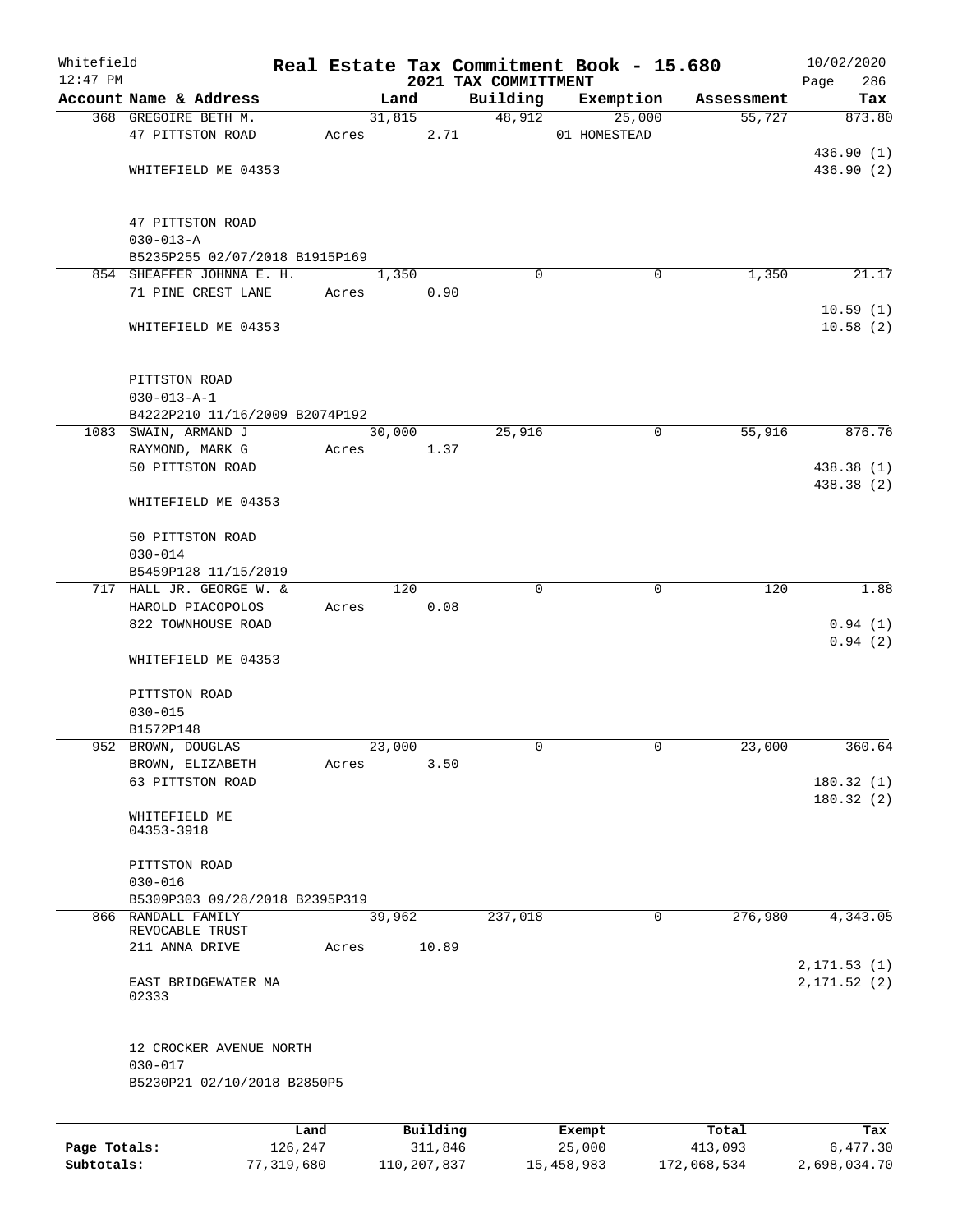Whitefield 12:47 PM

# Real Estate Tax Commitment Book - 15.680

## 2021 TAX COMMITTMENT

10/02/2020 Page 286

| Account Name & Address | Land | Building | Exemption | Assessment | Tax |
|---|---|---|---|---|---|
| 368 GREGOIRE BETH M. | 31,815 | 48,912 | 25,000 | 55,727 | 873.80 |
| 47 PITTSTON ROAD | Acres 2.71 | | 01 HOMESTEAD | | |
| | | | | | 436.90 (1) |
| WHITEFIELD ME 04353 | | | | | 436.90 (2) |
| 47 PITTSTON ROAD | | | | | |
| 030-013-A | | | | | |
| B5235P255 02/07/2018 B1915P169 | | | | | |
| 854 SHEAFFER JOHNNA E. H. | 1,350 | 0 | 0 | 1,350 | 21.17 |
| 71 PINE CREST LANE | Acres 0.90 | | | | |
| | | | | | 10.59 (1) |
| WHITEFIELD ME 04353 | | | | | 10.58 (2) |
| PITTSTON ROAD | | | | | |
| 030-013-A-1 | | | | | |
| B4222P210 11/16/2009 B2074P192 | | | | | |
| 1083 SWAIN, ARMAND J | 30,000 | 25,916 | 0 | 55,916 | 876.76 |
| RAYMOND, MARK G | Acres 1.37 | | | | |
| 50 PITTSTON ROAD | | | | | 438.38 (1) |
| | | | | | 438.38 (2) |
| WHITEFIELD ME 04353 | | | | | |
| 50 PITTSTON ROAD | | | | | |
| 030-014 | | | | | |
| B5459P128 11/15/2019 | | | | | |
| 717 HALL JR. GEORGE W. & | 120 | 0 | 0 | 120 | 1.88 |
| HAROLD PIACOPOLOS | Acres 0.08 | | | | |
| 822 TOWNHOUSE ROAD | | | | | 0.94 (1) |
| | | | | | 0.94 (2) |
| WHITEFIELD ME 04353 | | | | | |
| PITTSTON ROAD | | | | | |
| 030-015 | | | | | |
| B1572P148 | | | | | |
| 952 BROWN, DOUGLAS | 23,000 | 0 | 0 | 23,000 | 360.64 |
| BROWN, ELIZABETH | Acres 3.50 | | | | |
| 63 PITTSTON ROAD | | | | | 180.32 (1) |
| | | | | | 180.32 (2) |
| WHITEFIELD ME 04353-3918 | | | | | |
| PITTSTON ROAD | | | | | |
| 030-016 | | | | | |
| B5309P303 09/28/2018 B2395P319 | | | | | |
| 866 RANDALL FAMILY REVOCABLE TRUST | 39,962 | 237,018 | 0 | 276,980 | 4,343.05 |
| 211 ANNA DRIVE | Acres 10.89 | | | | |
| | | | | | 2,171.53 (1) |
| EAST BRIDGEWATER MA 02333 | | | | | 2,171.52 (2) |
| 12 CROCKER AVENUE NORTH | | | | | |
| 030-017 | | | | | |
| B5230P21 02/10/2018 B2850P5 | | | | | |

| | Land | Building | Exempt | Total | Tax |
|---|---|---|---|---|---|
| Page Totals: | 126,247 | 311,846 | 25,000 | 413,093 | 6,477.30 |
| Subtotals: | 77,319,680 | 110,207,837 | 15,458,983 | 172,068,534 | 2,698,034.70 |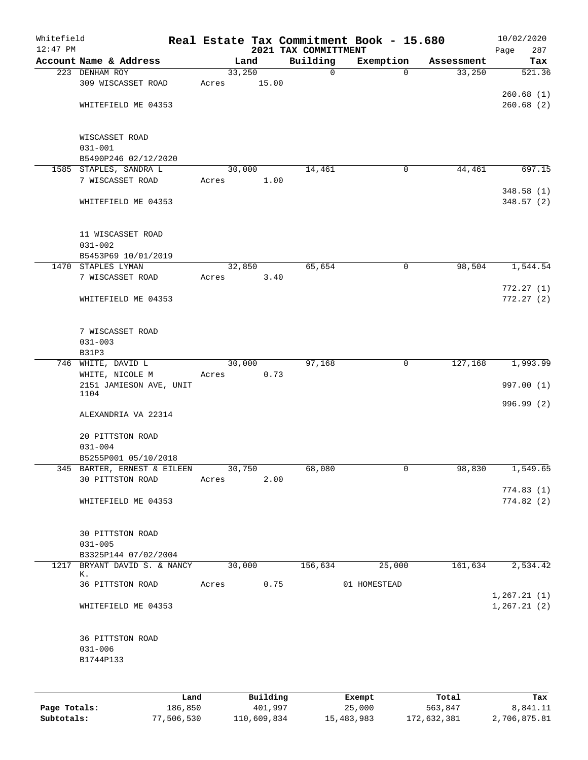Whitefield
12:47 PM

# Real Estate Tax Commitment Book - 15.680

## 2021 TAX COMMITTMENT

10/02/2020

| Account | Name & Address | Land | Building | Exemption | Assessment | Tax |
|---|---|---|---|---|---|---|
| 223 | DENHAM ROY<br>309 WISCASSET ROAD<br><br>WHITEFIELD ME 04353<br><br>WISCASSET ROAD<br>031-001<br>B5490P246 02/12/2020 | 33,250<br>Acres 15.00 | 0 | 0 | 33,250 | 521.36<br><br>260.68 (1)<br>260.68 (2) |
| 1585 | STAPLES, SANDRA L<br>7 WISCASSET ROAD<br><br>WHITEFIELD ME 04353<br><br>11 WISCASSET ROAD<br>031-002<br>B5453P69 10/01/2019 | 30,000<br>Acres 1.00 | 14,461 | 0 | 44,461 | 697.15<br><br>348.58 (1)<br>348.57 (2) |
| 1470 | STAPLES LYMAN<br>7 WISCASSET ROAD<br><br>WHITEFIELD ME 04353<br><br>7 WISCASSET ROAD<br>031-003<br>B31P3 | 32,850<br>Acres 3.40 | 65,654 | 0 | 98,504 | 1,544.54<br><br>772.27 (1)<br>772.27 (2) |
| 746 | WHITE, DAVID L<br>WHITE, NICOLE M<br>2151 JAMIESON AVE, UNIT 1104<br><br>ALEXANDRIA VA 22314<br><br>20 PITTSTON ROAD<br>031-004<br>B5255P001 05/10/2018 | 30,000<br>Acres 0.73 | 97,168 | 0 | 127,168 | 1,993.99<br><br>997.00 (1)<br>996.99 (2) |
| 345 | BARTER, ERNEST & EILEEN<br>30 PITTSTON ROAD<br><br>WHITEFIELD ME 04353<br><br>30 PITTSTON ROAD<br>031-005<br>B3325P144 07/02/2004 | 30,750<br>Acres 2.00 | 68,080 | 0 | 98,830 | 1,549.65<br><br>774.83 (1)<br>774.82 (2) |
| 1217 | BRYANT DAVID S. & NANCY K.<br>36 PITTSTON ROAD<br><br>WHITEFIELD ME 04353<br><br>36 PITTSTON ROAD<br>031-006<br>B1744P133 | 30,000<br>Acres 0.75 | 156,634 | 25,000<br>01 HOMESTEAD | 161,634 | 2,534.42<br><br>1,267.21 (1)<br>1,267.21 (2) |

| | Land | Building | Exempt | Total | Tax |
|---|---|---|---|---|---|
| Page Totals: | 186,850 | 401,997 | 25,000 | 563,847 | 8,841.11 |
| Subtotals: | 77,506,530 | 110,609,834 | 15,483,983 | 172,632,381 | 2,706,875.81 |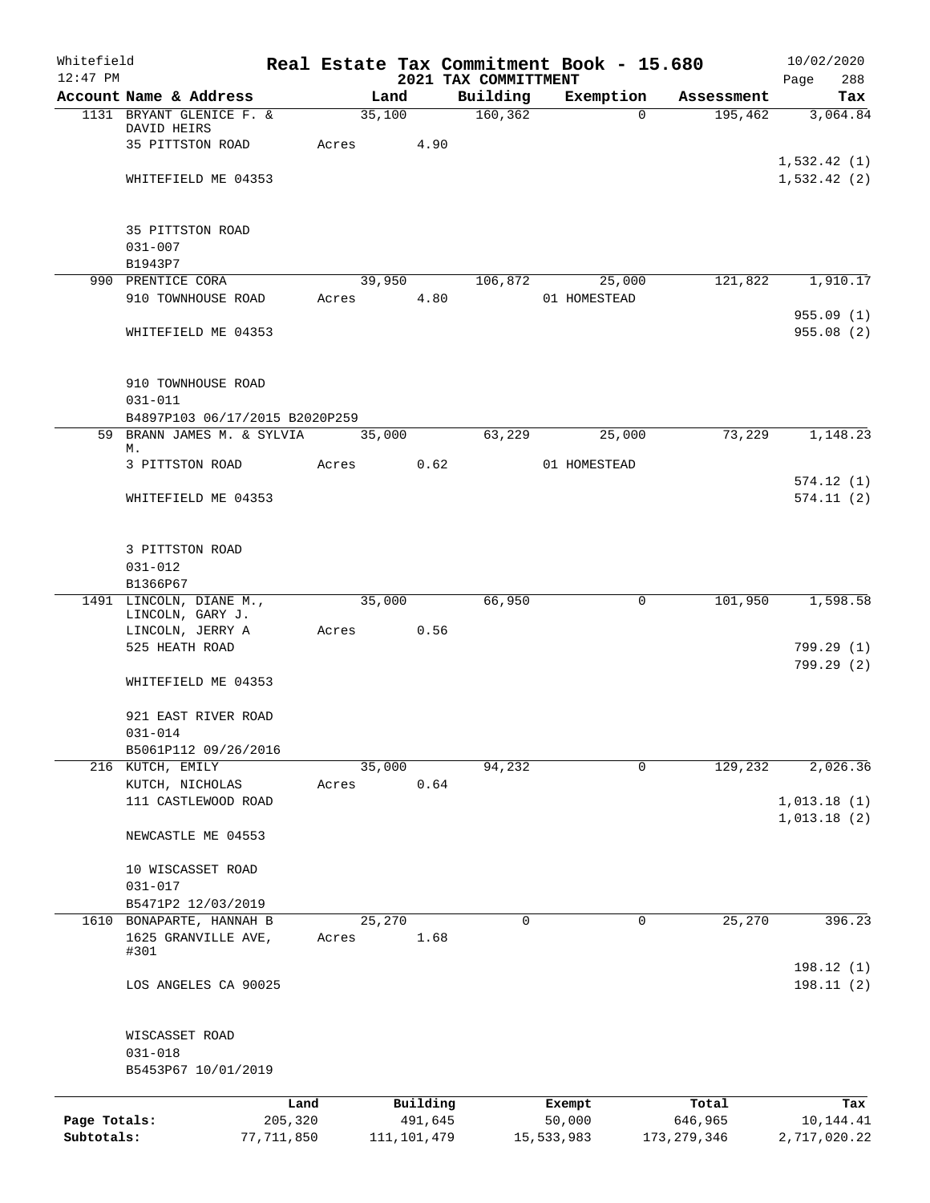Whitefield 12:47 PM

# Real Estate Tax Commitment Book - 15.680

## 2021 TAX COMMITTMENT

10/02/2020 Page 288

| Account Name & Address | Land | Building | Exemption | Assessment | Tax |
|---|---|---|---|---|---|
| 1131 BRYANT GLENICE F. & DAVID HEIRS | 35,100 | 160,362 | 0 | 195,462 | 3,064.84 |
| 35 PITTSTON ROAD | Acres 4.90 | | | | |
| | | | | | 1,532.42 (1) |
| WHITEFIELD ME 04353 | | | | | 1,532.42 (2) |
| 35 PITTSTON ROAD | | | | | |
| 031-007 | | | | | |
| B1943P7 | | | | | |
| 990 PRENTICE CORA | 39,950 | 106,872 | 25,000 | 121,822 | 1,910.17 |
| 910 TOWNHOUSE ROAD | Acres 4.80 | | 01 HOMESTEAD | | |
| | | | | | 955.09 (1) |
| WHITEFIELD ME 04353 | | | | | 955.08 (2) |
| 910 TOWNHOUSE ROAD | | | | | |
| 031-011 | | | | | |
| B4897P103 06/17/2015 B2020P259 | | | | | |
| 59 BRANN JAMES M. & SYLVIA M. | 35,000 | 63,229 | 25,000 | 73,229 | 1,148.23 |
| 3 PITTSTON ROAD | Acres 0.62 | | 01 HOMESTEAD | | |
| | | | | | 574.12 (1) |
| WHITEFIELD ME 04353 | | | | | 574.11 (2) |
| 3 PITTSTON ROAD | | | | | |
| 031-012 | | | | | |
| B1366P67 | | | | | |
| 1491 LINCOLN, DIANE M., LINCOLN, GARY J. | 35,000 | 66,950 | 0 | 101,950 | 1,598.58 |
| LINCOLN, JERRY A | Acres 0.56 | | | | |
| 525 HEATH ROAD | | | | | 799.29 (1) |
| | | | | | 799.29 (2) |
| WHITEFIELD ME 04353 | | | | | |
| 921 EAST RIVER ROAD | | | | | |
| 031-014 | | | | | |
| B5061P112 09/26/2016 | | | | | |
| 216 KUTCH, EMILY | 35,000 | 94,232 | 0 | 129,232 | 2,026.36 |
| KUTCH, NICHOLAS | Acres 0.64 | | | | |
| 111 CASTLEWOOD ROAD | | | | | 1,013.18 (1) |
| | | | | | 1,013.18 (2) |
| NEWCASTLE ME 04553 | | | | | |
| 10 WISCASSET ROAD | | | | | |
| 031-017 | | | | | |
| B5471P2 12/03/2019 | | | | | |
| 1610 BONAPARTE, HANNAH B | 25,270 | 0 | 0 | 25,270 | 396.23 |
| 1625 GRANVILLE AVE, #301 | Acres 1.68 | | | | |
| | | | | | 198.12 (1) |
| LOS ANGELES CA 90025 | | | | | 198.11 (2) |
| WISCASSET ROAD | | | | | |
| 031-018 | | | | | |
| B5453P67 10/01/2019 | | | | | |

| | Land | Building | Exempt | Total | Tax |
|---|---|---|---|---|---|
| Page Totals: | 205,320 | 491,645 | 50,000 | 646,965 | 10,144.41 |
| Subtotals: | 77,711,850 | 111,101,479 | 15,533,983 | 173,279,346 | 2,717,020.22 |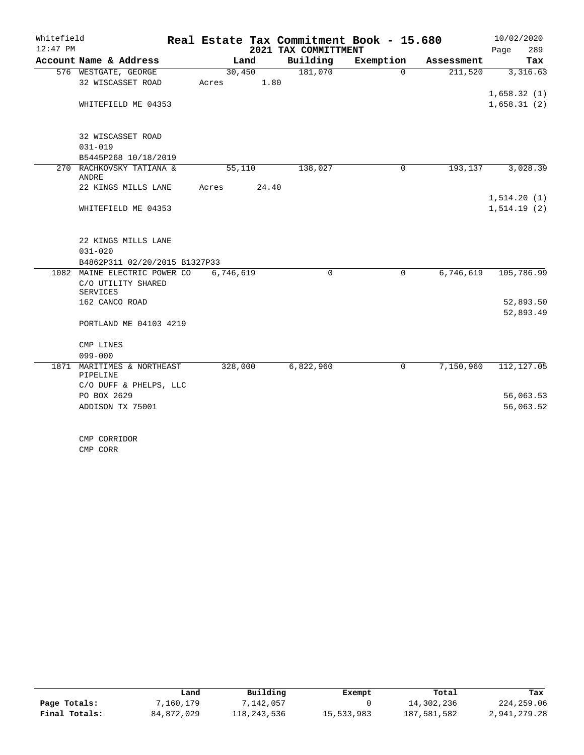Whitefield 12:47 PM

# Real Estate Tax Commitment Book - 15.680
## 2021 TAX COMMITTMENT

10/02/2020

| Account Name & Address | Land | Building | Exemption | Assessment | Tax |
|---|---|---|---|---|---|
| 576 WESTGATE, GEORGE | 30,450 | 181,070 | 0 | 211,520 | 3,316.63 |
| 32 WISCASSET ROAD | Acres 1.80 | | | | |
| | | | | | 1,658.32 (1) |
| WHITEFIELD ME 04353 | | | | | 1,658.31 (2) |
| 32 WISCASSET ROAD | | | | | |
| 031-019 | | | | | |
| B5445P268 10/18/2019 | | | | | |
| 270 RACHKOVSKY TATIANA & ANDRE | 55,110 | 138,027 | 0 | 193,137 | 3,028.39 |
| 22 KINGS MILLS LANE | Acres 24.40 | | | | |
| | | | | | 1,514.20 (1) |
| WHITEFIELD ME 04353 | | | | | 1,514.19 (2) |
| 22 KINGS MILLS LANE | | | | | |
| 031-020 | | | | | |
| B4862P311 02/20/2015 B1327P33 | | | | | |
| 1082 MAINE ELECTRIC POWER CO | 6,746,619 | 0 | 0 | 6,746,619 | 105,786.99 |
| C/O UTILITY SHARED SERVICES | | | | | |
| 162 CANCO ROAD | | | | | 52,893.50 |
| | | | | | 52,893.49 |
| PORTLAND ME 04103 4219 | | | | | |
| CMP LINES | | | | | |
| 099-000 | | | | | |
| 1871 MARITIMES & NORTHEAST PIPELINE | 328,000 | 6,822,960 | 0 | 7,150,960 | 112,127.05 |
| C/O DUFF & PHELPS, LLC | | | | | |
| PO BOX 2629 | | | | | 56,063.53 |
| ADDISON TX 75001 | | | | | 56,063.52 |
| CMP CORRIDOR | | | | | |
| CMP CORR | | | | | |

| | Land | Building | Exempt | Total | Tax |
|---|---|---|---|---|---|
| Page Totals: | 7,160,179 | 7,142,057 | 0 | 14,302,236 | 224,259.06 |
| Final Totals: | 84,872,029 | 118,243,536 | 15,533,983 | 187,581,582 | 2,941,279.28 |